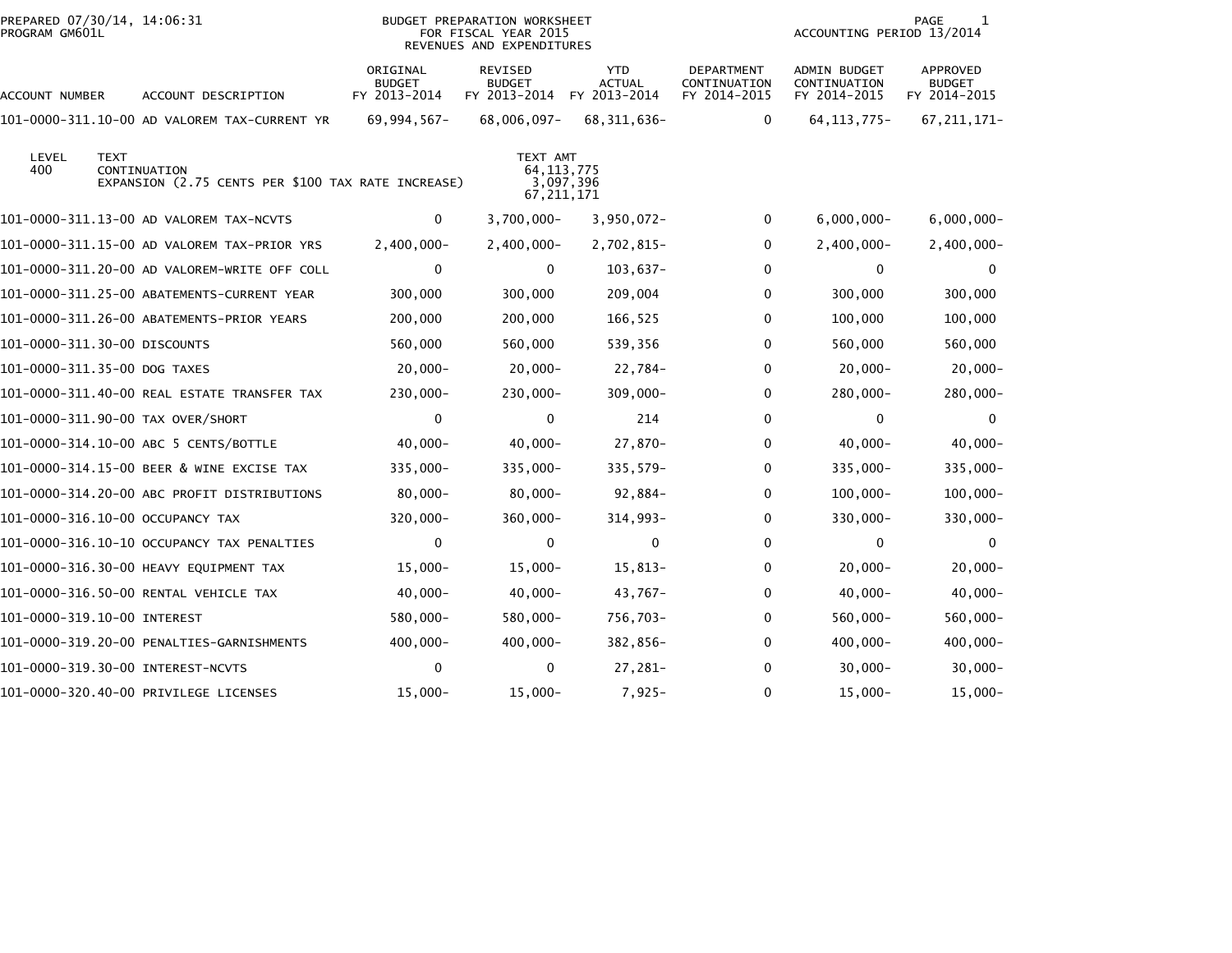PREPARED 07/30/14, 14:06:31
PROGRAM GM601L

BUDGET PREPARATION WORKSHEET
FOR FISCAL YEAR 2015
REVENUES AND EXPENDITURES

ACCOUNTING PERIOD 13/2014

| ACCOUNT NUMBER | ACCOUNT DESCRIPTION | ORIGINAL BUDGET FY 2013-2014 | REVISED BUDGET FY 2013-2014 | YTD ACTUAL FY 2013-2014 | DEPARTMENT CONTINUATION FY 2014-2015 | ADMIN BUDGET CONTINUATION FY 2014-2015 | APPROVED BUDGET FY 2014-2015 |
|---|---|---|---|---|---|---|---|
| 101-0000-311.10-00 | AD VALOREM TAX-CURRENT YR | 69,994,567- | 68,006,097- | 68,311,636- | 0 | 64,113,775- | 67,211,171- |

| LEVEL | TEXT | TEXT AMT |
|---|---|---|
| 400 | CONTINUATION | 64,113,775 |
| | EXPANSION (2.75 CENTS PER $100 TAX RATE INCREASE) | 3,097,396 |
| | | 67,211,171 |

| ACCOUNT NUMBER | ACCOUNT DESCRIPTION | ORIGINAL BUDGET FY 2013-2014 | REVISED BUDGET FY 2013-2014 | YTD ACTUAL FY 2013-2014 | DEPARTMENT CONTINUATION FY 2014-2015 | ADMIN BUDGET CONTINUATION FY 2014-2015 | APPROVED BUDGET FY 2014-2015 |
|---|---|---|---|---|---|---|---|
| 101-0000-311.13-00 | AD VALOREM TAX-NCVTS | 0 | 3,700,000- | 3,950,072- | 0 | 6,000,000- | 6,000,000- |
| 101-0000-311.15-00 | AD VALOREM TAX-PRIOR YRS | 2,400,000- | 2,400,000- | 2,702,815- | 0 | 2,400,000- | 2,400,000- |
| 101-0000-311.20-00 | AD VALOREM-WRITE OFF COLL | 0 | 0 | 103,637- | 0 | 0 | 0 |
| 101-0000-311.25-00 | ABATEMENTS-CURRENT YEAR | 300,000 | 300,000 | 209,004 | 0 | 300,000 | 300,000 |
| 101-0000-311.26-00 | ABATEMENTS-PRIOR YEARS | 200,000 | 200,000 | 166,525 | 0 | 100,000 | 100,000 |
| 101-0000-311.30-00 | DISCOUNTS | 560,000 | 560,000 | 539,356 | 0 | 560,000 | 560,000 |
| 101-0000-311.35-00 | DOG TAXES | 20,000- | 20,000- | 22,784- | 0 | 20,000- | 20,000- |
| 101-0000-311.40-00 | REAL ESTATE TRANSFER TAX | 230,000- | 230,000- | 309,000- | 0 | 280,000- | 280,000- |
| 101-0000-311.90-00 | TAX OVER/SHORT | 0 | 0 | 214 | 0 | 0 | 0 |
| 101-0000-314.10-00 | ABC 5 CENTS/BOTTLE | 40,000- | 40,000- | 27,870- | 0 | 40,000- | 40,000- |
| 101-0000-314.15-00 | BEER & WINE EXCISE TAX | 335,000- | 335,000- | 335,579- | 0 | 335,000- | 335,000- |
| 101-0000-314.20-00 | ABC PROFIT DISTRIBUTIONS | 80,000- | 80,000- | 92,884- | 0 | 100,000- | 100,000- |
| 101-0000-316.10-00 | OCCUPANCY TAX | 320,000- | 360,000- | 314,993- | 0 | 330,000- | 330,000- |
| 101-0000-316.10-10 | OCCUPANCY TAX PENALTIES | 0 | 0 | 0 | 0 | 0 | 0 |
| 101-0000-316.30-00 | HEAVY EQUIPMENT TAX | 15,000- | 15,000- | 15,813- | 0 | 20,000- | 20,000- |
| 101-0000-316.50-00 | RENTAL VEHICLE TAX | 40,000- | 40,000- | 43,767- | 0 | 40,000- | 40,000- |
| 101-0000-319.10-00 | INTEREST | 580,000- | 580,000- | 756,703- | 0 | 560,000- | 560,000- |
| 101-0000-319.20-00 | PENALTIES-GARNISHMENTS | 400,000- | 400,000- | 382,856- | 0 | 400,000- | 400,000- |
| 101-0000-319.30-00 | INTEREST-NCVTS | 0 | 0 | 27,281- | 0 | 30,000- | 30,000- |
| 101-0000-320.40-00 | PRIVILEGE LICENSES | 15,000- | 15,000- | 7,925- | 0 | 15,000- | 15,000- |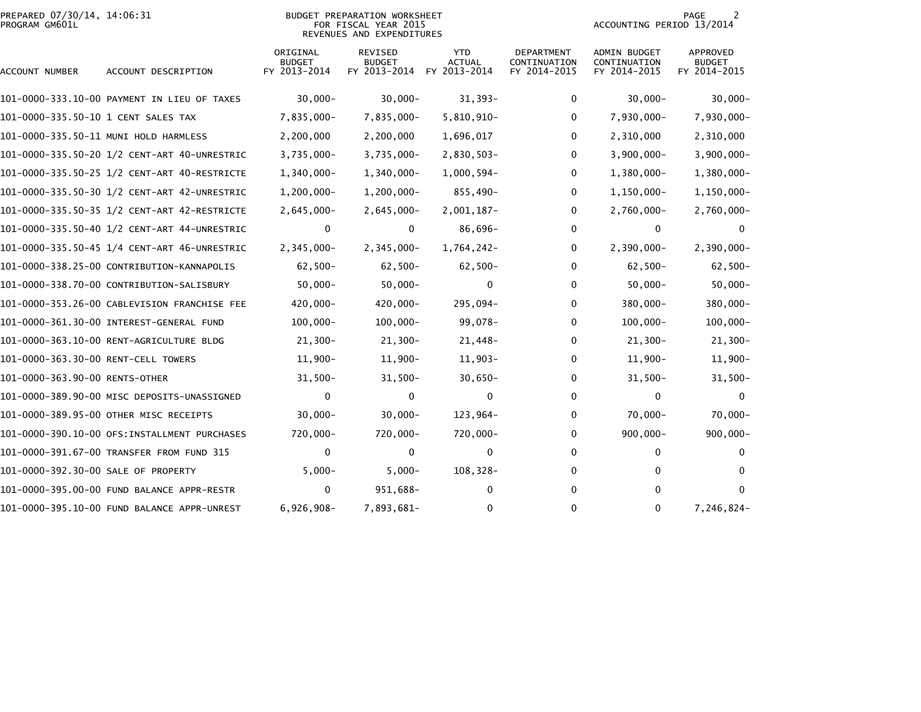PREPARED 07/30/14, 14:06:31
PROGRAM GM601L

BUDGET PREPARATION WORKSHEET
FOR FISCAL YEAR 2015
REVENUES AND EXPENDITURES

ACCOUNTING PERIOD 13/2014

| ACCOUNT NUMBER | ACCOUNT DESCRIPTION | ORIGINAL BUDGET FY 2013-2014 | REVISED BUDGET FY 2013-2014 | YTD ACTUAL FY 2013-2014 | DEPARTMENT CONTINUATION FY 2014-2015 | ADMIN BUDGET CONTINUATION FY 2014-2015 | APPROVED BUDGET FY 2014-2015 |
|---|---|---|---|---|---|---|---|
| 101-0000-333.10-00 | PAYMENT IN LIEU OF TAXES | 30,000- | 30,000- | 31,393- | 0 | 30,000- | 30,000- |
| 101-0000-335.50-10 | 1 CENT SALES TAX | 7,835,000- | 7,835,000- | 5,810,910- | 0 | 7,930,000- | 7,930,000- |
| 101-0000-335.50-11 | MUNI HOLD HARMLESS | 2,200,000 | 2,200,000 | 1,696,017 | 0 | 2,310,000 | 2,310,000 |
| 101-0000-335.50-20 | 1/2 CENT-ART 40-UNRESTRIC | 3,735,000- | 3,735,000- | 2,830,503- | 0 | 3,900,000- | 3,900,000- |
| 101-0000-335.50-25 | 1/2 CENT-ART 40-RESTRICTE | 1,340,000- | 1,340,000- | 1,000,594- | 0 | 1,380,000- | 1,380,000- |
| 101-0000-335.50-30 | 1/2 CENT-ART 42-UNRESTRIC | 1,200,000- | 1,200,000- | 855,490- | 0 | 1,150,000- | 1,150,000- |
| 101-0000-335.50-35 | 1/2 CENT-ART 42-RESTRICTE | 2,645,000- | 2,645,000- | 2,001,187- | 0 | 2,760,000- | 2,760,000- |
| 101-0000-335.50-40 | 1/2 CENT-ART 44-UNRESTRIC | 0 | 0 | 86,696- | 0 | 0 | 0 |
| 101-0000-335.50-45 | 1/4 CENT-ART 46-UNRESTRIC | 2,345,000- | 2,345,000- | 1,764,242- | 0 | 2,390,000- | 2,390,000- |
| 101-0000-338.25-00 | CONTRIBUTION-KANNAPOLIS | 62,500- | 62,500- | 62,500- | 0 | 62,500- | 62,500- |
| 101-0000-338.70-00 | CONTRIBUTION-SALISBURY | 50,000- | 50,000- | 0 | 0 | 50,000- | 50,000- |
| 101-0000-353.26-00 | CABLEVISION FRANCHISE FEE | 420,000- | 420,000- | 295,094- | 0 | 380,000- | 380,000- |
| 101-0000-361.30-00 | INTEREST-GENERAL FUND | 100,000- | 100,000- | 99,078- | 0 | 100,000- | 100,000- |
| 101-0000-363.10-00 | RENT-AGRICULTURE BLDG | 21,300- | 21,300- | 21,448- | 0 | 21,300- | 21,300- |
| 101-0000-363.30-00 | RENT-CELL TOWERS | 11,900- | 11,900- | 11,903- | 0 | 11,900- | 11,900- |
| 101-0000-363.90-00 | RENTS-OTHER | 31,500- | 31,500- | 30,650- | 0 | 31,500- | 31,500- |
| 101-0000-389.90-00 | MISC DEPOSITS-UNASSIGNED | 0 | 0 | 0 | 0 | 0 | 0 |
| 101-0000-389.95-00 | OTHER MISC RECEIPTS | 30,000- | 30,000- | 123,964- | 0 | 70,000- | 70,000- |
| 101-0000-390.10-00 | OFS:INSTALLMENT PURCHASES | 720,000- | 720,000- | 720,000- | 0 | 900,000- | 900,000- |
| 101-0000-391.67-00 | TRANSFER FROM FUND 315 | 0 | 0 | 0 | 0 | 0 | 0 |
| 101-0000-392.30-00 | SALE OF PROPERTY | 5,000- | 5,000- | 108,328- | 0 | 0 | 0 |
| 101-0000-395.00-00 | FUND BALANCE APPR-RESTR | 0 | 951,688- | 0 | 0 | 0 | 0 |
| 101-0000-395.10-00 | FUND BALANCE APPR-UNREST | 6,926,908- | 7,893,681- | 0 | 0 | 0 | 7,246,824- |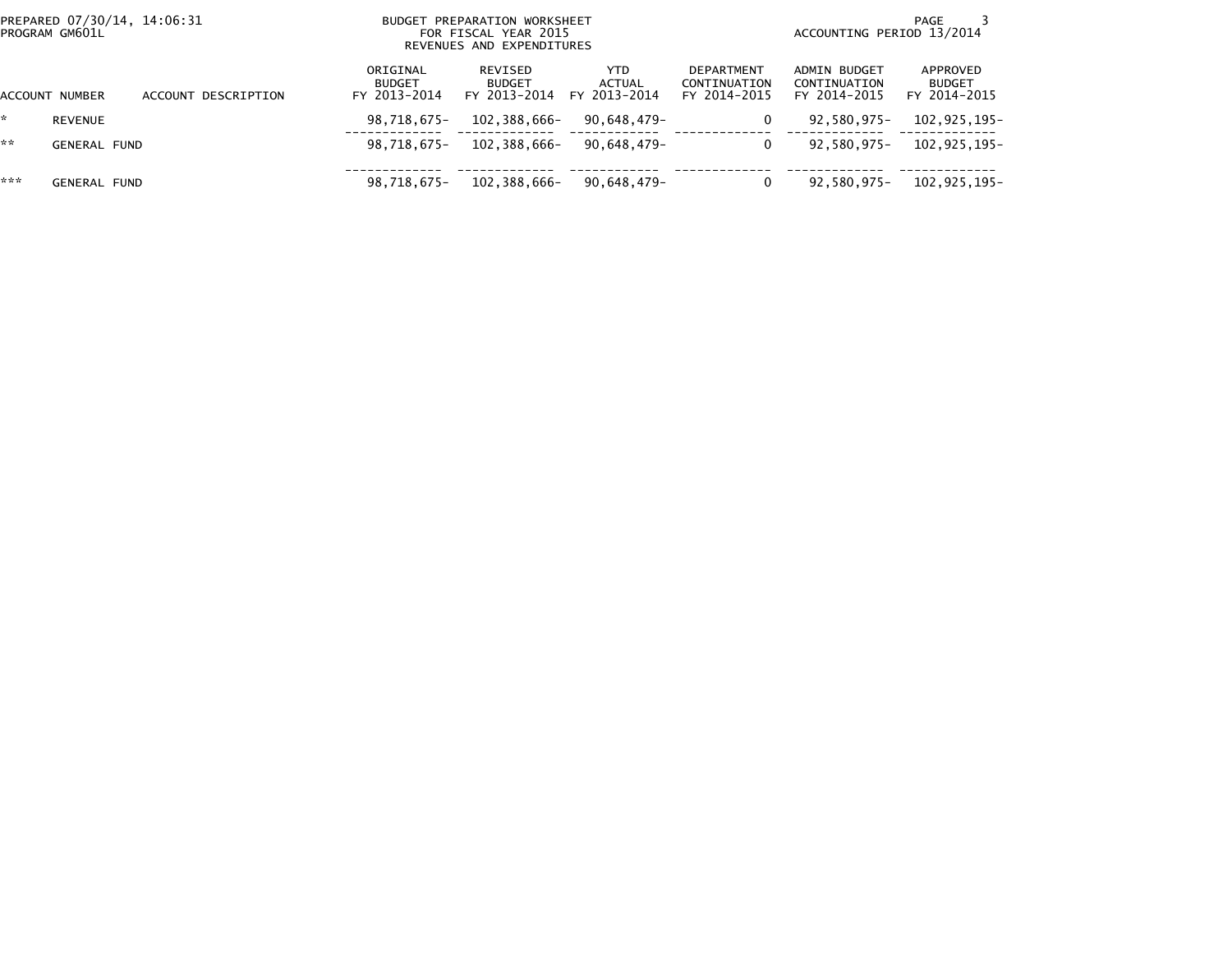# BUDGET PREPARATION WORKSHEET
## FOR FISCAL YEAR 2015
### REVENUES AND EXPENDITURES

PREPARED 07/30/14, 14:06:31
PROGRAM GM601L

ACCOUNTING PERIOD 13/2014

| ACCOUNT NUMBER | ACCOUNT DESCRIPTION | ORIGINAL BUDGET FY 2013-2014 | REVISED BUDGET FY 2013-2014 | YTD ACTUAL FY 2013-2014 | DEPARTMENT CONTINUATION FY 2014-2015 | ADMIN BUDGET CONTINUATION FY 2014-2015 | APPROVED BUDGET FY 2014-2015 |
|---|---|---|---|---|---|---|---|
| * | REVENUE | 98,718,675- | 102,388,666- | 90,648,479- | 0 | 92,580,975- | 102,925,195- |
| ** | GENERAL FUND | 98,718,675- | 102,388,666- | 90,648,479- | 0 | 92,580,975- | 102,925,195- |
| *** | GENERAL FUND | 98,718,675- | 102,388,666- | 90,648,479- | 0 | 92,580,975- | 102,925,195- |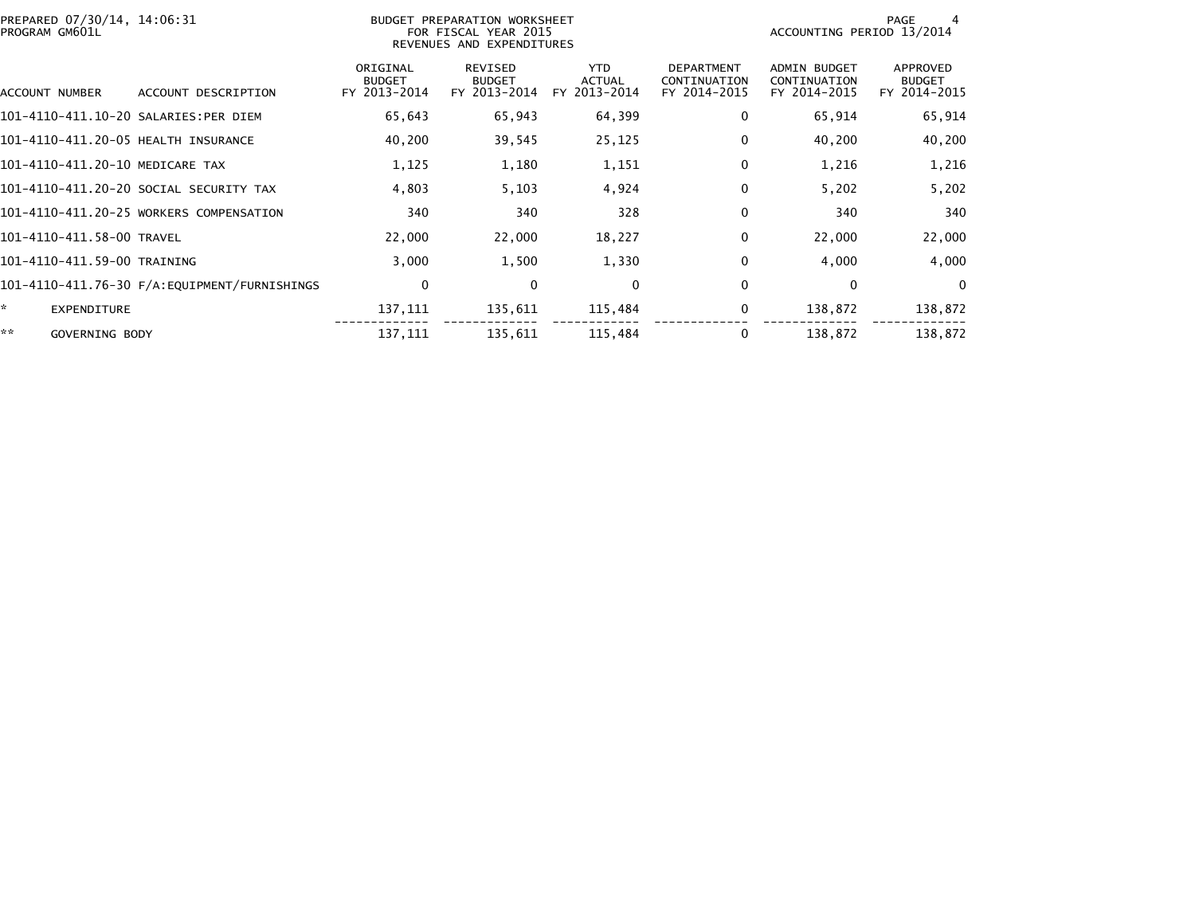BUDGET PREPARATION WORKSHEET
FOR FISCAL YEAR 2015
REVENUES AND EXPENDITURES

PREPARED 07/30/14, 14:06:31
PROGRAM GM601L

ACCOUNTING PERIOD 13/2014

| ACCOUNT NUMBER | ACCOUNT DESCRIPTION | ORIGINAL BUDGET FY 2013-2014 | REVISED BUDGET FY 2013-2014 | YTD ACTUAL FY 2013-2014 | DEPARTMENT CONTINUATION FY 2014-2015 | ADMIN BUDGET CONTINUATION FY 2014-2015 | APPROVED BUDGET FY 2014-2015 |
|---|---|---|---|---|---|---|---|
| 101-4110-411.10-20 | SALARIES:PER DIEM | 65,643 | 65,943 | 64,399 | 0 | 65,914 | 65,914 |
| 101-4110-411.20-05 | HEALTH INSURANCE | 40,200 | 39,545 | 25,125 | 0 | 40,200 | 40,200 |
| 101-4110-411.20-10 | MEDICARE TAX | 1,125 | 1,180 | 1,151 | 0 | 1,216 | 1,216 |
| 101-4110-411.20-20 | SOCIAL SECURITY TAX | 4,803 | 5,103 | 4,924 | 0 | 5,202 | 5,202 |
| 101-4110-411.20-25 | WORKERS COMPENSATION | 340 | 340 | 328 | 0 | 340 | 340 |
| 101-4110-411.58-00 | TRAVEL | 22,000 | 22,000 | 18,227 | 0 | 22,000 | 22,000 |
| 101-4110-411.59-00 | TRAINING | 3,000 | 1,500 | 1,330 | 0 | 4,000 | 4,000 |
| 101-4110-411.76-30 | F/A:EQUIPMENT/FURNISHINGS | 0 | 0 | 0 | 0 | 0 | 0 |
| * | EXPENDITURE | 137,111 | 135,611 | 115,484 | 0 | 138,872 | 138,872 |
| ** | GOVERNING BODY | 137,111 | 135,611 | 115,484 | 0 | 138,872 | 138,872 |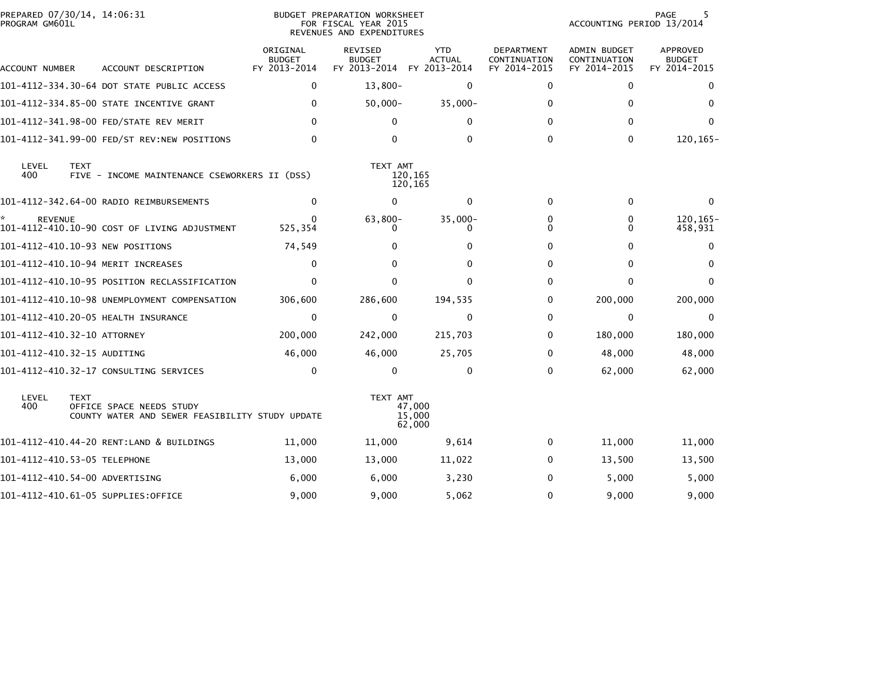PREPARED 07/30/14, 14:06:31
PROGRAM GM601L

BUDGET PREPARATION WORKSHEET
FOR FISCAL YEAR 2015
REVENUES AND EXPENDITURES

ACCOUNTING PERIOD 13/2014

| ACCOUNT NUMBER | ACCOUNT DESCRIPTION | ORIGINAL BUDGET FY 2013-2014 | REVISED BUDGET FY 2013-2014 | YTD ACTUAL FY 2013-2014 | DEPARTMENT CONTINUATION FY 2014-2015 | ADMIN BUDGET CONTINUATION FY 2014-2015 | APPROVED BUDGET FY 2014-2015 |
|---|---|---|---|---|---|---|---|
| 101-4112-334.30-64 | DOT STATE PUBLIC ACCESS | 0 | 13,800- | 0 | 0 | 0 | 0 |
| 101-4112-334.85-00 | STATE INCENTIVE GRANT | 0 | 50,000- | 35,000- | 0 | 0 | 0 |
| 101-4112-341.98-00 | FED/STATE REV MERIT | 0 | 0 | 0 | 0 | 0 | 0 |
| 101-4112-341.99-00 | FED/ST REV:NEW POSITIONS | 0 | 0 | 0 | 0 | 0 | 120,165- |
| LEVEL 400 | TEXT: FIVE - INCOME MAINTENANCE CSEWORKERS II (DSS) | | TEXT AMT: 120,165 / 120,165 | | | | |
| 101-4112-342.64-00 | RADIO REIMBURSEMENTS | 0 | 0 | 0 | 0 | 0 | 0 |
| * REVENUE | | 0 | 63,800- | 35,000- | 0 | 0 | 120,165- |
| 101-4112-410.10-90 | COST OF LIVING ADJUSTMENT | 525,354 | 0 | 0 | 0 | 0 | 458,931 |
| 101-4112-410.10-93 | NEW POSITIONS | 74,549 | 0 | 0 | 0 | 0 | 0 |
| 101-4112-410.10-94 | MERIT INCREASES | 0 | 0 | 0 | 0 | 0 | 0 |
| 101-4112-410.10-95 | POSITION RECLASSIFICATION | 0 | 0 | 0 | 0 | 0 | 0 |
| 101-4112-410.10-98 | UNEMPLOYMENT COMPENSATION | 306,600 | 286,600 | 194,535 | 0 | 200,000 | 200,000 |
| 101-4112-410.20-05 | HEALTH INSURANCE | 0 | 0 | 0 | 0 | 0 | 0 |
| 101-4112-410.32-10 | ATTORNEY | 200,000 | 242,000 | 215,703 | 0 | 180,000 | 180,000 |
| 101-4112-410.32-15 | AUDITING | 46,000 | 46,000 | 25,705 | 0 | 48,000 | 48,000 |
| 101-4112-410.32-17 | CONSULTING SERVICES | 0 | 0 | 0 | 0 | 62,000 | 62,000 |
| LEVEL 400 | TEXT: OFFICE SPACE NEEDS STUDY / COUNTY WATER AND SEWER FEASIBILITY STUDY UPDATE | | TEXT AMT: 47,000 / 15,000 / 62,000 | | | | |
| 101-4112-410.44-20 | RENT:LAND & BUILDINGS | 11,000 | 11,000 | 9,614 | 0 | 11,000 | 11,000 |
| 101-4112-410.53-05 | TELEPHONE | 13,000 | 13,000 | 11,022 | 0 | 13,500 | 13,500 |
| 101-4112-410.54-00 | ADVERTISING | 6,000 | 6,000 | 3,230 | 0 | 5,000 | 5,000 |
| 101-4112-410.61-05 | SUPPLIES:OFFICE | 9,000 | 9,000 | 5,062 | 0 | 9,000 | 9,000 |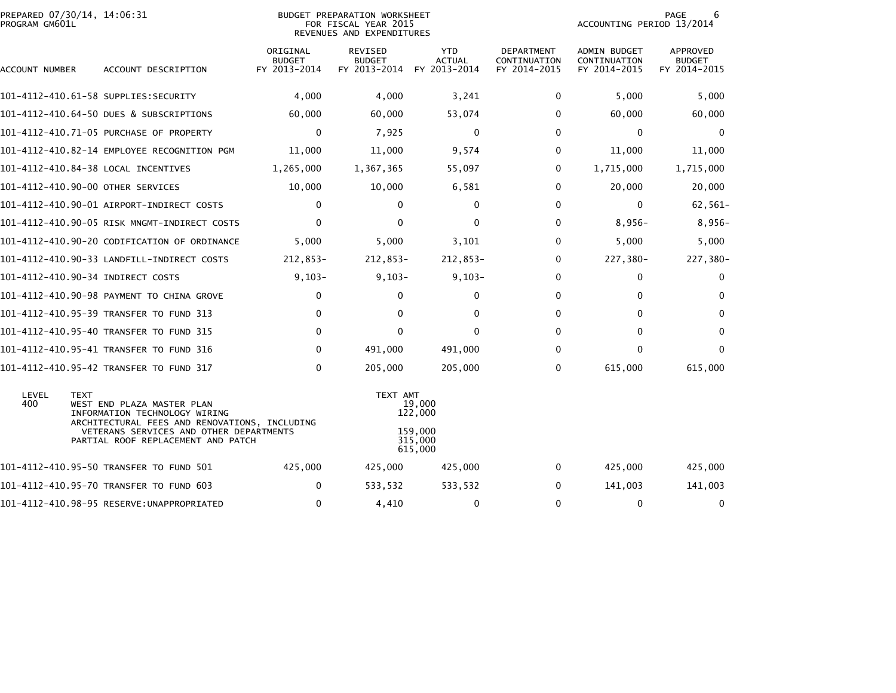| ACCOUNT NUMBER | ACCOUNT DESCRIPTION | ORIGINAL BUDGET FY 2013-2014 | REVISED BUDGET FY 2013-2014 | YTD ACTUAL FY 2013-2014 | DEPARTMENT CONTINUATION FY 2014-2015 | ADMIN BUDGET CONTINUATION FY 2014-2015 | APPROVED BUDGET FY 2014-2015 |
|---|---|---|---|---|---|---|---|
| 101-4112-410.61-58 | SUPPLIES:SECURITY | 4,000 | 4,000 | 3,241 | 0 | 5,000 | 5,000 |
| 101-4112-410.64-50 | DUES & SUBSCRIPTIONS | 60,000 | 60,000 | 53,074 | 0 | 60,000 | 60,000 |
| 101-4112-410.71-05 | PURCHASE OF PROPERTY | 0 | 7,925 | 0 | 0 | 0 | 0 |
| 101-4112-410.82-14 | EMPLOYEE RECOGNITION PGM | 11,000 | 11,000 | 9,574 | 0 | 11,000 | 11,000 |
| 101-4112-410.84-38 | LOCAL INCENTIVES | 1,265,000 | 1,367,365 | 55,097 | 0 | 1,715,000 | 1,715,000 |
| 101-4112-410.90-00 | OTHER SERVICES | 10,000 | 10,000 | 6,581 | 0 | 20,000 | 20,000 |
| 101-4112-410.90-01 | AIRPORT-INDIRECT COSTS | 0 | 0 | 0 | 0 | 0 | 62,561- |
| 101-4112-410.90-05 | RISK MNGMT-INDIRECT COSTS | 0 | 0 | 0 | 0 | 8,956- | 8,956- |
| 101-4112-410.90-20 | CODIFICATION OF ORDINANCE | 5,000 | 5,000 | 3,101 | 0 | 5,000 | 5,000 |
| 101-4112-410.90-33 | LANDFILL-INDIRECT COSTS | 212,853- | 212,853- | 212,853- | 0 | 227,380- | 227,380- |
| 101-4112-410.90-34 | INDIRECT COSTS | 9,103- | 9,103- | 9,103- | 0 | 0 | 0 |
| 101-4112-410.90-98 | PAYMENT TO CHINA GROVE | 0 | 0 | 0 | 0 | 0 | 0 |
| 101-4112-410.95-39 | TRANSFER TO FUND 313 | 0 | 0 | 0 | 0 | 0 | 0 |
| 101-4112-410.95-40 | TRANSFER TO FUND 315 | 0 | 0 | 0 | 0 | 0 | 0 |
| 101-4112-410.95-41 | TRANSFER TO FUND 316 | 0 | 491,000 | 491,000 | 0 | 0 | 0 |
| 101-4112-410.95-42 | TRANSFER TO FUND 317 | 0 | 205,000 | 205,000 | 0 | 615,000 | 615,000 |

| LEVEL | TEXT | TEXT AMT |
|---|---|---|
| 400 | WEST END PLAZA MASTER PLAN | 19,000 |
| | INFORMATION TECHNOLOGY WIRING | 122,000 |
| | ARCHITECTURAL FEES AND RENOVATIONS, INCLUDING VETERANS SERVICES AND OTHER DEPARTMENTS | 159,000 |
| | PARTIAL ROOF REPLACEMENT AND PATCH | 315,000 |
| | | 615,000 |

| ACCOUNT NUMBER | ACCOUNT DESCRIPTION | ORIGINAL BUDGET FY 2013-2014 | REVISED BUDGET FY 2013-2014 | YTD ACTUAL FY 2013-2014 | DEPARTMENT CONTINUATION FY 2014-2015 | ADMIN BUDGET CONTINUATION FY 2014-2015 | APPROVED BUDGET FY 2014-2015 |
|---|---|---|---|---|---|---|---|
| 101-4112-410.95-50 | TRANSFER TO FUND 501 | 425,000 | 425,000 | 425,000 | 0 | 425,000 | 425,000 |
| 101-4112-410.95-70 | TRANSFER TO FUND 603 | 0 | 533,532 | 533,532 | 0 | 141,003 | 141,003 |
| 101-4112-410.98-95 | RESERVE:UNAPPROPRIATED | 0 | 4,410 | 0 | 0 | 0 | 0 |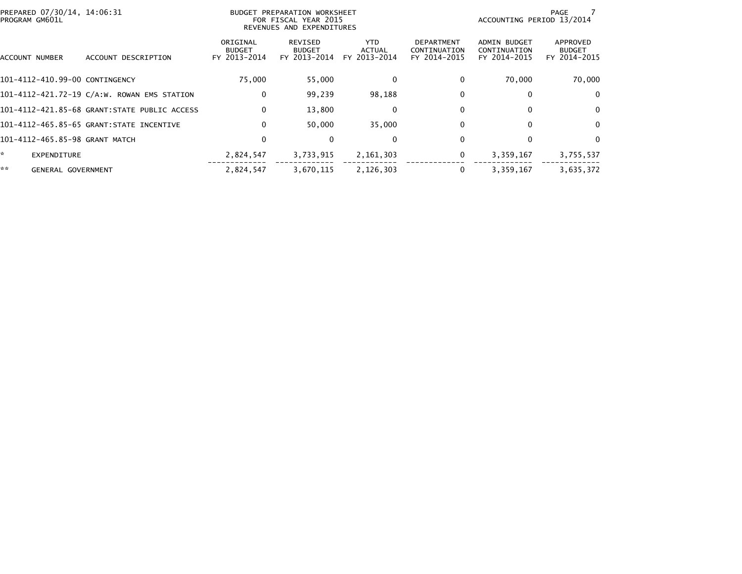BUDGET PREPARATION WORKSHEET
FOR FISCAL YEAR 2015
REVENUES AND EXPENDITURES

PREPARED 07/30/14, 14:06:31
PROGRAM GM601L

ACCOUNTING PERIOD 13/2014

| ACCOUNT NUMBER | ACCOUNT DESCRIPTION | ORIGINAL BUDGET FY 2013-2014 | REVISED BUDGET FY 2013-2014 | YTD ACTUAL FY 2013-2014 | DEPARTMENT CONTINUATION FY 2014-2015 | ADMIN BUDGET CONTINUATION FY 2014-2015 | APPROVED BUDGET FY 2014-2015 |
|---|---|---|---|---|---|---|---|
| 101-4112-410.99-00 | CONTINGENCY | 75,000 | 55,000 | 0 | 0 | 70,000 | 70,000 |
| 101-4112-421.72-19 | C/A:W. ROWAN EMS STATION | 0 | 99,239 | 98,188 | 0 | 0 | 0 |
| 101-4112-421.85-68 | GRANT:STATE PUBLIC ACCESS | 0 | 13,800 | 0 | 0 | 0 | 0 |
| 101-4112-465.85-65 | GRANT:STATE INCENTIVE | 0 | 50,000 | 35,000 | 0 | 0 | 0 |
| 101-4112-465.85-98 | GRANT MATCH | 0 | 0 | 0 | 0 | 0 | 0 |
| * | EXPENDITURE | 2,824,547 | 3,733,915 | 2,161,303 | 0 | 3,359,167 | 3,755,537 |
| ** | GENERAL GOVERNMENT | 2,824,547 | 3,670,115 | 2,126,303 | 0 | 3,359,167 | 3,635,372 |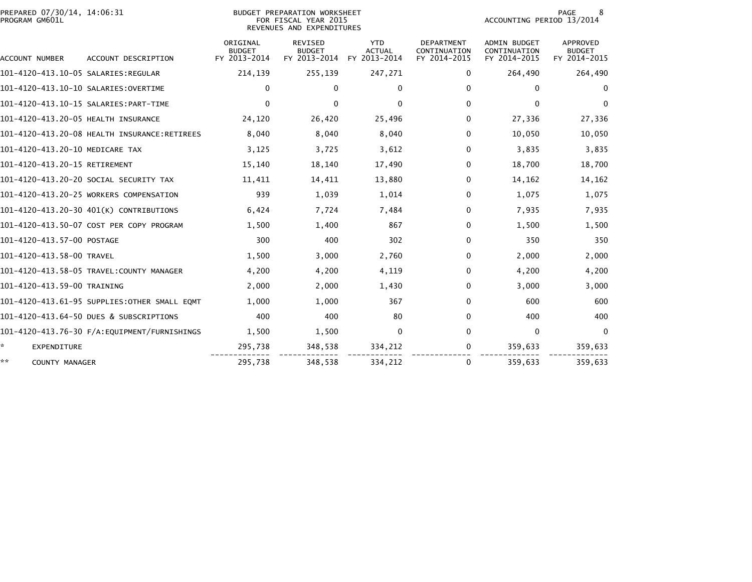BUDGET PREPARATION WORKSHEET
FOR FISCAL YEAR 2015
REVENUES AND EXPENDITURES

PREPARED 07/30/14, 14:06:31
PROGRAM GM601L

ACCOUNTING PERIOD 13/2014

| ACCOUNT NUMBER | ACCOUNT DESCRIPTION | ORIGINAL BUDGET FY 2013-2014 | REVISED BUDGET FY 2013-2014 | YTD ACTUAL FY 2013-2014 | DEPARTMENT CONTINUATION FY 2014-2015 | ADMIN BUDGET CONTINUATION FY 2014-2015 | APPROVED BUDGET FY 2014-2015 |
|---|---|---|---|---|---|---|---|
| 101-4120-413.10-05 | SALARIES:REGULAR | 214,139 | 255,139 | 247,271 | 0 | 264,490 | 264,490 |
| 101-4120-413.10-10 | SALARIES:OVERTIME | 0 | 0 | 0 | 0 | 0 | 0 |
| 101-4120-413.10-15 | SALARIES:PART-TIME | 0 | 0 | 0 | 0 | 0 | 0 |
| 101-4120-413.20-05 | HEALTH INSURANCE | 24,120 | 26,420 | 25,496 | 0 | 27,336 | 27,336 |
| 101-4120-413.20-08 | HEALTH INSURANCE:RETIREES | 8,040 | 8,040 | 8,040 | 0 | 10,050 | 10,050 |
| 101-4120-413.20-10 | MEDICARE TAX | 3,125 | 3,725 | 3,612 | 0 | 3,835 | 3,835 |
| 101-4120-413.20-15 | RETIREMENT | 15,140 | 18,140 | 17,490 | 0 | 18,700 | 18,700 |
| 101-4120-413.20-20 | SOCIAL SECURITY TAX | 11,411 | 14,411 | 13,880 | 0 | 14,162 | 14,162 |
| 101-4120-413.20-25 | WORKERS COMPENSATION | 939 | 1,039 | 1,014 | 0 | 1,075 | 1,075 |
| 101-4120-413.20-30 | 401(K) CONTRIBUTIONS | 6,424 | 7,724 | 7,484 | 0 | 7,935 | 7,935 |
| 101-4120-413.50-07 | COST PER COPY PROGRAM | 1,500 | 1,400 | 867 | 0 | 1,500 | 1,500 |
| 101-4120-413.57-00 | POSTAGE | 300 | 400 | 302 | 0 | 350 | 350 |
| 101-4120-413.58-00 | TRAVEL | 1,500 | 3,000 | 2,760 | 0 | 2,000 | 2,000 |
| 101-4120-413.58-05 | TRAVEL:COUNTY MANAGER | 4,200 | 4,200 | 4,119 | 0 | 4,200 | 4,200 |
| 101-4120-413.59-00 | TRAINING | 2,000 | 2,000 | 1,430 | 0 | 3,000 | 3,000 |
| 101-4120-413.61-95 | SUPPLIES:OTHER SMALL EQMT | 1,000 | 1,000 | 367 | 0 | 600 | 600 |
| 101-4120-413.64-50 | DUES & SUBSCRIPTIONS | 400 | 400 | 80 | 0 | 400 | 400 |
| 101-4120-413.76-30 | F/A:EQUIPMENT/FURNISHINGS | 1,500 | 1,500 | 0 | 0 | 0 | 0 |
| * | EXPENDITURE | 295,738 | 348,538 | 334,212 | 0 | 359,633 | 359,633 |
| ** | COUNTY MANAGER | 295,738 | 348,538 | 334,212 | 0 | 359,633 | 359,633 |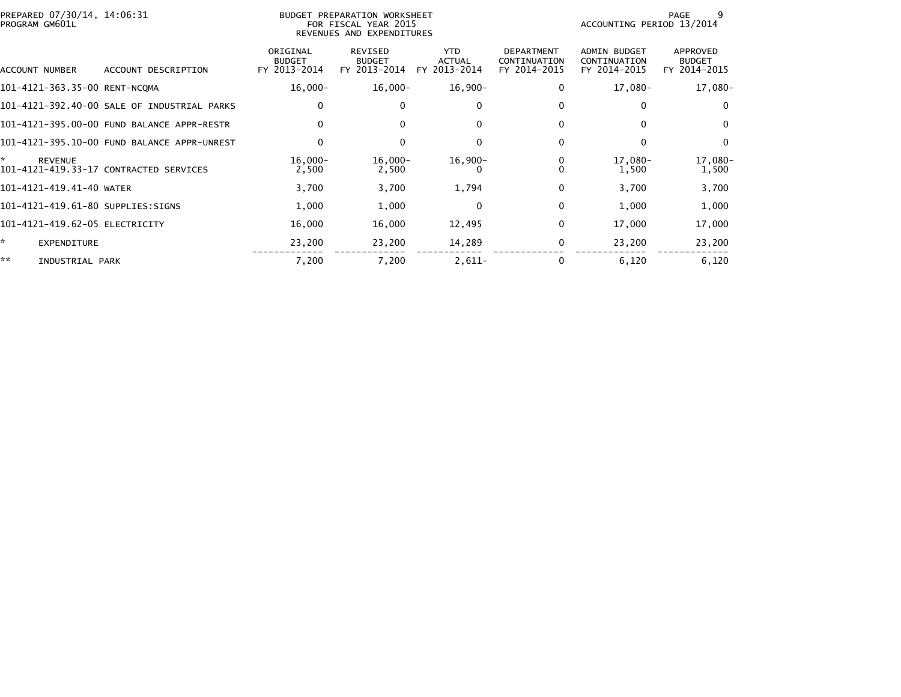PREPARED 07/30/14, 14:06:31
PROGRAM GM601L

BUDGET PREPARATION WORKSHEET
FOR FISCAL YEAR 2015
REVENUES AND EXPENDITURES

ACCOUNTING PERIOD 13/2014

| ACCOUNT NUMBER | ACCOUNT DESCRIPTION | ORIGINAL BUDGET FY 2013-2014 | REVISED BUDGET FY 2013-2014 | YTD ACTUAL FY 2013-2014 | DEPARTMENT CONTINUATION FY 2014-2015 | ADMIN BUDGET CONTINUATION FY 2014-2015 | APPROVED BUDGET FY 2014-2015 |
|---|---|---|---|---|---|---|---|
| 101-4121-363.35-00 | RENT-NCQMA | 16,000- | 16,000- | 16,900- | 0 | 17,080- | 17,080- |
| 101-4121-392.40-00 | SALE OF INDUSTRIAL PARKS | 0 | 0 | 0 | 0 | 0 | 0 |
| 101-4121-395.00-00 | FUND BALANCE APPR-RESTR | 0 | 0 | 0 | 0 | 0 | 0 |
| 101-4121-395.10-00 | FUND BALANCE APPR-UNREST | 0 | 0 | 0 | 0 | 0 | 0 |
| * | REVENUE | 16,000- | 16,000- | 16,900- | 0 | 17,080- | 17,080- |
| 101-4121-419.33-17 | CONTRACTED SERVICES | 2,500 | 2,500 | 0 | 0 | 1,500 | 1,500 |
| 101-4121-419.41-40 | WATER | 3,700 | 3,700 | 1,794 | 0 | 3,700 | 3,700 |
| 101-4121-419.61-80 | SUPPLIES:SIGNS | 1,000 | 1,000 | 0 | 0 | 1,000 | 1,000 |
| 101-4121-419.62-05 | ELECTRICITY | 16,000 | 16,000 | 12,495 | 0 | 17,000 | 17,000 |
| * | EXPENDITURE | 23,200 | 23,200 | 14,289 | 0 | 23,200 | 23,200 |
| ** | INDUSTRIAL PARK | 7,200 | 7,200 | 2,611- | 0 | 6,120 | 6,120 |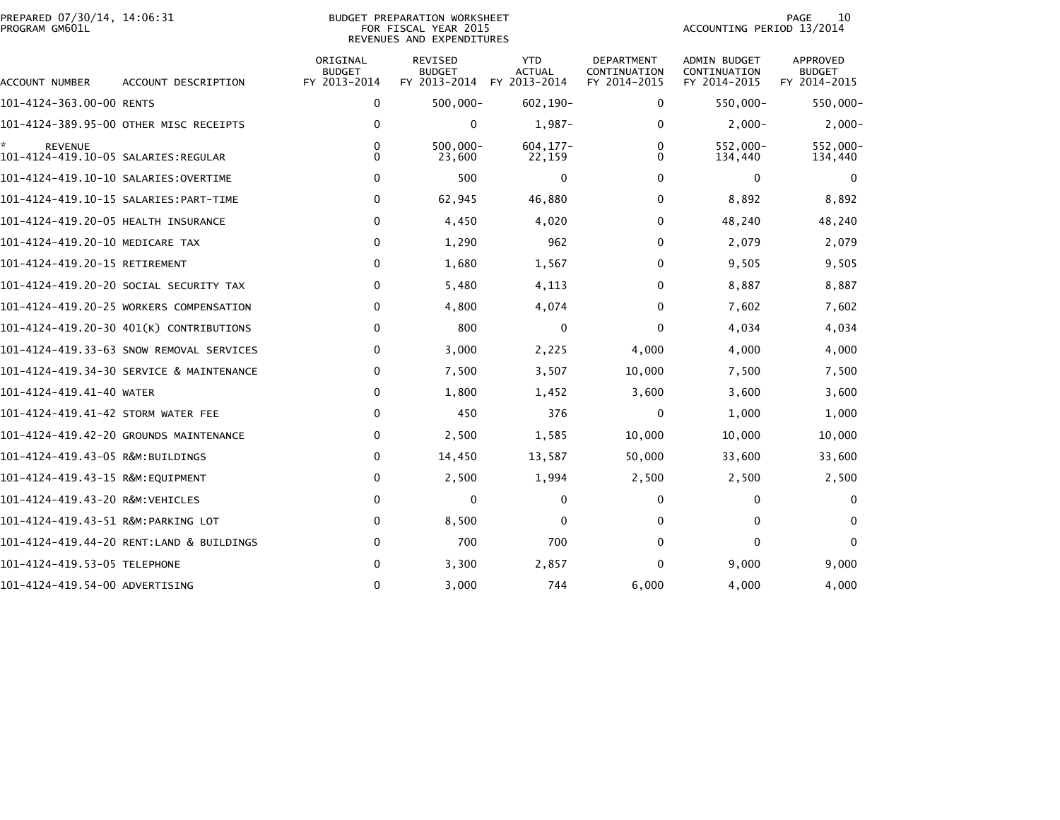BUDGET PREPARATION WORKSHEET
FOR FISCAL YEAR 2015
REVENUES AND EXPENDITURES

PREPARED 07/30/14, 14:06:31
PROGRAM GM601L

ACCOUNTING PERIOD 13/2014

| ACCOUNT NUMBER | ACCOUNT DESCRIPTION | ORIGINAL BUDGET FY 2013-2014 | REVISED BUDGET FY 2013-2014 | YTD ACTUAL FY 2013-2014 | DEPARTMENT CONTINUATION FY 2014-2015 | ADMIN BUDGET CONTINUATION FY 2014-2015 | APPROVED BUDGET FY 2014-2015 |
|---|---|---|---|---|---|---|---|
| 101-4124-363.00-00 | RENTS | 0 | 500,000- | 602,190- | 0 | 550,000- | 550,000- |
| 101-4124-389.95-00 | OTHER MISC RECEIPTS | 0 | 0 | 1,987- | 0 | 2,000- | 2,000- |
| * | REVENUE | 0 | 500,000- | 604,177- | 0 | 552,000- | 552,000- |
| 101-4124-419.10-05 | SALARIES:REGULAR | 0 | 23,600 | 22,159 | 0 | 134,440 | 134,440 |
| 101-4124-419.10-10 | SALARIES:OVERTIME | 0 | 500 | 0 | 0 | 0 | 0 |
| 101-4124-419.10-15 | SALARIES:PART-TIME | 0 | 62,945 | 46,880 | 0 | 8,892 | 8,892 |
| 101-4124-419.20-05 | HEALTH INSURANCE | 0 | 4,450 | 4,020 | 0 | 48,240 | 48,240 |
| 101-4124-419.20-10 | MEDICARE TAX | 0 | 1,290 | 962 | 0 | 2,079 | 2,079 |
| 101-4124-419.20-15 | RETIREMENT | 0 | 1,680 | 1,567 | 0 | 9,505 | 9,505 |
| 101-4124-419.20-20 | SOCIAL SECURITY TAX | 0 | 5,480 | 4,113 | 0 | 8,887 | 8,887 |
| 101-4124-419.20-25 | WORKERS COMPENSATION | 0 | 4,800 | 4,074 | 0 | 7,602 | 7,602 |
| 101-4124-419.20-30 | 401(K) CONTRIBUTIONS | 0 | 800 | 0 | 0 | 4,034 | 4,034 |
| 101-4124-419.33-63 | SNOW REMOVAL SERVICES | 0 | 3,000 | 2,225 | 4,000 | 4,000 | 4,000 |
| 101-4124-419.34-30 | SERVICE & MAINTENANCE | 0 | 7,500 | 3,507 | 10,000 | 7,500 | 7,500 |
| 101-4124-419.41-40 | WATER | 0 | 1,800 | 1,452 | 3,600 | 3,600 | 3,600 |
| 101-4124-419.41-42 | STORM WATER FEE | 0 | 450 | 376 | 0 | 1,000 | 1,000 |
| 101-4124-419.42-20 | GROUNDS MAINTENANCE | 0 | 2,500 | 1,585 | 10,000 | 10,000 | 10,000 |
| 101-4124-419.43-05 | R&M:BUILDINGS | 0 | 14,450 | 13,587 | 50,000 | 33,600 | 33,600 |
| 101-4124-419.43-15 | R&M:EQUIPMENT | 0 | 2,500 | 1,994 | 2,500 | 2,500 | 2,500 |
| 101-4124-419.43-20 | R&M:VEHICLES | 0 | 0 | 0 | 0 | 0 | 0 |
| 101-4124-419.43-51 | R&M:PARKING LOT | 0 | 8,500 | 0 | 0 | 0 | 0 |
| 101-4124-419.44-20 | RENT:LAND & BUILDINGS | 0 | 700 | 700 | 0 | 0 | 0 |
| 101-4124-419.53-05 | TELEPHONE | 0 | 3,300 | 2,857 | 0 | 9,000 | 9,000 |
| 101-4124-419.54-00 | ADVERTISING | 0 | 3,000 | 744 | 6,000 | 4,000 | 4,000 |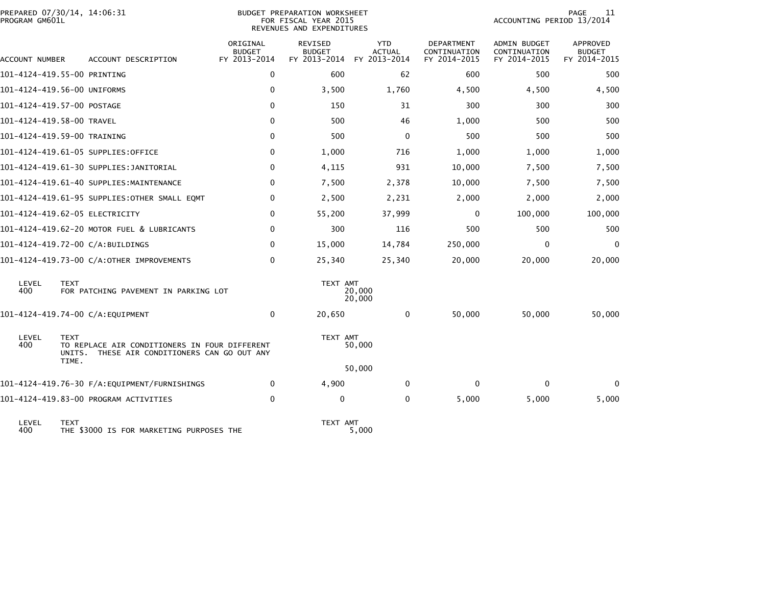PREPARED 07/30/14, 14:06:31
PROGRAM GM601L

BUDGET PREPARATION WORKSHEET
FOR FISCAL YEAR 2015
REVENUES AND EXPENDITURES

ACCOUNTING PERIOD 13/2014

| ACCOUNT NUMBER | ACCOUNT DESCRIPTION | ORIGINAL BUDGET FY 2013-2014 | REVISED BUDGET FY 2013-2014 | YTD ACTUAL FY 2013-2014 | DEPARTMENT CONTINUATION FY 2014-2015 | ADMIN BUDGET CONTINUATION FY 2014-2015 | APPROVED BUDGET FY 2014-2015 |
|---|---|---|---|---|---|---|---|
| 101-4124-419.55-00 | PRINTING | 0 | 600 | 62 | 600 | 500 | 500 |
| 101-4124-419.56-00 | UNIFORMS | 0 | 3,500 | 1,760 | 4,500 | 4,500 | 4,500 |
| 101-4124-419.57-00 | POSTAGE | 0 | 150 | 31 | 300 | 300 | 300 |
| 101-4124-419.58-00 | TRAVEL | 0 | 500 | 46 | 1,000 | 500 | 500 |
| 101-4124-419.59-00 | TRAINING | 0 | 500 | 0 | 500 | 500 | 500 |
| 101-4124-419.61-05 | SUPPLIES:OFFICE | 0 | 1,000 | 716 | 1,000 | 1,000 | 1,000 |
| 101-4124-419.61-30 | SUPPLIES:JANITORIAL | 0 | 4,115 | 931 | 10,000 | 7,500 | 7,500 |
| 101-4124-419.61-40 | SUPPLIES:MAINTENANCE | 0 | 7,500 | 2,378 | 10,000 | 7,500 | 7,500 |
| 101-4124-419.61-95 | SUPPLIES:OTHER SMALL EQMT | 0 | 2,500 | 2,231 | 2,000 | 2,000 | 2,000 |
| 101-4124-419.62-05 | ELECTRICITY | 0 | 55,200 | 37,999 | 0 | 100,000 | 100,000 |
| 101-4124-419.62-20 | MOTOR FUEL & LUBRICANTS | 0 | 300 | 116 | 500 | 500 | 500 |
| 101-4124-419.72-00 | C/A:BUILDINGS | 0 | 15,000 | 14,784 | 250,000 | 0 | 0 |
| 101-4124-419.73-00 | C/A:OTHER IMPROVEMENTS | 0 | 25,340 | 25,340 | 20,000 | 20,000 | 20,000 |

| LEVEL | TEXT | TEXT AMT |
|---|---|---|
| 400 | FOR PATCHING PAVEMENT IN PARKING LOT | 20,000 |
| | | 20,000 |

| ACCOUNT NUMBER | ACCOUNT DESCRIPTION | ORIGINAL BUDGET FY 2013-2014 | REVISED BUDGET FY 2013-2014 | YTD ACTUAL FY 2013-2014 | DEPARTMENT CONTINUATION FY 2014-2015 | ADMIN BUDGET CONTINUATION FY 2014-2015 | APPROVED BUDGET FY 2014-2015 |
|---|---|---|---|---|---|---|---|
| 101-4124-419.74-00 | C/A:EQUIPMENT | 0 | 20,650 | 0 | 50,000 | 50,000 | 50,000 |

| LEVEL | TEXT | TEXT AMT |
|---|---|---|
| 400 | TO REPLACE AIR CONDITIONERS IN FOUR DIFFERENT UNITS. THESE AIR CONDITIONERS CAN GO OUT ANY TIME. | 50,000 |
| | | 50,000 |

| ACCOUNT NUMBER | ACCOUNT DESCRIPTION | ORIGINAL BUDGET FY 2013-2014 | REVISED BUDGET FY 2013-2014 | YTD ACTUAL FY 2013-2014 | DEPARTMENT CONTINUATION FY 2014-2015 | ADMIN BUDGET CONTINUATION FY 2014-2015 | APPROVED BUDGET FY 2014-2015 |
|---|---|---|---|---|---|---|---|
| 101-4124-419.76-30 | F/A:EQUIPMENT/FURNISHINGS | 0 | 4,900 | 0 | 0 | 0 | 0 |
| 101-4124-419.83-00 | PROGRAM ACTIVITIES | 0 | 0 | 0 | 5,000 | 5,000 | 5,000 |

| LEVEL | TEXT | TEXT AMT |
|---|---|---|
| 400 | THE $3000 IS FOR MARKETING PURPOSES THE | 5,000 |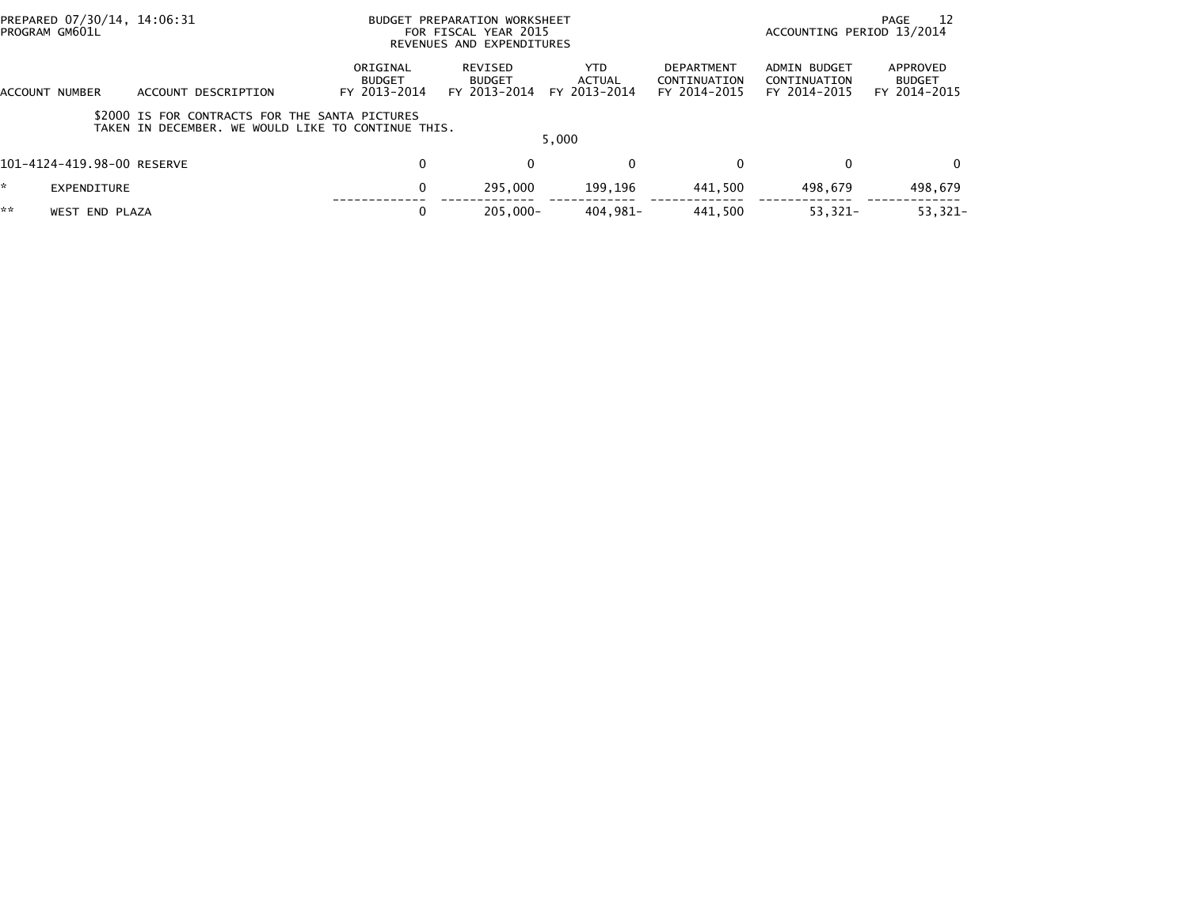BUDGET PREPARATION WORKSHEET
FOR FISCAL YEAR 2015
REVENUES AND EXPENDITURES

| ACCOUNT NUMBER | ACCOUNT DESCRIPTION | ORIGINAL BUDGET FY 2013-2014 | REVISED BUDGET FY 2013-2014 | YTD ACTUAL FY 2013-2014 | DEPARTMENT CONTINUATION FY 2014-2015 | ADMIN BUDGET CONTINUATION FY 2014-2015 | APPROVED BUDGET FY 2014-2015 |
|---|---|---|---|---|---|---|---|
| | $2000 IS FOR CONTRACTS FOR THE SANTA PICTURES TAKEN IN DECEMBER. WE WOULD LIKE TO CONTINUE THIS. | | | 5,000 | | | |
| 101-4124-419.98-00 | RESERVE | 0 | 0 | 0 | 0 | 0 | 0 |
| * | EXPENDITURE | 0 | 295,000 | 199,196 | 441,500 | 498,679 | 498,679 |
| ** | WEST END PLAZA | 0 | 205,000- | 404,981- | 441,500 | 53,321- | 53,321- |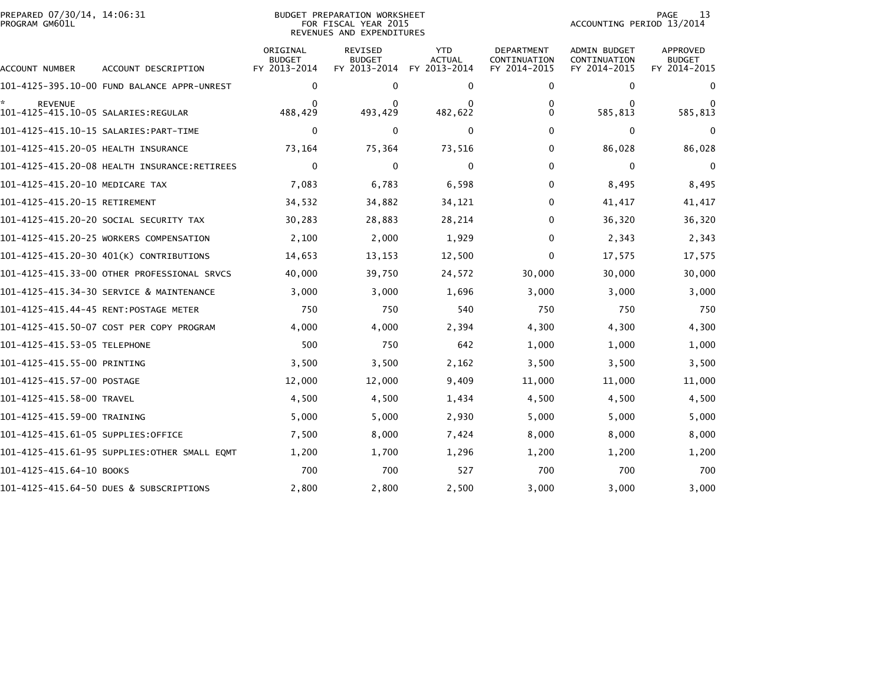PREPARED 07/30/14, 14:06:31
PROGRAM GM601L

BUDGET PREPARATION WORKSHEET
FOR FISCAL YEAR 2015
REVENUES AND EXPENDITURES

ACCOUNTING PERIOD 13/2014

| ACCOUNT NUMBER | ACCOUNT DESCRIPTION | ORIGINAL BUDGET FY 2013-2014 | REVISED BUDGET FY 2013-2014 | YTD ACTUAL FY 2013-2014 | DEPARTMENT CONTINUATION FY 2014-2015 | ADMIN BUDGET CONTINUATION FY 2014-2015 | APPROVED BUDGET FY 2014-2015 |
|---|---|---|---|---|---|---|---|
| 101-4125-395.10-00 | FUND BALANCE APPR-UNREST | 0 | 0 | 0 | 0 | 0 | 0 |
| * | REVENUE | 0 | 0 | 0 | 0 | 0 | 0 |
| 101-4125-415.10-05 | SALARIES:REGULAR | 488,429 | 493,429 | 482,622 | 0 | 585,813 | 585,813 |
| 101-4125-415.10-15 | SALARIES:PART-TIME | 0 | 0 | 0 | 0 | 0 | 0 |
| 101-4125-415.20-05 | HEALTH INSURANCE | 73,164 | 75,364 | 73,516 | 0 | 86,028 | 86,028 |
| 101-4125-415.20-08 | HEALTH INSURANCE:RETIREES | 0 | 0 | 0 | 0 | 0 | 0 |
| 101-4125-415.20-10 | MEDICARE TAX | 7,083 | 6,783 | 6,598 | 0 | 8,495 | 8,495 |
| 101-4125-415.20-15 | RETIREMENT | 34,532 | 34,882 | 34,121 | 0 | 41,417 | 41,417 |
| 101-4125-415.20-20 | SOCIAL SECURITY TAX | 30,283 | 28,883 | 28,214 | 0 | 36,320 | 36,320 |
| 101-4125-415.20-25 | WORKERS COMPENSATION | 2,100 | 2,000 | 1,929 | 0 | 2,343 | 2,343 |
| 101-4125-415.20-30 | 401(K) CONTRIBUTIONS | 14,653 | 13,153 | 12,500 | 0 | 17,575 | 17,575 |
| 101-4125-415.33-00 | OTHER PROFESSIONAL SRVCS | 40,000 | 39,750 | 24,572 | 30,000 | 30,000 | 30,000 |
| 101-4125-415.34-30 | SERVICE & MAINTENANCE | 3,000 | 3,000 | 1,696 | 3,000 | 3,000 | 3,000 |
| 101-4125-415.44-45 | RENT:POSTAGE METER | 750 | 750 | 540 | 750 | 750 | 750 |
| 101-4125-415.50-07 | COST PER COPY PROGRAM | 4,000 | 4,000 | 2,394 | 4,300 | 4,300 | 4,300 |
| 101-4125-415.53-05 | TELEPHONE | 500 | 750 | 642 | 1,000 | 1,000 | 1,000 |
| 101-4125-415.55-00 | PRINTING | 3,500 | 3,500 | 2,162 | 3,500 | 3,500 | 3,500 |
| 101-4125-415.57-00 | POSTAGE | 12,000 | 12,000 | 9,409 | 11,000 | 11,000 | 11,000 |
| 101-4125-415.58-00 | TRAVEL | 4,500 | 4,500 | 1,434 | 4,500 | 4,500 | 4,500 |
| 101-4125-415.59-00 | TRAINING | 5,000 | 5,000 | 2,930 | 5,000 | 5,000 | 5,000 |
| 101-4125-415.61-05 | SUPPLIES:OFFICE | 7,500 | 8,000 | 7,424 | 8,000 | 8,000 | 8,000 |
| 101-4125-415.61-95 | SUPPLIES:OTHER SMALL EQMT | 1,200 | 1,700 | 1,296 | 1,200 | 1,200 | 1,200 |
| 101-4125-415.64-10 | BOOKS | 700 | 700 | 527 | 700 | 700 | 700 |
| 101-4125-415.64-50 | DUES & SUBSCRIPTIONS | 2,800 | 2,800 | 2,500 | 3,000 | 3,000 | 3,000 |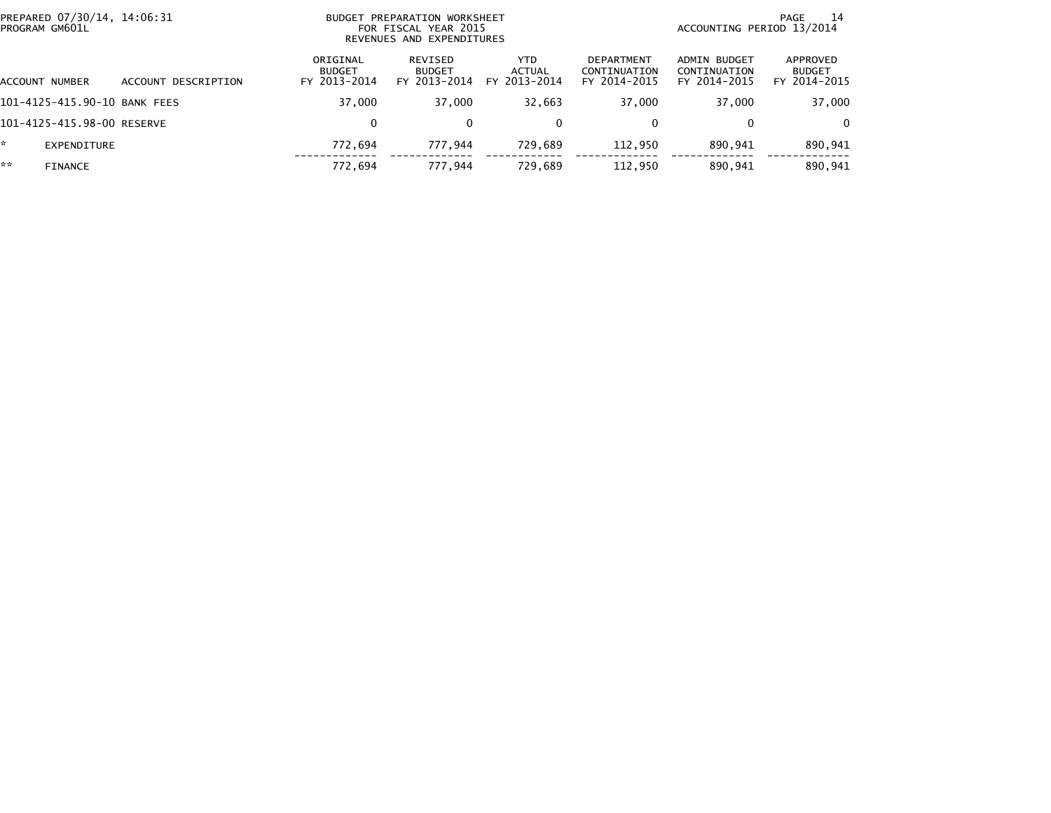BUDGET PREPARATION WORKSHEET
FOR FISCAL YEAR 2015
REVENUES AND EXPENDITURES

| ACCOUNT NUMBER | ACCOUNT DESCRIPTION | ORIGINAL BUDGET FY 2013-2014 | REVISED BUDGET FY 2013-2014 | YTD ACTUAL FY 2013-2014 | DEPARTMENT CONTINUATION FY 2014-2015 | ADMIN BUDGET CONTINUATION FY 2014-2015 | APPROVED BUDGET FY 2014-2015 |
|---|---|---|---|---|---|---|---|
| 101-4125-415.90-10 | BANK FEES | 37,000 | 37,000 | 32,663 | 37,000 | 37,000 | 37,000 |
| 101-4125-415.98-00 | RESERVE | 0 | 0 | 0 | 0 | 0 | 0 |
| * | EXPENDITURE | 772,694 | 777,944 | 729,689 | 112,950 | 890,941 | 890,941 |
| ** | FINANCE | 772,694 | 777,944 | 729,689 | 112,950 | 890,941 | 890,941 |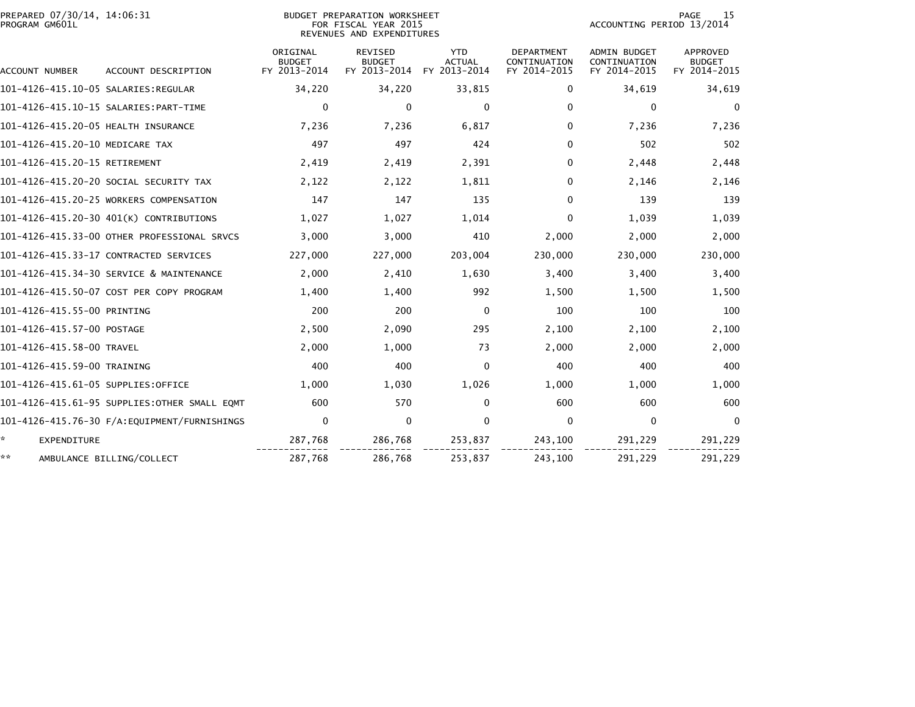BUDGET PREPARATION WORKSHEET
FOR FISCAL YEAR 2015
REVENUES AND EXPENDITURES

PREPARED 07/30/14, 14:06:31
PROGRAM GM601L

ACCOUNTING PERIOD 13/2014

| ACCOUNT NUMBER | ACCOUNT DESCRIPTION | ORIGINAL BUDGET FY 2013-2014 | REVISED BUDGET FY 2013-2014 | YTD ACTUAL FY 2013-2014 | DEPARTMENT CONTINUATION FY 2014-2015 | ADMIN BUDGET CONTINUATION FY 2014-2015 | APPROVED BUDGET FY 2014-2015 |
|---|---|---|---|---|---|---|---|
| 101-4126-415.10-05 | SALARIES:REGULAR | 34,220 | 34,220 | 33,815 | 0 | 34,619 | 34,619 |
| 101-4126-415.10-15 | SALARIES:PART-TIME | 0 | 0 | 0 | 0 | 0 | 0 |
| 101-4126-415.20-05 | HEALTH INSURANCE | 7,236 | 7,236 | 6,817 | 0 | 7,236 | 7,236 |
| 101-4126-415.20-10 | MEDICARE TAX | 497 | 497 | 424 | 0 | 502 | 502 |
| 101-4126-415.20-15 | RETIREMENT | 2,419 | 2,419 | 2,391 | 0 | 2,448 | 2,448 |
| 101-4126-415.20-20 | SOCIAL SECURITY TAX | 2,122 | 2,122 | 1,811 | 0 | 2,146 | 2,146 |
| 101-4126-415.20-25 | WORKERS COMPENSATION | 147 | 147 | 135 | 0 | 139 | 139 |
| 101-4126-415.20-30 | 401(K) CONTRIBUTIONS | 1,027 | 1,027 | 1,014 | 0 | 1,039 | 1,039 |
| 101-4126-415.33-00 | OTHER PROFESSIONAL SRVCS | 3,000 | 3,000 | 410 | 2,000 | 2,000 | 2,000 |
| 101-4126-415.33-17 | CONTRACTED SERVICES | 227,000 | 227,000 | 203,004 | 230,000 | 230,000 | 230,000 |
| 101-4126-415.34-30 | SERVICE & MAINTENANCE | 2,000 | 2,410 | 1,630 | 3,400 | 3,400 | 3,400 |
| 101-4126-415.50-07 | COST PER COPY PROGRAM | 1,400 | 1,400 | 992 | 1,500 | 1,500 | 1,500 |
| 101-4126-415.55-00 | PRINTING | 200 | 200 | 0 | 100 | 100 | 100 |
| 101-4126-415.57-00 | POSTAGE | 2,500 | 2,090 | 295 | 2,100 | 2,100 | 2,100 |
| 101-4126-415.58-00 | TRAVEL | 2,000 | 1,000 | 73 | 2,000 | 2,000 | 2,000 |
| 101-4126-415.59-00 | TRAINING | 400 | 400 | 0 | 400 | 400 | 400 |
| 101-4126-415.61-05 | SUPPLIES:OFFICE | 1,000 | 1,030 | 1,026 | 1,000 | 1,000 | 1,000 |
| 101-4126-415.61-95 | SUPPLIES:OTHER SMALL EQMT | 600 | 570 | 0 | 600 | 600 | 600 |
| 101-4126-415.76-30 | F/A:EQUIPMENT/FURNISHINGS | 0 | 0 | 0 | 0 | 0 | 0 |
| * | EXPENDITURE | 287,768 | 286,768 | 253,837 | 243,100 | 291,229 | 291,229 |
| ** | AMBULANCE BILLING/COLLECT | 287,768 | 286,768 | 253,837 | 243,100 | 291,229 | 291,229 |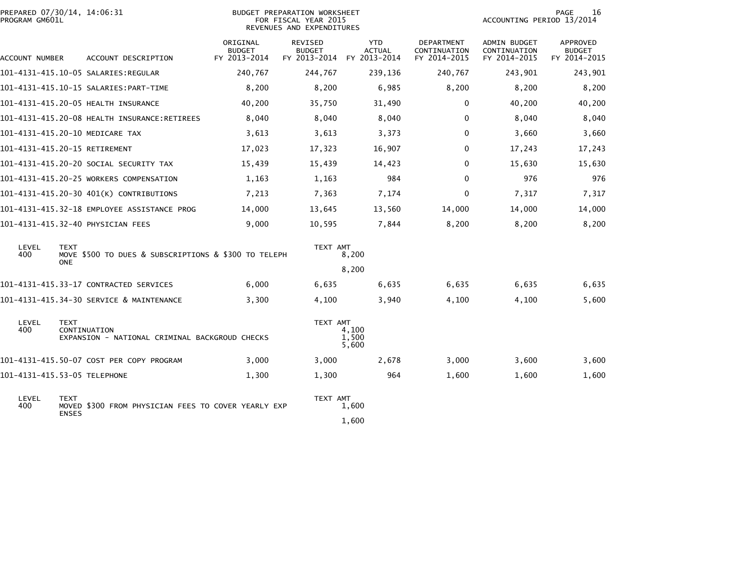BUDGET PREPARATION WORKSHEET
FOR FISCAL YEAR 2015
REVENUES AND EXPENDITURES

PREPARED 07/30/14, 14:06:31
PROGRAM GM601L

ACCOUNTING PERIOD 13/2014

| ACCOUNT NUMBER | ACCOUNT DESCRIPTION | ORIGINAL BUDGET FY 2013-2014 | REVISED BUDGET FY 2013-2014 | YTD ACTUAL FY 2013-2014 | DEPARTMENT CONTINUATION FY 2014-2015 | ADMIN BUDGET CONTINUATION FY 2014-2015 | APPROVED BUDGET FY 2014-2015 |
|---|---|---|---|---|---|---|---|
| 101-4131-415.10-05 | SALARIES:REGULAR | 240,767 | 244,767 | 239,136 | 240,767 | 243,901 | 243,901 |
| 101-4131-415.10-15 | SALARIES:PART-TIME | 8,200 | 8,200 | 6,985 | 8,200 | 8,200 | 8,200 |
| 101-4131-415.20-05 | HEALTH INSURANCE | 40,200 | 35,750 | 31,490 | 0 | 40,200 | 40,200 |
| 101-4131-415.20-08 | HEALTH INSURANCE:RETIREES | 8,040 | 8,040 | 8,040 | 0 | 8,040 | 8,040 |
| 101-4131-415.20-10 | MEDICARE TAX | 3,613 | 3,613 | 3,373 | 0 | 3,660 | 3,660 |
| 101-4131-415.20-15 | RETIREMENT | 17,023 | 17,323 | 16,907 | 0 | 17,243 | 17,243 |
| 101-4131-415.20-20 | SOCIAL SECURITY TAX | 15,439 | 15,439 | 14,423 | 0 | 15,630 | 15,630 |
| 101-4131-415.20-25 | WORKERS COMPENSATION | 1,163 | 1,163 | 984 | 0 | 976 | 976 |
| 101-4131-415.20-30 | 401(K) CONTRIBUTIONS | 7,213 | 7,363 | 7,174 | 0 | 7,317 | 7,317 |
| 101-4131-415.32-18 | EMPLOYEE ASSISTANCE PROG | 14,000 | 13,645 | 13,560 | 14,000 | 14,000 | 14,000 |
| 101-4131-415.32-40 | PHYSICIAN FEES | 9,000 | 10,595 | 7,844 | 8,200 | 8,200 | 8,200 |

| LEVEL | TEXT | TEXT AMT |
|---|---|---|
| 400 | MOVE $500 TO DUES & SUBSCRIPTIONS & $300 TO TELEPHONE | 8,200 |
| | | 8,200 |

| ACCOUNT NUMBER | ACCOUNT DESCRIPTION | ORIGINAL BUDGET FY 2013-2014 | REVISED BUDGET FY 2013-2014 | YTD ACTUAL FY 2013-2014 | DEPARTMENT CONTINUATION FY 2014-2015 | ADMIN BUDGET CONTINUATION FY 2014-2015 | APPROVED BUDGET FY 2014-2015 |
|---|---|---|---|---|---|---|---|
| 101-4131-415.33-17 | CONTRACTED SERVICES | 6,000 | 6,635 | 6,635 | 6,635 | 6,635 | 6,635 |
| 101-4131-415.34-30 | SERVICE & MAINTENANCE | 3,300 | 4,100 | 3,940 | 4,100 | 4,100 | 5,600 |

| LEVEL | TEXT | TEXT AMT |
|---|---|---|
| 400 | CONTINUATION | 4,100 |
| | EXPANSION - NATIONAL CRIMINAL BACKGROUD CHECKS | 1,500 |
| | | 5,600 |

| ACCOUNT NUMBER | ACCOUNT DESCRIPTION | ORIGINAL BUDGET FY 2013-2014 | REVISED BUDGET FY 2013-2014 | YTD ACTUAL FY 2013-2014 | DEPARTMENT CONTINUATION FY 2014-2015 | ADMIN BUDGET CONTINUATION FY 2014-2015 | APPROVED BUDGET FY 2014-2015 |
|---|---|---|---|---|---|---|---|
| 101-4131-415.50-07 | COST PER COPY PROGRAM | 3,000 | 3,000 | 2,678 | 3,000 | 3,600 | 3,600 |
| 101-4131-415.53-05 | TELEPHONE | 1,300 | 1,300 | 964 | 1,600 | 1,600 | 1,600 |

| LEVEL | TEXT | TEXT AMT |
|---|---|---|
| 400 | MOVED $300 FROM PHYSICIAN FEES TO COVER YEARLY EXPENSES | 1,600 |
| | | 1,600 |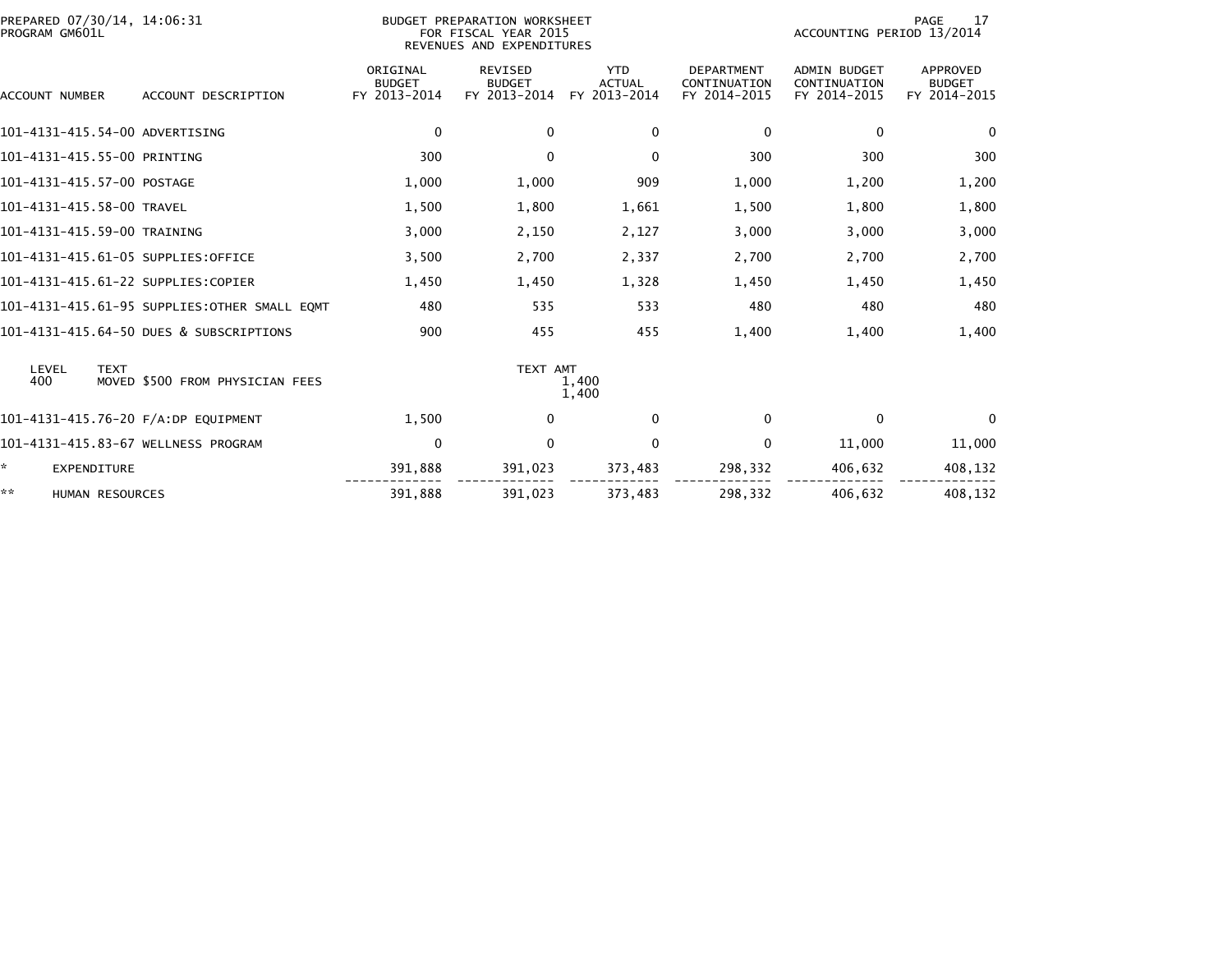BUDGET PREPARATION WORKSHEET
FOR FISCAL YEAR 2015
REVENUES AND EXPENDITURES

PREPARED 07/30/14, 14:06:31
PROGRAM GM601L

ACCOUNTING PERIOD 13/2014

| ACCOUNT NUMBER | ACCOUNT DESCRIPTION | ORIGINAL BUDGET FY 2013-2014 | REVISED BUDGET FY 2013-2014 | YTD ACTUAL FY 2013-2014 | DEPARTMENT CONTINUATION FY 2014-2015 | ADMIN BUDGET CONTINUATION FY 2014-2015 | APPROVED BUDGET FY 2014-2015 |
|---|---|---|---|---|---|---|---|
| 101-4131-415.54-00 | ADVERTISING | 0 | 0 | 0 | 0 | 0 | 0 |
| 101-4131-415.55-00 | PRINTING | 300 | 0 | 0 | 300 | 300 | 300 |
| 101-4131-415.57-00 | POSTAGE | 1,000 | 1,000 | 909 | 1,000 | 1,200 | 1,200 |
| 101-4131-415.58-00 | TRAVEL | 1,500 | 1,800 | 1,661 | 1,500 | 1,800 | 1,800 |
| 101-4131-415.59-00 | TRAINING | 3,000 | 2,150 | 2,127 | 3,000 | 3,000 | 3,000 |
| 101-4131-415.61-05 | SUPPLIES:OFFICE | 3,500 | 2,700 | 2,337 | 2,700 | 2,700 | 2,700 |
| 101-4131-415.61-22 | SUPPLIES:COPIER | 1,450 | 1,450 | 1,328 | 1,450 | 1,450 | 1,450 |
| 101-4131-415.61-95 | SUPPLIES:OTHER SMALL EQMT | 480 | 535 | 533 | 480 | 480 | 480 |
| 101-4131-415.64-50 | DUES & SUBSCRIPTIONS | 900 | 455 | 455 | 1,400 | 1,400 | 1,400 |

| LEVEL | TEXT | TEXT AMT |
|---|---|---|
| 400 | MOVED $500 FROM PHYSICIAN FEES | 1,400 |
| | | 1,400 |

| ACCOUNT NUMBER | ACCOUNT DESCRIPTION | ORIGINAL BUDGET FY 2013-2014 | REVISED BUDGET FY 2013-2014 | YTD ACTUAL FY 2013-2014 | DEPARTMENT CONTINUATION FY 2014-2015 | ADMIN BUDGET CONTINUATION FY 2014-2015 | APPROVED BUDGET FY 2014-2015 |
|---|---|---|---|---|---|---|---|
| 101-4131-415.76-20 | F/A:DP EQUIPMENT | 1,500 | 0 | 0 | 0 | 0 | 0 |
| 101-4131-415.83-67 | WELLNESS PROGRAM | 0 | 0 | 0 | 0 | 11,000 | 11,000 |
| * | EXPENDITURE | 391,888 | 391,023 | 373,483 | 298,332 | 406,632 | 408,132 |
| ** | HUMAN RESOURCES | 391,888 | 391,023 | 373,483 | 298,332 | 406,632 | 408,132 |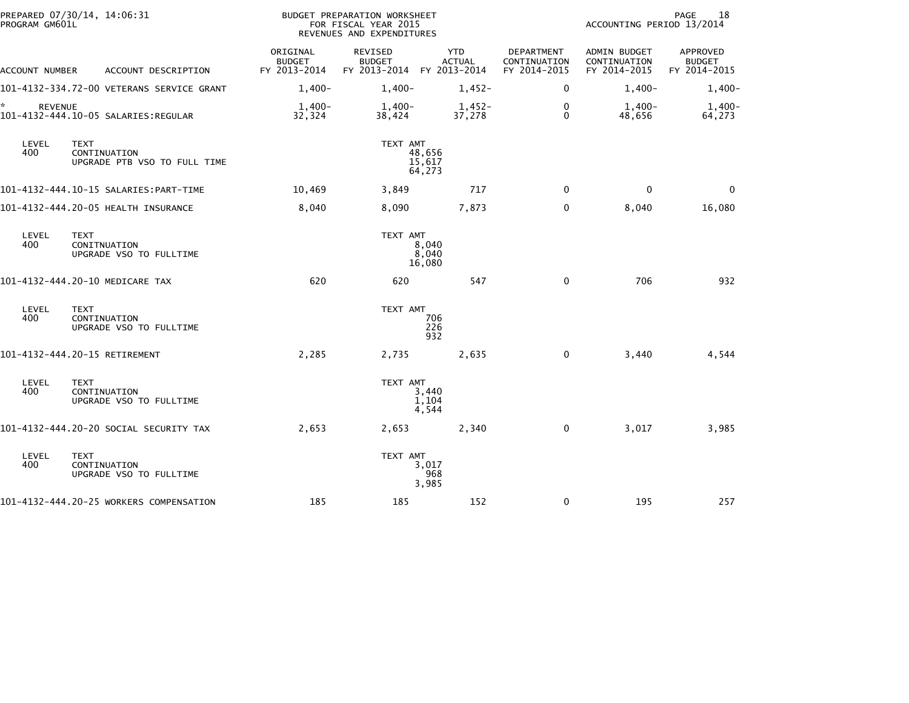PREPARED 07/30/14, 14:06:31
PROGRAM GM601L

BUDGET PREPARATION WORKSHEET
FOR FISCAL YEAR 2015
REVENUES AND EXPENDITURES

ACCOUNTING PERIOD 13/2014

| ACCOUNT NUMBER | ACCOUNT DESCRIPTION | ORIGINAL BUDGET FY 2013-2014 | REVISED BUDGET FY 2013-2014 | YTD ACTUAL FY 2013-2014 | DEPARTMENT CONTINUATION FY 2014-2015 | ADMIN BUDGET CONTINUATION FY 2014-2015 | APPROVED BUDGET FY 2014-2015 |
|---|---|---|---|---|---|---|---|
| 101-4132-334.72-00 | VETERANS SERVICE GRANT | 1,400- | 1,400- | 1,452- | 0 | 1,400- | 1,400- |
| * | REVENUE | 1,400- | 1,400- | 1,452- | 0 | 1,400- | 1,400- |
| 101-4132-444.10-05 | SALARIES:REGULAR | 32,324 | 38,424 | 37,278 | 0 | 48,656 | 64,273 |

| LEVEL | TEXT | TEXT AMT |
|---|---|---|
| 400 | CONTINUATION | 48,656 |
| | UPGRADE PTB VSO TO FULL TIME | 15,617 |
| | | 64,273 |

| ACCOUNT NUMBER | ACCOUNT DESCRIPTION | ORIGINAL BUDGET FY 2013-2014 | REVISED BUDGET FY 2013-2014 | YTD ACTUAL FY 2013-2014 | DEPARTMENT CONTINUATION FY 2014-2015 | ADMIN BUDGET CONTINUATION FY 2014-2015 | APPROVED BUDGET FY 2014-2015 |
|---|---|---|---|---|---|---|---|
| 101-4132-444.10-15 | SALARIES:PART-TIME | 10,469 | 3,849 | 717 | 0 | 0 | 0 |
| 101-4132-444.20-05 | HEALTH INSURANCE | 8,040 | 8,090 | 7,873 | 0 | 8,040 | 16,080 |

| LEVEL | TEXT | TEXT AMT |
|---|---|---|
| 400 | CONITNUATION | 8,040 |
| | UPGRADE VSO TO FULLTIME | 8,040 |
| | | 16,080 |

| ACCOUNT NUMBER | ACCOUNT DESCRIPTION | ORIGINAL BUDGET FY 2013-2014 | REVISED BUDGET FY 2013-2014 | YTD ACTUAL FY 2013-2014 | DEPARTMENT CONTINUATION FY 2014-2015 | ADMIN BUDGET CONTINUATION FY 2014-2015 | APPROVED BUDGET FY 2014-2015 |
|---|---|---|---|---|---|---|---|
| 101-4132-444.20-10 | MEDICARE TAX | 620 | 620 | 547 | 0 | 706 | 932 |

| LEVEL | TEXT | TEXT AMT |
|---|---|---|
| 400 | CONTINUATION | 706 |
| | UPGRADE VSO TO FULLTIME | 226 |
| | | 932 |

| ACCOUNT NUMBER | ACCOUNT DESCRIPTION | ORIGINAL BUDGET FY 2013-2014 | REVISED BUDGET FY 2013-2014 | YTD ACTUAL FY 2013-2014 | DEPARTMENT CONTINUATION FY 2014-2015 | ADMIN BUDGET CONTINUATION FY 2014-2015 | APPROVED BUDGET FY 2014-2015 |
|---|---|---|---|---|---|---|---|
| 101-4132-444.20-15 | RETIREMENT | 2,285 | 2,735 | 2,635 | 0 | 3,440 | 4,544 |

| LEVEL | TEXT | TEXT AMT |
|---|---|---|
| 400 | CONTINUATION | 3,440 |
| | UPGRADE VSO TO FULLTIME | 1,104 |
| | | 4,544 |

| ACCOUNT NUMBER | ACCOUNT DESCRIPTION | ORIGINAL BUDGET FY 2013-2014 | REVISED BUDGET FY 2013-2014 | YTD ACTUAL FY 2013-2014 | DEPARTMENT CONTINUATION FY 2014-2015 | ADMIN BUDGET CONTINUATION FY 2014-2015 | APPROVED BUDGET FY 2014-2015 |
|---|---|---|---|---|---|---|---|
| 101-4132-444.20-20 | SOCIAL SECURITY TAX | 2,653 | 2,653 | 2,340 | 0 | 3,017 | 3,985 |

| LEVEL | TEXT | TEXT AMT |
|---|---|---|
| 400 | CONTINUATION | 3,017 |
| | UPGRADE VSO TO FULLTIME | 968 |
| | | 3,985 |

| ACCOUNT NUMBER | ACCOUNT DESCRIPTION | ORIGINAL BUDGET FY 2013-2014 | REVISED BUDGET FY 2013-2014 | YTD ACTUAL FY 2013-2014 | DEPARTMENT CONTINUATION FY 2014-2015 | ADMIN BUDGET CONTINUATION FY 2014-2015 | APPROVED BUDGET FY 2014-2015 |
|---|---|---|---|---|---|---|---|
| 101-4132-444.20-25 | WORKERS COMPENSATION | 185 | 185 | 152 | 0 | 195 | 257 |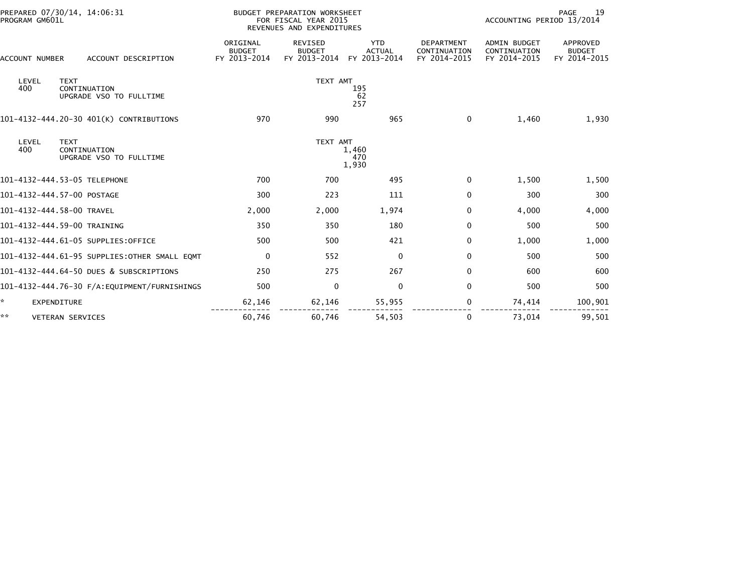PREPARED 07/30/14, 14:06:31
PROGRAM GM601L

BUDGET PREPARATION WORKSHEET
FOR FISCAL YEAR 2015
REVENUES AND EXPENDITURES

ACCOUNTING PERIOD 13/2014

| ACCOUNT NUMBER | ACCOUNT DESCRIPTION | ORIGINAL BUDGET FY 2013-2014 | REVISED BUDGET FY 2013-2014 | YTD ACTUAL FY 2013-2014 | DEPARTMENT CONTINUATION FY 2014-2015 | ADMIN BUDGET CONTINUATION FY 2014-2015 | APPROVED BUDGET FY 2014-2015 |
|---|---|---|---|---|---|---|---|
| LEVEL | TEXT | | TEXT AMT | | | | |
| 400 | CONTINUATION | | | 195 | | | |
| | UPGRADE VSO TO FULLTIME | | | 62 | | | |
| | | | | 257 | | | |
| 101-4132-444.20-30 | 401(K) CONTRIBUTIONS | 970 | 990 | 965 | 0 | 1,460 | 1,930 |
| LEVEL | TEXT | | TEXT AMT | | | | |
| 400 | CONTINUATION | | | 1,460 | | | |
| | UPGRADE VSO TO FULLTIME | | | 470 | | | |
| | | | | 1,930 | | | |
| 101-4132-444.53-05 | TELEPHONE | 700 | 700 | 495 | 0 | 1,500 | 1,500 |
| 101-4132-444.57-00 | POSTAGE | 300 | 223 | 111 | 0 | 300 | 300 |
| 101-4132-444.58-00 | TRAVEL | 2,000 | 2,000 | 1,974 | 0 | 4,000 | 4,000 |
| 101-4132-444.59-00 | TRAINING | 350 | 350 | 180 | 0 | 500 | 500 |
| 101-4132-444.61-05 | SUPPLIES:OFFICE | 500 | 500 | 421 | 0 | 1,000 | 1,000 |
| 101-4132-444.61-95 | SUPPLIES:OTHER SMALL EQMT | 0 | 552 | 0 | 0 | 500 | 500 |
| 101-4132-444.64-50 | DUES & SUBSCRIPTIONS | 250 | 275 | 267 | 0 | 600 | 600 |
| 101-4132-444.76-30 | F/A:EQUIPMENT/FURNISHINGS | 500 | 0 | 0 | 0 | 500 | 500 |
| * | EXPENDITURE | 62,146 | 62,146 | 55,955 | 0 | 74,414 | 100,901 |
| ** | VETERAN SERVICES | 60,746 | 60,746 | 54,503 | 0 | 73,014 | 99,501 |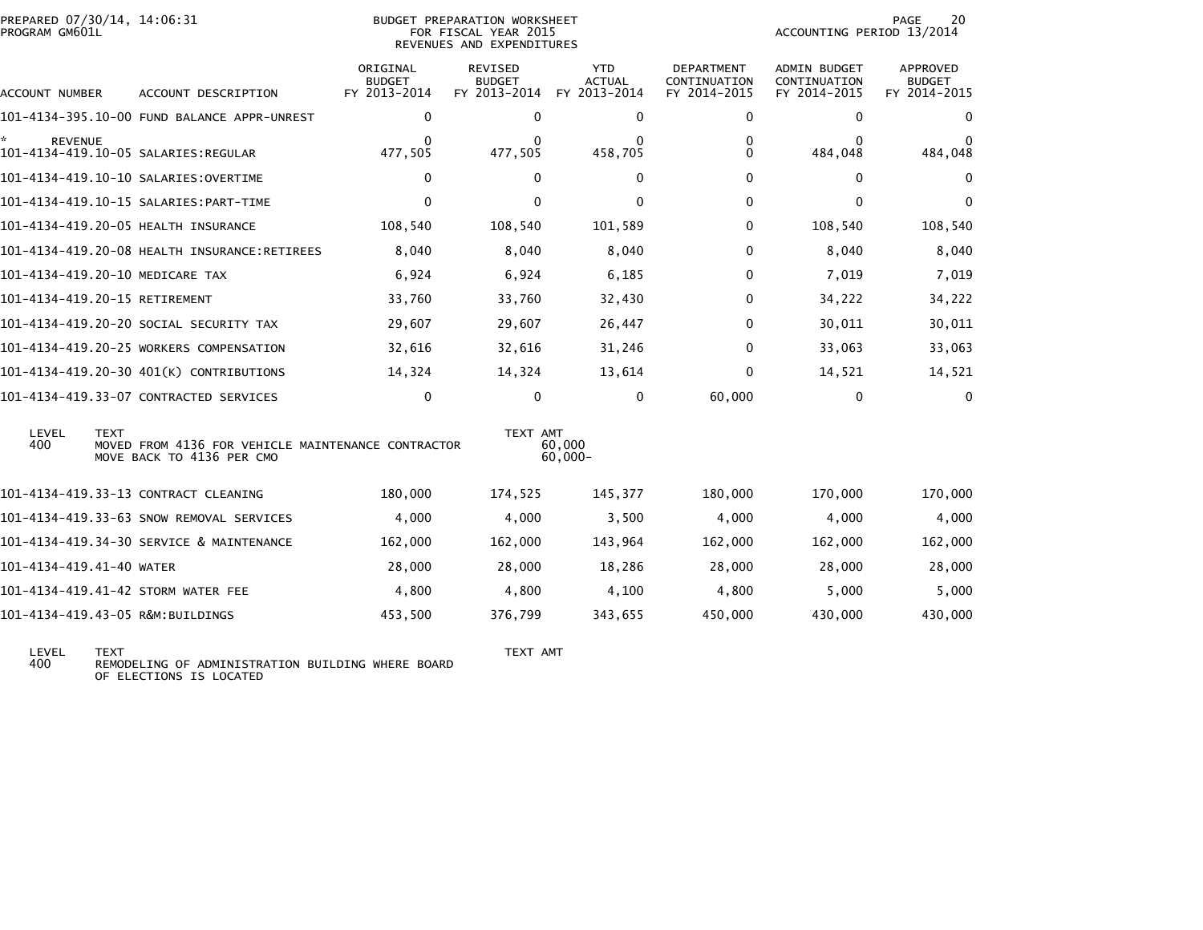BUDGET PREPARATION WORKSHEET
FOR FISCAL YEAR 2015
REVENUES AND EXPENDITURES

PREPARED 07/30/14, 14:06:31
PROGRAM GM601L

ACCOUNTING PERIOD 13/2014

| ACCOUNT NUMBER | ACCOUNT DESCRIPTION | ORIGINAL BUDGET FY 2013-2014 | REVISED BUDGET FY 2013-2014 | YTD ACTUAL FY 2013-2014 | DEPARTMENT CONTINUATION FY 2014-2015 | ADMIN BUDGET CONTINUATION FY 2014-2015 | APPROVED BUDGET FY 2014-2015 |
|---|---|---|---|---|---|---|---|
| 101-4134-395.10-00 | FUND BALANCE APPR-UNREST | 0 | 0 | 0 | 0 | 0 | 0 |
| * REVENUE | | 0 | 0 | 0 | 0 | 0 | 0 |
| 101-4134-419.10-05 | SALARIES:REGULAR | 477,505 | 477,505 | 458,705 | 0 | 484,048 | 484,048 |
| 101-4134-419.10-10 | SALARIES:OVERTIME | 0 | 0 | 0 | 0 | 0 | 0 |
| 101-4134-419.10-15 | SALARIES:PART-TIME | 0 | 0 | 0 | 0 | 0 | 0 |
| 101-4134-419.20-05 | HEALTH INSURANCE | 108,540 | 108,540 | 101,589 | 0 | 108,540 | 108,540 |
| 101-4134-419.20-08 | HEALTH INSURANCE:RETIREES | 8,040 | 8,040 | 8,040 | 0 | 8,040 | 8,040 |
| 101-4134-419.20-10 | MEDICARE TAX | 6,924 | 6,924 | 6,185 | 0 | 7,019 | 7,019 |
| 101-4134-419.20-15 | RETIREMENT | 33,760 | 33,760 | 32,430 | 0 | 34,222 | 34,222 |
| 101-4134-419.20-20 | SOCIAL SECURITY TAX | 29,607 | 29,607 | 26,447 | 0 | 30,011 | 30,011 |
| 101-4134-419.20-25 | WORKERS COMPENSATION | 32,616 | 32,616 | 31,246 | 0 | 33,063 | 33,063 |
| 101-4134-419.20-30 | 401(K) CONTRIBUTIONS | 14,324 | 14,324 | 13,614 | 0 | 14,521 | 14,521 |
| 101-4134-419.33-07 | CONTRACTED SERVICES | 0 | 0 | 0 | 60,000 | 0 | 0 |

| LEVEL | TEXT | TEXT AMT |
|---|---|---|
| 400 | MOVED FROM 4136 FOR VEHICLE MAINTENANCE CONTRACTOR | 60,000 |
| | MOVE BACK TO 4136 PER CMO | 60,000- |

| ACCOUNT NUMBER | ACCOUNT DESCRIPTION | ORIGINAL BUDGET FY 2013-2014 | REVISED BUDGET FY 2013-2014 | YTD ACTUAL FY 2013-2014 | DEPARTMENT CONTINUATION FY 2014-2015 | ADMIN BUDGET CONTINUATION FY 2014-2015 | APPROVED BUDGET FY 2014-2015 |
|---|---|---|---|---|---|---|---|
| 101-4134-419.33-13 | CONTRACT CLEANING | 180,000 | 174,525 | 145,377 | 180,000 | 170,000 | 170,000 |
| 101-4134-419.33-63 | SNOW REMOVAL SERVICES | 4,000 | 4,000 | 3,500 | 4,000 | 4,000 | 4,000 |
| 101-4134-419.34-30 | SERVICE & MAINTENANCE | 162,000 | 162,000 | 143,964 | 162,000 | 162,000 | 162,000 |
| 101-4134-419.41-40 | WATER | 28,000 | 28,000 | 18,286 | 28,000 | 28,000 | 28,000 |
| 101-4134-419.41-42 | STORM WATER FEE | 4,800 | 4,800 | 4,100 | 4,800 | 5,000 | 5,000 |
| 101-4134-419.43-05 | R&M:BUILDINGS | 453,500 | 376,799 | 343,655 | 450,000 | 430,000 | 430,000 |

| LEVEL | TEXT | TEXT AMT |
|---|---|---|
| 400 | REMODELING OF ADMINISTRATION BUILDING WHERE BOARD OF ELECTIONS IS LOCATED | |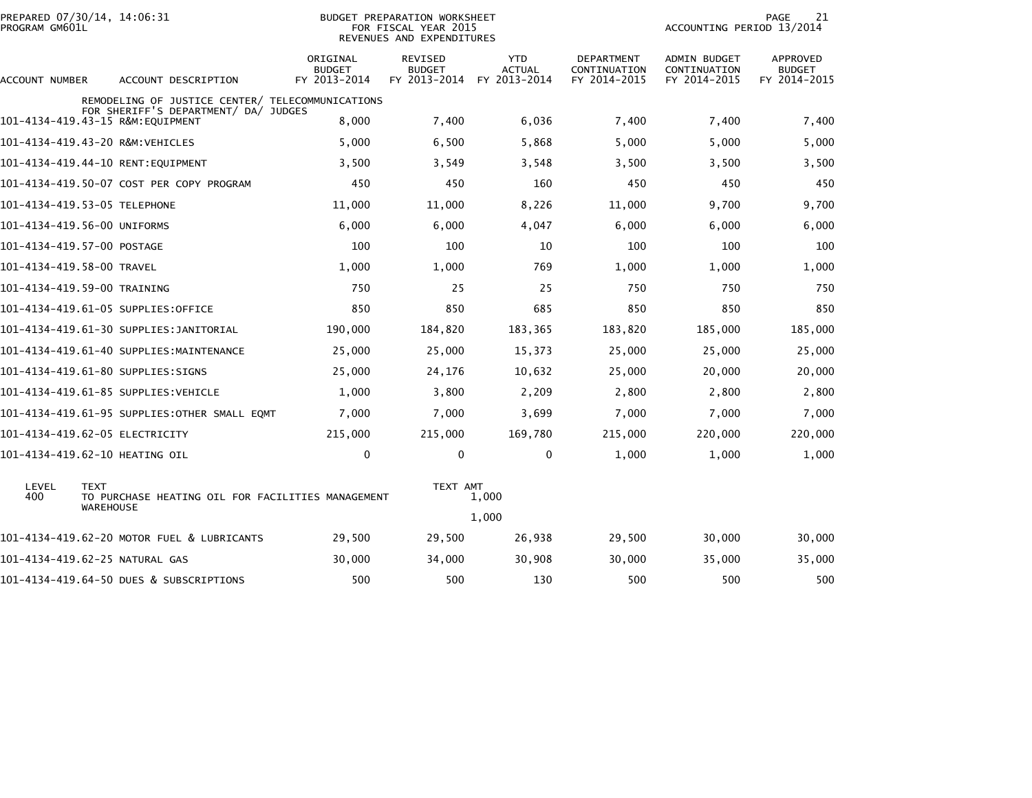BUDGET PREPARATION WORKSHEET
FOR FISCAL YEAR 2015
REVENUES AND EXPENDITURES

| ACCOUNT NUMBER | ACCOUNT DESCRIPTION | ORIGINAL BUDGET FY 2013-2014 | REVISED BUDGET FY 2013-2014 | YTD ACTUAL FY 2013-2014 | DEPARTMENT CONTINUATION FY 2014-2015 | ADMIN BUDGET CONTINUATION FY 2014-2015 | APPROVED BUDGET FY 2014-2015 |
|---|---|---|---|---|---|---|---|
| | REMODELING OF JUSTICE CENTER/ TELECOMMUNICATIONS FOR SHERIFF'S DEPARTMENT/ DA/ JUDGES | | | | | | |
| 101-4134-419.43-15 | R&M:EQUIPMENT | 8,000 | 7,400 | 6,036 | 7,400 | 7,400 | 7,400 |
| 101-4134-419.43-20 | R&M:VEHICLES | 5,000 | 6,500 | 5,868 | 5,000 | 5,000 | 5,000 |
| 101-4134-419.44-10 | RENT:EQUIPMENT | 3,500 | 3,549 | 3,548 | 3,500 | 3,500 | 3,500 |
| 101-4134-419.50-07 | COST PER COPY PROGRAM | 450 | 450 | 160 | 450 | 450 | 450 |
| 101-4134-419.53-05 | TELEPHONE | 11,000 | 11,000 | 8,226 | 11,000 | 9,700 | 9,700 |
| 101-4134-419.56-00 | UNIFORMS | 6,000 | 6,000 | 4,047 | 6,000 | 6,000 | 6,000 |
| 101-4134-419.57-00 | POSTAGE | 100 | 100 | 10 | 100 | 100 | 100 |
| 101-4134-419.58-00 | TRAVEL | 1,000 | 1,000 | 769 | 1,000 | 1,000 | 1,000 |
| 101-4134-419.59-00 | TRAINING | 750 | 25 | 25 | 750 | 750 | 750 |
| 101-4134-419.61-05 | SUPPLIES:OFFICE | 850 | 850 | 685 | 850 | 850 | 850 |
| 101-4134-419.61-30 | SUPPLIES:JANITORIAL | 190,000 | 184,820 | 183,365 | 183,820 | 185,000 | 185,000 |
| 101-4134-419.61-40 | SUPPLIES:MAINTENANCE | 25,000 | 25,000 | 15,373 | 25,000 | 25,000 | 25,000 |
| 101-4134-419.61-80 | SUPPLIES:SIGNS | 25,000 | 24,176 | 10,632 | 25,000 | 20,000 | 20,000 |
| 101-4134-419.61-85 | SUPPLIES:VEHICLE | 1,000 | 3,800 | 2,209 | 2,800 | 2,800 | 2,800 |
| 101-4134-419.61-95 | SUPPLIES:OTHER SMALL EQMT | 7,000 | 7,000 | 3,699 | 7,000 | 7,000 | 7,000 |
| 101-4134-419.62-05 | ELECTRICITY | 215,000 | 215,000 | 169,780 | 215,000 | 220,000 | 220,000 |
| 101-4134-419.62-10 | HEATING OIL | 0 | 0 | 0 | 1,000 | 1,000 | 1,000 |

| LEVEL | TEXT | TEXT AMT |
|---|---|---|
| 400 | TO PURCHASE HEATING OIL FOR FACILITIES MANAGEMENT WAREHOUSE | 1,000 |
| | | 1,000 |

| ACCOUNT NUMBER | ACCOUNT DESCRIPTION | ORIGINAL BUDGET FY 2013-2014 | REVISED BUDGET FY 2013-2014 | YTD ACTUAL FY 2013-2014 | DEPARTMENT CONTINUATION FY 2014-2015 | ADMIN BUDGET CONTINUATION FY 2014-2015 | APPROVED BUDGET FY 2014-2015 |
|---|---|---|---|---|---|---|---|
| 101-4134-419.62-20 | MOTOR FUEL & LUBRICANTS | 29,500 | 29,500 | 26,938 | 29,500 | 30,000 | 30,000 |
| 101-4134-419.62-25 | NATURAL GAS | 30,000 | 34,000 | 30,908 | 30,000 | 35,000 | 35,000 |
| 101-4134-419.64-50 | DUES & SUBSCRIPTIONS | 500 | 500 | 130 | 500 | 500 | 500 |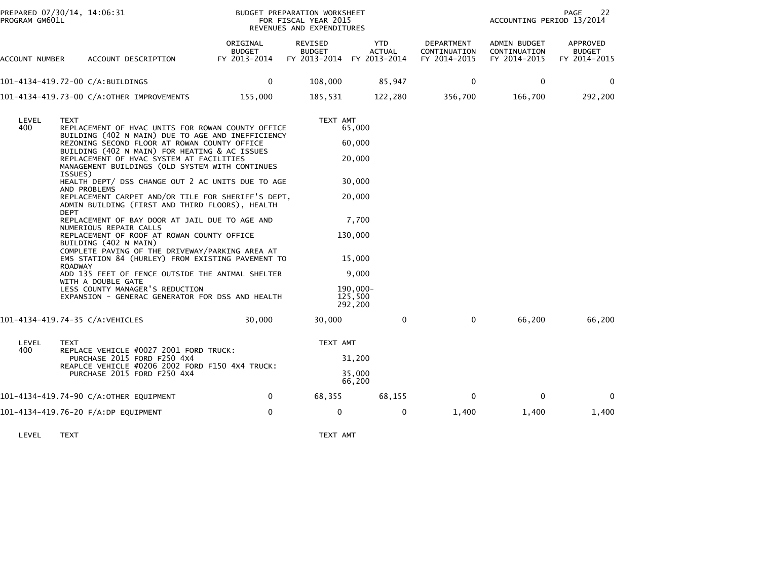BUDGET PREPARATION WORKSHEET
FOR FISCAL YEAR 2015
REVENUES AND EXPENDITURES

PREPARED 07/30/14, 14:06:31
PROGRAM GM601L

ACCOUNTING PERIOD 13/2014

| ACCOUNT NUMBER | ACCOUNT DESCRIPTION | ORIGINAL BUDGET FY 2013-2014 | REVISED BUDGET FY 2013-2014 | YTD ACTUAL FY 2013-2014 | DEPARTMENT CONTINUATION FY 2014-2015 | ADMIN BUDGET CONTINUATION FY 2014-2015 | APPROVED BUDGET FY 2014-2015 |
|---|---|---|---|---|---|---|---|
| 101-4134-419.72-00 | C/A:BUILDINGS | 0 | 108,000 | 85,947 | 0 | 0 | 0 |
| 101-4134-419.73-00 | C/A:OTHER IMPROVEMENTS | 155,000 | 185,531 | 122,280 | 356,700 | 166,700 | 292,200 |

| LEVEL | TEXT | TEXT AMT |
|---|---|---|
| 400 | REPLACEMENT OF HVAC UNITS FOR ROWAN COUNTY OFFICE BUILDING (402 N MAIN) DUE TO AGE AND INEFFICIENCY | 65,000 |
| | REZONING SECOND FLOOR AT ROWAN COUNTY OFFICE BUILDING (402 N MAIN) FOR HEATING & AC ISSUES | 60,000 |
| | REPLACEMENT OF HVAC SYSTEM AT FACILITIES MANAGEMENT BUILDINGS (OLD SYSTEM WITH CONTINUES ISSUES) | 20,000 |
| | HEALTH DEPT/ DSS CHANGE OUT 2 AC UNITS DUE TO AGE AND PROBLEMS | 30,000 |
| | REPLACEMENT CARPET AND/OR TILE FOR SHERIFF'S DEPT, ADMIN BUILDING (FIRST AND THIRD FLOORS), HEALTH DEPT | 20,000 |
| | REPLACEMENT OF BAY DOOR AT JAIL DUE TO AGE AND NUMERIOUS REPAIR CALLS | 7,700 |
| | REPLACEMENT OF ROOF AT ROWAN COUNTY OFFICE BUILDING (402 N MAIN) | 130,000 |
| | COMPLETE PAVING OF THE DRIVEWAY/PARKING AREA AT EMS STATION 84 (HURLEY) FROM EXISTING PAVEMENT TO ROADWAY | 15,000 |
| | ADD 135 FEET OF FENCE OUTSIDE THE ANIMAL SHELTER WITH A DOUBLE GATE | 9,000 |
| | LESS COUNTY MANAGER'S REDUCTION | 190,000- |
| | EXPANSION - GENERAC GENERATOR FOR DSS AND HEALTH | 125,500 |
| | | 292,200 |

| ACCOUNT NUMBER | ACCOUNT DESCRIPTION | ORIGINAL BUDGET FY 2013-2014 | REVISED BUDGET FY 2013-2014 | YTD ACTUAL FY 2013-2014 | DEPARTMENT CONTINUATION FY 2014-2015 | ADMIN BUDGET CONTINUATION FY 2014-2015 | APPROVED BUDGET FY 2014-2015 |
|---|---|---|---|---|---|---|---|
| 101-4134-419.74-35 | C/A:VEHICLES | 30,000 | 30,000 | 0 | 0 | 66,200 | 66,200 |

| LEVEL | TEXT | TEXT AMT |
|---|---|---|
| 400 | REPLACE VEHICLE #0027 2001 FORD TRUCK: PURCHASE 2015 FORD F250 4X4 | 31,200 |
| | REAPLCE VEHICLE #0206 2002 FORD F150 4X4 TRUCK: PURCHASE 2015 FORD F250 4X4 | 35,000 |
| | | 66,200 |

| ACCOUNT NUMBER | ACCOUNT DESCRIPTION | ORIGINAL BUDGET FY 2013-2014 | REVISED BUDGET FY 2013-2014 | YTD ACTUAL FY 2013-2014 | DEPARTMENT CONTINUATION FY 2014-2015 | ADMIN BUDGET CONTINUATION FY 2014-2015 | APPROVED BUDGET FY 2014-2015 |
|---|---|---|---|---|---|---|---|
| 101-4134-419.74-90 | C/A:OTHER EQUIPMENT | 0 | 68,355 | 68,155 | 0 | 0 | 0 |
| 101-4134-419.76-20 | F/A:DP EQUIPMENT | 0 | 0 | 0 | 1,400 | 1,400 | 1,400 |

| LEVEL | TEXT | TEXT AMT |
|---|---|---|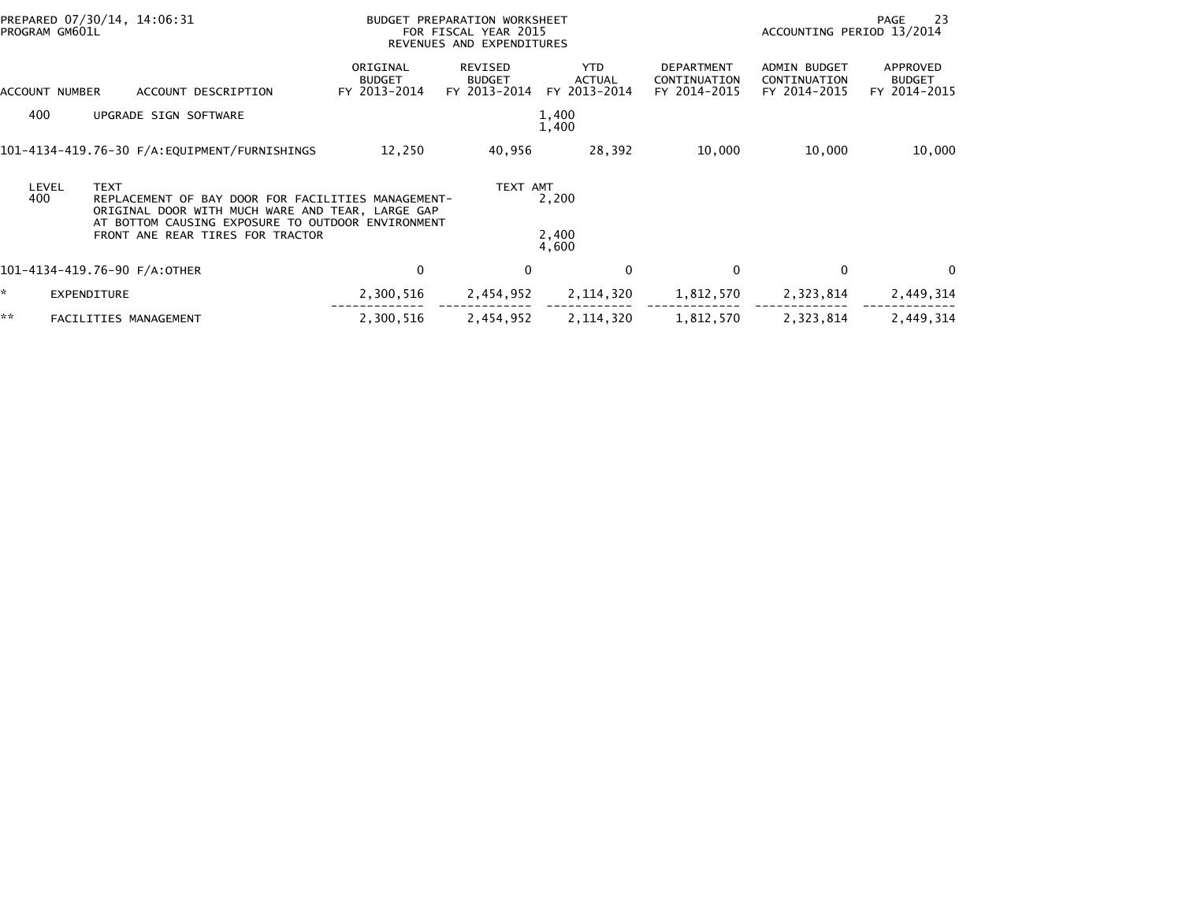PREPARED 07/30/14, 14:06:31
PROGRAM GM601L

BUDGET PREPARATION WORKSHEET
FOR FISCAL YEAR 2015
REVENUES AND EXPENDITURES

ACCOUNTING PERIOD 13/2014

| ACCOUNT NUMBER | ACCOUNT DESCRIPTION | ORIGINAL BUDGET FY 2013-2014 | REVISED BUDGET FY 2013-2014 | YTD ACTUAL FY 2013-2014 | DEPARTMENT CONTINUATION FY 2014-2015 | ADMIN BUDGET CONTINUATION FY 2014-2015 | APPROVED BUDGET FY 2014-2015 |
|---|---|---|---|---|---|---|---|
| 400 | UPGRADE SIGN SOFTWARE | | | 1,400 | | | |
| | | | | 1,400 | | | |
| 101-4134-419.76-30 | F/A:EQUIPMENT/FURNISHINGS | 12,250 | 40,956 | 28,392 | 10,000 | 10,000 | 10,000 |
| LEVEL | TEXT | | TEXT AMT | | | | |
| 400 | REPLACEMENT OF BAY DOOR FOR FACILITIES MANAGEMENT- ORIGINAL DOOR WITH MUCH WARE AND TEAR, LARGE GAP AT BOTTOM CAUSING EXPOSURE TO OUTDOOR ENVIRONMENT | | | 2,200 | | | |
| | FRONT ANE REAR TIRES FOR TRACTOR | | | 2,400 | | | |
| | | | | 4,600 | | | |
| 101-4134-419.76-90 | F/A:OTHER | 0 | 0 | 0 | 0 | 0 | 0 |
| * | EXPENDITURE | 2,300,516 | 2,454,952 | 2,114,320 | 1,812,570 | 2,323,814 | 2,449,314 |
| ** | FACILITIES MANAGEMENT | 2,300,516 | 2,454,952 | 2,114,320 | 1,812,570 | 2,323,814 | 2,449,314 |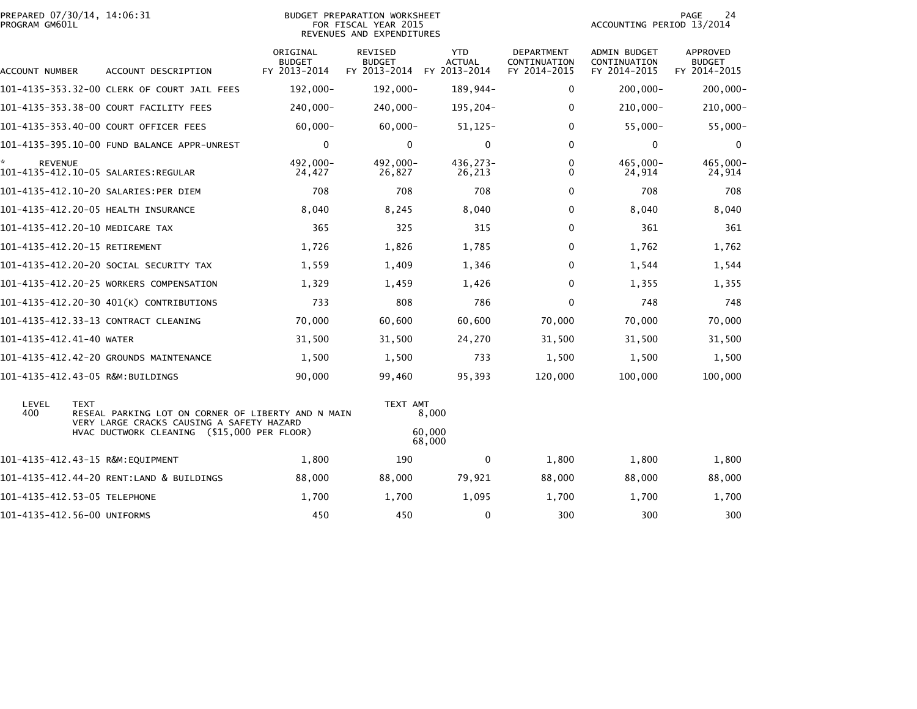PREPARED 07/30/14, 14:06:31
PROGRAM GM601L

BUDGET PREPARATION WORKSHEET
FOR FISCAL YEAR 2015
REVENUES AND EXPENDITURES

ACCOUNTING PERIOD 13/2014

| ACCOUNT NUMBER | ACCOUNT DESCRIPTION | ORIGINAL BUDGET FY 2013-2014 | REVISED BUDGET FY 2013-2014 | YTD ACTUAL FY 2013-2014 | DEPARTMENT CONTINUATION FY 2014-2015 | ADMIN BUDGET CONTINUATION FY 2014-2015 | APPROVED BUDGET FY 2014-2015 |
|---|---|---|---|---|---|---|---|
| 101-4135-353.32-00 | CLERK OF COURT JAIL FEES | 192,000- | 192,000- | 189,944- | 0 | 200,000- | 200,000- |
| 101-4135-353.38-00 | COURT FACILITY FEES | 240,000- | 240,000- | 195,204- | 0 | 210,000- | 210,000- |
| 101-4135-353.40-00 | COURT OFFICER FEES | 60,000- | 60,000- | 51,125- | 0 | 55,000- | 55,000- |
| 101-4135-395.10-00 | FUND BALANCE APPR-UNREST | 0 | 0 | 0 | 0 | 0 | 0 |
| * REVENUE | | 492,000- | 492,000- | 436,273- | 0 | 465,000- | 465,000- |
| 101-4135-412.10-05 | SALARIES:REGULAR | 24,427 | 26,827 | 26,213 | 0 | 24,914 | 24,914 |
| 101-4135-412.10-20 | SALARIES:PER DIEM | 708 | 708 | 708 | 0 | 708 | 708 |
| 101-4135-412.20-05 | HEALTH INSURANCE | 8,040 | 8,245 | 8,040 | 0 | 8,040 | 8,040 |
| 101-4135-412.20-10 | MEDICARE TAX | 365 | 325 | 315 | 0 | 361 | 361 |
| 101-4135-412.20-15 | RETIREMENT | 1,726 | 1,826 | 1,785 | 0 | 1,762 | 1,762 |
| 101-4135-412.20-20 | SOCIAL SECURITY TAX | 1,559 | 1,409 | 1,346 | 0 | 1,544 | 1,544 |
| 101-4135-412.20-25 | WORKERS COMPENSATION | 1,329 | 1,459 | 1,426 | 0 | 1,355 | 1,355 |
| 101-4135-412.20-30 | 401(K) CONTRIBUTIONS | 733 | 808 | 786 | 0 | 748 | 748 |
| 101-4135-412.33-13 | CONTRACT CLEANING | 70,000 | 60,600 | 60,600 | 70,000 | 70,000 | 70,000 |
| 101-4135-412.41-40 | WATER | 31,500 | 31,500 | 24,270 | 31,500 | 31,500 | 31,500 |
| 101-4135-412.42-20 | GROUNDS MAINTENANCE | 1,500 | 1,500 | 733 | 1,500 | 1,500 | 1,500 |
| 101-4135-412.43-05 | R&M:BUILDINGS | 90,000 | 99,460 | 95,393 | 120,000 | 100,000 | 100,000 |

| LEVEL | TEXT | TEXT AMT |
|---|---|---|
| 400 | RESEAL PARKING LOT ON CORNER OF LIBERTY AND N MAIN | 8,000 |
| | VERY LARGE CRACKS CAUSING A SAFETY HAZARD | |
| | HVAC DUCTWORK CLEANING ($15,000 PER FLOOR) | 60,000 |
| | | 68,000 |

| ACCOUNT NUMBER | ACCOUNT DESCRIPTION | ORIGINAL BUDGET FY 2013-2014 | REVISED BUDGET FY 2013-2014 | YTD ACTUAL FY 2013-2014 | DEPARTMENT CONTINUATION FY 2014-2015 | ADMIN BUDGET CONTINUATION FY 2014-2015 | APPROVED BUDGET FY 2014-2015 |
|---|---|---|---|---|---|---|---|
| 101-4135-412.43-15 | R&M:EQUIPMENT | 1,800 | 190 | 0 | 1,800 | 1,800 | 1,800 |
| 101-4135-412.44-20 | RENT:LAND & BUILDINGS | 88,000 | 88,000 | 79,921 | 88,000 | 88,000 | 88,000 |
| 101-4135-412.53-05 | TELEPHONE | 1,700 | 1,700 | 1,095 | 1,700 | 1,700 | 1,700 |
| 101-4135-412.56-00 | UNIFORMS | 450 | 450 | 0 | 300 | 300 | 300 |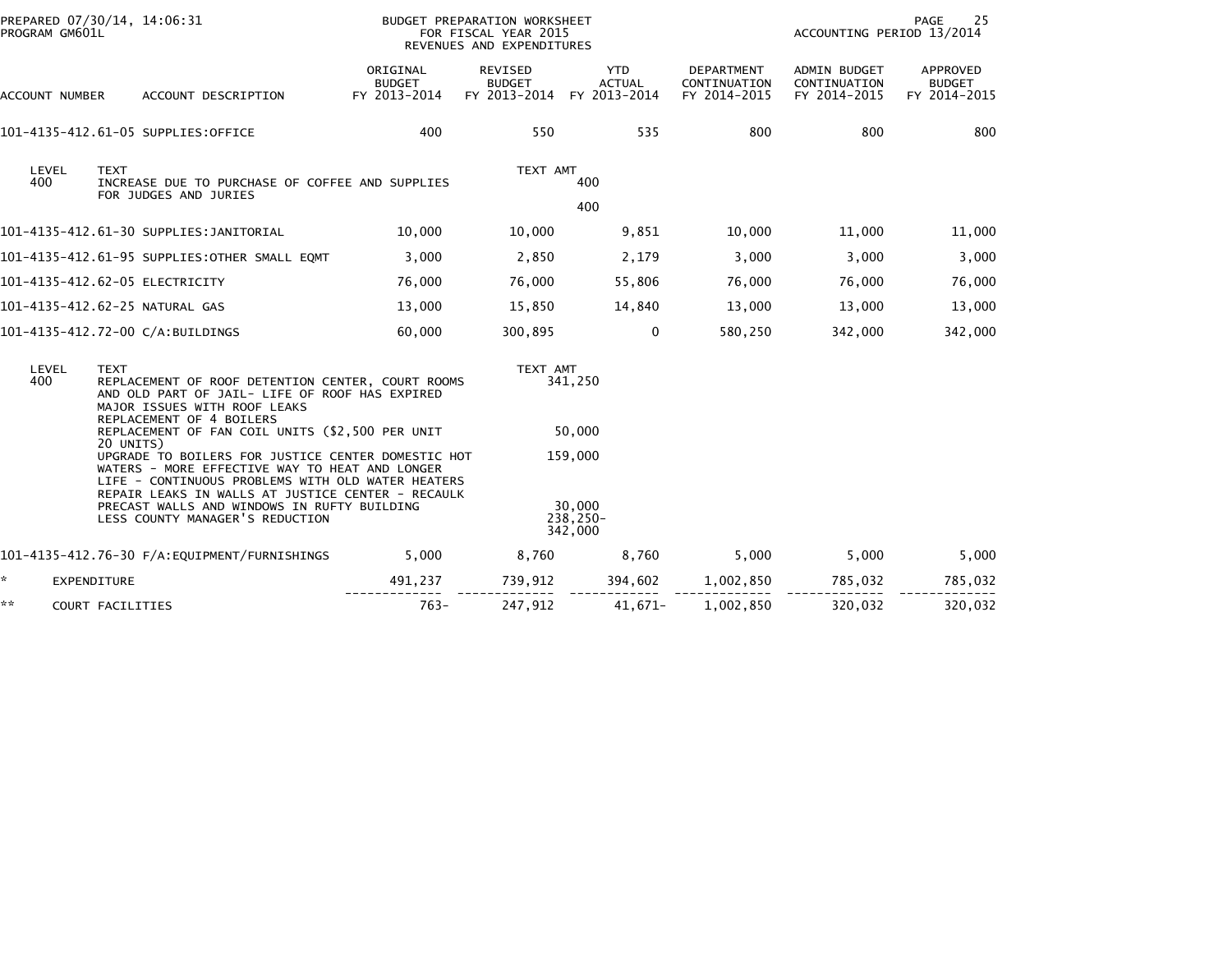BUDGET PREPARATION WORKSHEET
FOR FISCAL YEAR 2015
REVENUES AND EXPENDITURES

PREPARED 07/30/14, 14:06:31
PROGRAM GM601L

ACCOUNTING PERIOD 13/2014

| ACCOUNT NUMBER | ACCOUNT DESCRIPTION | ORIGINAL BUDGET FY 2013-2014 | REVISED BUDGET FY 2013-2014 | YTD ACTUAL FY 2013-2014 | DEPARTMENT CONTINUATION FY 2014-2015 | ADMIN BUDGET CONTINUATION FY 2014-2015 | APPROVED BUDGET FY 2014-2015 |
|---|---|---|---|---|---|---|---|
| 101-4135-412.61-05 | SUPPLIES:OFFICE | 400 | 550 | 535 | 800 | 800 | 800 |

| LEVEL | TEXT | TEXT AMT |
|---|---|---|
| 400 | INCREASE DUE TO PURCHASE OF COFFEE AND SUPPLIES FOR JUDGES AND JURIES | 400 |
| | | 400 |

| ACCOUNT NUMBER | ACCOUNT DESCRIPTION | ORIGINAL BUDGET FY 2013-2014 | REVISED BUDGET FY 2013-2014 | YTD ACTUAL FY 2013-2014 | DEPARTMENT CONTINUATION FY 2014-2015 | ADMIN BUDGET CONTINUATION FY 2014-2015 | APPROVED BUDGET FY 2014-2015 |
|---|---|---|---|---|---|---|---|
| 101-4135-412.61-30 | SUPPLIES:JANITORIAL | 10,000 | 10,000 | 9,851 | 10,000 | 11,000 | 11,000 |
| 101-4135-412.61-95 | SUPPLIES:OTHER SMALL EQMT | 3,000 | 2,850 | 2,179 | 3,000 | 3,000 | 3,000 |
| 101-4135-412.62-05 | ELECTRICITY | 76,000 | 76,000 | 55,806 | 76,000 | 76,000 | 76,000 |
| 101-4135-412.62-25 | NATURAL GAS | 13,000 | 15,850 | 14,840 | 13,000 | 13,000 | 13,000 |
| 101-4135-412.72-00 | C/A:BUILDINGS | 60,000 | 300,895 | 0 | 580,250 | 342,000 | 342,000 |

| LEVEL | TEXT | TEXT AMT |
|---|---|---|
| 400 | REPLACEMENT OF ROOF DETENTION CENTER, COURT ROOMS AND OLD PART OF JAIL- LIFE OF ROOF HAS EXPIRED MAJOR ISSUES WITH ROOF LEAKS | 341,250 |
| | REPLACEMENT OF 4 BOILERS REPLACEMENT OF FAN COIL UNITS ($2,500 PER UNIT 20 UNITS) | 50,000 |
| | UPGRADE TO BOILERS FOR JUSTICE CENTER DOMESTIC HOT WATERS - MORE EFFECTIVE WAY TO HEAT AND LONGER LIFE - CONTINUOUS PROBLEMS WITH OLD WATER HEATERS | 159,000 |
| | REPAIR LEAKS IN WALLS AT JUSTICE CENTER - RECAULK PRECAST WALLS AND WINDOWS IN RUFTY BUILDING | 30,000 |
| | LESS COUNTY MANAGER'S REDUCTION | 238,250- |
| | | 342,000 |

| ACCOUNT NUMBER | ACCOUNT DESCRIPTION | ORIGINAL BUDGET FY 2013-2014 | REVISED BUDGET FY 2013-2014 | YTD ACTUAL FY 2013-2014 | DEPARTMENT CONTINUATION FY 2014-2015 | ADMIN BUDGET CONTINUATION FY 2014-2015 | APPROVED BUDGET FY 2014-2015 |
|---|---|---|---|---|---|---|---|
| 101-4135-412.76-30 | F/A:EQUIPMENT/FURNISHINGS | 5,000 | 8,760 | 8,760 | 5,000 | 5,000 | 5,000 |
| * | EXPENDITURE | 491,237 | 739,912 | 394,602 | 1,002,850 | 785,032 | 785,032 |
| ** | COURT FACILITIES | 763- | 247,912 | 41,671- | 1,002,850 | 320,032 | 320,032 |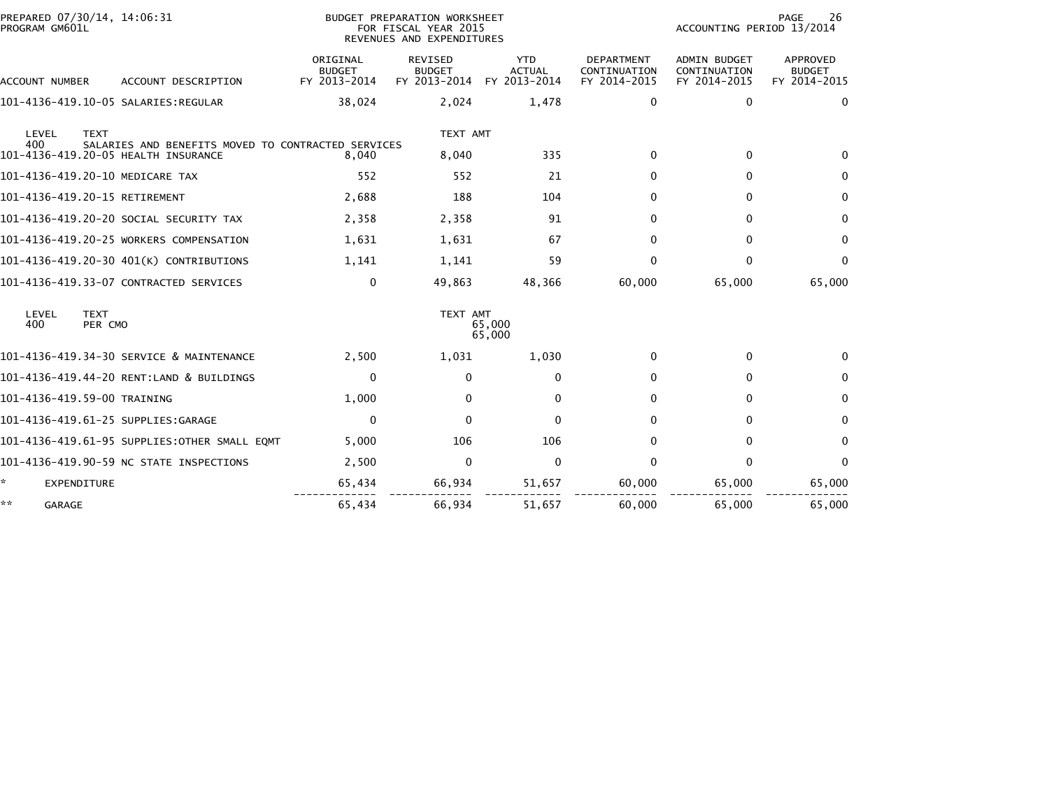BUDGET PREPARATION WORKSHEET
FOR FISCAL YEAR 2015
REVENUES AND EXPENDITURES

PREPARED 07/30/14, 14:06:31
PROGRAM GM601L

ACCOUNTING PERIOD 13/2014

| ACCOUNT NUMBER | ACCOUNT DESCRIPTION | ORIGINAL BUDGET FY 2013-2014 | REVISED BUDGET FY 2013-2014 | YTD ACTUAL FY 2013-2014 | DEPARTMENT CONTINUATION FY 2014-2015 | ADMIN BUDGET CONTINUATION FY 2014-2015 | APPROVED BUDGET FY 2014-2015 |
|---|---|---|---|---|---|---|---|
| 101-4136-419.10-05 | SALARIES:REGULAR | 38,024 | 2,024 | 1,478 | 0 | 0 | 0 |
| LEVEL 400 | TEXT: SALARIES AND BENEFITS MOVED TO CONTRACTED SERVICES | | TEXT AMT | | | | |
| 101-4136-419.20-05 | HEALTH INSURANCE | 8,040 | 8,040 | 335 | 0 | 0 | 0 |
| 101-4136-419.20-10 | MEDICARE TAX | 552 | 552 | 21 | 0 | 0 | 0 |
| 101-4136-419.20-15 | RETIREMENT | 2,688 | 188 | 104 | 0 | 0 | 0 |
| 101-4136-419.20-20 | SOCIAL SECURITY TAX | 2,358 | 2,358 | 91 | 0 | 0 | 0 |
| 101-4136-419.20-25 | WORKERS COMPENSATION | 1,631 | 1,631 | 67 | 0 | 0 | 0 |
| 101-4136-419.20-30 | 401(K) CONTRIBUTIONS | 1,141 | 1,141 | 59 | 0 | 0 | 0 |
| 101-4136-419.33-07 | CONTRACTED SERVICES | 0 | 49,863 | 48,366 | 60,000 | 65,000 | 65,000 |
| LEVEL 400 | TEXT: PER CMO | | TEXT AMT | 65,000<br>65,000 | | | |
| 101-4136-419.34-30 | SERVICE & MAINTENANCE | 2,500 | 1,031 | 1,030 | 0 | 0 | 0 |
| 101-4136-419.44-20 | RENT:LAND & BUILDINGS | 0 | 0 | 0 | 0 | 0 | 0 |
| 101-4136-419.59-00 | TRAINING | 1,000 | 0 | 0 | 0 | 0 | 0 |
| 101-4136-419.61-25 | SUPPLIES:GARAGE | 0 | 0 | 0 | 0 | 0 | 0 |
| 101-4136-419.61-95 | SUPPLIES:OTHER SMALL EQMT | 5,000 | 106 | 106 | 0 | 0 | 0 |
| 101-4136-419.90-59 | NC STATE INSPECTIONS | 2,500 | 0 | 0 | 0 | 0 | 0 |
| * | EXPENDITURE | 65,434 | 66,934 | 51,657 | 60,000 | 65,000 | 65,000 |
| ** | GARAGE | 65,434 | 66,934 | 51,657 | 60,000 | 65,000 | 65,000 |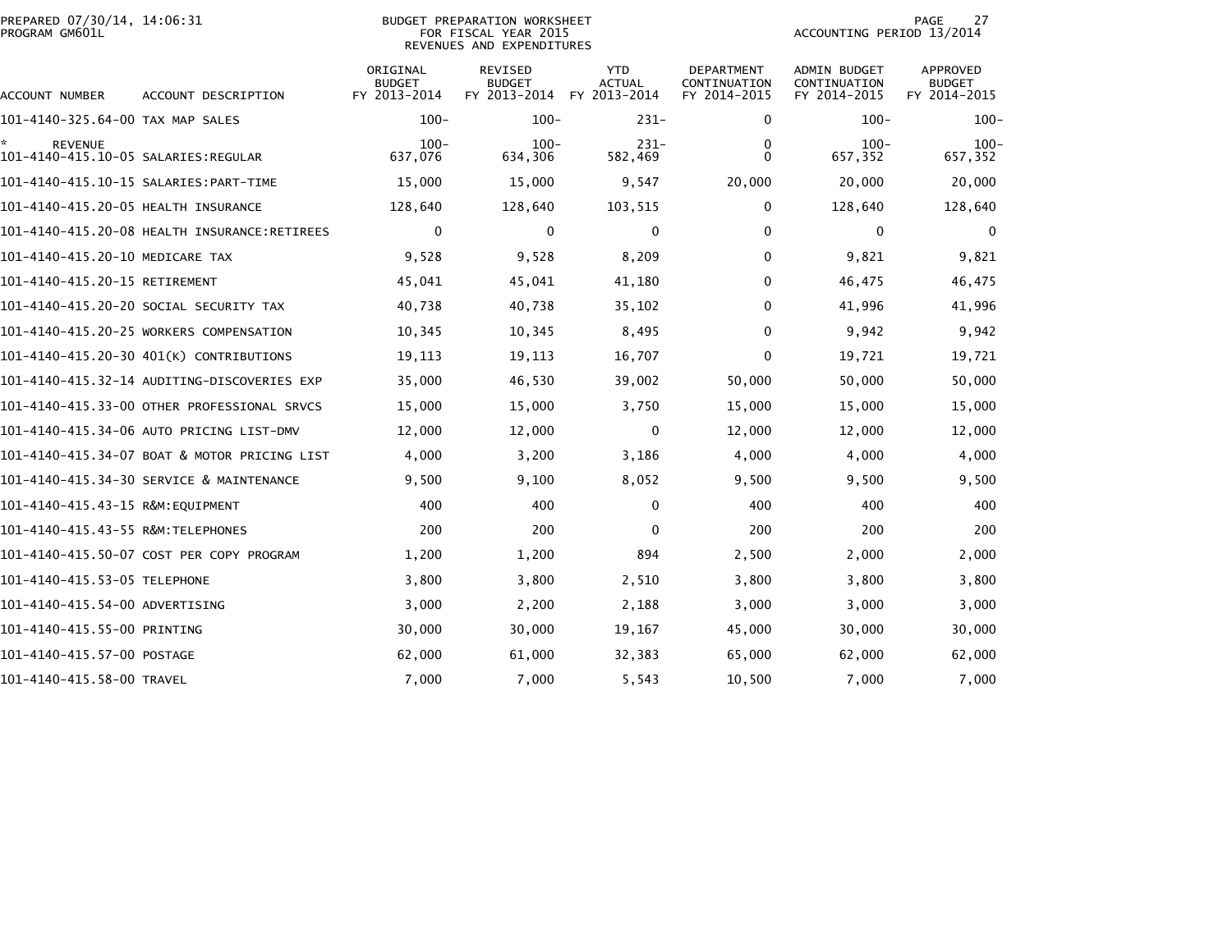BUDGET PREPARATION WORKSHEET
FOR FISCAL YEAR 2015
REVENUES AND EXPENDITURES

PREPARED 07/30/14, 14:06:31
PROGRAM GM601L

ACCOUNTING PERIOD 13/2014

| ACCOUNT NUMBER | ACCOUNT DESCRIPTION | ORIGINAL BUDGET FY 2013-2014 | REVISED BUDGET FY 2013-2014 | YTD ACTUAL FY 2013-2014 | DEPARTMENT CONTINUATION FY 2014-2015 | ADMIN BUDGET CONTINUATION FY 2014-2015 | APPROVED BUDGET FY 2014-2015 |
|---|---|---|---|---|---|---|---|
| 101-4140-325.64-00 | TAX MAP SALES | 100- | 100- | 231- | 0 | 100- | 100- |
| * | REVENUE | 100- | 100- | 231- | 0 | 100- | 100- |
| 101-4140-415.10-05 | SALARIES:REGULAR | 637,076 | 634,306 | 582,469 | 0 | 657,352 | 657,352 |
| 101-4140-415.10-15 | SALARIES:PART-TIME | 15,000 | 15,000 | 9,547 | 20,000 | 20,000 | 20,000 |
| 101-4140-415.20-05 | HEALTH INSURANCE | 128,640 | 128,640 | 103,515 | 0 | 128,640 | 128,640 |
| 101-4140-415.20-08 | HEALTH INSURANCE:RETIREES | 0 | 0 | 0 | 0 | 0 | 0 |
| 101-4140-415.20-10 | MEDICARE TAX | 9,528 | 9,528 | 8,209 | 0 | 9,821 | 9,821 |
| 101-4140-415.20-15 | RETIREMENT | 45,041 | 45,041 | 41,180 | 0 | 46,475 | 46,475 |
| 101-4140-415.20-20 | SOCIAL SECURITY TAX | 40,738 | 40,738 | 35,102 | 0 | 41,996 | 41,996 |
| 101-4140-415.20-25 | WORKERS COMPENSATION | 10,345 | 10,345 | 8,495 | 0 | 9,942 | 9,942 |
| 101-4140-415.20-30 | 401(K) CONTRIBUTIONS | 19,113 | 19,113 | 16,707 | 0 | 19,721 | 19,721 |
| 101-4140-415.32-14 | AUDITING-DISCOVERIES EXP | 35,000 | 46,530 | 39,002 | 50,000 | 50,000 | 50,000 |
| 101-4140-415.33-00 | OTHER PROFESSIONAL SRVCS | 15,000 | 15,000 | 3,750 | 15,000 | 15,000 | 15,000 |
| 101-4140-415.34-06 | AUTO PRICING LIST-DMV | 12,000 | 12,000 | 0 | 12,000 | 12,000 | 12,000 |
| 101-4140-415.34-07 | BOAT & MOTOR PRICING LIST | 4,000 | 3,200 | 3,186 | 4,000 | 4,000 | 4,000 |
| 101-4140-415.34-30 | SERVICE & MAINTENANCE | 9,500 | 9,100 | 8,052 | 9,500 | 9,500 | 9,500 |
| 101-4140-415.43-15 | R&M:EQUIPMENT | 400 | 400 | 0 | 400 | 400 | 400 |
| 101-4140-415.43-55 | R&M:TELEPHONES | 200 | 200 | 0 | 200 | 200 | 200 |
| 101-4140-415.50-07 | COST PER COPY PROGRAM | 1,200 | 1,200 | 894 | 2,500 | 2,000 | 2,000 |
| 101-4140-415.53-05 | TELEPHONE | 3,800 | 3,800 | 2,510 | 3,800 | 3,800 | 3,800 |
| 101-4140-415.54-00 | ADVERTISING | 3,000 | 2,200 | 2,188 | 3,000 | 3,000 | 3,000 |
| 101-4140-415.55-00 | PRINTING | 30,000 | 30,000 | 19,167 | 45,000 | 30,000 | 30,000 |
| 101-4140-415.57-00 | POSTAGE | 62,000 | 61,000 | 32,383 | 65,000 | 62,000 | 62,000 |
| 101-4140-415.58-00 | TRAVEL | 7,000 | 7,000 | 5,543 | 10,500 | 7,000 | 7,000 |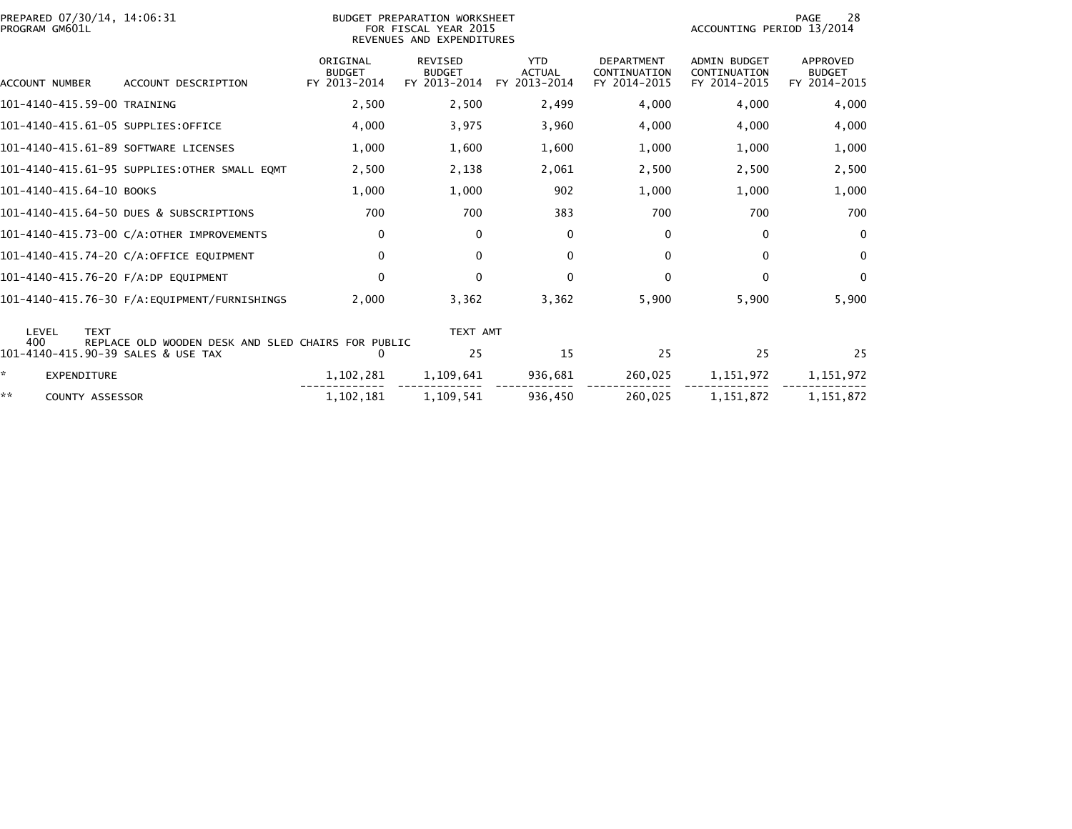PREPARED 07/30/14, 14:06:31
PROGRAM GM601L

BUDGET PREPARATION WORKSHEET
FOR FISCAL YEAR 2015
REVENUES AND EXPENDITURES

ACCOUNTING PERIOD 13/2014

| ACCOUNT NUMBER | ACCOUNT DESCRIPTION | ORIGINAL BUDGET FY 2013-2014 | REVISED BUDGET FY 2013-2014 | YTD ACTUAL FY 2013-2014 | DEPARTMENT CONTINUATION FY 2014-2015 | ADMIN BUDGET CONTINUATION FY 2014-2015 | APPROVED BUDGET FY 2014-2015 |
|---|---|---|---|---|---|---|---|
| 101-4140-415.59-00 | TRAINING | 2,500 | 2,500 | 2,499 | 4,000 | 4,000 | 4,000 |
| 101-4140-415.61-05 | SUPPLIES:OFFICE | 4,000 | 3,975 | 3,960 | 4,000 | 4,000 | 4,000 |
| 101-4140-415.61-89 | SOFTWARE LICENSES | 1,000 | 1,600 | 1,600 | 1,000 | 1,000 | 1,000 |
| 101-4140-415.61-95 | SUPPLIES:OTHER SMALL EQMT | 2,500 | 2,138 | 2,061 | 2,500 | 2,500 | 2,500 |
| 101-4140-415.64-10 | BOOKS | 1,000 | 1,000 | 902 | 1,000 | 1,000 | 1,000 |
| 101-4140-415.64-50 | DUES & SUBSCRIPTIONS | 700 | 700 | 383 | 700 | 700 | 700 |
| 101-4140-415.73-00 | C/A:OTHER IMPROVEMENTS | 0 | 0 | 0 | 0 | 0 | 0 |
| 101-4140-415.74-20 | C/A:OFFICE EQUIPMENT | 0 | 0 | 0 | 0 | 0 | 0 |
| 101-4140-415.76-20 | F/A:DP EQUIPMENT | 0 | 0 | 0 | 0 | 0 | 0 |
| 101-4140-415.76-30 | F/A:EQUIPMENT/FURNISHINGS | 2,000 | 3,362 | 3,362 | 5,900 | 5,900 | 5,900 |
| LEVEL 400 | TEXT: REPLACE OLD WOODEN DESK AND SLED CHAIRS FOR PUBLIC | | TEXT AMT | | | | |
| 101-4140-415.90-39 | SALES & USE TAX | 0 | 25 | 15 | 25 | 25 | 25 |
| * | EXPENDITURE | 1,102,281 | 1,109,641 | 936,681 | 260,025 | 1,151,972 | 1,151,972 |
| ** | COUNTY ASSESSOR | 1,102,181 | 1,109,541 | 936,450 | 260,025 | 1,151,872 | 1,151,872 |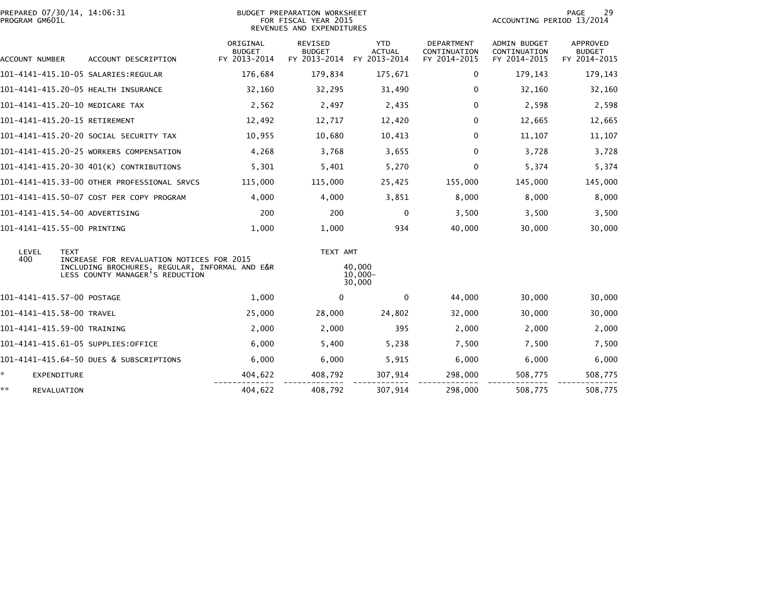PREPARED 07/30/14, 14:06:31
PROGRAM GM601L

BUDGET PREPARATION WORKSHEET
FOR FISCAL YEAR 2015
REVENUES AND EXPENDITURES

ACCOUNTING PERIOD 13/2014

| ACCOUNT NUMBER | ACCOUNT DESCRIPTION | ORIGINAL BUDGET FY 2013-2014 | REVISED BUDGET FY 2013-2014 | YTD ACTUAL FY 2013-2014 | DEPARTMENT CONTINUATION FY 2014-2015 | ADMIN BUDGET CONTINUATION FY 2014-2015 | APPROVED BUDGET FY 2014-2015 |
|---|---|---|---|---|---|---|---|
| 101-4141-415.10-05 | SALARIES:REGULAR | 176,684 | 179,834 | 175,671 | 0 | 179,143 | 179,143 |
| 101-4141-415.20-05 | HEALTH INSURANCE | 32,160 | 32,295 | 31,490 | 0 | 32,160 | 32,160 |
| 101-4141-415.20-10 | MEDICARE TAX | 2,562 | 2,497 | 2,435 | 0 | 2,598 | 2,598 |
| 101-4141-415.20-15 | RETIREMENT | 12,492 | 12,717 | 12,420 | 0 | 12,665 | 12,665 |
| 101-4141-415.20-20 | SOCIAL SECURITY TAX | 10,955 | 10,680 | 10,413 | 0 | 11,107 | 11,107 |
| 101-4141-415.20-25 | WORKERS COMPENSATION | 4,268 | 3,768 | 3,655 | 0 | 3,728 | 3,728 |
| 101-4141-415.20-30 | 401(K) CONTRIBUTIONS | 5,301 | 5,401 | 5,270 | 0 | 5,374 | 5,374 |
| 101-4141-415.33-00 | OTHER PROFESSIONAL SRVCS | 115,000 | 115,000 | 25,425 | 155,000 | 145,000 | 145,000 |
| 101-4141-415.50-07 | COST PER COPY PROGRAM | 4,000 | 4,000 | 3,851 | 8,000 | 8,000 | 8,000 |
| 101-4141-415.54-00 | ADVERTISING | 200 | 200 | 0 | 3,500 | 3,500 | 3,500 |
| 101-4141-415.55-00 | PRINTING | 1,000 | 1,000 | 934 | 40,000 | 30,000 | 30,000 |

| LEVEL | TEXT | TEXT AMT |
|---|---|---|
| 400 | INCREASE FOR REVALUATION NOTICES FOR 2015 | |
| | INCLUDING BROCHURES, REGULAR, INFORMAL AND E&R | 40,000 |
| | LESS COUNTY MANAGER'S REDUCTION | 10,000- |
| | | 30,000 |

| ACCOUNT NUMBER | ACCOUNT DESCRIPTION | ORIGINAL BUDGET FY 2013-2014 | REVISED BUDGET FY 2013-2014 | YTD ACTUAL FY 2013-2014 | DEPARTMENT CONTINUATION FY 2014-2015 | ADMIN BUDGET CONTINUATION FY 2014-2015 | APPROVED BUDGET FY 2014-2015 |
|---|---|---|---|---|---|---|---|
| 101-4141-415.57-00 | POSTAGE | 1,000 | 0 | 0 | 44,000 | 30,000 | 30,000 |
| 101-4141-415.58-00 | TRAVEL | 25,000 | 28,000 | 24,802 | 32,000 | 30,000 | 30,000 |
| 101-4141-415.59-00 | TRAINING | 2,000 | 2,000 | 395 | 2,000 | 2,000 | 2,000 |
| 101-4141-415.61-05 | SUPPLIES:OFFICE | 6,000 | 5,400 | 5,238 | 7,500 | 7,500 | 7,500 |
| 101-4141-415.64-50 | DUES & SUBSCRIPTIONS | 6,000 | 6,000 | 5,915 | 6,000 | 6,000 | 6,000 |
| * | EXPENDITURE | 404,622 | 408,792 | 307,914 | 298,000 | 508,775 | 508,775 |
| ** | REVALUATION | 404,622 | 408,792 | 307,914 | 298,000 | 508,775 | 508,775 |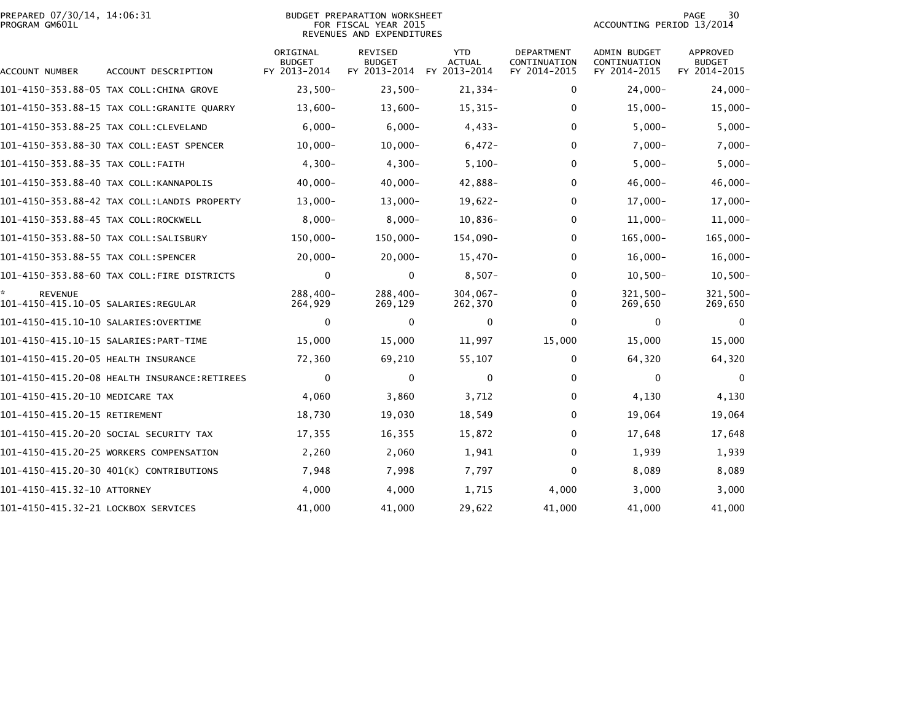BUDGET PREPARATION WORKSHEET
FOR FISCAL YEAR 2015
REVENUES AND EXPENDITURES

PREPARED 07/30/14, 14:06:31
PROGRAM GM601L

ACCOUNTING PERIOD 13/2014

| ACCOUNT NUMBER | ACCOUNT DESCRIPTION | ORIGINAL BUDGET FY 2013-2014 | REVISED BUDGET FY 2013-2014 | YTD ACTUAL FY 2013-2014 | DEPARTMENT CONTINUATION FY 2014-2015 | ADMIN BUDGET CONTINUATION FY 2014-2015 | APPROVED BUDGET FY 2014-2015 |
|---|---|---|---|---|---|---|---|
| 101-4150-353.88-05 | TAX COLL:CHINA GROVE | 23,500- | 23,500- | 21,334- | 0 | 24,000- | 24,000- |
| 101-4150-353.88-15 | TAX COLL:GRANITE QUARRY | 13,600- | 13,600- | 15,315- | 0 | 15,000- | 15,000- |
| 101-4150-353.88-25 | TAX COLL:CLEVELAND | 6,000- | 6,000- | 4,433- | 0 | 5,000- | 5,000- |
| 101-4150-353.88-30 | TAX COLL:EAST SPENCER | 10,000- | 10,000- | 6,472- | 0 | 7,000- | 7,000- |
| 101-4150-353.88-35 | TAX COLL:FAITH | 4,300- | 4,300- | 5,100- | 0 | 5,000- | 5,000- |
| 101-4150-353.88-40 | TAX COLL:KANNAPOLIS | 40,000- | 40,000- | 42,888- | 0 | 46,000- | 46,000- |
| 101-4150-353.88-42 | TAX COLL:LANDIS PROPERTY | 13,000- | 13,000- | 19,622- | 0 | 17,000- | 17,000- |
| 101-4150-353.88-45 | TAX COLL:ROCKWELL | 8,000- | 8,000- | 10,836- | 0 | 11,000- | 11,000- |
| 101-4150-353.88-50 | TAX COLL:SALISBURY | 150,000- | 150,000- | 154,090- | 0 | 165,000- | 165,000- |
| 101-4150-353.88-55 | TAX COLL:SPENCER | 20,000- | 20,000- | 15,470- | 0 | 16,000- | 16,000- |
| 101-4150-353.88-60 | TAX COLL:FIRE DISTRICTS | 0 | 0 | 8,507- | 0 | 10,500- | 10,500- |
| * REVENUE | | 288,400- | 288,400- | 304,067- | 0 | 321,500- | 321,500- |
| 101-4150-415.10-05 | SALARIES:REGULAR | 264,929 | 269,129 | 262,370 | 0 | 269,650 | 269,650 |
| 101-4150-415.10-10 | SALARIES:OVERTIME | 0 | 0 | 0 | 0 | 0 | 0 |
| 101-4150-415.10-15 | SALARIES:PART-TIME | 15,000 | 15,000 | 11,997 | 15,000 | 15,000 | 15,000 |
| 101-4150-415.20-05 | HEALTH INSURANCE | 72,360 | 69,210 | 55,107 | 0 | 64,320 | 64,320 |
| 101-4150-415.20-08 | HEALTH INSURANCE:RETIREES | 0 | 0 | 0 | 0 | 0 | 0 |
| 101-4150-415.20-10 | MEDICARE TAX | 4,060 | 3,860 | 3,712 | 0 | 4,130 | 4,130 |
| 101-4150-415.20-15 | RETIREMENT | 18,730 | 19,030 | 18,549 | 0 | 19,064 | 19,064 |
| 101-4150-415.20-20 | SOCIAL SECURITY TAX | 17,355 | 16,355 | 15,872 | 0 | 17,648 | 17,648 |
| 101-4150-415.20-25 | WORKERS COMPENSATION | 2,260 | 2,060 | 1,941 | 0 | 1,939 | 1,939 |
| 101-4150-415.20-30 | 401(K) CONTRIBUTIONS | 7,948 | 7,998 | 7,797 | 0 | 8,089 | 8,089 |
| 101-4150-415.32-10 | ATTORNEY | 4,000 | 4,000 | 1,715 | 4,000 | 3,000 | 3,000 |
| 101-4150-415.32-21 | LOCKBOX SERVICES | 41,000 | 41,000 | 29,622 | 41,000 | 41,000 | 41,000 |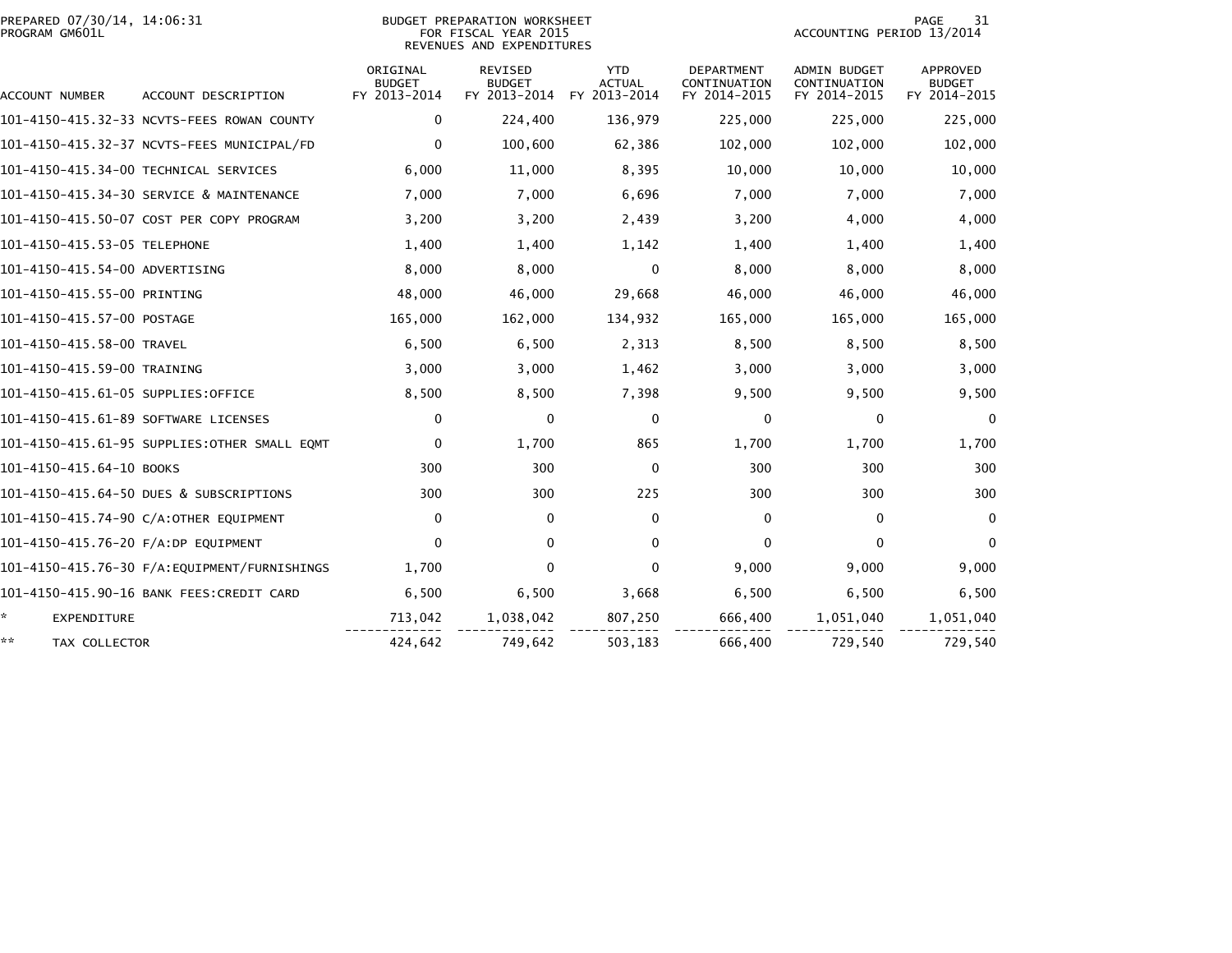BUDGET PREPARATION WORKSHEET
FOR FISCAL YEAR 2015
REVENUES AND EXPENDITURES

PREPARED 07/30/14, 14:06:31
PROGRAM GM601L

ACCOUNTING PERIOD 13/2014

| ACCOUNT NUMBER | ACCOUNT DESCRIPTION | ORIGINAL BUDGET FY 2013-2014 | REVISED BUDGET FY 2013-2014 | YTD ACTUAL FY 2013-2014 | DEPARTMENT CONTINUATION FY 2014-2015 | ADMIN BUDGET CONTINUATION FY 2014-2015 | APPROVED BUDGET FY 2014-2015 |
|---|---|---|---|---|---|---|---|
| 101-4150-415.32-33 | NCVTS-FEES ROWAN COUNTY | 0 | 224,400 | 136,979 | 225,000 | 225,000 | 225,000 |
| 101-4150-415.32-37 | NCVTS-FEES MUNICIPAL/FD | 0 | 100,600 | 62,386 | 102,000 | 102,000 | 102,000 |
| 101-4150-415.34-00 | TECHNICAL SERVICES | 6,000 | 11,000 | 8,395 | 10,000 | 10,000 | 10,000 |
| 101-4150-415.34-30 | SERVICE & MAINTENANCE | 7,000 | 7,000 | 6,696 | 7,000 | 7,000 | 7,000 |
| 101-4150-415.50-07 | COST PER COPY PROGRAM | 3,200 | 3,200 | 2,439 | 3,200 | 4,000 | 4,000 |
| 101-4150-415.53-05 | TELEPHONE | 1,400 | 1,400 | 1,142 | 1,400 | 1,400 | 1,400 |
| 101-4150-415.54-00 | ADVERTISING | 8,000 | 8,000 | 0 | 8,000 | 8,000 | 8,000 |
| 101-4150-415.55-00 | PRINTING | 48,000 | 46,000 | 29,668 | 46,000 | 46,000 | 46,000 |
| 101-4150-415.57-00 | POSTAGE | 165,000 | 162,000 | 134,932 | 165,000 | 165,000 | 165,000 |
| 101-4150-415.58-00 | TRAVEL | 6,500 | 6,500 | 2,313 | 8,500 | 8,500 | 8,500 |
| 101-4150-415.59-00 | TRAINING | 3,000 | 3,000 | 1,462 | 3,000 | 3,000 | 3,000 |
| 101-4150-415.61-05 | SUPPLIES:OFFICE | 8,500 | 8,500 | 7,398 | 9,500 | 9,500 | 9,500 |
| 101-4150-415.61-89 | SOFTWARE LICENSES | 0 | 0 | 0 | 0 | 0 | 0 |
| 101-4150-415.61-95 | SUPPLIES:OTHER SMALL EQMT | 0 | 1,700 | 865 | 1,700 | 1,700 | 1,700 |
| 101-4150-415.64-10 | BOOKS | 300 | 300 | 0 | 300 | 300 | 300 |
| 101-4150-415.64-50 | DUES & SUBSCRIPTIONS | 300 | 300 | 225 | 300 | 300 | 300 |
| 101-4150-415.74-90 | C/A:OTHER EQUIPMENT | 0 | 0 | 0 | 0 | 0 | 0 |
| 101-4150-415.76-20 | F/A:DP EQUIPMENT | 0 | 0 | 0 | 0 | 0 | 0 |
| 101-4150-415.76-30 | F/A:EQUIPMENT/FURNISHINGS | 1,700 | 0 | 0 | 9,000 | 9,000 | 9,000 |
| 101-4150-415.90-16 | BANK FEES:CREDIT CARD | 6,500 | 6,500 | 3,668 | 6,500 | 6,500 | 6,500 |
| * | EXPENDITURE | 713,042 | 1,038,042 | 807,250 | 666,400 | 1,051,040 | 1,051,040 |
| ** | TAX COLLECTOR | 424,642 | 749,642 | 503,183 | 666,400 | 729,540 | 729,540 |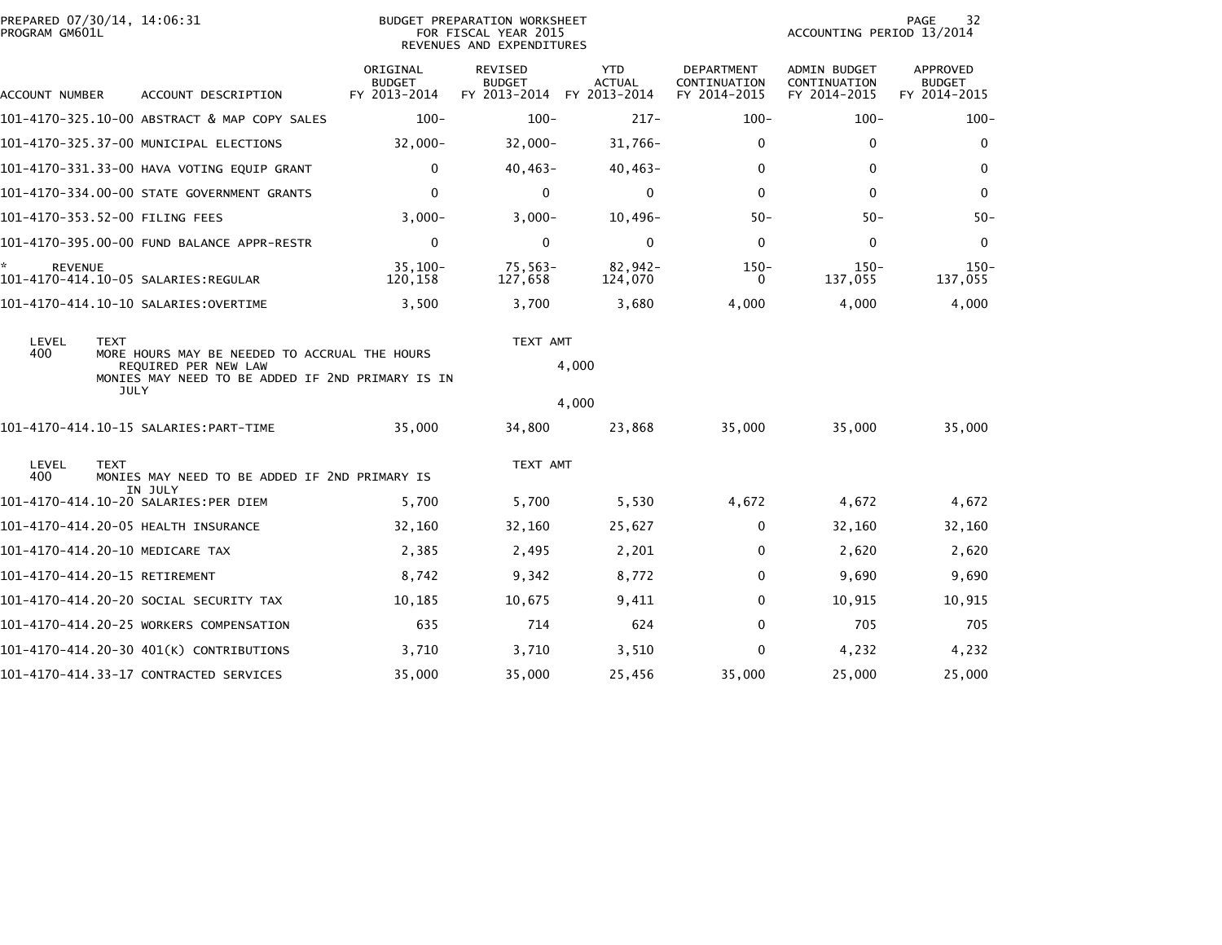PREPARED 07/30/14, 14:06:31
PROGRAM GM601L

BUDGET PREPARATION WORKSHEET
FOR FISCAL YEAR 2015
REVENUES AND EXPENDITURES

ACCOUNTING PERIOD 13/2014

| ACCOUNT NUMBER | ACCOUNT DESCRIPTION | ORIGINAL BUDGET FY 2013-2014 | REVISED BUDGET FY 2013-2014 | YTD ACTUAL FY 2013-2014 | DEPARTMENT CONTINUATION FY 2014-2015 | ADMIN BUDGET CONTINUATION FY 2014-2015 | APPROVED BUDGET FY 2014-2015 |
|---|---|---|---|---|---|---|---|
| 101-4170-325.10-00 | ABSTRACT & MAP COPY SALES | 100- | 100- | 217- | 100- | 100- | 100- |
| 101-4170-325.37-00 | MUNICIPAL ELECTIONS | 32,000- | 32,000- | 31,766- | 0 | 0 | 0 |
| 101-4170-331.33-00 | HAVA VOTING EQUIP GRANT | 0 | 40,463- | 40,463- | 0 | 0 | 0 |
| 101-4170-334.00-00 | STATE GOVERNMENT GRANTS | 0 | 0 | 0 | 0 | 0 | 0 |
| 101-4170-353.52-00 | FILING FEES | 3,000- | 3,000- | 10,496- | 50- | 50- | 50- |
| 101-4170-395.00-00 | FUND BALANCE APPR-RESTR | 0 | 0 | 0 | 0 | 0 | 0 |
| * REVENUE | | 35,100- | 75,563- | 82,942- | 150- | 150- | 150- |
| 101-4170-414.10-05 | SALARIES:REGULAR | 120,158 | 127,658 | 124,070 | 0 | 137,055 | 137,055 |
| 101-4170-414.10-10 | SALARIES:OVERTIME | 3,500 | 3,700 | 3,680 | 4,000 | 4,000 | 4,000 |

| LEVEL | TEXT | TEXT AMT |
|---|---|---|
| 400 | MORE HOURS MAY BE NEEDED TO ACCRUAL THE HOURS REQUIRED PER NEW LAW | 4,000 |
| | MONIES MAY NEED TO BE ADDED IF 2ND PRIMARY IS IN JULY | |
| | | 4,000 |

| ACCOUNT NUMBER | ACCOUNT DESCRIPTION | ORIGINAL BUDGET FY 2013-2014 | REVISED BUDGET FY 2013-2014 | YTD ACTUAL FY 2013-2014 | DEPARTMENT CONTINUATION FY 2014-2015 | ADMIN BUDGET CONTINUATION FY 2014-2015 | APPROVED BUDGET FY 2014-2015 |
|---|---|---|---|---|---|---|---|
| 101-4170-414.10-15 | SALARIES:PART-TIME | 35,000 | 34,800 | 23,868 | 35,000 | 35,000 | 35,000 |

| LEVEL | TEXT | TEXT AMT |
|---|---|---|
| 400 | MONIES MAY NEED TO BE ADDED IF 2ND PRIMARY IS IN JULY | |

| ACCOUNT NUMBER | ACCOUNT DESCRIPTION | ORIGINAL BUDGET FY 2013-2014 | REVISED BUDGET FY 2013-2014 | YTD ACTUAL FY 2013-2014 | DEPARTMENT CONTINUATION FY 2014-2015 | ADMIN BUDGET CONTINUATION FY 2014-2015 | APPROVED BUDGET FY 2014-2015 |
|---|---|---|---|---|---|---|---|
| 101-4170-414.10-20 | SALARIES:PER DIEM | 5,700 | 5,700 | 5,530 | 4,672 | 4,672 | 4,672 |
| 101-4170-414.20-05 | HEALTH INSURANCE | 32,160 | 32,160 | 25,627 | 0 | 32,160 | 32,160 |
| 101-4170-414.20-10 | MEDICARE TAX | 2,385 | 2,495 | 2,201 | 0 | 2,620 | 2,620 |
| 101-4170-414.20-15 | RETIREMENT | 8,742 | 9,342 | 8,772 | 0 | 9,690 | 9,690 |
| 101-4170-414.20-20 | SOCIAL SECURITY TAX | 10,185 | 10,675 | 9,411 | 0 | 10,915 | 10,915 |
| 101-4170-414.20-25 | WORKERS COMPENSATION | 635 | 714 | 624 | 0 | 705 | 705 |
| 101-4170-414.20-30 | 401(K) CONTRIBUTIONS | 3,710 | 3,710 | 3,510 | 0 | 4,232 | 4,232 |
| 101-4170-414.33-17 | CONTRACTED SERVICES | 35,000 | 35,000 | 25,456 | 35,000 | 25,000 | 25,000 |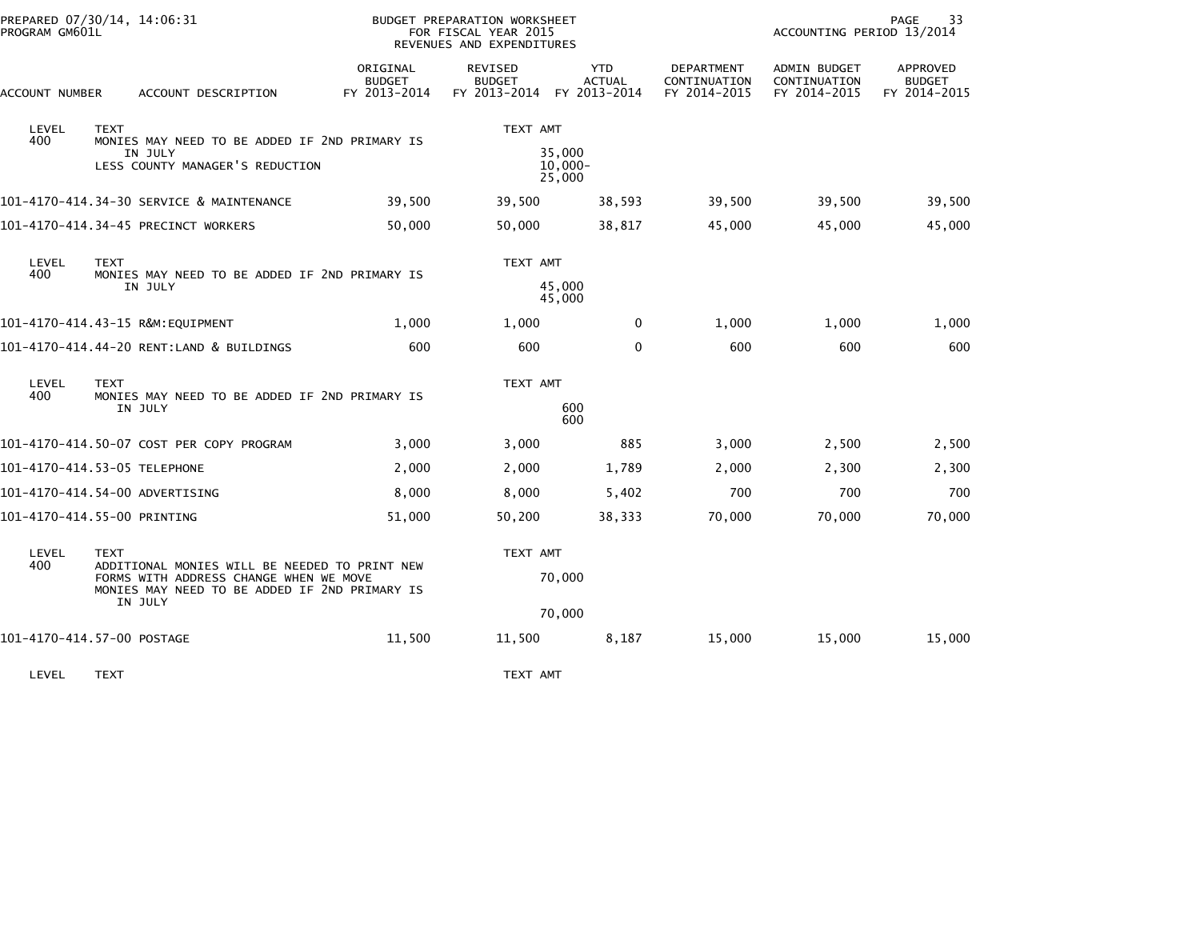BUDGET PREPARATION WORKSHEET
FOR FISCAL YEAR 2015
REVENUES AND EXPENDITURES

| ACCOUNT NUMBER | ACCOUNT DESCRIPTION | ORIGINAL BUDGET FY 2013-2014 | REVISED BUDGET FY 2013-2014 | YTD ACTUAL FY 2013-2014 | DEPARTMENT CONTINUATION FY 2014-2015 | ADMIN BUDGET CONTINUATION FY 2014-2015 | APPROVED BUDGET FY 2014-2015 |
|---|---|---|---|---|---|---|---|
| LEVEL 400 | TEXT<br>MONIES MAY NEED TO BE ADDED IF 2ND PRIMARY IS IN JULY<br>LESS COUNTY MANAGER'S REDUCTION | | TEXT AMT<br>35,000<br>10,000-<br>25,000 | | | | |
| 101-4170-414.34-30 | SERVICE & MAINTENANCE | 39,500 | 39,500 | 38,593 | 39,500 | 39,500 | 39,500 |
| 101-4170-414.34-45 | PRECINCT WORKERS | 50,000 | 50,000 | 38,817 | 45,000 | 45,000 | 45,000 |
| LEVEL 400 | TEXT<br>MONIES MAY NEED TO BE ADDED IF 2ND PRIMARY IS IN JULY | | TEXT AMT<br>45,000<br>45,000 | | | | |
| 101-4170-414.43-15 | R&M:EQUIPMENT | 1,000 | 1,000 | 0 | 1,000 | 1,000 | 1,000 |
| 101-4170-414.44-20 | RENT:LAND & BUILDINGS | 600 | 600 | 0 | 600 | 600 | 600 |
| LEVEL 400 | TEXT<br>MONIES MAY NEED TO BE ADDED IF 2ND PRIMARY IS IN JULY | | TEXT AMT<br>600<br>600 | | | | |
| 101-4170-414.50-07 | COST PER COPY PROGRAM | 3,000 | 3,000 | 885 | 3,000 | 2,500 | 2,500 |
| 101-4170-414.53-05 | TELEPHONE | 2,000 | 2,000 | 1,789 | 2,000 | 2,300 | 2,300 |
| 101-4170-414.54-00 | ADVERTISING | 8,000 | 8,000 | 5,402 | 700 | 700 | 700 |
| 101-4170-414.55-00 | PRINTING | 51,000 | 50,200 | 38,333 | 70,000 | 70,000 | 70,000 |
| LEVEL 400 | TEXT<br>ADDITIONAL MONIES WILL BE NEEDED TO PRINT NEW FORMS WITH ADDRESS CHANGE WHEN WE MOVE<br>MONIES MAY NEED TO BE ADDED IF 2ND PRIMARY IS IN JULY | | TEXT AMT<br>70,000<br><br>70,000 | | | | |
| 101-4170-414.57-00 | POSTAGE | 11,500 | 11,500 | 8,187 | 15,000 | 15,000 | 15,000 |
| LEVEL | TEXT | | TEXT AMT | | | | |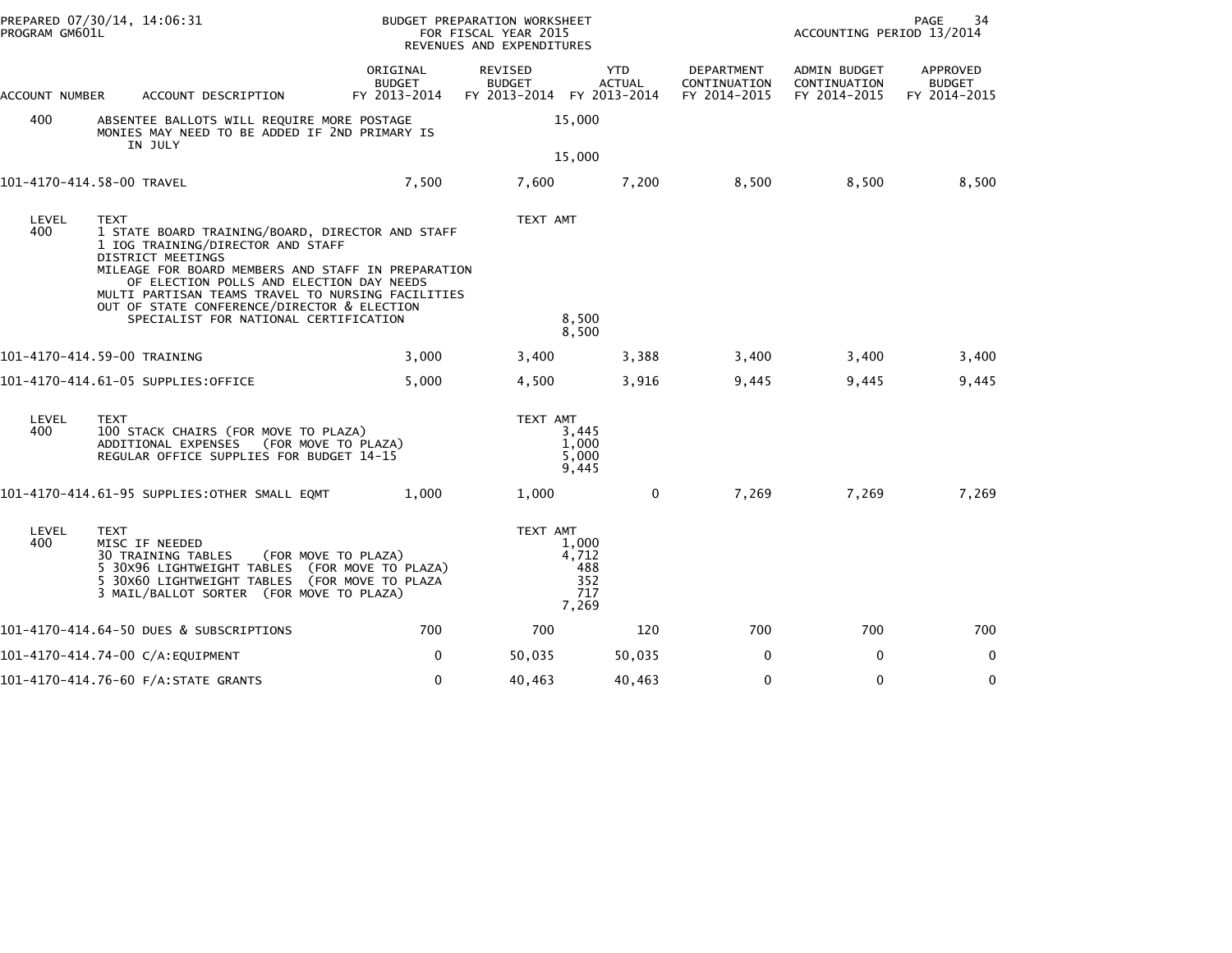BUDGET PREPARATION WORKSHEET
FOR FISCAL YEAR 2015
REVENUES AND EXPENDITURES

PREPARED 07/30/14, 14:06:31
PROGRAM GM601L

ACCOUNTING PERIOD 13/2014

| ACCOUNT NUMBER | ACCOUNT DESCRIPTION | ORIGINAL BUDGET FY 2013-2014 | REVISED BUDGET FY 2013-2014 | YTD ACTUAL FY 2013-2014 | DEPARTMENT CONTINUATION FY 2014-2015 | ADMIN BUDGET CONTINUATION FY 2014-2015 | APPROVED BUDGET FY 2014-2015 |
|---|---|---|---|---|---|---|---|
| 400 | ABSENTEE BALLOTS WILL REQUIRE MORE POSTAGE MONIES MAY NEED TO BE ADDED IF 2ND PRIMARY IS IN JULY | | 15,000 | | | | |
| | | | 15,000 | | | | |
| 101-4170-414.58-00 | TRAVEL | 7,500 | 7,600 | 7,200 | 8,500 | 8,500 | 8,500 |
| LEVEL | TEXT | | TEXT AMT | | | | |
| 400 | 1 STATE BOARD TRAINING/BOARD, DIRECTOR AND STAFF | | | | | | |
| | 1 IOG TRAINING/DIRECTOR AND STAFF | | | | | | |
| | DISTRICT MEETINGS | | | | | | |
| | MILEAGE FOR BOARD MEMBERS AND STAFF IN PREPARATION OF ELECTION POLLS AND ELECTION DAY NEEDS | | | | | | |
| | MULTI PARTISAN TEAMS TRAVEL TO NURSING FACILITIES | | | | | | |
| | OUT OF STATE CONFERENCE/DIRECTOR & ELECTION SPECIALIST FOR NATIONAL CERTIFICATION | | 8,500 | | | | |
| | | | 8,500 | | | | |
| 101-4170-414.59-00 | TRAINING | 3,000 | 3,400 | 3,388 | 3,400 | 3,400 | 3,400 |
| 101-4170-414.61-05 | SUPPLIES:OFFICE | 5,000 | 4,500 | 3,916 | 9,445 | 9,445 | 9,445 |
| LEVEL | TEXT | | TEXT AMT | | | | |
| 400 | 100 STACK CHAIRS (FOR MOVE TO PLAZA) | | 3,445 | | | | |
| | ADDITIONAL EXPENSES (FOR MOVE TO PLAZA) | | 1,000 | | | | |
| | REGULAR OFFICE SUPPLIES FOR BUDGET 14-15 | | 5,000 | | | | |
| | | | 9,445 | | | | |
| 101-4170-414.61-95 | SUPPLIES:OTHER SMALL EQMT | 1,000 | 1,000 | 0 | 7,269 | 7,269 | 7,269 |
| LEVEL | TEXT | | TEXT AMT | | | | |
| 400 | MISC IF NEEDED | | 1,000 | | | | |
| | 30 TRAINING TABLES (FOR MOVE TO PLAZA) | | 4,712 | | | | |
| | 5 30X96 LIGHTWEIGHT TABLES (FOR MOVE TO PLAZA) | | 488 | | | | |
| | 5 30X60 LIGHTWEIGHT TABLES (FOR MOVE TO PLAZA | | 352 | | | | |
| | 3 MAIL/BALLOT SORTER (FOR MOVE TO PLAZA) | | 717 | | | | |
| | | | 7,269 | | | | |
| 101-4170-414.64-50 | DUES & SUBSCRIPTIONS | 700 | 700 | 120 | 700 | 700 | 700 |
| 101-4170-414.74-00 | C/A:EQUIPMENT | 0 | 50,035 | 50,035 | 0 | 0 | 0 |
| 101-4170-414.76-60 | F/A:STATE GRANTS | 0 | 40,463 | 40,463 | 0 | 0 | 0 |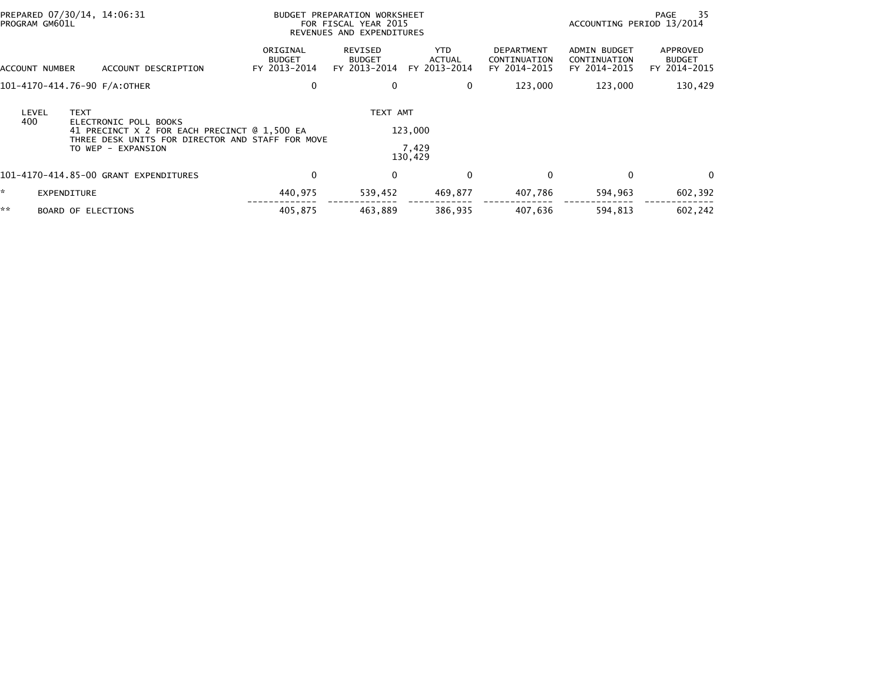PREPARED 07/30/14, 14:06:31
PROGRAM GM601L

BUDGET PREPARATION WORKSHEET
FOR FISCAL YEAR 2015
REVENUES AND EXPENDITURES

ACCOUNTING PERIOD 13/2014

| ACCOUNT NUMBER | ACCOUNT DESCRIPTION | ORIGINAL BUDGET FY 2013-2014 | REVISED BUDGET FY 2013-2014 | YTD ACTUAL FY 2013-2014 | DEPARTMENT CONTINUATION FY 2014-2015 | ADMIN BUDGET CONTINUATION FY 2014-2015 | APPROVED BUDGET FY 2014-2015 |
|---|---|---|---|---|---|---|---|
| 101-4170-414.76-90 | F/A:OTHER | 0 | 0 | 0 | 123,000 | 123,000 | 130,429 |

| LEVEL | TEXT | TEXT AMT |
|---|---|---|
| 400 | ELECTRONIC POLL BOOKS | |
| | 41 PRECINCT X 2 FOR EACH PRECINCT @ 1,500 EA | 123,000 |
| | THREE DESK UNITS FOR DIRECTOR AND STAFF FOR MOVE TO WEP - EXPANSION | 7,429 |
| | | 130,429 |

| ACCOUNT NUMBER | ACCOUNT DESCRIPTION | ORIGINAL BUDGET FY 2013-2014 | REVISED BUDGET FY 2013-2014 | YTD ACTUAL FY 2013-2014 | DEPARTMENT CONTINUATION FY 2014-2015 | ADMIN BUDGET CONTINUATION FY 2014-2015 | APPROVED BUDGET FY 2014-2015 |
|---|---|---|---|---|---|---|---|
| 101-4170-414.85-00 | GRANT EXPENDITURES | 0 | 0 | 0 | 0 | 0 | 0 |
| * | EXPENDITURE | 440,975 | 539,452 | 469,877 | 407,786 | 594,963 | 602,392 |
| ** | BOARD OF ELECTIONS | 405,875 | 463,889 | 386,935 | 407,636 | 594,813 | 602,242 |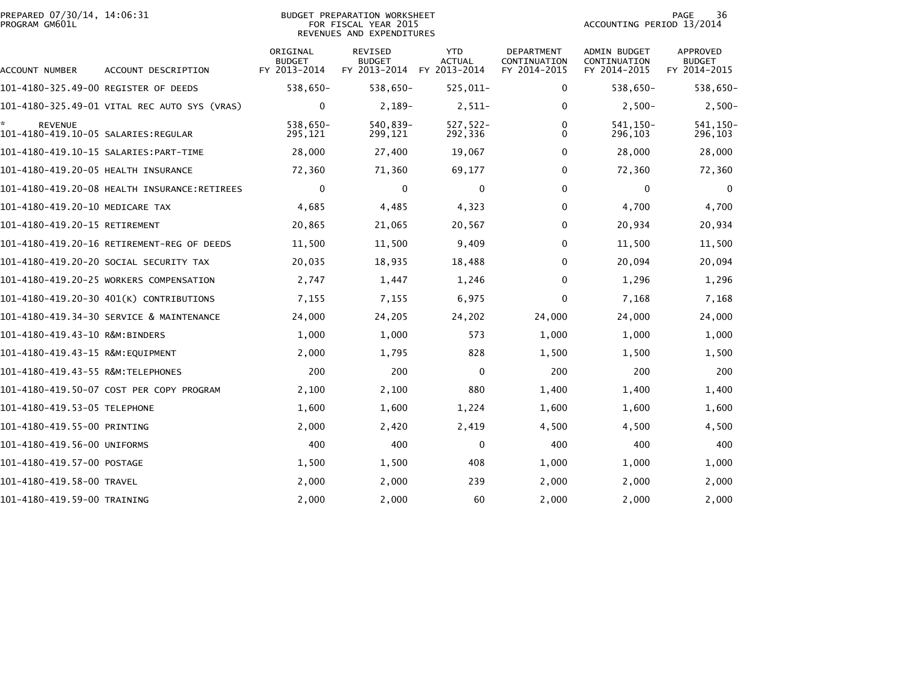PREPARED 07/30/14, 14:06:31
PROGRAM GM601L

BUDGET PREPARATION WORKSHEET
FOR FISCAL YEAR 2015
REVENUES AND EXPENDITURES

ACCOUNTING PERIOD 13/2014

| ACCOUNT NUMBER | ACCOUNT DESCRIPTION | ORIGINAL BUDGET FY 2013-2014 | REVISED BUDGET FY 2013-2014 | YTD ACTUAL FY 2013-2014 | DEPARTMENT CONTINUATION FY 2014-2015 | ADMIN BUDGET CONTINUATION FY 2014-2015 | APPROVED BUDGET FY 2014-2015 |
|---|---|---|---|---|---|---|---|
| 101-4180-325.49-00 | REGISTER OF DEEDS | 538,650- | 538,650- | 525,011- | 0 | 538,650- | 538,650- |
| 101-4180-325.49-01 | VITAL REC AUTO SYS (VRAS) | 0 | 2,189- | 2,511- | 0 | 2,500- | 2,500- |
| * REVENUE | | 538,650- | 540,839- | 527,522- | 0 | 541,150- | 541,150- |
| 101-4180-419.10-05 | SALARIES:REGULAR | 295,121 | 299,121 | 292,336 | 0 | 296,103 | 296,103 |
| 101-4180-419.10-15 | SALARIES:PART-TIME | 28,000 | 27,400 | 19,067 | 0 | 28,000 | 28,000 |
| 101-4180-419.20-05 | HEALTH INSURANCE | 72,360 | 71,360 | 69,177 | 0 | 72,360 | 72,360 |
| 101-4180-419.20-08 | HEALTH INSURANCE:RETIREES | 0 | 0 | 0 | 0 | 0 | 0 |
| 101-4180-419.20-10 | MEDICARE TAX | 4,685 | 4,485 | 4,323 | 0 | 4,700 | 4,700 |
| 101-4180-419.20-15 | RETIREMENT | 20,865 | 21,065 | 20,567 | 0 | 20,934 | 20,934 |
| 101-4180-419.20-16 | RETIREMENT-REG OF DEEDS | 11,500 | 11,500 | 9,409 | 0 | 11,500 | 11,500 |
| 101-4180-419.20-20 | SOCIAL SECURITY TAX | 20,035 | 18,935 | 18,488 | 0 | 20,094 | 20,094 |
| 101-4180-419.20-25 | WORKERS COMPENSATION | 2,747 | 1,447 | 1,246 | 0 | 1,296 | 1,296 |
| 101-4180-419.20-30 | 401(K) CONTRIBUTIONS | 7,155 | 7,155 | 6,975 | 0 | 7,168 | 7,168 |
| 101-4180-419.34-30 | SERVICE & MAINTENANCE | 24,000 | 24,205 | 24,202 | 24,000 | 24,000 | 24,000 |
| 101-4180-419.43-10 | R&M:BINDERS | 1,000 | 1,000 | 573 | 1,000 | 1,000 | 1,000 |
| 101-4180-419.43-15 | R&M:EQUIPMENT | 2,000 | 1,795 | 828 | 1,500 | 1,500 | 1,500 |
| 101-4180-419.43-55 | R&M:TELEPHONES | 200 | 200 | 0 | 200 | 200 | 200 |
| 101-4180-419.50-07 | COST PER COPY PROGRAM | 2,100 | 2,100 | 880 | 1,400 | 1,400 | 1,400 |
| 101-4180-419.53-05 | TELEPHONE | 1,600 | 1,600 | 1,224 | 1,600 | 1,600 | 1,600 |
| 101-4180-419.55-00 | PRINTING | 2,000 | 2,420 | 2,419 | 4,500 | 4,500 | 4,500 |
| 101-4180-419.56-00 | UNIFORMS | 400 | 400 | 0 | 400 | 400 | 400 |
| 101-4180-419.57-00 | POSTAGE | 1,500 | 1,500 | 408 | 1,000 | 1,000 | 1,000 |
| 101-4180-419.58-00 | TRAVEL | 2,000 | 2,000 | 239 | 2,000 | 2,000 | 2,000 |
| 101-4180-419.59-00 | TRAINING | 2,000 | 2,000 | 60 | 2,000 | 2,000 | 2,000 |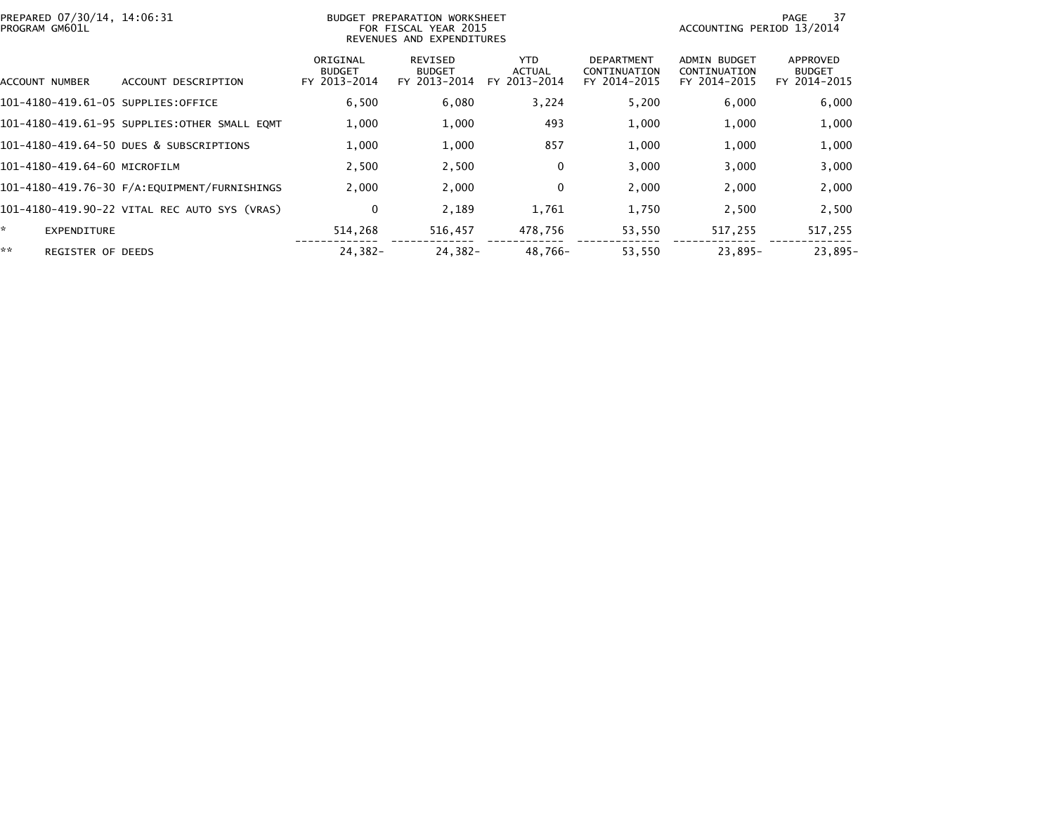PREPARED 07/30/14, 14:06:31
PROGRAM GM601L

BUDGET PREPARATION WORKSHEET
FOR FISCAL YEAR 2015
REVENUES AND EXPENDITURES

ACCOUNTING PERIOD 13/2014

| ACCOUNT NUMBER | ACCOUNT DESCRIPTION | ORIGINAL BUDGET FY 2013-2014 | REVISED BUDGET FY 2013-2014 | YTD ACTUAL FY 2013-2014 | DEPARTMENT CONTINUATION FY 2014-2015 | ADMIN BUDGET CONTINUATION FY 2014-2015 | APPROVED BUDGET FY 2014-2015 |
|---|---|---|---|---|---|---|---|
| 101-4180-419.61-05 | SUPPLIES:OFFICE | 6,500 | 6,080 | 3,224 | 5,200 | 6,000 | 6,000 |
| 101-4180-419.61-95 | SUPPLIES:OTHER SMALL EQMT | 1,000 | 1,000 | 493 | 1,000 | 1,000 | 1,000 |
| 101-4180-419.64-50 | DUES & SUBSCRIPTIONS | 1,000 | 1,000 | 857 | 1,000 | 1,000 | 1,000 |
| 101-4180-419.64-60 | MICROFILM | 2,500 | 2,500 | 0 | 3,000 | 3,000 | 3,000 |
| 101-4180-419.76-30 | F/A:EQUIPMENT/FURNISHINGS | 2,000 | 2,000 | 0 | 2,000 | 2,000 | 2,000 |
| 101-4180-419.90-22 | VITAL REC AUTO SYS (VRAS) | 0 | 2,189 | 1,761 | 1,750 | 2,500 | 2,500 |
| * | EXPENDITURE | 514,268 | 516,457 | 478,756 | 53,550 | 517,255 | 517,255 |
| ** | REGISTER OF DEEDS | 24,382- | 24,382- | 48,766- | 53,550 | 23,895- | 23,895- |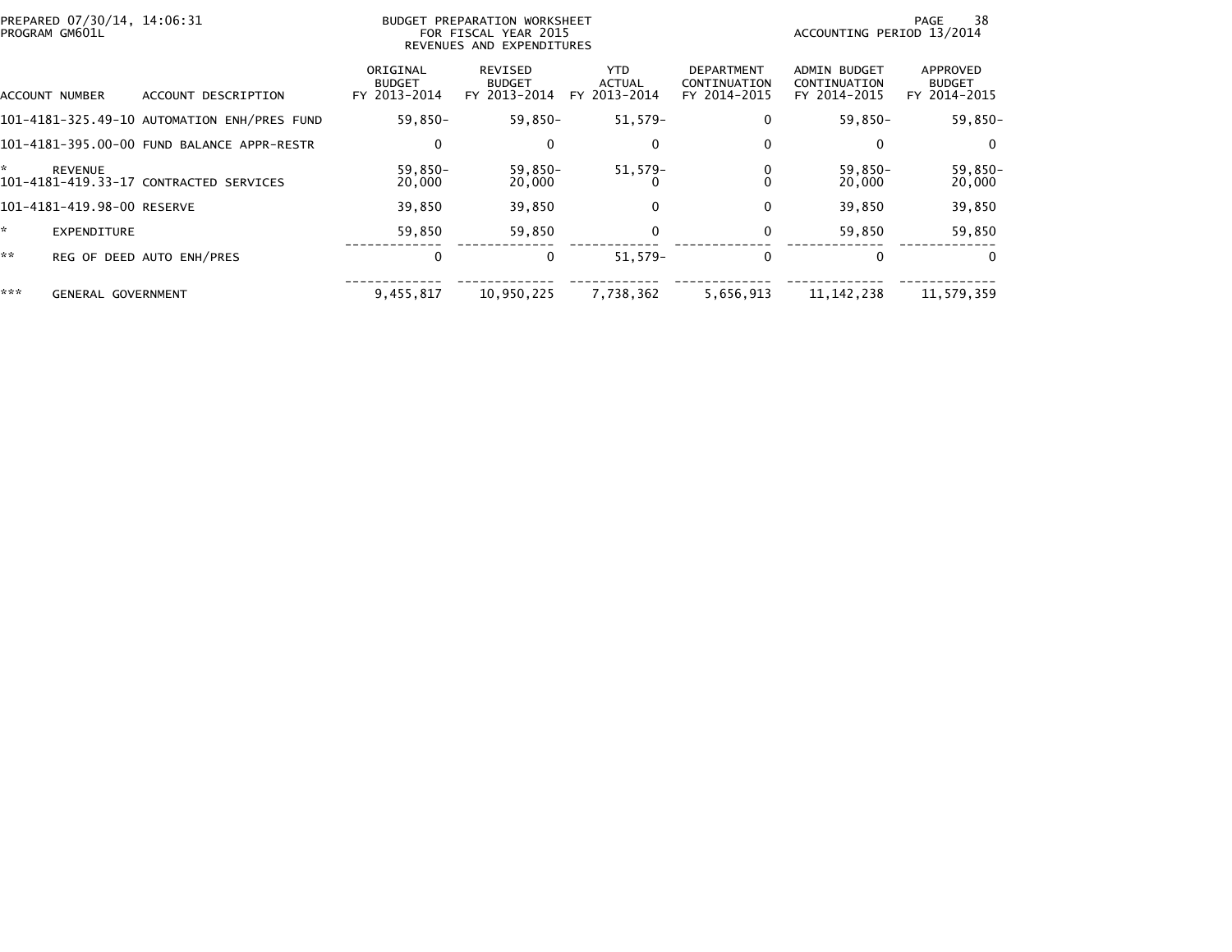PREPARED 07/30/14, 14:06:31
PROGRAM GM601L

BUDGET PREPARATION WORKSHEET
FOR FISCAL YEAR 2015
REVENUES AND EXPENDITURES

ACCOUNTING PERIOD 13/2014

| ACCOUNT NUMBER | ACCOUNT DESCRIPTION | ORIGINAL BUDGET FY 2013-2014 | REVISED BUDGET FY 2013-2014 | YTD ACTUAL FY 2013-2014 | DEPARTMENT CONTINUATION FY 2014-2015 | ADMIN BUDGET CONTINUATION FY 2014-2015 | APPROVED BUDGET FY 2014-2015 |
|---|---|---|---|---|---|---|---|
| 101-4181-325.49-10 | AUTOMATION ENH/PRES FUND | 59,850- | 59,850- | 51,579- | 0 | 59,850- | 59,850- |
| 101-4181-395.00-00 | FUND BALANCE APPR-RESTR | 0 | 0 | 0 | 0 | 0 | 0 |
| * | REVENUE | 59,850- | 59,850- | 51,579- | 0 | 59,850- | 59,850- |
| 101-4181-419.33-17 | CONTRACTED SERVICES | 20,000 | 20,000 | 0 | 0 | 20,000 | 20,000 |
| 101-4181-419.98-00 | RESERVE | 39,850 | 39,850 | 0 | 0 | 39,850 | 39,850 |
| * | EXPENDITURE | 59,850 | 59,850 | 0 | 0 | 59,850 | 59,850 |
| ** | REG OF DEED AUTO ENH/PRES | 0 | 0 | 51,579- | 0 | 0 | 0 |
| *** | GENERAL GOVERNMENT | 9,455,817 | 10,950,225 | 7,738,362 | 5,656,913 | 11,142,238 | 11,579,359 |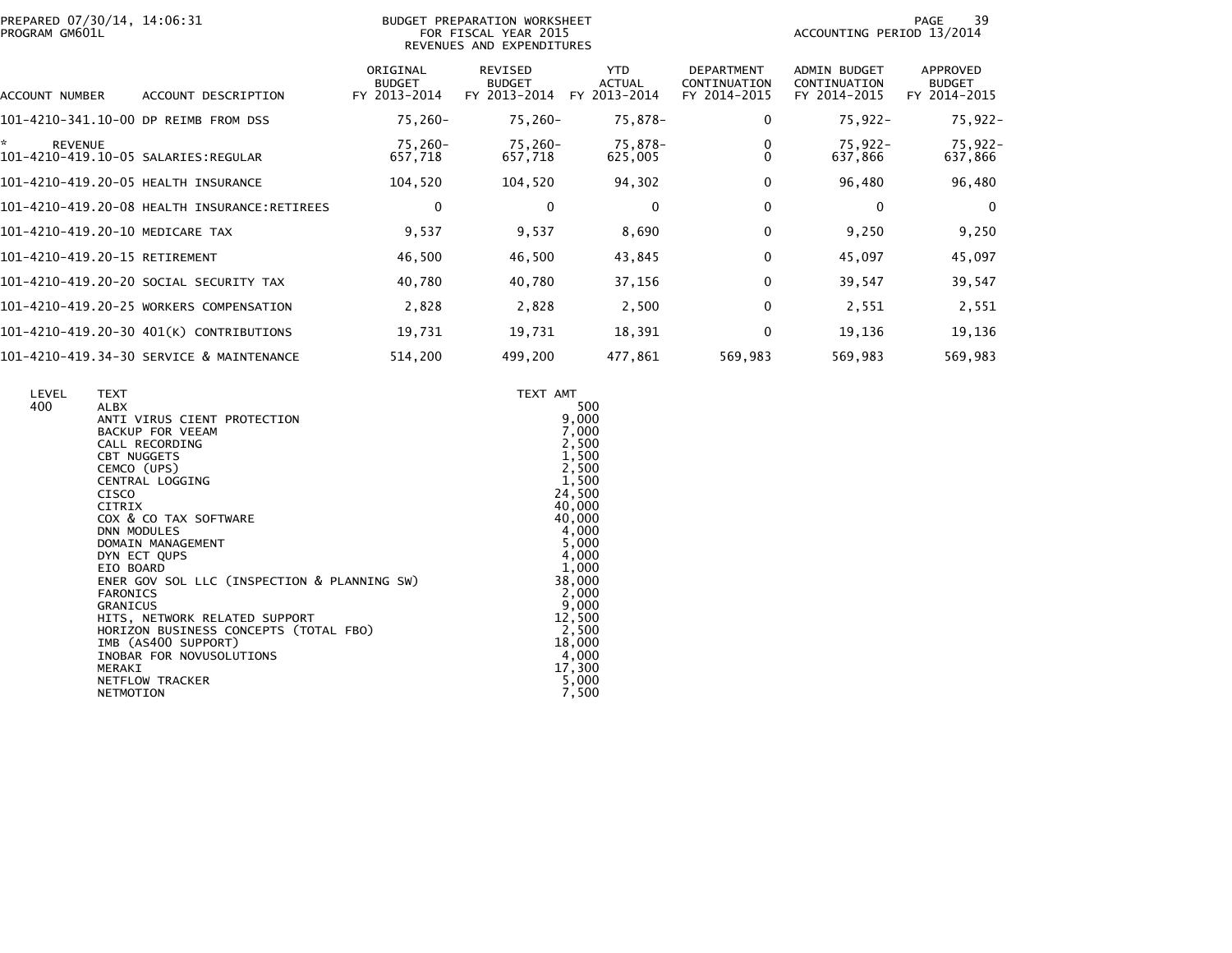BUDGET PREPARATION WORKSHEET
FOR FISCAL YEAR 2015
REVENUES AND EXPENDITURES

| ACCOUNT NUMBER | ACCOUNT DESCRIPTION | ORIGINAL BUDGET FY 2013-2014 | REVISED BUDGET FY 2013-2014 | YTD ACTUAL FY 2013-2014 | DEPARTMENT CONTINUATION FY 2014-2015 | ADMIN BUDGET CONTINUATION FY 2014-2015 | APPROVED BUDGET FY 2014-2015 |
|---|---|---|---|---|---|---|---|
| 101-4210-341.10-00 | DP REIMB FROM DSS | 75,260- | 75,260- | 75,878- | 0 | 75,922- | 75,922- |
| * REVENUE | | 75,260- | 75,260- | 75,878- | 0 | 75,922- | 75,922- |
| 101-4210-419.10-05 | SALARIES:REGULAR | 657,718 | 657,718 | 625,005 | 0 | 637,866 | 637,866 |
| 101-4210-419.20-05 | HEALTH INSURANCE | 104,520 | 104,520 | 94,302 | 0 | 96,480 | 96,480 |
| 101-4210-419.20-08 | HEALTH INSURANCE:RETIREES | 0 | 0 | 0 | 0 | 0 | 0 |
| 101-4210-419.20-10 | MEDICARE TAX | 9,537 | 9,537 | 8,690 | 0 | 9,250 | 9,250 |
| 101-4210-419.20-15 | RETIREMENT | 46,500 | 46,500 | 43,845 | 0 | 45,097 | 45,097 |
| 101-4210-419.20-20 | SOCIAL SECURITY TAX | 40,780 | 40,780 | 37,156 | 0 | 39,547 | 39,547 |
| 101-4210-419.20-25 | WORKERS COMPENSATION | 2,828 | 2,828 | 2,500 | 0 | 2,551 | 2,551 |
| 101-4210-419.20-30 | 401(K) CONTRIBUTIONS | 19,731 | 19,731 | 18,391 | 0 | 19,136 | 19,136 |
| 101-4210-419.34-30 | SERVICE & MAINTENANCE | 514,200 | 499,200 | 477,861 | 569,983 | 569,983 | 569,983 |

| LEVEL | TEXT | TEXT AMT |
|---|---|---|
| 400 | ALBX | 500 |
| | ANTI VIRUS CIENT PROTECTION | 9,000 |
| | BACKUP FOR VEEAM | 7,000 |
| | CALL RECORDING | 2,500 |
| | CBT NUGGETS | 1,500 |
| | CEMCO (UPS) | 2,500 |
| | CENTRAL LOGGING | 1,500 |
| | CISCO | 24,500 |
| | CITRIX | 40,000 |
| | COX & CO TAX SOFTWARE | 40,000 |
| | DNN MODULES | 4,000 |
| | DOMAIN MANAGEMENT | 5,000 |
| | DYN ECT QUPS | 4,000 |
| | EIO BOARD | 1,000 |
| | ENER GOV SOL LLC (INSPECTION & PLANNING SW) | 38,000 |
| | FARONICS | 2,000 |
| | GRANICUS | 9,000 |
| | HITS, NETWORK RELATED SUPPORT | 12,500 |
| | HORIZON BUSINESS CONCEPTS (TOTAL FBO) | 2,500 |
| | IMB (AS400 SUPPORT) | 18,000 |
| | INOBAR FOR NOVUSOLUTIONS | 4,000 |
| | MERAKI | 17,300 |
| | NETFLOW TRACKER | 5,000 |
| | NETMOTION | 7,500 |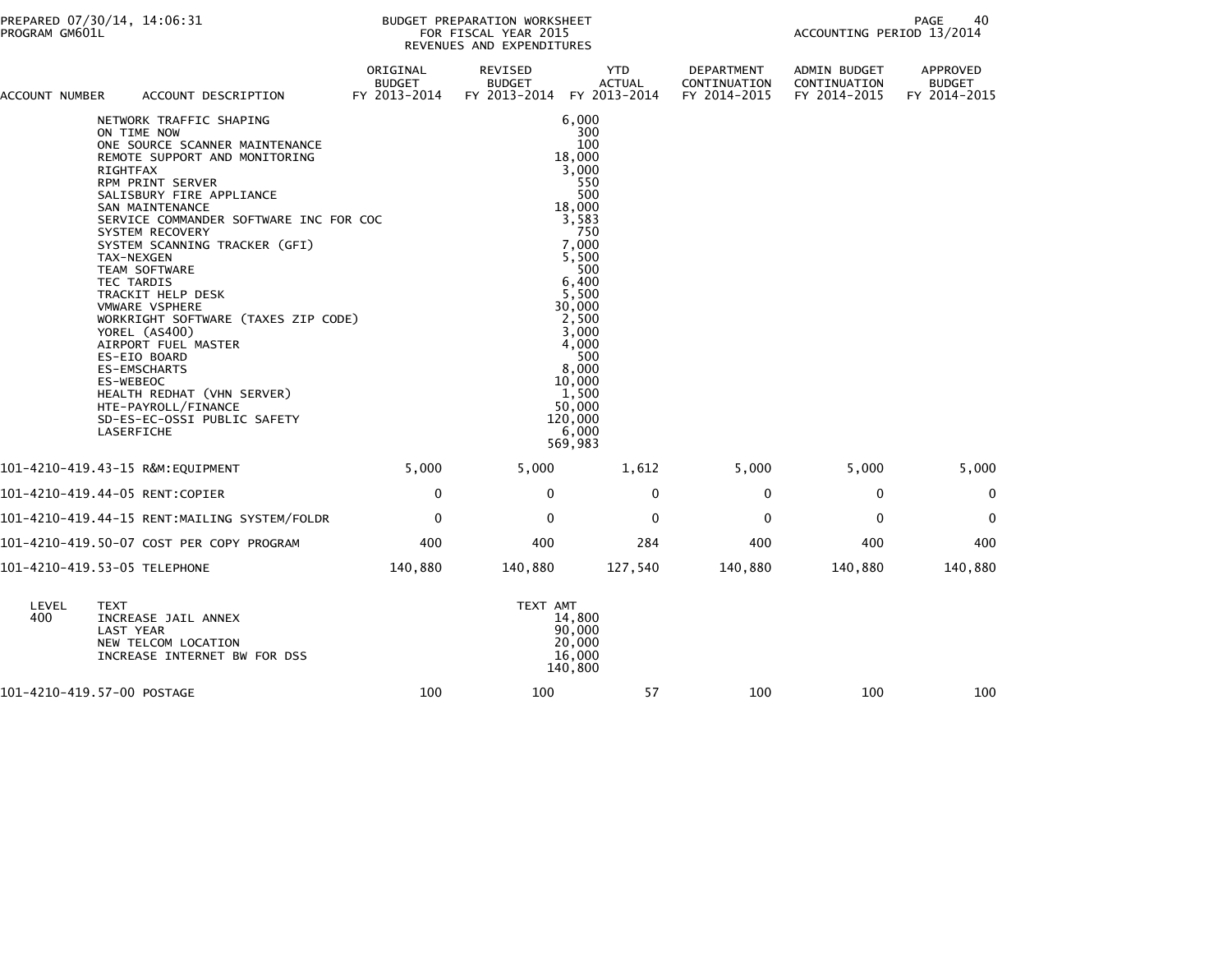PREPARED 07/30/14, 14:06:31
PROGRAM GM601L

BUDGET PREPARATION WORKSHEET
FOR FISCAL YEAR 2015
REVENUES AND EXPENDITURES

ACCOUNTING PERIOD 13/2014

| ACCOUNT NUMBER | ACCOUNT DESCRIPTION | ORIGINAL BUDGET FY 2013-2014 | REVISED BUDGET FY 2013-2014 | YTD ACTUAL FY 2013-2014 | DEPARTMENT CONTINUATION FY 2014-2015 | ADMIN BUDGET CONTINUATION FY 2014-2015 | APPROVED BUDGET FY 2014-2015 |
|---|---|---|---|---|---|---|---|
| | NETWORK TRAFFIC SHAPING | | 6,000 | | | | |
| | ON TIME NOW | | 300 | | | | |
| | ONE SOURCE SCANNER MAINTENANCE | | 100 | | | | |
| | REMOTE SUPPORT AND MONITORING | | 18,000 | | | | |
| | RIGHTFAX | | 3,000 | | | | |
| | RPM PRINT SERVER | | 550 | | | | |
| | SALISBURY FIRE APPLIANCE | | 500 | | | | |
| | SAN MAINTENANCE | | 18,000 | | | | |
| | SERVICE COMMANDER SOFTWARE INC FOR COC | | 3,583 | | | | |
| | SYSTEM RECOVERY | | 750 | | | | |
| | SYSTEM SCANNING TRACKER (GFI) | | 7,000 | | | | |
| | TAX-NEXGEN | | 5,500 | | | | |
| | TEAM SOFTWARE | | 500 | | | | |
| | TEC TARDIS | | 6,400 | | | | |
| | TRACKIT HELP DESK | | 5,500 | | | | |
| | VMWARE VSPHERE | | 30,000 | | | | |
| | WORKRIGHT SOFTWARE (TAXES ZIP CODE) | | 2,500 | | | | |
| | YOREL (AS400) | | 3,000 | | | | |
| | AIRPORT FUEL MASTER | | 4,000 | | | | |
| | ES-EIO BOARD | | 500 | | | | |
| | ES-EMSCHARTS | | 8,000 | | | | |
| | ES-WEBEOC | | 10,000 | | | | |
| | HEALTH REDHAT (VHN SERVER) | | 1,500 | | | | |
| | HTE-PAYROLL/FINANCE | | 50,000 | | | | |
| | SD-ES-EC-OSSI PUBLIC SAFETY | | 120,000 | | | | |
| | LASERFICHE | | 6,000 | | | | |
| | | | 569,983 | | | | |
| 101-4210-419.43-15 | R&M:EQUIPMENT | 5,000 | 5,000 | 1,612 | 5,000 | 5,000 | 5,000 |
| 101-4210-419.44-05 | RENT:COPIER | 0 | 0 | 0 | 0 | 0 | 0 |
| 101-4210-419.44-15 | RENT:MAILING SYSTEM/FOLDR | 0 | 0 | 0 | 0 | 0 | 0 |
| 101-4210-419.50-07 | COST PER COPY PROGRAM | 400 | 400 | 284 | 400 | 400 | 400 |
| 101-4210-419.53-05 | TELEPHONE | 140,880 | 140,880 | 127,540 | 140,880 | 140,880 | 140,880 |

| LEVEL | TEXT | TEXT AMT |
|---|---|---|
| 400 | INCREASE JAIL ANNEX | 14,800 |
| | LAST YEAR | 90,000 |
| | NEW TELCOM LOCATION | 20,000 |
| | INCREASE INTERNET BW FOR DSS | 16,000 |
| | | 140,800 |

| ACCOUNT NUMBER | ACCOUNT DESCRIPTION | ORIGINAL BUDGET FY 2013-2014 | REVISED BUDGET FY 2013-2014 | YTD ACTUAL FY 2013-2014 | DEPARTMENT CONTINUATION FY 2014-2015 | ADMIN BUDGET CONTINUATION FY 2014-2015 | APPROVED BUDGET FY 2014-2015 |
|---|---|---|---|---|---|---|---|
| 101-4210-419.57-00 | POSTAGE | 100 | 100 | 57 | 100 | 100 | 100 |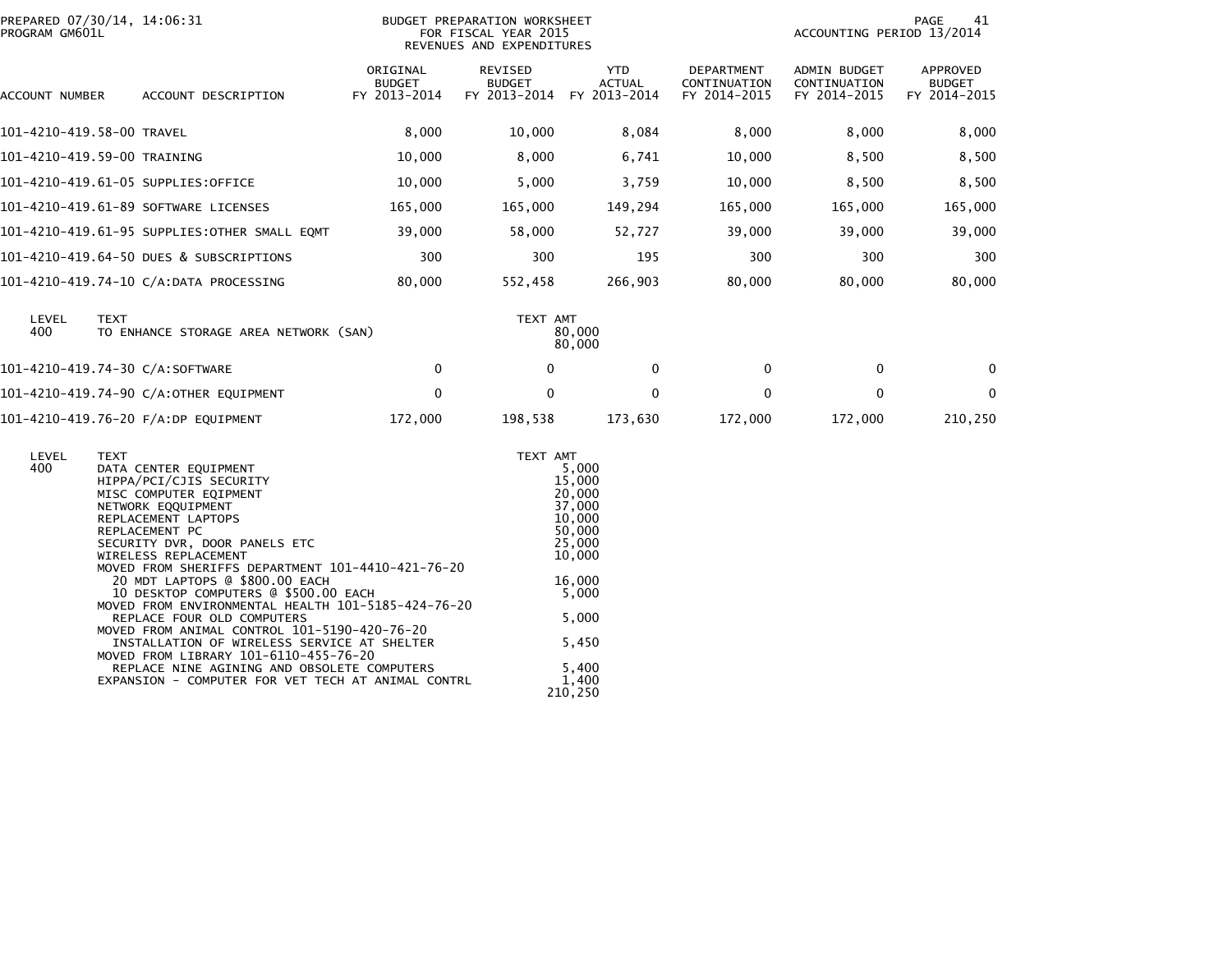PREPARED 07/30/14, 14:06:31
PROGRAM GM601L

BUDGET PREPARATION WORKSHEET
FOR FISCAL YEAR 2015
REVENUES AND EXPENDITURES

ACCOUNTING PERIOD 13/2014

| ACCOUNT NUMBER | ACCOUNT DESCRIPTION | ORIGINAL BUDGET FY 2013-2014 | REVISED BUDGET FY 2013-2014 | YTD ACTUAL FY 2013-2014 | DEPARTMENT CONTINUATION FY 2014-2015 | ADMIN BUDGET CONTINUATION FY 2014-2015 | APPROVED BUDGET FY 2014-2015 |
|---|---|---|---|---|---|---|---|
| 101-4210-419.58-00 | TRAVEL | 8,000 | 10,000 | 8,084 | 8,000 | 8,000 | 8,000 |
| 101-4210-419.59-00 | TRAINING | 10,000 | 8,000 | 6,741 | 10,000 | 8,500 | 8,500 |
| 101-4210-419.61-05 | SUPPLIES:OFFICE | 10,000 | 5,000 | 3,759 | 10,000 | 8,500 | 8,500 |
| 101-4210-419.61-89 | SOFTWARE LICENSES | 165,000 | 165,000 | 149,294 | 165,000 | 165,000 | 165,000 |
| 101-4210-419.61-95 | SUPPLIES:OTHER SMALL EQMT | 39,000 | 58,000 | 52,727 | 39,000 | 39,000 | 39,000 |
| 101-4210-419.64-50 | DUES & SUBSCRIPTIONS | 300 | 300 | 195 | 300 | 300 | 300 |
| 101-4210-419.74-10 | C/A:DATA PROCESSING | 80,000 | 552,458 | 266,903 | 80,000 | 80,000 | 80,000 |

| LEVEL | TEXT | TEXT AMT |
|---|---|---|
| 400 | TO ENHANCE STORAGE AREA NETWORK (SAN) | 80,000 |
| | | 80,000 |

| ACCOUNT NUMBER | ACCOUNT DESCRIPTION | ORIGINAL BUDGET FY 2013-2014 | REVISED BUDGET FY 2013-2014 | YTD ACTUAL FY 2013-2014 | DEPARTMENT CONTINUATION FY 2014-2015 | ADMIN BUDGET CONTINUATION FY 2014-2015 | APPROVED BUDGET FY 2014-2015 |
|---|---|---|---|---|---|---|---|
| 101-4210-419.74-30 | C/A:SOFTWARE | 0 | 0 | 0 | 0 | 0 | 0 |
| 101-4210-419.74-90 | C/A:OTHER EQUIPMENT | 0 | 0 | 0 | 0 | 0 | 0 |
| 101-4210-419.76-20 | F/A:DP EQUIPMENT | 172,000 | 198,538 | 173,630 | 172,000 | 172,000 | 210,250 |

| LEVEL | TEXT | TEXT AMT |
|---|---|---|
| 400 | DATA CENTER EQUIPMENT | 5,000 |
| | HIPPA/PCI/CJIS SECURITY | 15,000 |
| | MISC COMPUTER EQIPMENT | 20,000 |
| | NETWORK EQQUIPMENT | 37,000 |
| | REPLACEMENT LAPTOPS | 10,000 |
| | REPLACEMENT PC | 50,000 |
| | SECURITY DVR, DOOR PANELS ETC | 25,000 |
| | WIRELESS REPLACEMENT | 10,000 |
| | MOVED FROM SHERIFFS DEPARTMENT 101-4410-421-76-20 | |
| | 20 MDT LAPTOPS @ $800.00 EACH | 16,000 |
| | 10 DESKTOP COMPUTERS @ $500.00 EACH | 5,000 |
| | MOVED FROM ENVIRONMENTAL HEALTH 101-5185-424-76-20 | |
| | REPLACE FOUR OLD COMPUTERS | 5,000 |
| | MOVED FROM ANIMAL CONTROL 101-5190-420-76-20 | |
| | INSTALLATION OF WIRELESS SERVICE AT SHELTER | 5,450 |
| | MOVED FROM LIBRARY 101-6110-455-76-20 | |
| | REPLACE NINE AGINING AND OBSOLETE COMPUTERS | 5,400 |
| | EXPANSION - COMPUTER FOR VET TECH AT ANIMAL CONTRL | 1,400 |
| | | 210,250 |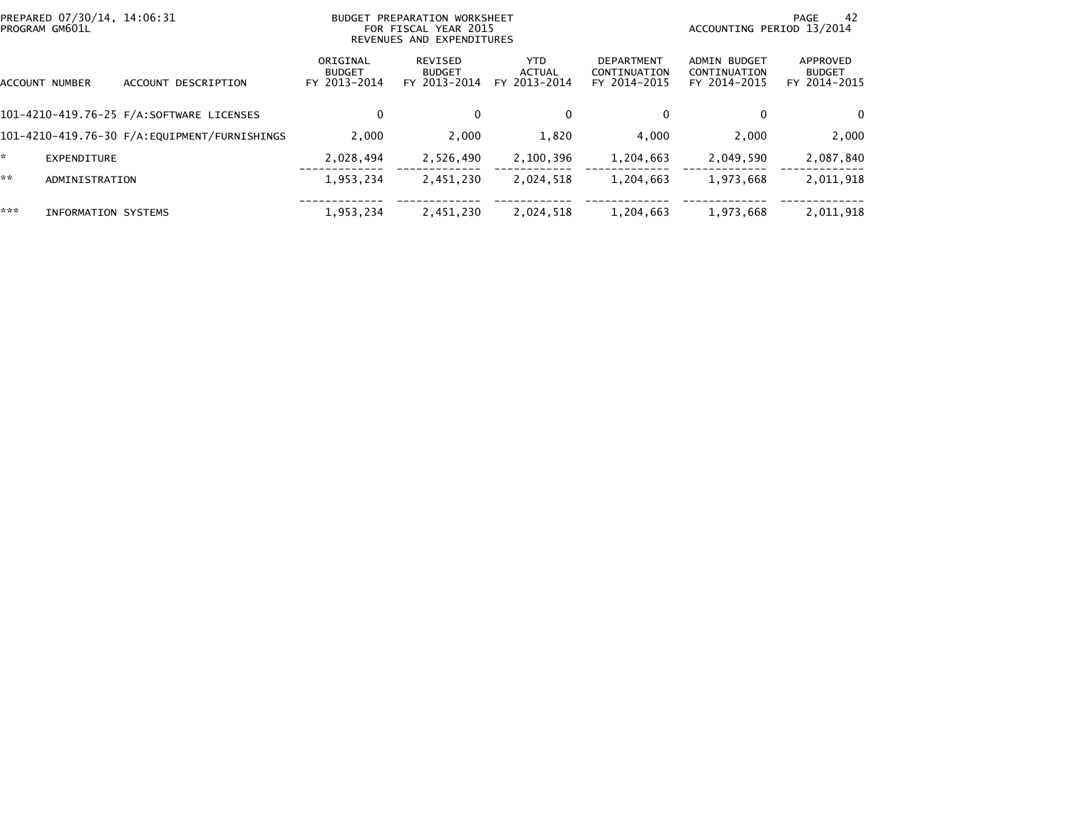PREPARED 07/30/14, 14:06:31
PROGRAM GM601L

BUDGET PREPARATION WORKSHEET
FOR FISCAL YEAR 2015
REVENUES AND EXPENDITURES

ACCOUNTING PERIOD 13/2014

| ACCOUNT NUMBER | ACCOUNT DESCRIPTION | ORIGINAL BUDGET FY 2013-2014 | REVISED BUDGET FY 2013-2014 | YTD ACTUAL FY 2013-2014 | DEPARTMENT CONTINUATION FY 2014-2015 | ADMIN BUDGET CONTINUATION FY 2014-2015 | APPROVED BUDGET FY 2014-2015 |
|---|---|---|---|---|---|---|---|
| 101-4210-419.76-25 | F/A:SOFTWARE LICENSES | 0 | 0 | 0 | 0 | 0 | 0 |
| 101-4210-419.76-30 | F/A:EQUIPMENT/FURNISHINGS | 2,000 | 2,000 | 1,820 | 4,000 | 2,000 | 2,000 |
| * | EXPENDITURE | 2,028,494 | 2,526,490 | 2,100,396 | 1,204,663 | 2,049,590 | 2,087,840 |
| ** | ADMINISTRATION | 1,953,234 | 2,451,230 | 2,024,518 | 1,204,663 | 1,973,668 | 2,011,918 |
| *** | INFORMATION SYSTEMS | 1,953,234 | 2,451,230 | 2,024,518 | 1,204,663 | 1,973,668 | 2,011,918 |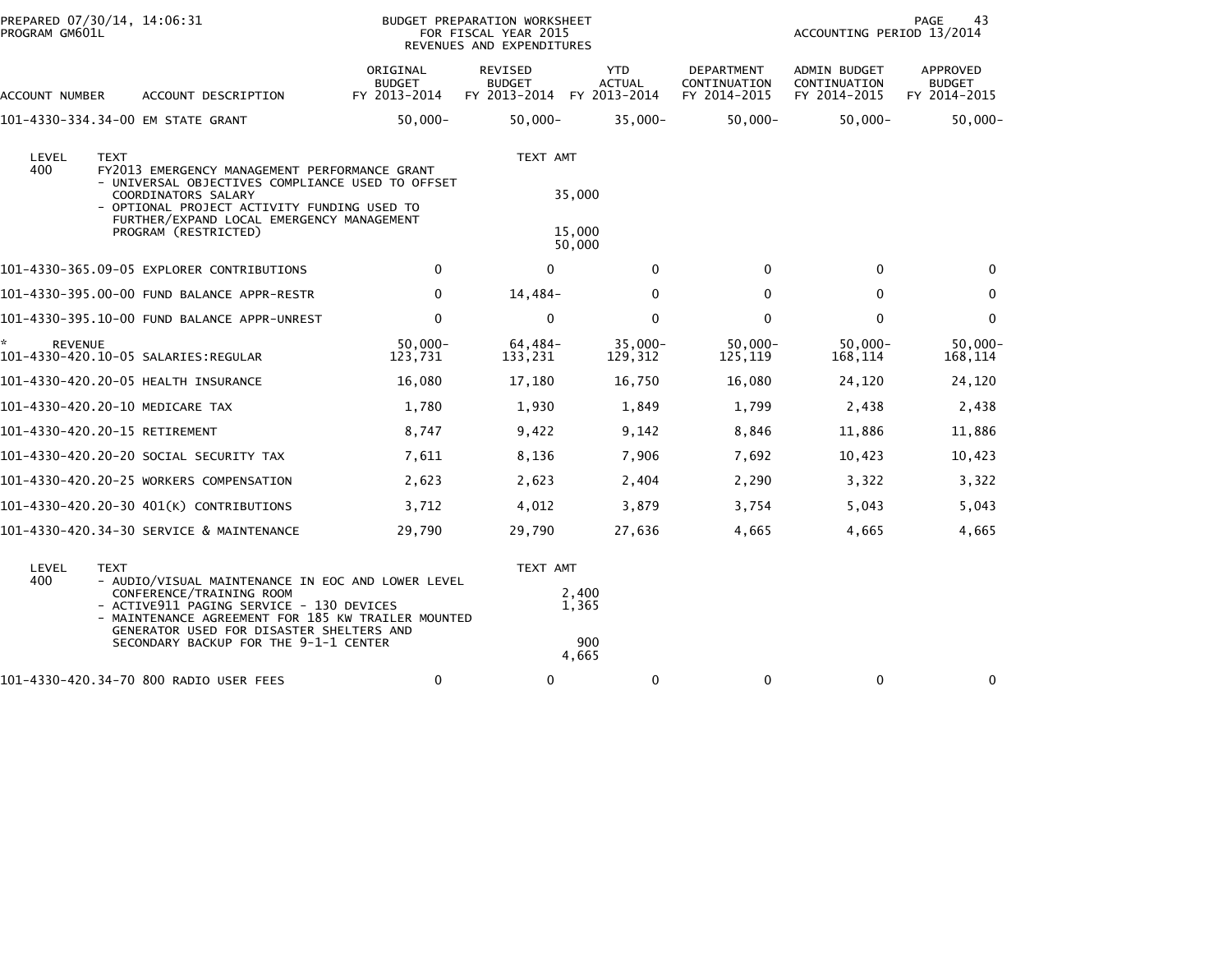PREPARED 07/30/14, 14:06:31
PROGRAM GM601L

BUDGET PREPARATION WORKSHEET
FOR FISCAL YEAR 2015
REVENUES AND EXPENDITURES

ACCOUNTING PERIOD 13/2014

| ACCOUNT NUMBER | ACCOUNT DESCRIPTION | ORIGINAL BUDGET FY 2013-2014 | REVISED BUDGET FY 2013-2014 | YTD ACTUAL FY 2013-2014 | DEPARTMENT CONTINUATION FY 2014-2015 | ADMIN BUDGET CONTINUATION FY 2014-2015 | APPROVED BUDGET FY 2014-2015 |
|---|---|---|---|---|---|---|---|
| 101-4330-334.34-00 | EM STATE GRANT | 50,000- | 50,000- | 35,000- | 50,000- | 50,000- | 50,000- |

| LEVEL | TEXT | TEXT AMT |
|---|---|---|
| 400 | FY2013 EMERGENCY MANAGEMENT PERFORMANCE GRANT | |
| | - UNIVERSAL OBJECTIVES COMPLIANCE USED TO OFFSET COORDINATORS SALARY | 35,000 |
| | - OPTIONAL PROJECT ACTIVITY FUNDING USED TO FURTHER/EXPAND LOCAL EMERGENCY MANAGEMENT PROGRAM (RESTRICTED) | 15,000 |
| | | 50,000 |

| ACCOUNT NUMBER | ACCOUNT DESCRIPTION | ORIGINAL BUDGET FY 2013-2014 | REVISED BUDGET FY 2013-2014 | YTD ACTUAL FY 2013-2014 | DEPARTMENT CONTINUATION FY 2014-2015 | ADMIN BUDGET CONTINUATION FY 2014-2015 | APPROVED BUDGET FY 2014-2015 |
|---|---|---|---|---|---|---|---|
| 101-4330-365.09-05 | EXPLORER CONTRIBUTIONS | 0 | 0 | 0 | 0 | 0 | 0 |
| 101-4330-395.00-00 | FUND BALANCE APPR-RESTR | 0 | 14,484- | 0 | 0 | 0 | 0 |
| 101-4330-395.10-00 | FUND BALANCE APPR-UNREST | 0 | 0 | 0 | 0 | 0 | 0 |
| * REVENUE | | 50,000- | 64,484- | 35,000- | 50,000- | 50,000- | 50,000- |
| 101-4330-420.10-05 | SALARIES:REGULAR | 123,731 | 133,231 | 129,312 | 125,119 | 168,114 | 168,114 |
| 101-4330-420.20-05 | HEALTH INSURANCE | 16,080 | 17,180 | 16,750 | 16,080 | 24,120 | 24,120 |
| 101-4330-420.20-10 | MEDICARE TAX | 1,780 | 1,930 | 1,849 | 1,799 | 2,438 | 2,438 |
| 101-4330-420.20-15 | RETIREMENT | 8,747 | 9,422 | 9,142 | 8,846 | 11,886 | 11,886 |
| 101-4330-420.20-20 | SOCIAL SECURITY TAX | 7,611 | 8,136 | 7,906 | 7,692 | 10,423 | 10,423 |
| 101-4330-420.20-25 | WORKERS COMPENSATION | 2,623 | 2,623 | 2,404 | 2,290 | 3,322 | 3,322 |
| 101-4330-420.20-30 | 401(K) CONTRIBUTIONS | 3,712 | 4,012 | 3,879 | 3,754 | 5,043 | 5,043 |
| 101-4330-420.34-30 | SERVICE & MAINTENANCE | 29,790 | 29,790 | 27,636 | 4,665 | 4,665 | 4,665 |

| LEVEL | TEXT | TEXT AMT |
|---|---|---|
| 400 | - AUDIO/VISUAL MAINTENANCE IN EOC AND LOWER LEVEL CONFERENCE/TRAINING ROOM | 2,400 |
| | - ACTIVE911 PAGING SERVICE - 130 DEVICES | 1,365 |
| | - MAINTENANCE AGREEMENT FOR 185 KW TRAILER MOUNTED GENERATOR USED FOR DISASTER SHELTERS AND SECONDARY BACKUP FOR THE 9-1-1 CENTER | 900 |
| | | 4,665 |

| ACCOUNT NUMBER | ACCOUNT DESCRIPTION | ORIGINAL BUDGET FY 2013-2014 | REVISED BUDGET FY 2013-2014 | YTD ACTUAL FY 2013-2014 | DEPARTMENT CONTINUATION FY 2014-2015 | ADMIN BUDGET CONTINUATION FY 2014-2015 | APPROVED BUDGET FY 2014-2015 |
|---|---|---|---|---|---|---|---|
| 101-4330-420.34-70 | 800 RADIO USER FEES | 0 | 0 | 0 | 0 | 0 | 0 |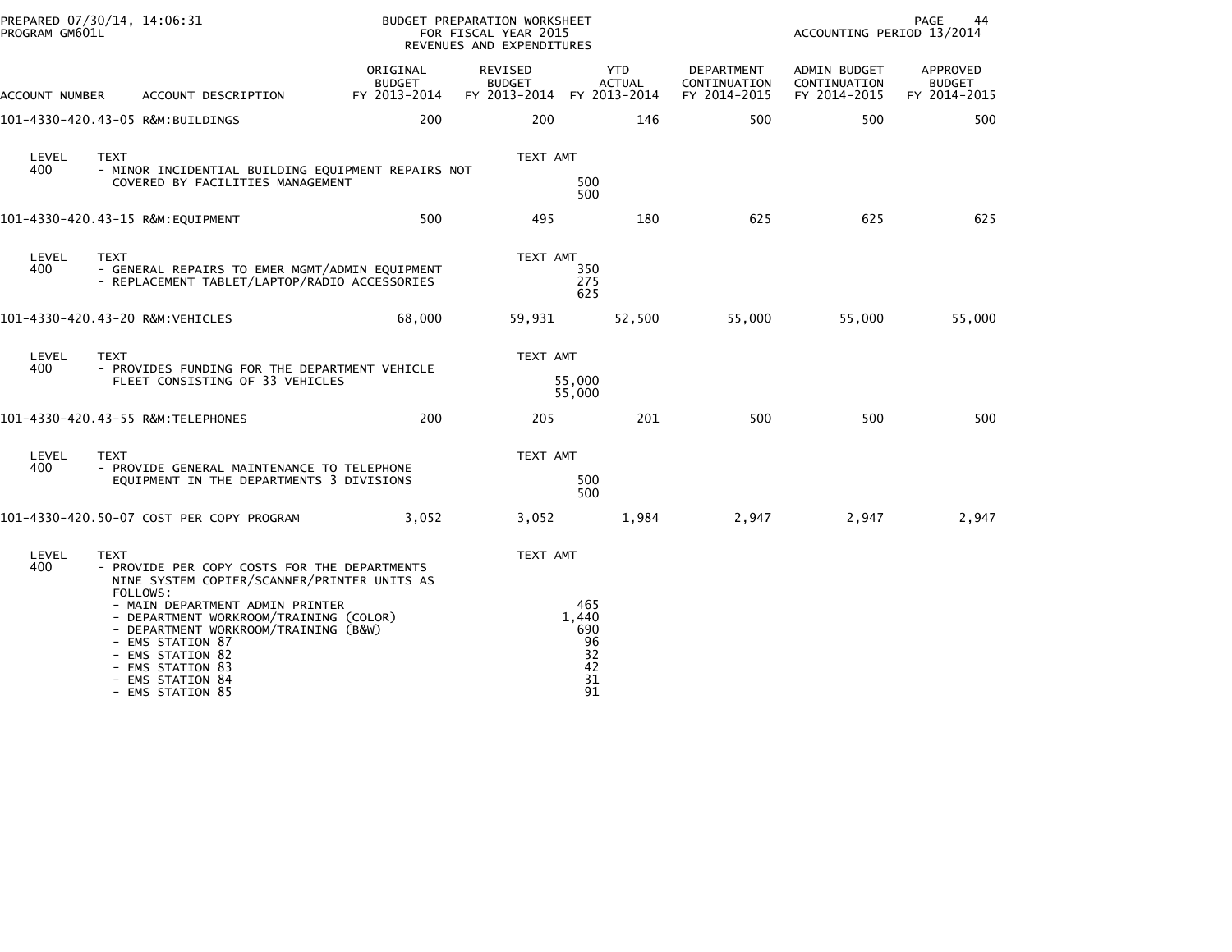PREPARED 07/30/14, 14:06:31 PROGRAM GM601L

BUDGET PREPARATION WORKSHEET FOR FISCAL YEAR 2015 REVENUES AND EXPENDITURES

ACCOUNTING PERIOD 13/2014

| ACCOUNT NUMBER | ACCOUNT DESCRIPTION | ORIGINAL BUDGET FY 2013-2014 | REVISED BUDGET FY 2013-2014 | YTD ACTUAL FY 2013-2014 | DEPARTMENT CONTINUATION FY 2014-2015 | ADMIN BUDGET CONTINUATION FY 2014-2015 | APPROVED BUDGET FY 2014-2015 |
|---|---|---|---|---|---|---|---|
| 101-4330-420.43-05 | R&M:BUILDINGS | 200 | 200 | 146 | 500 | 500 | 500 |
| 101-4330-420.43-15 | R&M:EQUIPMENT | 500 | 495 | 180 | 625 | 625 | 625 |
| 101-4330-420.43-20 | R&M:VEHICLES | 68,000 | 59,931 | 52,500 | 55,000 | 55,000 | 55,000 |
| 101-4330-420.43-55 | R&M:TELEPHONES | 200 | 205 | 201 | 500 | 500 | 500 |
| 101-4330-420.50-07 | COST PER COPY PROGRAM | 3,052 | 3,052 | 1,984 | 2,947 | 2,947 | 2,947 |

**101-4330-420.43-05 R&M:BUILDINGS**

| LEVEL | TEXT | TEXT AMT |
|---|---|---|
| 400 | - MINOR INCIDENTIAL BUILDING EQUIPMENT REPAIRS NOT COVERED BY FACILITIES MANAGEMENT | 500 |
| | | 500 |

**101-4330-420.43-15 R&M:EQUIPMENT**

| LEVEL | TEXT | TEXT AMT |
|---|---|---|
| 400 | - GENERAL REPAIRS TO EMER MGMT/ADMIN EQUIPMENT | 350 |
| | - REPLACEMENT TABLET/LAPTOP/RADIO ACCESSORIES | 275 |
| | | 625 |

**101-4330-420.43-20 R&M:VEHICLES**

| LEVEL | TEXT | TEXT AMT |
|---|---|---|
| 400 | - PROVIDES FUNDING FOR THE DEPARTMENT VEHICLE FLEET CONSISTING OF 33 VEHICLES | 55,000 |
| | | 55,000 |

**101-4330-420.43-55 R&M:TELEPHONES**

| LEVEL | TEXT | TEXT AMT |
|---|---|---|
| 400 | - PROVIDE GENERAL MAINTENANCE TO TELEPHONE EQUIPMENT IN THE DEPARTMENTS 3 DIVISIONS | 500 |
| | | 500 |

**101-4330-420.50-07 COST PER COPY PROGRAM**

| LEVEL | TEXT | TEXT AMT |
|---|---|---|
| 400 | - PROVIDE PER COPY COSTS FOR THE DEPARTMENTS NINE SYSTEM COPIER/SCANNER/PRINTER UNITS AS FOLLOWS: | |
| | - MAIN DEPARTMENT ADMIN PRINTER | 465 |
| | - DEPARTMENT WORKROOM/TRAINING (COLOR) | 1,440 |
| | - DEPARTMENT WORKROOM/TRAINING (B&W) | 690 |
| | - EMS STATION 87 | 96 |
| | - EMS STATION 82 | 32 |
| | - EMS STATION 83 | 42 |
| | - EMS STATION 84 | 31 |
| | - EMS STATION 85 | 91 |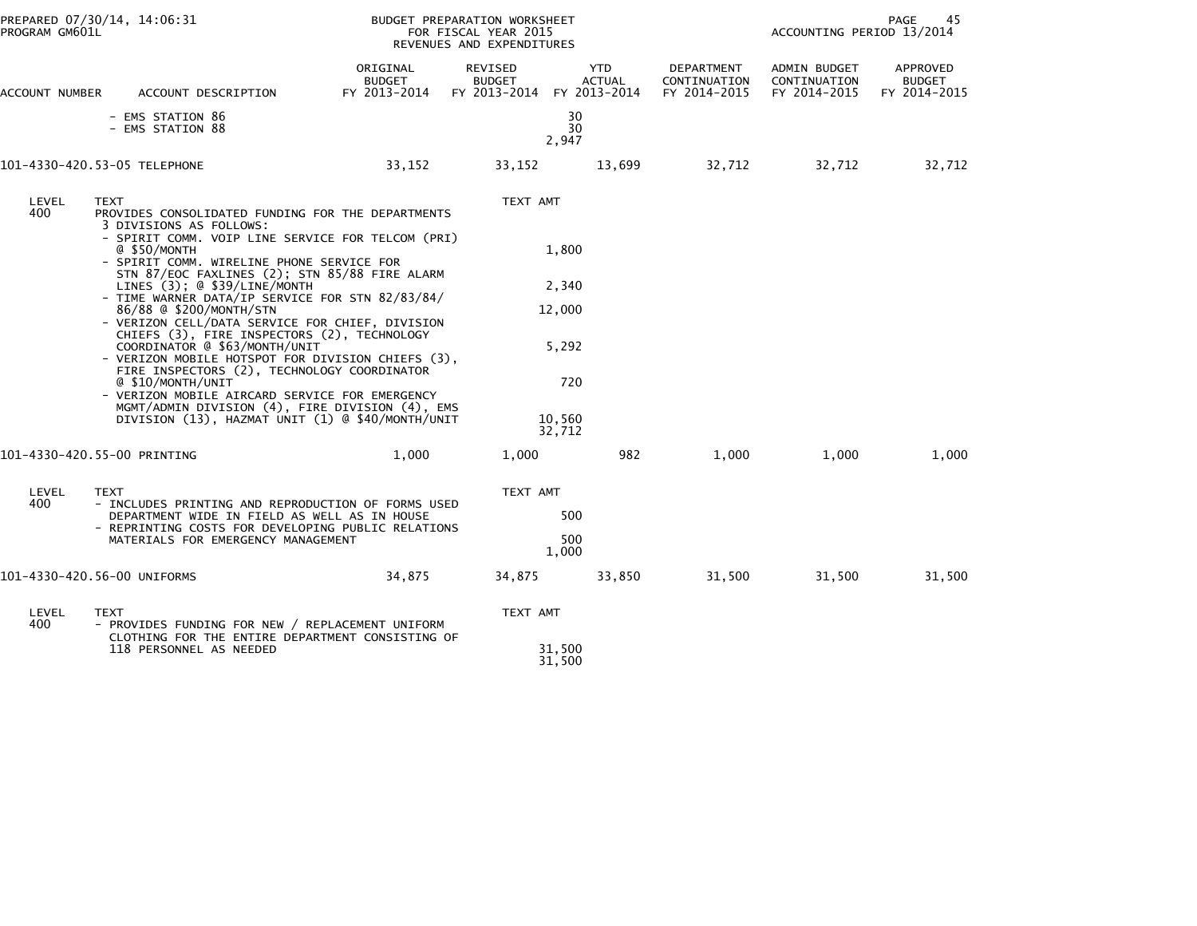PREPARED 07/30/14, 14:06:31 | BUDGET PREPARATION WORKSHEET FOR FISCAL YEAR 2015 REVENUES AND EXPENDITURES | ACCOUNTING PERIOD 13/2014

PROGRAM GM601L

| ACCOUNT NUMBER | ACCOUNT DESCRIPTION | ORIGINAL BUDGET FY 2013-2014 | REVISED BUDGET FY 2013-2014 | YTD ACTUAL FY 2013-2014 | DEPARTMENT CONTINUATION FY 2014-2015 | ADMIN BUDGET CONTINUATION FY 2014-2015 | APPROVED BUDGET FY 2014-2015 |
|---|---|---|---|---|---|---|---|
| | - EMS STATION 86 | | 30 | | | | |
| | - EMS STATION 88 | | 30 | | | | |
| | | | 2,947 | | | | |
| 101-4330-420.53-05 | TELEPHONE | 33,152 | 33,152 | 13,699 | 32,712 | 32,712 | 32,712 |

| LEVEL | TEXT | TEXT AMT |
|---|---|---|
| 400 | PROVIDES CONSOLIDATED FUNDING FOR THE DEPARTMENTS 3 DIVISIONS AS FOLLOWS: | |
| | - SPIRIT COMM. VOIP LINE SERVICE FOR TELCOM (PRI) @ $50/MONTH | 1,800 |
| | - SPIRIT COMM. WIRELINE PHONE SERVICE FOR STN 87/EOC FAXLINES (2); STN 85/88 FIRE ALARM LINES (3); @ $39/LINE/MONTH | 2,340 |
| | - TIME WARNER DATA/IP SERVICE FOR STN 82/83/84/ 86/88 @ $200/MONTH/STN | 12,000 |
| | - VERIZON CELL/DATA SERVICE FOR CHIEF, DIVISION CHIEFS (3), FIRE INSPECTORS (2), TECHNOLOGY COORDINATOR @ $63/MONTH/UNIT | 5,292 |
| | - VERIZON MOBILE HOTSPOT FOR DIVISION CHIEFS (3), FIRE INSPECTORS (2), TECHNOLOGY COORDINATOR @ $10/MONTH/UNIT | 720 |
| | - VERIZON MOBILE AIRCARD SERVICE FOR EMERGENCY MGMT/ADMIN DIVISION (4), FIRE DIVISION (4), EMS DIVISION (13), HAZMAT UNIT (1) @ $40/MONTH/UNIT | 10,560 |
| | | 32,712 |

| ACCOUNT NUMBER | ACCOUNT DESCRIPTION | ORIGINAL BUDGET FY 2013-2014 | REVISED BUDGET FY 2013-2014 | YTD ACTUAL FY 2013-2014 | DEPARTMENT CONTINUATION FY 2014-2015 | ADMIN BUDGET CONTINUATION FY 2014-2015 | APPROVED BUDGET FY 2014-2015 |
|---|---|---|---|---|---|---|---|
| 101-4330-420.55-00 | PRINTING | 1,000 | 1,000 | 982 | 1,000 | 1,000 | 1,000 |

| LEVEL | TEXT | TEXT AMT |
|---|---|---|
| 400 | - INCLUDES PRINTING AND REPRODUCTION OF FORMS USED DEPARTMENT WIDE IN FIELD AS WELL AS IN HOUSE | 500 |
| | - REPRINTING COSTS FOR DEVELOPING PUBLIC RELATIONS MATERIALS FOR EMERGENCY MANAGEMENT | 500 |
| | | 1,000 |

| ACCOUNT NUMBER | ACCOUNT DESCRIPTION | ORIGINAL BUDGET FY 2013-2014 | REVISED BUDGET FY 2013-2014 | YTD ACTUAL FY 2013-2014 | DEPARTMENT CONTINUATION FY 2014-2015 | ADMIN BUDGET CONTINUATION FY 2014-2015 | APPROVED BUDGET FY 2014-2015 |
|---|---|---|---|---|---|---|---|
| 101-4330-420.56-00 | UNIFORMS | 34,875 | 34,875 | 33,850 | 31,500 | 31,500 | 31,500 |

| LEVEL | TEXT | TEXT AMT |
|---|---|---|
| 400 | - PROVIDES FUNDING FOR NEW / REPLACEMENT UNIFORM CLOTHING FOR THE ENTIRE DEPARTMENT CONSISTING OF 118 PERSONNEL AS NEEDED | 31,500 |
| | | 31,500 |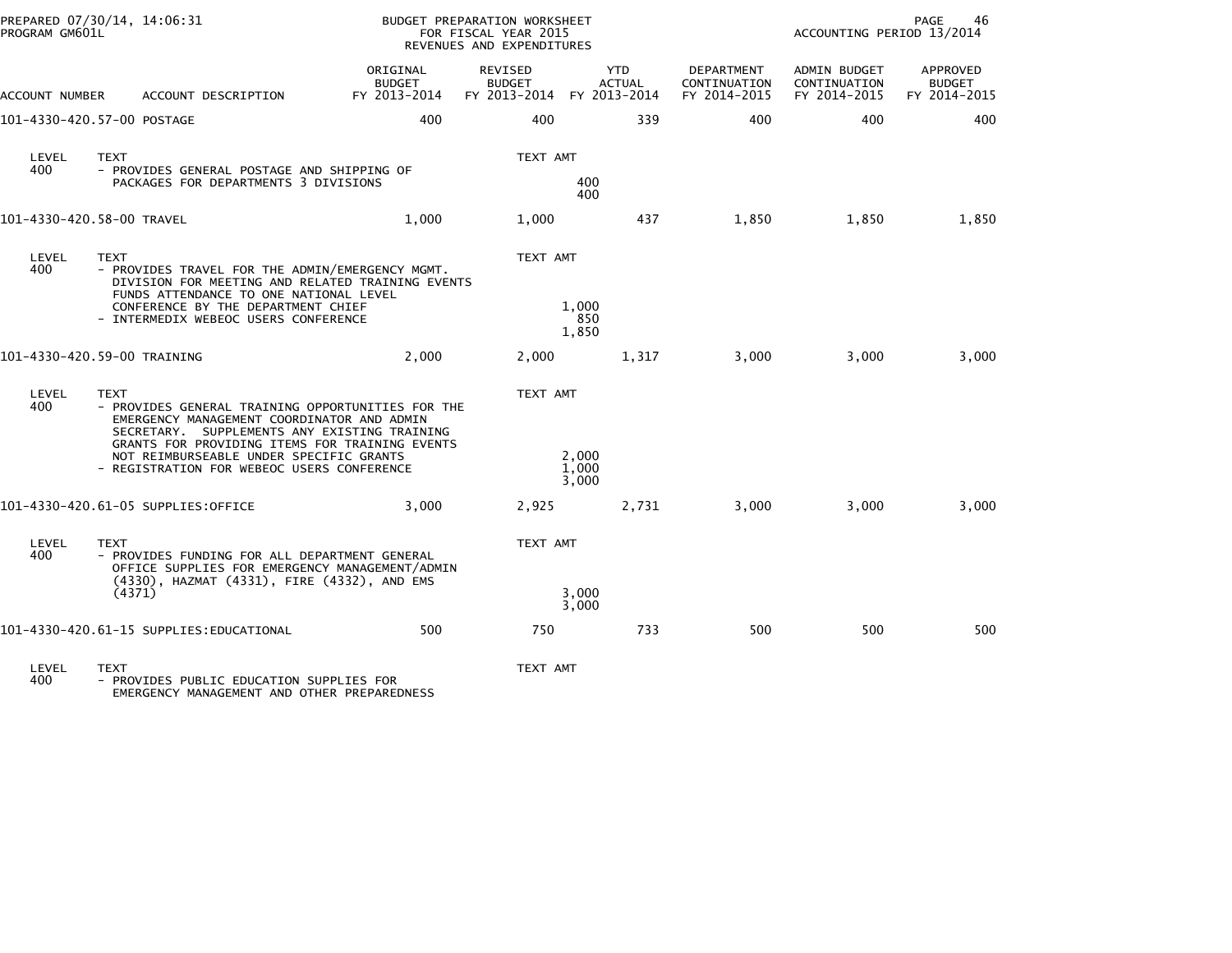PREPARED 07/30/14, 14:06:31
PROGRAM GM601L

BUDGET PREPARATION WORKSHEET
FOR FISCAL YEAR 2015
REVENUES AND EXPENDITURES

ACCOUNTING PERIOD 13/2014

| ACCOUNT NUMBER | ACCOUNT DESCRIPTION | ORIGINAL BUDGET FY 2013-2014 | REVISED BUDGET FY 2013-2014 | YTD ACTUAL FY 2013-2014 | DEPARTMENT CONTINUATION FY 2014-2015 | ADMIN BUDGET CONTINUATION FY 2014-2015 | APPROVED BUDGET FY 2014-2015 |
|---|---|---|---|---|---|---|---|
| 101-4330-420.57-00 | POSTAGE | 400 | 400 | 339 | 400 | 400 | 400 |

| LEVEL | TEXT | TEXT AMT |
|---|---|---|
| 400 | - PROVIDES GENERAL POSTAGE AND SHIPPING OF PACKAGES FOR DEPARTMENTS 3 DIVISIONS | 400 |
| | | 400 |

| ACCOUNT NUMBER | ACCOUNT DESCRIPTION | ORIGINAL BUDGET FY 2013-2014 | REVISED BUDGET FY 2013-2014 | YTD ACTUAL FY 2013-2014 | DEPARTMENT CONTINUATION FY 2014-2015 | ADMIN BUDGET CONTINUATION FY 2014-2015 | APPROVED BUDGET FY 2014-2015 |
|---|---|---|---|---|---|---|---|
| 101-4330-420.58-00 | TRAVEL | 1,000 | 1,000 | 437 | 1,850 | 1,850 | 1,850 |

| LEVEL | TEXT | TEXT AMT |
|---|---|---|
| 400 | - PROVIDES TRAVEL FOR THE ADMIN/EMERGENCY MGMT. DIVISION FOR MEETING AND RELATED TRAINING EVENTS FUNDS ATTENDANCE TO ONE NATIONAL LEVEL CONFERENCE BY THE DEPARTMENT CHIEF | 1,000 |
| | - INTERMEDIX WEBEOC USERS CONFERENCE | 850 |
| | | 1,850 |

| ACCOUNT NUMBER | ACCOUNT DESCRIPTION | ORIGINAL BUDGET FY 2013-2014 | REVISED BUDGET FY 2013-2014 | YTD ACTUAL FY 2013-2014 | DEPARTMENT CONTINUATION FY 2014-2015 | ADMIN BUDGET CONTINUATION FY 2014-2015 | APPROVED BUDGET FY 2014-2015 |
|---|---|---|---|---|---|---|---|
| 101-4330-420.59-00 | TRAINING | 2,000 | 2,000 | 1,317 | 3,000 | 3,000 | 3,000 |

| LEVEL | TEXT | TEXT AMT |
|---|---|---|
| 400 | - PROVIDES GENERAL TRAINING OPPORTUNITIES FOR THE EMERGENCY MANAGEMENT COORDINATOR AND ADMIN SECRETARY. SUPPLEMENTS ANY EXISTING TRAINING GRANTS FOR PROVIDING ITEMS FOR TRAINING EVENTS NOT REIMBURSEABLE UNDER SPECIFIC GRANTS | 2,000 |
| | - REGISTRATION FOR WEBEOC USERS CONFERENCE | 1,000 |
| | | 3,000 |

| ACCOUNT NUMBER | ACCOUNT DESCRIPTION | ORIGINAL BUDGET FY 2013-2014 | REVISED BUDGET FY 2013-2014 | YTD ACTUAL FY 2013-2014 | DEPARTMENT CONTINUATION FY 2014-2015 | ADMIN BUDGET CONTINUATION FY 2014-2015 | APPROVED BUDGET FY 2014-2015 |
|---|---|---|---|---|---|---|---|
| 101-4330-420.61-05 | SUPPLIES:OFFICE | 3,000 | 2,925 | 2,731 | 3,000 | 3,000 | 3,000 |

| LEVEL | TEXT | TEXT AMT |
|---|---|---|
| 400 | - PROVIDES FUNDING FOR ALL DEPARTMENT GENERAL OFFICE SUPPLIES FOR EMERGENCY MANAGEMENT/ADMIN (4330), HAZMAT (4331), FIRE (4332), AND EMS (4371) | 3,000 |
| | | 3,000 |

| ACCOUNT NUMBER | ACCOUNT DESCRIPTION | ORIGINAL BUDGET FY 2013-2014 | REVISED BUDGET FY 2013-2014 | YTD ACTUAL FY 2013-2014 | DEPARTMENT CONTINUATION FY 2014-2015 | ADMIN BUDGET CONTINUATION FY 2014-2015 | APPROVED BUDGET FY 2014-2015 |
|---|---|---|---|---|---|---|---|
| 101-4330-420.61-15 | SUPPLIES:EDUCATIONAL | 500 | 750 | 733 | 500 | 500 | 500 |

| LEVEL | TEXT | TEXT AMT |
|---|---|---|
| 400 | - PROVIDES PUBLIC EDUCATION SUPPLIES FOR EMERGENCY MANAGEMENT AND OTHER PREPAREDNESS | |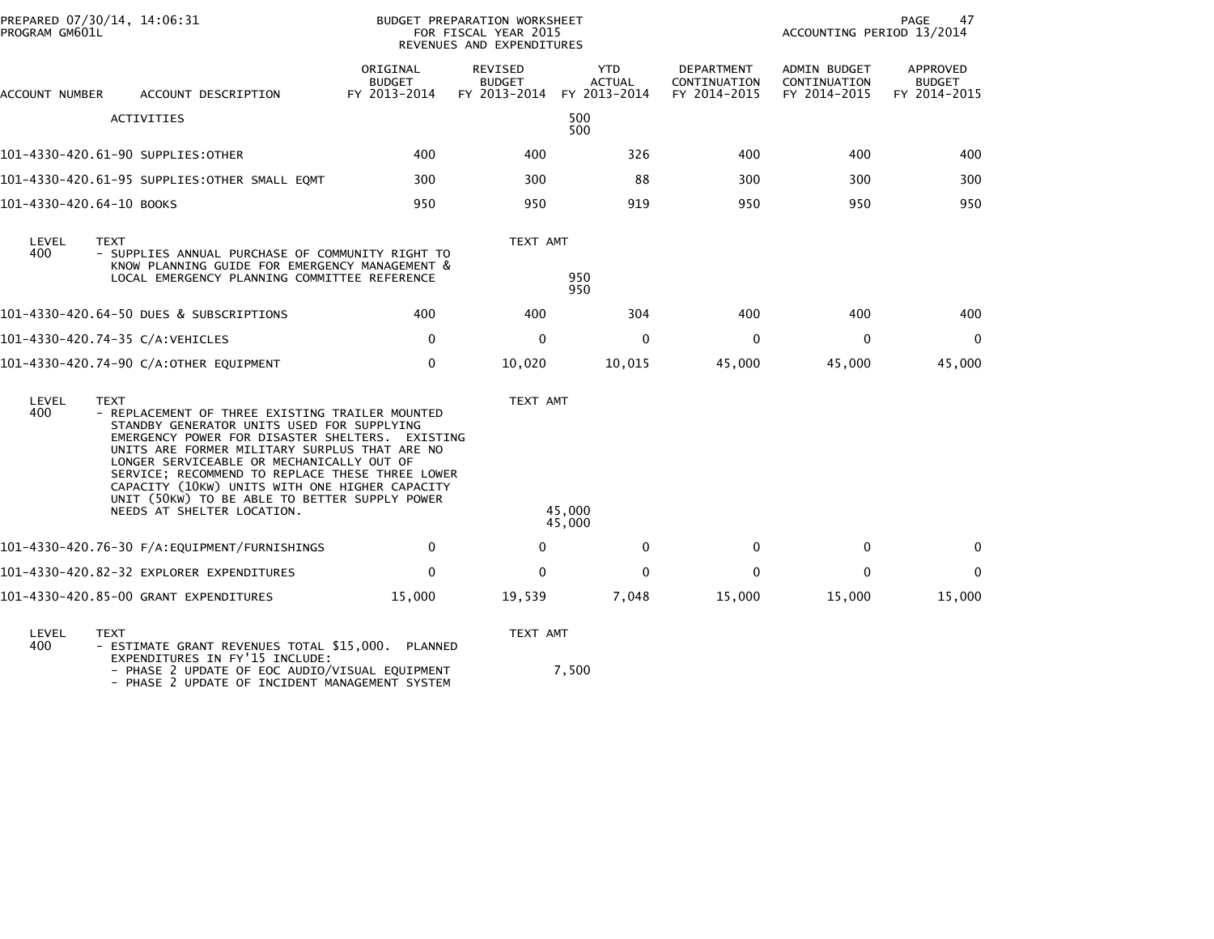| ACCOUNT NUMBER | ACCOUNT DESCRIPTION | ORIGINAL BUDGET FY 2013-2014 | REVISED BUDGET FY 2013-2014 | YTD ACTUAL FY 2013-2014 | DEPARTMENT CONTINUATION FY 2014-2015 | ADMIN BUDGET CONTINUATION FY 2014-2015 | APPROVED BUDGET FY 2014-2015 |
|---|---|---|---|---|---|---|---|
| | ACTIVITIES | | | 500<br>500 | | | |
| 101-4330-420.61-90 | SUPPLIES:OTHER | 400 | 400 | 326 | 400 | 400 | 400 |
| 101-4330-420.61-95 | SUPPLIES:OTHER SMALL EQMT | 300 | 300 | 88 | 300 | 300 | 300 |
| 101-4330-420.64-10 | BOOKS | 950 | 950 | 919 | 950 | 950 | 950 |

| LEVEL | TEXT | TEXT AMT |
|---|---|---|
| 400 | - SUPPLIES ANNUAL PURCHASE OF COMMUNITY RIGHT TO KNOW PLANNING GUIDE FOR EMERGENCY MANAGEMENT & LOCAL EMERGENCY PLANNING COMMITTEE REFERENCE | 950<br>950 |

| ACCOUNT NUMBER | ACCOUNT DESCRIPTION | ORIGINAL BUDGET FY 2013-2014 | REVISED BUDGET FY 2013-2014 | YTD ACTUAL FY 2013-2014 | DEPARTMENT CONTINUATION FY 2014-2015 | ADMIN BUDGET CONTINUATION FY 2014-2015 | APPROVED BUDGET FY 2014-2015 |
|---|---|---|---|---|---|---|---|
| 101-4330-420.64-50 | DUES & SUBSCRIPTIONS | 400 | 400 | 304 | 400 | 400 | 400 |
| 101-4330-420.74-35 | C/A:VEHICLES | 0 | 0 | 0 | 0 | 0 | 0 |
| 101-4330-420.74-90 | C/A:OTHER EQUIPMENT | 0 | 10,020 | 10,015 | 45,000 | 45,000 | 45,000 |

| LEVEL | TEXT | TEXT AMT |
|---|---|---|
| 400 | - REPLACEMENT OF THREE EXISTING TRAILER MOUNTED STANDBY GENERATOR UNITS USED FOR SUPPLYING EMERGENCY POWER FOR DISASTER SHELTERS. EXISTING UNITS ARE FORMER MILITARY SURPLUS THAT ARE NO LONGER SERVICEABLE OR MECHANICALLY OUT OF SERVICE; RECOMMEND TO REPLACE THESE THREE LOWER CAPACITY (10KW) UNITS WITH ONE HIGHER CAPACITY UNIT (50KW) TO BE ABLE TO BETTER SUPPLY POWER NEEDS AT SHELTER LOCATION. | 45,000<br>45,000 |

| ACCOUNT NUMBER | ACCOUNT DESCRIPTION | ORIGINAL BUDGET FY 2013-2014 | REVISED BUDGET FY 2013-2014 | YTD ACTUAL FY 2013-2014 | DEPARTMENT CONTINUATION FY 2014-2015 | ADMIN BUDGET CONTINUATION FY 2014-2015 | APPROVED BUDGET FY 2014-2015 |
|---|---|---|---|---|---|---|---|
| 101-4330-420.76-30 | F/A:EQUIPMENT/FURNISHINGS | 0 | 0 | 0 | 0 | 0 | 0 |
| 101-4330-420.82-32 | EXPLORER EXPENDITURES | 0 | 0 | 0 | 0 | 0 | 0 |
| 101-4330-420.85-00 | GRANT EXPENDITURES | 15,000 | 19,539 | 7,048 | 15,000 | 15,000 | 15,000 |

| LEVEL | TEXT | TEXT AMT |
|---|---|---|
| 400 | - ESTIMATE GRANT REVENUES TOTAL $15,000. PLANNED EXPENDITURES IN FY'15 INCLUDE: | |
| | - PHASE 2 UPDATE OF EOC AUDIO/VISUAL EQUIPMENT | 7,500 |
| | - PHASE 2 UPDATE OF INCIDENT MANAGEMENT SYSTEM | |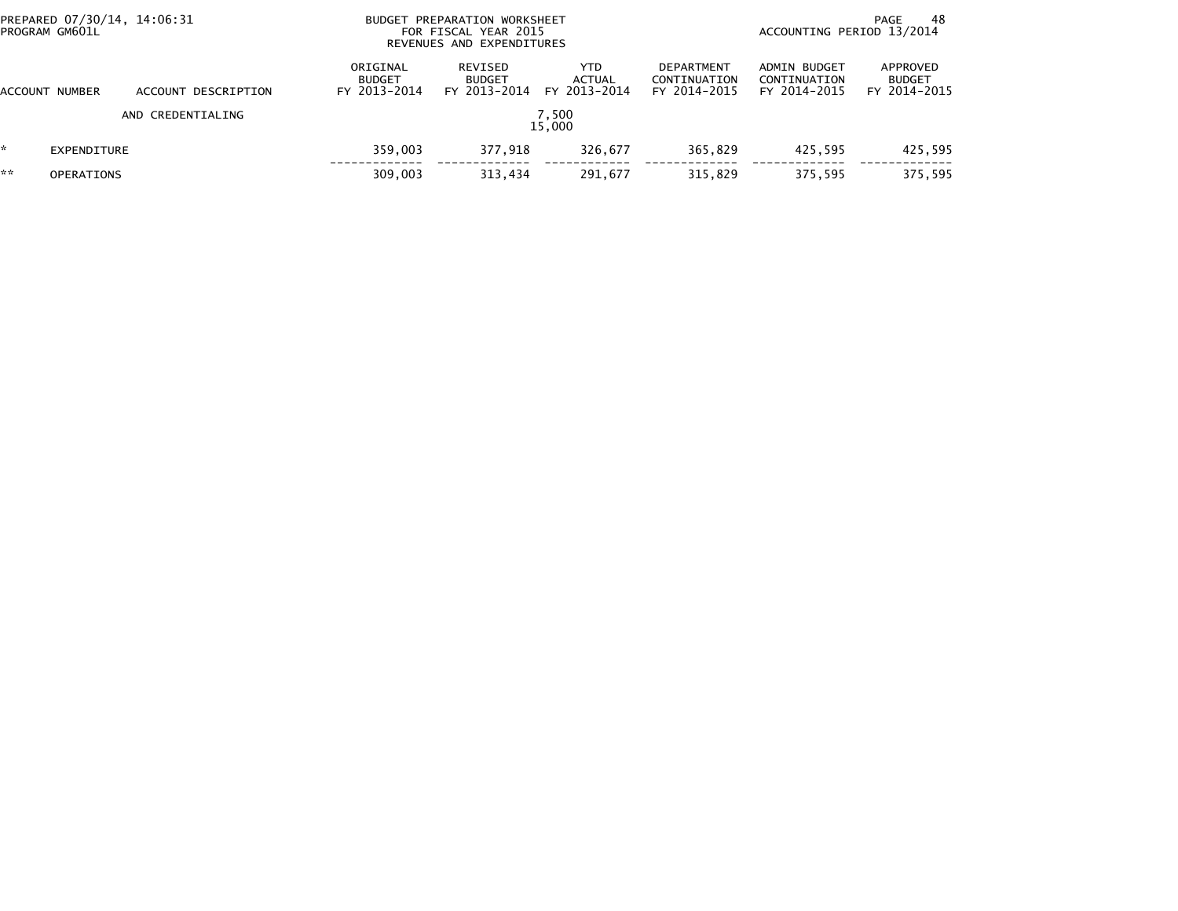| ACCOUNT NUMBER | ACCOUNT DESCRIPTION | ORIGINAL BUDGET FY 2013-2014 | REVISED BUDGET FY 2013-2014 | YTD ACTUAL FY 2013-2014 | DEPARTMENT CONTINUATION FY 2014-2015 | ADMIN BUDGET CONTINUATION FY 2014-2015 | APPROVED BUDGET FY 2014-2015 |
|---|---|---|---|---|---|---|---|
| | AND CREDENTIALING | | | 7,500<br>15,000 | | | |
| * EXPENDITURE | | 359,003 | 377,918 | 326,677 | 365,829 | 425,595 | 425,595 |
| ** OPERATIONS | | 309,003 | 313,434 | 291,677 | 315,829 | 375,595 | 375,595 |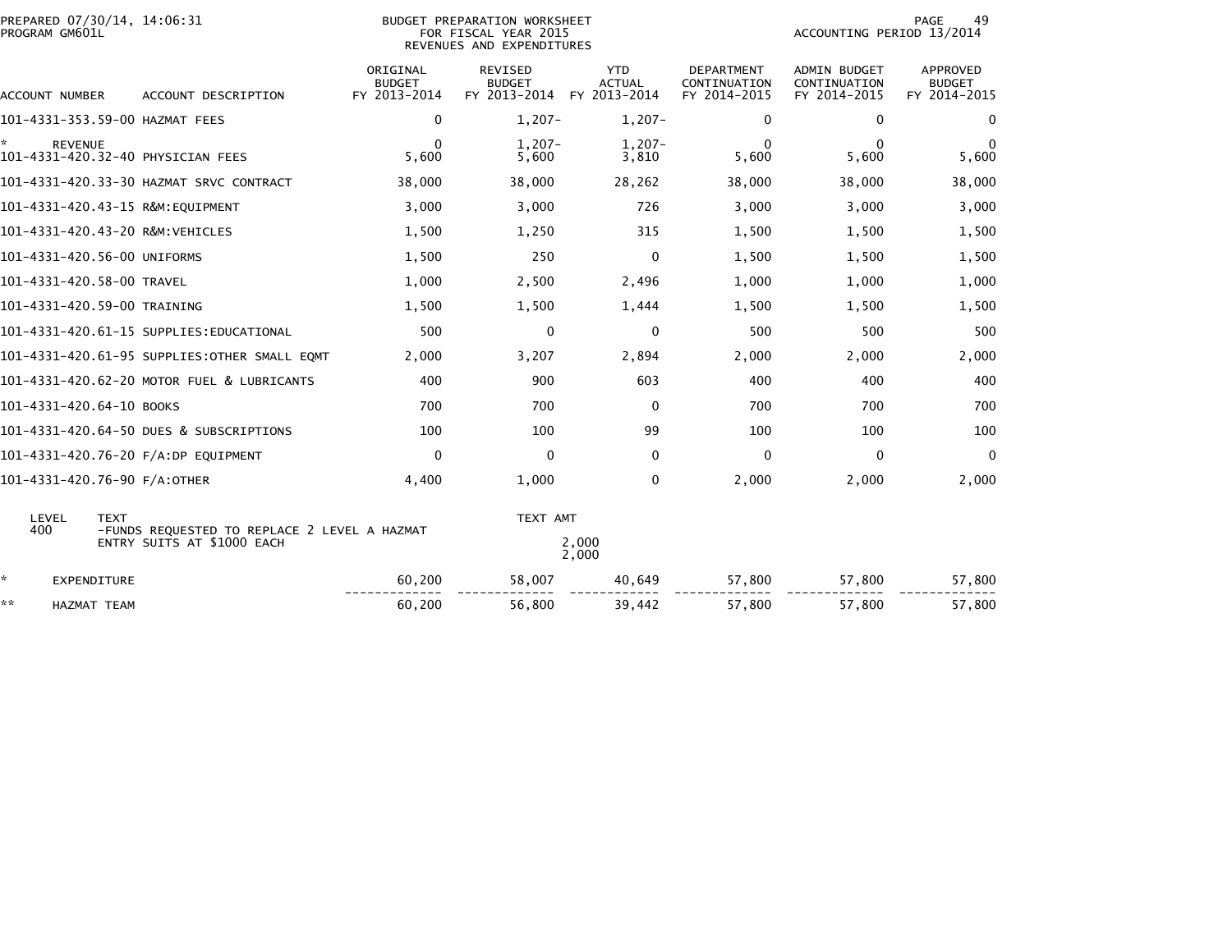PREPARED 07/30/14, 14:06:31
PROGRAM GM601L

BUDGET PREPARATION WORKSHEET
FOR FISCAL YEAR 2015
REVENUES AND EXPENDITURES

ACCOUNTING PERIOD 13/2014

| ACCOUNT NUMBER | ACCOUNT DESCRIPTION | ORIGINAL BUDGET FY 2013-2014 | REVISED BUDGET FY 2013-2014 | YTD ACTUAL FY 2013-2014 | DEPARTMENT CONTINUATION FY 2014-2015 | ADMIN BUDGET CONTINUATION FY 2014-2015 | APPROVED BUDGET FY 2014-2015 |
|---|---|---|---|---|---|---|---|
| 101-4331-353.59-00 | HAZMAT FEES | 0 | 1,207- | 1,207- | 0 | 0 | 0 |
| * | REVENUE | 0 | 1,207- | 1,207- | 0 | 0 | 0 |
| 101-4331-420.32-40 | PHYSICIAN FEES | 5,600 | 5,600 | 3,810 | 5,600 | 5,600 | 5,600 |
| 101-4331-420.33-30 | HAZMAT SRVC CONTRACT | 38,000 | 38,000 | 28,262 | 38,000 | 38,000 | 38,000 |
| 101-4331-420.43-15 | R&M:EQUIPMENT | 3,000 | 3,000 | 726 | 3,000 | 3,000 | 3,000 |
| 101-4331-420.43-20 | R&M:VEHICLES | 1,500 | 1,250 | 315 | 1,500 | 1,500 | 1,500 |
| 101-4331-420.56-00 | UNIFORMS | 1,500 | 250 | 0 | 1,500 | 1,500 | 1,500 |
| 101-4331-420.58-00 | TRAVEL | 1,000 | 2,500 | 2,496 | 1,000 | 1,000 | 1,000 |
| 101-4331-420.59-00 | TRAINING | 1,500 | 1,500 | 1,444 | 1,500 | 1,500 | 1,500 |
| 101-4331-420.61-15 | SUPPLIES:EDUCATIONAL | 500 | 0 | 0 | 500 | 500 | 500 |
| 101-4331-420.61-95 | SUPPLIES:OTHER SMALL EQMT | 2,000 | 3,207 | 2,894 | 2,000 | 2,000 | 2,000 |
| 101-4331-420.62-20 | MOTOR FUEL & LUBRICANTS | 400 | 900 | 603 | 400 | 400 | 400 |
| 101-4331-420.64-10 | BOOKS | 700 | 700 | 0 | 700 | 700 | 700 |
| 101-4331-420.64-50 | DUES & SUBSCRIPTIONS | 100 | 100 | 99 | 100 | 100 | 100 |
| 101-4331-420.76-20 | F/A:DP EQUIPMENT | 0 | 0 | 0 | 0 | 0 | 0 |
| 101-4331-420.76-90 | F/A:OTHER | 4,400 | 1,000 | 0 | 2,000 | 2,000 | 2,000 |

| LEVEL | TEXT | TEXT AMT |
|---|---|---|
| 400 | -FUNDS REQUESTED TO REPLACE 2 LEVEL A HAZMAT ENTRY SUITS AT $1000 EACH | 2,000 |
| | | 2,000 |

| | | ORIGINAL BUDGET FY 2013-2014 | REVISED BUDGET FY 2013-2014 | YTD ACTUAL FY 2013-2014 | DEPARTMENT CONTINUATION FY 2014-2015 | ADMIN BUDGET CONTINUATION FY 2014-2015 | APPROVED BUDGET FY 2014-2015 |
|---|---|---|---|---|---|---|---|
| * | EXPENDITURE | 60,200 | 58,007 | 40,649 | 57,800 | 57,800 | 57,800 |
| ** | HAZMAT TEAM | 60,200 | 56,800 | 39,442 | 57,800 | 57,800 | 57,800 |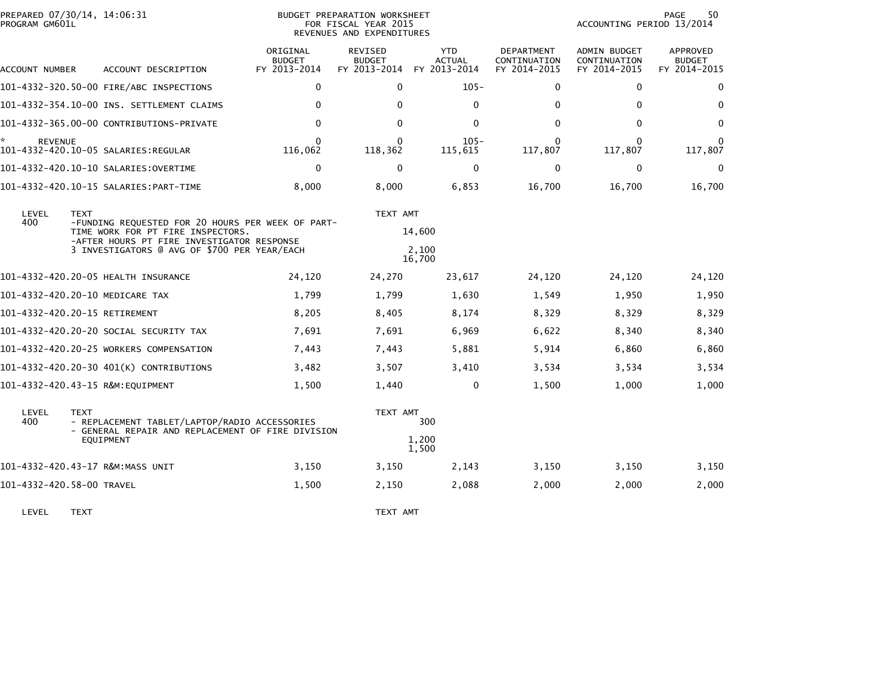PREPARED 07/30/14, 14:06:31 PROGRAM GM601L

BUDGET PREPARATION WORKSHEET FOR FISCAL YEAR 2015 REVENUES AND EXPENDITURES

ACCOUNTING PERIOD 13/2014

| ACCOUNT NUMBER | ACCOUNT DESCRIPTION | ORIGINAL BUDGET FY 2013-2014 | REVISED BUDGET FY 2013-2014 | YTD ACTUAL FY 2013-2014 | DEPARTMENT CONTINUATION FY 2014-2015 | ADMIN BUDGET CONTINUATION FY 2014-2015 | APPROVED BUDGET FY 2014-2015 |
|---|---|---|---|---|---|---|---|
| 101-4332-320.50-00 | FIRE/ABC INSPECTIONS | 0 | 0 | 105- | 0 | 0 | 0 |
| 101-4332-354.10-00 | INS. SETTLEMENT CLAIMS | 0 | 0 | 0 | 0 | 0 | 0 |
| 101-4332-365.00-00 | CONTRIBUTIONS-PRIVATE | 0 | 0 | 0 | 0 | 0 | 0 |
| * REVENUE | | 0 | 0 | 105- | 0 | 0 | 0 |
| 101-4332-420.10-05 | SALARIES:REGULAR | 116,062 | 118,362 | 115,615 | 117,807 | 117,807 | 117,807 |
| 101-4332-420.10-10 | SALARIES:OVERTIME | 0 | 0 | 0 | 0 | 0 | 0 |
| 101-4332-420.10-15 | SALARIES:PART-TIME | 8,000 | 8,000 | 6,853 | 16,700 | 16,700 | 16,700 |

| LEVEL | TEXT | TEXT AMT |
|---|---|---|
| 400 | -FUNDING REQUESTED FOR 20 HOURS PER WEEK OF PART-TIME WORK FOR PT FIRE INSPECTORS. | 14,600 |
| | -AFTER HOURS PT FIRE INVESTIGATOR RESPONSE 3 INVESTIGATORS @ AVG OF $700 PER YEAR/EACH | 2,100 |
| | | 16,700 |

| ACCOUNT NUMBER | ACCOUNT DESCRIPTION | ORIGINAL BUDGET FY 2013-2014 | REVISED BUDGET FY 2013-2014 | YTD ACTUAL FY 2013-2014 | DEPARTMENT CONTINUATION FY 2014-2015 | ADMIN BUDGET CONTINUATION FY 2014-2015 | APPROVED BUDGET FY 2014-2015 |
|---|---|---|---|---|---|---|---|
| 101-4332-420.20-05 | HEALTH INSURANCE | 24,120 | 24,270 | 23,617 | 24,120 | 24,120 | 24,120 |
| 101-4332-420.20-10 | MEDICARE TAX | 1,799 | 1,799 | 1,630 | 1,549 | 1,950 | 1,950 |
| 101-4332-420.20-15 | RETIREMENT | 8,205 | 8,405 | 8,174 | 8,329 | 8,329 | 8,329 |
| 101-4332-420.20-20 | SOCIAL SECURITY TAX | 7,691 | 7,691 | 6,969 | 6,622 | 8,340 | 8,340 |
| 101-4332-420.20-25 | WORKERS COMPENSATION | 7,443 | 7,443 | 5,881 | 5,914 | 6,860 | 6,860 |
| 101-4332-420.20-30 | 401(K) CONTRIBUTIONS | 3,482 | 3,507 | 3,410 | 3,534 | 3,534 | 3,534 |
| 101-4332-420.43-15 | R&M:EQUIPMENT | 1,500 | 1,440 | 0 | 1,500 | 1,000 | 1,000 |

| LEVEL | TEXT | TEXT AMT |
|---|---|---|
| 400 | - REPLACEMENT TABLET/LAPTOP/RADIO ACCESSORIES | 300 |
| | - GENERAL REPAIR AND REPLACEMENT OF FIRE DIVISION EQUIPMENT | 1,200 |
| | | 1,500 |

| ACCOUNT NUMBER | ACCOUNT DESCRIPTION | ORIGINAL BUDGET FY 2013-2014 | REVISED BUDGET FY 2013-2014 | YTD ACTUAL FY 2013-2014 | DEPARTMENT CONTINUATION FY 2014-2015 | ADMIN BUDGET CONTINUATION FY 2014-2015 | APPROVED BUDGET FY 2014-2015 |
|---|---|---|---|---|---|---|---|
| 101-4332-420.43-17 | R&M:MASS UNIT | 3,150 | 3,150 | 2,143 | 3,150 | 3,150 | 3,150 |
| 101-4332-420.58-00 | TRAVEL | 1,500 | 2,150 | 2,088 | 2,000 | 2,000 | 2,000 |

| LEVEL | TEXT | TEXT AMT |
|---|---|---|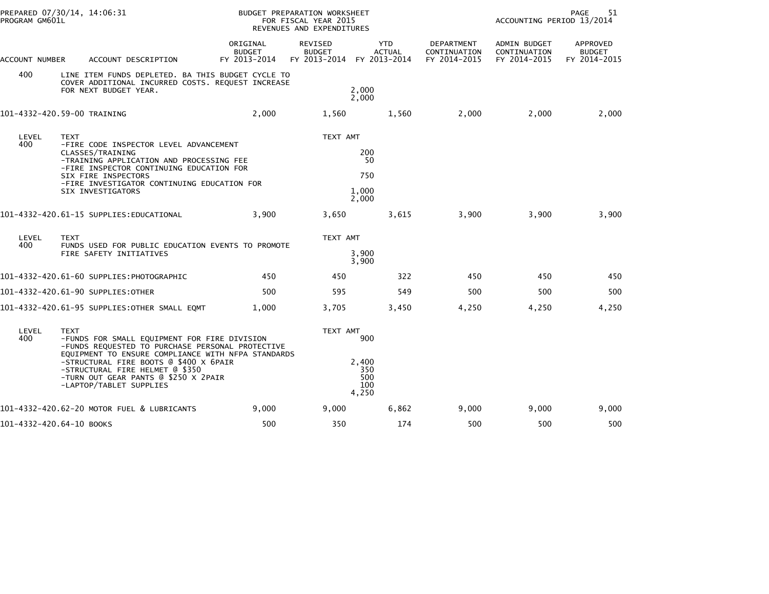| ACCOUNT NUMBER | ACCOUNT DESCRIPTION | ORIGINAL BUDGET FY 2013-2014 | REVISED BUDGET FY 2013-2014 | YTD ACTUAL FY 2013-2014 | DEPARTMENT CONTINUATION FY 2014-2015 | ADMIN BUDGET CONTINUATION FY 2014-2015 | APPROVED BUDGET FY 2014-2015 |
|---|---|---|---|---|---|---|---|
| 400 | LINE ITEM FUNDS DEPLETED. BA THIS BUDGET CYCLE TO COVER ADDITIONAL INCURRED COSTS. REQUEST INCREASE FOR NEXT BUDGET YEAR. | | 2,000<br>2,000 | | | | |
| 101-4332-420.59-00 | TRAINING | 2,000 | 1,560 | 1,560 | 2,000 | 2,000 | 2,000 |
| LEVEL | TEXT | | TEXT AMT | | | | |
| 400 | -FIRE CODE INSPECTOR LEVEL ADVANCEMENT CLASSES/TRAINING | | 200 | | | | |
| | -TRAINING APPLICATION AND PROCESSING FEE | | 50 | | | | |
| | -FIRE INSPECTOR CONTINUING EDUCATION FOR SIX FIRE INSPECTORS | | 750 | | | | |
| | -FIRE INVESTIGATOR CONTINUING EDUCATION FOR SIX INVESTIGATORS | | 1,000 | | | | |
| | | | 2,000 | | | | |
| 101-4332-420.61-15 | SUPPLIES:EDUCATIONAL | 3,900 | 3,650 | 3,615 | 3,900 | 3,900 | 3,900 |
| LEVEL | TEXT | | TEXT AMT | | | | |
| 400 | FUNDS USED FOR PUBLIC EDUCATION EVENTS TO PROMOTE FIRE SAFETY INITIATIVES | | 3,900<br>3,900 | | | | |
| 101-4332-420.61-60 | SUPPLIES:PHOTOGRAPHIC | 450 | 450 | 322 | 450 | 450 | 450 |
| 101-4332-420.61-90 | SUPPLIES:OTHER | 500 | 595 | 549 | 500 | 500 | 500 |
| 101-4332-420.61-95 | SUPPLIES:OTHER SMALL EQMT | 1,000 | 3,705 | 3,450 | 4,250 | 4,250 | 4,250 |
| LEVEL | TEXT | | TEXT AMT | | | | |
| 400 | -FUNDS FOR SMALL EQUIPMENT FOR FIRE DIVISION | | 900 | | | | |
| | -FUNDS REQUESTED TO PURCHASE PERSONAL PROTECTIVE EQUIPMENT TO ENSURE COMPLIANCE WITH NFPA STANDARDS | | | | | | |
| | -STRUCTURAL FIRE BOOTS @ $400 X 6PAIR | | 2,400 | | | | |
| | -STRUCTURAL FIRE HELMET @ $350 | | 350 | | | | |
| | -TURN OUT GEAR PANTS @ $250 X 2PAIR | | 500 | | | | |
| | -LAPTOP/TABLET SUPPLIES | | 100 | | | | |
| | | | 4,250 | | | | |
| 101-4332-420.62-20 | MOTOR FUEL & LUBRICANTS | 9,000 | 9,000 | 6,862 | 9,000 | 9,000 | 9,000 |
| 101-4332-420.64-10 | BOOKS | 500 | 350 | 174 | 500 | 500 | 500 |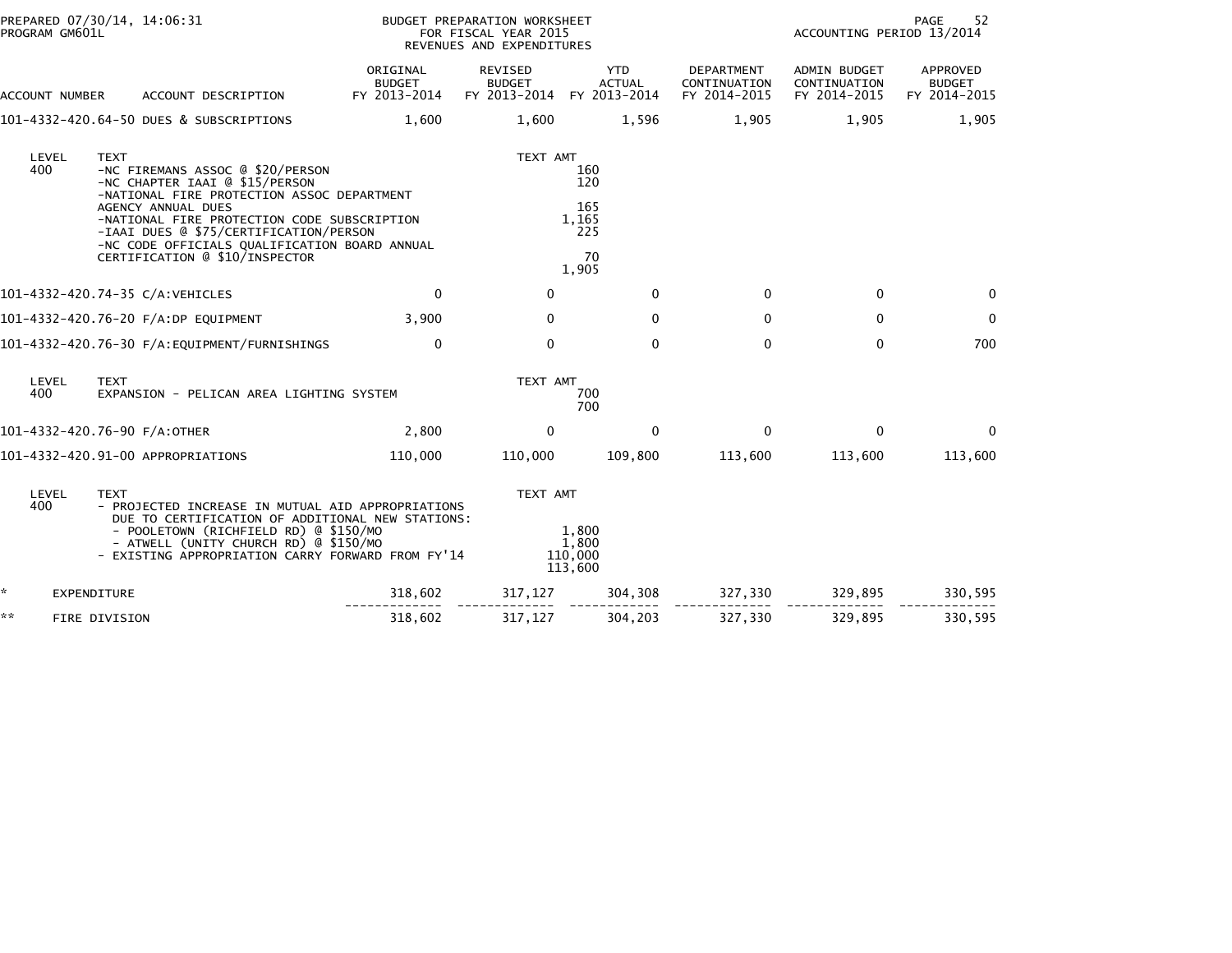PREPARED 07/30/14, 14:06:31
PROGRAM GM601L

BUDGET PREPARATION WORKSHEET
FOR FISCAL YEAR 2015
REVENUES AND EXPENDITURES

ACCOUNTING PERIOD 13/2014

| ACCOUNT NUMBER | ACCOUNT DESCRIPTION | ORIGINAL BUDGET FY 2013-2014 | REVISED BUDGET FY 2013-2014 | YTD ACTUAL FY 2013-2014 | DEPARTMENT CONTINUATION FY 2014-2015 | ADMIN BUDGET CONTINUATION FY 2014-2015 | APPROVED BUDGET FY 2014-2015 |
|---|---|---|---|---|---|---|---|
| 101-4332-420.64-50 | DUES & SUBSCRIPTIONS | 1,600 | 1,600 | 1,596 | 1,905 | 1,905 | 1,905 |

| LEVEL | TEXT | TEXT AMT |
|---|---|---|
| 400 | -NC FIREMANS ASSOC @ $20/PERSON | 160 |
| | -NC CHAPTER IAAI @ $15/PERSON | 120 |
| | -NATIONAL FIRE PROTECTION ASSOC DEPARTMENT AGENCY ANNUAL DUES | 165 |
| | -NATIONAL FIRE PROTECTION CODE SUBSCRIPTION | 1,165 |
| | -IAAI DUES @ $75/CERTIFICATION/PERSON | 225 |
| | -NC CODE OFFICIALS QUALIFICATION BOARD ANNUAL CERTIFICATION @ $10/INSPECTOR | 70 |
| | | 1,905 |

| ACCOUNT NUMBER | ACCOUNT DESCRIPTION | ORIGINAL BUDGET FY 2013-2014 | REVISED BUDGET FY 2013-2014 | YTD ACTUAL FY 2013-2014 | DEPARTMENT CONTINUATION FY 2014-2015 | ADMIN BUDGET CONTINUATION FY 2014-2015 | APPROVED BUDGET FY 2014-2015 |
|---|---|---|---|---|---|---|---|
| 101-4332-420.74-35 | C/A:VEHICLES | 0 | 0 | 0 | 0 | 0 | 0 |
| 101-4332-420.76-20 | F/A:DP EQUIPMENT | 3,900 | 0 | 0 | 0 | 0 | 0 |
| 101-4332-420.76-30 | F/A:EQUIPMENT/FURNISHINGS | 0 | 0 | 0 | 0 | 0 | 700 |

| LEVEL | TEXT | TEXT AMT |
|---|---|---|
| 400 | EXPANSION - PELICAN AREA LIGHTING SYSTEM | 700 |
| | | 700 |

| ACCOUNT NUMBER | ACCOUNT DESCRIPTION | ORIGINAL BUDGET FY 2013-2014 | REVISED BUDGET FY 2013-2014 | YTD ACTUAL FY 2013-2014 | DEPARTMENT CONTINUATION FY 2014-2015 | ADMIN BUDGET CONTINUATION FY 2014-2015 | APPROVED BUDGET FY 2014-2015 |
|---|---|---|---|---|---|---|---|
| 101-4332-420.76-90 | F/A:OTHER | 2,800 | 0 | 0 | 0 | 0 | 0 |
| 101-4332-420.91-00 | APPROPRIATIONS | 110,000 | 110,000 | 109,800 | 113,600 | 113,600 | 113,600 |

| LEVEL | TEXT | TEXT AMT |
|---|---|---|
| 400 | - PROJECTED INCREASE IN MUTUAL AID APPROPRIATIONS DUE TO CERTIFICATION OF ADDITIONAL NEW STATIONS: | |
| | - POOLETOWN (RICHFIELD RD) @ $150/MO | 1,800 |
| | - ATWELL (UNITY CHURCH RD) @ $150/MO | 1,800 |
| | - EXISTING APPROPRIATION CARRY FORWARD FROM FY'14 | 110,000 |
| | | 113,600 |

| | | ORIGINAL BUDGET FY 2013-2014 | REVISED BUDGET FY 2013-2014 | YTD ACTUAL FY 2013-2014 | DEPARTMENT CONTINUATION FY 2014-2015 | ADMIN BUDGET CONTINUATION FY 2014-2015 | APPROVED BUDGET FY 2014-2015 |
|---|---|---|---|---|---|---|---|
| * | EXPENDITURE | 318,602 | 317,127 | 304,308 | 327,330 | 329,895 | 330,595 |
| ** | FIRE DIVISION | 318,602 | 317,127 | 304,203 | 327,330 | 329,895 | 330,595 |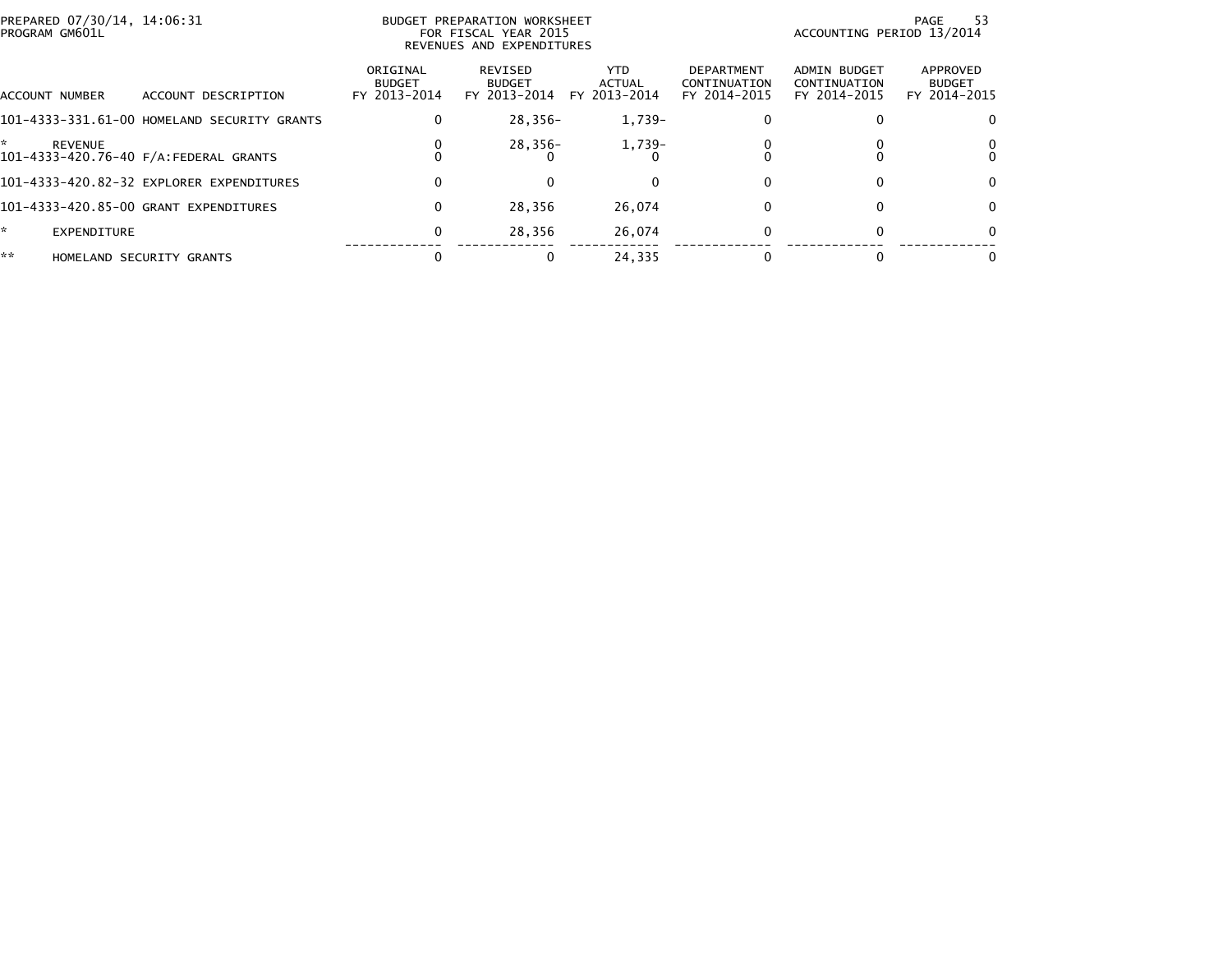BUDGET PREPARATION WORKSHEET
FOR FISCAL YEAR 2015
REVENUES AND EXPENDITURES

| ACCOUNT NUMBER | ACCOUNT DESCRIPTION | ORIGINAL BUDGET FY 2013-2014 | REVISED BUDGET FY 2013-2014 | YTD ACTUAL FY 2013-2014 | DEPARTMENT CONTINUATION FY 2014-2015 | ADMIN BUDGET CONTINUATION FY 2014-2015 | APPROVED BUDGET FY 2014-2015 |
|---|---|---|---|---|---|---|---|
| 101-4333-331.61-00 | HOMELAND SECURITY GRANTS | 0 | 28,356- | 1,739- | 0 | 0 | 0 |
| * | REVENUE | 0 | 28,356- | 1,739- | 0 | 0 | 0 |
| 101-4333-420.76-40 | F/A:FEDERAL GRANTS | 0 | 0 | 0 | 0 | 0 | 0 |
| 101-4333-420.82-32 | EXPLORER EXPENDITURES | 0 | 0 | 0 | 0 | 0 | 0 |
| 101-4333-420.85-00 | GRANT EXPENDITURES | 0 | 28,356 | 26,074 | 0 | 0 | 0 |
| * | EXPENDITURE | 0 | 28,356 | 26,074 | 0 | 0 | 0 |
| ** | HOMELAND SECURITY GRANTS | 0 | 0 | 24,335 | 0 | 0 | 0 |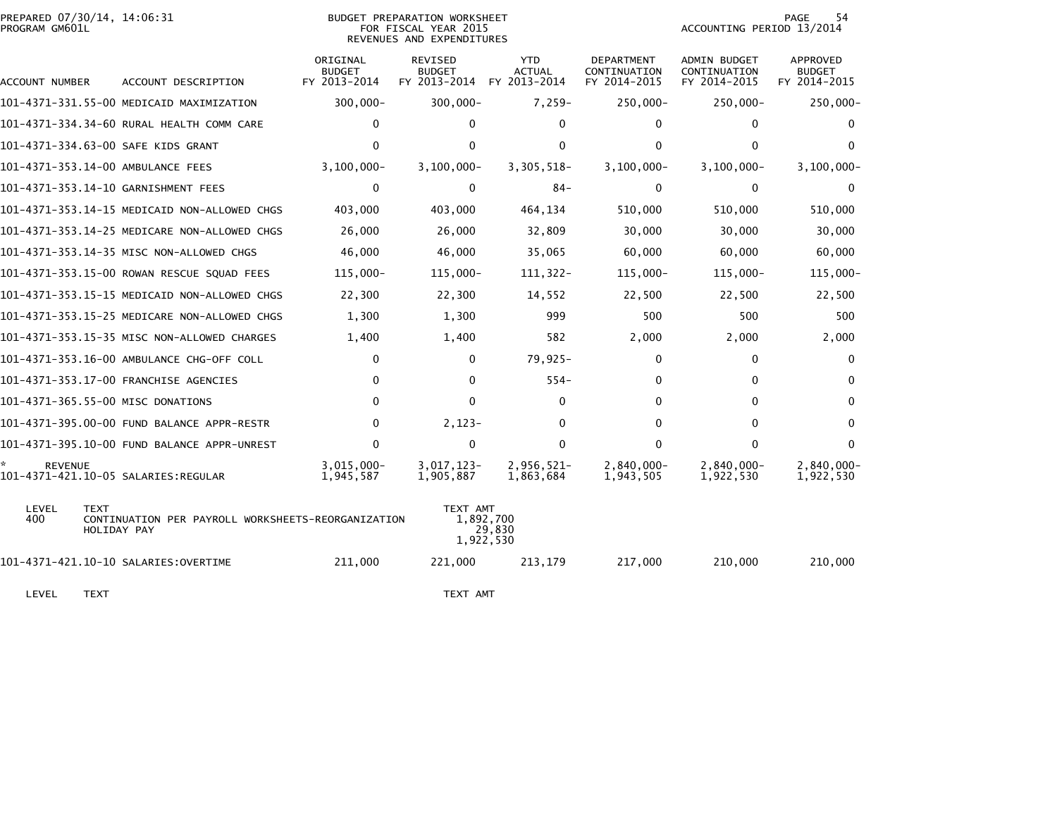BUDGET PREPARATION WORKSHEET
FOR FISCAL YEAR 2015
REVENUES AND EXPENDITURES

PREPARED 07/30/14, 14:06:31
PROGRAM GM601L

ACCOUNTING PERIOD 13/2014

| ACCOUNT NUMBER | ACCOUNT DESCRIPTION | ORIGINAL BUDGET FY 2013-2014 | REVISED BUDGET FY 2013-2014 | YTD ACTUAL FY 2013-2014 | DEPARTMENT CONTINUATION FY 2014-2015 | ADMIN BUDGET CONTINUATION FY 2014-2015 | APPROVED BUDGET FY 2014-2015 |
|---|---|---|---|---|---|---|---|
| 101-4371-331.55-00 | MEDICAID MAXIMIZATION | 300,000- | 300,000- | 7,259- | 250,000- | 250,000- | 250,000- |
| 101-4371-334.34-60 | RURAL HEALTH COMM CARE | 0 | 0 | 0 | 0 | 0 | 0 |
| 101-4371-334.63-00 | SAFE KIDS GRANT | 0 | 0 | 0 | 0 | 0 | 0 |
| 101-4371-353.14-00 | AMBULANCE FEES | 3,100,000- | 3,100,000- | 3,305,518- | 3,100,000- | 3,100,000- | 3,100,000- |
| 101-4371-353.14-10 | GARNISHMENT FEES | 0 | 0 | 84- | 0 | 0 | 0 |
| 101-4371-353.14-15 | MEDICAID NON-ALLOWED CHGS | 403,000 | 403,000 | 464,134 | 510,000 | 510,000 | 510,000 |
| 101-4371-353.14-25 | MEDICARE NON-ALLOWED CHGS | 26,000 | 26,000 | 32,809 | 30,000 | 30,000 | 30,000 |
| 101-4371-353.14-35 | MISC NON-ALLOWED CHGS | 46,000 | 46,000 | 35,065 | 60,000 | 60,000 | 60,000 |
| 101-4371-353.15-00 | ROWAN RESCUE SQUAD FEES | 115,000- | 115,000- | 111,322- | 115,000- | 115,000- | 115,000- |
| 101-4371-353.15-15 | MEDICAID NON-ALLOWED CHGS | 22,300 | 22,300 | 14,552 | 22,500 | 22,500 | 22,500 |
| 101-4371-353.15-25 | MEDICARE NON-ALLOWED CHGS | 1,300 | 1,300 | 999 | 500 | 500 | 500 |
| 101-4371-353.15-35 | MISC NON-ALLOWED CHARGES | 1,400 | 1,400 | 582 | 2,000 | 2,000 | 2,000 |
| 101-4371-353.16-00 | AMBULANCE CHG-OFF COLL | 0 | 0 | 79,925- | 0 | 0 | 0 |
| 101-4371-353.17-00 | FRANCHISE AGENCIES | 0 | 0 | 554- | 0 | 0 | 0 |
| 101-4371-365.55-00 | MISC DONATIONS | 0 | 0 | 0 | 0 | 0 | 0 |
| 101-4371-395.00-00 | FUND BALANCE APPR-RESTR | 0 | 2,123- | 0 | 0 | 0 | 0 |
| 101-4371-395.10-00 | FUND BALANCE APPR-UNREST | 0 | 0 | 0 | 0 | 0 | 0 |
| * REVENUE | | 3,015,000- | 3,017,123- | 2,956,521- | 2,840,000- | 2,840,000- | 2,840,000- |
| 101-4371-421.10-05 | SALARIES:REGULAR | 1,945,587 | 1,905,887 | 1,863,684 | 1,943,505 | 1,922,530 | 1,922,530 |

| LEVEL | TEXT | TEXT AMT |
|---|---|---|
| 400 | CONTINUATION PER PAYROLL WORKSHEETS-REORGANIZATION | 1,892,700 |
| | HOLIDAY PAY | 29,830 |
| | | 1,922,530 |

| ACCOUNT NUMBER | ACCOUNT DESCRIPTION | ORIGINAL BUDGET FY 2013-2014 | REVISED BUDGET FY 2013-2014 | YTD ACTUAL FY 2013-2014 | DEPARTMENT CONTINUATION FY 2014-2015 | ADMIN BUDGET CONTINUATION FY 2014-2015 | APPROVED BUDGET FY 2014-2015 |
|---|---|---|---|---|---|---|---|
| 101-4371-421.10-10 | SALARIES:OVERTIME | 211,000 | 221,000 | 213,179 | 217,000 | 210,000 | 210,000 |

| LEVEL | TEXT | TEXT AMT |
|---|---|---|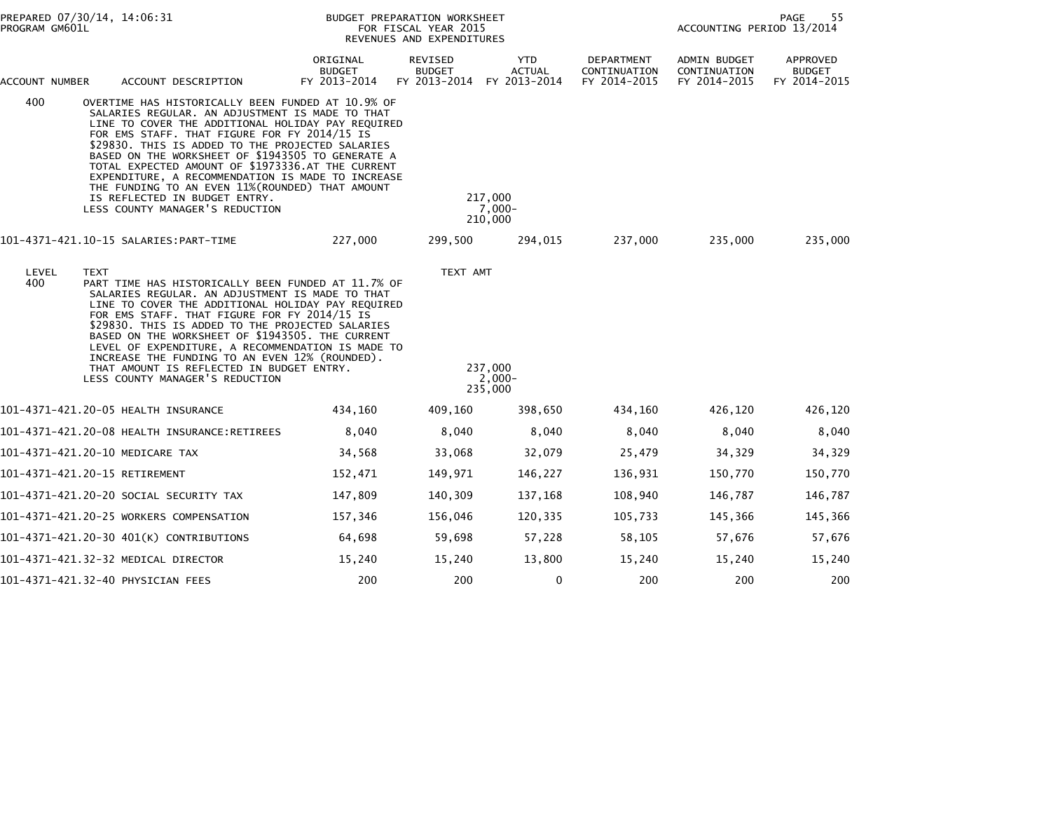| ACCOUNT NUMBER | ACCOUNT DESCRIPTION | ORIGINAL BUDGET FY 2013-2014 | REVISED BUDGET FY 2013-2014 | YTD ACTUAL FY 2013-2014 | DEPARTMENT CONTINUATION FY 2014-2015 | ADMIN BUDGET CONTINUATION FY 2014-2015 | APPROVED BUDGET FY 2014-2015 |
|---|---|---|---|---|---|---|---|

400 OVERTIME HAS HISTORICALLY BEEN FUNDED AT 10.9% OF SALARIES REGULAR. AN ADJUSTMENT IS MADE TO THAT LINE TO COVER THE ADDITIONAL HOLIDAY PAY REQUIRED FOR EMS STAFF. THAT FIGURE FOR FY 2014/15 IS $29830. THIS IS ADDED TO THE PROJECTED SALARIES BASED ON THE WORKSHEET OF $1943505 TO GENERATE A TOTAL EXPECTED AMOUNT OF $1973336.AT THE CURRENT EXPENDITURE, A RECOMMENDATION IS MADE TO INCREASE THE FUNDING TO AN EVEN 11%(ROUNDED) THAT AMOUNT IS REFLECTED IN BUDGET ENTRY. 217,000

LESS COUNTY MANAGER'S REDUCTION 7,000-

210,000

| ACCOUNT NUMBER | ACCOUNT DESCRIPTION | ORIGINAL BUDGET FY 2013-2014 | REVISED BUDGET FY 2013-2014 | YTD ACTUAL FY 2013-2014 | DEPARTMENT CONTINUATION FY 2014-2015 | ADMIN BUDGET CONTINUATION FY 2014-2015 | APPROVED BUDGET FY 2014-2015 |
|---|---|---|---|---|---|---|---|
| 101-4371-421.10-15 | SALARIES:PART-TIME | 227,000 | 299,500 | 294,015 | 237,000 | 235,000 | 235,000 |

| LEVEL | TEXT | TEXT AMT |
|---|---|---|
| 400 | PART TIME HAS HISTORICALLY BEEN FUNDED AT 11.7% OF SALARIES REGULAR. AN ADJUSTMENT IS MADE TO THAT LINE TO COVER THE ADDITIONAL HOLIDAY PAY REQUIRED FOR EMS STAFF. THAT FIGURE FOR FY 2014/15 IS $29830. THIS IS ADDED TO THE PROJECTED SALARIES BASED ON THE WORKSHEET OF $1943505. THE CURRENT LEVEL OF EXPENDITURE, A RECOMMENDATION IS MADE TO INCREASE THE FUNDING TO AN EVEN 12% (ROUNDED). THAT AMOUNT IS REFLECTED IN BUDGET ENTRY. | 237,000 |
| | LESS COUNTY MANAGER'S REDUCTION | 2,000- |
| | | 235,000 |

| ACCOUNT NUMBER | ACCOUNT DESCRIPTION | ORIGINAL BUDGET FY 2013-2014 | REVISED BUDGET FY 2013-2014 | YTD ACTUAL FY 2013-2014 | DEPARTMENT CONTINUATION FY 2014-2015 | ADMIN BUDGET CONTINUATION FY 2014-2015 | APPROVED BUDGET FY 2014-2015 |
|---|---|---|---|---|---|---|---|
| 101-4371-421.20-05 | HEALTH INSURANCE | 434,160 | 409,160 | 398,650 | 434,160 | 426,120 | 426,120 |
| 101-4371-421.20-08 | HEALTH INSURANCE:RETIREES | 8,040 | 8,040 | 8,040 | 8,040 | 8,040 | 8,040 |
| 101-4371-421.20-10 | MEDICARE TAX | 34,568 | 33,068 | 32,079 | 25,479 | 34,329 | 34,329 |
| 101-4371-421.20-15 | RETIREMENT | 152,471 | 149,971 | 146,227 | 136,931 | 150,770 | 150,770 |
| 101-4371-421.20-20 | SOCIAL SECURITY TAX | 147,809 | 140,309 | 137,168 | 108,940 | 146,787 | 146,787 |
| 101-4371-421.20-25 | WORKERS COMPENSATION | 157,346 | 156,046 | 120,335 | 105,733 | 145,366 | 145,366 |
| 101-4371-421.20-30 | 401(K) CONTRIBUTIONS | 64,698 | 59,698 | 57,228 | 58,105 | 57,676 | 57,676 |
| 101-4371-421.32-32 | MEDICAL DIRECTOR | 15,240 | 15,240 | 13,800 | 15,240 | 15,240 | 15,240 |
| 101-4371-421.32-40 | PHYSICIAN FEES | 200 | 200 | 0 | 200 | 200 | 200 |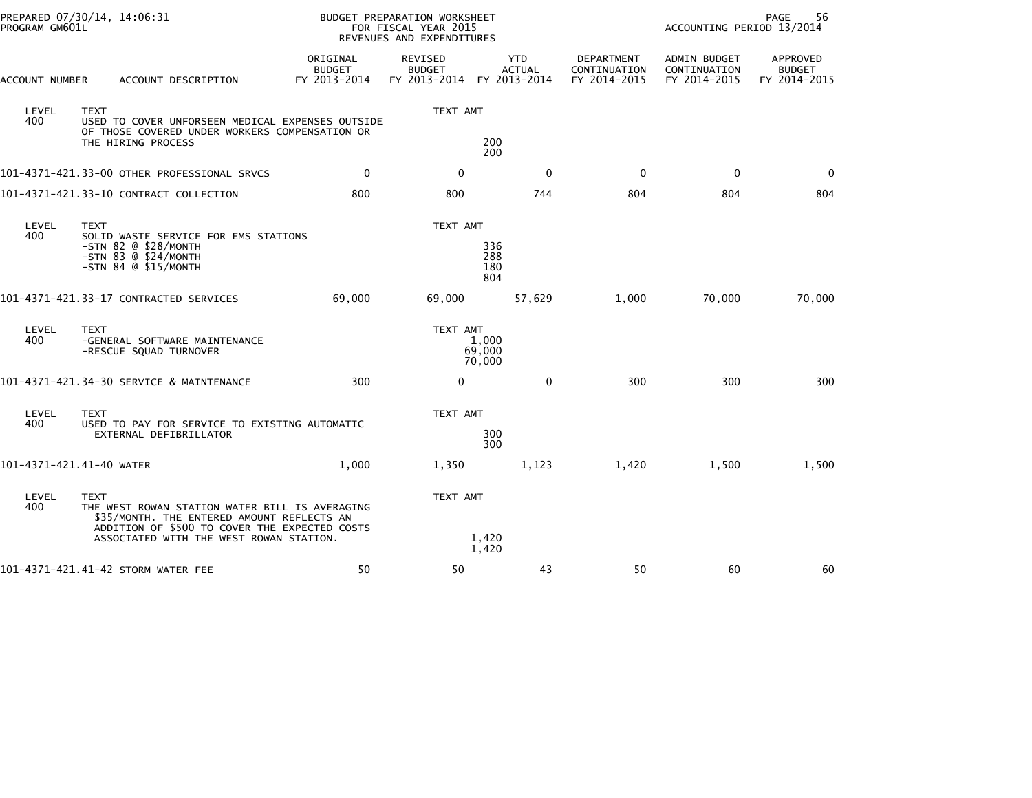PREPARED 07/30/14, 14:06:31
PROGRAM GM601L

BUDGET PREPARATION WORKSHEET
FOR FISCAL YEAR 2015
REVENUES AND EXPENDITURES

ACCOUNTING PERIOD 13/2014

| ACCOUNT NUMBER | ACCOUNT DESCRIPTION | ORIGINAL BUDGET FY 2013-2014 | REVISED BUDGET FY 2013-2014 | YTD ACTUAL FY 2013-2014 | DEPARTMENT CONTINUATION FY 2014-2015 | ADMIN BUDGET CONTINUATION FY 2014-2015 | APPROVED BUDGET FY 2014-2015 |
|---|---|---|---|---|---|---|---|
| LEVEL 400 | TEXT<br>USED TO COVER UNFORSEEN MEDICAL EXPENSES OUTSIDE OF THOSE COVERED UNDER WORKERS COMPENSATION OR THE HIRING PROCESS | | TEXT AMT<br>200<br>200 | | | | |
| 101-4371-421.33-00 | OTHER PROFESSIONAL SRVCS | 0 | 0 | 0 | 0 | 0 | 0 |
| 101-4371-421.33-10 | CONTRACT COLLECTION | 800 | 800 | 744 | 804 | 804 | 804 |
| LEVEL 400 | TEXT<br>SOLID WASTE SERVICE FOR EMS STATIONS<br>-STN 82 @ $28/MONTH<br>-STN 83 @ $24/MONTH<br>-STN 84 @ $15/MONTH | | TEXT AMT<br>336<br>288<br>180<br>804 | | | | |
| 101-4371-421.33-17 | CONTRACTED SERVICES | 69,000 | 69,000 | 57,629 | 1,000 | 70,000 | 70,000 |
| LEVEL 400 | TEXT<br>-GENERAL SOFTWARE MAINTENANCE<br>-RESCUE SQUAD TURNOVER | | TEXT AMT<br>1,000<br>69,000<br>70,000 | | | | |
| 101-4371-421.34-30 | SERVICE & MAINTENANCE | 300 | 0 | 0 | 300 | 300 | 300 |
| LEVEL 400 | TEXT<br>USED TO PAY FOR SERVICE TO EXISTING AUTOMATIC EXTERNAL DEFIBRILLATOR | | TEXT AMT<br>300<br>300 | | | | |
| 101-4371-421.41-40 | WATER | 1,000 | 1,350 | 1,123 | 1,420 | 1,500 | 1,500 |
| LEVEL 400 | TEXT<br>THE WEST ROWAN STATION WATER BILL IS AVERAGING $35/MONTH. THE ENTERED AMOUNT REFLECTS AN ADDITION OF $500 TO COVER THE EXPECTED COSTS ASSOCIATED WITH THE WEST ROWAN STATION. | | TEXT AMT<br>1,420<br>1,420 | | | | |
| 101-4371-421.41-42 | STORM WATER FEE | 50 | 50 | 43 | 50 | 60 | 60 |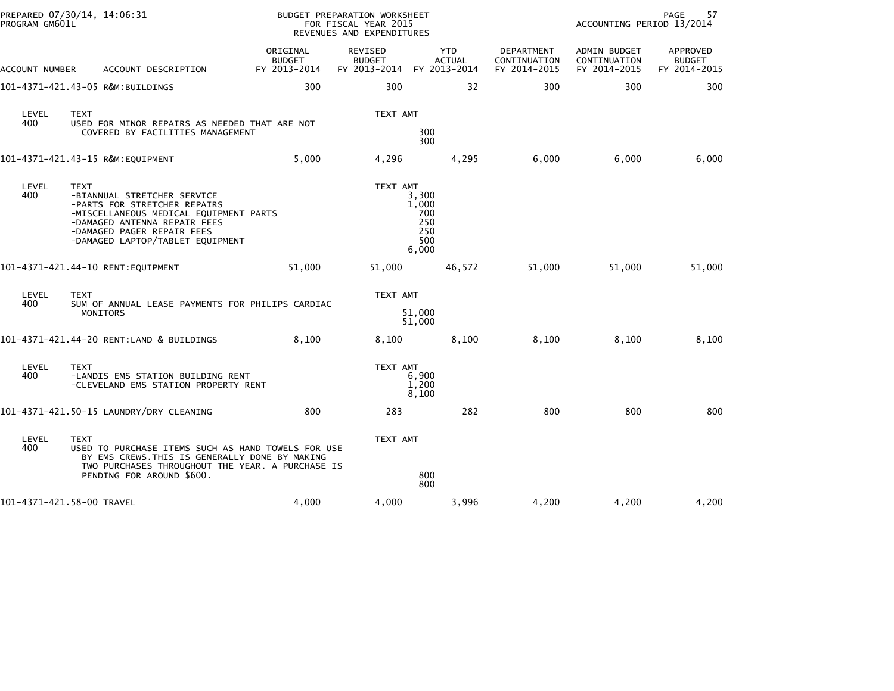PREPARED 07/30/14, 14:06:31
PROGRAM GM601L

BUDGET PREPARATION WORKSHEET
FOR FISCAL YEAR 2015
REVENUES AND EXPENDITURES

ACCOUNTING PERIOD 13/2014

| ACCOUNT NUMBER | ACCOUNT DESCRIPTION | ORIGINAL BUDGET FY 2013-2014 | REVISED BUDGET FY 2013-2014 | YTD ACTUAL FY 2013-2014 | DEPARTMENT CONTINUATION FY 2014-2015 | ADMIN BUDGET CONTINUATION FY 2014-2015 | APPROVED BUDGET FY 2014-2015 |
|---|---|---|---|---|---|---|---|
| 101-4371-421.43-05 | R&M:BUILDINGS | 300 | 300 | 32 | 300 | 300 | 300 |

| LEVEL | TEXT | TEXT AMT |
|---|---|---|
| 400 | USED FOR MINOR REPAIRS AS NEEDED THAT ARE NOT COVERED BY FACILITIES MANAGEMENT | 300 |
| | | 300 |

| ACCOUNT NUMBER | ACCOUNT DESCRIPTION | ORIGINAL BUDGET FY 2013-2014 | REVISED BUDGET FY 2013-2014 | YTD ACTUAL FY 2013-2014 | DEPARTMENT CONTINUATION FY 2014-2015 | ADMIN BUDGET CONTINUATION FY 2014-2015 | APPROVED BUDGET FY 2014-2015 |
|---|---|---|---|---|---|---|---|
| 101-4371-421.43-15 | R&M:EQUIPMENT | 5,000 | 4,296 | 4,295 | 6,000 | 6,000 | 6,000 |

| LEVEL | TEXT | TEXT AMT |
|---|---|---|
| 400 | -BIANNUAL STRETCHER SERVICE | 3,300 |
| | -PARTS FOR STRETCHER REPAIRS | 1,000 |
| | -MISCELLANEOUS MEDICAL EQUIPMENT PARTS | 700 |
| | -DAMAGED ANTENNA REPAIR FEES | 250 |
| | -DAMAGED PAGER REPAIR FEES | 250 |
| | -DAMAGED LAPTOP/TABLET EQUIPMENT | 500 |
| | | 6,000 |

| ACCOUNT NUMBER | ACCOUNT DESCRIPTION | ORIGINAL BUDGET FY 2013-2014 | REVISED BUDGET FY 2013-2014 | YTD ACTUAL FY 2013-2014 | DEPARTMENT CONTINUATION FY 2014-2015 | ADMIN BUDGET CONTINUATION FY 2014-2015 | APPROVED BUDGET FY 2014-2015 |
|---|---|---|---|---|---|---|---|
| 101-4371-421.44-10 | RENT:EQUIPMENT | 51,000 | 51,000 | 46,572 | 51,000 | 51,000 | 51,000 |

| LEVEL | TEXT | TEXT AMT |
|---|---|---|
| 400 | SUM OF ANNUAL LEASE PAYMENTS FOR PHILIPS CARDIAC MONITORS | 51,000 |
| | | 51,000 |

| ACCOUNT NUMBER | ACCOUNT DESCRIPTION | ORIGINAL BUDGET FY 2013-2014 | REVISED BUDGET FY 2013-2014 | YTD ACTUAL FY 2013-2014 | DEPARTMENT CONTINUATION FY 2014-2015 | ADMIN BUDGET CONTINUATION FY 2014-2015 | APPROVED BUDGET FY 2014-2015 |
|---|---|---|---|---|---|---|---|
| 101-4371-421.44-20 | RENT:LAND & BUILDINGS | 8,100 | 8,100 | 8,100 | 8,100 | 8,100 | 8,100 |

| LEVEL | TEXT | TEXT AMT |
|---|---|---|
| 400 | -LANDIS EMS STATION BUILDING RENT | 6,900 |
| | -CLEVELAND EMS STATION PROPERTY RENT | 1,200 |
| | | 8,100 |

| ACCOUNT NUMBER | ACCOUNT DESCRIPTION | ORIGINAL BUDGET FY 2013-2014 | REVISED BUDGET FY 2013-2014 | YTD ACTUAL FY 2013-2014 | DEPARTMENT CONTINUATION FY 2014-2015 | ADMIN BUDGET CONTINUATION FY 2014-2015 | APPROVED BUDGET FY 2014-2015 |
|---|---|---|---|---|---|---|---|
| 101-4371-421.50-15 | LAUNDRY/DRY CLEANING | 800 | 283 | 282 | 800 | 800 | 800 |

| LEVEL | TEXT | TEXT AMT |
|---|---|---|
| 400 | USED TO PURCHASE ITEMS SUCH AS HAND TOWELS FOR USE BY EMS CREWS.THIS IS GENERALLY DONE BY MAKING TWO PURCHASES THROUGHOUT THE YEAR. A PURCHASE IS PENDING FOR AROUND $600. | 800 |
| | | 800 |

| ACCOUNT NUMBER | ACCOUNT DESCRIPTION | ORIGINAL BUDGET FY 2013-2014 | REVISED BUDGET FY 2013-2014 | YTD ACTUAL FY 2013-2014 | DEPARTMENT CONTINUATION FY 2014-2015 | ADMIN BUDGET CONTINUATION FY 2014-2015 | APPROVED BUDGET FY 2014-2015 |
|---|---|---|---|---|---|---|---|
| 101-4371-421.58-00 | TRAVEL | 4,000 | 4,000 | 3,996 | 4,200 | 4,200 | 4,200 |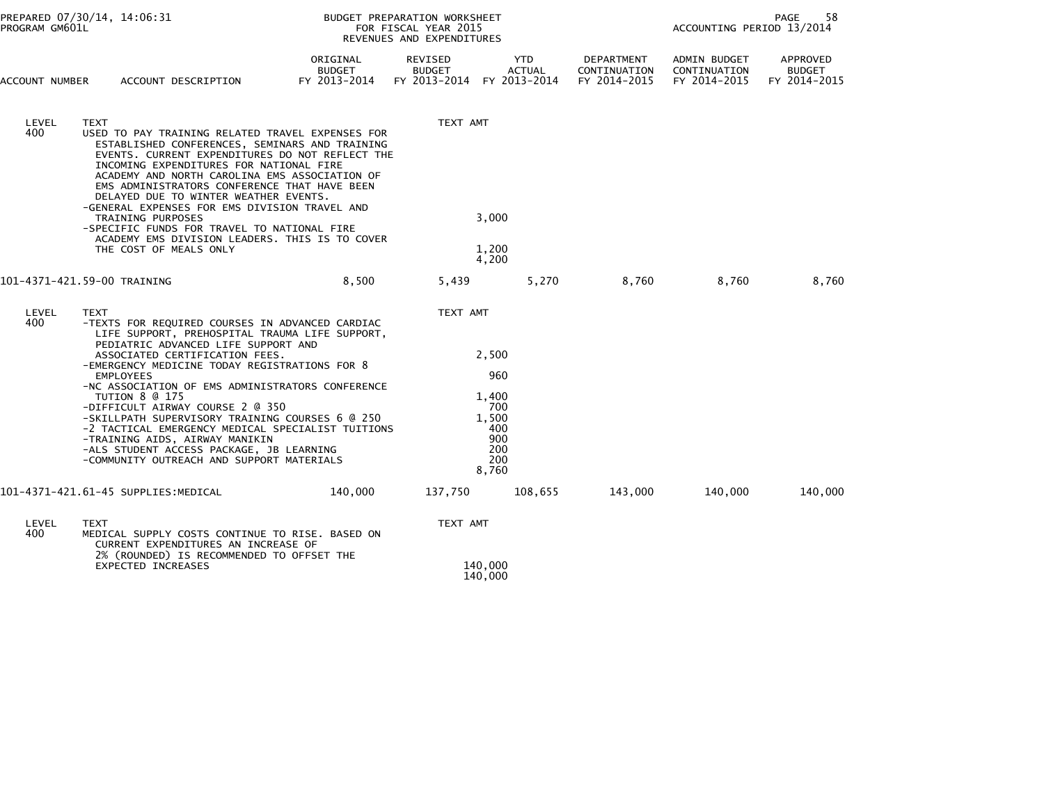BUDGET PREPARATION WORKSHEET
FOR FISCAL YEAR 2015
REVENUES AND EXPENDITURES

PREPARED 07/30/14, 14:06:31
PROGRAM GM601L

ACCOUNTING PERIOD 13/2014

| ACCOUNT NUMBER | ACCOUNT DESCRIPTION | ORIGINAL BUDGET FY 2013-2014 | REVISED BUDGET FY 2013-2014 | YTD ACTUAL FY 2013-2014 | DEPARTMENT CONTINUATION FY 2014-2015 | ADMIN BUDGET CONTINUATION FY 2014-2015 | APPROVED BUDGET FY 2014-2015 |
|---|---|---|---|---|---|---|---|

| LEVEL | TEXT | TEXT AMT |
|---|---|---|
| 400 | USED TO PAY TRAINING RELATED TRAVEL EXPENSES FOR ESTABLISHED CONFERENCES, SEMINARS AND TRAINING EVENTS. CURRENT EXPENDITURES DO NOT REFLECT THE INCOMING EXPENDITURES FOR NATIONAL FIRE ACADEMY AND NORTH CAROLINA EMS ASSOCIATION OF EMS ADMINISTRATORS CONFERENCE THAT HAVE BEEN DELAYED DUE TO WINTER WEATHER EVENTS. | |
| | -GENERAL EXPENSES FOR EMS DIVISION TRAVEL AND TRAINING PURPOSES | 3,000 |
| | -SPECIFIC FUNDS FOR TRAVEL TO NATIONAL FIRE ACADEMY EMS DIVISION LEADERS. THIS IS TO COVER THE COST OF MEALS ONLY | 1,200 |
| | | 4,200 |

| ACCOUNT NUMBER | ACCOUNT DESCRIPTION | ORIGINAL BUDGET FY 2013-2014 | REVISED BUDGET FY 2013-2014 | YTD ACTUAL FY 2013-2014 | DEPARTMENT CONTINUATION FY 2014-2015 | ADMIN BUDGET CONTINUATION FY 2014-2015 | APPROVED BUDGET FY 2014-2015 |
|---|---|---|---|---|---|---|---|
| 101-4371-421.59-00 | TRAINING | 8,500 | 5,439 | 5,270 | 8,760 | 8,760 | 8,760 |

| LEVEL | TEXT | TEXT AMT |
|---|---|---|
| 400 | -TEXTS FOR REQUIRED COURSES IN ADVANCED CARDIAC LIFE SUPPORT, PREHOSPITAL TRAUMA LIFE SUPPORT, PEDIATRIC ADVANCED LIFE SUPPORT AND ASSOCIATED CERTIFICATION FEES. | 2,500 |
| | -EMERGENCY MEDICINE TODAY REGISTRATIONS FOR 8 EMPLOYEES | 960 |
| | -NC ASSOCIATION OF EMS ADMINISTRATORS CONFERENCE TUTION 8 @ 175 | 1,400 |
| | -DIFFICULT AIRWAY COURSE 2 @ 350 | 700 |
| | -SKILLPATH SUPERVISORY TRAINING COURSES 6 @ 250 | 1,500 |
| | -2 TACTICAL EMERGENCY MEDICAL SPECIALIST TUITIONS | 400 |
| | -TRAINING AIDS, AIRWAY MANIKIN | 900 |
| | -ALS STUDENT ACCESS PACKAGE, JB LEARNING | 200 |
| | -COMMUNITY OUTREACH AND SUPPORT MATERIALS | 200 |
| | | 8,760 |

| ACCOUNT NUMBER | ACCOUNT DESCRIPTION | ORIGINAL BUDGET FY 2013-2014 | REVISED BUDGET FY 2013-2014 | YTD ACTUAL FY 2013-2014 | DEPARTMENT CONTINUATION FY 2014-2015 | ADMIN BUDGET CONTINUATION FY 2014-2015 | APPROVED BUDGET FY 2014-2015 |
|---|---|---|---|---|---|---|---|
| 101-4371-421.61-45 | SUPPLIES:MEDICAL | 140,000 | 137,750 | 108,655 | 143,000 | 140,000 | 140,000 |

| LEVEL | TEXT | TEXT AMT |
|---|---|---|
| 400 | MEDICAL SUPPLY COSTS CONTINUE TO RISE. BASED ON CURRENT EXPENDITURES AN INCREASE OF 2% (ROUNDED) IS RECOMMENDED TO OFFSET THE EXPECTED INCREASES | 140,000 |
| | | 140,000 |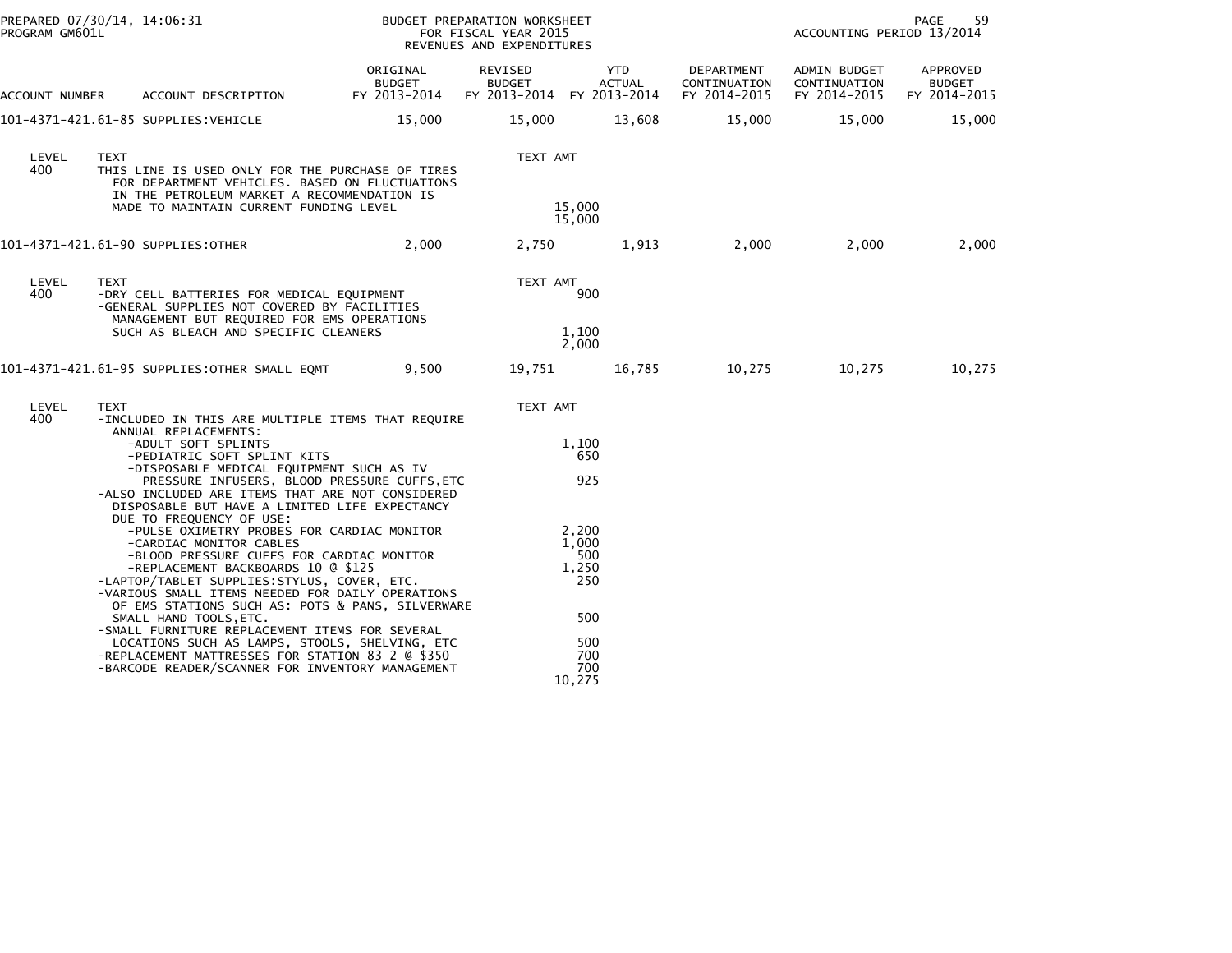PREPARED 07/30/14, 14:06:31
PROGRAM GM601L

BUDGET PREPARATION WORKSHEET
FOR FISCAL YEAR 2015
REVENUES AND EXPENDITURES

ACCOUNTING PERIOD 13/2014

| ACCOUNT NUMBER | ACCOUNT DESCRIPTION | ORIGINAL BUDGET FY 2013-2014 | REVISED BUDGET FY 2013-2014 | YTD ACTUAL FY 2013-2014 | DEPARTMENT CONTINUATION FY 2014-2015 | ADMIN BUDGET CONTINUATION FY 2014-2015 | APPROVED BUDGET FY 2014-2015 |
|---|---|---|---|---|---|---|---|
| 101-4371-421.61-85 | SUPPLIES:VEHICLE | 15,000 | 15,000 | 13,608 | 15,000 | 15,000 | 15,000 |

| LEVEL | TEXT | TEXT AMT |
|---|---|---|
| 400 | THIS LINE IS USED ONLY FOR THE PURCHASE OF TIRES FOR DEPARTMENT VEHICLES. BASED ON FLUCTUATIONS IN THE PETROLEUM MARKET A RECOMMENDATION IS MADE TO MAINTAIN CURRENT FUNDING LEVEL | 15,000 |
| | | 15,000 |

| ACCOUNT NUMBER | ACCOUNT DESCRIPTION | ORIGINAL BUDGET FY 2013-2014 | REVISED BUDGET FY 2013-2014 | YTD ACTUAL FY 2013-2014 | DEPARTMENT CONTINUATION FY 2014-2015 | ADMIN BUDGET CONTINUATION FY 2014-2015 | APPROVED BUDGET FY 2014-2015 |
|---|---|---|---|---|---|---|---|
| 101-4371-421.61-90 | SUPPLIES:OTHER | 2,000 | 2,750 | 1,913 | 2,000 | 2,000 | 2,000 |

| LEVEL | TEXT | TEXT AMT |
|---|---|---|
| 400 | -DRY CELL BATTERIES FOR MEDICAL EQUIPMENT | 900 |
| | -GENERAL SUPPLIES NOT COVERED BY FACILITIES MANAGEMENT BUT REQUIRED FOR EMS OPERATIONS SUCH AS BLEACH AND SPECIFIC CLEANERS | 1,100 |
| | | 2,000 |

| ACCOUNT NUMBER | ACCOUNT DESCRIPTION | ORIGINAL BUDGET FY 2013-2014 | REVISED BUDGET FY 2013-2014 | YTD ACTUAL FY 2013-2014 | DEPARTMENT CONTINUATION FY 2014-2015 | ADMIN BUDGET CONTINUATION FY 2014-2015 | APPROVED BUDGET FY 2014-2015 |
|---|---|---|---|---|---|---|---|
| 101-4371-421.61-95 | SUPPLIES:OTHER SMALL EQMT | 9,500 | 19,751 | 16,785 | 10,275 | 10,275 | 10,275 |

| LEVEL | TEXT | TEXT AMT |
|---|---|---|
| 400 | -INCLUDED IN THIS ARE MULTIPLE ITEMS THAT REQUIRE ANNUAL REPLACEMENTS: | |
| | -ADULT SOFT SPLINTS | 1,100 |
| | -PEDIATRIC SOFT SPLINT KITS | 650 |
| | -DISPOSABLE MEDICAL EQUIPMENT SUCH AS IV PRESSURE INFUSERS, BLOOD PRESSURE CUFFS,ETC | 925 |
| | -ALSO INCLUDED ARE ITEMS THAT ARE NOT CONSIDERED DISPOSABLE BUT HAVE A LIMITED LIFE EXPECTANCY DUE TO FREQUENCY OF USE: | |
| | -PULSE OXIMETRY PROBES FOR CARDIAC MONITOR | 2,200 |
| | -CARDIAC MONITOR CABLES | 1,000 |
| | -BLOOD PRESSURE CUFFS FOR CARDIAC MONITOR | 500 |
| | -REPLACEMENT BACKBOARDS 10 @ $125 | 1,250 |
| | -LAPTOP/TABLET SUPPLIES:STYLUS, COVER, ETC. | 250 |
| | -VARIOUS SMALL ITEMS NEEDED FOR DAILY OPERATIONS OF EMS STATIONS SUCH AS: POTS & PANS, SILVERWARE SMALL HAND TOOLS,ETC. | 500 |
| | -SMALL FURNITURE REPLACEMENT ITEMS FOR SEVERAL LOCATIONS SUCH AS LAMPS, STOOLS, SHELVING, ETC | 500 |
| | -REPLACEMENT MATTRESSES FOR STATION 83 2 @ $350 | 700 |
| | -BARCODE READER/SCANNER FOR INVENTORY MANAGEMENT | 700 |
| | | 10,275 |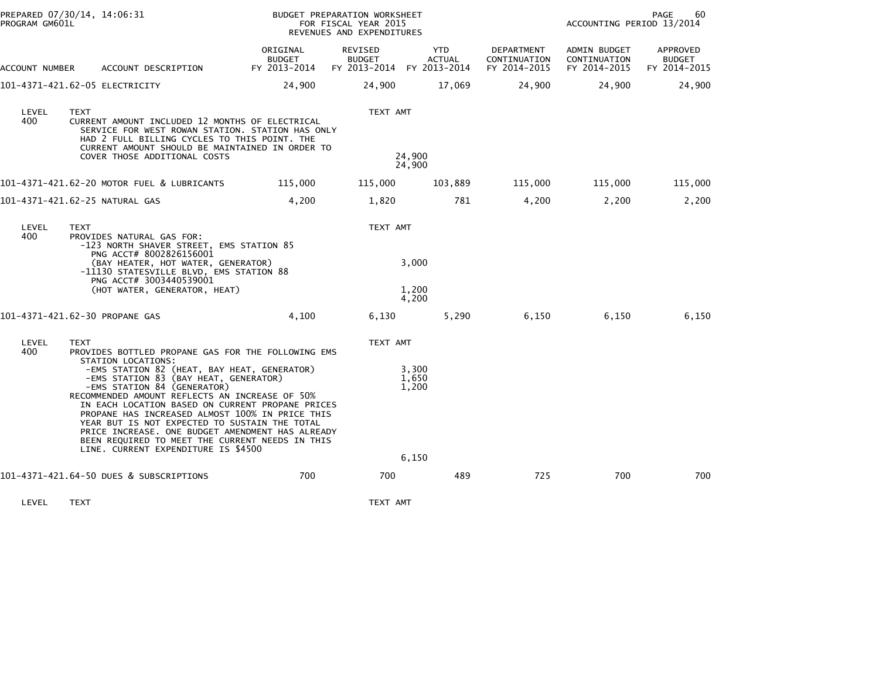BUDGET PREPARATION WORKSHEET
FOR FISCAL YEAR 2015
REVENUES AND EXPENDITURES

PREPARED 07/30/14, 14:06:31
PROGRAM GM601L

ACCOUNTING PERIOD 13/2014

| ACCOUNT NUMBER | ACCOUNT DESCRIPTION | ORIGINAL BUDGET FY 2013-2014 | REVISED BUDGET FY 2013-2014 | YTD ACTUAL FY 2013-2014 | DEPARTMENT CONTINUATION FY 2014-2015 | ADMIN BUDGET CONTINUATION FY 2014-2015 | APPROVED BUDGET FY 2014-2015 |
|---|---|---|---|---|---|---|---|
| 101-4371-421.62-05 | ELECTRICITY | 24,900 | 24,900 | 17,069 | 24,900 | 24,900 | 24,900 |

| LEVEL | TEXT | TEXT AMT |
|---|---|---|
| 400 | CURRENT AMOUNT INCLUDED 12 MONTHS OF ELECTRICAL SERVICE FOR WEST ROWAN STATION. STATION HAS ONLY HAD 2 FULL BILLING CYCLES TO THIS POINT. THE CURRENT AMOUNT SHOULD BE MAINTAINED IN ORDER TO COVER THOSE ADDITIONAL COSTS | 24,900 |
| | | 24,900 |

| ACCOUNT NUMBER | ACCOUNT DESCRIPTION | ORIGINAL BUDGET FY 2013-2014 | REVISED BUDGET FY 2013-2014 | YTD ACTUAL FY 2013-2014 | DEPARTMENT CONTINUATION FY 2014-2015 | ADMIN BUDGET CONTINUATION FY 2014-2015 | APPROVED BUDGET FY 2014-2015 |
|---|---|---|---|---|---|---|---|
| 101-4371-421.62-20 | MOTOR FUEL & LUBRICANTS | 115,000 | 115,000 | 103,889 | 115,000 | 115,000 | 115,000 |
| 101-4371-421.62-25 | NATURAL GAS | 4,200 | 1,820 | 781 | 4,200 | 2,200 | 2,200 |

| LEVEL | TEXT | TEXT AMT |
|---|---|---|
| 400 | PROVIDES NATURAL GAS FOR: | |
| | -123 NORTH SHAVER STREET, EMS STATION 85 PNG ACCT# 8002826156001 (BAY HEATER, HOT WATER, GENERATOR) | 3,000 |
| | -11130 STATESVILLE BLVD, EMS STATION 88 PNG ACCT# 3003440539001 (HOT WATER, GENERATOR, HEAT) | 1,200 |
| | | 4,200 |

| ACCOUNT NUMBER | ACCOUNT DESCRIPTION | ORIGINAL BUDGET FY 2013-2014 | REVISED BUDGET FY 2013-2014 | YTD ACTUAL FY 2013-2014 | DEPARTMENT CONTINUATION FY 2014-2015 | ADMIN BUDGET CONTINUATION FY 2014-2015 | APPROVED BUDGET FY 2014-2015 |
|---|---|---|---|---|---|---|---|
| 101-4371-421.62-30 | PROPANE GAS | 4,100 | 6,130 | 5,290 | 6,150 | 6,150 | 6,150 |

| LEVEL | TEXT | TEXT AMT |
|---|---|---|
| 400 | PROVIDES BOTTLED PROPANE GAS FOR THE FOLLOWING EMS STATION LOCATIONS: | |
| | -EMS STATION 82 (HEAT, BAY HEAT, GENERATOR) | 3,300 |
| | -EMS STATION 83 (BAY HEAT, GENERATOR) | 1,650 |
| | -EMS STATION 84 (GENERATOR) | 1,200 |
| | RECOMMENDED AMOUNT REFLECTS AN INCREASE OF 50% IN EACH LOCATION BASED ON CURRENT PROPANE PRICES PROPANE HAS INCREASED ALMOST 100% IN PRICE THIS YEAR BUT IS NOT EXPECTED TO SUSTAIN THE TOTAL PRICE INCREASE. ONE BUDGET AMENDMENT HAS ALREADY BEEN REQUIRED TO MEET THE CURRENT NEEDS IN THIS LINE. CURRENT EXPENDITURE IS $4500 | |
| | | 6,150 |

| ACCOUNT NUMBER | ACCOUNT DESCRIPTION | ORIGINAL BUDGET FY 2013-2014 | REVISED BUDGET FY 2013-2014 | YTD ACTUAL FY 2013-2014 | DEPARTMENT CONTINUATION FY 2014-2015 | ADMIN BUDGET CONTINUATION FY 2014-2015 | APPROVED BUDGET FY 2014-2015 |
|---|---|---|---|---|---|---|---|
| 101-4371-421.64-50 | DUES & SUBSCRIPTIONS | 700 | 700 | 489 | 725 | 700 | 700 |

| LEVEL | TEXT | TEXT AMT |
|---|---|---|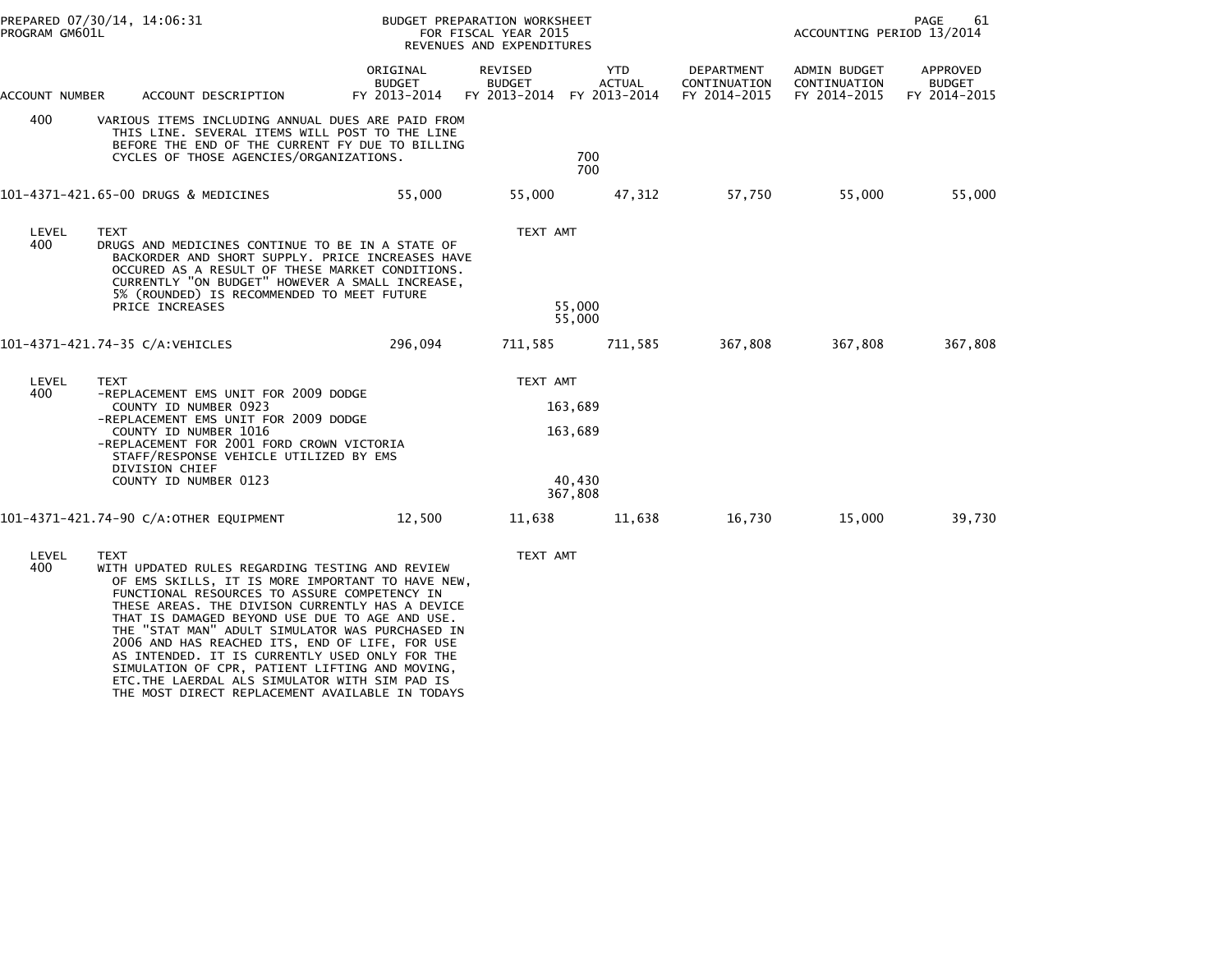| ACCOUNT NUMBER | ACCOUNT DESCRIPTION | ORIGINAL BUDGET FY 2013-2014 | REVISED BUDGET FY 2013-2014 | YTD ACTUAL FY 2013-2014 | DEPARTMENT CONTINUATION FY 2014-2015 | ADMIN BUDGET CONTINUATION FY 2014-2015 | APPROVED BUDGET FY 2014-2015 |
|---|---|---|---|---|---|---|---|
| 400 | VARIOUS ITEMS INCLUDING ANNUAL DUES ARE PAID FROM THIS LINE. SEVERAL ITEMS WILL POST TO THE LINE BEFORE THE END OF THE CURRENT FY DUE TO BILLING CYCLES OF THOSE AGENCIES/ORGANIZATIONS. | | 700<br>700 | | | | |
| 101-4371-421.65-00 | DRUGS & MEDICINES | 55,000 | 55,000 | 47,312 | 57,750 | 55,000 | 55,000 |
| LEVEL | TEXT | | TEXT AMT | | | | |
| 400 | DRUGS AND MEDICINES CONTINUE TO BE IN A STATE OF BACKORDER AND SHORT SUPPLY. PRICE INCREASES HAVE OCCURED AS A RESULT OF THESE MARKET CONDITIONS. CURRENTLY "ON BUDGET" HOWEVER A SMALL INCREASE, 5% (ROUNDED) IS RECOMMENDED TO MEET FUTURE PRICE INCREASES | | 55,000<br>55,000 | | | | |
| 101-4371-421.74-35 | C/A:VEHICLES | 296,094 | 711,585 | 711,585 | 367,808 | 367,808 | 367,808 |
| LEVEL | TEXT | | TEXT AMT | | | | |
| 400 | -REPLACEMENT EMS UNIT FOR 2009 DODGE COUNTY ID NUMBER 0923 | | 163,689 | | | | |
| | -REPLACEMENT EMS UNIT FOR 2009 DODGE COUNTY ID NUMBER 1016 | | 163,689 | | | | |
| | -REPLACEMENT FOR 2001 FORD CROWN VICTORIA STAFF/RESPONSE VEHICLE UTILIZED BY EMS DIVISION CHIEF COUNTY ID NUMBER 0123 | | 40,430<br>367,808 | | | | |
| 101-4371-421.74-90 | C/A:OTHER EQUIPMENT | 12,500 | 11,638 | 11,638 | 16,730 | 15,000 | 39,730 |
| LEVEL | TEXT | | TEXT AMT | | | | |
| 400 | WITH UPDATED RULES REGARDING TESTING AND REVIEW OF EMS SKILLS, IT IS MORE IMPORTANT TO HAVE NEW, FUNCTIONAL RESOURCES TO ASSURE COMPETENCY IN THESE AREAS. THE DIVISON CURRENTLY HAS A DEVICE THAT IS DAMAGED BEYOND USE DUE TO AGE AND USE. THE "STAT MAN" ADULT SIMULATOR WAS PURCHASED IN 2006 AND HAS REACHED ITS, END OF LIFE, FOR USE AS INTENDED. IT IS CURRENTLY USED ONLY FOR THE SIMULATION OF CPR, PATIENT LIFTING AND MOVING, ETC.THE LAERDAL ALS SIMULATOR WITH SIM PAD IS THE MOST DIRECT REPLACEMENT AVAILABLE IN TODAYS | | | | | | |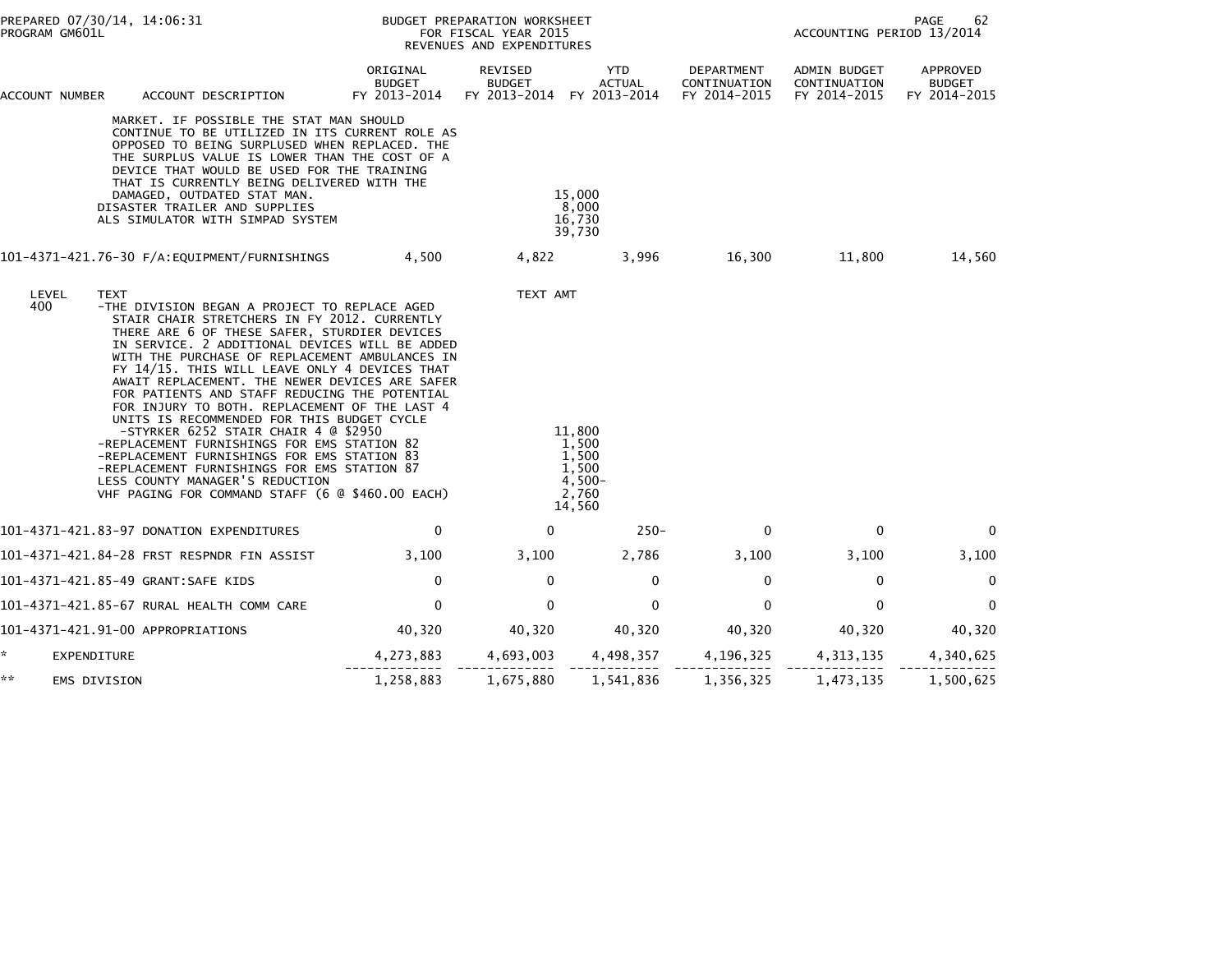PREPARED 07/30/14, 14:06:31
PROGRAM GM601L

BUDGET PREPARATION WORKSHEET
FOR FISCAL YEAR 2015
REVENUES AND EXPENDITURES

ACCOUNTING PERIOD 13/2014

| ACCOUNT NUMBER | ACCOUNT DESCRIPTION | ORIGINAL BUDGET FY 2013-2014 | REVISED BUDGET FY 2013-2014 | YTD ACTUAL FY 2013-2014 | DEPARTMENT CONTINUATION FY 2014-2015 | ADMIN BUDGET CONTINUATION FY 2014-2015 | APPROVED BUDGET FY 2014-2015 |
|---|---|---|---|---|---|---|---|
| | MARKET. IF POSSIBLE THE STAT MAN SHOULD CONTINUE TO BE UTILIZED IN ITS CURRENT ROLE AS OPPOSED TO BEING SURPLUSED WHEN REPLACED. THE SURPLUS VALUE IS LOWER THAN THE COST OF A DEVICE THAT WOULD BE USED FOR THE TRAINING THAT IS CURRENTLY BEING DELIVERED WITH THE DAMAGED, OUTDATED STAT MAN. | | | 15,000 | | | |
| | DISASTER TRAILER AND SUPPLIES | | | 8,000 | | | |
| | ALS SIMULATOR WITH SIMPAD SYSTEM | | | 16,730 | | | |
| | | | | 39,730 | | | |
| 101-4371-421.76-30 | F/A:EQUIPMENT/FURNISHINGS | 4,500 | 4,822 | 3,996 | 16,300 | 11,800 | 14,560 |
| LEVEL | TEXT | | TEXT AMT | | | | |
| 400 | -THE DIVISION BEGAN A PROJECT TO REPLACE AGED STAIR CHAIR STRETCHERS IN FY 2012. CURRENTLY THERE ARE 6 OF THESE SAFER, STURDIER DEVICES IN SERVICE. 2 ADDITIONAL DEVICES WILL BE ADDED WITH THE PURCHASE OF REPLACEMENT AMBULANCES IN FY 14/15. THIS WILL LEAVE ONLY 4 DEVICES THAT AWAIT REPLACEMENT. THE NEWER DEVICES ARE SAFER FOR PATIENTS AND STAFF REDUCING THE POTENTIAL FOR INJURY TO BOTH. REPLACEMENT OF THE LAST 4 UNITS IS RECOMMENDED FOR THIS BUDGET CYCLE | | | | | | |
| | -STYRKER 6252 STAIR CHAIR 4 @ $2950 | | | 11,800 | | | |
| | -REPLACEMENT FURNISHINGS FOR EMS STATION 82 | | | 1,500 | | | |
| | -REPLACEMENT FURNISHINGS FOR EMS STATION 83 | | | 1,500 | | | |
| | -REPLACEMENT FURNISHINGS FOR EMS STATION 87 | | | 1,500 | | | |
| | LESS COUNTY MANAGER'S REDUCTION | | | 4,500- | | | |
| | VHF PAGING FOR COMMAND STAFF (6 @ $460.00 EACH) | | | 2,760 | | | |
| | | | | 14,560 | | | |
| 101-4371-421.83-97 | DONATION EXPENDITURES | 0 | 0 | 250- | 0 | 0 | 0 |
| 101-4371-421.84-28 | FRST RESPNDR FIN ASSIST | 3,100 | 3,100 | 2,786 | 3,100 | 3,100 | 3,100 |
| 101-4371-421.85-49 | GRANT:SAFE KIDS | 0 | 0 | 0 | 0 | 0 | 0 |
| 101-4371-421.85-67 | RURAL HEALTH COMM CARE | 0 | 0 | 0 | 0 | 0 | 0 |
| 101-4371-421.91-00 | APPROPRIATIONS | 40,320 | 40,320 | 40,320 | 40,320 | 40,320 | 40,320 |
| * | EXPENDITURE | 4,273,883 | 4,693,003 | 4,498,357 | 4,196,325 | 4,313,135 | 4,340,625 |
| ** | EMS DIVISION | 1,258,883 | 1,675,880 | 1,541,836 | 1,356,325 | 1,473,135 | 1,500,625 |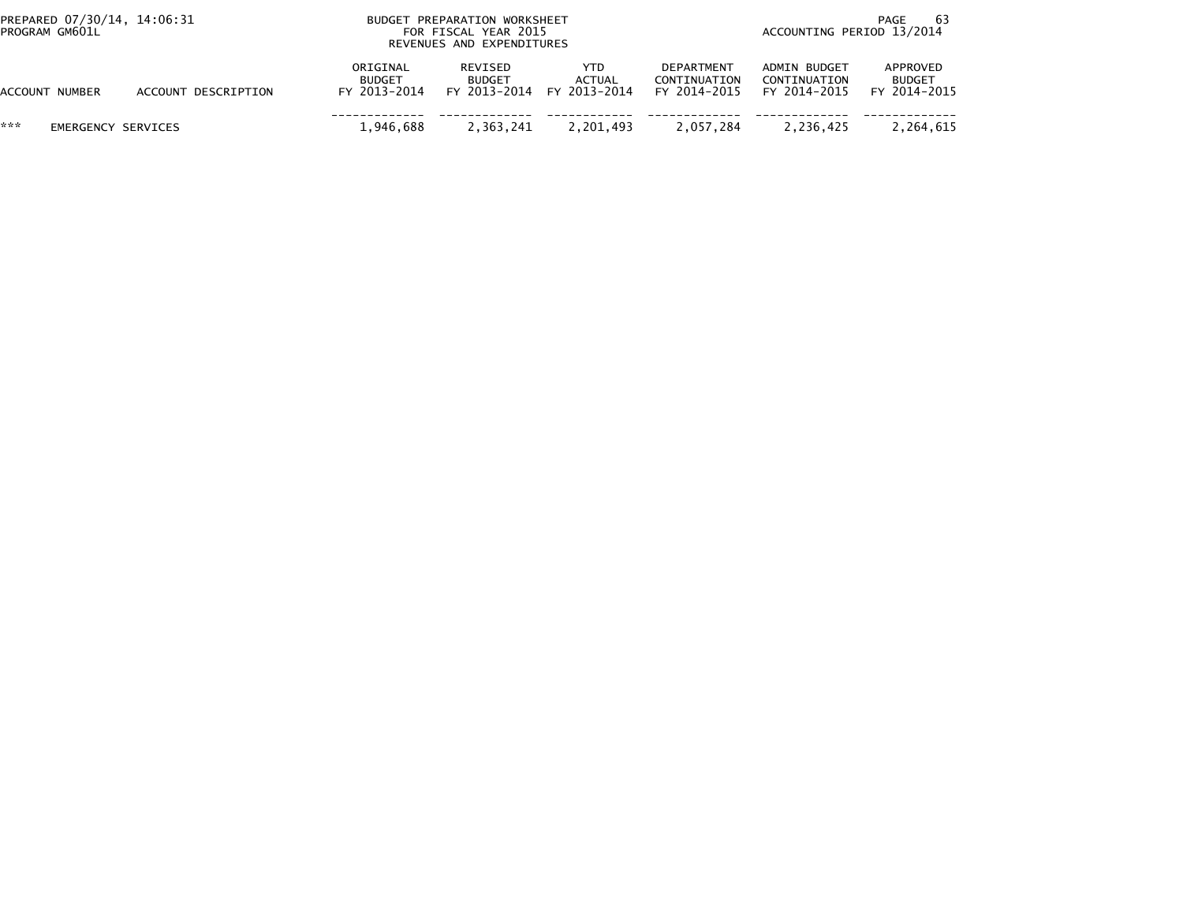BUDGET PREPARATION WORKSHEET
FOR FISCAL YEAR 2015
REVENUES AND EXPENDITURES

PREPARED 07/30/14, 14:06:31
PROGRAM GM601L

ACCOUNTING PERIOD 13/2014

| ACCOUNT NUMBER | ACCOUNT DESCRIPTION | ORIGINAL BUDGET FY 2013-2014 | REVISED BUDGET FY 2013-2014 | YTD ACTUAL FY 2013-2014 | DEPARTMENT CONTINUATION FY 2014-2015 | ADMIN BUDGET CONTINUATION FY 2014-2015 | APPROVED BUDGET FY 2014-2015 |
|---|---|---|---|---|---|---|---|
| *** | EMERGENCY SERVICES | 1,946,688 | 2,363,241 | 2,201,493 | 2,057,284 | 2,236,425 | 2,264,615 |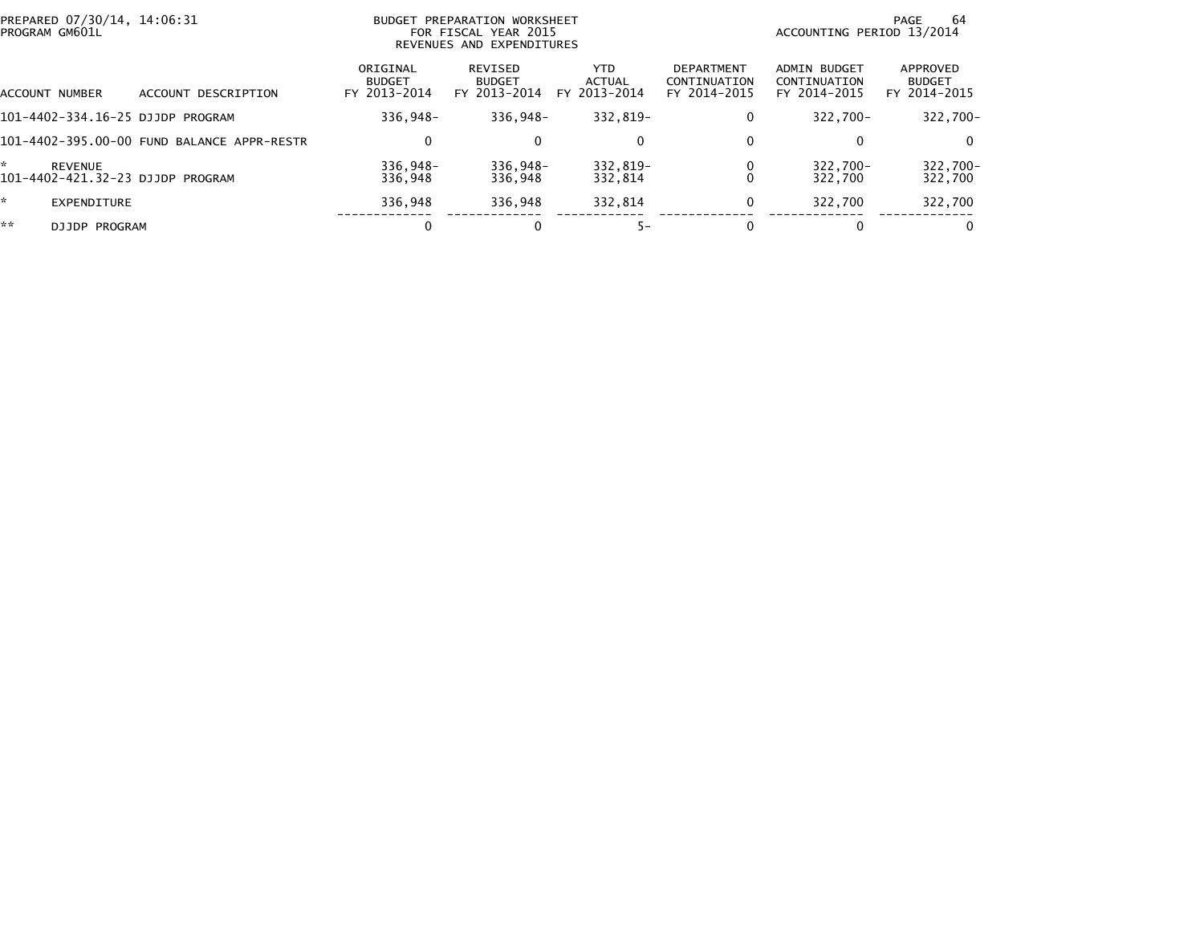PREPARED 07/30/14, 14:06:31
PROGRAM GM601L

BUDGET PREPARATION WORKSHEET
FOR FISCAL YEAR 2015
REVENUES AND EXPENDITURES

ACCOUNTING PERIOD 13/2014

| ACCOUNT NUMBER | ACCOUNT DESCRIPTION | ORIGINAL BUDGET FY 2013-2014 | REVISED BUDGET FY 2013-2014 | YTD ACTUAL FY 2013-2014 | DEPARTMENT CONTINUATION FY 2014-2015 | ADMIN BUDGET CONTINUATION FY 2014-2015 | APPROVED BUDGET FY 2014-2015 |
|---|---|---|---|---|---|---|---|
| 101-4402-334.16-25 | DJJDP PROGRAM | 336,948- | 336,948- | 332,819- | 0 | 322,700- | 322,700- |
| 101-4402-395.00-00 | FUND BALANCE APPR-RESTR | 0 | 0 | 0 | 0 | 0 | 0 |
| * | REVENUE | 336,948- | 336,948- | 332,819- | 0 | 322,700- | 322,700- |
| 101-4402-421.32-23 | DJJDP PROGRAM | 336,948 | 336,948 | 332,814 | 0 | 322,700 | 322,700 |
| * | EXPENDITURE | 336,948 | 336,948 | 332,814 | 0 | 322,700 | 322,700 |
| ** | DJJDP PROGRAM | 0 | 0 | 5- | 0 | 0 | 0 |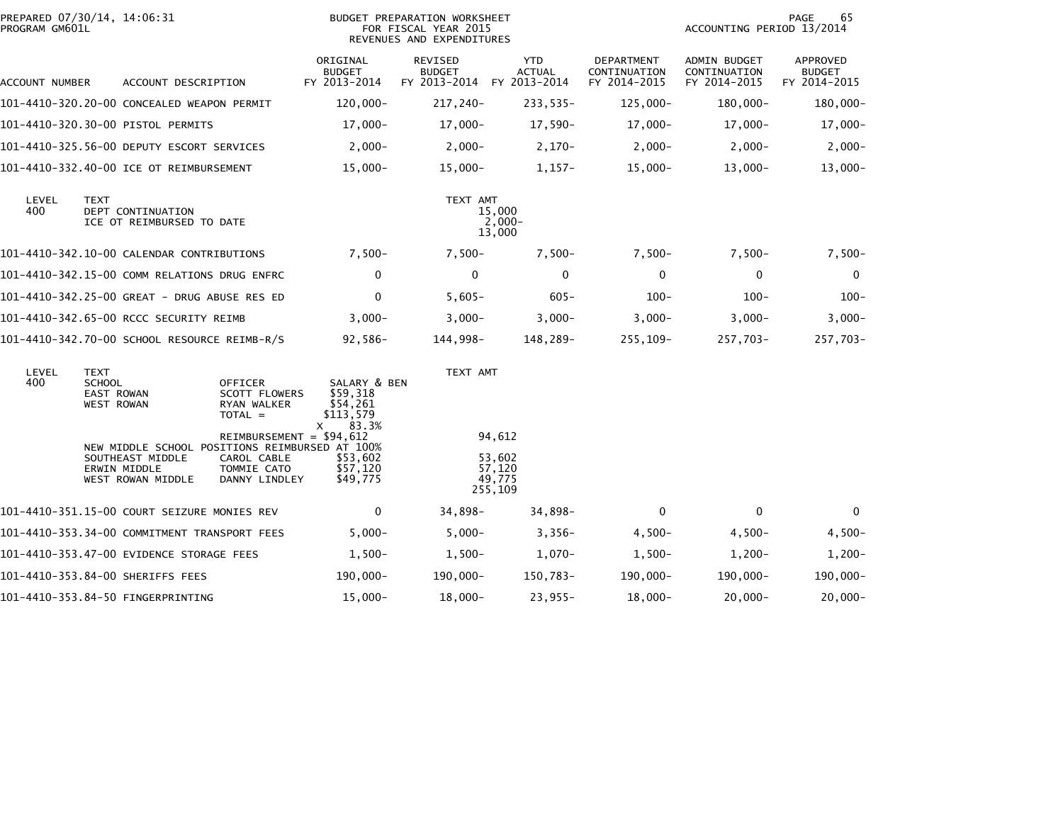PREPARED 07/30/14, 14:06:31
PROGRAM GM601L

BUDGET PREPARATION WORKSHEET
FOR FISCAL YEAR 2015
REVENUES AND EXPENDITURES

ACCOUNTING PERIOD 13/2014

| ACCOUNT NUMBER | ACCOUNT DESCRIPTION | ORIGINAL BUDGET FY 2013-2014 | REVISED BUDGET FY 2013-2014 | YTD ACTUAL FY 2013-2014 | DEPARTMENT CONTINUATION FY 2014-2015 | ADMIN BUDGET CONTINUATION FY 2014-2015 | APPROVED BUDGET FY 2014-2015 |
|---|---|---|---|---|---|---|---|
| 101-4410-320.20-00 | CONCEALED WEAPON PERMIT | 120,000- | 217,240- | 233,535- | 125,000- | 180,000- | 180,000- |
| 101-4410-320.30-00 | PISTOL PERMITS | 17,000- | 17,000- | 17,590- | 17,000- | 17,000- | 17,000- |
| 101-4410-325.56-00 | DEPUTY ESCORT SERVICES | 2,000- | 2,000- | 2,170- | 2,000- | 2,000- | 2,000- |
| 101-4410-332.40-00 | ICE OT REIMBURSEMENT | 15,000- | 15,000- | 1,157- | 15,000- | 13,000- | 13,000- |

| LEVEL | TEXT | TEXT AMT |
|---|---|---|
| 400 | DEPT CONTINUATION | 15,000 |
| | ICE OT REIMBURSED TO DATE | 2,000- |
| | | 13,000 |

| ACCOUNT NUMBER | ACCOUNT DESCRIPTION | ORIGINAL BUDGET FY 2013-2014 | REVISED BUDGET FY 2013-2014 | YTD ACTUAL FY 2013-2014 | DEPARTMENT CONTINUATION FY 2014-2015 | ADMIN BUDGET CONTINUATION FY 2014-2015 | APPROVED BUDGET FY 2014-2015 |
|---|---|---|---|---|---|---|---|
| 101-4410-342.10-00 | CALENDAR CONTRIBUTIONS | 7,500- | 7,500- | 7,500- | 7,500- | 7,500- | 7,500- |
| 101-4410-342.15-00 | COMM RELATIONS DRUG ENFRC | 0 | 0 | 0 | 0 | 0 | 0 |
| 101-4410-342.25-00 | GREAT - DRUG ABUSE RES ED | 0 | 5,605- | 605- | 100- | 100- | 100- |
| 101-4410-342.65-00 | RCCC SECURITY REIMB | 3,000- | 3,000- | 3,000- | 3,000- | 3,000- | 3,000- |
| 101-4410-342.70-00 | SCHOOL RESOURCE REIMB-R/S | 92,586- | 144,998- | 148,289- | 255,109- | 257,703- | 257,703- |

| LEVEL | TEXT | | | TEXT AMT |
|---|---|---|---|---|
| 400 | SCHOOL | OFFICER | SALARY & BEN | |
| | EAST ROWAN | SCOTT FLOWERS | $59,318 | |
| | WEST ROWAN | RYAN WALKER | $54,261 | |
| | | TOTAL = | $113,579 | |
| | | | X 83.3% | |
| | | REIMBURSEMENT = $94,612 | | 94,612 |
| | NEW MIDDLE SCHOOL POSITIONS REIMBURSED AT 100% | | | |
| | SOUTHEAST MIDDLE | CAROL CABLE | $53,602 | 53,602 |
| | ERWIN MIDDLE | TOMMIE CATO | $57,120 | 57,120 |
| | WEST ROWAN MIDDLE | DANNY LINDLEY | $49,775 | 49,775 |
| | | | | 255,109 |

| ACCOUNT NUMBER | ACCOUNT DESCRIPTION | ORIGINAL BUDGET FY 2013-2014 | REVISED BUDGET FY 2013-2014 | YTD ACTUAL FY 2013-2014 | DEPARTMENT CONTINUATION FY 2014-2015 | ADMIN BUDGET CONTINUATION FY 2014-2015 | APPROVED BUDGET FY 2014-2015 |
|---|---|---|---|---|---|---|---|
| 101-4410-351.15-00 | COURT SEIZURE MONIES REV | 0 | 34,898- | 34,898- | 0 | 0 | 0 |
| 101-4410-353.34-00 | COMMITMENT TRANSPORT FEES | 5,000- | 5,000- | 3,356- | 4,500- | 4,500- | 4,500- |
| 101-4410-353.47-00 | EVIDENCE STORAGE FEES | 1,500- | 1,500- | 1,070- | 1,500- | 1,200- | 1,200- |
| 101-4410-353.84-00 | SHERIFFS FEES | 190,000- | 190,000- | 150,783- | 190,000- | 190,000- | 190,000- |
| 101-4410-353.84-50 | FINGERPRINTING | 15,000- | 18,000- | 23,955- | 18,000- | 20,000- | 20,000- |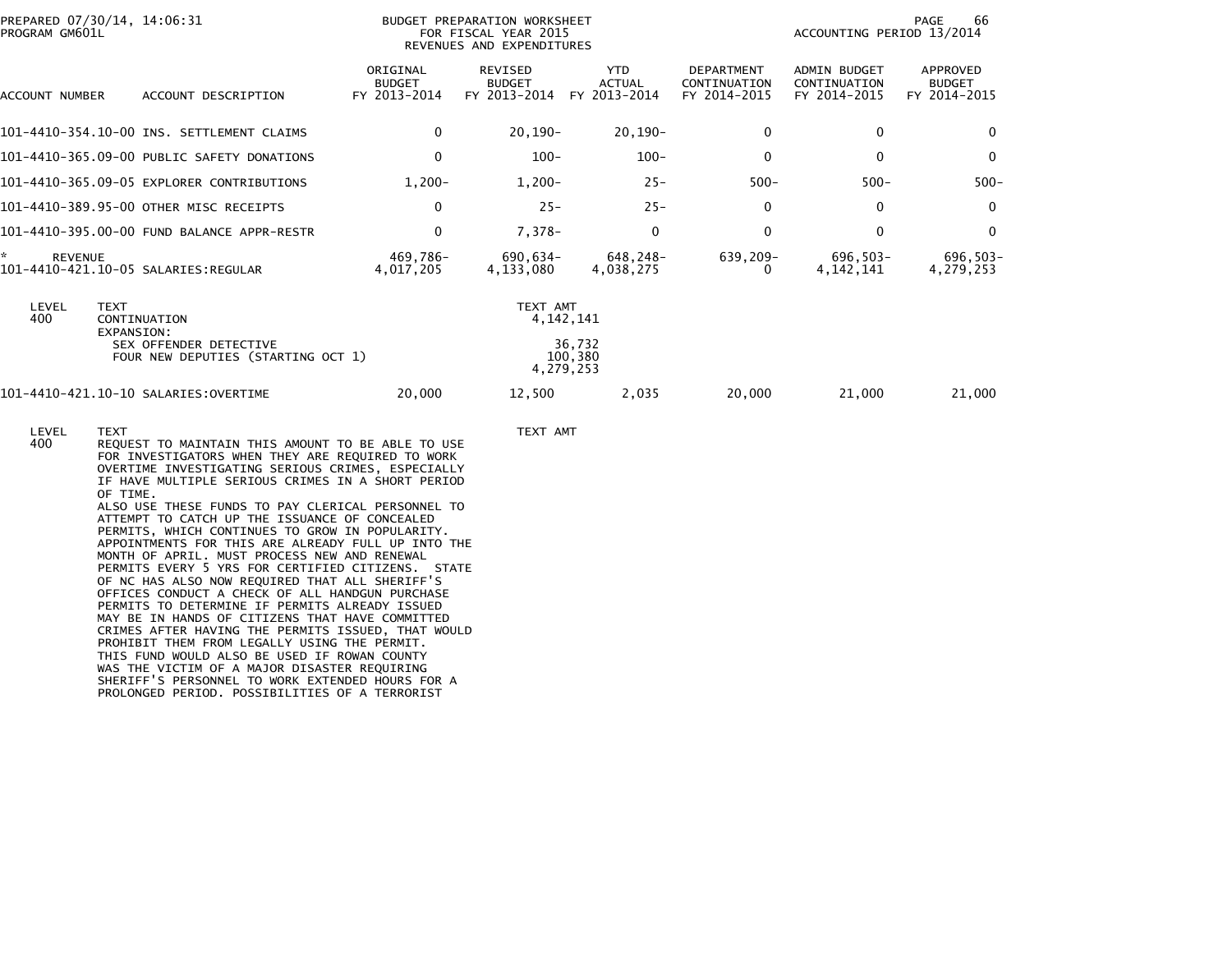PREPARED 07/30/14, 14:06:31
PROGRAM GM601L

BUDGET PREPARATION WORKSHEET
FOR FISCAL YEAR 2015
REVENUES AND EXPENDITURES

ACCOUNTING PERIOD 13/2014

| ACCOUNT NUMBER | ACCOUNT DESCRIPTION | ORIGINAL BUDGET FY 2013-2014 | REVISED BUDGET FY 2013-2014 | YTD ACTUAL FY 2013-2014 | DEPARTMENT CONTINUATION FY 2014-2015 | ADMIN BUDGET CONTINUATION FY 2014-2015 | APPROVED BUDGET FY 2014-2015 |
|---|---|---|---|---|---|---|---|
| 101-4410-354.10-00 | INS. SETTLEMENT CLAIMS | 0 | 20,190- | 20,190- | 0 | 0 | 0 |
| 101-4410-365.09-00 | PUBLIC SAFETY DONATIONS | 0 | 100- | 100- | 0 | 0 | 0 |
| 101-4410-365.09-05 | EXPLORER CONTRIBUTIONS | 1,200- | 1,200- | 25- | 500- | 500- | 500- |
| 101-4410-389.95-00 | OTHER MISC RECEIPTS | 0 | 25- | 25- | 0 | 0 | 0 |
| 101-4410-395.00-00 | FUND BALANCE APPR-RESTR | 0 | 7,378- | 0 | 0 | 0 | 0 |
| * REVENUE | | 469,786- | 690,634- | 648,248- | 639,209- | 696,503- | 696,503- |
| 101-4410-421.10-05 | SALARIES:REGULAR | 4,017,205 | 4,133,080 | 4,038,275 | 0 | 4,142,141 | 4,279,253 |

| LEVEL | TEXT | TEXT AMT |
|---|---|---|
| 400 | CONTINUATION | 4,142,141 |
| | EXPANSION: | |
| | SEX OFFENDER DETECTIVE | 36,732 |
| | FOUR NEW DEPUTIES (STARTING OCT 1) | 100,380 |
| | | 4,279,253 |

| ACCOUNT NUMBER | ACCOUNT DESCRIPTION | ORIGINAL BUDGET FY 2013-2014 | REVISED BUDGET FY 2013-2014 | YTD ACTUAL FY 2013-2014 | DEPARTMENT CONTINUATION FY 2014-2015 | ADMIN BUDGET CONTINUATION FY 2014-2015 | APPROVED BUDGET FY 2014-2015 |
|---|---|---|---|---|---|---|---|
| 101-4410-421.10-10 | SALARIES:OVERTIME | 20,000 | 12,500 | 2,035 | 20,000 | 21,000 | 21,000 |

| LEVEL | TEXT | TEXT AMT |
|---|---|---|
| 400 | REQUEST TO MAINTAIN THIS AMOUNT TO BE ABLE TO USE FOR INVESTIGATORS WHEN THEY ARE REQUIRED TO WORK OVERTIME INVESTIGATING SERIOUS CRIMES, ESPECIALLY IF HAVE MULTIPLE SERIOUS CRIMES IN A SHORT PERIOD OF TIME. ALSO USE THESE FUNDS TO PAY CLERICAL PERSONNEL TO ATTEMPT TO CATCH UP THE ISSUANCE OF CONCEALED PERMITS, WHICH CONTINUES TO GROW IN POPULARITY. APPOINTMENTS FOR THIS ARE ALREADY FULL UP INTO THE MONTH OF APRIL. MUST PROCESS NEW AND RENEWAL PERMITS EVERY 5 YRS FOR CERTIFIED CITIZENS. STATE OF NC HAS ALSO NOW REQUIRED THAT ALL SHERIFF'S OFFICES CONDUCT A CHECK OF ALL HANDGUN PURCHASE PERMITS TO DETERMINE IF PERMITS ALREADY ISSUED MAY BE IN HANDS OF CITIZENS THAT HAVE COMMITTED CRIMES AFTER HAVING THE PERMITS ISSUED, THAT WOULD PROHIBIT THEM FROM LEGALLY USING THE PERMIT. THIS FUND WOULD ALSO BE USED IF ROWAN COUNTY WAS THE VICTIM OF A MAJOR DISASTER REQUIRING SHERIFF'S PERSONNEL TO WORK EXTENDED HOURS FOR A PROLONGED PERIOD. POSSIBILITIES OF A TERRORIST | |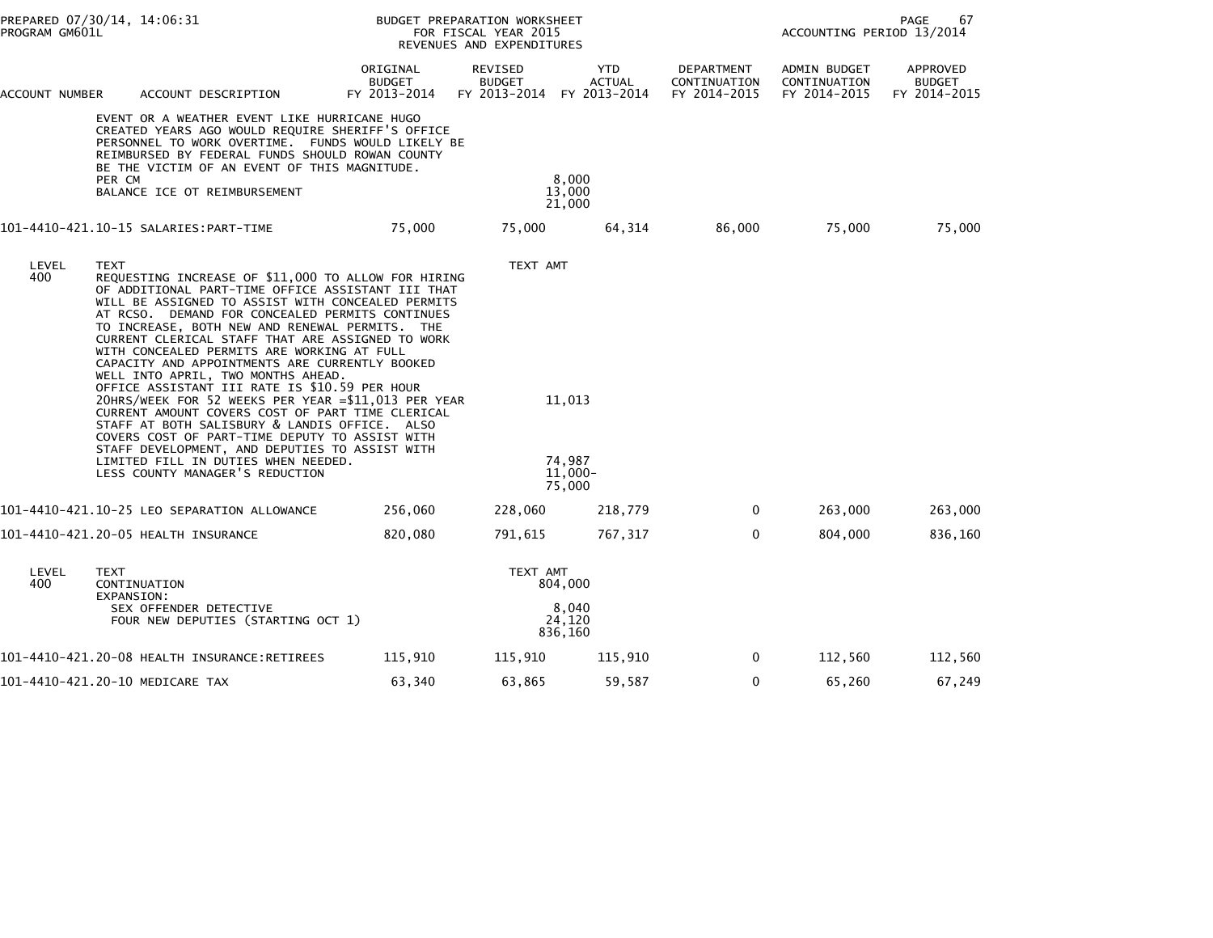| ACCOUNT NUMBER | ACCOUNT DESCRIPTION | ORIGINAL BUDGET FY 2013-2014 | REVISED BUDGET FY 2013-2014 | YTD ACTUAL FY 2013-2014 | DEPARTMENT CONTINUATION FY 2014-2015 | ADMIN BUDGET CONTINUATION FY 2014-2015 | APPROVED BUDGET FY 2014-2015 |
|---|---|---|---|---|---|---|---|
| | EVENT OR A WEATHER EVENT LIKE HURRICANE HUGO CREATED YEARS AGO WOULD REQUIRE SHERIFF'S OFFICE PERSONNEL TO WORK OVERTIME. FUNDS WOULD LIKELY BE REIMBURSED BY FEDERAL FUNDS SHOULD ROWAN COUNTY BE THE VICTIM OF AN EVENT OF THIS MAGNITUDE. | | | | | | |
| | PER CM | | 8,000 | | | | |
| | BALANCE ICE OT REIMBURSEMENT | | 13,000 | | | | |
| | | | 21,000 | | | | |
| 101-4410-421.10-15 | SALARIES:PART-TIME | 75,000 | 75,000 | 64,314 | 86,000 | 75,000 | 75,000 |
| LEVEL 400 | TEXT | | TEXT AMT | | | | |
| | REQUESTING INCREASE OF $11,000 TO ALLOW FOR HIRING OF ADDITIONAL PART-TIME OFFICE ASSISTANT III THAT WILL BE ASSIGNED TO ASSIST WITH CONCEALED PERMITS AT RCSO. DEMAND FOR CONCEALED PERMITS CONTINUES TO INCREASE, BOTH NEW AND RENEWAL PERMITS. THE CURRENT CLERICAL STAFF THAT ARE ASSIGNED TO WORK WITH CONCEALED PERMITS ARE WORKING AT FULL CAPACITY AND APPOINTMENTS ARE CURRENTLY BOOKED WELL INTO APRIL, TWO MONTHS AHEAD. | | | | | | |
| | OFFICE ASSISTANT III RATE IS $10.59 PER HOUR 20HRS/WEEK FOR 52 WEEKS PER YEAR =$11,013 PER YEAR | | 11,013 | | | | |
| | CURRENT AMOUNT COVERS COST OF PART TIME CLERICAL STAFF AT BOTH SALISBURY & LANDIS OFFICE. ALSO COVERS COST OF PART-TIME DEPUTY TO ASSIST WITH STAFF DEVELOPMENT, AND DEPUTIES TO ASSIST WITH LIMITED FILL IN DUTIES WHEN NEEDED. | | 74,987 | | | | |
| | LESS COUNTY MANAGER'S REDUCTION | | 11,000- | | | | |
| | | | 75,000 | | | | |
| 101-4410-421.10-25 | LEO SEPARATION ALLOWANCE | 256,060 | 228,060 | 218,779 | 0 | 263,000 | 263,000 |
| 101-4410-421.20-05 | HEALTH INSURANCE | 820,080 | 791,615 | 767,317 | 0 | 804,000 | 836,160 |
| LEVEL 400 | TEXT | | TEXT AMT | | | | |
| | CONTINUATION | | 804,000 | | | | |
| | EXPANSION: | | | | | | |
| | SEX OFFENDER DETECTIVE | | 8,040 | | | | |
| | FOUR NEW DEPUTIES (STARTING OCT 1) | | 24,120 | | | | |
| | | | 836,160 | | | | |
| 101-4410-421.20-08 | HEALTH INSURANCE:RETIREES | 115,910 | 115,910 | 115,910 | 0 | 112,560 | 112,560 |
| 101-4410-421.20-10 | MEDICARE TAX | 63,340 | 63,865 | 59,587 | 0 | 65,260 | 67,249 |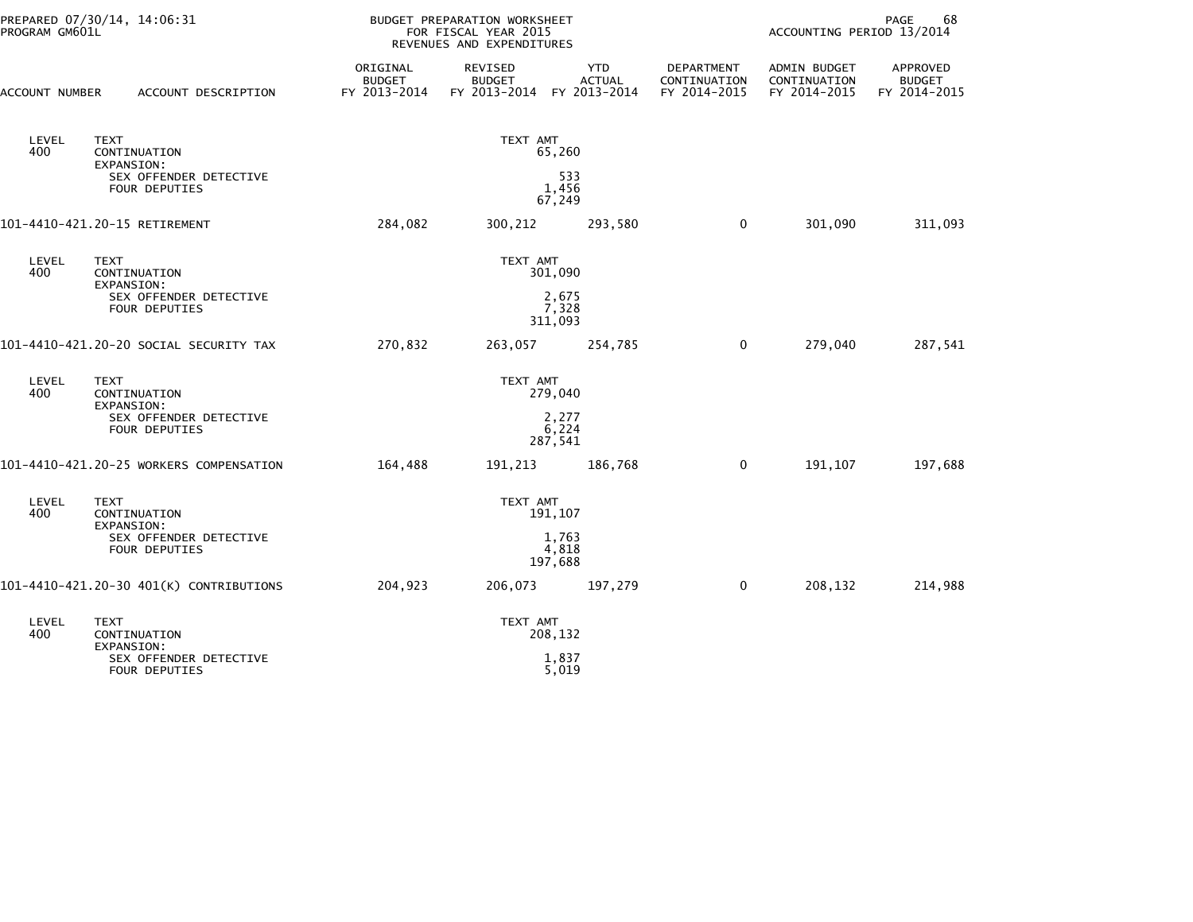| ACCOUNT NUMBER | ACCOUNT DESCRIPTION | ORIGINAL BUDGET FY 2013-2014 | REVISED BUDGET FY 2013-2014 | YTD ACTUAL FY 2013-2014 | DEPARTMENT CONTINUATION FY 2014-2015 | ADMIN BUDGET CONTINUATION FY 2014-2015 | APPROVED BUDGET FY 2014-2015 |
|---|---|---|---|---|---|---|---|
| LEVEL 400 | TEXT<br>CONTINUATION<br>EXPANSION:<br>SEX OFFENDER DETECTIVE<br>FOUR DEPUTIES | | TEXT AMT<br>65,260<br><br>533<br>1,456<br>67,249 | | | | |
| 101-4410-421.20-15 RETIREMENT | | 284,082 | 300,212 | 293,580 | 0 | 301,090 | 311,093 |
| LEVEL 400 | TEXT<br>CONTINUATION<br>EXPANSION:<br>SEX OFFENDER DETECTIVE<br>FOUR DEPUTIES | | TEXT AMT<br>301,090<br><br>2,675<br>7,328<br>311,093 | | | | |
| 101-4410-421.20-20 SOCIAL SECURITY TAX | | 270,832 | 263,057 | 254,785 | 0 | 279,040 | 287,541 |
| LEVEL 400 | TEXT<br>CONTINUATION<br>EXPANSION:<br>SEX OFFENDER DETECTIVE<br>FOUR DEPUTIES | | TEXT AMT<br>279,040<br><br>2,277<br>6,224<br>287,541 | | | | |
| 101-4410-421.20-25 WORKERS COMPENSATION | | 164,488 | 191,213 | 186,768 | 0 | 191,107 | 197,688 |
| LEVEL 400 | TEXT<br>CONTINUATION<br>EXPANSION:<br>SEX OFFENDER DETECTIVE<br>FOUR DEPUTIES | | TEXT AMT<br>191,107<br><br>1,763<br>4,818<br>197,688 | | | | |
| 101-4410-421.20-30 401(K) CONTRIBUTIONS | | 204,923 | 206,073 | 197,279 | 0 | 208,132 | 214,988 |
| LEVEL 400 | TEXT<br>CONTINUATION<br>EXPANSION:<br>SEX OFFENDER DETECTIVE<br>FOUR DEPUTIES | | TEXT AMT<br>208,132<br><br>1,837<br>5,019 | | | | |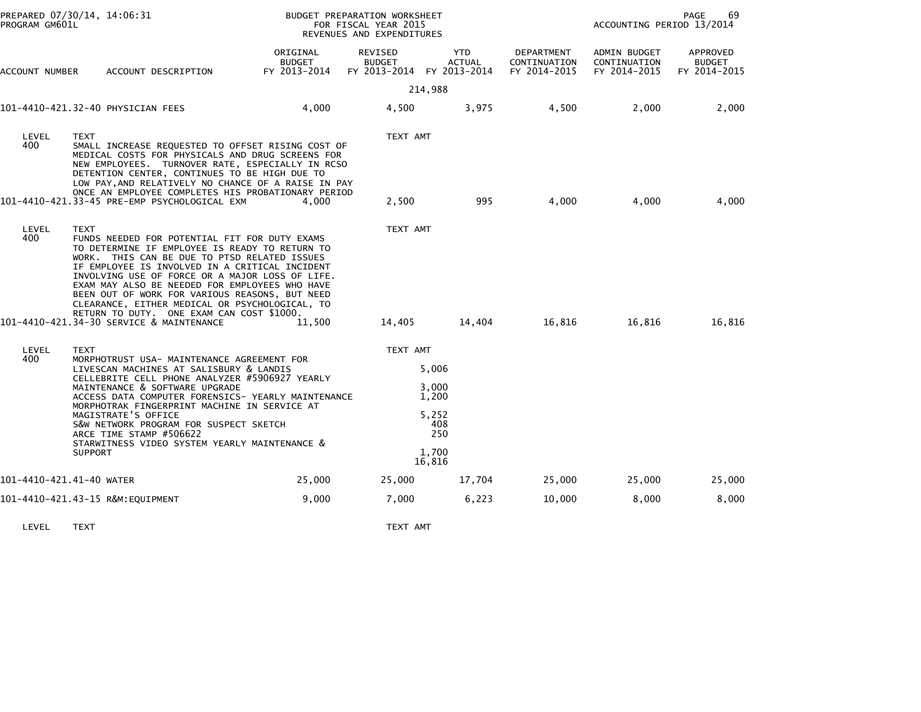PREPARED 07/30/14, 14:06:31
PROGRAM GM601L

BUDGET PREPARATION WORKSHEET
FOR FISCAL YEAR 2015
REVENUES AND EXPENDITURES

ACCOUNTING PERIOD 13/2014

| ACCOUNT NUMBER | ACCOUNT DESCRIPTION | ORIGINAL BUDGET FY 2013-2014 | REVISED BUDGET FY 2013-2014 | YTD ACTUAL FY 2013-2014 | DEPARTMENT CONTINUATION FY 2014-2015 | ADMIN BUDGET CONTINUATION FY 2014-2015 | APPROVED BUDGET FY 2014-2015 |
|---|---|---|---|---|---|---|---|
| | | | 214,988 | | | | |
| 101-4410-421.32-40 | PHYSICIAN FEES | 4,000 | 4,500 | 3,975 | 4,500 | 2,000 | 2,000 |

| LEVEL | TEXT | TEXT AMT |
|---|---|---|
| 400 | SMALL INCREASE REQUESTED TO OFFSET RISING COST OF MEDICAL COSTS FOR PHYSICALS AND DRUG SCREENS FOR NEW EMPLOYEES. TURNOVER RATE, ESPECIALLY IN RCSO DETENTION CENTER, CONTINUES TO BE HIGH DUE TO LOW PAY,AND RELATIVELY NO CHANCE OF A RAISE IN PAY ONCE AN EMPLOYEE COMPLETES HIS PROBATIONARY PERIOD | |

| ACCOUNT NUMBER | ACCOUNT DESCRIPTION | ORIGINAL BUDGET FY 2013-2014 | REVISED BUDGET FY 2013-2014 | YTD ACTUAL FY 2013-2014 | DEPARTMENT CONTINUATION FY 2014-2015 | ADMIN BUDGET CONTINUATION FY 2014-2015 | APPROVED BUDGET FY 2014-2015 |
|---|---|---|---|---|---|---|---|
| 101-4410-421.33-45 | PRE-EMP PSYCHOLOGICAL EXM | 4,000 | 2,500 | 995 | 4,000 | 4,000 | 4,000 |

| LEVEL | TEXT | TEXT AMT |
|---|---|---|
| 400 | FUNDS NEEDED FOR POTENTIAL FIT FOR DUTY EXAMS TO DETERMINE IF EMPLOYEE IS READY TO RETURN TO WORK. THIS CAN BE DUE TO PTSD RELATED ISSUES IF EMPLOYEE IS INVOLVED IN A CRITICAL INCIDENT INVOLVING USE OF FORCE OR A MAJOR LOSS OF LIFE. EXAM MAY ALSO BE NEEDED FOR EMPLOYEES WHO HAVE BEEN OUT OF WORK FOR VARIOUS REASONS, BUT NEED CLEARANCE, EITHER MEDICAL OR PSYCHOLOGICAL, TO RETURN TO DUTY. ONE EXAM CAN COST $1000. | |

| ACCOUNT NUMBER | ACCOUNT DESCRIPTION | ORIGINAL BUDGET FY 2013-2014 | REVISED BUDGET FY 2013-2014 | YTD ACTUAL FY 2013-2014 | DEPARTMENT CONTINUATION FY 2014-2015 | ADMIN BUDGET CONTINUATION FY 2014-2015 | APPROVED BUDGET FY 2014-2015 |
|---|---|---|---|---|---|---|---|
| 101-4410-421.34-30 | SERVICE & MAINTENANCE | 11,500 | 14,405 | 14,404 | 16,816 | 16,816 | 16,816 |

| LEVEL | TEXT | TEXT AMT |
|---|---|---|
| 400 | MORPHOTRUST USA- MAINTENANCE AGREEMENT FOR LIVESCAN MACHINES AT SALISBURY & LANDIS | 5,006 |
| | CELLEBRITE CELL PHONE ANALYZER #5906927 YEARLY MAINTENANCE & SOFTWARE UPGRADE | 3,000 |
| | ACCESS DATA COMPUTER FORENSICS- YEARLY MAINTENANCE | 1,200 |
| | MORPHOTRAK FINGERPRINT MACHINE IN SERVICE AT MAGISTRATE'S OFFICE | 5,252 |
| | S&W NETWORK PROGRAM FOR SUSPECT SKETCH | 408 |
| | ARCE TIME STAMP #506622 | 250 |
| | STARWITNESS VIDEO SYSTEM YEARLY MAINTENANCE & SUPPORT | 1,700 |
| | | 16,816 |

| ACCOUNT NUMBER | ACCOUNT DESCRIPTION | ORIGINAL BUDGET FY 2013-2014 | REVISED BUDGET FY 2013-2014 | YTD ACTUAL FY 2013-2014 | DEPARTMENT CONTINUATION FY 2014-2015 | ADMIN BUDGET CONTINUATION FY 2014-2015 | APPROVED BUDGET FY 2014-2015 |
|---|---|---|---|---|---|---|---|
| 101-4410-421.41-40 | WATER | 25,000 | 25,000 | 17,704 | 25,000 | 25,000 | 25,000 |
| 101-4410-421.43-15 | R&M:EQUIPMENT | 9,000 | 7,000 | 6,223 | 10,000 | 8,000 | 8,000 |

| LEVEL | TEXT | TEXT AMT |
|---|---|---|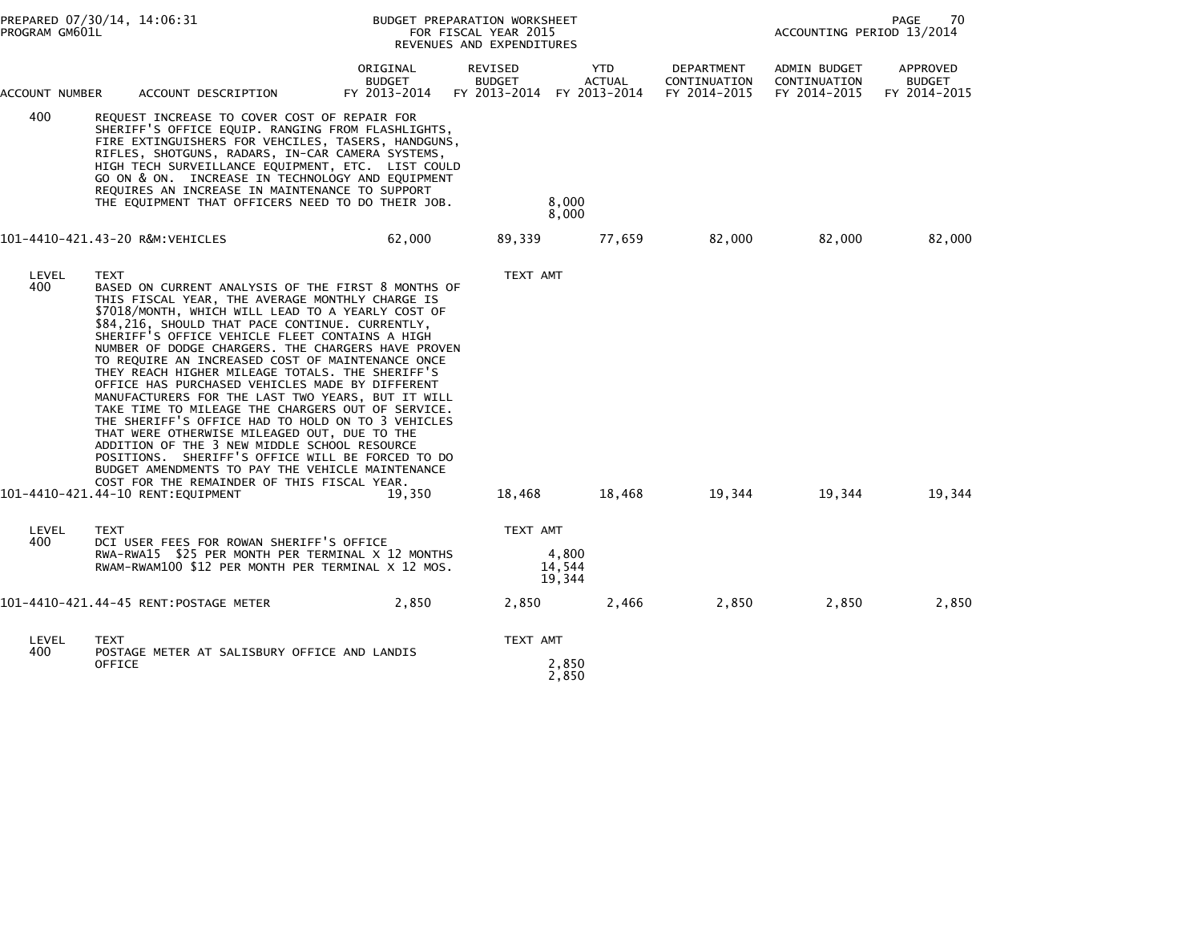| ACCOUNT NUMBER | ACCOUNT DESCRIPTION | ORIGINAL BUDGET FY 2013-2014 | REVISED BUDGET FY 2013-2014 | YTD ACTUAL FY 2013-2014 | DEPARTMENT CONTINUATION FY 2014-2015 | ADMIN BUDGET CONTINUATION FY 2014-2015 | APPROVED BUDGET FY 2014-2015 |
|---|---|---|---|---|---|---|---|
| 400 | REQUEST INCREASE TO COVER COST OF REPAIR FOR SHERIFF'S OFFICE EQUIP. RANGING FROM FLASHLIGHTS, FIRE EXTINGUISHERS FOR VEHCILES, TASERS, HANDGUNS, RIFLES, SHOTGUNS, RADARS, IN-CAR CAMERA SYSTEMS, HIGH TECH SURVEILLANCE EQUIPMENT, ETC. LIST COULD GO ON & ON. INCREASE IN TECHNOLOGY AND EQUIPMENT REQUIRES AN INCREASE IN MAINTENANCE TO SUPPORT THE EQUIPMENT THAT OFFICERS NEED TO DO THEIR JOB. | | 8,000<br>8,000 | | | | |
| 101-4410-421.43-20 | R&M:VEHICLES | 62,000 | 89,339 | 77,659 | 82,000 | 82,000 | 82,000 |
| LEVEL | TEXT | | TEXT AMT | | | | |
| 400 | BASED ON CURRENT ANALYSIS OF THE FIRST 8 MONTHS OF THIS FISCAL YEAR, THE AVERAGE MONTHLY CHARGE IS $7018/MONTH, WHICH WILL LEAD TO A YEARLY COST OF $84,216, SHOULD THAT PACE CONTINUE. CURRENTLY, SHERIFF'S OFFICE VEHICLE FLEET CONTAINS A HIGH NUMBER OF DODGE CHARGERS. THE CHARGERS HAVE PROVEN TO REQUIRE AN INCREASED COST OF MAINTENANCE ONCE THEY REACH HIGHER MILEAGE TOTALS. THE SHERIFF'S OFFICE HAS PURCHASED VEHICLES MADE BY DIFFERENT MANUFACTURERS FOR THE LAST TWO YEARS, BUT IT WILL TAKE TIME TO MILEAGE THE CHARGERS OUT OF SERVICE. THE SHERIFF'S OFFICE HAD TO HOLD ON TO 3 VEHICLES THAT WERE OTHERWISE MILEAGED OUT, DUE TO THE ADDITION OF THE 3 NEW MIDDLE SCHOOL RESOURCE POSITIONS. SHERIFF'S OFFICE WILL BE FORCED TO DO BUDGET AMENDMENTS TO PAY THE VEHICLE MAINTENANCE COST FOR THE REMAINDER OF THIS FISCAL YEAR. | | | | | | |
| 101-4410-421.44-10 | RENT:EQUIPMENT | 19,350 | 18,468 | 18,468 | 19,344 | 19,344 | 19,344 |
| LEVEL | TEXT | | TEXT AMT | | | | |
| 400 | DCI USER FEES FOR ROWAN SHERIFF'S OFFICE<br>RWA-RWA15 $25 PER MONTH PER TERMINAL X 12 MONTHS<br>RWAM-RWAM100 $12 PER MONTH PER TERMINAL X 12 MOS. | | 4,800<br>14,544<br>19,344 | | | | |
| 101-4410-421.44-45 | RENT:POSTAGE METER | 2,850 | 2,850 | 2,466 | 2,850 | 2,850 | 2,850 |
| LEVEL | TEXT | | TEXT AMT | | | | |
| 400 | POSTAGE METER AT SALISBURY OFFICE AND LANDIS OFFICE | | 2,850<br>2,850 | | | | |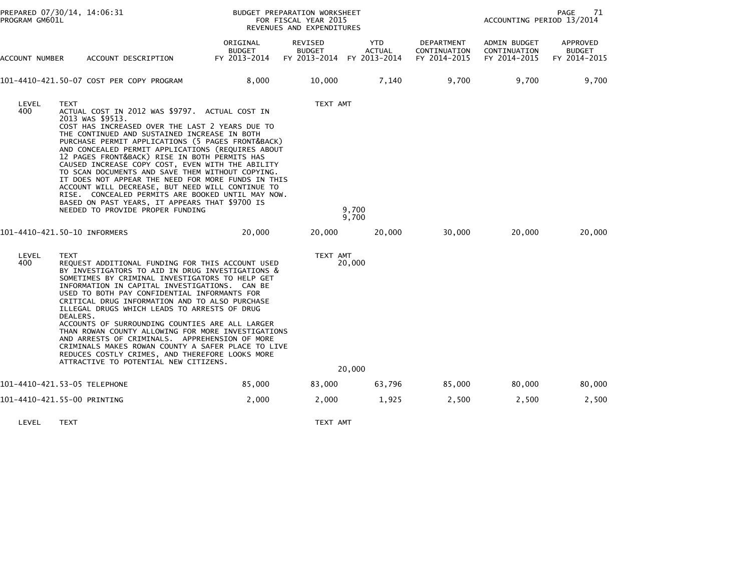PREPARED 07/30/14, 14:06:31 PROGRAM GM601L

BUDGET PREPARATION WORKSHEET FOR FISCAL YEAR 2015 REVENUES AND EXPENDITURES

ACCOUNTING PERIOD 13/2014

| ACCOUNT NUMBER | ACCOUNT DESCRIPTION | ORIGINAL BUDGET FY 2013-2014 | REVISED BUDGET FY 2013-2014 | YTD ACTUAL FY 2013-2014 | DEPARTMENT CONTINUATION FY 2014-2015 | ADMIN BUDGET CONTINUATION FY 2014-2015 | APPROVED BUDGET FY 2014-2015 |
|---|---|---|---|---|---|---|---|
| 101-4410-421.50-07 | COST PER COPY PROGRAM | 8,000 | 10,000 | 7,140 | 9,700 | 9,700 | 9,700 |

| LEVEL | TEXT | TEXT AMT |
|---|---|---|
| 400 | ACTUAL COST IN 2012 WAS $9797. ACTUAL COST IN 2013 WAS $9513. COST HAS INCREASED OVER THE LAST 2 YEARS DUE TO THE CONTINUED AND SUSTAINED INCREASE IN BOTH PURCHASE PERMIT APPLICATIONS (5 PAGES FRONT&BACK) AND CONCEALED PERMIT APPLICATIONS (REQUIRES ABOUT 12 PAGES FRONT&BACK) RISE IN BOTH PERMITS HAS CAUSED INCREASE COPY COST, EVEN WITH THE ABILITY TO SCAN DOCUMENTS AND SAVE THEM WITHOUT COPYING. IT DOES NOT APPEAR THE NEED FOR MORE FUNDS IN THIS ACCOUNT WILL DECREASE, BUT NEED WILL CONTINUE TO RISE. CONCEALED PERMITS ARE BOOKED UNTIL MAY NOW. BASED ON PAST YEARS, IT APPEARS THAT $9700 IS NEEDED TO PROVIDE PROPER FUNDING | 9,700 |
| | | 9,700 |

| ACCOUNT NUMBER | ACCOUNT DESCRIPTION | ORIGINAL BUDGET FY 2013-2014 | REVISED BUDGET FY 2013-2014 | YTD ACTUAL FY 2013-2014 | DEPARTMENT CONTINUATION FY 2014-2015 | ADMIN BUDGET CONTINUATION FY 2014-2015 | APPROVED BUDGET FY 2014-2015 |
|---|---|---|---|---|---|---|---|
| 101-4410-421.50-10 | INFORMERS | 20,000 | 20,000 | 20,000 | 30,000 | 20,000 | 20,000 |

| LEVEL | TEXT | TEXT AMT |
|---|---|---|
| 400 | REQUEST ADDITIONAL FUNDING FOR THIS ACCOUNT USED BY INVESTIGATORS TO AID IN DRUG INVESTIGATIONS & SOMETIMES BY CRIMINAL INVESTIGATORS TO HELP GET INFORMATION IN CAPITAL INVESTIGATIONS. CAN BE USED TO BOTH PAY CONFIDENTIAL INFORMANTS FOR CRITICAL DRUG INFORMATION AND TO ALSO PURCHASE ILLEGAL DRUGS WHICH LEADS TO ARRESTS OF DRUG DEALERS. ACCOUNTS OF SURROUNDING COUNTIES ARE ALL LARGER THAN ROWAN COUNTY ALLOWING FOR MORE INVESTIGATIONS AND ARRESTS OF CRIMINALS. APPREHENSION OF MORE CRIMINALS MAKES ROWAN COUNTY A SAFER PLACE TO LIVE REDUCES COSTLY CRIMES, AND THEREFORE LOOKS MORE ATTRACTIVE TO POTENTIAL NEW CITIZENS. | 20,000 |
| | | 20,000 |

| ACCOUNT NUMBER | ACCOUNT DESCRIPTION | ORIGINAL BUDGET FY 2013-2014 | REVISED BUDGET FY 2013-2014 | YTD ACTUAL FY 2013-2014 | DEPARTMENT CONTINUATION FY 2014-2015 | ADMIN BUDGET CONTINUATION FY 2014-2015 | APPROVED BUDGET FY 2014-2015 |
|---|---|---|---|---|---|---|---|
| 101-4410-421.53-05 | TELEPHONE | 85,000 | 83,000 | 63,796 | 85,000 | 80,000 | 80,000 |
| 101-4410-421.55-00 | PRINTING | 2,000 | 2,000 | 1,925 | 2,500 | 2,500 | 2,500 |

| LEVEL | TEXT | TEXT AMT |
|---|---|---|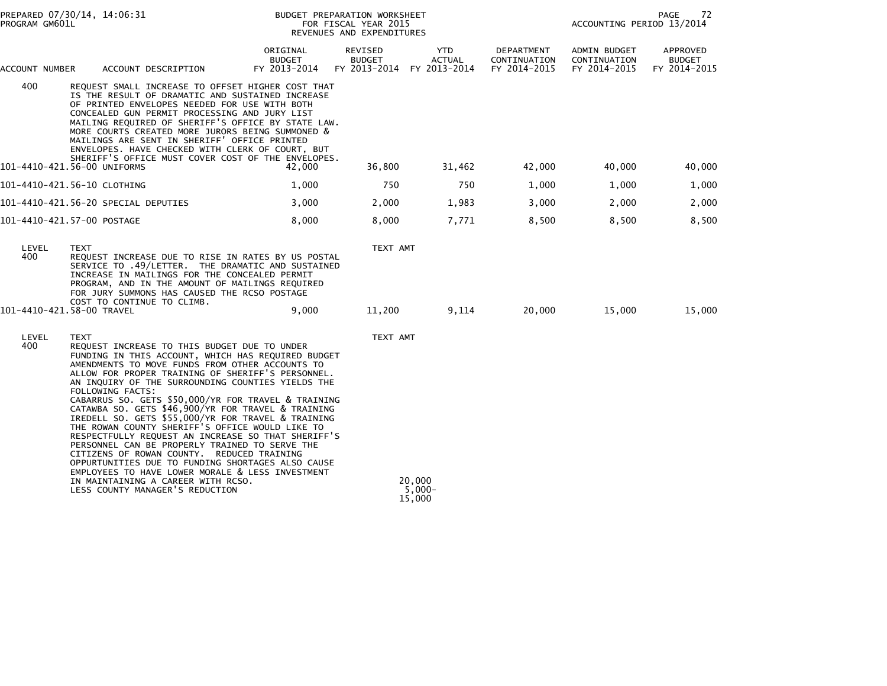| ACCOUNT NUMBER | ACCOUNT DESCRIPTION | ORIGINAL BUDGET FY 2013-2014 | REVISED BUDGET FY 2013-2014 | YTD ACTUAL FY 2013-2014 | DEPARTMENT CONTINUATION FY 2014-2015 | ADMIN BUDGET CONTINUATION FY 2014-2015 | APPROVED BUDGET FY 2014-2015 |
|---|---|---|---|---|---|---|---|
| 400 | REQUEST SMALL INCREASE TO OFFSET HIGHER COST THAT IS THE RESULT OF DRAMATIC AND SUSTAINED INCREASE OF PRINTED ENVELOPES NEEDED FOR USE WITH BOTH CONCEALED GUN PERMIT PROCESSING AND JURY LIST MAILING REQUIRED OF SHERIFF'S OFFICE BY STATE LAW. MORE COURTS CREATED MORE JURORS BEING SUMMONED & MAILINGS ARE SENT IN SHERIFF' OFFICE PRINTED ENVELOPES. HAVE CHECKED WITH CLERK OF COURT, BUT SHERIFF'S OFFICE MUST COVER COST OF THE ENVELOPES. | | | | | | |
| 101-4410-421.56-00 | UNIFORMS | 42,000 | 36,800 | 31,462 | 42,000 | 40,000 | 40,000 |
| 101-4410-421.56-10 | CLOTHING | 1,000 | 750 | 750 | 1,000 | 1,000 | 1,000 |
| 101-4410-421.56-20 | SPECIAL DEPUTIES | 3,000 | 2,000 | 1,983 | 3,000 | 2,000 | 2,000 |
| 101-4410-421.57-00 | POSTAGE | 8,000 | 8,000 | 7,771 | 8,500 | 8,500 | 8,500 |

| LEVEL | TEXT | TEXT AMT |
|---|---|---|
| 400 | REQUEST INCREASE DUE TO RISE IN RATES BY US POSTAL SERVICE TO .49/LETTER. THE DRAMATIC AND SUSTAINED INCREASE IN MAILINGS FOR THE CONCEALED PERMIT PROGRAM, AND IN THE AMOUNT OF MAILINGS REQUIRED FOR JURY SUMMONS HAS CAUSED THE RCSO POSTAGE COST TO CONTINUE TO CLIMB. | |

| ACCOUNT NUMBER | ACCOUNT DESCRIPTION | ORIGINAL BUDGET FY 2013-2014 | REVISED BUDGET FY 2013-2014 | YTD ACTUAL FY 2013-2014 | DEPARTMENT CONTINUATION FY 2014-2015 | ADMIN BUDGET CONTINUATION FY 2014-2015 | APPROVED BUDGET FY 2014-2015 |
|---|---|---|---|---|---|---|---|
| 101-4410-421.58-00 | TRAVEL | 9,000 | 11,200 | 9,114 | 20,000 | 15,000 | 15,000 |

| LEVEL | TEXT | TEXT AMT |
|---|---|---|
| 400 | REQUEST INCREASE TO THIS BUDGET DUE TO UNDER FUNDING IN THIS ACCOUNT, WHICH HAS REQUIRED BUDGET AMENDMENTS TO MOVE FUNDS FROM OTHER ACCOUNTS TO ALLOW FOR PROPER TRAINING OF SHERIFF'S PERSONNEL. AN INQUIRY OF THE SURROUNDING COUNTIES YIELDS THE FOLLOWING FACTS: CABARRUS SO. GETS $50,000/YR FOR TRAVEL & TRAINING CATAWBA SO. GETS $46,900/YR FOR TRAVEL & TRAINING IREDELL SO. GETS $55,000/YR FOR TRAVEL & TRAINING THE ROWAN COUNTY SHERIFF'S OFFICE WOULD LIKE TO RESPECTFULLY REQUEST AN INCREASE SO THAT SHERIFF'S PERSONNEL CAN BE PROPERLY TRAINED TO SERVE THE CITIZENS OF ROWAN COUNTY. REDUCED TRAINING OPPURTUNITIES DUE TO FUNDING SHORTAGES ALSO CAUSE EMPLOYEES TO HAVE LOWER MORALE & LESS INVESTMENT IN MAINTAINING A CAREER WITH RCSO. | 20,000 |
| | LESS COUNTY MANAGER'S REDUCTION | 5,000- |
| | | 15,000 |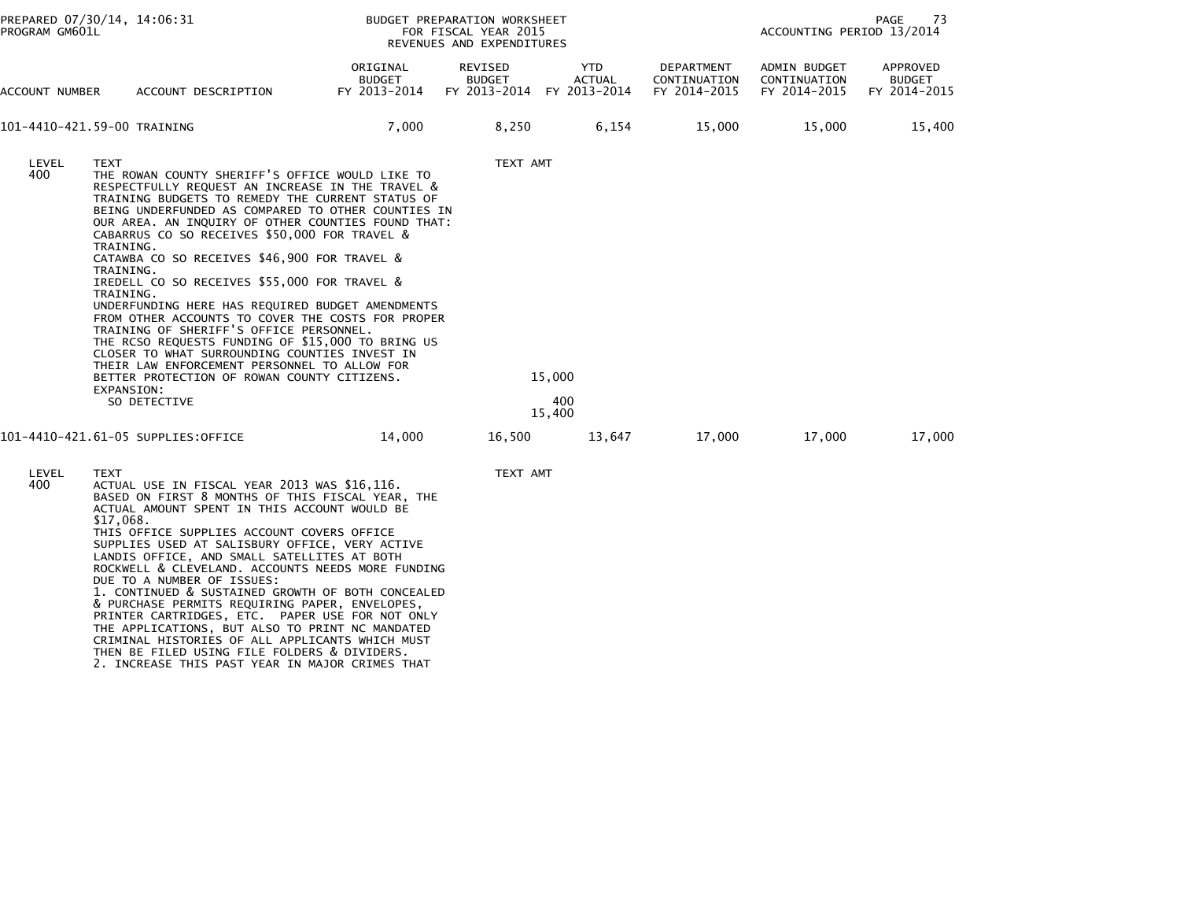PREPARED 07/30/14, 14:06:31
PROGRAM GM601L

BUDGET PREPARATION WORKSHEET
FOR FISCAL YEAR 2015
REVENUES AND EXPENDITURES

ACCOUNTING PERIOD 13/2014

| ACCOUNT NUMBER | ACCOUNT DESCRIPTION | ORIGINAL BUDGET FY 2013-2014 | REVISED BUDGET FY 2013-2014 | YTD ACTUAL FY 2013-2014 | DEPARTMENT CONTINUATION FY 2014-2015 | ADMIN BUDGET CONTINUATION FY 2014-2015 | APPROVED BUDGET FY 2014-2015 |
|---|---|---|---|---|---|---|---|
| 101-4410-421.59-00 | TRAINING | 7,000 | 8,250 | 6,154 | 15,000 | 15,000 | 15,400 |

| LEVEL | TEXT | TEXT AMT |
|---|---|---|
| 400 | THE ROWAN COUNTY SHERIFF'S OFFICE WOULD LIKE TO RESPECTFULLY REQUEST AN INCREASE IN THE TRAVEL & TRAINING BUDGETS TO REMEDY THE CURRENT STATUS OF BEING UNDERFUNDED AS COMPARED TO OTHER COUNTIES IN OUR AREA. AN INQUIRY OF OTHER COUNTIES FOUND THAT: CABARRUS CO SO RECEIVES $50,000 FOR TRAVEL & TRAINING. CATAWBA CO SO RECEIVES $46,900 FOR TRAVEL & TRAINING. IREDELL CO SO RECEIVES $55,000 FOR TRAVEL & TRAINING. UNDERFUNDING HERE HAS REQUIRED BUDGET AMENDMENTS FROM OTHER ACCOUNTS TO COVER THE COSTS FOR PROPER TRAINING OF SHERIFF'S OFFICE PERSONNEL. THE RCSO REQUESTS FUNDING OF $15,000 TO BRING US CLOSER TO WHAT SURROUNDING COUNTIES INVEST IN THEIR LAW ENFORCEMENT PERSONNEL TO ALLOW FOR BETTER PROTECTION OF ROWAN COUNTY CITIZENS. | 15,000 |
| | EXPANSION: | |
| | SO DETECTIVE | 400 |
| | | 15,400 |

| ACCOUNT NUMBER | ACCOUNT DESCRIPTION | ORIGINAL BUDGET FY 2013-2014 | REVISED BUDGET FY 2013-2014 | YTD ACTUAL FY 2013-2014 | DEPARTMENT CONTINUATION FY 2014-2015 | ADMIN BUDGET CONTINUATION FY 2014-2015 | APPROVED BUDGET FY 2014-2015 |
|---|---|---|---|---|---|---|---|
| 101-4410-421.61-05 | SUPPLIES:OFFICE | 14,000 | 16,500 | 13,647 | 17,000 | 17,000 | 17,000 |

| LEVEL | TEXT | TEXT AMT |
|---|---|---|
| 400 | ACTUAL USE IN FISCAL YEAR 2013 WAS $16,116. BASED ON FIRST 8 MONTHS OF THIS FISCAL YEAR, THE ACTUAL AMOUNT SPENT IN THIS ACCOUNT WOULD BE $17,068. THIS OFFICE SUPPLIES ACCOUNT COVERS OFFICE SUPPLIES USED AT SALISBURY OFFICE, VERY ACTIVE LANDIS OFFICE, AND SMALL SATELLITES AT BOTH ROCKWELL & CLEVELAND. ACCOUNTS NEEDS MORE FUNDING DUE TO A NUMBER OF ISSUES: 1. CONTINUED & SUSTAINED GROWTH OF BOTH CONCEALED & PURCHASE PERMITS REQUIRING PAPER, ENVELOPES, PRINTER CARTRIDGES, ETC. PAPER USE FOR NOT ONLY THE APPLICATIONS, BUT ALSO TO PRINT NC MANDATED CRIMINAL HISTORIES OF ALL APPLICANTS WHICH MUST THEN BE FILED USING FILE FOLDERS & DIVIDERS. 2. INCREASE THIS PAST YEAR IN MAJOR CRIMES THAT | |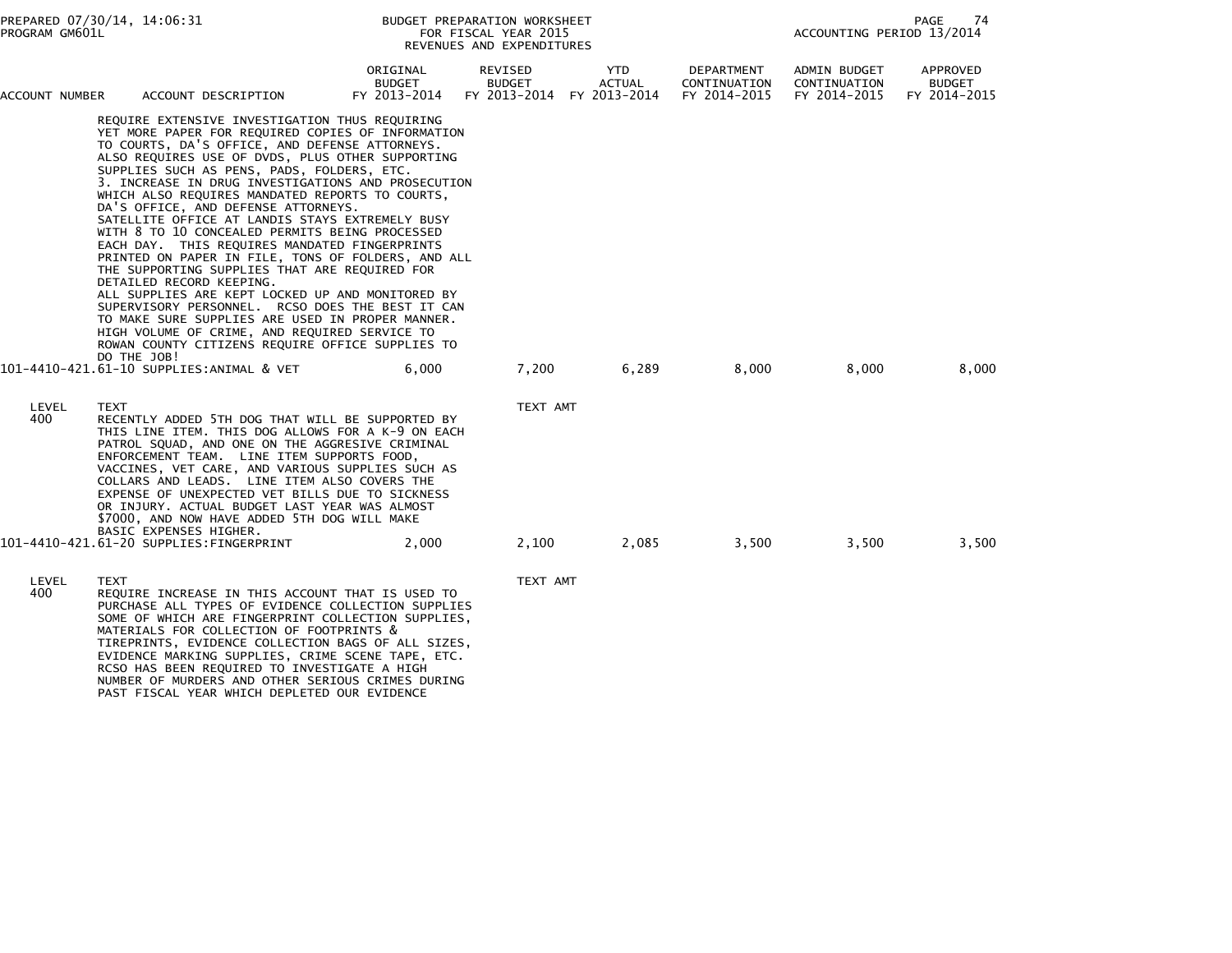| ACCOUNT NUMBER | ACCOUNT DESCRIPTION | ORIGINAL BUDGET FY 2013-2014 | REVISED BUDGET FY 2013-2014 | YTD ACTUAL FY 2013-2014 | DEPARTMENT CONTINUATION FY 2014-2015 | ADMIN BUDGET CONTINUATION FY 2014-2015 | APPROVED BUDGET FY 2014-2015 |
|---|---|---|---|---|---|---|---|

REQUIRE EXTENSIVE INVESTIGATION THUS REQUIRING YET MORE PAPER FOR REQUIRED COPIES OF INFORMATION TO COURTS, DA'S OFFICE, AND DEFENSE ATTORNEYS. ALSO REQUIRES USE OF DVDS, PLUS OTHER SUPPORTING SUPPLIES SUCH AS PENS, PADS, FOLDERS, ETC.
3. INCREASE IN DRUG INVESTIGATIONS AND PROSECUTION WHICH ALSO REQUIRES MANDATED REPORTS TO COURTS, DA'S OFFICE, AND DEFENSE ATTORNEYS.
SATELLITE OFFICE AT LANDIS STAYS EXTREMELY BUSY WITH 8 TO 10 CONCEALED PERMITS BEING PROCESSED EACH DAY. THIS REQUIRES MANDATED FINGERPRINTS PRINTED ON PAPER IN FILE, TONS OF FOLDERS, AND ALL THE SUPPORTING SUPPLIES THAT ARE REQUIRED FOR DETAILED RECORD KEEPING.
ALL SUPPLIES ARE KEPT LOCKED UP AND MONITORED BY SUPERVISORY PERSONNEL. RCSO DOES THE BEST IT CAN TO MAKE SURE SUPPLIES ARE USED IN PROPER MANNER. HIGH VOLUME OF CRIME, AND REQUIRED SERVICE TO ROWAN COUNTY CITIZENS REQUIRE OFFICE SUPPLIES TO DO THE JOB!

| ACCOUNT NUMBER | ACCOUNT DESCRIPTION | ORIGINAL BUDGET FY 2013-2014 | REVISED BUDGET FY 2013-2014 | YTD ACTUAL FY 2013-2014 | DEPARTMENT CONTINUATION FY 2014-2015 | ADMIN BUDGET CONTINUATION FY 2014-2015 | APPROVED BUDGET FY 2014-2015 |
|---|---|---|---|---|---|---|---|
| 101-4410-421.61-10 | SUPPLIES:ANIMAL & VET | 6,000 | 7,200 | 6,289 | 8,000 | 8,000 | 8,000 |

LEVEL 400 TEXT — TEXT AMT

RECENTLY ADDED 5TH DOG THAT WILL BE SUPPORTED BY THIS LINE ITEM. THIS DOG ALLOWS FOR A K-9 ON EACH PATROL SQUAD, AND ONE ON THE AGGRESIVE CRIMINAL ENFORCEMENT TEAM. LINE ITEM SUPPORTS FOOD, VACCINES, VET CARE, AND VARIOUS SUPPLIES SUCH AS COLLARS AND LEADS. LINE ITEM ALSO COVERS THE EXPENSE OF UNEXPECTED VET BILLS DUE TO SICKNESS OR INJURY. ACTUAL BUDGET LAST YEAR WAS ALMOST $7000, AND NOW HAVE ADDED 5TH DOG WILL MAKE BASIC EXPENSES HIGHER.

| ACCOUNT NUMBER | ACCOUNT DESCRIPTION | ORIGINAL BUDGET FY 2013-2014 | REVISED BUDGET FY 2013-2014 | YTD ACTUAL FY 2013-2014 | DEPARTMENT CONTINUATION FY 2014-2015 | ADMIN BUDGET CONTINUATION FY 2014-2015 | APPROVED BUDGET FY 2014-2015 |
|---|---|---|---|---|---|---|---|
| 101-4410-421.61-20 | SUPPLIES:FINGERPRINT | 2,000 | 2,100 | 2,085 | 3,500 | 3,500 | 3,500 |

LEVEL 400 TEXT — TEXT AMT

REQUIRE INCREASE IN THIS ACCOUNT THAT IS USED TO PURCHASE ALL TYPES OF EVIDENCE COLLECTION SUPPLIES SOME OF WHICH ARE FINGERPRINT COLLECTION SUPPLIES, MATERIALS FOR COLLECTION OF FOOTPRINTS & TIREPRINTS, EVIDENCE COLLECTION BAGS OF ALL SIZES, EVIDENCE MARKING SUPPLIES, CRIME SCENE TAPE, ETC. RCSO HAS BEEN REQUIRED TO INVESTIGATE A HIGH NUMBER OF MURDERS AND OTHER SERIOUS CRIMES DURING PAST FISCAL YEAR WHICH DEPLETED OUR EVIDENCE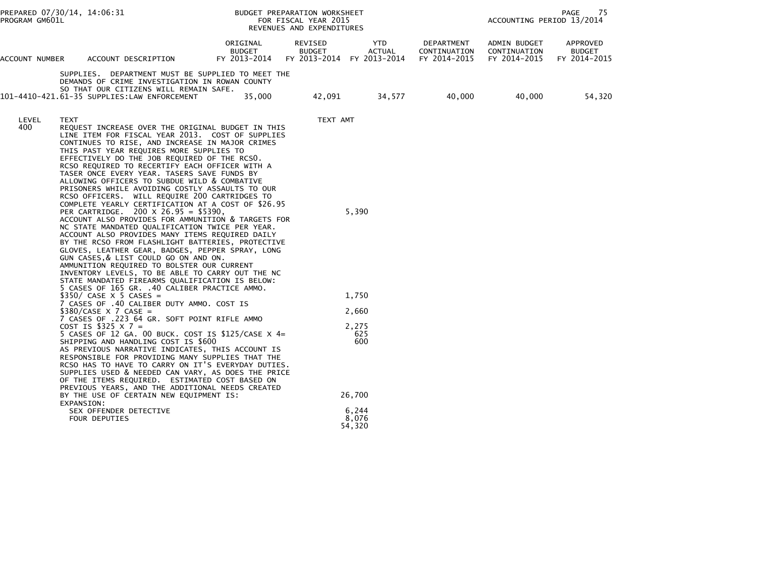BUDGET PREPARATION WORKSHEET
FOR FISCAL YEAR 2015
REVENUES AND EXPENDITURES

ACCOUNTING PERIOD 13/2014

| ACCOUNT NUMBER | ACCOUNT DESCRIPTION | ORIGINAL BUDGET FY 2013-2014 | REVISED BUDGET FY 2013-2014 | YTD ACTUAL FY 2013-2014 | DEPARTMENT CONTINUATION FY 2014-2015 | ADMIN BUDGET CONTINUATION FY 2014-2015 | APPROVED BUDGET FY 2014-2015 |
|---|---|---|---|---|---|---|---|
| | SUPPLIES. DEPARTMENT MUST BE SUPPLIED TO MEET THE DEMANDS OF CRIME INVESTIGATION IN ROWAN COUNTY SO THAT OUR CITIZENS WILL REMAIN SAFE. | | | | | | |
| 101-4410-421.61-35 | SUPPLIES:LAW ENFORCEMENT | 35,000 | 42,091 | 34,577 | 40,000 | 40,000 | 54,320 |

| LEVEL | TEXT | TEXT AMT |
|---|---|---|
| 400 | REQUEST INCREASE OVER THE ORIGINAL BUDGET IN THIS LINE ITEM FOR FISCAL YEAR 2013. COST OF SUPPLIES CONTINUES TO RISE, AND INCREASE IN MAJOR CRIMES THIS PAST YEAR REQUIRES MORE SUPPLIES TO EFFECTIVELY DO THE JOB REQUIRED OF THE RCSO. RCSO REQUIRED TO RECERTIFY EACH OFFICER WITH A TASER ONCE EVERY YEAR. TASERS SAVE FUNDS BY ALLOWING OFFICERS TO SUBDUE WILD & COMBATIVE PRISONERS WHILE AVOIDING COSTLY ASSAULTS TO OUR RCSO OFFICERS. WILL REQUIRE 200 CARTRIDGES TO COMPLETE YEARLY CERTIFICATION AT A COST OF $26.95 PER CARTRIDGE. 200 X 26.95 = $5390, | 5,390 |
| | ACCOUNT ALSO PROVIDES FOR AMMUNITION & TARGETS FOR NC STATE MANDATED QUALIFICATION TWICE PER YEAR. ACCOUNT ALSO PROVIDES MANY ITEMS REQUIRED DAILY BY THE RCSO FROM FLASHLIGHT BATTERIES, PROTECTIVE GLOVES, LEATHER GEAR, BADGES, PEPPER SPRAY, LONG GUN CASES,& LIST COULD GO ON AND ON. AMMUNITION REQUIRED TO BOLSTER OUR CURRENT INVENTORY LEVELS, TO BE ABLE TO CARRY OUT THE NC STATE MANDATED FIREARMS QUALIFICATION IS BELOW: | |
| | 5 CASES OF 165 GR. .40 CALIBER PRACTICE AMMO. $350/ CASE X 5 CASES = | 1,750 |
| | 7 CASES OF .40 CALIBER DUTY AMMO. COST IS $380/CASE X 7 CASE = | 2,660 |
| | 7 CASES OF .223 64 GR. SOFT POINT RIFLE AMMO COST IS $325 X 7 = | 2,275 |
| | 5 CASES OF 12 GA. 00 BUCK. COST IS $125/CASE X 4= | 625 |
| | SHIPPING AND HANDLING COST IS $600 | 600 |
| | AS PREVIOUS NARRATIVE INDICATES, THIS ACCOUNT IS RESPONSIBLE FOR PROVIDING MANY SUPPLIES THAT THE RCSO HAS TO HAVE TO CARRY ON IT'S EVERYDAY DUTIES. SUPPLIES USED & NEEDED CAN VARY, AS DOES THE PRICE OF THE ITEMS REQUIRED. ESTIMATED COST BASED ON PREVIOUS YEARS, AND THE ADDITIONAL NEEDS CREATED BY THE USE OF CERTAIN NEW EQUIPMENT IS: | 26,700 |
| | EXPANSION: | |
| | SEX OFFENDER DETECTIVE | 6,244 |
| | FOUR DEPUTIES | 8,076 |
| | | 54,320 |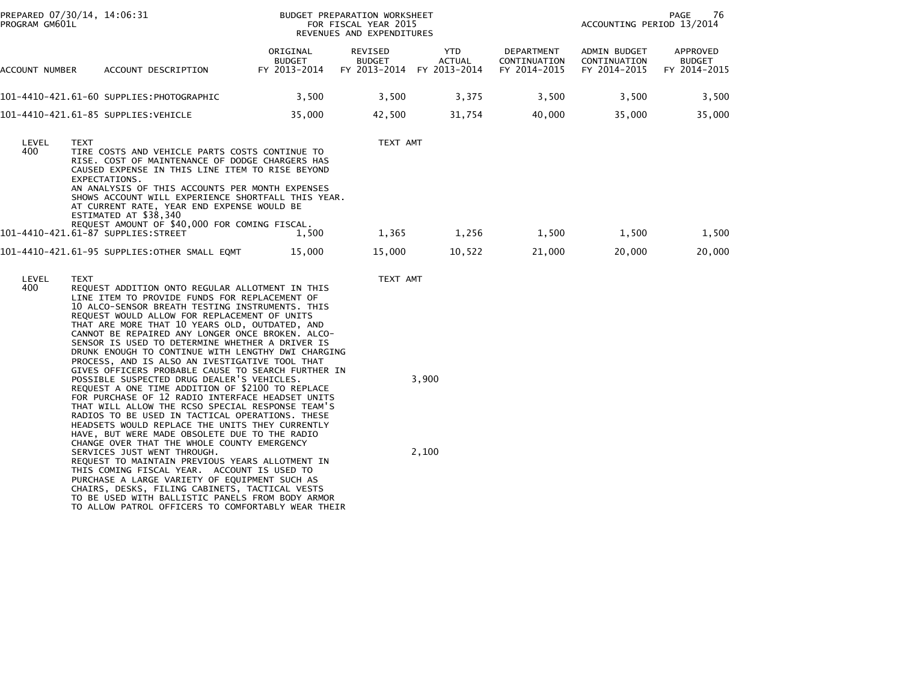PREPARED 07/30/14, 14:06:31
PROGRAM GM601L

BUDGET PREPARATION WORKSHEET
FOR FISCAL YEAR 2015
REVENUES AND EXPENDITURES

ACCOUNTING PERIOD 13/2014

| ACCOUNT NUMBER | ACCOUNT DESCRIPTION | ORIGINAL BUDGET FY 2013-2014 | REVISED BUDGET FY 2013-2014 | YTD ACTUAL FY 2013-2014 | DEPARTMENT CONTINUATION FY 2014-2015 | ADMIN BUDGET CONTINUATION FY 2014-2015 | APPROVED BUDGET FY 2014-2015 |
|---|---|---|---|---|---|---|---|
| 101-4410-421.61-60 | SUPPLIES:PHOTOGRAPHIC | 3,500 | 3,500 | 3,375 | 3,500 | 3,500 | 3,500 |
| 101-4410-421.61-85 | SUPPLIES:VEHICLE | 35,000 | 42,500 | 31,754 | 40,000 | 35,000 | 35,000 |

| LEVEL | TEXT | TEXT AMT |
|---|---|---|
| 400 | TIRE COSTS AND VEHICLE PARTS COSTS CONTINUE TO RISE. COST OF MAINTENANCE OF DODGE CHARGERS HAS CAUSED EXPENSE IN THIS LINE ITEM TO RISE BEYOND EXPECTATIONS. AN ANALYSIS OF THIS ACCOUNTS PER MONTH EXPENSES SHOWS ACCOUNT WILL EXPERIENCE SHORTFALL THIS YEAR. AT CURRENT RATE, YEAR END EXPENSE WOULD BE ESTIMATED AT $38,340 REQUEST AMOUNT OF $40,000 FOR COMING FISCAL. | |

| ACCOUNT NUMBER | ACCOUNT DESCRIPTION | ORIGINAL BUDGET FY 2013-2014 | REVISED BUDGET FY 2013-2014 | YTD ACTUAL FY 2013-2014 | DEPARTMENT CONTINUATION FY 2014-2015 | ADMIN BUDGET CONTINUATION FY 2014-2015 | APPROVED BUDGET FY 2014-2015 |
|---|---|---|---|---|---|---|---|
| 101-4410-421.61-87 | SUPPLIES:STREET | 1,500 | 1,365 | 1,256 | 1,500 | 1,500 | 1,500 |
| 101-4410-421.61-95 | SUPPLIES:OTHER SMALL EQMT | 15,000 | 15,000 | 10,522 | 21,000 | 20,000 | 20,000 |

| LEVEL | TEXT | TEXT AMT |
|---|---|---|
| 400 | REQUEST ADDITION ONTO REGULAR ALLOTMENT IN THIS LINE ITEM TO PROVIDE FUNDS FOR REPLACEMENT OF 10 ALCO-SENSOR BREATH TESTING INSTRUMENTS. THIS REQUEST WOULD ALLOW FOR REPLACEMENT OF UNITS THAT ARE MORE THAT 10 YEARS OLD, OUTDATED, AND CANNOT BE REPAIRED ANY LONGER ONCE BROKEN. ALCO-SENSOR IS USED TO DETERMINE WHETHER A DRIVER IS DRUNK ENOUGH TO CONTINUE WITH LENGTHY DWI CHARGING PROCESS, AND IS ALSO AN IVESTIGATIVE TOOL THAT GIVES OFFICERS PROBABLE CAUSE TO SEARCH FURTHER IN POSSIBLE SUSPECTED DRUG DEALER'S VEHICLES. | 3,900 |
| | REQUEST A ONE TIME ADDITION OF $2100 TO REPLACE FOR PURCHASE OF 12 RADIO INTERFACE HEADSET UNITS THAT WILL ALLOW THE RCSO SPECIAL RESPONSE TEAM'S RADIOS TO BE USED IN TACTICAL OPERATIONS. THESE HEADSETS WOULD REPLACE THE UNITS THEY CURRENTLY HAVE, BUT WERE MADE OBSOLETE DUE TO THE RADIO CHANGE OVER THAT THE WHOLE COUNTY EMERGENCY SERVICES JUST WENT THROUGH. | 2,100 |
| | REQUEST TO MAINTAIN PREVIOUS YEARS ALLOTMENT IN THIS COMING FISCAL YEAR. ACCOUNT IS USED TO PURCHASE A LARGE VARIETY OF EQUIPMENT SUCH AS CHAIRS, DESKS, FILING CABINETS, TACTICAL VESTS TO BE USED WITH BALLISTIC PANELS FROM BODY ARMOR TO ALLOW PATROL OFFICERS TO COMFORTABLY WEAR THEIR | |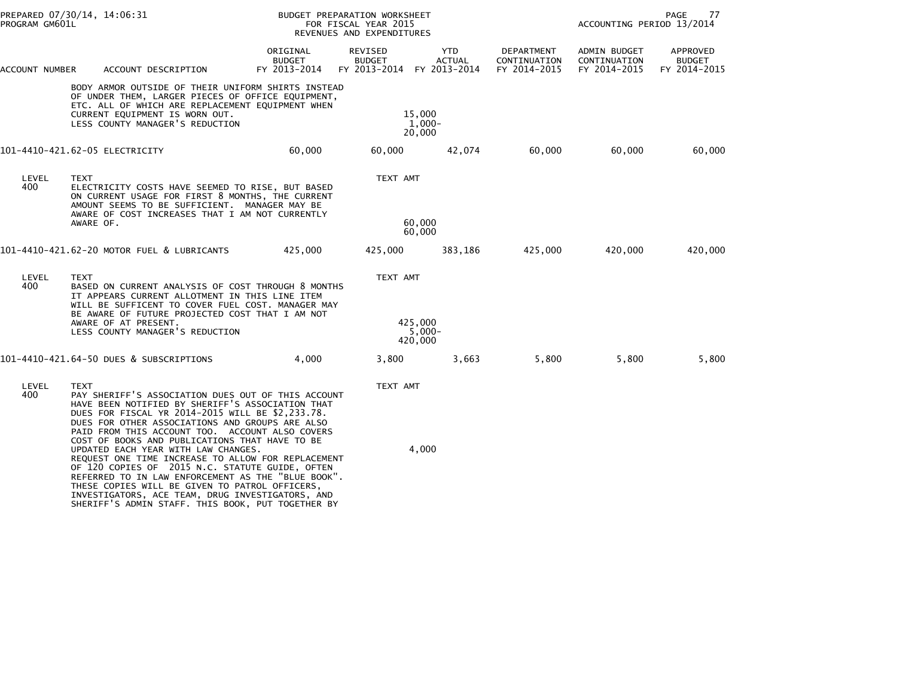PREPARED 07/30/14, 14:06:31 — PROGRAM GM601L

BUDGET PREPARATION WORKSHEET FOR FISCAL YEAR 2015 REVENUES AND EXPENDITURES

ACCOUNTING PERIOD 13/2014

| ACCOUNT NUMBER | ACCOUNT DESCRIPTION | ORIGINAL BUDGET FY 2013-2014 | REVISED BUDGET FY 2013-2014 | YTD ACTUAL FY 2013-2014 | DEPARTMENT CONTINUATION FY 2014-2015 | ADMIN BUDGET CONTINUATION FY 2014-2015 | APPROVED BUDGET FY 2014-2015 |
|---|---|---|---|---|---|---|---|
| | BODY ARMOR OUTSIDE OF THEIR UNIFORM SHIRTS INSTEAD OF UNDER THEM, LARGER PIECES OF OFFICE EQUIPMENT, ETC. ALL OF WHICH ARE REPLACEMENT EQUIPMENT WHEN CURRENT EQUIPMENT IS WORN OUT. | | 15,000 | | | | |
| | LESS COUNTY MANAGER'S REDUCTION | | 1,000- | | | | |
| | | | 20,000 | | | | |
| 101-4410-421.62-05 | ELECTRICITY | 60,000 | 60,000 | 42,074 | 60,000 | 60,000 | 60,000 |
| LEVEL 400 | TEXT: ELECTRICITY COSTS HAVE SEEMED TO RISE, BUT BASED ON CURRENT USAGE FOR FIRST 8 MONTHS, THE CURRENT AMOUNT SEEMS TO BE SUFFICIENT. MANAGER MAY BE AWARE OF COST INCREASES THAT I AM NOT CURRENTLY AWARE OF. | | TEXT AMT 60,000 | | | | |
| | | | 60,000 | | | | |
| 101-4410-421.62-20 | MOTOR FUEL & LUBRICANTS | 425,000 | 425,000 | 383,186 | 425,000 | 420,000 | 420,000 |
| LEVEL 400 | TEXT: BASED ON CURRENT ANALYSIS OF COST THROUGH 8 MONTHS IT APPEARS CURRENT ALLOTMENT IN THIS LINE ITEM WILL BE SUFFICENT TO COVER FUEL COST. MANAGER MAY BE AWARE OF FUTURE PROJECTED COST THAT I AM NOT AWARE OF AT PRESENT. | | TEXT AMT 425,000 | | | | |
| | LESS COUNTY MANAGER'S REDUCTION | | 5,000- | | | | |
| | | | 420,000 | | | | |
| 101-4410-421.64-50 | DUES & SUBSCRIPTIONS | 4,000 | 3,800 | 3,663 | 5,800 | 5,800 | 5,800 |
| LEVEL 400 | TEXT: PAY SHERIFF'S ASSOCIATION DUES OUT OF THIS ACCOUNT HAVE BEEN NOTIFIED BY SHERIFF'S ASSOCIATION THAT DUES FOR FISCAL YR 2014-2015 WILL BE $2,233.78. DUES FOR OTHER ASSOCIATIONS AND GROUPS ARE ALSO PAID FROM THIS ACCOUNT TOO. ACCOUNT ALSO COVERS COST OF BOOKS AND PUBLICATIONS THAT HAVE TO BE UPDATED EACH YEAR WITH LAW CHANGES. | | TEXT AMT 4,000 | | | | |
| | REQUEST ONE TIME INCREASE TO ALLOW FOR REPLACEMENT OF 120 COPIES OF 2015 N.C. STATUTE GUIDE, OFTEN REFERRED TO IN LAW ENFORCEMENT AS THE "BLUE BOOK". THESE COPIES WILL BE GIVEN TO PATROL OFFICERS, INVESTIGATORS, ACE TEAM, DRUG INVESTIGATORS, AND SHERIFF'S ADMIN STAFF. THIS BOOK, PUT TOGETHER BY | | | | | | |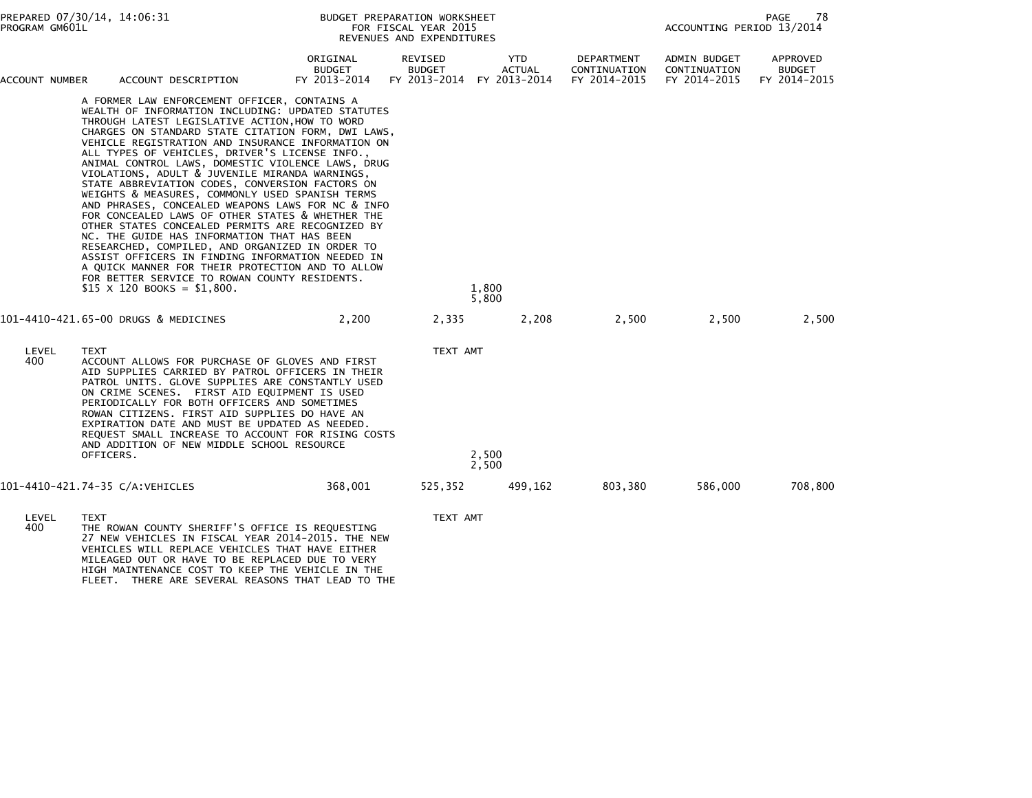| ACCOUNT NUMBER | ACCOUNT DESCRIPTION | ORIGINAL BUDGET FY 2013-2014 | REVISED BUDGET FY 2013-2014 | YTD ACTUAL FY 2013-2014 | DEPARTMENT CONTINUATION FY 2014-2015 | ADMIN BUDGET CONTINUATION FY 2014-2015 | APPROVED BUDGET FY 2014-2015 |
|---|---|---|---|---|---|---|---|

A FORMER LAW ENFORCEMENT OFFICER, CONTAINS A WEALTH OF INFORMATION INCLUDING: UPDATED STATUTES THROUGH LATEST LEGISLATIVE ACTION,HOW TO WORD CHARGES ON STANDARD STATE CITATION FORM, DWI LAWS, VEHICLE REGISTRATION AND INSURANCE INFORMATION ON ALL TYPES OF VEHICLES, DRIVER'S LICENSE INFO., ANIMAL CONTROL LAWS, DOMESTIC VIOLENCE LAWS, DRUG VIOLATIONS, ADULT & JUVENILE MIRANDA WARNINGS, STATE ABBREVIATION CODES, CONVERSION FACTORS ON WEIGHTS & MEASURES, COMMONLY USED SPANISH TERMS AND PHRASES, CONCEALED WEAPONS LAWS FOR NC & INFO FOR CONCEALED LAWS OF OTHER STATES & WHETHER THE OTHER STATES CONCEALED PERMITS ARE RECOGNIZED BY NC. THE GUIDE HAS INFORMATION THAT HAS BEEN RESEARCHED, COMPILED, AND ORGANIZED IN ORDER TO ASSIST OFFICERS IN FINDING INFORMATION NEEDED IN A QUICK MANNER FOR THEIR PROTECTION AND TO ALLOW FOR BETTER SERVICE TO ROWAN COUNTY RESIDENTS. $15 X 120 BOOKS = $1,800. — 1,800

5,800

| ACCOUNT NUMBER | ACCOUNT DESCRIPTION | ORIGINAL BUDGET FY 2013-2014 | REVISED BUDGET FY 2013-2014 | YTD ACTUAL FY 2013-2014 | DEPARTMENT CONTINUATION FY 2014-2015 | ADMIN BUDGET CONTINUATION FY 2014-2015 | APPROVED BUDGET FY 2014-2015 |
|---|---|---|---|---|---|---|---|
| 101-4410-421.65-00 | DRUGS & MEDICINES | 2,200 | 2,335 | 2,208 | 2,500 | 2,500 | 2,500 |

LEVEL 400 — TEXT — TEXT AMT

ACCOUNT ALLOWS FOR PURCHASE OF GLOVES AND FIRST AID SUPPLIES CARRIED BY PATROL OFFICERS IN THEIR PATROL UNITS. GLOVE SUPPLIES ARE CONSTANTLY USED ON CRIME SCENES. FIRST AID EQUIPMENT IS USED PERIODICALLY FOR BOTH OFFICERS AND SOMETIMES ROWAN CITIZENS. FIRST AID SUPPLIES DO HAVE AN EXPIRATION DATE AND MUST BE UPDATED AS NEEDED. REQUEST SMALL INCREASE TO ACCOUNT FOR RISING COSTS AND ADDITION OF NEW MIDDLE SCHOOL RESOURCE OFFICERS. — 2,500

2,500

| ACCOUNT NUMBER | ACCOUNT DESCRIPTION | ORIGINAL BUDGET FY 2013-2014 | REVISED BUDGET FY 2013-2014 | YTD ACTUAL FY 2013-2014 | DEPARTMENT CONTINUATION FY 2014-2015 | ADMIN BUDGET CONTINUATION FY 2014-2015 | APPROVED BUDGET FY 2014-2015 |
|---|---|---|---|---|---|---|---|
| 101-4410-421.74-35 | C/A:VEHICLES | 368,001 | 525,352 | 499,162 | 803,380 | 586,000 | 708,800 |

LEVEL 400 — TEXT — TEXT AMT

THE ROWAN COUNTY SHERIFF'S OFFICE IS REQUESTING 27 NEW VEHICLES IN FISCAL YEAR 2014-2015. THE NEW VEHICLES WILL REPLACE VEHICLES THAT HAVE EITHER MILEAGED OUT OR HAVE TO BE REPLACED DUE TO VERY HIGH MAINTENANCE COST TO KEEP THE VEHICLE IN THE FLEET. THERE ARE SEVERAL REASONS THAT LEAD TO THE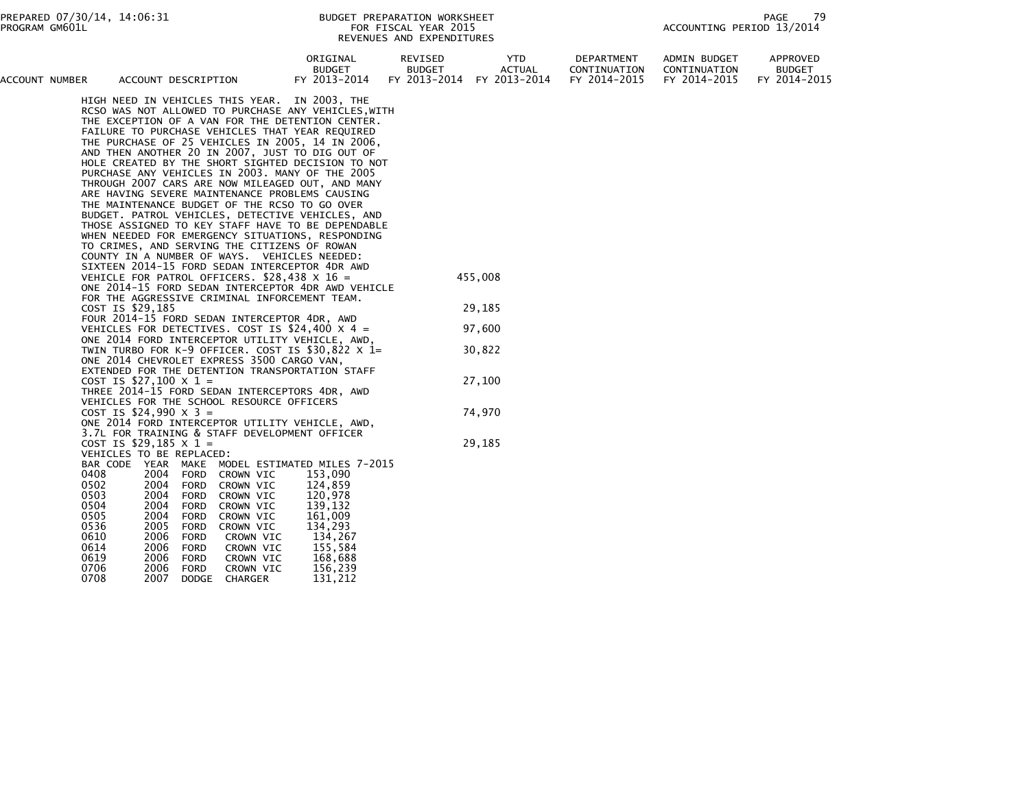| ACCOUNT NUMBER | ACCOUNT DESCRIPTION | ORIGINAL BUDGET FY 2013-2014 | REVISED BUDGET FY 2013-2014 | YTD ACTUAL FY 2013-2014 | DEPARTMENT CONTINUATION FY 2014-2015 | ADMIN BUDGET CONTINUATION FY 2014-2015 | APPROVED BUDGET FY 2014-2015 |
|---|---|---|---|---|---|---|---|

HIGH NEED IN VEHICLES THIS YEAR. IN 2003, THE RCSO WAS NOT ALLOWED TO PURCHASE ANY VEHICLES,WITH THE EXCEPTION OF A VAN FOR THE DETENTION CENTER. FAILURE TO PURCHASE VEHICLES THAT YEAR REQUIRED THE PURCHASE OF 25 VEHICLES IN 2005, 14 IN 2006, AND THEN ANOTHER 20 IN 2007, JUST TO DIG OUT OF HOLE CREATED BY THE SHORT SIGHTED DECISION TO NOT PURCHASE ANY VEHICLES IN 2003. MANY OF THE 2005 THROUGH 2007 CARS ARE NOW MILEAGED OUT, AND MANY ARE HAVING SEVERE MAINTENANCE PROBLEMS CAUSING THE MAINTENANCE BUDGET OF THE RCSO TO GO OVER BUDGET. PATROL VEHICLES, DETECTIVE VEHICLES, AND THOSE ASSIGNED TO KEY STAFF HAVE TO BE DEPENDABLE WHEN NEEDED FOR EMERGENCY SITUATIONS, RESPONDING TO CRIMES, AND SERVING THE CITIZENS OF ROWAN COUNTY IN A NUMBER OF WAYS. VEHICLES NEEDED:

| Description | Amount |
|---|---|
| SIXTEEN 2014-15 FORD SEDAN INTERCEPTOR 4DR AWD VEHICLE FOR PATROL OFFICERS. $28,438 X 16 = | 455,008 |
| ONE 2014-15 FORD SEDAN INTERCEPTOR 4DR AWD VEHICLE FOR THE AGGRESSIVE CRIMINAL INFORCEMENT TEAM. COST IS $29,185 | 29,185 |
| FOUR 2014-15 FORD SEDAN INTERCEPTOR 4DR, AWD VEHICLES FOR DETECTIVES. COST IS $24,400 X 4 = | 97,600 |
| ONE 2014 FORD INTERCEPTOR UTILITY VEHICLE, AWD, TWIN TURBO FOR K-9 OFFICER. COST IS $30,822 X 1= | 30,822 |
| ONE 2014 CHEVROLET EXPRESS 3500 CARGO VAN, EXTENDED FOR THE DETENTION TRANSPORTATION STAFF COST IS $27,100 X 1 = | 27,100 |
| THREE 2014-15 FORD SEDAN INTERCEPTORS 4DR, AWD VEHICLES FOR THE SCHOOL RESOURCE OFFICERS COST IS $24,990 X 3 = | 74,970 |
| ONE 2014 FORD INTERCEPTOR UTILITY VEHICLE, AWD, 3.7L FOR TRAINING & STAFF DEVELOPMENT OFFICER COST IS $29,185 X 1 = | 29,185 |

VEHICLES TO BE REPLACED:

| BAR CODE | YEAR | MAKE | MODEL | ESTIMATED MILES 7-2015 |
|---|---|---|---|---|
| 0408 | 2004 | FORD | CROWN VIC | 153,090 |
| 0502 | 2004 | FORD | CROWN VIC | 124,859 |
| 0503 | 2004 | FORD | CROWN VIC | 120,978 |
| 0504 | 2004 | FORD | CROWN VIC | 139,132 |
| 0505 | 2004 | FORD | CROWN VIC | 161,009 |
| 0536 | 2005 | FORD | CROWN VIC | 134,293 |
| 0610 | 2006 | FORD | CROWN VIC | 134,267 |
| 0614 | 2006 | FORD | CROWN VIC | 155,584 |
| 0619 | 2006 | FORD | CROWN VIC | 168,688 |
| 0706 | 2006 | FORD | CROWN VIC | 156,239 |
| 0708 | 2007 | DODGE | CHARGER | 131,212 |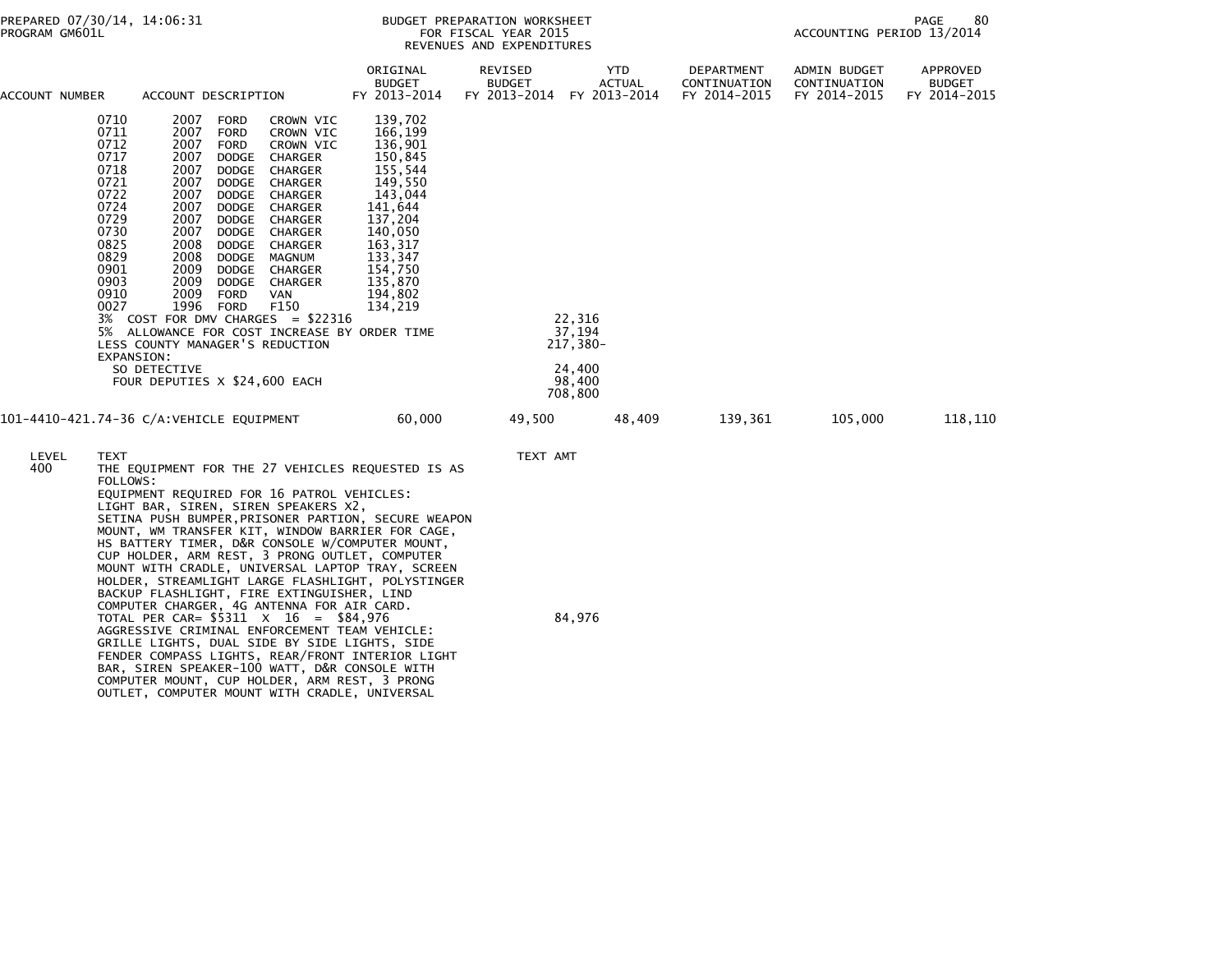BUDGET PREPARATION WORKSHEET
FOR FISCAL YEAR 2015
REVENUES AND EXPENDITURES

| ACCOUNT NUMBER | ACCOUNT DESCRIPTION | ORIGINAL BUDGET FY 2013-2014 | REVISED BUDGET FY 2013-2014 | YTD ACTUAL FY 2013-2014 | DEPARTMENT CONTINUATION FY 2014-2015 | ADMIN BUDGET CONTINUATION FY 2014-2015 | APPROVED BUDGET FY 2014-2015 |
|---|---|---|---|---|---|---|---|
| 0710 | 2007 FORD CROWN VIC | 139,702 | | | | | |
| 0711 | 2007 FORD CROWN VIC | 166,199 | | | | | |
| 0712 | 2007 FORD CROWN VIC | 136,901 | | | | | |
| 0717 | 2007 DODGE CHARGER | 150,845 | | | | | |
| 0718 | 2007 DODGE CHARGER | 155,544 | | | | | |
| 0721 | 2007 DODGE CHARGER | 149,550 | | | | | |
| 0722 | 2007 DODGE CHARGER | 143,044 | | | | | |
| 0724 | 2007 DODGE CHARGER | 141,644 | | | | | |
| 0729 | 2007 DODGE CHARGER | 137,204 | | | | | |
| 0730 | 2007 DODGE CHARGER | 140,050 | | | | | |
| 0825 | 2008 DODGE CHARGER | 163,317 | | | | | |
| 0829 | 2008 DODGE MAGNUM | 133,347 | | | | | |
| 0901 | 2009 DODGE CHARGER | 154,750 | | | | | |
| 0903 | 2009 DODGE CHARGER | 135,870 | | | | | |
| 0910 | 2009 FORD VAN | 194,802 | | | | | |
| 0027 | 1996 FORD F150 | 134,219 | | | | | |
| | 3% COST FOR DMV CHARGES = $22316 | | 22,316 | | | | |
| | 5% ALLOWANCE FOR COST INCREASE BY ORDER TIME | | 37,194 | | | | |
| | LESS COUNTY MANAGER'S REDUCTION | | 217,380- | | | | |
| | EXPANSION: | | | | | | |
| | SO DETECTIVE | | 24,400 | | | | |
| | FOUR DEPUTIES X $24,600 EACH | | 98,400 | | | | |
| | | | 708,800 | | | | |
| 101-4410-421.74-36 | C/A:VEHICLE EQUIPMENT | 60,000 | 49,500 | 48,409 | 139,361 | 105,000 | 118,110 |

| LEVEL | TEXT | TEXT AMT |
|---|---|---|
| 400 | THE EQUIPMENT FOR THE 27 VEHICLES REQUESTED IS AS FOLLOWS: | |
| | EQUIPMENT REQUIRED FOR 16 PATROL VEHICLES: LIGHT BAR, SIREN, SIREN SPEAKERS X2, SETINA PUSH BUMPER,PRISONER PARTION, SECURE WEAPON MOUNT, WM TRANSFER KIT, WINDOW BARRIER FOR CAGE, HS BATTERY TIMER, D&R CONSOLE W/COMPUTER MOUNT, CUP HOLDER, ARM REST, 3 PRONG OUTLET, COMPUTER MOUNT WITH CRADLE, UNIVERSAL LAPTOP TRAY, SCREEN HOLDER, STREAMLIGHT LARGE FLASHLIGHT, POLYSTINGER BACKUP FLASHLIGHT, FIRE EXTINGUISHER, LIND COMPUTER CHARGER, 4G ANTENNA FOR AIR CARD. | |
| | TOTAL PER CAR= $5311 X 16 = $84,976 | 84,976 |
| | AGGRESSIVE CRIMINAL ENFORCEMENT TEAM VEHICLE: GRILLE LIGHTS, DUAL SIDE BY SIDE LIGHTS, SIDE FENDER COMPASS LIGHTS, REAR/FRONT INTERIOR LIGHT BAR, SIREN SPEAKER-100 WATT, D&R CONSOLE WITH COMPUTER MOUNT, CUP HOLDER, ARM REST, 3 PRONG OUTLET, COMPUTER MOUNT WITH CRADLE, UNIVERSAL | |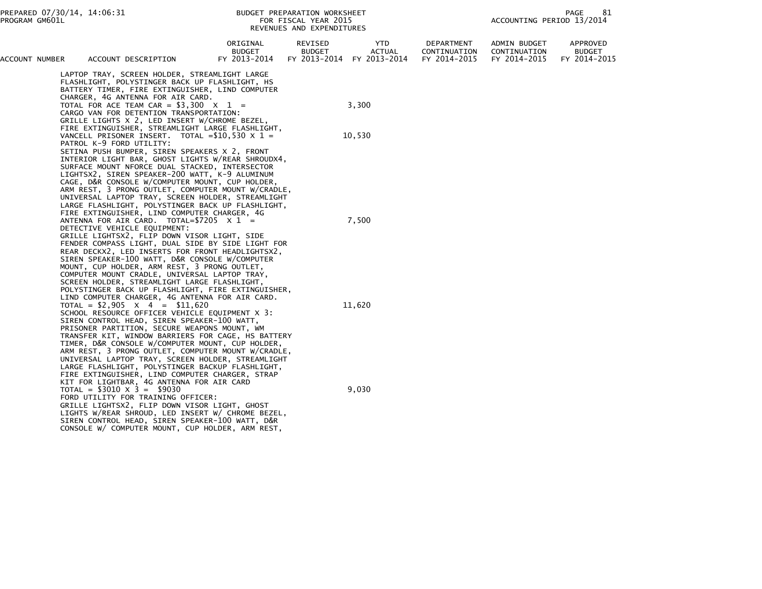| ACCOUNT NUMBER | ACCOUNT DESCRIPTION | ORIGINAL BUDGET FY 2013-2014 | REVISED BUDGET FY 2013-2014 | YTD ACTUAL FY 2013-2014 | DEPARTMENT CONTINUATION FY 2014-2015 | ADMIN BUDGET CONTINUATION FY 2014-2015 | APPROVED BUDGET FY 2014-2015 |
|---|---|---|---|---|---|---|---|
| | LAPTOP TRAY, SCREEN HOLDER, STREAMLIGHT LARGE FLASHLIGHT, POLYSTINGER BACK UP FLASHLIGHT, HS BATTERY TIMER, FIRE EXTINGUISHER, LIND COMPUTER CHARGER, 4G ANTENNA FOR AIR CARD. TOTAL FOR ACE TEAM CAR = $3,300 X 1 = | | | 3,300 | | | |
| | CARGO VAN FOR DETENTION TRANSPORTATION: GRILLE LIGHTS X 2, LED INSERT W/CHROME BEZEL, FIRE EXTINGUISHER, STREAMLIGHT LARGE FLASHLIGHT, VANCELL PRISONER INSERT. TOTAL =$10,530 X 1 = | | | 10,530 | | | |
| | PATROL K-9 FORD UTILITY: SETINA PUSH BUMPER, SIREN SPEAKERS X 2, FRONT INTERIOR LIGHT BAR, GHOST LIGHTS W/REAR SHROUDX4, SURFACE MOUNT NFORCE DUAL STACKED, INTERSECTOR LIGHTSX2, SIREN SPEAKER-200 WATT, K-9 ALUMINUM CAGE, D&R CONSOLE W/COMPUTER MOUNT, CUP HOLDER, ARM REST, 3 PRONG OUTLET, COMPUTER MOUNT W/CRADLE, UNIVERSAL LAPTOP TRAY, SCREEN HOLDER, STREAMLIGHT LARGE FLASHLIGHT, POLYSTINGER BACK UP FLASHLIGHT, FIRE EXTINGUISHER, LIND COMPUTER CHARGER, 4G ANTENNA FOR AIR CARD. TOTAL=$7205 X 1 = | | | 7,500 | | | |
| | DETECTIVE VEHICLE EQUIPMENT: GRILLE LIGHTSX2, FLIP DOWN VISOR LIGHT, SIDE FENDER COMPASS LIGHT, DUAL SIDE BY SIDE LIGHT FOR REAR DECKX2, LED INSERTS FOR FRONT HEADLIGHTSX2, SIREN SPEAKER-100 WATT, D&R CONSOLE W/COMPUTER MOUNT, CUP HOLDER, ARM REST, 3 PRONG OUTLET, COMPUTER MOUNT CRADLE, UNIVERSAL LAPTOP TRAY, SCREEN HOLDER, STREAMLIGHT LARGE FLASHLIGHT, POLYSTINGER BACK UP FLASHLIGHT, FIRE EXTINGUISHER, LIND COMPUTER CHARGER, 4G ANTENNA FOR AIR CARD. TOTAL = $2,905 X 4 = $11,620 | | | 11,620 | | | |
| | SCHOOL RESOURCE OFFICER VEHICLE EQUIPMENT X 3: SIREN CONTROL HEAD, SIREN SPEAKER-100 WATT, PRISONER PARTITION, SECURE WEAPONS MOUNT, WM TRANSFER KIT, WINDOW BARRIERS FOR CAGE, HS BATTERY TIMER, D&R CONSOLE W/COMPUTER MOUNT, CUP HOLDER, ARM REST, 3 PRONG OUTLET, COMPUTER MOUNT W/CRADLE, UNIVERSAL LAPTOP TRAY, SCREEN HOLDER, STREAMLIGHT LARGE FLASHLIGHT, POLYSTINGER BACKUP FLASHLIGHT, FIRE EXTINGUISHER, LIND COMPUTER CHARGER, STRAP KIT FOR LIGHTBAR, 4G ANTENNA FOR AIR CARD TOTAL = $3010 X 3 = $9030 | | | 9,030 | | | |
| | FORD UTILITY FOR TRAINING OFFICER: GRILLE LIGHTSX2, FLIP DOWN VISOR LIGHT, GHOST LIGHTS W/REAR SHROUD, LED INSERT W/ CHROME BEZEL, SIREN CONTROL HEAD, SIREN SPEAKER-100 WATT, D&R CONSOLE W/ COMPUTER MOUNT, CUP HOLDER, ARM REST, | | | | | | |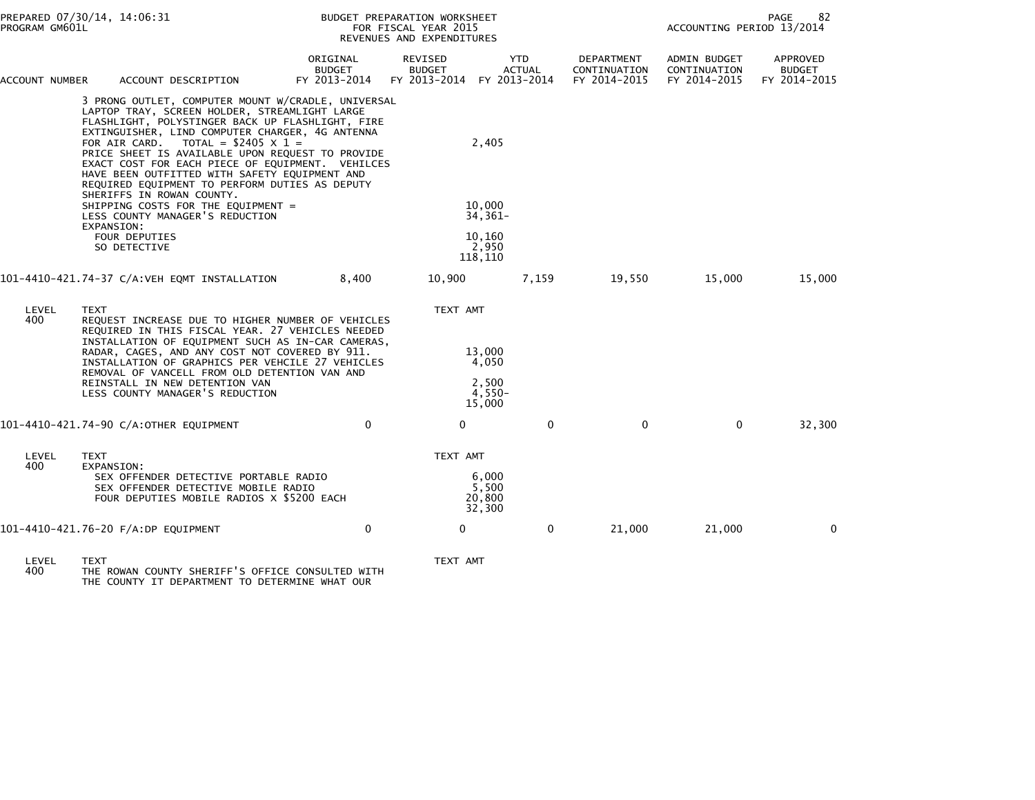| ACCOUNT NUMBER | ACCOUNT DESCRIPTION | ORIGINAL BUDGET FY 2013-2014 | REVISED BUDGET FY 2013-2014 | YTD ACTUAL FY 2013-2014 | DEPARTMENT CONTINUATION FY 2014-2015 | ADMIN BUDGET CONTINUATION FY 2014-2015 | APPROVED BUDGET FY 2014-2015 |
|---|---|---|---|---|---|---|---|
| | 3 PRONG OUTLET, COMPUTER MOUNT W/CRADLE, UNIVERSAL LAPTOP TRAY, SCREEN HOLDER, STREAMLIGHT LARGE FLASHLIGHT, POLYSTINGER BACK UP FLASHLIGHT, FIRE EXTINGUISHER, LIND COMPUTER CHARGER, 4G ANTENNA FOR AIR CARD. TOTAL = $2405 X 1 = | | 2,405 | | | | |
| | PRICE SHEET IS AVAILABLE UPON REQUEST TO PROVIDE EXACT COST FOR EACH PIECE OF EQUIPMENT. VEHILCES HAVE BEEN OUTFITTED WITH SAFETY EQUIPMENT AND REQUIRED EQUIPMENT TO PERFORM DUTIES AS DEPUTY SHERIFFS IN ROWAN COUNTY. | | | | | | |
| | SHIPPING COSTS FOR THE EQUIPMENT = | | 10,000 | | | | |
| | LESS COUNTY MANAGER'S REDUCTION | | 34,361- | | | | |
| | EXPANSION: | | | | | | |
| | FOUR DEPUTIES | | 10,160 | | | | |
| | SO DETECTIVE | | 2,950 | | | | |
| | | | 118,110 | | | | |
| 101-4410-421.74-37 | C/A:VEH EQMT INSTALLATION | 8,400 | 10,900 | 7,159 | 19,550 | 15,000 | 15,000 |
| LEVEL 400 | TEXT | | TEXT AMT | | | | |
| | REQUEST INCREASE DUE TO HIGHER NUMBER OF VEHICLES REQUIRED IN THIS FISCAL YEAR. 27 VEHICLES NEEDED INSTALLATION OF EQUIPMENT SUCH AS IN-CAR CAMERAS, RADAR, CAGES, AND ANY COST NOT COVERED BY 911. | | 13,000 | | | | |
| | INSTALLATION OF GRAPHICS PER VEHCILE 27 VEHICLES | | 4,050 | | | | |
| | REMOVAL OF VANCELL FROM OLD DETENTION VAN AND REINSTALL IN NEW DETENTION VAN | | 2,500 | | | | |
| | LESS COUNTY MANAGER'S REDUCTION | | 4,550- | | | | |
| | | | 15,000 | | | | |
| 101-4410-421.74-90 | C/A:OTHER EQUIPMENT | 0 | 0 | 0 | 0 | 0 | 32,300 |
| LEVEL 400 | TEXT | | TEXT AMT | | | | |
| | EXPANSION: | | | | | | |
| | SEX OFFENDER DETECTIVE PORTABLE RADIO | | 6,000 | | | | |
| | SEX OFFENDER DETECTIVE MOBILE RADIO | | 5,500 | | | | |
| | FOUR DEPUTIES MOBILE RADIOS X $5200 EACH | | 20,800 | | | | |
| | | | 32,300 | | | | |
| 101-4410-421.76-20 | F/A:DP EQUIPMENT | 0 | 0 | 0 | 21,000 | 21,000 | 0 |
| LEVEL 400 | TEXT | | TEXT AMT | | | | |
| | THE ROWAN COUNTY SHERIFF'S OFFICE CONSULTED WITH THE COUNTY IT DEPARTMENT TO DETERMINE WHAT OUR | | | | | | |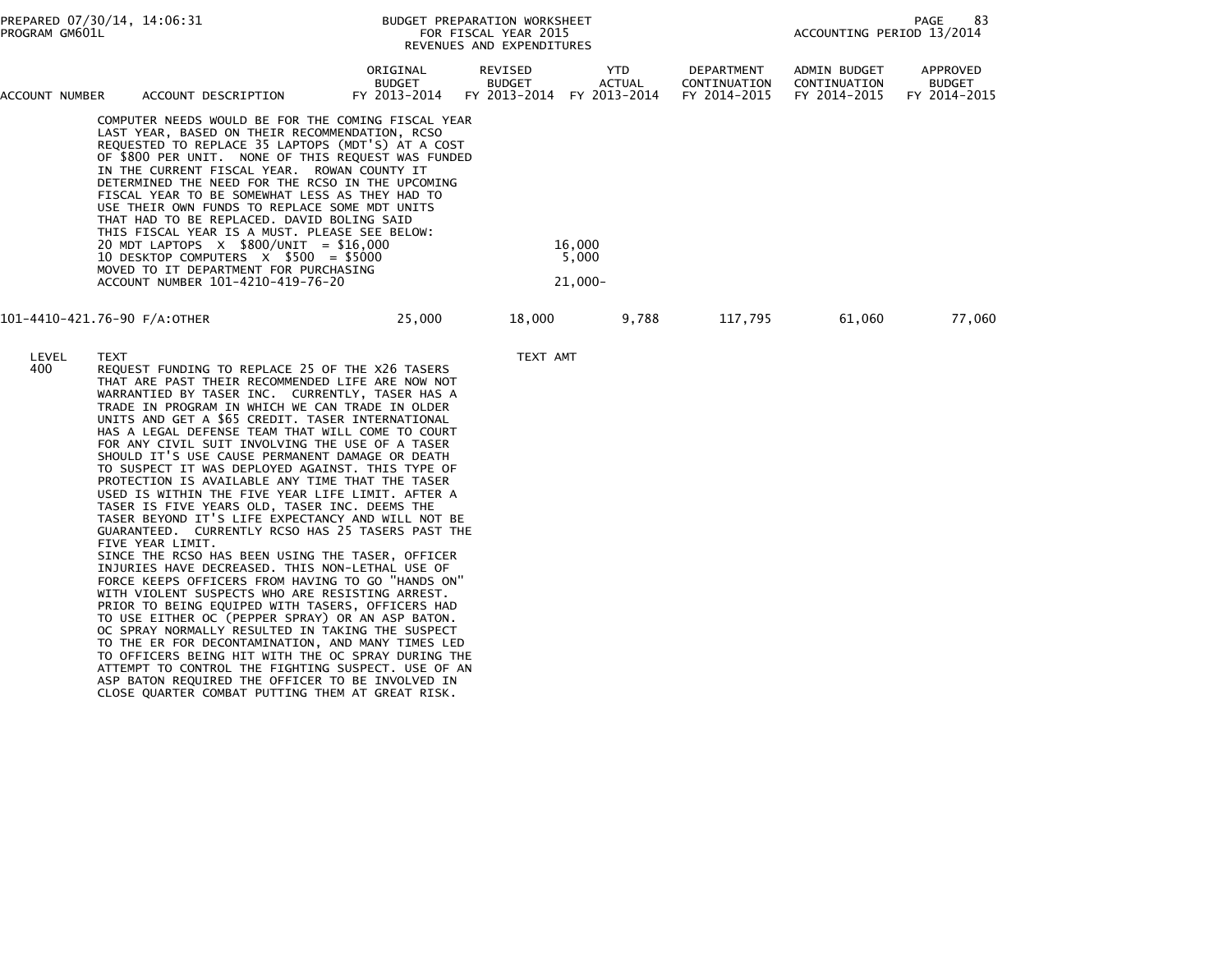| ACCOUNT NUMBER | ACCOUNT DESCRIPTION | ORIGINAL BUDGET FY 2013-2014 | REVISED BUDGET FY 2013-2014 | YTD ACTUAL FY 2013-2014 | DEPARTMENT CONTINUATION FY 2014-2015 | ADMIN BUDGET CONTINUATION FY 2014-2015 | APPROVED BUDGET FY 2014-2015 |
|---|---|---|---|---|---|---|---|
| | COMPUTER NEEDS WOULD BE FOR THE COMING FISCAL YEAR LAST YEAR, BASED ON THEIR RECOMMENDATION, RCSO REQUESTED TO REPLACE 35 LAPTOPS (MDT'S) AT A COST OF $800 PER UNIT. NONE OF THIS REQUEST WAS FUNDED IN THE CURRENT FISCAL YEAR. ROWAN COUNTY IT DETERMINED THE NEED FOR THE RCSO IN THE UPCOMING FISCAL YEAR TO BE SOMEWHAT LESS AS THEY HAD TO USE THEIR OWN FUNDS TO REPLACE SOME MDT UNITS THAT HAD TO BE REPLACED. DAVID BOLING SAID THIS FISCAL YEAR IS A MUST. PLEASE SEE BELOW: | | | | | | |
| | 20 MDT LAPTOPS X $800/UNIT = $16,000 | | | 16,000 | | | |
| | 10 DESKTOP COMPUTERS X $500 = $5000 | | | 5,000 | | | |
| | MOVED TO IT DEPARTMENT FOR PURCHASING ACCOUNT NUMBER 101-4210-419-76-20 | | | 21,000- | | | |
| 101-4410-421.76-90 | F/A:OTHER | 25,000 | 18,000 | 9,788 | 117,795 | 61,060 | 77,060 |

| LEVEL | TEXT | TEXT AMT |
|---|---|---|
| 400 | REQUEST FUNDING TO REPLACE 25 OF THE X26 TASERS THAT ARE PAST THEIR RECOMMENDED LIFE ARE NOW NOT WARRANTIED BY TASER INC. CURRENTLY, TASER HAS A TRADE IN PROGRAM IN WHICH WE CAN TRADE IN OLDER UNITS AND GET A $65 CREDIT. TASER INTERNATIONAL HAS A LEGAL DEFENSE TEAM THAT WILL COME TO COURT FOR ANY CIVIL SUIT INVOLVING THE USE OF A TASER SHOULD IT'S USE CAUSE PERMANENT DAMAGE OR DEATH TO SUSPECT IT WAS DEPLOYED AGAINST. THIS TYPE OF PROTECTION IS AVAILABLE ANY TIME THAT THE TASER USED IS WITHIN THE FIVE YEAR LIFE LIMIT. AFTER A TASER IS FIVE YEARS OLD, TASER INC. DEEMS THE TASER BEYOND IT'S LIFE EXPECTANCY AND WILL NOT BE GUARANTEED. CURRENTLY RCSO HAS 25 TASERS PAST THE FIVE YEAR LIMIT. | |
| | SINCE THE RCSO HAS BEEN USING THE TASER, OFFICER INJURIES HAVE DECREASED. THIS NON-LETHAL USE OF FORCE KEEPS OFFICERS FROM HAVING TO GO "HANDS ON" WITH VIOLENT SUSPECTS WHO ARE RESISTING ARREST. PRIOR TO BEING EQUIPED WITH TASERS, OFFICERS HAD TO USE EITHER OC (PEPPER SPRAY) OR AN ASP BATON. OC SPRAY NORMALLY RESULTED IN TAKING THE SUSPECT TO THE ER FOR DECONTAMINATION, AND MANY TIMES LED TO OFFICERS BEING HIT WITH THE OC SPRAY DURING THE ATTEMPT TO CONTROL THE FIGHTING SUSPECT. USE OF AN ASP BATON REQUIRED THE OFFICER TO BE INVOLVED IN CLOSE QUARTER COMBAT PUTTING THEM AT GREAT RISK. | |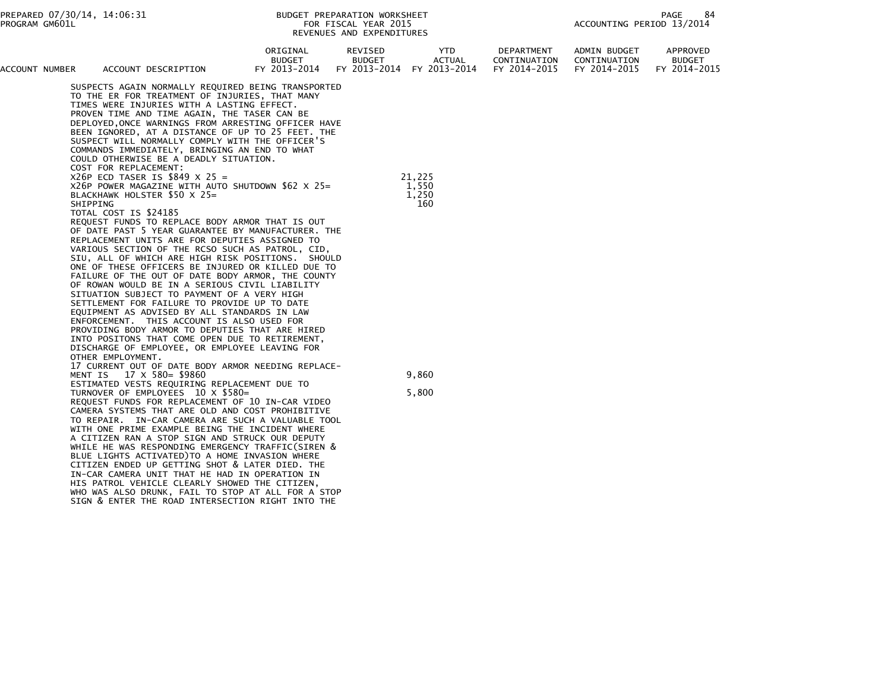BUDGET PREPARATION WORKSHEET
FOR FISCAL YEAR 2015
REVENUES AND EXPENDITURES

| ACCOUNT NUMBER | ACCOUNT DESCRIPTION | ORIGINAL BUDGET FY 2013-2014 | REVISED BUDGET FY 2013-2014 | YTD ACTUAL FY 2013-2014 | DEPARTMENT CONTINUATION FY 2014-2015 | ADMIN BUDGET CONTINUATION FY 2014-2015 | APPROVED BUDGET FY 2014-2015 |
|---|---|---|---|---|---|---|---|
| | SUSPECTS AGAIN NORMALLY REQUIRED BEING TRANSPORTED TO THE ER FOR TREATMENT OF INJURIES, THAT MANY TIMES WERE INJURIES WITH A LASTING EFFECT. PROVEN TIME AND TIME AGAIN, THE TASER CAN BE DEPLOYED,ONCE WARNINGS FROM ARRESTING OFFICER HAVE BEEN IGNORED, AT A DISTANCE OF UP TO 25 FEET. THE SUSPECT WILL NORMALLY COMPLY WITH THE OFFICER'S COMMANDS IMMEDIATELY, BRINGING AN END TO WHAT COULD OTHERWISE BE A DEADLY SITUATION. | | | | | | |
| | COST FOR REPLACEMENT: | | | | | | |
| | X26P ECD TASER IS $849 X 25 = | | | 21,225 | | | |
| | X26P POWER MAGAZINE WITH AUTO SHUTDOWN $62 X 25= | | | 1,550 | | | |
| | BLACKHAWK HOLSTER $50 X 25= | | | 1,250 | | | |
| | SHIPPING | | | 160 | | | |
| | TOTAL COST IS $24185 | | | | | | |
| | REQUEST FUNDS TO REPLACE BODY ARMOR THAT IS OUT OF DATE PAST 5 YEAR GUARANTEE BY MANUFACTURER. THE REPLACEMENT UNITS ARE FOR DEPUTIES ASSIGNED TO VARIOUS SECTION OF THE RCSO SUCH AS PATROL, CID, SIU, ALL OF WHICH ARE HIGH RISK POSITIONS. SHOULD ONE OF THESE OFFICERS BE INJURED OR KILLED DUE TO FAILURE OF THE OUT OF DATE BODY ARMOR, THE COUNTY OF ROWAN WOULD BE IN A SERIOUS CIVIL LIABILITY SITUATION SUBJECT TO PAYMENT OF A VERY HIGH SETTLEMENT FOR FAILURE TO PROVIDE UP TO DATE EQUIPMENT AS ADVISED BY ALL STANDARDS IN LAW ENFORCEMENT. THIS ACCOUNT IS ALSO USED FOR PROVIDING BODY ARMOR TO DEPUTIES THAT ARE HIRED INTO POSITONS THAT COME OPEN DUE TO RETIREMENT, DISCHARGE OF EMPLOYEE, OR EMPLOYEE LEAVING FOR OTHER EMPLOYMENT. | | | | | | |
| | 17 CURRENT OUT OF DATE BODY ARMOR NEEDING REPLACE-MENT IS 17 X 580= $9860 | | | 9,860 | | | |
| | ESTIMATED VESTS REQUIRING REPLACEMENT DUE TO TURNOVER OF EMPLOYEES 10 X $580= | | | 5,800 | | | |
| | REQUEST FUNDS FOR REPLACEMENT OF 10 IN-CAR VIDEO CAMERA SYSTEMS THAT ARE OLD AND COST PROHIBITIVE TO REPAIR. IN-CAR CAMERA ARE SUCH A VALUABLE TOOL WITH ONE PRIME EXAMPLE BEING THE INCIDENT WHERE A CITIZEN RAN A STOP SIGN AND STRUCK OUR DEPUTY WHILE HE WAS RESPONDING EMERGENCY TRAFFIC(SIREN & BLUE LIGHTS ACTIVATED)TO A HOME INVASION WHERE CITIZEN ENDED UP GETTING SHOT & LATER DIED. THE IN-CAR CAMERA UNIT THAT HE HAD IN OPERATION IN HIS PATROL VEHICLE CLEARLY SHOWED THE CITIZEN, WHO WAS ALSO DRUNK, FAIL TO STOP AT ALL FOR A STOP SIGN & ENTER THE ROAD INTERSECTION RIGHT INTO THE | | | | | | |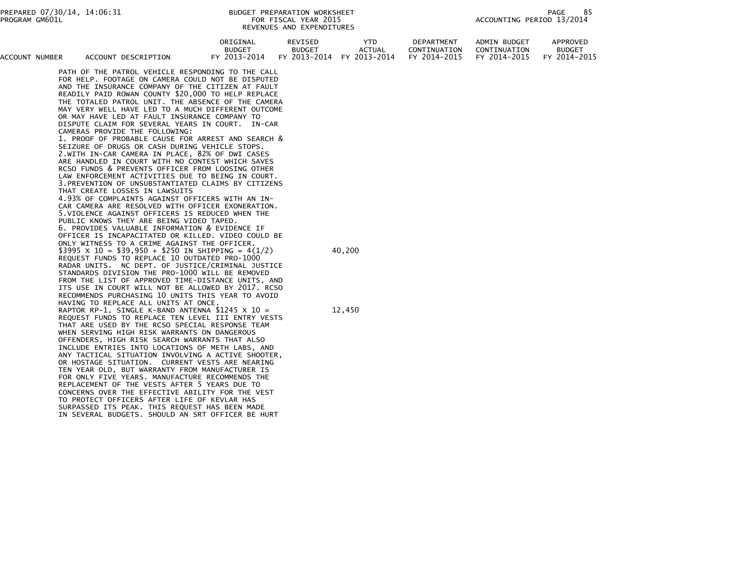| ACCOUNT NUMBER | ACCOUNT DESCRIPTION | ORIGINAL BUDGET FY 2013-2014 | REVISED BUDGET FY 2013-2014 | YTD ACTUAL FY 2013-2014 | DEPARTMENT CONTINUATION FY 2014-2015 | ADMIN BUDGET CONTINUATION FY 2014-2015 | APPROVED BUDGET FY 2014-2015 |
|---|---|---|---|---|---|---|---|
| | PATH OF THE PATROL VEHICLE RESPONDING TO THE CALL FOR HELP. FOOTAGE ON CAMERA COULD NOT BE DISPUTED AND THE INSURANCE COMPANY OF THE CITIZEN AT FAULT READILY PAID ROWAN COUNTY $20,000 TO HELP REPLACE THE TOTALED PATROL UNIT. THE ABSENCE OF THE CAMERA MAY VERY WELL HAVE LED TO A MUCH DIFFERENT OUTCOME OR MAY HAVE LED AT FAULT INSURANCE COMPANY TO DISPUTE CLAIM FOR SEVERAL YEARS IN COURT. IN-CAR CAMERAS PROVIDE THE FOLLOWING: | | | | | | |
| | 1. PROOF OF PROBABLE CAUSE FOR ARREST AND SEARCH & SEIZURE OF DRUGS OR CASH DURING VEHICLE STOPS. | | | | | | |
| | 2.WITH IN-CAR CAMERA IN PLACE, 82% OF DWI CASES ARE HANDLED IN COURT WITH NO CONTEST WHICH SAVES RCSO FUNDS & PREVENTS OFFICER FROM LOOSING OTHER LAW ENFORCEMENT ACTIVITIES DUE TO BEING IN COURT. | | | | | | |
| | 3.PREVENTION OF UNSUBSTANTIATED CLAIMS BY CITIZENS THAT CREATE LOSSES IN LAWSUITS | | | | | | |
| | 4.93% OF COMPLAINTS AGAINST OFFICERS WITH AN IN-CAR CAMERA ARE RESOLVED WITH OFFICER EXONERATION. | | | | | | |
| | 5.VIOLENCE AGAINST OFFICERS IS REDUCED WHEN THE PUBLIC KNOWS THEY ARE BEING VIDEO TAPED. | | | | | | |
| | 6. PROVIDES VALUABLE INFORMATION & EVIDENCE IF OFFICER IS INCAPACITATED OR KILLED. VIDEO COULD BE ONLY WITNESS TO A CRIME AGAINST THE OFFICER. | | | | | | |
| | $3995 X 10 = $39,950 + $250 IN SHIPPING = 4(1/2) | | | | 40,200 | | |
| | REQUEST FUNDS TO REPLACE 10 OUTDATED PRO-1000 RADAR UNITS. NC DEPT. OF JUSTICE/CRIMINAL JUSTICE STANDARDS DIVISION THE PRO-1000 WILL BE REMOVED FROM THE LIST OF APPROVED TIME-DISTANCE UNITS, AND ITS USE IN COURT WILL NOT BE ALLOWED BY 2017. RCSO RECOMMENDS PURCHASING 10 UNITS THIS YEAR TO AVOID HAVING TO REPLACE ALL UNITS AT ONCE. | | | | | | |
| | RAPTOR RP-1, SINGLE K-BAND ANTENNA $1245 X 10 = | | | | 12,450 | | |
| | REQUEST FUNDS TO REPLACE TEN LEVEL III ENTRY VESTS THAT ARE USED BY THE RCSO SPECIAL RESPONSE TEAM WHEN SERVING HIGH RISK WARRANTS ON DANGEROUS OFFENDERS, HIGH RISK SEARCH WARRANTS THAT ALSO INCLUDE ENTRIES INTO LOCATIONS OF METH LABS, AND ANY TACTICAL SITUATION INVOLVING A ACTIVE SHOOTER, OR HOSTAGE SITUATION. CURRENT VESTS ARE NEARING TEN YEAR OLD, BUT WARRANTY FROM MANUFACTURER IS FOR ONLY FIVE YEARS. MANUFACTURE RECOMMENDS THE REPLACEMENT OF THE VESTS AFTER 5 YEARS DUE TO CONCERNS OVER THE EFFECTIVE ABILITY FOR THE VEST TO PROTECT OFFICERS AFTER LIFE OF KEVLAR HAS SURPASSED ITS PEAK. THIS REQUEST HAS BEEN MADE IN SEVERAL BUDGETS. SHOULD AN SRT OFFICER BE HURT | | | | | | |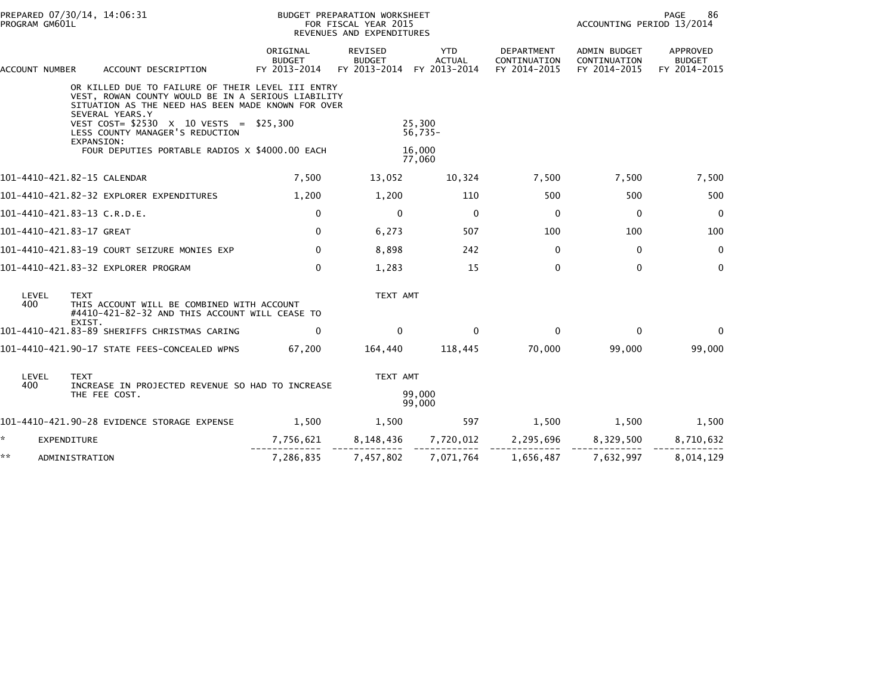BUDGET PREPARATION WORKSHEET
FOR FISCAL YEAR 2015
REVENUES AND EXPENDITURES

PREPARED 07/30/14, 14:06:31
PROGRAM GM601L

ACCOUNTING PERIOD 13/2014

| ACCOUNT NUMBER | ACCOUNT DESCRIPTION | ORIGINAL BUDGET FY 2013-2014 | REVISED BUDGET FY 2013-2014 | YTD ACTUAL FY 2013-2014 | DEPARTMENT CONTINUATION FY 2014-2015 | ADMIN BUDGET CONTINUATION FY 2014-2015 | APPROVED BUDGET FY 2014-2015 |
|---|---|---|---|---|---|---|---|
| | OR KILLED DUE TO FAILURE OF THEIR LEVEL III ENTRY VEST, ROWAN COUNTY WOULD BE IN A SERIOUS LIABILITY SITUATION AS THE NEED HAS BEEN MADE KNOWN FOR OVER SEVERAL YEARS.Y | | | | | | |
| | VEST COST= $2530 X 10 VESTS = $25,300 | | | 25,300 | | | |
| | LESS COUNTY MANAGER'S REDUCTION | | | 56,735- | | | |
| | EXPANSION: | | | | | | |
| | FOUR DEPUTIES PORTABLE RADIOS X $4000.00 EACH | | | 16,000 | | | |
| | | | | 77,060 | | | |
| 101-4410-421.82-15 | CALENDAR | 7,500 | 13,052 | 10,324 | 7,500 | 7,500 | 7,500 |
| 101-4410-421.82-32 | EXPLORER EXPENDITURES | 1,200 | 1,200 | 110 | 500 | 500 | 500 |
| 101-4410-421.83-13 | C.R.D.E. | 0 | 0 | 0 | 0 | 0 | 0 |
| 101-4410-421.83-17 | GREAT | 0 | 6,273 | 507 | 100 | 100 | 100 |
| 101-4410-421.83-19 | COURT SEIZURE MONIES EXP | 0 | 8,898 | 242 | 0 | 0 | 0 |
| 101-4410-421.83-32 | EXPLORER PROGRAM | 0 | 1,283 | 15 | 0 | 0 | 0 |
| LEVEL 400 | TEXT: THIS ACCOUNT WILL BE COMBINED WITH ACCOUNT #4410-421-82-32 AND THIS ACCOUNT WILL CEASE TO EXIST. | | TEXT AMT | | | | |
| 101-4410-421.83-89 | SHERIFFS CHRISTMAS CARING | 0 | 0 | 0 | 0 | 0 | 0 |
| 101-4410-421.90-17 | STATE FEES-CONCEALED WPNS | 67,200 | 164,440 | 118,445 | 70,000 | 99,000 | 99,000 |
| LEVEL 400 | TEXT: INCREASE IN PROJECTED REVENUE SO HAD TO INCREASE THE FEE COST. | | TEXT AMT | 99,000 | | | |
| | | | | 99,000 | | | |
| 101-4410-421.90-28 | EVIDENCE STORAGE EXPENSE | 1,500 | 1,500 | 597 | 1,500 | 1,500 | 1,500 |
| * | EXPENDITURE | 7,756,621 | 8,148,436 | 7,720,012 | 2,295,696 | 8,329,500 | 8,710,632 |
| ** | ADMINISTRATION | 7,286,835 | 7,457,802 | 7,071,764 | 1,656,487 | 7,632,997 | 8,014,129 |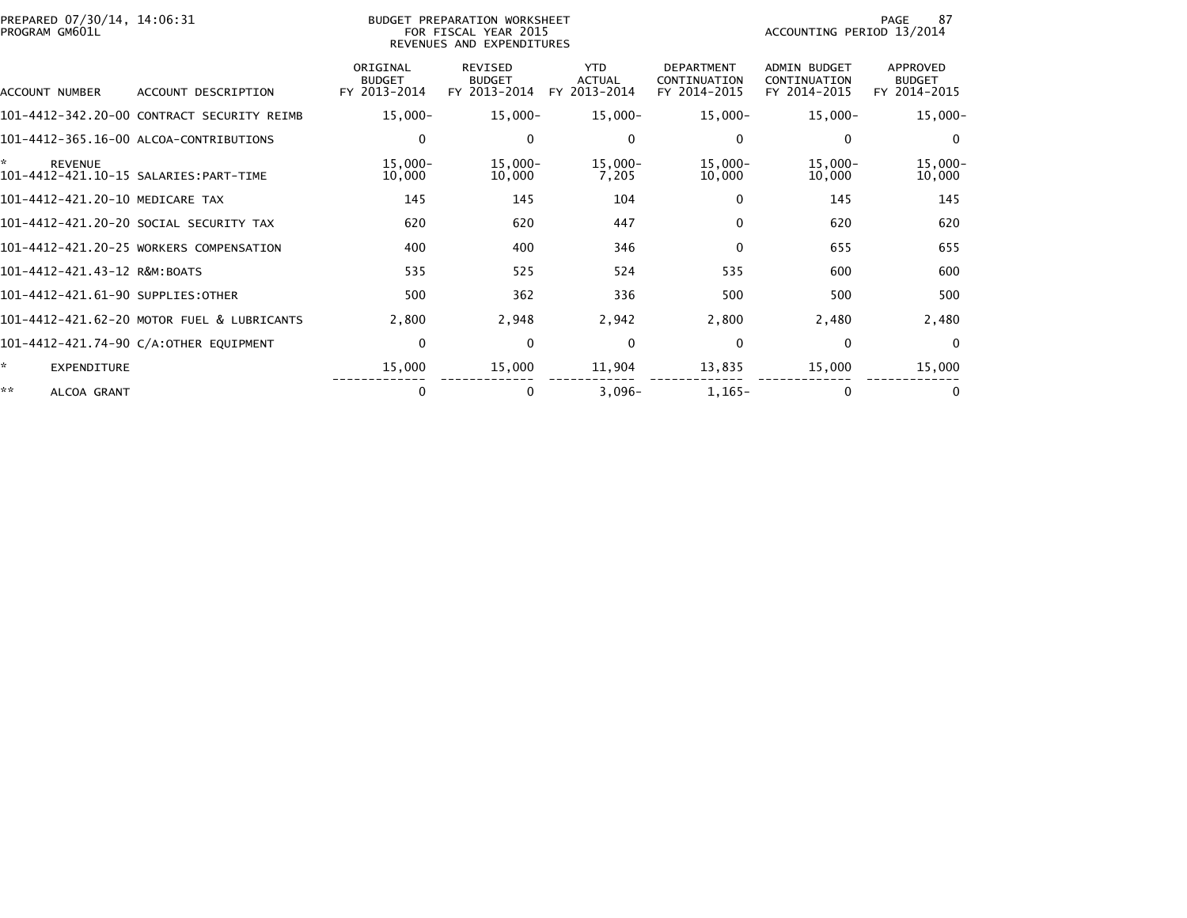PREPARED 07/30/14, 14:06:31
PROGRAM GM601L

BUDGET PREPARATION WORKSHEET
FOR FISCAL YEAR 2015
REVENUES AND EXPENDITURES

ACCOUNTING PERIOD 13/2014

| ACCOUNT NUMBER | ACCOUNT DESCRIPTION | ORIGINAL BUDGET FY 2013-2014 | REVISED BUDGET FY 2013-2014 | YTD ACTUAL FY 2013-2014 | DEPARTMENT CONTINUATION FY 2014-2015 | ADMIN BUDGET CONTINUATION FY 2014-2015 | APPROVED BUDGET FY 2014-2015 |
|---|---|---|---|---|---|---|---|
| 101-4412-342.20-00 | CONTRACT SECURITY REIMB | 15,000- | 15,000- | 15,000- | 15,000- | 15,000- | 15,000- |
| 101-4412-365.16-00 | ALCOA-CONTRIBUTIONS | 0 | 0 | 0 | 0 | 0 | 0 |
| * | REVENUE | 15,000- | 15,000- | 15,000- | 15,000- | 15,000- | 15,000- |
| 101-4412-421.10-15 | SALARIES:PART-TIME | 10,000 | 10,000 | 7,205 | 10,000 | 10,000 | 10,000 |
| 101-4412-421.20-10 | MEDICARE TAX | 145 | 145 | 104 | 0 | 145 | 145 |
| 101-4412-421.20-20 | SOCIAL SECURITY TAX | 620 | 620 | 447 | 0 | 620 | 620 |
| 101-4412-421.20-25 | WORKERS COMPENSATION | 400 | 400 | 346 | 0 | 655 | 655 |
| 101-4412-421.43-12 | R&M:BOATS | 535 | 525 | 524 | 535 | 600 | 600 |
| 101-4412-421.61-90 | SUPPLIES:OTHER | 500 | 362 | 336 | 500 | 500 | 500 |
| 101-4412-421.62-20 | MOTOR FUEL & LUBRICANTS | 2,800 | 2,948 | 2,942 | 2,800 | 2,480 | 2,480 |
| 101-4412-421.74-90 | C/A:OTHER EQUIPMENT | 0 | 0 | 0 | 0 | 0 | 0 |
| * | EXPENDITURE | 15,000 | 15,000 | 11,904 | 13,835 | 15,000 | 15,000 |
| ** | ALCOA GRANT | 0 | 0 | 3,096- | 1,165- | 0 | 0 |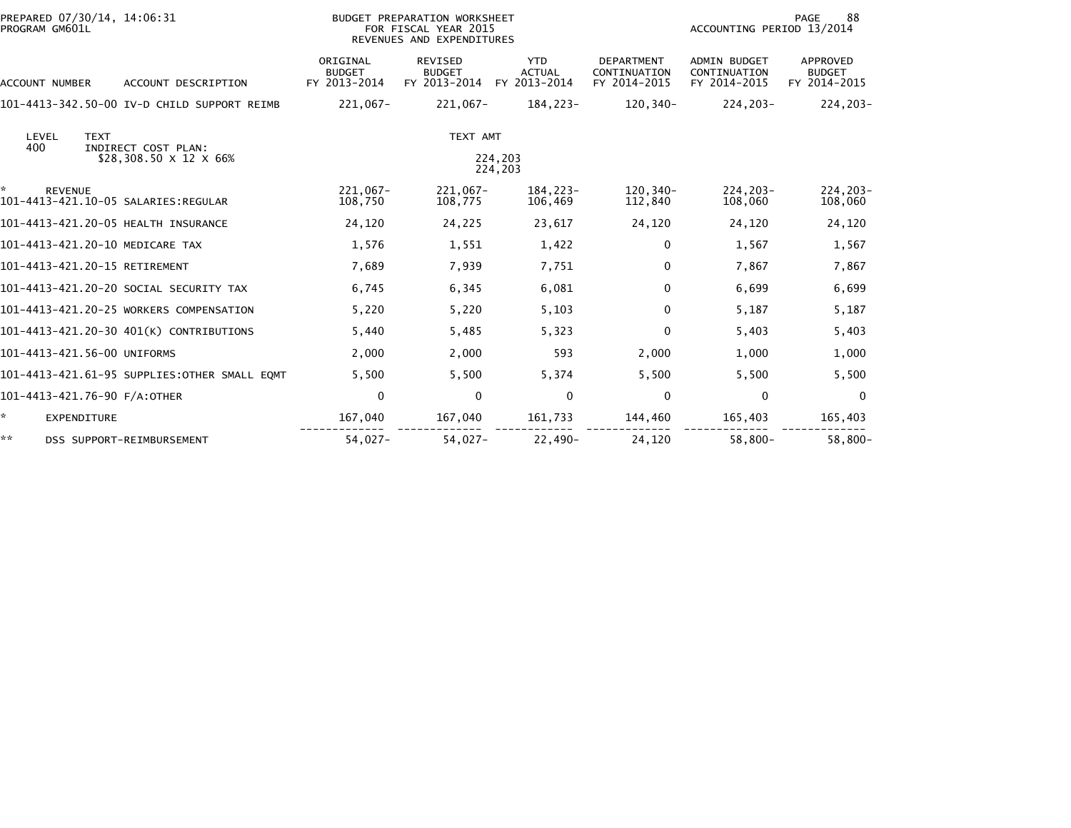PREPARED 07/30/14, 14:06:31
PROGRAM GM601L

BUDGET PREPARATION WORKSHEET
FOR FISCAL YEAR 2015
REVENUES AND EXPENDITURES

ACCOUNTING PERIOD 13/2014

| ACCOUNT NUMBER | ACCOUNT DESCRIPTION | ORIGINAL BUDGET FY 2013-2014 | REVISED BUDGET FY 2013-2014 | YTD ACTUAL FY 2013-2014 | DEPARTMENT CONTINUATION FY 2014-2015 | ADMIN BUDGET CONTINUATION FY 2014-2015 | APPROVED BUDGET FY 2014-2015 |
|---|---|---|---|---|---|---|---|
| 101-4413-342.50-00 | IV-D CHILD SUPPORT REIMB | 221,067- | 221,067- | 184,223- | 120,340- | 224,203- | 224,203- |

| LEVEL | TEXT | TEXT AMT |
|---|---|---|
| 400 | INDIRECT COST PLAN: $28,308.50 X 12 X 66% | 224,203 |
| | | 224,203 |

| ACCOUNT NUMBER | ACCOUNT DESCRIPTION | ORIGINAL BUDGET FY 2013-2014 | REVISED BUDGET FY 2013-2014 | YTD ACTUAL FY 2013-2014 | DEPARTMENT CONTINUATION FY 2014-2015 | ADMIN BUDGET CONTINUATION FY 2014-2015 | APPROVED BUDGET FY 2014-2015 |
|---|---|---|---|---|---|---|---|
| * | REVENUE | 221,067- | 221,067- | 184,223- | 120,340- | 224,203- | 224,203- |
| 101-4413-421.10-05 | SALARIES:REGULAR | 108,750 | 108,775 | 106,469 | 112,840 | 108,060 | 108,060 |
| 101-4413-421.20-05 | HEALTH INSURANCE | 24,120 | 24,225 | 23,617 | 24,120 | 24,120 | 24,120 |
| 101-4413-421.20-10 | MEDICARE TAX | 1,576 | 1,551 | 1,422 | 0 | 1,567 | 1,567 |
| 101-4413-421.20-15 | RETIREMENT | 7,689 | 7,939 | 7,751 | 0 | 7,867 | 7,867 |
| 101-4413-421.20-20 | SOCIAL SECURITY TAX | 6,745 | 6,345 | 6,081 | 0 | 6,699 | 6,699 |
| 101-4413-421.20-25 | WORKERS COMPENSATION | 5,220 | 5,220 | 5,103 | 0 | 5,187 | 5,187 |
| 101-4413-421.20-30 | 401(K) CONTRIBUTIONS | 5,440 | 5,485 | 5,323 | 0 | 5,403 | 5,403 |
| 101-4413-421.56-00 | UNIFORMS | 2,000 | 2,000 | 593 | 2,000 | 1,000 | 1,000 |
| 101-4413-421.61-95 | SUPPLIES:OTHER SMALL EQMT | 5,500 | 5,500 | 5,374 | 5,500 | 5,500 | 5,500 |
| 101-4413-421.76-90 | F/A:OTHER | 0 | 0 | 0 | 0 | 0 | 0 |
| * | EXPENDITURE | 167,040 | 167,040 | 161,733 | 144,460 | 165,403 | 165,403 |
| ** | DSS SUPPORT-REIMBURSEMENT | 54,027- | 54,027- | 22,490- | 24,120 | 58,800- | 58,800- |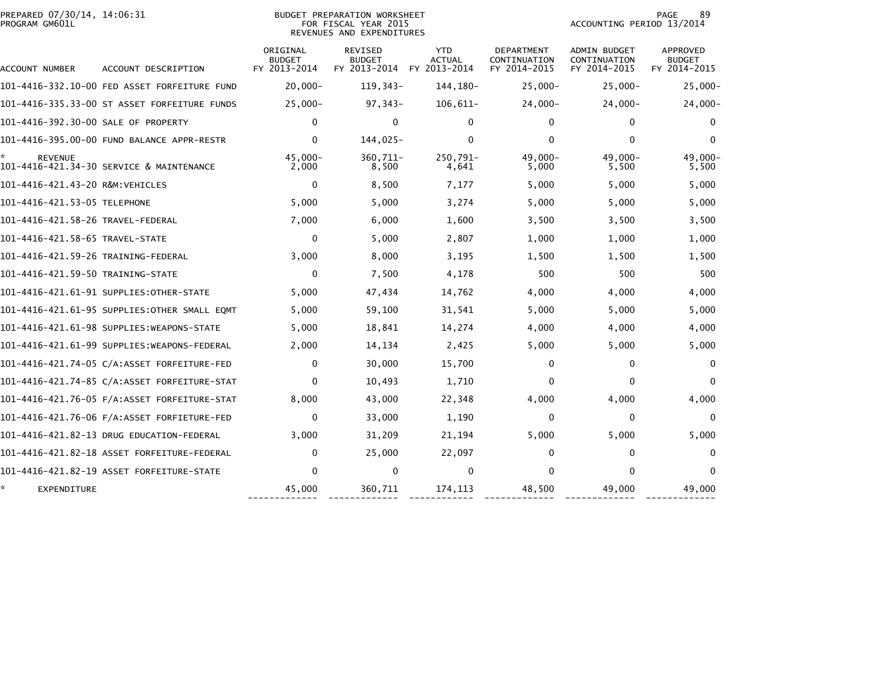# BUDGET PREPARATION WORKSHEET
## FOR FISCAL YEAR 2015
## REVENUES AND EXPENDITURES

PREPARED 07/30/14, 14:06:31
PROGRAM GM601L

ACCOUNTING PERIOD 13/2014

| ACCOUNT NUMBER | ACCOUNT DESCRIPTION | ORIGINAL BUDGET FY 2013-2014 | REVISED BUDGET FY 2013-2014 | YTD ACTUAL FY 2013-2014 | DEPARTMENT CONTINUATION FY 2014-2015 | ADMIN BUDGET CONTINUATION FY 2014-2015 | APPROVED BUDGET FY 2014-2015 |
|---|---|---|---|---|---|---|---|
| 101-4416-332.10-00 | FED ASSET FORFEITURE FUND | 20,000- | 119,343- | 144,180- | 25,000- | 25,000- | 25,000- |
| 101-4416-335.33-00 | ST ASSET FORFEITURE FUNDS | 25,000- | 97,343- | 106,611- | 24,000- | 24,000- | 24,000- |
| 101-4416-392.30-00 | SALE OF PROPERTY | 0 | 0 | 0 | 0 | 0 | 0 |
| 101-4416-395.00-00 | FUND BALANCE APPR-RESTR | 0 | 144,025- | 0 | 0 | 0 | 0 |
| * | REVENUE | 45,000- | 360,711- | 250,791- | 49,000- | 49,000- | 49,000- |
| 101-4416-421.34-30 | SERVICE & MAINTENANCE | 2,000 | 8,500 | 4,641 | 5,000 | 5,500 | 5,500 |
| 101-4416-421.43-20 | R&M:VEHICLES | 0 | 8,500 | 7,177 | 5,000 | 5,000 | 5,000 |
| 101-4416-421.53-05 | TELEPHONE | 5,000 | 5,000 | 3,274 | 5,000 | 5,000 | 5,000 |
| 101-4416-421.58-26 | TRAVEL-FEDERAL | 7,000 | 6,000 | 1,600 | 3,500 | 3,500 | 3,500 |
| 101-4416-421.58-65 | TRAVEL-STATE | 0 | 5,000 | 2,807 | 1,000 | 1,000 | 1,000 |
| 101-4416-421.59-26 | TRAINING-FEDERAL | 3,000 | 8,000 | 3,195 | 1,500 | 1,500 | 1,500 |
| 101-4416-421.59-50 | TRAINING-STATE | 0 | 7,500 | 4,178 | 500 | 500 | 500 |
| 101-4416-421.61-91 | SUPPLIES:OTHER-STATE | 5,000 | 47,434 | 14,762 | 4,000 | 4,000 | 4,000 |
| 101-4416-421.61-95 | SUPPLIES:OTHER SMALL EQMT | 5,000 | 59,100 | 31,541 | 5,000 | 5,000 | 5,000 |
| 101-4416-421.61-98 | SUPPLIES:WEAPONS-STATE | 5,000 | 18,841 | 14,274 | 4,000 | 4,000 | 4,000 |
| 101-4416-421.61-99 | SUPPLIES:WEAPONS-FEDERAL | 2,000 | 14,134 | 2,425 | 5,000 | 5,000 | 5,000 |
| 101-4416-421.74-05 | C/A:ASSET FORFEITURE-FED | 0 | 30,000 | 15,700 | 0 | 0 | 0 |
| 101-4416-421.74-85 | C/A:ASSET FORFEITURE-STAT | 0 | 10,493 | 1,710 | 0 | 0 | 0 |
| 101-4416-421.76-05 | F/A:ASSET FORFEITURE-STAT | 8,000 | 43,000 | 22,348 | 4,000 | 4,000 | 4,000 |
| 101-4416-421.76-06 | F/A:ASSET FORFIETURE-FED | 0 | 33,000 | 1,190 | 0 | 0 | 0 |
| 101-4416-421.82-13 | DRUG EDUCATION-FEDERAL | 3,000 | 31,209 | 21,194 | 5,000 | 5,000 | 5,000 |
| 101-4416-421.82-18 | ASSET FORFEITURE-FEDERAL | 0 | 25,000 | 22,097 | 0 | 0 | 0 |
| 101-4416-421.82-19 | ASSET FORFEITURE-STATE | 0 | 0 | 0 | 0 | 0 | 0 |
| * | EXPENDITURE | 45,000 | 360,711 | 174,113 | 48,500 | 49,000 | 49,000 |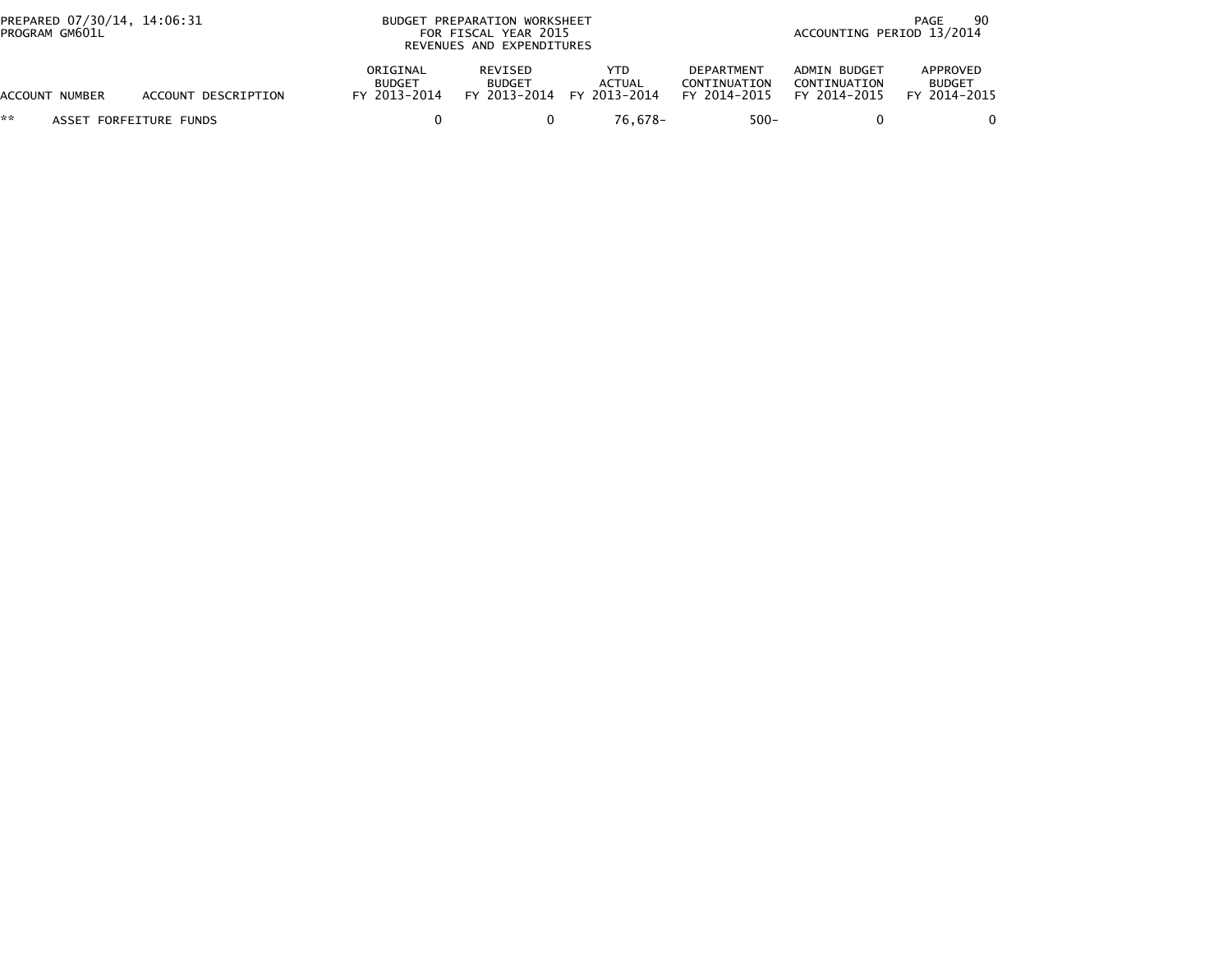BUDGET PREPARATION WORKSHEET
FOR FISCAL YEAR 2015
REVENUES AND EXPENDITURES

PREPARED 07/30/14, 14:06:31
PROGRAM GM601L

ACCOUNTING PERIOD 13/2014

| ACCOUNT NUMBER | ACCOUNT DESCRIPTION | ORIGINAL BUDGET FY 2013-2014 | REVISED BUDGET FY 2013-2014 | YTD ACTUAL FY 2013-2014 | DEPARTMENT CONTINUATION FY 2014-2015 | ADMIN BUDGET CONTINUATION FY 2014-2015 | APPROVED BUDGET FY 2014-2015 |
|---|---|---|---|---|---|---|---|
| ** | ASSET FORFEITURE FUNDS | 0 | 0 | 76,678- | 500- | 0 | 0 |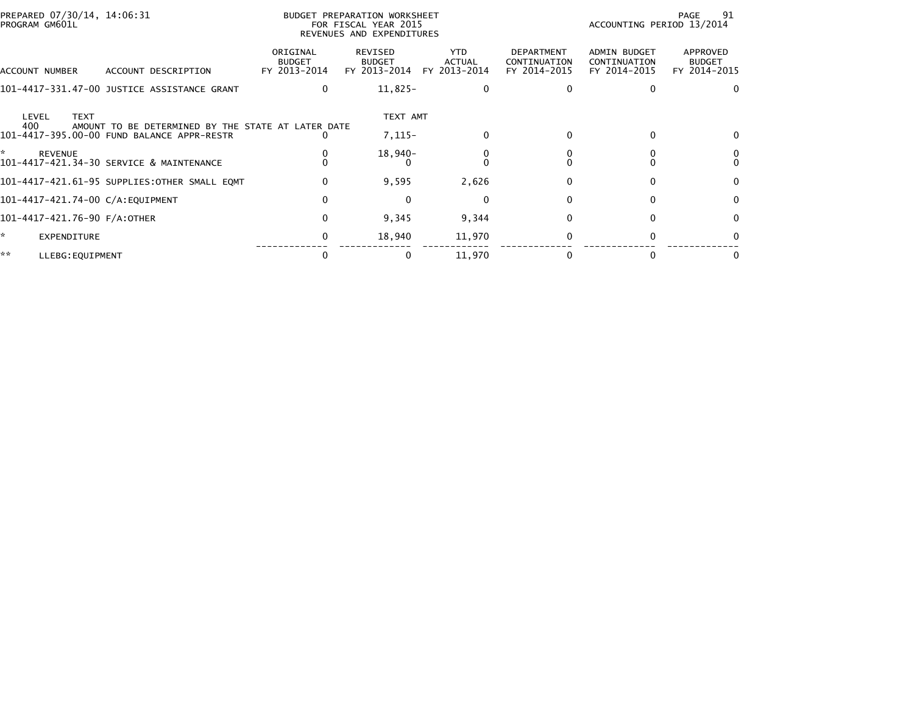PREPARED 07/30/14, 14:06:31
PROGRAM GM601L

BUDGET PREPARATION WORKSHEET
FOR FISCAL YEAR 2015
REVENUES AND EXPENDITURES

ACCOUNTING PERIOD 13/2014

| ACCOUNT NUMBER | ACCOUNT DESCRIPTION | ORIGINAL BUDGET FY 2013-2014 | REVISED BUDGET FY 2013-2014 | YTD ACTUAL FY 2013-2014 | DEPARTMENT CONTINUATION FY 2014-2015 | ADMIN BUDGET CONTINUATION FY 2014-2015 | APPROVED BUDGET FY 2014-2015 |
|---|---|---|---|---|---|---|---|
| 101-4417-331.47-00 | JUSTICE ASSISTANCE GRANT | 0 | 11,825- | 0 | 0 | 0 | 0 |
| LEVEL 400 | TEXT: AMOUNT TO BE DETERMINED BY THE STATE AT LATER DATE | | TEXT AMT | | | | |
| 101-4417-395.00-00 | FUND BALANCE APPR-RESTR | 0 | 7,115- | 0 | 0 | 0 | 0 |
| * | REVENUE | 0 | 18,940- | 0 | 0 | 0 | 0 |
| 101-4417-421.34-30 | SERVICE & MAINTENANCE | 0 | 0 | 0 | 0 | 0 | 0 |
| 101-4417-421.61-95 | SUPPLIES:OTHER SMALL EQMT | 0 | 9,595 | 2,626 | 0 | 0 | 0 |
| 101-4417-421.74-00 | C/A:EQUIPMENT | 0 | 0 | 0 | 0 | 0 | 0 |
| 101-4417-421.76-90 | F/A:OTHER | 0 | 9,345 | 9,344 | 0 | 0 | 0 |
| * | EXPENDITURE | 0 | 18,940 | 11,970 | 0 | 0 | 0 |
| ** | LLEBG:EQUIPMENT | 0 | 0 | 11,970 | 0 | 0 | 0 |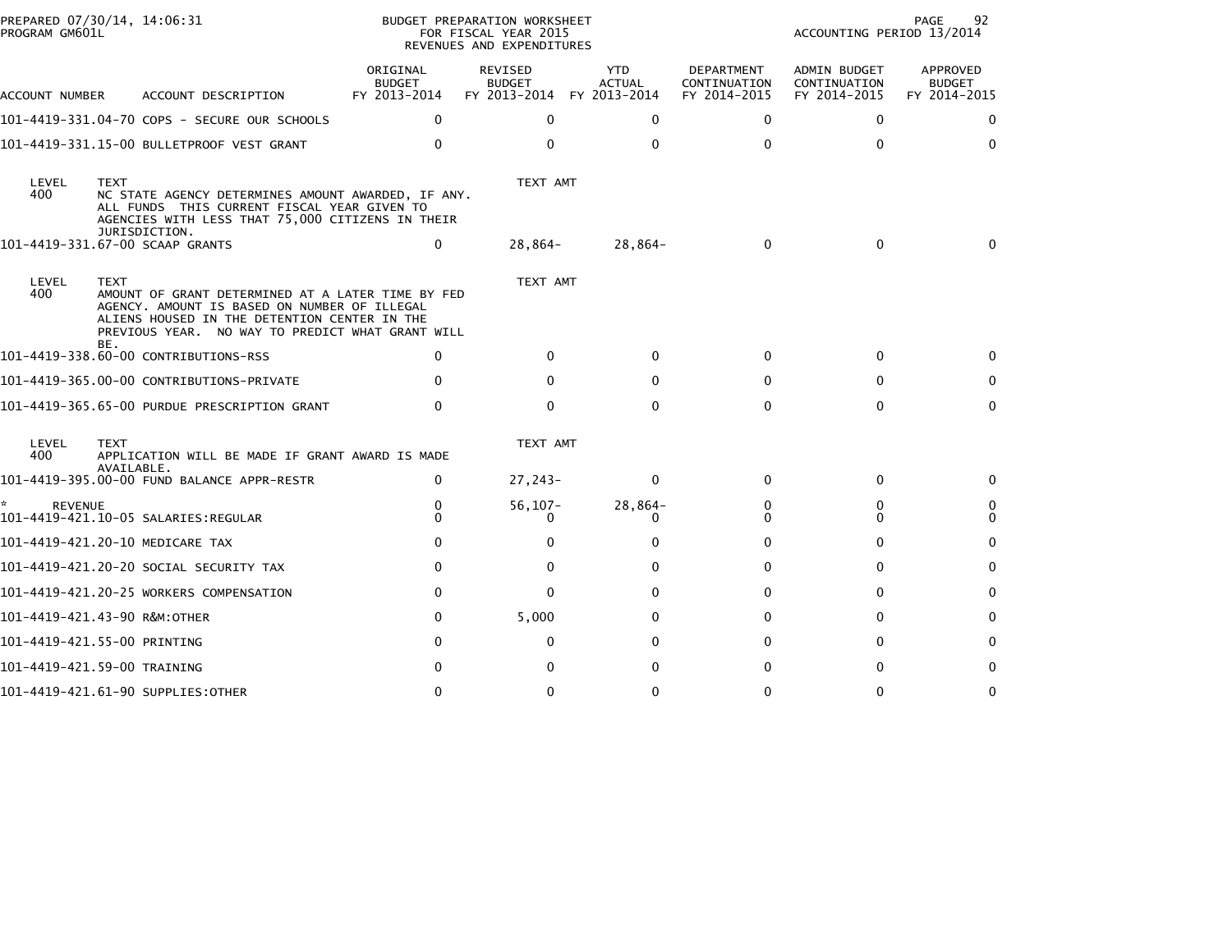PREPARED 07/30/14, 14:06:31
PROGRAM GM601L

BUDGET PREPARATION WORKSHEET
FOR FISCAL YEAR 2015
REVENUES AND EXPENDITURES

ACCOUNTING PERIOD 13/2014

| ACCOUNT NUMBER | ACCOUNT DESCRIPTION | ORIGINAL BUDGET FY 2013-2014 | REVISED BUDGET FY 2013-2014 | YTD ACTUAL FY 2013-2014 | DEPARTMENT CONTINUATION FY 2014-2015 | ADMIN BUDGET CONTINUATION FY 2014-2015 | APPROVED BUDGET FY 2014-2015 |
|---|---|---|---|---|---|---|---|
| 101-4419-331.04-70 | COPS - SECURE OUR SCHOOLS | 0 | 0 | 0 | 0 | 0 | 0 |
| 101-4419-331.15-00 | BULLETPROOF VEST GRANT | 0 | 0 | 0 | 0 | 0 | 0 |

| LEVEL | TEXT | TEXT AMT |
|---|---|---|
| 400 | NC STATE AGENCY DETERMINES AMOUNT AWARDED, IF ANY. ALL FUNDS THIS CURRENT FISCAL YEAR GIVEN TO AGENCIES WITH LESS THAT 75,000 CITIZENS IN THEIR JURISDICTION. | |

| ACCOUNT NUMBER | ACCOUNT DESCRIPTION | ORIGINAL BUDGET FY 2013-2014 | REVISED BUDGET FY 2013-2014 | YTD ACTUAL FY 2013-2014 | DEPARTMENT CONTINUATION FY 2014-2015 | ADMIN BUDGET CONTINUATION FY 2014-2015 | APPROVED BUDGET FY 2014-2015 |
|---|---|---|---|---|---|---|---|
| 101-4419-331.67-00 | SCAAP GRANTS | 0 | 28,864- | 28,864- | 0 | 0 | 0 |

| LEVEL | TEXT | TEXT AMT |
|---|---|---|
| 400 | AMOUNT OF GRANT DETERMINED AT A LATER TIME BY FED AGENCY. AMOUNT IS BASED ON NUMBER OF ILLEGAL ALIENS HOUSED IN THE DETENTION CENTER IN THE PREVIOUS YEAR. NO WAY TO PREDICT WHAT GRANT WILL BE. | |

| ACCOUNT NUMBER | ACCOUNT DESCRIPTION | ORIGINAL BUDGET FY 2013-2014 | REVISED BUDGET FY 2013-2014 | YTD ACTUAL FY 2013-2014 | DEPARTMENT CONTINUATION FY 2014-2015 | ADMIN BUDGET CONTINUATION FY 2014-2015 | APPROVED BUDGET FY 2014-2015 |
|---|---|---|---|---|---|---|---|
| 101-4419-338.60-00 | CONTRIBUTIONS-RSS | 0 | 0 | 0 | 0 | 0 | 0 |
| 101-4419-365.00-00 | CONTRIBUTIONS-PRIVATE | 0 | 0 | 0 | 0 | 0 | 0 |
| 101-4419-365.65-00 | PURDUE PRESCRIPTION GRANT | 0 | 0 | 0 | 0 | 0 | 0 |

| LEVEL | TEXT | TEXT AMT |
|---|---|---|
| 400 | APPLICATION WILL BE MADE IF GRANT AWARD IS MADE AVAILABLE. | |

| ACCOUNT NUMBER | ACCOUNT DESCRIPTION | ORIGINAL BUDGET FY 2013-2014 | REVISED BUDGET FY 2013-2014 | YTD ACTUAL FY 2013-2014 | DEPARTMENT CONTINUATION FY 2014-2015 | ADMIN BUDGET CONTINUATION FY 2014-2015 | APPROVED BUDGET FY 2014-2015 |
|---|---|---|---|---|---|---|---|
| 101-4419-395.00-00 | FUND BALANCE APPR-RESTR | 0 | 27,243- | 0 | 0 | 0 | 0 |
| * REVENUE | | 0 | 56,107- | 28,864- | 0 | 0 | 0 |
| 101-4419-421.10-05 | SALARIES:REGULAR | 0 | 0 | 0 | 0 | 0 | 0 |
| 101-4419-421.20-10 | MEDICARE TAX | 0 | 0 | 0 | 0 | 0 | 0 |
| 101-4419-421.20-20 | SOCIAL SECURITY TAX | 0 | 0 | 0 | 0 | 0 | 0 |
| 101-4419-421.20-25 | WORKERS COMPENSATION | 0 | 0 | 0 | 0 | 0 | 0 |
| 101-4419-421.43-90 | R&M:OTHER | 0 | 5,000 | 0 | 0 | 0 | 0 |
| 101-4419-421.55-00 | PRINTING | 0 | 0 | 0 | 0 | 0 | 0 |
| 101-4419-421.59-00 | TRAINING | 0 | 0 | 0 | 0 | 0 | 0 |
| 101-4419-421.61-90 | SUPPLIES:OTHER | 0 | 0 | 0 | 0 | 0 | 0 |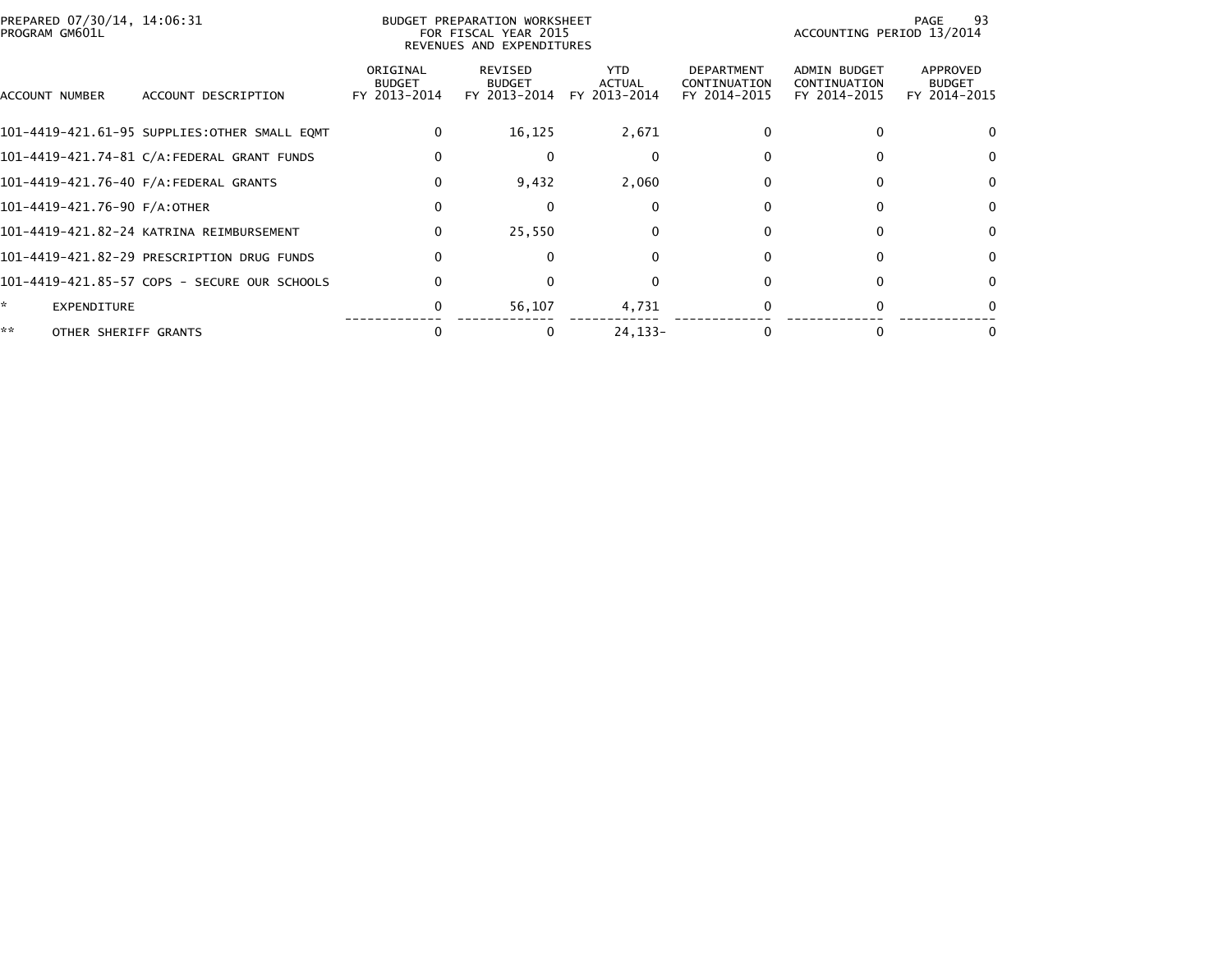BUDGET PREPARATION WORKSHEET
FOR FISCAL YEAR 2015
REVENUES AND EXPENDITURES

PREPARED 07/30/14, 14:06:31
PROGRAM GM601L

ACCOUNTING PERIOD 13/2014

| ACCOUNT NUMBER | ACCOUNT DESCRIPTION | ORIGINAL BUDGET FY 2013-2014 | REVISED BUDGET FY 2013-2014 | YTD ACTUAL FY 2013-2014 | DEPARTMENT CONTINUATION FY 2014-2015 | ADMIN BUDGET CONTINUATION FY 2014-2015 | APPROVED BUDGET FY 2014-2015 |
|---|---|---|---|---|---|---|---|
| 101-4419-421.61-95 | SUPPLIES:OTHER SMALL EQMT | 0 | 16,125 | 2,671 | 0 | 0 | 0 |
| 101-4419-421.74-81 | C/A:FEDERAL GRANT FUNDS | 0 | 0 | 0 | 0 | 0 | 0 |
| 101-4419-421.76-40 | F/A:FEDERAL GRANTS | 0 | 9,432 | 2,060 | 0 | 0 | 0 |
| 101-4419-421.76-90 | F/A:OTHER | 0 | 0 | 0 | 0 | 0 | 0 |
| 101-4419-421.82-24 | KATRINA REIMBURSEMENT | 0 | 25,550 | 0 | 0 | 0 | 0 |
| 101-4419-421.82-29 | PRESCRIPTION DRUG FUNDS | 0 | 0 | 0 | 0 | 0 | 0 |
| 101-4419-421.85-57 | COPS - SECURE OUR SCHOOLS | 0 | 0 | 0 | 0 | 0 | 0 |
| * | EXPENDITURE | 0 | 56,107 | 4,731 | 0 | 0 | 0 |
| ** | OTHER SHERIFF GRANTS | 0 | 0 | 24,133- | 0 | 0 | 0 |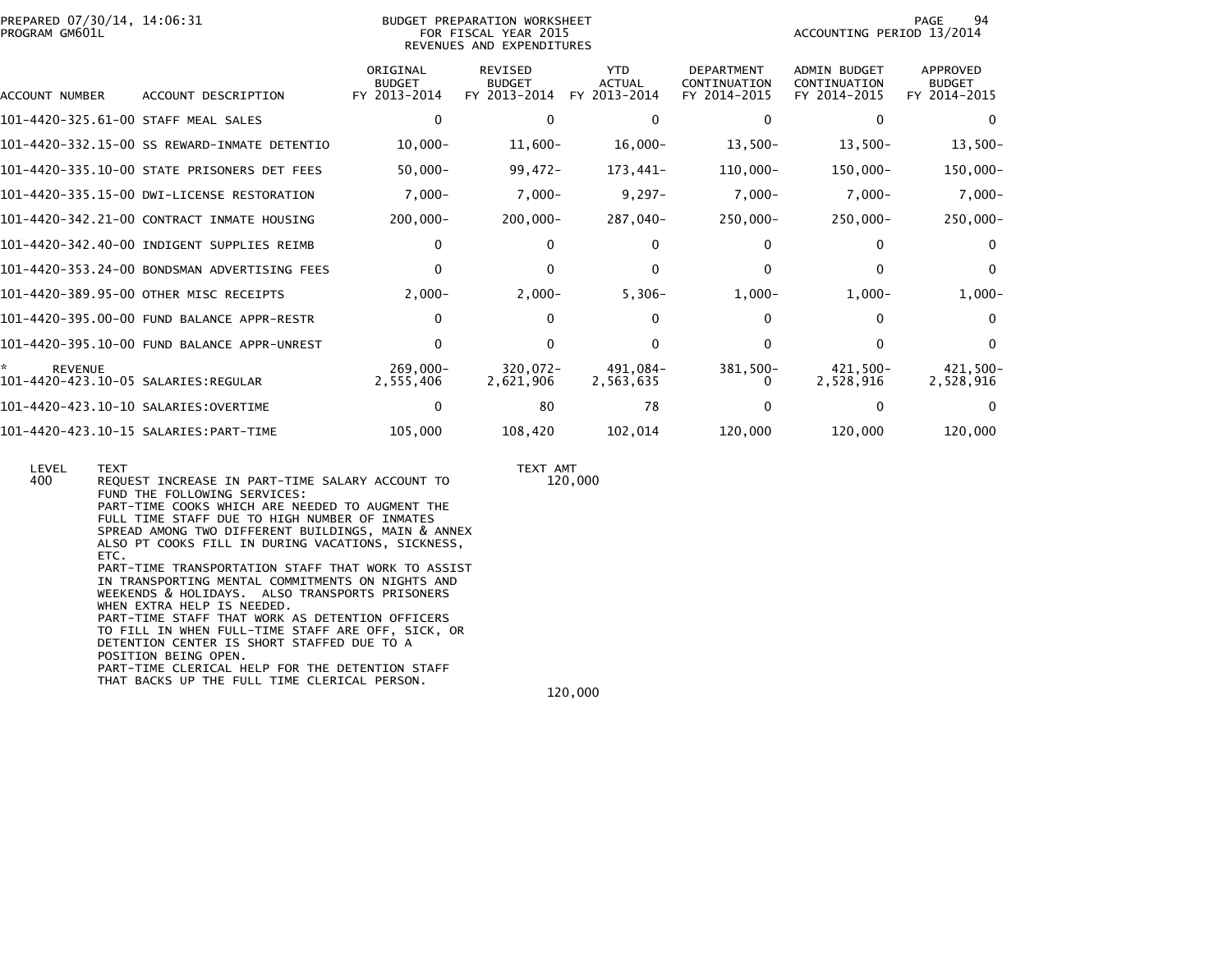BUDGET PREPARATION WORKSHEET
FOR FISCAL YEAR 2015
REVENUES AND EXPENDITURES

ACCOUNTING PERIOD 13/2014

| ACCOUNT NUMBER | ACCOUNT DESCRIPTION | ORIGINAL BUDGET FY 2013-2014 | REVISED BUDGET FY 2013-2014 | YTD ACTUAL FY 2013-2014 | DEPARTMENT CONTINUATION FY 2014-2015 | ADMIN BUDGET CONTINUATION FY 2014-2015 | APPROVED BUDGET FY 2014-2015 |
|---|---|---|---|---|---|---|---|
| 101-4420-325.61-00 | STAFF MEAL SALES | 0 | 0 | 0 | 0 | 0 | 0 |
| 101-4420-332.15-00 | SS REWARD-INMATE DETENTIO | 10,000- | 11,600- | 16,000- | 13,500- | 13,500- | 13,500- |
| 101-4420-335.10-00 | STATE PRISONERS DET FEES | 50,000- | 99,472- | 173,441- | 110,000- | 150,000- | 150,000- |
| 101-4420-335.15-00 | DWI-LICENSE RESTORATION | 7,000- | 7,000- | 9,297- | 7,000- | 7,000- | 7,000- |
| 101-4420-342.21-00 | CONTRACT INMATE HOUSING | 200,000- | 200,000- | 287,040- | 250,000- | 250,000- | 250,000- |
| 101-4420-342.40-00 | INDIGENT SUPPLIES REIMB | 0 | 0 | 0 | 0 | 0 | 0 |
| 101-4420-353.24-00 | BONDSMAN ADVERTISING FEES | 0 | 0 | 0 | 0 | 0 | 0 |
| 101-4420-389.95-00 | OTHER MISC RECEIPTS | 2,000- | 2,000- | 5,306- | 1,000- | 1,000- | 1,000- |
| 101-4420-395.00-00 | FUND BALANCE APPR-RESTR | 0 | 0 | 0 | 0 | 0 | 0 |
| 101-4420-395.10-00 | FUND BALANCE APPR-UNREST | 0 | 0 | 0 | 0 | 0 | 0 |
| * REVENUE | | 269,000- | 320,072- | 491,084- | 381,500- | 421,500- | 421,500- |
| 101-4420-423.10-05 | SALARIES:REGULAR | 2,555,406 | 2,621,906 | 2,563,635 | 0 | 2,528,916 | 2,528,916 |
| 101-4420-423.10-10 | SALARIES:OVERTIME | 0 | 80 | 78 | 0 | 0 | 0 |
| 101-4420-423.10-15 | SALARIES:PART-TIME | 105,000 | 108,420 | 102,014 | 120,000 | 120,000 | 120,000 |

| LEVEL | TEXT | TEXT AMT |
|---|---|---|
| 400 | REQUEST INCREASE IN PART-TIME SALARY ACCOUNT TO FUND THE FOLLOWING SERVICES: PART-TIME COOKS WHICH ARE NEEDED TO AUGMENT THE FULL TIME STAFF DUE TO HIGH NUMBER OF INMATES SPREAD AMONG TWO DIFFERENT BUILDINGS, MAIN & ANNEX ALSO PT COOKS FILL IN DURING VACATIONS, SICKNESS, ETC. PART-TIME TRANSPORTATION STAFF THAT WORK TO ASSIST IN TRANSPORTING MENTAL COMMITMENTS ON NIGHTS AND WEEKENDS & HOLIDAYS. ALSO TRANSPORTS PRISONERS WHEN EXTRA HELP IS NEEDED. PART-TIME STAFF THAT WORK AS DETENTION OFFICERS TO FILL IN WHEN FULL-TIME STAFF ARE OFF, SICK, OR DETENTION CENTER IS SHORT STAFFED DUE TO A POSITION BEING OPEN. PART-TIME CLERICAL HELP FOR THE DETENTION STAFF THAT BACKS UP THE FULL TIME CLERICAL PERSON. | 120,000 |
| | | 120,000 |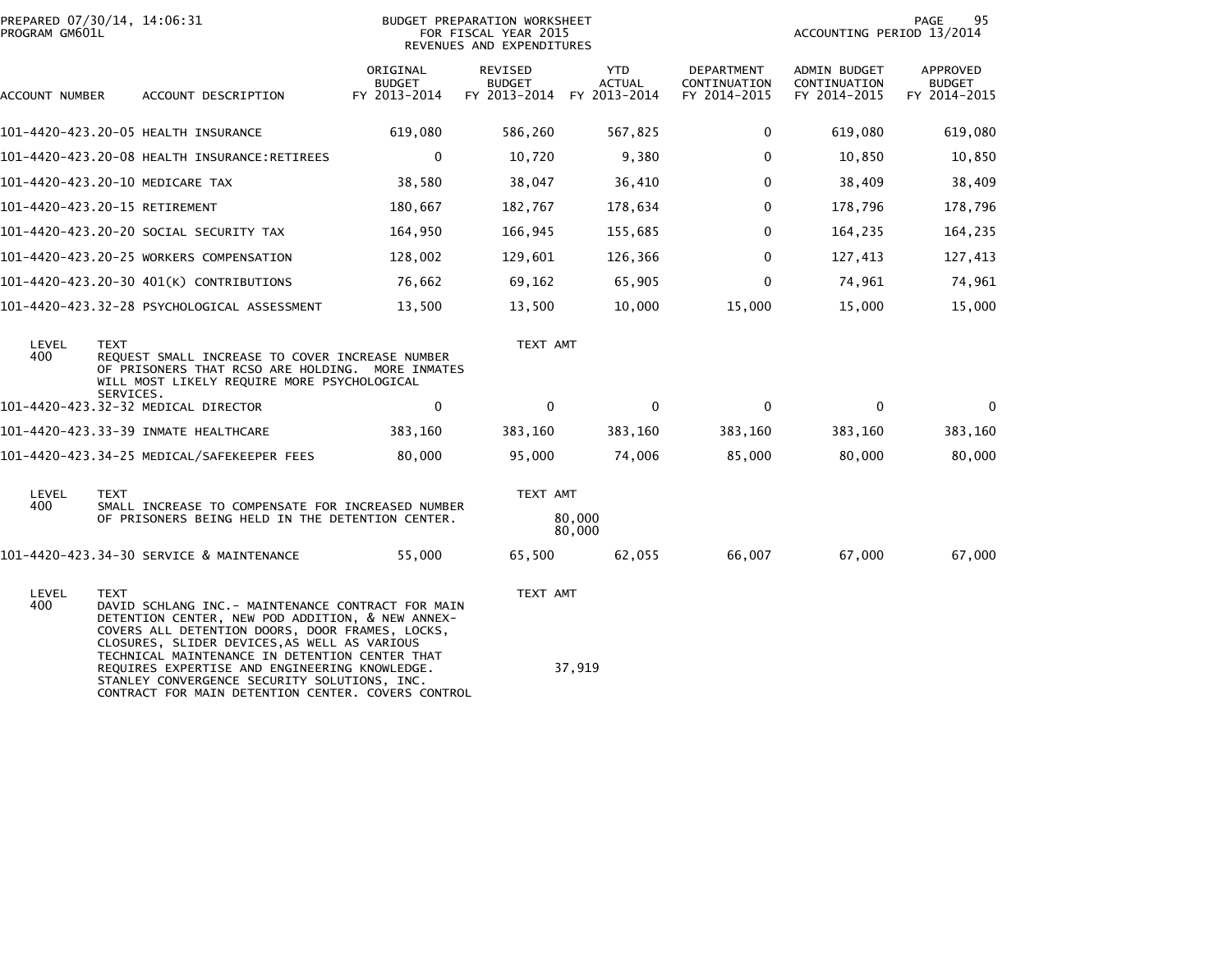PREPARED 07/30/14, 14:06:31
PROGRAM GM601L

BUDGET PREPARATION WORKSHEET
FOR FISCAL YEAR 2015
REVENUES AND EXPENDITURES

ACCOUNTING PERIOD 13/2014

| ACCOUNT NUMBER | ACCOUNT DESCRIPTION | ORIGINAL BUDGET FY 2013-2014 | REVISED BUDGET FY 2013-2014 | YTD ACTUAL FY 2013-2014 | DEPARTMENT CONTINUATION FY 2014-2015 | ADMIN BUDGET CONTINUATION FY 2014-2015 | APPROVED BUDGET FY 2014-2015 |
|---|---|---|---|---|---|---|---|
| 101-4420-423.20-05 | HEALTH INSURANCE | 619,080 | 586,260 | 567,825 | 0 | 619,080 | 619,080 |
| 101-4420-423.20-08 | HEALTH INSURANCE:RETIREES | 0 | 10,720 | 9,380 | 0 | 10,850 | 10,850 |
| 101-4420-423.20-10 | MEDICARE TAX | 38,580 | 38,047 | 36,410 | 0 | 38,409 | 38,409 |
| 101-4420-423.20-15 | RETIREMENT | 180,667 | 182,767 | 178,634 | 0 | 178,796 | 178,796 |
| 101-4420-423.20-20 | SOCIAL SECURITY TAX | 164,950 | 166,945 | 155,685 | 0 | 164,235 | 164,235 |
| 101-4420-423.20-25 | WORKERS COMPENSATION | 128,002 | 129,601 | 126,366 | 0 | 127,413 | 127,413 |
| 101-4420-423.20-30 | 401(K) CONTRIBUTIONS | 76,662 | 69,162 | 65,905 | 0 | 74,961 | 74,961 |
| 101-4420-423.32-28 | PSYCHOLOGICAL ASSESSMENT | 13,500 | 13,500 | 10,000 | 15,000 | 15,000 | 15,000 |

| LEVEL | TEXT | TEXT AMT |
|---|---|---|
| 400 | REQUEST SMALL INCREASE TO COVER INCREASE NUMBER OF PRISONERS THAT RCSO ARE HOLDING. MORE INMATES WILL MOST LIKELY REQUIRE MORE PSYCHOLOGICAL SERVICES. | |

| ACCOUNT NUMBER | ACCOUNT DESCRIPTION | ORIGINAL BUDGET FY 2013-2014 | REVISED BUDGET FY 2013-2014 | YTD ACTUAL FY 2013-2014 | DEPARTMENT CONTINUATION FY 2014-2015 | ADMIN BUDGET CONTINUATION FY 2014-2015 | APPROVED BUDGET FY 2014-2015 |
|---|---|---|---|---|---|---|---|
| 101-4420-423.32-32 | MEDICAL DIRECTOR | 0 | 0 | 0 | 0 | 0 | 0 |
| 101-4420-423.33-39 | INMATE HEALTHCARE | 383,160 | 383,160 | 383,160 | 383,160 | 383,160 | 383,160 |
| 101-4420-423.34-25 | MEDICAL/SAFEKEEPER FEES | 80,000 | 95,000 | 74,006 | 85,000 | 80,000 | 80,000 |

| LEVEL | TEXT | TEXT AMT |
|---|---|---|
| 400 | SMALL INCREASE TO COMPENSATE FOR INCREASED NUMBER OF PRISONERS BEING HELD IN THE DETENTION CENTER. | 80,000 |
| | | 80,000 |

| ACCOUNT NUMBER | ACCOUNT DESCRIPTION | ORIGINAL BUDGET FY 2013-2014 | REVISED BUDGET FY 2013-2014 | YTD ACTUAL FY 2013-2014 | DEPARTMENT CONTINUATION FY 2014-2015 | ADMIN BUDGET CONTINUATION FY 2014-2015 | APPROVED BUDGET FY 2014-2015 |
|---|---|---|---|---|---|---|---|
| 101-4420-423.34-30 | SERVICE & MAINTENANCE | 55,000 | 65,500 | 62,055 | 66,007 | 67,000 | 67,000 |

| LEVEL | TEXT | TEXT AMT |
|---|---|---|
| 400 | DAVID SCHLANG INC.- MAINTENANCE CONTRACT FOR MAIN DETENTION CENTER, NEW POD ADDITION, & NEW ANNEX- COVERS ALL DETENTION DOORS, DOOR FRAMES, LOCKS, CLOSURES, SLIDER DEVICES,AS WELL AS VARIOUS TECHNICAL MAINTENANCE IN DETENTION CENTER THAT REQUIRES EXPERTISE AND ENGINEERING KNOWLEDGE. | 37,919 |
| | STANLEY CONVERGENCE SECURITY SOLUTIONS, INC. CONTRACT FOR MAIN DETENTION CENTER. COVERS CONTROL | |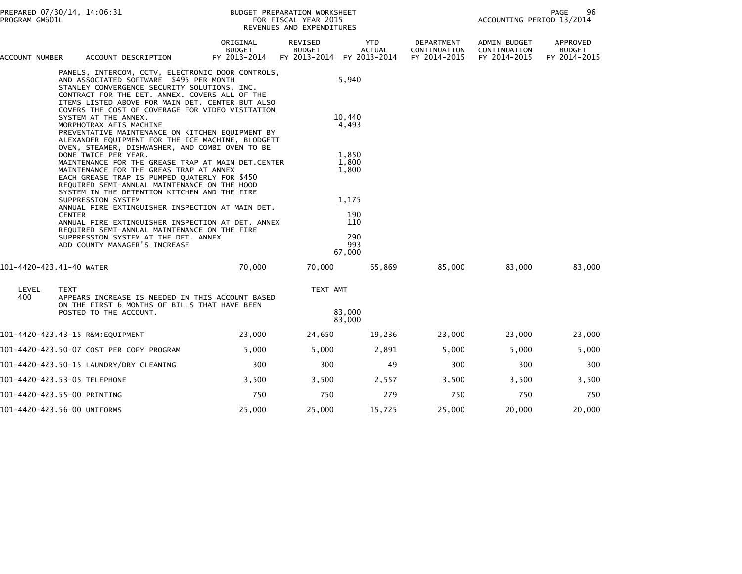PREPARED 07/30/14, 14:06:31 — BUDGET PREPARATION WORKSHEET FOR FISCAL YEAR 2015 REVENUES AND EXPENDITURES — ACCOUNTING PERIOD 13/2014

PROGRAM GM601L

| ACCOUNT NUMBER | ACCOUNT DESCRIPTION | ORIGINAL BUDGET FY 2013-2014 | REVISED BUDGET FY 2013-2014 | YTD ACTUAL FY 2013-2014 | DEPARTMENT CONTINUATION FY 2014-2015 | ADMIN BUDGET CONTINUATION FY 2014-2015 | APPROVED BUDGET FY 2014-2015 |
|---|---|---|---|---|---|---|---|
| | PANELS, INTERCOM, CCTV, ELECTRONIC DOOR CONTROLS, AND ASSOCIATED SOFTWARE $495 PER MONTH | | 5,940 | | | | |
| | STANLEY CONVERGENCE SECURITY SOLUTIONS, INC. CONTRACT FOR THE DET. ANNEX. COVERS ALL OF THE ITEMS LISTED ABOVE FOR MAIN DET. CENTER BUT ALSO COVERS THE COST OF COVERAGE FOR VIDEO VISITATION SYSTEM AT THE ANNEX. | | 10,440 | | | | |
| | MORPHOTRAX AFIS MACHINE | | 4,493 | | | | |
| | PREVENTATIVE MAINTENANCE ON KITCHEN EQUIPMENT BY ALEXANDER EQUIPMENT FOR THE ICE MACHINE, BLODGETT OVEN, STEAMER, DISHWASHER, AND COMBI OVEN TO BE DONE TWICE PER YEAR. | | 1,850 | | | | |
| | MAINTENANCE FOR THE GREASE TRAP AT MAIN DET.CENTER | | 1,800 | | | | |
| | MAINTENANCE FOR THE GREAS TRAP AT ANNEX | | 1,800 | | | | |
| | EACH GREASE TRAP IS PUMPED QUATERLY FOR $450 | | | | | | |
| | REQUIRED SEMI-ANNUAL MAINTENANCE ON THE HOOD SYSTEM IN THE DETENTION KITCHEN AND THE FIRE SUPPRESSION SYSTEM | | 1,175 | | | | |
| | ANNUAL FIRE EXTINGUISHER INSPECTION AT MAIN DET. CENTER | | 190 | | | | |
| | ANNUAL FIRE EXTINGUISHER INSPECTION AT DET. ANNEX | | 110 | | | | |
| | REQUIRED SEMI-ANNUAL MAINTENANCE ON THE FIRE SUPPRESSION SYSTEM AT THE DET. ANNEX | | 290 | | | | |
| | ADD COUNTY MANAGER'S INCREASE | | 993 | | | | |
| | | | 67,000 | | | | |
| 101-4420-423.41-40 | WATER | 70,000 | 70,000 | 65,869 | 85,000 | 83,000 | 83,000 |
| LEVEL 400 | TEXT: APPEARS INCREASE IS NEEDED IN THIS ACCOUNT BASED ON THE FIRST 6 MONTHS OF BILLS THAT HAVE BEEN POSTED TO THE ACCOUNT. | | TEXT AMT 83,000 | | | | |
| | | | 83,000 | | | | |
| 101-4420-423.43-15 | R&M:EQUIPMENT | 23,000 | 24,650 | 19,236 | 23,000 | 23,000 | 23,000 |
| 101-4420-423.50-07 | COST PER COPY PROGRAM | 5,000 | 5,000 | 2,891 | 5,000 | 5,000 | 5,000 |
| 101-4420-423.50-15 | LAUNDRY/DRY CLEANING | 300 | 300 | 49 | 300 | 300 | 300 |
| 101-4420-423.53-05 | TELEPHONE | 3,500 | 3,500 | 2,557 | 3,500 | 3,500 | 3,500 |
| 101-4420-423.55-00 | PRINTING | 750 | 750 | 279 | 750 | 750 | 750 |
| 101-4420-423.56-00 | UNIFORMS | 25,000 | 25,000 | 15,725 | 25,000 | 20,000 | 20,000 |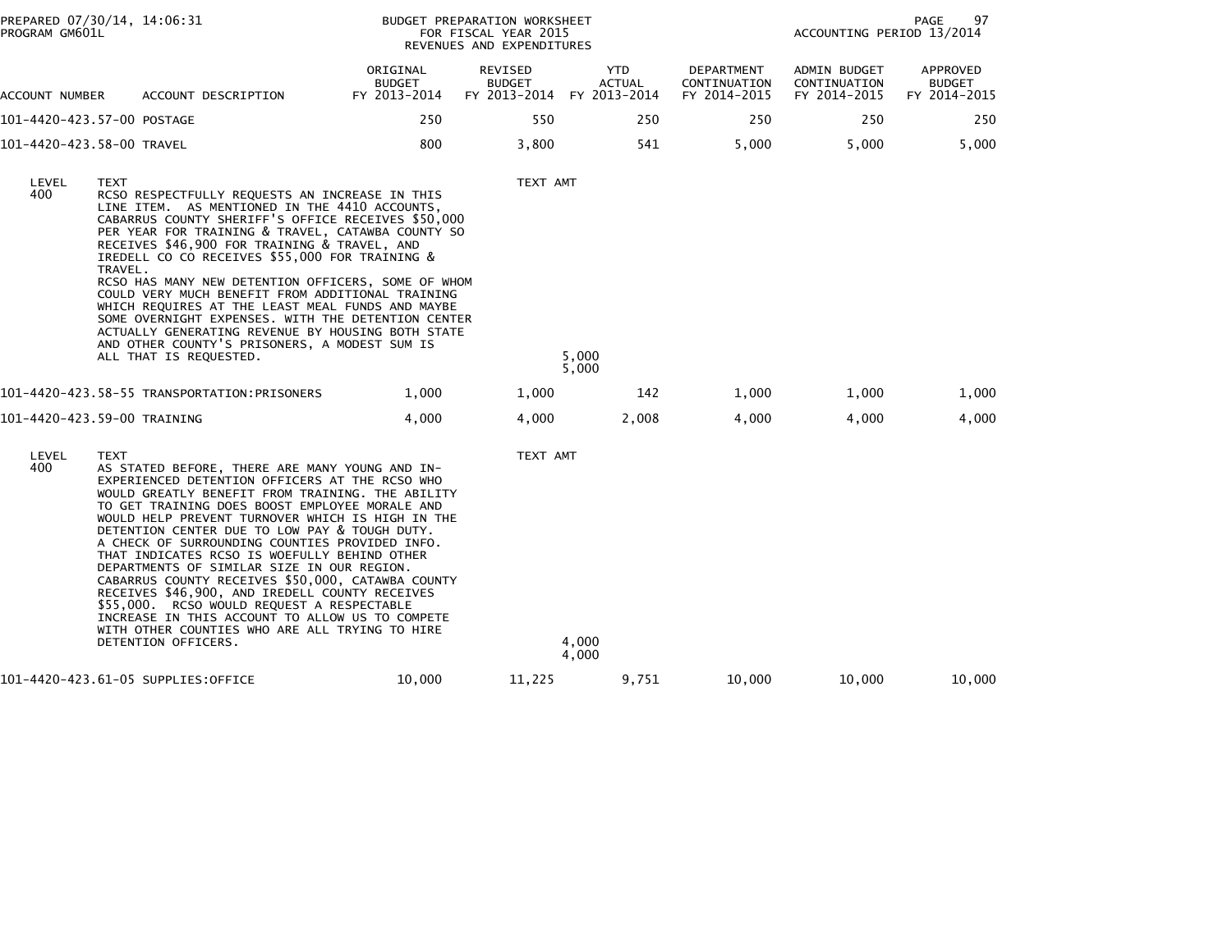BUDGET PREPARATION WORKSHEET
FOR FISCAL YEAR 2015
REVENUES AND EXPENDITURES

PREPARED 07/30/14, 14:06:31
PROGRAM GM601L

ACCOUNTING PERIOD 13/2014

| ACCOUNT NUMBER | ACCOUNT DESCRIPTION | ORIGINAL BUDGET FY 2013-2014 | REVISED BUDGET FY 2013-2014 | YTD ACTUAL FY 2013-2014 | DEPARTMENT CONTINUATION FY 2014-2015 | ADMIN BUDGET CONTINUATION FY 2014-2015 | APPROVED BUDGET FY 2014-2015 |
|---|---|---|---|---|---|---|---|
| 101-4420-423.57-00 | POSTAGE | 250 | 550 | 250 | 250 | 250 | 250 |
| 101-4420-423.58-00 | TRAVEL | 800 | 3,800 | 541 | 5,000 | 5,000 | 5,000 |

LEVEL 400

TEXT

RCSO RESPECTFULLY REQUESTS AN INCREASE IN THIS LINE ITEM. AS MENTIONED IN THE 4410 ACCOUNTS, CABARRUS COUNTY SHERIFF'S OFFICE RECEIVES $50,000 PER YEAR FOR TRAINING & TRAVEL, CATAWBA COUNTY SO RECEIVES $46,900 FOR TRAINING & TRAVEL, AND IREDELL CO CO RECEIVES $55,000 FOR TRAINING & TRAVEL.
RCSO HAS MANY NEW DETENTION OFFICERS, SOME OF WHOM COULD VERY MUCH BENEFIT FROM ADDITIONAL TRAINING WHICH REQUIRES AT THE LEAST MEAL FUNDS AND MAYBE SOME OVERNIGHT EXPENSES. WITH THE DETENTION CENTER ACTUALLY GENERATING REVENUE BY HOUSING BOTH STATE AND OTHER COUNTY'S PRISONERS, A MODEST SUM IS ALL THAT IS REQUESTED.

TEXT AMT
5,000
5,000

| ACCOUNT NUMBER | ACCOUNT DESCRIPTION | ORIGINAL BUDGET FY 2013-2014 | REVISED BUDGET FY 2013-2014 | YTD ACTUAL FY 2013-2014 | DEPARTMENT CONTINUATION FY 2014-2015 | ADMIN BUDGET CONTINUATION FY 2014-2015 | APPROVED BUDGET FY 2014-2015 |
|---|---|---|---|---|---|---|---|
| 101-4420-423.58-55 | TRANSPORTATION:PRISONERS | 1,000 | 1,000 | 142 | 1,000 | 1,000 | 1,000 |
| 101-4420-423.59-00 | TRAINING | 4,000 | 4,000 | 2,008 | 4,000 | 4,000 | 4,000 |

LEVEL 400

TEXT

AS STATED BEFORE, THERE ARE MANY YOUNG AND IN-EXPERIENCED DETENTION OFFICERS AT THE RCSO WHO WOULD GREATLY BENEFIT FROM TRAINING. THE ABILITY TO GET TRAINING DOES BOOST EMPLOYEE MORALE AND WOULD HELP PREVENT TURNOVER WHICH IS HIGH IN THE DETENTION CENTER DUE TO LOW PAY & TOUGH DUTY.
A CHECK OF SURROUNDING COUNTIES PROVIDED INFO. THAT INDICATES RCSO IS WOEFULLY BEHIND OTHER DEPARTMENTS OF SIMILAR SIZE IN OUR REGION.
CABARRUS COUNTY RECEIVES $50,000, CATAWBA COUNTY RECEIVES $46,900, AND IREDELL COUNTY RECEIVES $55,000. RCSO WOULD REQUEST A RESPECTABLE INCREASE IN THIS ACCOUNT TO ALLOW US TO COMPETE WITH OTHER COUNTIES WHO ARE ALL TRYING TO HIRE DETENTION OFFICERS.

TEXT AMT
4,000
4,000

| ACCOUNT NUMBER | ACCOUNT DESCRIPTION | ORIGINAL BUDGET FY 2013-2014 | REVISED BUDGET FY 2013-2014 | YTD ACTUAL FY 2013-2014 | DEPARTMENT CONTINUATION FY 2014-2015 | ADMIN BUDGET CONTINUATION FY 2014-2015 | APPROVED BUDGET FY 2014-2015 |
|---|---|---|---|---|---|---|---|
| 101-4420-423.61-05 | SUPPLIES:OFFICE | 10,000 | 11,225 | 9,751 | 10,000 | 10,000 | 10,000 |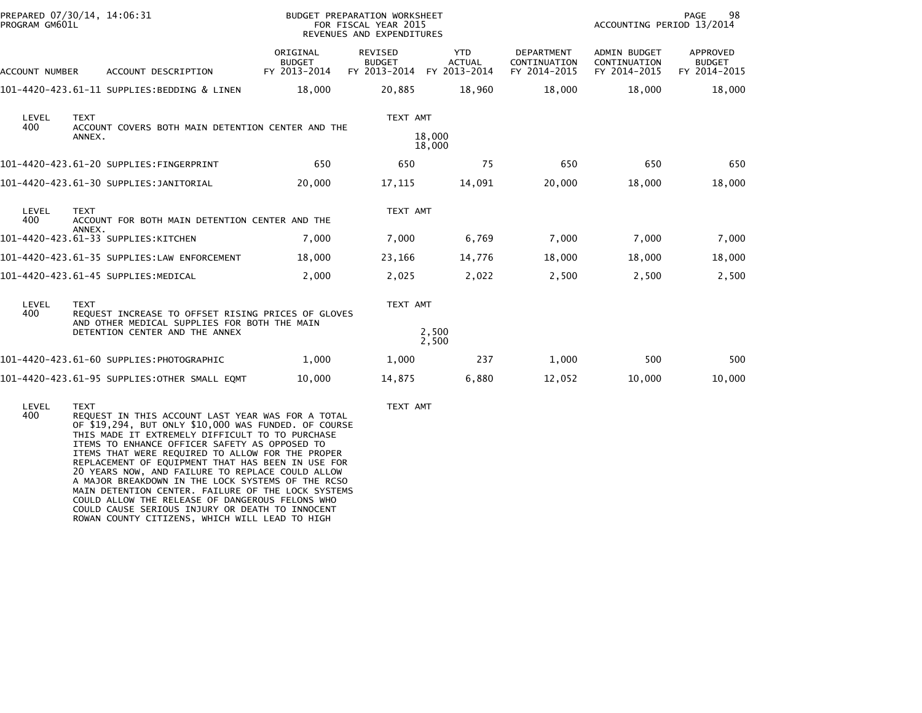BUDGET PREPARATION WORKSHEET
FOR FISCAL YEAR 2015
REVENUES AND EXPENDITURES

PREPARED 07/30/14, 14:06:31
PROGRAM GM601L

ACCOUNTING PERIOD 13/2014

| ACCOUNT NUMBER | ACCOUNT DESCRIPTION | ORIGINAL BUDGET FY 2013-2014 | REVISED BUDGET FY 2013-2014 | YTD ACTUAL FY 2013-2014 | DEPARTMENT CONTINUATION FY 2014-2015 | ADMIN BUDGET CONTINUATION FY 2014-2015 | APPROVED BUDGET FY 2014-2015 |
|---|---|---|---|---|---|---|---|
| 101-4420-423.61-11 | SUPPLIES:BEDDING & LINEN | 18,000 | 20,885 | 18,960 | 18,000 | 18,000 | 18,000 |

| LEVEL | TEXT | TEXT AMT |
|---|---|---|
| 400 | ACCOUNT COVERS BOTH MAIN DETENTION CENTER AND THE ANNEX. | 18,000 |
| | | 18,000 |

| ACCOUNT NUMBER | ACCOUNT DESCRIPTION | ORIGINAL BUDGET FY 2013-2014 | REVISED BUDGET FY 2013-2014 | YTD ACTUAL FY 2013-2014 | DEPARTMENT CONTINUATION FY 2014-2015 | ADMIN BUDGET CONTINUATION FY 2014-2015 | APPROVED BUDGET FY 2014-2015 |
|---|---|---|---|---|---|---|---|
| 101-4420-423.61-20 | SUPPLIES:FINGERPRINT | 650 | 650 | 75 | 650 | 650 | 650 |
| 101-4420-423.61-30 | SUPPLIES:JANITORIAL | 20,000 | 17,115 | 14,091 | 20,000 | 18,000 | 18,000 |

| LEVEL | TEXT | TEXT AMT |
|---|---|---|
| 400 | ACCOUNT FOR BOTH MAIN DETENTION CENTER AND THE ANNEX. | |

| ACCOUNT NUMBER | ACCOUNT DESCRIPTION | ORIGINAL BUDGET FY 2013-2014 | REVISED BUDGET FY 2013-2014 | YTD ACTUAL FY 2013-2014 | DEPARTMENT CONTINUATION FY 2014-2015 | ADMIN BUDGET CONTINUATION FY 2014-2015 | APPROVED BUDGET FY 2014-2015 |
|---|---|---|---|---|---|---|---|
| 101-4420-423.61-33 | SUPPLIES:KITCHEN | 7,000 | 7,000 | 6,769 | 7,000 | 7,000 | 7,000 |
| 101-4420-423.61-35 | SUPPLIES:LAW ENFORCEMENT | 18,000 | 23,166 | 14,776 | 18,000 | 18,000 | 18,000 |
| 101-4420-423.61-45 | SUPPLIES:MEDICAL | 2,000 | 2,025 | 2,022 | 2,500 | 2,500 | 2,500 |

| LEVEL | TEXT | TEXT AMT |
|---|---|---|
| 400 | REQUEST INCREASE TO OFFSET RISING PRICES OF GLOVES AND OTHER MEDICAL SUPPLIES FOR BOTH THE MAIN DETENTION CENTER AND THE ANNEX | 2,500 |
| | | 2,500 |

| ACCOUNT NUMBER | ACCOUNT DESCRIPTION | ORIGINAL BUDGET FY 2013-2014 | REVISED BUDGET FY 2013-2014 | YTD ACTUAL FY 2013-2014 | DEPARTMENT CONTINUATION FY 2014-2015 | ADMIN BUDGET CONTINUATION FY 2014-2015 | APPROVED BUDGET FY 2014-2015 |
|---|---|---|---|---|---|---|---|
| 101-4420-423.61-60 | SUPPLIES:PHOTOGRAPHIC | 1,000 | 1,000 | 237 | 1,000 | 500 | 500 |
| 101-4420-423.61-95 | SUPPLIES:OTHER SMALL EQMT | 10,000 | 14,875 | 6,880 | 12,052 | 10,000 | 10,000 |

| LEVEL | TEXT | TEXT AMT |
|---|---|---|
| 400 | REQUEST IN THIS ACCOUNT LAST YEAR WAS FOR A TOTAL OF $19,294, BUT ONLY $10,000 WAS FUNDED. OF COURSE THIS MADE IT EXTREMELY DIFFICULT TO TO PURCHASE ITEMS TO ENHANCE OFFICER SAFETY AS OPPOSED TO ITEMS THAT WERE REQUIRED TO ALLOW FOR THE PROPER REPLACEMENT OF EQUIPMENT THAT HAS BEEN IN USE FOR 20 YEARS NOW, AND FAILURE TO REPLACE COULD ALLOW A MAJOR BREAKDOWN IN THE LOCK SYSTEMS OF THE RCSO MAIN DETENTION CENTER. FAILURE OF THE LOCK SYSTEMS COULD ALLOW THE RELEASE OF DANGEROUS FELONS WHO COULD CAUSE SERIOUS INJURY OR DEATH TO INNOCENT ROWAN COUNTY CITIZENS, WHICH WILL LEAD TO HIGH | |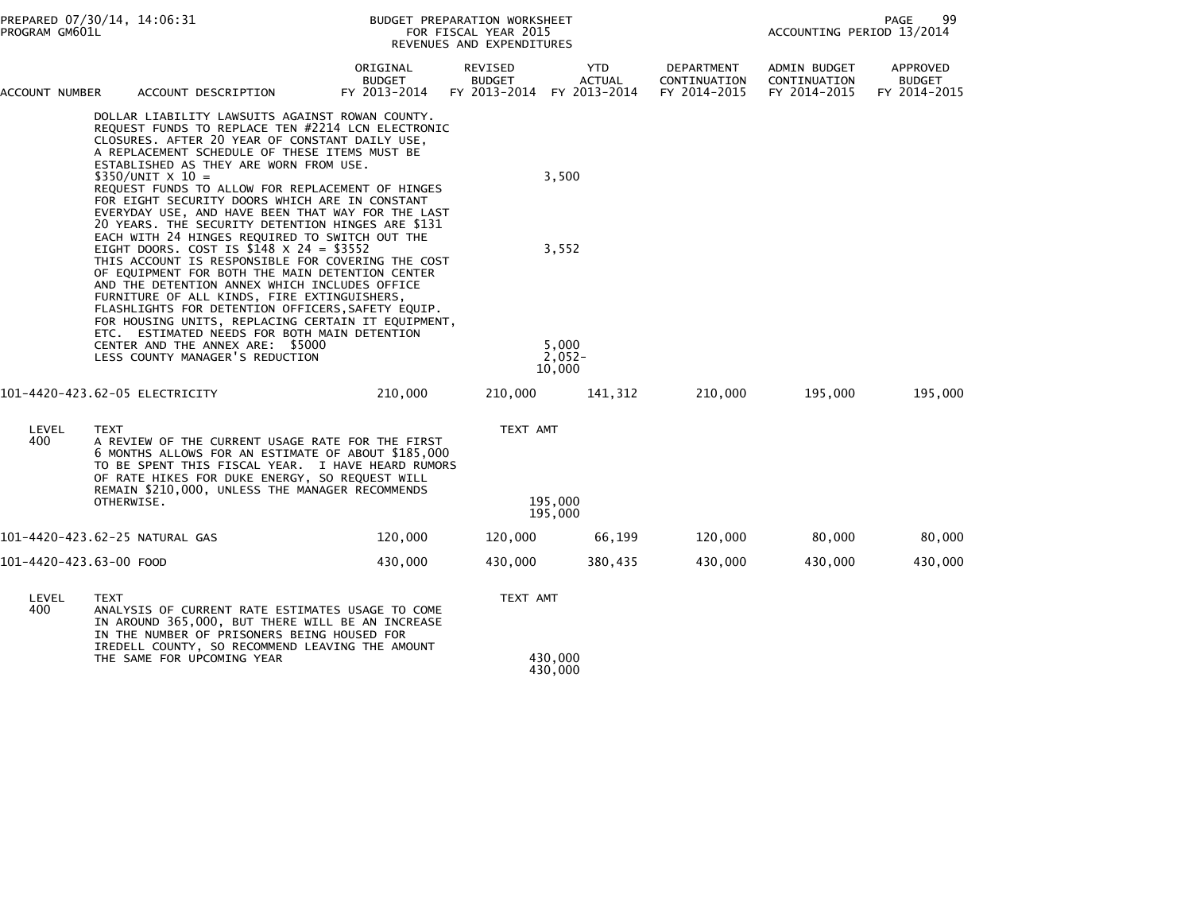| ACCOUNT NUMBER | ACCOUNT DESCRIPTION | ORIGINAL BUDGET FY 2013-2014 | REVISED BUDGET FY 2013-2014 | YTD ACTUAL FY 2013-2014 | DEPARTMENT CONTINUATION FY 2014-2015 | ADMIN BUDGET CONTINUATION FY 2014-2015 | APPROVED BUDGET FY 2014-2015 |
|---|---|---|---|---|---|---|---|
| | DOLLAR LIABILITY LAWSUITS AGAINST ROWAN COUNTY. REQUEST FUNDS TO REPLACE TEN #2214 LCN ELECTRONIC CLOSURES. AFTER 20 YEAR OF CONSTANT DAILY USE, A REPLACEMENT SCHEDULE OF THESE ITEMS MUST BE ESTABLISHED AS THEY ARE WORN FROM USE. $350/UNIT X 10 = | | | 3,500 | | | |
| | REQUEST FUNDS TO ALLOW FOR REPLACEMENT OF HINGES FOR EIGHT SECURITY DOORS WHICH ARE IN CONSTANT EVERYDAY USE, AND HAVE BEEN THAT WAY FOR THE LAST 20 YEARS. THE SECURITY DETENTION HINGES ARE $131 EACH WITH 24 HINGES REQUIRED TO SWITCH OUT THE EIGHT DOORS. COST IS $148 X 24 = $3552 | | | 3,552 | | | |
| | THIS ACCOUNT IS RESPONSIBLE FOR COVERING THE COST OF EQUIPMENT FOR BOTH THE MAIN DETENTION CENTER AND THE DETENTION ANNEX WHICH INCLUDES OFFICE FURNITURE OF ALL KINDS, FIRE EXTINGUISHERS, FLASHLIGHTS FOR DETENTION OFFICERS, SAFETY EQUIP. FOR HOUSING UNITS, REPLACING CERTAIN IT EQUIPMENT, ETC. ESTIMATED NEEDS FOR BOTH MAIN DETENTION CENTER AND THE ANNEX ARE: $5000 | | | 5,000 | | | |
| | LESS COUNTY MANAGER'S REDUCTION | | | 2,052- | | | |
| | | | | 10,000 | | | |
| 101-4420-423.62-05 | ELECTRICITY | 210,000 | 210,000 | 141,312 | 210,000 | 195,000 | 195,000 |
| LEVEL | TEXT | | TEXT AMT | | | | |
| 400 | A REVIEW OF THE CURRENT USAGE RATE FOR THE FIRST 6 MONTHS ALLOWS FOR AN ESTIMATE OF ABOUT $185,000 TO BE SPENT THIS FISCAL YEAR. I HAVE HEARD RUMORS OF RATE HIKES FOR DUKE ENERGY, SO REQUEST WILL REMAIN $210,000, UNLESS THE MANAGER RECOMMENDS OTHERWISE. | | | 195,000 | | | |
| | | | | 195,000 | | | |
| 101-4420-423.62-25 | NATURAL GAS | 120,000 | 120,000 | 66,199 | 120,000 | 80,000 | 80,000 |
| 101-4420-423.63-00 | FOOD | 430,000 | 430,000 | 380,435 | 430,000 | 430,000 | 430,000 |
| LEVEL | TEXT | | TEXT AMT | | | | |
| 400 | ANALYSIS OF CURRENT RATE ESTIMATES USAGE TO COME IN AROUND 365,000, BUT THERE WILL BE AN INCREASE IN THE NUMBER OF PRISONERS BEING HOUSED FOR IREDELL COUNTY, SO RECOMMEND LEAVING THE AMOUNT THE SAME FOR UPCOMING YEAR | | | 430,000 | | | |
| | | | | 430,000 | | | |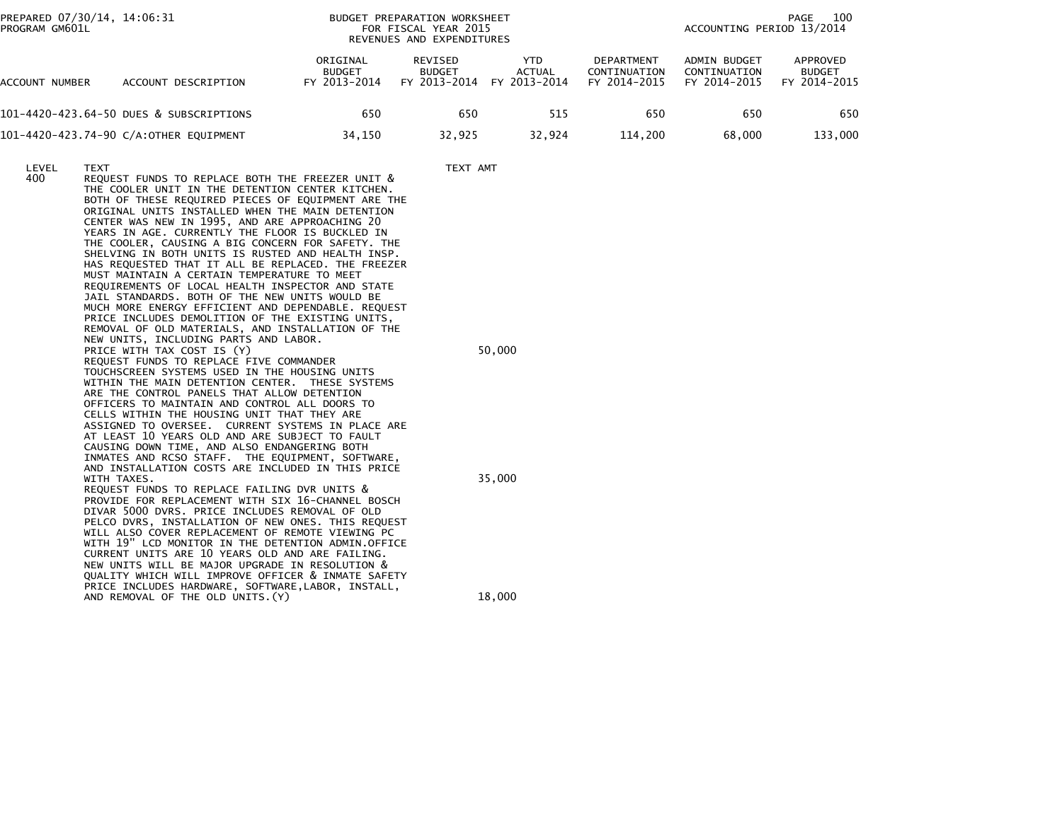BUDGET PREPARATION WORKSHEET
FOR FISCAL YEAR 2015
REVENUES AND EXPENDITURES

PREPARED 07/30/14, 14:06:31
PROGRAM GM601L

ACCOUNTING PERIOD 13/2014

| ACCOUNT NUMBER | ACCOUNT DESCRIPTION | ORIGINAL BUDGET FY 2013-2014 | REVISED BUDGET FY 2013-2014 | YTD ACTUAL FY 2013-2014 | DEPARTMENT CONTINUATION FY 2014-2015 | ADMIN BUDGET CONTINUATION FY 2014-2015 | APPROVED BUDGET FY 2014-2015 |
|---|---|---|---|---|---|---|---|
| 101-4420-423.64-50 | DUES & SUBSCRIPTIONS | 650 | 650 | 515 | 650 | 650 | 650 |
| 101-4420-423.74-90 | C/A:OTHER EQUIPMENT | 34,150 | 32,925 | 32,924 | 114,200 | 68,000 | 133,000 |

| LEVEL | TEXT | TEXT AMT |
|---|---|---|
| 400 | REQUEST FUNDS TO REPLACE BOTH THE FREEZER UNIT & THE COOLER UNIT IN THE DETENTION CENTER KITCHEN. BOTH OF THESE REQUIRED PIECES OF EQUIPMENT ARE THE ORIGINAL UNITS INSTALLED WHEN THE MAIN DETENTION CENTER WAS NEW IN 1995, AND ARE APPROACHING 20 YEARS IN AGE. CURRENTLY THE FLOOR IS BUCKLED IN THE COOLER, CAUSING A BIG CONCERN FOR SAFETY. THE SHELVING IN BOTH UNITS IS RUSTED AND HEALTH INSP. HAS REQUESTED THAT IT ALL BE REPLACED. THE FREEZER MUST MAINTAIN A CERTAIN TEMPERATURE TO MEET REQUIREMENTS OF LOCAL HEALTH INSPECTOR AND STATE JAIL STANDARDS. BOTH OF THE NEW UNITS WOULD BE MUCH MORE ENERGY EFFICIENT AND DEPENDABLE. REQUEST PRICE INCLUDES DEMOLITION OF THE EXISTING UNITS, REMOVAL OF OLD MATERIALS, AND INSTALLATION OF THE NEW UNITS, INCLUDING PARTS AND LABOR. PRICE WITH TAX COST IS (Y) | 50,000 |
| | REQUEST FUNDS TO REPLACE FIVE COMMANDER TOUCHSCREEN SYSTEMS USED IN THE HOUSING UNITS WITHIN THE MAIN DETENTION CENTER. THESE SYSTEMS ARE THE CONTROL PANELS THAT ALLOW DETENTION OFFICERS TO MAINTAIN AND CONTROL ALL DOORS TO CELLS WITHIN THE HOUSING UNIT THAT THEY ARE ASSIGNED TO OVERSEE. CURRENT SYSTEMS IN PLACE ARE AT LEAST 10 YEARS OLD AND ARE SUBJECT TO FAULT CAUSING DOWN TIME, AND ALSO ENDANGERING BOTH INMATES AND RCSO STAFF. THE EQUIPMENT, SOFTWARE, AND INSTALLATION COSTS ARE INCLUDED IN THIS PRICE WITH TAXES. | 35,000 |
| | REQUEST FUNDS TO REPLACE FAILING DVR UNITS & PROVIDE FOR REPLACEMENT WITH SIX 16-CHANNEL BOSCH DIVAR 5000 DVRS. PRICE INCLUDES REMOVAL OF OLD PELCO DVRS, INSTALLATION OF NEW ONES. THIS REQUEST WILL ALSO COVER REPLACEMENT OF REMOTE VIEWING PC WITH 19" LCD MONITOR IN THE DETENTION ADMIN.OFFICE CURRENT UNITS ARE 10 YEARS OLD AND ARE FAILING. NEW UNITS WILL BE MAJOR UPGRADE IN RESOLUTION & QUALITY WHICH WILL IMPROVE OFFICER & INMATE SAFETY PRICE INCLUDES HARDWARE, SOFTWARE,LABOR, INSTALL, AND REMOVAL OF THE OLD UNITS.(Y) | 18,000 |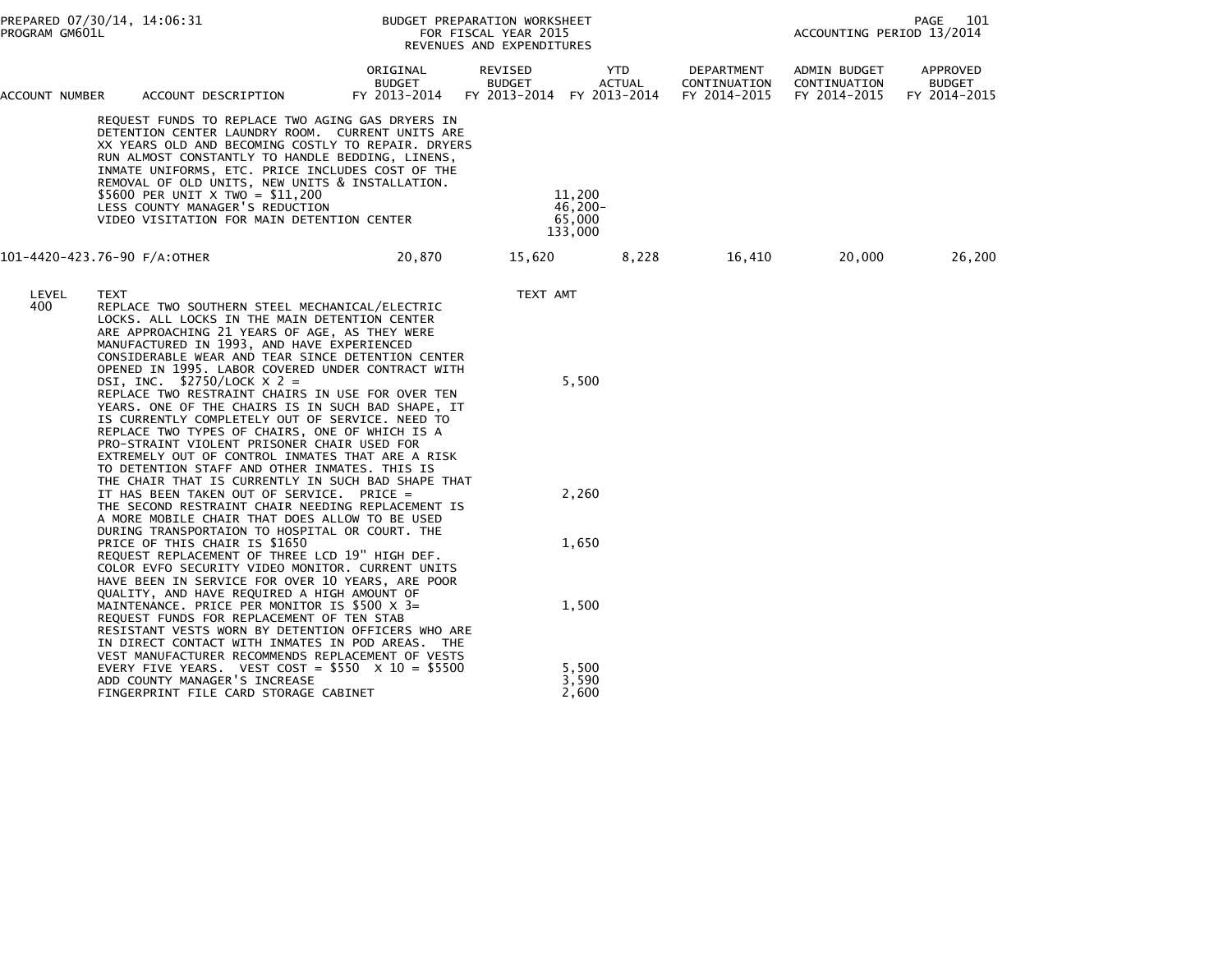| ACCOUNT NUMBER | ACCOUNT DESCRIPTION | ORIGINAL BUDGET FY 2013-2014 | REVISED BUDGET FY 2013-2014 | YTD ACTUAL FY 2013-2014 | DEPARTMENT CONTINUATION FY 2014-2015 | ADMIN BUDGET CONTINUATION FY 2014-2015 | APPROVED BUDGET FY 2014-2015 |
|---|---|---|---|---|---|---|---|

REQUEST FUNDS TO REPLACE TWO AGING GAS DRYERS IN DETENTION CENTER LAUNDRY ROOM. CURRENT UNITS ARE XX YEARS OLD AND BECOMING COSTLY TO REPAIR. DRYERS RUN ALMOST CONSTANTLY TO HANDLE BEDDING, LINENS, INMATE UNIFORMS, ETC. PRICE INCLUDES COST OF THE REMOVAL OF OLD UNITS, NEW UNITS & INSTALLATION.

| TEXT | TEXT AMT |
|---|---|
| $5600 PER UNIT X TWO = $11,200 | 11,200 |
| LESS COUNTY MANAGER'S REDUCTION | 46,200- |
| VIDEO VISITATION FOR MAIN DETENTION CENTER | 65,000 |
| | 133,000 |

| ACCOUNT NUMBER | ACCOUNT DESCRIPTION | ORIGINAL BUDGET FY 2013-2014 | REVISED BUDGET FY 2013-2014 | YTD ACTUAL FY 2013-2014 | DEPARTMENT CONTINUATION FY 2014-2015 | ADMIN BUDGET CONTINUATION FY 2014-2015 | APPROVED BUDGET FY 2014-2015 |
|---|---|---|---|---|---|---|---|
| 101-4420-423.76-90 | F/A:OTHER | 20,870 | 15,620 | 8,228 | 16,410 | 20,000 | 26,200 |

| LEVEL | TEXT | TEXT AMT |
|---|---|---|
| 400 | REPLACE TWO SOUTHERN STEEL MECHANICAL/ELECTRIC LOCKS. ALL LOCKS IN THE MAIN DETENTION CENTER ARE APPROACHING 21 YEARS OF AGE, AS THEY WERE MANUFACTURED IN 1993, AND HAVE EXPERIENCED CONSIDERABLE WEAR AND TEAR SINCE DETENTION CENTER OPENED IN 1995. LABOR COVERED UNDER CONTRACT WITH DSI, INC. $2750/LOCK X 2 = | 5,500 |
| | REPLACE TWO RESTRAINT CHAIRS IN USE FOR OVER TEN YEARS. ONE OF THE CHAIRS IS IN SUCH BAD SHAPE, IT IS CURRENTLY COMPLETELY OUT OF SERVICE. NEED TO REPLACE TWO TYPES OF CHAIRS, ONE OF WHICH IS A PRO-STRAINT VIOLENT PRISONER CHAIR USED FOR EXTREMELY OUT OF CONTROL INMATES THAT ARE A RISK TO DETENTION STAFF AND OTHER INMATES. THIS IS THE CHAIR THAT IS CURRENTLY IN SUCH BAD SHAPE THAT IT HAS BEEN TAKEN OUT OF SERVICE. PRICE = | 2,260 |
| | THE SECOND RESTRAINT CHAIR NEEDING REPLACEMENT IS A MORE MOBILE CHAIR THAT DOES ALLOW TO BE USED DURING TRANSPORTAION TO HOSPITAL OR COURT. THE PRICE OF THIS CHAIR IS $1650 | 1,650 |
| | REQUEST REPLACEMENT OF THREE LCD 19" HIGH DEF. COLOR EVFO SECURITY VIDEO MONITOR. CURRENT UNITS HAVE BEEN IN SERVICE FOR OVER 10 YEARS, ARE POOR QUALITY, AND HAVE REQUIRED A HIGH AMOUNT OF MAINTENANCE. PRICE PER MONITOR IS $500 X 3= | 1,500 |
| | REQUEST FUNDS FOR REPLACEMENT OF TEN STAB RESISTANT VESTS WORN BY DETENTION OFFICERS WHO ARE IN DIRECT CONTACT WITH INMATES IN POD AREAS. THE VEST MANUFACTURER RECOMMENDS REPLACEMENT OF VESTS EVERY FIVE YEARS. VEST COST = $550 X 10 = $5500 | 5,500 |
| | ADD COUNTY MANAGER'S INCREASE | 3,590 |
| | FINGERPRINT FILE CARD STORAGE CABINET | 2,600 |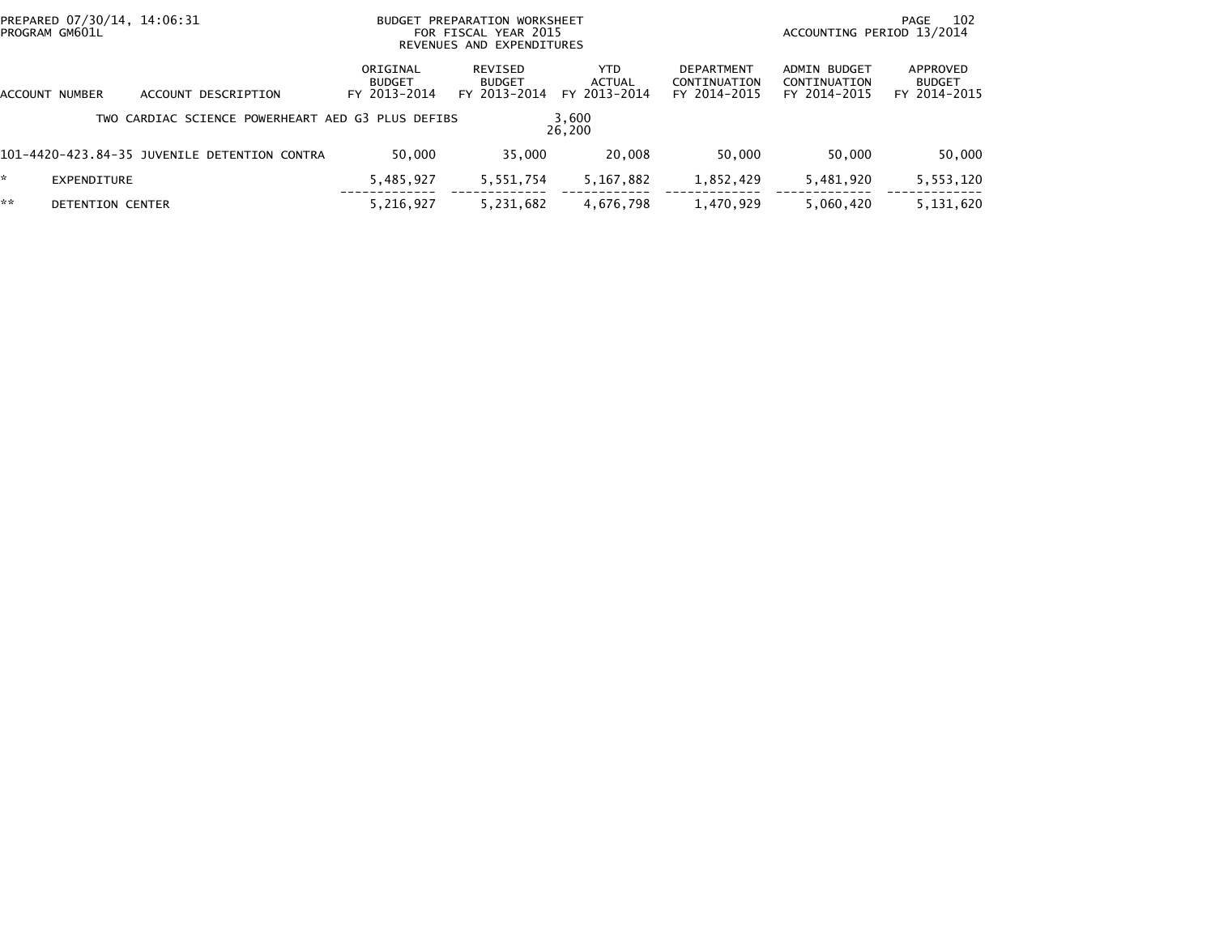PREPARED 07/30/14, 14:06:31
PROGRAM GM601L

BUDGET PREPARATION WORKSHEET
FOR FISCAL YEAR 2015
REVENUES AND EXPENDITURES

ACCOUNTING PERIOD 13/2014

| ACCOUNT NUMBER | ACCOUNT DESCRIPTION | ORIGINAL BUDGET FY 2013-2014 | REVISED BUDGET FY 2013-2014 | YTD ACTUAL FY 2013-2014 | DEPARTMENT CONTINUATION FY 2014-2015 | ADMIN BUDGET CONTINUATION FY 2014-2015 | APPROVED BUDGET FY 2014-2015 |
|---|---|---|---|---|---|---|---|
| | TWO CARDIAC SCIENCE POWERHEART AED G3 PLUS DEFIBS | | | 3,600<br>26,200 | | | |
| 101-4420-423.84-35 | JUVENILE DETENTION CONTRA | 50,000 | 35,000 | 20,008 | 50,000 | 50,000 | 50,000 |
| * | EXPENDITURE | 5,485,927 | 5,551,754 | 5,167,882 | 1,852,429 | 5,481,920 | 5,553,120 |
| ** | DETENTION CENTER | 5,216,927 | 5,231,682 | 4,676,798 | 1,470,929 | 5,060,420 | 5,131,620 |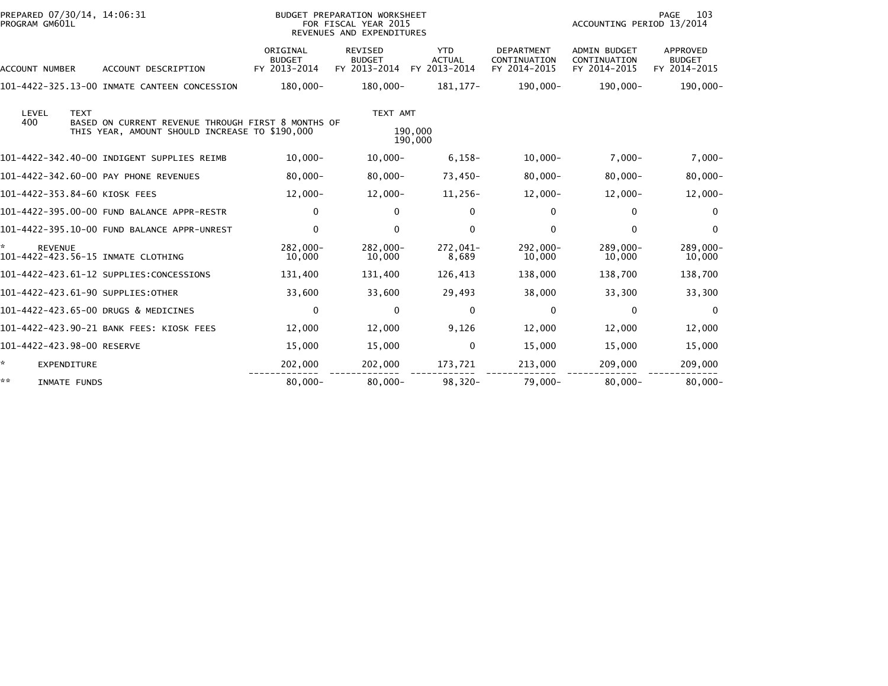PREPARED 07/30/14, 14:06:31
PROGRAM GM601L

BUDGET PREPARATION WORKSHEET
FOR FISCAL YEAR 2015
REVENUES AND EXPENDITURES

ACCOUNTING PERIOD 13/2014

| ACCOUNT NUMBER | ACCOUNT DESCRIPTION | ORIGINAL BUDGET FY 2013-2014 | REVISED BUDGET FY 2013-2014 | YTD ACTUAL FY 2013-2014 | DEPARTMENT CONTINUATION FY 2014-2015 | ADMIN BUDGET CONTINUATION FY 2014-2015 | APPROVED BUDGET FY 2014-2015 |
|---|---|---|---|---|---|---|---|
| 101-4422-325.13-00 | INMATE CANTEEN CONCESSION | 180,000- | 180,000- | 181,177- | 190,000- | 190,000- | 190,000- |

| LEVEL | TEXT | TEXT AMT |
|---|---|---|
| 400 | BASED ON CURRENT REVENUE THROUGH FIRST 8 MONTHS OF THIS YEAR, AMOUNT SHOULD INCREASE TO $190,000 | 190,000 |
| | | 190,000 |

| ACCOUNT NUMBER | ACCOUNT DESCRIPTION | ORIGINAL BUDGET FY 2013-2014 | REVISED BUDGET FY 2013-2014 | YTD ACTUAL FY 2013-2014 | DEPARTMENT CONTINUATION FY 2014-2015 | ADMIN BUDGET CONTINUATION FY 2014-2015 | APPROVED BUDGET FY 2014-2015 |
|---|---|---|---|---|---|---|---|
| 101-4422-342.40-00 | INDIGENT SUPPLIES REIMB | 10,000- | 10,000- | 6,158- | 10,000- | 7,000- | 7,000- |
| 101-4422-342.60-00 | PAY PHONE REVENUES | 80,000- | 80,000- | 73,450- | 80,000- | 80,000- | 80,000- |
| 101-4422-353.84-60 | KIOSK FEES | 12,000- | 12,000- | 11,256- | 12,000- | 12,000- | 12,000- |
| 101-4422-395.00-00 | FUND BALANCE APPR-RESTR | 0 | 0 | 0 | 0 | 0 | 0 |
| 101-4422-395.10-00 | FUND BALANCE APPR-UNREST | 0 | 0 | 0 | 0 | 0 | 0 |
| * | REVENUE | 282,000- | 282,000- | 272,041- | 292,000- | 289,000- | 289,000- |
| 101-4422-423.56-15 | INMATE CLOTHING | 10,000 | 10,000 | 8,689 | 10,000 | 10,000 | 10,000 |
| 101-4422-423.61-12 | SUPPLIES:CONCESSIONS | 131,400 | 131,400 | 126,413 | 138,000 | 138,700 | 138,700 |
| 101-4422-423.61-90 | SUPPLIES:OTHER | 33,600 | 33,600 | 29,493 | 38,000 | 33,300 | 33,300 |
| 101-4422-423.65-00 | DRUGS & MEDICINES | 0 | 0 | 0 | 0 | 0 | 0 |
| 101-4422-423.90-21 | BANK FEES: KIOSK FEES | 12,000 | 12,000 | 9,126 | 12,000 | 12,000 | 12,000 |
| 101-4422-423.98-00 | RESERVE | 15,000 | 15,000 | 0 | 15,000 | 15,000 | 15,000 |
| * | EXPENDITURE | 202,000 | 202,000 | 173,721 | 213,000 | 209,000 | 209,000 |
| ** | INMATE FUNDS | 80,000- | 80,000- | 98,320- | 79,000- | 80,000- | 80,000- |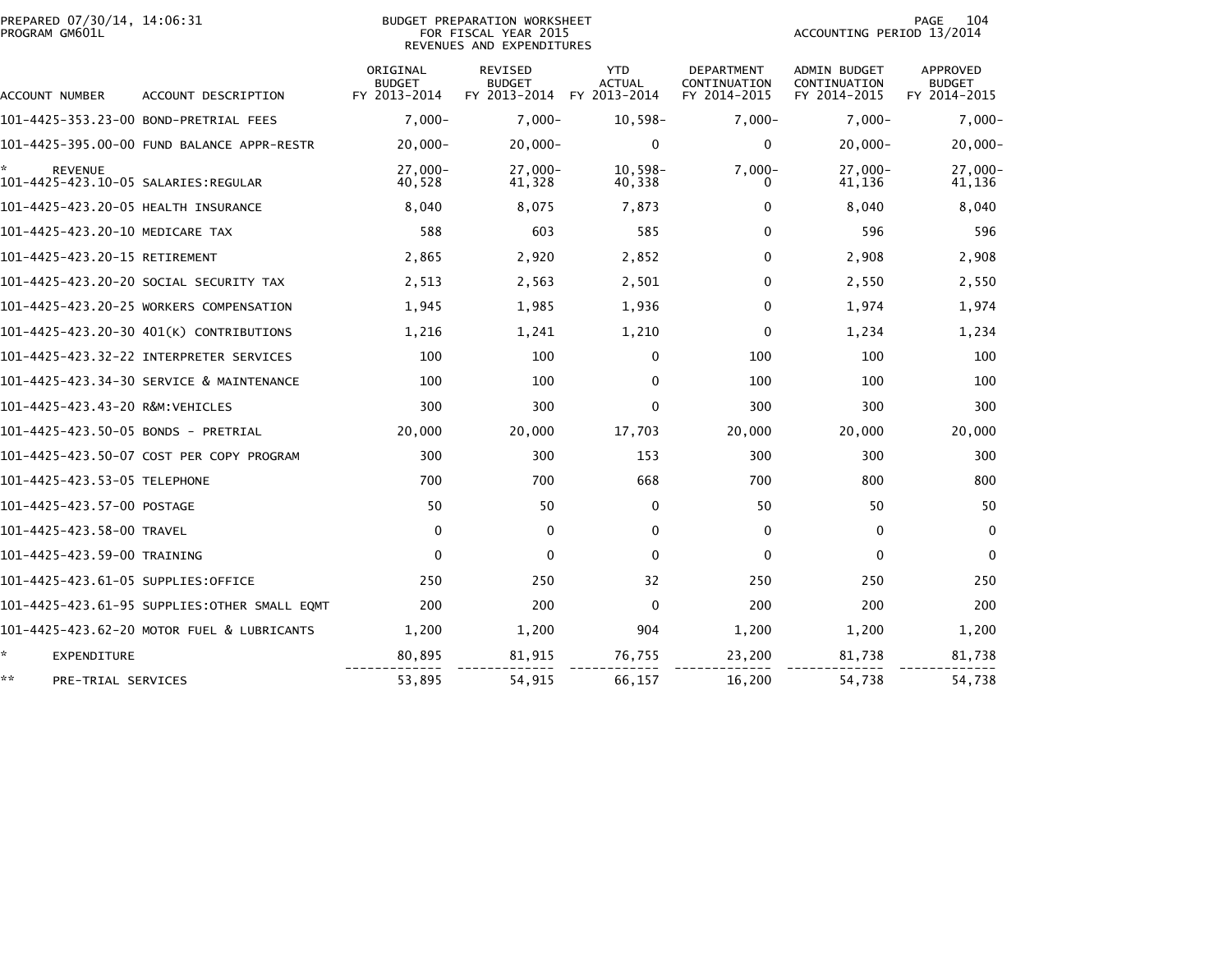PREPARED 07/30/14, 14:06:31
PROGRAM GM601L

BUDGET PREPARATION WORKSHEET
FOR FISCAL YEAR 2015
REVENUES AND EXPENDITURES

ACCOUNTING PERIOD 13/2014

| ACCOUNT NUMBER | ACCOUNT DESCRIPTION | ORIGINAL BUDGET FY 2013-2014 | REVISED BUDGET FY 2013-2014 | YTD ACTUAL FY 2013-2014 | DEPARTMENT CONTINUATION FY 2014-2015 | ADMIN BUDGET CONTINUATION FY 2014-2015 | APPROVED BUDGET FY 2014-2015 |
|---|---|---|---|---|---|---|---|
| 101-4425-353.23-00 | BOND-PRETRIAL FEES | 7,000- | 7,000- | 10,598- | 7,000- | 7,000- | 7,000- |
| 101-4425-395.00-00 | FUND BALANCE APPR-RESTR | 20,000- | 20,000- | 0 | 0 | 20,000- | 20,000- |
| * | REVENUE | 27,000- | 27,000- | 10,598- | 7,000- | 27,000- | 27,000- |
| 101-4425-423.10-05 | SALARIES:REGULAR | 40,528 | 41,328 | 40,338 | 0 | 41,136 | 41,136 |
| 101-4425-423.20-05 | HEALTH INSURANCE | 8,040 | 8,075 | 7,873 | 0 | 8,040 | 8,040 |
| 101-4425-423.20-10 | MEDICARE TAX | 588 | 603 | 585 | 0 | 596 | 596 |
| 101-4425-423.20-15 | RETIREMENT | 2,865 | 2,920 | 2,852 | 0 | 2,908 | 2,908 |
| 101-4425-423.20-20 | SOCIAL SECURITY TAX | 2,513 | 2,563 | 2,501 | 0 | 2,550 | 2,550 |
| 101-4425-423.20-25 | WORKERS COMPENSATION | 1,945 | 1,985 | 1,936 | 0 | 1,974 | 1,974 |
| 101-4425-423.20-30 | 401(K) CONTRIBUTIONS | 1,216 | 1,241 | 1,210 | 0 | 1,234 | 1,234 |
| 101-4425-423.32-22 | INTERPRETER SERVICES | 100 | 100 | 0 | 100 | 100 | 100 |
| 101-4425-423.34-30 | SERVICE & MAINTENANCE | 100 | 100 | 0 | 100 | 100 | 100 |
| 101-4425-423.43-20 | R&M:VEHICLES | 300 | 300 | 0 | 300 | 300 | 300 |
| 101-4425-423.50-05 | BONDS - PRETRIAL | 20,000 | 20,000 | 17,703 | 20,000 | 20,000 | 20,000 |
| 101-4425-423.50-07 | COST PER COPY PROGRAM | 300 | 300 | 153 | 300 | 300 | 300 |
| 101-4425-423.53-05 | TELEPHONE | 700 | 700 | 668 | 700 | 800 | 800 |
| 101-4425-423.57-00 | POSTAGE | 50 | 50 | 0 | 50 | 50 | 50 |
| 101-4425-423.58-00 | TRAVEL | 0 | 0 | 0 | 0 | 0 | 0 |
| 101-4425-423.59-00 | TRAINING | 0 | 0 | 0 | 0 | 0 | 0 |
| 101-4425-423.61-05 | SUPPLIES:OFFICE | 250 | 250 | 32 | 250 | 250 | 250 |
| 101-4425-423.61-95 | SUPPLIES:OTHER SMALL EQMT | 200 | 200 | 0 | 200 | 200 | 200 |
| 101-4425-423.62-20 | MOTOR FUEL & LUBRICANTS | 1,200 | 1,200 | 904 | 1,200 | 1,200 | 1,200 |
| * | EXPENDITURE | 80,895 | 81,915 | 76,755 | 23,200 | 81,738 | 81,738 |
| ** | PRE-TRIAL SERVICES | 53,895 | 54,915 | 66,157 | 16,200 | 54,738 | 54,738 |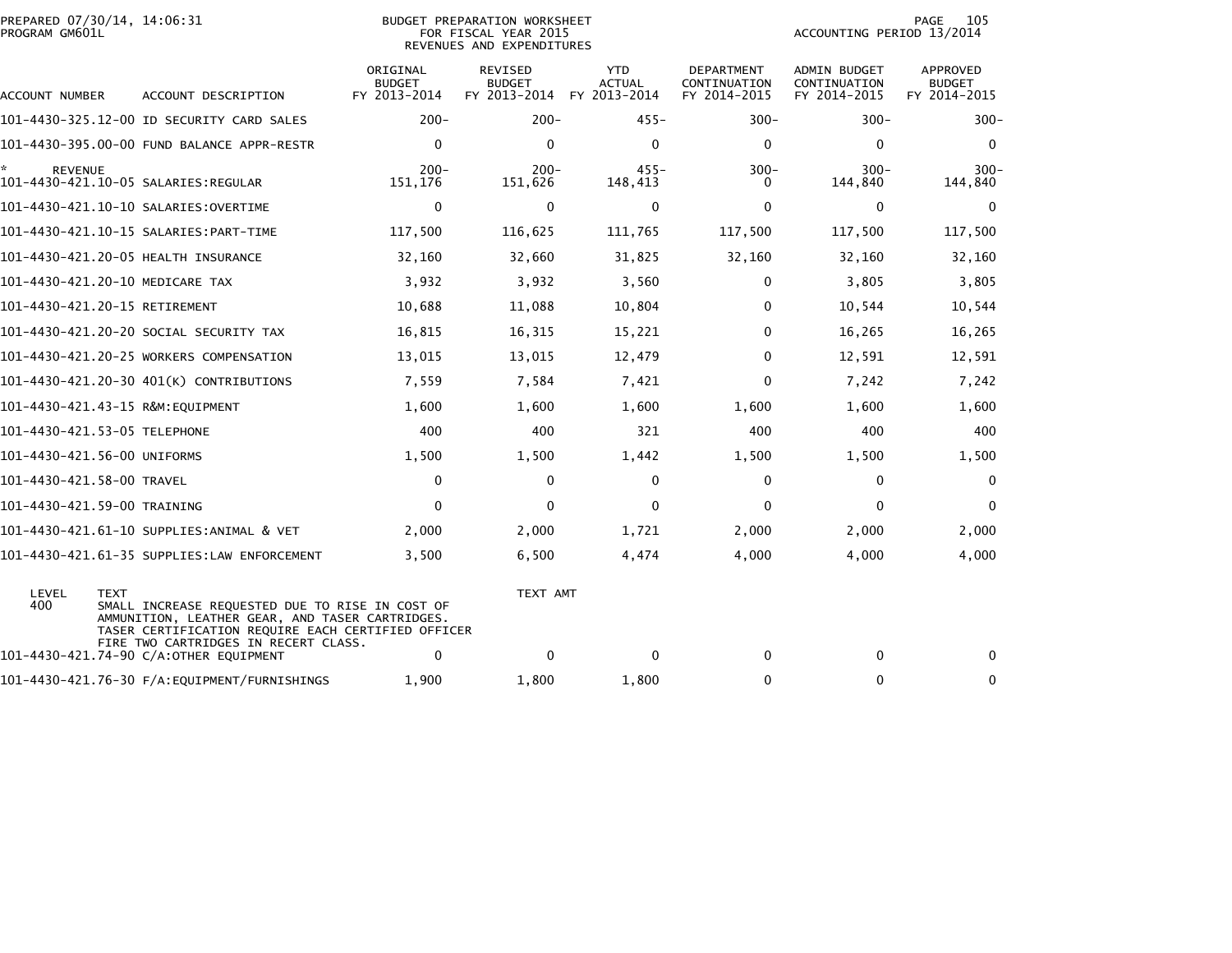BUDGET PREPARATION WORKSHEET
FOR FISCAL YEAR 2015
REVENUES AND EXPENDITURES

PREPARED 07/30/14, 14:06:31
PROGRAM GM601L

ACCOUNTING PERIOD 13/2014

| ACCOUNT NUMBER | ACCOUNT DESCRIPTION | ORIGINAL BUDGET FY 2013-2014 | REVISED BUDGET FY 2013-2014 | YTD ACTUAL FY 2013-2014 | DEPARTMENT CONTINUATION FY 2014-2015 | ADMIN BUDGET CONTINUATION FY 2014-2015 | APPROVED BUDGET FY 2014-2015 |
|---|---|---|---|---|---|---|---|
| 101-4430-325.12-00 | ID SECURITY CARD SALES | 200- | 200- | 455- | 300- | 300- | 300- |
| 101-4430-395.00-00 | FUND BALANCE APPR-RESTR | 0 | 0 | 0 | 0 | 0 | 0 |
| * REVENUE | | 200- | 200- | 455- | 300- | 300- | 300- |
| 101-4430-421.10-05 | SALARIES:REGULAR | 151,176 | 151,626 | 148,413 | 0 | 144,840 | 144,840 |
| 101-4430-421.10-10 | SALARIES:OVERTIME | 0 | 0 | 0 | 0 | 0 | 0 |
| 101-4430-421.10-15 | SALARIES:PART-TIME | 117,500 | 116,625 | 111,765 | 117,500 | 117,500 | 117,500 |
| 101-4430-421.20-05 | HEALTH INSURANCE | 32,160 | 32,660 | 31,825 | 32,160 | 32,160 | 32,160 |
| 101-4430-421.20-10 | MEDICARE TAX | 3,932 | 3,932 | 3,560 | 0 | 3,805 | 3,805 |
| 101-4430-421.20-15 | RETIREMENT | 10,688 | 11,088 | 10,804 | 0 | 10,544 | 10,544 |
| 101-4430-421.20-20 | SOCIAL SECURITY TAX | 16,815 | 16,315 | 15,221 | 0 | 16,265 | 16,265 |
| 101-4430-421.20-25 | WORKERS COMPENSATION | 13,015 | 13,015 | 12,479 | 0 | 12,591 | 12,591 |
| 101-4430-421.20-30 | 401(K) CONTRIBUTIONS | 7,559 | 7,584 | 7,421 | 0 | 7,242 | 7,242 |
| 101-4430-421.43-15 | R&M:EQUIPMENT | 1,600 | 1,600 | 1,600 | 1,600 | 1,600 | 1,600 |
| 101-4430-421.53-05 | TELEPHONE | 400 | 400 | 321 | 400 | 400 | 400 |
| 101-4430-421.56-00 | UNIFORMS | 1,500 | 1,500 | 1,442 | 1,500 | 1,500 | 1,500 |
| 101-4430-421.58-00 | TRAVEL | 0 | 0 | 0 | 0 | 0 | 0 |
| 101-4430-421.59-00 | TRAINING | 0 | 0 | 0 | 0 | 0 | 0 |
| 101-4430-421.61-10 | SUPPLIES:ANIMAL & VET | 2,000 | 2,000 | 1,721 | 2,000 | 2,000 | 2,000 |
| 101-4430-421.61-35 | SUPPLIES:LAW ENFORCEMENT | 3,500 | 6,500 | 4,474 | 4,000 | 4,000 | 4,000 |

| LEVEL | TEXT | TEXT AMT |
|---|---|---|
| 400 | SMALL INCREASE REQUESTED DUE TO RISE IN COST OF AMMUNITION, LEATHER GEAR, AND TASER CARTRIDGES. TASER CERTIFICATION REQUIRE EACH CERTIFIED OFFICER FIRE TWO CARTRIDGES IN RECERT CLASS. | |

| ACCOUNT NUMBER | ACCOUNT DESCRIPTION | ORIGINAL BUDGET FY 2013-2014 | REVISED BUDGET FY 2013-2014 | YTD ACTUAL FY 2013-2014 | DEPARTMENT CONTINUATION FY 2014-2015 | ADMIN BUDGET CONTINUATION FY 2014-2015 | APPROVED BUDGET FY 2014-2015 |
|---|---|---|---|---|---|---|---|
| 101-4430-421.74-90 | C/A:OTHER EQUIPMENT | 0 | 0 | 0 | 0 | 0 | 0 |
| 101-4430-421.76-30 | F/A:EQUIPMENT/FURNISHINGS | 1,900 | 1,800 | 1,800 | 0 | 0 | 0 |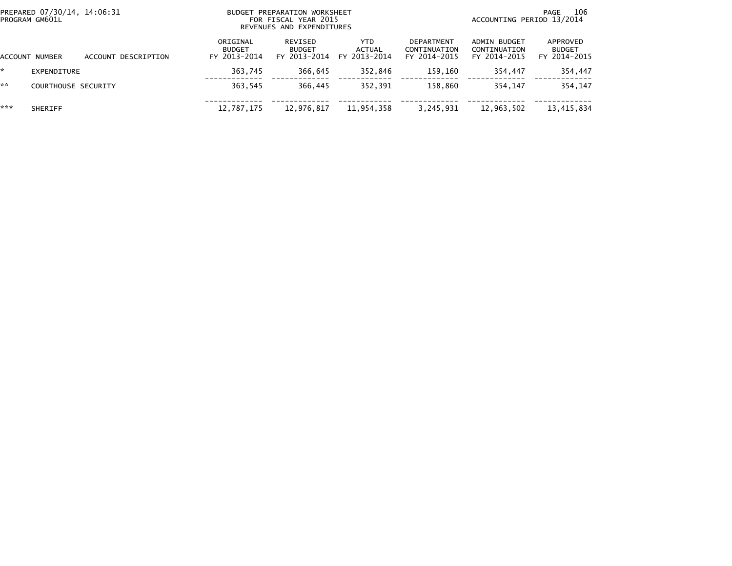BUDGET PREPARATION WORKSHEET
FOR FISCAL YEAR 2015
REVENUES AND EXPENDITURES

PREPARED 07/30/14, 14:06:31
PROGRAM GM601L

ACCOUNTING PERIOD 13/2014

| ACCOUNT NUMBER | ACCOUNT DESCRIPTION | ORIGINAL BUDGET FY 2013-2014 | REVISED BUDGET FY 2013-2014 | YTD ACTUAL FY 2013-2014 | DEPARTMENT CONTINUATION FY 2014-2015 | ADMIN BUDGET CONTINUATION FY 2014-2015 | APPROVED BUDGET FY 2014-2015 |
|---|---|---|---|---|---|---|---|
| * | EXPENDITURE | 363,745 | 366,645 | 352,846 | 159,160 | 354,447 | 354,447 |
| ** | COURTHOUSE SECURITY | 363,545 | 366,445 | 352,391 | 158,860 | 354,147 | 354,147 |
| *** | SHERIFF | 12,787,175 | 12,976,817 | 11,954,358 | 3,245,931 | 12,963,502 | 13,415,834 |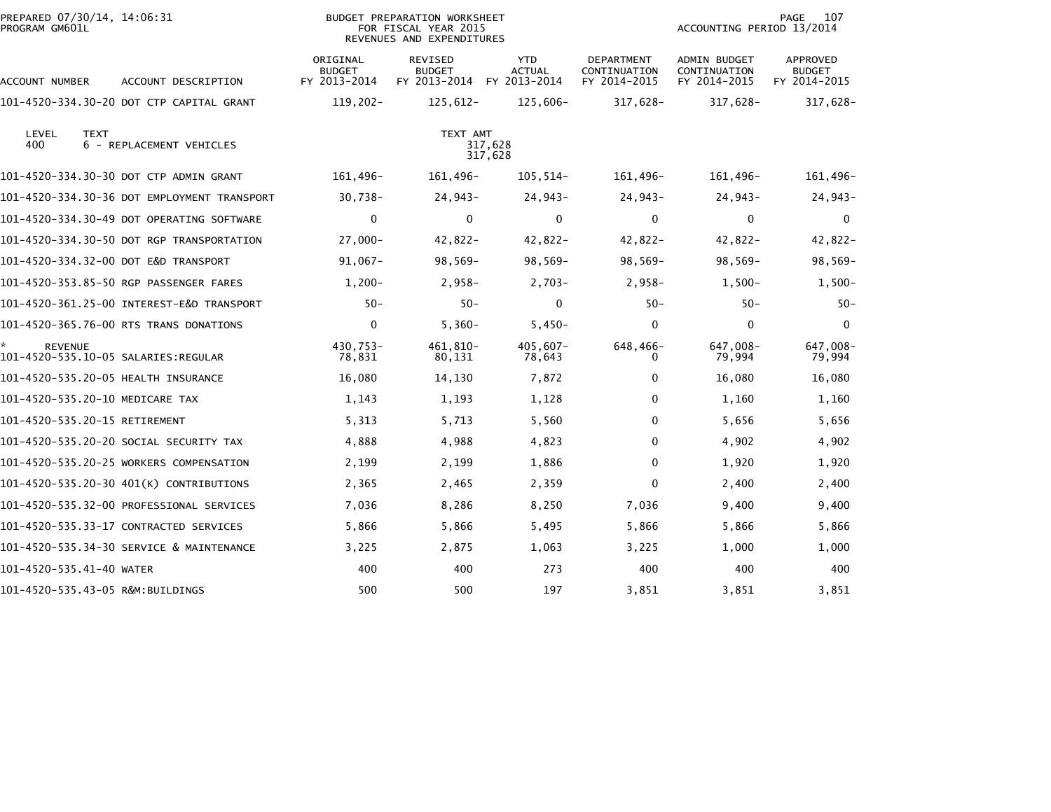PREPARED 07/30/14, 14:06:31
PROGRAM GM601L

BUDGET PREPARATION WORKSHEET
FOR FISCAL YEAR 2015
REVENUES AND EXPENDITURES

ACCOUNTING PERIOD 13/2014

| ACCOUNT NUMBER | ACCOUNT DESCRIPTION | ORIGINAL BUDGET FY 2013-2014 | REVISED BUDGET FY 2013-2014 | YTD ACTUAL FY 2013-2014 | DEPARTMENT CONTINUATION FY 2014-2015 | ADMIN BUDGET CONTINUATION FY 2014-2015 | APPROVED BUDGET FY 2014-2015 |
|---|---|---|---|---|---|---|---|
| 101-4520-334.30-20 | DOT CTP CAPITAL GRANT | 119,202- | 125,612- | 125,606- | 317,628- | 317,628- | 317,628- |
| LEVEL 400 | TEXT 6 - REPLACEMENT VEHICLES | | TEXT AMT 317,628 317,628 | | | | |
| 101-4520-334.30-30 | DOT CTP ADMIN GRANT | 161,496- | 161,496- | 105,514- | 161,496- | 161,496- | 161,496- |
| 101-4520-334.30-36 | DOT EMPLOYMENT TRANSPORT | 30,738- | 24,943- | 24,943- | 24,943- | 24,943- | 24,943- |
| 101-4520-334.30-49 | DOT OPERATING SOFTWARE | 0 | 0 | 0 | 0 | 0 | 0 |
| 101-4520-334.30-50 | DOT RGP TRANSPORTATION | 27,000- | 42,822- | 42,822- | 42,822- | 42,822- | 42,822- |
| 101-4520-334.32-00 | DOT E&D TRANSPORT | 91,067- | 98,569- | 98,569- | 98,569- | 98,569- | 98,569- |
| 101-4520-353.85-50 | RGP PASSENGER FARES | 1,200- | 2,958- | 2,703- | 2,958- | 1,500- | 1,500- |
| 101-4520-361.25-00 | INTEREST-E&D TRANSPORT | 50- | 50- | 0 | 50- | 50- | 50- |
| 101-4520-365.76-00 | RTS TRANS DONATIONS | 0 | 5,360- | 5,450- | 0 | 0 | 0 |
| * REVENUE | | 430,753- | 461,810- | 405,607- | 648,466- | 647,008- | 647,008- |
| 101-4520-535.10-05 | SALARIES:REGULAR | 78,831 | 80,131 | 78,643 | 0 | 79,994 | 79,994 |
| 101-4520-535.20-05 | HEALTH INSURANCE | 16,080 | 14,130 | 7,872 | 0 | 16,080 | 16,080 |
| 101-4520-535.20-10 | MEDICARE TAX | 1,143 | 1,193 | 1,128 | 0 | 1,160 | 1,160 |
| 101-4520-535.20-15 | RETIREMENT | 5,313 | 5,713 | 5,560 | 0 | 5,656 | 5,656 |
| 101-4520-535.20-20 | SOCIAL SECURITY TAX | 4,888 | 4,988 | 4,823 | 0 | 4,902 | 4,902 |
| 101-4520-535.20-25 | WORKERS COMPENSATION | 2,199 | 2,199 | 1,886 | 0 | 1,920 | 1,920 |
| 101-4520-535.20-30 | 401(K) CONTRIBUTIONS | 2,365 | 2,465 | 2,359 | 0 | 2,400 | 2,400 |
| 101-4520-535.32-00 | PROFESSIONAL SERVICES | 7,036 | 8,286 | 8,250 | 7,036 | 9,400 | 9,400 |
| 101-4520-535.33-17 | CONTRACTED SERVICES | 5,866 | 5,866 | 5,495 | 5,866 | 5,866 | 5,866 |
| 101-4520-535.34-30 | SERVICE & MAINTENANCE | 3,225 | 2,875 | 1,063 | 3,225 | 1,000 | 1,000 |
| 101-4520-535.41-40 | WATER | 400 | 400 | 273 | 400 | 400 | 400 |
| 101-4520-535.43-05 | R&M:BUILDINGS | 500 | 500 | 197 | 3,851 | 3,851 | 3,851 |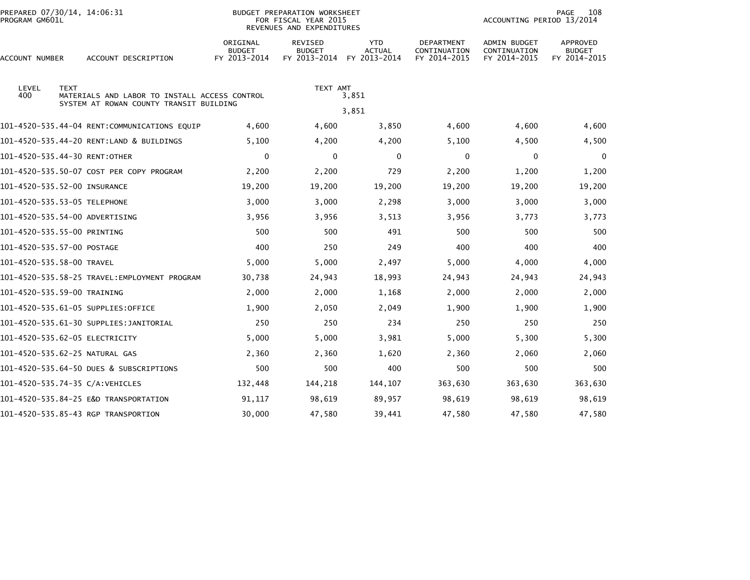BUDGET PREPARATION WORKSHEET
FOR FISCAL YEAR 2015
REVENUES AND EXPENDITURES

PREPARED 07/30/14, 14:06:31
PROGRAM GM601L

ACCOUNTING PERIOD 13/2014

| LEVEL | TEXT | TEXT AMT |
|---|---|---|
| 400 | MATERIALS AND LABOR TO INSTALL ACCESS CONTROL SYSTEM AT ROWAN COUNTY TRANSIT BUILDING | 3,851 |
| | | 3,851 |

| ACCOUNT NUMBER | ACCOUNT DESCRIPTION | ORIGINAL BUDGET FY 2013-2014 | REVISED BUDGET FY 2013-2014 | YTD ACTUAL FY 2013-2014 | DEPARTMENT CONTINUATION FY 2014-2015 | ADMIN BUDGET CONTINUATION FY 2014-2015 | APPROVED BUDGET FY 2014-2015 |
|---|---|---|---|---|---|---|---|
| 101-4520-535.44-04 | RENT:COMMUNICATIONS EQUIP | 4,600 | 4,600 | 3,850 | 4,600 | 4,600 | 4,600 |
| 101-4520-535.44-20 | RENT:LAND & BUILDINGS | 5,100 | 4,200 | 4,200 | 5,100 | 4,500 | 4,500 |
| 101-4520-535.44-30 | RENT:OTHER | 0 | 0 | 0 | 0 | 0 | 0 |
| 101-4520-535.50-07 | COST PER COPY PROGRAM | 2,200 | 2,200 | 729 | 2,200 | 1,200 | 1,200 |
| 101-4520-535.52-00 | INSURANCE | 19,200 | 19,200 | 19,200 | 19,200 | 19,200 | 19,200 |
| 101-4520-535.53-05 | TELEPHONE | 3,000 | 3,000 | 2,298 | 3,000 | 3,000 | 3,000 |
| 101-4520-535.54-00 | ADVERTISING | 3,956 | 3,956 | 3,513 | 3,956 | 3,773 | 3,773 |
| 101-4520-535.55-00 | PRINTING | 500 | 500 | 491 | 500 | 500 | 500 |
| 101-4520-535.57-00 | POSTAGE | 400 | 250 | 249 | 400 | 400 | 400 |
| 101-4520-535.58-00 | TRAVEL | 5,000 | 5,000 | 2,497 | 5,000 | 4,000 | 4,000 |
| 101-4520-535.58-25 | TRAVEL:EMPLOYMENT PROGRAM | 30,738 | 24,943 | 18,993 | 24,943 | 24,943 | 24,943 |
| 101-4520-535.59-00 | TRAINING | 2,000 | 2,000 | 1,168 | 2,000 | 2,000 | 2,000 |
| 101-4520-535.61-05 | SUPPLIES:OFFICE | 1,900 | 2,050 | 2,049 | 1,900 | 1,900 | 1,900 |
| 101-4520-535.61-30 | SUPPLIES:JANITORIAL | 250 | 250 | 234 | 250 | 250 | 250 |
| 101-4520-535.62-05 | ELECTRICITY | 5,000 | 5,000 | 3,981 | 5,000 | 5,300 | 5,300 |
| 101-4520-535.62-25 | NATURAL GAS | 2,360 | 2,360 | 1,620 | 2,360 | 2,060 | 2,060 |
| 101-4520-535.64-50 | DUES & SUBSCRIPTIONS | 500 | 500 | 400 | 500 | 500 | 500 |
| 101-4520-535.74-35 | C/A:VEHICLES | 132,448 | 144,218 | 144,107 | 363,630 | 363,630 | 363,630 |
| 101-4520-535.84-25 | E&D TRANSPORTATION | 91,117 | 98,619 | 89,957 | 98,619 | 98,619 | 98,619 |
| 101-4520-535.85-43 | RGP TRANSPORTION | 30,000 | 47,580 | 39,441 | 47,580 | 47,580 | 47,580 |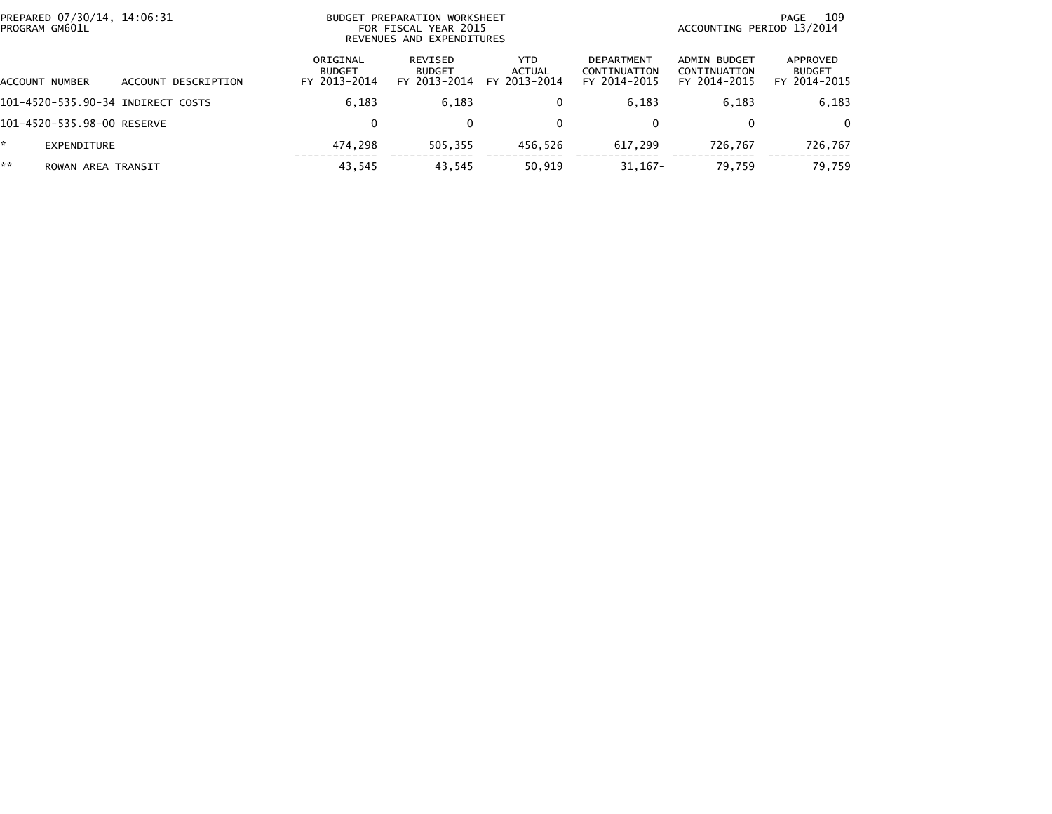BUDGET PREPARATION WORKSHEET
FOR FISCAL YEAR 2015
REVENUES AND EXPENDITURES

PREPARED 07/30/14, 14:06:31
PROGRAM GM601L

ACCOUNTING PERIOD 13/2014

| ACCOUNT NUMBER | ACCOUNT DESCRIPTION | ORIGINAL BUDGET FY 2013-2014 | REVISED BUDGET FY 2013-2014 | YTD ACTUAL FY 2013-2014 | DEPARTMENT CONTINUATION FY 2014-2015 | ADMIN BUDGET CONTINUATION FY 2014-2015 | APPROVED BUDGET FY 2014-2015 |
|---|---|---|---|---|---|---|---|
| 101-4520-535.90-34 | INDIRECT COSTS | 6,183 | 6,183 | 0 | 6,183 | 6,183 | 6,183 |
| 101-4520-535.98-00 | RESERVE | 0 | 0 | 0 | 0 | 0 | 0 |
| * | EXPENDITURE | 474,298 | 505,355 | 456,526 | 617,299 | 726,767 | 726,767 |
| ** | ROWAN AREA TRANSIT | 43,545 | 43,545 | 50,919 | 31,167- | 79,759 | 79,759 |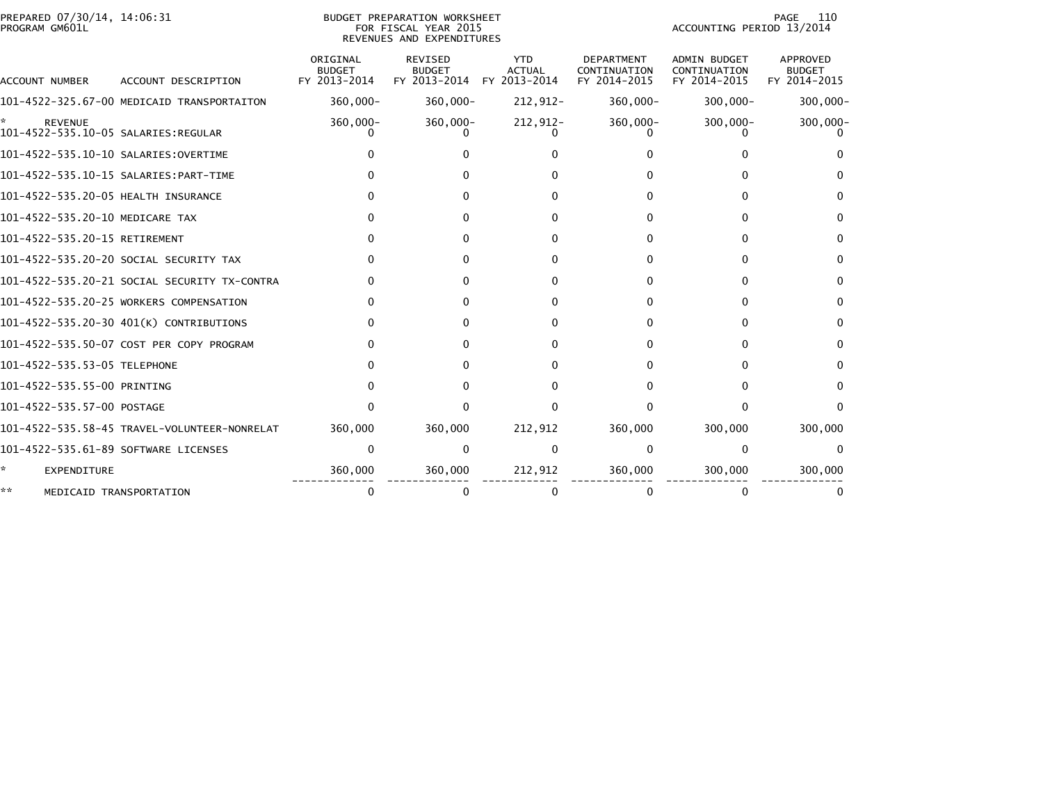PREPARED 07/30/14, 14:06:31
PROGRAM GM601L

BUDGET PREPARATION WORKSHEET
FOR FISCAL YEAR 2015
REVENUES AND EXPENDITURES

ACCOUNTING PERIOD 13/2014

| ACCOUNT NUMBER | ACCOUNT DESCRIPTION | ORIGINAL BUDGET FY 2013-2014 | REVISED BUDGET FY 2013-2014 | YTD ACTUAL FY 2013-2014 | DEPARTMENT CONTINUATION FY 2014-2015 | ADMIN BUDGET CONTINUATION FY 2014-2015 | APPROVED BUDGET FY 2014-2015 |
|---|---|---|---|---|---|---|---|
| 101-4522-325.67-00 | MEDICAID TRANSPORTAITON | 360,000- | 360,000- | 212,912- | 360,000- | 300,000- | 300,000- |
| * | REVENUE | 360,000- | 360,000- | 212,912- | 360,000- | 300,000- | 300,000- |
| 101-4522-535.10-05 | SALARIES:REGULAR | 0 | 0 | 0 | 0 | 0 | 0 |
| 101-4522-535.10-10 | SALARIES:OVERTIME | 0 | 0 | 0 | 0 | 0 | 0 |
| 101-4522-535.10-15 | SALARIES:PART-TIME | 0 | 0 | 0 | 0 | 0 | 0 |
| 101-4522-535.20-05 | HEALTH INSURANCE | 0 | 0 | 0 | 0 | 0 | 0 |
| 101-4522-535.20-10 | MEDICARE TAX | 0 | 0 | 0 | 0 | 0 | 0 |
| 101-4522-535.20-15 | RETIREMENT | 0 | 0 | 0 | 0 | 0 | 0 |
| 101-4522-535.20-20 | SOCIAL SECURITY TAX | 0 | 0 | 0 | 0 | 0 | 0 |
| 101-4522-535.20-21 | SOCIAL SECURITY TX-CONTRA | 0 | 0 | 0 | 0 | 0 | 0 |
| 101-4522-535.20-25 | WORKERS COMPENSATION | 0 | 0 | 0 | 0 | 0 | 0 |
| 101-4522-535.20-30 | 401(K) CONTRIBUTIONS | 0 | 0 | 0 | 0 | 0 | 0 |
| 101-4522-535.50-07 | COST PER COPY PROGRAM | 0 | 0 | 0 | 0 | 0 | 0 |
| 101-4522-535.53-05 | TELEPHONE | 0 | 0 | 0 | 0 | 0 | 0 |
| 101-4522-535.55-00 | PRINTING | 0 | 0 | 0 | 0 | 0 | 0 |
| 101-4522-535.57-00 | POSTAGE | 0 | 0 | 0 | 0 | 0 | 0 |
| 101-4522-535.58-45 | TRAVEL-VOLUNTEER-NONRELAT | 360,000 | 360,000 | 212,912 | 360,000 | 300,000 | 300,000 |
| 101-4522-535.61-89 | SOFTWARE LICENSES | 0 | 0 | 0 | 0 | 0 | 0 |
| * | EXPENDITURE | 360,000 | 360,000 | 212,912 | 360,000 | 300,000 | 300,000 |
| ** | MEDICAID TRANSPORTATION | 0 | 0 | 0 | 0 | 0 | 0 |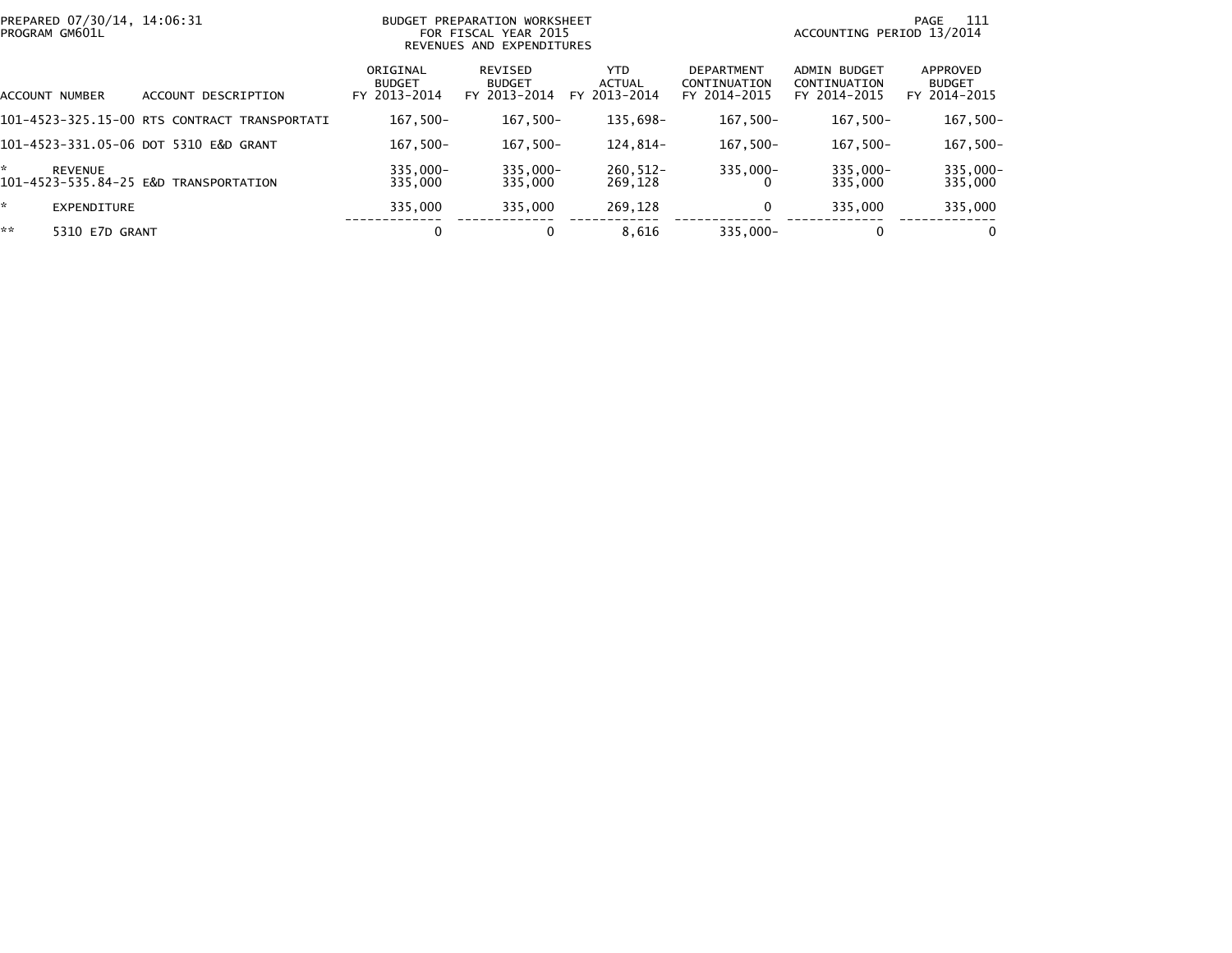PREPARED 07/30/14, 14:06:31
PROGRAM GM601L

BUDGET PREPARATION WORKSHEET
FOR FISCAL YEAR 2015
REVENUES AND EXPENDITURES

ACCOUNTING PERIOD 13/2014

| ACCOUNT NUMBER | ACCOUNT DESCRIPTION | ORIGINAL BUDGET FY 2013-2014 | REVISED BUDGET FY 2013-2014 | YTD ACTUAL FY 2013-2014 | DEPARTMENT CONTINUATION FY 2014-2015 | ADMIN BUDGET CONTINUATION FY 2014-2015 | APPROVED BUDGET FY 2014-2015 |
|---|---|---|---|---|---|---|---|
| 101-4523-325.15-00 | RTS CONTRACT TRANSPORTATI | 167,500- | 167,500- | 135,698- | 167,500- | 167,500- | 167,500- |
| 101-4523-331.05-06 | DOT 5310 E&D GRANT | 167,500- | 167,500- | 124,814- | 167,500- | 167,500- | 167,500- |
| * | REVENUE | 335,000- | 335,000- | 260,512- | 335,000- | 335,000- | 335,000- |
| 101-4523-535.84-25 | E&D TRANSPORTATION | 335,000 | 335,000 | 269,128 | 0 | 335,000 | 335,000 |
| * | EXPENDITURE | 335,000 | 335,000 | 269,128 | 0 | 335,000 | 335,000 |
| ** | 5310 E7D GRANT | 0 | 0 | 8,616 | 335,000- | 0 | 0 |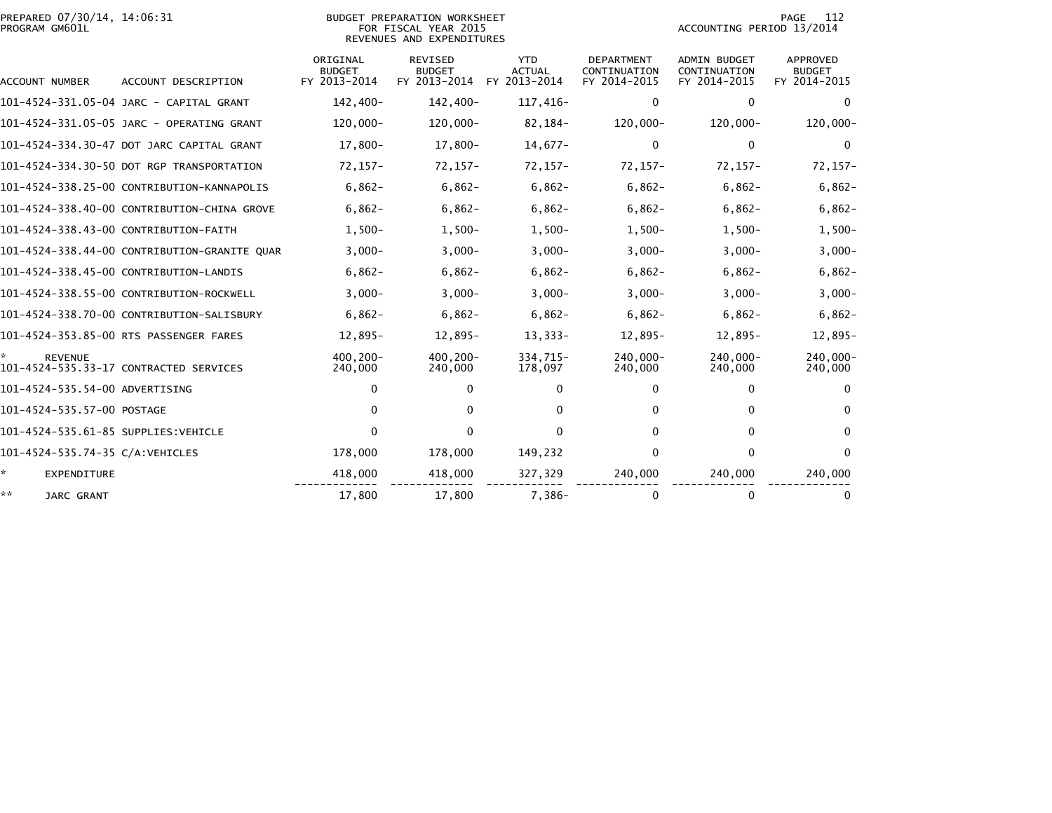PREPARED 07/30/14, 14:06:31
PROGRAM GM601L

BUDGET PREPARATION WORKSHEET
FOR FISCAL YEAR 2015
REVENUES AND EXPENDITURES

ACCOUNTING PERIOD 13/2014

| ACCOUNT NUMBER | ACCOUNT DESCRIPTION | ORIGINAL BUDGET FY 2013-2014 | REVISED BUDGET FY 2013-2014 | YTD ACTUAL FY 2013-2014 | DEPARTMENT CONTINUATION FY 2014-2015 | ADMIN BUDGET CONTINUATION FY 2014-2015 | APPROVED BUDGET FY 2014-2015 |
|---|---|---|---|---|---|---|---|
| 101-4524-331.05-04 | JARC - CAPITAL GRANT | 142,400- | 142,400- | 117,416- | 0 | 0 | 0 |
| 101-4524-331.05-05 | JARC - OPERATING GRANT | 120,000- | 120,000- | 82,184- | 120,000- | 120,000- | 120,000- |
| 101-4524-334.30-47 | DOT JARC CAPITAL GRANT | 17,800- | 17,800- | 14,677- | 0 | 0 | 0 |
| 101-4524-334.30-50 | DOT RGP TRANSPORTATION | 72,157- | 72,157- | 72,157- | 72,157- | 72,157- | 72,157- |
| 101-4524-338.25-00 | CONTRIBUTION-KANNAPOLIS | 6,862- | 6,862- | 6,862- | 6,862- | 6,862- | 6,862- |
| 101-4524-338.40-00 | CONTRIBUTION-CHINA GROVE | 6,862- | 6,862- | 6,862- | 6,862- | 6,862- | 6,862- |
| 101-4524-338.43-00 | CONTRIBUTION-FAITH | 1,500- | 1,500- | 1,500- | 1,500- | 1,500- | 1,500- |
| 101-4524-338.44-00 | CONTRIBUTION-GRANITE QUAR | 3,000- | 3,000- | 3,000- | 3,000- | 3,000- | 3,000- |
| 101-4524-338.45-00 | CONTRIBUTION-LANDIS | 6,862- | 6,862- | 6,862- | 6,862- | 6,862- | 6,862- |
| 101-4524-338.55-00 | CONTRIBUTION-ROCKWELL | 3,000- | 3,000- | 3,000- | 3,000- | 3,000- | 3,000- |
| 101-4524-338.70-00 | CONTRIBUTION-SALISBURY | 6,862- | 6,862- | 6,862- | 6,862- | 6,862- | 6,862- |
| 101-4524-353.85-00 | RTS PASSENGER FARES | 12,895- | 12,895- | 13,333- | 12,895- | 12,895- | 12,895- |
| * | REVENUE | 400,200- | 400,200- | 334,715- | 240,000- | 240,000- | 240,000- |
| 101-4524-535.33-17 | CONTRACTED SERVICES | 240,000 | 240,000 | 178,097 | 240,000 | 240,000 | 240,000 |
| 101-4524-535.54-00 | ADVERTISING | 0 | 0 | 0 | 0 | 0 | 0 |
| 101-4524-535.57-00 | POSTAGE | 0 | 0 | 0 | 0 | 0 | 0 |
| 101-4524-535.61-85 | SUPPLIES:VEHICLE | 0 | 0 | 0 | 0 | 0 | 0 |
| 101-4524-535.74-35 | C/A:VEHICLES | 178,000 | 178,000 | 149,232 | 0 | 0 | 0 |
| * | EXPENDITURE | 418,000 | 418,000 | 327,329 | 240,000 | 240,000 | 240,000 |
| ** | JARC GRANT | 17,800 | 17,800 | 7,386- | 0 | 0 | 0 |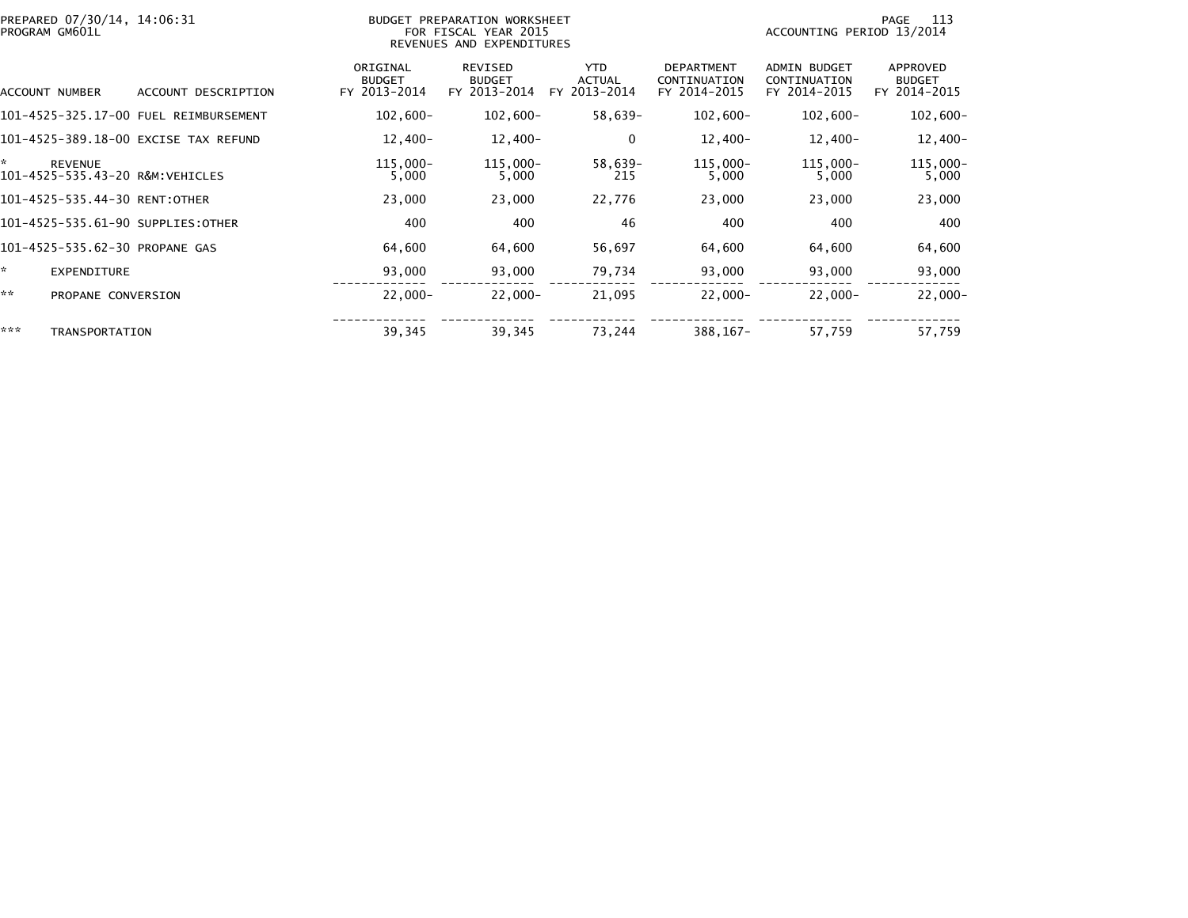PREPARED 07/30/14, 14:06:31
PROGRAM GM601L

BUDGET PREPARATION WORKSHEET
FOR FISCAL YEAR 2015
REVENUES AND EXPENDITURES

ACCOUNTING PERIOD 13/2014

| ACCOUNT NUMBER | ACCOUNT DESCRIPTION | ORIGINAL BUDGET FY 2013-2014 | REVISED BUDGET FY 2013-2014 | YTD ACTUAL FY 2013-2014 | DEPARTMENT CONTINUATION FY 2014-2015 | ADMIN BUDGET CONTINUATION FY 2014-2015 | APPROVED BUDGET FY 2014-2015 |
|---|---|---|---|---|---|---|---|
| 101-4525-325.17-00 | FUEL REIMBURSEMENT | 102,600- | 102,600- | 58,639- | 102,600- | 102,600- | 102,600- |
| 101-4525-389.18-00 | EXCISE TAX REFUND | 12,400- | 12,400- | 0 | 12,400- | 12,400- | 12,400- |
| * | REVENUE | 115,000- | 115,000- | 58,639- | 115,000- | 115,000- | 115,000- |
| 101-4525-535.43-20 | R&M:VEHICLES | 5,000 | 5,000 | 215 | 5,000 | 5,000 | 5,000 |
| 101-4525-535.44-30 | RENT:OTHER | 23,000 | 23,000 | 22,776 | 23,000 | 23,000 | 23,000 |
| 101-4525-535.61-90 | SUPPLIES:OTHER | 400 | 400 | 46 | 400 | 400 | 400 |
| 101-4525-535.62-30 | PROPANE GAS | 64,600 | 64,600 | 56,697 | 64,600 | 64,600 | 64,600 |
| * | EXPENDITURE | 93,000 | 93,000 | 79,734 | 93,000 | 93,000 | 93,000 |
| ** | PROPANE CONVERSION | 22,000- | 22,000- | 21,095 | 22,000- | 22,000- | 22,000- |
| *** | TRANSPORTATION | 39,345 | 39,345 | 73,244 | 388,167- | 57,759 | 57,759 |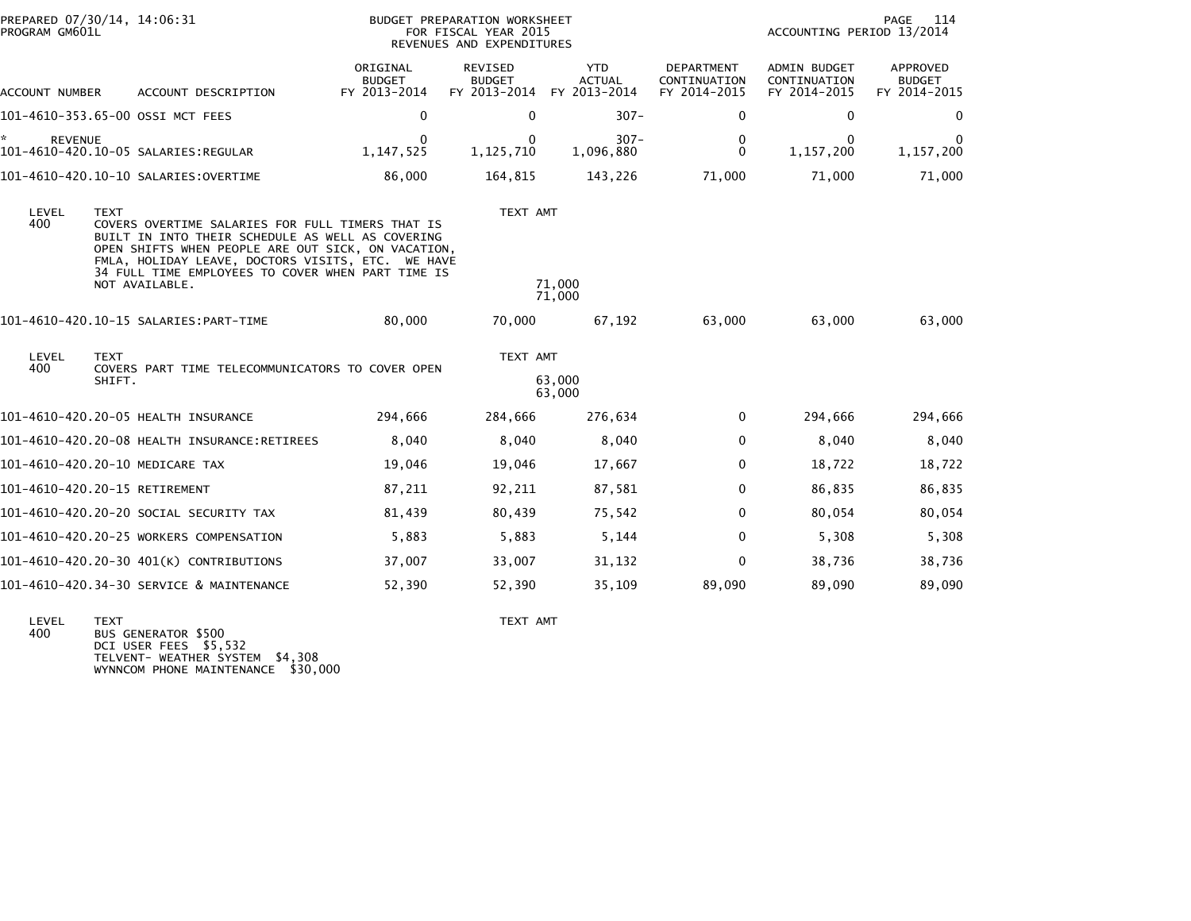PREPARED 07/30/14, 14:06:31
PROGRAM GM601L

BUDGET PREPARATION WORKSHEET
FOR FISCAL YEAR 2015
REVENUES AND EXPENDITURES

ACCOUNTING PERIOD 13/2014

| ACCOUNT NUMBER | ACCOUNT DESCRIPTION | ORIGINAL BUDGET FY 2013-2014 | REVISED BUDGET FY 2013-2014 | YTD ACTUAL FY 2013-2014 | DEPARTMENT CONTINUATION FY 2014-2015 | ADMIN BUDGET CONTINUATION FY 2014-2015 | APPROVED BUDGET FY 2014-2015 |
|---|---|---|---|---|---|---|---|
| 101-4610-353.65-00 | OSSI MCT FEES | 0 | 0 | 307- | 0 | 0 | 0 |
| * REVENUE | | 0 | 0 | 307- | 0 | 0 | 0 |
| 101-4610-420.10-05 | SALARIES:REGULAR | 1,147,525 | 1,125,710 | 1,096,880 | 0 | 1,157,200 | 1,157,200 |
| 101-4610-420.10-10 | SALARIES:OVERTIME | 86,000 | 164,815 | 143,226 | 71,000 | 71,000 | 71,000 |

| LEVEL | TEXT | TEXT AMT |
|---|---|---|
| 400 | COVERS OVERTIME SALARIES FOR FULL TIMERS THAT IS BUILT IN INTO THEIR SCHEDULE AS WELL AS COVERING OPEN SHIFTS WHEN PEOPLE ARE OUT SICK, ON VACATION, FMLA, HOLIDAY LEAVE, DOCTORS VISITS, ETC. WE HAVE 34 FULL TIME EMPLOYEES TO COVER WHEN PART TIME IS NOT AVAILABLE. | 71,000 |
| | | 71,000 |

| ACCOUNT NUMBER | ACCOUNT DESCRIPTION | ORIGINAL BUDGET FY 2013-2014 | REVISED BUDGET FY 2013-2014 | YTD ACTUAL FY 2013-2014 | DEPARTMENT CONTINUATION FY 2014-2015 | ADMIN BUDGET CONTINUATION FY 2014-2015 | APPROVED BUDGET FY 2014-2015 |
|---|---|---|---|---|---|---|---|
| 101-4610-420.10-15 | SALARIES:PART-TIME | 80,000 | 70,000 | 67,192 | 63,000 | 63,000 | 63,000 |

| LEVEL | TEXT | TEXT AMT |
|---|---|---|
| 400 | COVERS PART TIME TELECOMMUNICATORS TO COVER OPEN SHIFT. | 63,000 |
| | | 63,000 |

| ACCOUNT NUMBER | ACCOUNT DESCRIPTION | ORIGINAL BUDGET FY 2013-2014 | REVISED BUDGET FY 2013-2014 | YTD ACTUAL FY 2013-2014 | DEPARTMENT CONTINUATION FY 2014-2015 | ADMIN BUDGET CONTINUATION FY 2014-2015 | APPROVED BUDGET FY 2014-2015 |
|---|---|---|---|---|---|---|---|
| 101-4610-420.20-05 | HEALTH INSURANCE | 294,666 | 284,666 | 276,634 | 0 | 294,666 | 294,666 |
| 101-4610-420.20-08 | HEALTH INSURANCE:RETIREES | 8,040 | 8,040 | 8,040 | 0 | 8,040 | 8,040 |
| 101-4610-420.20-10 | MEDICARE TAX | 19,046 | 19,046 | 17,667 | 0 | 18,722 | 18,722 |
| 101-4610-420.20-15 | RETIREMENT | 87,211 | 92,211 | 87,581 | 0 | 86,835 | 86,835 |
| 101-4610-420.20-20 | SOCIAL SECURITY TAX | 81,439 | 80,439 | 75,542 | 0 | 80,054 | 80,054 |
| 101-4610-420.20-25 | WORKERS COMPENSATION | 5,883 | 5,883 | 5,144 | 0 | 5,308 | 5,308 |
| 101-4610-420.20-30 | 401(K) CONTRIBUTIONS | 37,007 | 33,007 | 31,132 | 0 | 38,736 | 38,736 |
| 101-4610-420.34-30 | SERVICE & MAINTENANCE | 52,390 | 52,390 | 35,109 | 89,090 | 89,090 | 89,090 |

| LEVEL | TEXT | TEXT AMT |
|---|---|---|
| 400 | BUS GENERATOR $500<br>DCI USER FEES $5,532<br>TELVENT- WEATHER SYSTEM $4,308<br>WYNNCOM PHONE MAINTENANCE $30,000 | |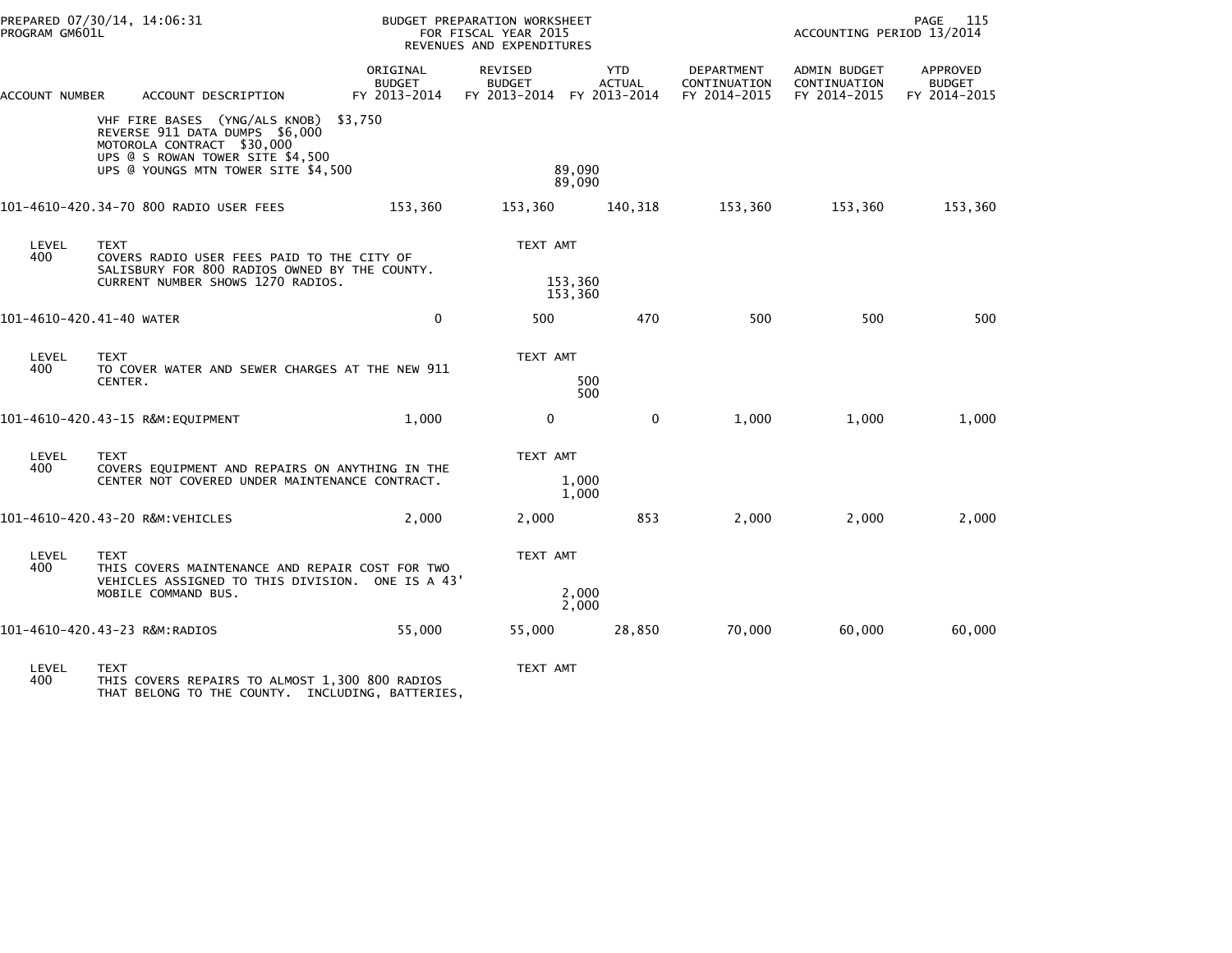| ACCOUNT NUMBER | ACCOUNT DESCRIPTION | ORIGINAL BUDGET FY 2013-2014 | REVISED BUDGET FY 2013-2014 | YTD ACTUAL FY 2013-2014 | DEPARTMENT CONTINUATION FY 2014-2015 | ADMIN BUDGET CONTINUATION FY 2014-2015 | APPROVED BUDGET FY 2014-2015 |
|---|---|---|---|---|---|---|---|
| | VHF FIRE BASES (YNG/ALS KNOB) $3,750 REVERSE 911 DATA DUMPS $6,000 MOTOROLA CONTRACT $30,000 UPS @ S ROWAN TOWER SITE $4,500 UPS @ YOUNGS MTN TOWER SITE $4,500 | | 89,090 89,090 | | | | |
| 101-4610-420.34-70 | 800 RADIO USER FEES | 153,360 | 153,360 | 140,318 | 153,360 | 153,360 | 153,360 |
| LEVEL 400 | TEXT COVERS RADIO USER FEES PAID TO THE CITY OF SALISBURY FOR 800 RADIOS OWNED BY THE COUNTY. CURRENT NUMBER SHOWS 1270 RADIOS. | | TEXT AMT 153,360 153,360 | | | | |
| 101-4610-420.41-40 | WATER | 0 | 500 | 470 | 500 | 500 | 500 |
| LEVEL 400 | TEXT TO COVER WATER AND SEWER CHARGES AT THE NEW 911 CENTER. | | TEXT AMT 500 500 | | | | |
| 101-4610-420.43-15 | R&M:EQUIPMENT | 1,000 | 0 | 0 | 1,000 | 1,000 | 1,000 |
| LEVEL 400 | TEXT COVERS EQUIPMENT AND REPAIRS ON ANYTHING IN THE CENTER NOT COVERED UNDER MAINTENANCE CONTRACT. | | TEXT AMT 1,000 1,000 | | | | |
| 101-4610-420.43-20 | R&M:VEHICLES | 2,000 | 2,000 | 853 | 2,000 | 2,000 | 2,000 |
| LEVEL 400 | TEXT THIS COVERS MAINTENANCE AND REPAIR COST FOR TWO VEHICLES ASSIGNED TO THIS DIVISION. ONE IS A 43' MOBILE COMMAND BUS. | | TEXT AMT 2,000 2,000 | | | | |
| 101-4610-420.43-23 | R&M:RADIOS | 55,000 | 55,000 | 28,850 | 70,000 | 60,000 | 60,000 |
| LEVEL 400 | TEXT THIS COVERS REPAIRS TO ALMOST 1,300 800 RADIOS THAT BELONG TO THE COUNTY. INCLUDING, BATTERIES, | | TEXT AMT | | | | |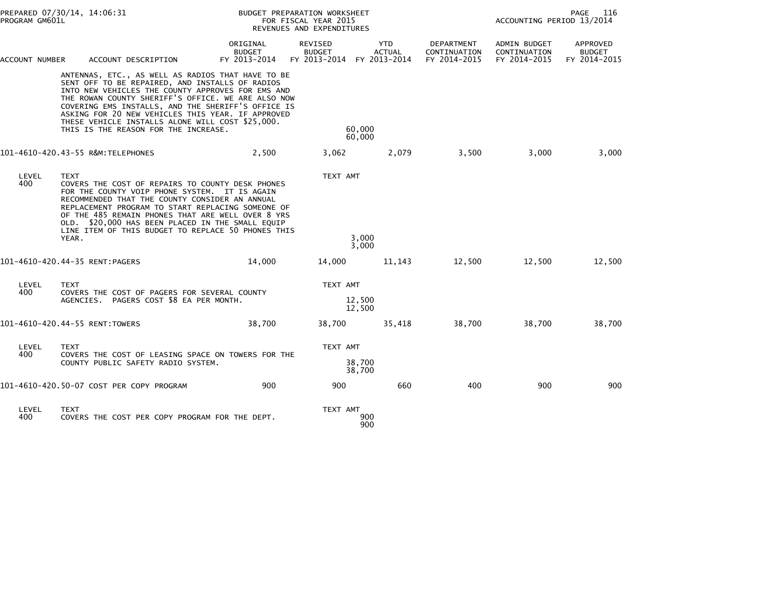BUDGET PREPARATION WORKSHEET
FOR FISCAL YEAR 2015
REVENUES AND EXPENDITURES

| ACCOUNT NUMBER | ACCOUNT DESCRIPTION | ORIGINAL BUDGET FY 2013-2014 | REVISED BUDGET FY 2013-2014 | YTD ACTUAL FY 2013-2014 | DEPARTMENT CONTINUATION FY 2014-2015 | ADMIN BUDGET CONTINUATION FY 2014-2015 | APPROVED BUDGET FY 2014-2015 |
|---|---|---|---|---|---|---|---|
| | ANTENNAS, ETC., AS WELL AS RADIOS THAT HAVE TO BE SENT OFF TO BE REPAIRED, AND INSTALLS OF RADIOS INTO NEW VEHICLES THE COUNTY APPROVES FOR EMS AND THE ROWAN COUNTY SHERIFF'S OFFICE. WE ARE ALSO NOW COVERING EMS INSTALLS, AND THE SHERIFF'S OFFICE IS ASKING FOR 20 NEW VEHICLES THIS YEAR. IF APPROVED THESE VEHICLE INSTALLS ALONE WILL COST $25,000. THIS IS THE REASON FOR THE INCREASE. | | 60,000<br>60,000 | | | | |
| 101-4610-420.43-55 | R&M:TELEPHONES | 2,500 | 3,062 | 2,079 | 3,500 | 3,000 | 3,000 |
| LEVEL 400 | TEXT<br>COVERS THE COST OF REPAIRS TO COUNTY DESK PHONES FOR THE COUNTY VOIP PHONE SYSTEM. IT IS AGAIN RECOMMENDED THAT THE COUNTY CONSIDER AN ANNUAL REPLACEMENT PROGRAM TO START REPLACING SOMEONE OF OF THE 485 REMAIN PHONES THAT ARE WELL OVER 8 YRS OLD. $20,000 HAS BEEN PLACED IN THE SMALL EQUIP LINE ITEM OF THIS BUDGET TO REPLACE 50 PHONES THIS YEAR. | | TEXT AMT<br>3,000<br>3,000 | | | | |
| 101-4610-420.44-35 | RENT:PAGERS | 14,000 | 14,000 | 11,143 | 12,500 | 12,500 | 12,500 |
| LEVEL 400 | TEXT<br>COVERS THE COST OF PAGERS FOR SEVERAL COUNTY AGENCIES. PAGERS COST $8 EA PER MONTH. | | TEXT AMT<br>12,500<br>12,500 | | | | |
| 101-4610-420.44-55 | RENT:TOWERS | 38,700 | 38,700 | 35,418 | 38,700 | 38,700 | 38,700 |
| LEVEL 400 | TEXT<br>COVERS THE COST OF LEASING SPACE ON TOWERS FOR THE COUNTY PUBLIC SAFETY RADIO SYSTEM. | | TEXT AMT<br>38,700<br>38,700 | | | | |
| 101-4610-420.50-07 | COST PER COPY PROGRAM | 900 | 900 | 660 | 400 | 900 | 900 |
| LEVEL 400 | TEXT<br>COVERS THE COST PER COPY PROGRAM FOR THE DEPT. | | TEXT AMT<br>900<br>900 | | | | |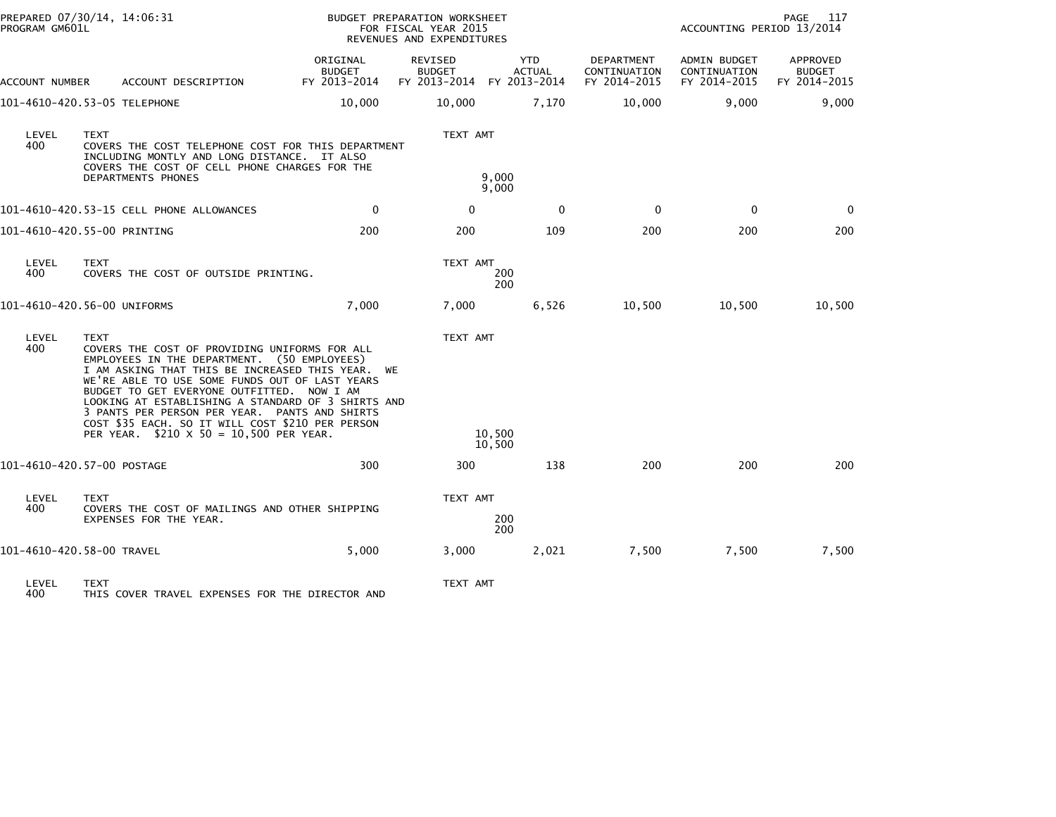PREPARED 07/30/14, 14:06:31
PROGRAM GM601L

BUDGET PREPARATION WORKSHEET
FOR FISCAL YEAR 2015
REVENUES AND EXPENDITURES

ACCOUNTING PERIOD 13/2014

| ACCOUNT NUMBER | ACCOUNT DESCRIPTION | ORIGINAL BUDGET FY 2013-2014 | REVISED BUDGET FY 2013-2014 | YTD ACTUAL FY 2013-2014 | DEPARTMENT CONTINUATION FY 2014-2015 | ADMIN BUDGET CONTINUATION FY 2014-2015 | APPROVED BUDGET FY 2014-2015 |
|---|---|---|---|---|---|---|---|
| 101-4610-420.53-05 | TELEPHONE | 10,000 | 10,000 | 7,170 | 10,000 | 9,000 | 9,000 |

| LEVEL | TEXT | TEXT AMT |
|---|---|---|
| 400 | COVERS THE COST TELEPHONE COST FOR THIS DEPARTMENT INCLUDING MONTLY AND LONG DISTANCE. IT ALSO COVERS THE COST OF CELL PHONE CHARGES FOR THE DEPARTMENTS PHONES | 9,000 |
| | | 9,000 |

| ACCOUNT NUMBER | ACCOUNT DESCRIPTION | ORIGINAL BUDGET FY 2013-2014 | REVISED BUDGET FY 2013-2014 | YTD ACTUAL FY 2013-2014 | DEPARTMENT CONTINUATION FY 2014-2015 | ADMIN BUDGET CONTINUATION FY 2014-2015 | APPROVED BUDGET FY 2014-2015 |
|---|---|---|---|---|---|---|---|
| 101-4610-420.53-15 | CELL PHONE ALLOWANCES | 0 | 0 | 0 | 0 | 0 | 0 |
| 101-4610-420.55-00 | PRINTING | 200 | 200 | 109 | 200 | 200 | 200 |

| LEVEL | TEXT | TEXT AMT |
|---|---|---|
| 400 | COVERS THE COST OF OUTSIDE PRINTING. | 200 |
| | | 200 |

| ACCOUNT NUMBER | ACCOUNT DESCRIPTION | ORIGINAL BUDGET FY 2013-2014 | REVISED BUDGET FY 2013-2014 | YTD ACTUAL FY 2013-2014 | DEPARTMENT CONTINUATION FY 2014-2015 | ADMIN BUDGET CONTINUATION FY 2014-2015 | APPROVED BUDGET FY 2014-2015 |
|---|---|---|---|---|---|---|---|
| 101-4610-420.56-00 | UNIFORMS | 7,000 | 7,000 | 6,526 | 10,500 | 10,500 | 10,500 |

| LEVEL | TEXT | TEXT AMT |
|---|---|---|
| 400 | COVERS THE COST OF PROVIDING UNIFORMS FOR ALL EMPLOYEES IN THE DEPARTMENT. (50 EMPLOYEES) I AM ASKING THAT THIS BE INCREASED THIS YEAR. WE WE'RE ABLE TO USE SOME FUNDS OUT OF LAST YEARS BUDGET TO GET EVERYONE OUTFITTED. NOW I AM LOOKING AT ESTABLISHING A STANDARD OF 3 SHIRTS AND 3 PANTS PER PERSON PER YEAR. PANTS AND SHIRTS COST $35 EACH. SO IT WILL COST $210 PER PERSON PER YEAR. $210 X 50 = 10,500 PER YEAR. | 10,500 |
| | | 10,500 |

| ACCOUNT NUMBER | ACCOUNT DESCRIPTION | ORIGINAL BUDGET FY 2013-2014 | REVISED BUDGET FY 2013-2014 | YTD ACTUAL FY 2013-2014 | DEPARTMENT CONTINUATION FY 2014-2015 | ADMIN BUDGET CONTINUATION FY 2014-2015 | APPROVED BUDGET FY 2014-2015 |
|---|---|---|---|---|---|---|---|
| 101-4610-420.57-00 | POSTAGE | 300 | 300 | 138 | 200 | 200 | 200 |

| LEVEL | TEXT | TEXT AMT |
|---|---|---|
| 400 | COVERS THE COST OF MAILINGS AND OTHER SHIPPING EXPENSES FOR THE YEAR. | 200 |
| | | 200 |

| ACCOUNT NUMBER | ACCOUNT DESCRIPTION | ORIGINAL BUDGET FY 2013-2014 | REVISED BUDGET FY 2013-2014 | YTD ACTUAL FY 2013-2014 | DEPARTMENT CONTINUATION FY 2014-2015 | ADMIN BUDGET CONTINUATION FY 2014-2015 | APPROVED BUDGET FY 2014-2015 |
|---|---|---|---|---|---|---|---|
| 101-4610-420.58-00 | TRAVEL | 5,000 | 3,000 | 2,021 | 7,500 | 7,500 | 7,500 |

| LEVEL | TEXT | TEXT AMT |
|---|---|---|
| 400 | THIS COVER TRAVEL EXPENSES FOR THE DIRECTOR AND | |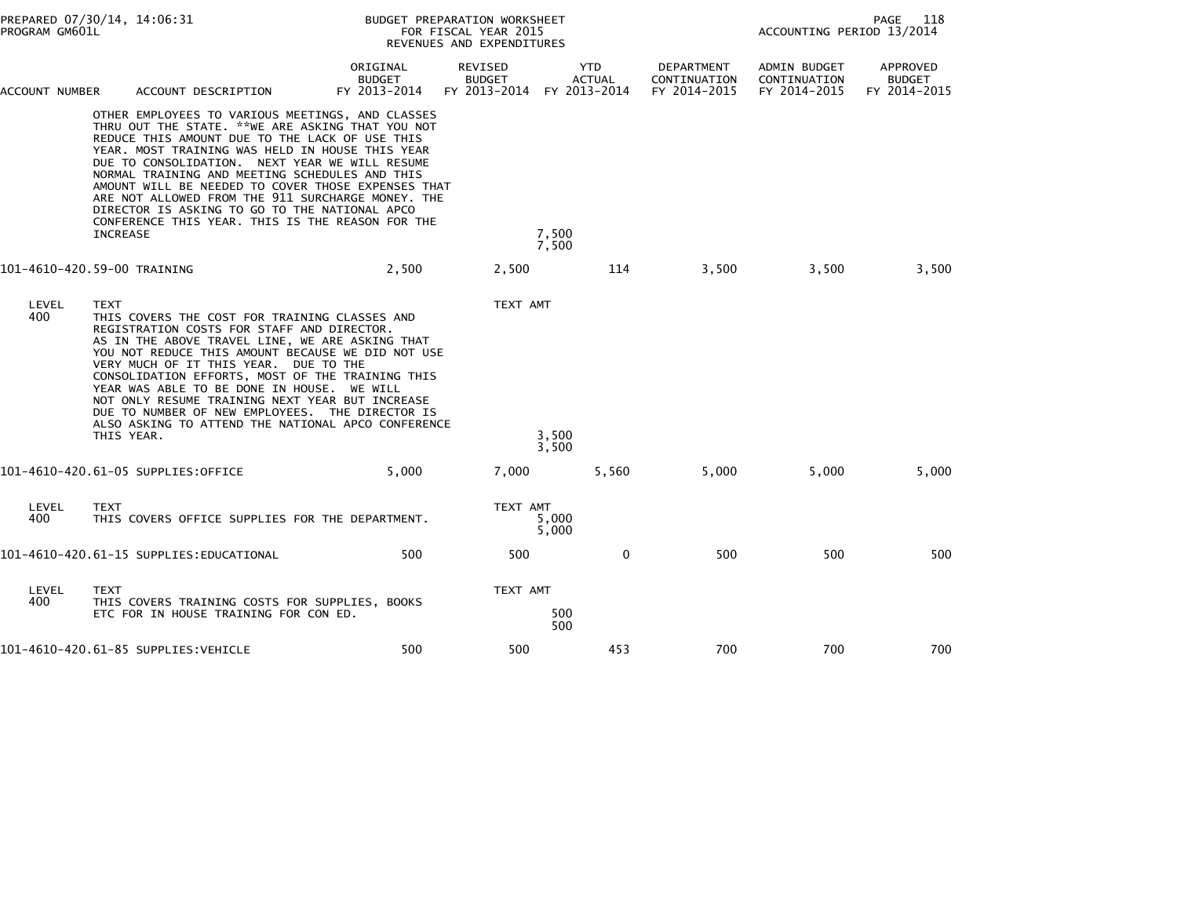| ACCOUNT NUMBER | ACCOUNT DESCRIPTION | ORIGINAL BUDGET FY 2013-2014 | REVISED BUDGET FY 2013-2014 | YTD ACTUAL FY 2013-2014 | DEPARTMENT CONTINUATION FY 2014-2015 | ADMIN BUDGET CONTINUATION FY 2014-2015 | APPROVED BUDGET FY 2014-2015 |
|---|---|---|---|---|---|---|---|

OTHER EMPLOYEES TO VARIOUS MEETINGS, AND CLASSES THRU OUT THE STATE. **WE ARE ASKING THAT YOU NOT REDUCE THIS AMOUNT DUE TO THE LACK OF USE THIS YEAR. MOST TRAINING WAS HELD IN HOUSE THIS YEAR DUE TO CONSOLIDATION. NEXT YEAR WE WILL RESUME NORMAL TRAINING AND MEETING SCHEDULES AND THIS AMOUNT WILL BE NEEDED TO COVER THOSE EXPENSES THAT ARE NOT ALLOWED FROM THE 911 SURCHARGE MONEY. THE DIRECTOR IS ASKING TO GO TO THE NATIONAL APCO CONFERENCE THIS YEAR. THIS IS THE REASON FOR THE INCREASE — 7,500

7,500

| ACCOUNT NUMBER | ACCOUNT DESCRIPTION | ORIGINAL BUDGET FY 2013-2014 | REVISED BUDGET FY 2013-2014 | YTD ACTUAL FY 2013-2014 | DEPARTMENT CONTINUATION FY 2014-2015 | ADMIN BUDGET CONTINUATION FY 2014-2015 | APPROVED BUDGET FY 2014-2015 |
|---|---|---|---|---|---|---|---|
| 101-4610-420.59-00 | TRAINING | 2,500 | 2,500 | 114 | 3,500 | 3,500 | 3,500 |

LEVEL 400 — TEXT: THIS COVERS THE COST FOR TRAINING CLASSES AND REGISTRATION COSTS FOR STAFF AND DIRECTOR. AS IN THE ABOVE TRAVEL LINE, WE ARE ASKING THAT YOU NOT REDUCE THIS AMOUNT BECAUSE WE DID NOT USE VERY MUCH OF IT THIS YEAR. DUE TO THE CONSOLIDATION EFFORTS, MOST OF THE TRAINING THIS YEAR WAS ABLE TO BE DONE IN HOUSE. WE WILL NOT ONLY RESUME TRAINING NEXT YEAR BUT INCREASE DUE TO NUMBER OF NEW EMPLOYEES. THE DIRECTOR IS ALSO ASKING TO ATTEND THE NATIONAL APCO CONFERENCE THIS YEAR. — TEXT AMT 3,500

3,500

| ACCOUNT NUMBER | ACCOUNT DESCRIPTION | ORIGINAL BUDGET FY 2013-2014 | REVISED BUDGET FY 2013-2014 | YTD ACTUAL FY 2013-2014 | DEPARTMENT CONTINUATION FY 2014-2015 | ADMIN BUDGET CONTINUATION FY 2014-2015 | APPROVED BUDGET FY 2014-2015 |
|---|---|---|---|---|---|---|---|
| 101-4610-420.61-05 | SUPPLIES:OFFICE | 5,000 | 7,000 | 5,560 | 5,000 | 5,000 | 5,000 |

LEVEL 400 — TEXT: THIS COVERS OFFICE SUPPLIES FOR THE DEPARTMENT. — TEXT AMT 5,000

5,000

| ACCOUNT NUMBER | ACCOUNT DESCRIPTION | ORIGINAL BUDGET FY 2013-2014 | REVISED BUDGET FY 2013-2014 | YTD ACTUAL FY 2013-2014 | DEPARTMENT CONTINUATION FY 2014-2015 | ADMIN BUDGET CONTINUATION FY 2014-2015 | APPROVED BUDGET FY 2014-2015 |
|---|---|---|---|---|---|---|---|
| 101-4610-420.61-15 | SUPPLIES:EDUCATIONAL | 500 | 500 | 0 | 500 | 500 | 500 |

LEVEL 400 — TEXT: THIS COVERS TRAINING COSTS FOR SUPPLIES, BOOKS ETC FOR IN HOUSE TRAINING FOR CON ED. — TEXT AMT 500

500

| ACCOUNT NUMBER | ACCOUNT DESCRIPTION | ORIGINAL BUDGET FY 2013-2014 | REVISED BUDGET FY 2013-2014 | YTD ACTUAL FY 2013-2014 | DEPARTMENT CONTINUATION FY 2014-2015 | ADMIN BUDGET CONTINUATION FY 2014-2015 | APPROVED BUDGET FY 2014-2015 |
|---|---|---|---|---|---|---|---|
| 101-4610-420.61-85 | SUPPLIES:VEHICLE | 500 | 500 | 453 | 700 | 700 | 700 |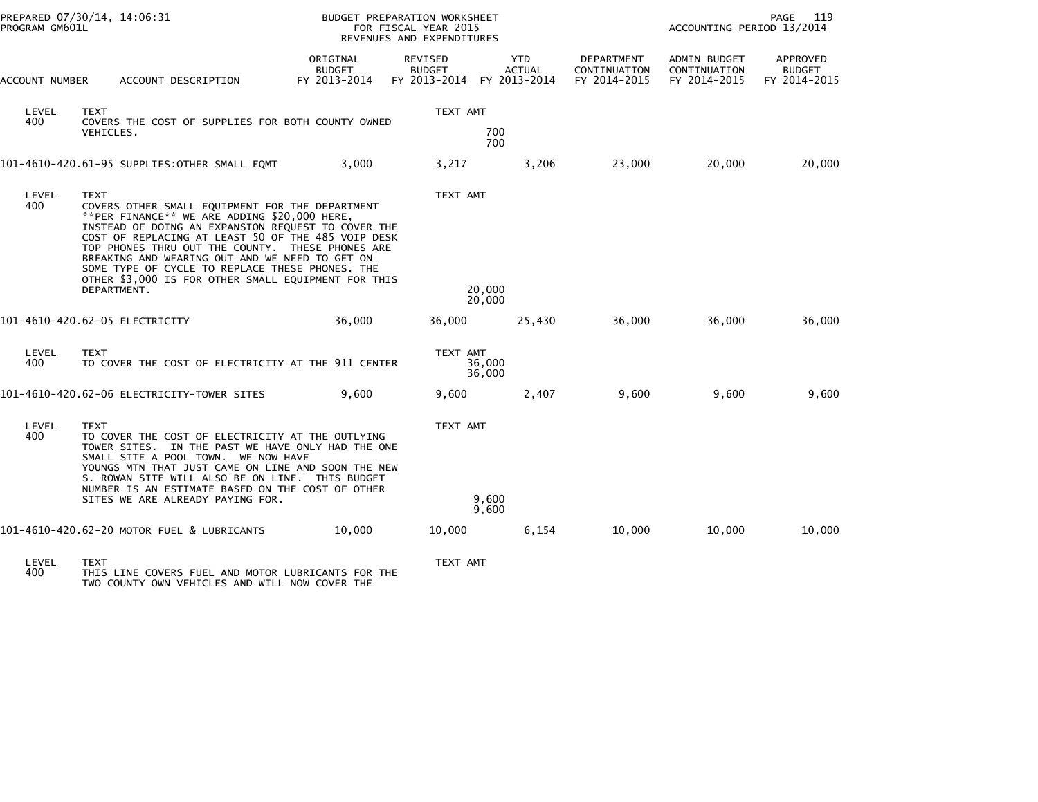BUDGET PREPARATION WORKSHEET
FOR FISCAL YEAR 2015
REVENUES AND EXPENDITURES

PREPARED 07/30/14, 14:06:31
PROGRAM GM601L

ACCOUNTING PERIOD 13/2014

| ACCOUNT NUMBER | ACCOUNT DESCRIPTION | ORIGINAL BUDGET FY 2013-2014 | REVISED BUDGET FY 2013-2014 | YTD ACTUAL FY 2013-2014 | DEPARTMENT CONTINUATION FY 2014-2015 | ADMIN BUDGET CONTINUATION FY 2014-2015 | APPROVED BUDGET FY 2014-2015 |
|---|---|---|---|---|---|---|---|
| LEVEL 400 | TEXT<br>COVERS THE COST OF SUPPLIES FOR BOTH COUNTY OWNED VEHICLES. | | TEXT AMT<br>700<br>700 | | | | |
| 101-4610-420.61-95 | SUPPLIES:OTHER SMALL EQMT | 3,000 | 3,217 | 3,206 | 23,000 | 20,000 | 20,000 |
| LEVEL 400 | TEXT<br>COVERS OTHER SMALL EQUIPMENT FOR THE DEPARTMENT **PER FINANCE** WE ARE ADDING $20,000 HERE, INSTEAD OF DOING AN EXPANSION REQUEST TO COVER THE COST OF REPLACING AT LEAST 50 OF THE 485 VOIP DESK TOP PHONES THRU OUT THE COUNTY. THESE PHONES ARE BREAKING AND WEARING OUT AND WE NEED TO GET ON SOME TYPE OF CYCLE TO REPLACE THESE PHONES. THE OTHER $3,000 IS FOR OTHER SMALL EQUIPMENT FOR THIS DEPARTMENT. | | TEXT AMT<br>20,000<br>20,000 | | | | |
| 101-4610-420.62-05 | ELECTRICITY | 36,000 | 36,000 | 25,430 | 36,000 | 36,000 | 36,000 |
| LEVEL 400 | TEXT<br>TO COVER THE COST OF ELECTRICITY AT THE 911 CENTER | | TEXT AMT<br>36,000<br>36,000 | | | | |
| 101-4610-420.62-06 | ELECTRICITY-TOWER SITES | 9,600 | 9,600 | 2,407 | 9,600 | 9,600 | 9,600 |
| LEVEL 400 | TEXT<br>TO COVER THE COST OF ELECTRICITY AT THE OUTLYING TOWER SITES. IN THE PAST WE HAVE ONLY HAD THE ONE SMALL SITE A POOL TOWN. WE NOW HAVE YOUNGS MTN THAT JUST CAME ON LINE AND SOON THE NEW S. ROWAN SITE WILL ALSO BE ON LINE. THIS BUDGET NUMBER IS AN ESTIMATE BASED ON THE COST OF OTHER SITES WE ARE ALREADY PAYING FOR. | | TEXT AMT<br>9,600<br>9,600 | | | | |
| 101-4610-420.62-20 | MOTOR FUEL & LUBRICANTS | 10,000 | 10,000 | 6,154 | 10,000 | 10,000 | 10,000 |
| LEVEL 400 | TEXT<br>THIS LINE COVERS FUEL AND MOTOR LUBRICANTS FOR THE TWO COUNTY OWN VEHICLES AND WILL NOW COVER THE | | TEXT AMT | | | | |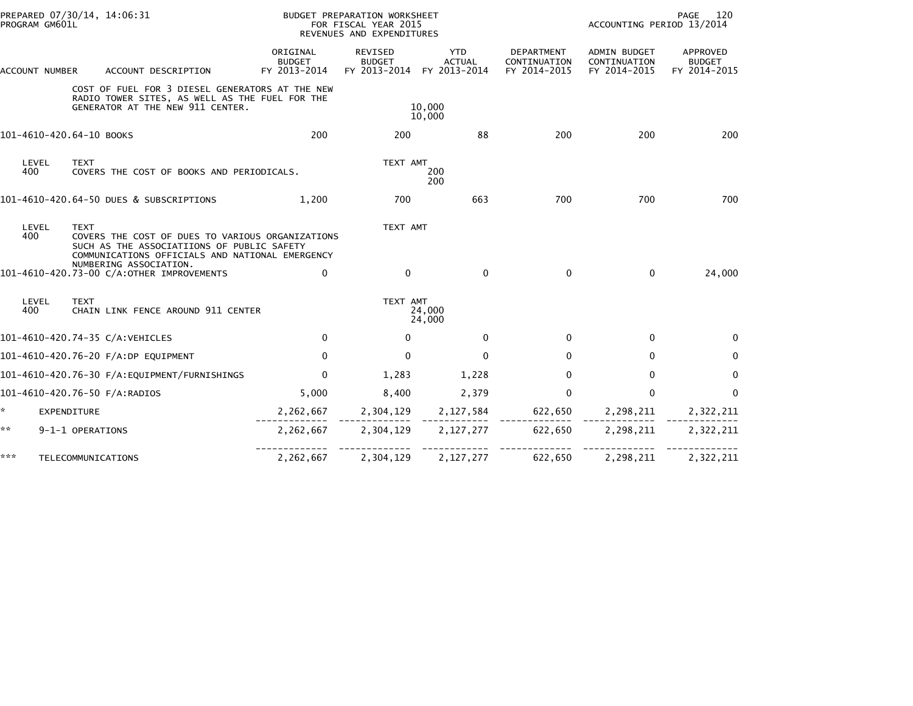PREPARED 07/30/14, 14:06:31
PROGRAM GM601L

BUDGET PREPARATION WORKSHEET
FOR FISCAL YEAR 2015
REVENUES AND EXPENDITURES

ACCOUNTING PERIOD 13/2014

| ACCOUNT NUMBER | ACCOUNT DESCRIPTION | ORIGINAL BUDGET FY 2013-2014 | REVISED BUDGET FY 2013-2014 | YTD ACTUAL FY 2013-2014 | DEPARTMENT CONTINUATION FY 2014-2015 | ADMIN BUDGET CONTINUATION FY 2014-2015 | APPROVED BUDGET FY 2014-2015 |
|---|---|---|---|---|---|---|---|
| | COST OF FUEL FOR 3 DIESEL GENERATORS AT THE NEW RADIO TOWER SITES, AS WELL AS THE FUEL FOR THE GENERATOR AT THE NEW 911 CENTER. | | | 10,000<br>10,000 | | | |
| 101-4610-420.64-10 | BOOKS | 200 | 200 | 88 | 200 | 200 | 200 |
| LEVEL 400 | TEXT<br>COVERS THE COST OF BOOKS AND PERIODICALS. | | TEXT AMT | 200<br>200 | | | |
| 101-4610-420.64-50 | DUES & SUBSCRIPTIONS | 1,200 | 700 | 663 | 700 | 700 | 700 |
| LEVEL 400 | TEXT<br>COVERS THE COST OF DUES TO VARIOUS ORGANIZATIONS SUCH AS THE ASSOCIATIIONS OF PUBLIC SAFETY COMMUNICATIONS OFFICIALS AND NATIONAL EMERGENCY NUMBERING ASSOCIATION. | | TEXT AMT | | | | |
| 101-4610-420.73-00 | C/A:OTHER IMPROVEMENTS | 0 | 0 | 0 | 0 | 0 | 24,000 |
| LEVEL 400 | TEXT<br>CHAIN LINK FENCE AROUND 911 CENTER | | TEXT AMT | 24,000<br>24,000 | | | |
| 101-4610-420.74-35 | C/A:VEHICLES | 0 | 0 | 0 | 0 | 0 | 0 |
| 101-4610-420.76-20 | F/A:DP EQUIPMENT | 0 | 0 | 0 | 0 | 0 | 0 |
| 101-4610-420.76-30 | F/A:EQUIPMENT/FURNISHINGS | 0 | 1,283 | 1,228 | 0 | 0 | 0 |
| 101-4610-420.76-50 | F/A:RADIOS | 5,000 | 8,400 | 2,379 | 0 | 0 | 0 |
| * | EXPENDITURE | 2,262,667 | 2,304,129 | 2,127,584 | 622,650 | 2,298,211 | 2,322,211 |
| ** | 9-1-1 OPERATIONS | 2,262,667 | 2,304,129 | 2,127,277 | 622,650 | 2,298,211 | 2,322,211 |
| *** | TELECOMMUNICATIONS | 2,262,667 | 2,304,129 | 2,127,277 | 622,650 | 2,298,211 | 2,322,211 |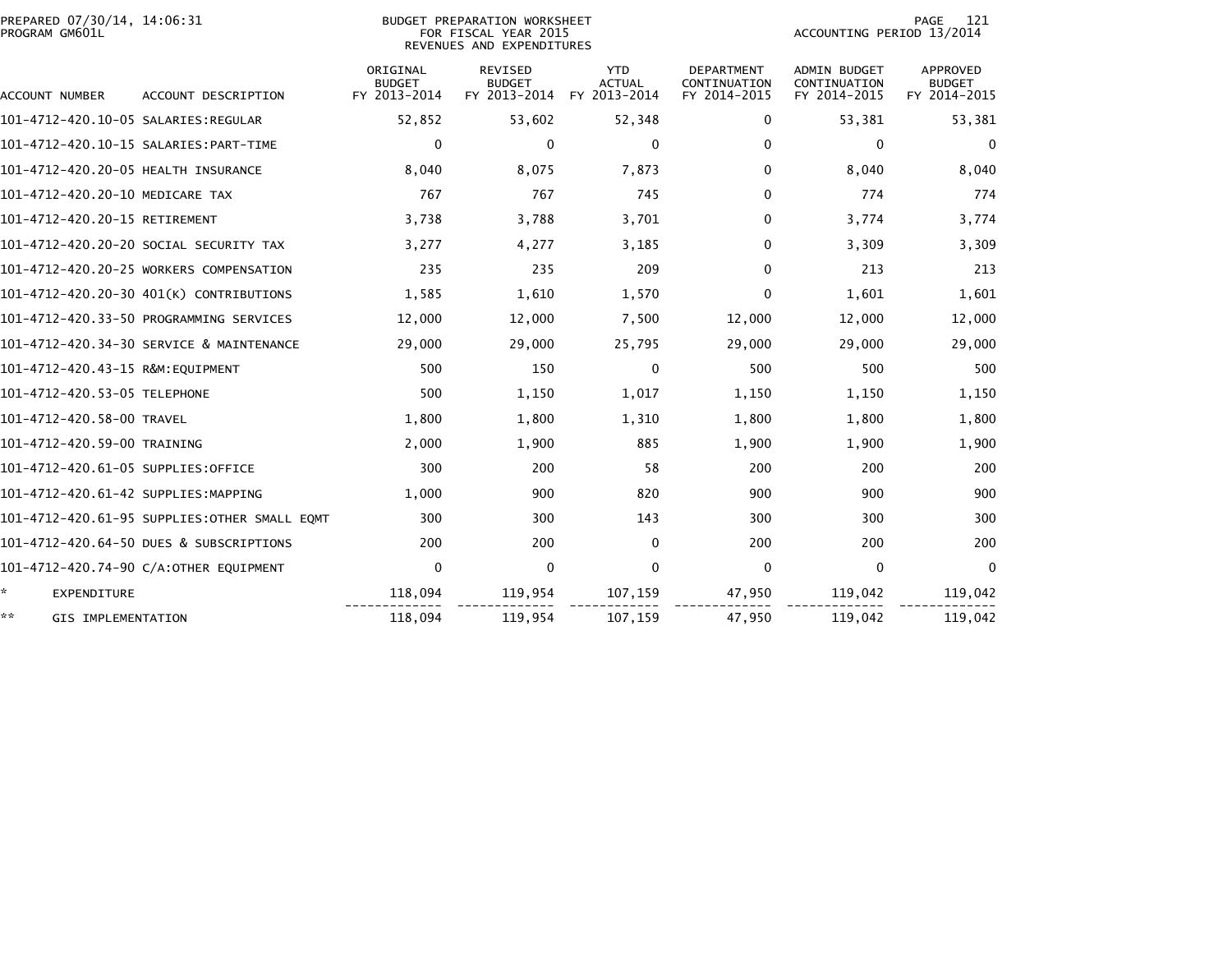PREPARED 07/30/14, 14:06:31
PROGRAM GM601L

BUDGET PREPARATION WORKSHEET
FOR FISCAL YEAR 2015
REVENUES AND EXPENDITURES

ACCOUNTING PERIOD 13/2014

| ACCOUNT NUMBER | ACCOUNT DESCRIPTION | ORIGINAL BUDGET FY 2013-2014 | REVISED BUDGET FY 2013-2014 | YTD ACTUAL FY 2013-2014 | DEPARTMENT CONTINUATION FY 2014-2015 | ADMIN BUDGET CONTINUATION FY 2014-2015 | APPROVED BUDGET FY 2014-2015 |
|---|---|---|---|---|---|---|---|
| 101-4712-420.10-05 | SALARIES:REGULAR | 52,852 | 53,602 | 52,348 | 0 | 53,381 | 53,381 |
| 101-4712-420.10-15 | SALARIES:PART-TIME | 0 | 0 | 0 | 0 | 0 | 0 |
| 101-4712-420.20-05 | HEALTH INSURANCE | 8,040 | 8,075 | 7,873 | 0 | 8,040 | 8,040 |
| 101-4712-420.20-10 | MEDICARE TAX | 767 | 767 | 745 | 0 | 774 | 774 |
| 101-4712-420.20-15 | RETIREMENT | 3,738 | 3,788 | 3,701 | 0 | 3,774 | 3,774 |
| 101-4712-420.20-20 | SOCIAL SECURITY TAX | 3,277 | 4,277 | 3,185 | 0 | 3,309 | 3,309 |
| 101-4712-420.20-25 | WORKERS COMPENSATION | 235 | 235 | 209 | 0 | 213 | 213 |
| 101-4712-420.20-30 | 401(K) CONTRIBUTIONS | 1,585 | 1,610 | 1,570 | 0 | 1,601 | 1,601 |
| 101-4712-420.33-50 | PROGRAMMING SERVICES | 12,000 | 12,000 | 7,500 | 12,000 | 12,000 | 12,000 |
| 101-4712-420.34-30 | SERVICE & MAINTENANCE | 29,000 | 29,000 | 25,795 | 29,000 | 29,000 | 29,000 |
| 101-4712-420.43-15 | R&M:EQUIPMENT | 500 | 150 | 0 | 500 | 500 | 500 |
| 101-4712-420.53-05 | TELEPHONE | 500 | 1,150 | 1,017 | 1,150 | 1,150 | 1,150 |
| 101-4712-420.58-00 | TRAVEL | 1,800 | 1,800 | 1,310 | 1,800 | 1,800 | 1,800 |
| 101-4712-420.59-00 | TRAINING | 2,000 | 1,900 | 885 | 1,900 | 1,900 | 1,900 |
| 101-4712-420.61-05 | SUPPLIES:OFFICE | 300 | 200 | 58 | 200 | 200 | 200 |
| 101-4712-420.61-42 | SUPPLIES:MAPPING | 1,000 | 900 | 820 | 900 | 900 | 900 |
| 101-4712-420.61-95 | SUPPLIES:OTHER SMALL EQMT | 300 | 300 | 143 | 300 | 300 | 300 |
| 101-4712-420.64-50 | DUES & SUBSCRIPTIONS | 200 | 200 | 0 | 200 | 200 | 200 |
| 101-4712-420.74-90 | C/A:OTHER EQUIPMENT | 0 | 0 | 0 | 0 | 0 | 0 |
| * | EXPENDITURE | 118,094 | 119,954 | 107,159 | 47,950 | 119,042 | 119,042 |
| ** | GIS IMPLEMENTATION | 118,094 | 119,954 | 107,159 | 47,950 | 119,042 | 119,042 |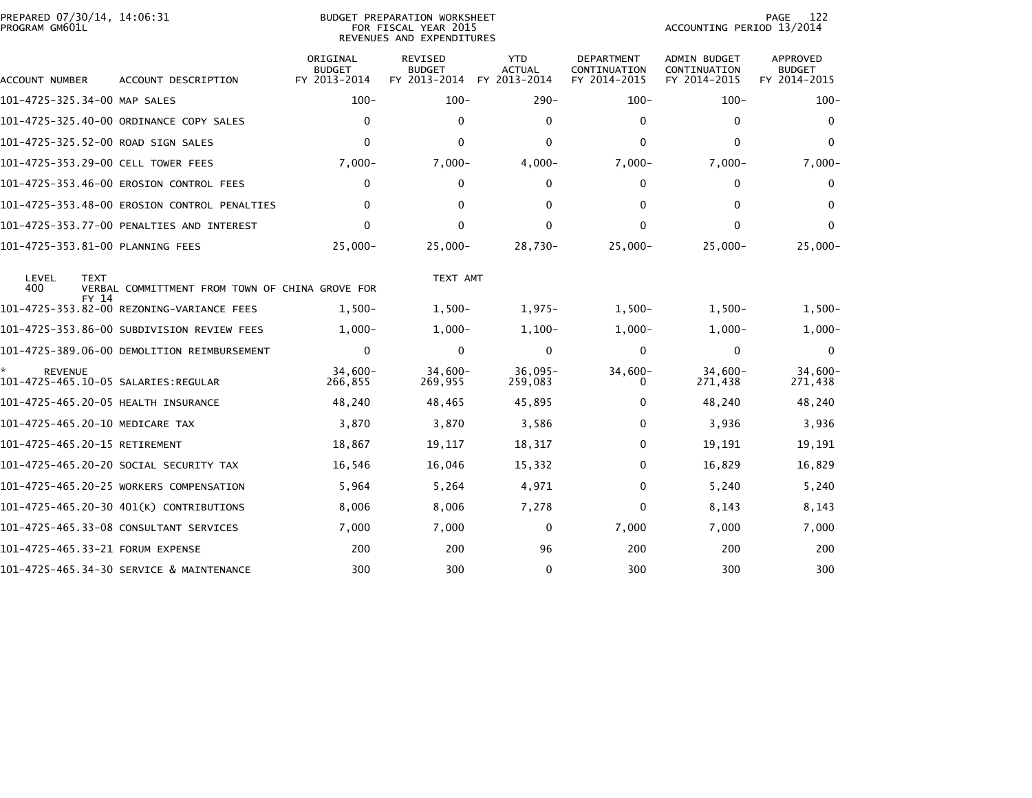PREPARED 07/30/14, 14:06:31
PROGRAM GM601L

BUDGET PREPARATION WORKSHEET
FOR FISCAL YEAR 2015
REVENUES AND EXPENDITURES

ACCOUNTING PERIOD 13/2014

| ACCOUNT NUMBER | ACCOUNT DESCRIPTION | ORIGINAL BUDGET FY 2013-2014 | REVISED BUDGET FY 2013-2014 | YTD ACTUAL FY 2013-2014 | DEPARTMENT CONTINUATION FY 2014-2015 | ADMIN BUDGET CONTINUATION FY 2014-2015 | APPROVED BUDGET FY 2014-2015 |
|---|---|---|---|---|---|---|---|
| 101-4725-325.34-00 | MAP SALES | 100- | 100- | 290- | 100- | 100- | 100- |
| 101-4725-325.40-00 | ORDINANCE COPY SALES | 0 | 0 | 0 | 0 | 0 | 0 |
| 101-4725-325.52-00 | ROAD SIGN SALES | 0 | 0 | 0 | 0 | 0 | 0 |
| 101-4725-353.29-00 | CELL TOWER FEES | 7,000- | 7,000- | 4,000- | 7,000- | 7,000- | 7,000- |
| 101-4725-353.46-00 | EROSION CONTROL FEES | 0 | 0 | 0 | 0 | 0 | 0 |
| 101-4725-353.48-00 | EROSION CONTROL PENALTIES | 0 | 0 | 0 | 0 | 0 | 0 |
| 101-4725-353.77-00 | PENALTIES AND INTEREST | 0 | 0 | 0 | 0 | 0 | 0 |
| 101-4725-353.81-00 | PLANNING FEES | 25,000- | 25,000- | 28,730- | 25,000- | 25,000- | 25,000- |
| LEVEL 400 | TEXT: VERBAL COMMITTMENT FROM TOWN OF CHINA GROVE FOR FY 14 | | TEXT AMT | | | | |
| 101-4725-353.82-00 | REZONING-VARIANCE FEES | 1,500- | 1,500- | 1,975- | 1,500- | 1,500- | 1,500- |
| 101-4725-353.86-00 | SUBDIVISION REVIEW FEES | 1,000- | 1,000- | 1,100- | 1,000- | 1,000- | 1,000- |
| 101-4725-389.06-00 | DEMOLITION REIMBURSEMENT | 0 | 0 | 0 | 0 | 0 | 0 |
| * REVENUE | | 34,600- | 34,600- | 36,095- | 34,600- | 34,600- | 34,600- |
| 101-4725-465.10-05 | SALARIES:REGULAR | 266,855 | 269,955 | 259,083 | 0 | 271,438 | 271,438 |
| 101-4725-465.20-05 | HEALTH INSURANCE | 48,240 | 48,465 | 45,895 | 0 | 48,240 | 48,240 |
| 101-4725-465.20-10 | MEDICARE TAX | 3,870 | 3,870 | 3,586 | 0 | 3,936 | 3,936 |
| 101-4725-465.20-15 | RETIREMENT | 18,867 | 19,117 | 18,317 | 0 | 19,191 | 19,191 |
| 101-4725-465.20-20 | SOCIAL SECURITY TAX | 16,546 | 16,046 | 15,332 | 0 | 16,829 | 16,829 |
| 101-4725-465.20-25 | WORKERS COMPENSATION | 5,964 | 5,264 | 4,971 | 0 | 5,240 | 5,240 |
| 101-4725-465.20-30 | 401(K) CONTRIBUTIONS | 8,006 | 8,006 | 7,278 | 0 | 8,143 | 8,143 |
| 101-4725-465.33-08 | CONSULTANT SERVICES | 7,000 | 7,000 | 0 | 7,000 | 7,000 | 7,000 |
| 101-4725-465.33-21 | FORUM EXPENSE | 200 | 200 | 96 | 200 | 200 | 200 |
| 101-4725-465.34-30 | SERVICE & MAINTENANCE | 300 | 300 | 0 | 300 | 300 | 300 |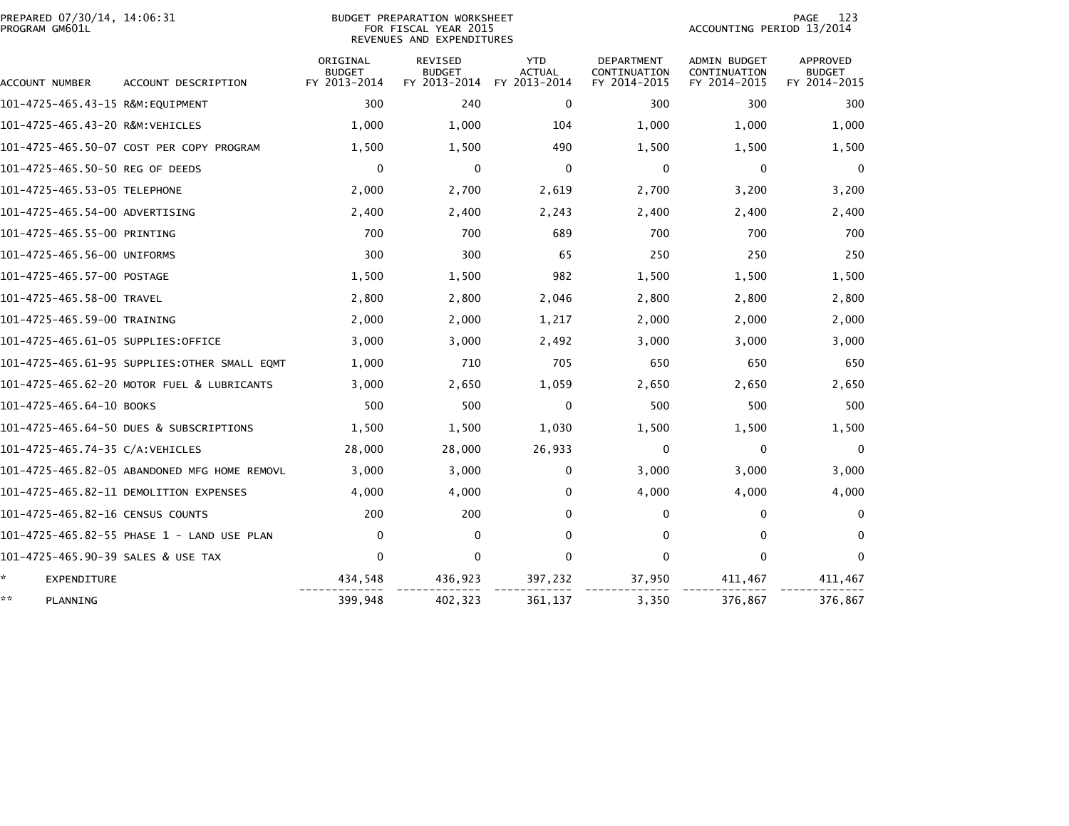PREPARED 07/30/14, 14:06:31
PROGRAM GM601L

BUDGET PREPARATION WORKSHEET
FOR FISCAL YEAR 2015
REVENUES AND EXPENDITURES

ACCOUNTING PERIOD 13/2014

| ACCOUNT NUMBER | ACCOUNT DESCRIPTION | ORIGINAL BUDGET FY 2013-2014 | REVISED BUDGET FY 2013-2014 | YTD ACTUAL FY 2013-2014 | DEPARTMENT CONTINUATION FY 2014-2015 | ADMIN BUDGET CONTINUATION FY 2014-2015 | APPROVED BUDGET FY 2014-2015 |
|---|---|---|---|---|---|---|---|
| 101-4725-465.43-15 | R&M:EQUIPMENT | 300 | 240 | 0 | 300 | 300 | 300 |
| 101-4725-465.43-20 | R&M:VEHICLES | 1,000 | 1,000 | 104 | 1,000 | 1,000 | 1,000 |
| 101-4725-465.50-07 | COST PER COPY PROGRAM | 1,500 | 1,500 | 490 | 1,500 | 1,500 | 1,500 |
| 101-4725-465.50-50 | REG OF DEEDS | 0 | 0 | 0 | 0 | 0 | 0 |
| 101-4725-465.53-05 | TELEPHONE | 2,000 | 2,700 | 2,619 | 2,700 | 3,200 | 3,200 |
| 101-4725-465.54-00 | ADVERTISING | 2,400 | 2,400 | 2,243 | 2,400 | 2,400 | 2,400 |
| 101-4725-465.55-00 | PRINTING | 700 | 700 | 689 | 700 | 700 | 700 |
| 101-4725-465.56-00 | UNIFORMS | 300 | 300 | 65 | 250 | 250 | 250 |
| 101-4725-465.57-00 | POSTAGE | 1,500 | 1,500 | 982 | 1,500 | 1,500 | 1,500 |
| 101-4725-465.58-00 | TRAVEL | 2,800 | 2,800 | 2,046 | 2,800 | 2,800 | 2,800 |
| 101-4725-465.59-00 | TRAINING | 2,000 | 2,000 | 1,217 | 2,000 | 2,000 | 2,000 |
| 101-4725-465.61-05 | SUPPLIES:OFFICE | 3,000 | 3,000 | 2,492 | 3,000 | 3,000 | 3,000 |
| 101-4725-465.61-95 | SUPPLIES:OTHER SMALL EQMT | 1,000 | 710 | 705 | 650 | 650 | 650 |
| 101-4725-465.62-20 | MOTOR FUEL & LUBRICANTS | 3,000 | 2,650 | 1,059 | 2,650 | 2,650 | 2,650 |
| 101-4725-465.64-10 | BOOKS | 500 | 500 | 0 | 500 | 500 | 500 |
| 101-4725-465.64-50 | DUES & SUBSCRIPTIONS | 1,500 | 1,500 | 1,030 | 1,500 | 1,500 | 1,500 |
| 101-4725-465.74-35 | C/A:VEHICLES | 28,000 | 28,000 | 26,933 | 0 | 0 | 0 |
| 101-4725-465.82-05 | ABANDONED MFG HOME REMOVL | 3,000 | 3,000 | 0 | 3,000 | 3,000 | 3,000 |
| 101-4725-465.82-11 | DEMOLITION EXPENSES | 4,000 | 4,000 | 0 | 4,000 | 4,000 | 4,000 |
| 101-4725-465.82-16 | CENSUS COUNTS | 200 | 200 | 0 | 0 | 0 | 0 |
| 101-4725-465.82-55 | PHASE 1 - LAND USE PLAN | 0 | 0 | 0 | 0 | 0 | 0 |
| 101-4725-465.90-39 | SALES & USE TAX | 0 | 0 | 0 | 0 | 0 | 0 |
| * | EXPENDITURE | 434,548 | 436,923 | 397,232 | 37,950 | 411,467 | 411,467 |
| ** | PLANNING | 399,948 | 402,323 | 361,137 | 3,350 | 376,867 | 376,867 |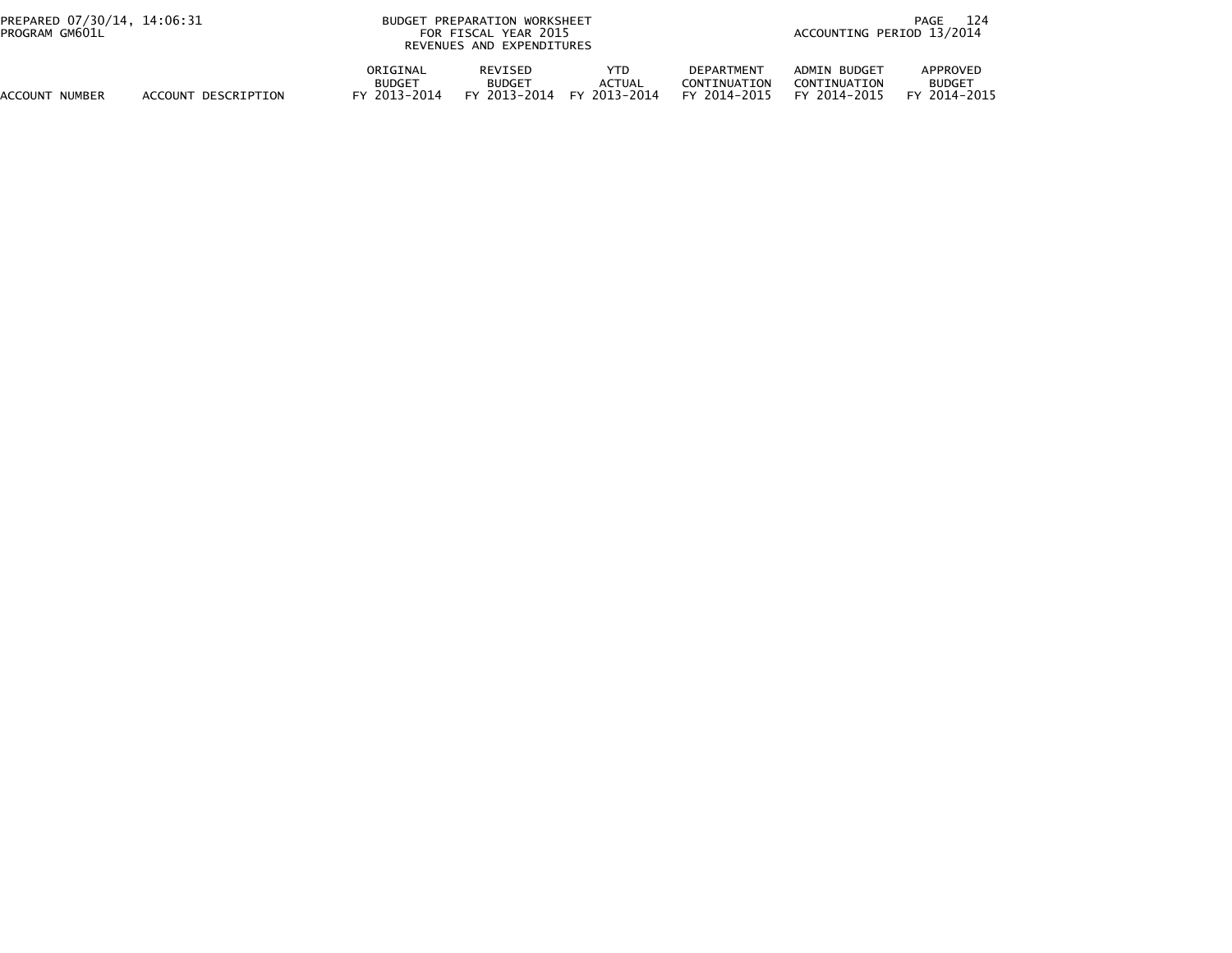| ACCOUNT NUMBER | ACCOUNT DESCRIPTION | ORIGINAL BUDGET FY 2013-2014 | REVISED BUDGET FY 2013-2014 | YTD ACTUAL FY 2013-2014 | DEPARTMENT CONTINUATION FY 2014-2015 | ADMIN BUDGET CONTINUATION FY 2014-2015 | APPROVED BUDGET FY 2014-2015 |
|---|---|---|---|---|---|---|---|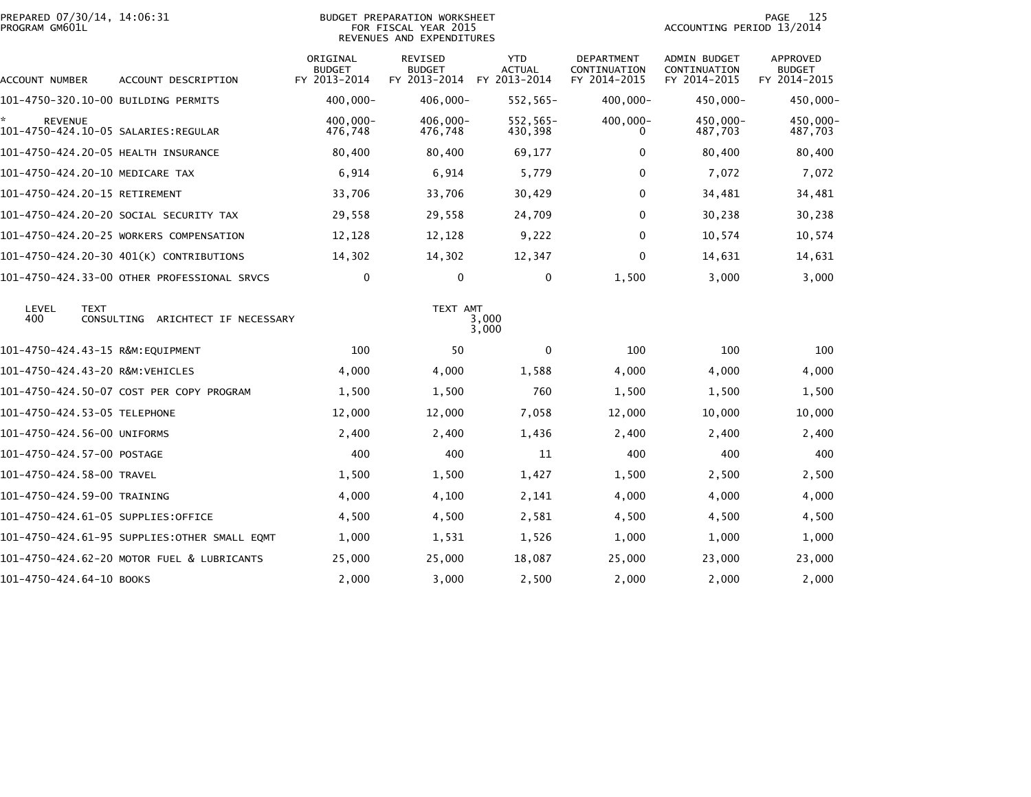PREPARED 07/30/14, 14:06:31
PROGRAM GM601L

BUDGET PREPARATION WORKSHEET
FOR FISCAL YEAR 2015
REVENUES AND EXPENDITURES

ACCOUNTING PERIOD 13/2014

| ACCOUNT NUMBER | ACCOUNT DESCRIPTION | ORIGINAL BUDGET FY 2013-2014 | REVISED BUDGET FY 2013-2014 | YTD ACTUAL FY 2013-2014 | DEPARTMENT CONTINUATION FY 2014-2015 | ADMIN BUDGET CONTINUATION FY 2014-2015 | APPROVED BUDGET FY 2014-2015 |
|---|---|---|---|---|---|---|---|
| 101-4750-320.10-00 | BUILDING PERMITS | 400,000- | 406,000- | 552,565- | 400,000- | 450,000- | 450,000- |
| * REVENUE | | 400,000- | 406,000- | 552,565- | 400,000- | 450,000- | 450,000- |
| 101-4750-424.10-05 | SALARIES:REGULAR | 476,748 | 476,748 | 430,398 | 0 | 487,703 | 487,703 |
| 101-4750-424.20-05 | HEALTH INSURANCE | 80,400 | 80,400 | 69,177 | 0 | 80,400 | 80,400 |
| 101-4750-424.20-10 | MEDICARE TAX | 6,914 | 6,914 | 5,779 | 0 | 7,072 | 7,072 |
| 101-4750-424.20-15 | RETIREMENT | 33,706 | 33,706 | 30,429 | 0 | 34,481 | 34,481 |
| 101-4750-424.20-20 | SOCIAL SECURITY TAX | 29,558 | 29,558 | 24,709 | 0 | 30,238 | 30,238 |
| 101-4750-424.20-25 | WORKERS COMPENSATION | 12,128 | 12,128 | 9,222 | 0 | 10,574 | 10,574 |
| 101-4750-424.20-30 | 401(K) CONTRIBUTIONS | 14,302 | 14,302 | 12,347 | 0 | 14,631 | 14,631 |
| 101-4750-424.33-00 | OTHER PROFESSIONAL SRVCS | 0 | 0 | 0 | 1,500 | 3,000 | 3,000 |

| LEVEL | TEXT | TEXT AMT |
|---|---|---|
| 400 | CONSULTING ARICHTECT IF NECESSARY | 3,000 |
| | | 3,000 |

| ACCOUNT NUMBER | ACCOUNT DESCRIPTION | ORIGINAL BUDGET FY 2013-2014 | REVISED BUDGET FY 2013-2014 | YTD ACTUAL FY 2013-2014 | DEPARTMENT CONTINUATION FY 2014-2015 | ADMIN BUDGET CONTINUATION FY 2014-2015 | APPROVED BUDGET FY 2014-2015 |
|---|---|---|---|---|---|---|---|
| 101-4750-424.43-15 | R&M:EQUIPMENT | 100 | 50 | 0 | 100 | 100 | 100 |
| 101-4750-424.43-20 | R&M:VEHICLES | 4,000 | 4,000 | 1,588 | 4,000 | 4,000 | 4,000 |
| 101-4750-424.50-07 | COST PER COPY PROGRAM | 1,500 | 1,500 | 760 | 1,500 | 1,500 | 1,500 |
| 101-4750-424.53-05 | TELEPHONE | 12,000 | 12,000 | 7,058 | 12,000 | 10,000 | 10,000 |
| 101-4750-424.56-00 | UNIFORMS | 2,400 | 2,400 | 1,436 | 2,400 | 2,400 | 2,400 |
| 101-4750-424.57-00 | POSTAGE | 400 | 400 | 11 | 400 | 400 | 400 |
| 101-4750-424.58-00 | TRAVEL | 1,500 | 1,500 | 1,427 | 1,500 | 2,500 | 2,500 |
| 101-4750-424.59-00 | TRAINING | 4,000 | 4,100 | 2,141 | 4,000 | 4,000 | 4,000 |
| 101-4750-424.61-05 | SUPPLIES:OFFICE | 4,500 | 4,500 | 2,581 | 4,500 | 4,500 | 4,500 |
| 101-4750-424.61-95 | SUPPLIES:OTHER SMALL EQMT | 1,000 | 1,531 | 1,526 | 1,000 | 1,000 | 1,000 |
| 101-4750-424.62-20 | MOTOR FUEL & LUBRICANTS | 25,000 | 25,000 | 18,087 | 25,000 | 23,000 | 23,000 |
| 101-4750-424.64-10 | BOOKS | 2,000 | 3,000 | 2,500 | 2,000 | 2,000 | 2,000 |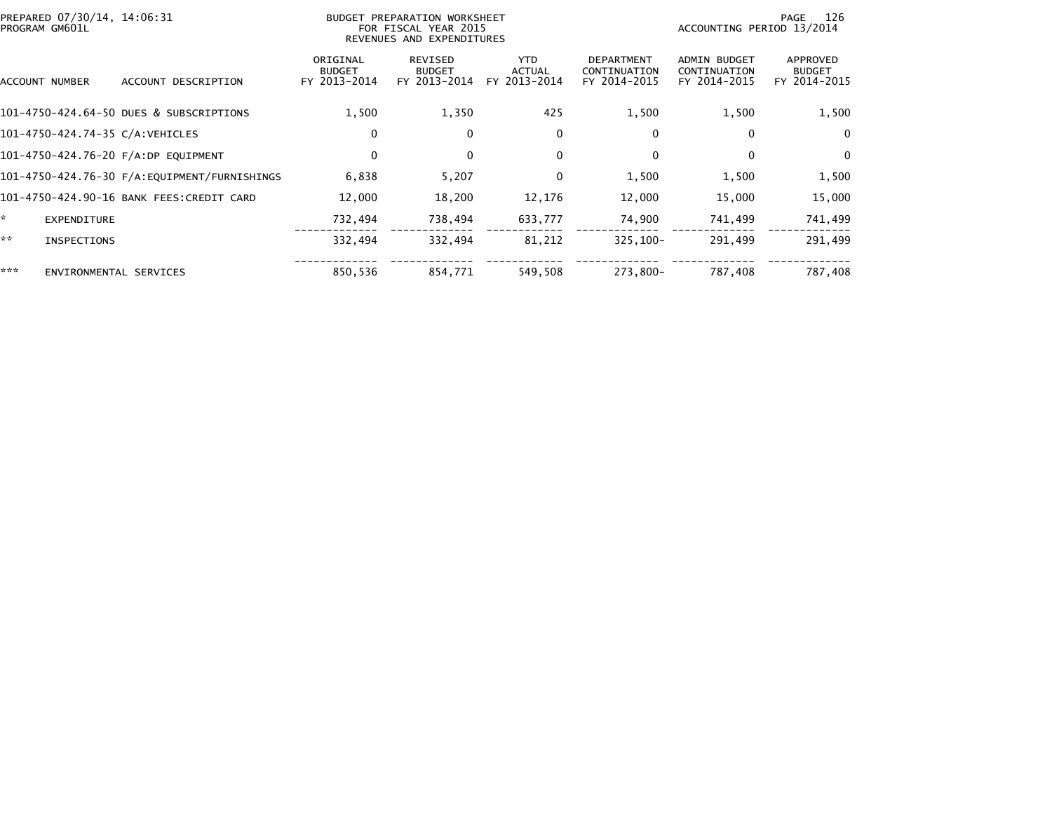BUDGET PREPARATION WORKSHEET
FOR FISCAL YEAR 2015
REVENUES AND EXPENDITURES

PREPARED 07/30/14, 14:06:31
PROGRAM GM601L

ACCOUNTING PERIOD 13/2014

| ACCOUNT NUMBER | ACCOUNT DESCRIPTION | ORIGINAL BUDGET FY 2013-2014 | REVISED BUDGET FY 2013-2014 | YTD ACTUAL FY 2013-2014 | DEPARTMENT CONTINUATION FY 2014-2015 | ADMIN BUDGET CONTINUATION FY 2014-2015 | APPROVED BUDGET FY 2014-2015 |
|---|---|---|---|---|---|---|---|
| 101-4750-424.64-50 | DUES & SUBSCRIPTIONS | 1,500 | 1,350 | 425 | 1,500 | 1,500 | 1,500 |
| 101-4750-424.74-35 | C/A:VEHICLES | 0 | 0 | 0 | 0 | 0 | 0 |
| 101-4750-424.76-20 | F/A:DP EQUIPMENT | 0 | 0 | 0 | 0 | 0 | 0 |
| 101-4750-424.76-30 | F/A:EQUIPMENT/FURNISHINGS | 6,838 | 5,207 | 0 | 1,500 | 1,500 | 1,500 |
| 101-4750-424.90-16 | BANK FEES:CREDIT CARD | 12,000 | 18,200 | 12,176 | 12,000 | 15,000 | 15,000 |
| * | EXPENDITURE | 732,494 | 738,494 | 633,777 | 74,900 | 741,499 | 741,499 |
| ** | INSPECTIONS | 332,494 | 332,494 | 81,212 | 325,100- | 291,499 | 291,499 |
| *** | ENVIRONMENTAL SERVICES | 850,536 | 854,771 | 549,508 | 273,800- | 787,408 | 787,408 |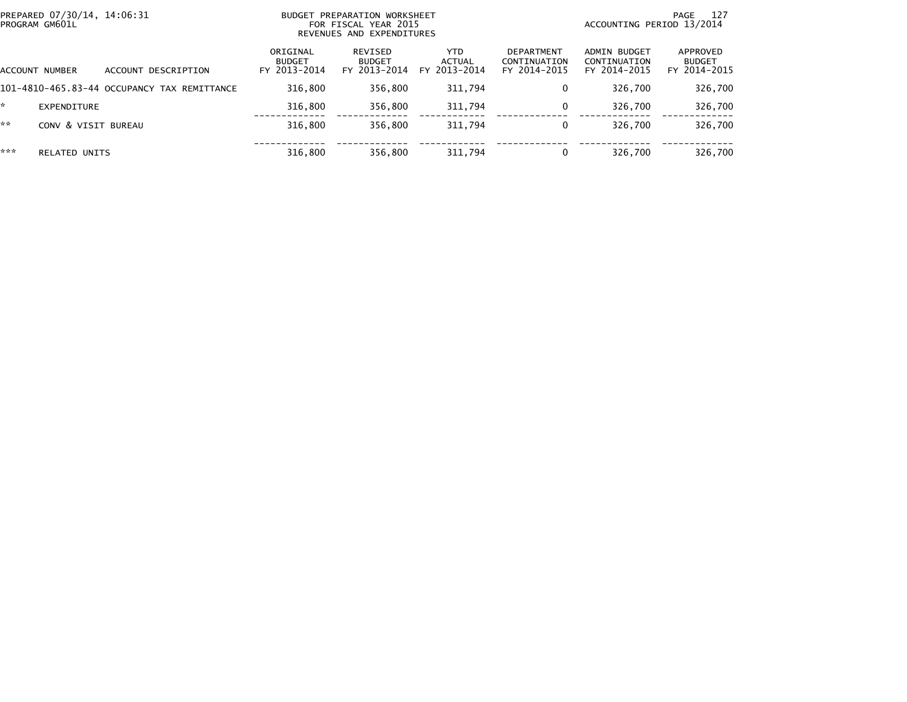PREPARED 07/30/14, 14:06:31
PROGRAM GM601L

BUDGET PREPARATION WORKSHEET
FOR FISCAL YEAR 2015
REVENUES AND EXPENDITURES

ACCOUNTING PERIOD 13/2014

| ACCOUNT NUMBER | ACCOUNT DESCRIPTION | ORIGINAL BUDGET FY 2013-2014 | REVISED BUDGET FY 2013-2014 | YTD ACTUAL FY 2013-2014 | DEPARTMENT CONTINUATION FY 2014-2015 | ADMIN BUDGET CONTINUATION FY 2014-2015 | APPROVED BUDGET FY 2014-2015 |
|---|---|---|---|---|---|---|---|
| 101-4810-465.83-44 | OCCUPANCY TAX REMITTANCE | 316,800 | 356,800 | 311,794 | 0 | 326,700 | 326,700 |
| * | EXPENDITURE | 316,800 | 356,800 | 311,794 | 0 | 326,700 | 326,700 |
| ** | CONV & VISIT BUREAU | 316,800 | 356,800 | 311,794 | 0 | 326,700 | 326,700 |
| *** | RELATED UNITS | 316,800 | 356,800 | 311,794 | 0 | 326,700 | 326,700 |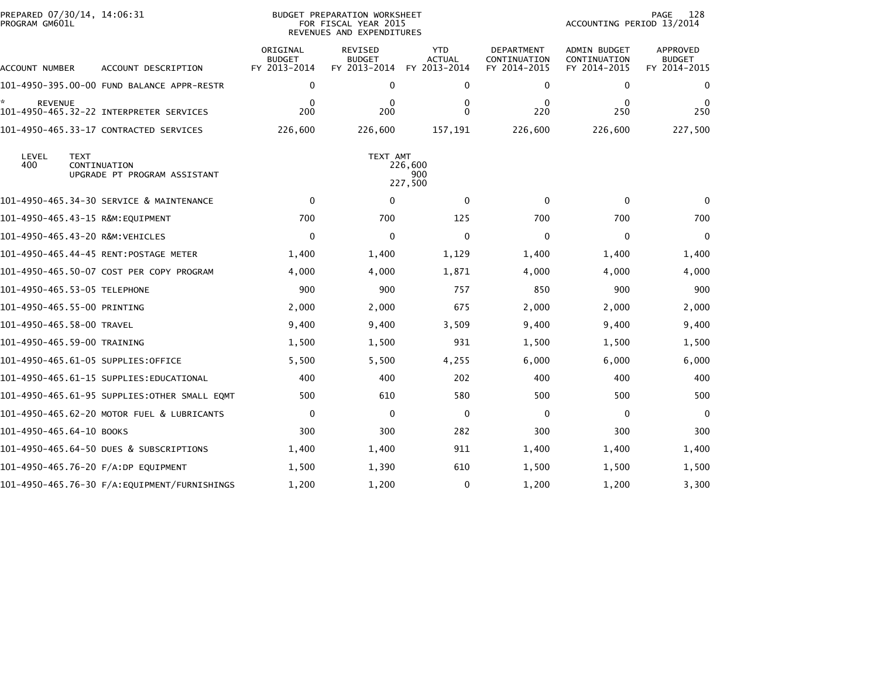PREPARED 07/30/14, 14:06:31
PROGRAM GM601L

BUDGET PREPARATION WORKSHEET
FOR FISCAL YEAR 2015
REVENUES AND EXPENDITURES

ACCOUNTING PERIOD 13/2014

| ACCOUNT NUMBER | ACCOUNT DESCRIPTION | ORIGINAL BUDGET FY 2013-2014 | REVISED BUDGET FY 2013-2014 | YTD ACTUAL FY 2013-2014 | DEPARTMENT CONTINUATION FY 2014-2015 | ADMIN BUDGET CONTINUATION FY 2014-2015 | APPROVED BUDGET FY 2014-2015 |
|---|---|---|---|---|---|---|---|
| 101-4950-395.00-00 | FUND BALANCE APPR-RESTR | 0 | 0 | 0 | 0 | 0 | 0 |
| * REVENUE | | 0 | 0 | 0 | 0 | 0 | 0 |
| 101-4950-465.32-22 | INTERPRETER SERVICES | 200 | 200 | 0 | 220 | 250 | 250 |
| 101-4950-465.33-17 | CONTRACTED SERVICES | 226,600 | 226,600 | 157,191 | 226,600 | 226,600 | 227,500 |

| LEVEL | TEXT | TEXT AMT |
|---|---|---|
| 400 | CONTINUATION | 226,600 |
| | UPGRADE PT PROGRAM ASSISTANT | 900 |
| | | 227,500 |

| ACCOUNT NUMBER | ACCOUNT DESCRIPTION | ORIGINAL BUDGET FY 2013-2014 | REVISED BUDGET FY 2013-2014 | YTD ACTUAL FY 2013-2014 | DEPARTMENT CONTINUATION FY 2014-2015 | ADMIN BUDGET CONTINUATION FY 2014-2015 | APPROVED BUDGET FY 2014-2015 |
|---|---|---|---|---|---|---|---|
| 101-4950-465.34-30 | SERVICE & MAINTENANCE | 0 | 0 | 0 | 0 | 0 | 0 |
| 101-4950-465.43-15 | R&M:EQUIPMENT | 700 | 700 | 125 | 700 | 700 | 700 |
| 101-4950-465.43-20 | R&M:VEHICLES | 0 | 0 | 0 | 0 | 0 | 0 |
| 101-4950-465.44-45 | RENT:POSTAGE METER | 1,400 | 1,400 | 1,129 | 1,400 | 1,400 | 1,400 |
| 101-4950-465.50-07 | COST PER COPY PROGRAM | 4,000 | 4,000 | 1,871 | 4,000 | 4,000 | 4,000 |
| 101-4950-465.53-05 | TELEPHONE | 900 | 900 | 757 | 850 | 900 | 900 |
| 101-4950-465.55-00 | PRINTING | 2,000 | 2,000 | 675 | 2,000 | 2,000 | 2,000 |
| 101-4950-465.58-00 | TRAVEL | 9,400 | 9,400 | 3,509 | 9,400 | 9,400 | 9,400 |
| 101-4950-465.59-00 | TRAINING | 1,500 | 1,500 | 931 | 1,500 | 1,500 | 1,500 |
| 101-4950-465.61-05 | SUPPLIES:OFFICE | 5,500 | 5,500 | 4,255 | 6,000 | 6,000 | 6,000 |
| 101-4950-465.61-15 | SUPPLIES:EDUCATIONAL | 400 | 400 | 202 | 400 | 400 | 400 |
| 101-4950-465.61-95 | SUPPLIES:OTHER SMALL EQMT | 500 | 610 | 580 | 500 | 500 | 500 |
| 101-4950-465.62-20 | MOTOR FUEL & LUBRICANTS | 0 | 0 | 0 | 0 | 0 | 0 |
| 101-4950-465.64-10 | BOOKS | 300 | 300 | 282 | 300 | 300 | 300 |
| 101-4950-465.64-50 | DUES & SUBSCRIPTIONS | 1,400 | 1,400 | 911 | 1,400 | 1,400 | 1,400 |
| 101-4950-465.76-20 | F/A:DP EQUIPMENT | 1,500 | 1,390 | 610 | 1,500 | 1,500 | 1,500 |
| 101-4950-465.76-30 | F/A:EQUIPMENT/FURNISHINGS | 1,200 | 1,200 | 0 | 1,200 | 1,200 | 3,300 |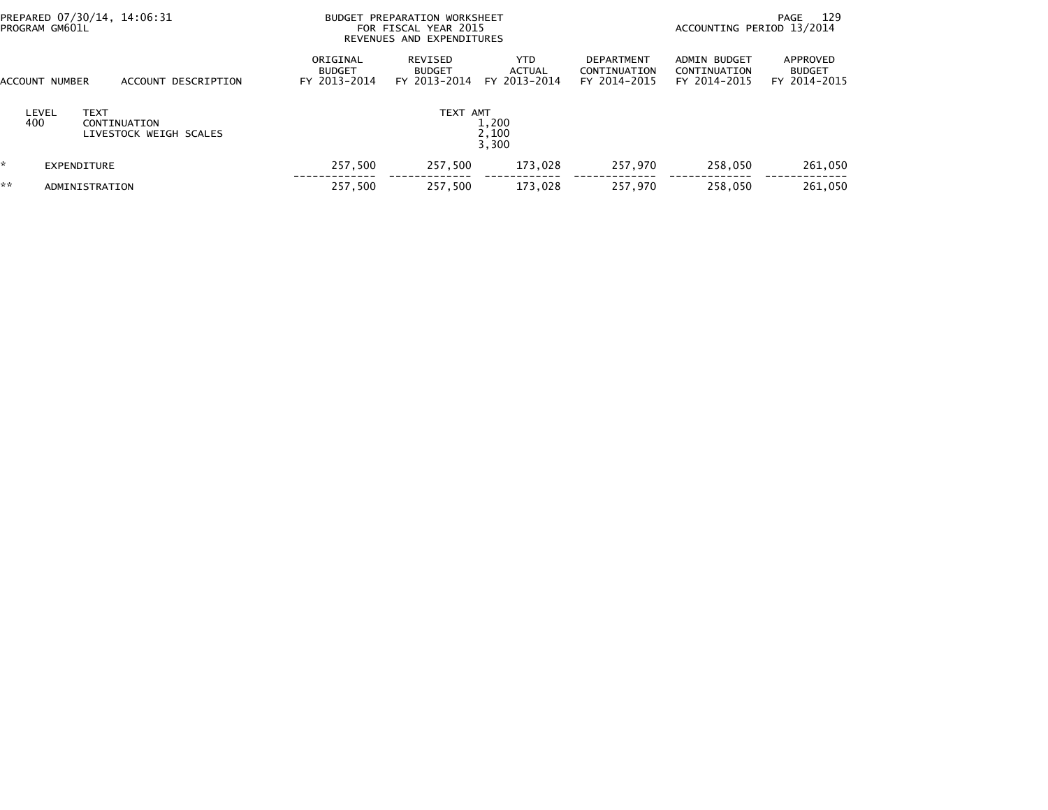PREPARED 07/30/14, 14:06:31
PROGRAM GM601L

BUDGET PREPARATION WORKSHEET
FOR FISCAL YEAR 2015
REVENUES AND EXPENDITURES

ACCOUNTING PERIOD 13/2014

| ACCOUNT NUMBER | ACCOUNT DESCRIPTION | ORIGINAL BUDGET FY 2013-2014 | REVISED BUDGET FY 2013-2014 | YTD ACTUAL FY 2013-2014 | DEPARTMENT CONTINUATION FY 2014-2015 | ADMIN BUDGET CONTINUATION FY 2014-2015 | APPROVED BUDGET FY 2014-2015 |
|---|---|---|---|---|---|---|---|
| LEVEL | TEXT | | TEXT AMT | | | | |
| 400 | CONTINUATION | | | 1,200 | | | |
| | LIVESTOCK WEIGH SCALES | | | 2,100 | | | |
| | | | | 3,300 | | | |
| * | EXPENDITURE | 257,500 | 257,500 | 173,028 | 257,970 | 258,050 | 261,050 |
| ** | ADMINISTRATION | 257,500 | 257,500 | 173,028 | 257,970 | 258,050 | 261,050 |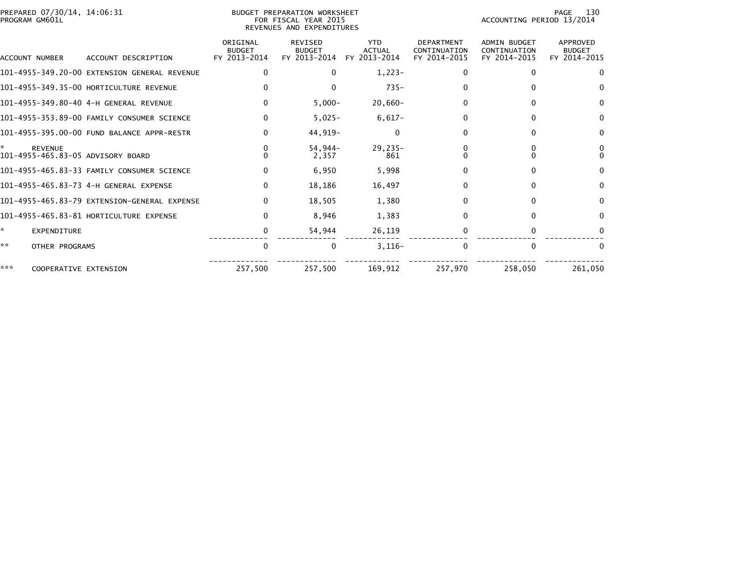PREPARED 07/30/14, 14:06:31
PROGRAM GM601L

BUDGET PREPARATION WORKSHEET
FOR FISCAL YEAR 2015
REVENUES AND EXPENDITURES

ACCOUNTING PERIOD 13/2014

| ACCOUNT NUMBER | ACCOUNT DESCRIPTION | ORIGINAL BUDGET FY 2013-2014 | REVISED BUDGET FY 2013-2014 | YTD ACTUAL FY 2013-2014 | DEPARTMENT CONTINUATION FY 2014-2015 | ADMIN BUDGET CONTINUATION FY 2014-2015 | APPROVED BUDGET FY 2014-2015 |
|---|---|---|---|---|---|---|---|
| 101-4955-349.20-00 | EXTENSION GENERAL REVENUE | 0 | 0 | 1,223- | 0 | 0 | 0 |
| 101-4955-349.35-00 | HORTICULTURE REVENUE | 0 | 0 | 735- | 0 | 0 | 0 |
| 101-4955-349.80-40 | 4-H GENERAL REVENUE | 0 | 5,000- | 20,660- | 0 | 0 | 0 |
| 101-4955-353.89-00 | FAMILY CONSUMER SCIENCE | 0 | 5,025- | 6,617- | 0 | 0 | 0 |
| 101-4955-395.00-00 | FUND BALANCE APPR-RESTR | 0 | 44,919- | 0 | 0 | 0 | 0 |
| * | REVENUE | 0 | 54,944- | 29,235- | 0 | 0 | 0 |
| 101-4955-465.83-05 | ADVISORY BOARD | 0 | 2,357 | 861 | 0 | 0 | 0 |
| 101-4955-465.83-33 | FAMILY CONSUMER SCIENCE | 0 | 6,950 | 5,998 | 0 | 0 | 0 |
| 101-4955-465.83-73 | 4-H GENERAL EXPENSE | 0 | 18,186 | 16,497 | 0 | 0 | 0 |
| 101-4955-465.83-79 | EXTENSION-GENERAL EXPENSE | 0 | 18,505 | 1,380 | 0 | 0 | 0 |
| 101-4955-465.83-81 | HORTICULTURE EXPENSE | 0 | 8,946 | 1,383 | 0 | 0 | 0 |
| * | EXPENDITURE | 0 | 54,944 | 26,119 | 0 | 0 | 0 |
| ** | OTHER PROGRAMS | 0 | 0 | 3,116- | 0 | 0 | 0 |
| *** | COOPERATIVE EXTENSION | 257,500 | 257,500 | 169,912 | 257,970 | 258,050 | 261,050 |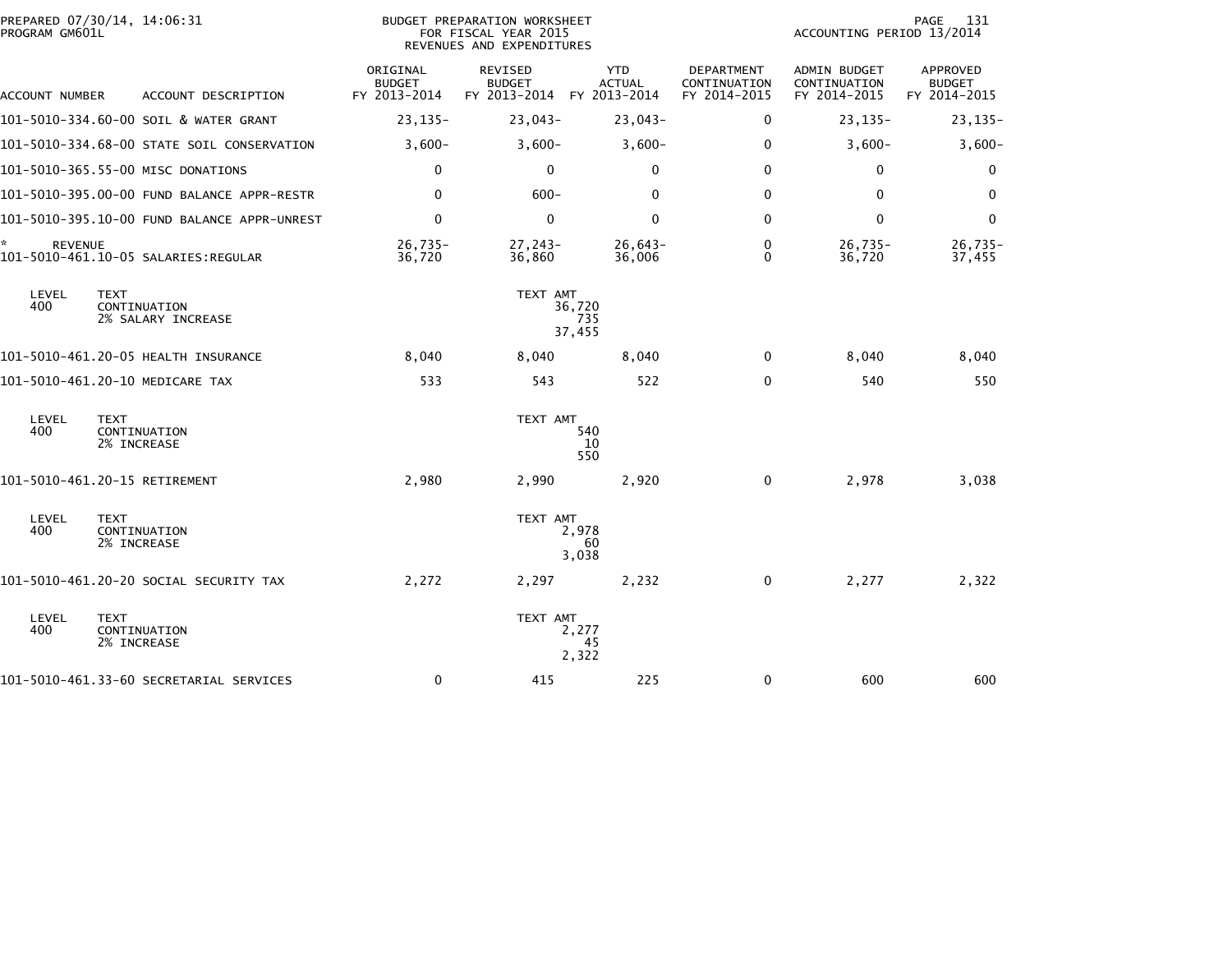PREPARED 07/30/14, 14:06:31
PROGRAM GM601L

BUDGET PREPARATION WORKSHEET
FOR FISCAL YEAR 2015
REVENUES AND EXPENDITURES

ACCOUNTING PERIOD 13/2014

| ACCOUNT NUMBER | ACCOUNT DESCRIPTION | ORIGINAL BUDGET FY 2013-2014 | REVISED BUDGET FY 2013-2014 | YTD ACTUAL FY 2013-2014 | DEPARTMENT CONTINUATION FY 2014-2015 | ADMIN BUDGET CONTINUATION FY 2014-2015 | APPROVED BUDGET FY 2014-2015 |
|---|---|---|---|---|---|---|---|
| 101-5010-334.60-00 | SOIL & WATER GRANT | 23,135- | 23,043- | 23,043- | 0 | 23,135- | 23,135- |
| 101-5010-334.68-00 | STATE SOIL CONSERVATION | 3,600- | 3,600- | 3,600- | 0 | 3,600- | 3,600- |
| 101-5010-365.55-00 | MISC DONATIONS | 0 | 0 | 0 | 0 | 0 | 0 |
| 101-5010-395.00-00 | FUND BALANCE APPR-RESTR | 0 | 600- | 0 | 0 | 0 | 0 |
| 101-5010-395.10-00 | FUND BALANCE APPR-UNREST | 0 | 0 | 0 | 0 | 0 | 0 |
| * REVENUE | | 26,735- | 27,243- | 26,643- | 0 | 26,735- | 26,735- |
| 101-5010-461.10-05 | SALARIES:REGULAR | 36,720 | 36,860 | 36,006 | 0 | 36,720 | 37,455 |

| LEVEL | TEXT | TEXT AMT |
|---|---|---|
| 400 | CONTINUATION | 36,720 |
| | 2% SALARY INCREASE | 735 |
| | | 37,455 |

| ACCOUNT NUMBER | ACCOUNT DESCRIPTION | ORIGINAL BUDGET FY 2013-2014 | REVISED BUDGET FY 2013-2014 | YTD ACTUAL FY 2013-2014 | DEPARTMENT CONTINUATION FY 2014-2015 | ADMIN BUDGET CONTINUATION FY 2014-2015 | APPROVED BUDGET FY 2014-2015 |
|---|---|---|---|---|---|---|---|
| 101-5010-461.20-05 | HEALTH INSURANCE | 8,040 | 8,040 | 8,040 | 0 | 8,040 | 8,040 |
| 101-5010-461.20-10 | MEDICARE TAX | 533 | 543 | 522 | 0 | 540 | 550 |

| LEVEL | TEXT | TEXT AMT |
|---|---|---|
| 400 | CONTINUATION | 540 |
| | 2% INCREASE | 10 |
| | | 550 |

| ACCOUNT NUMBER | ACCOUNT DESCRIPTION | ORIGINAL BUDGET FY 2013-2014 | REVISED BUDGET FY 2013-2014 | YTD ACTUAL FY 2013-2014 | DEPARTMENT CONTINUATION FY 2014-2015 | ADMIN BUDGET CONTINUATION FY 2014-2015 | APPROVED BUDGET FY 2014-2015 |
|---|---|---|---|---|---|---|---|
| 101-5010-461.20-15 | RETIREMENT | 2,980 | 2,990 | 2,920 | 0 | 2,978 | 3,038 |

| LEVEL | TEXT | TEXT AMT |
|---|---|---|
| 400 | CONTINUATION | 2,978 |
| | 2% INCREASE | 60 |
| | | 3,038 |

| ACCOUNT NUMBER | ACCOUNT DESCRIPTION | ORIGINAL BUDGET FY 2013-2014 | REVISED BUDGET FY 2013-2014 | YTD ACTUAL FY 2013-2014 | DEPARTMENT CONTINUATION FY 2014-2015 | ADMIN BUDGET CONTINUATION FY 2014-2015 | APPROVED BUDGET FY 2014-2015 |
|---|---|---|---|---|---|---|---|
| 101-5010-461.20-20 | SOCIAL SECURITY TAX | 2,272 | 2,297 | 2,232 | 0 | 2,277 | 2,322 |

| LEVEL | TEXT | TEXT AMT |
|---|---|---|
| 400 | CONTINUATION | 2,277 |
| | 2% INCREASE | 45 |
| | | 2,322 |

| ACCOUNT NUMBER | ACCOUNT DESCRIPTION | ORIGINAL BUDGET FY 2013-2014 | REVISED BUDGET FY 2013-2014 | YTD ACTUAL FY 2013-2014 | DEPARTMENT CONTINUATION FY 2014-2015 | ADMIN BUDGET CONTINUATION FY 2014-2015 | APPROVED BUDGET FY 2014-2015 |
|---|---|---|---|---|---|---|---|
| 101-5010-461.33-60 | SECRETARIAL SERVICES | 0 | 415 | 225 | 0 | 600 | 600 |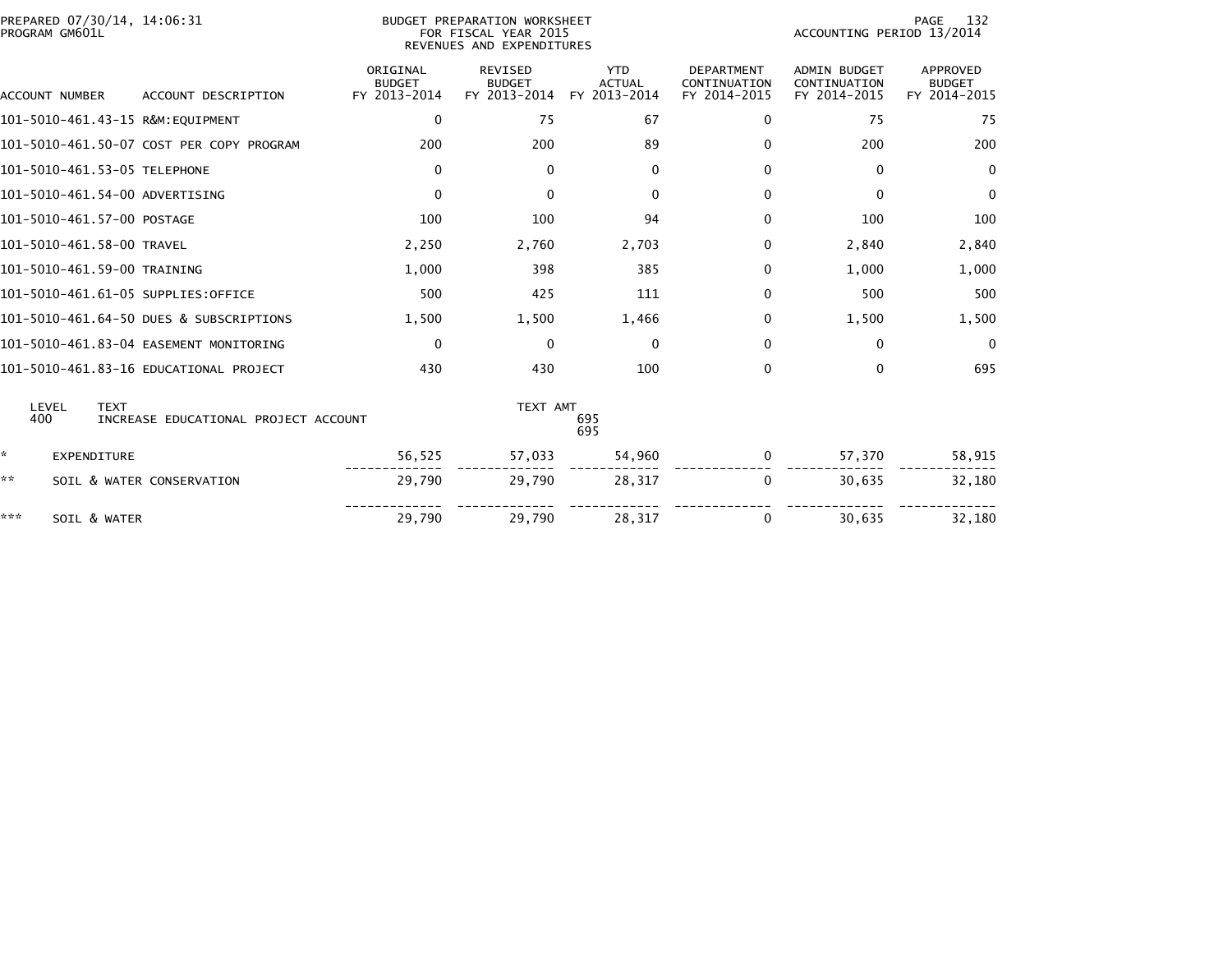PREPARED 07/30/14, 14:06:31
PROGRAM GM601L

BUDGET PREPARATION WORKSHEET
FOR FISCAL YEAR 2015
REVENUES AND EXPENDITURES

ACCOUNTING PERIOD 13/2014

| ACCOUNT NUMBER | ACCOUNT DESCRIPTION | ORIGINAL BUDGET FY 2013-2014 | REVISED BUDGET FY 2013-2014 | YTD ACTUAL FY 2013-2014 | DEPARTMENT CONTINUATION FY 2014-2015 | ADMIN BUDGET CONTINUATION FY 2014-2015 | APPROVED BUDGET FY 2014-2015 |
|---|---|---|---|---|---|---|---|
| 101-5010-461.43-15 | R&M:EQUIPMENT | 0 | 75 | 67 | 0 | 75 | 75 |
| 101-5010-461.50-07 | COST PER COPY PROGRAM | 200 | 200 | 89 | 0 | 200 | 200 |
| 101-5010-461.53-05 | TELEPHONE | 0 | 0 | 0 | 0 | 0 | 0 |
| 101-5010-461.54-00 | ADVERTISING | 0 | 0 | 0 | 0 | 0 | 0 |
| 101-5010-461.57-00 | POSTAGE | 100 | 100 | 94 | 0 | 100 | 100 |
| 101-5010-461.58-00 | TRAVEL | 2,250 | 2,760 | 2,703 | 0 | 2,840 | 2,840 |
| 101-5010-461.59-00 | TRAINING | 1,000 | 398 | 385 | 0 | 1,000 | 1,000 |
| 101-5010-461.61-05 | SUPPLIES:OFFICE | 500 | 425 | 111 | 0 | 500 | 500 |
| 101-5010-461.64-50 | DUES & SUBSCRIPTIONS | 1,500 | 1,500 | 1,466 | 0 | 1,500 | 1,500 |
| 101-5010-461.83-04 | EASEMENT MONITORING | 0 | 0 | 0 | 0 | 0 | 0 |
| 101-5010-461.83-16 | EDUCATIONAL PROJECT | 430 | 430 | 100 | 0 | 0 | 695 |

| LEVEL | TEXT | TEXT AMT |
|---|---|---|
| 400 | INCREASE EDUCATIONAL PROJECT ACCOUNT | 695 |
| | | 695 |

| | | ORIGINAL BUDGET FY 2013-2014 | REVISED BUDGET FY 2013-2014 | YTD ACTUAL FY 2013-2014 | DEPARTMENT CONTINUATION FY 2014-2015 | ADMIN BUDGET CONTINUATION FY 2014-2015 | APPROVED BUDGET FY 2014-2015 |
|---|---|---|---|---|---|---|---|
| * | EXPENDITURE | 56,525 | 57,033 | 54,960 | 0 | 57,370 | 58,915 |
| ** | SOIL & WATER CONSERVATION | 29,790 | 29,790 | 28,317 | 0 | 30,635 | 32,180 |
| *** | SOIL & WATER | 29,790 | 29,790 | 28,317 | 0 | 30,635 | 32,180 |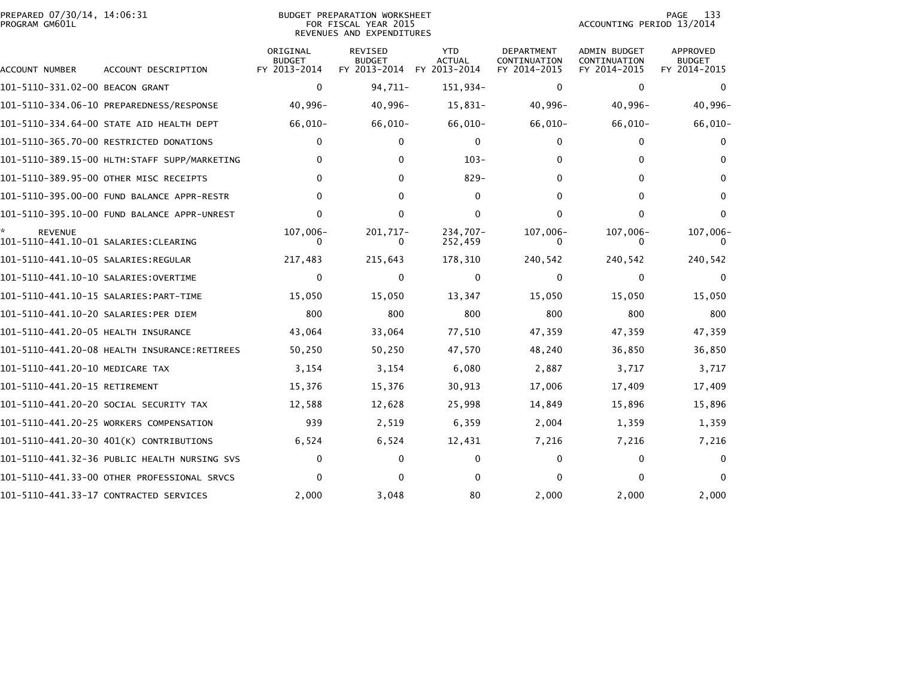PREPARED 07/30/14, 14:06:31
PROGRAM GM601L

BUDGET PREPARATION WORKSHEET
FOR FISCAL YEAR 2015
REVENUES AND EXPENDITURES

ACCOUNTING PERIOD 13/2014

| ACCOUNT NUMBER | ACCOUNT DESCRIPTION | ORIGINAL BUDGET FY 2013-2014 | REVISED BUDGET FY 2013-2014 | YTD ACTUAL FY 2013-2014 | DEPARTMENT CONTINUATION FY 2014-2015 | ADMIN BUDGET CONTINUATION FY 2014-2015 | APPROVED BUDGET FY 2014-2015 |
|---|---|---|---|---|---|---|---|
| 101-5110-331.02-00 | BEACON GRANT | 0 | 94,711- | 151,934- | 0 | 0 | 0 |
| 101-5110-334.06-10 | PREPAREDNESS/RESPONSE | 40,996- | 40,996- | 15,831- | 40,996- | 40,996- | 40,996- |
| 101-5110-334.64-00 | STATE AID HEALTH DEPT | 66,010- | 66,010- | 66,010- | 66,010- | 66,010- | 66,010- |
| 101-5110-365.70-00 | RESTRICTED DONATIONS | 0 | 0 | 0 | 0 | 0 | 0 |
| 101-5110-389.15-00 | HLTH:STAFF SUPP/MARKETING | 0 | 0 | 103- | 0 | 0 | 0 |
| 101-5110-389.95-00 | OTHER MISC RECEIPTS | 0 | 0 | 829- | 0 | 0 | 0 |
| 101-5110-395.00-00 | FUND BALANCE APPR-RESTR | 0 | 0 | 0 | 0 | 0 | 0 |
| 101-5110-395.10-00 | FUND BALANCE APPR-UNREST | 0 | 0 | 0 | 0 | 0 | 0 |
| * REVENUE | | 107,006- | 201,717- | 234,707- | 107,006- | 107,006- | 107,006- |
| 101-5110-441.10-01 | SALARIES:CLEARING | 0 | 0 | 252,459 | 0 | 0 | 0 |
| 101-5110-441.10-05 | SALARIES:REGULAR | 217,483 | 215,643 | 178,310 | 240,542 | 240,542 | 240,542 |
| 101-5110-441.10-10 | SALARIES:OVERTIME | 0 | 0 | 0 | 0 | 0 | 0 |
| 101-5110-441.10-15 | SALARIES:PART-TIME | 15,050 | 15,050 | 13,347 | 15,050 | 15,050 | 15,050 |
| 101-5110-441.10-20 | SALARIES:PER DIEM | 800 | 800 | 800 | 800 | 800 | 800 |
| 101-5110-441.20-05 | HEALTH INSURANCE | 43,064 | 33,064 | 77,510 | 47,359 | 47,359 | 47,359 |
| 101-5110-441.20-08 | HEALTH INSURANCE:RETIREES | 50,250 | 50,250 | 47,570 | 48,240 | 36,850 | 36,850 |
| 101-5110-441.20-10 | MEDICARE TAX | 3,154 | 3,154 | 6,080 | 2,887 | 3,717 | 3,717 |
| 101-5110-441.20-15 | RETIREMENT | 15,376 | 15,376 | 30,913 | 17,006 | 17,409 | 17,409 |
| 101-5110-441.20-20 | SOCIAL SECURITY TAX | 12,588 | 12,628 | 25,998 | 14,849 | 15,896 | 15,896 |
| 101-5110-441.20-25 | WORKERS COMPENSATION | 939 | 2,519 | 6,359 | 2,004 | 1,359 | 1,359 |
| 101-5110-441.20-30 | 401(K) CONTRIBUTIONS | 6,524 | 6,524 | 12,431 | 7,216 | 7,216 | 7,216 |
| 101-5110-441.32-36 | PUBLIC HEALTH NURSING SVS | 0 | 0 | 0 | 0 | 0 | 0 |
| 101-5110-441.33-00 | OTHER PROFESSIONAL SRVCS | 0 | 0 | 0 | 0 | 0 | 0 |
| 101-5110-441.33-17 | CONTRACTED SERVICES | 2,000 | 3,048 | 80 | 2,000 | 2,000 | 2,000 |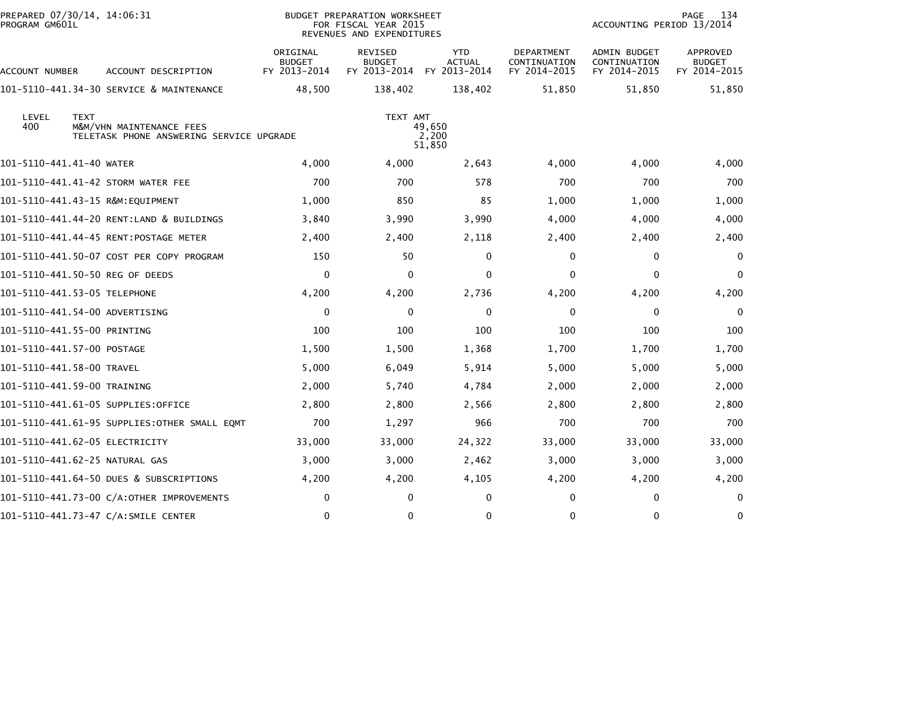BUDGET PREPARATION WORKSHEET
FOR FISCAL YEAR 2015
REVENUES AND EXPENDITURES

PREPARED 07/30/14, 14:06:31
PROGRAM GM601L

ACCOUNTING PERIOD 13/2014

| ACCOUNT NUMBER | ACCOUNT DESCRIPTION | ORIGINAL BUDGET FY 2013-2014 | REVISED BUDGET FY 2013-2014 | YTD ACTUAL FY 2013-2014 | DEPARTMENT CONTINUATION FY 2014-2015 | ADMIN BUDGET CONTINUATION FY 2014-2015 | APPROVED BUDGET FY 2014-2015 |
|---|---|---|---|---|---|---|---|
| 101-5110-441.34-30 | SERVICE & MAINTENANCE | 48,500 | 138,402 | 138,402 | 51,850 | 51,850 | 51,850 |

| LEVEL | TEXT | TEXT AMT |
|---|---|---|
| 400 | M&M/VHN MAINTENANCE FEES | 49,650 |
| | TELETASK PHONE ANSWERING SERVICE UPGRADE | 2,200 |
| | | 51,850 |

| ACCOUNT NUMBER | ACCOUNT DESCRIPTION | ORIGINAL BUDGET FY 2013-2014 | REVISED BUDGET FY 2013-2014 | YTD ACTUAL FY 2013-2014 | DEPARTMENT CONTINUATION FY 2014-2015 | ADMIN BUDGET CONTINUATION FY 2014-2015 | APPROVED BUDGET FY 2014-2015 |
|---|---|---|---|---|---|---|---|
| 101-5110-441.41-40 | WATER | 4,000 | 4,000 | 2,643 | 4,000 | 4,000 | 4,000 |
| 101-5110-441.41-42 | STORM WATER FEE | 700 | 700 | 578 | 700 | 700 | 700 |
| 101-5110-441.43-15 | R&M:EQUIPMENT | 1,000 | 850 | 85 | 1,000 | 1,000 | 1,000 |
| 101-5110-441.44-20 | RENT:LAND & BUILDINGS | 3,840 | 3,990 | 3,990 | 4,000 | 4,000 | 4,000 |
| 101-5110-441.44-45 | RENT:POSTAGE METER | 2,400 | 2,400 | 2,118 | 2,400 | 2,400 | 2,400 |
| 101-5110-441.50-07 | COST PER COPY PROGRAM | 150 | 50 | 0 | 0 | 0 | 0 |
| 101-5110-441.50-50 | REG OF DEEDS | 0 | 0 | 0 | 0 | 0 | 0 |
| 101-5110-441.53-05 | TELEPHONE | 4,200 | 4,200 | 2,736 | 4,200 | 4,200 | 4,200 |
| 101-5110-441.54-00 | ADVERTISING | 0 | 0 | 0 | 0 | 0 | 0 |
| 101-5110-441.55-00 | PRINTING | 100 | 100 | 100 | 100 | 100 | 100 |
| 101-5110-441.57-00 | POSTAGE | 1,500 | 1,500 | 1,368 | 1,700 | 1,700 | 1,700 |
| 101-5110-441.58-00 | TRAVEL | 5,000 | 6,049 | 5,914 | 5,000 | 5,000 | 5,000 |
| 101-5110-441.59-00 | TRAINING | 2,000 | 5,740 | 4,784 | 2,000 | 2,000 | 2,000 |
| 101-5110-441.61-05 | SUPPLIES:OFFICE | 2,800 | 2,800 | 2,566 | 2,800 | 2,800 | 2,800 |
| 101-5110-441.61-95 | SUPPLIES:OTHER SMALL EQMT | 700 | 1,297 | 966 | 700 | 700 | 700 |
| 101-5110-441.62-05 | ELECTRICITY | 33,000 | 33,000 | 24,322 | 33,000 | 33,000 | 33,000 |
| 101-5110-441.62-25 | NATURAL GAS | 3,000 | 3,000 | 2,462 | 3,000 | 3,000 | 3,000 |
| 101-5110-441.64-50 | DUES & SUBSCRIPTIONS | 4,200 | 4,200 | 4,105 | 4,200 | 4,200 | 4,200 |
| 101-5110-441.73-00 | C/A:OTHER IMPROVEMENTS | 0 | 0 | 0 | 0 | 0 | 0 |
| 101-5110-441.73-47 | C/A:SMILE CENTER | 0 | 0 | 0 | 0 | 0 | 0 |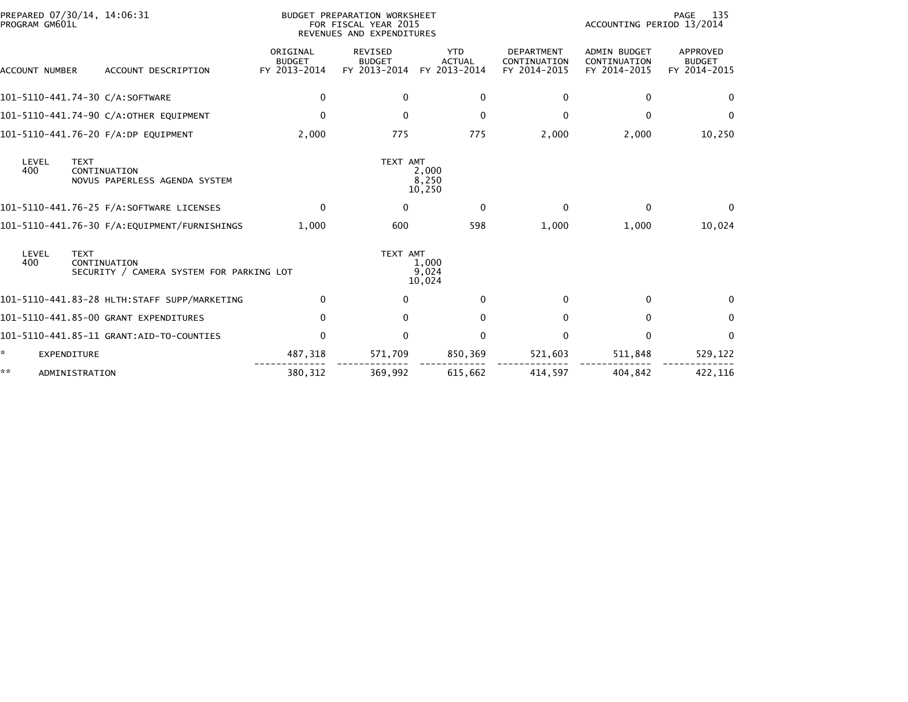PREPARED 07/30/14, 14:06:31
PROGRAM GM601L

BUDGET PREPARATION WORKSHEET
FOR FISCAL YEAR 2015
REVENUES AND EXPENDITURES

ACCOUNTING PERIOD 13/2014

| ACCOUNT NUMBER | ACCOUNT DESCRIPTION | ORIGINAL BUDGET FY 2013-2014 | REVISED BUDGET FY 2013-2014 | YTD ACTUAL FY 2013-2014 | DEPARTMENT CONTINUATION FY 2014-2015 | ADMIN BUDGET CONTINUATION FY 2014-2015 | APPROVED BUDGET FY 2014-2015 |
|---|---|---|---|---|---|---|---|
| 101-5110-441.74-30 | C/A:SOFTWARE | 0 | 0 | 0 | 0 | 0 | 0 |
| 101-5110-441.74-90 | C/A:OTHER EQUIPMENT | 0 | 0 | 0 | 0 | 0 | 0 |
| 101-5110-441.76-20 | F/A:DP EQUIPMENT | 2,000 | 775 | 775 | 2,000 | 2,000 | 10,250 |

| LEVEL | TEXT | TEXT AMT |
|---|---|---|
| 400 | CONTINUATION | 2,000 |
| | NOVUS PAPERLESS AGENDA SYSTEM | 8,250 |
| | | 10,250 |

| ACCOUNT NUMBER | ACCOUNT DESCRIPTION | ORIGINAL BUDGET FY 2013-2014 | REVISED BUDGET FY 2013-2014 | YTD ACTUAL FY 2013-2014 | DEPARTMENT CONTINUATION FY 2014-2015 | ADMIN BUDGET CONTINUATION FY 2014-2015 | APPROVED BUDGET FY 2014-2015 |
|---|---|---|---|---|---|---|---|
| 101-5110-441.76-25 | F/A:SOFTWARE LICENSES | 0 | 0 | 0 | 0 | 0 | 0 |
| 101-5110-441.76-30 | F/A:EQUIPMENT/FURNISHINGS | 1,000 | 600 | 598 | 1,000 | 1,000 | 10,024 |

| LEVEL | TEXT | TEXT AMT |
|---|---|---|
| 400 | CONTINUATION | 1,000 |
| | SECURITY / CAMERA SYSTEM FOR PARKING LOT | 9,024 |
| | | 10,024 |

| ACCOUNT NUMBER | ACCOUNT DESCRIPTION | ORIGINAL BUDGET FY 2013-2014 | REVISED BUDGET FY 2013-2014 | YTD ACTUAL FY 2013-2014 | DEPARTMENT CONTINUATION FY 2014-2015 | ADMIN BUDGET CONTINUATION FY 2014-2015 | APPROVED BUDGET FY 2014-2015 |
|---|---|---|---|---|---|---|---|
| 101-5110-441.83-28 | HLTH:STAFF SUPP/MARKETING | 0 | 0 | 0 | 0 | 0 | 0 |
| 101-5110-441.85-00 | GRANT EXPENDITURES | 0 | 0 | 0 | 0 | 0 | 0 |
| 101-5110-441.85-11 | GRANT:AID-TO-COUNTIES | 0 | 0 | 0 | 0 | 0 | 0 |
| * | EXPENDITURE | 487,318 | 571,709 | 850,369 | 521,603 | 511,848 | 529,122 |
| ** | ADMINISTRATION | 380,312 | 369,992 | 615,662 | 414,597 | 404,842 | 422,116 |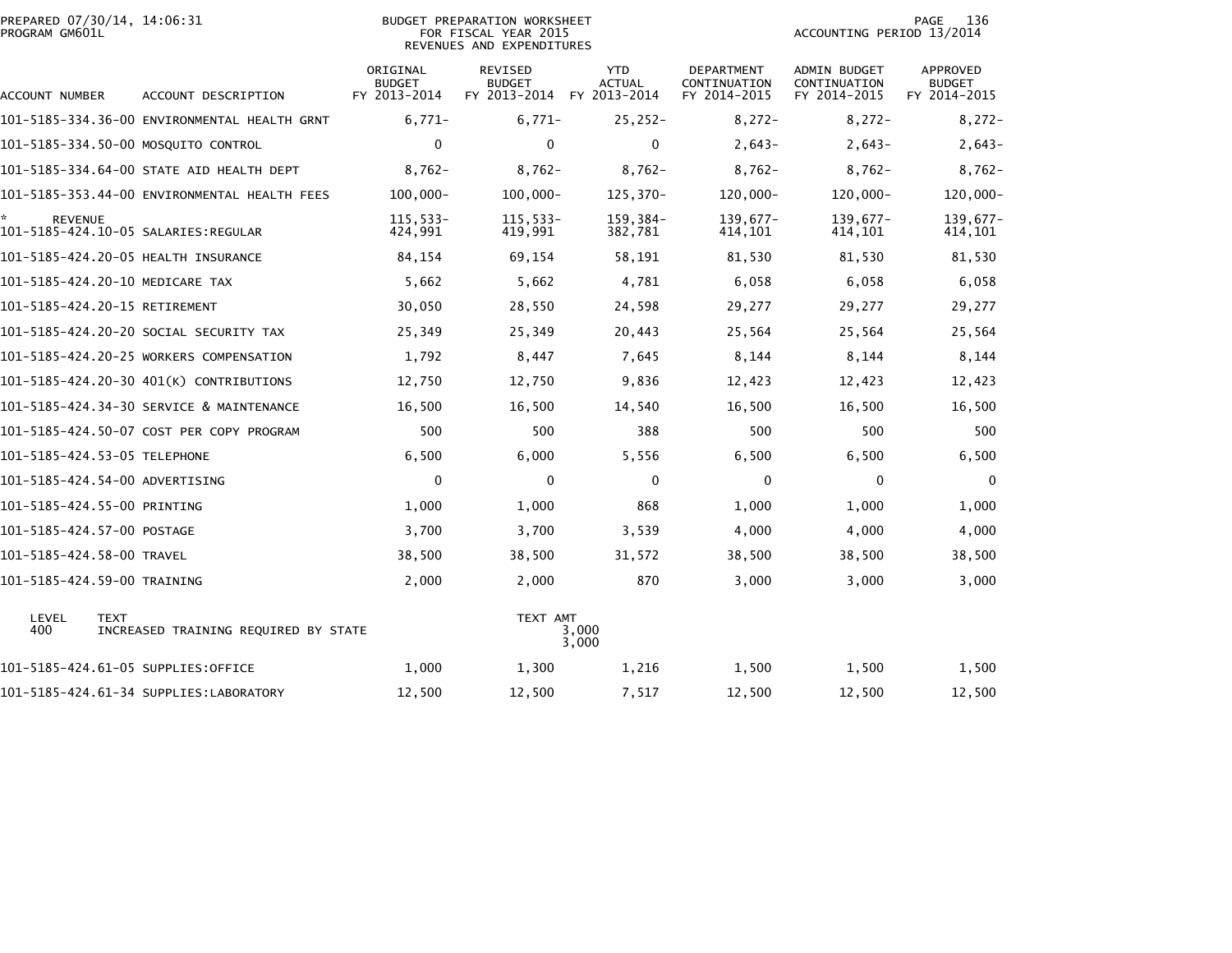BUDGET PREPARATION WORKSHEET
FOR FISCAL YEAR 2015
REVENUES AND EXPENDITURES

PREPARED 07/30/14, 14:06:31
PROGRAM GM601L

ACCOUNTING PERIOD 13/2014

| ACCOUNT NUMBER | ACCOUNT DESCRIPTION | ORIGINAL BUDGET FY 2013-2014 | REVISED BUDGET FY 2013-2014 | YTD ACTUAL FY 2013-2014 | DEPARTMENT CONTINUATION FY 2014-2015 | ADMIN BUDGET CONTINUATION FY 2014-2015 | APPROVED BUDGET FY 2014-2015 |
|---|---|---|---|---|---|---|---|
| 101-5185-334.36-00 | ENVIRONMENTAL HEALTH GRNT | 6,771- | 6,771- | 25,252- | 8,272- | 8,272- | 8,272- |
| 101-5185-334.50-00 | MOSQUITO CONTROL | 0 | 0 | 0 | 2,643- | 2,643- | 2,643- |
| 101-5185-334.64-00 | STATE AID HEALTH DEPT | 8,762- | 8,762- | 8,762- | 8,762- | 8,762- | 8,762- |
| 101-5185-353.44-00 | ENVIRONMENTAL HEALTH FEES | 100,000- | 100,000- | 125,370- | 120,000- | 120,000- | 120,000- |
| * REVENUE | | 115,533- | 115,533- | 159,384- | 139,677- | 139,677- | 139,677- |
| 101-5185-424.10-05 | SALARIES:REGULAR | 424,991 | 419,991 | 382,781 | 414,101 | 414,101 | 414,101 |
| 101-5185-424.20-05 | HEALTH INSURANCE | 84,154 | 69,154 | 58,191 | 81,530 | 81,530 | 81,530 |
| 101-5185-424.20-10 | MEDICARE TAX | 5,662 | 5,662 | 4,781 | 6,058 | 6,058 | 6,058 |
| 101-5185-424.20-15 | RETIREMENT | 30,050 | 28,550 | 24,598 | 29,277 | 29,277 | 29,277 |
| 101-5185-424.20-20 | SOCIAL SECURITY TAX | 25,349 | 25,349 | 20,443 | 25,564 | 25,564 | 25,564 |
| 101-5185-424.20-25 | WORKERS COMPENSATION | 1,792 | 8,447 | 7,645 | 8,144 | 8,144 | 8,144 |
| 101-5185-424.20-30 | 401(K) CONTRIBUTIONS | 12,750 | 12,750 | 9,836 | 12,423 | 12,423 | 12,423 |
| 101-5185-424.34-30 | SERVICE & MAINTENANCE | 16,500 | 16,500 | 14,540 | 16,500 | 16,500 | 16,500 |
| 101-5185-424.50-07 | COST PER COPY PROGRAM | 500 | 500 | 388 | 500 | 500 | 500 |
| 101-5185-424.53-05 | TELEPHONE | 6,500 | 6,000 | 5,556 | 6,500 | 6,500 | 6,500 |
| 101-5185-424.54-00 | ADVERTISING | 0 | 0 | 0 | 0 | 0 | 0 |
| 101-5185-424.55-00 | PRINTING | 1,000 | 1,000 | 868 | 1,000 | 1,000 | 1,000 |
| 101-5185-424.57-00 | POSTAGE | 3,700 | 3,700 | 3,539 | 4,000 | 4,000 | 4,000 |
| 101-5185-424.58-00 | TRAVEL | 38,500 | 38,500 | 31,572 | 38,500 | 38,500 | 38,500 |
| 101-5185-424.59-00 | TRAINING | 2,000 | 2,000 | 870 | 3,000 | 3,000 | 3,000 |

| LEVEL | TEXT | TEXT AMT |
|---|---|---|
| 400 | INCREASED TRAINING REQUIRED BY STATE | 3,000 |
| | | 3,000 |

| ACCOUNT NUMBER | ACCOUNT DESCRIPTION | ORIGINAL BUDGET FY 2013-2014 | REVISED BUDGET FY 2013-2014 | YTD ACTUAL FY 2013-2014 | DEPARTMENT CONTINUATION FY 2014-2015 | ADMIN BUDGET CONTINUATION FY 2014-2015 | APPROVED BUDGET FY 2014-2015 |
|---|---|---|---|---|---|---|---|
| 101-5185-424.61-05 | SUPPLIES:OFFICE | 1,000 | 1,300 | 1,216 | 1,500 | 1,500 | 1,500 |
| 101-5185-424.61-34 | SUPPLIES:LABORATORY | 12,500 | 12,500 | 7,517 | 12,500 | 12,500 | 12,500 |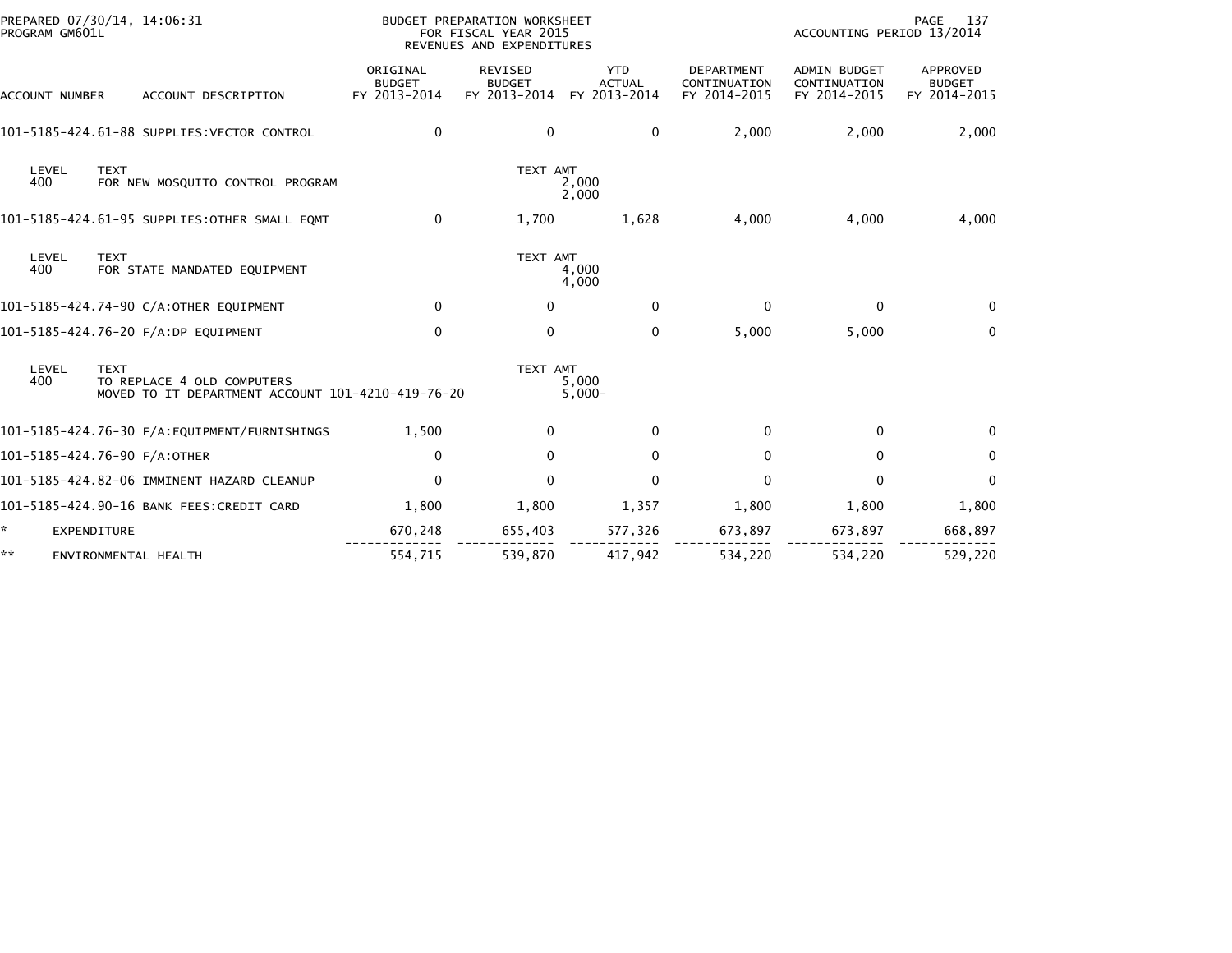PREPARED 07/30/14, 14:06:31
PROGRAM GM601L

BUDGET PREPARATION WORKSHEET
FOR FISCAL YEAR 2015
REVENUES AND EXPENDITURES

ACCOUNTING PERIOD 13/2014

| ACCOUNT NUMBER | ACCOUNT DESCRIPTION | ORIGINAL BUDGET FY 2013-2014 | REVISED BUDGET FY 2013-2014 | YTD ACTUAL FY 2013-2014 | DEPARTMENT CONTINUATION FY 2014-2015 | ADMIN BUDGET CONTINUATION FY 2014-2015 | APPROVED BUDGET FY 2014-2015 |
|---|---|---|---|---|---|---|---|
| 101-5185-424.61-88 | SUPPLIES:VECTOR CONTROL | 0 | 0 | 0 | 2,000 | 2,000 | 2,000 |
| LEVEL 400 | TEXT: FOR NEW MOSQUITO CONTROL PROGRAM | | TEXT AMT | 2,000 / 2,000 | | | |
| 101-5185-424.61-95 | SUPPLIES:OTHER SMALL EQMT | 0 | 1,700 | 1,628 | 4,000 | 4,000 | 4,000 |
| LEVEL 400 | TEXT: FOR STATE MANDATED EQUIPMENT | | TEXT AMT | 4,000 / 4,000 | | | |
| 101-5185-424.74-90 | C/A:OTHER EQUIPMENT | 0 | 0 | 0 | 0 | 0 | 0 |
| 101-5185-424.76-20 | F/A:DP EQUIPMENT | 0 | 0 | 0 | 5,000 | 5,000 | 0 |
| LEVEL 400 | TEXT: TO REPLACE 4 OLD COMPUTERS / MOVED TO IT DEPARTMENT ACCOUNT 101-4210-419-76-20 | | TEXT AMT | 5,000 / 5,000- | | | |
| 101-5185-424.76-30 | F/A:EQUIPMENT/FURNISHINGS | 1,500 | 0 | 0 | 0 | 0 | 0 |
| 101-5185-424.76-90 | F/A:OTHER | 0 | 0 | 0 | 0 | 0 | 0 |
| 101-5185-424.82-06 | IMMINENT HAZARD CLEANUP | 0 | 0 | 0 | 0 | 0 | 0 |
| 101-5185-424.90-16 | BANK FEES:CREDIT CARD | 1,800 | 1,800 | 1,357 | 1,800 | 1,800 | 1,800 |
| * | EXPENDITURE | 670,248 | 655,403 | 577,326 | 673,897 | 673,897 | 668,897 |
| ** | ENVIRONMENTAL HEALTH | 554,715 | 539,870 | 417,942 | 534,220 | 534,220 | 529,220 |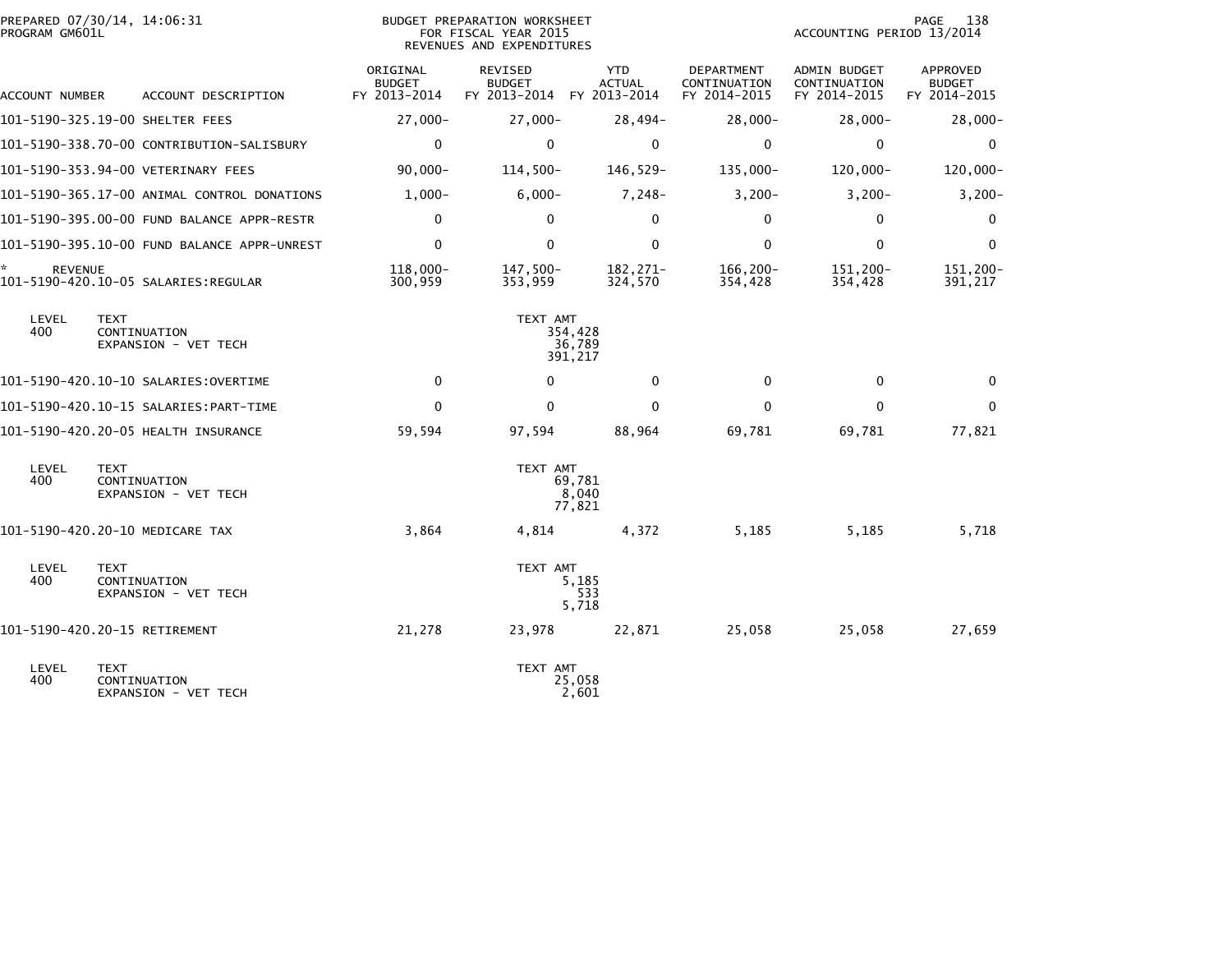PREPARED 07/30/14, 14:06:31
PROGRAM GM601L

BUDGET PREPARATION WORKSHEET
FOR FISCAL YEAR 2015
REVENUES AND EXPENDITURES

ACCOUNTING PERIOD 13/2014

| ACCOUNT NUMBER | ACCOUNT DESCRIPTION | ORIGINAL BUDGET FY 2013-2014 | REVISED BUDGET FY 2013-2014 | YTD ACTUAL FY 2013-2014 | DEPARTMENT CONTINUATION FY 2014-2015 | ADMIN BUDGET CONTINUATION FY 2014-2015 | APPROVED BUDGET FY 2014-2015 |
|---|---|---|---|---|---|---|---|
| 101-5190-325.19-00 | SHELTER FEES | 27,000- | 27,000- | 28,494- | 28,000- | 28,000- | 28,000- |
| 101-5190-338.70-00 | CONTRIBUTION-SALISBURY | 0 | 0 | 0 | 0 | 0 | 0 |
| 101-5190-353.94-00 | VETERINARY FEES | 90,000- | 114,500- | 146,529- | 135,000- | 120,000- | 120,000- |
| 101-5190-365.17-00 | ANIMAL CONTROL DONATIONS | 1,000- | 6,000- | 7,248- | 3,200- | 3,200- | 3,200- |
| 101-5190-395.00-00 | FUND BALANCE APPR-RESTR | 0 | 0 | 0 | 0 | 0 | 0 |
| 101-5190-395.10-00 | FUND BALANCE APPR-UNREST | 0 | 0 | 0 | 0 | 0 | 0 |
| * REVENUE | | 118,000- | 147,500- | 182,271- | 166,200- | 151,200- | 151,200- |
| 101-5190-420.10-05 | SALARIES:REGULAR | 300,959 | 353,959 | 324,570 | 354,428 | 354,428 | 391,217 |

| LEVEL | TEXT | TEXT AMT |
|---|---|---|
| 400 | CONTINUATION | 354,428 |
| | EXPANSION - VET TECH | 36,789 |
| | | 391,217 |

| ACCOUNT NUMBER | ACCOUNT DESCRIPTION | ORIGINAL BUDGET FY 2013-2014 | REVISED BUDGET FY 2013-2014 | YTD ACTUAL FY 2013-2014 | DEPARTMENT CONTINUATION FY 2014-2015 | ADMIN BUDGET CONTINUATION FY 2014-2015 | APPROVED BUDGET FY 2014-2015 |
|---|---|---|---|---|---|---|---|
| 101-5190-420.10-10 | SALARIES:OVERTIME | 0 | 0 | 0 | 0 | 0 | 0 |
| 101-5190-420.10-15 | SALARIES:PART-TIME | 0 | 0 | 0 | 0 | 0 | 0 |
| 101-5190-420.20-05 | HEALTH INSURANCE | 59,594 | 97,594 | 88,964 | 69,781 | 69,781 | 77,821 |

| LEVEL | TEXT | TEXT AMT |
|---|---|---|
| 400 | CONTINUATION | 69,781 |
| | EXPANSION - VET TECH | 8,040 |
| | | 77,821 |

| ACCOUNT NUMBER | ACCOUNT DESCRIPTION | ORIGINAL BUDGET FY 2013-2014 | REVISED BUDGET FY 2013-2014 | YTD ACTUAL FY 2013-2014 | DEPARTMENT CONTINUATION FY 2014-2015 | ADMIN BUDGET CONTINUATION FY 2014-2015 | APPROVED BUDGET FY 2014-2015 |
|---|---|---|---|---|---|---|---|
| 101-5190-420.20-10 | MEDICARE TAX | 3,864 | 4,814 | 4,372 | 5,185 | 5,185 | 5,718 |

| LEVEL | TEXT | TEXT AMT |
|---|---|---|
| 400 | CONTINUATION | 5,185 |
| | EXPANSION - VET TECH | 533 |
| | | 5,718 |

| ACCOUNT NUMBER | ACCOUNT DESCRIPTION | ORIGINAL BUDGET FY 2013-2014 | REVISED BUDGET FY 2013-2014 | YTD ACTUAL FY 2013-2014 | DEPARTMENT CONTINUATION FY 2014-2015 | ADMIN BUDGET CONTINUATION FY 2014-2015 | APPROVED BUDGET FY 2014-2015 |
|---|---|---|---|---|---|---|---|
| 101-5190-420.20-15 | RETIREMENT | 21,278 | 23,978 | 22,871 | 25,058 | 25,058 | 27,659 |

| LEVEL | TEXT | TEXT AMT |
|---|---|---|
| 400 | CONTINUATION | 25,058 |
| | EXPANSION - VET TECH | 2,601 |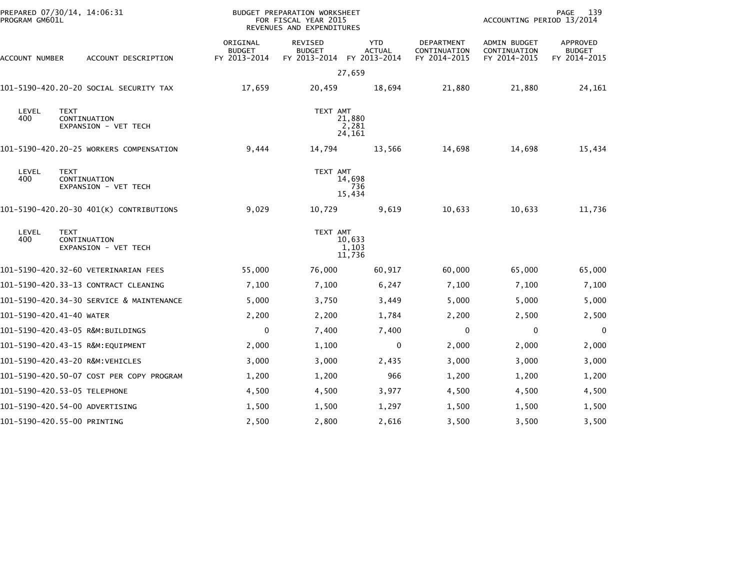BUDGET PREPARATION WORKSHEET
FOR FISCAL YEAR 2015
REVENUES AND EXPENDITURES

| ACCOUNT NUMBER | ACCOUNT DESCRIPTION | ORIGINAL BUDGET FY 2013-2014 | REVISED BUDGET FY 2013-2014 | YTD ACTUAL FY 2013-2014 | DEPARTMENT CONTINUATION FY 2014-2015 | ADMIN BUDGET CONTINUATION FY 2014-2015 | APPROVED BUDGET FY 2014-2015 |
|---|---|---|---|---|---|---|---|
| | | | 27,659 | | | | |
| 101-5190-420.20-20 | SOCIAL SECURITY TAX | 17,659 | 20,459 | 18,694 | 21,880 | 21,880 | 24,161 |
| LEVEL 400 | TEXT: CONTINUATION | | TEXT AMT 21,880 | | | | |
| | EXPANSION - VET TECH | | 2,281 | | | | |
| | | | 24,161 | | | | |
| 101-5190-420.20-25 | WORKERS COMPENSATION | 9,444 | 14,794 | 13,566 | 14,698 | 14,698 | 15,434 |
| LEVEL 400 | TEXT: CONTINUATION | | TEXT AMT 14,698 | | | | |
| | EXPANSION - VET TECH | | 736 | | | | |
| | | | 15,434 | | | | |
| 101-5190-420.20-30 | 401(K) CONTRIBUTIONS | 9,029 | 10,729 | 9,619 | 10,633 | 10,633 | 11,736 |
| LEVEL 400 | TEXT: CONTINUATION | | TEXT AMT 10,633 | | | | |
| | EXPANSION - VET TECH | | 1,103 | | | | |
| | | | 11,736 | | | | |
| 101-5190-420.32-60 | VETERINARIAN FEES | 55,000 | 76,000 | 60,917 | 60,000 | 65,000 | 65,000 |
| 101-5190-420.33-13 | CONTRACT CLEANING | 7,100 | 7,100 | 6,247 | 7,100 | 7,100 | 7,100 |
| 101-5190-420.34-30 | SERVICE & MAINTENANCE | 5,000 | 3,750 | 3,449 | 5,000 | 5,000 | 5,000 |
| 101-5190-420.41-40 | WATER | 2,200 | 2,200 | 1,784 | 2,200 | 2,500 | 2,500 |
| 101-5190-420.43-05 | R&M:BUILDINGS | 0 | 7,400 | 7,400 | 0 | 0 | 0 |
| 101-5190-420.43-15 | R&M:EQUIPMENT | 2,000 | 1,100 | 0 | 2,000 | 2,000 | 2,000 |
| 101-5190-420.43-20 | R&M:VEHICLES | 3,000 | 3,000 | 2,435 | 3,000 | 3,000 | 3,000 |
| 101-5190-420.50-07 | COST PER COPY PROGRAM | 1,200 | 1,200 | 966 | 1,200 | 1,200 | 1,200 |
| 101-5190-420.53-05 | TELEPHONE | 4,500 | 4,500 | 3,977 | 4,500 | 4,500 | 4,500 |
| 101-5190-420.54-00 | ADVERTISING | 1,500 | 1,500 | 1,297 | 1,500 | 1,500 | 1,500 |
| 101-5190-420.55-00 | PRINTING | 2,500 | 2,800 | 2,616 | 3,500 | 3,500 | 3,500 |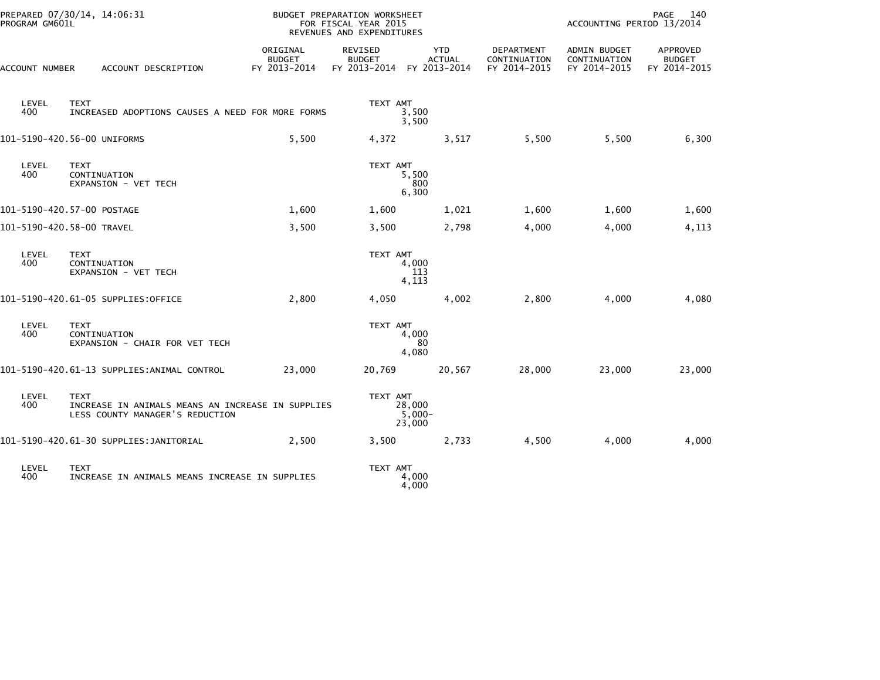BUDGET PREPARATION WORKSHEET
FOR FISCAL YEAR 2015
REVENUES AND EXPENDITURES

PREPARED 07/30/14, 14:06:31
PROGRAM GM601L

ACCOUNTING PERIOD 13/2014

| ACCOUNT NUMBER | ACCOUNT DESCRIPTION | ORIGINAL BUDGET FY 2013-2014 | REVISED BUDGET FY 2013-2014 | YTD ACTUAL FY 2013-2014 | DEPARTMENT CONTINUATION FY 2014-2015 | ADMIN BUDGET CONTINUATION FY 2014-2015 | APPROVED BUDGET FY 2014-2015 |
|---|---|---|---|---|---|---|---|
| LEVEL 400 | TEXT INCREASED ADOPTIONS CAUSES A NEED FOR MORE FORMS | | TEXT AMT 3,500 / 3,500 | | | | |
| 101-5190-420.56-00 | UNIFORMS | 5,500 | 4,372 | 3,517 | 5,500 | 5,500 | 6,300 |
| LEVEL 400 | TEXT CONTINUATION / EXPANSION - VET TECH | | TEXT AMT 5,500 / 800 / 6,300 | | | | |
| 101-5190-420.57-00 | POSTAGE | 1,600 | 1,600 | 1,021 | 1,600 | 1,600 | 1,600 |
| 101-5190-420.58-00 | TRAVEL | 3,500 | 3,500 | 2,798 | 4,000 | 4,000 | 4,113 |
| LEVEL 400 | TEXT CONTINUATION / EXPANSION - VET TECH | | TEXT AMT 4,000 / 113 / 4,113 | | | | |
| 101-5190-420.61-05 | SUPPLIES:OFFICE | 2,800 | 4,050 | 4,002 | 2,800 | 4,000 | 4,080 |
| LEVEL 400 | TEXT CONTINUATION / EXPANSION - CHAIR FOR VET TECH | | TEXT AMT 4,000 / 80 / 4,080 | | | | |
| 101-5190-420.61-13 | SUPPLIES:ANIMAL CONTROL | 23,000 | 20,769 | 20,567 | 28,000 | 23,000 | 23,000 |
| LEVEL 400 | TEXT INCREASE IN ANIMALS MEANS AN INCREASE IN SUPPLIES / LESS COUNTY MANAGER'S REDUCTION | | TEXT AMT 28,000 / 5,000- / 23,000 | | | | |
| 101-5190-420.61-30 | SUPPLIES:JANITORIAL | 2,500 | 3,500 | 2,733 | 4,500 | 4,000 | 4,000 |
| LEVEL 400 | TEXT INCREASE IN ANIMALS MEANS INCREASE IN SUPPLIES | | TEXT AMT 4,000 / 4,000 | | | | |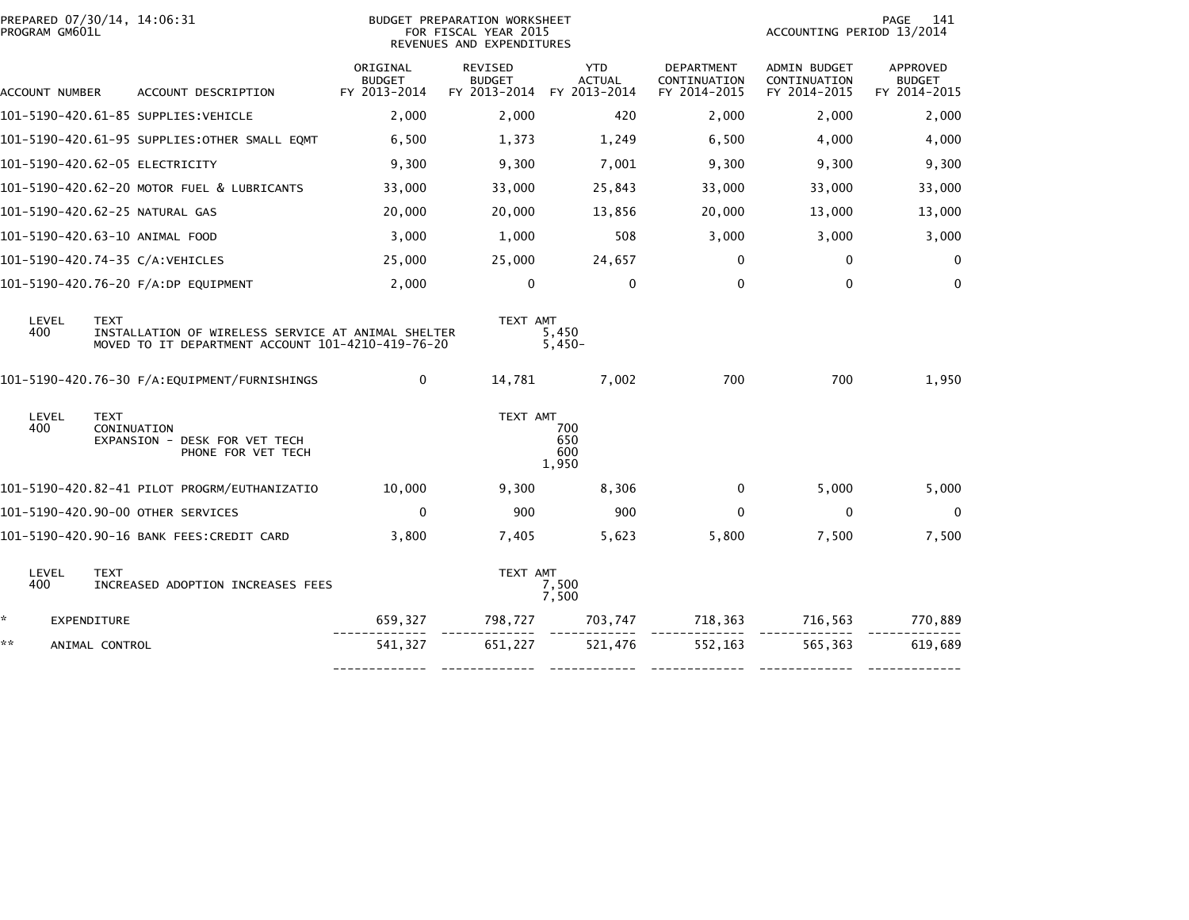PREPARED 07/30/14, 14:06:31
PROGRAM GM601L

BUDGET PREPARATION WORKSHEET
FOR FISCAL YEAR 2015
REVENUES AND EXPENDITURES

ACCOUNTING PERIOD 13/2014

| ACCOUNT NUMBER | ACCOUNT DESCRIPTION | ORIGINAL BUDGET FY 2013-2014 | REVISED BUDGET FY 2013-2014 | YTD ACTUAL FY 2013-2014 | DEPARTMENT CONTINUATION FY 2014-2015 | ADMIN BUDGET CONTINUATION FY 2014-2015 | APPROVED BUDGET FY 2014-2015 |
|---|---|---|---|---|---|---|---|
| 101-5190-420.61-85 | SUPPLIES:VEHICLE | 2,000 | 2,000 | 420 | 2,000 | 2,000 | 2,000 |
| 101-5190-420.61-95 | SUPPLIES:OTHER SMALL EQMT | 6,500 | 1,373 | 1,249 | 6,500 | 4,000 | 4,000 |
| 101-5190-420.62-05 | ELECTRICITY | 9,300 | 9,300 | 7,001 | 9,300 | 9,300 | 9,300 |
| 101-5190-420.62-20 | MOTOR FUEL & LUBRICANTS | 33,000 | 33,000 | 25,843 | 33,000 | 33,000 | 33,000 |
| 101-5190-420.62-25 | NATURAL GAS | 20,000 | 20,000 | 13,856 | 20,000 | 13,000 | 13,000 |
| 101-5190-420.63-10 | ANIMAL FOOD | 3,000 | 1,000 | 508 | 3,000 | 3,000 | 3,000 |
| 101-5190-420.74-35 | C/A:VEHICLES | 25,000 | 25,000 | 24,657 | 0 | 0 | 0 |
| 101-5190-420.76-20 | F/A:DP EQUIPMENT | 2,000 | 0 | 0 | 0 | 0 | 0 |

| LEVEL | TEXT | TEXT AMT |
|---|---|---|
| 400 | INSTALLATION OF WIRELESS SERVICE AT ANIMAL SHELTER | 5,450 |
| | MOVED TO IT DEPARTMENT ACCOUNT 101-4210-419-76-20 | 5,450- |

| ACCOUNT NUMBER | ACCOUNT DESCRIPTION | ORIGINAL BUDGET FY 2013-2014 | REVISED BUDGET FY 2013-2014 | YTD ACTUAL FY 2013-2014 | DEPARTMENT CONTINUATION FY 2014-2015 | ADMIN BUDGET CONTINUATION FY 2014-2015 | APPROVED BUDGET FY 2014-2015 |
|---|---|---|---|---|---|---|---|
| 101-5190-420.76-30 | F/A:EQUIPMENT/FURNISHINGS | 0 | 14,781 | 7,002 | 700 | 700 | 1,950 |

| LEVEL | TEXT | TEXT AMT |
|---|---|---|
| 400 | CONINUATION | 700 |
| | EXPANSION - DESK FOR VET TECH | 650 |
| | PHONE FOR VET TECH | 600 |
| | | 1,950 |

| ACCOUNT NUMBER | ACCOUNT DESCRIPTION | ORIGINAL BUDGET FY 2013-2014 | REVISED BUDGET FY 2013-2014 | YTD ACTUAL FY 2013-2014 | DEPARTMENT CONTINUATION FY 2014-2015 | ADMIN BUDGET CONTINUATION FY 2014-2015 | APPROVED BUDGET FY 2014-2015 |
|---|---|---|---|---|---|---|---|
| 101-5190-420.82-41 | PILOT PROGRM/EUTHANIZATIO | 10,000 | 9,300 | 8,306 | 0 | 5,000 | 5,000 |
| 101-5190-420.90-00 | OTHER SERVICES | 0 | 900 | 900 | 0 | 0 | 0 |
| 101-5190-420.90-16 | BANK FEES:CREDIT CARD | 3,800 | 7,405 | 5,623 | 5,800 | 7,500 | 7,500 |

| LEVEL | TEXT | TEXT AMT |
|---|---|---|
| 400 | INCREASED ADOPTION INCREASES FEES | 7,500 |
| | | 7,500 |

| | | ORIGINAL BUDGET FY 2013-2014 | REVISED BUDGET FY 2013-2014 | YTD ACTUAL FY 2013-2014 | DEPARTMENT CONTINUATION FY 2014-2015 | ADMIN BUDGET CONTINUATION FY 2014-2015 | APPROVED BUDGET FY 2014-2015 |
|---|---|---|---|---|---|---|---|
| * | EXPENDITURE | 659,327 | 798,727 | 703,747 | 718,363 | 716,563 | 770,889 |
| ** | ANIMAL CONTROL | 541,327 | 651,227 | 521,476 | 552,163 | 565,363 | 619,689 |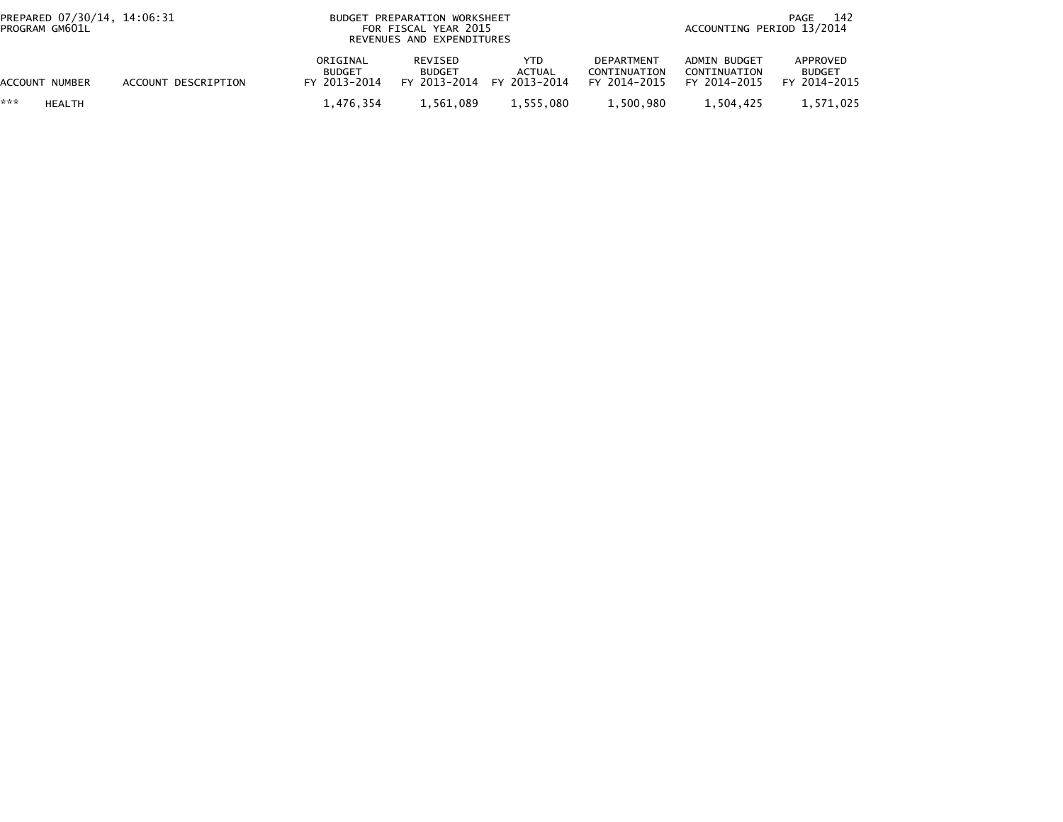BUDGET PREPARATION WORKSHEET
FOR FISCAL YEAR 2015
REVENUES AND EXPENDITURES

PREPARED 07/30/14, 14:06:31
PROGRAM GM601L

ACCOUNTING PERIOD 13/2014

| ACCOUNT NUMBER | ACCOUNT DESCRIPTION | ORIGINAL BUDGET FY 2013-2014 | REVISED BUDGET FY 2013-2014 | YTD ACTUAL FY 2013-2014 | DEPARTMENT CONTINUATION FY 2014-2015 | ADMIN BUDGET CONTINUATION FY 2014-2015 | APPROVED BUDGET FY 2014-2015 |
|---|---|---|---|---|---|---|---|
| *** HEALTH | | 1,476,354 | 1,561,089 | 1,555,080 | 1,500,980 | 1,504,425 | 1,571,025 |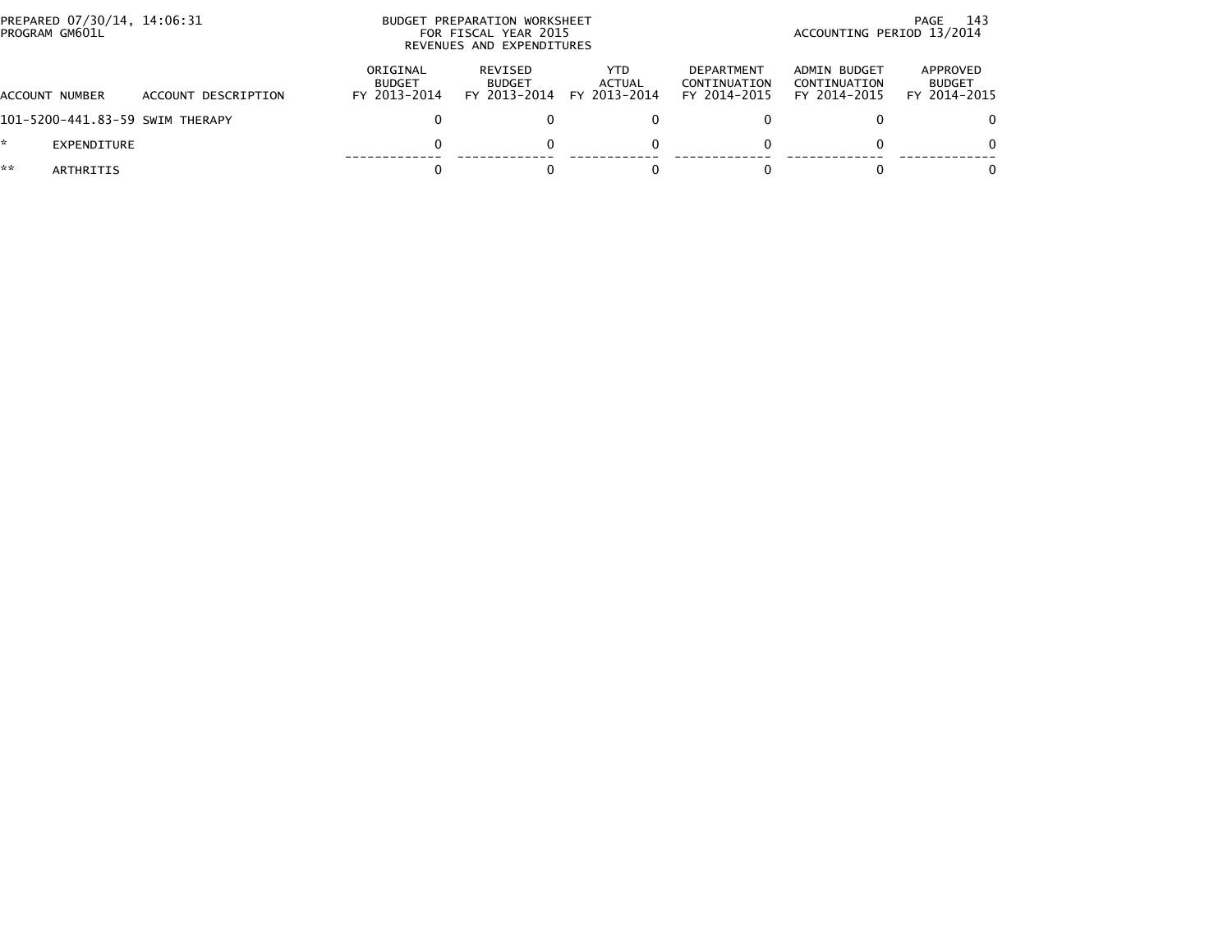PREPARED 07/30/14, 14:06:31
PROGRAM GM601L

BUDGET PREPARATION WORKSHEET
FOR FISCAL YEAR 2015
REVENUES AND EXPENDITURES

ACCOUNTING PERIOD 13/2014

| ACCOUNT NUMBER | ACCOUNT DESCRIPTION | ORIGINAL BUDGET FY 2013-2014 | REVISED BUDGET FY 2013-2014 | YTD ACTUAL FY 2013-2014 | DEPARTMENT CONTINUATION FY 2014-2015 | ADMIN BUDGET CONTINUATION FY 2014-2015 | APPROVED BUDGET FY 2014-2015 |
|---|---|---|---|---|---|---|---|
| 101-5200-441.83-59 | SWIM THERAPY | 0 | 0 | 0 | 0 | 0 | 0 |
| * | EXPENDITURE | 0 | 0 | 0 | 0 | 0 | 0 |
| ** | ARTHRITIS | 0 | 0 | 0 | 0 | 0 | 0 |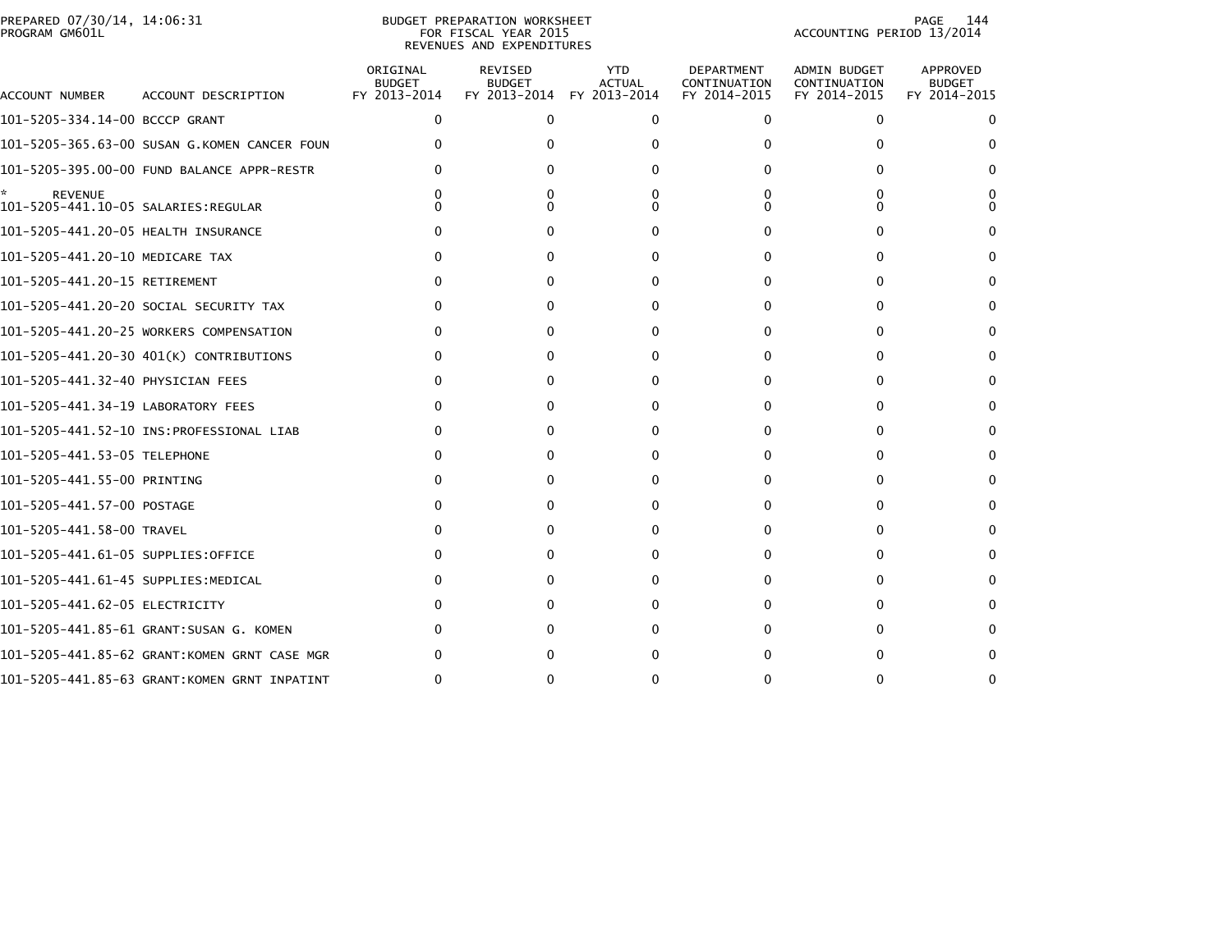PREPARED 07/30/14, 14:06:31
PROGRAM GM601L

BUDGET PREPARATION WORKSHEET
FOR FISCAL YEAR 2015
REVENUES AND EXPENDITURES

ACCOUNTING PERIOD 13/2014

| ACCOUNT NUMBER | ACCOUNT DESCRIPTION | ORIGINAL BUDGET FY 2013-2014 | REVISED BUDGET FY 2013-2014 | YTD ACTUAL FY 2013-2014 | DEPARTMENT CONTINUATION FY 2014-2015 | ADMIN BUDGET CONTINUATION FY 2014-2015 | APPROVED BUDGET FY 2014-2015 |
|---|---|---|---|---|---|---|---|
| 101-5205-334.14-00 | BCCCP GRANT | 0 | 0 | 0 | 0 | 0 | 0 |
| 101-5205-365.63-00 | SUSAN G.KOMEN CANCER FOUN | 0 | 0 | 0 | 0 | 0 | 0 |
| 101-5205-395.00-00 | FUND BALANCE APPR-RESTR | 0 | 0 | 0 | 0 | 0 | 0 |
| * REVENUE | | 0 | 0 | 0 | 0 | 0 | 0 |
| 101-5205-441.10-05 | SALARIES:REGULAR | 0 | 0 | 0 | 0 | 0 | 0 |
| 101-5205-441.20-05 | HEALTH INSURANCE | 0 | 0 | 0 | 0 | 0 | 0 |
| 101-5205-441.20-10 | MEDICARE TAX | 0 | 0 | 0 | 0 | 0 | 0 |
| 101-5205-441.20-15 | RETIREMENT | 0 | 0 | 0 | 0 | 0 | 0 |
| 101-5205-441.20-20 | SOCIAL SECURITY TAX | 0 | 0 | 0 | 0 | 0 | 0 |
| 101-5205-441.20-25 | WORKERS COMPENSATION | 0 | 0 | 0 | 0 | 0 | 0 |
| 101-5205-441.20-30 | 401(K) CONTRIBUTIONS | 0 | 0 | 0 | 0 | 0 | 0 |
| 101-5205-441.32-40 | PHYSICIAN FEES | 0 | 0 | 0 | 0 | 0 | 0 |
| 101-5205-441.34-19 | LABORATORY FEES | 0 | 0 | 0 | 0 | 0 | 0 |
| 101-5205-441.52-10 | INS:PROFESSIONAL LIAB | 0 | 0 | 0 | 0 | 0 | 0 |
| 101-5205-441.53-05 | TELEPHONE | 0 | 0 | 0 | 0 | 0 | 0 |
| 101-5205-441.55-00 | PRINTING | 0 | 0 | 0 | 0 | 0 | 0 |
| 101-5205-441.57-00 | POSTAGE | 0 | 0 | 0 | 0 | 0 | 0 |
| 101-5205-441.58-00 | TRAVEL | 0 | 0 | 0 | 0 | 0 | 0 |
| 101-5205-441.61-05 | SUPPLIES:OFFICE | 0 | 0 | 0 | 0 | 0 | 0 |
| 101-5205-441.61-45 | SUPPLIES:MEDICAL | 0 | 0 | 0 | 0 | 0 | 0 |
| 101-5205-441.62-05 | ELECTRICITY | 0 | 0 | 0 | 0 | 0 | 0 |
| 101-5205-441.85-61 | GRANT:SUSAN G. KOMEN | 0 | 0 | 0 | 0 | 0 | 0 |
| 101-5205-441.85-62 | GRANT:KOMEN GRNT CASE MGR | 0 | 0 | 0 | 0 | 0 | 0 |
| 101-5205-441.85-63 | GRANT:KOMEN GRNT INPATINT | 0 | 0 | 0 | 0 | 0 | 0 |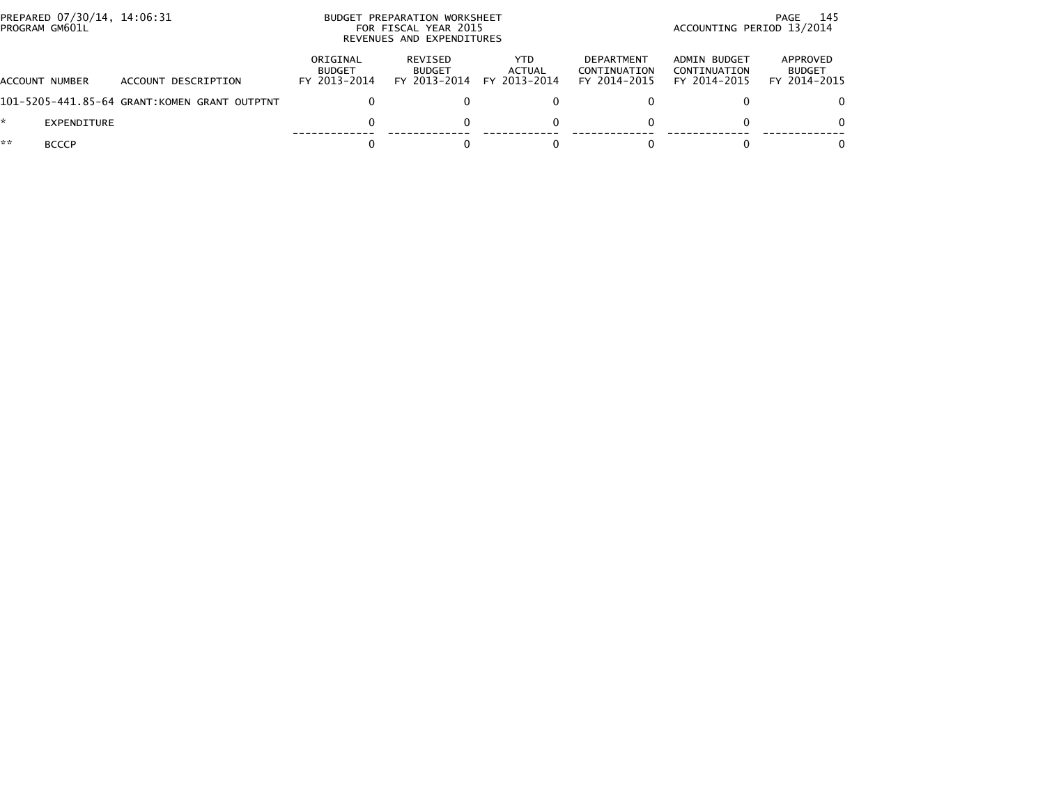PREPARED 07/30/14, 14:06:31
PROGRAM GM601L

BUDGET PREPARATION WORKSHEET
FOR FISCAL YEAR 2015
REVENUES AND EXPENDITURES

ACCOUNTING PERIOD 13/2014

| ACCOUNT NUMBER | ACCOUNT DESCRIPTION | ORIGINAL BUDGET FY 2013-2014 | REVISED BUDGET FY 2013-2014 | YTD ACTUAL FY 2013-2014 | DEPARTMENT CONTINUATION FY 2014-2015 | ADMIN BUDGET CONTINUATION FY 2014-2015 | APPROVED BUDGET FY 2014-2015 |
|---|---|---|---|---|---|---|---|
| 101-5205-441.85-64 | GRANT:KOMEN GRANT OUTPTNT | 0 | 0 | 0 | 0 | 0 | 0 |
| * | EXPENDITURE | 0 | 0 | 0 | 0 | 0 | 0 |
| ** | BCCCP | 0 | 0 | 0 | 0 | 0 | 0 |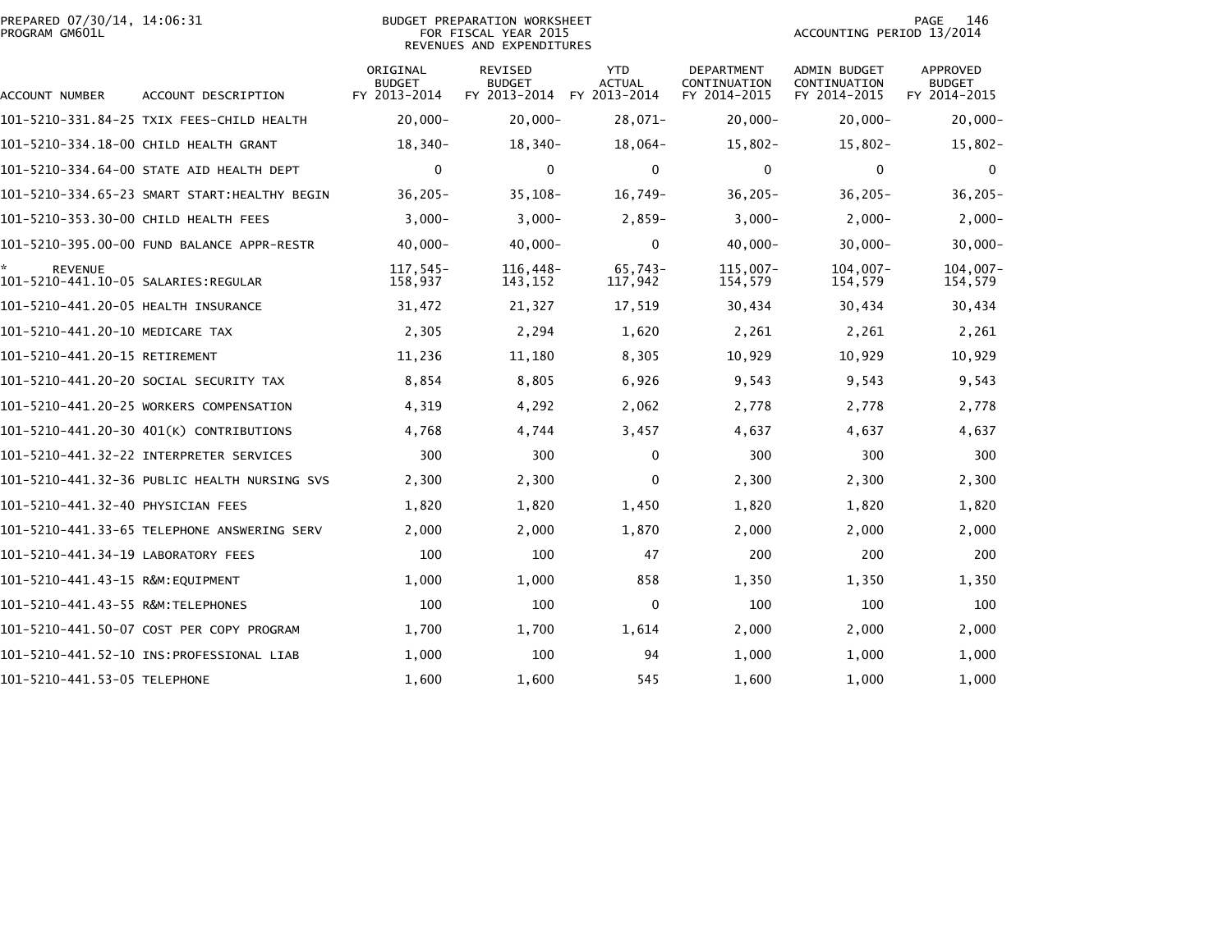PREPARED 07/30/14, 14:06:31
PROGRAM GM601L

BUDGET PREPARATION WORKSHEET
FOR FISCAL YEAR 2015
REVENUES AND EXPENDITURES

ACCOUNTING PERIOD 13/2014

| ACCOUNT NUMBER | ACCOUNT DESCRIPTION | ORIGINAL BUDGET FY 2013-2014 | REVISED BUDGET FY 2013-2014 | YTD ACTUAL FY 2013-2014 | DEPARTMENT CONTINUATION FY 2014-2015 | ADMIN BUDGET CONTINUATION FY 2014-2015 | APPROVED BUDGET FY 2014-2015 |
|---|---|---|---|---|---|---|---|
| 101-5210-331.84-25 | TXIX FEES-CHILD HEALTH | 20,000- | 20,000- | 28,071- | 20,000- | 20,000- | 20,000- |
| 101-5210-334.18-00 | CHILD HEALTH GRANT | 18,340- | 18,340- | 18,064- | 15,802- | 15,802- | 15,802- |
| 101-5210-334.64-00 | STATE AID HEALTH DEPT | 0 | 0 | 0 | 0 | 0 | 0 |
| 101-5210-334.65-23 | SMART START:HEALTHY BEGIN | 36,205- | 35,108- | 16,749- | 36,205- | 36,205- | 36,205- |
| 101-5210-353.30-00 | CHILD HEALTH FEES | 3,000- | 3,000- | 2,859- | 3,000- | 2,000- | 2,000- |
| 101-5210-395.00-00 | FUND BALANCE APPR-RESTR | 40,000- | 40,000- | 0 | 40,000- | 30,000- | 30,000- |
| * REVENUE | | 117,545- | 116,448- | 65,743- | 115,007- | 104,007- | 104,007- |
| 101-5210-441.10-05 | SALARIES:REGULAR | 158,937 | 143,152 | 117,942 | 154,579 | 154,579 | 154,579 |
| 101-5210-441.20-05 | HEALTH INSURANCE | 31,472 | 21,327 | 17,519 | 30,434 | 30,434 | 30,434 |
| 101-5210-441.20-10 | MEDICARE TAX | 2,305 | 2,294 | 1,620 | 2,261 | 2,261 | 2,261 |
| 101-5210-441.20-15 | RETIREMENT | 11,236 | 11,180 | 8,305 | 10,929 | 10,929 | 10,929 |
| 101-5210-441.20-20 | SOCIAL SECURITY TAX | 8,854 | 8,805 | 6,926 | 9,543 | 9,543 | 9,543 |
| 101-5210-441.20-25 | WORKERS COMPENSATION | 4,319 | 4,292 | 2,062 | 2,778 | 2,778 | 2,778 |
| 101-5210-441.20-30 | 401(K) CONTRIBUTIONS | 4,768 | 4,744 | 3,457 | 4,637 | 4,637 | 4,637 |
| 101-5210-441.32-22 | INTERPRETER SERVICES | 300 | 300 | 0 | 300 | 300 | 300 |
| 101-5210-441.32-36 | PUBLIC HEALTH NURSING SVS | 2,300 | 2,300 | 0 | 2,300 | 2,300 | 2,300 |
| 101-5210-441.32-40 | PHYSICIAN FEES | 1,820 | 1,820 | 1,450 | 1,820 | 1,820 | 1,820 |
| 101-5210-441.33-65 | TELEPHONE ANSWERING SERV | 2,000 | 2,000 | 1,870 | 2,000 | 2,000 | 2,000 |
| 101-5210-441.34-19 | LABORATORY FEES | 100 | 100 | 47 | 200 | 200 | 200 |
| 101-5210-441.43-15 | R&M:EQUIPMENT | 1,000 | 1,000 | 858 | 1,350 | 1,350 | 1,350 |
| 101-5210-441.43-55 | R&M:TELEPHONES | 100 | 100 | 0 | 100 | 100 | 100 |
| 101-5210-441.50-07 | COST PER COPY PROGRAM | 1,700 | 1,700 | 1,614 | 2,000 | 2,000 | 2,000 |
| 101-5210-441.52-10 | INS:PROFESSIONAL LIAB | 1,000 | 100 | 94 | 1,000 | 1,000 | 1,000 |
| 101-5210-441.53-05 | TELEPHONE | 1,600 | 1,600 | 545 | 1,600 | 1,000 | 1,000 |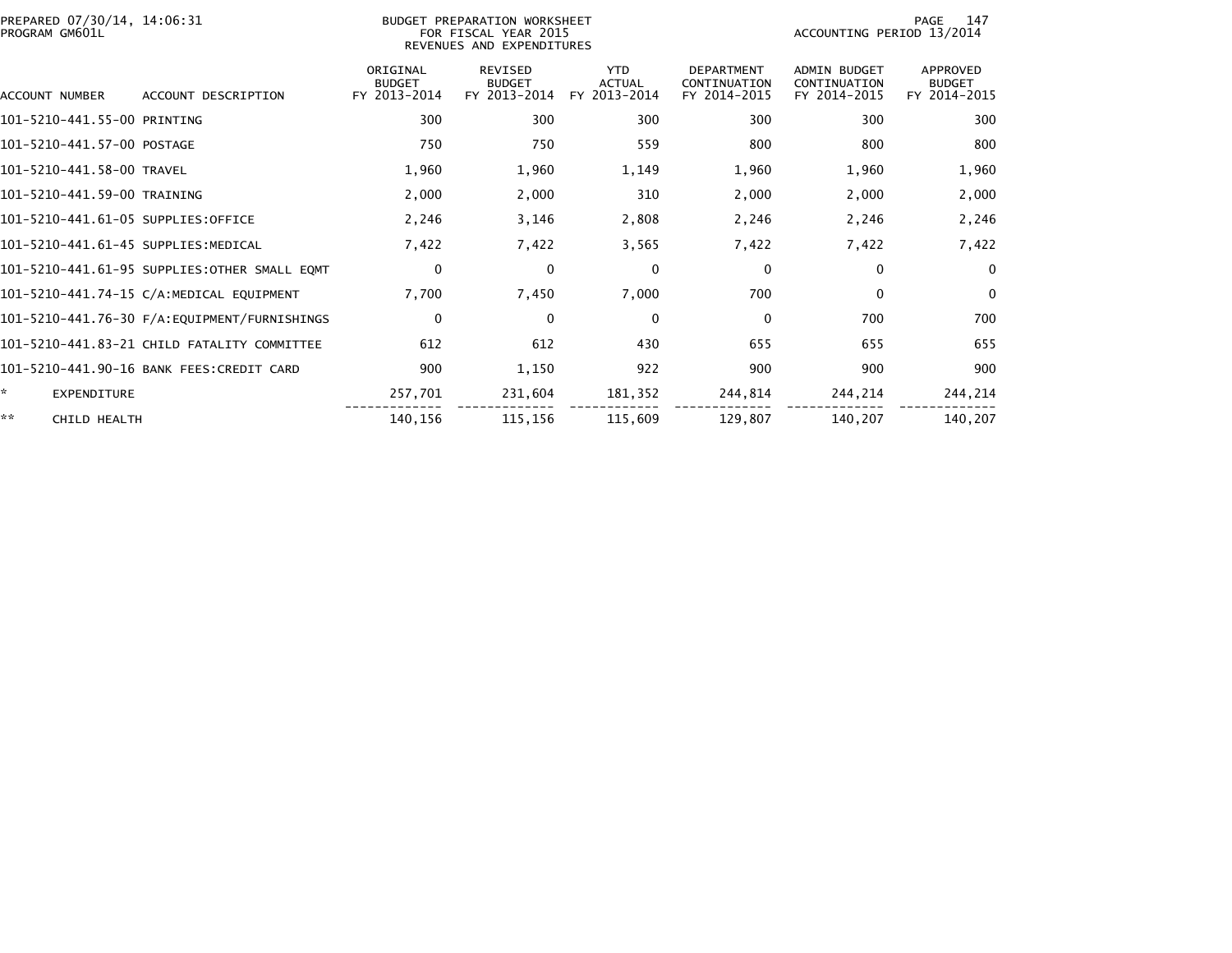PREPARED 07/30/14, 14:06:31
PROGRAM GM601L

BUDGET PREPARATION WORKSHEET
FOR FISCAL YEAR 2015
REVENUES AND EXPENDITURES

ACCOUNTING PERIOD 13/2014

| ACCOUNT NUMBER | ACCOUNT DESCRIPTION | ORIGINAL BUDGET FY 2013-2014 | REVISED BUDGET FY 2013-2014 | YTD ACTUAL FY 2013-2014 | DEPARTMENT CONTINUATION FY 2014-2015 | ADMIN BUDGET CONTINUATION FY 2014-2015 | APPROVED BUDGET FY 2014-2015 |
|---|---|---|---|---|---|---|---|
| 101-5210-441.55-00 | PRINTING | 300 | 300 | 300 | 300 | 300 | 300 |
| 101-5210-441.57-00 | POSTAGE | 750 | 750 | 559 | 800 | 800 | 800 |
| 101-5210-441.58-00 | TRAVEL | 1,960 | 1,960 | 1,149 | 1,960 | 1,960 | 1,960 |
| 101-5210-441.59-00 | TRAINING | 2,000 | 2,000 | 310 | 2,000 | 2,000 | 2,000 |
| 101-5210-441.61-05 | SUPPLIES:OFFICE | 2,246 | 3,146 | 2,808 | 2,246 | 2,246 | 2,246 |
| 101-5210-441.61-45 | SUPPLIES:MEDICAL | 7,422 | 7,422 | 3,565 | 7,422 | 7,422 | 7,422 |
| 101-5210-441.61-95 | SUPPLIES:OTHER SMALL EQMT | 0 | 0 | 0 | 0 | 0 | 0 |
| 101-5210-441.74-15 | C/A:MEDICAL EQUIPMENT | 7,700 | 7,450 | 7,000 | 700 | 0 | 0 |
| 101-5210-441.76-30 | F/A:EQUIPMENT/FURNISHINGS | 0 | 0 | 0 | 0 | 700 | 700 |
| 101-5210-441.83-21 | CHILD FATALITY COMMITTEE | 612 | 612 | 430 | 655 | 655 | 655 |
| 101-5210-441.90-16 | BANK FEES:CREDIT CARD | 900 | 1,150 | 922 | 900 | 900 | 900 |
| * | EXPENDITURE | 257,701 | 231,604 | 181,352 | 244,814 | 244,214 | 244,214 |
| ** | CHILD HEALTH | 140,156 | 115,156 | 115,609 | 129,807 | 140,207 | 140,207 |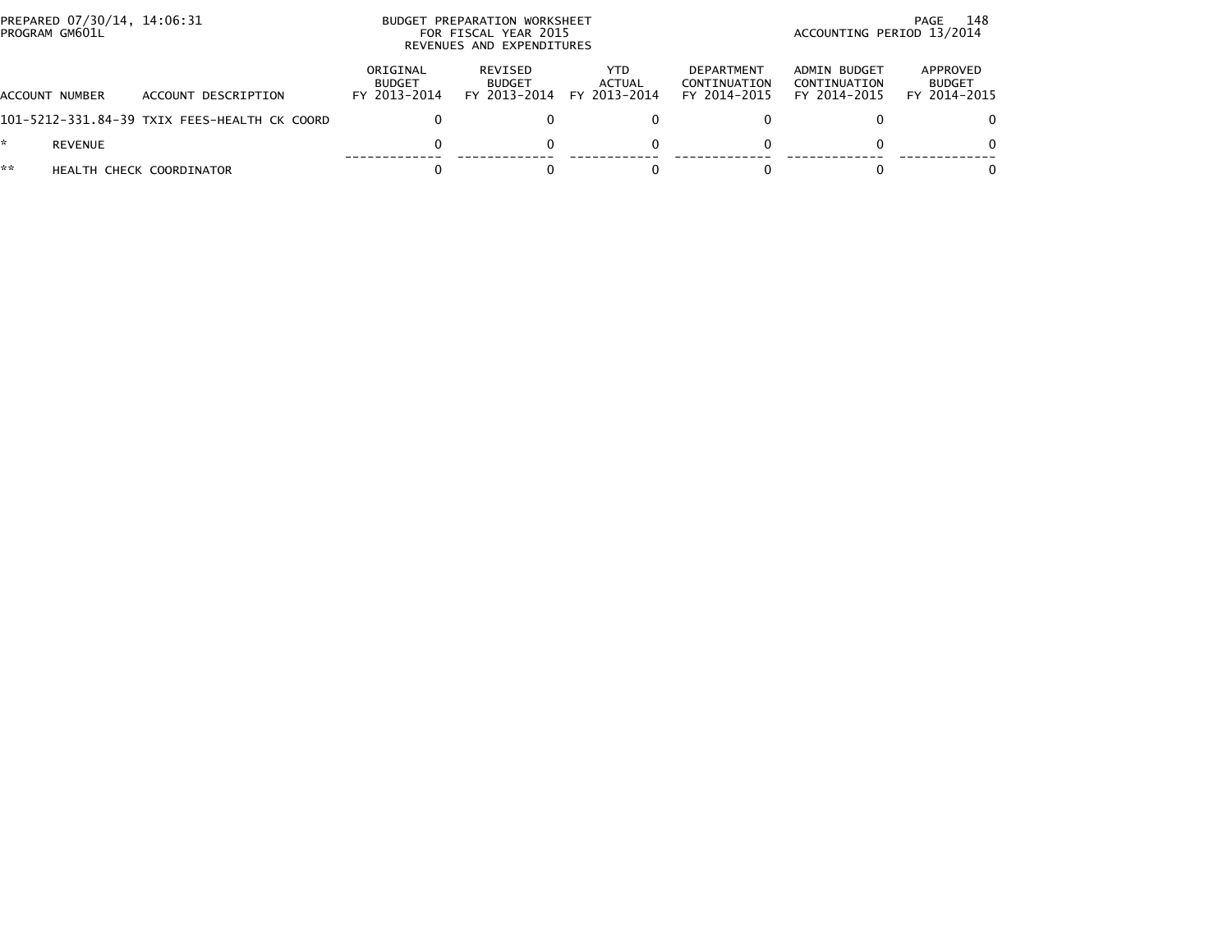PREPARED 07/30/14, 14:06:31
PROGRAM GM601L

BUDGET PREPARATION WORKSHEET
FOR FISCAL YEAR 2015
REVENUES AND EXPENDITURES

ACCOUNTING PERIOD 13/2014

| ACCOUNT NUMBER | ACCOUNT DESCRIPTION | ORIGINAL BUDGET FY 2013-2014 | REVISED BUDGET FY 2013-2014 | YTD ACTUAL FY 2013-2014 | DEPARTMENT CONTINUATION FY 2014-2015 | ADMIN BUDGET CONTINUATION FY 2014-2015 | APPROVED BUDGET FY 2014-2015 |
|---|---|---|---|---|---|---|---|
| 101-5212-331.84-39 | TXIX FEES-HEALTH CK COORD | 0 | 0 | 0 | 0 | 0 | 0 |
| * | REVENUE | 0 | 0 | 0 | 0 | 0 | 0 |
| ** | HEALTH CHECK COORDINATOR | 0 | 0 | 0 | 0 | 0 | 0 |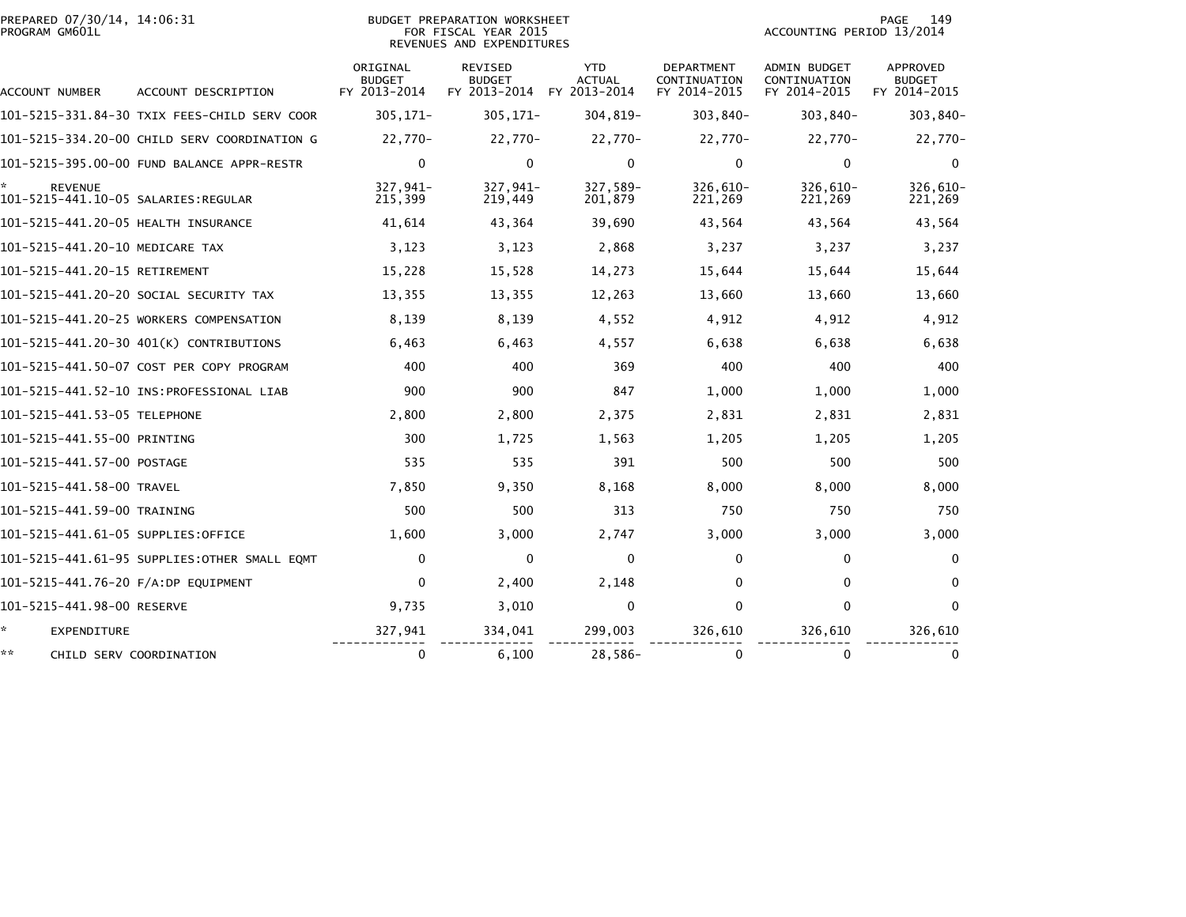PREPARED 07/30/14, 14:06:31
PROGRAM GM601L

BUDGET PREPARATION WORKSHEET
FOR FISCAL YEAR 2015
REVENUES AND EXPENDITURES

ACCOUNTING PERIOD 13/2014

| ACCOUNT NUMBER | ACCOUNT DESCRIPTION | ORIGINAL BUDGET FY 2013-2014 | REVISED BUDGET FY 2013-2014 | YTD ACTUAL FY 2013-2014 | DEPARTMENT CONTINUATION FY 2014-2015 | ADMIN BUDGET CONTINUATION FY 2014-2015 | APPROVED BUDGET FY 2014-2015 |
|---|---|---|---|---|---|---|---|
| 101-5215-331.84-30 | TXIX FEES-CHILD SERV COOR | 305,171- | 305,171- | 304,819- | 303,840- | 303,840- | 303,840- |
| 101-5215-334.20-00 | CHILD SERV COORDINATION G | 22,770- | 22,770- | 22,770- | 22,770- | 22,770- | 22,770- |
| 101-5215-395.00-00 | FUND BALANCE APPR-RESTR | 0 | 0 | 0 | 0 | 0 | 0 |
| * | REVENUE | 327,941- | 327,941- | 327,589- | 326,610- | 326,610- | 326,610- |
| 101-5215-441.10-05 | SALARIES:REGULAR | 215,399 | 219,449 | 201,879 | 221,269 | 221,269 | 221,269 |
| 101-5215-441.20-05 | HEALTH INSURANCE | 41,614 | 43,364 | 39,690 | 43,564 | 43,564 | 43,564 |
| 101-5215-441.20-10 | MEDICARE TAX | 3,123 | 3,123 | 2,868 | 3,237 | 3,237 | 3,237 |
| 101-5215-441.20-15 | RETIREMENT | 15,228 | 15,528 | 14,273 | 15,644 | 15,644 | 15,644 |
| 101-5215-441.20-20 | SOCIAL SECURITY TAX | 13,355 | 13,355 | 12,263 | 13,660 | 13,660 | 13,660 |
| 101-5215-441.20-25 | WORKERS COMPENSATION | 8,139 | 8,139 | 4,552 | 4,912 | 4,912 | 4,912 |
| 101-5215-441.20-30 | 401(K) CONTRIBUTIONS | 6,463 | 6,463 | 4,557 | 6,638 | 6,638 | 6,638 |
| 101-5215-441.50-07 | COST PER COPY PROGRAM | 400 | 400 | 369 | 400 | 400 | 400 |
| 101-5215-441.52-10 | INS:PROFESSIONAL LIAB | 900 | 900 | 847 | 1,000 | 1,000 | 1,000 |
| 101-5215-441.53-05 | TELEPHONE | 2,800 | 2,800 | 2,375 | 2,831 | 2,831 | 2,831 |
| 101-5215-441.55-00 | PRINTING | 300 | 1,725 | 1,563 | 1,205 | 1,205 | 1,205 |
| 101-5215-441.57-00 | POSTAGE | 535 | 535 | 391 | 500 | 500 | 500 |
| 101-5215-441.58-00 | TRAVEL | 7,850 | 9,350 | 8,168 | 8,000 | 8,000 | 8,000 |
| 101-5215-441.59-00 | TRAINING | 500 | 500 | 313 | 750 | 750 | 750 |
| 101-5215-441.61-05 | SUPPLIES:OFFICE | 1,600 | 3,000 | 2,747 | 3,000 | 3,000 | 3,000 |
| 101-5215-441.61-95 | SUPPLIES:OTHER SMALL EQMT | 0 | 0 | 0 | 0 | 0 | 0 |
| 101-5215-441.76-20 | F/A:DP EQUIPMENT | 0 | 2,400 | 2,148 | 0 | 0 | 0 |
| 101-5215-441.98-00 | RESERVE | 9,735 | 3,010 | 0 | 0 | 0 | 0 |
| * | EXPENDITURE | 327,941 | 334,041 | 299,003 | 326,610 | 326,610 | 326,610 |
| ** | CHILD SERV COORDINATION | 0 | 6,100 | 28,586- | 0 | 0 | 0 |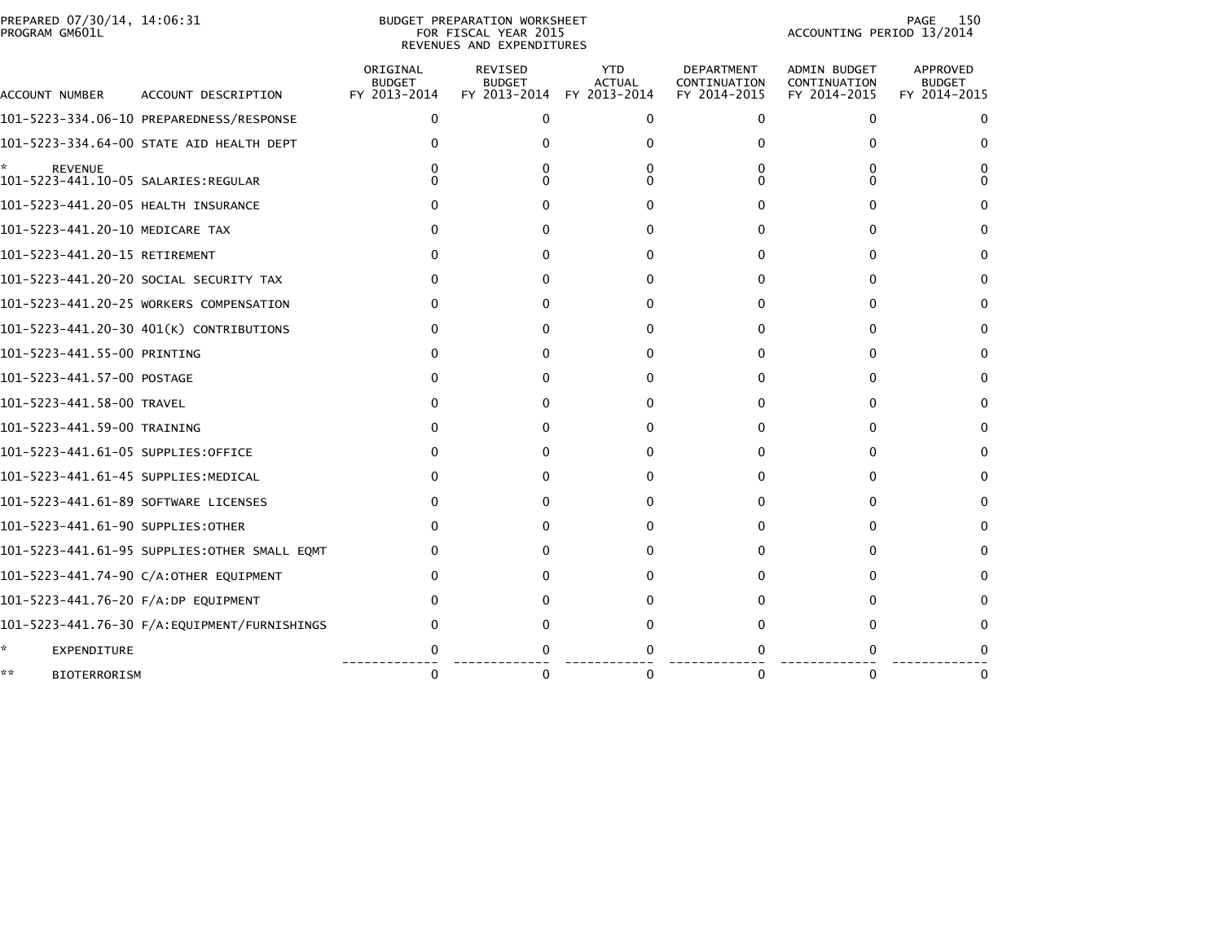PREPARED 07/30/14, 14:06:31
PROGRAM GM601L

BUDGET PREPARATION WORKSHEET
FOR FISCAL YEAR 2015
REVENUES AND EXPENDITURES

ACCOUNTING PERIOD 13/2014

| ACCOUNT NUMBER | ACCOUNT DESCRIPTION | ORIGINAL BUDGET FY 2013-2014 | REVISED BUDGET FY 2013-2014 | YTD ACTUAL FY 2013-2014 | DEPARTMENT CONTINUATION FY 2014-2015 | ADMIN BUDGET CONTINUATION FY 2014-2015 | APPROVED BUDGET FY 2014-2015 |
|---|---|---|---|---|---|---|---|
| 101-5223-334.06-10 | PREPAREDNESS/RESPONSE | 0 | 0 | 0 | 0 | 0 | 0 |
| 101-5223-334.64-00 | STATE AID HEALTH DEPT | 0 | 0 | 0 | 0 | 0 | 0 |
| * | REVENUE | 0 | 0 | 0 | 0 | 0 | 0 |
| 101-5223-441.10-05 | SALARIES:REGULAR | 0 | 0 | 0 | 0 | 0 | 0 |
| 101-5223-441.20-05 | HEALTH INSURANCE | 0 | 0 | 0 | 0 | 0 | 0 |
| 101-5223-441.20-10 | MEDICARE TAX | 0 | 0 | 0 | 0 | 0 | 0 |
| 101-5223-441.20-15 | RETIREMENT | 0 | 0 | 0 | 0 | 0 | 0 |
| 101-5223-441.20-20 | SOCIAL SECURITY TAX | 0 | 0 | 0 | 0 | 0 | 0 |
| 101-5223-441.20-25 | WORKERS COMPENSATION | 0 | 0 | 0 | 0 | 0 | 0 |
| 101-5223-441.20-30 | 401(K) CONTRIBUTIONS | 0 | 0 | 0 | 0 | 0 | 0 |
| 101-5223-441.55-00 | PRINTING | 0 | 0 | 0 | 0 | 0 | 0 |
| 101-5223-441.57-00 | POSTAGE | 0 | 0 | 0 | 0 | 0 | 0 |
| 101-5223-441.58-00 | TRAVEL | 0 | 0 | 0 | 0 | 0 | 0 |
| 101-5223-441.59-00 | TRAINING | 0 | 0 | 0 | 0 | 0 | 0 |
| 101-5223-441.61-05 | SUPPLIES:OFFICE | 0 | 0 | 0 | 0 | 0 | 0 |
| 101-5223-441.61-45 | SUPPLIES:MEDICAL | 0 | 0 | 0 | 0 | 0 | 0 |
| 101-5223-441.61-89 | SOFTWARE LICENSES | 0 | 0 | 0 | 0 | 0 | 0 |
| 101-5223-441.61-90 | SUPPLIES:OTHER | 0 | 0 | 0 | 0 | 0 | 0 |
| 101-5223-441.61-95 | SUPPLIES:OTHER SMALL EQMT | 0 | 0 | 0 | 0 | 0 | 0 |
| 101-5223-441.74-90 | C/A:OTHER EQUIPMENT | 0 | 0 | 0 | 0 | 0 | 0 |
| 101-5223-441.76-20 | F/A:DP EQUIPMENT | 0 | 0 | 0 | 0 | 0 | 0 |
| 101-5223-441.76-30 | F/A:EQUIPMENT/FURNISHINGS | 0 | 0 | 0 | 0 | 0 | 0 |
| * | EXPENDITURE | 0 | 0 | 0 | 0 | 0 | 0 |
| ** | BIOTERRORISM | 0 | 0 | 0 | 0 | 0 | 0 |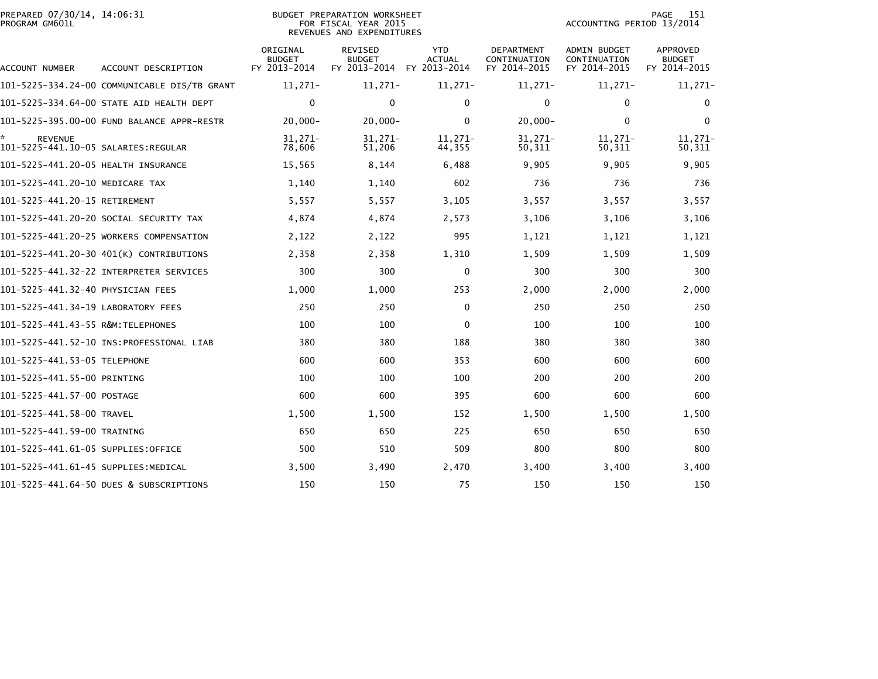BUDGET PREPARATION WORKSHEET
FOR FISCAL YEAR 2015
REVENUES AND EXPENDITURES

PREPARED 07/30/14, 14:06:31
PROGRAM GM601L

ACCOUNTING PERIOD 13/2014

| ACCOUNT NUMBER | ACCOUNT DESCRIPTION | ORIGINAL BUDGET FY 2013-2014 | REVISED BUDGET FY 2013-2014 | YTD ACTUAL FY 2013-2014 | DEPARTMENT CONTINUATION FY 2014-2015 | ADMIN BUDGET CONTINUATION FY 2014-2015 | APPROVED BUDGET FY 2014-2015 |
|---|---|---|---|---|---|---|---|
| 101-5225-334.24-00 | COMMUNICABLE DIS/TB GRANT | 11,271- | 11,271- | 11,271- | 11,271- | 11,271- | 11,271- |
| 101-5225-334.64-00 | STATE AID HEALTH DEPT | 0 | 0 | 0 | 0 | 0 | 0 |
| 101-5225-395.00-00 | FUND BALANCE APPR-RESTR | 20,000- | 20,000- | 0 | 20,000- | 0 | 0 |
| * | REVENUE | 31,271- | 31,271- | 11,271- | 31,271- | 11,271- | 11,271- |
| 101-5225-441.10-05 | SALARIES:REGULAR | 78,606 | 51,206 | 44,355 | 50,311 | 50,311 | 50,311 |
| 101-5225-441.20-05 | HEALTH INSURANCE | 15,565 | 8,144 | 6,488 | 9,905 | 9,905 | 9,905 |
| 101-5225-441.20-10 | MEDICARE TAX | 1,140 | 1,140 | 602 | 736 | 736 | 736 |
| 101-5225-441.20-15 | RETIREMENT | 5,557 | 5,557 | 3,105 | 3,557 | 3,557 | 3,557 |
| 101-5225-441.20-20 | SOCIAL SECURITY TAX | 4,874 | 4,874 | 2,573 | 3,106 | 3,106 | 3,106 |
| 101-5225-441.20-25 | WORKERS COMPENSATION | 2,122 | 2,122 | 995 | 1,121 | 1,121 | 1,121 |
| 101-5225-441.20-30 | 401(K) CONTRIBUTIONS | 2,358 | 2,358 | 1,310 | 1,509 | 1,509 | 1,509 |
| 101-5225-441.32-22 | INTERPRETER SERVICES | 300 | 300 | 0 | 300 | 300 | 300 |
| 101-5225-441.32-40 | PHYSICIAN FEES | 1,000 | 1,000 | 253 | 2,000 | 2,000 | 2,000 |
| 101-5225-441.34-19 | LABORATORY FEES | 250 | 250 | 0 | 250 | 250 | 250 |
| 101-5225-441.43-55 | R&M:TELEPHONES | 100 | 100 | 0 | 100 | 100 | 100 |
| 101-5225-441.52-10 | INS:PROFESSIONAL LIAB | 380 | 380 | 188 | 380 | 380 | 380 |
| 101-5225-441.53-05 | TELEPHONE | 600 | 600 | 353 | 600 | 600 | 600 |
| 101-5225-441.55-00 | PRINTING | 100 | 100 | 100 | 200 | 200 | 200 |
| 101-5225-441.57-00 | POSTAGE | 600 | 600 | 395 | 600 | 600 | 600 |
| 101-5225-441.58-00 | TRAVEL | 1,500 | 1,500 | 152 | 1,500 | 1,500 | 1,500 |
| 101-5225-441.59-00 | TRAINING | 650 | 650 | 225 | 650 | 650 | 650 |
| 101-5225-441.61-05 | SUPPLIES:OFFICE | 500 | 510 | 509 | 800 | 800 | 800 |
| 101-5225-441.61-45 | SUPPLIES:MEDICAL | 3,500 | 3,490 | 2,470 | 3,400 | 3,400 | 3,400 |
| 101-5225-441.64-50 | DUES & SUBSCRIPTIONS | 150 | 150 | 75 | 150 | 150 | 150 |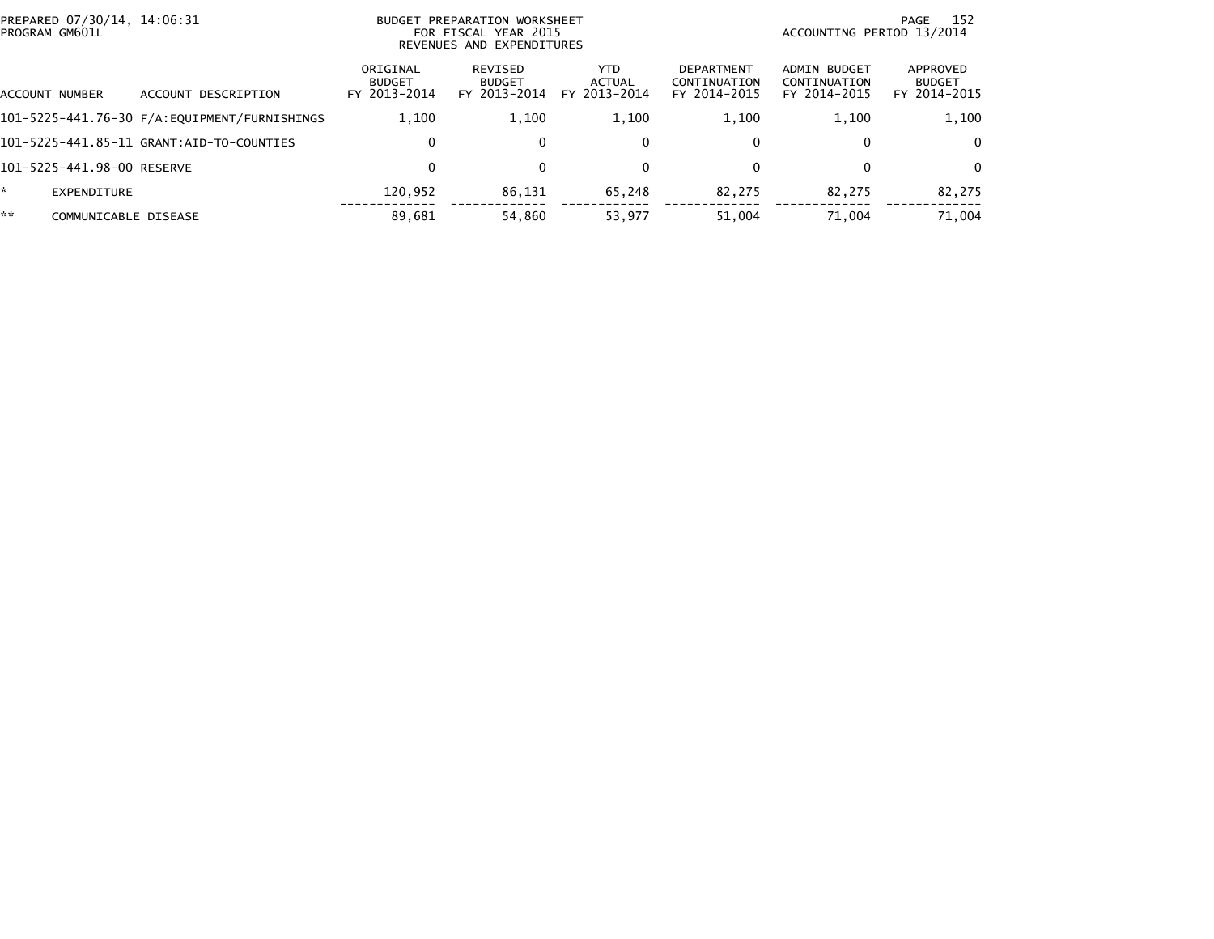BUDGET PREPARATION WORKSHEET
FOR FISCAL YEAR 2015
REVENUES AND EXPENDITURES

PREPARED 07/30/14, 14:06:31
PROGRAM GM601L

ACCOUNTING PERIOD 13/2014

| ACCOUNT NUMBER | ACCOUNT DESCRIPTION | ORIGINAL BUDGET FY 2013-2014 | REVISED BUDGET FY 2013-2014 | YTD ACTUAL FY 2013-2014 | DEPARTMENT CONTINUATION FY 2014-2015 | ADMIN BUDGET CONTINUATION FY 2014-2015 | APPROVED BUDGET FY 2014-2015 |
|---|---|---|---|---|---|---|---|
| 101-5225-441.76-30 | F/A:EQUIPMENT/FURNISHINGS | 1,100 | 1,100 | 1,100 | 1,100 | 1,100 | 1,100 |
| 101-5225-441.85-11 | GRANT:AID-TO-COUNTIES | 0 | 0 | 0 | 0 | 0 | 0 |
| 101-5225-441.98-00 | RESERVE | 0 | 0 | 0 | 0 | 0 | 0 |
| * | EXPENDITURE | 120,952 | 86,131 | 65,248 | 82,275 | 82,275 | 82,275 |
| ** | COMMUNICABLE DISEASE | 89,681 | 54,860 | 53,977 | 51,004 | 71,004 | 71,004 |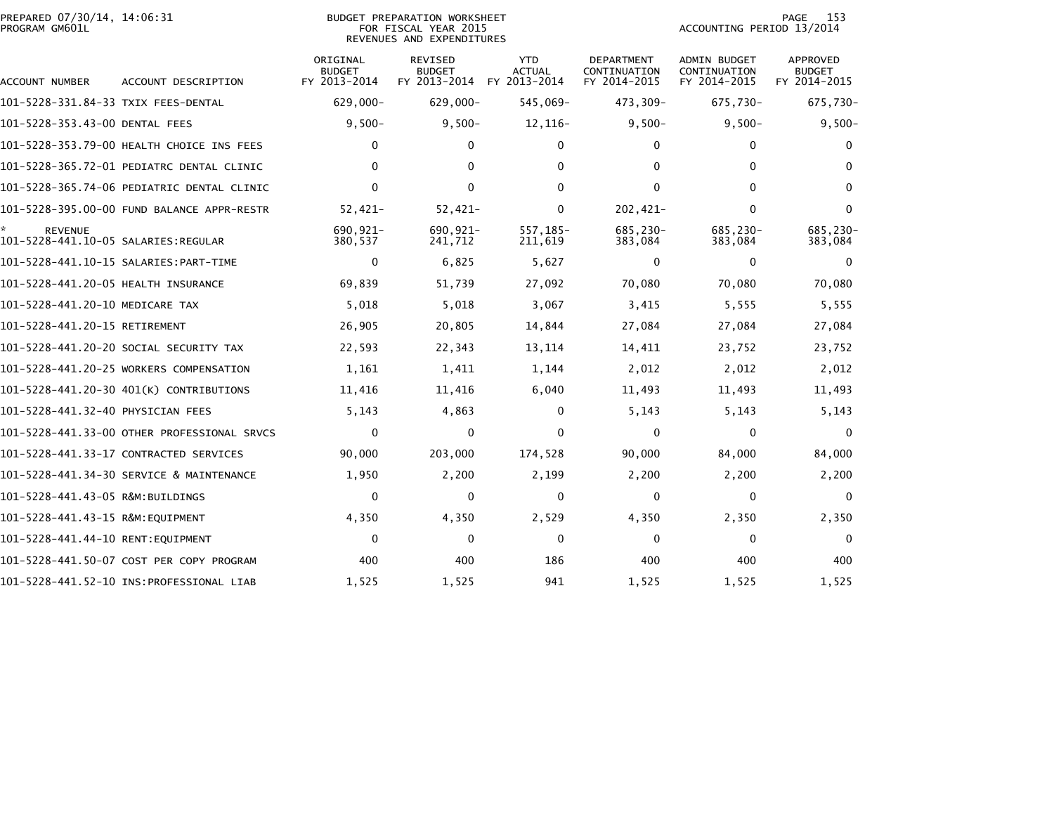PREPARED 07/30/14, 14:06:31
PROGRAM GM601L

BUDGET PREPARATION WORKSHEET
FOR FISCAL YEAR 2015
REVENUES AND EXPENDITURES

ACCOUNTING PERIOD 13/2014

| ACCOUNT NUMBER | ACCOUNT DESCRIPTION | ORIGINAL BUDGET FY 2013-2014 | REVISED BUDGET FY 2013-2014 | YTD ACTUAL FY 2013-2014 | DEPARTMENT CONTINUATION FY 2014-2015 | ADMIN BUDGET CONTINUATION FY 2014-2015 | APPROVED BUDGET FY 2014-2015 |
|---|---|---|---|---|---|---|---|
| 101-5228-331.84-33 | TXIX FEES-DENTAL | 629,000- | 629,000- | 545,069- | 473,309- | 675,730- | 675,730- |
| 101-5228-353.43-00 | DENTAL FEES | 9,500- | 9,500- | 12,116- | 9,500- | 9,500- | 9,500- |
| 101-5228-353.79-00 | HEALTH CHOICE INS FEES | 0 | 0 | 0 | 0 | 0 | 0 |
| 101-5228-365.72-01 | PEDIATRC DENTAL CLINIC | 0 | 0 | 0 | 0 | 0 | 0 |
| 101-5228-365.74-06 | PEDIATRIC DENTAL CLINIC | 0 | 0 | 0 | 0 | 0 | 0 |
| 101-5228-395.00-00 | FUND BALANCE APPR-RESTR | 52,421- | 52,421- | 0 | 202,421- | 0 | 0 |
| * | REVENUE | 690,921- | 690,921- | 557,185- | 685,230- | 685,230- | 685,230- |
| 101-5228-441.10-05 | SALARIES:REGULAR | 380,537 | 241,712 | 211,619 | 383,084 | 383,084 | 383,084 |
| 101-5228-441.10-15 | SALARIES:PART-TIME | 0 | 6,825 | 5,627 | 0 | 0 | 0 |
| 101-5228-441.20-05 | HEALTH INSURANCE | 69,839 | 51,739 | 27,092 | 70,080 | 70,080 | 70,080 |
| 101-5228-441.20-10 | MEDICARE TAX | 5,018 | 5,018 | 3,067 | 3,415 | 5,555 | 5,555 |
| 101-5228-441.20-15 | RETIREMENT | 26,905 | 20,805 | 14,844 | 27,084 | 27,084 | 27,084 |
| 101-5228-441.20-20 | SOCIAL SECURITY TAX | 22,593 | 22,343 | 13,114 | 14,411 | 23,752 | 23,752 |
| 101-5228-441.20-25 | WORKERS COMPENSATION | 1,161 | 1,411 | 1,144 | 2,012 | 2,012 | 2,012 |
| 101-5228-441.20-30 | 401(K) CONTRIBUTIONS | 11,416 | 11,416 | 6,040 | 11,493 | 11,493 | 11,493 |
| 101-5228-441.32-40 | PHYSICIAN FEES | 5,143 | 4,863 | 0 | 5,143 | 5,143 | 5,143 |
| 101-5228-441.33-00 | OTHER PROFESSIONAL SRVCS | 0 | 0 | 0 | 0 | 0 | 0 |
| 101-5228-441.33-17 | CONTRACTED SERVICES | 90,000 | 203,000 | 174,528 | 90,000 | 84,000 | 84,000 |
| 101-5228-441.34-30 | SERVICE & MAINTENANCE | 1,950 | 2,200 | 2,199 | 2,200 | 2,200 | 2,200 |
| 101-5228-441.43-05 | R&M:BUILDINGS | 0 | 0 | 0 | 0 | 0 | 0 |
| 101-5228-441.43-15 | R&M:EQUIPMENT | 4,350 | 4,350 | 2,529 | 4,350 | 2,350 | 2,350 |
| 101-5228-441.44-10 | RENT:EQUIPMENT | 0 | 0 | 0 | 0 | 0 | 0 |
| 101-5228-441.50-07 | COST PER COPY PROGRAM | 400 | 400 | 186 | 400 | 400 | 400 |
| 101-5228-441.52-10 | INS:PROFESSIONAL LIAB | 1,525 | 1,525 | 941 | 1,525 | 1,525 | 1,525 |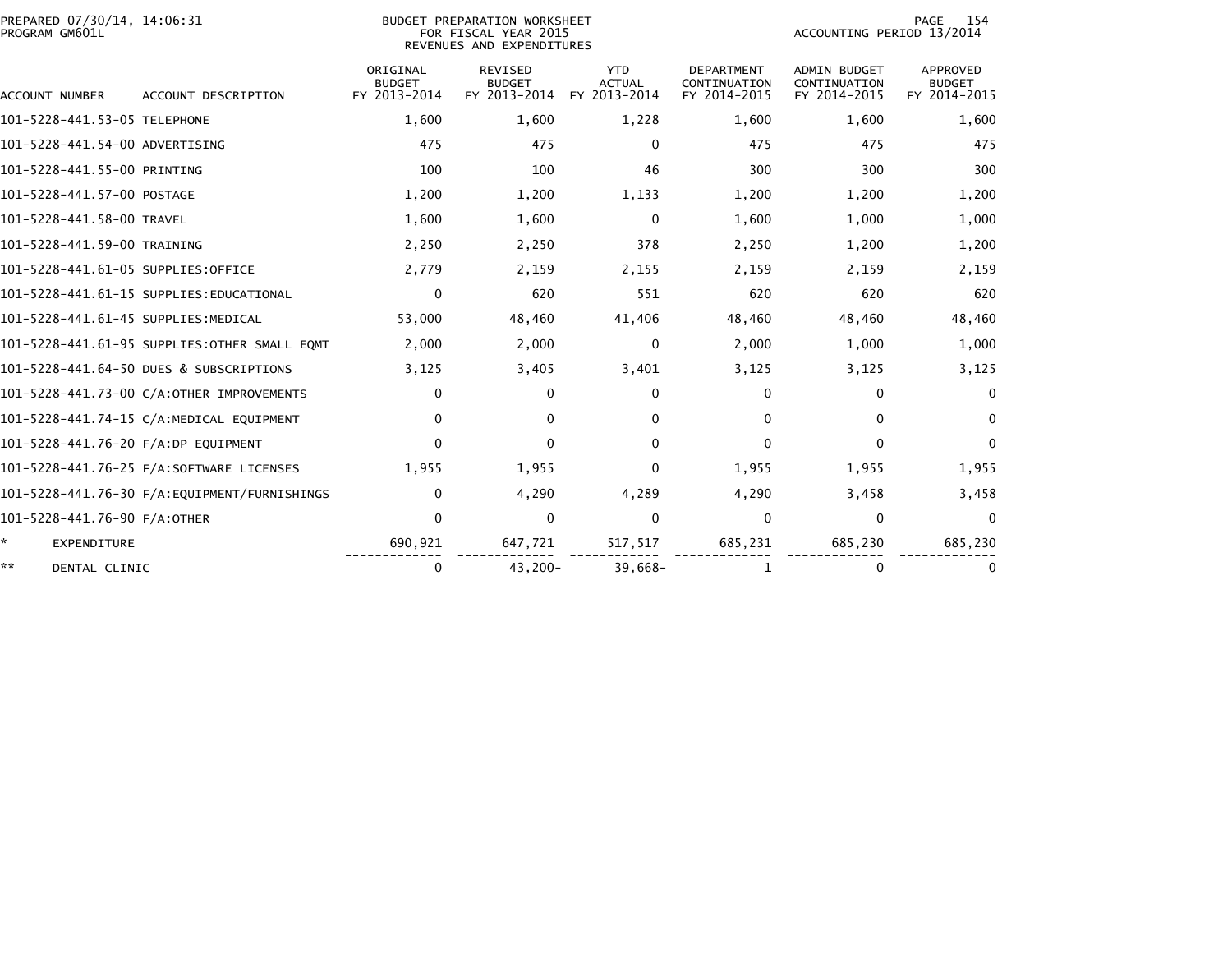PREPARED 07/30/14, 14:06:31
PROGRAM GM601L

BUDGET PREPARATION WORKSHEET
FOR FISCAL YEAR 2015
REVENUES AND EXPENDITURES

ACCOUNTING PERIOD 13/2014

| ACCOUNT NUMBER | ACCOUNT DESCRIPTION | ORIGINAL BUDGET FY 2013-2014 | REVISED BUDGET FY 2013-2014 | YTD ACTUAL FY 2013-2014 | DEPARTMENT CONTINUATION FY 2014-2015 | ADMIN BUDGET CONTINUATION FY 2014-2015 | APPROVED BUDGET FY 2014-2015 |
|---|---|---|---|---|---|---|---|
| 101-5228-441.53-05 | TELEPHONE | 1,600 | 1,600 | 1,228 | 1,600 | 1,600 | 1,600 |
| 101-5228-441.54-00 | ADVERTISING | 475 | 475 | 0 | 475 | 475 | 475 |
| 101-5228-441.55-00 | PRINTING | 100 | 100 | 46 | 300 | 300 | 300 |
| 101-5228-441.57-00 | POSTAGE | 1,200 | 1,200 | 1,133 | 1,200 | 1,200 | 1,200 |
| 101-5228-441.58-00 | TRAVEL | 1,600 | 1,600 | 0 | 1,600 | 1,000 | 1,000 |
| 101-5228-441.59-00 | TRAINING | 2,250 | 2,250 | 378 | 2,250 | 1,200 | 1,200 |
| 101-5228-441.61-05 | SUPPLIES:OFFICE | 2,779 | 2,159 | 2,155 | 2,159 | 2,159 | 2,159 |
| 101-5228-441.61-15 | SUPPLIES:EDUCATIONAL | 0 | 620 | 551 | 620 | 620 | 620 |
| 101-5228-441.61-45 | SUPPLIES:MEDICAL | 53,000 | 48,460 | 41,406 | 48,460 | 48,460 | 48,460 |
| 101-5228-441.61-95 | SUPPLIES:OTHER SMALL EQMT | 2,000 | 2,000 | 0 | 2,000 | 1,000 | 1,000 |
| 101-5228-441.64-50 | DUES & SUBSCRIPTIONS | 3,125 | 3,405 | 3,401 | 3,125 | 3,125 | 3,125 |
| 101-5228-441.73-00 | C/A:OTHER IMPROVEMENTS | 0 | 0 | 0 | 0 | 0 | 0 |
| 101-5228-441.74-15 | C/A:MEDICAL EQUIPMENT | 0 | 0 | 0 | 0 | 0 | 0 |
| 101-5228-441.76-20 | F/A:DP EQUIPMENT | 0 | 0 | 0 | 0 | 0 | 0 |
| 101-5228-441.76-25 | F/A:SOFTWARE LICENSES | 1,955 | 1,955 | 0 | 1,955 | 1,955 | 1,955 |
| 101-5228-441.76-30 | F/A:EQUIPMENT/FURNISHINGS | 0 | 4,290 | 4,289 | 4,290 | 3,458 | 3,458 |
| 101-5228-441.76-90 | F/A:OTHER | 0 | 0 | 0 | 0 | 0 | 0 |
| * | EXPENDITURE | 690,921 | 647,721 | 517,517 | 685,231 | 685,230 | 685,230 |
| ** | DENTAL CLINIC | 0 | 43,200- | 39,668- | 1 | 0 | 0 |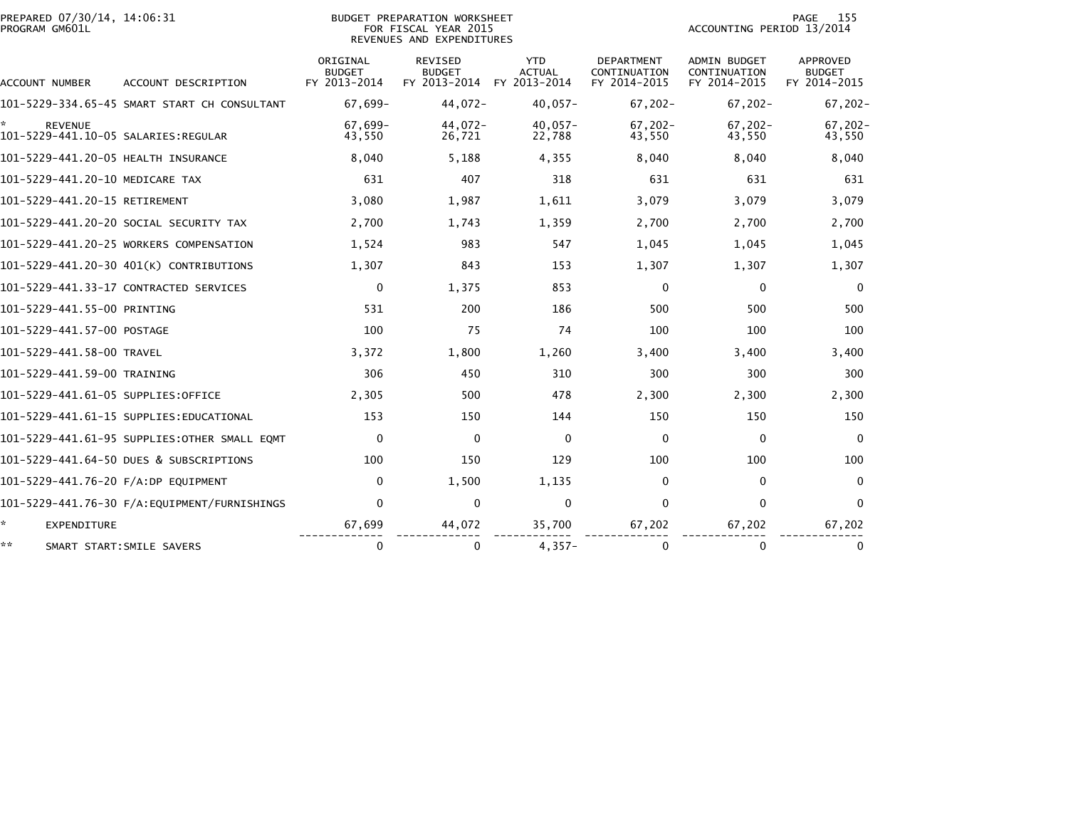BUDGET PREPARATION WORKSHEET
FOR FISCAL YEAR 2015
REVENUES AND EXPENDITURES

PREPARED 07/30/14, 14:06:31
PROGRAM GM601L

ACCOUNTING PERIOD 13/2014

| ACCOUNT NUMBER | ACCOUNT DESCRIPTION | ORIGINAL BUDGET FY 2013-2014 | REVISED BUDGET FY 2013-2014 | YTD ACTUAL FY 2013-2014 | DEPARTMENT CONTINUATION FY 2014-2015 | ADMIN BUDGET CONTINUATION FY 2014-2015 | APPROVED BUDGET FY 2014-2015 |
|---|---|---|---|---|---|---|---|
| 101-5229-334.65-45 | SMART START CH CONSULTANT | 67,699- | 44,072- | 40,057- | 67,202- | 67,202- | 67,202- |
| * | REVENUE | 67,699- | 44,072- | 40,057- | 67,202- | 67,202- | 67,202- |
| 101-5229-441.10-05 | SALARIES:REGULAR | 43,550 | 26,721 | 22,788 | 43,550 | 43,550 | 43,550 |
| 101-5229-441.20-05 | HEALTH INSURANCE | 8,040 | 5,188 | 4,355 | 8,040 | 8,040 | 8,040 |
| 101-5229-441.20-10 | MEDICARE TAX | 631 | 407 | 318 | 631 | 631 | 631 |
| 101-5229-441.20-15 | RETIREMENT | 3,080 | 1,987 | 1,611 | 3,079 | 3,079 | 3,079 |
| 101-5229-441.20-20 | SOCIAL SECURITY TAX | 2,700 | 1,743 | 1,359 | 2,700 | 2,700 | 2,700 |
| 101-5229-441.20-25 | WORKERS COMPENSATION | 1,524 | 983 | 547 | 1,045 | 1,045 | 1,045 |
| 101-5229-441.20-30 | 401(K) CONTRIBUTIONS | 1,307 | 843 | 153 | 1,307 | 1,307 | 1,307 |
| 101-5229-441.33-17 | CONTRACTED SERVICES | 0 | 1,375 | 853 | 0 | 0 | 0 |
| 101-5229-441.55-00 | PRINTING | 531 | 200 | 186 | 500 | 500 | 500 |
| 101-5229-441.57-00 | POSTAGE | 100 | 75 | 74 | 100 | 100 | 100 |
| 101-5229-441.58-00 | TRAVEL | 3,372 | 1,800 | 1,260 | 3,400 | 3,400 | 3,400 |
| 101-5229-441.59-00 | TRAINING | 306 | 450 | 310 | 300 | 300 | 300 |
| 101-5229-441.61-05 | SUPPLIES:OFFICE | 2,305 | 500 | 478 | 2,300 | 2,300 | 2,300 |
| 101-5229-441.61-15 | SUPPLIES:EDUCATIONAL | 153 | 150 | 144 | 150 | 150 | 150 |
| 101-5229-441.61-95 | SUPPLIES:OTHER SMALL EQMT | 0 | 0 | 0 | 0 | 0 | 0 |
| 101-5229-441.64-50 | DUES & SUBSCRIPTIONS | 100 | 150 | 129 | 100 | 100 | 100 |
| 101-5229-441.76-20 | F/A:DP EQUIPMENT | 0 | 1,500 | 1,135 | 0 | 0 | 0 |
| 101-5229-441.76-30 | F/A:EQUIPMENT/FURNISHINGS | 0 | 0 | 0 | 0 | 0 | 0 |
| * | EXPENDITURE | 67,699 | 44,072 | 35,700 | 67,202 | 67,202 | 67,202 |
| ** | SMART START:SMILE SAVERS | 0 | 0 | 4,357- | 0 | 0 | 0 |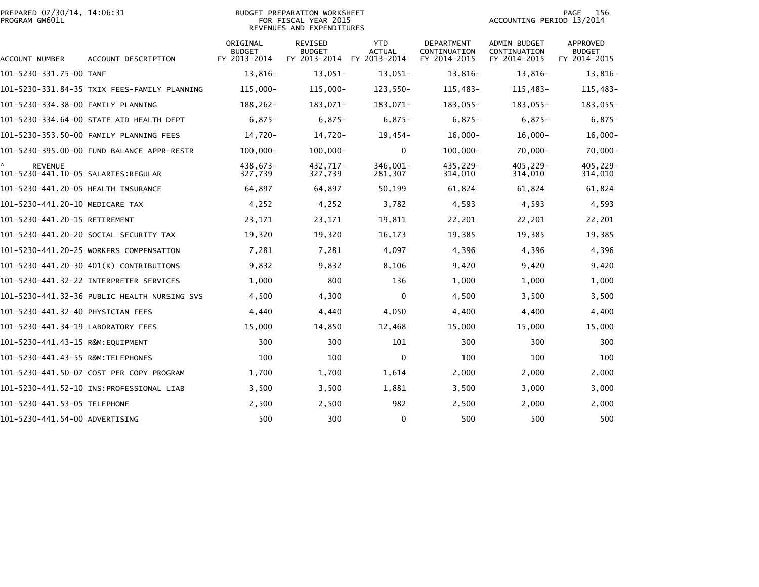PREPARED 07/30/14, 14:06:31
PROGRAM GM601L

BUDGET PREPARATION WORKSHEET
FOR FISCAL YEAR 2015
REVENUES AND EXPENDITURES

ACCOUNTING PERIOD 13/2014

| ACCOUNT NUMBER | ACCOUNT DESCRIPTION | ORIGINAL BUDGET FY 2013-2014 | REVISED BUDGET FY 2013-2014 | YTD ACTUAL FY 2013-2014 | DEPARTMENT CONTINUATION FY 2014-2015 | ADMIN BUDGET CONTINUATION FY 2014-2015 | APPROVED BUDGET FY 2014-2015 |
|---|---|---|---|---|---|---|---|
| 101-5230-331.75-00 | TANF | 13,816- | 13,051- | 13,051- | 13,816- | 13,816- | 13,816- |
| 101-5230-331.84-35 | TXIX FEES-FAMILY PLANNING | 115,000- | 115,000- | 123,550- | 115,483- | 115,483- | 115,483- |
| 101-5230-334.38-00 | FAMILY PLANNING | 188,262- | 183,071- | 183,071- | 183,055- | 183,055- | 183,055- |
| 101-5230-334.64-00 | STATE AID HEALTH DEPT | 6,875- | 6,875- | 6,875- | 6,875- | 6,875- | 6,875- |
| 101-5230-353.50-00 | FAMILY PLANNING FEES | 14,720- | 14,720- | 19,454- | 16,000- | 16,000- | 16,000- |
| 101-5230-395.00-00 | FUND BALANCE APPR-RESTR | 100,000- | 100,000- | 0 | 100,000- | 70,000- | 70,000- |
| * | REVENUE | 438,673- | 432,717- | 346,001- | 435,229- | 405,229- | 405,229- |
| 101-5230-441.10-05 | SALARIES:REGULAR | 327,739 | 327,739 | 281,307 | 314,010 | 314,010 | 314,010 |
| 101-5230-441.20-05 | HEALTH INSURANCE | 64,897 | 64,897 | 50,199 | 61,824 | 61,824 | 61,824 |
| 101-5230-441.20-10 | MEDICARE TAX | 4,252 | 4,252 | 3,782 | 4,593 | 4,593 | 4,593 |
| 101-5230-441.20-15 | RETIREMENT | 23,171 | 23,171 | 19,811 | 22,201 | 22,201 | 22,201 |
| 101-5230-441.20-20 | SOCIAL SECURITY TAX | 19,320 | 19,320 | 16,173 | 19,385 | 19,385 | 19,385 |
| 101-5230-441.20-25 | WORKERS COMPENSATION | 7,281 | 7,281 | 4,097 | 4,396 | 4,396 | 4,396 |
| 101-5230-441.20-30 | 401(K) CONTRIBUTIONS | 9,832 | 9,832 | 8,106 | 9,420 | 9,420 | 9,420 |
| 101-5230-441.32-22 | INTERPRETER SERVICES | 1,000 | 800 | 136 | 1,000 | 1,000 | 1,000 |
| 101-5230-441.32-36 | PUBLIC HEALTH NURSING SVS | 4,500 | 4,300 | 0 | 4,500 | 3,500 | 3,500 |
| 101-5230-441.32-40 | PHYSICIAN FEES | 4,440 | 4,440 | 4,050 | 4,400 | 4,400 | 4,400 |
| 101-5230-441.34-19 | LABORATORY FEES | 15,000 | 14,850 | 12,468 | 15,000 | 15,000 | 15,000 |
| 101-5230-441.43-15 | R&M:EQUIPMENT | 300 | 300 | 101 | 300 | 300 | 300 |
| 101-5230-441.43-55 | R&M:TELEPHONES | 100 | 100 | 0 | 100 | 100 | 100 |
| 101-5230-441.50-07 | COST PER COPY PROGRAM | 1,700 | 1,700 | 1,614 | 2,000 | 2,000 | 2,000 |
| 101-5230-441.52-10 | INS:PROFESSIONAL LIAB | 3,500 | 3,500 | 1,881 | 3,500 | 3,000 | 3,000 |
| 101-5230-441.53-05 | TELEPHONE | 2,500 | 2,500 | 982 | 2,500 | 2,000 | 2,000 |
| 101-5230-441.54-00 | ADVERTISING | 500 | 300 | 0 | 500 | 500 | 500 |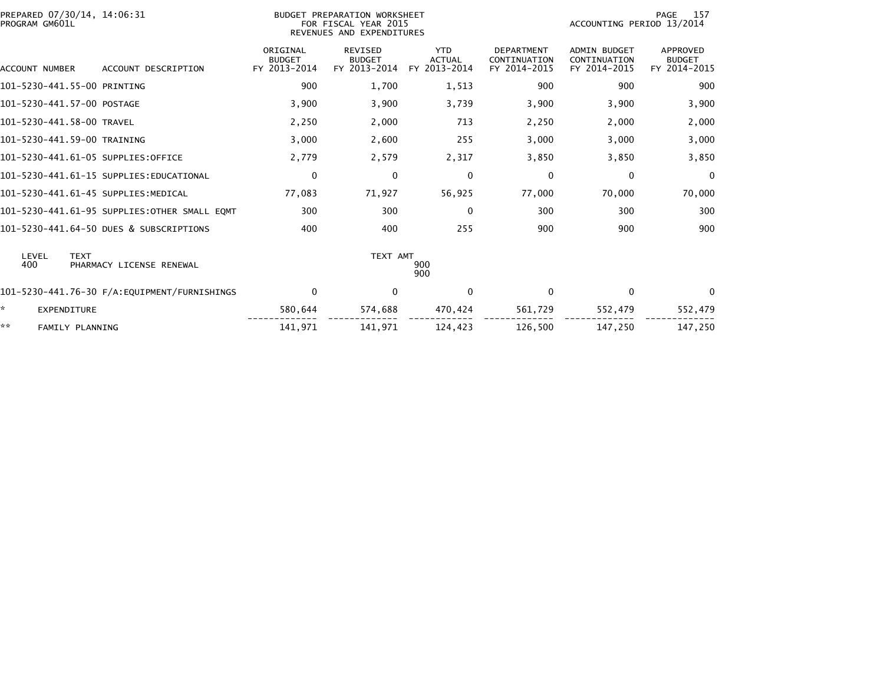BUDGET PREPARATION WORKSHEET
FOR FISCAL YEAR 2015
REVENUES AND EXPENDITURES

PREPARED 07/30/14, 14:06:31
PROGRAM GM601L

ACCOUNTING PERIOD 13/2014

| ACCOUNT NUMBER | ACCOUNT DESCRIPTION | ORIGINAL BUDGET FY 2013-2014 | REVISED BUDGET FY 2013-2014 | YTD ACTUAL FY 2013-2014 | DEPARTMENT CONTINUATION FY 2014-2015 | ADMIN BUDGET CONTINUATION FY 2014-2015 | APPROVED BUDGET FY 2014-2015 |
|---|---|---|---|---|---|---|---|
| 101-5230-441.55-00 | PRINTING | 900 | 1,700 | 1,513 | 900 | 900 | 900 |
| 101-5230-441.57-00 | POSTAGE | 3,900 | 3,900 | 3,739 | 3,900 | 3,900 | 3,900 |
| 101-5230-441.58-00 | TRAVEL | 2,250 | 2,000 | 713 | 2,250 | 2,000 | 2,000 |
| 101-5230-441.59-00 | TRAINING | 3,000 | 2,600 | 255 | 3,000 | 3,000 | 3,000 |
| 101-5230-441.61-05 | SUPPLIES:OFFICE | 2,779 | 2,579 | 2,317 | 3,850 | 3,850 | 3,850 |
| 101-5230-441.61-15 | SUPPLIES:EDUCATIONAL | 0 | 0 | 0 | 0 | 0 | 0 |
| 101-5230-441.61-45 | SUPPLIES:MEDICAL | 77,083 | 71,927 | 56,925 | 77,000 | 70,000 | 70,000 |
| 101-5230-441.61-95 | SUPPLIES:OTHER SMALL EQMT | 300 | 300 | 0 | 300 | 300 | 300 |
| 101-5230-441.64-50 | DUES & SUBSCRIPTIONS | 400 | 400 | 255 | 900 | 900 | 900 |

| LEVEL | TEXT | TEXT AMT |
|---|---|---|
| 400 | PHARMACY LICENSE RENEWAL | 900 |
| | | 900 |

| ACCOUNT NUMBER | ACCOUNT DESCRIPTION | ORIGINAL BUDGET FY 2013-2014 | REVISED BUDGET FY 2013-2014 | YTD ACTUAL FY 2013-2014 | DEPARTMENT CONTINUATION FY 2014-2015 | ADMIN BUDGET CONTINUATION FY 2014-2015 | APPROVED BUDGET FY 2014-2015 |
|---|---|---|---|---|---|---|---|
| 101-5230-441.76-30 | F/A:EQUIPMENT/FURNISHINGS | 0 | 0 | 0 | 0 | 0 | 0 |
| * | EXPENDITURE | 580,644 | 574,688 | 470,424 | 561,729 | 552,479 | 552,479 |
| ** | FAMILY PLANNING | 141,971 | 141,971 | 124,423 | 126,500 | 147,250 | 147,250 |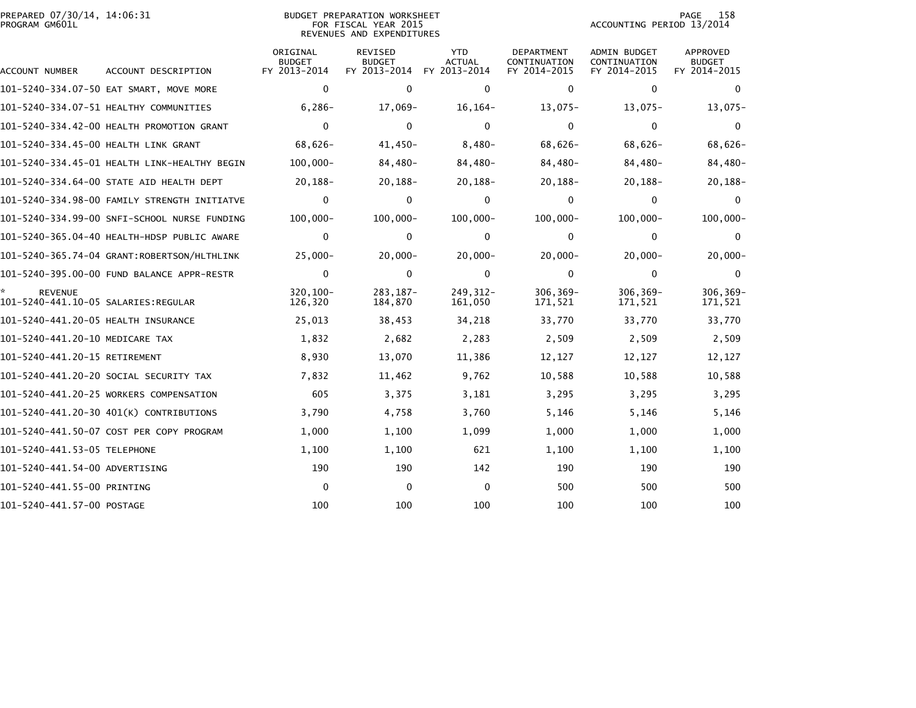PREPARED 07/30/14, 14:06:31
PROGRAM GM601L

BUDGET PREPARATION WORKSHEET
FOR FISCAL YEAR 2015
REVENUES AND EXPENDITURES

ACCOUNTING PERIOD 13/2014

| ACCOUNT NUMBER | ACCOUNT DESCRIPTION | ORIGINAL BUDGET FY 2013-2014 | REVISED BUDGET FY 2013-2014 | YTD ACTUAL FY 2013-2014 | DEPARTMENT CONTINUATION FY 2014-2015 | ADMIN BUDGET CONTINUATION FY 2014-2015 | APPROVED BUDGET FY 2014-2015 |
|---|---|---|---|---|---|---|---|
| 101-5240-334.07-50 | EAT SMART, MOVE MORE | 0 | 0 | 0 | 0 | 0 | 0 |
| 101-5240-334.07-51 | HEALTHY COMMUNITIES | 6,286- | 17,069- | 16,164- | 13,075- | 13,075- | 13,075- |
| 101-5240-334.42-00 | HEALTH PROMOTION GRANT | 0 | 0 | 0 | 0 | 0 | 0 |
| 101-5240-334.45-00 | HEALTH LINK GRANT | 68,626- | 41,450- | 8,480- | 68,626- | 68,626- | 68,626- |
| 101-5240-334.45-01 | HEALTH LINK-HEALTHY BEGIN | 100,000- | 84,480- | 84,480- | 84,480- | 84,480- | 84,480- |
| 101-5240-334.64-00 | STATE AID HEALTH DEPT | 20,188- | 20,188- | 20,188- | 20,188- | 20,188- | 20,188- |
| 101-5240-334.98-00 | FAMILY STRENGTH INITIATVE | 0 | 0 | 0 | 0 | 0 | 0 |
| 101-5240-334.99-00 | SNFI-SCHOOL NURSE FUNDING | 100,000- | 100,000- | 100,000- | 100,000- | 100,000- | 100,000- |
| 101-5240-365.04-40 | HEALTH-HDSP PUBLIC AWARE | 0 | 0 | 0 | 0 | 0 | 0 |
| 101-5240-365.74-04 | GRANT:ROBERTSON/HLTHLINK | 25,000- | 20,000- | 20,000- | 20,000- | 20,000- | 20,000- |
| 101-5240-395.00-00 | FUND BALANCE APPR-RESTR | 0 | 0 | 0 | 0 | 0 | 0 |
| * REVENUE | | 320,100- | 283,187- | 249,312- | 306,369- | 306,369- | 306,369- |
| 101-5240-441.10-05 | SALARIES:REGULAR | 126,320 | 184,870 | 161,050 | 171,521 | 171,521 | 171,521 |
| 101-5240-441.20-05 | HEALTH INSURANCE | 25,013 | 38,453 | 34,218 | 33,770 | 33,770 | 33,770 |
| 101-5240-441.20-10 | MEDICARE TAX | 1,832 | 2,682 | 2,283 | 2,509 | 2,509 | 2,509 |
| 101-5240-441.20-15 | RETIREMENT | 8,930 | 13,070 | 11,386 | 12,127 | 12,127 | 12,127 |
| 101-5240-441.20-20 | SOCIAL SECURITY TAX | 7,832 | 11,462 | 9,762 | 10,588 | 10,588 | 10,588 |
| 101-5240-441.20-25 | WORKERS COMPENSATION | 605 | 3,375 | 3,181 | 3,295 | 3,295 | 3,295 |
| 101-5240-441.20-30 | 401(K) CONTRIBUTIONS | 3,790 | 4,758 | 3,760 | 5,146 | 5,146 | 5,146 |
| 101-5240-441.50-07 | COST PER COPY PROGRAM | 1,000 | 1,100 | 1,099 | 1,000 | 1,000 | 1,000 |
| 101-5240-441.53-05 | TELEPHONE | 1,100 | 1,100 | 621 | 1,100 | 1,100 | 1,100 |
| 101-5240-441.54-00 | ADVERTISING | 190 | 190 | 142 | 190 | 190 | 190 |
| 101-5240-441.55-00 | PRINTING | 0 | 0 | 0 | 500 | 500 | 500 |
| 101-5240-441.57-00 | POSTAGE | 100 | 100 | 100 | 100 | 100 | 100 |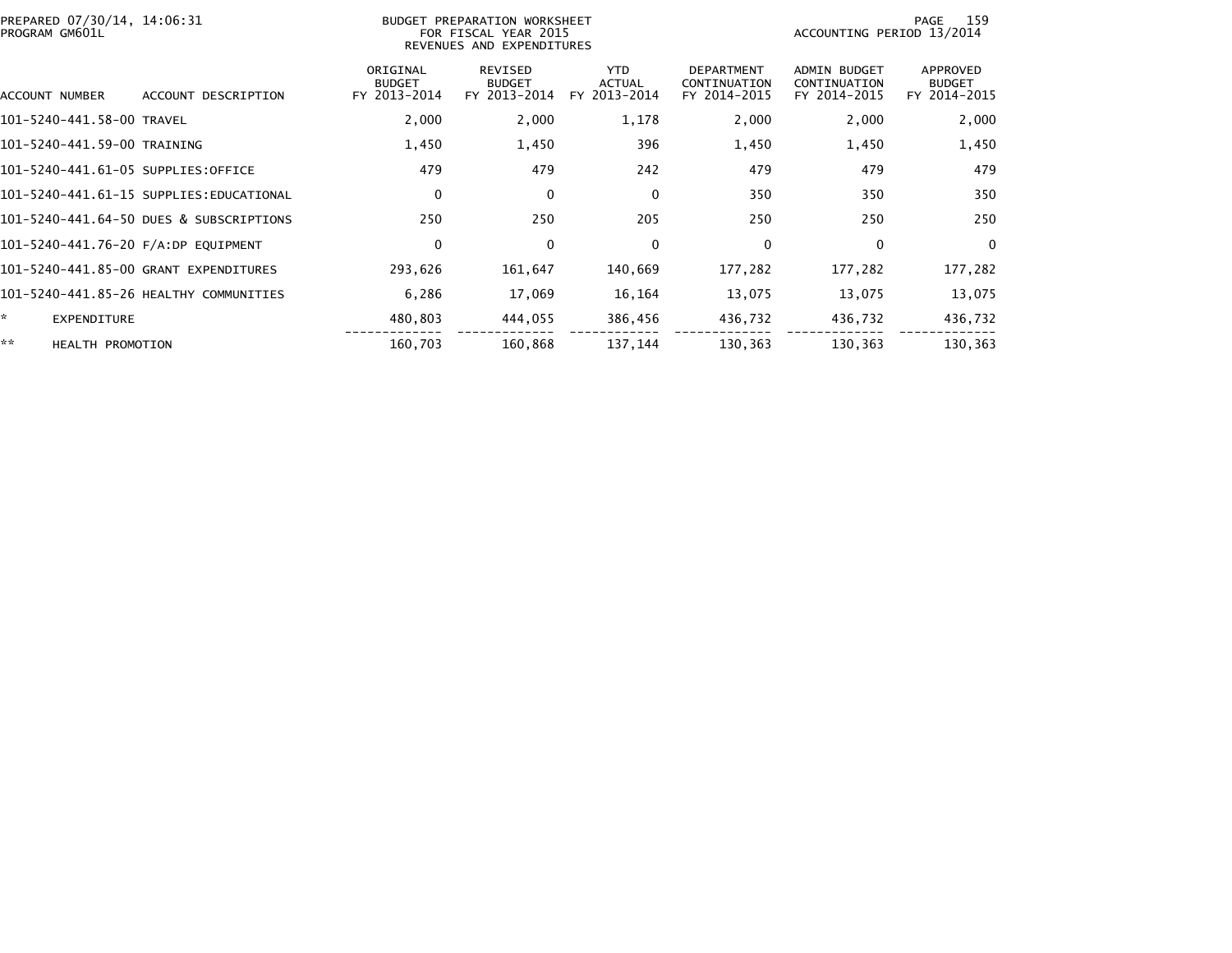PREPARED 07/30/14, 14:06:31
PROGRAM GM601L

BUDGET PREPARATION WORKSHEET
FOR FISCAL YEAR 2015
REVENUES AND EXPENDITURES

ACCOUNTING PERIOD 13/2014

| ACCOUNT NUMBER | ACCOUNT DESCRIPTION | ORIGINAL BUDGET FY 2013-2014 | REVISED BUDGET FY 2013-2014 | YTD ACTUAL FY 2013-2014 | DEPARTMENT CONTINUATION FY 2014-2015 | ADMIN BUDGET CONTINUATION FY 2014-2015 | APPROVED BUDGET FY 2014-2015 |
|---|---|---|---|---|---|---|---|
| 101-5240-441.58-00 | TRAVEL | 2,000 | 2,000 | 1,178 | 2,000 | 2,000 | 2,000 |
| 101-5240-441.59-00 | TRAINING | 1,450 | 1,450 | 396 | 1,450 | 1,450 | 1,450 |
| 101-5240-441.61-05 | SUPPLIES:OFFICE | 479 | 479 | 242 | 479 | 479 | 479 |
| 101-5240-441.61-15 | SUPPLIES:EDUCATIONAL | 0 | 0 | 0 | 350 | 350 | 350 |
| 101-5240-441.64-50 | DUES & SUBSCRIPTIONS | 250 | 250 | 205 | 250 | 250 | 250 |
| 101-5240-441.76-20 | F/A:DP EQUIPMENT | 0 | 0 | 0 | 0 | 0 | 0 |
| 101-5240-441.85-00 | GRANT EXPENDITURES | 293,626 | 161,647 | 140,669 | 177,282 | 177,282 | 177,282 |
| 101-5240-441.85-26 | HEALTHY COMMUNITIES | 6,286 | 17,069 | 16,164 | 13,075 | 13,075 | 13,075 |
| * | EXPENDITURE | 480,803 | 444,055 | 386,456 | 436,732 | 436,732 | 436,732 |
| ** | HEALTH PROMOTION | 160,703 | 160,868 | 137,144 | 130,363 | 130,363 | 130,363 |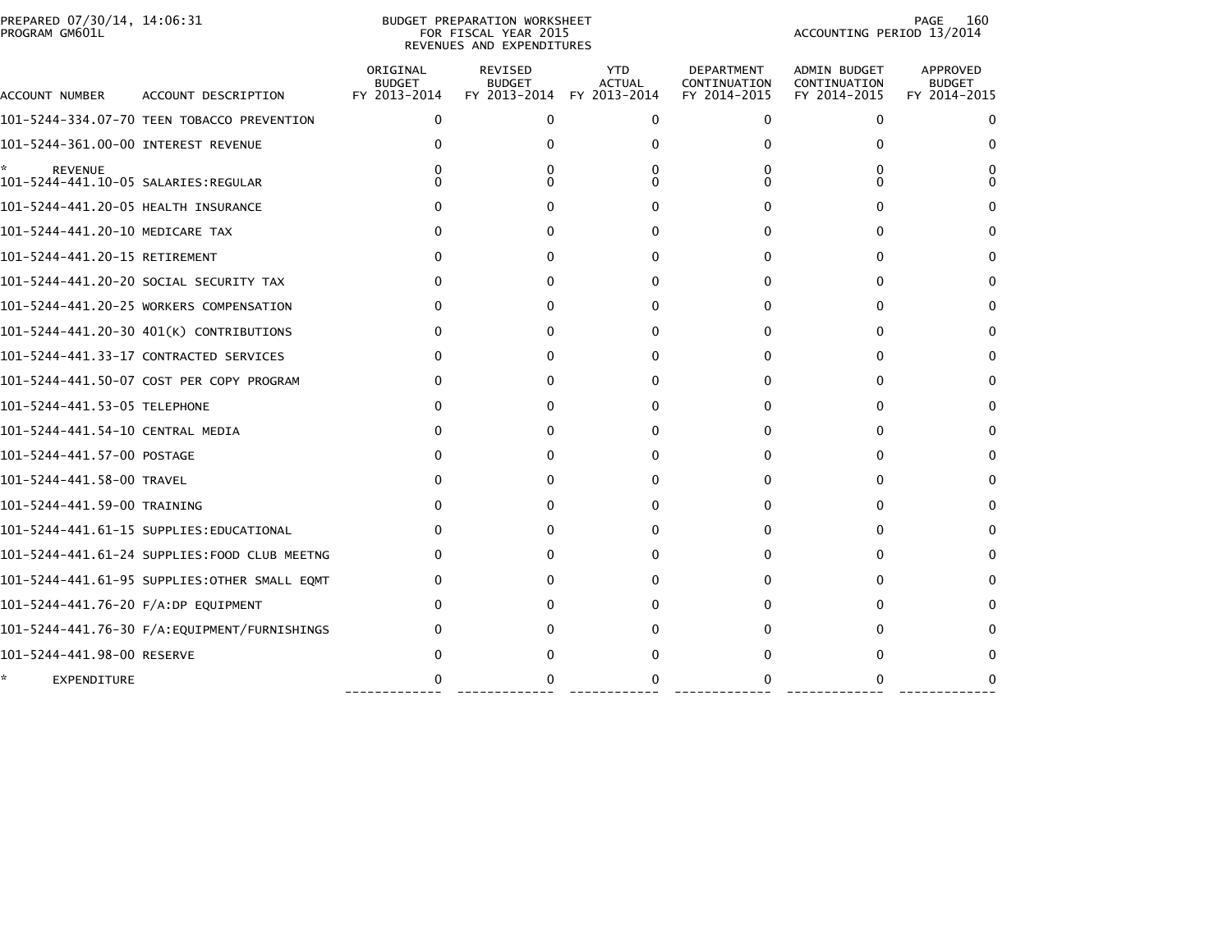BUDGET PREPARATION WORKSHEET
FOR FISCAL YEAR 2015
REVENUES AND EXPENDITURES

PREPARED 07/30/14, 14:06:31
PROGRAM GM601L

ACCOUNTING PERIOD 13/2014

| ACCOUNT NUMBER | ACCOUNT DESCRIPTION | ORIGINAL BUDGET FY 2013-2014 | REVISED BUDGET FY 2013-2014 | YTD ACTUAL FY 2013-2014 | DEPARTMENT CONTINUATION FY 2014-2015 | ADMIN BUDGET CONTINUATION FY 2014-2015 | APPROVED BUDGET FY 2014-2015 |
|---|---|---|---|---|---|---|---|
| 101-5244-334.07-70 | TEEN TOBACCO PREVENTION | 0 | 0 | 0 | 0 | 0 | 0 |
| 101-5244-361.00-00 | INTEREST REVENUE | 0 | 0 | 0 | 0 | 0 | 0 |
| * | REVENUE | 0 | 0 | 0 | 0 | 0 | 0 |
| 101-5244-441.10-05 | SALARIES:REGULAR | 0 | 0 | 0 | 0 | 0 | 0 |
| 101-5244-441.20-05 | HEALTH INSURANCE | 0 | 0 | 0 | 0 | 0 | 0 |
| 101-5244-441.20-10 | MEDICARE TAX | 0 | 0 | 0 | 0 | 0 | 0 |
| 101-5244-441.20-15 | RETIREMENT | 0 | 0 | 0 | 0 | 0 | 0 |
| 101-5244-441.20-20 | SOCIAL SECURITY TAX | 0 | 0 | 0 | 0 | 0 | 0 |
| 101-5244-441.20-25 | WORKERS COMPENSATION | 0 | 0 | 0 | 0 | 0 | 0 |
| 101-5244-441.20-30 | 401(K) CONTRIBUTIONS | 0 | 0 | 0 | 0 | 0 | 0 |
| 101-5244-441.33-17 | CONTRACTED SERVICES | 0 | 0 | 0 | 0 | 0 | 0 |
| 101-5244-441.50-07 | COST PER COPY PROGRAM | 0 | 0 | 0 | 0 | 0 | 0 |
| 101-5244-441.53-05 | TELEPHONE | 0 | 0 | 0 | 0 | 0 | 0 |
| 101-5244-441.54-10 | CENTRAL MEDIA | 0 | 0 | 0 | 0 | 0 | 0 |
| 101-5244-441.57-00 | POSTAGE | 0 | 0 | 0 | 0 | 0 | 0 |
| 101-5244-441.58-00 | TRAVEL | 0 | 0 | 0 | 0 | 0 | 0 |
| 101-5244-441.59-00 | TRAINING | 0 | 0 | 0 | 0 | 0 | 0 |
| 101-5244-441.61-15 | SUPPLIES:EDUCATIONAL | 0 | 0 | 0 | 0 | 0 | 0 |
| 101-5244-441.61-24 | SUPPLIES:FOOD CLUB MEETNG | 0 | 0 | 0 | 0 | 0 | 0 |
| 101-5244-441.61-95 | SUPPLIES:OTHER SMALL EQMT | 0 | 0 | 0 | 0 | 0 | 0 |
| 101-5244-441.76-20 | F/A:DP EQUIPMENT | 0 | 0 | 0 | 0 | 0 | 0 |
| 101-5244-441.76-30 | F/A:EQUIPMENT/FURNISHINGS | 0 | 0 | 0 | 0 | 0 | 0 |
| 101-5244-441.98-00 | RESERVE | 0 | 0 | 0 | 0 | 0 | 0 |
| * | EXPENDITURE | 0 | 0 | 0 | 0 | 0 | 0 |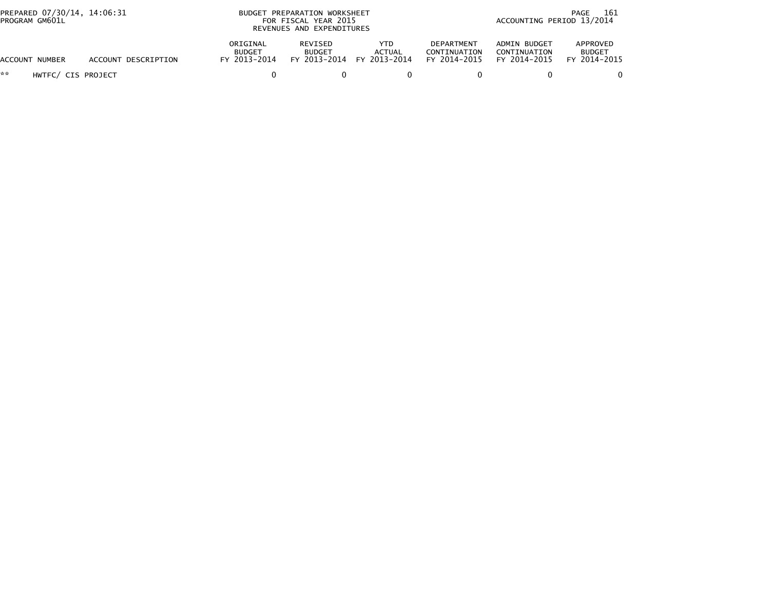| ACCOUNT NUMBER | ACCOUNT DESCRIPTION | ORIGINAL BUDGET FY 2013-2014 | REVISED BUDGET FY 2013-2014 | YTD ACTUAL FY 2013-2014 | DEPARTMENT CONTINUATION FY 2014-2015 | ADMIN BUDGET CONTINUATION FY 2014-2015 | APPROVED BUDGET FY 2014-2015 |
|---|---|---|---|---|---|---|---|
| ** | HWTFC/ CIS PROJECT | 0 | 0 | 0 | 0 | 0 | 0 |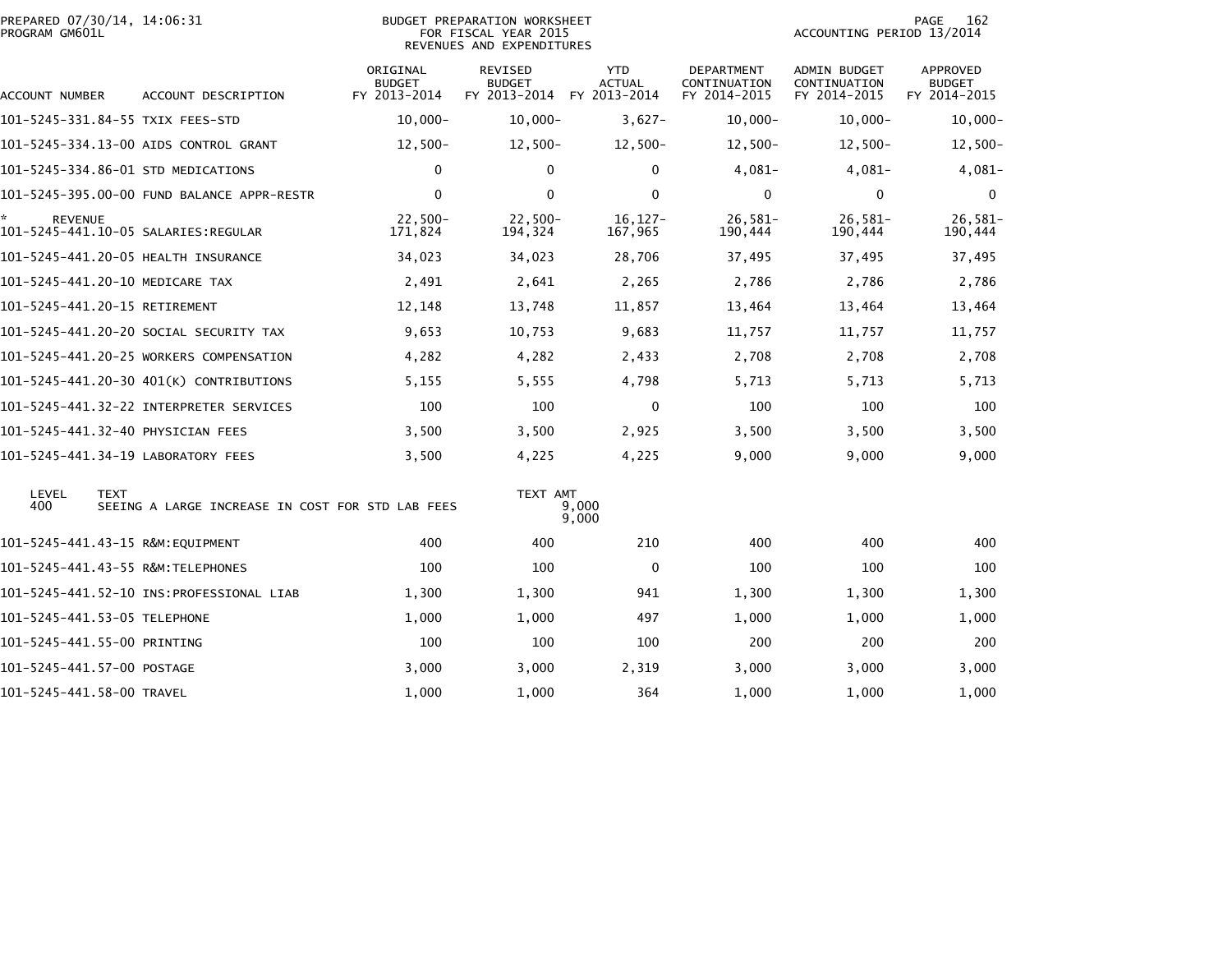BUDGET PREPARATION WORKSHEET
FOR FISCAL YEAR 2015
REVENUES AND EXPENDITURES

PREPARED 07/30/14, 14:06:31
PROGRAM GM601L

ACCOUNTING PERIOD 13/2014

| ACCOUNT NUMBER | ACCOUNT DESCRIPTION | ORIGINAL BUDGET FY 2013-2014 | REVISED BUDGET FY 2013-2014 | YTD ACTUAL FY 2013-2014 | DEPARTMENT CONTINUATION FY 2014-2015 | ADMIN BUDGET CONTINUATION FY 2014-2015 | APPROVED BUDGET FY 2014-2015 |
|---|---|---|---|---|---|---|---|
| 101-5245-331.84-55 | TXIX FEES-STD | 10,000- | 10,000- | 3,627- | 10,000- | 10,000- | 10,000- |
| 101-5245-334.13-00 | AIDS CONTROL GRANT | 12,500- | 12,500- | 12,500- | 12,500- | 12,500- | 12,500- |
| 101-5245-334.86-01 | STD MEDICATIONS | 0 | 0 | 0 | 4,081- | 4,081- | 4,081- |
| 101-5245-395.00-00 | FUND BALANCE APPR-RESTR | 0 | 0 | 0 | 0 | 0 | 0 |
| * REVENUE | | 22,500- | 22,500- | 16,127- | 26,581- | 26,581- | 26,581- |
| 101-5245-441.10-05 | SALARIES:REGULAR | 171,824 | 194,324 | 167,965 | 190,444 | 190,444 | 190,444 |
| 101-5245-441.20-05 | HEALTH INSURANCE | 34,023 | 34,023 | 28,706 | 37,495 | 37,495 | 37,495 |
| 101-5245-441.20-10 | MEDICARE TAX | 2,491 | 2,641 | 2,265 | 2,786 | 2,786 | 2,786 |
| 101-5245-441.20-15 | RETIREMENT | 12,148 | 13,748 | 11,857 | 13,464 | 13,464 | 13,464 |
| 101-5245-441.20-20 | SOCIAL SECURITY TAX | 9,653 | 10,753 | 9,683 | 11,757 | 11,757 | 11,757 |
| 101-5245-441.20-25 | WORKERS COMPENSATION | 4,282 | 4,282 | 2,433 | 2,708 | 2,708 | 2,708 |
| 101-5245-441.20-30 | 401(K) CONTRIBUTIONS | 5,155 | 5,555 | 4,798 | 5,713 | 5,713 | 5,713 |
| 101-5245-441.32-22 | INTERPRETER SERVICES | 100 | 100 | 0 | 100 | 100 | 100 |
| 101-5245-441.32-40 | PHYSICIAN FEES | 3,500 | 3,500 | 2,925 | 3,500 | 3,500 | 3,500 |
| 101-5245-441.34-19 | LABORATORY FEES | 3,500 | 4,225 | 4,225 | 9,000 | 9,000 | 9,000 |

| LEVEL | TEXT | TEXT AMT |
|---|---|---|
| 400 | SEEING A LARGE INCREASE IN COST FOR STD LAB FEES | 9,000 |
| | | 9,000 |

| ACCOUNT NUMBER | ACCOUNT DESCRIPTION | ORIGINAL BUDGET FY 2013-2014 | REVISED BUDGET FY 2013-2014 | YTD ACTUAL FY 2013-2014 | DEPARTMENT CONTINUATION FY 2014-2015 | ADMIN BUDGET CONTINUATION FY 2014-2015 | APPROVED BUDGET FY 2014-2015 |
|---|---|---|---|---|---|---|---|
| 101-5245-441.43-15 | R&M:EQUIPMENT | 400 | 400 | 210 | 400 | 400 | 400 |
| 101-5245-441.43-55 | R&M:TELEPHONES | 100 | 100 | 0 | 100 | 100 | 100 |
| 101-5245-441.52-10 | INS:PROFESSIONAL LIAB | 1,300 | 1,300 | 941 | 1,300 | 1,300 | 1,300 |
| 101-5245-441.53-05 | TELEPHONE | 1,000 | 1,000 | 497 | 1,000 | 1,000 | 1,000 |
| 101-5245-441.55-00 | PRINTING | 100 | 100 | 100 | 200 | 200 | 200 |
| 101-5245-441.57-00 | POSTAGE | 3,000 | 3,000 | 2,319 | 3,000 | 3,000 | 3,000 |
| 101-5245-441.58-00 | TRAVEL | 1,000 | 1,000 | 364 | 1,000 | 1,000 | 1,000 |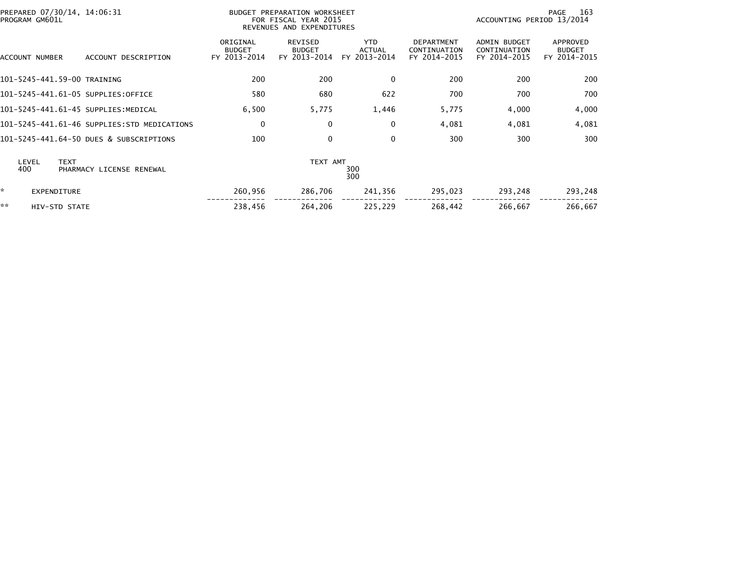BUDGET PREPARATION WORKSHEET
FOR FISCAL YEAR 2015
REVENUES AND EXPENDITURES

PREPARED 07/30/14, 14:06:31
PROGRAM GM601L

ACCOUNTING PERIOD 13/2014

| ACCOUNT NUMBER | ACCOUNT DESCRIPTION | ORIGINAL BUDGET FY 2013-2014 | REVISED BUDGET FY 2013-2014 | YTD ACTUAL FY 2013-2014 | DEPARTMENT CONTINUATION FY 2014-2015 | ADMIN BUDGET CONTINUATION FY 2014-2015 | APPROVED BUDGET FY 2014-2015 |
|---|---|---|---|---|---|---|---|
| 101-5245-441.59-00 | TRAINING | 200 | 200 | 0 | 200 | 200 | 200 |
| 101-5245-441.61-05 | SUPPLIES:OFFICE | 580 | 680 | 622 | 700 | 700 | 700 |
| 101-5245-441.61-45 | SUPPLIES:MEDICAL | 6,500 | 5,775 | 1,446 | 5,775 | 4,000 | 4,000 |
| 101-5245-441.61-46 | SUPPLIES:STD MEDICATIONS | 0 | 0 | 0 | 4,081 | 4,081 | 4,081 |
| 101-5245-441.64-50 | DUES & SUBSCRIPTIONS | 100 | 0 | 0 | 300 | 300 | 300 |

| LEVEL | TEXT | TEXT AMT |
|---|---|---|
| 400 | PHARMACY LICENSE RENEWAL | 300 |
| | | 300 |

| | | ORIGINAL BUDGET FY 2013-2014 | REVISED BUDGET FY 2013-2014 | YTD ACTUAL FY 2013-2014 | DEPARTMENT CONTINUATION FY 2014-2015 | ADMIN BUDGET CONTINUATION FY 2014-2015 | APPROVED BUDGET FY 2014-2015 |
|---|---|---|---|---|---|---|---|
| * | EXPENDITURE | 260,956 | 286,706 | 241,356 | 295,023 | 293,248 | 293,248 |
| ** | HIV-STD STATE | 238,456 | 264,206 | 225,229 | 268,442 | 266,667 | 266,667 |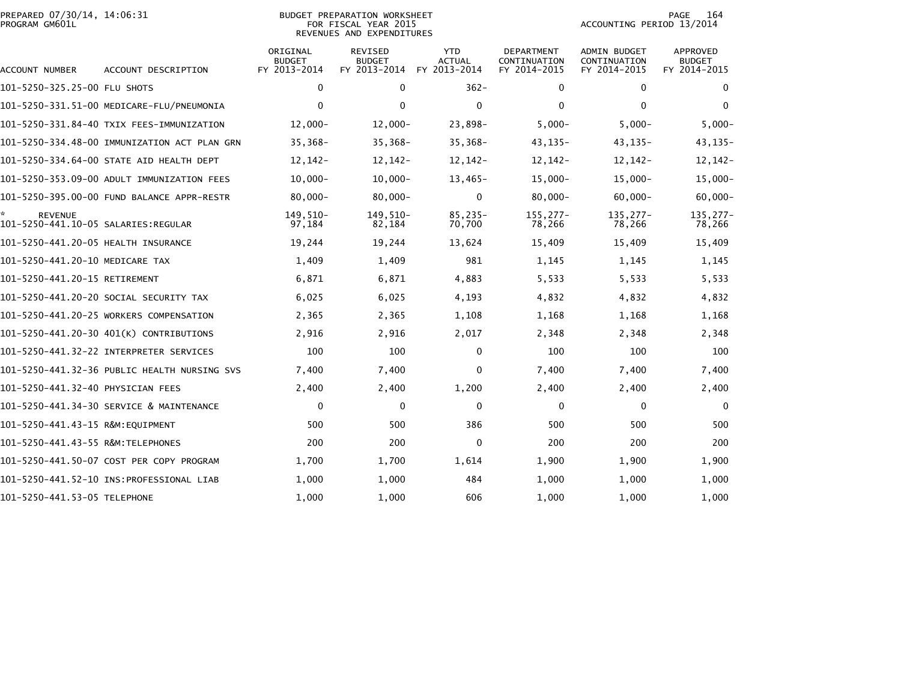PREPARED 07/30/14, 14:06:31
PROGRAM GM601L

BUDGET PREPARATION WORKSHEET
FOR FISCAL YEAR 2015
REVENUES AND EXPENDITURES

ACCOUNTING PERIOD 13/2014

| ACCOUNT NUMBER | ACCOUNT DESCRIPTION | ORIGINAL BUDGET FY 2013-2014 | REVISED BUDGET FY 2013-2014 | YTD ACTUAL FY 2013-2014 | DEPARTMENT CONTINUATION FY 2014-2015 | ADMIN BUDGET CONTINUATION FY 2014-2015 | APPROVED BUDGET FY 2014-2015 |
|---|---|---|---|---|---|---|---|
| 101-5250-325.25-00 | FLU SHOTS | 0 | 0 | 362- | 0 | 0 | 0 |
| 101-5250-331.51-00 | MEDICARE-FLU/PNEUMONIA | 0 | 0 | 0 | 0 | 0 | 0 |
| 101-5250-331.84-40 | TXIX FEES-IMMUNIZATION | 12,000- | 12,000- | 23,898- | 5,000- | 5,000- | 5,000- |
| 101-5250-334.48-00 | IMMUNIZATION ACT PLAN GRN | 35,368- | 35,368- | 35,368- | 43,135- | 43,135- | 43,135- |
| 101-5250-334.64-00 | STATE AID HEALTH DEPT | 12,142- | 12,142- | 12,142- | 12,142- | 12,142- | 12,142- |
| 101-5250-353.09-00 | ADULT IMMUNIZATION FEES | 10,000- | 10,000- | 13,465- | 15,000- | 15,000- | 15,000- |
| 101-5250-395.00-00 | FUND BALANCE APPR-RESTR | 80,000- | 80,000- | 0 | 80,000- | 60,000- | 60,000- |
| * REVENUE | | 149,510- | 149,510- | 85,235- | 155,277- | 135,277- | 135,277- |
| 101-5250-441.10-05 | SALARIES:REGULAR | 97,184 | 82,184 | 70,700 | 78,266 | 78,266 | 78,266 |
| 101-5250-441.20-05 | HEALTH INSURANCE | 19,244 | 19,244 | 13,624 | 15,409 | 15,409 | 15,409 |
| 101-5250-441.20-10 | MEDICARE TAX | 1,409 | 1,409 | 981 | 1,145 | 1,145 | 1,145 |
| 101-5250-441.20-15 | RETIREMENT | 6,871 | 6,871 | 4,883 | 5,533 | 5,533 | 5,533 |
| 101-5250-441.20-20 | SOCIAL SECURITY TAX | 6,025 | 6,025 | 4,193 | 4,832 | 4,832 | 4,832 |
| 101-5250-441.20-25 | WORKERS COMPENSATION | 2,365 | 2,365 | 1,108 | 1,168 | 1,168 | 1,168 |
| 101-5250-441.20-30 | 401(K) CONTRIBUTIONS | 2,916 | 2,916 | 2,017 | 2,348 | 2,348 | 2,348 |
| 101-5250-441.32-22 | INTERPRETER SERVICES | 100 | 100 | 0 | 100 | 100 | 100 |
| 101-5250-441.32-36 | PUBLIC HEALTH NURSING SVS | 7,400 | 7,400 | 0 | 7,400 | 7,400 | 7,400 |
| 101-5250-441.32-40 | PHYSICIAN FEES | 2,400 | 2,400 | 1,200 | 2,400 | 2,400 | 2,400 |
| 101-5250-441.34-30 | SERVICE & MAINTENANCE | 0 | 0 | 0 | 0 | 0 | 0 |
| 101-5250-441.43-15 | R&M:EQUIPMENT | 500 | 500 | 386 | 500 | 500 | 500 |
| 101-5250-441.43-55 | R&M:TELEPHONES | 200 | 200 | 0 | 200 | 200 | 200 |
| 101-5250-441.50-07 | COST PER COPY PROGRAM | 1,700 | 1,700 | 1,614 | 1,900 | 1,900 | 1,900 |
| 101-5250-441.52-10 | INS:PROFESSIONAL LIAB | 1,000 | 1,000 | 484 | 1,000 | 1,000 | 1,000 |
| 101-5250-441.53-05 | TELEPHONE | 1,000 | 1,000 | 606 | 1,000 | 1,000 | 1,000 |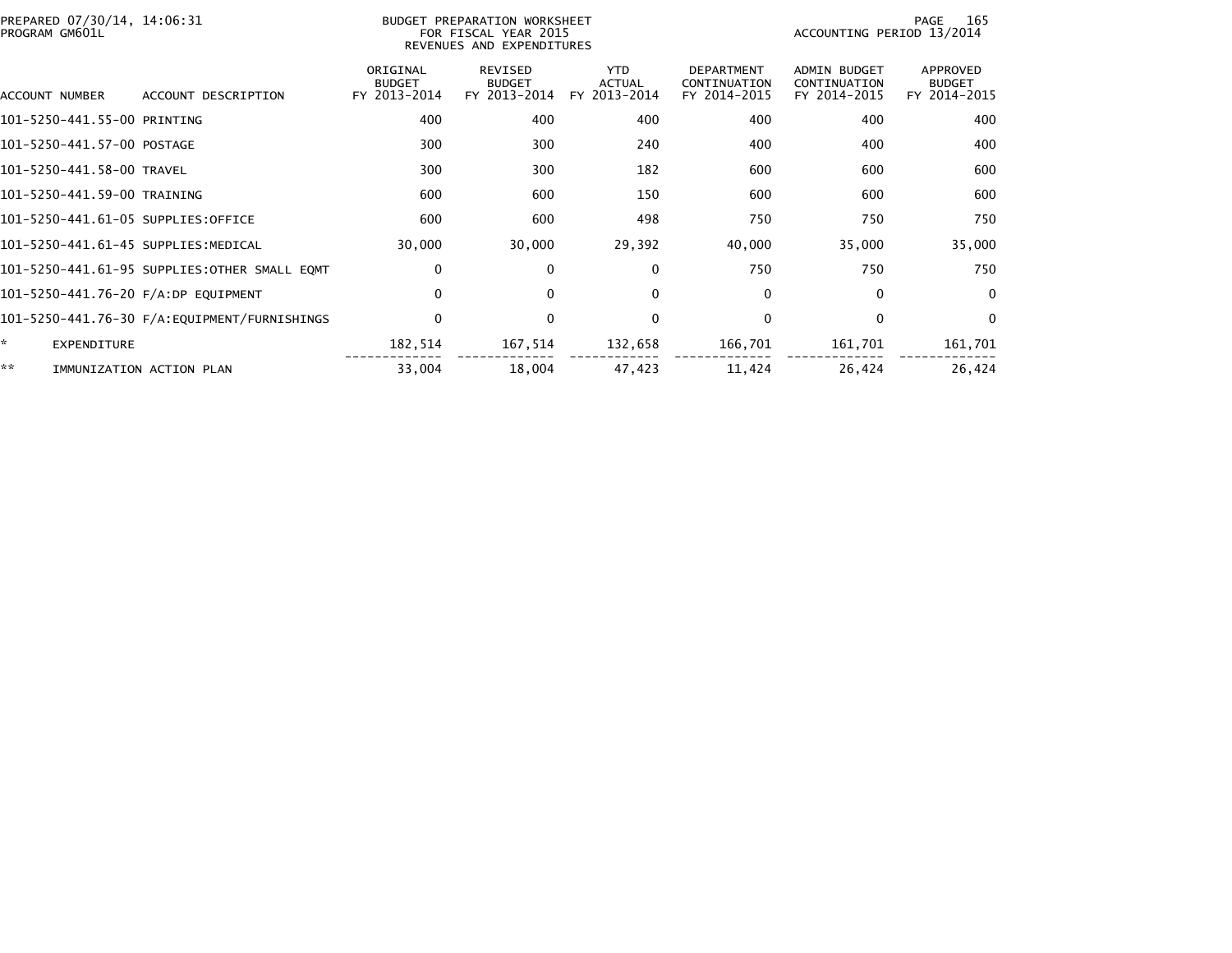PREPARED 07/30/14, 14:06:31
PROGRAM GM601L

BUDGET PREPARATION WORKSHEET
FOR FISCAL YEAR 2015
REVENUES AND EXPENDITURES

ACCOUNTING PERIOD 13/2014

| ACCOUNT NUMBER | ACCOUNT DESCRIPTION | ORIGINAL BUDGET FY 2013-2014 | REVISED BUDGET FY 2013-2014 | YTD ACTUAL FY 2013-2014 | DEPARTMENT CONTINUATION FY 2014-2015 | ADMIN BUDGET CONTINUATION FY 2014-2015 | APPROVED BUDGET FY 2014-2015 |
|---|---|---|---|---|---|---|---|
| 101-5250-441.55-00 | PRINTING | 400 | 400 | 400 | 400 | 400 | 400 |
| 101-5250-441.57-00 | POSTAGE | 300 | 300 | 240 | 400 | 400 | 400 |
| 101-5250-441.58-00 | TRAVEL | 300 | 300 | 182 | 600 | 600 | 600 |
| 101-5250-441.59-00 | TRAINING | 600 | 600 | 150 | 600 | 600 | 600 |
| 101-5250-441.61-05 | SUPPLIES:OFFICE | 600 | 600 | 498 | 750 | 750 | 750 |
| 101-5250-441.61-45 | SUPPLIES:MEDICAL | 30,000 | 30,000 | 29,392 | 40,000 | 35,000 | 35,000 |
| 101-5250-441.61-95 | SUPPLIES:OTHER SMALL EQMT | 0 | 0 | 0 | 750 | 750 | 750 |
| 101-5250-441.76-20 | F/A:DP EQUIPMENT | 0 | 0 | 0 | 0 | 0 | 0 |
| 101-5250-441.76-30 | F/A:EQUIPMENT/FURNISHINGS | 0 | 0 | 0 | 0 | 0 | 0 |
| * | EXPENDITURE | 182,514 | 167,514 | 132,658 | 166,701 | 161,701 | 161,701 |
| ** | IMMUNIZATION ACTION PLAN | 33,004 | 18,004 | 47,423 | 11,424 | 26,424 | 26,424 |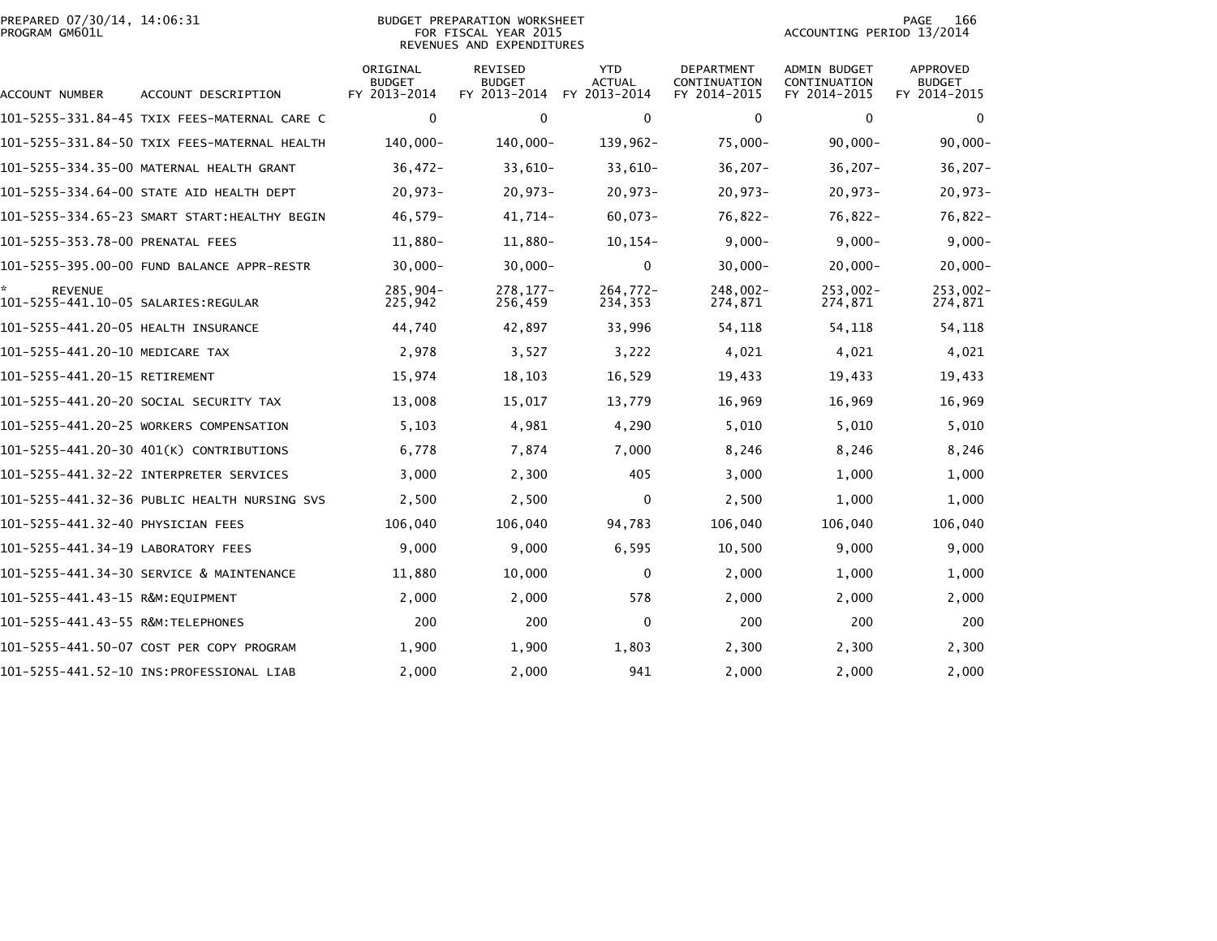BUDGET PREPARATION WORKSHEET
FOR FISCAL YEAR 2015
REVENUES AND EXPENDITURES

PREPARED 07/30/14, 14:06:31
PROGRAM GM601L

ACCOUNTING PERIOD 13/2014

| ACCOUNT NUMBER | ACCOUNT DESCRIPTION | ORIGINAL BUDGET FY 2013-2014 | REVISED BUDGET FY 2013-2014 | YTD ACTUAL FY 2013-2014 | DEPARTMENT CONTINUATION FY 2014-2015 | ADMIN BUDGET CONTINUATION FY 2014-2015 | APPROVED BUDGET FY 2014-2015 |
|---|---|---|---|---|---|---|---|
| 101-5255-331.84-45 | TXIX FEES-MATERNAL CARE C | 0 | 0 | 0 | 0 | 0 | 0 |
| 101-5255-331.84-50 | TXIX FEES-MATERNAL HEALTH | 140,000- | 140,000- | 139,962- | 75,000- | 90,000- | 90,000- |
| 101-5255-334.35-00 | MATERNAL HEALTH GRANT | 36,472- | 33,610- | 33,610- | 36,207- | 36,207- | 36,207- |
| 101-5255-334.64-00 | STATE AID HEALTH DEPT | 20,973- | 20,973- | 20,973- | 20,973- | 20,973- | 20,973- |
| 101-5255-334.65-23 | SMART START:HEALTHY BEGIN | 46,579- | 41,714- | 60,073- | 76,822- | 76,822- | 76,822- |
| 101-5255-353.78-00 | PRENATAL FEES | 11,880- | 11,880- | 10,154- | 9,000- | 9,000- | 9,000- |
| 101-5255-395.00-00 | FUND BALANCE APPR-RESTR | 30,000- | 30,000- | 0 | 30,000- | 20,000- | 20,000- |
| * | REVENUE | 285,904- | 278,177- | 264,772- | 248,002- | 253,002- | 253,002- |
| 101-5255-441.10-05 | SALARIES:REGULAR | 225,942 | 256,459 | 234,353 | 274,871 | 274,871 | 274,871 |
| 101-5255-441.20-05 | HEALTH INSURANCE | 44,740 | 42,897 | 33,996 | 54,118 | 54,118 | 54,118 |
| 101-5255-441.20-10 | MEDICARE TAX | 2,978 | 3,527 | 3,222 | 4,021 | 4,021 | 4,021 |
| 101-5255-441.20-15 | RETIREMENT | 15,974 | 18,103 | 16,529 | 19,433 | 19,433 | 19,433 |
| 101-5255-441.20-20 | SOCIAL SECURITY TAX | 13,008 | 15,017 | 13,779 | 16,969 | 16,969 | 16,969 |
| 101-5255-441.20-25 | WORKERS COMPENSATION | 5,103 | 4,981 | 4,290 | 5,010 | 5,010 | 5,010 |
| 101-5255-441.20-30 | 401(K) CONTRIBUTIONS | 6,778 | 7,874 | 7,000 | 8,246 | 8,246 | 8,246 |
| 101-5255-441.32-22 | INTERPRETER SERVICES | 3,000 | 2,300 | 405 | 3,000 | 1,000 | 1,000 |
| 101-5255-441.32-36 | PUBLIC HEALTH NURSING SVS | 2,500 | 2,500 | 0 | 2,500 | 1,000 | 1,000 |
| 101-5255-441.32-40 | PHYSICIAN FEES | 106,040 | 106,040 | 94,783 | 106,040 | 106,040 | 106,040 |
| 101-5255-441.34-19 | LABORATORY FEES | 9,000 | 9,000 | 6,595 | 10,500 | 9,000 | 9,000 |
| 101-5255-441.34-30 | SERVICE & MAINTENANCE | 11,880 | 10,000 | 0 | 2,000 | 1,000 | 1,000 |
| 101-5255-441.43-15 | R&M:EQUIPMENT | 2,000 | 2,000 | 578 | 2,000 | 2,000 | 2,000 |
| 101-5255-441.43-55 | R&M:TELEPHONES | 200 | 200 | 0 | 200 | 200 | 200 |
| 101-5255-441.50-07 | COST PER COPY PROGRAM | 1,900 | 1,900 | 1,803 | 2,300 | 2,300 | 2,300 |
| 101-5255-441.52-10 | INS:PROFESSIONAL LIAB | 2,000 | 2,000 | 941 | 2,000 | 2,000 | 2,000 |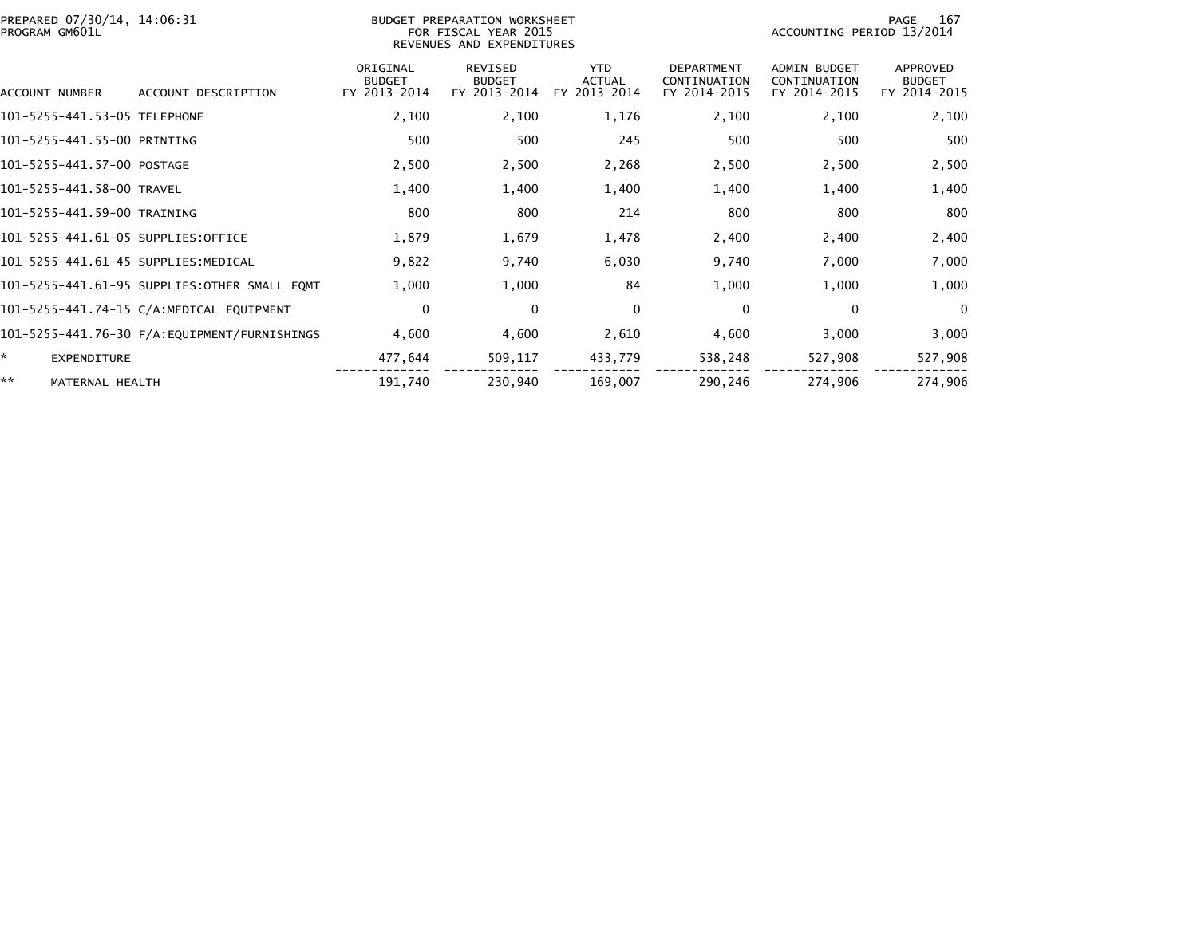BUDGET PREPARATION WORKSHEET
FOR FISCAL YEAR 2015
REVENUES AND EXPENDITURES

PREPARED 07/30/14, 14:06:31
PROGRAM GM601L

ACCOUNTING PERIOD 13/2014

| ACCOUNT NUMBER | ACCOUNT DESCRIPTION | ORIGINAL BUDGET FY 2013-2014 | REVISED BUDGET FY 2013-2014 | YTD ACTUAL FY 2013-2014 | DEPARTMENT CONTINUATION FY 2014-2015 | ADMIN BUDGET CONTINUATION FY 2014-2015 | APPROVED BUDGET FY 2014-2015 |
|---|---|---|---|---|---|---|---|
| 101-5255-441.53-05 | TELEPHONE | 2,100 | 2,100 | 1,176 | 2,100 | 2,100 | 2,100 |
| 101-5255-441.55-00 | PRINTING | 500 | 500 | 245 | 500 | 500 | 500 |
| 101-5255-441.57-00 | POSTAGE | 2,500 | 2,500 | 2,268 | 2,500 | 2,500 | 2,500 |
| 101-5255-441.58-00 | TRAVEL | 1,400 | 1,400 | 1,400 | 1,400 | 1,400 | 1,400 |
| 101-5255-441.59-00 | TRAINING | 800 | 800 | 214 | 800 | 800 | 800 |
| 101-5255-441.61-05 | SUPPLIES:OFFICE | 1,879 | 1,679 | 1,478 | 2,400 | 2,400 | 2,400 |
| 101-5255-441.61-45 | SUPPLIES:MEDICAL | 9,822 | 9,740 | 6,030 | 9,740 | 7,000 | 7,000 |
| 101-5255-441.61-95 | SUPPLIES:OTHER SMALL EQMT | 1,000 | 1,000 | 84 | 1,000 | 1,000 | 1,000 |
| 101-5255-441.74-15 | C/A:MEDICAL EQUIPMENT | 0 | 0 | 0 | 0 | 0 | 0 |
| 101-5255-441.76-30 | F/A:EQUIPMENT/FURNISHINGS | 4,600 | 4,600 | 2,610 | 4,600 | 3,000 | 3,000 |
| * | EXPENDITURE | 477,644 | 509,117 | 433,779 | 538,248 | 527,908 | 527,908 |
| ** | MATERNAL HEALTH | 191,740 | 230,940 | 169,007 | 290,246 | 274,906 | 274,906 |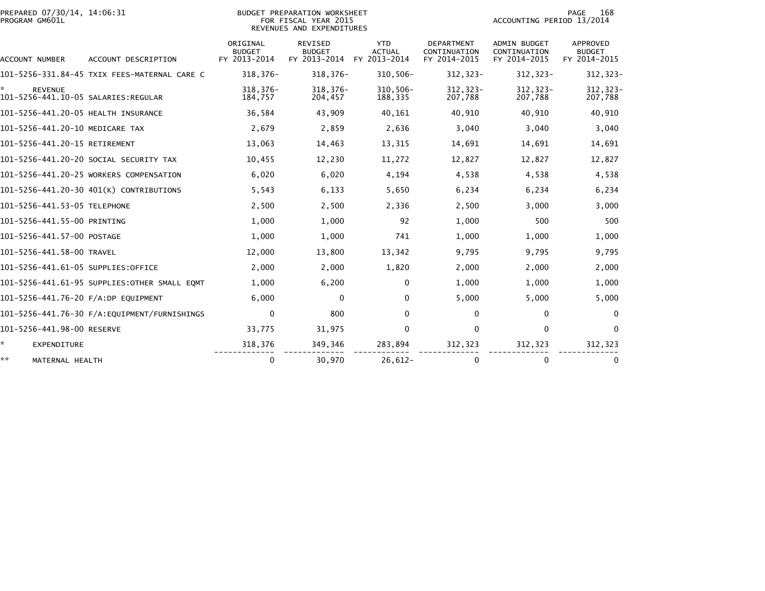PREPARED 07/30/14, 14:06:31
PROGRAM GM601L

BUDGET PREPARATION WORKSHEET
FOR FISCAL YEAR 2015
REVENUES AND EXPENDITURES

ACCOUNTING PERIOD 13/2014

| ACCOUNT NUMBER | ACCOUNT DESCRIPTION | ORIGINAL BUDGET FY 2013-2014 | REVISED BUDGET FY 2013-2014 | YTD ACTUAL FY 2013-2014 | DEPARTMENT CONTINUATION FY 2014-2015 | ADMIN BUDGET CONTINUATION FY 2014-2015 | APPROVED BUDGET FY 2014-2015 |
|---|---|---|---|---|---|---|---|
| 101-5256-331.84-45 | TXIX FEES-MATERNAL CARE C | 318,376- | 318,376- | 310,506- | 312,323- | 312,323- | 312,323- |
| * | REVENUE | 318,376- | 318,376- | 310,506- | 312,323- | 312,323- | 312,323- |
| 101-5256-441.10-05 | SALARIES:REGULAR | 184,757 | 204,457 | 188,335 | 207,788 | 207,788 | 207,788 |
| 101-5256-441.20-05 | HEALTH INSURANCE | 36,584 | 43,909 | 40,161 | 40,910 | 40,910 | 40,910 |
| 101-5256-441.20-10 | MEDICARE TAX | 2,679 | 2,859 | 2,636 | 3,040 | 3,040 | 3,040 |
| 101-5256-441.20-15 | RETIREMENT | 13,063 | 14,463 | 13,315 | 14,691 | 14,691 | 14,691 |
| 101-5256-441.20-20 | SOCIAL SECURITY TAX | 10,455 | 12,230 | 11,272 | 12,827 | 12,827 | 12,827 |
| 101-5256-441.20-25 | WORKERS COMPENSATION | 6,020 | 6,020 | 4,194 | 4,538 | 4,538 | 4,538 |
| 101-5256-441.20-30 | 401(K) CONTRIBUTIONS | 5,543 | 6,133 | 5,650 | 6,234 | 6,234 | 6,234 |
| 101-5256-441.53-05 | TELEPHONE | 2,500 | 2,500 | 2,336 | 2,500 | 3,000 | 3,000 |
| 101-5256-441.55-00 | PRINTING | 1,000 | 1,000 | 92 | 1,000 | 500 | 500 |
| 101-5256-441.57-00 | POSTAGE | 1,000 | 1,000 | 741 | 1,000 | 1,000 | 1,000 |
| 101-5256-441.58-00 | TRAVEL | 12,000 | 13,800 | 13,342 | 9,795 | 9,795 | 9,795 |
| 101-5256-441.61-05 | SUPPLIES:OFFICE | 2,000 | 2,000 | 1,820 | 2,000 | 2,000 | 2,000 |
| 101-5256-441.61-95 | SUPPLIES:OTHER SMALL EQMT | 1,000 | 6,200 | 0 | 1,000 | 1,000 | 1,000 |
| 101-5256-441.76-20 | F/A:DP EQUIPMENT | 6,000 | 0 | 0 | 5,000 | 5,000 | 5,000 |
| 101-5256-441.76-30 | F/A:EQUIPMENT/FURNISHINGS | 0 | 800 | 0 | 0 | 0 | 0 |
| 101-5256-441.98-00 | RESERVE | 33,775 | 31,975 | 0 | 0 | 0 | 0 |
| * | EXPENDITURE | 318,376 | 349,346 | 283,894 | 312,323 | 312,323 | 312,323 |
| ** | MATERNAL HEALTH | 0 | 30,970 | 26,612- | 0 | 0 | 0 |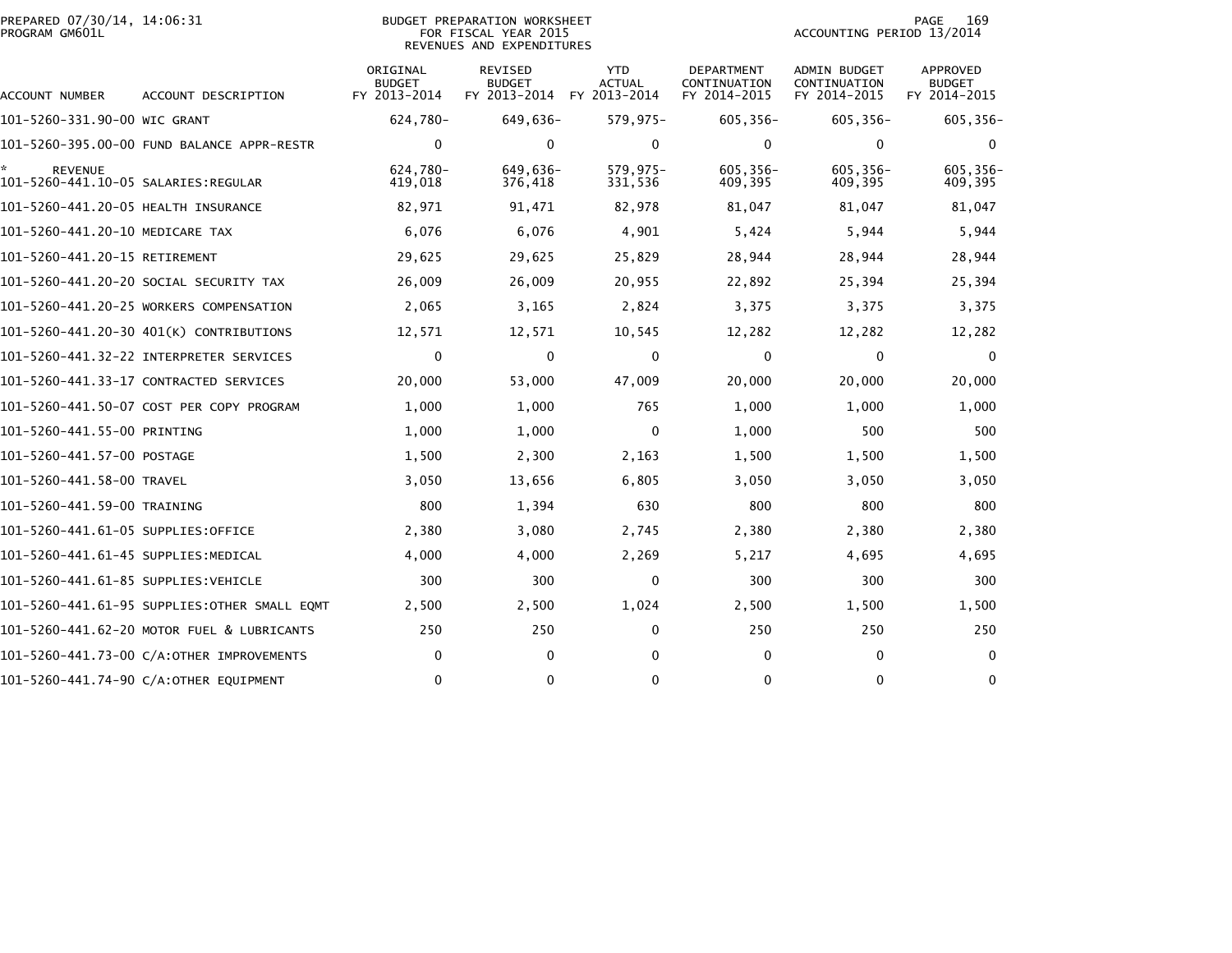BUDGET PREPARATION WORKSHEET
FOR FISCAL YEAR 2015
REVENUES AND EXPENDITURES

PREPARED 07/30/14, 14:06:31
PROGRAM GM601L

ACCOUNTING PERIOD 13/2014

| ACCOUNT NUMBER | ACCOUNT DESCRIPTION | ORIGINAL BUDGET FY 2013-2014 | REVISED BUDGET FY 2013-2014 | YTD ACTUAL FY 2013-2014 | DEPARTMENT CONTINUATION FY 2014-2015 | ADMIN BUDGET CONTINUATION FY 2014-2015 | APPROVED BUDGET FY 2014-2015 |
|---|---|---|---|---|---|---|---|
| 101-5260-331.90-00 | WIC GRANT | 624,780- | 649,636- | 579,975- | 605,356- | 605,356- | 605,356- |
| 101-5260-395.00-00 | FUND BALANCE APPR-RESTR | 0 | 0 | 0 | 0 | 0 | 0 |
| * | REVENUE | 624,780- | 649,636- | 579,975- | 605,356- | 605,356- | 605,356- |
| 101-5260-441.10-05 | SALARIES:REGULAR | 419,018 | 376,418 | 331,536 | 409,395 | 409,395 | 409,395 |
| 101-5260-441.20-05 | HEALTH INSURANCE | 82,971 | 91,471 | 82,978 | 81,047 | 81,047 | 81,047 |
| 101-5260-441.20-10 | MEDICARE TAX | 6,076 | 6,076 | 4,901 | 5,424 | 5,944 | 5,944 |
| 101-5260-441.20-15 | RETIREMENT | 29,625 | 29,625 | 25,829 | 28,944 | 28,944 | 28,944 |
| 101-5260-441.20-20 | SOCIAL SECURITY TAX | 26,009 | 26,009 | 20,955 | 22,892 | 25,394 | 25,394 |
| 101-5260-441.20-25 | WORKERS COMPENSATION | 2,065 | 3,165 | 2,824 | 3,375 | 3,375 | 3,375 |
| 101-5260-441.20-30 | 401(K) CONTRIBUTIONS | 12,571 | 12,571 | 10,545 | 12,282 | 12,282 | 12,282 |
| 101-5260-441.32-22 | INTERPRETER SERVICES | 0 | 0 | 0 | 0 | 0 | 0 |
| 101-5260-441.33-17 | CONTRACTED SERVICES | 20,000 | 53,000 | 47,009 | 20,000 | 20,000 | 20,000 |
| 101-5260-441.50-07 | COST PER COPY PROGRAM | 1,000 | 1,000 | 765 | 1,000 | 1,000 | 1,000 |
| 101-5260-441.55-00 | PRINTING | 1,000 | 1,000 | 0 | 1,000 | 500 | 500 |
| 101-5260-441.57-00 | POSTAGE | 1,500 | 2,300 | 2,163 | 1,500 | 1,500 | 1,500 |
| 101-5260-441.58-00 | TRAVEL | 3,050 | 13,656 | 6,805 | 3,050 | 3,050 | 3,050 |
| 101-5260-441.59-00 | TRAINING | 800 | 1,394 | 630 | 800 | 800 | 800 |
| 101-5260-441.61-05 | SUPPLIES:OFFICE | 2,380 | 3,080 | 2,745 | 2,380 | 2,380 | 2,380 |
| 101-5260-441.61-45 | SUPPLIES:MEDICAL | 4,000 | 4,000 | 2,269 | 5,217 | 4,695 | 4,695 |
| 101-5260-441.61-85 | SUPPLIES:VEHICLE | 300 | 300 | 0 | 300 | 300 | 300 |
| 101-5260-441.61-95 | SUPPLIES:OTHER SMALL EQMT | 2,500 | 2,500 | 1,024 | 2,500 | 1,500 | 1,500 |
| 101-5260-441.62-20 | MOTOR FUEL & LUBRICANTS | 250 | 250 | 0 | 250 | 250 | 250 |
| 101-5260-441.73-00 | C/A:OTHER IMPROVEMENTS | 0 | 0 | 0 | 0 | 0 | 0 |
| 101-5260-441.74-90 | C/A:OTHER EQUIPMENT | 0 | 0 | 0 | 0 | 0 | 0 |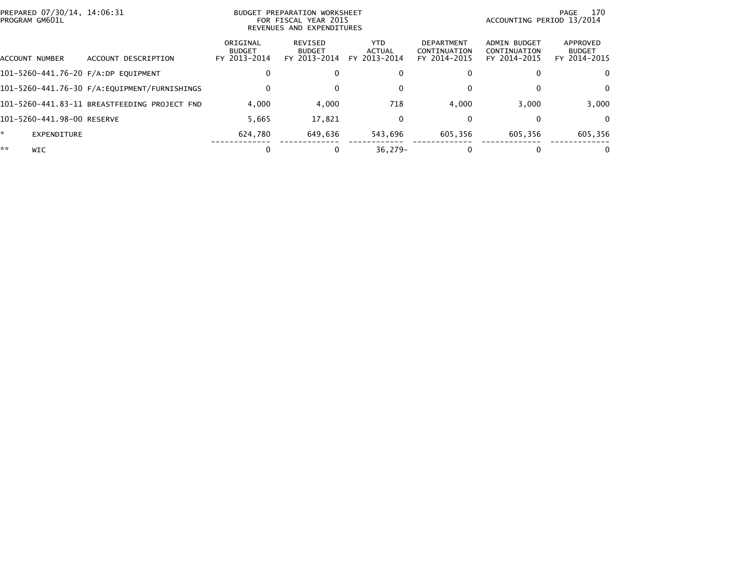PREPARED 07/30/14, 14:06:31
PROGRAM GM601L

BUDGET PREPARATION WORKSHEET
FOR FISCAL YEAR 2015
REVENUES AND EXPENDITURES

ACCOUNTING PERIOD 13/2014

| ACCOUNT NUMBER | ACCOUNT DESCRIPTION | ORIGINAL BUDGET FY 2013-2014 | REVISED BUDGET FY 2013-2014 | YTD ACTUAL FY 2013-2014 | DEPARTMENT CONTINUATION FY 2014-2015 | ADMIN BUDGET CONTINUATION FY 2014-2015 | APPROVED BUDGET FY 2014-2015 |
|---|---|---|---|---|---|---|---|
| 101-5260-441.76-20 | F/A:DP EQUIPMENT | 0 | 0 | 0 | 0 | 0 | 0 |
| 101-5260-441.76-30 | F/A:EQUIPMENT/FURNISHINGS | 0 | 0 | 0 | 0 | 0 | 0 |
| 101-5260-441.83-11 | BREASTFEEDING PROJECT FND | 4,000 | 4,000 | 718 | 4,000 | 3,000 | 3,000 |
| 101-5260-441.98-00 | RESERVE | 5,665 | 17,821 | 0 | 0 | 0 | 0 |
| * | EXPENDITURE | 624,780 | 649,636 | 543,696 | 605,356 | 605,356 | 605,356 |
| ** | WIC | 0 | 0 | 36,279- | 0 | 0 | 0 |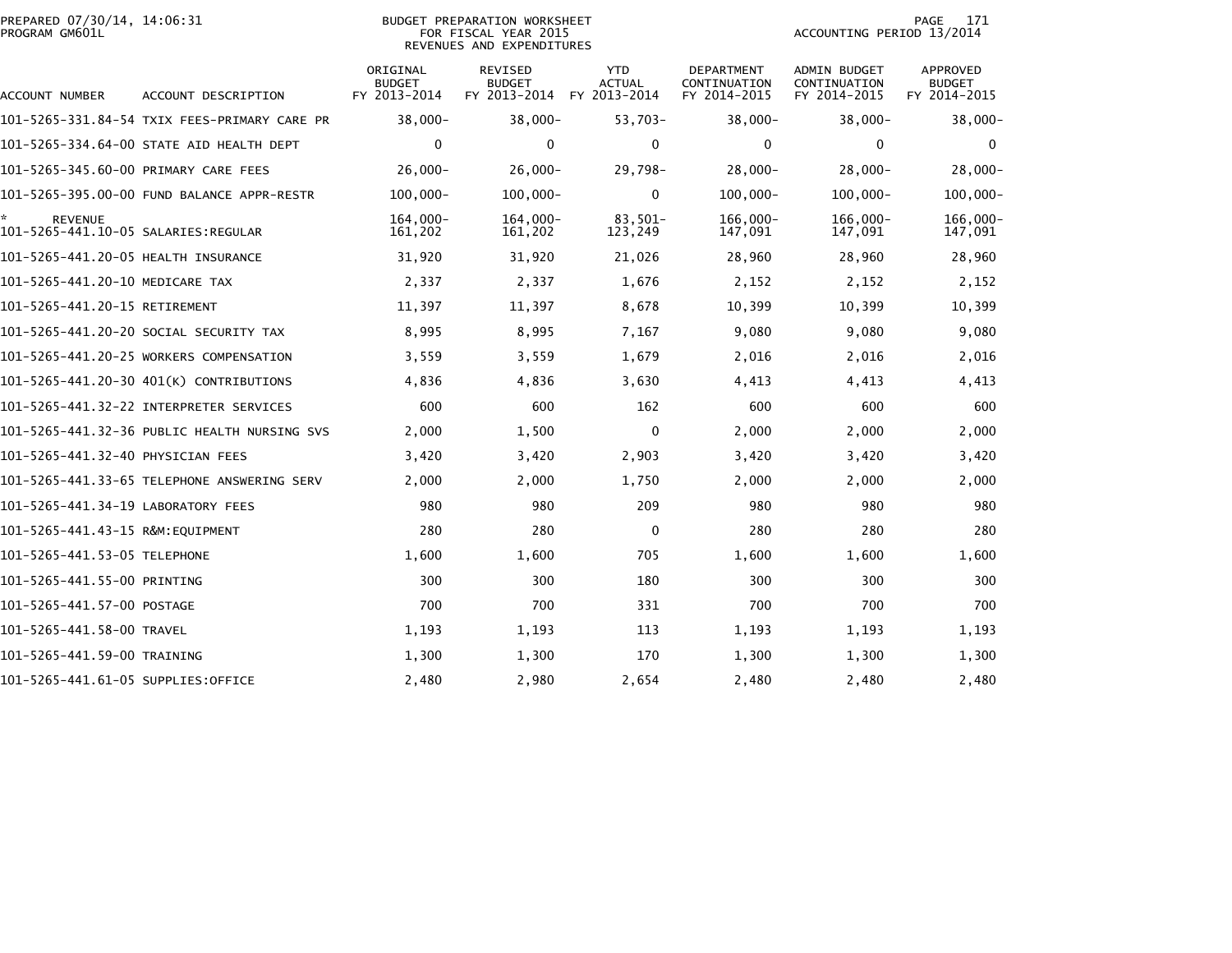PREPARED 07/30/14, 14:06:31
PROGRAM GM601L

BUDGET PREPARATION WORKSHEET
FOR FISCAL YEAR 2015
REVENUES AND EXPENDITURES

ACCOUNTING PERIOD 13/2014

| ACCOUNT NUMBER | ACCOUNT DESCRIPTION | ORIGINAL BUDGET FY 2013-2014 | REVISED BUDGET FY 2013-2014 | YTD ACTUAL FY 2013-2014 | DEPARTMENT CONTINUATION FY 2014-2015 | ADMIN BUDGET CONTINUATION FY 2014-2015 | APPROVED BUDGET FY 2014-2015 |
|---|---|---|---|---|---|---|---|
| 101-5265-331.84-54 | TXIX FEES-PRIMARY CARE PR | 38,000- | 38,000- | 53,703- | 38,000- | 38,000- | 38,000- |
| 101-5265-334.64-00 | STATE AID HEALTH DEPT | 0 | 0 | 0 | 0 | 0 | 0 |
| 101-5265-345.60-00 | PRIMARY CARE FEES | 26,000- | 26,000- | 29,798- | 28,000- | 28,000- | 28,000- |
| 101-5265-395.00-00 | FUND BALANCE APPR-RESTR | 100,000- | 100,000- | 0 | 100,000- | 100,000- | 100,000- |
| * REVENUE | | 164,000- | 164,000- | 83,501- | 166,000- | 166,000- | 166,000- |
| 101-5265-441.10-05 | SALARIES:REGULAR | 161,202 | 161,202 | 123,249 | 147,091 | 147,091 | 147,091 |
| 101-5265-441.20-05 | HEALTH INSURANCE | 31,920 | 31,920 | 21,026 | 28,960 | 28,960 | 28,960 |
| 101-5265-441.20-10 | MEDICARE TAX | 2,337 | 2,337 | 1,676 | 2,152 | 2,152 | 2,152 |
| 101-5265-441.20-15 | RETIREMENT | 11,397 | 11,397 | 8,678 | 10,399 | 10,399 | 10,399 |
| 101-5265-441.20-20 | SOCIAL SECURITY TAX | 8,995 | 8,995 | 7,167 | 9,080 | 9,080 | 9,080 |
| 101-5265-441.20-25 | WORKERS COMPENSATION | 3,559 | 3,559 | 1,679 | 2,016 | 2,016 | 2,016 |
| 101-5265-441.20-30 | 401(K) CONTRIBUTIONS | 4,836 | 4,836 | 3,630 | 4,413 | 4,413 | 4,413 |
| 101-5265-441.32-22 | INTERPRETER SERVICES | 600 | 600 | 162 | 600 | 600 | 600 |
| 101-5265-441.32-36 | PUBLIC HEALTH NURSING SVS | 2,000 | 1,500 | 0 | 2,000 | 2,000 | 2,000 |
| 101-5265-441.32-40 | PHYSICIAN FEES | 3,420 | 3,420 | 2,903 | 3,420 | 3,420 | 3,420 |
| 101-5265-441.33-65 | TELEPHONE ANSWERING SERV | 2,000 | 2,000 | 1,750 | 2,000 | 2,000 | 2,000 |
| 101-5265-441.34-19 | LABORATORY FEES | 980 | 980 | 209 | 980 | 980 | 980 |
| 101-5265-441.43-15 | R&M:EQUIPMENT | 280 | 280 | 0 | 280 | 280 | 280 |
| 101-5265-441.53-05 | TELEPHONE | 1,600 | 1,600 | 705 | 1,600 | 1,600 | 1,600 |
| 101-5265-441.55-00 | PRINTING | 300 | 300 | 180 | 300 | 300 | 300 |
| 101-5265-441.57-00 | POSTAGE | 700 | 700 | 331 | 700 | 700 | 700 |
| 101-5265-441.58-00 | TRAVEL | 1,193 | 1,193 | 113 | 1,193 | 1,193 | 1,193 |
| 101-5265-441.59-00 | TRAINING | 1,300 | 1,300 | 170 | 1,300 | 1,300 | 1,300 |
| 101-5265-441.61-05 | SUPPLIES:OFFICE | 2,480 | 2,980 | 2,654 | 2,480 | 2,480 | 2,480 |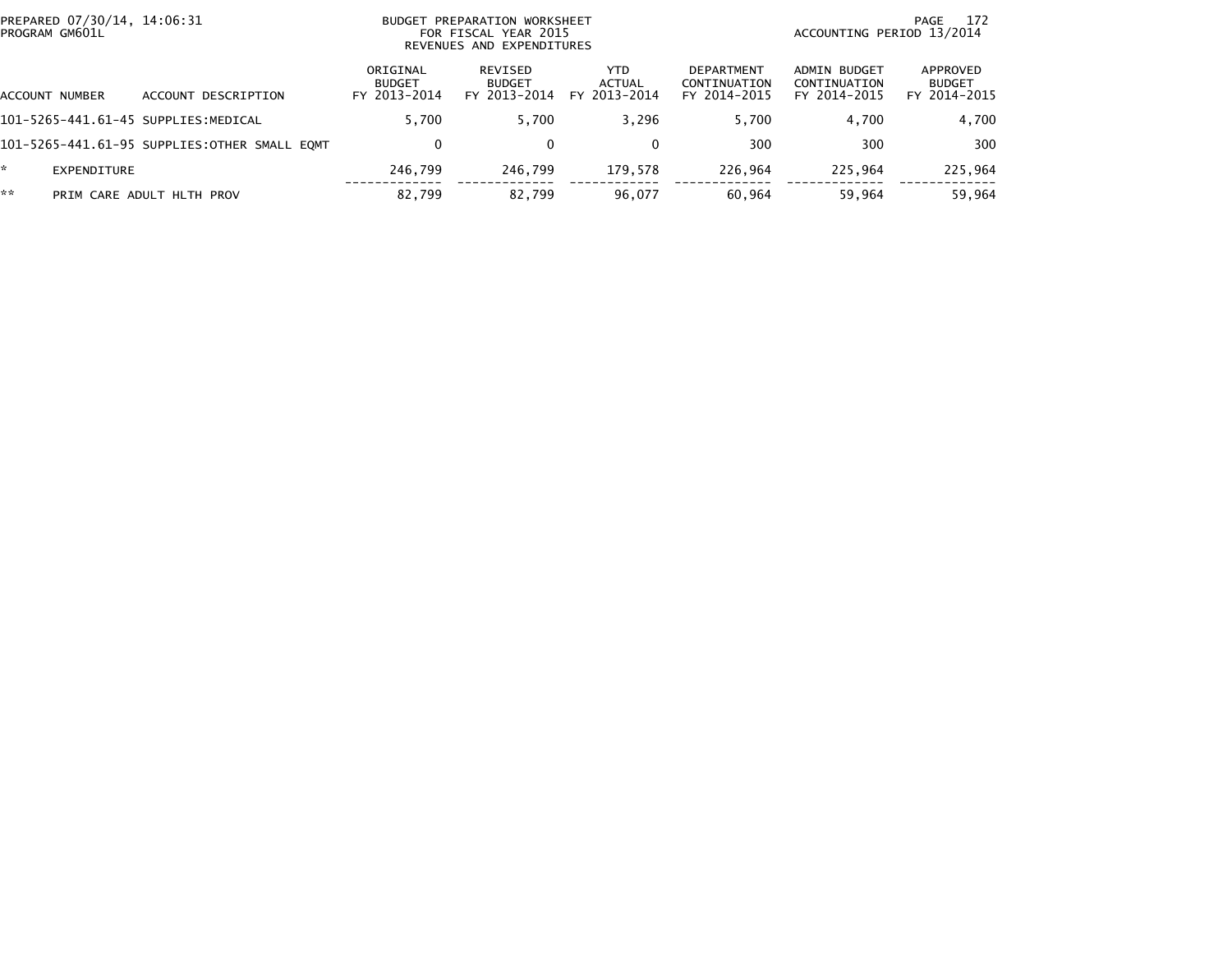PREPARED 07/30/14, 14:06:31
PROGRAM GM601L

BUDGET PREPARATION WORKSHEET
FOR FISCAL YEAR 2015
REVENUES AND EXPENDITURES

ACCOUNTING PERIOD 13/2014

| ACCOUNT NUMBER | ACCOUNT DESCRIPTION | ORIGINAL BUDGET FY 2013-2014 | REVISED BUDGET FY 2013-2014 | YTD ACTUAL FY 2013-2014 | DEPARTMENT CONTINUATION FY 2014-2015 | ADMIN BUDGET CONTINUATION FY 2014-2015 | APPROVED BUDGET FY 2014-2015 |
|---|---|---|---|---|---|---|---|
| 101-5265-441.61-45 | SUPPLIES:MEDICAL | 5,700 | 5,700 | 3,296 | 5,700 | 4,700 | 4,700 |
| 101-5265-441.61-95 | SUPPLIES:OTHER SMALL EQMT | 0 | 0 | 0 | 300 | 300 | 300 |
| * | EXPENDITURE | 246,799 | 246,799 | 179,578 | 226,964 | 225,964 | 225,964 |
| ** | PRIM CARE ADULT HLTH PROV | 82,799 | 82,799 | 96,077 | 60,964 | 59,964 | 59,964 |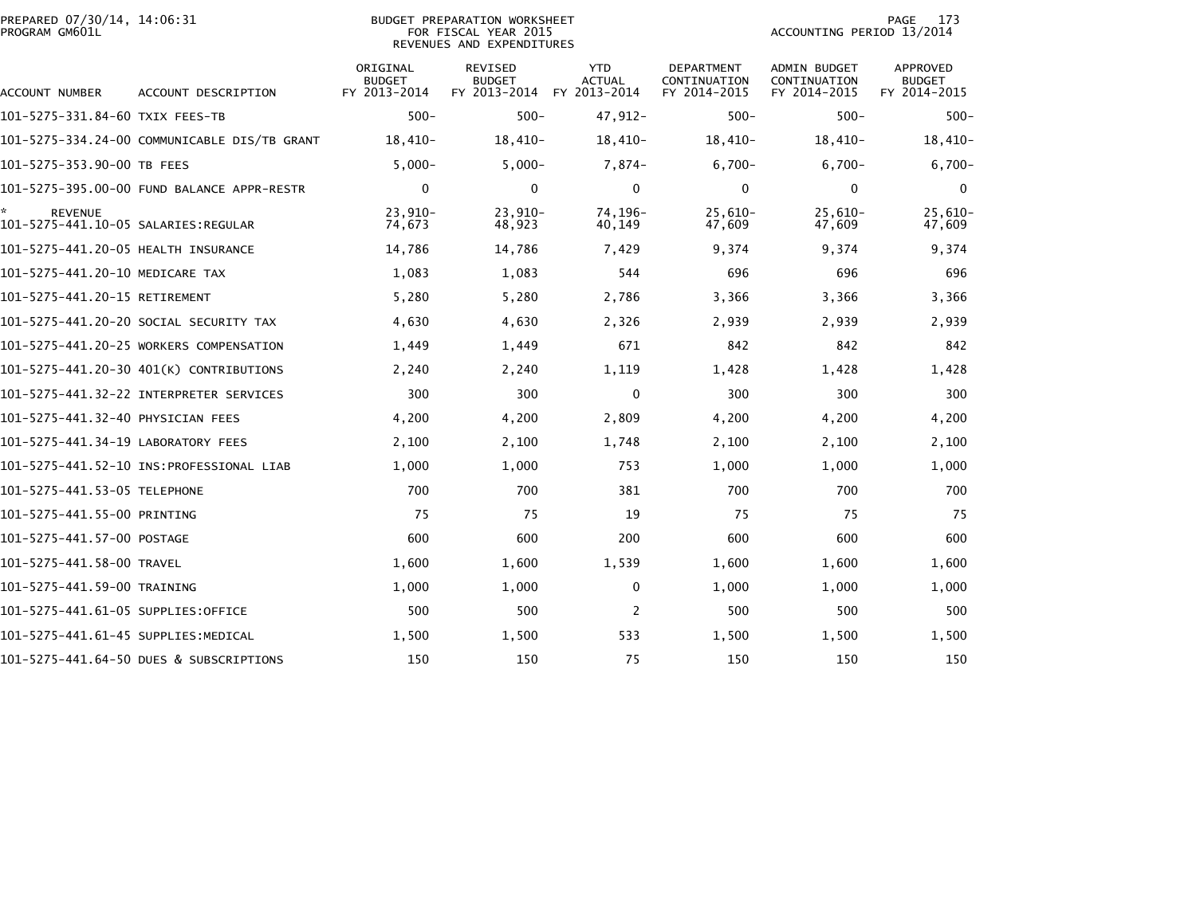PREPARED 07/30/14, 14:06:31
PROGRAM GM601L

BUDGET PREPARATION WORKSHEET
FOR FISCAL YEAR 2015
REVENUES AND EXPENDITURES

ACCOUNTING PERIOD 13/2014

| ACCOUNT NUMBER | ACCOUNT DESCRIPTION | ORIGINAL BUDGET FY 2013-2014 | REVISED BUDGET FY 2013-2014 | YTD ACTUAL FY 2013-2014 | DEPARTMENT CONTINUATION FY 2014-2015 | ADMIN BUDGET CONTINUATION FY 2014-2015 | APPROVED BUDGET FY 2014-2015 |
|---|---|---|---|---|---|---|---|
| 101-5275-331.84-60 | TXIX FEES-TB | 500- | 500- | 47,912- | 500- | 500- | 500- |
| 101-5275-334.24-00 | COMMUNICABLE DIS/TB GRANT | 18,410- | 18,410- | 18,410- | 18,410- | 18,410- | 18,410- |
| 101-5275-353.90-00 | TB FEES | 5,000- | 5,000- | 7,874- | 6,700- | 6,700- | 6,700- |
| 101-5275-395.00-00 | FUND BALANCE APPR-RESTR | 0 | 0 | 0 | 0 | 0 | 0 |
| * | REVENUE | 23,910- | 23,910- | 74,196- | 25,610- | 25,610- | 25,610- |
| 101-5275-441.10-05 | SALARIES:REGULAR | 74,673 | 48,923 | 40,149 | 47,609 | 47,609 | 47,609 |
| 101-5275-441.20-05 | HEALTH INSURANCE | 14,786 | 14,786 | 7,429 | 9,374 | 9,374 | 9,374 |
| 101-5275-441.20-10 | MEDICARE TAX | 1,083 | 1,083 | 544 | 696 | 696 | 696 |
| 101-5275-441.20-15 | RETIREMENT | 5,280 | 5,280 | 2,786 | 3,366 | 3,366 | 3,366 |
| 101-5275-441.20-20 | SOCIAL SECURITY TAX | 4,630 | 4,630 | 2,326 | 2,939 | 2,939 | 2,939 |
| 101-5275-441.20-25 | WORKERS COMPENSATION | 1,449 | 1,449 | 671 | 842 | 842 | 842 |
| 101-5275-441.20-30 | 401(K) CONTRIBUTIONS | 2,240 | 2,240 | 1,119 | 1,428 | 1,428 | 1,428 |
| 101-5275-441.32-22 | INTERPRETER SERVICES | 300 | 300 | 0 | 300 | 300 | 300 |
| 101-5275-441.32-40 | PHYSICIAN FEES | 4,200 | 4,200 | 2,809 | 4,200 | 4,200 | 4,200 |
| 101-5275-441.34-19 | LABORATORY FEES | 2,100 | 2,100 | 1,748 | 2,100 | 2,100 | 2,100 |
| 101-5275-441.52-10 | INS:PROFESSIONAL LIAB | 1,000 | 1,000 | 753 | 1,000 | 1,000 | 1,000 |
| 101-5275-441.53-05 | TELEPHONE | 700 | 700 | 381 | 700 | 700 | 700 |
| 101-5275-441.55-00 | PRINTING | 75 | 75 | 19 | 75 | 75 | 75 |
| 101-5275-441.57-00 | POSTAGE | 600 | 600 | 200 | 600 | 600 | 600 |
| 101-5275-441.58-00 | TRAVEL | 1,600 | 1,600 | 1,539 | 1,600 | 1,600 | 1,600 |
| 101-5275-441.59-00 | TRAINING | 1,000 | 1,000 | 0 | 1,000 | 1,000 | 1,000 |
| 101-5275-441.61-05 | SUPPLIES:OFFICE | 500 | 500 | 2 | 500 | 500 | 500 |
| 101-5275-441.61-45 | SUPPLIES:MEDICAL | 1,500 | 1,500 | 533 | 1,500 | 1,500 | 1,500 |
| 101-5275-441.64-50 | DUES & SUBSCRIPTIONS | 150 | 150 | 75 | 150 | 150 | 150 |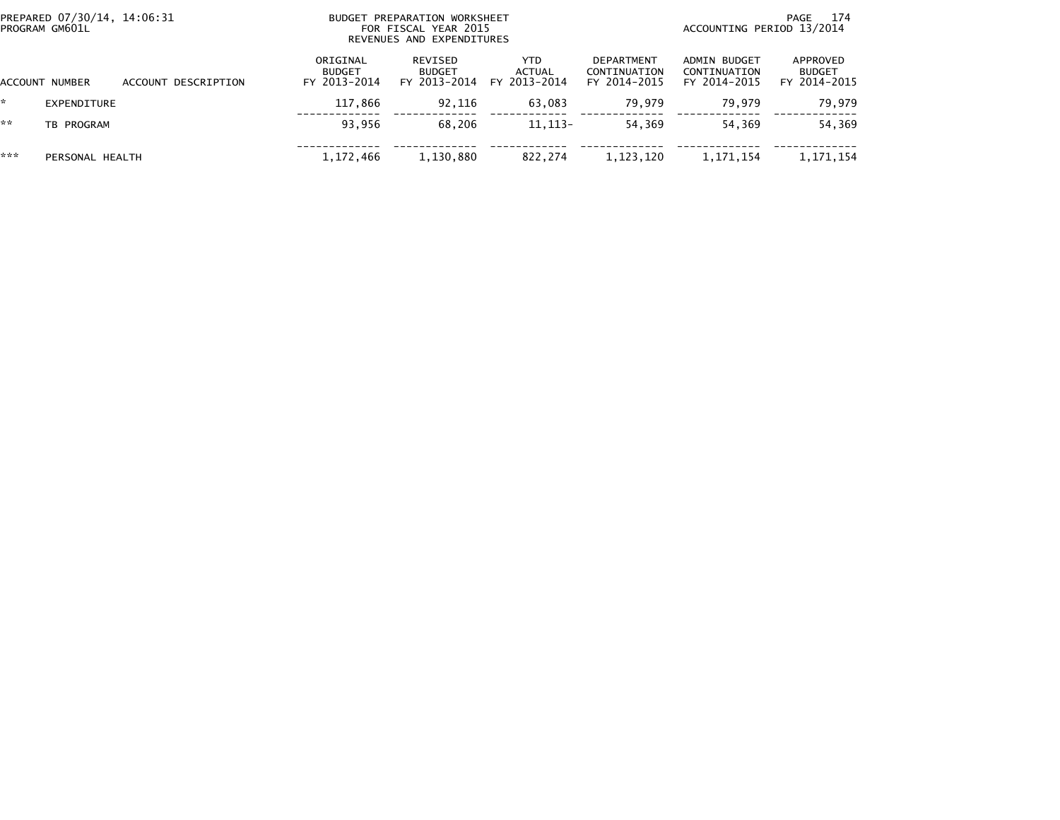BUDGET PREPARATION WORKSHEET
FOR FISCAL YEAR 2015
REVENUES AND EXPENDITURES

| ACCOUNT NUMBER | ACCOUNT DESCRIPTION | ORIGINAL BUDGET FY 2013-2014 | REVISED BUDGET FY 2013-2014 | YTD ACTUAL FY 2013-2014 | DEPARTMENT CONTINUATION FY 2014-2015 | ADMIN BUDGET CONTINUATION FY 2014-2015 | APPROVED BUDGET FY 2014-2015 |
|---|---|---|---|---|---|---|---|
| * | EXPENDITURE | 117,866 | 92,116 | 63,083 | 79,979 | 79,979 | 79,979 |
| ** | TB PROGRAM | 93,956 | 68,206 | 11,113- | 54,369 | 54,369 | 54,369 |
| *** | PERSONAL HEALTH | 1,172,466 | 1,130,880 | 822,274 | 1,123,120 | 1,171,154 | 1,171,154 |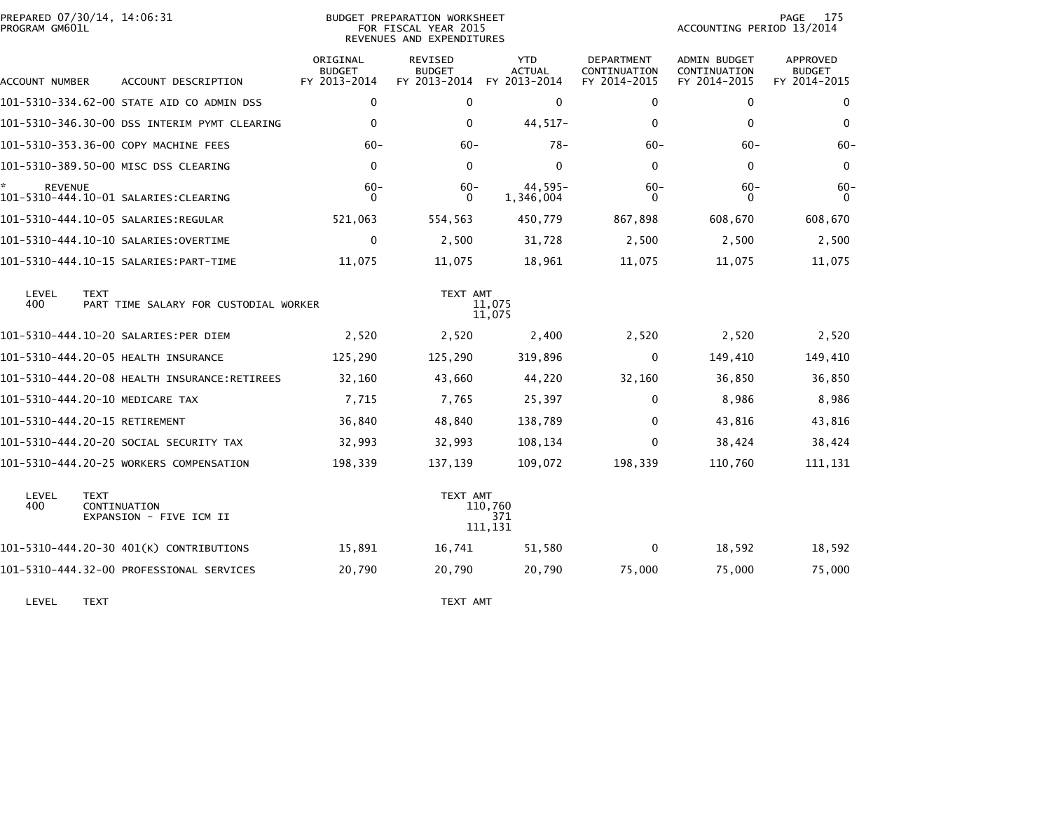BUDGET PREPARATION WORKSHEET
FOR FISCAL YEAR 2015
REVENUES AND EXPENDITURES

PREPARED 07/30/14, 14:06:31
PROGRAM GM601L

ACCOUNTING PERIOD 13/2014

| ACCOUNT NUMBER | ACCOUNT DESCRIPTION | ORIGINAL BUDGET FY 2013-2014 | REVISED BUDGET FY 2013-2014 | YTD ACTUAL FY 2013-2014 | DEPARTMENT CONTINUATION FY 2014-2015 | ADMIN BUDGET CONTINUATION FY 2014-2015 | APPROVED BUDGET FY 2014-2015 |
|---|---|---|---|---|---|---|---|
| 101-5310-334.62-00 | STATE AID CO ADMIN DSS | 0 | 0 | 0 | 0 | 0 | 0 |
| 101-5310-346.30-00 | DSS INTERIM PYMT CLEARING | 0 | 0 | 44,517- | 0 | 0 | 0 |
| 101-5310-353.36-00 | COPY MACHINE FEES | 60- | 60- | 78- | 60- | 60- | 60- |
| 101-5310-389.50-00 | MISC DSS CLEARING | 0 | 0 | 0 | 0 | 0 | 0 |
| * REVENUE | | 60- | 60- | 44,595- | 60- | 60- | 60- |
| 101-5310-444.10-01 | SALARIES:CLEARING | 0 | 0 | 1,346,004 | 0 | 0 | 0 |
| 101-5310-444.10-05 | SALARIES:REGULAR | 521,063 | 554,563 | 450,779 | 867,898 | 608,670 | 608,670 |
| 101-5310-444.10-10 | SALARIES:OVERTIME | 0 | 2,500 | 31,728 | 2,500 | 2,500 | 2,500 |
| 101-5310-444.10-15 | SALARIES:PART-TIME | 11,075 | 11,075 | 18,961 | 11,075 | 11,075 | 11,075 |

| LEVEL | TEXT | TEXT AMT |
|---|---|---|
| 400 | PART TIME SALARY FOR CUSTODIAL WORKER | 11,075 |
| | | 11,075 |

| ACCOUNT NUMBER | ACCOUNT DESCRIPTION | ORIGINAL BUDGET FY 2013-2014 | REVISED BUDGET FY 2013-2014 | YTD ACTUAL FY 2013-2014 | DEPARTMENT CONTINUATION FY 2014-2015 | ADMIN BUDGET CONTINUATION FY 2014-2015 | APPROVED BUDGET FY 2014-2015 |
|---|---|---|---|---|---|---|---|
| 101-5310-444.10-20 | SALARIES:PER DIEM | 2,520 | 2,520 | 2,400 | 2,520 | 2,520 | 2,520 |
| 101-5310-444.20-05 | HEALTH INSURANCE | 125,290 | 125,290 | 319,896 | 0 | 149,410 | 149,410 |
| 101-5310-444.20-08 | HEALTH INSURANCE:RETIREES | 32,160 | 43,660 | 44,220 | 32,160 | 36,850 | 36,850 |
| 101-5310-444.20-10 | MEDICARE TAX | 7,715 | 7,765 | 25,397 | 0 | 8,986 | 8,986 |
| 101-5310-444.20-15 | RETIREMENT | 36,840 | 48,840 | 138,789 | 0 | 43,816 | 43,816 |
| 101-5310-444.20-20 | SOCIAL SECURITY TAX | 32,993 | 32,993 | 108,134 | 0 | 38,424 | 38,424 |
| 101-5310-444.20-25 | WORKERS COMPENSATION | 198,339 | 137,139 | 109,072 | 198,339 | 110,760 | 111,131 |

| LEVEL | TEXT | TEXT AMT |
|---|---|---|
| 400 | CONTINUATION | 110,760 |
| | EXPANSION - FIVE ICM II | 371 |
| | | 111,131 |

| ACCOUNT NUMBER | ACCOUNT DESCRIPTION | ORIGINAL BUDGET FY 2013-2014 | REVISED BUDGET FY 2013-2014 | YTD ACTUAL FY 2013-2014 | DEPARTMENT CONTINUATION FY 2014-2015 | ADMIN BUDGET CONTINUATION FY 2014-2015 | APPROVED BUDGET FY 2014-2015 |
|---|---|---|---|---|---|---|---|
| 101-5310-444.20-30 | 401(K) CONTRIBUTIONS | 15,891 | 16,741 | 51,580 | 0 | 18,592 | 18,592 |
| 101-5310-444.32-00 | PROFESSIONAL SERVICES | 20,790 | 20,790 | 20,790 | 75,000 | 75,000 | 75,000 |

| LEVEL | TEXT | TEXT AMT |
|---|---|---|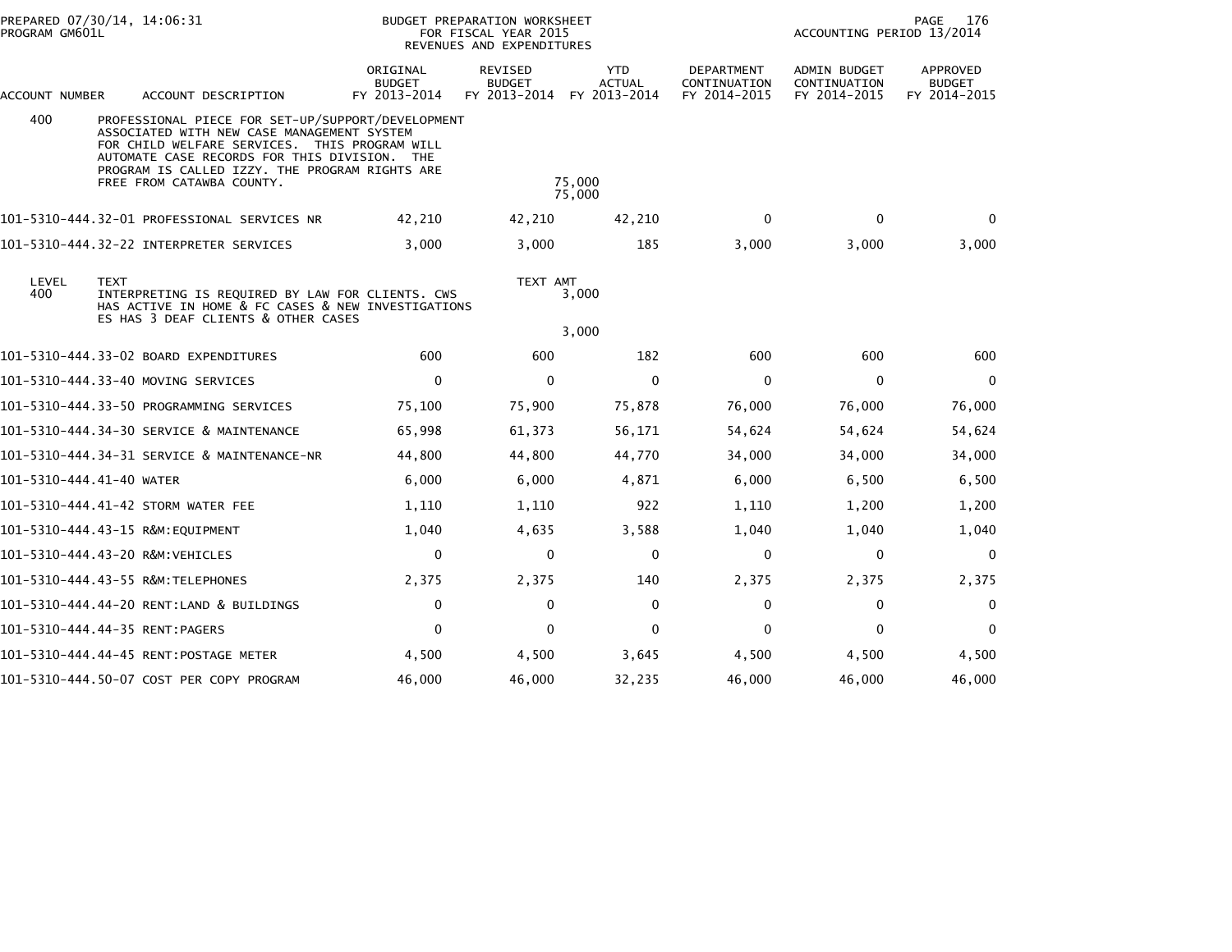| ACCOUNT NUMBER | ACCOUNT DESCRIPTION | ORIGINAL BUDGET FY 2013-2014 | REVISED BUDGET FY 2013-2014 | YTD ACTUAL FY 2013-2014 | DEPARTMENT CONTINUATION FY 2014-2015 | ADMIN BUDGET CONTINUATION FY 2014-2015 | APPROVED BUDGET FY 2014-2015 |
|---|---|---|---|---|---|---|---|
| 400 | PROFESSIONAL PIECE FOR SET-UP/SUPPORT/DEVELOPMENT ASSOCIATED WITH NEW CASE MANAGEMENT SYSTEM FOR CHILD WELFARE SERVICES. THIS PROGRAM WILL AUTOMATE CASE RECORDS FOR THIS DIVISION. THE PROGRAM IS CALLED IZZY. THE PROGRAM RIGHTS ARE FREE FROM CATAWBA COUNTY. | | | 75,000 | | | |
| | | | | 75,000 | | | |
| 101-5310-444.32-01 | PROFESSIONAL SERVICES NR | 42,210 | 42,210 | 42,210 | 0 | 0 | 0 |
| 101-5310-444.32-22 | INTERPRETER SERVICES | 3,000 | 3,000 | 185 | 3,000 | 3,000 | 3,000 |
| LEVEL | TEXT | | TEXT AMT | | | | |
| 400 | INTERPRETING IS REQUIRED BY LAW FOR CLIENTS. CWS HAS ACTIVE IN HOME & FC CASES & NEW INVESTIGATIONS ES HAS 3 DEAF CLIENTS & OTHER CASES | | | 3,000 | | | |
| | | | | 3,000 | | | |
| 101-5310-444.33-02 | BOARD EXPENDITURES | 600 | 600 | 182 | 600 | 600 | 600 |
| 101-5310-444.33-40 | MOVING SERVICES | 0 | 0 | 0 | 0 | 0 | 0 |
| 101-5310-444.33-50 | PROGRAMMING SERVICES | 75,100 | 75,900 | 75,878 | 76,000 | 76,000 | 76,000 |
| 101-5310-444.34-30 | SERVICE & MAINTENANCE | 65,998 | 61,373 | 56,171 | 54,624 | 54,624 | 54,624 |
| 101-5310-444.34-31 | SERVICE & MAINTENANCE-NR | 44,800 | 44,800 | 44,770 | 34,000 | 34,000 | 34,000 |
| 101-5310-444.41-40 | WATER | 6,000 | 6,000 | 4,871 | 6,000 | 6,500 | 6,500 |
| 101-5310-444.41-42 | STORM WATER FEE | 1,110 | 1,110 | 922 | 1,110 | 1,200 | 1,200 |
| 101-5310-444.43-15 | R&M:EQUIPMENT | 1,040 | 4,635 | 3,588 | 1,040 | 1,040 | 1,040 |
| 101-5310-444.43-20 | R&M:VEHICLES | 0 | 0 | 0 | 0 | 0 | 0 |
| 101-5310-444.43-55 | R&M:TELEPHONES | 2,375 | 2,375 | 140 | 2,375 | 2,375 | 2,375 |
| 101-5310-444.44-20 | RENT:LAND & BUILDINGS | 0 | 0 | 0 | 0 | 0 | 0 |
| 101-5310-444.44-35 | RENT:PAGERS | 0 | 0 | 0 | 0 | 0 | 0 |
| 101-5310-444.44-45 | RENT:POSTAGE METER | 4,500 | 4,500 | 3,645 | 4,500 | 4,500 | 4,500 |
| 101-5310-444.50-07 | COST PER COPY PROGRAM | 46,000 | 46,000 | 32,235 | 46,000 | 46,000 | 46,000 |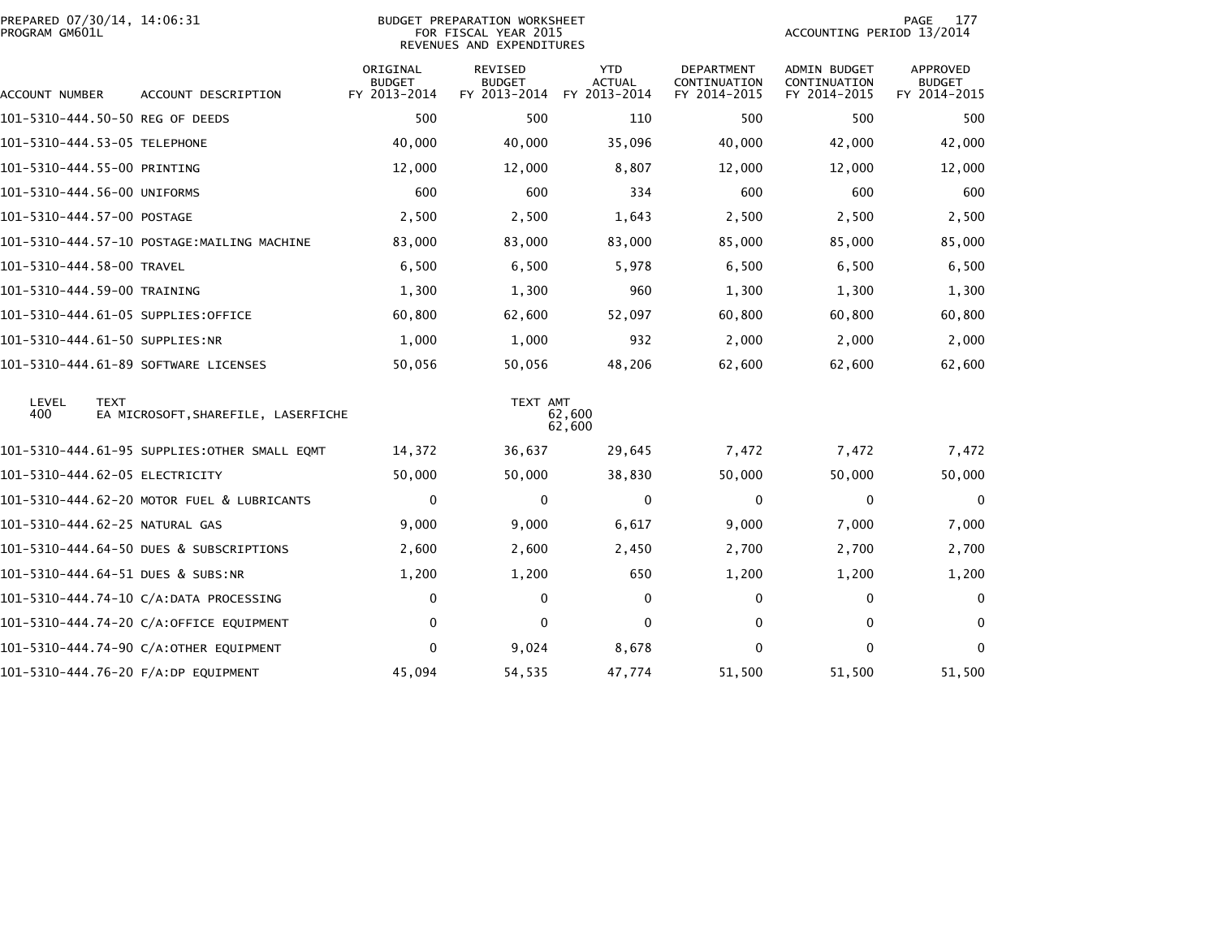BUDGET PREPARATION WORKSHEET
FOR FISCAL YEAR 2015
REVENUES AND EXPENDITURES

ACCOUNTING PERIOD 13/2014

| ACCOUNT NUMBER | ACCOUNT DESCRIPTION | ORIGINAL BUDGET FY 2013-2014 | REVISED BUDGET FY 2013-2014 | YTD ACTUAL FY 2013-2014 | DEPARTMENT CONTINUATION FY 2014-2015 | ADMIN BUDGET CONTINUATION FY 2014-2015 | APPROVED BUDGET FY 2014-2015 |
|---|---|---|---|---|---|---|---|
| 101-5310-444.50-50 | REG OF DEEDS | 500 | 500 | 110 | 500 | 500 | 500 |
| 101-5310-444.53-05 | TELEPHONE | 40,000 | 40,000 | 35,096 | 40,000 | 42,000 | 42,000 |
| 101-5310-444.55-00 | PRINTING | 12,000 | 12,000 | 8,807 | 12,000 | 12,000 | 12,000 |
| 101-5310-444.56-00 | UNIFORMS | 600 | 600 | 334 | 600 | 600 | 600 |
| 101-5310-444.57-00 | POSTAGE | 2,500 | 2,500 | 1,643 | 2,500 | 2,500 | 2,500 |
| 101-5310-444.57-10 | POSTAGE:MAILING MACHINE | 83,000 | 83,000 | 83,000 | 85,000 | 85,000 | 85,000 |
| 101-5310-444.58-00 | TRAVEL | 6,500 | 6,500 | 5,978 | 6,500 | 6,500 | 6,500 |
| 101-5310-444.59-00 | TRAINING | 1,300 | 1,300 | 960 | 1,300 | 1,300 | 1,300 |
| 101-5310-444.61-05 | SUPPLIES:OFFICE | 60,800 | 62,600 | 52,097 | 60,800 | 60,800 | 60,800 |
| 101-5310-444.61-50 | SUPPLIES:NR | 1,000 | 1,000 | 932 | 2,000 | 2,000 | 2,000 |
| 101-5310-444.61-89 | SOFTWARE LICENSES | 50,056 | 50,056 | 48,206 | 62,600 | 62,600 | 62,600 |

| LEVEL | TEXT | TEXT AMT |
|---|---|---|
| 400 | EA MICROSOFT,SHAREFILE, LASERFICHE | 62,600 |
| | | 62,600 |

| ACCOUNT NUMBER | ACCOUNT DESCRIPTION | ORIGINAL BUDGET FY 2013-2014 | REVISED BUDGET FY 2013-2014 | YTD ACTUAL FY 2013-2014 | DEPARTMENT CONTINUATION FY 2014-2015 | ADMIN BUDGET CONTINUATION FY 2014-2015 | APPROVED BUDGET FY 2014-2015 |
|---|---|---|---|---|---|---|---|
| 101-5310-444.61-95 | SUPPLIES:OTHER SMALL EQMT | 14,372 | 36,637 | 29,645 | 7,472 | 7,472 | 7,472 |
| 101-5310-444.62-05 | ELECTRICITY | 50,000 | 50,000 | 38,830 | 50,000 | 50,000 | 50,000 |
| 101-5310-444.62-20 | MOTOR FUEL & LUBRICANTS | 0 | 0 | 0 | 0 | 0 | 0 |
| 101-5310-444.62-25 | NATURAL GAS | 9,000 | 9,000 | 6,617 | 9,000 | 7,000 | 7,000 |
| 101-5310-444.64-50 | DUES & SUBSCRIPTIONS | 2,600 | 2,600 | 2,450 | 2,700 | 2,700 | 2,700 |
| 101-5310-444.64-51 | DUES & SUBS:NR | 1,200 | 1,200 | 650 | 1,200 | 1,200 | 1,200 |
| 101-5310-444.74-10 | C/A:DATA PROCESSING | 0 | 0 | 0 | 0 | 0 | 0 |
| 101-5310-444.74-20 | C/A:OFFICE EQUIPMENT | 0 | 0 | 0 | 0 | 0 | 0 |
| 101-5310-444.74-90 | C/A:OTHER EQUIPMENT | 0 | 9,024 | 8,678 | 0 | 0 | 0 |
| 101-5310-444.76-20 | F/A:DP EQUIPMENT | 45,094 | 54,535 | 47,774 | 51,500 | 51,500 | 51,500 |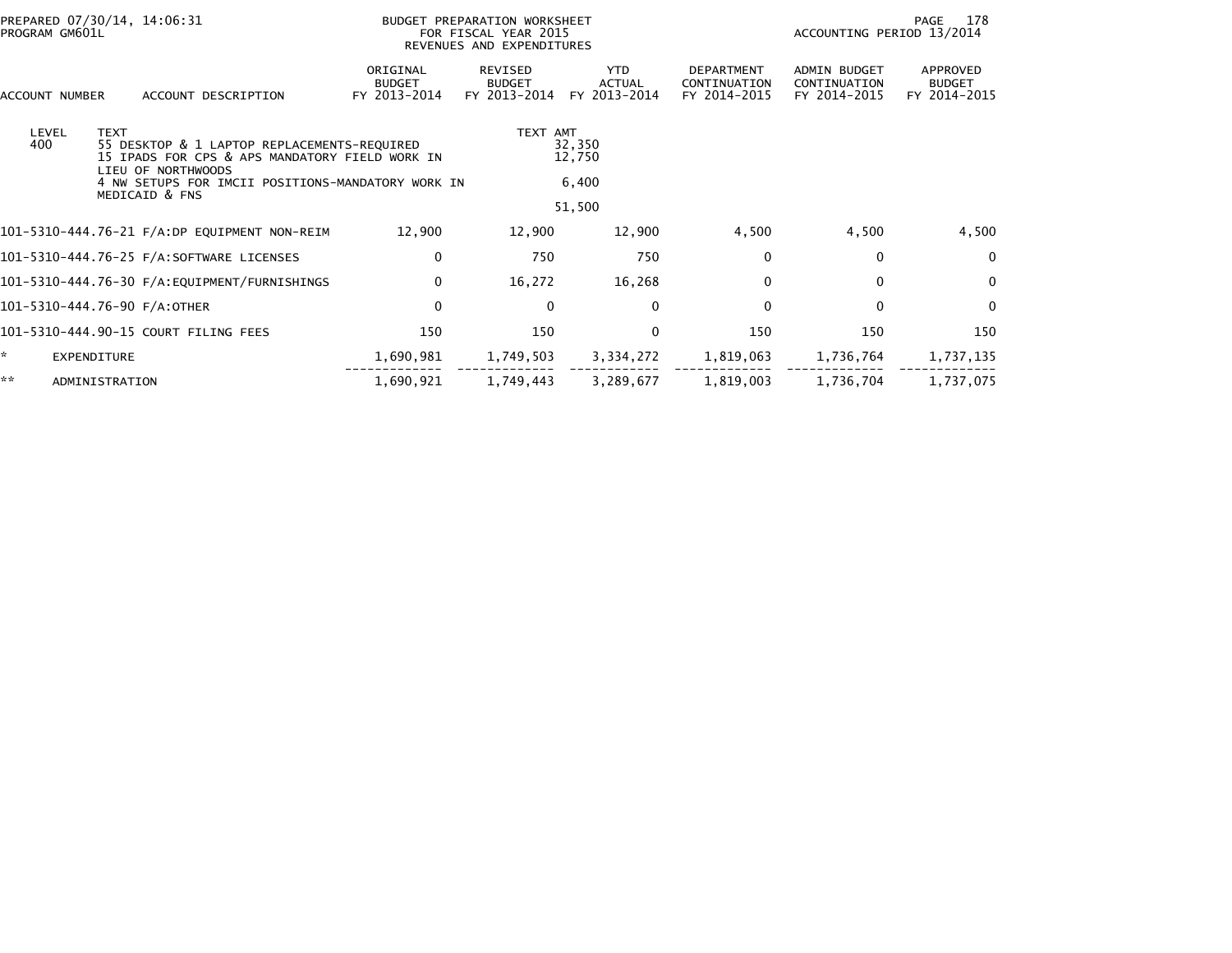PREPARED 07/30/14, 14:06:31
PROGRAM GM601L

BUDGET PREPARATION WORKSHEET
FOR FISCAL YEAR 2015
REVENUES AND EXPENDITURES

ACCOUNTING PERIOD 13/2014

| ACCOUNT NUMBER | ACCOUNT DESCRIPTION | ORIGINAL BUDGET FY 2013-2014 | REVISED BUDGET FY 2013-2014 | YTD ACTUAL FY 2013-2014 | DEPARTMENT CONTINUATION FY 2014-2015 | ADMIN BUDGET CONTINUATION FY 2014-2015 | APPROVED BUDGET FY 2014-2015 |
|---|---|---|---|---|---|---|---|
| LEVEL 400 | TEXT: 55 DESKTOP & 1 LAPTOP REPLACEMENTS-REQUIRED | | TEXT AMT | 32,350 | | | |
| | 15 IPADS FOR CPS & APS MANDATORY FIELD WORK IN LIEU OF NORTHWOODS | | | 12,750 | | | |
| | 4 NW SETUPS FOR IMCII POSITIONS-MANDATORY WORK IN MEDICAID & FNS | | | 6,400 | | | |
| | | | | 51,500 | | | |
| 101-5310-444.76-21 | F/A:DP EQUIPMENT NON-REIM | 12,900 | 12,900 | 12,900 | 4,500 | 4,500 | 4,500 |
| 101-5310-444.76-25 | F/A:SOFTWARE LICENSES | 0 | 750 | 750 | 0 | 0 | 0 |
| 101-5310-444.76-30 | F/A:EQUIPMENT/FURNISHINGS | 0 | 16,272 | 16,268 | 0 | 0 | 0 |
| 101-5310-444.76-90 | F/A:OTHER | 0 | 0 | 0 | 0 | 0 | 0 |
| 101-5310-444.90-15 | COURT FILING FEES | 150 | 150 | 0 | 150 | 150 | 150 |
| * | EXPENDITURE | 1,690,981 | 1,749,503 | 3,334,272 | 1,819,063 | 1,736,764 | 1,737,135 |
| ** | ADMINISTRATION | 1,690,921 | 1,749,443 | 3,289,677 | 1,819,003 | 1,736,704 | 1,737,075 |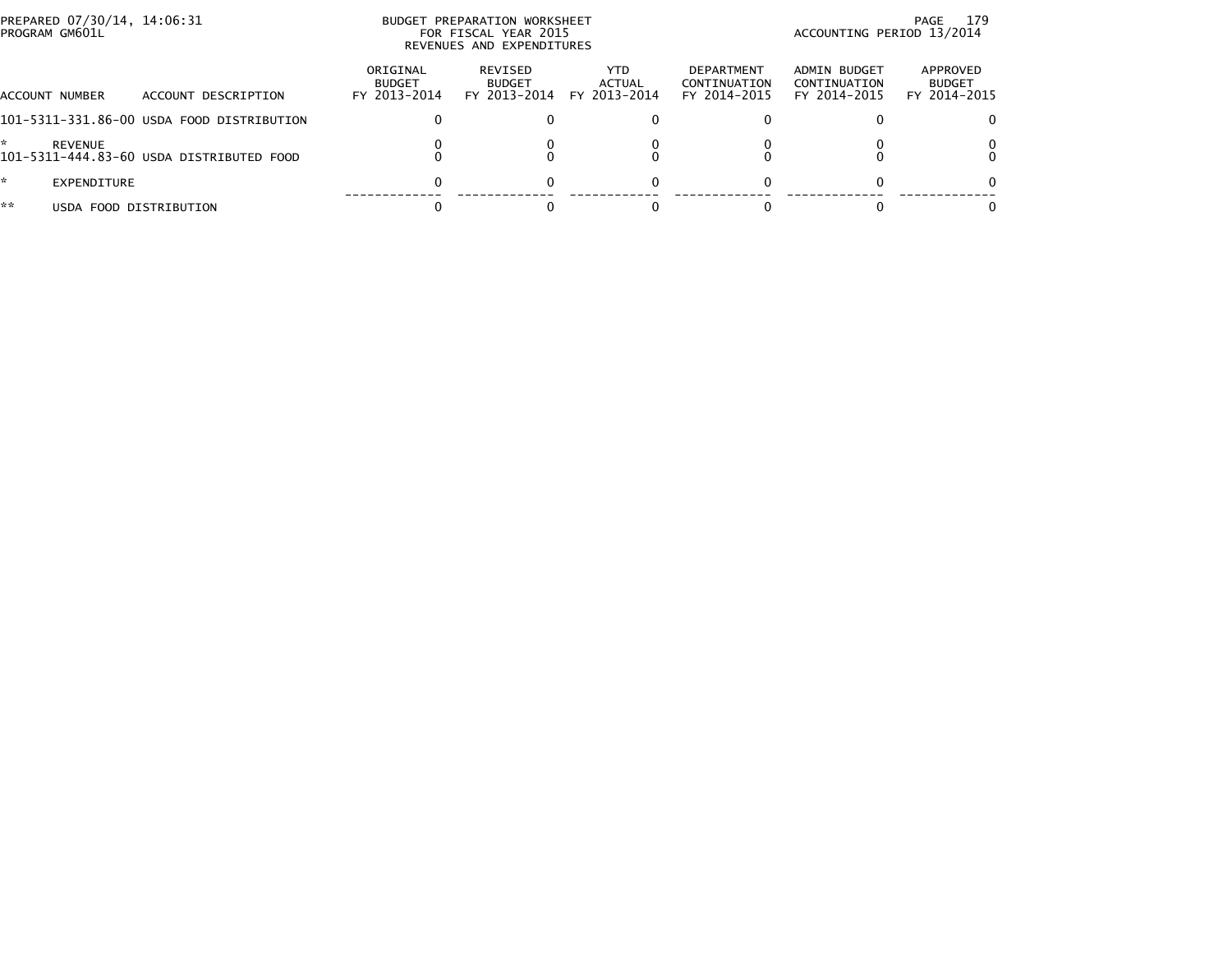BUDGET PREPARATION WORKSHEET
FOR FISCAL YEAR 2015
REVENUES AND EXPENDITURES

PREPARED 07/30/14, 14:06:31
PROGRAM GM601L

ACCOUNTING PERIOD 13/2014

| ACCOUNT NUMBER | ACCOUNT DESCRIPTION | ORIGINAL BUDGET FY 2013-2014 | REVISED BUDGET FY 2013-2014 | YTD ACTUAL FY 2013-2014 | DEPARTMENT CONTINUATION FY 2014-2015 | ADMIN BUDGET CONTINUATION FY 2014-2015 | APPROVED BUDGET FY 2014-2015 |
|---|---|---|---|---|---|---|---|
| 101-5311-331.86-00 | USDA FOOD DISTRIBUTION | 0 | 0 | 0 | 0 | 0 | 0 |
| * | REVENUE | 0 | 0 | 0 | 0 | 0 | 0 |
| 101-5311-444.83-60 | USDA DISTRIBUTED FOOD | 0 | 0 | 0 | 0 | 0 | 0 |
| * | EXPENDITURE | 0 | 0 | 0 | 0 | 0 | 0 |
| ** | USDA FOOD DISTRIBUTION | 0 | 0 | 0 | 0 | 0 | 0 |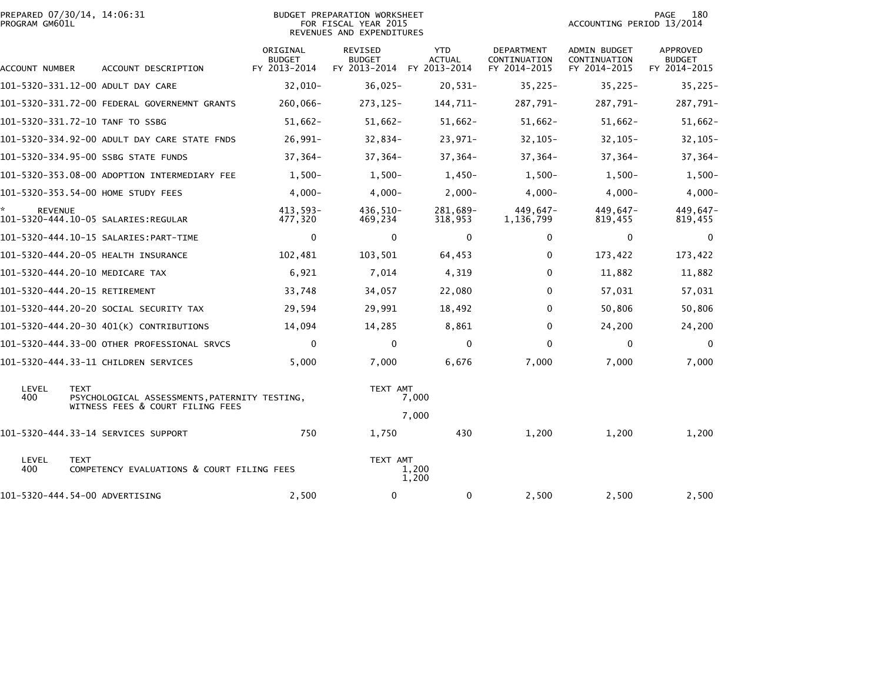BUDGET PREPARATION WORKSHEET
FOR FISCAL YEAR 2015
REVENUES AND EXPENDITURES

PREPARED 07/30/14, 14:06:31
PROGRAM GM601L

ACCOUNTING PERIOD 13/2014

| ACCOUNT NUMBER | ACCOUNT DESCRIPTION | ORIGINAL BUDGET FY 2013-2014 | REVISED BUDGET FY 2013-2014 | YTD ACTUAL FY 2013-2014 | DEPARTMENT CONTINUATION FY 2014-2015 | ADMIN BUDGET CONTINUATION FY 2014-2015 | APPROVED BUDGET FY 2014-2015 |
|---|---|---|---|---|---|---|---|
| 101-5320-331.12-00 | ADULT DAY CARE | 32,010- | 36,025- | 20,531- | 35,225- | 35,225- | 35,225- |
| 101-5320-331.72-00 | FEDERAL GOVERNEMNT GRANTS | 260,066- | 273,125- | 144,711- | 287,791- | 287,791- | 287,791- |
| 101-5320-331.72-10 | TANF TO SSBG | 51,662- | 51,662- | 51,662- | 51,662- | 51,662- | 51,662- |
| 101-5320-334.92-00 | ADULT DAY CARE STATE FNDS | 26,991- | 32,834- | 23,971- | 32,105- | 32,105- | 32,105- |
| 101-5320-334.95-00 | SSBG STATE FUNDS | 37,364- | 37,364- | 37,364- | 37,364- | 37,364- | 37,364- |
| 101-5320-353.08-00 | ADOPTION INTERMEDIARY FEE | 1,500- | 1,500- | 1,450- | 1,500- | 1,500- | 1,500- |
| 101-5320-353.54-00 | HOME STUDY FEES | 4,000- | 4,000- | 2,000- | 4,000- | 4,000- | 4,000- |
| * REVENUE | | 413,593- | 436,510- | 281,689- | 449,647- | 449,647- | 449,647- |
| 101-5320-444.10-05 | SALARIES:REGULAR | 477,320 | 469,234 | 318,953 | 1,136,799 | 819,455 | 819,455 |
| 101-5320-444.10-15 | SALARIES:PART-TIME | 0 | 0 | 0 | 0 | 0 | 0 |
| 101-5320-444.20-05 | HEALTH INSURANCE | 102,481 | 103,501 | 64,453 | 0 | 173,422 | 173,422 |
| 101-5320-444.20-10 | MEDICARE TAX | 6,921 | 7,014 | 4,319 | 0 | 11,882 | 11,882 |
| 101-5320-444.20-15 | RETIREMENT | 33,748 | 34,057 | 22,080 | 0 | 57,031 | 57,031 |
| 101-5320-444.20-20 | SOCIAL SECURITY TAX | 29,594 | 29,991 | 18,492 | 0 | 50,806 | 50,806 |
| 101-5320-444.20-30 | 401(K) CONTRIBUTIONS | 14,094 | 14,285 | 8,861 | 0 | 24,200 | 24,200 |
| 101-5320-444.33-00 | OTHER PROFESSIONAL SRVCS | 0 | 0 | 0 | 0 | 0 | 0 |
| 101-5320-444.33-11 | CHILDREN SERVICES | 5,000 | 7,000 | 6,676 | 7,000 | 7,000 | 7,000 |

| LEVEL | TEXT | TEXT AMT |
|---|---|---|
| 400 | PSYCHOLOGICAL ASSESSMENTS,PATERNITY TESTING, WITNESS FEES & COURT FILING FEES | 7,000 |
| | | 7,000 |

| ACCOUNT NUMBER | ACCOUNT DESCRIPTION | ORIGINAL BUDGET FY 2013-2014 | REVISED BUDGET FY 2013-2014 | YTD ACTUAL FY 2013-2014 | DEPARTMENT CONTINUATION FY 2014-2015 | ADMIN BUDGET CONTINUATION FY 2014-2015 | APPROVED BUDGET FY 2014-2015 |
|---|---|---|---|---|---|---|---|
| 101-5320-444.33-14 | SERVICES SUPPORT | 750 | 1,750 | 430 | 1,200 | 1,200 | 1,200 |

| LEVEL | TEXT | TEXT AMT |
|---|---|---|
| 400 | COMPETENCY EVALUATIONS & COURT FILING FEES | 1,200 |
| | | 1,200 |

| ACCOUNT NUMBER | ACCOUNT DESCRIPTION | ORIGINAL BUDGET FY 2013-2014 | REVISED BUDGET FY 2013-2014 | YTD ACTUAL FY 2013-2014 | DEPARTMENT CONTINUATION FY 2014-2015 | ADMIN BUDGET CONTINUATION FY 2014-2015 | APPROVED BUDGET FY 2014-2015 |
|---|---|---|---|---|---|---|---|
| 101-5320-444.54-00 | ADVERTISING | 2,500 | 0 | 0 | 2,500 | 2,500 | 2,500 |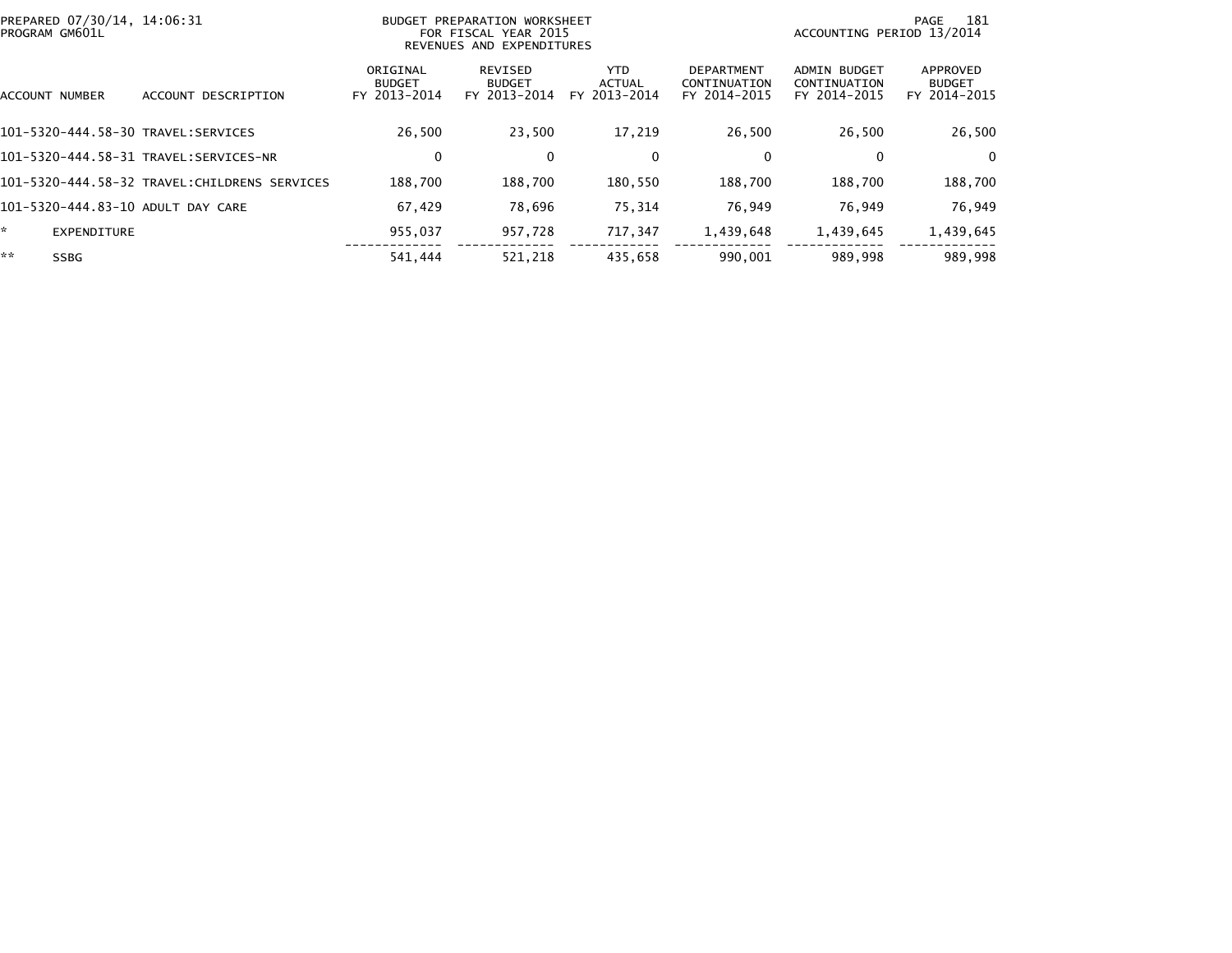BUDGET PREPARATION WORKSHEET
FOR FISCAL YEAR 2015
REVENUES AND EXPENDITURES

PREPARED 07/30/14, 14:06:31
PROGRAM GM601L

ACCOUNTING PERIOD 13/2014

| ACCOUNT NUMBER | ACCOUNT DESCRIPTION | ORIGINAL BUDGET FY 2013-2014 | REVISED BUDGET FY 2013-2014 | YTD ACTUAL FY 2013-2014 | DEPARTMENT CONTINUATION FY 2014-2015 | ADMIN BUDGET CONTINUATION FY 2014-2015 | APPROVED BUDGET FY 2014-2015 |
|---|---|---|---|---|---|---|---|
| 101-5320-444.58-30 | TRAVEL:SERVICES | 26,500 | 23,500 | 17,219 | 26,500 | 26,500 | 26,500 |
| 101-5320-444.58-31 | TRAVEL:SERVICES-NR | 0 | 0 | 0 | 0 | 0 | 0 |
| 101-5320-444.58-32 | TRAVEL:CHILDRENS SERVICES | 188,700 | 188,700 | 180,550 | 188,700 | 188,700 | 188,700 |
| 101-5320-444.83-10 | ADULT DAY CARE | 67,429 | 78,696 | 75,314 | 76,949 | 76,949 | 76,949 |
| * | EXPENDITURE | 955,037 | 957,728 | 717,347 | 1,439,648 | 1,439,645 | 1,439,645 |
| ** | SSBG | 541,444 | 521,218 | 435,658 | 990,001 | 989,998 | 989,998 |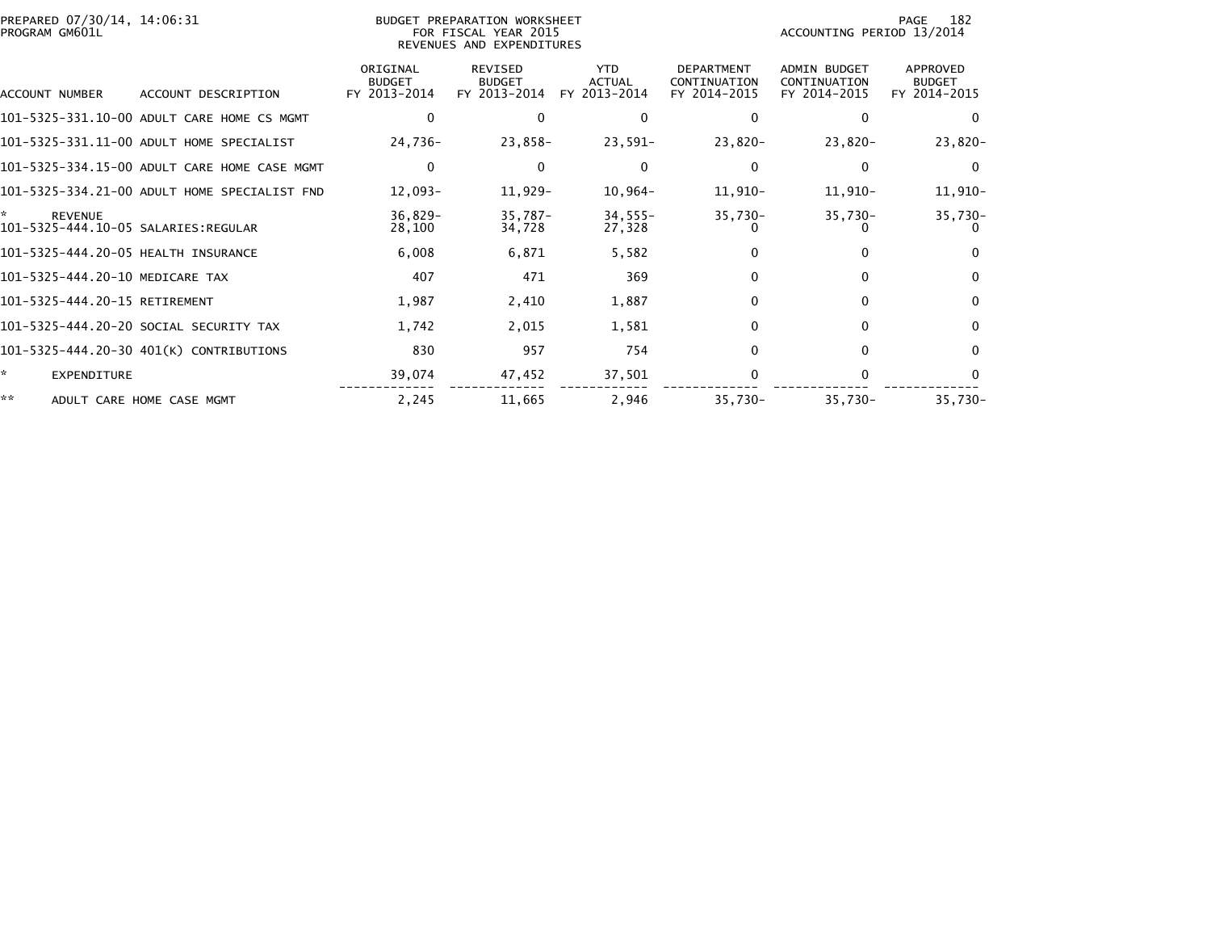PREPARED 07/30/14, 14:06:31
PROGRAM GM601L

BUDGET PREPARATION WORKSHEET
FOR FISCAL YEAR 2015
REVENUES AND EXPENDITURES

ACCOUNTING PERIOD 13/2014

| ACCOUNT NUMBER | ACCOUNT DESCRIPTION | ORIGINAL BUDGET FY 2013-2014 | REVISED BUDGET FY 2013-2014 | YTD ACTUAL FY 2013-2014 | DEPARTMENT CONTINUATION FY 2014-2015 | ADMIN BUDGET CONTINUATION FY 2014-2015 | APPROVED BUDGET FY 2014-2015 |
|---|---|---|---|---|---|---|---|
| 101-5325-331.10-00 | ADULT CARE HOME CS MGMT | 0 | 0 | 0 | 0 | 0 | 0 |
| 101-5325-331.11-00 | ADULT HOME SPECIALIST | 24,736- | 23,858- | 23,591- | 23,820- | 23,820- | 23,820- |
| 101-5325-334.15-00 | ADULT CARE HOME CASE MGMT | 0 | 0 | 0 | 0 | 0 | 0 |
| 101-5325-334.21-00 | ADULT HOME SPECIALIST FND | 12,093- | 11,929- | 10,964- | 11,910- | 11,910- | 11,910- |
| * | REVENUE | 36,829- | 35,787- | 34,555- | 35,730- | 35,730- | 35,730- |
| 101-5325-444.10-05 | SALARIES:REGULAR | 28,100 | 34,728 | 27,328 | 0 | 0 | 0 |
| 101-5325-444.20-05 | HEALTH INSURANCE | 6,008 | 6,871 | 5,582 | 0 | 0 | 0 |
| 101-5325-444.20-10 | MEDICARE TAX | 407 | 471 | 369 | 0 | 0 | 0 |
| 101-5325-444.20-15 | RETIREMENT | 1,987 | 2,410 | 1,887 | 0 | 0 | 0 |
| 101-5325-444.20-20 | SOCIAL SECURITY TAX | 1,742 | 2,015 | 1,581 | 0 | 0 | 0 |
| 101-5325-444.20-30 | 401(K) CONTRIBUTIONS | 830 | 957 | 754 | 0 | 0 | 0 |
| * | EXPENDITURE | 39,074 | 47,452 | 37,501 | 0 | 0 | 0 |
| ** | ADULT CARE HOME CASE MGMT | 2,245 | 11,665 | 2,946 | 35,730- | 35,730- | 35,730- |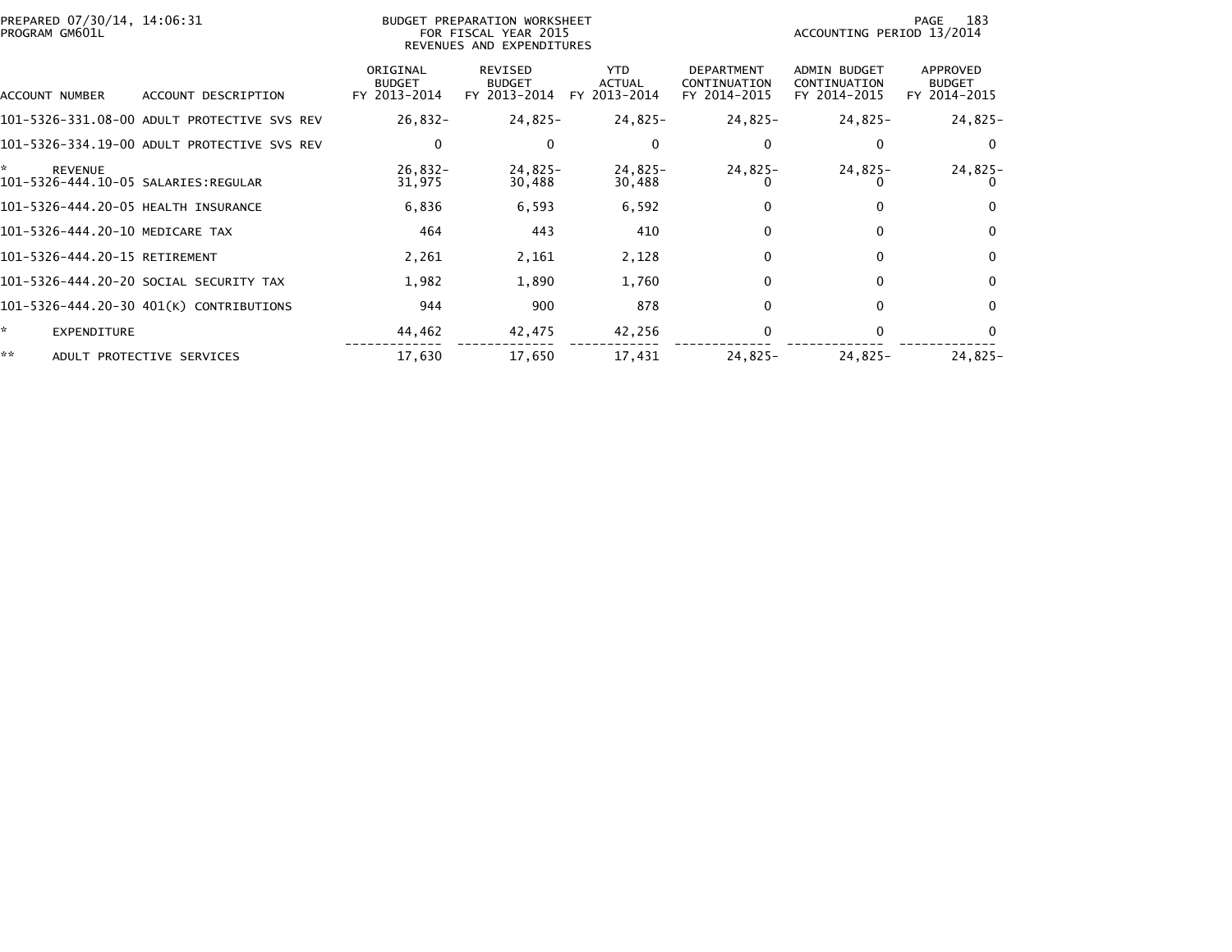PREPARED 07/30/14, 14:06:31
PROGRAM GM601L

BUDGET PREPARATION WORKSHEET
FOR FISCAL YEAR 2015
REVENUES AND EXPENDITURES

ACCOUNTING PERIOD 13/2014

| ACCOUNT NUMBER | ACCOUNT DESCRIPTION | ORIGINAL BUDGET FY 2013-2014 | REVISED BUDGET FY 2013-2014 | YTD ACTUAL FY 2013-2014 | DEPARTMENT CONTINUATION FY 2014-2015 | ADMIN BUDGET CONTINUATION FY 2014-2015 | APPROVED BUDGET FY 2014-2015 |
|---|---|---|---|---|---|---|---|
| 101-5326-331.08-00 | ADULT PROTECTIVE SVS REV | 26,832- | 24,825- | 24,825- | 24,825- | 24,825- | 24,825- |
| 101-5326-334.19-00 | ADULT PROTECTIVE SVS REV | 0 | 0 | 0 | 0 | 0 | 0 |
| * | REVENUE | 26,832- | 24,825- | 24,825- | 24,825- | 24,825- | 24,825- |
| 101-5326-444.10-05 | SALARIES:REGULAR | 31,975 | 30,488 | 30,488 | 0 | 0 | 0 |
| 101-5326-444.20-05 | HEALTH INSURANCE | 6,836 | 6,593 | 6,592 | 0 | 0 | 0 |
| 101-5326-444.20-10 | MEDICARE TAX | 464 | 443 | 410 | 0 | 0 | 0 |
| 101-5326-444.20-15 | RETIREMENT | 2,261 | 2,161 | 2,128 | 0 | 0 | 0 |
| 101-5326-444.20-20 | SOCIAL SECURITY TAX | 1,982 | 1,890 | 1,760 | 0 | 0 | 0 |
| 101-5326-444.20-30 | 401(K) CONTRIBUTIONS | 944 | 900 | 878 | 0 | 0 | 0 |
| * | EXPENDITURE | 44,462 | 42,475 | 42,256 | 0 | 0 | 0 |
| ** | ADULT PROTECTIVE SERVICES | 17,630 | 17,650 | 17,431 | 24,825- | 24,825- | 24,825- |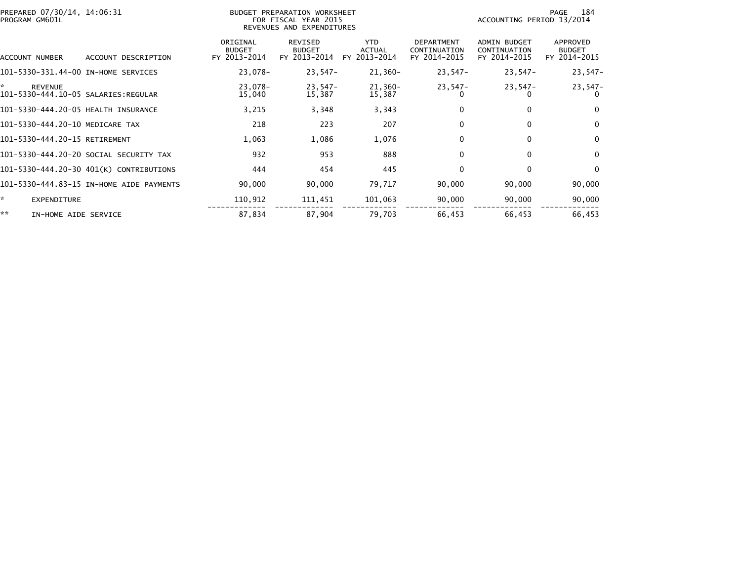BUDGET PREPARATION WORKSHEET
FOR FISCAL YEAR 2015
REVENUES AND EXPENDITURES

PREPARED 07/30/14, 14:06:31
PROGRAM GM601L

ACCOUNTING PERIOD 13/2014

| ACCOUNT NUMBER | ACCOUNT DESCRIPTION | ORIGINAL BUDGET FY 2013-2014 | REVISED BUDGET FY 2013-2014 | YTD ACTUAL FY 2013-2014 | DEPARTMENT CONTINUATION FY 2014-2015 | ADMIN BUDGET CONTINUATION FY 2014-2015 | APPROVED BUDGET FY 2014-2015 |
|---|---|---|---|---|---|---|---|
| 101-5330-331.44-00 | IN-HOME SERVICES | 23,078- | 23,547- | 21,360- | 23,547- | 23,547- | 23,547- |
| * | REVENUE | 23,078- | 23,547- | 21,360- | 23,547- | 23,547- | 23,547- |
| 101-5330-444.10-05 | SALARIES:REGULAR | 15,040 | 15,387 | 15,387 | 0 | 0 | 0 |
| 101-5330-444.20-05 | HEALTH INSURANCE | 3,215 | 3,348 | 3,343 | 0 | 0 | 0 |
| 101-5330-444.20-10 | MEDICARE TAX | 218 | 223 | 207 | 0 | 0 | 0 |
| 101-5330-444.20-15 | RETIREMENT | 1,063 | 1,086 | 1,076 | 0 | 0 | 0 |
| 101-5330-444.20-20 | SOCIAL SECURITY TAX | 932 | 953 | 888 | 0 | 0 | 0 |
| 101-5330-444.20-30 | 401(K) CONTRIBUTIONS | 444 | 454 | 445 | 0 | 0 | 0 |
| 101-5330-444.83-15 | IN-HOME AIDE PAYMENTS | 90,000 | 90,000 | 79,717 | 90,000 | 90,000 | 90,000 |
| * | EXPENDITURE | 110,912 | 111,451 | 101,063 | 90,000 | 90,000 | 90,000 |
| ** | IN-HOME AIDE SERVICE | 87,834 | 87,904 | 79,703 | 66,453 | 66,453 | 66,453 |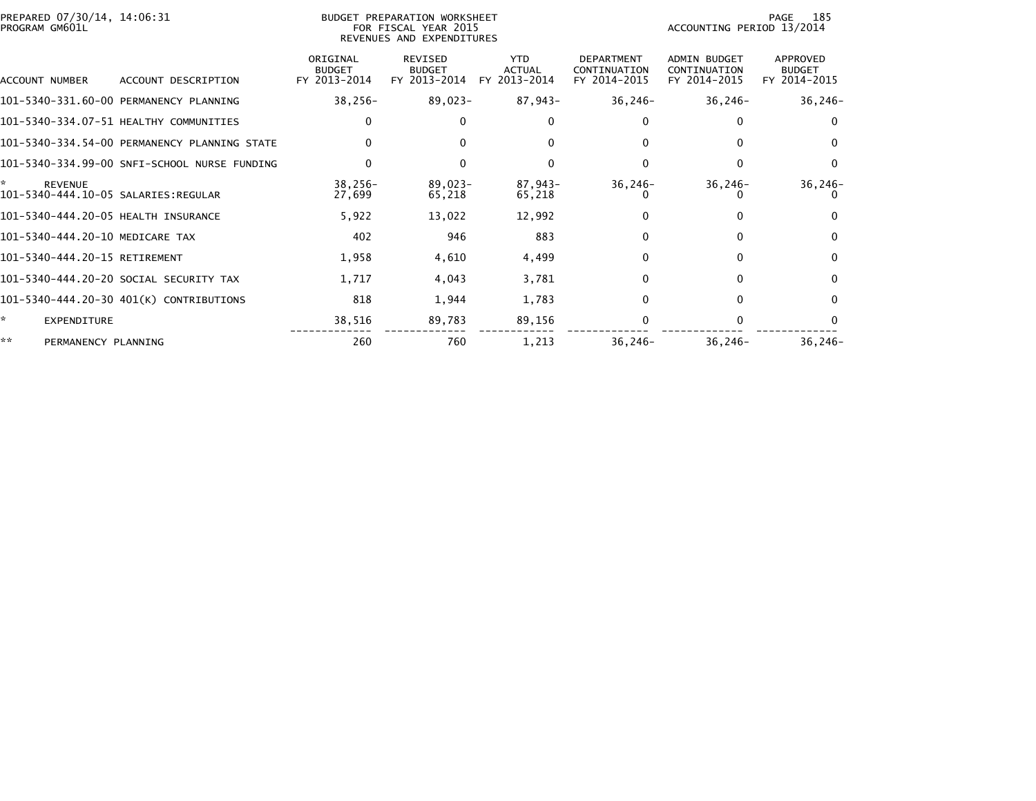BUDGET PREPARATION WORKSHEET
FOR FISCAL YEAR 2015
REVENUES AND EXPENDITURES

PREPARED 07/30/14, 14:06:31
PROGRAM GM601L

ACCOUNTING PERIOD 13/2014

| ACCOUNT NUMBER | ACCOUNT DESCRIPTION | ORIGINAL BUDGET FY 2013-2014 | REVISED BUDGET FY 2013-2014 | YTD ACTUAL FY 2013-2014 | DEPARTMENT CONTINUATION FY 2014-2015 | ADMIN BUDGET CONTINUATION FY 2014-2015 | APPROVED BUDGET FY 2014-2015 |
|---|---|---|---|---|---|---|---|
| 101-5340-331.60-00 | PERMANENCY PLANNING | 38,256- | 89,023- | 87,943- | 36,246- | 36,246- | 36,246- |
| 101-5340-334.07-51 | HEALTHY COMMUNITIES | 0 | 0 | 0 | 0 | 0 | 0 |
| 101-5340-334.54-00 | PERMANENCY PLANNING STATE | 0 | 0 | 0 | 0 | 0 | 0 |
| 101-5340-334.99-00 | SNFI-SCHOOL NURSE FUNDING | 0 | 0 | 0 | 0 | 0 | 0 |
| * | REVENUE | 38,256- | 89,023- | 87,943- | 36,246- | 36,246- | 36,246- |
| 101-5340-444.10-05 | SALARIES:REGULAR | 27,699 | 65,218 | 65,218 | 0 | 0 | 0 |
| 101-5340-444.20-05 | HEALTH INSURANCE | 5,922 | 13,022 | 12,992 | 0 | 0 | 0 |
| 101-5340-444.20-10 | MEDICARE TAX | 402 | 946 | 883 | 0 | 0 | 0 |
| 101-5340-444.20-15 | RETIREMENT | 1,958 | 4,610 | 4,499 | 0 | 0 | 0 |
| 101-5340-444.20-20 | SOCIAL SECURITY TAX | 1,717 | 4,043 | 3,781 | 0 | 0 | 0 |
| 101-5340-444.20-30 | 401(K) CONTRIBUTIONS | 818 | 1,944 | 1,783 | 0 | 0 | 0 |
| * | EXPENDITURE | 38,516 | 89,783 | 89,156 | 0 | 0 | 0 |
| ** | PERMANENCY PLANNING | 260 | 760 | 1,213 | 36,246- | 36,246- | 36,246- |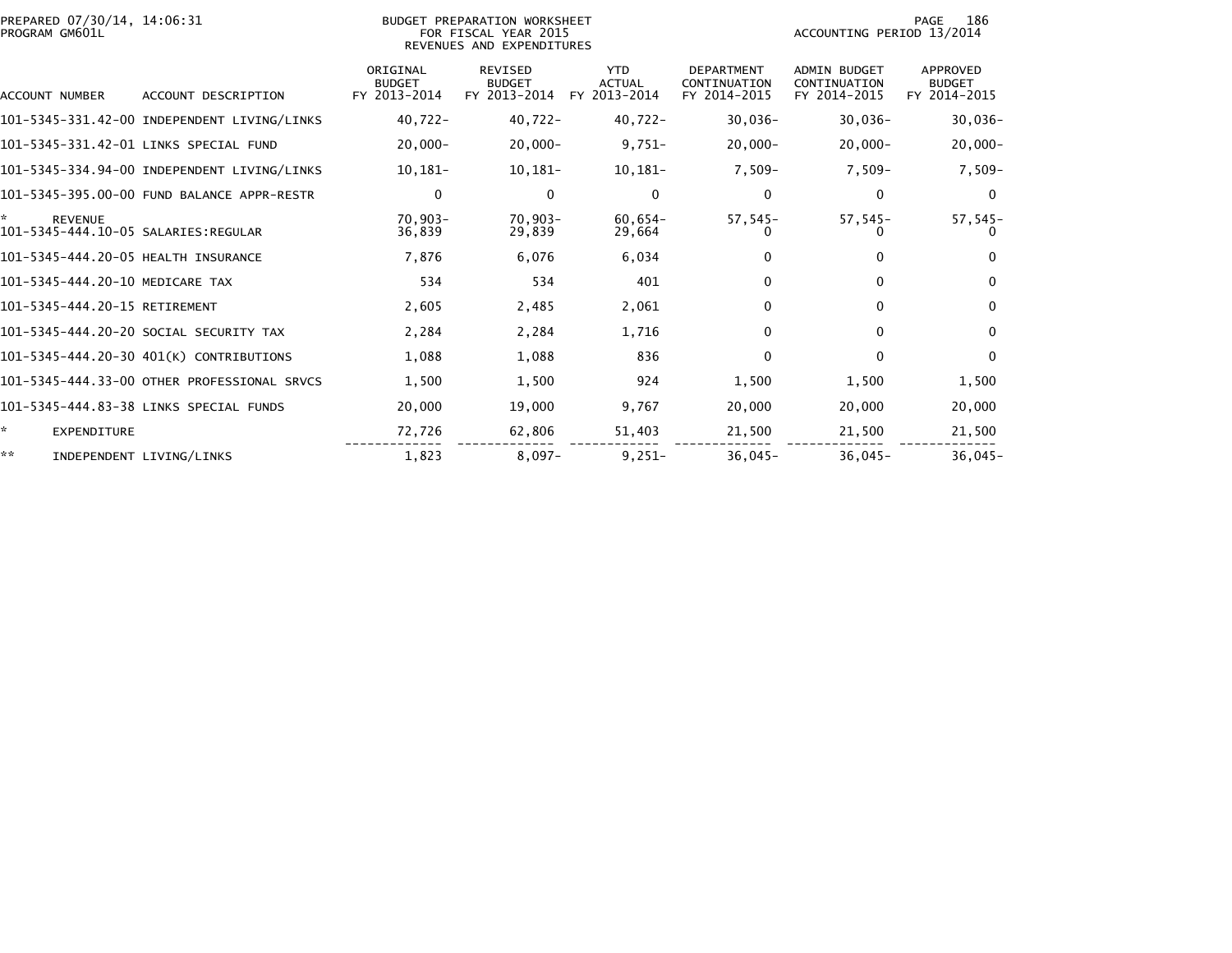BUDGET PREPARATION WORKSHEET
FOR FISCAL YEAR 2015
REVENUES AND EXPENDITURES

PREPARED 07/30/14, 14:06:31
PROGRAM GM601L

ACCOUNTING PERIOD 13/2014

| ACCOUNT NUMBER | ACCOUNT DESCRIPTION | ORIGINAL BUDGET FY 2013-2014 | REVISED BUDGET FY 2013-2014 | YTD ACTUAL FY 2013-2014 | DEPARTMENT CONTINUATION FY 2014-2015 | ADMIN BUDGET CONTINUATION FY 2014-2015 | APPROVED BUDGET FY 2014-2015 |
|---|---|---|---|---|---|---|---|
| 101-5345-331.42-00 | INDEPENDENT LIVING/LINKS | 40,722- | 40,722- | 40,722- | 30,036- | 30,036- | 30,036- |
| 101-5345-331.42-01 | LINKS SPECIAL FUND | 20,000- | 20,000- | 9,751- | 20,000- | 20,000- | 20,000- |
| 101-5345-334.94-00 | INDEPENDENT LIVING/LINKS | 10,181- | 10,181- | 10,181- | 7,509- | 7,509- | 7,509- |
| 101-5345-395.00-00 | FUND BALANCE APPR-RESTR | 0 | 0 | 0 | 0 | 0 | 0 |
| * | REVENUE | 70,903- | 70,903- | 60,654- | 57,545- | 57,545- | 57,545- |
| 101-5345-444.10-05 | SALARIES:REGULAR | 36,839 | 29,839 | 29,664 | 0 | 0 | 0 |
| 101-5345-444.20-05 | HEALTH INSURANCE | 7,876 | 6,076 | 6,034 | 0 | 0 | 0 |
| 101-5345-444.20-10 | MEDICARE TAX | 534 | 534 | 401 | 0 | 0 | 0 |
| 101-5345-444.20-15 | RETIREMENT | 2,605 | 2,485 | 2,061 | 0 | 0 | 0 |
| 101-5345-444.20-20 | SOCIAL SECURITY TAX | 2,284 | 2,284 | 1,716 | 0 | 0 | 0 |
| 101-5345-444.20-30 | 401(K) CONTRIBUTIONS | 1,088 | 1,088 | 836 | 0 | 0 | 0 |
| 101-5345-444.33-00 | OTHER PROFESSIONAL SRVCS | 1,500 | 1,500 | 924 | 1,500 | 1,500 | 1,500 |
| 101-5345-444.83-38 | LINKS SPECIAL FUNDS | 20,000 | 19,000 | 9,767 | 20,000 | 20,000 | 20,000 |
| * | EXPENDITURE | 72,726 | 62,806 | 51,403 | 21,500 | 21,500 | 21,500 |
| ** | INDEPENDENT LIVING/LINKS | 1,823 | 8,097- | 9,251- | 36,045- | 36,045- | 36,045- |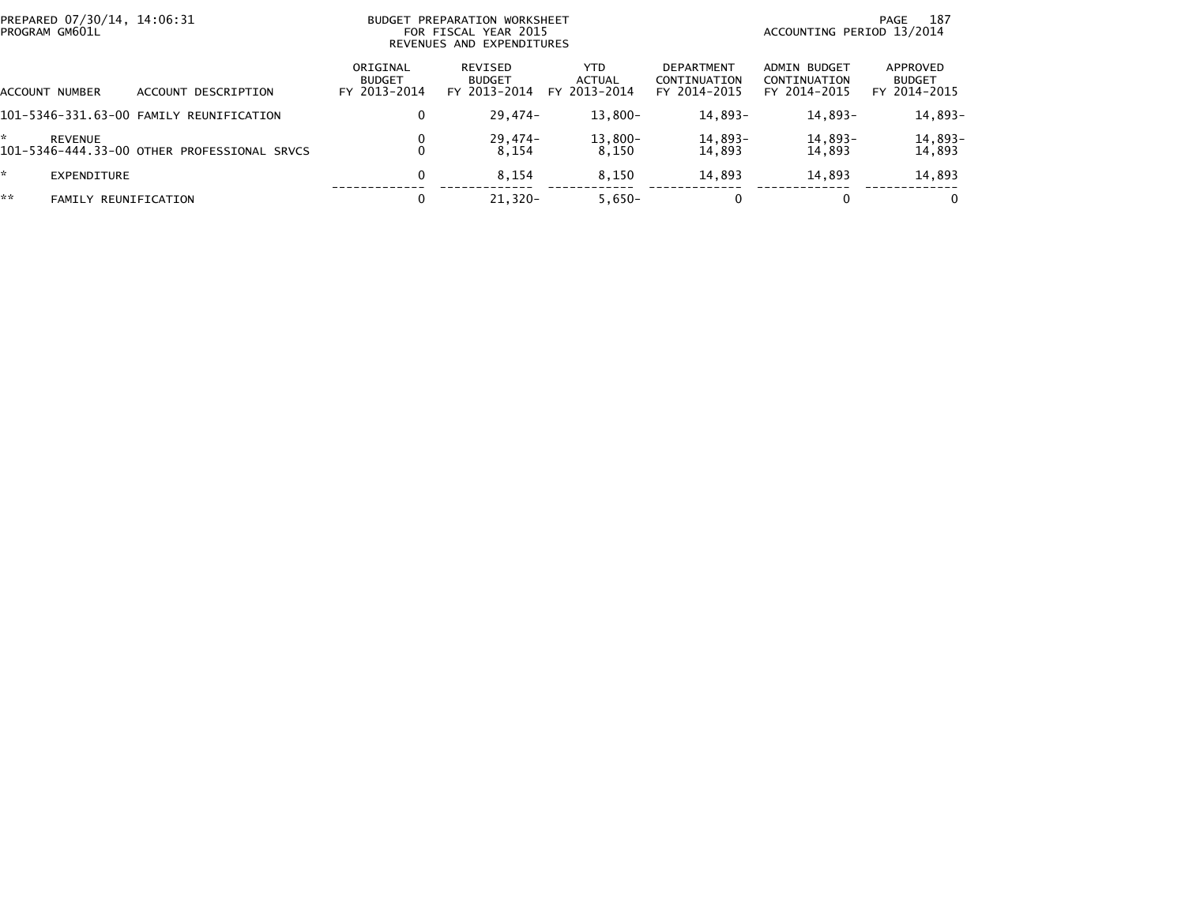BUDGET PREPARATION WORKSHEET
FOR FISCAL YEAR 2015
REVENUES AND EXPENDITURES

PREPARED 07/30/14, 14:06:31
PROGRAM GM601L

ACCOUNTING PERIOD 13/2014

| ACCOUNT NUMBER | ACCOUNT DESCRIPTION | ORIGINAL BUDGET FY 2013-2014 | REVISED BUDGET FY 2013-2014 | YTD ACTUAL FY 2013-2014 | DEPARTMENT CONTINUATION FY 2014-2015 | ADMIN BUDGET CONTINUATION FY 2014-2015 | APPROVED BUDGET FY 2014-2015 |
|---|---|---|---|---|---|---|---|
| 101-5346-331.63-00 | FAMILY REUNIFICATION | 0 | 29,474- | 13,800- | 14,893- | 14,893- | 14,893- |
| * | REVENUE | 0 | 29,474- | 13,800- | 14,893- | 14,893- | 14,893- |
| 101-5346-444.33-00 | OTHER PROFESSIONAL SRVCS | 0 | 8,154 | 8,150 | 14,893 | 14,893 | 14,893 |
| * | EXPENDITURE | 0 | 8,154 | 8,150 | 14,893 | 14,893 | 14,893 |
| ** | FAMILY REUNIFICATION | 0 | 21,320- | 5,650- | 0 | 0 | 0 |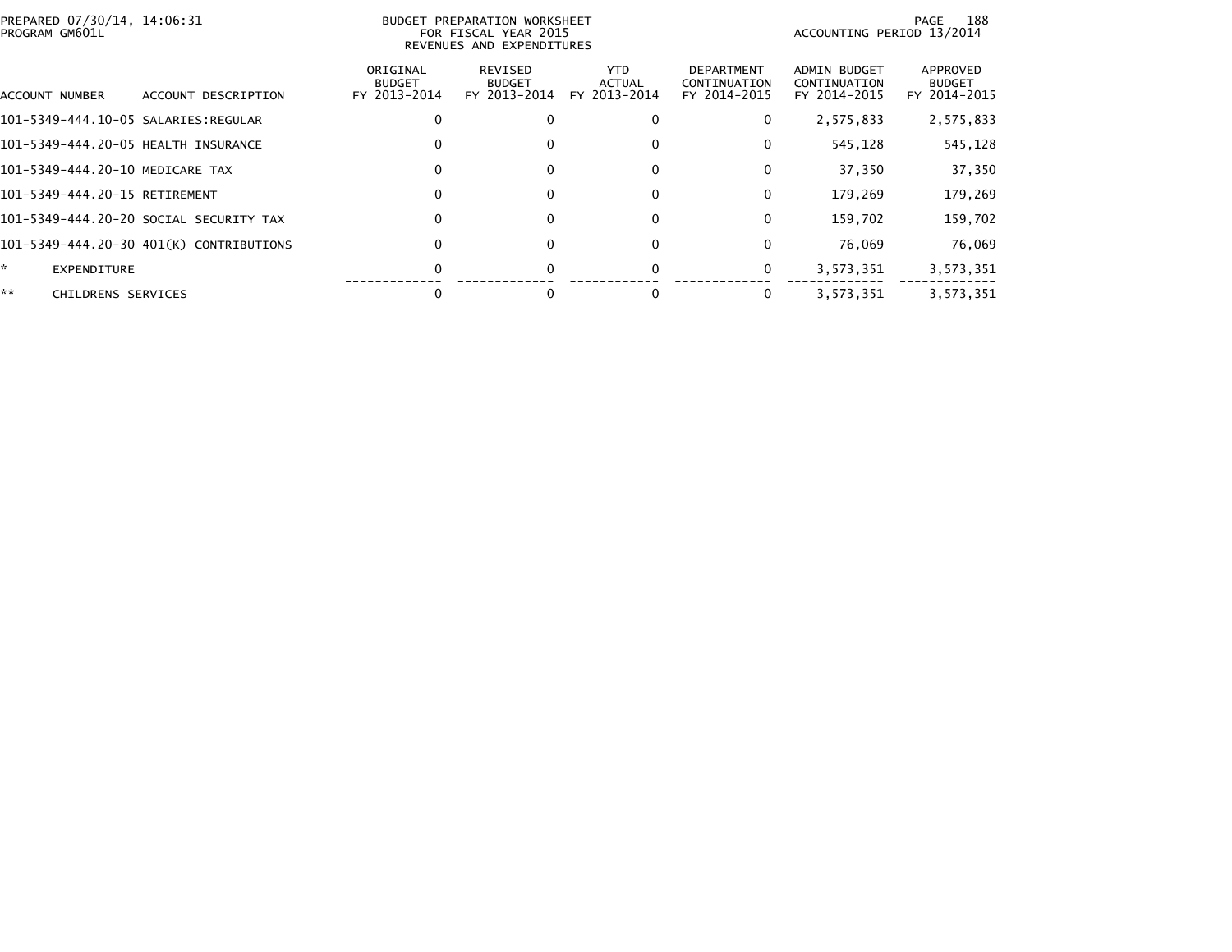PREPARED 07/30/14, 14:06:31
PROGRAM GM601L

BUDGET PREPARATION WORKSHEET
FOR FISCAL YEAR 2015
REVENUES AND EXPENDITURES

ACCOUNTING PERIOD 13/2014

| ACCOUNT NUMBER | ACCOUNT DESCRIPTION | ORIGINAL BUDGET FY 2013-2014 | REVISED BUDGET FY 2013-2014 | YTD ACTUAL FY 2013-2014 | DEPARTMENT CONTINUATION FY 2014-2015 | ADMIN BUDGET CONTINUATION FY 2014-2015 | APPROVED BUDGET FY 2014-2015 |
|---|---|---|---|---|---|---|---|
| 101-5349-444.10-05 | SALARIES:REGULAR | 0 | 0 | 0 | 0 | 2,575,833 | 2,575,833 |
| 101-5349-444.20-05 | HEALTH INSURANCE | 0 | 0 | 0 | 0 | 545,128 | 545,128 |
| 101-5349-444.20-10 | MEDICARE TAX | 0 | 0 | 0 | 0 | 37,350 | 37,350 |
| 101-5349-444.20-15 | RETIREMENT | 0 | 0 | 0 | 0 | 179,269 | 179,269 |
| 101-5349-444.20-20 | SOCIAL SECURITY TAX | 0 | 0 | 0 | 0 | 159,702 | 159,702 |
| 101-5349-444.20-30 | 401(K) CONTRIBUTIONS | 0 | 0 | 0 | 0 | 76,069 | 76,069 |
| * | EXPENDITURE | 0 | 0 | 0 | 0 | 3,573,351 | 3,573,351 |
| ** | CHILDRENS SERVICES | 0 | 0 | 0 | 0 | 3,573,351 | 3,573,351 |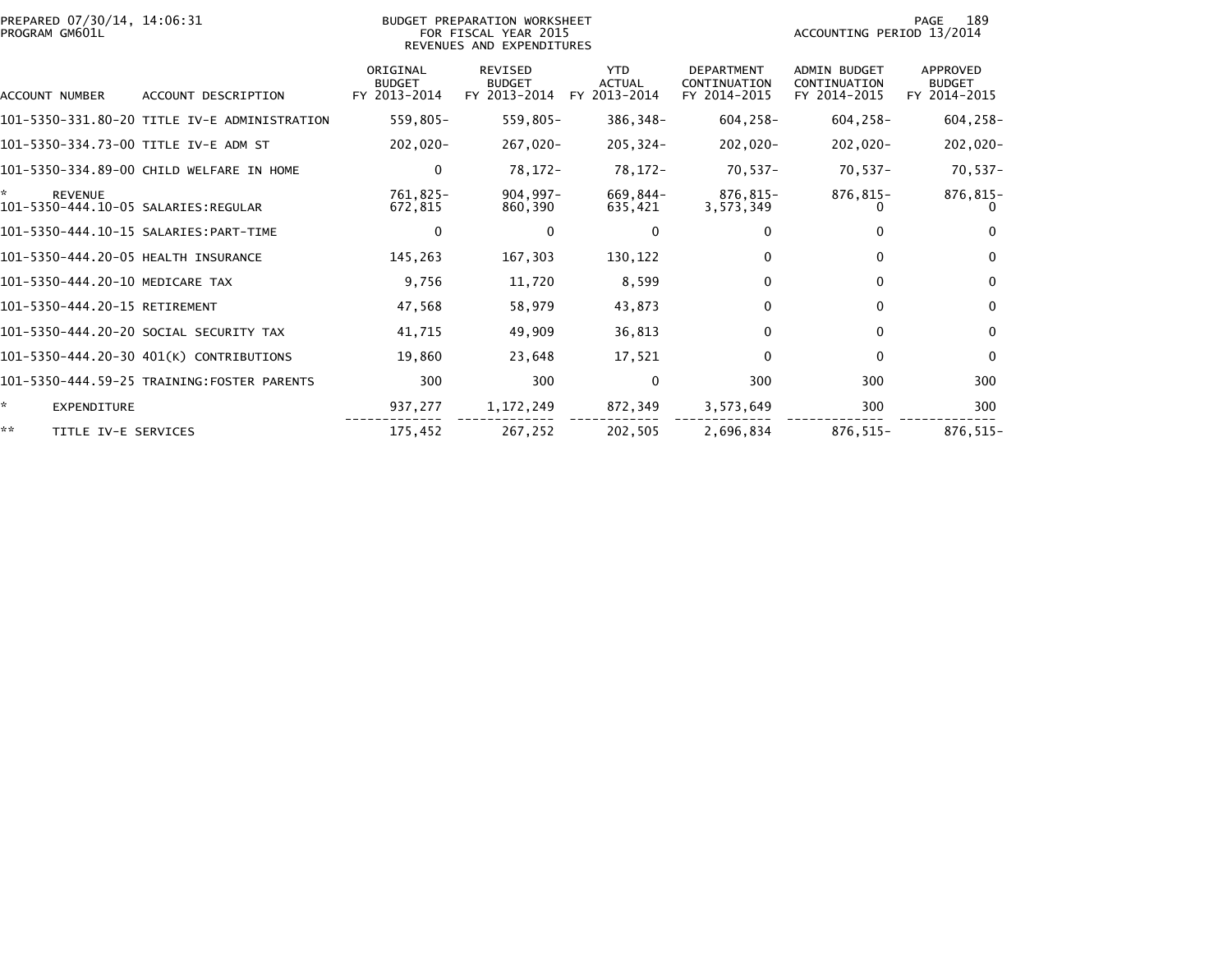PREPARED 07/30/14, 14:06:31
PROGRAM GM601L

BUDGET PREPARATION WORKSHEET
FOR FISCAL YEAR 2015
REVENUES AND EXPENDITURES

ACCOUNTING PERIOD 13/2014

| ACCOUNT NUMBER | ACCOUNT DESCRIPTION | ORIGINAL BUDGET FY 2013-2014 | REVISED BUDGET FY 2013-2014 | YTD ACTUAL FY 2013-2014 | DEPARTMENT CONTINUATION FY 2014-2015 | ADMIN BUDGET CONTINUATION FY 2014-2015 | APPROVED BUDGET FY 2014-2015 |
|---|---|---|---|---|---|---|---|
| 101-5350-331.80-20 | TITLE IV-E ADMINISTRATION | 559,805- | 559,805- | 386,348- | 604,258- | 604,258- | 604,258- |
| 101-5350-334.73-00 | TITLE IV-E ADM ST | 202,020- | 267,020- | 205,324- | 202,020- | 202,020- | 202,020- |
| 101-5350-334.89-00 | CHILD WELFARE IN HOME | 0 | 78,172- | 78,172- | 70,537- | 70,537- | 70,537- |
| * | REVENUE | 761,825- | 904,997- | 669,844- | 876,815- | 876,815- | 876,815- |
| 101-5350-444.10-05 | SALARIES:REGULAR | 672,815 | 860,390 | 635,421 | 3,573,349 | 0 | 0 |
| 101-5350-444.10-15 | SALARIES:PART-TIME | 0 | 0 | 0 | 0 | 0 | 0 |
| 101-5350-444.20-05 | HEALTH INSURANCE | 145,263 | 167,303 | 130,122 | 0 | 0 | 0 |
| 101-5350-444.20-10 | MEDICARE TAX | 9,756 | 11,720 | 8,599 | 0 | 0 | 0 |
| 101-5350-444.20-15 | RETIREMENT | 47,568 | 58,979 | 43,873 | 0 | 0 | 0 |
| 101-5350-444.20-20 | SOCIAL SECURITY TAX | 41,715 | 49,909 | 36,813 | 0 | 0 | 0 |
| 101-5350-444.20-30 | 401(K) CONTRIBUTIONS | 19,860 | 23,648 | 17,521 | 0 | 0 | 0 |
| 101-5350-444.59-25 | TRAINING:FOSTER PARENTS | 300 | 300 | 0 | 300 | 300 | 300 |
| * | EXPENDITURE | 937,277 | 1,172,249 | 872,349 | 3,573,649 | 300 | 300 |
| ** | TITLE IV-E SERVICES | 175,452 | 267,252 | 202,505 | 2,696,834 | 876,515- | 876,515- |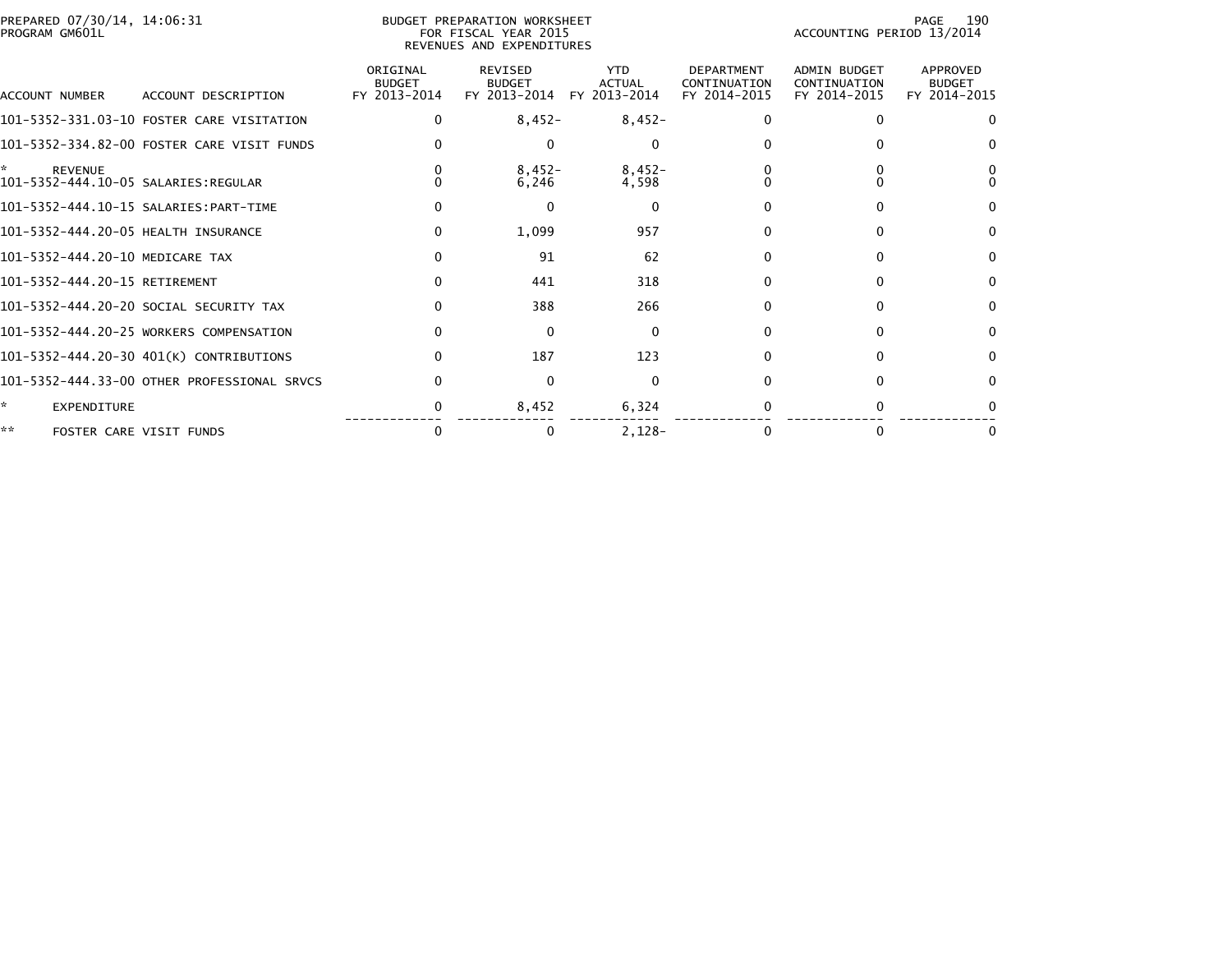PREPARED 07/30/14, 14:06:31
PROGRAM GM601L

BUDGET PREPARATION WORKSHEET
FOR FISCAL YEAR 2015
REVENUES AND EXPENDITURES

ACCOUNTING PERIOD 13/2014

| ACCOUNT NUMBER | ACCOUNT DESCRIPTION | ORIGINAL BUDGET FY 2013-2014 | REVISED BUDGET FY 2013-2014 | YTD ACTUAL FY 2013-2014 | DEPARTMENT CONTINUATION FY 2014-2015 | ADMIN BUDGET CONTINUATION FY 2014-2015 | APPROVED BUDGET FY 2014-2015 |
|---|---|---|---|---|---|---|---|
| 101-5352-331.03-10 | FOSTER CARE VISITATION | 0 | 8,452- | 8,452- | 0 | 0 | 0 |
| 101-5352-334.82-00 | FOSTER CARE VISIT FUNDS | 0 | 0 | 0 | 0 | 0 | 0 |
| * | REVENUE | 0 | 8,452- | 8,452- | 0 | 0 | 0 |
| 101-5352-444.10-05 | SALARIES:REGULAR | 0 | 6,246 | 4,598 | 0 | 0 | 0 |
| 101-5352-444.10-15 | SALARIES:PART-TIME | 0 | 0 | 0 | 0 | 0 | 0 |
| 101-5352-444.20-05 | HEALTH INSURANCE | 0 | 1,099 | 957 | 0 | 0 | 0 |
| 101-5352-444.20-10 | MEDICARE TAX | 0 | 91 | 62 | 0 | 0 | 0 |
| 101-5352-444.20-15 | RETIREMENT | 0 | 441 | 318 | 0 | 0 | 0 |
| 101-5352-444.20-20 | SOCIAL SECURITY TAX | 0 | 388 | 266 | 0 | 0 | 0 |
| 101-5352-444.20-25 | WORKERS COMPENSATION | 0 | 0 | 0 | 0 | 0 | 0 |
| 101-5352-444.20-30 | 401(K) CONTRIBUTIONS | 0 | 187 | 123 | 0 | 0 | 0 |
| 101-5352-444.33-00 | OTHER PROFESSIONAL SRVCS | 0 | 0 | 0 | 0 | 0 | 0 |
| * | EXPENDITURE | 0 | 8,452 | 6,324 | 0 | 0 | 0 |
| ** | FOSTER CARE VISIT FUNDS | 0 | 0 | 2,128- | 0 | 0 | 0 |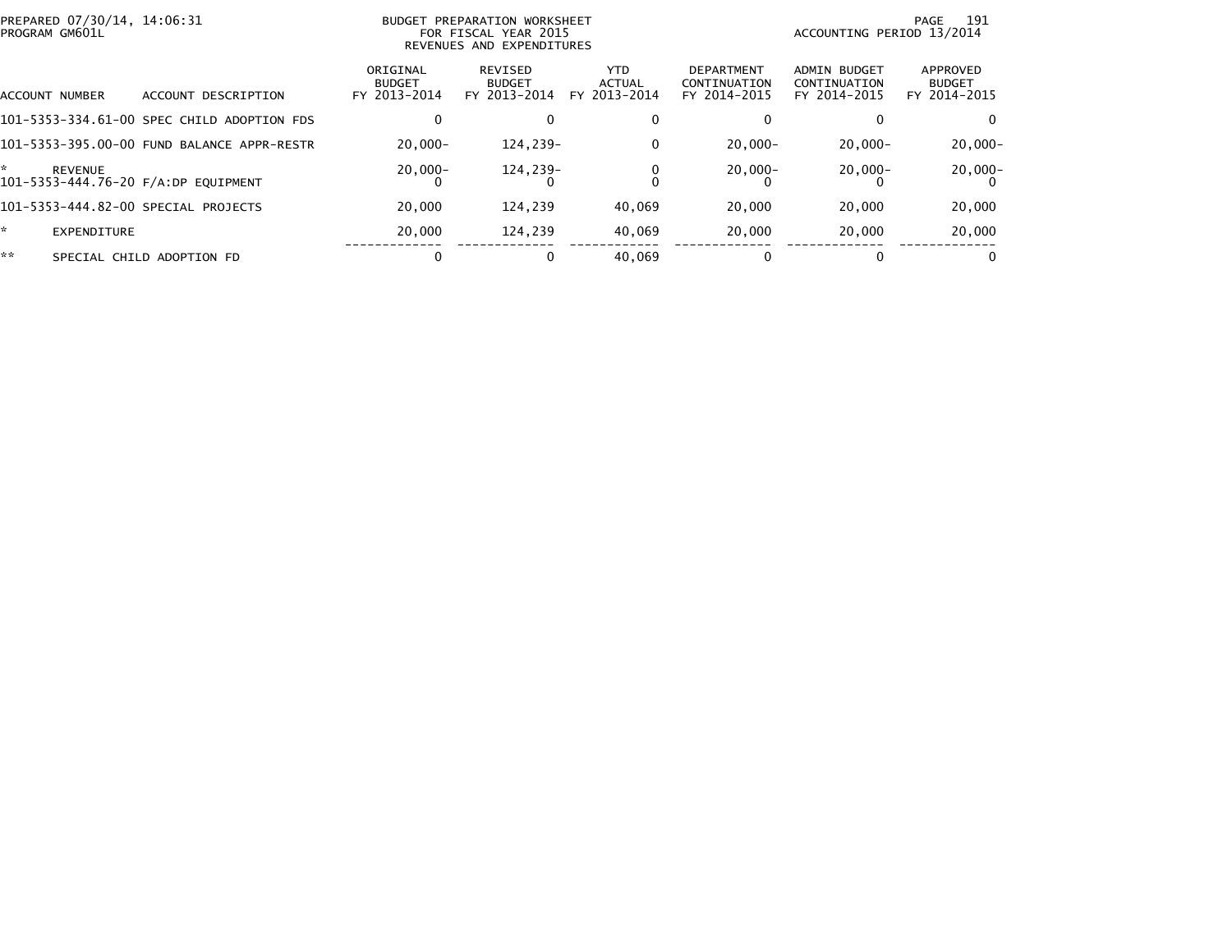BUDGET PREPARATION WORKSHEET
FOR FISCAL YEAR 2015
REVENUES AND EXPENDITURES

PREPARED 07/30/14, 14:06:31
PROGRAM GM601L
ACCOUNTING PERIOD 13/2014

| ACCOUNT NUMBER | ACCOUNT DESCRIPTION | ORIGINAL BUDGET FY 2013-2014 | REVISED BUDGET FY 2013-2014 | YTD ACTUAL FY 2013-2014 | DEPARTMENT CONTINUATION FY 2014-2015 | ADMIN BUDGET CONTINUATION FY 2014-2015 | APPROVED BUDGET FY 2014-2015 |
|---|---|---|---|---|---|---|---|
| 101-5353-334.61-00 | SPEC CHILD ADOPTION FDS | 0 | 0 | 0 | 0 | 0 | 0 |
| 101-5353-395.00-00 | FUND BALANCE APPR-RESTR | 20,000- | 124,239- | 0 | 20,000- | 20,000- | 20,000- |
| * | REVENUE | 20,000- | 124,239- | 0 | 20,000- | 20,000- | 20,000- |
| 101-5353-444.76-20 | F/A:DP EQUIPMENT | 0 | 0 | 0 | 0 | 0 | 0 |
| 101-5353-444.82-00 | SPECIAL PROJECTS | 20,000 | 124,239 | 40,069 | 20,000 | 20,000 | 20,000 |
| * | EXPENDITURE | 20,000 | 124,239 | 40,069 | 20,000 | 20,000 | 20,000 |
| ** | SPECIAL CHILD ADOPTION FD | 0 | 0 | 40,069 | 0 | 0 | 0 |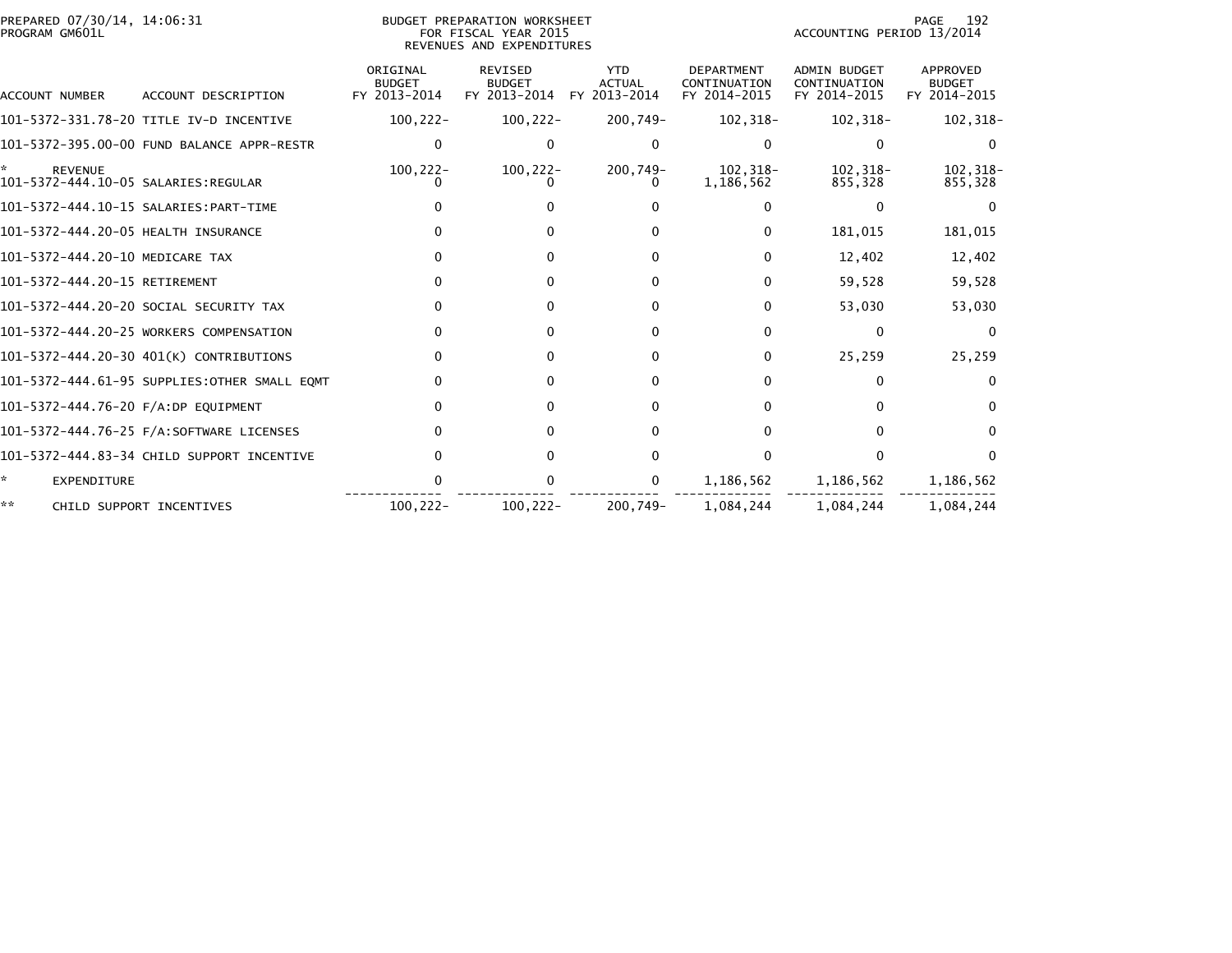BUDGET PREPARATION WORKSHEET
FOR FISCAL YEAR 2015
REVENUES AND EXPENDITURES

PREPARED 07/30/14, 14:06:31
PROGRAM GM601L

ACCOUNTING PERIOD 13/2014

| ACCOUNT NUMBER | ACCOUNT DESCRIPTION | ORIGINAL BUDGET FY 2013-2014 | REVISED BUDGET FY 2013-2014 | YTD ACTUAL FY 2013-2014 | DEPARTMENT CONTINUATION FY 2014-2015 | ADMIN BUDGET CONTINUATION FY 2014-2015 | APPROVED BUDGET FY 2014-2015 |
|---|---|---|---|---|---|---|---|
| 101-5372-331.78-20 | TITLE IV-D INCENTIVE | 100,222- | 100,222- | 200,749- | 102,318- | 102,318- | 102,318- |
| 101-5372-395.00-00 | FUND BALANCE APPR-RESTR | 0 | 0 | 0 | 0 | 0 | 0 |
| * | REVENUE | 100,222- | 100,222- | 200,749- | 102,318- | 102,318- | 102,318- |
| 101-5372-444.10-05 | SALARIES:REGULAR | 0 | 0 | 0 | 1,186,562 | 855,328 | 855,328 |
| 101-5372-444.10-15 | SALARIES:PART-TIME | 0 | 0 | 0 | 0 | 0 | 0 |
| 101-5372-444.20-05 | HEALTH INSURANCE | 0 | 0 | 0 | 0 | 181,015 | 181,015 |
| 101-5372-444.20-10 | MEDICARE TAX | 0 | 0 | 0 | 0 | 12,402 | 12,402 |
| 101-5372-444.20-15 | RETIREMENT | 0 | 0 | 0 | 0 | 59,528 | 59,528 |
| 101-5372-444.20-20 | SOCIAL SECURITY TAX | 0 | 0 | 0 | 0 | 53,030 | 53,030 |
| 101-5372-444.20-25 | WORKERS COMPENSATION | 0 | 0 | 0 | 0 | 0 | 0 |
| 101-5372-444.20-30 | 401(K) CONTRIBUTIONS | 0 | 0 | 0 | 0 | 25,259 | 25,259 |
| 101-5372-444.61-95 | SUPPLIES:OTHER SMALL EQMT | 0 | 0 | 0 | 0 | 0 | 0 |
| 101-5372-444.76-20 | F/A:DP EQUIPMENT | 0 | 0 | 0 | 0 | 0 | 0 |
| 101-5372-444.76-25 | F/A:SOFTWARE LICENSES | 0 | 0 | 0 | 0 | 0 | 0 |
| 101-5372-444.83-34 | CHILD SUPPORT INCENTIVE | 0 | 0 | 0 | 0 | 0 | 0 |
| * | EXPENDITURE | 0 | 0 | 0 | 1,186,562 | 1,186,562 | 1,186,562 |
| ** | CHILD SUPPORT INCENTIVES | 100,222- | 100,222- | 200,749- | 1,084,244 | 1,084,244 | 1,084,244 |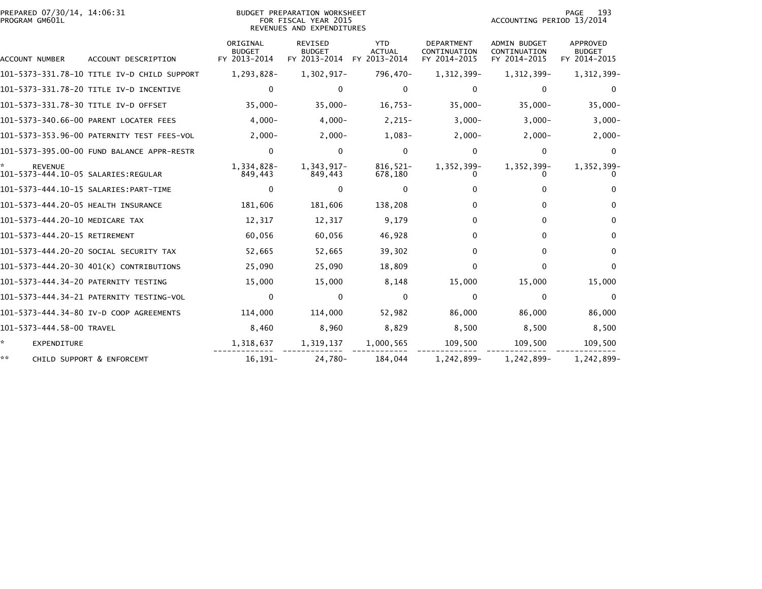BUDGET PREPARATION WORKSHEET
FOR FISCAL YEAR 2015
REVENUES AND EXPENDITURES

PREPARED 07/30/14, 14:06:31
PROGRAM GM601L

ACCOUNTING PERIOD 13/2014

| ACCOUNT NUMBER | ACCOUNT DESCRIPTION | ORIGINAL BUDGET FY 2013-2014 | REVISED BUDGET FY 2013-2014 | YTD ACTUAL FY 2013-2014 | DEPARTMENT CONTINUATION FY 2014-2015 | ADMIN BUDGET CONTINUATION FY 2014-2015 | APPROVED BUDGET FY 2014-2015 |
|---|---|---|---|---|---|---|---|
| 101-5373-331.78-10 | TITLE IV-D CHILD SUPPORT | 1,293,828- | 1,302,917- | 796,470- | 1,312,399- | 1,312,399- | 1,312,399- |
| 101-5373-331.78-20 | TITLE IV-D INCENTIVE | 0 | 0 | 0 | 0 | 0 | 0 |
| 101-5373-331.78-30 | TITLE IV-D OFFSET | 35,000- | 35,000- | 16,753- | 35,000- | 35,000- | 35,000- |
| 101-5373-340.66-00 | PARENT LOCATER FEES | 4,000- | 4,000- | 2,215- | 3,000- | 3,000- | 3,000- |
| 101-5373-353.96-00 | PATERNITY TEST FEES-VOL | 2,000- | 2,000- | 1,083- | 2,000- | 2,000- | 2,000- |
| 101-5373-395.00-00 | FUND BALANCE APPR-RESTR | 0 | 0 | 0 | 0 | 0 | 0 |
| * | REVENUE | 1,334,828- | 1,343,917- | 816,521- | 1,352,399- | 1,352,399- | 1,352,399- |
| 101-5373-444.10-05 | SALARIES:REGULAR | 849,443 | 849,443 | 678,180 | 0 | 0 | 0 |
| 101-5373-444.10-15 | SALARIES:PART-TIME | 0 | 0 | 0 | 0 | 0 | 0 |
| 101-5373-444.20-05 | HEALTH INSURANCE | 181,606 | 181,606 | 138,208 | 0 | 0 | 0 |
| 101-5373-444.20-10 | MEDICARE TAX | 12,317 | 12,317 | 9,179 | 0 | 0 | 0 |
| 101-5373-444.20-15 | RETIREMENT | 60,056 | 60,056 | 46,928 | 0 | 0 | 0 |
| 101-5373-444.20-20 | SOCIAL SECURITY TAX | 52,665 | 52,665 | 39,302 | 0 | 0 | 0 |
| 101-5373-444.20-30 | 401(K) CONTRIBUTIONS | 25,090 | 25,090 | 18,809 | 0 | 0 | 0 |
| 101-5373-444.34-20 | PATERNITY TESTING | 15,000 | 15,000 | 8,148 | 15,000 | 15,000 | 15,000 |
| 101-5373-444.34-21 | PATERNITY TESTING-VOL | 0 | 0 | 0 | 0 | 0 | 0 |
| 101-5373-444.34-80 | IV-D COOP AGREEMENTS | 114,000 | 114,000 | 52,982 | 86,000 | 86,000 | 86,000 |
| 101-5373-444.58-00 | TRAVEL | 8,460 | 8,960 | 8,829 | 8,500 | 8,500 | 8,500 |
| * | EXPENDITURE | 1,318,637 | 1,319,137 | 1,000,565 | 109,500 | 109,500 | 109,500 |
| ** | CHILD SUPPORT & ENFORCEMT | 16,191- | 24,780- | 184,044 | 1,242,899- | 1,242,899- | 1,242,899- |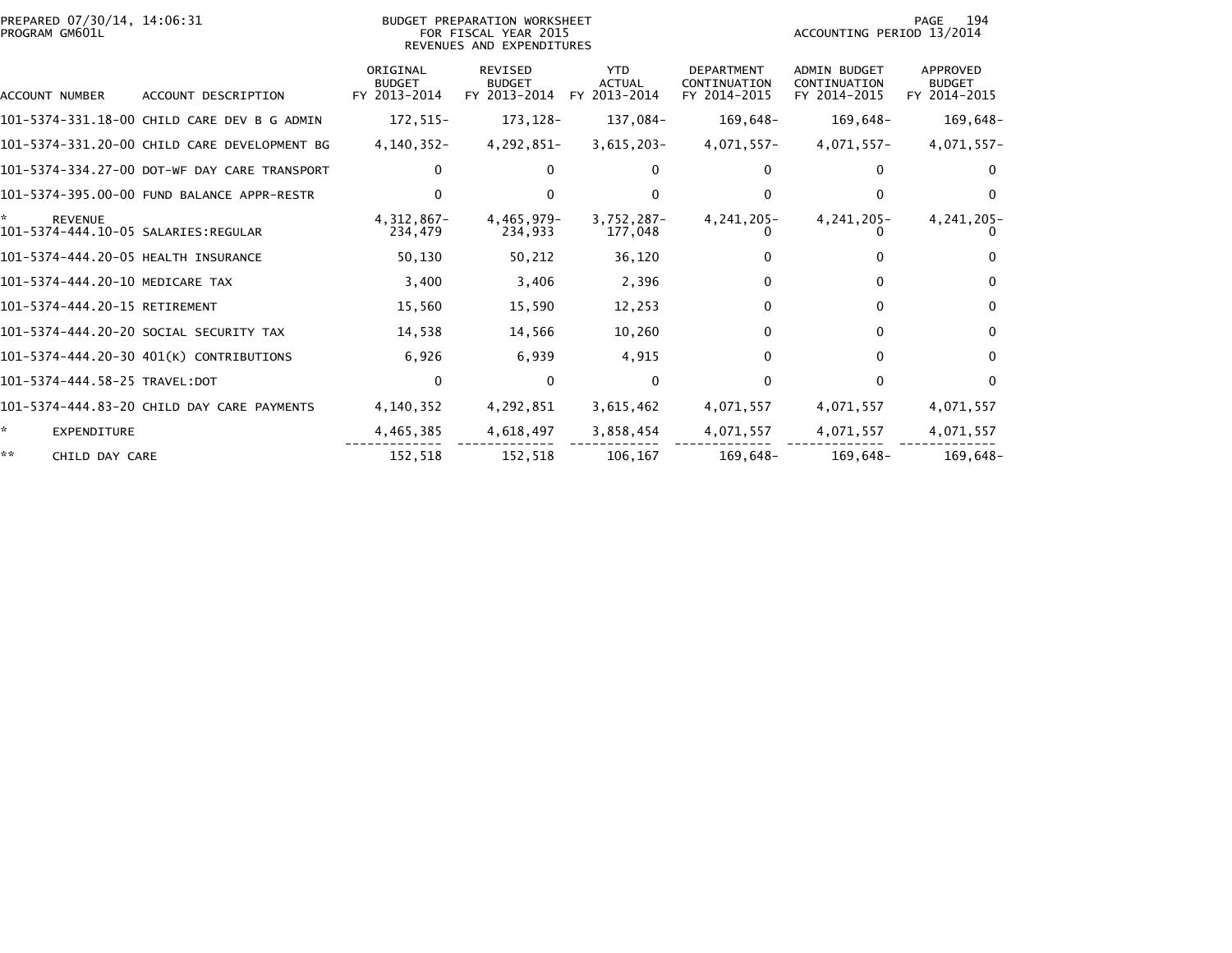PREPARED 07/30/14, 14:06:31
PROGRAM GM601L

BUDGET PREPARATION WORKSHEET
FOR FISCAL YEAR 2015
REVENUES AND EXPENDITURES

ACCOUNTING PERIOD 13/2014

| ACCOUNT NUMBER | ACCOUNT DESCRIPTION | ORIGINAL BUDGET FY 2013-2014 | REVISED BUDGET FY 2013-2014 | YTD ACTUAL FY 2013-2014 | DEPARTMENT CONTINUATION FY 2014-2015 | ADMIN BUDGET CONTINUATION FY 2014-2015 | APPROVED BUDGET FY 2014-2015 |
|---|---|---|---|---|---|---|---|
| 101-5374-331.18-00 | CHILD CARE DEV B G ADMIN | 172,515- | 173,128- | 137,084- | 169,648- | 169,648- | 169,648- |
| 101-5374-331.20-00 | CHILD CARE DEVELOPMENT BG | 4,140,352- | 4,292,851- | 3,615,203- | 4,071,557- | 4,071,557- | 4,071,557- |
| 101-5374-334.27-00 | DOT-WF DAY CARE TRANSPORT | 0 | 0 | 0 | 0 | 0 | 0 |
| 101-5374-395.00-00 | FUND BALANCE APPR-RESTR | 0 | 0 | 0 | 0 | 0 | 0 |
| * | REVENUE | 4,312,867- | 4,465,979- | 3,752,287- | 4,241,205- | 4,241,205- | 4,241,205- |
| 101-5374-444.10-05 | SALARIES:REGULAR | 234,479 | 234,933 | 177,048 | 0 | 0 | 0 |
| 101-5374-444.20-05 | HEALTH INSURANCE | 50,130 | 50,212 | 36,120 | 0 | 0 | 0 |
| 101-5374-444.20-10 | MEDICARE TAX | 3,400 | 3,406 | 2,396 | 0 | 0 | 0 |
| 101-5374-444.20-15 | RETIREMENT | 15,560 | 15,590 | 12,253 | 0 | 0 | 0 |
| 101-5374-444.20-20 | SOCIAL SECURITY TAX | 14,538 | 14,566 | 10,260 | 0 | 0 | 0 |
| 101-5374-444.20-30 | 401(K) CONTRIBUTIONS | 6,926 | 6,939 | 4,915 | 0 | 0 | 0 |
| 101-5374-444.58-25 | TRAVEL:DOT | 0 | 0 | 0 | 0 | 0 | 0 |
| 101-5374-444.83-20 | CHILD DAY CARE PAYMENTS | 4,140,352 | 4,292,851 | 3,615,462 | 4,071,557 | 4,071,557 | 4,071,557 |
| * | EXPENDITURE | 4,465,385 | 4,618,497 | 3,858,454 | 4,071,557 | 4,071,557 | 4,071,557 |
| ** | CHILD DAY CARE | 152,518 | 152,518 | 106,167 | 169,648- | 169,648- | 169,648- |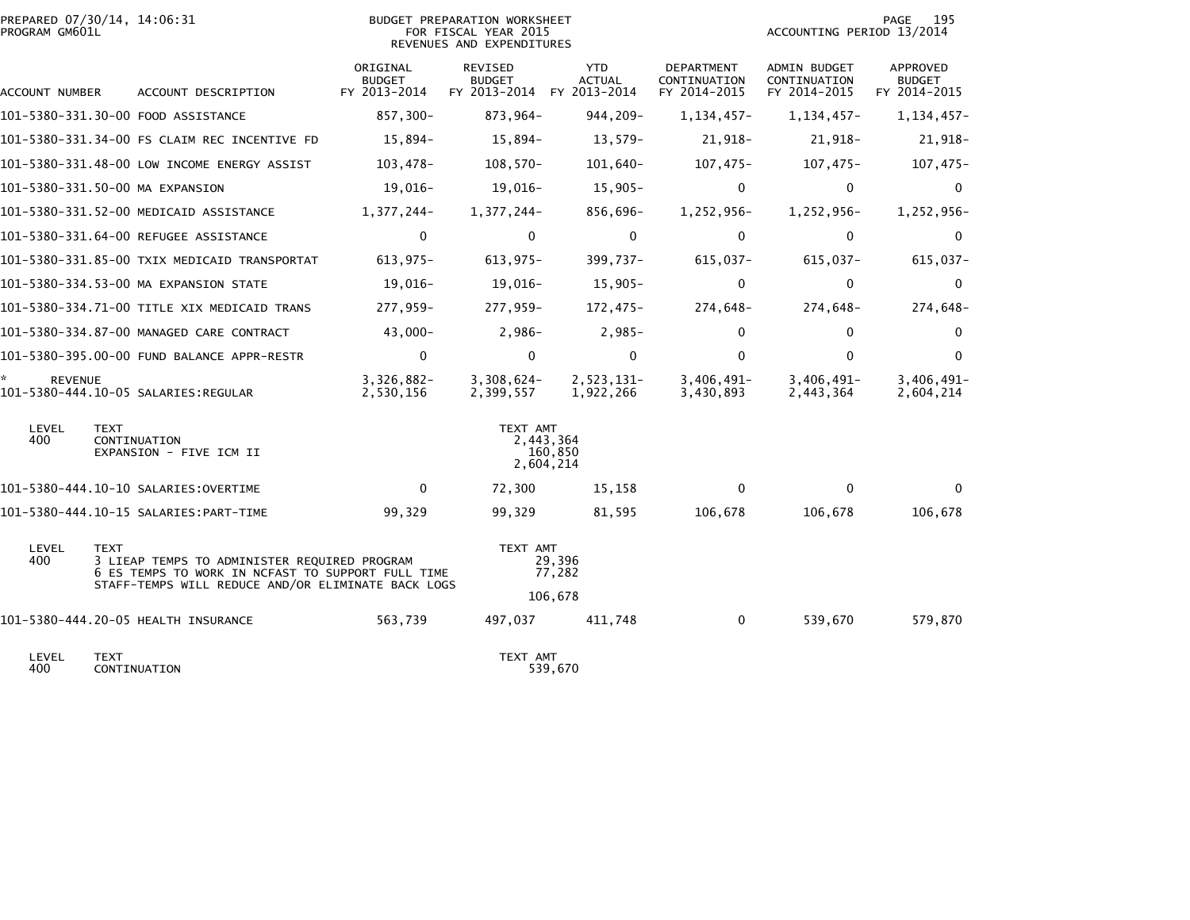PREPARED 07/30/14, 14:06:31
PROGRAM GM601L

BUDGET PREPARATION WORKSHEET
FOR FISCAL YEAR 2015
REVENUES AND EXPENDITURES

ACCOUNTING PERIOD 13/2014

| ACCOUNT NUMBER | ACCOUNT DESCRIPTION | ORIGINAL BUDGET FY 2013-2014 | REVISED BUDGET FY 2013-2014 | YTD ACTUAL FY 2013-2014 | DEPARTMENT CONTINUATION FY 2014-2015 | ADMIN BUDGET CONTINUATION FY 2014-2015 | APPROVED BUDGET FY 2014-2015 |
|---|---|---|---|---|---|---|---|
| 101-5380-331.30-00 | FOOD ASSISTANCE | 857,300- | 873,964- | 944,209- | 1,134,457- | 1,134,457- | 1,134,457- |
| 101-5380-331.34-00 | FS CLAIM REC INCENTIVE FD | 15,894- | 15,894- | 13,579- | 21,918- | 21,918- | 21,918- |
| 101-5380-331.48-00 | LOW INCOME ENERGY ASSIST | 103,478- | 108,570- | 101,640- | 107,475- | 107,475- | 107,475- |
| 101-5380-331.50-00 | MA EXPANSION | 19,016- | 19,016- | 15,905- | 0 | 0 | 0 |
| 101-5380-331.52-00 | MEDICAID ASSISTANCE | 1,377,244- | 1,377,244- | 856,696- | 1,252,956- | 1,252,956- | 1,252,956- |
| 101-5380-331.64-00 | REFUGEE ASSISTANCE | 0 | 0 | 0 | 0 | 0 | 0 |
| 101-5380-331.85-00 | TXIX MEDICAID TRANSPORTAT | 613,975- | 613,975- | 399,737- | 615,037- | 615,037- | 615,037- |
| 101-5380-334.53-00 | MA EXPANSION STATE | 19,016- | 19,016- | 15,905- | 0 | 0 | 0 |
| 101-5380-334.71-00 | TITLE XIX MEDICAID TRANS | 277,959- | 277,959- | 172,475- | 274,648- | 274,648- | 274,648- |
| 101-5380-334.87-00 | MANAGED CARE CONTRACT | 43,000- | 2,986- | 2,985- | 0 | 0 | 0 |
| 101-5380-395.00-00 | FUND BALANCE APPR-RESTR | 0 | 0 | 0 | 0 | 0 | 0 |
| * REVENUE | | 3,326,882- | 3,308,624- | 2,523,131- | 3,406,491- | 3,406,491- | 3,406,491- |
| 101-5380-444.10-05 | SALARIES:REGULAR | 2,530,156 | 2,399,557 | 1,922,266 | 3,430,893 | 2,443,364 | 2,604,214 |

| LEVEL | TEXT | TEXT AMT |
|---|---|---|
| 400 | CONTINUATION | 2,443,364 |
| | EXPANSION - FIVE ICM II | 160,850 |
| | | 2,604,214 |

| ACCOUNT NUMBER | ACCOUNT DESCRIPTION | ORIGINAL BUDGET FY 2013-2014 | REVISED BUDGET FY 2013-2014 | YTD ACTUAL FY 2013-2014 | DEPARTMENT CONTINUATION FY 2014-2015 | ADMIN BUDGET CONTINUATION FY 2014-2015 | APPROVED BUDGET FY 2014-2015 |
|---|---|---|---|---|---|---|---|
| 101-5380-444.10-10 | SALARIES:OVERTIME | 0 | 72,300 | 15,158 | 0 | 0 | 0 |
| 101-5380-444.10-15 | SALARIES:PART-TIME | 99,329 | 99,329 | 81,595 | 106,678 | 106,678 | 106,678 |

| LEVEL | TEXT | TEXT AMT |
|---|---|---|
| 400 | 3 LIEAP TEMPS TO ADMINISTER REQUIRED PROGRAM | 29,396 |
| | 6 ES TEMPS TO WORK IN NCFAST TO SUPPORT FULL TIME STAFF-TEMPS WILL REDUCE AND/OR ELIMINATE BACK LOGS | 77,282 |
| | | 106,678 |

| ACCOUNT NUMBER | ACCOUNT DESCRIPTION | ORIGINAL BUDGET FY 2013-2014 | REVISED BUDGET FY 2013-2014 | YTD ACTUAL FY 2013-2014 | DEPARTMENT CONTINUATION FY 2014-2015 | ADMIN BUDGET CONTINUATION FY 2014-2015 | APPROVED BUDGET FY 2014-2015 |
|---|---|---|---|---|---|---|---|
| 101-5380-444.20-05 | HEALTH INSURANCE | 563,739 | 497,037 | 411,748 | 0 | 539,670 | 579,870 |

| LEVEL | TEXT | TEXT AMT |
|---|---|---|
| 400 | CONTINUATION | 539,670 |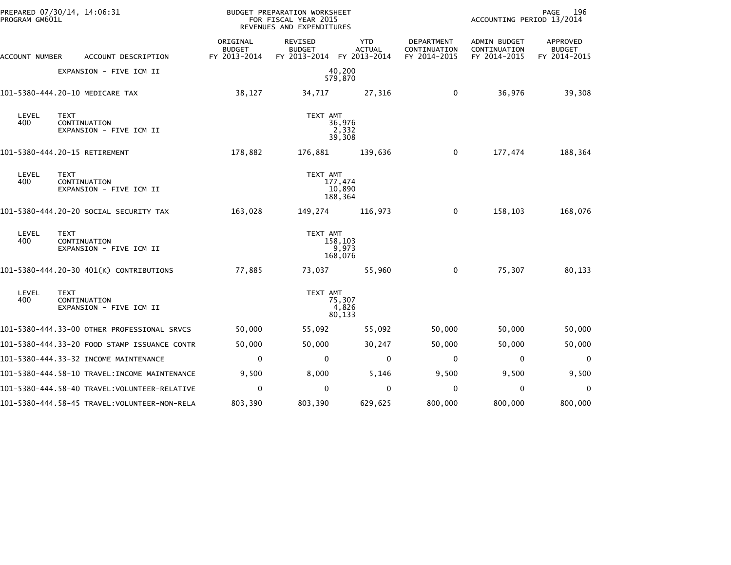| ACCOUNT NUMBER | ACCOUNT DESCRIPTION | ORIGINAL BUDGET FY 2013-2014 | REVISED BUDGET FY 2013-2014 | YTD ACTUAL FY 2013-2014 | DEPARTMENT CONTINUATION FY 2014-2015 | ADMIN BUDGET CONTINUATION FY 2014-2015 | APPROVED BUDGET FY 2014-2015 |
|---|---|---|---|---|---|---|---|
| | EXPANSION - FIVE ICM II | | 40,200 | | | | |
| | | | 579,870 | | | | |
| 101-5380-444.20-10 | MEDICARE TAX | 38,127 | 34,717 | 27,316 | 0 | 36,976 | 39,308 |
| LEVEL 400 | TEXT | | TEXT AMT | | | | |
| | CONTINUATION | | 36,976 | | | | |
| | EXPANSION - FIVE ICM II | | 2,332 | | | | |
| | | | 39,308 | | | | |
| 101-5380-444.20-15 | RETIREMENT | 178,882 | 176,881 | 139,636 | 0 | 177,474 | 188,364 |
| LEVEL 400 | TEXT | | TEXT AMT | | | | |
| | CONTINUATION | | 177,474 | | | | |
| | EXPANSION - FIVE ICM II | | 10,890 | | | | |
| | | | 188,364 | | | | |
| 101-5380-444.20-20 | SOCIAL SECURITY TAX | 163,028 | 149,274 | 116,973 | 0 | 158,103 | 168,076 |
| LEVEL 400 | TEXT | | TEXT AMT | | | | |
| | CONTINUATION | | 158,103 | | | | |
| | EXPANSION - FIVE ICM II | | 9,973 | | | | |
| | | | 168,076 | | | | |
| 101-5380-444.20-30 | 401(K) CONTRIBUTIONS | 77,885 | 73,037 | 55,960 | 0 | 75,307 | 80,133 |
| LEVEL 400 | TEXT | | TEXT AMT | | | | |
| | CONTINUATION | | 75,307 | | | | |
| | EXPANSION - FIVE ICM II | | 4,826 | | | | |
| | | | 80,133 | | | | |
| 101-5380-444.33-00 | OTHER PROFESSIONAL SRVCS | 50,000 | 55,092 | 55,092 | 50,000 | 50,000 | 50,000 |
| 101-5380-444.33-20 | FOOD STAMP ISSUANCE CONTR | 50,000 | 50,000 | 30,247 | 50,000 | 50,000 | 50,000 |
| 101-5380-444.33-32 | INCOME MAINTENANCE | 0 | 0 | 0 | 0 | 0 | 0 |
| 101-5380-444.58-10 | TRAVEL:INCOME MAINTENANCE | 9,500 | 8,000 | 5,146 | 9,500 | 9,500 | 9,500 |
| 101-5380-444.58-40 | TRAVEL:VOLUNTEER-RELATIVE | 0 | 0 | 0 | 0 | 0 | 0 |
| 101-5380-444.58-45 | TRAVEL:VOLUNTEER-NON-RELA | 803,390 | 803,390 | 629,625 | 800,000 | 800,000 | 800,000 |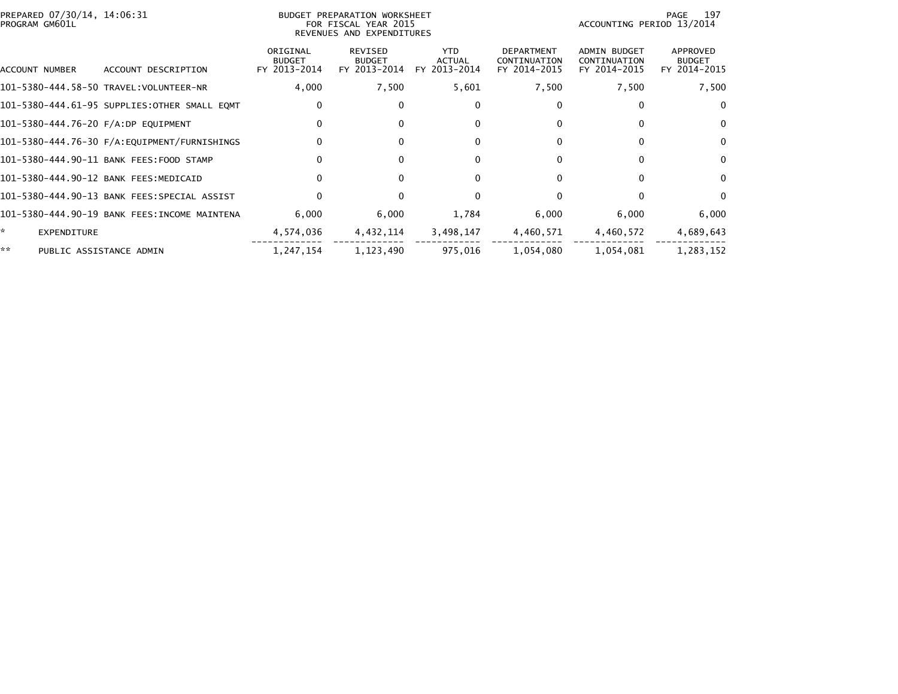PREPARED 07/30/14, 14:06:31
PROGRAM GM601L

BUDGET PREPARATION WORKSHEET
FOR FISCAL YEAR 2015
REVENUES AND EXPENDITURES

ACCOUNTING PERIOD 13/2014

| ACCOUNT NUMBER | ACCOUNT DESCRIPTION | ORIGINAL BUDGET FY 2013-2014 | REVISED BUDGET FY 2013-2014 | YTD ACTUAL FY 2013-2014 | DEPARTMENT CONTINUATION FY 2014-2015 | ADMIN BUDGET CONTINUATION FY 2014-2015 | APPROVED BUDGET FY 2014-2015 |
|---|---|---|---|---|---|---|---|
| 101-5380-444.58-50 | TRAVEL:VOLUNTEER-NR | 4,000 | 7,500 | 5,601 | 7,500 | 7,500 | 7,500 |
| 101-5380-444.61-95 | SUPPLIES:OTHER SMALL EQMT | 0 | 0 | 0 | 0 | 0 | 0 |
| 101-5380-444.76-20 | F/A:DP EQUIPMENT | 0 | 0 | 0 | 0 | 0 | 0 |
| 101-5380-444.76-30 | F/A:EQUIPMENT/FURNISHINGS | 0 | 0 | 0 | 0 | 0 | 0 |
| 101-5380-444.90-11 | BANK FEES:FOOD STAMP | 0 | 0 | 0 | 0 | 0 | 0 |
| 101-5380-444.90-12 | BANK FEES:MEDICAID | 0 | 0 | 0 | 0 | 0 | 0 |
| 101-5380-444.90-13 | BANK FEES:SPECIAL ASSIST | 0 | 0 | 0 | 0 | 0 | 0 |
| 101-5380-444.90-19 | BANK FEES:INCOME MAINTENA | 6,000 | 6,000 | 1,784 | 6,000 | 6,000 | 6,000 |
| * | EXPENDITURE | 4,574,036 | 4,432,114 | 3,498,147 | 4,460,571 | 4,460,572 | 4,689,643 |
| ** | PUBLIC ASSISTANCE ADMIN | 1,247,154 | 1,123,490 | 975,016 | 1,054,080 | 1,054,081 | 1,283,152 |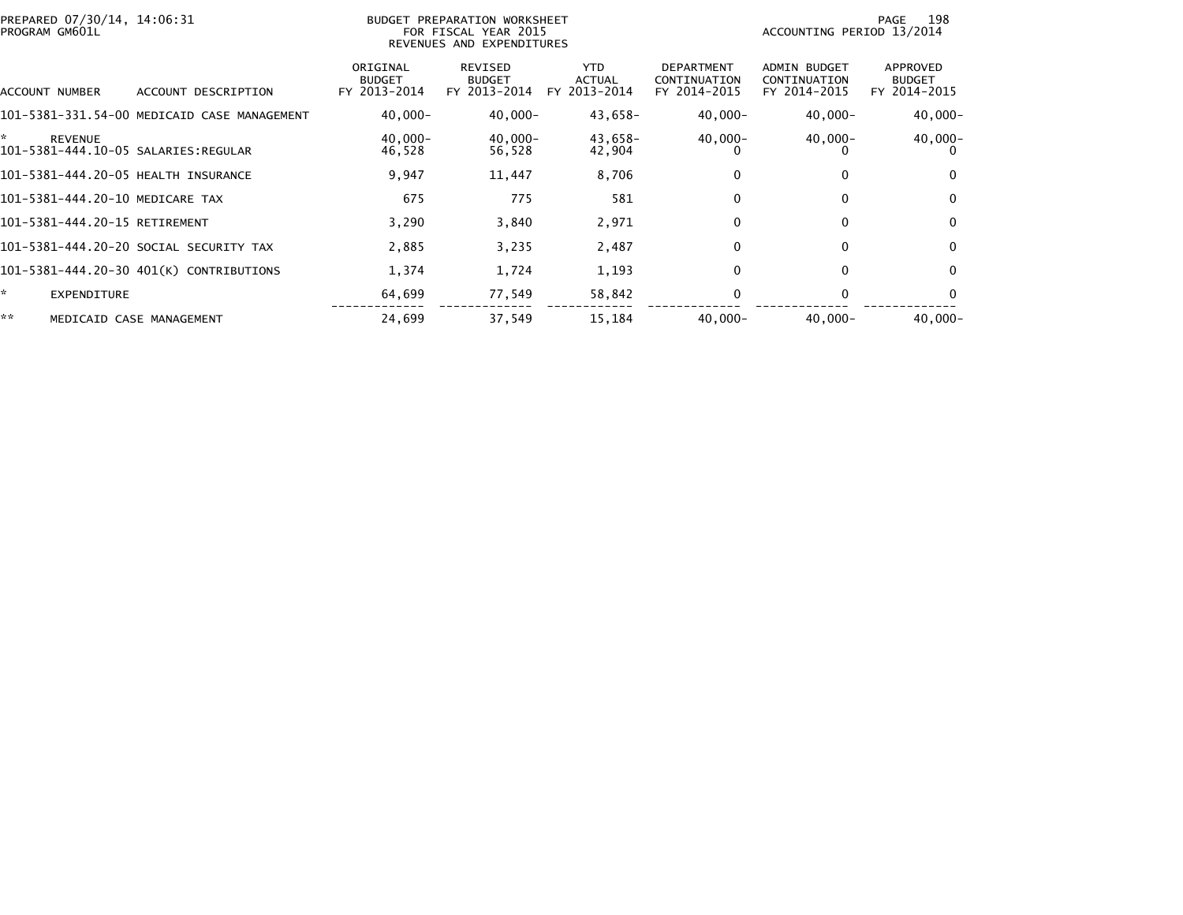PREPARED 07/30/14, 14:06:31
PROGRAM GM601L

BUDGET PREPARATION WORKSHEET
FOR FISCAL YEAR 2015
REVENUES AND EXPENDITURES

ACCOUNTING PERIOD 13/2014

| ACCOUNT NUMBER | ACCOUNT DESCRIPTION | ORIGINAL BUDGET FY 2013-2014 | REVISED BUDGET FY 2013-2014 | YTD ACTUAL FY 2013-2014 | DEPARTMENT CONTINUATION FY 2014-2015 | ADMIN BUDGET CONTINUATION FY 2014-2015 | APPROVED BUDGET FY 2014-2015 |
|---|---|---|---|---|---|---|---|
| 101-5381-331.54-00 | MEDICAID CASE MANAGEMENT | 40,000- | 40,000- | 43,658- | 40,000- | 40,000- | 40,000- |
| * | REVENUE | 40,000- | 40,000- | 43,658- | 40,000- | 40,000- | 40,000- |
| 101-5381-444.10-05 | SALARIES:REGULAR | 46,528 | 56,528 | 42,904 | 0 | 0 | 0 |
| 101-5381-444.20-05 | HEALTH INSURANCE | 9,947 | 11,447 | 8,706 | 0 | 0 | 0 |
| 101-5381-444.20-10 | MEDICARE TAX | 675 | 775 | 581 | 0 | 0 | 0 |
| 101-5381-444.20-15 | RETIREMENT | 3,290 | 3,840 | 2,971 | 0 | 0 | 0 |
| 101-5381-444.20-20 | SOCIAL SECURITY TAX | 2,885 | 3,235 | 2,487 | 0 | 0 | 0 |
| 101-5381-444.20-30 | 401(K) CONTRIBUTIONS | 1,374 | 1,724 | 1,193 | 0 | 0 | 0 |
| * | EXPENDITURE | 64,699 | 77,549 | 58,842 | 0 | 0 | 0 |
| ** | MEDICAID CASE MANAGEMENT | 24,699 | 37,549 | 15,184 | 40,000- | 40,000- | 40,000- |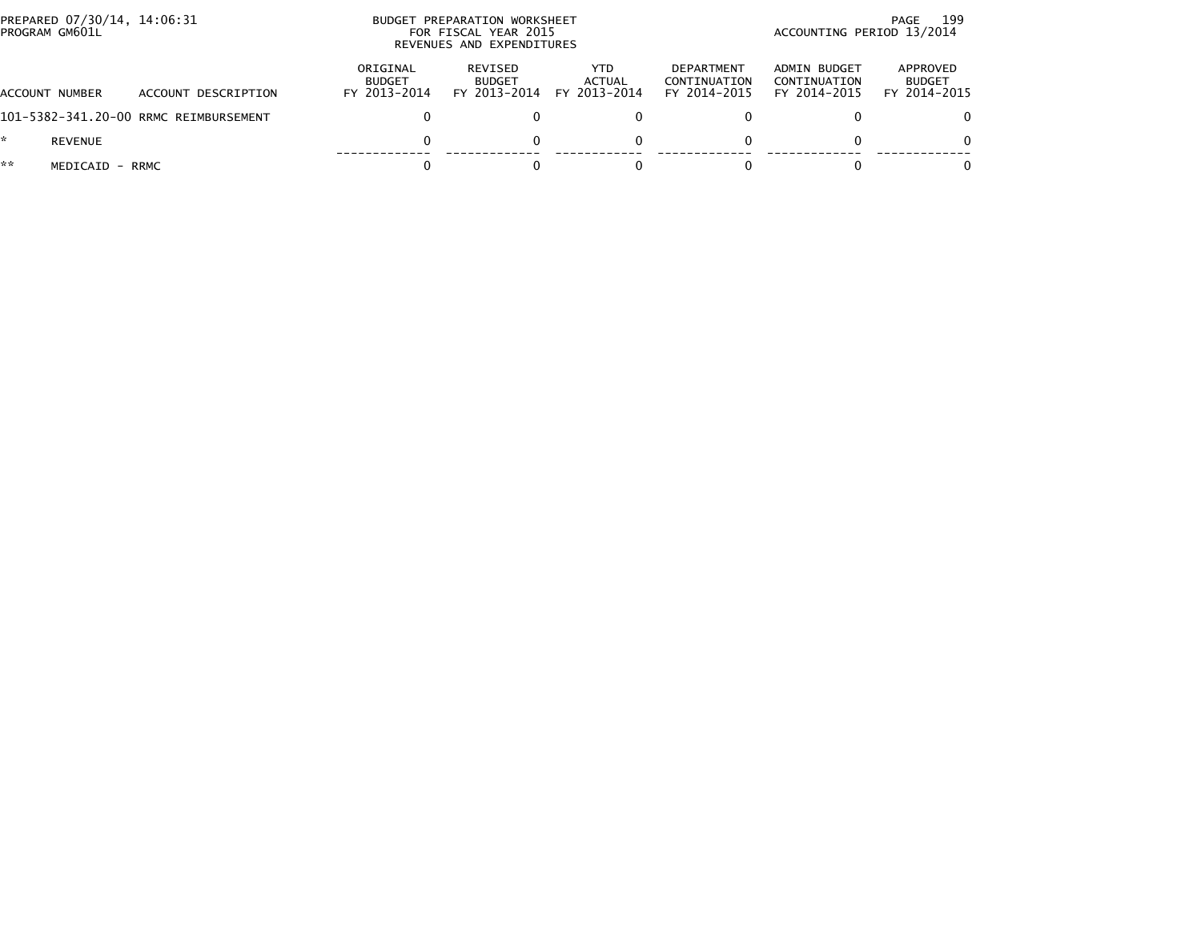| ACCOUNT NUMBER | ACCOUNT DESCRIPTION | ORIGINAL BUDGET FY 2013-2014 | REVISED BUDGET FY 2013-2014 | YTD ACTUAL FY 2013-2014 | DEPARTMENT CONTINUATION FY 2014-2015 | ADMIN BUDGET CONTINUATION FY 2014-2015 | APPROVED BUDGET FY 2014-2015 |
|---|---|---|---|---|---|---|---|
| 101-5382-341.20-00 | RRMC REIMBURSEMENT | 0 | 0 | 0 | 0 | 0 | 0 |
| * | REVENUE | 0 | 0 | 0 | 0 | 0 | 0 |
| ** | MEDICAID - RRMC | 0 | 0 | 0 | 0 | 0 | 0 |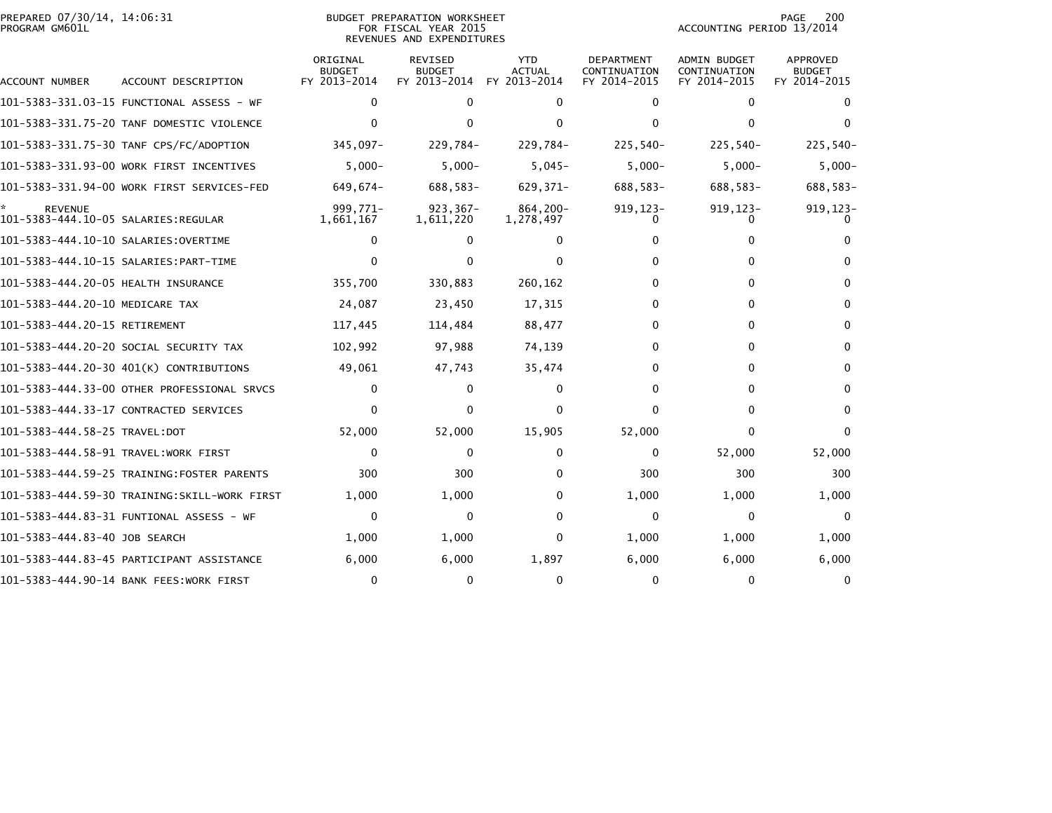PREPARED 07/30/14, 14:06:31
PROGRAM GM601L

BUDGET PREPARATION WORKSHEET
FOR FISCAL YEAR 2015
REVENUES AND EXPENDITURES

ACCOUNTING PERIOD 13/2014

| ACCOUNT NUMBER | ACCOUNT DESCRIPTION | ORIGINAL BUDGET FY 2013-2014 | REVISED BUDGET FY 2013-2014 | YTD ACTUAL FY 2013-2014 | DEPARTMENT CONTINUATION FY 2014-2015 | ADMIN BUDGET CONTINUATION FY 2014-2015 | APPROVED BUDGET FY 2014-2015 |
|---|---|---|---|---|---|---|---|
| 101-5383-331.03-15 | FUNCTIONAL ASSESS - WF | 0 | 0 | 0 | 0 | 0 | 0 |
| 101-5383-331.75-20 | TANF DOMESTIC VIOLENCE | 0 | 0 | 0 | 0 | 0 | 0 |
| 101-5383-331.75-30 | TANF CPS/FC/ADOPTION | 345,097- | 229,784- | 229,784- | 225,540- | 225,540- | 225,540- |
| 101-5383-331.93-00 | WORK FIRST INCENTIVES | 5,000- | 5,000- | 5,045- | 5,000- | 5,000- | 5,000- |
| 101-5383-331.94-00 | WORK FIRST SERVICES-FED | 649,674- | 688,583- | 629,371- | 688,583- | 688,583- | 688,583- |
| * | REVENUE | 999,771- | 923,367- | 864,200- | 919,123- | 919,123- | 919,123- |
| 101-5383-444.10-05 | SALARIES:REGULAR | 1,661,167 | 1,611,220 | 1,278,497 | 0 | 0 | 0 |
| 101-5383-444.10-10 | SALARIES:OVERTIME | 0 | 0 | 0 | 0 | 0 | 0 |
| 101-5383-444.10-15 | SALARIES:PART-TIME | 0 | 0 | 0 | 0 | 0 | 0 |
| 101-5383-444.20-05 | HEALTH INSURANCE | 355,700 | 330,883 | 260,162 | 0 | 0 | 0 |
| 101-5383-444.20-10 | MEDICARE TAX | 24,087 | 23,450 | 17,315 | 0 | 0 | 0 |
| 101-5383-444.20-15 | RETIREMENT | 117,445 | 114,484 | 88,477 | 0 | 0 | 0 |
| 101-5383-444.20-20 | SOCIAL SECURITY TAX | 102,992 | 97,988 | 74,139 | 0 | 0 | 0 |
| 101-5383-444.20-30 | 401(K) CONTRIBUTIONS | 49,061 | 47,743 | 35,474 | 0 | 0 | 0 |
| 101-5383-444.33-00 | OTHER PROFESSIONAL SRVCS | 0 | 0 | 0 | 0 | 0 | 0 |
| 101-5383-444.33-17 | CONTRACTED SERVICES | 0 | 0 | 0 | 0 | 0 | 0 |
| 101-5383-444.58-25 | TRAVEL:DOT | 52,000 | 52,000 | 15,905 | 52,000 | 0 | 0 |
| 101-5383-444.58-91 | TRAVEL:WORK FIRST | 0 | 0 | 0 | 0 | 52,000 | 52,000 |
| 101-5383-444.59-25 | TRAINING:FOSTER PARENTS | 300 | 300 | 0 | 300 | 300 | 300 |
| 101-5383-444.59-30 | TRAINING:SKILL-WORK FIRST | 1,000 | 1,000 | 0 | 1,000 | 1,000 | 1,000 |
| 101-5383-444.83-31 | FUNTIONAL ASSESS - WF | 0 | 0 | 0 | 0 | 0 | 0 |
| 101-5383-444.83-40 | JOB SEARCH | 1,000 | 1,000 | 0 | 1,000 | 1,000 | 1,000 |
| 101-5383-444.83-45 | PARTICIPANT ASSISTANCE | 6,000 | 6,000 | 1,897 | 6,000 | 6,000 | 6,000 |
| 101-5383-444.90-14 | BANK FEES:WORK FIRST | 0 | 0 | 0 | 0 | 0 | 0 |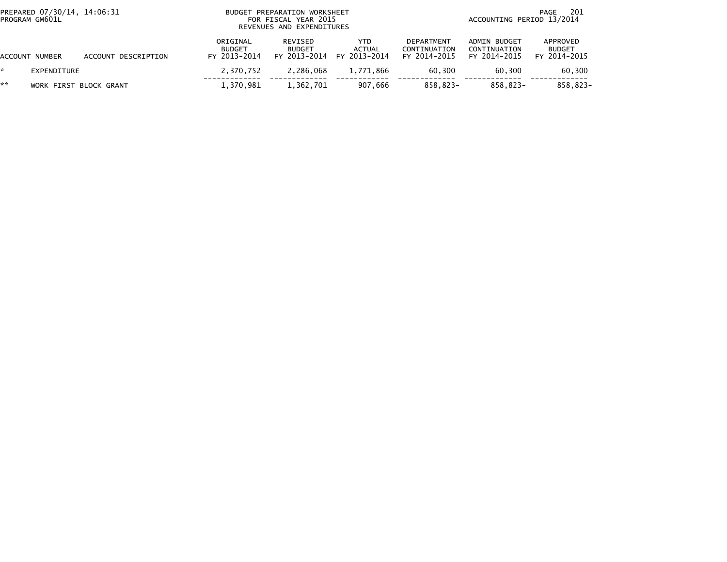BUDGET PREPARATION WORKSHEET
FOR FISCAL YEAR 2015
REVENUES AND EXPENDITURES

PREPARED 07/30/14, 14:06:31
PROGRAM GM601L

ACCOUNTING PERIOD 13/2014

| ACCOUNT NUMBER | ACCOUNT DESCRIPTION | ORIGINAL BUDGET FY 2013-2014 | REVISED BUDGET FY 2013-2014 | YTD ACTUAL FY 2013-2014 | DEPARTMENT CONTINUATION FY 2014-2015 | ADMIN BUDGET CONTINUATION FY 2014-2015 | APPROVED BUDGET FY 2014-2015 |
|---|---|---|---|---|---|---|---|
| * | EXPENDITURE | 2,370,752 | 2,286,068 | 1,771,866 | 60,300 | 60,300 | 60,300 |
| ** | WORK FIRST BLOCK GRANT | 1,370,981 | 1,362,701 | 907,666 | 858,823- | 858,823- | 858,823- |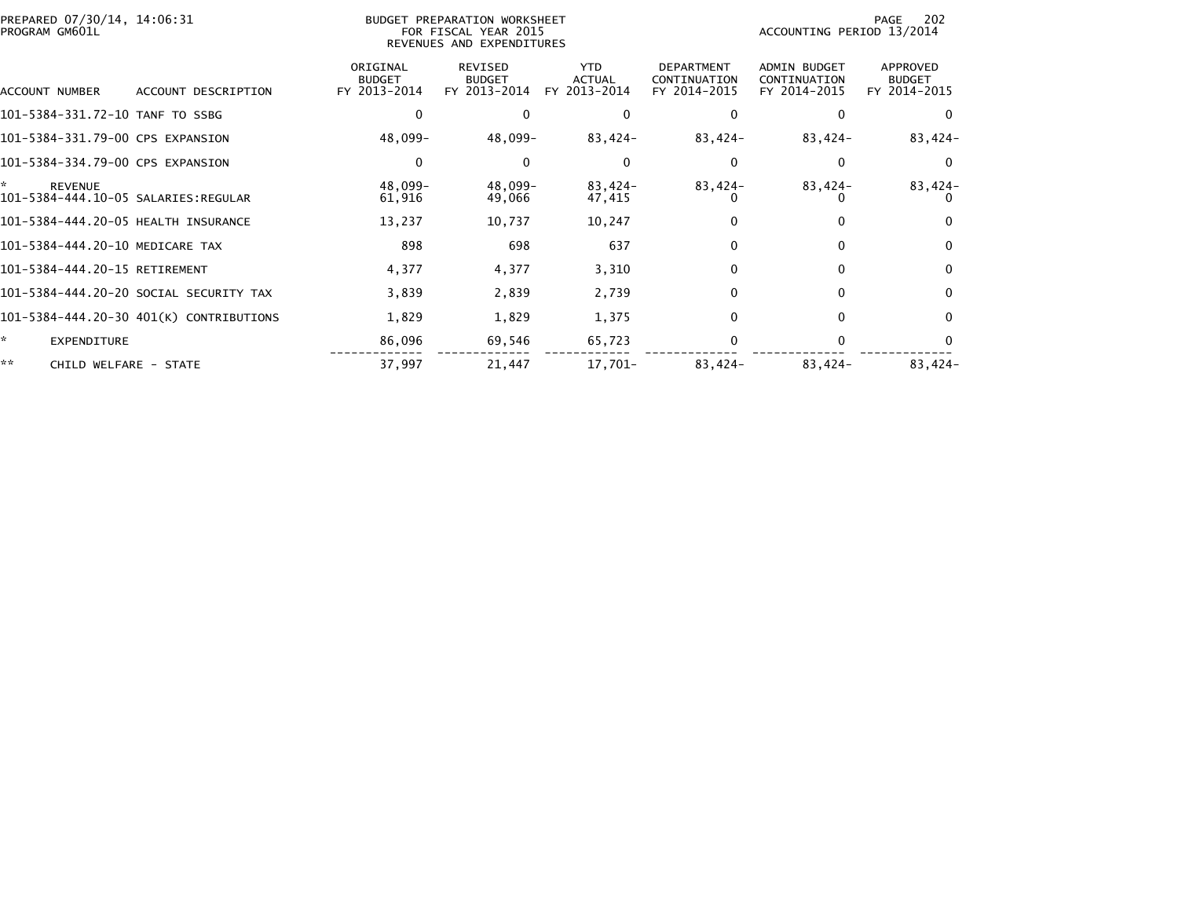BUDGET PREPARATION WORKSHEET
FOR FISCAL YEAR 2015
REVENUES AND EXPENDITURES

PREPARED 07/30/14, 14:06:31
PROGRAM GM601L

ACCOUNTING PERIOD 13/2014

| ACCOUNT NUMBER | ACCOUNT DESCRIPTION | ORIGINAL BUDGET FY 2013-2014 | REVISED BUDGET FY 2013-2014 | YTD ACTUAL FY 2013-2014 | DEPARTMENT CONTINUATION FY 2014-2015 | ADMIN BUDGET CONTINUATION FY 2014-2015 | APPROVED BUDGET FY 2014-2015 |
|---|---|---|---|---|---|---|---|
| 101-5384-331.72-10 | TANF TO SSBG | 0 | 0 | 0 | 0 | 0 | 0 |
| 101-5384-331.79-00 | CPS EXPANSION | 48,099- | 48,099- | 83,424- | 83,424- | 83,424- | 83,424- |
| 101-5384-334.79-00 | CPS EXPANSION | 0 | 0 | 0 | 0 | 0 | 0 |
| * | REVENUE | 48,099- | 48,099- | 83,424- | 83,424- | 83,424- | 83,424- |
| 101-5384-444.10-05 | SALARIES:REGULAR | 61,916 | 49,066 | 47,415 | 0 | 0 | 0 |
| 101-5384-444.20-05 | HEALTH INSURANCE | 13,237 | 10,737 | 10,247 | 0 | 0 | 0 |
| 101-5384-444.20-10 | MEDICARE TAX | 898 | 698 | 637 | 0 | 0 | 0 |
| 101-5384-444.20-15 | RETIREMENT | 4,377 | 4,377 | 3,310 | 0 | 0 | 0 |
| 101-5384-444.20-20 | SOCIAL SECURITY TAX | 3,839 | 2,839 | 2,739 | 0 | 0 | 0 |
| 101-5384-444.20-30 | 401(K) CONTRIBUTIONS | 1,829 | 1,829 | 1,375 | 0 | 0 | 0 |
| * | EXPENDITURE | 86,096 | 69,546 | 65,723 | 0 | 0 | 0 |
| ** | CHILD WELFARE - STATE | 37,997 | 21,447 | 17,701- | 83,424- | 83,424- | 83,424- |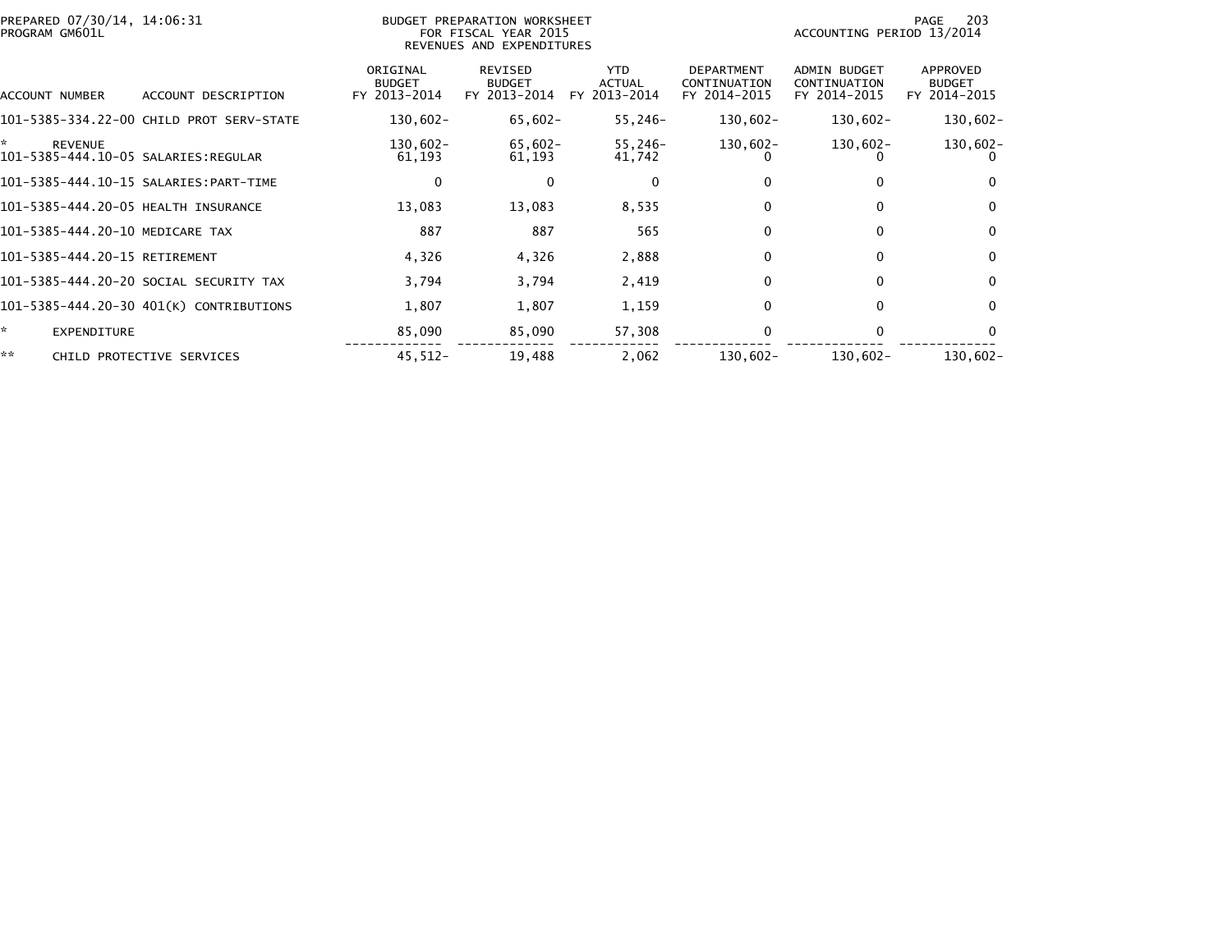PREPARED 07/30/14, 14:06:31
PROGRAM GM601L

BUDGET PREPARATION WORKSHEET
FOR FISCAL YEAR 2015
REVENUES AND EXPENDITURES

ACCOUNTING PERIOD 13/2014

| ACCOUNT NUMBER | ACCOUNT DESCRIPTION | ORIGINAL BUDGET FY 2013-2014 | REVISED BUDGET FY 2013-2014 | YTD ACTUAL FY 2013-2014 | DEPARTMENT CONTINUATION FY 2014-2015 | ADMIN BUDGET CONTINUATION FY 2014-2015 | APPROVED BUDGET FY 2014-2015 |
|---|---|---|---|---|---|---|---|
| 101-5385-334.22-00 | CHILD PROT SERV-STATE | 130,602- | 65,602- | 55,246- | 130,602- | 130,602- | 130,602- |
| * | REVENUE | 130,602- | 65,602- | 55,246- | 130,602- | 130,602- | 130,602- |
| 101-5385-444.10-05 | SALARIES:REGULAR | 61,193 | 61,193 | 41,742 | 0 | 0 | 0 |
| 101-5385-444.10-15 | SALARIES:PART-TIME | 0 | 0 | 0 | 0 | 0 | 0 |
| 101-5385-444.20-05 | HEALTH INSURANCE | 13,083 | 13,083 | 8,535 | 0 | 0 | 0 |
| 101-5385-444.20-10 | MEDICARE TAX | 887 | 887 | 565 | 0 | 0 | 0 |
| 101-5385-444.20-15 | RETIREMENT | 4,326 | 4,326 | 2,888 | 0 | 0 | 0 |
| 101-5385-444.20-20 | SOCIAL SECURITY TAX | 3,794 | 3,794 | 2,419 | 0 | 0 | 0 |
| 101-5385-444.20-30 | 401(K) CONTRIBUTIONS | 1,807 | 1,807 | 1,159 | 0 | 0 | 0 |
| * | EXPENDITURE | 85,090 | 85,090 | 57,308 | 0 | 0 | 0 |
| ** | CHILD PROTECTIVE SERVICES | 45,512- | 19,488 | 2,062 | 130,602- | 130,602- | 130,602- |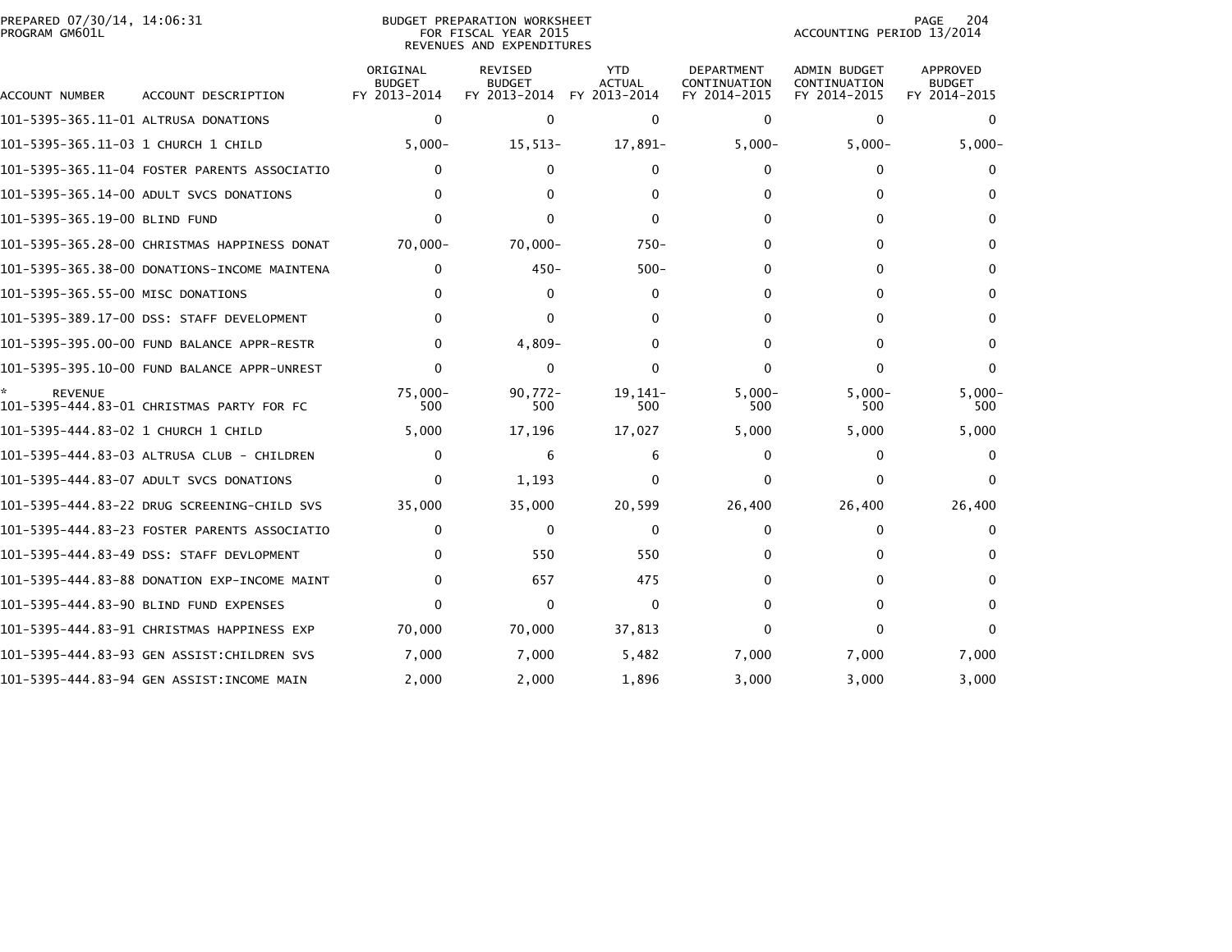PREPARED 07/30/14, 14:06:31
PROGRAM GM601L

BUDGET PREPARATION WORKSHEET
FOR FISCAL YEAR 2015
REVENUES AND EXPENDITURES

ACCOUNTING PERIOD 13/2014

| ACCOUNT NUMBER | ACCOUNT DESCRIPTION | ORIGINAL BUDGET FY 2013-2014 | REVISED BUDGET FY 2013-2014 | YTD ACTUAL FY 2013-2014 | DEPARTMENT CONTINUATION FY 2014-2015 | ADMIN BUDGET CONTINUATION FY 2014-2015 | APPROVED BUDGET FY 2014-2015 |
|---|---|---|---|---|---|---|---|
| 101-5395-365.11-01 | ALTRUSA DONATIONS | 0 | 0 | 0 | 0 | 0 | 0 |
| 101-5395-365.11-03 | 1 CHURCH 1 CHILD | 5,000- | 15,513- | 17,891- | 5,000- | 5,000- | 5,000- |
| 101-5395-365.11-04 | FOSTER PARENTS ASSOCIATIO | 0 | 0 | 0 | 0 | 0 | 0 |
| 101-5395-365.14-00 | ADULT SVCS DONATIONS | 0 | 0 | 0 | 0 | 0 | 0 |
| 101-5395-365.19-00 | BLIND FUND | 0 | 0 | 0 | 0 | 0 | 0 |
| 101-5395-365.28-00 | CHRISTMAS HAPPINESS DONAT | 70,000- | 70,000- | 750- | 0 | 0 | 0 |
| 101-5395-365.38-00 | DONATIONS-INCOME MAINTENA | 0 | 450- | 500- | 0 | 0 | 0 |
| 101-5395-365.55-00 | MISC DONATIONS | 0 | 0 | 0 | 0 | 0 | 0 |
| 101-5395-389.17-00 | DSS: STAFF DEVELOPMENT | 0 | 0 | 0 | 0 | 0 | 0 |
| 101-5395-395.00-00 | FUND BALANCE APPR-RESTR | 0 | 4,809- | 0 | 0 | 0 | 0 |
| 101-5395-395.10-00 | FUND BALANCE APPR-UNREST | 0 | 0 | 0 | 0 | 0 | 0 |
| * | REVENUE | 75,000- | 90,772- | 19,141- | 5,000- | 5,000- | 5,000- |
| 101-5395-444.83-01 | CHRISTMAS PARTY FOR FC | 500 | 500 | 500 | 500 | 500 | 500 |
| 101-5395-444.83-02 | 1 CHURCH 1 CHILD | 5,000 | 17,196 | 17,027 | 5,000 | 5,000 | 5,000 |
| 101-5395-444.83-03 | ALTRUSA CLUB - CHILDREN | 0 | 6 | 6 | 0 | 0 | 0 |
| 101-5395-444.83-07 | ADULT SVCS DONATIONS | 0 | 1,193 | 0 | 0 | 0 | 0 |
| 101-5395-444.83-22 | DRUG SCREENING-CHILD SVS | 35,000 | 35,000 | 20,599 | 26,400 | 26,400 | 26,400 |
| 101-5395-444.83-23 | FOSTER PARENTS ASSOCIATIO | 0 | 0 | 0 | 0 | 0 | 0 |
| 101-5395-444.83-49 | DSS: STAFF DEVLOPMENT | 0 | 550 | 550 | 0 | 0 | 0 |
| 101-5395-444.83-88 | DONATION EXP-INCOME MAINT | 0 | 657 | 475 | 0 | 0 | 0 |
| 101-5395-444.83-90 | BLIND FUND EXPENSES | 0 | 0 | 0 | 0 | 0 | 0 |
| 101-5395-444.83-91 | CHRISTMAS HAPPINESS EXP | 70,000 | 70,000 | 37,813 | 0 | 0 | 0 |
| 101-5395-444.83-93 | GEN ASSIST:CHILDREN SVS | 7,000 | 7,000 | 5,482 | 7,000 | 7,000 | 7,000 |
| 101-5395-444.83-94 | GEN ASSIST:INCOME MAIN | 2,000 | 2,000 | 1,896 | 3,000 | 3,000 | 3,000 |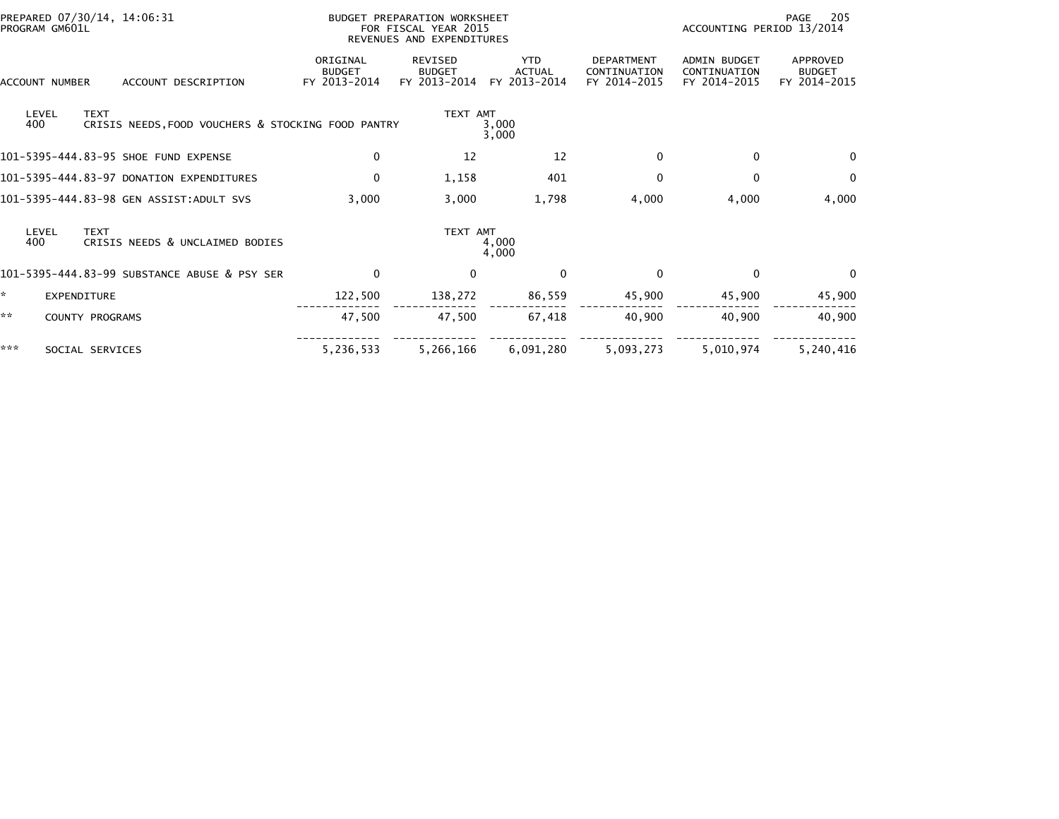PREPARED 07/30/14, 14:06:31
PROGRAM GM601L

BUDGET PREPARATION WORKSHEET
FOR FISCAL YEAR 2015
REVENUES AND EXPENDITURES

ACCOUNTING PERIOD 13/2014

| ACCOUNT NUMBER | ACCOUNT DESCRIPTION | ORIGINAL BUDGET FY 2013-2014 | REVISED BUDGET FY 2013-2014 | YTD ACTUAL FY 2013-2014 | DEPARTMENT CONTINUATION FY 2014-2015 | ADMIN BUDGET CONTINUATION FY 2014-2015 | APPROVED BUDGET FY 2014-2015 |
|---|---|---|---|---|---|---|---|
| LEVEL 400 | TEXT: CRISIS NEEDS,FOOD VOUCHERS & STOCKING FOOD PANTRY | | TEXT AMT | 3,000<br>3,000 | | | |
| 101-5395-444.83-95 | SHOE FUND EXPENSE | 0 | 12 | 12 | 0 | 0 | 0 |
| 101-5395-444.83-97 | DONATION EXPENDITURES | 0 | 1,158 | 401 | 0 | 0 | 0 |
| 101-5395-444.83-98 | GEN ASSIST:ADULT SVS | 3,000 | 3,000 | 1,798 | 4,000 | 4,000 | 4,000 |
| LEVEL 400 | TEXT: CRISIS NEEDS & UNCLAIMED BODIES | | TEXT AMT | 4,000<br>4,000 | | | |
| 101-5395-444.83-99 | SUBSTANCE ABUSE & PSY SER | 0 | 0 | 0 | 0 | 0 | 0 |
| * | EXPENDITURE | 122,500 | 138,272 | 86,559 | 45,900 | 45,900 | 45,900 |
| ** | COUNTY PROGRAMS | 47,500 | 47,500 | 67,418 | 40,900 | 40,900 | 40,900 |
| *** | SOCIAL SERVICES | 5,236,533 | 5,266,166 | 6,091,280 | 5,093,273 | 5,010,974 | 5,240,416 |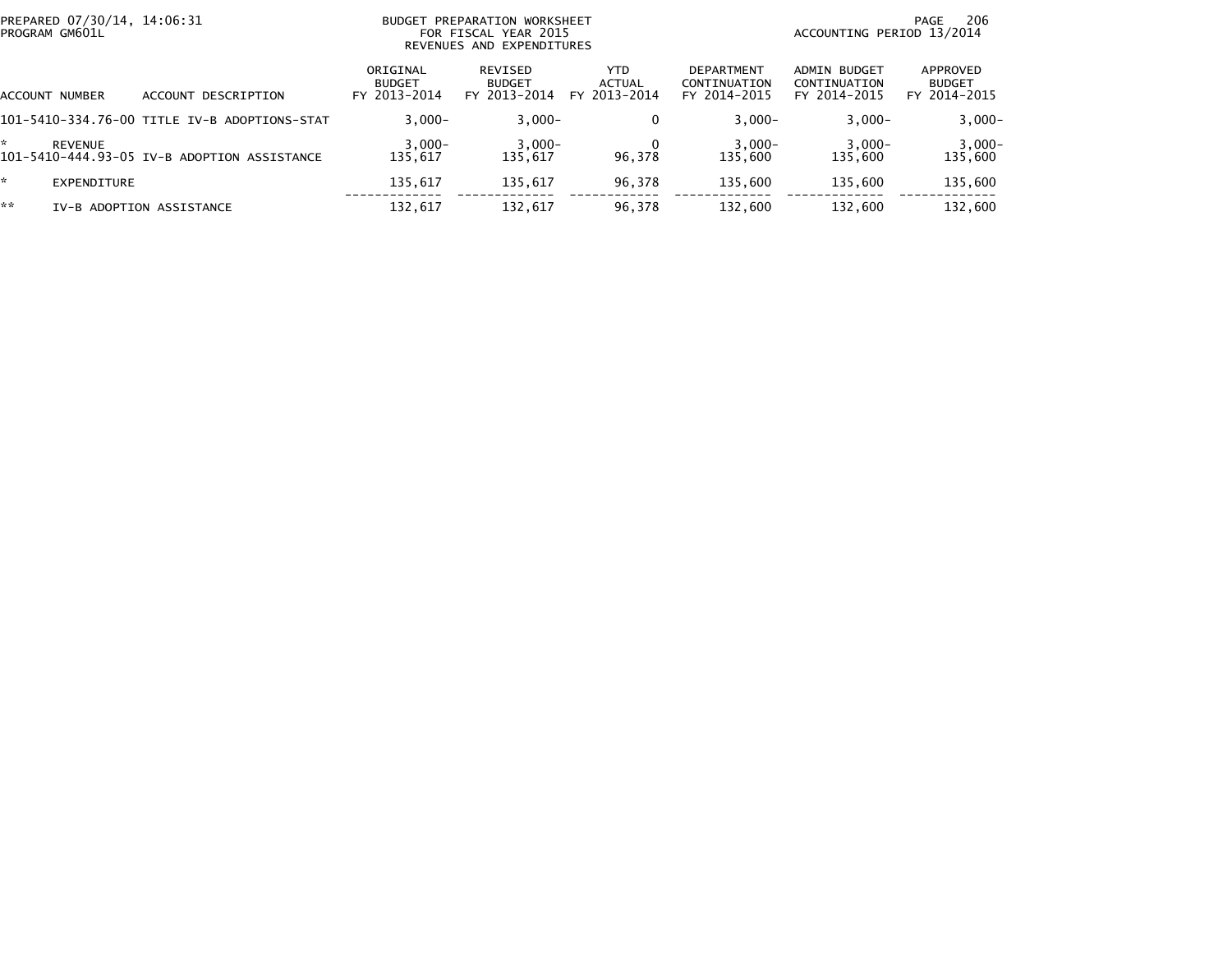BUDGET PREPARATION WORKSHEET
FOR FISCAL YEAR 2015
REVENUES AND EXPENDITURES

PREPARED 07/30/14, 14:06:31
PROGRAM GM601L

ACCOUNTING PERIOD 13/2014

| ACCOUNT NUMBER | ACCOUNT DESCRIPTION | ORIGINAL BUDGET FY 2013-2014 | REVISED BUDGET FY 2013-2014 | YTD ACTUAL FY 2013-2014 | DEPARTMENT CONTINUATION FY 2014-2015 | ADMIN BUDGET CONTINUATION FY 2014-2015 | APPROVED BUDGET FY 2014-2015 |
|---|---|---|---|---|---|---|---|
| 101-5410-334.76-00 | TITLE IV-B ADOPTIONS-STAT | 3,000- | 3,000- | 0 | 3,000- | 3,000- | 3,000- |
| * | REVENUE | 3,000- | 3,000- | 0 | 3,000- | 3,000- | 3,000- |
| 101-5410-444.93-05 | IV-B ADOPTION ASSISTANCE | 135,617 | 135,617 | 96,378 | 135,600 | 135,600 | 135,600 |
| * | EXPENDITURE | 135,617 | 135,617 | 96,378 | 135,600 | 135,600 | 135,600 |
| ** | IV-B ADOPTION ASSISTANCE | 132,617 | 132,617 | 96,378 | 132,600 | 132,600 | 132,600 |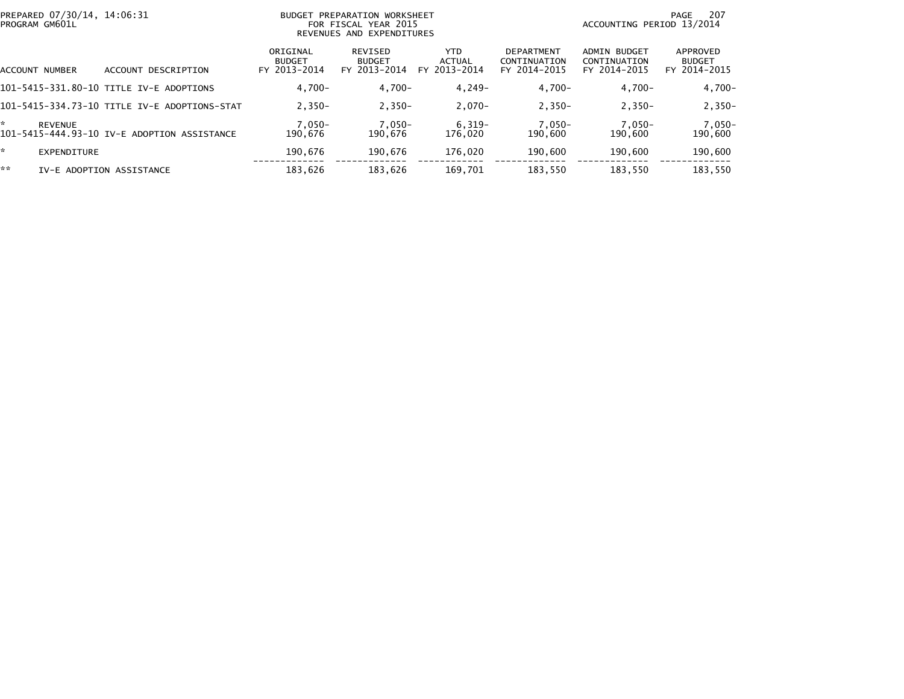BUDGET PREPARATION WORKSHEET
FOR FISCAL YEAR 2015
REVENUES AND EXPENDITURES

PREPARED 07/30/14, 14:06:31
PROGRAM GM601L

ACCOUNTING PERIOD 13/2014

| ACCOUNT NUMBER | ACCOUNT DESCRIPTION | ORIGINAL BUDGET FY 2013-2014 | REVISED BUDGET FY 2013-2014 | YTD ACTUAL FY 2013-2014 | DEPARTMENT CONTINUATION FY 2014-2015 | ADMIN BUDGET CONTINUATION FY 2014-2015 | APPROVED BUDGET FY 2014-2015 |
|---|---|---|---|---|---|---|---|
| 101-5415-331.80-10 | TITLE IV-E ADOPTIONS | 4,700- | 4,700- | 4,249- | 4,700- | 4,700- | 4,700- |
| 101-5415-334.73-10 | TITLE IV-E ADOPTIONS-STAT | 2,350- | 2,350- | 2,070- | 2,350- | 2,350- | 2,350- |
| * | REVENUE | 7,050- | 7,050- | 6,319- | 7,050- | 7,050- | 7,050- |
| 101-5415-444.93-10 | IV-E ADOPTION ASSISTANCE | 190,676 | 190,676 | 176,020 | 190,600 | 190,600 | 190,600 |
| * | EXPENDITURE | 190,676 | 190,676 | 176,020 | 190,600 | 190,600 | 190,600 |
| ** | IV-E ADOPTION ASSISTANCE | 183,626 | 183,626 | 169,701 | 183,550 | 183,550 | 183,550 |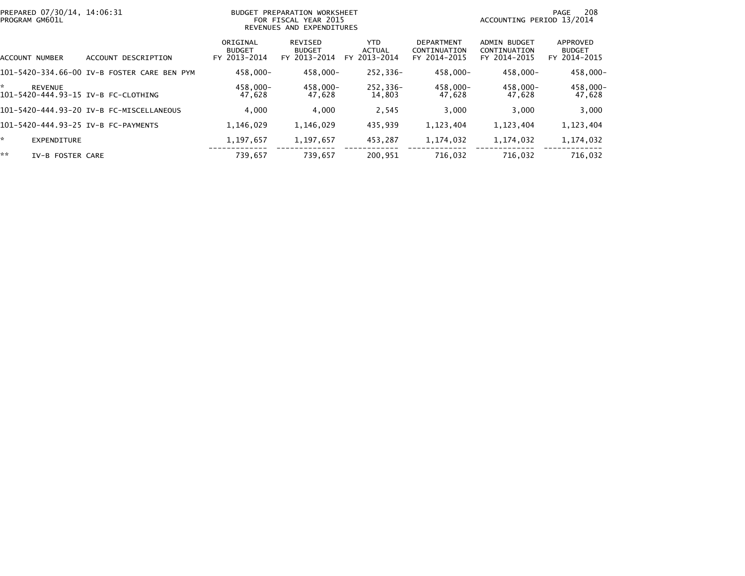BUDGET PREPARATION WORKSHEET
FOR FISCAL YEAR 2015
REVENUES AND EXPENDITURES

PREPARED 07/30/14, 14:06:31
PROGRAM GM601L

ACCOUNTING PERIOD 13/2014

| ACCOUNT NUMBER | ACCOUNT DESCRIPTION | ORIGINAL BUDGET FY 2013-2014 | REVISED BUDGET FY 2013-2014 | YTD ACTUAL FY 2013-2014 | DEPARTMENT CONTINUATION FY 2014-2015 | ADMIN BUDGET CONTINUATION FY 2014-2015 | APPROVED BUDGET FY 2014-2015 |
|---|---|---|---|---|---|---|---|
| 101-5420-334.66-00 | IV-B FOSTER CARE BEN PYM | 458,000- | 458,000- | 252,336- | 458,000- | 458,000- | 458,000- |
| * | REVENUE | 458,000- | 458,000- | 252,336- | 458,000- | 458,000- | 458,000- |
| 101-5420-444.93-15 | IV-B FC-CLOTHING | 47,628 | 47,628 | 14,803 | 47,628 | 47,628 | 47,628 |
| 101-5420-444.93-20 | IV-B FC-MISCELLANEOUS | 4,000 | 4,000 | 2,545 | 3,000 | 3,000 | 3,000 |
| 101-5420-444.93-25 | IV-B FC-PAYMENTS | 1,146,029 | 1,146,029 | 435,939 | 1,123,404 | 1,123,404 | 1,123,404 |
| * | EXPENDITURE | 1,197,657 | 1,197,657 | 453,287 | 1,174,032 | 1,174,032 | 1,174,032 |
| ** | IV-B FOSTER CARE | 739,657 | 739,657 | 200,951 | 716,032 | 716,032 | 716,032 |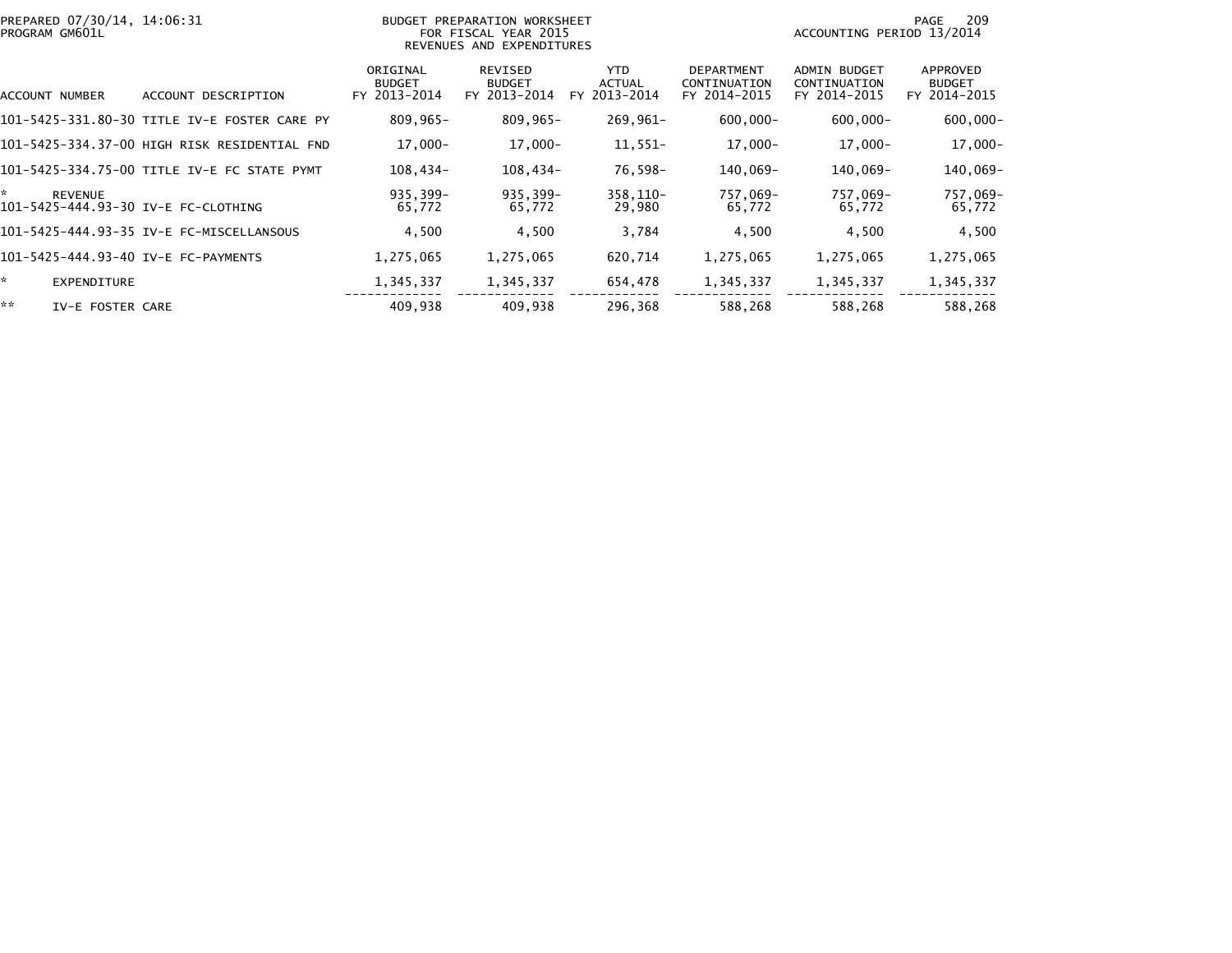BUDGET PREPARATION WORKSHEET
FOR FISCAL YEAR 2015
REVENUES AND EXPENDITURES

PREPARED 07/30/14, 14:06:31
PROGRAM GM601L

ACCOUNTING PERIOD 13/2014

| ACCOUNT NUMBER | ACCOUNT DESCRIPTION | ORIGINAL BUDGET FY 2013-2014 | REVISED BUDGET FY 2013-2014 | YTD ACTUAL FY 2013-2014 | DEPARTMENT CONTINUATION FY 2014-2015 | ADMIN BUDGET CONTINUATION FY 2014-2015 | APPROVED BUDGET FY 2014-2015 |
|---|---|---|---|---|---|---|---|
| 101-5425-331.80-30 | TITLE IV-E FOSTER CARE PY | 809,965- | 809,965- | 269,961- | 600,000- | 600,000- | 600,000- |
| 101-5425-334.37-00 | HIGH RISK RESIDENTIAL FND | 17,000- | 17,000- | 11,551- | 17,000- | 17,000- | 17,000- |
| 101-5425-334.75-00 | TITLE IV-E FC STATE PYMT | 108,434- | 108,434- | 76,598- | 140,069- | 140,069- | 140,069- |
| * | REVENUE | 935,399- | 935,399- | 358,110- | 757,069- | 757,069- | 757,069- |
| 101-5425-444.93-30 | IV-E FC-CLOTHING | 65,772 | 65,772 | 29,980 | 65,772 | 65,772 | 65,772 |
| 101-5425-444.93-35 | IV-E FC-MISCELLANSOUS | 4,500 | 4,500 | 3,784 | 4,500 | 4,500 | 4,500 |
| 101-5425-444.93-40 | IV-E FC-PAYMENTS | 1,275,065 | 1,275,065 | 620,714 | 1,275,065 | 1,275,065 | 1,275,065 |
| * | EXPENDITURE | 1,345,337 | 1,345,337 | 654,478 | 1,345,337 | 1,345,337 | 1,345,337 |
| ** | IV-E FOSTER CARE | 409,938 | 409,938 | 296,368 | 588,268 | 588,268 | 588,268 |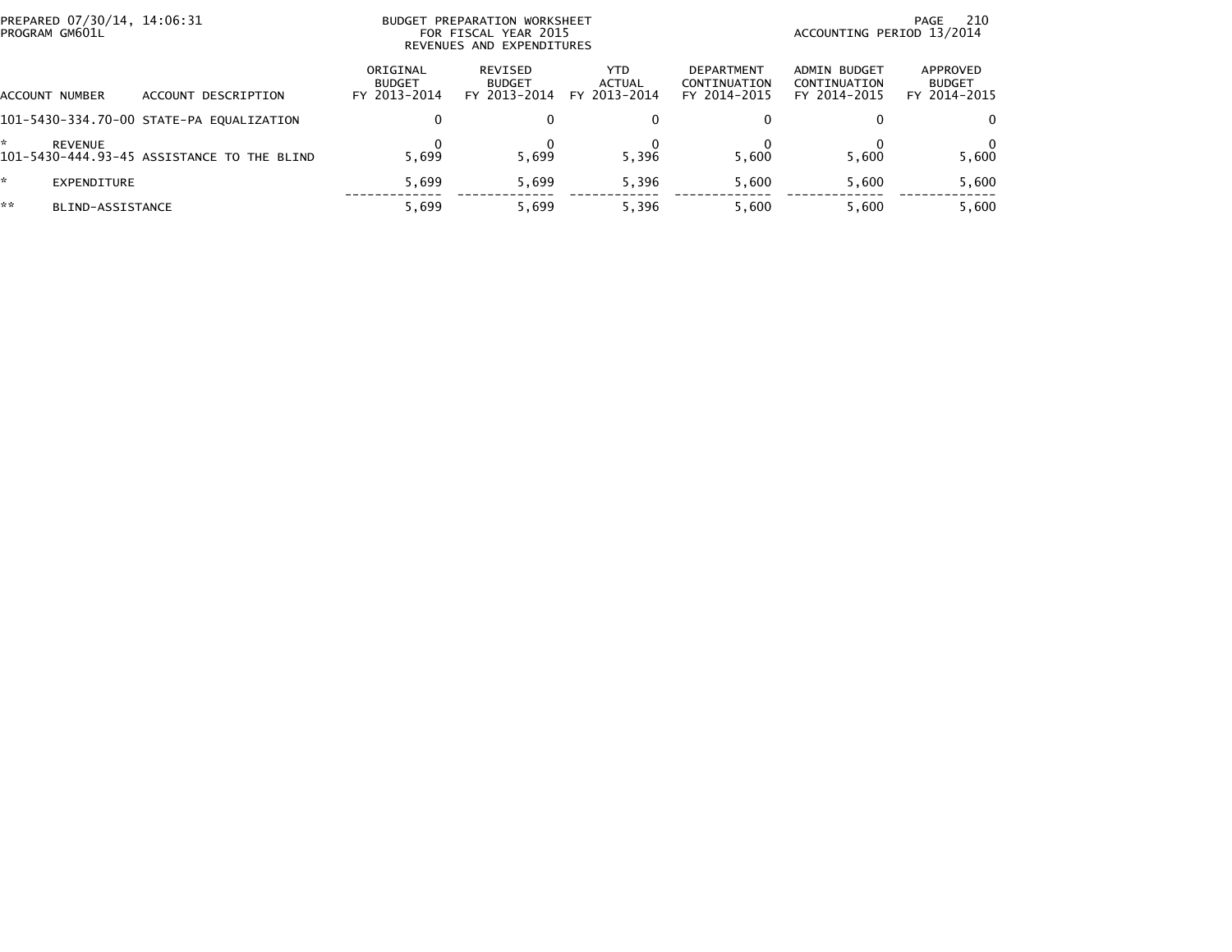BUDGET PREPARATION WORKSHEET
FOR FISCAL YEAR 2015
REVENUES AND EXPENDITURES

PREPARED 07/30/14, 14:06:31
PROGRAM GM601L

ACCOUNTING PERIOD 13/2014

| ACCOUNT NUMBER | ACCOUNT DESCRIPTION | ORIGINAL BUDGET FY 2013-2014 | REVISED BUDGET FY 2013-2014 | YTD ACTUAL FY 2013-2014 | DEPARTMENT CONTINUATION FY 2014-2015 | ADMIN BUDGET CONTINUATION FY 2014-2015 | APPROVED BUDGET FY 2014-2015 |
|---|---|---|---|---|---|---|---|
| 101-5430-334.70-00 | STATE-PA EQUALIZATION | 0 | 0 | 0 | 0 | 0 | 0 |
| * | REVENUE | 0 | 0 | 0 | 0 | 0 | 0 |
| 101-5430-444.93-45 | ASSISTANCE TO THE BLIND | 5,699 | 5,699 | 5,396 | 5,600 | 5,600 | 5,600 |
| * | EXPENDITURE | 5,699 | 5,699 | 5,396 | 5,600 | 5,600 | 5,600 |
| ** | BLIND-ASSISTANCE | 5,699 | 5,699 | 5,396 | 5,600 | 5,600 | 5,600 |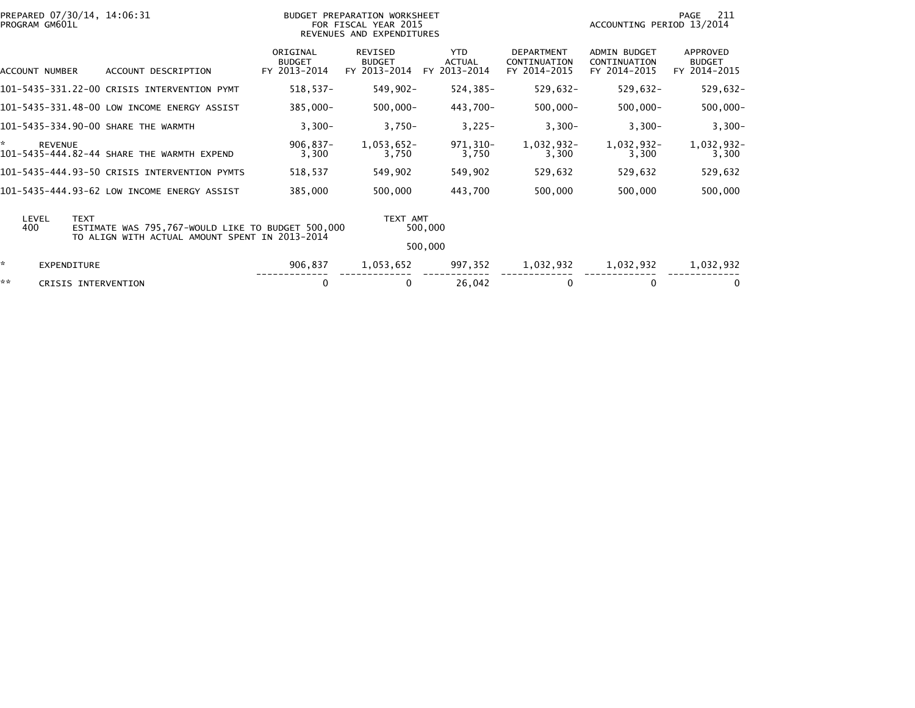PREPARED 07/30/14, 14:06:31
PROGRAM GM601L

BUDGET PREPARATION WORKSHEET
FOR FISCAL YEAR 2015
REVENUES AND EXPENDITURES

ACCOUNTING PERIOD 13/2014

| ACCOUNT NUMBER | ACCOUNT DESCRIPTION | ORIGINAL BUDGET FY 2013-2014 | REVISED BUDGET FY 2013-2014 | YTD ACTUAL FY 2013-2014 | DEPARTMENT CONTINUATION FY 2014-2015 | ADMIN BUDGET CONTINUATION FY 2014-2015 | APPROVED BUDGET FY 2014-2015 |
|---|---|---|---|---|---|---|---|
| 101-5435-331.22-00 | CRISIS INTERVENTION PYMT | 518,537- | 549,902- | 524,385- | 529,632- | 529,632- | 529,632- |
| 101-5435-331.48-00 | LOW INCOME ENERGY ASSIST | 385,000- | 500,000- | 443,700- | 500,000- | 500,000- | 500,000- |
| 101-5435-334.90-00 | SHARE THE WARMTH | 3,300- | 3,750- | 3,225- | 3,300- | 3,300- | 3,300- |
| * | REVENUE | 906,837- | 1,053,652- | 971,310- | 1,032,932- | 1,032,932- | 1,032,932- |
| 101-5435-444.82-44 | SHARE THE WARMTH EXPEND | 3,300 | 3,750 | 3,750 | 3,300 | 3,300 | 3,300 |
| 101-5435-444.93-50 | CRISIS INTERVENTION PYMTS | 518,537 | 549,902 | 549,902 | 529,632 | 529,632 | 529,632 |
| 101-5435-444.93-62 | LOW INCOME ENERGY ASSIST | 385,000 | 500,000 | 443,700 | 500,000 | 500,000 | 500,000 |

| LEVEL | TEXT | TEXT AMT |
|---|---|---|
| 400 | ESTIMATE WAS 795,767-WOULD LIKE TO BUDGET 500,000 TO ALIGN WITH ACTUAL AMOUNT SPENT IN 2013-2014 | 500,000 |
| | | 500,000 |

| | | ORIGINAL BUDGET FY 2013-2014 | REVISED BUDGET FY 2013-2014 | YTD ACTUAL FY 2013-2014 | DEPARTMENT CONTINUATION FY 2014-2015 | ADMIN BUDGET CONTINUATION FY 2014-2015 | APPROVED BUDGET FY 2014-2015 |
|---|---|---|---|---|---|---|---|
| * | EXPENDITURE | 906,837 | 1,053,652 | 997,352 | 1,032,932 | 1,032,932 | 1,032,932 |
| ** | CRISIS INTERVENTION | 0 | 0 | 26,042 | 0 | 0 | 0 |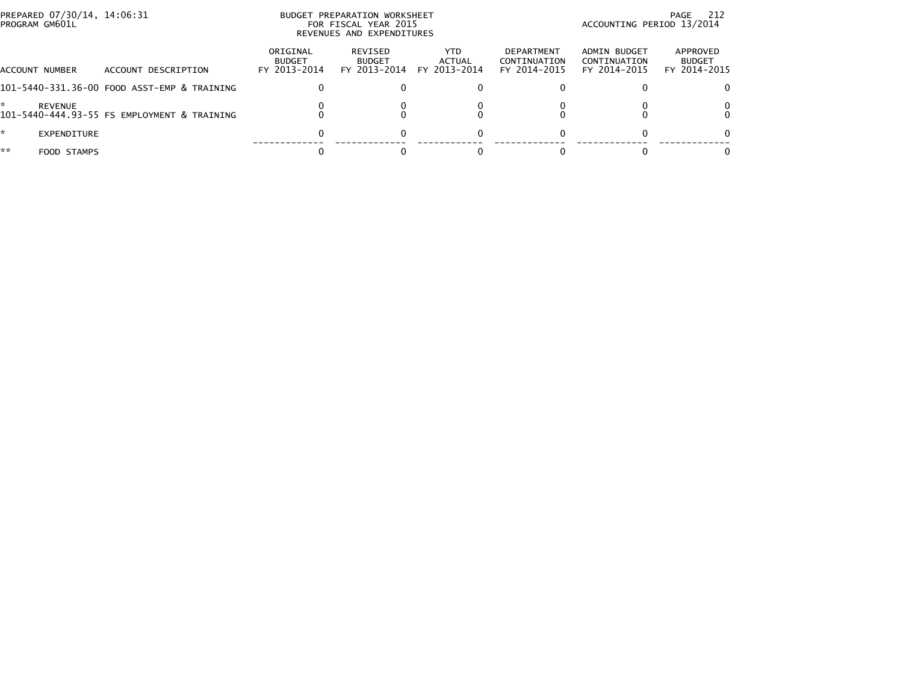PREPARED 07/30/14, 14:06:31
PROGRAM GM601L

BUDGET PREPARATION WORKSHEET
FOR FISCAL YEAR 2015
REVENUES AND EXPENDITURES

ACCOUNTING PERIOD 13/2014

| ACCOUNT NUMBER | ACCOUNT DESCRIPTION | ORIGINAL BUDGET FY 2013-2014 | REVISED BUDGET FY 2013-2014 | YTD ACTUAL FY 2013-2014 | DEPARTMENT CONTINUATION FY 2014-2015 | ADMIN BUDGET CONTINUATION FY 2014-2015 | APPROVED BUDGET FY 2014-2015 |
|---|---|---|---|---|---|---|---|
| 101-5440-331.36-00 | FOOD ASST-EMP & TRAINING | 0 | 0 | 0 | 0 | 0 | 0 |
| * | REVENUE | 0 | 0 | 0 | 0 | 0 | 0 |
| 101-5440-444.93-55 | FS EMPLOYMENT & TRAINING | 0 | 0 | 0 | 0 | 0 | 0 |
| * | EXPENDITURE | 0 | 0 | 0 | 0 | 0 | 0 |
| ** | FOOD STAMPS | 0 | 0 | 0 | 0 | 0 | 0 |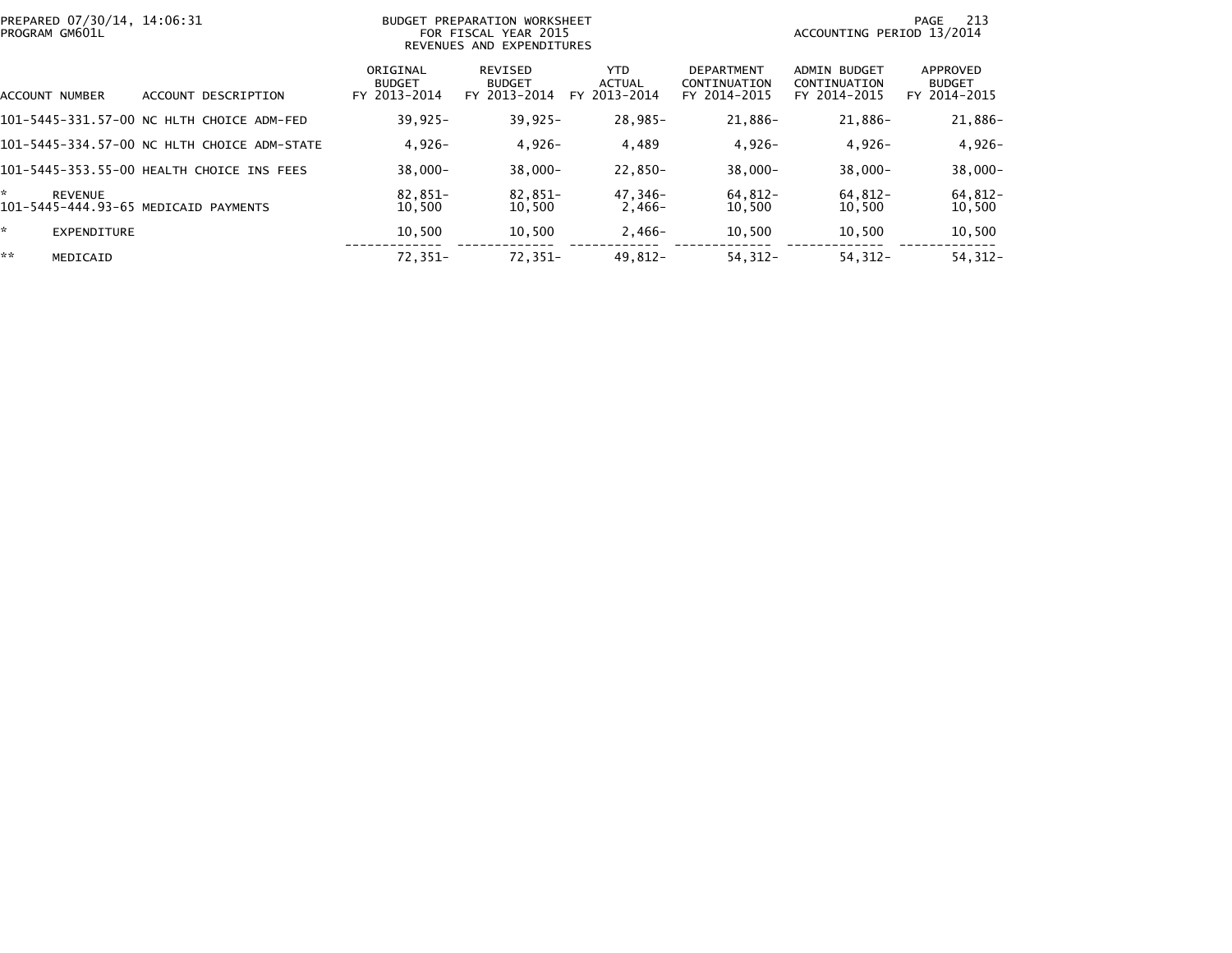PREPARED 07/30/14, 14:06:31
PROGRAM GM601L

BUDGET PREPARATION WORKSHEET
FOR FISCAL YEAR 2015
REVENUES AND EXPENDITURES

ACCOUNTING PERIOD 13/2014

| ACCOUNT NUMBER | ACCOUNT DESCRIPTION | ORIGINAL BUDGET FY 2013-2014 | REVISED BUDGET FY 2013-2014 | YTD ACTUAL FY 2013-2014 | DEPARTMENT CONTINUATION FY 2014-2015 | ADMIN BUDGET CONTINUATION FY 2014-2015 | APPROVED BUDGET FY 2014-2015 |
|---|---|---|---|---|---|---|---|
| 101-5445-331.57-00 | NC HLTH CHOICE ADM-FED | 39,925- | 39,925- | 28,985- | 21,886- | 21,886- | 21,886- |
| 101-5445-334.57-00 | NC HLTH CHOICE ADM-STATE | 4,926- | 4,926- | 4,489 | 4,926- | 4,926- | 4,926- |
| 101-5445-353.55-00 | HEALTH CHOICE INS FEES | 38,000- | 38,000- | 22,850- | 38,000- | 38,000- | 38,000- |
| * | REVENUE | 82,851- | 82,851- | 47,346- | 64,812- | 64,812- | 64,812- |
| 101-5445-444.93-65 | MEDICAID PAYMENTS | 10,500 | 10,500 | 2,466- | 10,500 | 10,500 | 10,500 |
| * | EXPENDITURE | 10,500 | 10,500 | 2,466- | 10,500 | 10,500 | 10,500 |
| ** | MEDICAID | 72,351- | 72,351- | 49,812- | 54,312- | 54,312- | 54,312- |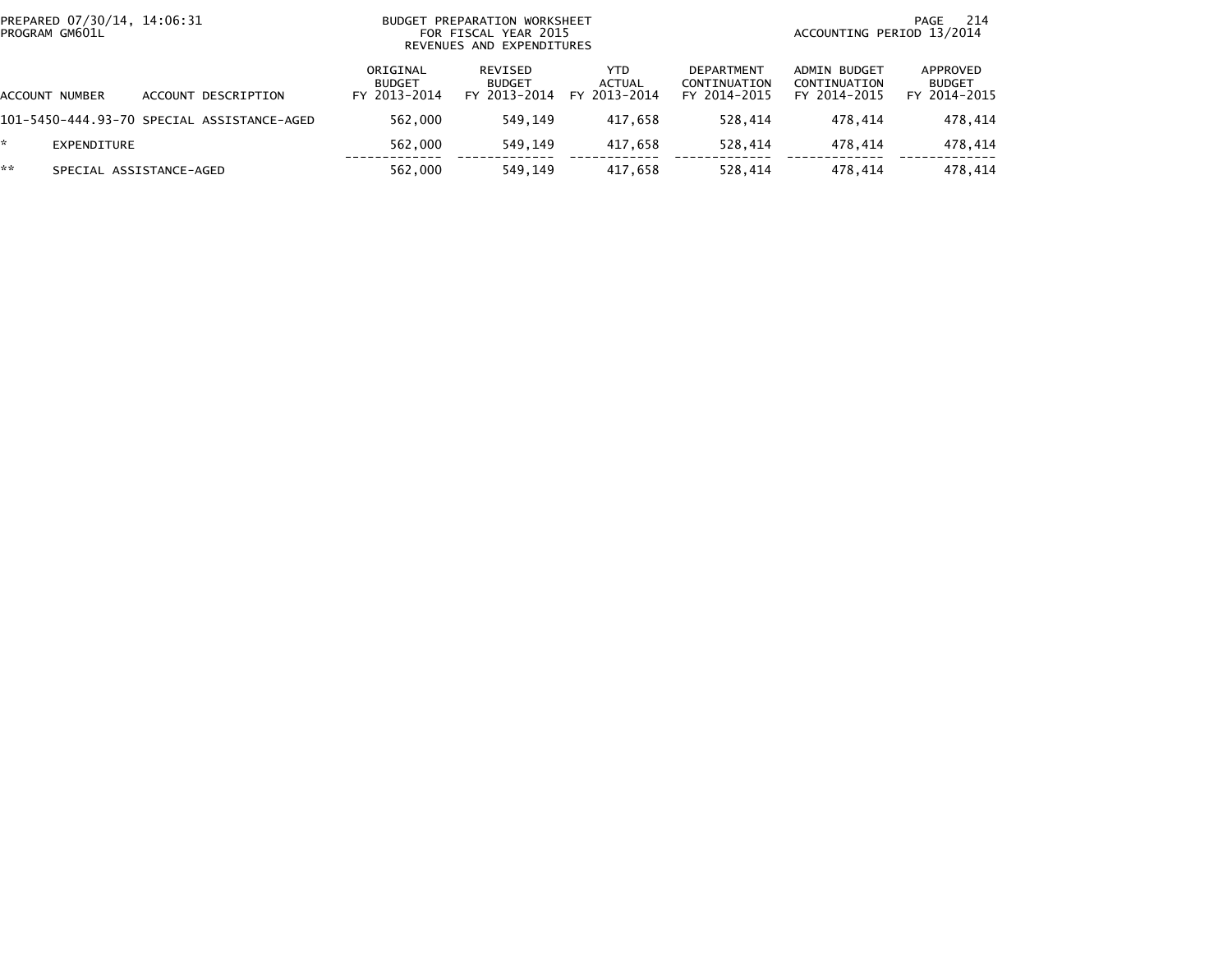PREPARED 07/30/14, 14:06:31
PROGRAM GM601L

BUDGET PREPARATION WORKSHEET
FOR FISCAL YEAR 2015
REVENUES AND EXPENDITURES

ACCOUNTING PERIOD 13/2014

| ACCOUNT NUMBER | ACCOUNT DESCRIPTION | ORIGINAL BUDGET FY 2013-2014 | REVISED BUDGET FY 2013-2014 | YTD ACTUAL FY 2013-2014 | DEPARTMENT CONTINUATION FY 2014-2015 | ADMIN BUDGET CONTINUATION FY 2014-2015 | APPROVED BUDGET FY 2014-2015 |
|---|---|---|---|---|---|---|---|
| 101-5450-444.93-70 | SPECIAL ASSISTANCE-AGED | 562,000 | 549,149 | 417,658 | 528,414 | 478,414 | 478,414 |
| * | EXPENDITURE | 562,000 | 549,149 | 417,658 | 528,414 | 478,414 | 478,414 |
| ** | SPECIAL ASSISTANCE-AGED | 562,000 | 549,149 | 417,658 | 528,414 | 478,414 | 478,414 |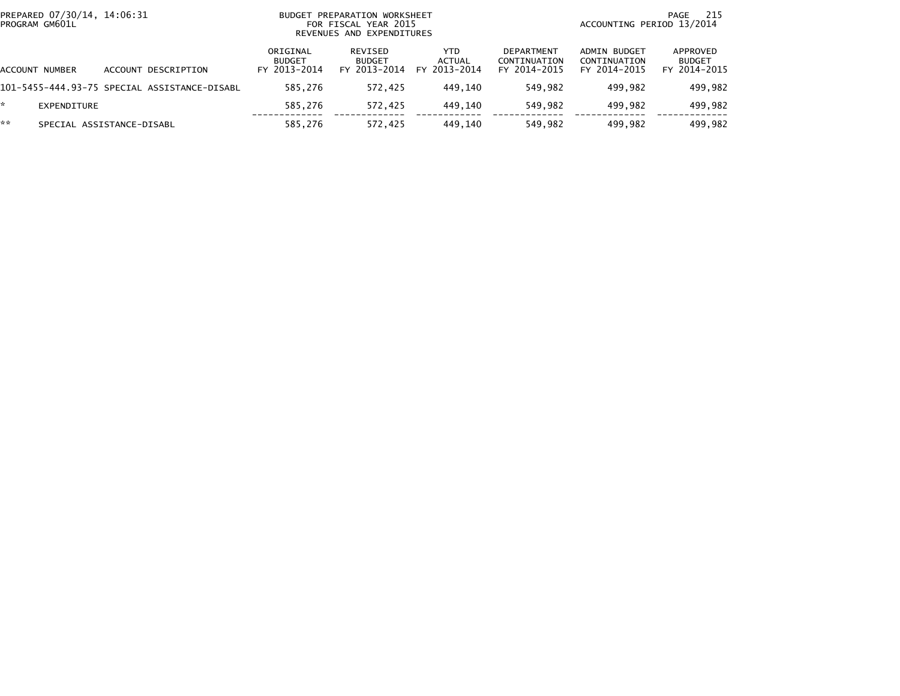BUDGET PREPARATION WORKSHEET
FOR FISCAL YEAR 2015
REVENUES AND EXPENDITURES

PREPARED 07/30/14, 14:06:31
PROGRAM GM601L

ACCOUNTING PERIOD 13/2014

| ACCOUNT NUMBER | ACCOUNT DESCRIPTION | ORIGINAL BUDGET FY 2013-2014 | REVISED BUDGET FY 2013-2014 | YTD ACTUAL FY 2013-2014 | DEPARTMENT CONTINUATION FY 2014-2015 | ADMIN BUDGET CONTINUATION FY 2014-2015 | APPROVED BUDGET FY 2014-2015 |
|---|---|---|---|---|---|---|---|
| 101-5455-444.93-75 | SPECIAL ASSISTANCE-DISABL | 585,276 | 572,425 | 449,140 | 549,982 | 499,982 | 499,982 |
| * | EXPENDITURE | 585,276 | 572,425 | 449,140 | 549,982 | 499,982 | 499,982 |
| ** | SPECIAL ASSISTANCE-DISABL | 585,276 | 572,425 | 449,140 | 549,982 | 499,982 | 499,982 |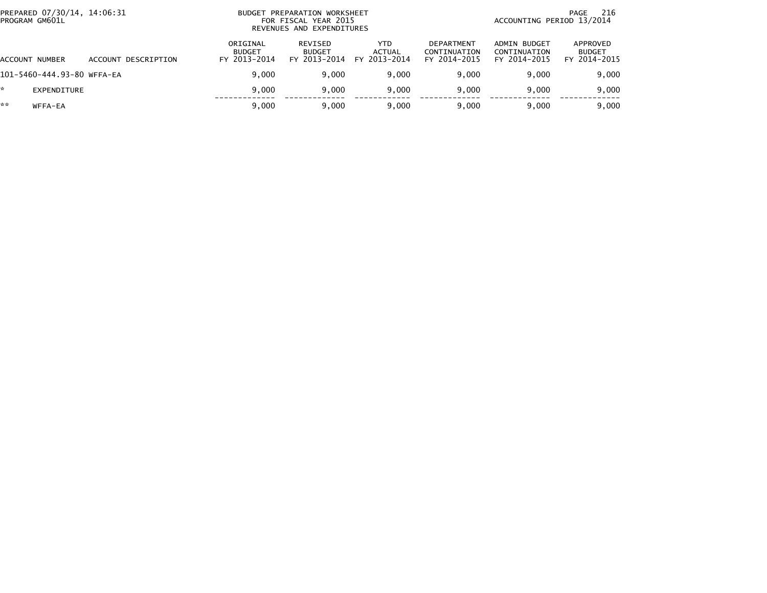PREPARED 07/30/14, 14:06:31
PROGRAM GM601L

BUDGET PREPARATION WORKSHEET
FOR FISCAL YEAR 2015
REVENUES AND EXPENDITURES

ACCOUNTING PERIOD 13/2014

| ACCOUNT NUMBER | ACCOUNT DESCRIPTION | ORIGINAL BUDGET FY 2013-2014 | REVISED BUDGET FY 2013-2014 | YTD ACTUAL FY 2013-2014 | DEPARTMENT CONTINUATION FY 2014-2015 | ADMIN BUDGET CONTINUATION FY 2014-2015 | APPROVED BUDGET FY 2014-2015 |
|---|---|---|---|---|---|---|---|
| 101-5460-444.93-80 | WFFA-EA | 9,000 | 9,000 | 9,000 | 9,000 | 9,000 | 9,000 |
| * | EXPENDITURE | 9,000 | 9,000 | 9,000 | 9,000 | 9,000 | 9,000 |
| ** | WFFA-EA | 9,000 | 9,000 | 9,000 | 9,000 | 9,000 | 9,000 |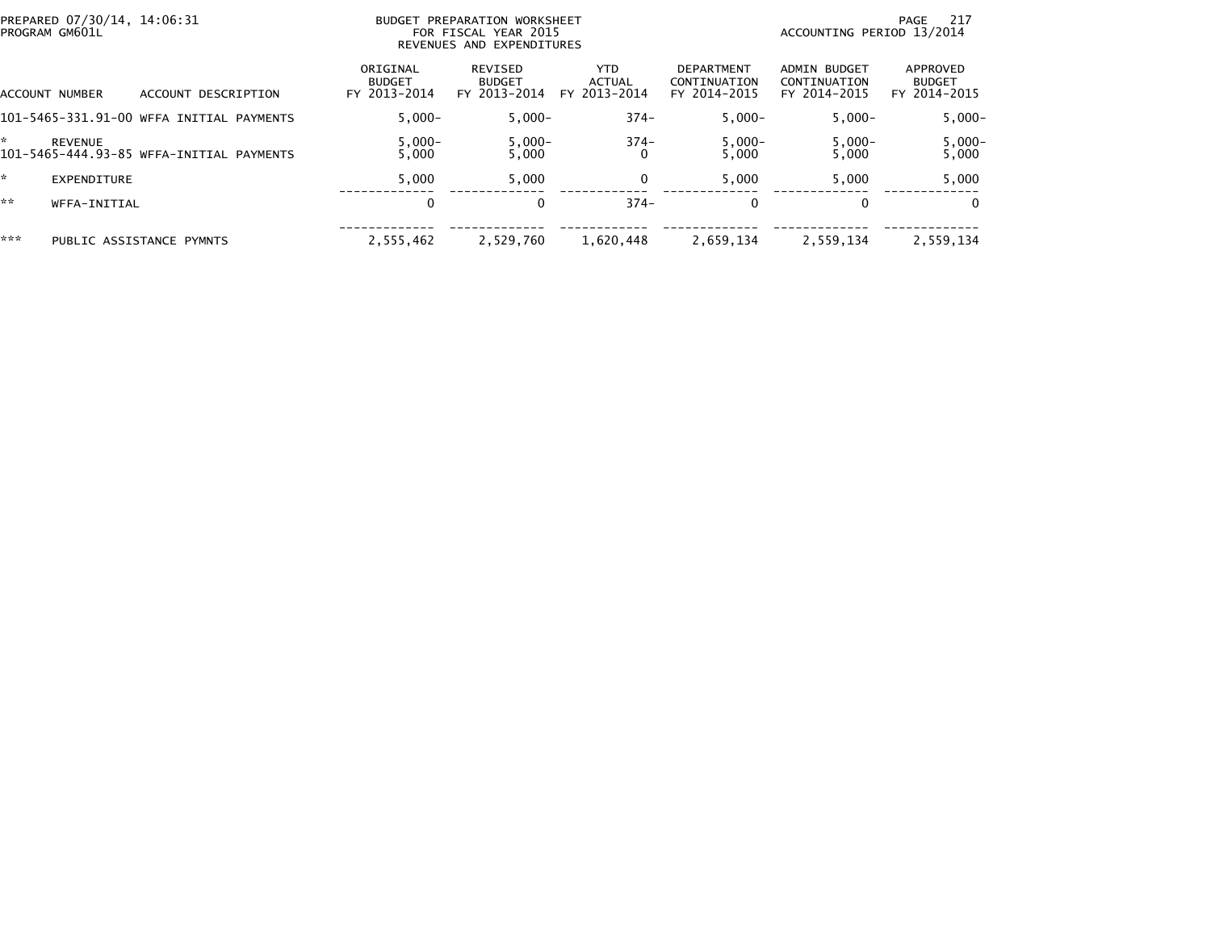BUDGET PREPARATION WORKSHEET
FOR FISCAL YEAR 2015
REVENUES AND EXPENDITURES

PREPARED 07/30/14, 14:06:31
PROGRAM GM601L

ACCOUNTING PERIOD 13/2014

| ACCOUNT NUMBER | ACCOUNT DESCRIPTION | ORIGINAL BUDGET FY 2013-2014 | REVISED BUDGET FY 2013-2014 | YTD ACTUAL FY 2013-2014 | DEPARTMENT CONTINUATION FY 2014-2015 | ADMIN BUDGET CONTINUATION FY 2014-2015 | APPROVED BUDGET FY 2014-2015 |
|---|---|---|---|---|---|---|---|
| 101-5465-331.91-00 | WFFA INITIAL PAYMENTS | 5,000- | 5,000- | 374- | 5,000- | 5,000- | 5,000- |
| * | REVENUE | 5,000- | 5,000- | 374- | 5,000- | 5,000- | 5,000- |
| 101-5465-444.93-85 | WFFA-INITIAL PAYMENTS | 5,000 | 5,000 | 0 | 5,000 | 5,000 | 5,000 |
| * | EXPENDITURE | 5,000 | 5,000 | 0 | 5,000 | 5,000 | 5,000 |
| ** | WFFA-INITIAL | 0 | 0 | 374- | 0 | 0 | 0 |
| *** | PUBLIC ASSISTANCE PYMNTS | 2,555,462 | 2,529,760 | 1,620,448 | 2,659,134 | 2,559,134 | 2,559,134 |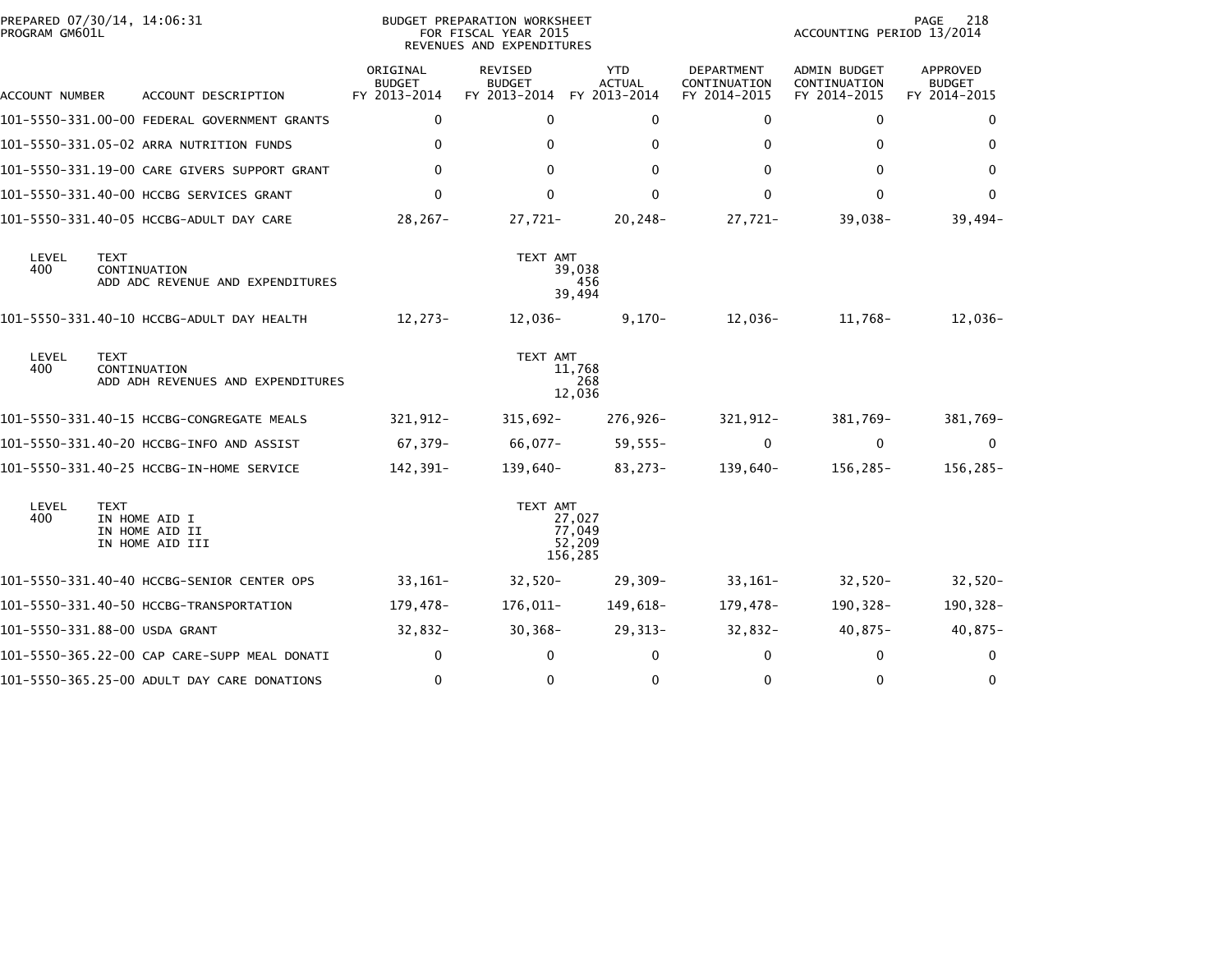BUDGET PREPARATION WORKSHEET
FOR FISCAL YEAR 2015
REVENUES AND EXPENDITURES

PREPARED 07/30/14, 14:06:31
PROGRAM GM601L

ACCOUNTING PERIOD 13/2014

| ACCOUNT NUMBER | ACCOUNT DESCRIPTION | ORIGINAL BUDGET FY 2013-2014 | REVISED BUDGET FY 2013-2014 | YTD ACTUAL FY 2013-2014 | DEPARTMENT CONTINUATION FY 2014-2015 | ADMIN BUDGET CONTINUATION FY 2014-2015 | APPROVED BUDGET FY 2014-2015 |
|---|---|---|---|---|---|---|---|
| 101-5550-331.00-00 | FEDERAL GOVERNMENT GRANTS | 0 | 0 | 0 | 0 | 0 | 0 |
| 101-5550-331.05-02 | ARRA NUTRITION FUNDS | 0 | 0 | 0 | 0 | 0 | 0 |
| 101-5550-331.19-00 | CARE GIVERS SUPPORT GRANT | 0 | 0 | 0 | 0 | 0 | 0 |
| 101-5550-331.40-00 | HCCBG SERVICES GRANT | 0 | 0 | 0 | 0 | 0 | 0 |
| 101-5550-331.40-05 | HCCBG-ADULT DAY CARE | 28,267- | 27,721- | 20,248- | 27,721- | 39,038- | 39,494- |

| LEVEL | TEXT | TEXT AMT |
|---|---|---|
| 400 | CONTINUATION | 39,038 |
| | ADD ADC REVENUE AND EXPENDITURES | 456 |
| | | 39,494 |

| ACCOUNT NUMBER | ACCOUNT DESCRIPTION | ORIGINAL BUDGET FY 2013-2014 | REVISED BUDGET FY 2013-2014 | YTD ACTUAL FY 2013-2014 | DEPARTMENT CONTINUATION FY 2014-2015 | ADMIN BUDGET CONTINUATION FY 2014-2015 | APPROVED BUDGET FY 2014-2015 |
|---|---|---|---|---|---|---|---|
| 101-5550-331.40-10 | HCCBG-ADULT DAY HEALTH | 12,273- | 12,036- | 9,170- | 12,036- | 11,768- | 12,036- |

| LEVEL | TEXT | TEXT AMT |
|---|---|---|
| 400 | CONTINUATION | 11,768 |
| | ADD ADH REVENUES AND EXPENDITURES | 268 |
| | | 12,036 |

| ACCOUNT NUMBER | ACCOUNT DESCRIPTION | ORIGINAL BUDGET FY 2013-2014 | REVISED BUDGET FY 2013-2014 | YTD ACTUAL FY 2013-2014 | DEPARTMENT CONTINUATION FY 2014-2015 | ADMIN BUDGET CONTINUATION FY 2014-2015 | APPROVED BUDGET FY 2014-2015 |
|---|---|---|---|---|---|---|---|
| 101-5550-331.40-15 | HCCBG-CONGREGATE MEALS | 321,912- | 315,692- | 276,926- | 321,912- | 381,769- | 381,769- |
| 101-5550-331.40-20 | HCCBG-INFO AND ASSIST | 67,379- | 66,077- | 59,555- | 0 | 0 | 0 |
| 101-5550-331.40-25 | HCCBG-IN-HOME SERVICE | 142,391- | 139,640- | 83,273- | 139,640- | 156,285- | 156,285- |

| LEVEL | TEXT | TEXT AMT |
|---|---|---|
| 400 | IN HOME AID I | 27,027 |
| | IN HOME AID II | 77,049 |
| | IN HOME AID III | 52,209 |
| | | 156,285 |

| ACCOUNT NUMBER | ACCOUNT DESCRIPTION | ORIGINAL BUDGET FY 2013-2014 | REVISED BUDGET FY 2013-2014 | YTD ACTUAL FY 2013-2014 | DEPARTMENT CONTINUATION FY 2014-2015 | ADMIN BUDGET CONTINUATION FY 2014-2015 | APPROVED BUDGET FY 2014-2015 |
|---|---|---|---|---|---|---|---|
| 101-5550-331.40-40 | HCCBG-SENIOR CENTER OPS | 33,161- | 32,520- | 29,309- | 33,161- | 32,520- | 32,520- |
| 101-5550-331.40-50 | HCCBG-TRANSPORTATION | 179,478- | 176,011- | 149,618- | 179,478- | 190,328- | 190,328- |
| 101-5550-331.88-00 | USDA GRANT | 32,832- | 30,368- | 29,313- | 32,832- | 40,875- | 40,875- |
| 101-5550-365.22-00 | CAP CARE-SUPP MEAL DONATI | 0 | 0 | 0 | 0 | 0 | 0 |
| 101-5550-365.25-00 | ADULT DAY CARE DONATIONS | 0 | 0 | 0 | 0 | 0 | 0 |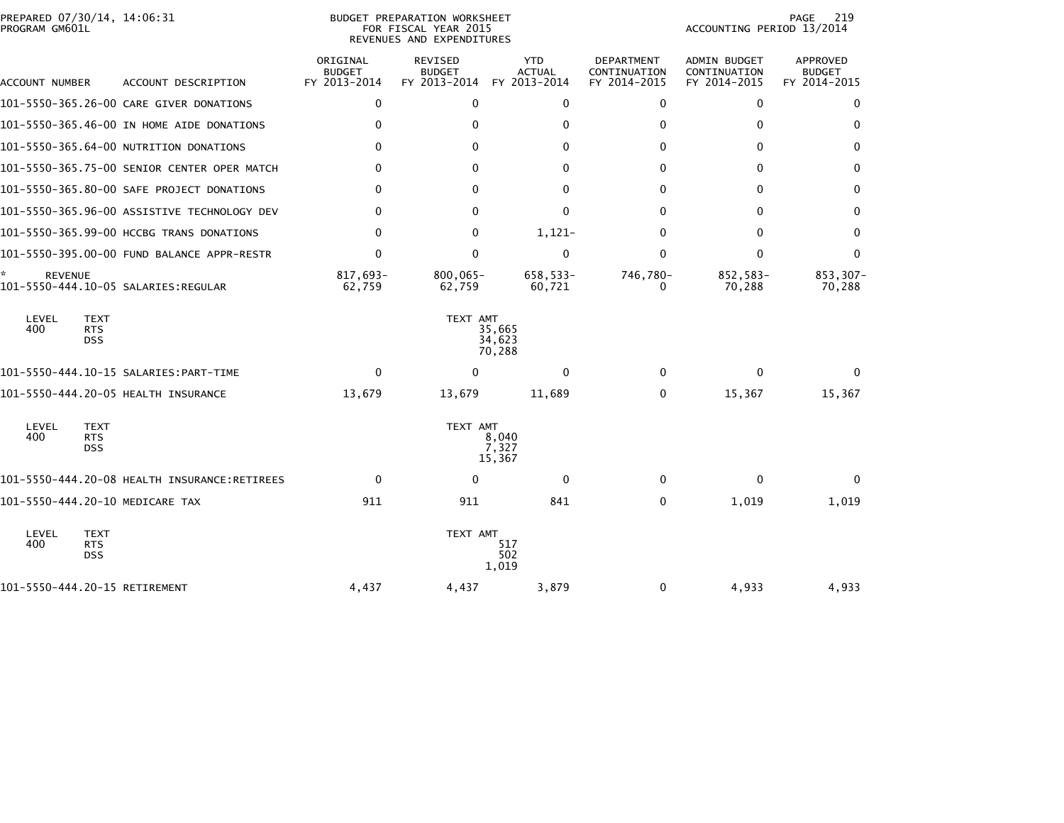BUDGET PREPARATION WORKSHEET
FOR FISCAL YEAR 2015
REVENUES AND EXPENDITURES

PREPARED 07/30/14, 14:06:31
PROGRAM GM601L

ACCOUNTING PERIOD 13/2014

| ACCOUNT NUMBER | ACCOUNT DESCRIPTION | ORIGINAL BUDGET FY 2013-2014 | REVISED BUDGET FY 2013-2014 | YTD ACTUAL FY 2013-2014 | DEPARTMENT CONTINUATION FY 2014-2015 | ADMIN BUDGET CONTINUATION FY 2014-2015 | APPROVED BUDGET FY 2014-2015 |
|---|---|---|---|---|---|---|---|
| 101-5550-365.26-00 | CARE GIVER DONATIONS | 0 | 0 | 0 | 0 | 0 | 0 |
| 101-5550-365.46-00 | IN HOME AIDE DONATIONS | 0 | 0 | 0 | 0 | 0 | 0 |
| 101-5550-365.64-00 | NUTRITION DONATIONS | 0 | 0 | 0 | 0 | 0 | 0 |
| 101-5550-365.75-00 | SENIOR CENTER OPER MATCH | 0 | 0 | 0 | 0 | 0 | 0 |
| 101-5550-365.80-00 | SAFE PROJECT DONATIONS | 0 | 0 | 0 | 0 | 0 | 0 |
| 101-5550-365.96-00 | ASSISTIVE TECHNOLOGY DEV | 0 | 0 | 0 | 0 | 0 | 0 |
| 101-5550-365.99-00 | HCCBG TRANS DONATIONS | 0 | 0 | 1,121- | 0 | 0 | 0 |
| 101-5550-395.00-00 | FUND BALANCE APPR-RESTR | 0 | 0 | 0 | 0 | 0 | 0 |
| * REVENUE | | 817,693- | 800,065- | 658,533- | 746,780- | 852,583- | 853,307- |
| 101-5550-444.10-05 | SALARIES:REGULAR | 62,759 | 62,759 | 60,721 | 0 | 70,288 | 70,288 |

| LEVEL | TEXT | TEXT AMT |
|---|---|---|
| 400 | RTS | 35,665 |
| | DSS | 34,623 |
| | | 70,288 |

| ACCOUNT NUMBER | ACCOUNT DESCRIPTION | ORIGINAL BUDGET FY 2013-2014 | REVISED BUDGET FY 2013-2014 | YTD ACTUAL FY 2013-2014 | DEPARTMENT CONTINUATION FY 2014-2015 | ADMIN BUDGET CONTINUATION FY 2014-2015 | APPROVED BUDGET FY 2014-2015 |
|---|---|---|---|---|---|---|---|
| 101-5550-444.10-15 | SALARIES:PART-TIME | 0 | 0 | 0 | 0 | 0 | 0 |
| 101-5550-444.20-05 | HEALTH INSURANCE | 13,679 | 13,679 | 11,689 | 0 | 15,367 | 15,367 |

| LEVEL | TEXT | TEXT AMT |
|---|---|---|
| 400 | RTS | 8,040 |
| | DSS | 7,327 |
| | | 15,367 |

| ACCOUNT NUMBER | ACCOUNT DESCRIPTION | ORIGINAL BUDGET FY 2013-2014 | REVISED BUDGET FY 2013-2014 | YTD ACTUAL FY 2013-2014 | DEPARTMENT CONTINUATION FY 2014-2015 | ADMIN BUDGET CONTINUATION FY 2014-2015 | APPROVED BUDGET FY 2014-2015 |
|---|---|---|---|---|---|---|---|
| 101-5550-444.20-08 | HEALTH INSURANCE:RETIREES | 0 | 0 | 0 | 0 | 0 | 0 |
| 101-5550-444.20-10 | MEDICARE TAX | 911 | 911 | 841 | 0 | 1,019 | 1,019 |

| LEVEL | TEXT | TEXT AMT |
|---|---|---|
| 400 | RTS | 517 |
| | DSS | 502 |
| | | 1,019 |

| ACCOUNT NUMBER | ACCOUNT DESCRIPTION | ORIGINAL BUDGET FY 2013-2014 | REVISED BUDGET FY 2013-2014 | YTD ACTUAL FY 2013-2014 | DEPARTMENT CONTINUATION FY 2014-2015 | ADMIN BUDGET CONTINUATION FY 2014-2015 | APPROVED BUDGET FY 2014-2015 |
|---|---|---|---|---|---|---|---|
| 101-5550-444.20-15 | RETIREMENT | 4,437 | 4,437 | 3,879 | 0 | 4,933 | 4,933 |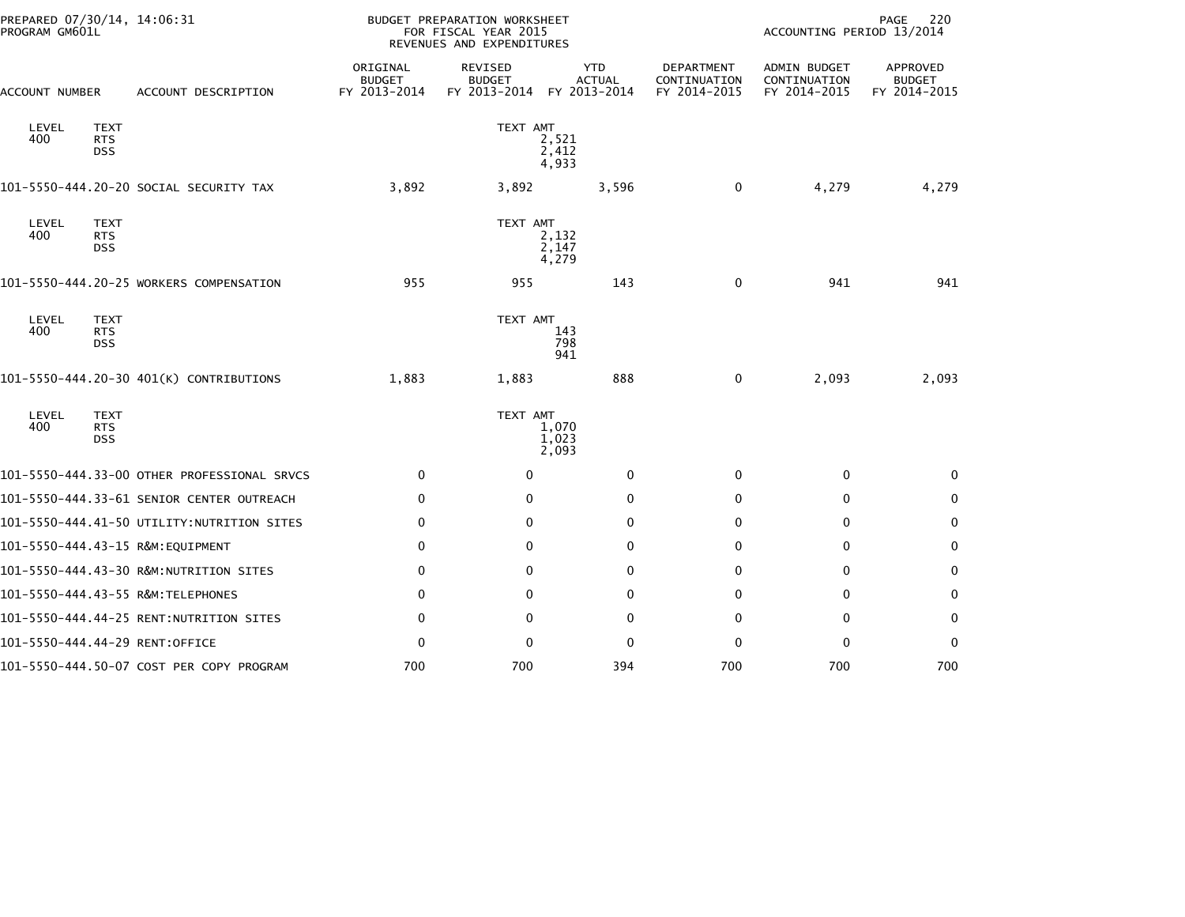BUDGET PREPARATION WORKSHEET
FOR FISCAL YEAR 2015
REVENUES AND EXPENDITURES

PREPARED 07/30/14, 14:06:31
PROGRAM GM601L

ACCOUNTING PERIOD 13/2014

| ACCOUNT NUMBER | ACCOUNT DESCRIPTION | ORIGINAL BUDGET FY 2013-2014 | REVISED BUDGET FY 2013-2014 | YTD ACTUAL FY 2013-2014 | DEPARTMENT CONTINUATION FY 2014-2015 | ADMIN BUDGET CONTINUATION FY 2014-2015 | APPROVED BUDGET FY 2014-2015 |
|---|---|---|---|---|---|---|---|
| LEVEL 400 | TEXT RTS DSS | | TEXT AMT | 2,521 2,412 4,933 | | | |
| 101-5550-444.20-20 | SOCIAL SECURITY TAX | 3,892 | 3,892 | 3,596 | 0 | 4,279 | 4,279 |
| LEVEL 400 | TEXT RTS DSS | | TEXT AMT | 2,132 2,147 4,279 | | | |
| 101-5550-444.20-25 | WORKERS COMPENSATION | 955 | 955 | 143 | 0 | 941 | 941 |
| LEVEL 400 | TEXT RTS DSS | | TEXT AMT | 143 798 941 | | | |
| 101-5550-444.20-30 | 401(K) CONTRIBUTIONS | 1,883 | 1,883 | 888 | 0 | 2,093 | 2,093 |
| LEVEL 400 | TEXT RTS DSS | | TEXT AMT | 1,070 1,023 2,093 | | | |
| 101-5550-444.33-00 | OTHER PROFESSIONAL SRVCS | 0 | 0 | 0 | 0 | 0 | 0 |
| 101-5550-444.33-61 | SENIOR CENTER OUTREACH | 0 | 0 | 0 | 0 | 0 | 0 |
| 101-5550-444.41-50 | UTILITY:NUTRITION SITES | 0 | 0 | 0 | 0 | 0 | 0 |
| 101-5550-444.43-15 | R&M:EQUIPMENT | 0 | 0 | 0 | 0 | 0 | 0 |
| 101-5550-444.43-30 | R&M:NUTRITION SITES | 0 | 0 | 0 | 0 | 0 | 0 |
| 101-5550-444.43-55 | R&M:TELEPHONES | 0 | 0 | 0 | 0 | 0 | 0 |
| 101-5550-444.44-25 | RENT:NUTRITION SITES | 0 | 0 | 0 | 0 | 0 | 0 |
| 101-5550-444.44-29 | RENT:OFFICE | 0 | 0 | 0 | 0 | 0 | 0 |
| 101-5550-444.50-07 | COST PER COPY PROGRAM | 700 | 700 | 394 | 700 | 700 | 700 |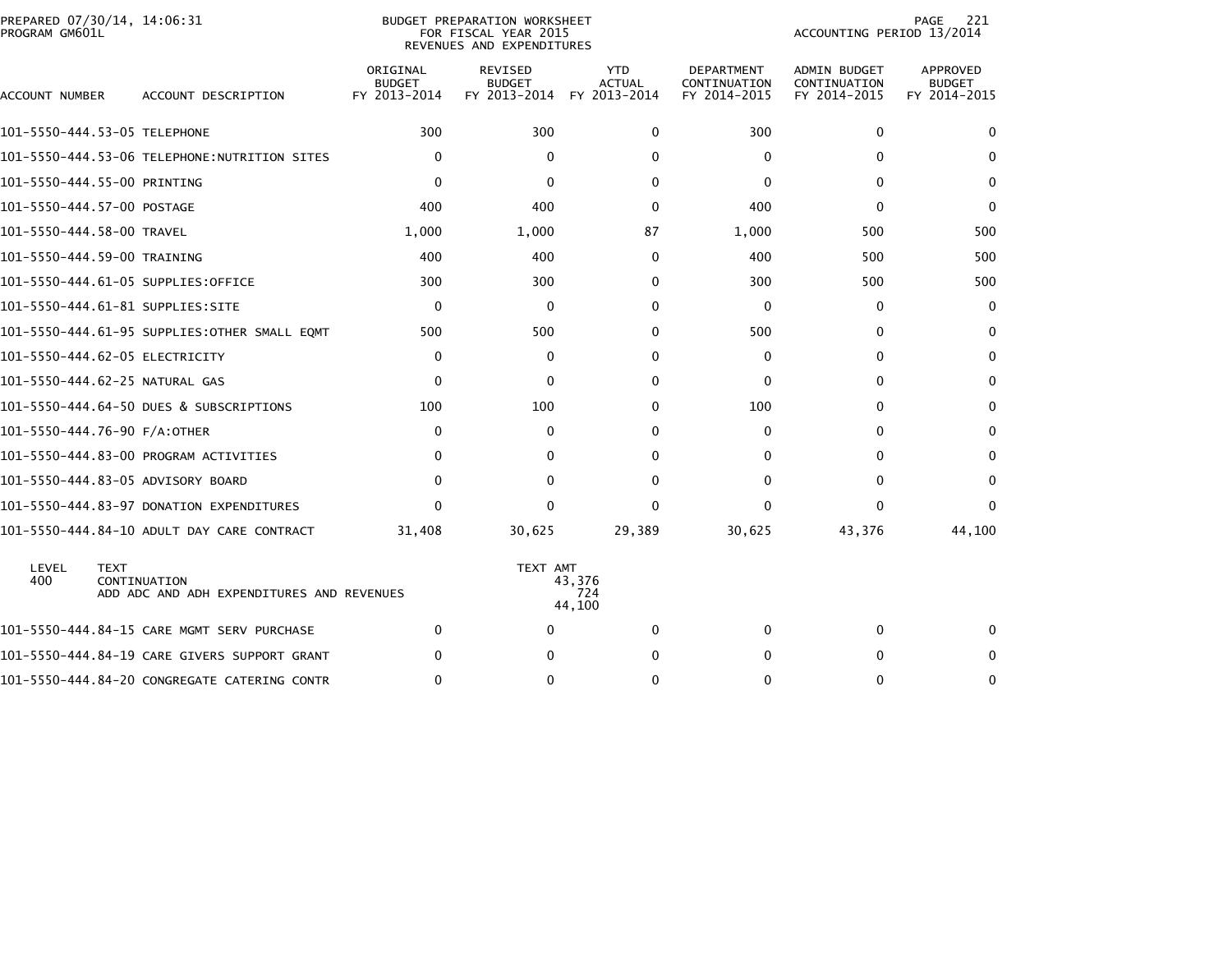PREPARED 07/30/14, 14:06:31
PROGRAM GM601L

BUDGET PREPARATION WORKSHEET
FOR FISCAL YEAR 2015
REVENUES AND EXPENDITURES

ACCOUNTING PERIOD 13/2014

| ACCOUNT NUMBER | ACCOUNT DESCRIPTION | ORIGINAL BUDGET FY 2013-2014 | REVISED BUDGET FY 2013-2014 | YTD ACTUAL FY 2013-2014 | DEPARTMENT CONTINUATION FY 2014-2015 | ADMIN BUDGET CONTINUATION FY 2014-2015 | APPROVED BUDGET FY 2014-2015 |
|---|---|---|---|---|---|---|---|
| 101-5550-444.53-05 | TELEPHONE | 300 | 300 | 0 | 300 | 0 | 0 |
| 101-5550-444.53-06 | TELEPHONE:NUTRITION SITES | 0 | 0 | 0 | 0 | 0 | 0 |
| 101-5550-444.55-00 | PRINTING | 0 | 0 | 0 | 0 | 0 | 0 |
| 101-5550-444.57-00 | POSTAGE | 400 | 400 | 0 | 400 | 0 | 0 |
| 101-5550-444.58-00 | TRAVEL | 1,000 | 1,000 | 87 | 1,000 | 500 | 500 |
| 101-5550-444.59-00 | TRAINING | 400 | 400 | 0 | 400 | 500 | 500 |
| 101-5550-444.61-05 | SUPPLIES:OFFICE | 300 | 300 | 0 | 300 | 500 | 500 |
| 101-5550-444.61-81 | SUPPLIES:SITE | 0 | 0 | 0 | 0 | 0 | 0 |
| 101-5550-444.61-95 | SUPPLIES:OTHER SMALL EQMT | 500 | 500 | 0 | 500 | 0 | 0 |
| 101-5550-444.62-05 | ELECTRICITY | 0 | 0 | 0 | 0 | 0 | 0 |
| 101-5550-444.62-25 | NATURAL GAS | 0 | 0 | 0 | 0 | 0 | 0 |
| 101-5550-444.64-50 | DUES & SUBSCRIPTIONS | 100 | 100 | 0 | 100 | 0 | 0 |
| 101-5550-444.76-90 | F/A:OTHER | 0 | 0 | 0 | 0 | 0 | 0 |
| 101-5550-444.83-00 | PROGRAM ACTIVITIES | 0 | 0 | 0 | 0 | 0 | 0 |
| 101-5550-444.83-05 | ADVISORY BOARD | 0 | 0 | 0 | 0 | 0 | 0 |
| 101-5550-444.83-97 | DONATION EXPENDITURES | 0 | 0 | 0 | 0 | 0 | 0 |
| 101-5550-444.84-10 | ADULT DAY CARE CONTRACT | 31,408 | 30,625 | 29,389 | 30,625 | 43,376 | 44,100 |

| LEVEL | TEXT | TEXT AMT |
|---|---|---|
| 400 | CONTINUATION | 43,376 |
| | ADD ADC AND ADH EXPENDITURES AND REVENUES | 724 |
| | | 44,100 |

| ACCOUNT NUMBER | ACCOUNT DESCRIPTION | ORIGINAL BUDGET FY 2013-2014 | REVISED BUDGET FY 2013-2014 | YTD ACTUAL FY 2013-2014 | DEPARTMENT CONTINUATION FY 2014-2015 | ADMIN BUDGET CONTINUATION FY 2014-2015 | APPROVED BUDGET FY 2014-2015 |
|---|---|---|---|---|---|---|---|
| 101-5550-444.84-15 | CARE MGMT SERV PURCHASE | 0 | 0 | 0 | 0 | 0 | 0 |
| 101-5550-444.84-19 | CARE GIVERS SUPPORT GRANT | 0 | 0 | 0 | 0 | 0 | 0 |
| 101-5550-444.84-20 | CONGREGATE CATERING CONTR | 0 | 0 | 0 | 0 | 0 | 0 |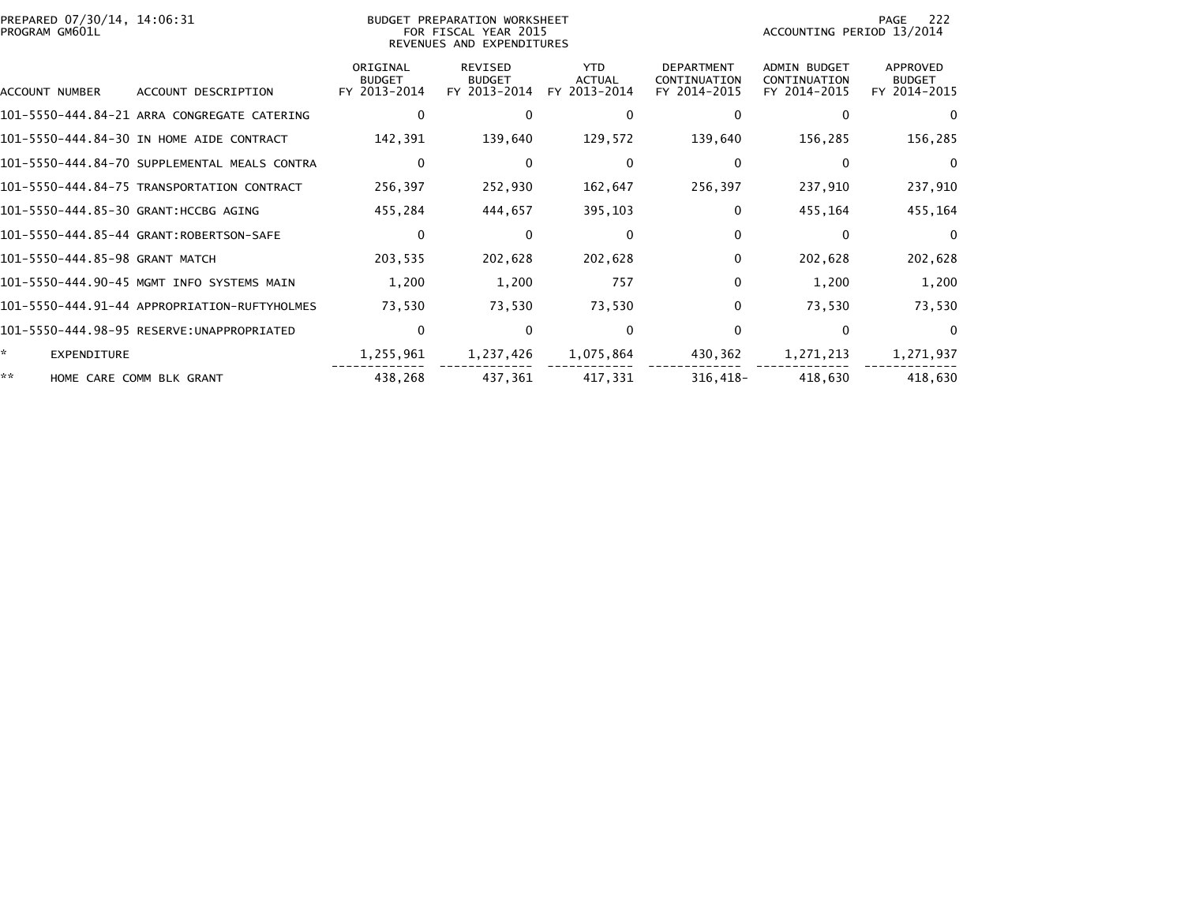BUDGET PREPARATION WORKSHEET
FOR FISCAL YEAR 2015
REVENUES AND EXPENDITURES

PREPARED 07/30/14, 14:06:31
PROGRAM GM601L

ACCOUNTING PERIOD 13/2014

| ACCOUNT NUMBER | ACCOUNT DESCRIPTION | ORIGINAL BUDGET FY 2013-2014 | REVISED BUDGET FY 2013-2014 | YTD ACTUAL FY 2013-2014 | DEPARTMENT CONTINUATION FY 2014-2015 | ADMIN BUDGET CONTINUATION FY 2014-2015 | APPROVED BUDGET FY 2014-2015 |
|---|---|---|---|---|---|---|---|
| 101-5550-444.84-21 | ARRA CONGREGATE CATERING | 0 | 0 | 0 | 0 | 0 | 0 |
| 101-5550-444.84-30 | IN HOME AIDE CONTRACT | 142,391 | 139,640 | 129,572 | 139,640 | 156,285 | 156,285 |
| 101-5550-444.84-70 | SUPPLEMENTAL MEALS CONTRA | 0 | 0 | 0 | 0 | 0 | 0 |
| 101-5550-444.84-75 | TRANSPORTATION CONTRACT | 256,397 | 252,930 | 162,647 | 256,397 | 237,910 | 237,910 |
| 101-5550-444.85-30 | GRANT:HCCBG AGING | 455,284 | 444,657 | 395,103 | 0 | 455,164 | 455,164 |
| 101-5550-444.85-44 | GRANT:ROBERTSON-SAFE | 0 | 0 | 0 | 0 | 0 | 0 |
| 101-5550-444.85-98 | GRANT MATCH | 203,535 | 202,628 | 202,628 | 0 | 202,628 | 202,628 |
| 101-5550-444.90-45 | MGMT INFO SYSTEMS MAIN | 1,200 | 1,200 | 757 | 0 | 1,200 | 1,200 |
| 101-5550-444.91-44 | APPROPRIATION-RUFTYHOLMES | 73,530 | 73,530 | 73,530 | 0 | 73,530 | 73,530 |
| 101-5550-444.98-95 | RESERVE:UNAPPROPRIATED | 0 | 0 | 0 | 0 | 0 | 0 |
| * | EXPENDITURE | 1,255,961 | 1,237,426 | 1,075,864 | 430,362 | 1,271,213 | 1,271,937 |
| ** | HOME CARE COMM BLK GRANT | 438,268 | 437,361 | 417,331 | 316,418- | 418,630 | 418,630 |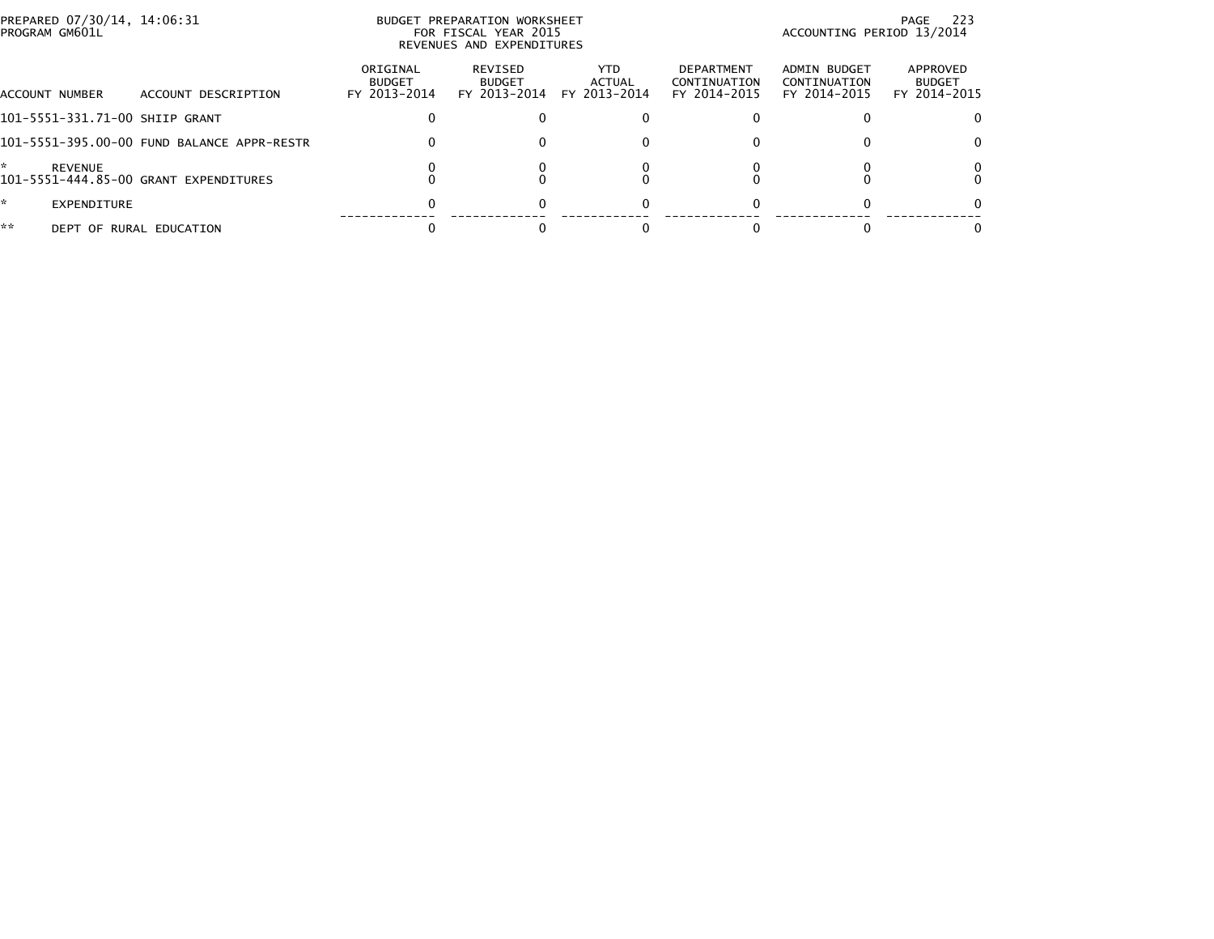PREPARED 07/30/14, 14:06:31
PROGRAM GM601L

BUDGET PREPARATION WORKSHEET
FOR FISCAL YEAR 2015
REVENUES AND EXPENDITURES

ACCOUNTING PERIOD 13/2014

| ACCOUNT NUMBER | ACCOUNT DESCRIPTION | ORIGINAL BUDGET FY 2013-2014 | REVISED BUDGET FY 2013-2014 | YTD ACTUAL FY 2013-2014 | DEPARTMENT CONTINUATION FY 2014-2015 | ADMIN BUDGET CONTINUATION FY 2014-2015 | APPROVED BUDGET FY 2014-2015 |
|---|---|---|---|---|---|---|---|
| 101-5551-331.71-00 | SHIIP GRANT | 0 | 0 | 0 | 0 | 0 | 0 |
| 101-5551-395.00-00 | FUND BALANCE APPR-RESTR | 0 | 0 | 0 | 0 | 0 | 0 |
| * | REVENUE | 0 | 0 | 0 | 0 | 0 | 0 |
| 101-5551-444.85-00 | GRANT EXPENDITURES | 0 | 0 | 0 | 0 | 0 | 0 |
| * | EXPENDITURE | 0 | 0 | 0 | 0 | 0 | 0 |
| ** | DEPT OF RURAL EDUCATION | 0 | 0 | 0 | 0 | 0 | 0 |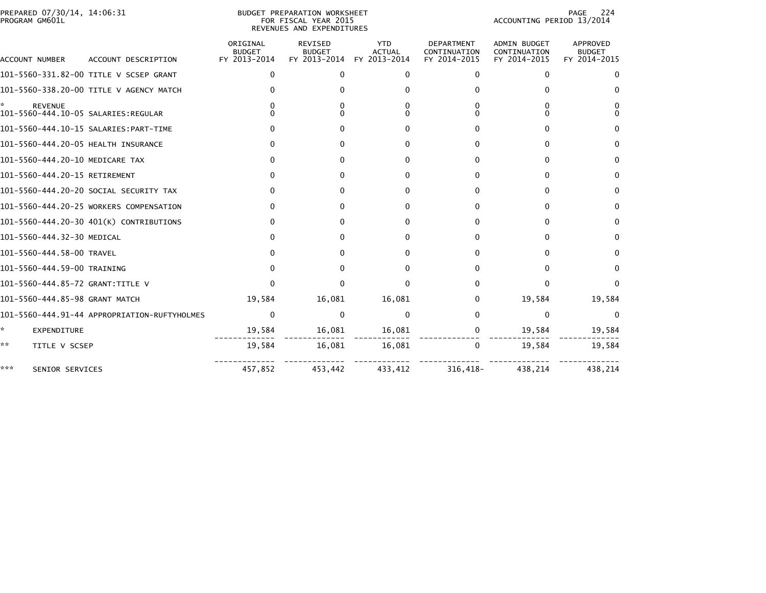PREPARED 07/30/14, 14:06:31
PROGRAM GM601L

BUDGET PREPARATION WORKSHEET
FOR FISCAL YEAR 2015
REVENUES AND EXPENDITURES

ACCOUNTING PERIOD 13/2014

| ACCOUNT NUMBER | ACCOUNT DESCRIPTION | ORIGINAL BUDGET FY 2013-2014 | REVISED BUDGET FY 2013-2014 | YTD ACTUAL FY 2013-2014 | DEPARTMENT CONTINUATION FY 2014-2015 | ADMIN BUDGET CONTINUATION FY 2014-2015 | APPROVED BUDGET FY 2014-2015 |
|---|---|---|---|---|---|---|---|
| 101-5560-331.82-00 | TITLE V SCSEP GRANT | 0 | 0 | 0 | 0 | 0 | 0 |
| 101-5560-338.20-00 | TITLE V AGENCY MATCH | 0 | 0 | 0 | 0 | 0 | 0 |
| * | REVENUE | 0 | 0 | 0 | 0 | 0 | 0 |
| 101-5560-444.10-05 | SALARIES:REGULAR | 0 | 0 | 0 | 0 | 0 | 0 |
| 101-5560-444.10-15 | SALARIES:PART-TIME | 0 | 0 | 0 | 0 | 0 | 0 |
| 101-5560-444.20-05 | HEALTH INSURANCE | 0 | 0 | 0 | 0 | 0 | 0 |
| 101-5560-444.20-10 | MEDICARE TAX | 0 | 0 | 0 | 0 | 0 | 0 |
| 101-5560-444.20-15 | RETIREMENT | 0 | 0 | 0 | 0 | 0 | 0 |
| 101-5560-444.20-20 | SOCIAL SECURITY TAX | 0 | 0 | 0 | 0 | 0 | 0 |
| 101-5560-444.20-25 | WORKERS COMPENSATION | 0 | 0 | 0 | 0 | 0 | 0 |
| 101-5560-444.20-30 | 401(K) CONTRIBUTIONS | 0 | 0 | 0 | 0 | 0 | 0 |
| 101-5560-444.32-30 | MEDICAL | 0 | 0 | 0 | 0 | 0 | 0 |
| 101-5560-444.58-00 | TRAVEL | 0 | 0 | 0 | 0 | 0 | 0 |
| 101-5560-444.59-00 | TRAINING | 0 | 0 | 0 | 0 | 0 | 0 |
| 101-5560-444.85-72 | GRANT:TITLE V | 0 | 0 | 0 | 0 | 0 | 0 |
| 101-5560-444.85-98 | GRANT MATCH | 19,584 | 16,081 | 16,081 | 0 | 19,584 | 19,584 |
| 101-5560-444.91-44 | APPROPRIATION-RUFTYHOLMES | 0 | 0 | 0 | 0 | 0 | 0 |
| * | EXPENDITURE | 19,584 | 16,081 | 16,081 | 0 | 19,584 | 19,584 |
| ** | TITLE V SCSEP | 19,584 | 16,081 | 16,081 | 0 | 19,584 | 19,584 |
| *** | SENIOR SERVICES | 457,852 | 453,442 | 433,412 | 316,418- | 438,214 | 438,214 |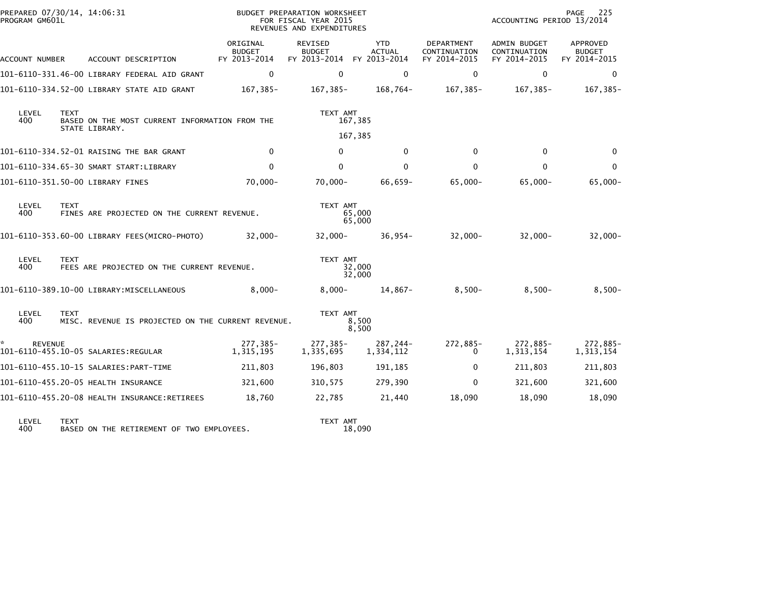PREPARED 07/30/14, 14:06:31
PROGRAM GM601L

BUDGET PREPARATION WORKSHEET
FOR FISCAL YEAR 2015
REVENUES AND EXPENDITURES

ACCOUNTING PERIOD 13/2014

| ACCOUNT NUMBER | ACCOUNT DESCRIPTION | ORIGINAL BUDGET FY 2013-2014 | REVISED BUDGET FY 2013-2014 | YTD ACTUAL FY 2013-2014 | DEPARTMENT CONTINUATION FY 2014-2015 | ADMIN BUDGET CONTINUATION FY 2014-2015 | APPROVED BUDGET FY 2014-2015 |
|---|---|---|---|---|---|---|---|
| 101-6110-331.46-00 | LIBRARY FEDERAL AID GRANT | 0 | 0 | 0 | 0 | 0 | 0 |
| 101-6110-334.52-00 | LIBRARY STATE AID GRANT | 167,385- | 167,385- | 168,764- | 167,385- | 167,385- | 167,385- |

| LEVEL | TEXT | TEXT AMT |
|---|---|---|
| 400 | BASED ON THE MOST CURRENT INFORMATION FROM THE STATE LIBRARY. | 167,385 |
| | | 167,385 |

| ACCOUNT NUMBER | ACCOUNT DESCRIPTION | ORIGINAL BUDGET FY 2013-2014 | REVISED BUDGET FY 2013-2014 | YTD ACTUAL FY 2013-2014 | DEPARTMENT CONTINUATION FY 2014-2015 | ADMIN BUDGET CONTINUATION FY 2014-2015 | APPROVED BUDGET FY 2014-2015 |
|---|---|---|---|---|---|---|---|
| 101-6110-334.52-01 | RAISING THE BAR GRANT | 0 | 0 | 0 | 0 | 0 | 0 |
| 101-6110-334.65-30 | SMART START:LIBRARY | 0 | 0 | 0 | 0 | 0 | 0 |
| 101-6110-351.50-00 | LIBRARY FINES | 70,000- | 70,000- | 66,659- | 65,000- | 65,000- | 65,000- |

| LEVEL | TEXT | TEXT AMT |
|---|---|---|
| 400 | FINES ARE PROJECTED ON THE CURRENT REVENUE. | 65,000 |
| | | 65,000 |

| ACCOUNT NUMBER | ACCOUNT DESCRIPTION | ORIGINAL BUDGET FY 2013-2014 | REVISED BUDGET FY 2013-2014 | YTD ACTUAL FY 2013-2014 | DEPARTMENT CONTINUATION FY 2014-2015 | ADMIN BUDGET CONTINUATION FY 2014-2015 | APPROVED BUDGET FY 2014-2015 |
|---|---|---|---|---|---|---|---|
| 101-6110-353.60-00 | LIBRARY FEES(MICRO-PHOTO) | 32,000- | 32,000- | 36,954- | 32,000- | 32,000- | 32,000- |

| LEVEL | TEXT | TEXT AMT |
|---|---|---|
| 400 | FEES ARE PROJECTED ON THE CURRENT REVENUE. | 32,000 |
| | | 32,000 |

| ACCOUNT NUMBER | ACCOUNT DESCRIPTION | ORIGINAL BUDGET FY 2013-2014 | REVISED BUDGET FY 2013-2014 | YTD ACTUAL FY 2013-2014 | DEPARTMENT CONTINUATION FY 2014-2015 | ADMIN BUDGET CONTINUATION FY 2014-2015 | APPROVED BUDGET FY 2014-2015 |
|---|---|---|---|---|---|---|---|
| 101-6110-389.10-00 | LIBRARY:MISCELLANEOUS | 8,000- | 8,000- | 14,867- | 8,500- | 8,500- | 8,500- |

| LEVEL | TEXT | TEXT AMT |
|---|---|---|
| 400 | MISC. REVENUE IS PROJECTED ON THE CURRENT REVENUE. | 8,500 |
| | | 8,500 |

| ACCOUNT NUMBER | ACCOUNT DESCRIPTION | ORIGINAL BUDGET FY 2013-2014 | REVISED BUDGET FY 2013-2014 | YTD ACTUAL FY 2013-2014 | DEPARTMENT CONTINUATION FY 2014-2015 | ADMIN BUDGET CONTINUATION FY 2014-2015 | APPROVED BUDGET FY 2014-2015 |
|---|---|---|---|---|---|---|---|
| * REVENUE | | 277,385- | 277,385- | 287,244- | 272,885- | 272,885- | 272,885- |
| 101-6110-455.10-05 | SALARIES:REGULAR | 1,315,195 | 1,335,695 | 1,334,112 | 0 | 1,313,154 | 1,313,154 |
| 101-6110-455.10-15 | SALARIES:PART-TIME | 211,803 | 196,803 | 191,185 | 0 | 211,803 | 211,803 |
| 101-6110-455.20-05 | HEALTH INSURANCE | 321,600 | 310,575 | 279,390 | 0 | 321,600 | 321,600 |
| 101-6110-455.20-08 | HEALTH INSURANCE:RETIREES | 18,760 | 22,785 | 21,440 | 18,090 | 18,090 | 18,090 |

| LEVEL | TEXT | TEXT AMT |
|---|---|---|
| 400 | BASED ON THE RETIREMENT OF TWO EMPLOYEES. | 18,090 |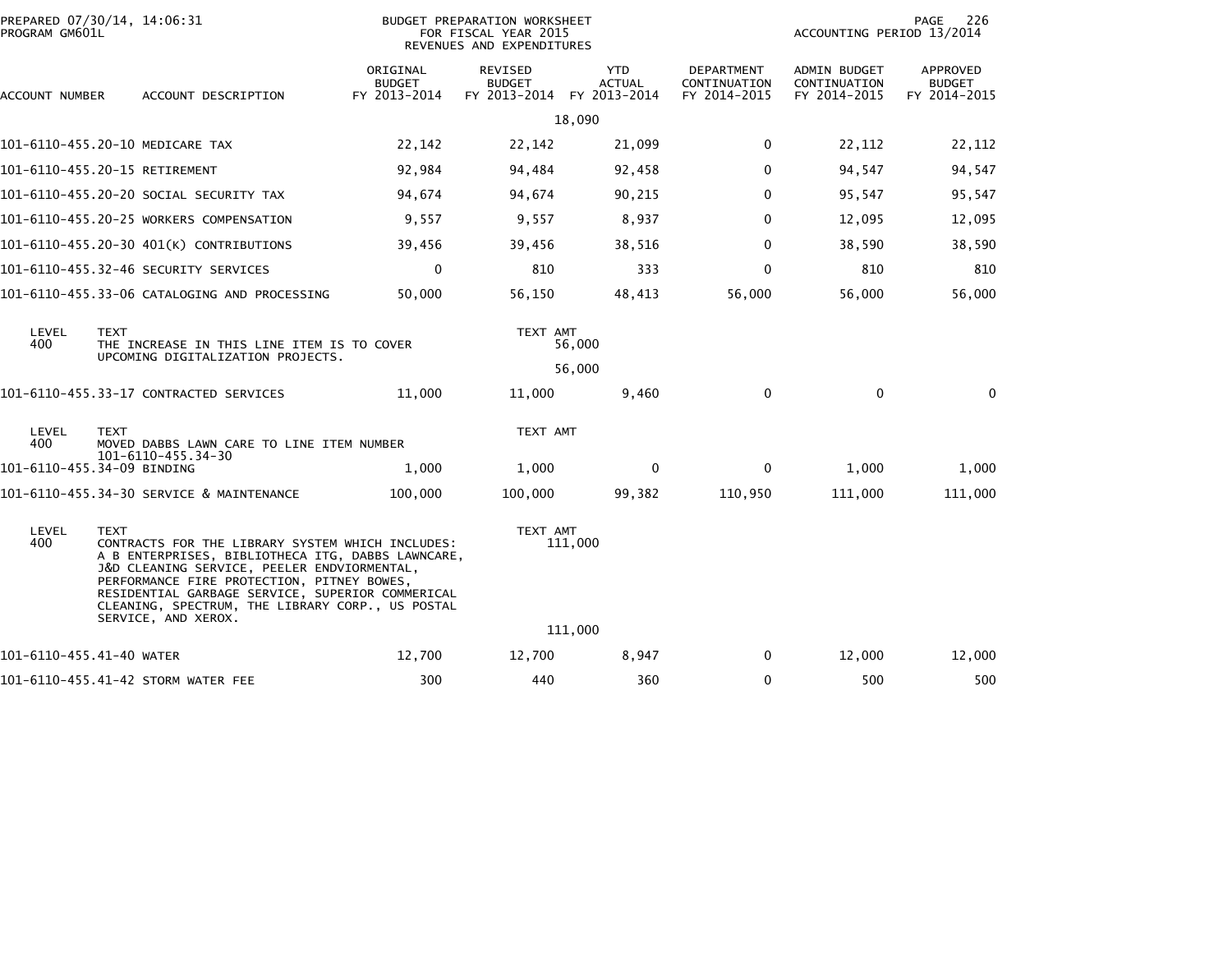PREPARED 07/30/14, 14:06:31
PROGRAM GM601L

BUDGET PREPARATION WORKSHEET
FOR FISCAL YEAR 2015
REVENUES AND EXPENDITURES

ACCOUNTING PERIOD 13/2014

| ACCOUNT NUMBER | ACCOUNT DESCRIPTION | ORIGINAL BUDGET FY 2013-2014 | REVISED BUDGET FY 2013-2014 | YTD ACTUAL FY 2013-2014 | DEPARTMENT CONTINUATION FY 2014-2015 | ADMIN BUDGET CONTINUATION FY 2014-2015 | APPROVED BUDGET FY 2014-2015 |
|---|---|---|---|---|---|---|---|
| | | | 18,090 | | | | |
| 101-6110-455.20-10 | MEDICARE TAX | 22,142 | 22,142 | 21,099 | 0 | 22,112 | 22,112 |
| 101-6110-455.20-15 | RETIREMENT | 92,984 | 94,484 | 92,458 | 0 | 94,547 | 94,547 |
| 101-6110-455.20-20 | SOCIAL SECURITY TAX | 94,674 | 94,674 | 90,215 | 0 | 95,547 | 95,547 |
| 101-6110-455.20-25 | WORKERS COMPENSATION | 9,557 | 9,557 | 8,937 | 0 | 12,095 | 12,095 |
| 101-6110-455.20-30 | 401(K) CONTRIBUTIONS | 39,456 | 39,456 | 38,516 | 0 | 38,590 | 38,590 |
| 101-6110-455.32-46 | SECURITY SERVICES | 0 | 810 | 333 | 0 | 810 | 810 |
| 101-6110-455.33-06 | CATALOGING AND PROCESSING | 50,000 | 56,150 | 48,413 | 56,000 | 56,000 | 56,000 |

| LEVEL | TEXT | TEXT AMT |
|---|---|---|
| 400 | THE INCREASE IN THIS LINE ITEM IS TO COVER UPCOMING DIGITALIZATION PROJECTS. | 56,000 |
| | | 56,000 |

| ACCOUNT NUMBER | ACCOUNT DESCRIPTION | ORIGINAL BUDGET FY 2013-2014 | REVISED BUDGET FY 2013-2014 | YTD ACTUAL FY 2013-2014 | DEPARTMENT CONTINUATION FY 2014-2015 | ADMIN BUDGET CONTINUATION FY 2014-2015 | APPROVED BUDGET FY 2014-2015 |
|---|---|---|---|---|---|---|---|
| 101-6110-455.33-17 | CONTRACTED SERVICES | 11,000 | 11,000 | 9,460 | 0 | 0 | 0 |

| LEVEL | TEXT | TEXT AMT |
|---|---|---|
| 400 | MOVED DABBS LAWN CARE TO LINE ITEM NUMBER 101-6110-455.34-30 | |

| ACCOUNT NUMBER | ACCOUNT DESCRIPTION | ORIGINAL BUDGET FY 2013-2014 | REVISED BUDGET FY 2013-2014 | YTD ACTUAL FY 2013-2014 | DEPARTMENT CONTINUATION FY 2014-2015 | ADMIN BUDGET CONTINUATION FY 2014-2015 | APPROVED BUDGET FY 2014-2015 |
|---|---|---|---|---|---|---|---|
| 101-6110-455.34-09 | BINDING | 1,000 | 1,000 | 0 | 0 | 1,000 | 1,000 |
| 101-6110-455.34-30 | SERVICE & MAINTENANCE | 100,000 | 100,000 | 99,382 | 110,950 | 111,000 | 111,000 |

| LEVEL | TEXT | TEXT AMT |
|---|---|---|
| 400 | CONTRACTS FOR THE LIBRARY SYSTEM WHICH INCLUDES: A B ENTERPRISES, BIBLIOTHECA ITG, DABBS LAWNCARE, J&D CLEANING SERVICE, PEELER ENDVIORMENTAL, PERFORMANCE FIRE PROTECTION, PITNEY BOWES, RESIDENTIAL GARBAGE SERVICE, SUPERIOR COMMERICAL CLEANING, SPECTRUM, THE LIBRARY CORP., US POSTAL SERVICE, AND XEROX. | 111,000 |
| | | 111,000 |

| ACCOUNT NUMBER | ACCOUNT DESCRIPTION | ORIGINAL BUDGET FY 2013-2014 | REVISED BUDGET FY 2013-2014 | YTD ACTUAL FY 2013-2014 | DEPARTMENT CONTINUATION FY 2014-2015 | ADMIN BUDGET CONTINUATION FY 2014-2015 | APPROVED BUDGET FY 2014-2015 |
|---|---|---|---|---|---|---|---|
| 101-6110-455.41-40 | WATER | 12,700 | 12,700 | 8,947 | 0 | 12,000 | 12,000 |
| 101-6110-455.41-42 | STORM WATER FEE | 300 | 440 | 360 | 0 | 500 | 500 |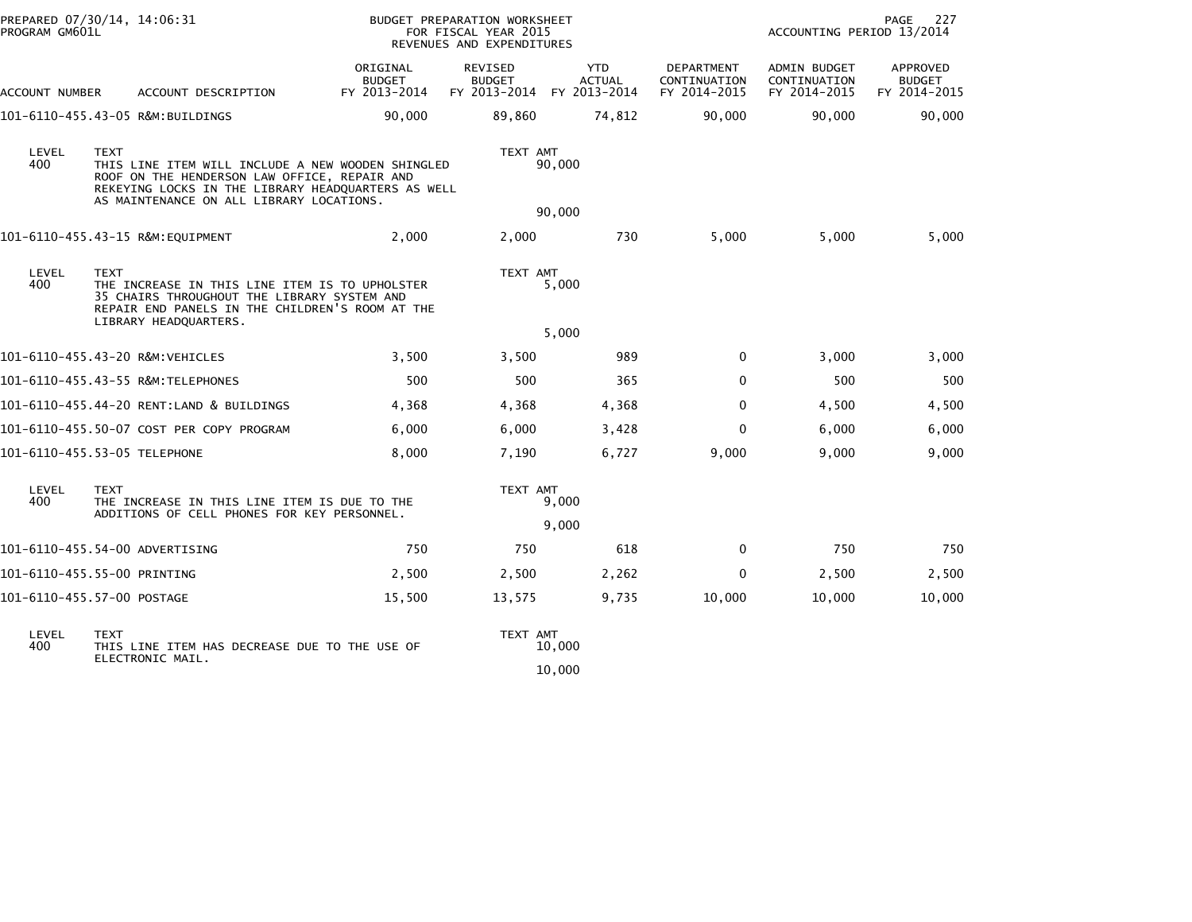BUDGET PREPARATION WORKSHEET
FOR FISCAL YEAR 2015
REVENUES AND EXPENDITURES

PREPARED 07/30/14, 14:06:31
PROGRAM GM601L

ACCOUNTING PERIOD 13/2014

| ACCOUNT NUMBER | ACCOUNT DESCRIPTION | ORIGINAL BUDGET FY 2013-2014 | REVISED BUDGET FY 2013-2014 | YTD ACTUAL FY 2013-2014 | DEPARTMENT CONTINUATION FY 2014-2015 | ADMIN BUDGET CONTINUATION FY 2014-2015 | APPROVED BUDGET FY 2014-2015 |
|---|---|---|---|---|---|---|---|
| 101-6110-455.43-05 | R&M:BUILDINGS | 90,000 | 89,860 | 74,812 | 90,000 | 90,000 | 90,000 |

| LEVEL | TEXT | TEXT AMT |
|---|---|---|
| 400 | THIS LINE ITEM WILL INCLUDE A NEW WOODEN SHINGLED ROOF ON THE HENDERSON LAW OFFICE, REPAIR AND REKEYING LOCKS IN THE LIBRARY HEADQUARTERS AS WELL AS MAINTENANCE ON ALL LIBRARY LOCATIONS. | 90,000 |
| | | 90,000 |

| ACCOUNT NUMBER | ACCOUNT DESCRIPTION | ORIGINAL BUDGET FY 2013-2014 | REVISED BUDGET FY 2013-2014 | YTD ACTUAL FY 2013-2014 | DEPARTMENT CONTINUATION FY 2014-2015 | ADMIN BUDGET CONTINUATION FY 2014-2015 | APPROVED BUDGET FY 2014-2015 |
|---|---|---|---|---|---|---|---|
| 101-6110-455.43-15 | R&M:EQUIPMENT | 2,000 | 2,000 | 730 | 5,000 | 5,000 | 5,000 |

| LEVEL | TEXT | TEXT AMT |
|---|---|---|
| 400 | THE INCREASE IN THIS LINE ITEM IS TO UPHOLSTER 35 CHAIRS THROUGHOUT THE LIBRARY SYSTEM AND REPAIR END PANELS IN THE CHILDREN'S ROOM AT THE LIBRARY HEADQUARTERS. | 5,000 |
| | | 5,000 |

| ACCOUNT NUMBER | ACCOUNT DESCRIPTION | ORIGINAL BUDGET FY 2013-2014 | REVISED BUDGET FY 2013-2014 | YTD ACTUAL FY 2013-2014 | DEPARTMENT CONTINUATION FY 2014-2015 | ADMIN BUDGET CONTINUATION FY 2014-2015 | APPROVED BUDGET FY 2014-2015 |
|---|---|---|---|---|---|---|---|
| 101-6110-455.43-20 | R&M:VEHICLES | 3,500 | 3,500 | 989 | 0 | 3,000 | 3,000 |
| 101-6110-455.43-55 | R&M:TELEPHONES | 500 | 500 | 365 | 0 | 500 | 500 |
| 101-6110-455.44-20 | RENT:LAND & BUILDINGS | 4,368 | 4,368 | 4,368 | 0 | 4,500 | 4,500 |
| 101-6110-455.50-07 | COST PER COPY PROGRAM | 6,000 | 6,000 | 3,428 | 0 | 6,000 | 6,000 |
| 101-6110-455.53-05 | TELEPHONE | 8,000 | 7,190 | 6,727 | 9,000 | 9,000 | 9,000 |

| LEVEL | TEXT | TEXT AMT |
|---|---|---|
| 400 | THE INCREASE IN THIS LINE ITEM IS DUE TO THE ADDITIONS OF CELL PHONES FOR KEY PERSONNEL. | 9,000 |
| | | 9,000 |

| ACCOUNT NUMBER | ACCOUNT DESCRIPTION | ORIGINAL BUDGET FY 2013-2014 | REVISED BUDGET FY 2013-2014 | YTD ACTUAL FY 2013-2014 | DEPARTMENT CONTINUATION FY 2014-2015 | ADMIN BUDGET CONTINUATION FY 2014-2015 | APPROVED BUDGET FY 2014-2015 |
|---|---|---|---|---|---|---|---|
| 101-6110-455.54-00 | ADVERTISING | 750 | 750 | 618 | 0 | 750 | 750 |
| 101-6110-455.55-00 | PRINTING | 2,500 | 2,500 | 2,262 | 0 | 2,500 | 2,500 |
| 101-6110-455.57-00 | POSTAGE | 15,500 | 13,575 | 9,735 | 10,000 | 10,000 | 10,000 |

| LEVEL | TEXT | TEXT AMT |
|---|---|---|
| 400 | THIS LINE ITEM HAS DECREASE DUE TO THE USE OF ELECTRONIC MAIL. | 10,000 |
| | | 10,000 |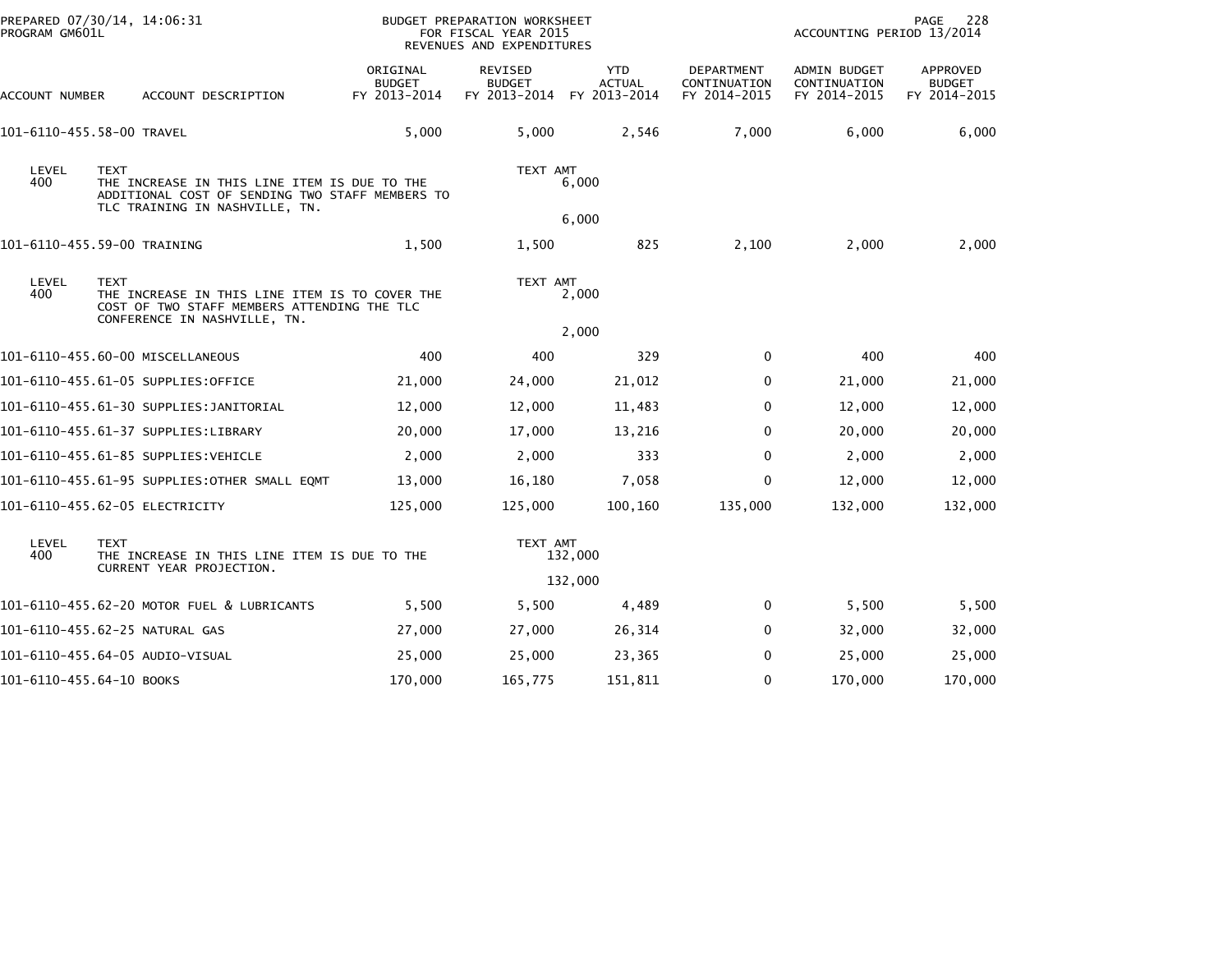| ACCOUNT NUMBER | ACCOUNT DESCRIPTION | ORIGINAL BUDGET FY 2013-2014 | REVISED BUDGET FY 2013-2014 | YTD ACTUAL FY 2013-2014 | DEPARTMENT CONTINUATION FY 2014-2015 | ADMIN BUDGET CONTINUATION FY 2014-2015 | APPROVED BUDGET FY 2014-2015 |
|---|---|---|---|---|---|---|---|
| 101-6110-455.58-00 | TRAVEL | 5,000 | 5,000 | 2,546 | 7,000 | 6,000 | 6,000 |
| LEVEL 400 | TEXT: THE INCREASE IN THIS LINE ITEM IS DUE TO THE ADDITIONAL COST OF SENDING TWO STAFF MEMBERS TO TLC TRAINING IN NASHVILLE, TN. | | TEXT AMT 6,000 | | | | |
| | | | 6,000 | | | | |
| 101-6110-455.59-00 | TRAINING | 1,500 | 1,500 | 825 | 2,100 | 2,000 | 2,000 |
| LEVEL 400 | TEXT: THE INCREASE IN THIS LINE ITEM IS TO COVER THE COST OF TWO STAFF MEMBERS ATTENDING THE TLC CONFERENCE IN NASHVILLE, TN. | | TEXT AMT 2,000 | | | | |
| | | | 2,000 | | | | |
| 101-6110-455.60-00 | MISCELLANEOUS | 400 | 400 | 329 | 0 | 400 | 400 |
| 101-6110-455.61-05 | SUPPLIES:OFFICE | 21,000 | 24,000 | 21,012 | 0 | 21,000 | 21,000 |
| 101-6110-455.61-30 | SUPPLIES:JANITORIAL | 12,000 | 12,000 | 11,483 | 0 | 12,000 | 12,000 |
| 101-6110-455.61-37 | SUPPLIES:LIBRARY | 20,000 | 17,000 | 13,216 | 0 | 20,000 | 20,000 |
| 101-6110-455.61-85 | SUPPLIES:VEHICLE | 2,000 | 2,000 | 333 | 0 | 2,000 | 2,000 |
| 101-6110-455.61-95 | SUPPLIES:OTHER SMALL EQMT | 13,000 | 16,180 | 7,058 | 0 | 12,000 | 12,000 |
| 101-6110-455.62-05 | ELECTRICITY | 125,000 | 125,000 | 100,160 | 135,000 | 132,000 | 132,000 |
| LEVEL 400 | TEXT: THE INCREASE IN THIS LINE ITEM IS DUE TO THE CURRENT YEAR PROJECTION. | | TEXT AMT 132,000 | | | | |
| | | | 132,000 | | | | |
| 101-6110-455.62-20 | MOTOR FUEL & LUBRICANTS | 5,500 | 5,500 | 4,489 | 0 | 5,500 | 5,500 |
| 101-6110-455.62-25 | NATURAL GAS | 27,000 | 27,000 | 26,314 | 0 | 32,000 | 32,000 |
| 101-6110-455.64-05 | AUDIO-VISUAL | 25,000 | 25,000 | 23,365 | 0 | 25,000 | 25,000 |
| 101-6110-455.64-10 | BOOKS | 170,000 | 165,775 | 151,811 | 0 | 170,000 | 170,000 |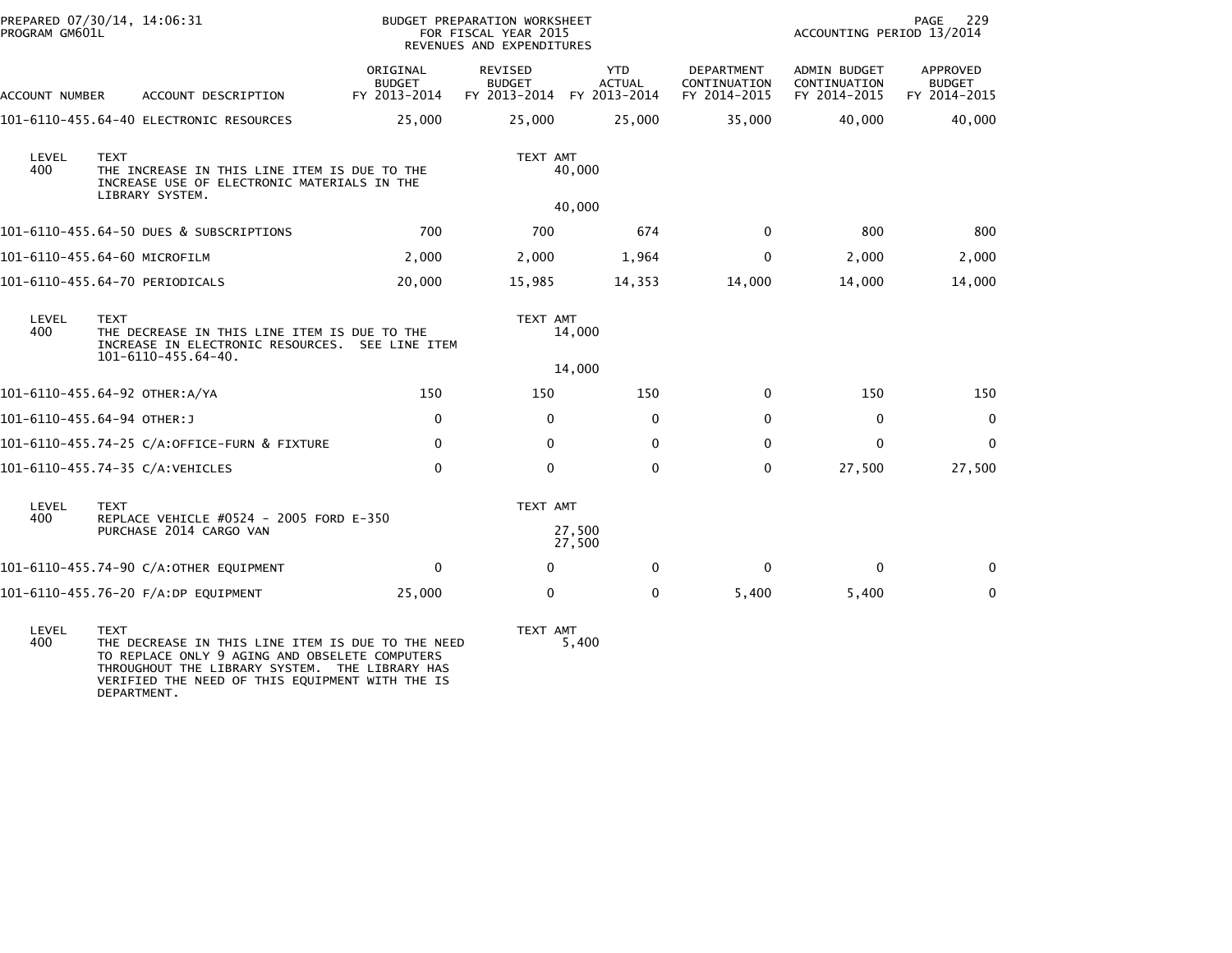PREPARED 07/30/14, 14:06:31
PROGRAM GM601L

BUDGET PREPARATION WORKSHEET
FOR FISCAL YEAR 2015
REVENUES AND EXPENDITURES

ACCOUNTING PERIOD 13/2014

| ACCOUNT NUMBER | ACCOUNT DESCRIPTION | ORIGINAL BUDGET FY 2013-2014 | REVISED BUDGET FY 2013-2014 | YTD ACTUAL FY 2013-2014 | DEPARTMENT CONTINUATION FY 2014-2015 | ADMIN BUDGET CONTINUATION FY 2014-2015 | APPROVED BUDGET FY 2014-2015 |
|---|---|---|---|---|---|---|---|
| 101-6110-455.64-40 | ELECTRONIC RESOURCES | 25,000 | 25,000 | 25,000 | 35,000 | 40,000 | 40,000 |
| LEVEL 400 | TEXT: THE INCREASE IN THIS LINE ITEM IS DUE TO THE INCREASE USE OF ELECTRONIC MATERIALS IN THE LIBRARY SYSTEM. | | TEXT AMT 40,000 / 40,000 | | | | |
| 101-6110-455.64-50 | DUES & SUBSCRIPTIONS | 700 | 700 | 674 | 0 | 800 | 800 |
| 101-6110-455.64-60 | MICROFILM | 2,000 | 2,000 | 1,964 | 0 | 2,000 | 2,000 |
| 101-6110-455.64-70 | PERIODICALS | 20,000 | 15,985 | 14,353 | 14,000 | 14,000 | 14,000 |
| LEVEL 400 | TEXT: THE DECREASE IN THIS LINE ITEM IS DUE TO THE INCREASE IN ELECTRONIC RESOURCES. SEE LINE ITEM 101-6110-455.64-40. | | TEXT AMT 14,000 / 14,000 | | | | |
| 101-6110-455.64-92 | OTHER:A/YA | 150 | 150 | 150 | 0 | 150 | 150 |
| 101-6110-455.64-94 | OTHER:J | 0 | 0 | 0 | 0 | 0 | 0 |
| 101-6110-455.74-25 | C/A:OFFICE-FURN & FIXTURE | 0 | 0 | 0 | 0 | 0 | 0 |
| 101-6110-455.74-35 | C/A:VEHICLES | 0 | 0 | 0 | 0 | 27,500 | 27,500 |
| LEVEL 400 | TEXT: REPLACE VEHICLE #0524 - 2005 FORD E-350 PURCHASE 2014 CARGO VAN | | TEXT AMT 27,500 / 27,500 | | | | |
| 101-6110-455.74-90 | C/A:OTHER EQUIPMENT | 0 | 0 | 0 | 0 | 0 | 0 |
| 101-6110-455.76-20 | F/A:DP EQUIPMENT | 25,000 | 0 | 0 | 5,400 | 5,400 | 0 |
| LEVEL 400 | TEXT: THE DECREASE IN THIS LINE ITEM IS DUE TO THE NEED TO REPLACE ONLY 9 AGING AND OBSELETE COMPUTERS THROUGHOUT THE LIBRARY SYSTEM. THE LIBRARY HAS VERIFIED THE NEED OF THIS EQUIPMENT WITH THE IS DEPARTMENT. | | TEXT AMT 5,400 | | | | |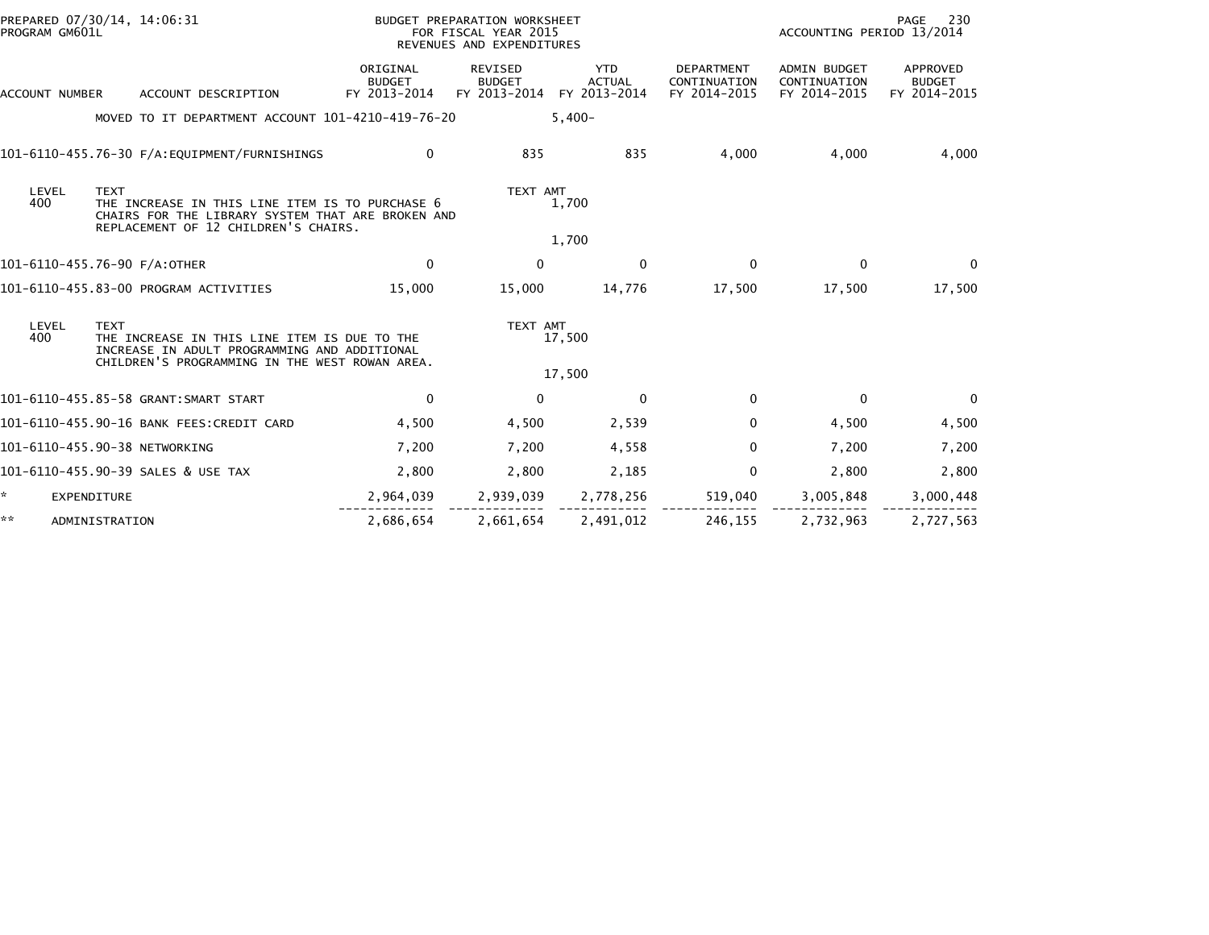BUDGET PREPARATION WORKSHEET
FOR FISCAL YEAR 2015
REVENUES AND EXPENDITURES

PREPARED 07/30/14, 14:06:31
PROGRAM GM601L

ACCOUNTING PERIOD 13/2014

| ACCOUNT NUMBER | ACCOUNT DESCRIPTION | ORIGINAL BUDGET FY 2013-2014 | REVISED BUDGET FY 2013-2014 | YTD ACTUAL FY 2013-2014 | DEPARTMENT CONTINUATION FY 2014-2015 | ADMIN BUDGET CONTINUATION FY 2014-2015 | APPROVED BUDGET FY 2014-2015 |
|---|---|---|---|---|---|---|---|
| | MOVED TO IT DEPARTMENT ACCOUNT 101-4210-419-76-20 | | | 5,400- | | | |
| 101-6110-455.76-30 | F/A:EQUIPMENT/FURNISHINGS | 0 | 835 | 835 | 4,000 | 4,000 | 4,000 |
| LEVEL 400 | TEXT: THE INCREASE IN THIS LINE ITEM IS TO PURCHASE 6 CHAIRS FOR THE LIBRARY SYSTEM THAT ARE BROKEN AND REPLACEMENT OF 12 CHILDREN'S CHAIRS. | | TEXT AMT | 1,700 | | | |
| | | | | 1,700 | | | |
| 101-6110-455.76-90 | F/A:OTHER | 0 | 0 | 0 | 0 | 0 | 0 |
| 101-6110-455.83-00 | PROGRAM ACTIVITIES | 15,000 | 15,000 | 14,776 | 17,500 | 17,500 | 17,500 |
| LEVEL 400 | TEXT: THE INCREASE IN THIS LINE ITEM IS DUE TO THE INCREASE IN ADULT PROGRAMMING AND ADDITIONAL CHILDREN'S PROGRAMMING IN THE WEST ROWAN AREA. | | TEXT AMT | 17,500 | | | |
| | | | | 17,500 | | | |
| 101-6110-455.85-58 | GRANT:SMART START | 0 | 0 | 0 | 0 | 0 | 0 |
| 101-6110-455.90-16 | BANK FEES:CREDIT CARD | 4,500 | 4,500 | 2,539 | 0 | 4,500 | 4,500 |
| 101-6110-455.90-38 | NETWORKING | 7,200 | 7,200 | 4,558 | 0 | 7,200 | 7,200 |
| 101-6110-455.90-39 | SALES & USE TAX | 2,800 | 2,800 | 2,185 | 0 | 2,800 | 2,800 |
| * | EXPENDITURE | 2,964,039 | 2,939,039 | 2,778,256 | 519,040 | 3,005,848 | 3,000,448 |
| ** | ADMINISTRATION | 2,686,654 | 2,661,654 | 2,491,012 | 246,155 | 2,732,963 | 2,727,563 |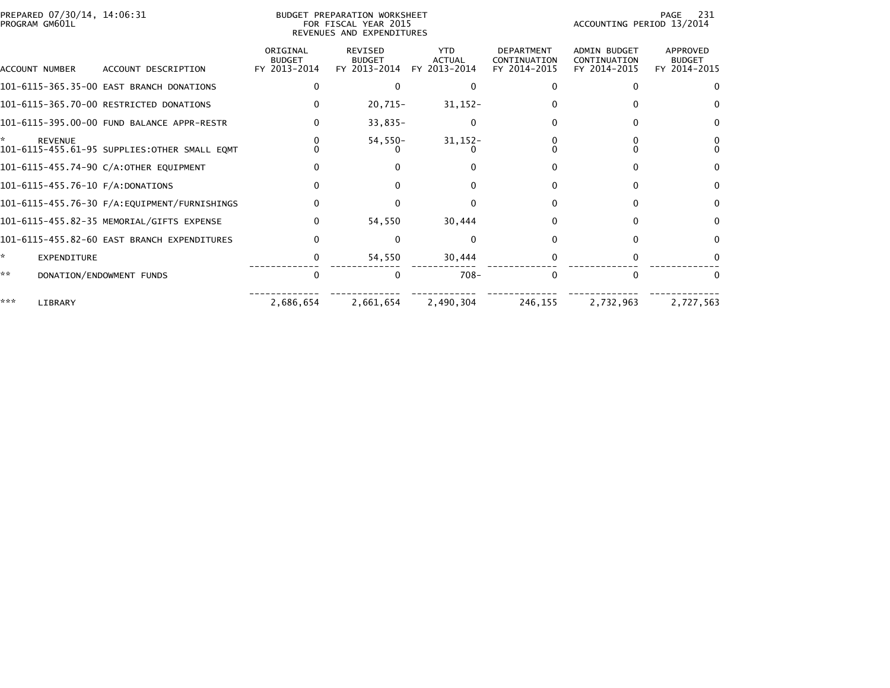PREPARED 07/30/14, 14:06:31
PROGRAM GM601L

BUDGET PREPARATION WORKSHEET
FOR FISCAL YEAR 2015
REVENUES AND EXPENDITURES

ACCOUNTING PERIOD 13/2014

| ACCOUNT NUMBER | ACCOUNT DESCRIPTION | ORIGINAL BUDGET FY 2013-2014 | REVISED BUDGET FY 2013-2014 | YTD ACTUAL FY 2013-2014 | DEPARTMENT CONTINUATION FY 2014-2015 | ADMIN BUDGET CONTINUATION FY 2014-2015 | APPROVED BUDGET FY 2014-2015 |
|---|---|---|---|---|---|---|---|
| 101-6115-365.35-00 | EAST BRANCH DONATIONS | 0 | 0 | 0 | 0 | 0 | 0 |
| 101-6115-365.70-00 | RESTRICTED DONATIONS | 0 | 20,715- | 31,152- | 0 | 0 | 0 |
| 101-6115-395.00-00 | FUND BALANCE APPR-RESTR | 0 | 33,835- | 0 | 0 | 0 | 0 |
| * | REVENUE | 0 | 54,550- | 31,152- | 0 | 0 | 0 |
| 101-6115-455.61-95 | SUPPLIES:OTHER SMALL EQMT | 0 | 0 | 0 | 0 | 0 | 0 |
| 101-6115-455.74-90 | C/A:OTHER EQUIPMENT | 0 | 0 | 0 | 0 | 0 | 0 |
| 101-6115-455.76-10 | F/A:DONATIONS | 0 | 0 | 0 | 0 | 0 | 0 |
| 101-6115-455.76-30 | F/A:EQUIPMENT/FURNISHINGS | 0 | 0 | 0 | 0 | 0 | 0 |
| 101-6115-455.82-35 | MEMORIAL/GIFTS EXPENSE | 0 | 54,550 | 30,444 | 0 | 0 | 0 |
| 101-6115-455.82-60 | EAST BRANCH EXPENDITURES | 0 | 0 | 0 | 0 | 0 | 0 |
| * | EXPENDITURE | 0 | 54,550 | 30,444 | 0 | 0 | 0 |
| ** | DONATION/ENDOWMENT FUNDS | 0 | 0 | 708- | 0 | 0 | 0 |
| *** | LIBRARY | 2,686,654 | 2,661,654 | 2,490,304 | 246,155 | 2,732,963 | 2,727,563 |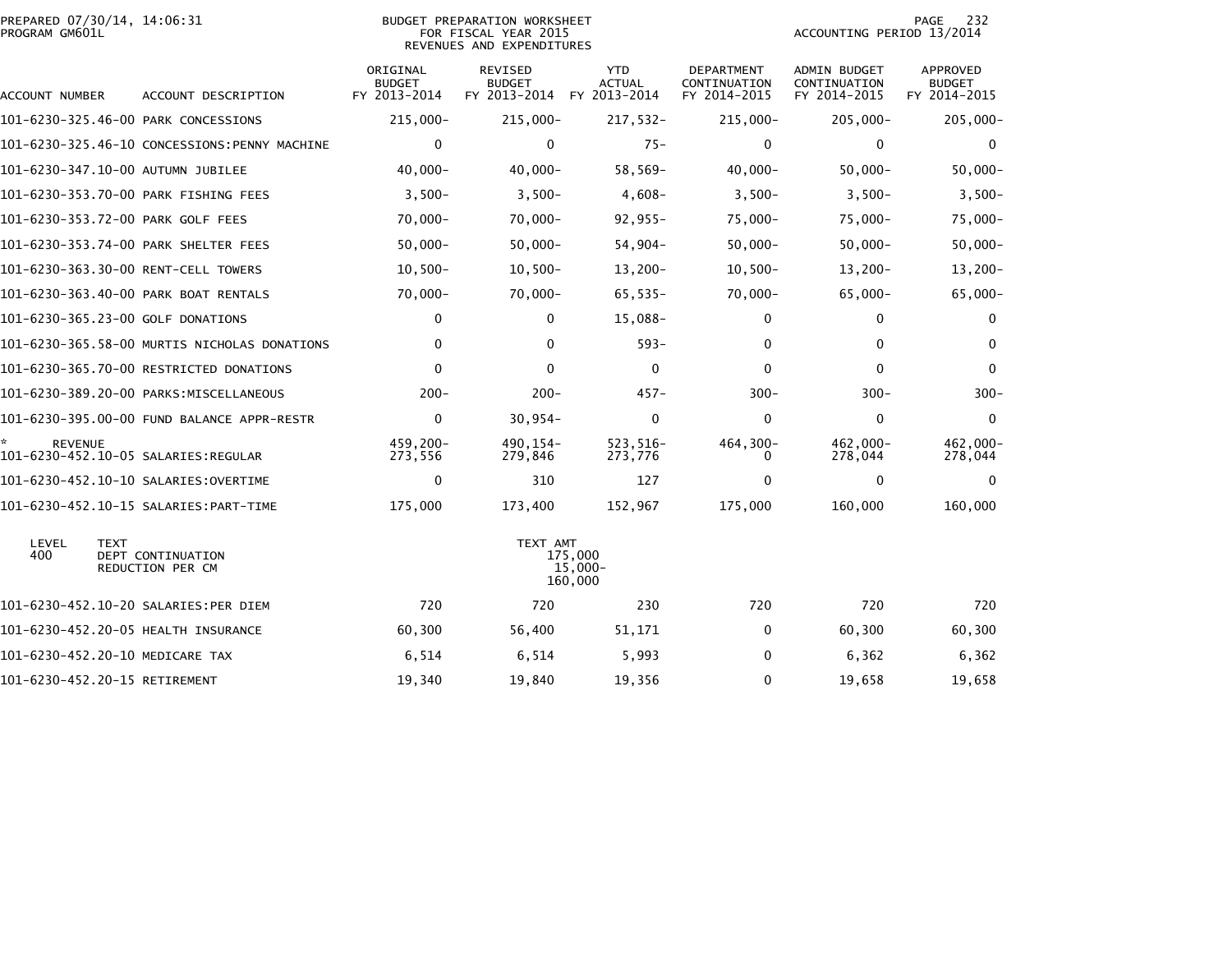PREPARED 07/30/14, 14:06:31
PROGRAM GM601L

BUDGET PREPARATION WORKSHEET
FOR FISCAL YEAR 2015
REVENUES AND EXPENDITURES

ACCOUNTING PERIOD 13/2014

| ACCOUNT NUMBER | ACCOUNT DESCRIPTION | ORIGINAL BUDGET FY 2013-2014 | REVISED BUDGET FY 2013-2014 | YTD ACTUAL FY 2013-2014 | DEPARTMENT CONTINUATION FY 2014-2015 | ADMIN BUDGET CONTINUATION FY 2014-2015 | APPROVED BUDGET FY 2014-2015 |
|---|---|---|---|---|---|---|---|
| 101-6230-325.46-00 | PARK CONCESSIONS | 215,000- | 215,000- | 217,532- | 215,000- | 205,000- | 205,000- |
| 101-6230-325.46-10 | CONCESSIONS:PENNY MACHINE | 0 | 0 | 75- | 0 | 0 | 0 |
| 101-6230-347.10-00 | AUTUMN JUBILEE | 40,000- | 40,000- | 58,569- | 40,000- | 50,000- | 50,000- |
| 101-6230-353.70-00 | PARK FISHING FEES | 3,500- | 3,500- | 4,608- | 3,500- | 3,500- | 3,500- |
| 101-6230-353.72-00 | PARK GOLF FEES | 70,000- | 70,000- | 92,955- | 75,000- | 75,000- | 75,000- |
| 101-6230-353.74-00 | PARK SHELTER FEES | 50,000- | 50,000- | 54,904- | 50,000- | 50,000- | 50,000- |
| 101-6230-363.30-00 | RENT-CELL TOWERS | 10,500- | 10,500- | 13,200- | 10,500- | 13,200- | 13,200- |
| 101-6230-363.40-00 | PARK BOAT RENTALS | 70,000- | 70,000- | 65,535- | 70,000- | 65,000- | 65,000- |
| 101-6230-365.23-00 | GOLF DONATIONS | 0 | 0 | 15,088- | 0 | 0 | 0 |
| 101-6230-365.58-00 | MURTIS NICHOLAS DONATIONS | 0 | 0 | 593- | 0 | 0 | 0 |
| 101-6230-365.70-00 | RESTRICTED DONATIONS | 0 | 0 | 0 | 0 | 0 | 0 |
| 101-6230-389.20-00 | PARKS:MISCELLANEOUS | 200- | 200- | 457- | 300- | 300- | 300- |
| 101-6230-395.00-00 | FUND BALANCE APPR-RESTR | 0 | 30,954- | 0 | 0 | 0 | 0 |
| * REVENUE | | 459,200- | 490,154- | 523,516- | 464,300- | 462,000- | 462,000- |
| 101-6230-452.10-05 | SALARIES:REGULAR | 273,556 | 279,846 | 273,776 | 0 | 278,044 | 278,044 |
| 101-6230-452.10-10 | SALARIES:OVERTIME | 0 | 310 | 127 | 0 | 0 | 0 |
| 101-6230-452.10-15 | SALARIES:PART-TIME | 175,000 | 173,400 | 152,967 | 175,000 | 160,000 | 160,000 |

| LEVEL | TEXT | TEXT AMT |
|---|---|---|
| 400 | DEPT CONTINUATION | 175,000 |
| | REDUCTION PER CM | 15,000- |
| | | 160,000 |

| ACCOUNT NUMBER | ACCOUNT DESCRIPTION | ORIGINAL BUDGET FY 2013-2014 | REVISED BUDGET FY 2013-2014 | YTD ACTUAL FY 2013-2014 | DEPARTMENT CONTINUATION FY 2014-2015 | ADMIN BUDGET CONTINUATION FY 2014-2015 | APPROVED BUDGET FY 2014-2015 |
|---|---|---|---|---|---|---|---|
| 101-6230-452.10-20 | SALARIES:PER DIEM | 720 | 720 | 230 | 720 | 720 | 720 |
| 101-6230-452.20-05 | HEALTH INSURANCE | 60,300 | 56,400 | 51,171 | 0 | 60,300 | 60,300 |
| 101-6230-452.20-10 | MEDICARE TAX | 6,514 | 6,514 | 5,993 | 0 | 6,362 | 6,362 |
| 101-6230-452.20-15 | RETIREMENT | 19,340 | 19,840 | 19,356 | 0 | 19,658 | 19,658 |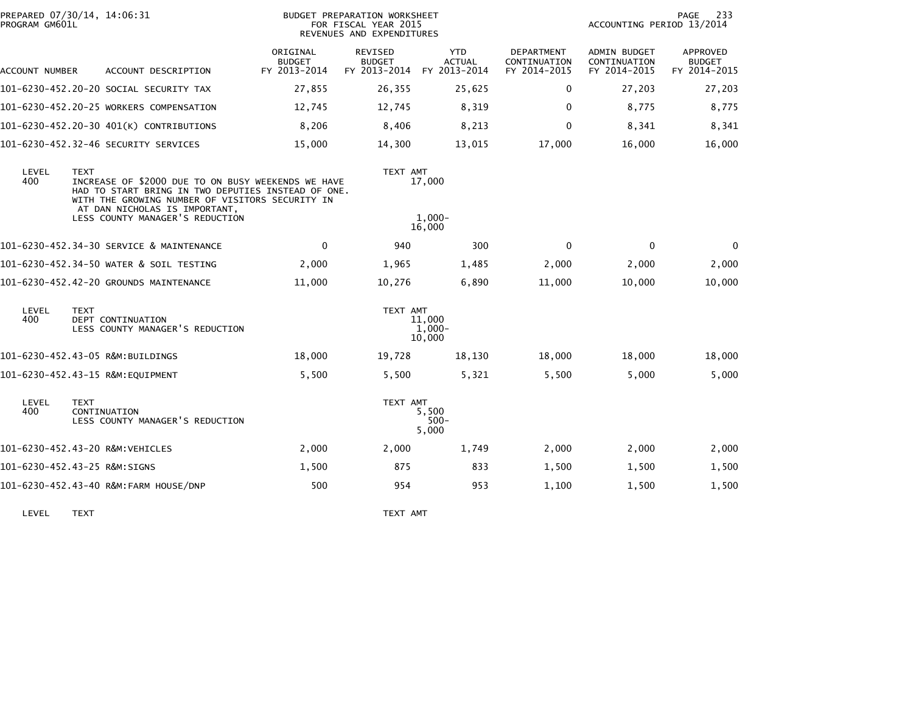PREPARED 07/30/14, 14:06:31
PROGRAM GM601L

BUDGET PREPARATION WORKSHEET
FOR FISCAL YEAR 2015
REVENUES AND EXPENDITURES

ACCOUNTING PERIOD 13/2014

| ACCOUNT NUMBER | ACCOUNT DESCRIPTION | ORIGINAL BUDGET FY 2013-2014 | REVISED BUDGET FY 2013-2014 | YTD ACTUAL FY 2013-2014 | DEPARTMENT CONTINUATION FY 2014-2015 | ADMIN BUDGET CONTINUATION FY 2014-2015 | APPROVED BUDGET FY 2014-2015 |
|---|---|---|---|---|---|---|---|
| 101-6230-452.20-20 | SOCIAL SECURITY TAX | 27,855 | 26,355 | 25,625 | 0 | 27,203 | 27,203 |
| 101-6230-452.20-25 | WORKERS COMPENSATION | 12,745 | 12,745 | 8,319 | 0 | 8,775 | 8,775 |
| 101-6230-452.20-30 | 401(K) CONTRIBUTIONS | 8,206 | 8,406 | 8,213 | 0 | 8,341 | 8,341 |
| 101-6230-452.32-46 | SECURITY SERVICES | 15,000 | 14,300 | 13,015 | 17,000 | 16,000 | 16,000 |

| LEVEL | TEXT | TEXT AMT |
|---|---|---|
| 400 | INCREASE OF $2000 DUE TO ON BUSY WEEKENDS WE HAVE HAD TO START BRING IN TWO DEPUTIES INSTEAD OF ONE. WITH THE GROWING NUMBER OF VISITORS SECURITY IN AT DAN NICHOLAS IS IMPORTANT, | 17,000 |
| | LESS COUNTY MANAGER'S REDUCTION | 1,000- |
| | | 16,000 |

| ACCOUNT NUMBER | ACCOUNT DESCRIPTION | ORIGINAL BUDGET FY 2013-2014 | REVISED BUDGET FY 2013-2014 | YTD ACTUAL FY 2013-2014 | DEPARTMENT CONTINUATION FY 2014-2015 | ADMIN BUDGET CONTINUATION FY 2014-2015 | APPROVED BUDGET FY 2014-2015 |
|---|---|---|---|---|---|---|---|
| 101-6230-452.34-30 | SERVICE & MAINTENANCE | 0 | 940 | 300 | 0 | 0 | 0 |
| 101-6230-452.34-50 | WATER & SOIL TESTING | 2,000 | 1,965 | 1,485 | 2,000 | 2,000 | 2,000 |
| 101-6230-452.42-20 | GROUNDS MAINTENANCE | 11,000 | 10,276 | 6,890 | 11,000 | 10,000 | 10,000 |

| LEVEL | TEXT | TEXT AMT |
|---|---|---|
| 400 | DEPT CONTINUATION | 11,000 |
| | LESS COUNTY MANAGER'S REDUCTION | 1,000- |
| | | 10,000 |

| ACCOUNT NUMBER | ACCOUNT DESCRIPTION | ORIGINAL BUDGET FY 2013-2014 | REVISED BUDGET FY 2013-2014 | YTD ACTUAL FY 2013-2014 | DEPARTMENT CONTINUATION FY 2014-2015 | ADMIN BUDGET CONTINUATION FY 2014-2015 | APPROVED BUDGET FY 2014-2015 |
|---|---|---|---|---|---|---|---|
| 101-6230-452.43-05 | R&M:BUILDINGS | 18,000 | 19,728 | 18,130 | 18,000 | 18,000 | 18,000 |
| 101-6230-452.43-15 | R&M:EQUIPMENT | 5,500 | 5,500 | 5,321 | 5,500 | 5,000 | 5,000 |

| LEVEL | TEXT | TEXT AMT |
|---|---|---|
| 400 | CONTINUATION | 5,500 |
| | LESS COUNTY MANAGER'S REDUCTION | 500- |
| | | 5,000 |

| ACCOUNT NUMBER | ACCOUNT DESCRIPTION | ORIGINAL BUDGET FY 2013-2014 | REVISED BUDGET FY 2013-2014 | YTD ACTUAL FY 2013-2014 | DEPARTMENT CONTINUATION FY 2014-2015 | ADMIN BUDGET CONTINUATION FY 2014-2015 | APPROVED BUDGET FY 2014-2015 |
|---|---|---|---|---|---|---|---|
| 101-6230-452.43-20 | R&M:VEHICLES | 2,000 | 2,000 | 1,749 | 2,000 | 2,000 | 2,000 |
| 101-6230-452.43-25 | R&M:SIGNS | 1,500 | 875 | 833 | 1,500 | 1,500 | 1,500 |
| 101-6230-452.43-40 | R&M:FARM HOUSE/DNP | 500 | 954 | 953 | 1,100 | 1,500 | 1,500 |

| LEVEL | TEXT | TEXT AMT |
|---|---|---|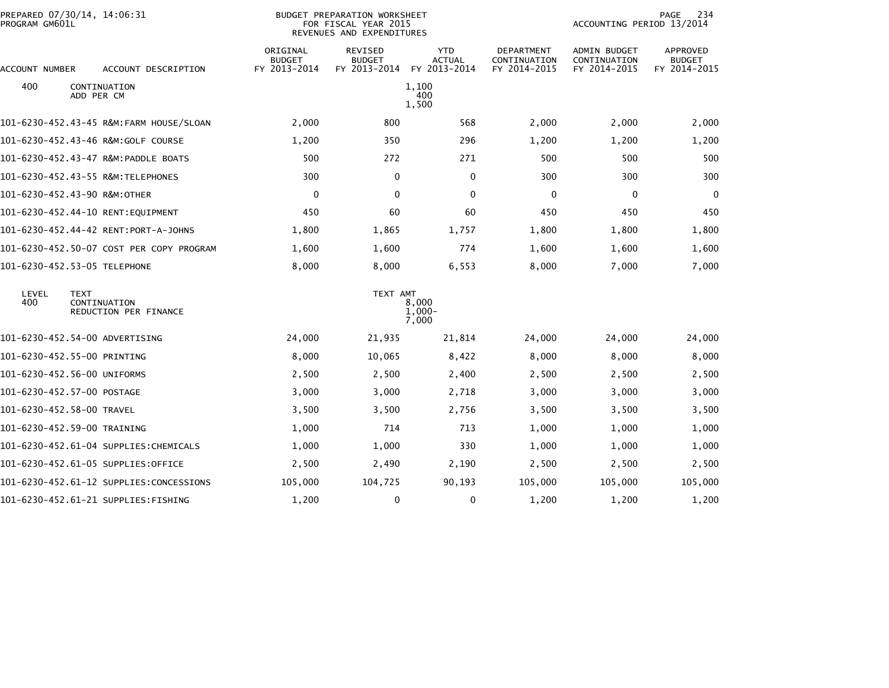PREPARED 07/30/14, 14:06:31
PROGRAM GM601L

BUDGET PREPARATION WORKSHEET
FOR FISCAL YEAR 2015
REVENUES AND EXPENDITURES

ACCOUNTING PERIOD 13/2014

| ACCOUNT NUMBER | ACCOUNT DESCRIPTION | ORIGINAL BUDGET FY 2013-2014 | REVISED BUDGET FY 2013-2014 | YTD ACTUAL FY 2013-2014 | DEPARTMENT CONTINUATION FY 2014-2015 | ADMIN BUDGET CONTINUATION FY 2014-2015 | APPROVED BUDGET FY 2014-2015 |
|---|---|---|---|---|---|---|---|
| 400 | CONTINUATION | | | 1,100 | | | |
| | ADD PER CM | | | 400 | | | |
| | | | | 1,500 | | | |
| 101-6230-452.43-45 | R&M:FARM HOUSE/SLOAN | 2,000 | 800 | 568 | 2,000 | 2,000 | 2,000 |
| 101-6230-452.43-46 | R&M:GOLF COURSE | 1,200 | 350 | 296 | 1,200 | 1,200 | 1,200 |
| 101-6230-452.43-47 | R&M:PADDLE BOATS | 500 | 272 | 271 | 500 | 500 | 500 |
| 101-6230-452.43-55 | R&M:TELEPHONES | 300 | 0 | 0 | 300 | 300 | 300 |
| 101-6230-452.43-90 | R&M:OTHER | 0 | 0 | 0 | 0 | 0 | 0 |
| 101-6230-452.44-10 | RENT:EQUIPMENT | 450 | 60 | 60 | 450 | 450 | 450 |
| 101-6230-452.44-42 | RENT:PORT-A-JOHNS | 1,800 | 1,865 | 1,757 | 1,800 | 1,800 | 1,800 |
| 101-6230-452.50-07 | COST PER COPY PROGRAM | 1,600 | 1,600 | 774 | 1,600 | 1,600 | 1,600 |
| 101-6230-452.53-05 | TELEPHONE | 8,000 | 8,000 | 6,553 | 8,000 | 7,000 | 7,000 |
| LEVEL | TEXT | | TEXT AMT | | | | |
| 400 | CONTINUATION | | | 8,000 | | | |
| | REDUCTION PER FINANCE | | | 1,000- | | | |
| | | | | 7,000 | | | |
| 101-6230-452.54-00 | ADVERTISING | 24,000 | 21,935 | 21,814 | 24,000 | 24,000 | 24,000 |
| 101-6230-452.55-00 | PRINTING | 8,000 | 10,065 | 8,422 | 8,000 | 8,000 | 8,000 |
| 101-6230-452.56-00 | UNIFORMS | 2,500 | 2,500 | 2,400 | 2,500 | 2,500 | 2,500 |
| 101-6230-452.57-00 | POSTAGE | 3,000 | 3,000 | 2,718 | 3,000 | 3,000 | 3,000 |
| 101-6230-452.58-00 | TRAVEL | 3,500 | 3,500 | 2,756 | 3,500 | 3,500 | 3,500 |
| 101-6230-452.59-00 | TRAINING | 1,000 | 714 | 713 | 1,000 | 1,000 | 1,000 |
| 101-6230-452.61-04 | SUPPLIES:CHEMICALS | 1,000 | 1,000 | 330 | 1,000 | 1,000 | 1,000 |
| 101-6230-452.61-05 | SUPPLIES:OFFICE | 2,500 | 2,490 | 2,190 | 2,500 | 2,500 | 2,500 |
| 101-6230-452.61-12 | SUPPLIES:CONCESSIONS | 105,000 | 104,725 | 90,193 | 105,000 | 105,000 | 105,000 |
| 101-6230-452.61-21 | SUPPLIES:FISHING | 1,200 | 0 | 0 | 1,200 | 1,200 | 1,200 |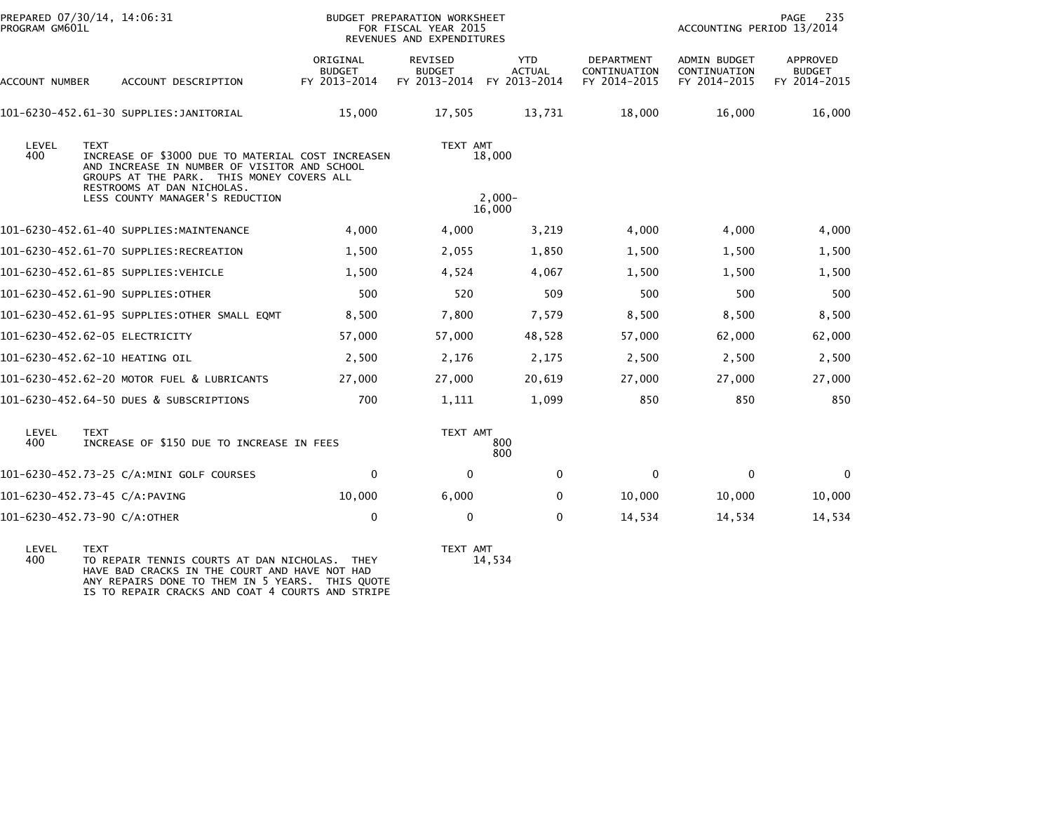PREPARED 07/30/14, 14:06:31
PROGRAM GM601L

BUDGET PREPARATION WORKSHEET
FOR FISCAL YEAR 2015
REVENUES AND EXPENDITURES

ACCOUNTING PERIOD 13/2014

| ACCOUNT NUMBER | ACCOUNT DESCRIPTION | ORIGINAL BUDGET FY 2013-2014 | REVISED BUDGET FY 2013-2014 | YTD ACTUAL FY 2013-2014 | DEPARTMENT CONTINUATION FY 2014-2015 | ADMIN BUDGET CONTINUATION FY 2014-2015 | APPROVED BUDGET FY 2014-2015 |
|---|---|---|---|---|---|---|---|
| 101-6230-452.61-30 | SUPPLIES:JANITORIAL | 15,000 | 17,505 | 13,731 | 18,000 | 16,000 | 16,000 |

| LEVEL | TEXT | TEXT AMT |
|---|---|---|
| 400 | INCREASE OF $3000 DUE TO MATERIAL COST INCREASEN AND INCREASE IN NUMBER OF VISITOR AND SCHOOL GROUPS AT THE PARK. THIS MONEY COVERS ALL RESTROOMS AT DAN NICHOLAS. | 18,000 |
| | LESS COUNTY MANAGER'S REDUCTION | 2,000- |
| | | 16,000 |

| ACCOUNT NUMBER | ACCOUNT DESCRIPTION | ORIGINAL BUDGET FY 2013-2014 | REVISED BUDGET FY 2013-2014 | YTD ACTUAL FY 2013-2014 | DEPARTMENT CONTINUATION FY 2014-2015 | ADMIN BUDGET CONTINUATION FY 2014-2015 | APPROVED BUDGET FY 2014-2015 |
|---|---|---|---|---|---|---|---|
| 101-6230-452.61-40 | SUPPLIES:MAINTENANCE | 4,000 | 4,000 | 3,219 | 4,000 | 4,000 | 4,000 |
| 101-6230-452.61-70 | SUPPLIES:RECREATION | 1,500 | 2,055 | 1,850 | 1,500 | 1,500 | 1,500 |
| 101-6230-452.61-85 | SUPPLIES:VEHICLE | 1,500 | 4,524 | 4,067 | 1,500 | 1,500 | 1,500 |
| 101-6230-452.61-90 | SUPPLIES:OTHER | 500 | 520 | 509 | 500 | 500 | 500 |
| 101-6230-452.61-95 | SUPPLIES:OTHER SMALL EQMT | 8,500 | 7,800 | 7,579 | 8,500 | 8,500 | 8,500 |
| 101-6230-452.62-05 | ELECTRICITY | 57,000 | 57,000 | 48,528 | 57,000 | 62,000 | 62,000 |
| 101-6230-452.62-10 | HEATING OIL | 2,500 | 2,176 | 2,175 | 2,500 | 2,500 | 2,500 |
| 101-6230-452.62-20 | MOTOR FUEL & LUBRICANTS | 27,000 | 27,000 | 20,619 | 27,000 | 27,000 | 27,000 |
| 101-6230-452.64-50 | DUES & SUBSCRIPTIONS | 700 | 1,111 | 1,099 | 850 | 850 | 850 |

| LEVEL | TEXT | TEXT AMT |
|---|---|---|
| 400 | INCREASE OF $150 DUE TO INCREASE IN FEES | 800 |
| | | 800 |

| ACCOUNT NUMBER | ACCOUNT DESCRIPTION | ORIGINAL BUDGET FY 2013-2014 | REVISED BUDGET FY 2013-2014 | YTD ACTUAL FY 2013-2014 | DEPARTMENT CONTINUATION FY 2014-2015 | ADMIN BUDGET CONTINUATION FY 2014-2015 | APPROVED BUDGET FY 2014-2015 |
|---|---|---|---|---|---|---|---|
| 101-6230-452.73-25 | C/A:MINI GOLF COURSES | 0 | 0 | 0 | 0 | 0 | 0 |
| 101-6230-452.73-45 | C/A:PAVING | 10,000 | 6,000 | 0 | 10,000 | 10,000 | 10,000 |
| 101-6230-452.73-90 | C/A:OTHER | 0 | 0 | 0 | 14,534 | 14,534 | 14,534 |

| LEVEL | TEXT | TEXT AMT |
|---|---|---|
| 400 | TO REPAIR TENNIS COURTS AT DAN NICHOLAS. THEY HAVE BAD CRACKS IN THE COURT AND HAVE NOT HAD ANY REPAIRS DONE TO THEM IN 5 YEARS. THIS QUOTE IS TO REPAIR CRACKS AND COAT 4 COURTS AND STRIPE | 14,534 |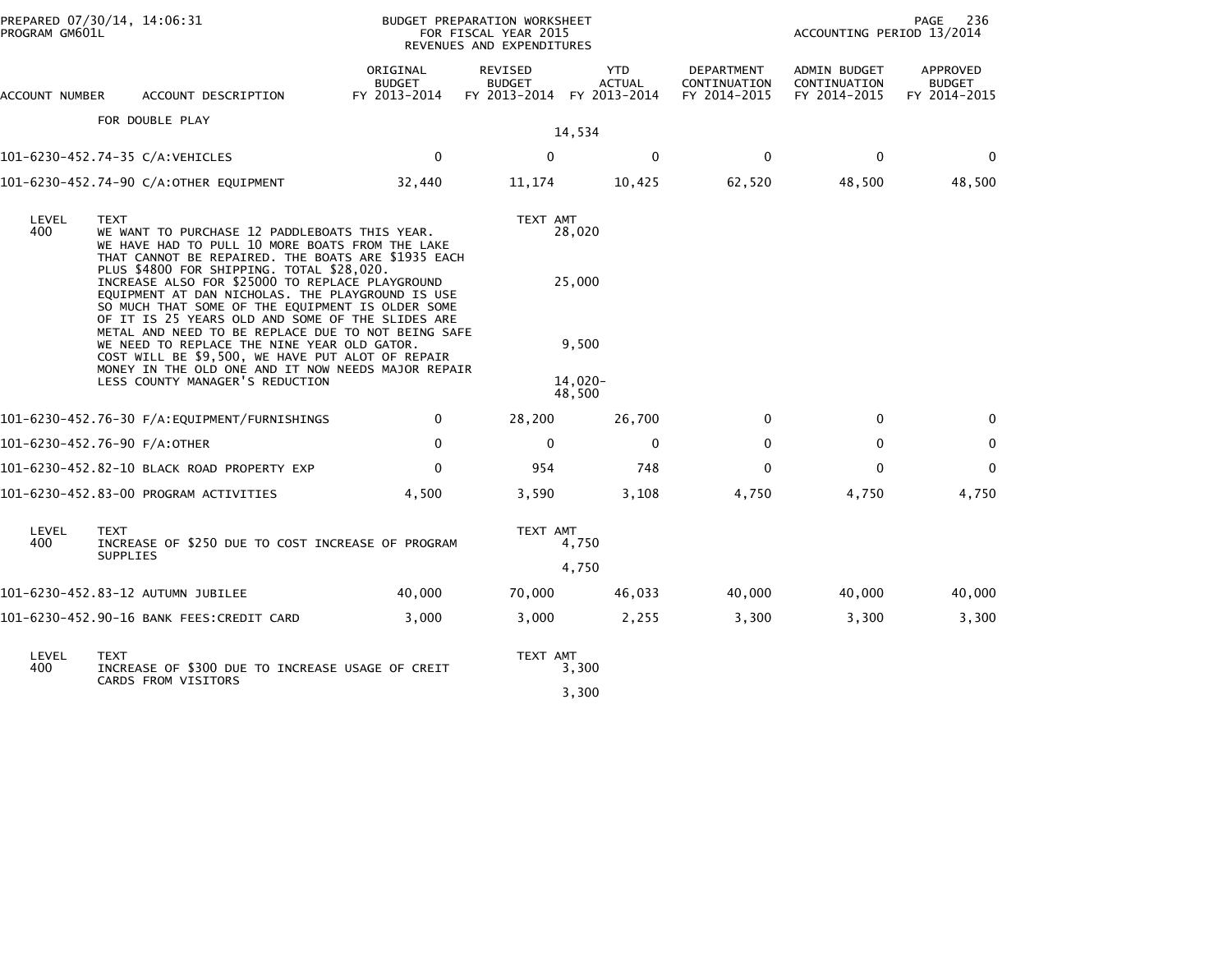| ACCOUNT NUMBER | ACCOUNT DESCRIPTION | ORIGINAL BUDGET FY 2013-2014 | REVISED BUDGET FY 2013-2014 | YTD ACTUAL FY 2013-2014 | DEPARTMENT CONTINUATION FY 2014-2015 | ADMIN BUDGET CONTINUATION FY 2014-2015 | APPROVED BUDGET FY 2014-2015 |
|---|---|---|---|---|---|---|---|
| | FOR DOUBLE PLAY | | | 14,534 | | | |
| 101-6230-452.74-35 | C/A:VEHICLES | 0 | 0 | 0 | 0 | 0 | 0 |
| 101-6230-452.74-90 | C/A:OTHER EQUIPMENT | 32,440 | 11,174 | 10,425 | 62,520 | 48,500 | 48,500 |

| LEVEL | TEXT | TEXT AMT |
|---|---|---|
| 400 | WE WANT TO PURCHASE 12 PADDLEBOATS THIS YEAR. WE HAVE HAD TO PULL 10 MORE BOATS FROM THE LAKE THAT CANNOT BE REPAIRED. THE BOATS ARE $1935 EACH PLUS $4800 FOR SHIPPING. TOTAL $28,020. | 28,020 |
| | INCREASE ALSO FOR $25000 TO REPLACE PLAYGROUND EQUIPMENT AT DAN NICHOLAS. THE PLAYGROUND IS USE SO MUCH THAT SOME OF THE EQUIPMENT IS OLDER SOME OF IT IS 25 YEARS OLD AND SOME OF THE SLIDES ARE METAL AND NEED TO BE REPLACE DUE TO NOT BEING SAFE | 25,000 |
| | WE NEED TO REPLACE THE NINE YEAR OLD GATOR. COST WILL BE $9,500, WE HAVE PUT ALOT OF REPAIR MONEY IN THE OLD ONE AND IT NOW NEEDS MAJOR REPAIR | 9,500 |
| | LESS COUNTY MANAGER'S REDUCTION | 14,020- |
| | | 48,500 |

| ACCOUNT NUMBER | ACCOUNT DESCRIPTION | ORIGINAL BUDGET FY 2013-2014 | REVISED BUDGET FY 2013-2014 | YTD ACTUAL FY 2013-2014 | DEPARTMENT CONTINUATION FY 2014-2015 | ADMIN BUDGET CONTINUATION FY 2014-2015 | APPROVED BUDGET FY 2014-2015 |
|---|---|---|---|---|---|---|---|
| 101-6230-452.76-30 | F/A:EQUIPMENT/FURNISHINGS | 0 | 28,200 | 26,700 | 0 | 0 | 0 |
| 101-6230-452.76-90 | F/A:OTHER | 0 | 0 | 0 | 0 | 0 | 0 |
| 101-6230-452.82-10 | BLACK ROAD PROPERTY EXP | 0 | 954 | 748 | 0 | 0 | 0 |
| 101-6230-452.83-00 | PROGRAM ACTIVITIES | 4,500 | 3,590 | 3,108 | 4,750 | 4,750 | 4,750 |

| LEVEL | TEXT | TEXT AMT |
|---|---|---|
| 400 | INCREASE OF $250 DUE TO COST INCREASE OF PROGRAM SUPPLIES | 4,750 |
| | | 4,750 |

| ACCOUNT NUMBER | ACCOUNT DESCRIPTION | ORIGINAL BUDGET FY 2013-2014 | REVISED BUDGET FY 2013-2014 | YTD ACTUAL FY 2013-2014 | DEPARTMENT CONTINUATION FY 2014-2015 | ADMIN BUDGET CONTINUATION FY 2014-2015 | APPROVED BUDGET FY 2014-2015 |
|---|---|---|---|---|---|---|---|
| 101-6230-452.83-12 | AUTUMN JUBILEE | 40,000 | 70,000 | 46,033 | 40,000 | 40,000 | 40,000 |
| 101-6230-452.90-16 | BANK FEES:CREDIT CARD | 3,000 | 3,000 | 2,255 | 3,300 | 3,300 | 3,300 |

| LEVEL | TEXT | TEXT AMT |
|---|---|---|
| 400 | INCREASE OF $300 DUE TO INCREASE USAGE OF CREIT CARDS FROM VISITORS | 3,300 |
| | | 3,300 |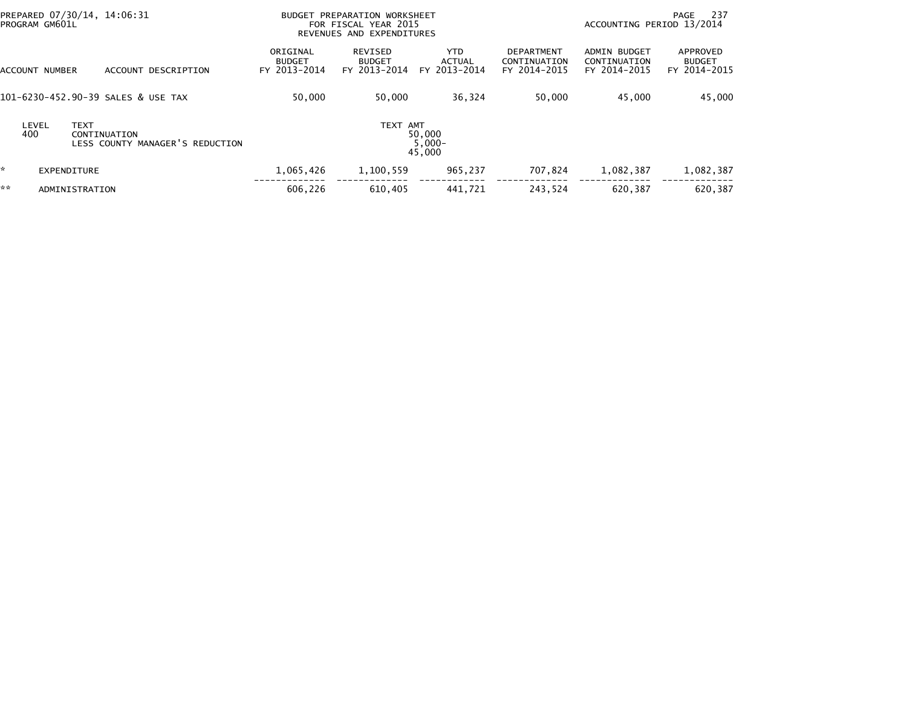PREPARED 07/30/14, 14:06:31
PROGRAM GM601L

BUDGET PREPARATION WORKSHEET
FOR FISCAL YEAR 2015
REVENUES AND EXPENDITURES

ACCOUNTING PERIOD 13/2014

| ACCOUNT NUMBER | ACCOUNT DESCRIPTION | ORIGINAL BUDGET FY 2013-2014 | REVISED BUDGET FY 2013-2014 | YTD ACTUAL FY 2013-2014 | DEPARTMENT CONTINUATION FY 2014-2015 | ADMIN BUDGET CONTINUATION FY 2014-2015 | APPROVED BUDGET FY 2014-2015 |
|---|---|---|---|---|---|---|---|
| 101-6230-452.90-39 | SALES & USE TAX | 50,000 | 50,000 | 36,324 | 50,000 | 45,000 | 45,000 |

| LEVEL | TEXT | TEXT AMT |
|---|---|---|
| 400 | CONTINUATION | 50,000 |
| | LESS COUNTY MANAGER'S REDUCTION | 5,000- |
| | | 45,000 |

| | | ORIGINAL BUDGET FY 2013-2014 | REVISED BUDGET FY 2013-2014 | YTD ACTUAL FY 2013-2014 | DEPARTMENT CONTINUATION FY 2014-2015 | ADMIN BUDGET CONTINUATION FY 2014-2015 | APPROVED BUDGET FY 2014-2015 |
|---|---|---|---|---|---|---|---|
| * | EXPENDITURE | 1,065,426 | 1,100,559 | 965,237 | 707,824 | 1,082,387 | 1,082,387 |
| ** | ADMINISTRATION | 606,226 | 610,405 | 441,721 | 243,524 | 620,387 | 620,387 |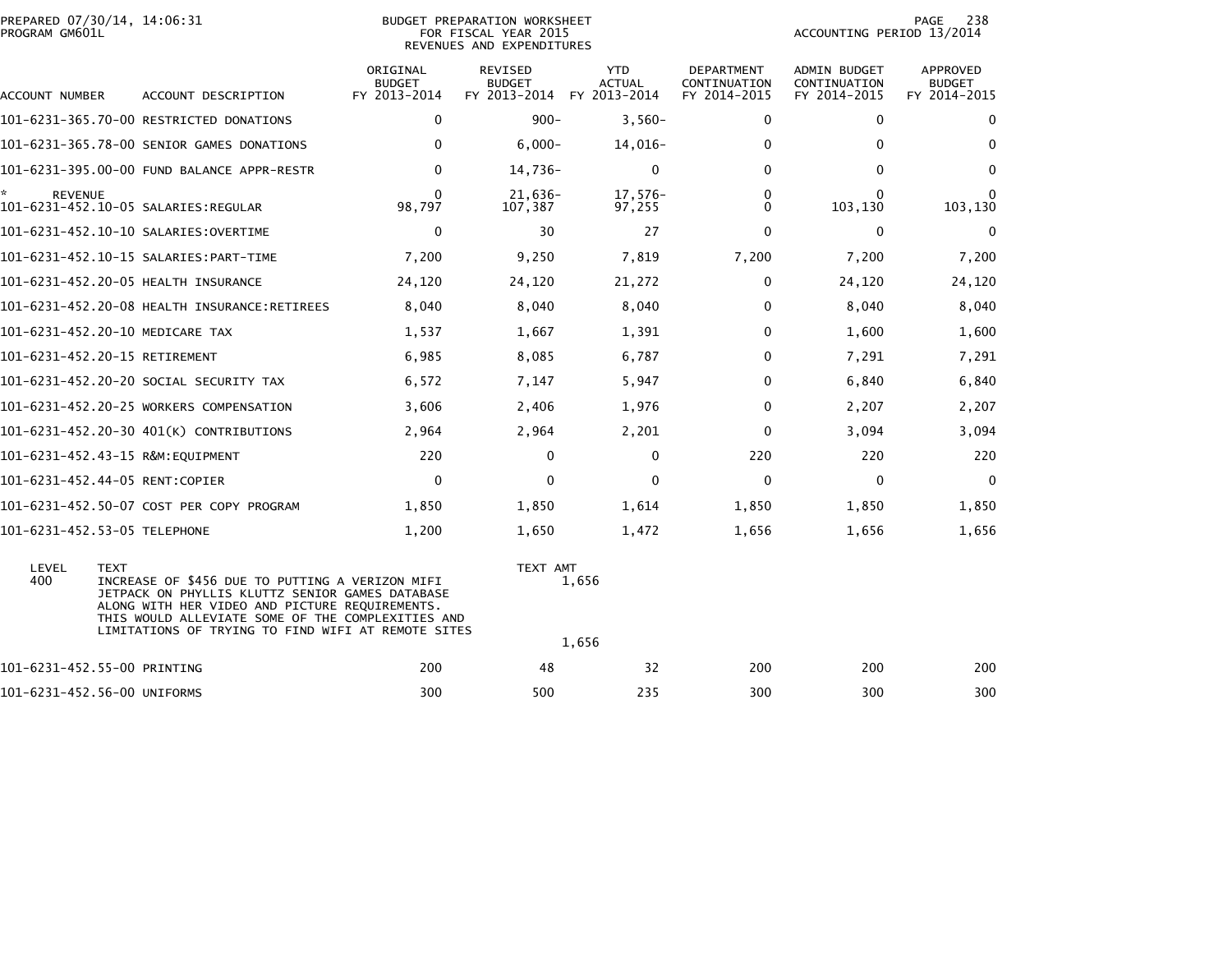BUDGET PREPARATION WORKSHEET
FOR FISCAL YEAR 2015
REVENUES AND EXPENDITURES

PREPARED 07/30/14, 14:06:31
PROGRAM GM601L

ACCOUNTING PERIOD 13/2014

| ACCOUNT NUMBER | ACCOUNT DESCRIPTION | ORIGINAL BUDGET FY 2013-2014 | REVISED BUDGET FY 2013-2014 | YTD ACTUAL FY 2013-2014 | DEPARTMENT CONTINUATION FY 2014-2015 | ADMIN BUDGET CONTINUATION FY 2014-2015 | APPROVED BUDGET FY 2014-2015 |
|---|---|---|---|---|---|---|---|
| 101-6231-365.70-00 | RESTRICTED DONATIONS | 0 | 900- | 3,560- | 0 | 0 | 0 |
| 101-6231-365.78-00 | SENIOR GAMES DONATIONS | 0 | 6,000- | 14,016- | 0 | 0 | 0 |
| 101-6231-395.00-00 | FUND BALANCE APPR-RESTR | 0 | 14,736- | 0 | 0 | 0 | 0 |
| * REVENUE | | 0 | 21,636- | 17,576- | 0 | 0 | 0 |
| 101-6231-452.10-05 | SALARIES:REGULAR | 98,797 | 107,387 | 97,255 | 0 | 103,130 | 103,130 |
| 101-6231-452.10-10 | SALARIES:OVERTIME | 0 | 30 | 27 | 0 | 0 | 0 |
| 101-6231-452.10-15 | SALARIES:PART-TIME | 7,200 | 9,250 | 7,819 | 7,200 | 7,200 | 7,200 |
| 101-6231-452.20-05 | HEALTH INSURANCE | 24,120 | 24,120 | 21,272 | 0 | 24,120 | 24,120 |
| 101-6231-452.20-08 | HEALTH INSURANCE:RETIREES | 8,040 | 8,040 | 8,040 | 0 | 8,040 | 8,040 |
| 101-6231-452.20-10 | MEDICARE TAX | 1,537 | 1,667 | 1,391 | 0 | 1,600 | 1,600 |
| 101-6231-452.20-15 | RETIREMENT | 6,985 | 8,085 | 6,787 | 0 | 7,291 | 7,291 |
| 101-6231-452.20-20 | SOCIAL SECURITY TAX | 6,572 | 7,147 | 5,947 | 0 | 6,840 | 6,840 |
| 101-6231-452.20-25 | WORKERS COMPENSATION | 3,606 | 2,406 | 1,976 | 0 | 2,207 | 2,207 |
| 101-6231-452.20-30 | 401(K) CONTRIBUTIONS | 2,964 | 2,964 | 2,201 | 0 | 3,094 | 3,094 |
| 101-6231-452.43-15 | R&M:EQUIPMENT | 220 | 0 | 0 | 220 | 220 | 220 |
| 101-6231-452.44-05 | RENT:COPIER | 0 | 0 | 0 | 0 | 0 | 0 |
| 101-6231-452.50-07 | COST PER COPY PROGRAM | 1,850 | 1,850 | 1,614 | 1,850 | 1,850 | 1,850 |
| 101-6231-452.53-05 | TELEPHONE | 1,200 | 1,650 | 1,472 | 1,656 | 1,656 | 1,656 |

| LEVEL | TEXT | TEXT AMT |
|---|---|---|
| 400 | INCREASE OF $456 DUE TO PUTTING A VERIZON MIFI JETPACK ON PHYLLIS KLUTTZ SENIOR GAMES DATABASE ALONG WITH HER VIDEO AND PICTURE REQUIREMENTS. THIS WOULD ALLEVIATE SOME OF THE COMPLEXITIES AND LIMITATIONS OF TRYING TO FIND WIFI AT REMOTE SITES | 1,656 |
| | | 1,656 |

| ACCOUNT NUMBER | ACCOUNT DESCRIPTION | ORIGINAL BUDGET FY 2013-2014 | REVISED BUDGET FY 2013-2014 | YTD ACTUAL FY 2013-2014 | DEPARTMENT CONTINUATION FY 2014-2015 | ADMIN BUDGET CONTINUATION FY 2014-2015 | APPROVED BUDGET FY 2014-2015 |
|---|---|---|---|---|---|---|---|
| 101-6231-452.55-00 | PRINTING | 200 | 48 | 32 | 200 | 200 | 200 |
| 101-6231-452.56-00 | UNIFORMS | 300 | 500 | 235 | 300 | 300 | 300 |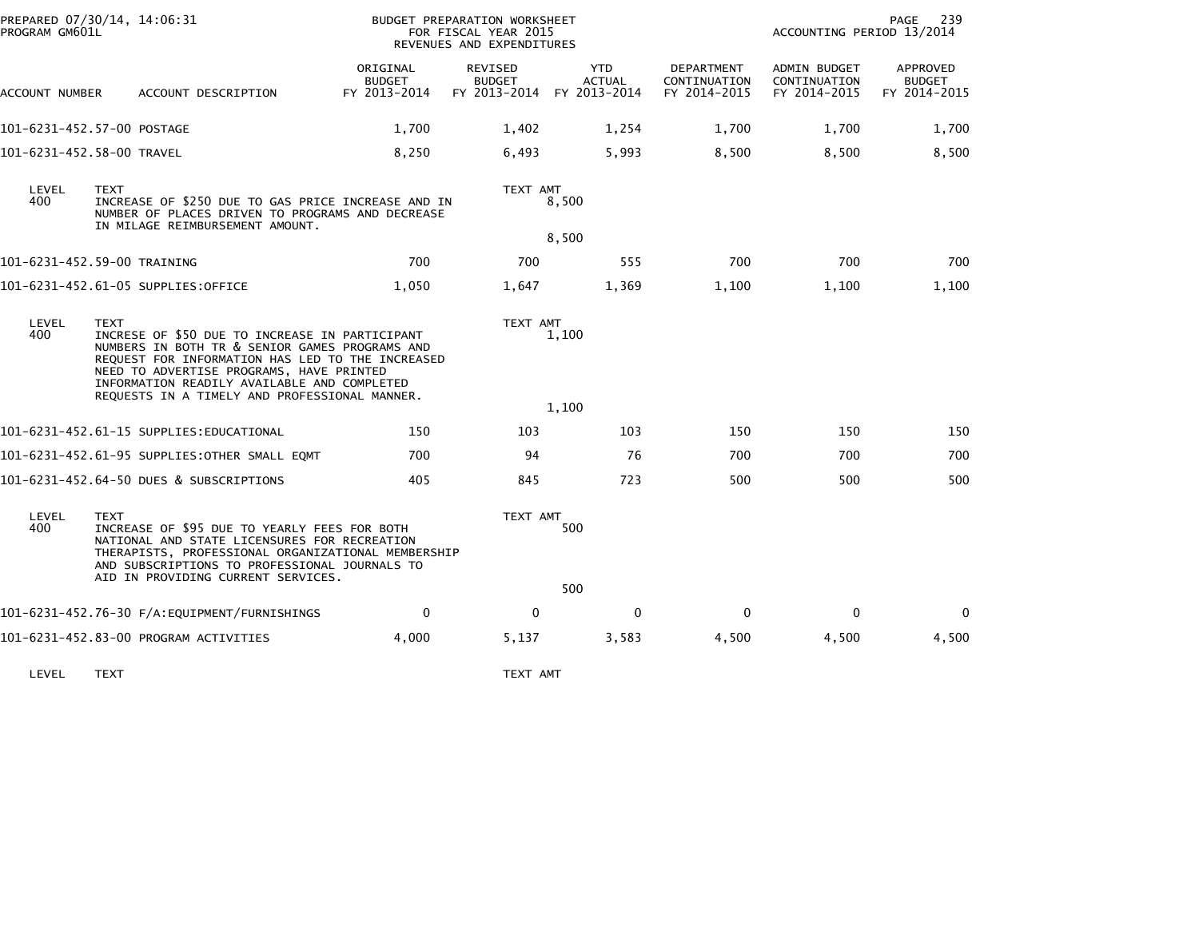PREPARED 07/30/14, 14:06:31
PROGRAM GM601L

BUDGET PREPARATION WORKSHEET
FOR FISCAL YEAR 2015
REVENUES AND EXPENDITURES

ACCOUNTING PERIOD 13/2014

| ACCOUNT NUMBER | ACCOUNT DESCRIPTION | ORIGINAL BUDGET FY 2013-2014 | REVISED BUDGET FY 2013-2014 | YTD ACTUAL FY 2013-2014 | DEPARTMENT CONTINUATION FY 2014-2015 | ADMIN BUDGET CONTINUATION FY 2014-2015 | APPROVED BUDGET FY 2014-2015 |
|---|---|---|---|---|---|---|---|
| 101-6231-452.57-00 | POSTAGE | 1,700 | 1,402 | 1,254 | 1,700 | 1,700 | 1,700 |
| 101-6231-452.58-00 | TRAVEL | 8,250 | 6,493 | 5,993 | 8,500 | 8,500 | 8,500 |

| LEVEL | TEXT | TEXT AMT |
|---|---|---|
| 400 | INCREASE OF $250 DUE TO GAS PRICE INCREASE AND IN NUMBER OF PLACES DRIVEN TO PROGRAMS AND DECREASE IN MILAGE REIMBURSEMENT AMOUNT. | 8,500 |
| | | 8,500 |

| ACCOUNT NUMBER | ACCOUNT DESCRIPTION | ORIGINAL BUDGET FY 2013-2014 | REVISED BUDGET FY 2013-2014 | YTD ACTUAL FY 2013-2014 | DEPARTMENT CONTINUATION FY 2014-2015 | ADMIN BUDGET CONTINUATION FY 2014-2015 | APPROVED BUDGET FY 2014-2015 |
|---|---|---|---|---|---|---|---|
| 101-6231-452.59-00 | TRAINING | 700 | 700 | 555 | 700 | 700 | 700 |
| 101-6231-452.61-05 | SUPPLIES:OFFICE | 1,050 | 1,647 | 1,369 | 1,100 | 1,100 | 1,100 |

| LEVEL | TEXT | TEXT AMT |
|---|---|---|
| 400 | INCRESE OF $50 DUE TO INCREASE IN PARTICIPANT NUMBERS IN BOTH TR & SENIOR GAMES PROGRAMS AND REQUEST FOR INFORMATION HAS LED TO THE INCREASED NEED TO ADVERTISE PROGRAMS, HAVE PRINTED INFORMATION READILY AVAILABLE AND COMPLETED REQUESTS IN A TIMELY AND PROFESSIONAL MANNER. | 1,100 |
| | | 1,100 |

| ACCOUNT NUMBER | ACCOUNT DESCRIPTION | ORIGINAL BUDGET FY 2013-2014 | REVISED BUDGET FY 2013-2014 | YTD ACTUAL FY 2013-2014 | DEPARTMENT CONTINUATION FY 2014-2015 | ADMIN BUDGET CONTINUATION FY 2014-2015 | APPROVED BUDGET FY 2014-2015 |
|---|---|---|---|---|---|---|---|
| 101-6231-452.61-15 | SUPPLIES:EDUCATIONAL | 150 | 103 | 103 | 150 | 150 | 150 |
| 101-6231-452.61-95 | SUPPLIES:OTHER SMALL EQMT | 700 | 94 | 76 | 700 | 700 | 700 |
| 101-6231-452.64-50 | DUES & SUBSCRIPTIONS | 405 | 845 | 723 | 500 | 500 | 500 |

| LEVEL | TEXT | TEXT AMT |
|---|---|---|
| 400 | INCREASE OF $95 DUE TO YEARLY FEES FOR BOTH NATIONAL AND STATE LICENSURES FOR RECREATION THERAPISTS, PROFESSIONAL ORGANIZATIONAL MEMBERSHIP AND SUBSCRIPTIONS TO PROFESSIONAL JOURNALS TO AID IN PROVIDING CURRENT SERVICES. | 500 |
| | | 500 |

| ACCOUNT NUMBER | ACCOUNT DESCRIPTION | ORIGINAL BUDGET FY 2013-2014 | REVISED BUDGET FY 2013-2014 | YTD ACTUAL FY 2013-2014 | DEPARTMENT CONTINUATION FY 2014-2015 | ADMIN BUDGET CONTINUATION FY 2014-2015 | APPROVED BUDGET FY 2014-2015 |
|---|---|---|---|---|---|---|---|
| 101-6231-452.76-30 | F/A:EQUIPMENT/FURNISHINGS | 0 | 0 | 0 | 0 | 0 | 0 |
| 101-6231-452.83-00 | PROGRAM ACTIVITIES | 4,000 | 5,137 | 3,583 | 4,500 | 4,500 | 4,500 |

| LEVEL | TEXT | TEXT AMT |
|---|---|---|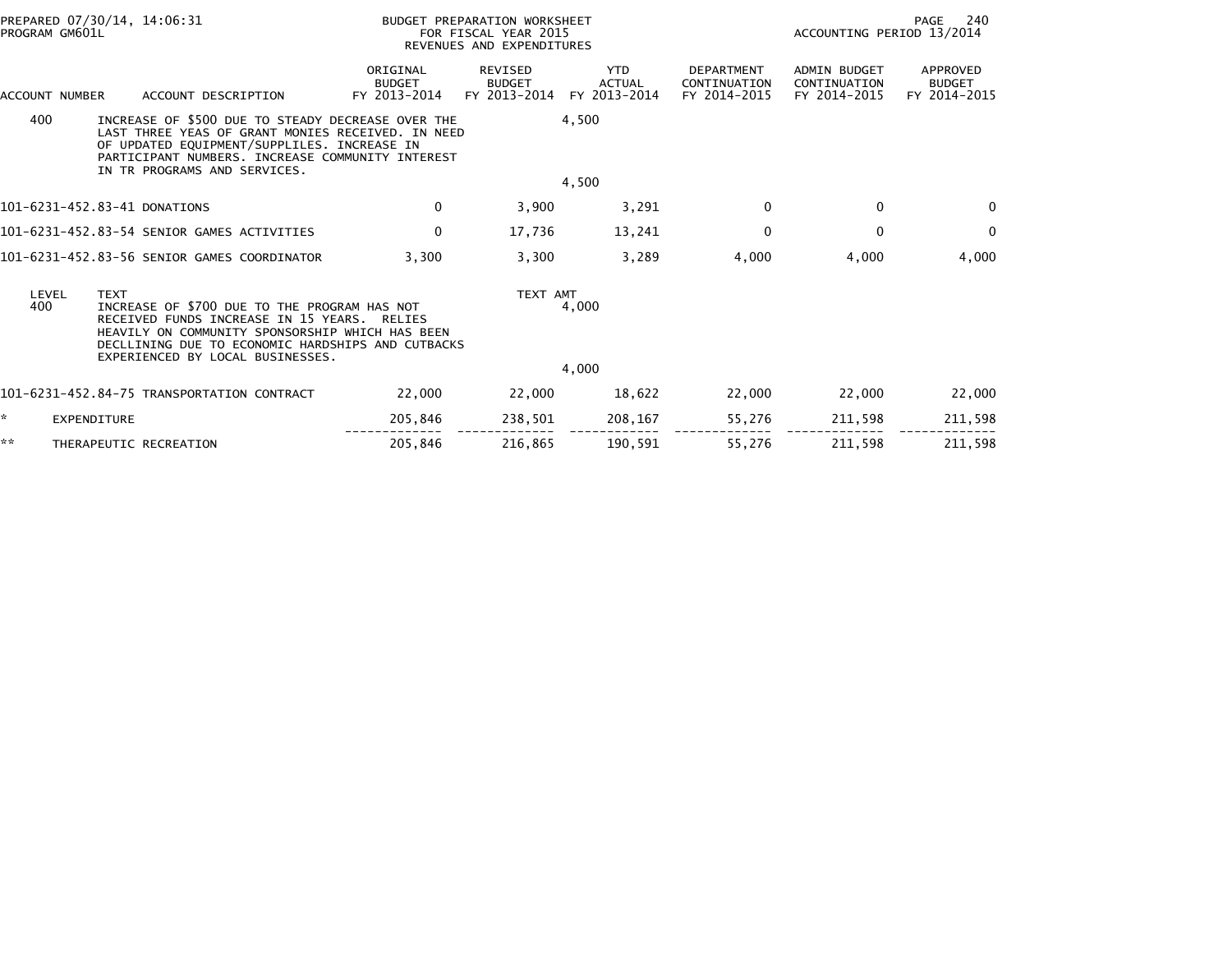PREPARED 07/30/14, 14:06:31
PROGRAM GM601L

BUDGET PREPARATION WORKSHEET
FOR FISCAL YEAR 2015
REVENUES AND EXPENDITURES

ACCOUNTING PERIOD 13/2014

| ACCOUNT NUMBER | ACCOUNT DESCRIPTION | ORIGINAL BUDGET FY 2013-2014 | REVISED BUDGET FY 2013-2014 | YTD ACTUAL FY 2013-2014 | DEPARTMENT CONTINUATION FY 2014-2015 | ADMIN BUDGET CONTINUATION FY 2014-2015 | APPROVED BUDGET FY 2014-2015 |
|---|---|---|---|---|---|---|---|
| 400 | INCREASE OF $500 DUE TO STEADY DECREASE OVER THE LAST THREE YEAS OF GRANT MONIES RECEIVED. IN NEED OF UPDATED EQUIPMENT/SUPPLILES. INCREASE IN PARTICIPANT NUMBERS. INCREASE COMMUNITY INTEREST IN TR PROGRAMS AND SERVICES. | | 4,500 | | | | |
| | | | 4,500 | | | | |
| 101-6231-452.83-41 | DONATIONS | 0 | 3,900 | 3,291 | 0 | 0 | 0 |
| 101-6231-452.83-54 | SENIOR GAMES ACTIVITIES | 0 | 17,736 | 13,241 | 0 | 0 | 0 |
| 101-6231-452.83-56 | SENIOR GAMES COORDINATOR | 3,300 | 3,300 | 3,289 | 4,000 | 4,000 | 4,000 |
| LEVEL | TEXT | | TEXT AMT | | | | |
| 400 | INCREASE OF $700 DUE TO THE PROGRAM HAS NOT RECEIVED FUNDS INCREASE IN 15 YEARS. RELIES HEAVILY ON COMMUNITY SPONSORSHIP WHICH HAS BEEN DECLLINING DUE TO ECONOMIC HARDSHIPS AND CUTBACKS EXPERIENCED BY LOCAL BUSINESSES. | | 4,000 | | | | |
| | | | 4,000 | | | | |
| 101-6231-452.84-75 | TRANSPORTATION CONTRACT | 22,000 | 22,000 | 18,622 | 22,000 | 22,000 | 22,000 |
| * | EXPENDITURE | 205,846 | 238,501 | 208,167 | 55,276 | 211,598 | 211,598 |
| ** | THERAPEUTIC RECREATION | 205,846 | 216,865 | 190,591 | 55,276 | 211,598 | 211,598 |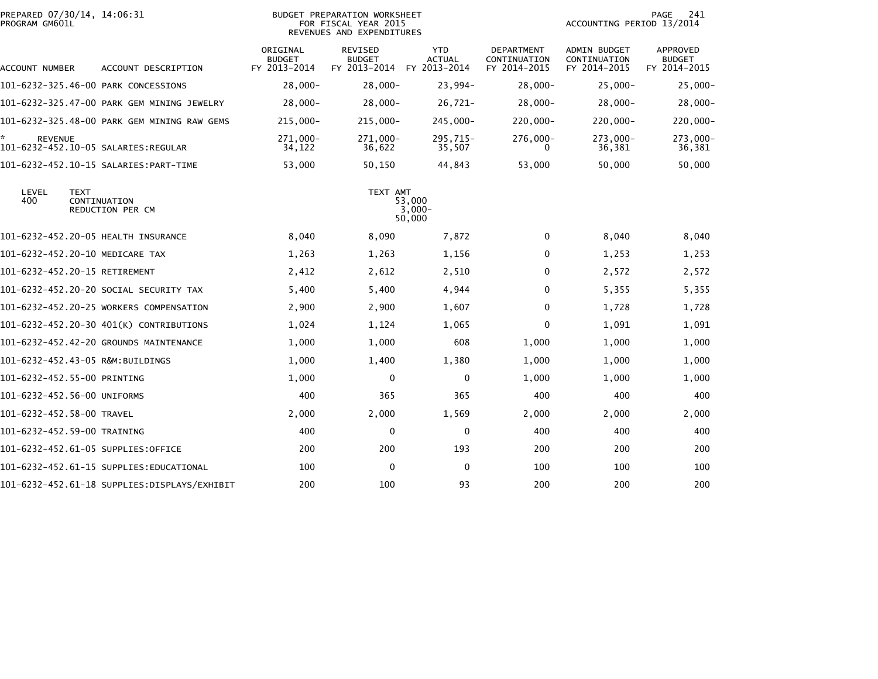PREPARED 07/30/14, 14:06:31
PROGRAM GM601L

BUDGET PREPARATION WORKSHEET
FOR FISCAL YEAR 2015
REVENUES AND EXPENDITURES

ACCOUNTING PERIOD 13/2014

| ACCOUNT NUMBER | ACCOUNT DESCRIPTION | ORIGINAL BUDGET FY 2013-2014 | REVISED BUDGET FY 2013-2014 | YTD ACTUAL FY 2013-2014 | DEPARTMENT CONTINUATION FY 2014-2015 | ADMIN BUDGET CONTINUATION FY 2014-2015 | APPROVED BUDGET FY 2014-2015 |
|---|---|---|---|---|---|---|---|
| 101-6232-325.46-00 | PARK CONCESSIONS | 28,000- | 28,000- | 23,994- | 28,000- | 25,000- | 25,000- |
| 101-6232-325.47-00 | PARK GEM MINING JEWELRY | 28,000- | 28,000- | 26,721- | 28,000- | 28,000- | 28,000- |
| 101-6232-325.48-00 | PARK GEM MINING RAW GEMS | 215,000- | 215,000- | 245,000- | 220,000- | 220,000- | 220,000- |
| * | REVENUE | 271,000- | 271,000- | 295,715- | 276,000- | 273,000- | 273,000- |
| 101-6232-452.10-05 | SALARIES:REGULAR | 34,122 | 36,622 | 35,507 | 0 | 36,381 | 36,381 |
| 101-6232-452.10-15 | SALARIES:PART-TIME | 53,000 | 50,150 | 44,843 | 53,000 | 50,000 | 50,000 |

| LEVEL | TEXT | TEXT AMT |
|---|---|---|
| 400 | CONTINUATION | 53,000 |
| | REDUCTION PER CM | 3,000- |
| | | 50,000 |

| ACCOUNT NUMBER | ACCOUNT DESCRIPTION | ORIGINAL BUDGET FY 2013-2014 | REVISED BUDGET FY 2013-2014 | YTD ACTUAL FY 2013-2014 | DEPARTMENT CONTINUATION FY 2014-2015 | ADMIN BUDGET CONTINUATION FY 2014-2015 | APPROVED BUDGET FY 2014-2015 |
|---|---|---|---|---|---|---|---|
| 101-6232-452.20-05 | HEALTH INSURANCE | 8,040 | 8,090 | 7,872 | 0 | 8,040 | 8,040 |
| 101-6232-452.20-10 | MEDICARE TAX | 1,263 | 1,263 | 1,156 | 0 | 1,253 | 1,253 |
| 101-6232-452.20-15 | RETIREMENT | 2,412 | 2,612 | 2,510 | 0 | 2,572 | 2,572 |
| 101-6232-452.20-20 | SOCIAL SECURITY TAX | 5,400 | 5,400 | 4,944 | 0 | 5,355 | 5,355 |
| 101-6232-452.20-25 | WORKERS COMPENSATION | 2,900 | 2,900 | 1,607 | 0 | 1,728 | 1,728 |
| 101-6232-452.20-30 | 401(K) CONTRIBUTIONS | 1,024 | 1,124 | 1,065 | 0 | 1,091 | 1,091 |
| 101-6232-452.42-20 | GROUNDS MAINTENANCE | 1,000 | 1,000 | 608 | 1,000 | 1,000 | 1,000 |
| 101-6232-452.43-05 | R&M:BUILDINGS | 1,000 | 1,400 | 1,380 | 1,000 | 1,000 | 1,000 |
| 101-6232-452.55-00 | PRINTING | 1,000 | 0 | 0 | 1,000 | 1,000 | 1,000 |
| 101-6232-452.56-00 | UNIFORMS | 400 | 365 | 365 | 400 | 400 | 400 |
| 101-6232-452.58-00 | TRAVEL | 2,000 | 2,000 | 1,569 | 2,000 | 2,000 | 2,000 |
| 101-6232-452.59-00 | TRAINING | 400 | 0 | 0 | 400 | 400 | 400 |
| 101-6232-452.61-05 | SUPPLIES:OFFICE | 200 | 200 | 193 | 200 | 200 | 200 |
| 101-6232-452.61-15 | SUPPLIES:EDUCATIONAL | 100 | 0 | 0 | 100 | 100 | 100 |
| 101-6232-452.61-18 | SUPPLIES:DISPLAYS/EXHIBIT | 200 | 100 | 93 | 200 | 200 | 200 |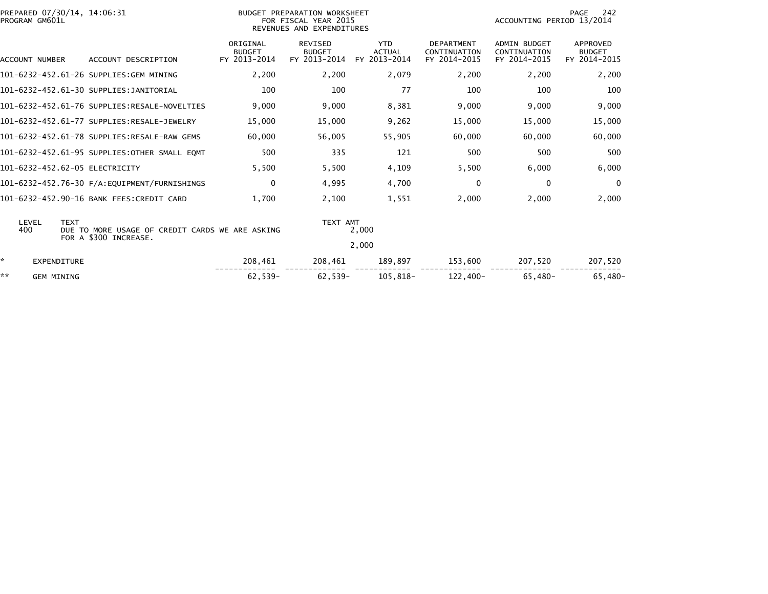PREPARED 07/30/14, 14:06:31
PROGRAM GM601L

BUDGET PREPARATION WORKSHEET
FOR FISCAL YEAR 2015
REVENUES AND EXPENDITURES

ACCOUNTING PERIOD 13/2014

| ACCOUNT NUMBER | ACCOUNT DESCRIPTION | ORIGINAL BUDGET FY 2013-2014 | REVISED BUDGET FY 2013-2014 | YTD ACTUAL FY 2013-2014 | DEPARTMENT CONTINUATION FY 2014-2015 | ADMIN BUDGET CONTINUATION FY 2014-2015 | APPROVED BUDGET FY 2014-2015 |
|---|---|---|---|---|---|---|---|
| 101-6232-452.61-26 | SUPPLIES:GEM MINING | 2,200 | 2,200 | 2,079 | 2,200 | 2,200 | 2,200 |
| 101-6232-452.61-30 | SUPPLIES:JANITORIAL | 100 | 100 | 77 | 100 | 100 | 100 |
| 101-6232-452.61-76 | SUPPLIES:RESALE-NOVELTIES | 9,000 | 9,000 | 8,381 | 9,000 | 9,000 | 9,000 |
| 101-6232-452.61-77 | SUPPLIES:RESALE-JEWELRY | 15,000 | 15,000 | 9,262 | 15,000 | 15,000 | 15,000 |
| 101-6232-452.61-78 | SUPPLIES:RESALE-RAW GEMS | 60,000 | 56,005 | 55,905 | 60,000 | 60,000 | 60,000 |
| 101-6232-452.61-95 | SUPPLIES:OTHER SMALL EQMT | 500 | 335 | 121 | 500 | 500 | 500 |
| 101-6232-452.62-05 | ELECTRICITY | 5,500 | 5,500 | 4,109 | 5,500 | 6,000 | 6,000 |
| 101-6232-452.76-30 | F/A:EQUIPMENT/FURNISHINGS | 0 | 4,995 | 4,700 | 0 | 0 | 0 |
| 101-6232-452.90-16 | BANK FEES:CREDIT CARD | 1,700 | 2,100 | 1,551 | 2,000 | 2,000 | 2,000 |

| LEVEL | TEXT | TEXT AMT |
|---|---|---|
| 400 | DUE TO MORE USAGE OF CREDIT CARDS WE ARE ASKING FOR A $300 INCREASE. | 2,000 |
| | | 2,000 |

| | | ORIGINAL BUDGET FY 2013-2014 | REVISED BUDGET FY 2013-2014 | YTD ACTUAL FY 2013-2014 | DEPARTMENT CONTINUATION FY 2014-2015 | ADMIN BUDGET CONTINUATION FY 2014-2015 | APPROVED BUDGET FY 2014-2015 |
|---|---|---|---|---|---|---|---|
| * | EXPENDITURE | 208,461 | 208,461 | 189,897 | 153,600 | 207,520 | 207,520 |
| ** | GEM MINING | 62,539- | 62,539- | 105,818- | 122,400- | 65,480- | 65,480- |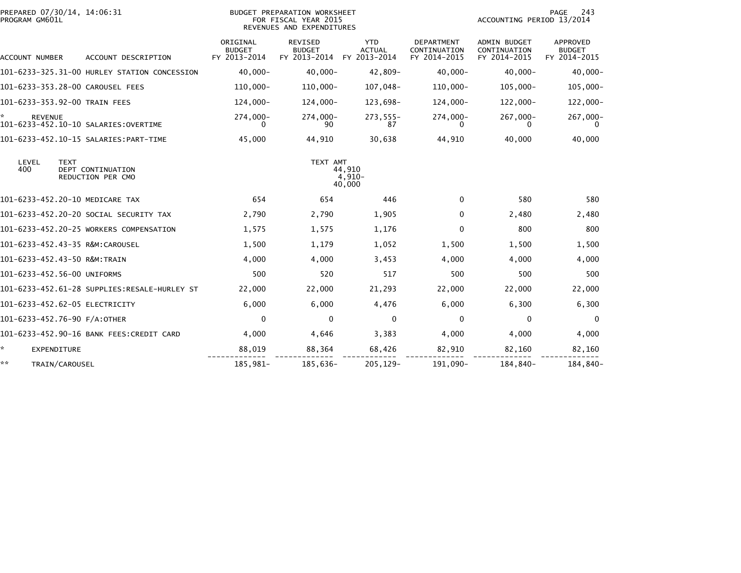PREPARED 07/30/14, 14:06:31
PROGRAM GM601L

BUDGET PREPARATION WORKSHEET
FOR FISCAL YEAR 2015
REVENUES AND EXPENDITURES

ACCOUNTING PERIOD 13/2014

| ACCOUNT NUMBER | ACCOUNT DESCRIPTION | ORIGINAL BUDGET FY 2013-2014 | REVISED BUDGET FY 2013-2014 | YTD ACTUAL FY 2013-2014 | DEPARTMENT CONTINUATION FY 2014-2015 | ADMIN BUDGET CONTINUATION FY 2014-2015 | APPROVED BUDGET FY 2014-2015 |
|---|---|---|---|---|---|---|---|
| 101-6233-325.31-00 | HURLEY STATION CONCESSION | 40,000- | 40,000- | 42,809- | 40,000- | 40,000- | 40,000- |
| 101-6233-353.28-00 | CAROUSEL FEES | 110,000- | 110,000- | 107,048- | 110,000- | 105,000- | 105,000- |
| 101-6233-353.92-00 | TRAIN FEES | 124,000- | 124,000- | 123,698- | 124,000- | 122,000- | 122,000- |
| * | REVENUE | 274,000- | 274,000- | 273,555- | 274,000- | 267,000- | 267,000- |
| 101-6233-452.10-10 | SALARIES:OVERTIME | 0 | 90 | 87 | 0 | 0 | 0 |
| 101-6233-452.10-15 | SALARIES:PART-TIME | 45,000 | 44,910 | 30,638 | 44,910 | 40,000 | 40,000 |

| LEVEL | TEXT | TEXT AMT |
|---|---|---|
| 400 | DEPT CONTINUATION | 44,910 |
| | REDUCTION PER CMO | 4,910- |
| | | 40,000 |

| ACCOUNT NUMBER | ACCOUNT DESCRIPTION | ORIGINAL BUDGET FY 2013-2014 | REVISED BUDGET FY 2013-2014 | YTD ACTUAL FY 2013-2014 | DEPARTMENT CONTINUATION FY 2014-2015 | ADMIN BUDGET CONTINUATION FY 2014-2015 | APPROVED BUDGET FY 2014-2015 |
|---|---|---|---|---|---|---|---|
| 101-6233-452.20-10 | MEDICARE TAX | 654 | 654 | 446 | 0 | 580 | 580 |
| 101-6233-452.20-20 | SOCIAL SECURITY TAX | 2,790 | 2,790 | 1,905 | 0 | 2,480 | 2,480 |
| 101-6233-452.20-25 | WORKERS COMPENSATION | 1,575 | 1,575 | 1,176 | 0 | 800 | 800 |
| 101-6233-452.43-35 | R&M:CAROUSEL | 1,500 | 1,179 | 1,052 | 1,500 | 1,500 | 1,500 |
| 101-6233-452.43-50 | R&M:TRAIN | 4,000 | 4,000 | 3,453 | 4,000 | 4,000 | 4,000 |
| 101-6233-452.56-00 | UNIFORMS | 500 | 520 | 517 | 500 | 500 | 500 |
| 101-6233-452.61-28 | SUPPLIES:RESALE-HURLEY ST | 22,000 | 22,000 | 21,293 | 22,000 | 22,000 | 22,000 |
| 101-6233-452.62-05 | ELECTRICITY | 6,000 | 6,000 | 4,476 | 6,000 | 6,300 | 6,300 |
| 101-6233-452.76-90 | F/A:OTHER | 0 | 0 | 0 | 0 | 0 | 0 |
| 101-6233-452.90-16 | BANK FEES:CREDIT CARD | 4,000 | 4,646 | 3,383 | 4,000 | 4,000 | 4,000 |
| * | EXPENDITURE | 88,019 | 88,364 | 68,426 | 82,910 | 82,160 | 82,160 |
| ** | TRAIN/CAROUSEL | 185,981- | 185,636- | 205,129- | 191,090- | 184,840- | 184,840- |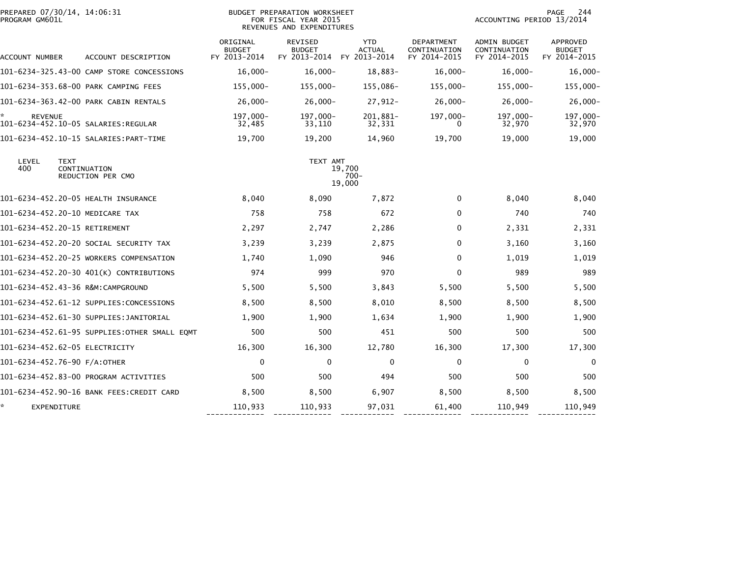BUDGET PREPARATION WORKSHEET
FOR FISCAL YEAR 2015
REVENUES AND EXPENDITURES

PREPARED 07/30/14, 14:06:31
PROGRAM GM601L

ACCOUNTING PERIOD 13/2014

| ACCOUNT NUMBER | ACCOUNT DESCRIPTION | ORIGINAL BUDGET FY 2013-2014 | REVISED BUDGET FY 2013-2014 | YTD ACTUAL FY 2013-2014 | DEPARTMENT CONTINUATION FY 2014-2015 | ADMIN BUDGET CONTINUATION FY 2014-2015 | APPROVED BUDGET FY 2014-2015 |
|---|---|---|---|---|---|---|---|
| 101-6234-325.43-00 | CAMP STORE CONCESSIONS | 16,000- | 16,000- | 18,883- | 16,000- | 16,000- | 16,000- |
| 101-6234-353.68-00 | PARK CAMPING FEES | 155,000- | 155,000- | 155,086- | 155,000- | 155,000- | 155,000- |
| 101-6234-363.42-00 | PARK CABIN RENTALS | 26,000- | 26,000- | 27,912- | 26,000- | 26,000- | 26,000- |
| * | REVENUE | 197,000- | 197,000- | 201,881- | 197,000- | 197,000- | 197,000- |
| 101-6234-452.10-05 | SALARIES:REGULAR | 32,485 | 33,110 | 32,331 | 0 | 32,970 | 32,970 |
| 101-6234-452.10-15 | SALARIES:PART-TIME | 19,700 | 19,200 | 14,960 | 19,700 | 19,000 | 19,000 |

| LEVEL | TEXT | TEXT AMT |
|---|---|---|
| 400 | CONTINUATION | 19,700 |
| | REDUCTION PER CMO | 700- |
| | | 19,000 |

| ACCOUNT NUMBER | ACCOUNT DESCRIPTION | ORIGINAL BUDGET FY 2013-2014 | REVISED BUDGET FY 2013-2014 | YTD ACTUAL FY 2013-2014 | DEPARTMENT CONTINUATION FY 2014-2015 | ADMIN BUDGET CONTINUATION FY 2014-2015 | APPROVED BUDGET FY 2014-2015 |
|---|---|---|---|---|---|---|---|
| 101-6234-452.20-05 | HEALTH INSURANCE | 8,040 | 8,090 | 7,872 | 0 | 8,040 | 8,040 |
| 101-6234-452.20-10 | MEDICARE TAX | 758 | 758 | 672 | 0 | 740 | 740 |
| 101-6234-452.20-15 | RETIREMENT | 2,297 | 2,747 | 2,286 | 0 | 2,331 | 2,331 |
| 101-6234-452.20-20 | SOCIAL SECURITY TAX | 3,239 | 3,239 | 2,875 | 0 | 3,160 | 3,160 |
| 101-6234-452.20-25 | WORKERS COMPENSATION | 1,740 | 1,090 | 946 | 0 | 1,019 | 1,019 |
| 101-6234-452.20-30 | 401(K) CONTRIBUTIONS | 974 | 999 | 970 | 0 | 989 | 989 |
| 101-6234-452.43-36 | R&M:CAMPGROUND | 5,500 | 5,500 | 3,843 | 5,500 | 5,500 | 5,500 |
| 101-6234-452.61-12 | SUPPLIES:CONCESSIONS | 8,500 | 8,500 | 8,010 | 8,500 | 8,500 | 8,500 |
| 101-6234-452.61-30 | SUPPLIES:JANITORIAL | 1,900 | 1,900 | 1,634 | 1,900 | 1,900 | 1,900 |
| 101-6234-452.61-95 | SUPPLIES:OTHER SMALL EQMT | 500 | 500 | 451 | 500 | 500 | 500 |
| 101-6234-452.62-05 | ELECTRICITY | 16,300 | 16,300 | 12,780 | 16,300 | 17,300 | 17,300 |
| 101-6234-452.76-90 | F/A:OTHER | 0 | 0 | 0 | 0 | 0 | 0 |
| 101-6234-452.83-00 | PROGRAM ACTIVITIES | 500 | 500 | 494 | 500 | 500 | 500 |
| 101-6234-452.90-16 | BANK FEES:CREDIT CARD | 8,500 | 8,500 | 6,907 | 8,500 | 8,500 | 8,500 |
| * | EXPENDITURE | 110,933 | 110,933 | 97,031 | 61,400 | 110,949 | 110,949 |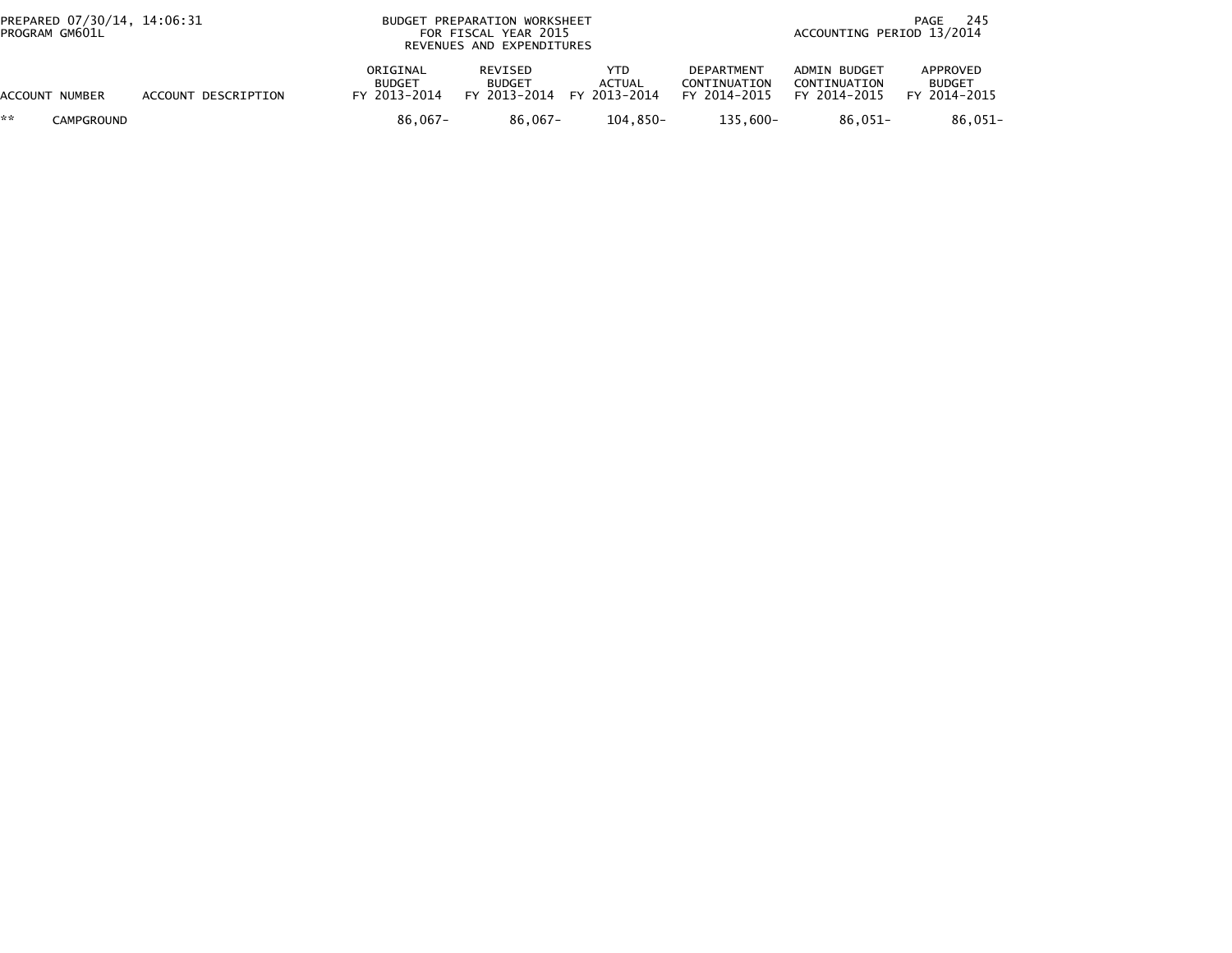| ACCOUNT NUMBER | ACCOUNT DESCRIPTION | ORIGINAL BUDGET FY 2013-2014 | REVISED BUDGET FY 2013-2014 | YTD ACTUAL FY 2013-2014 | DEPARTMENT CONTINUATION FY 2014-2015 | ADMIN BUDGET CONTINUATION FY 2014-2015 | APPROVED BUDGET FY 2014-2015 |
|---|---|---|---|---|---|---|---|
| ** | CAMPGROUND | 86,067- | 86,067- | 104,850- | 135,600- | 86,051- | 86,051- |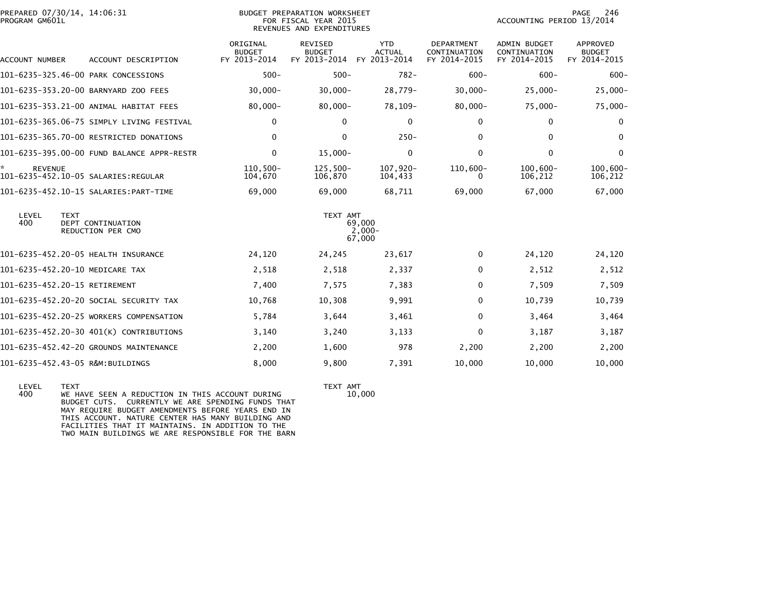BUDGET PREPARATION WORKSHEET
FOR FISCAL YEAR 2015
REVENUES AND EXPENDITURES

PREPARED 07/30/14, 14:06:31
PROGRAM GM601L

ACCOUNTING PERIOD 13/2014

| ACCOUNT NUMBER | ACCOUNT DESCRIPTION | ORIGINAL BUDGET FY 2013-2014 | REVISED BUDGET FY 2013-2014 | YTD ACTUAL FY 2013-2014 | DEPARTMENT CONTINUATION FY 2014-2015 | ADMIN BUDGET CONTINUATION FY 2014-2015 | APPROVED BUDGET FY 2014-2015 |
|---|---|---|---|---|---|---|---|
| 101-6235-325.46-00 | PARK CONCESSIONS | 500- | 500- | 782- | 600- | 600- | 600- |
| 101-6235-353.20-00 | BARNYARD ZOO FEES | 30,000- | 30,000- | 28,779- | 30,000- | 25,000- | 25,000- |
| 101-6235-353.21-00 | ANIMAL HABITAT FEES | 80,000- | 80,000- | 78,109- | 80,000- | 75,000- | 75,000- |
| 101-6235-365.06-75 | SIMPLY LIVING FESTIVAL | 0 | 0 | 0 | 0 | 0 | 0 |
| 101-6235-365.70-00 | RESTRICTED DONATIONS | 0 | 0 | 250- | 0 | 0 | 0 |
| 101-6235-395.00-00 | FUND BALANCE APPR-RESTR | 0 | 15,000- | 0 | 0 | 0 | 0 |
| * REVENUE | | 110,500- | 125,500- | 107,920- | 110,600- | 100,600- | 100,600- |
| 101-6235-452.10-05 | SALARIES:REGULAR | 104,670 | 106,870 | 104,433 | 0 | 106,212 | 106,212 |
| 101-6235-452.10-15 | SALARIES:PART-TIME | 69,000 | 69,000 | 68,711 | 69,000 | 67,000 | 67,000 |

| LEVEL | TEXT | TEXT AMT |
|---|---|---|
| 400 | DEPT CONTINUATION | 69,000 |
| | REDUCTION PER CMO | 2,000- |
| | | 67,000 |

| ACCOUNT NUMBER | ACCOUNT DESCRIPTION | ORIGINAL BUDGET FY 2013-2014 | REVISED BUDGET FY 2013-2014 | YTD ACTUAL FY 2013-2014 | DEPARTMENT CONTINUATION FY 2014-2015 | ADMIN BUDGET CONTINUATION FY 2014-2015 | APPROVED BUDGET FY 2014-2015 |
|---|---|---|---|---|---|---|---|
| 101-6235-452.20-05 | HEALTH INSURANCE | 24,120 | 24,245 | 23,617 | 0 | 24,120 | 24,120 |
| 101-6235-452.20-10 | MEDICARE TAX | 2,518 | 2,518 | 2,337 | 0 | 2,512 | 2,512 |
| 101-6235-452.20-15 | RETIREMENT | 7,400 | 7,575 | 7,383 | 0 | 7,509 | 7,509 |
| 101-6235-452.20-20 | SOCIAL SECURITY TAX | 10,768 | 10,308 | 9,991 | 0 | 10,739 | 10,739 |
| 101-6235-452.20-25 | WORKERS COMPENSATION | 5,784 | 3,644 | 3,461 | 0 | 3,464 | 3,464 |
| 101-6235-452.20-30 | 401(K) CONTRIBUTIONS | 3,140 | 3,240 | 3,133 | 0 | 3,187 | 3,187 |
| 101-6235-452.42-20 | GROUNDS MAINTENANCE | 2,200 | 1,600 | 978 | 2,200 | 2,200 | 2,200 |
| 101-6235-452.43-05 | R&M:BUILDINGS | 8,000 | 9,800 | 7,391 | 10,000 | 10,000 | 10,000 |

| LEVEL | TEXT | TEXT AMT |
|---|---|---|
| 400 | WE HAVE SEEN A REDUCTION IN THIS ACCOUNT DURING BUDGET CUTS. CURRENTLY WE ARE SPENDING FUNDS THAT MAY REQUIRE BUDGET AMENDMENTS BEFORE YEARS END IN THIS ACCOUNT. NATURE CENTER HAS MANY BUILDING AND FACILITIES THAT IT MAINTAINS. IN ADDITION TO THE TWO MAIN BUILDINGS WE ARE RESPONSIBLE FOR THE BARN | 10,000 |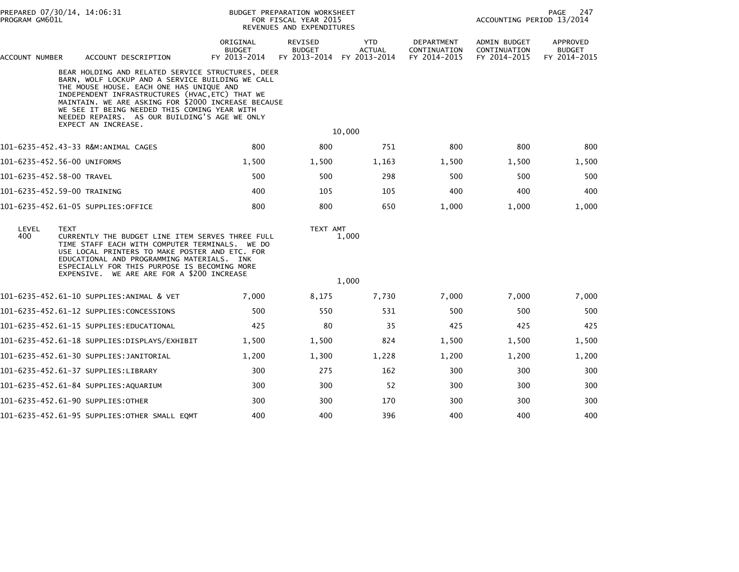BUDGET PREPARATION WORKSHEET
FOR FISCAL YEAR 2015
REVENUES AND EXPENDITURES

PREPARED 07/30/14, 14:06:31
PROGRAM GM601L

ACCOUNTING PERIOD 13/2014

| ACCOUNT NUMBER | ACCOUNT DESCRIPTION | ORIGINAL BUDGET FY 2013-2014 | REVISED BUDGET FY 2013-2014 | YTD ACTUAL FY 2013-2014 | DEPARTMENT CONTINUATION FY 2014-2015 | ADMIN BUDGET CONTINUATION FY 2014-2015 | APPROVED BUDGET FY 2014-2015 |
|---|---|---|---|---|---|---|---|

BEAR HOLDING AND RELATED SERVICE STRUCTURES, DEER BARN, WOLF LOCKUP AND A SERVICE BUILDING WE CALL THE MOUSE HOUSE. EACH ONE HAS UNIQUE AND INDEPENDENT INFRASTRUCTURES (HVAC,ETC) THAT WE MAINTAIN. WE ARE ASKING FOR $2000 INCREASE BECAUSE WE SEE IT BEING NEEDED THIS COMING YEAR WITH NEEDED REPAIRS. AS OUR BUILDING'S AGE WE ONLY EXPECT AN INCREASE.

10,000

| ACCOUNT NUMBER | ACCOUNT DESCRIPTION | ORIGINAL BUDGET FY 2013-2014 | REVISED BUDGET FY 2013-2014 | YTD ACTUAL FY 2013-2014 | DEPARTMENT CONTINUATION FY 2014-2015 | ADMIN BUDGET CONTINUATION FY 2014-2015 | APPROVED BUDGET FY 2014-2015 |
|---|---|---|---|---|---|---|---|
| 101-6235-452.43-33 | R&M:ANIMAL CAGES | 800 | 800 | 751 | 800 | 800 | 800 |
| 101-6235-452.56-00 | UNIFORMS | 1,500 | 1,500 | 1,163 | 1,500 | 1,500 | 1,500 |
| 101-6235-452.58-00 | TRAVEL | 500 | 500 | 298 | 500 | 500 | 500 |
| 101-6235-452.59-00 | TRAINING | 400 | 105 | 105 | 400 | 400 | 400 |
| 101-6235-452.61-05 | SUPPLIES:OFFICE | 800 | 800 | 650 | 1,000 | 1,000 | 1,000 |

| LEVEL | TEXT | TEXT AMT |
|---|---|---|
| 400 | CURRENTLY THE BUDGET LINE ITEM SERVES THREE FULL TIME STAFF EACH WITH COMPUTER TERMINALS. WE DO USE LOCAL PRINTERS TO MAKE POSTER AND ETC. FOR EDUCATIONAL AND PROGRAMMING MATERIALS. INK ESPECIALLY FOR THIS PURPOSE IS BECOMING MORE EXPENSIVE. WE ARE ARE FOR A $200 INCREASE | 1,000 |
| | | 1,000 |

| ACCOUNT NUMBER | ACCOUNT DESCRIPTION | ORIGINAL BUDGET FY 2013-2014 | REVISED BUDGET FY 2013-2014 | YTD ACTUAL FY 2013-2014 | DEPARTMENT CONTINUATION FY 2014-2015 | ADMIN BUDGET CONTINUATION FY 2014-2015 | APPROVED BUDGET FY 2014-2015 |
|---|---|---|---|---|---|---|---|
| 101-6235-452.61-10 | SUPPLIES:ANIMAL & VET | 7,000 | 8,175 | 7,730 | 7,000 | 7,000 | 7,000 |
| 101-6235-452.61-12 | SUPPLIES:CONCESSIONS | 500 | 550 | 531 | 500 | 500 | 500 |
| 101-6235-452.61-15 | SUPPLIES:EDUCATIONAL | 425 | 80 | 35 | 425 | 425 | 425 |
| 101-6235-452.61-18 | SUPPLIES:DISPLAYS/EXHIBIT | 1,500 | 1,500 | 824 | 1,500 | 1,500 | 1,500 |
| 101-6235-452.61-30 | SUPPLIES:JANITORIAL | 1,200 | 1,300 | 1,228 | 1,200 | 1,200 | 1,200 |
| 101-6235-452.61-37 | SUPPLIES:LIBRARY | 300 | 275 | 162 | 300 | 300 | 300 |
| 101-6235-452.61-84 | SUPPLIES:AQUARIUM | 300 | 300 | 52 | 300 | 300 | 300 |
| 101-6235-452.61-90 | SUPPLIES:OTHER | 300 | 300 | 170 | 300 | 300 | 300 |
| 101-6235-452.61-95 | SUPPLIES:OTHER SMALL EQMT | 400 | 400 | 396 | 400 | 400 | 400 |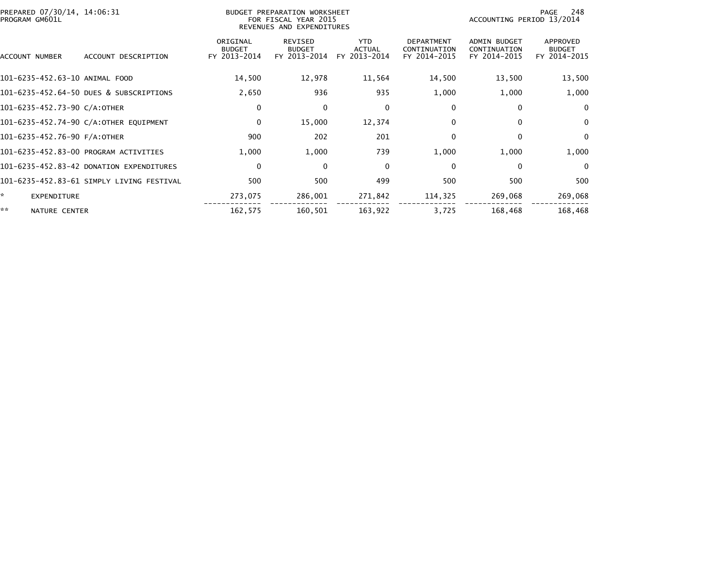PREPARED 07/30/14, 14:06:31
PROGRAM GM601L

BUDGET PREPARATION WORKSHEET
FOR FISCAL YEAR 2015
REVENUES AND EXPENDITURES

ACCOUNTING PERIOD 13/2014

| ACCOUNT NUMBER | ACCOUNT DESCRIPTION | ORIGINAL BUDGET FY 2013-2014 | REVISED BUDGET FY 2013-2014 | YTD ACTUAL FY 2013-2014 | DEPARTMENT CONTINUATION FY 2014-2015 | ADMIN BUDGET CONTINUATION FY 2014-2015 | APPROVED BUDGET FY 2014-2015 |
|---|---|---|---|---|---|---|---|
| 101-6235-452.63-10 | ANIMAL FOOD | 14,500 | 12,978 | 11,564 | 14,500 | 13,500 | 13,500 |
| 101-6235-452.64-50 | DUES & SUBSCRIPTIONS | 2,650 | 936 | 935 | 1,000 | 1,000 | 1,000 |
| 101-6235-452.73-90 | C/A:OTHER | 0 | 0 | 0 | 0 | 0 | 0 |
| 101-6235-452.74-90 | C/A:OTHER EQUIPMENT | 0 | 15,000 | 12,374 | 0 | 0 | 0 |
| 101-6235-452.76-90 | F/A:OTHER | 900 | 202 | 201 | 0 | 0 | 0 |
| 101-6235-452.83-00 | PROGRAM ACTIVITIES | 1,000 | 1,000 | 739 | 1,000 | 1,000 | 1,000 |
| 101-6235-452.83-42 | DONATION EXPENDITURES | 0 | 0 | 0 | 0 | 0 | 0 |
| 101-6235-452.83-61 | SIMPLY LIVING FESTIVAL | 500 | 500 | 499 | 500 | 500 | 500 |
| * | EXPENDITURE | 273,075 | 286,001 | 271,842 | 114,325 | 269,068 | 269,068 |
| ** | NATURE CENTER | 162,575 | 160,501 | 163,922 | 3,725 | 168,468 | 168,468 |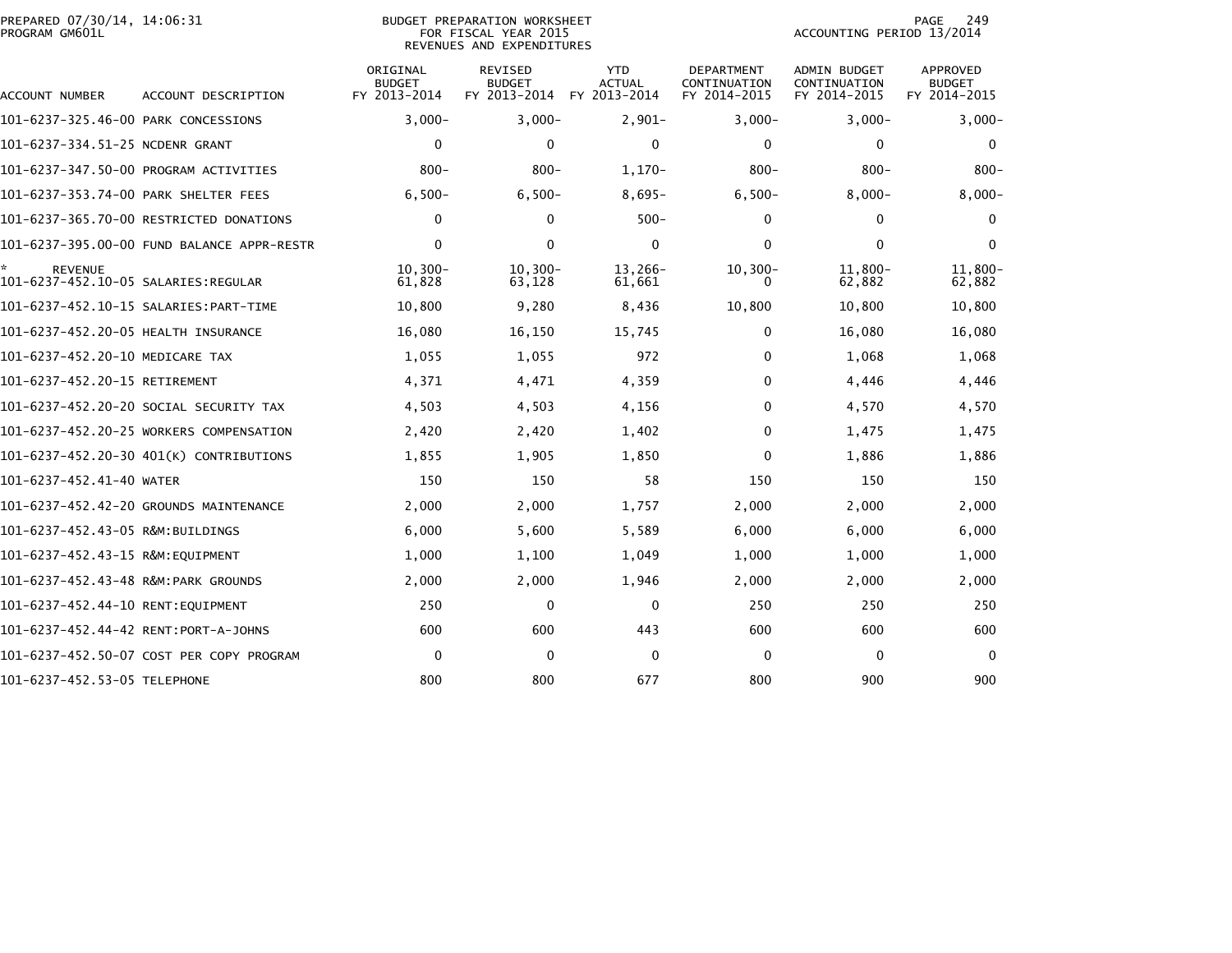BUDGET PREPARATION WORKSHEET
FOR FISCAL YEAR 2015
REVENUES AND EXPENDITURES

PREPARED 07/30/14, 14:06:31
PROGRAM GM601L

ACCOUNTING PERIOD 13/2014

| ACCOUNT NUMBER | ACCOUNT DESCRIPTION | ORIGINAL BUDGET FY 2013-2014 | REVISED BUDGET FY 2013-2014 | YTD ACTUAL FY 2013-2014 | DEPARTMENT CONTINUATION FY 2014-2015 | ADMIN BUDGET CONTINUATION FY 2014-2015 | APPROVED BUDGET FY 2014-2015 |
|---|---|---|---|---|---|---|---|
| 101-6237-325.46-00 | PARK CONCESSIONS | 3,000- | 3,000- | 2,901- | 3,000- | 3,000- | 3,000- |
| 101-6237-334.51-25 | NCDENR GRANT | 0 | 0 | 0 | 0 | 0 | 0 |
| 101-6237-347.50-00 | PROGRAM ACTIVITIES | 800- | 800- | 1,170- | 800- | 800- | 800- |
| 101-6237-353.74-00 | PARK SHELTER FEES | 6,500- | 6,500- | 8,695- | 6,500- | 8,000- | 8,000- |
| 101-6237-365.70-00 | RESTRICTED DONATIONS | 0 | 0 | 500- | 0 | 0 | 0 |
| 101-6237-395.00-00 | FUND BALANCE APPR-RESTR | 0 | 0 | 0 | 0 | 0 | 0 |
| * | REVENUE | 10,300- | 10,300- | 13,266- | 10,300- | 11,800- | 11,800- |
| 101-6237-452.10-05 | SALARIES:REGULAR | 61,828 | 63,128 | 61,661 | 0 | 62,882 | 62,882 |
| 101-6237-452.10-15 | SALARIES:PART-TIME | 10,800 | 9,280 | 8,436 | 10,800 | 10,800 | 10,800 |
| 101-6237-452.20-05 | HEALTH INSURANCE | 16,080 | 16,150 | 15,745 | 0 | 16,080 | 16,080 |
| 101-6237-452.20-10 | MEDICARE TAX | 1,055 | 1,055 | 972 | 0 | 1,068 | 1,068 |
| 101-6237-452.20-15 | RETIREMENT | 4,371 | 4,471 | 4,359 | 0 | 4,446 | 4,446 |
| 101-6237-452.20-20 | SOCIAL SECURITY TAX | 4,503 | 4,503 | 4,156 | 0 | 4,570 | 4,570 |
| 101-6237-452.20-25 | WORKERS COMPENSATION | 2,420 | 2,420 | 1,402 | 0 | 1,475 | 1,475 |
| 101-6237-452.20-30 | 401(K) CONTRIBUTIONS | 1,855 | 1,905 | 1,850 | 0 | 1,886 | 1,886 |
| 101-6237-452.41-40 | WATER | 150 | 150 | 58 | 150 | 150 | 150 |
| 101-6237-452.42-20 | GROUNDS MAINTENANCE | 2,000 | 2,000 | 1,757 | 2,000 | 2,000 | 2,000 |
| 101-6237-452.43-05 | R&M:BUILDINGS | 6,000 | 5,600 | 5,589 | 6,000 | 6,000 | 6,000 |
| 101-6237-452.43-15 | R&M:EQUIPMENT | 1,000 | 1,100 | 1,049 | 1,000 | 1,000 | 1,000 |
| 101-6237-452.43-48 | R&M:PARK GROUNDS | 2,000 | 2,000 | 1,946 | 2,000 | 2,000 | 2,000 |
| 101-6237-452.44-10 | RENT:EQUIPMENT | 250 | 0 | 0 | 250 | 250 | 250 |
| 101-6237-452.44-42 | RENT:PORT-A-JOHNS | 600 | 600 | 443 | 600 | 600 | 600 |
| 101-6237-452.50-07 | COST PER COPY PROGRAM | 0 | 0 | 0 | 0 | 0 | 0 |
| 101-6237-452.53-05 | TELEPHONE | 800 | 800 | 677 | 800 | 900 | 900 |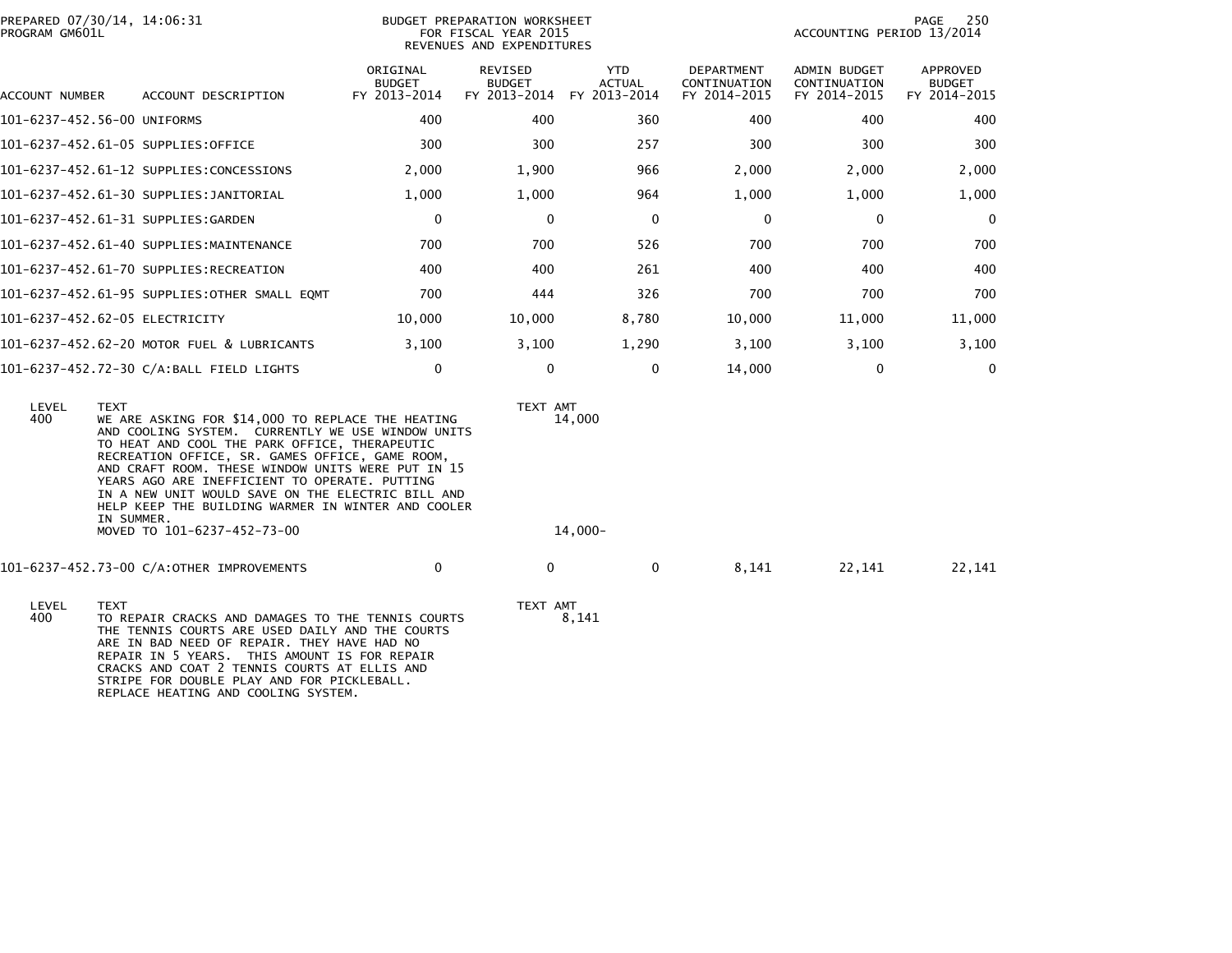PREPARED 07/30/14, 14:06:31
PROGRAM GM601L

BUDGET PREPARATION WORKSHEET
FOR FISCAL YEAR 2015
REVENUES AND EXPENDITURES

ACCOUNTING PERIOD 13/2014

| ACCOUNT NUMBER | ACCOUNT DESCRIPTION | ORIGINAL BUDGET FY 2013-2014 | REVISED BUDGET FY 2013-2014 | YTD ACTUAL FY 2013-2014 | DEPARTMENT CONTINUATION FY 2014-2015 | ADMIN BUDGET CONTINUATION FY 2014-2015 | APPROVED BUDGET FY 2014-2015 |
|---|---|---|---|---|---|---|---|
| 101-6237-452.56-00 | UNIFORMS | 400 | 400 | 360 | 400 | 400 | 400 |
| 101-6237-452.61-05 | SUPPLIES:OFFICE | 300 | 300 | 257 | 300 | 300 | 300 |
| 101-6237-452.61-12 | SUPPLIES:CONCESSIONS | 2,000 | 1,900 | 966 | 2,000 | 2,000 | 2,000 |
| 101-6237-452.61-30 | SUPPLIES:JANITORIAL | 1,000 | 1,000 | 964 | 1,000 | 1,000 | 1,000 |
| 101-6237-452.61-31 | SUPPLIES:GARDEN | 0 | 0 | 0 | 0 | 0 | 0 |
| 101-6237-452.61-40 | SUPPLIES:MAINTENANCE | 700 | 700 | 526 | 700 | 700 | 700 |
| 101-6237-452.61-70 | SUPPLIES:RECREATION | 400 | 400 | 261 | 400 | 400 | 400 |
| 101-6237-452.61-95 | SUPPLIES:OTHER SMALL EQMT | 700 | 444 | 326 | 700 | 700 | 700 |
| 101-6237-452.62-05 | ELECTRICITY | 10,000 | 10,000 | 8,780 | 10,000 | 11,000 | 11,000 |
| 101-6237-452.62-20 | MOTOR FUEL & LUBRICANTS | 3,100 | 3,100 | 1,290 | 3,100 | 3,100 | 3,100 |
| 101-6237-452.72-30 | C/A:BALL FIELD LIGHTS | 0 | 0 | 0 | 14,000 | 0 | 0 |

| LEVEL | TEXT | TEXT AMT |
|---|---|---|
| 400 | WE ARE ASKING FOR $14,000 TO REPLACE THE HEATING AND COOLING SYSTEM. CURRENTLY WE USE WINDOW UNITS TO HEAT AND COOL THE PARK OFFICE, THERAPEUTIC RECREATION OFFICE, SR. GAMES OFFICE, GAME ROOM, AND CRAFT ROOM. THESE WINDOW UNITS WERE PUT IN 15 YEARS AGO ARE INEFFICIENT TO OPERATE. PUTTING IN A NEW UNIT WOULD SAVE ON THE ELECTRIC BILL AND HELP KEEP THE BUILDING WARMER IN WINTER AND COOLER IN SUMMER. | 14,000 |
| | MOVED TO 101-6237-452-73-00 | 14,000- |

| ACCOUNT NUMBER | ACCOUNT DESCRIPTION | ORIGINAL BUDGET FY 2013-2014 | REVISED BUDGET FY 2013-2014 | YTD ACTUAL FY 2013-2014 | DEPARTMENT CONTINUATION FY 2014-2015 | ADMIN BUDGET CONTINUATION FY 2014-2015 | APPROVED BUDGET FY 2014-2015 |
|---|---|---|---|---|---|---|---|
| 101-6237-452.73-00 | C/A:OTHER IMPROVEMENTS | 0 | 0 | 0 | 8,141 | 22,141 | 22,141 |

| LEVEL | TEXT | TEXT AMT |
|---|---|---|
| 400 | TO REPAIR CRACKS AND DAMAGES TO THE TENNIS COURTS THE TENNIS COURTS ARE USED DAILY AND THE COURTS ARE IN BAD NEED OF REPAIR. THEY HAVE HAD NO REPAIR IN 5 YEARS. THIS AMOUNT IS FOR REPAIR CRACKS AND COAT 2 TENNIS COURTS AT ELLIS AND STRIPE FOR DOUBLE PLAY AND FOR PICKLEBALL. REPLACE HEATING AND COOLING SYSTEM. | 8,141 |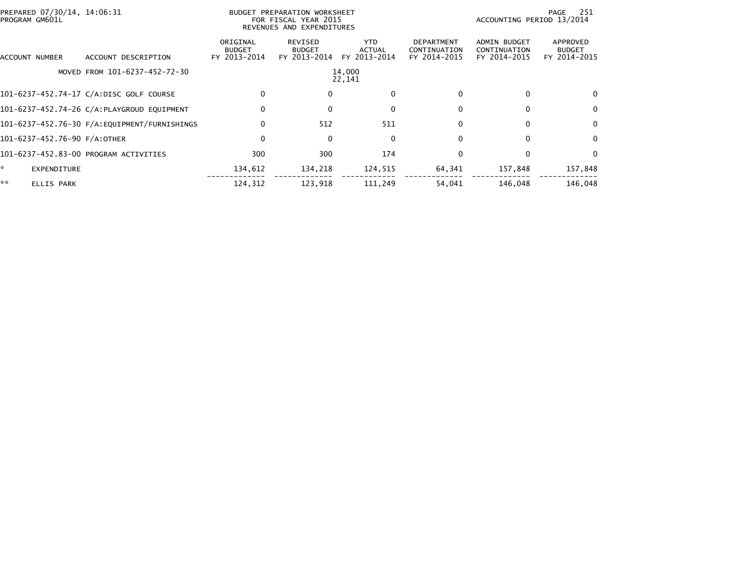| ACCOUNT NUMBER | ACCOUNT DESCRIPTION | ORIGINAL BUDGET FY 2013-2014 | REVISED BUDGET FY 2013-2014 | YTD ACTUAL FY 2013-2014 | DEPARTMENT CONTINUATION FY 2014-2015 | ADMIN BUDGET CONTINUATION FY 2014-2015 | APPROVED BUDGET FY 2014-2015 |
|---|---|---|---|---|---|---|---|
| | MOVED FROM 101-6237-452-72-30 | | | 14,000<br>22,141 | | | |
| 101-6237-452.74-17 | C/A:DISC GOLF COURSE | 0 | 0 | 0 | 0 | 0 | 0 |
| 101-6237-452.74-26 | C/A:PLAYGROUD EQUIPMENT | 0 | 0 | 0 | 0 | 0 | 0 |
| 101-6237-452.76-30 | F/A:EQUIPMENT/FURNISHINGS | 0 | 512 | 511 | 0 | 0 | 0 |
| 101-6237-452.76-90 | F/A:OTHER | 0 | 0 | 0 | 0 | 0 | 0 |
| 101-6237-452.83-00 | PROGRAM ACTIVITIES | 300 | 300 | 174 | 0 | 0 | 0 |
| * | EXPENDITURE | 134,612 | 134,218 | 124,515 | 64,341 | 157,848 | 157,848 |
| ** | ELLIS PARK | 124,312 | 123,918 | 111,249 | 54,041 | 146,048 | 146,048 |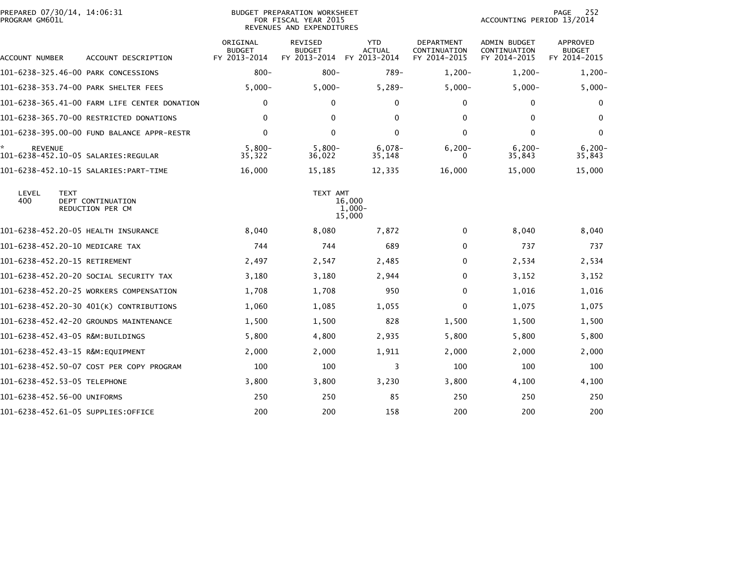BUDGET PREPARATION WORKSHEET
FOR FISCAL YEAR 2015
REVENUES AND EXPENDITURES

PREPARED 07/30/14, 14:06:31
PROGRAM GM601L

ACCOUNTING PERIOD 13/2014

| ACCOUNT NUMBER | ACCOUNT DESCRIPTION | ORIGINAL BUDGET FY 2013-2014 | REVISED BUDGET FY 2013-2014 | YTD ACTUAL FY 2013-2014 | DEPARTMENT CONTINUATION FY 2014-2015 | ADMIN BUDGET CONTINUATION FY 2014-2015 | APPROVED BUDGET FY 2014-2015 |
|---|---|---|---|---|---|---|---|
| 101-6238-325.46-00 | PARK CONCESSIONS | 800- | 800- | 789- | 1,200- | 1,200- | 1,200- |
| 101-6238-353.74-00 | PARK SHELTER FEES | 5,000- | 5,000- | 5,289- | 5,000- | 5,000- | 5,000- |
| 101-6238-365.41-00 | FARM LIFE CENTER DONATION | 0 | 0 | 0 | 0 | 0 | 0 |
| 101-6238-365.70-00 | RESTRICTED DONATIONS | 0 | 0 | 0 | 0 | 0 | 0 |
| 101-6238-395.00-00 | FUND BALANCE APPR-RESTR | 0 | 0 | 0 | 0 | 0 | 0 |
| * | REVENUE | 5,800- | 5,800- | 6,078- | 6,200- | 6,200- | 6,200- |
| 101-6238-452.10-05 | SALARIES:REGULAR | 35,322 | 36,022 | 35,148 | 0 | 35,843 | 35,843 |
| 101-6238-452.10-15 | SALARIES:PART-TIME | 16,000 | 15,185 | 12,335 | 16,000 | 15,000 | 15,000 |

| LEVEL | TEXT | TEXT AMT |
|---|---|---|
| 400 | DEPT CONTINUATION | 16,000 |
| | REDUCTION PER CM | 1,000- |
| | | 15,000 |

| ACCOUNT NUMBER | ACCOUNT DESCRIPTION | ORIGINAL BUDGET FY 2013-2014 | REVISED BUDGET FY 2013-2014 | YTD ACTUAL FY 2013-2014 | DEPARTMENT CONTINUATION FY 2014-2015 | ADMIN BUDGET CONTINUATION FY 2014-2015 | APPROVED BUDGET FY 2014-2015 |
|---|---|---|---|---|---|---|---|
| 101-6238-452.20-05 | HEALTH INSURANCE | 8,040 | 8,080 | 7,872 | 0 | 8,040 | 8,040 |
| 101-6238-452.20-10 | MEDICARE TAX | 744 | 744 | 689 | 0 | 737 | 737 |
| 101-6238-452.20-15 | RETIREMENT | 2,497 | 2,547 | 2,485 | 0 | 2,534 | 2,534 |
| 101-6238-452.20-20 | SOCIAL SECURITY TAX | 3,180 | 3,180 | 2,944 | 0 | 3,152 | 3,152 |
| 101-6238-452.20-25 | WORKERS COMPENSATION | 1,708 | 1,708 | 950 | 0 | 1,016 | 1,016 |
| 101-6238-452.20-30 | 401(K) CONTRIBUTIONS | 1,060 | 1,085 | 1,055 | 0 | 1,075 | 1,075 |
| 101-6238-452.42-20 | GROUNDS MAINTENANCE | 1,500 | 1,500 | 828 | 1,500 | 1,500 | 1,500 |
| 101-6238-452.43-05 | R&M:BUILDINGS | 5,800 | 4,800 | 2,935 | 5,800 | 5,800 | 5,800 |
| 101-6238-452.43-15 | R&M:EQUIPMENT | 2,000 | 2,000 | 1,911 | 2,000 | 2,000 | 2,000 |
| 101-6238-452.50-07 | COST PER COPY PROGRAM | 100 | 100 | 3 | 100 | 100 | 100 |
| 101-6238-452.53-05 | TELEPHONE | 3,800 | 3,800 | 3,230 | 3,800 | 4,100 | 4,100 |
| 101-6238-452.56-00 | UNIFORMS | 250 | 250 | 85 | 250 | 250 | 250 |
| 101-6238-452.61-05 | SUPPLIES:OFFICE | 200 | 200 | 158 | 200 | 200 | 200 |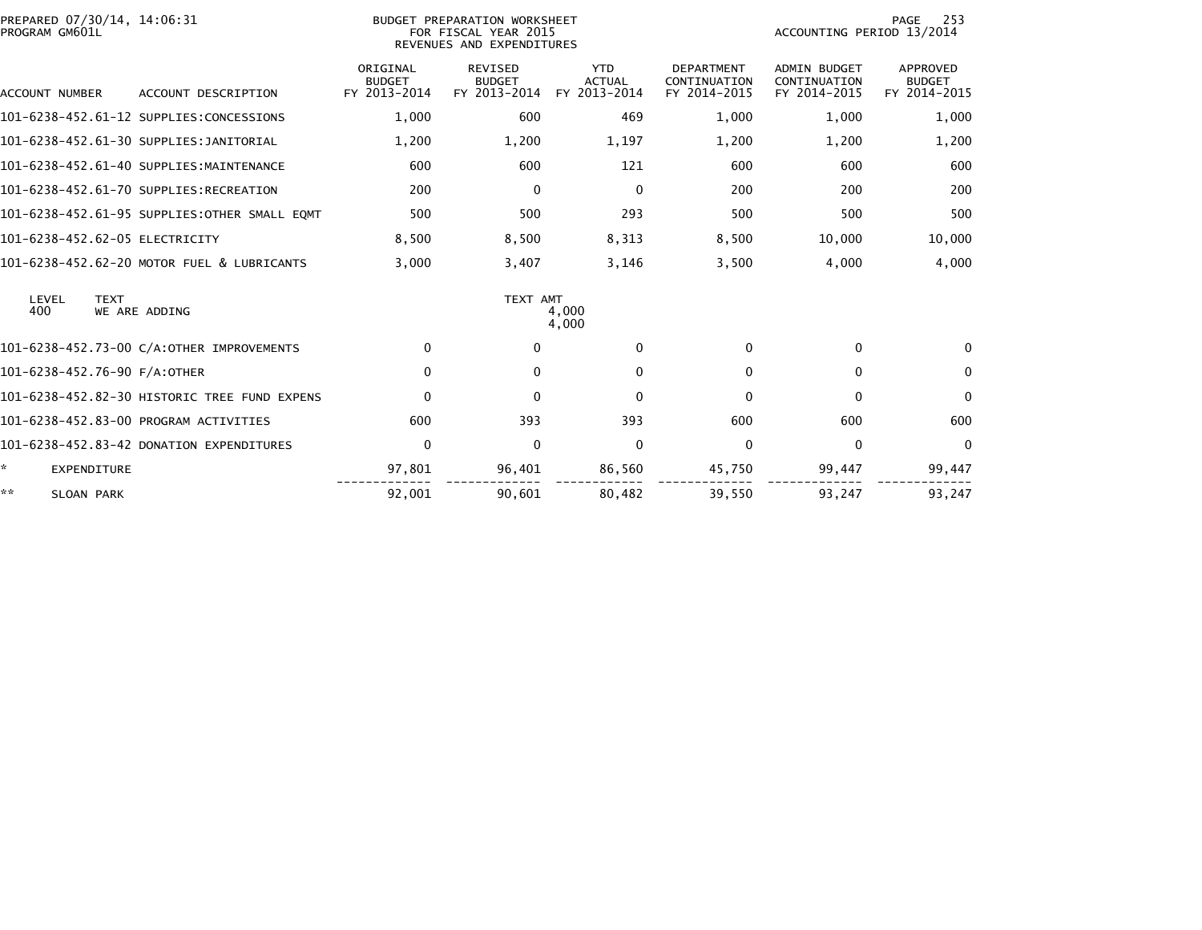PREPARED 07/30/14, 14:06:31
PROGRAM GM601L

BUDGET PREPARATION WORKSHEET
FOR FISCAL YEAR 2015
REVENUES AND EXPENDITURES

ACCOUNTING PERIOD 13/2014

| ACCOUNT NUMBER | ACCOUNT DESCRIPTION | ORIGINAL BUDGET FY 2013-2014 | REVISED BUDGET FY 2013-2014 | YTD ACTUAL FY 2013-2014 | DEPARTMENT CONTINUATION FY 2014-2015 | ADMIN BUDGET CONTINUATION FY 2014-2015 | APPROVED BUDGET FY 2014-2015 |
|---|---|---|---|---|---|---|---|
| 101-6238-452.61-12 | SUPPLIES:CONCESSIONS | 1,000 | 600 | 469 | 1,000 | 1,000 | 1,000 |
| 101-6238-452.61-30 | SUPPLIES:JANITORIAL | 1,200 | 1,200 | 1,197 | 1,200 | 1,200 | 1,200 |
| 101-6238-452.61-40 | SUPPLIES:MAINTENANCE | 600 | 600 | 121 | 600 | 600 | 600 |
| 101-6238-452.61-70 | SUPPLIES:RECREATION | 200 | 0 | 0 | 200 | 200 | 200 |
| 101-6238-452.61-95 | SUPPLIES:OTHER SMALL EQMT | 500 | 500 | 293 | 500 | 500 | 500 |
| 101-6238-452.62-05 | ELECTRICITY | 8,500 | 8,500 | 8,313 | 8,500 | 10,000 | 10,000 |
| 101-6238-452.62-20 | MOTOR FUEL & LUBRICANTS | 3,000 | 3,407 | 3,146 | 3,500 | 4,000 | 4,000 |

| LEVEL | TEXT | TEXT AMT |
|---|---|---|
| 400 | WE ARE ADDING | 4,000 |
| | | 4,000 |

| ACCOUNT NUMBER | ACCOUNT DESCRIPTION | ORIGINAL BUDGET FY 2013-2014 | REVISED BUDGET FY 2013-2014 | YTD ACTUAL FY 2013-2014 | DEPARTMENT CONTINUATION FY 2014-2015 | ADMIN BUDGET CONTINUATION FY 2014-2015 | APPROVED BUDGET FY 2014-2015 |
|---|---|---|---|---|---|---|---|
| 101-6238-452.73-00 | C/A:OTHER IMPROVEMENTS | 0 | 0 | 0 | 0 | 0 | 0 |
| 101-6238-452.76-90 | F/A:OTHER | 0 | 0 | 0 | 0 | 0 | 0 |
| 101-6238-452.82-30 | HISTORIC TREE FUND EXPENS | 0 | 0 | 0 | 0 | 0 | 0 |
| 101-6238-452.83-00 | PROGRAM ACTIVITIES | 600 | 393 | 393 | 600 | 600 | 600 |
| 101-6238-452.83-42 | DONATION EXPENDITURES | 0 | 0 | 0 | 0 | 0 | 0 |
| * | EXPENDITURE | 97,801 | 96,401 | 86,560 | 45,750 | 99,447 | 99,447 |
| ** | SLOAN PARK | 92,001 | 90,601 | 80,482 | 39,550 | 93,247 | 93,247 |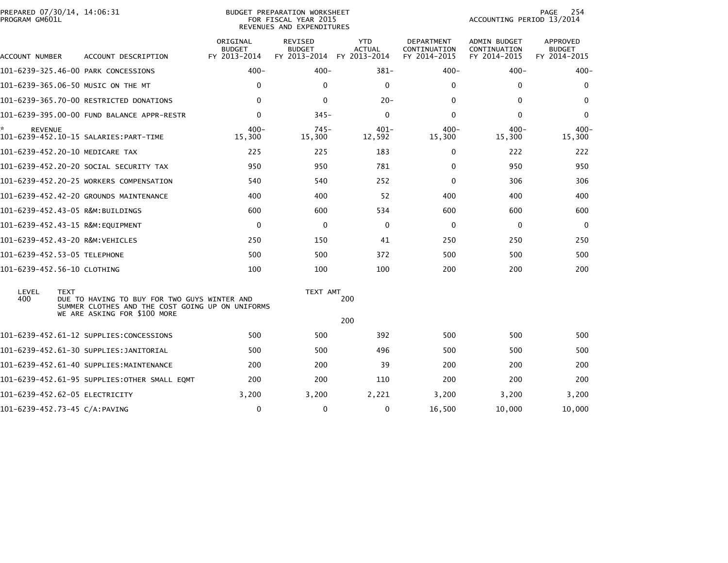PREPARED 07/30/14, 14:06:31
PROGRAM GM601L

BUDGET PREPARATION WORKSHEET
FOR FISCAL YEAR 2015
REVENUES AND EXPENDITURES

ACCOUNTING PERIOD 13/2014

| ACCOUNT NUMBER | ACCOUNT DESCRIPTION | ORIGINAL BUDGET FY 2013-2014 | REVISED BUDGET FY 2013-2014 | YTD ACTUAL FY 2013-2014 | DEPARTMENT CONTINUATION FY 2014-2015 | ADMIN BUDGET CONTINUATION FY 2014-2015 | APPROVED BUDGET FY 2014-2015 |
|---|---|---|---|---|---|---|---|
| 101-6239-325.46-00 | PARK CONCESSIONS | 400- | 400- | 381- | 400- | 400- | 400- |
| 101-6239-365.06-50 | MUSIC ON THE MT | 0 | 0 | 0 | 0 | 0 | 0 |
| 101-6239-365.70-00 | RESTRICTED DONATIONS | 0 | 0 | 20- | 0 | 0 | 0 |
| 101-6239-395.00-00 | FUND BALANCE APPR-RESTR | 0 | 345- | 0 | 0 | 0 | 0 |
| * REVENUE | | 400- | 745- | 401- | 400- | 400- | 400- |
| 101-6239-452.10-15 | SALARIES:PART-TIME | 15,300 | 15,300 | 12,592 | 15,300 | 15,300 | 15,300 |
| 101-6239-452.20-10 | MEDICARE TAX | 225 | 225 | 183 | 0 | 222 | 222 |
| 101-6239-452.20-20 | SOCIAL SECURITY TAX | 950 | 950 | 781 | 0 | 950 | 950 |
| 101-6239-452.20-25 | WORKERS COMPENSATION | 540 | 540 | 252 | 0 | 306 | 306 |
| 101-6239-452.42-20 | GROUNDS MAINTENANCE | 400 | 400 | 52 | 400 | 400 | 400 |
| 101-6239-452.43-05 | R&M:BUILDINGS | 600 | 600 | 534 | 600 | 600 | 600 |
| 101-6239-452.43-15 | R&M:EQUIPMENT | 0 | 0 | 0 | 0 | 0 | 0 |
| 101-6239-452.43-20 | R&M:VEHICLES | 250 | 150 | 41 | 250 | 250 | 250 |
| 101-6239-452.53-05 | TELEPHONE | 500 | 500 | 372 | 500 | 500 | 500 |
| 101-6239-452.56-10 | CLOTHING | 100 | 100 | 100 | 200 | 200 | 200 |

| LEVEL | TEXT | TEXT AMT |
|---|---|---|
| 400 | DUE TO HAVING TO BUY FOR TWO GUYS WINTER AND SUMMER CLOTHES AND THE COST GOING UP ON UNIFORMS WE ARE ASKING FOR $100 MORE | 200 |
| | | 200 |

| ACCOUNT NUMBER | ACCOUNT DESCRIPTION | ORIGINAL BUDGET FY 2013-2014 | REVISED BUDGET FY 2013-2014 | YTD ACTUAL FY 2013-2014 | DEPARTMENT CONTINUATION FY 2014-2015 | ADMIN BUDGET CONTINUATION FY 2014-2015 | APPROVED BUDGET FY 2014-2015 |
|---|---|---|---|---|---|---|---|
| 101-6239-452.61-12 | SUPPLIES:CONCESSIONS | 500 | 500 | 392 | 500 | 500 | 500 |
| 101-6239-452.61-30 | SUPPLIES:JANITORIAL | 500 | 500 | 496 | 500 | 500 | 500 |
| 101-6239-452.61-40 | SUPPLIES:MAINTENANCE | 200 | 200 | 39 | 200 | 200 | 200 |
| 101-6239-452.61-95 | SUPPLIES:OTHER SMALL EQMT | 200 | 200 | 110 | 200 | 200 | 200 |
| 101-6239-452.62-05 | ELECTRICITY | 3,200 | 3,200 | 2,221 | 3,200 | 3,200 | 3,200 |
| 101-6239-452.73-45 | C/A:PAVING | 0 | 0 | 0 | 16,500 | 10,000 | 10,000 |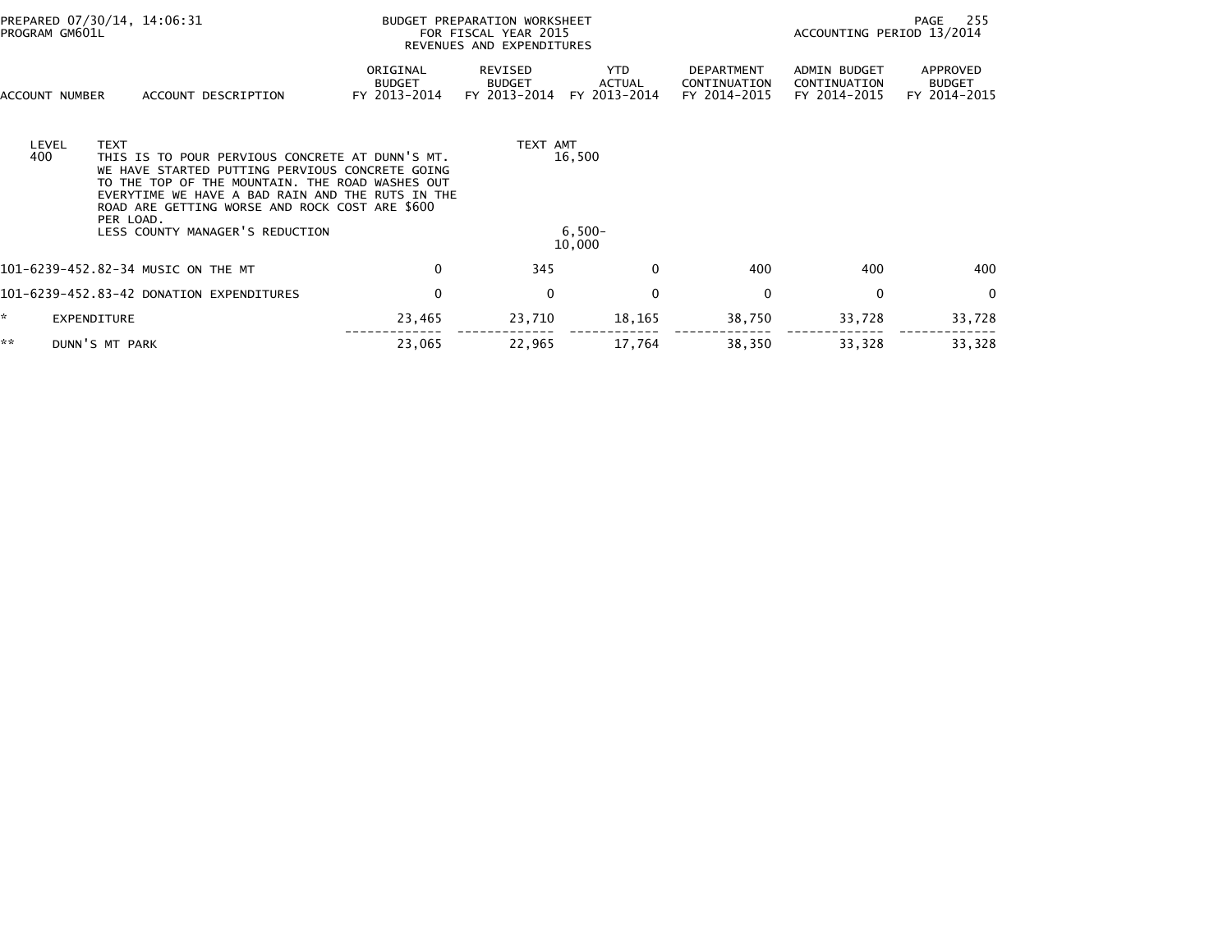PREPARED 07/30/14, 14:06:31 BUDGET PREPARATION WORKSHEET
PROGRAM GM601L FOR FISCAL YEAR 2015
REVENUES AND EXPENDITURES
ACCOUNTING PERIOD 13/2014

| ACCOUNT NUMBER | ACCOUNT DESCRIPTION | ORIGINAL BUDGET FY 2013-2014 | REVISED BUDGET FY 2013-2014 | YTD ACTUAL FY 2013-2014 | DEPARTMENT CONTINUATION FY 2014-2015 | ADMIN BUDGET CONTINUATION FY 2014-2015 | APPROVED BUDGET FY 2014-2015 |
|---|---|---|---|---|---|---|---|

| LEVEL | TEXT | TEXT AMT |
|---|---|---|
| 400 | THIS IS TO POUR PERVIOUS CONCRETE AT DUNN'S MT. WE HAVE STARTED PUTTING PERVIOUS CONCRETE GOING TO THE TOP OF THE MOUNTAIN. THE ROAD WASHES OUT EVERYTIME WE HAVE A BAD RAIN AND THE RUTS IN THE ROAD ARE GETTING WORSE AND ROCK COST ARE $600 PER LOAD. | 16,500 |
| | LESS COUNTY MANAGER'S REDUCTION | 6,500- |
| | | 10,000 |

| ACCOUNT NUMBER | ACCOUNT DESCRIPTION | ORIGINAL BUDGET FY 2013-2014 | REVISED BUDGET FY 2013-2014 | YTD ACTUAL FY 2013-2014 | DEPARTMENT CONTINUATION FY 2014-2015 | ADMIN BUDGET CONTINUATION FY 2014-2015 | APPROVED BUDGET FY 2014-2015 |
|---|---|---|---|---|---|---|---|
| 101-6239-452.82-34 | MUSIC ON THE MT | 0 | 345 | 0 | 400 | 400 | 400 |
| 101-6239-452.83-42 | DONATION EXPENDITURES | 0 | 0 | 0 | 0 | 0 | 0 |
| * | EXPENDITURE | 23,465 | 23,710 | 18,165 | 38,750 | 33,728 | 33,728 |
| ** | DUNN'S MT PARK | 23,065 | 22,965 | 17,764 | 38,350 | 33,328 | 33,328 |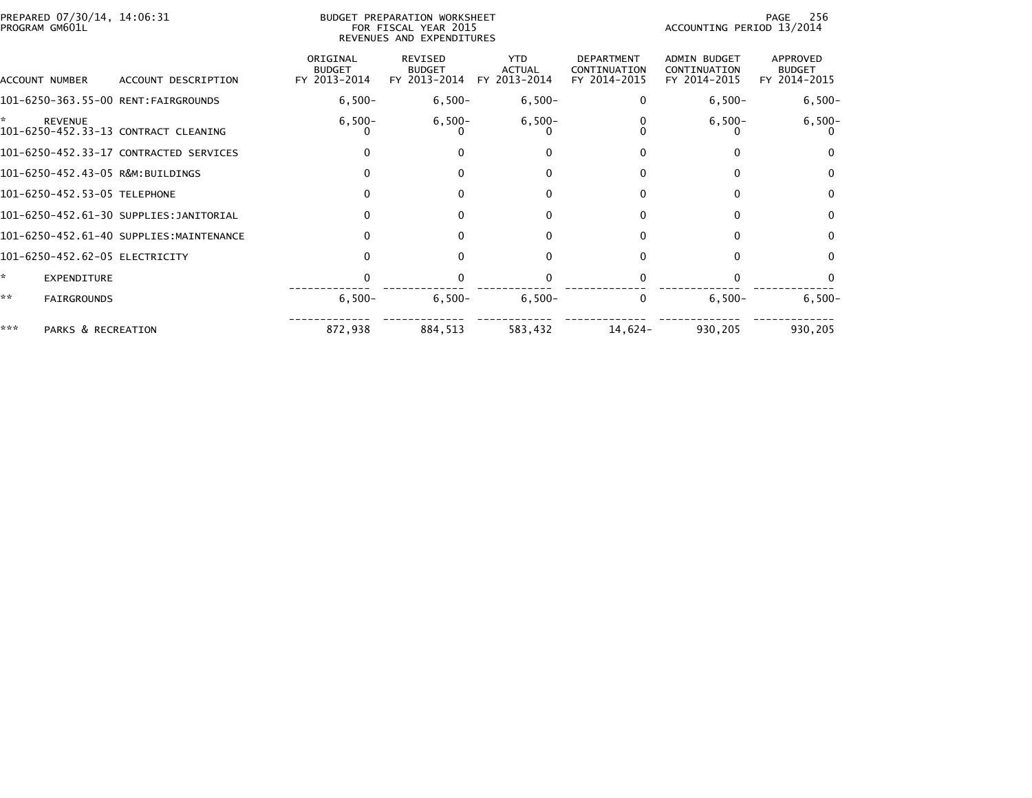PREPARED 07/30/14, 14:06:31
PROGRAM GM601L

BUDGET PREPARATION WORKSHEET
FOR FISCAL YEAR 2015
REVENUES AND EXPENDITURES

ACCOUNTING PERIOD 13/2014

| ACCOUNT NUMBER | ACCOUNT DESCRIPTION | ORIGINAL BUDGET FY 2013-2014 | REVISED BUDGET FY 2013-2014 | YTD ACTUAL FY 2013-2014 | DEPARTMENT CONTINUATION FY 2014-2015 | ADMIN BUDGET CONTINUATION FY 2014-2015 | APPROVED BUDGET FY 2014-2015 |
|---|---|---|---|---|---|---|---|
| 101-6250-363.55-00 | RENT:FAIRGROUNDS | 6,500- | 6,500- | 6,500- | 0 | 6,500- | 6,500- |
| * | REVENUE | 6,500- | 6,500- | 6,500- | 0 | 6,500- | 6,500- |
| 101-6250-452.33-13 | CONTRACT CLEANING | 0 | 0 | 0 | 0 | 0 | 0 |
| 101-6250-452.33-17 | CONTRACTED SERVICES | 0 | 0 | 0 | 0 | 0 | 0 |
| 101-6250-452.43-05 | R&M:BUILDINGS | 0 | 0 | 0 | 0 | 0 | 0 |
| 101-6250-452.53-05 | TELEPHONE | 0 | 0 | 0 | 0 | 0 | 0 |
| 101-6250-452.61-30 | SUPPLIES:JANITORIAL | 0 | 0 | 0 | 0 | 0 | 0 |
| 101-6250-452.61-40 | SUPPLIES:MAINTENANCE | 0 | 0 | 0 | 0 | 0 | 0 |
| 101-6250-452.62-05 | ELECTRICITY | 0 | 0 | 0 | 0 | 0 | 0 |
| * | EXPENDITURE | 0 | 0 | 0 | 0 | 0 | 0 |
| ** | FAIRGROUNDS | 6,500- | 6,500- | 6,500- | 0 | 6,500- | 6,500- |
| *** | PARKS & RECREATION | 872,938 | 884,513 | 583,432 | 14,624- | 930,205 | 930,205 |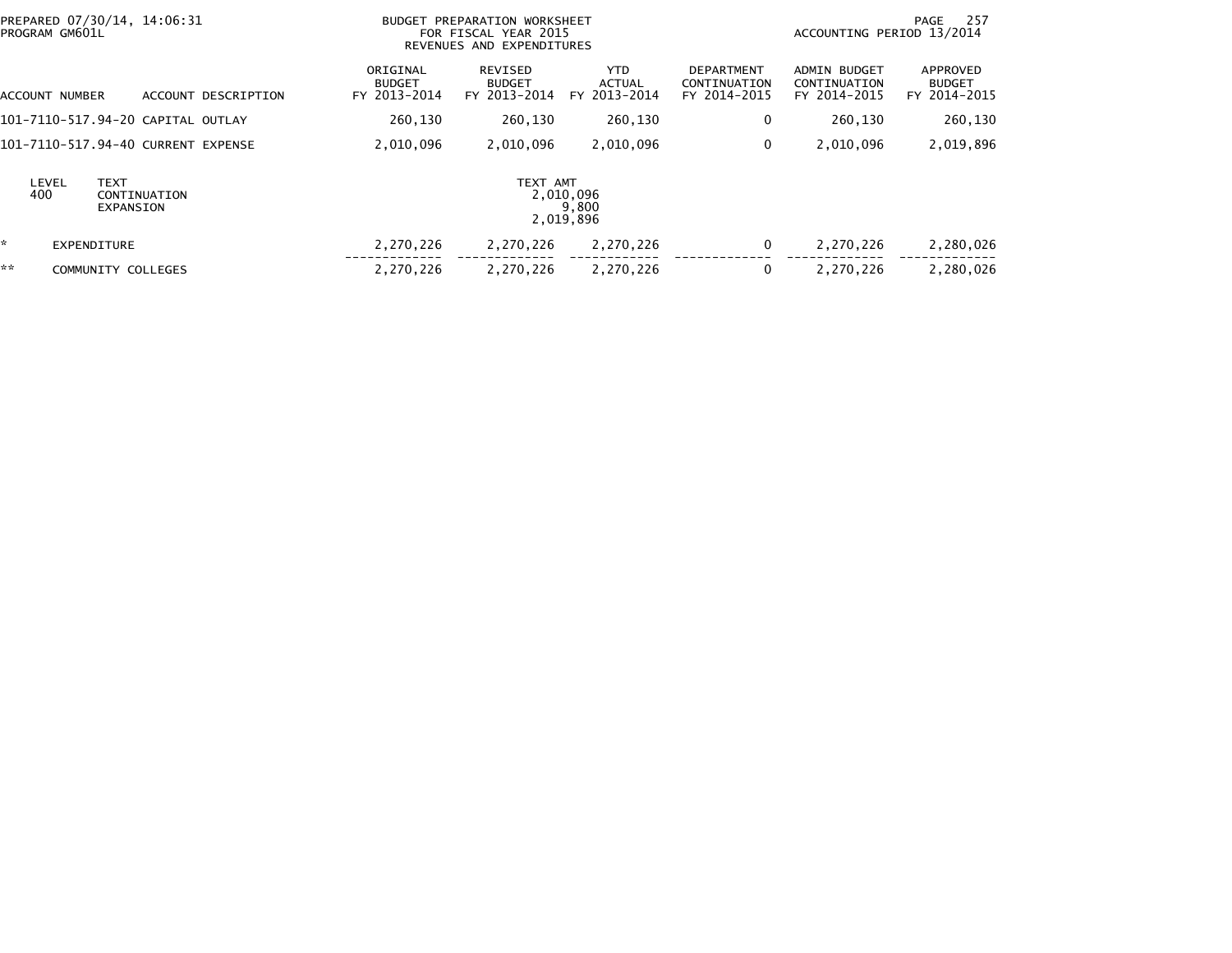BUDGET PREPARATION WORKSHEET
FOR FISCAL YEAR 2015
REVENUES AND EXPENDITURES

PREPARED 07/30/14, 14:06:31
PROGRAM GM601L

ACCOUNTING PERIOD 13/2014

| ACCOUNT NUMBER | ACCOUNT DESCRIPTION | ORIGINAL BUDGET FY 2013-2014 | REVISED BUDGET FY 2013-2014 | YTD ACTUAL FY 2013-2014 | DEPARTMENT CONTINUATION FY 2014-2015 | ADMIN BUDGET CONTINUATION FY 2014-2015 | APPROVED BUDGET FY 2014-2015 |
|---|---|---|---|---|---|---|---|
| 101-7110-517.94-20 | CAPITAL OUTLAY | 260,130 | 260,130 | 260,130 | 0 | 260,130 | 260,130 |
| 101-7110-517.94-40 | CURRENT EXPENSE | 2,010,096 | 2,010,096 | 2,010,096 | 0 | 2,010,096 | 2,019,896 |

| LEVEL | TEXT | TEXT AMT |
|---|---|---|
| 400 | CONTINUATION | 2,010,096 |
| | EXPANSION | 9,800 |
| | | 2,019,896 |

| | | ORIGINAL BUDGET FY 2013-2014 | REVISED BUDGET FY 2013-2014 | YTD ACTUAL FY 2013-2014 | DEPARTMENT CONTINUATION FY 2014-2015 | ADMIN BUDGET CONTINUATION FY 2014-2015 | APPROVED BUDGET FY 2014-2015 |
|---|---|---|---|---|---|---|---|
| * | EXPENDITURE | 2,270,226 | 2,270,226 | 2,270,226 | 0 | 2,270,226 | 2,280,026 |
| ** | COMMUNITY COLLEGES | 2,270,226 | 2,270,226 | 2,270,226 | 0 | 2,270,226 | 2,280,026 |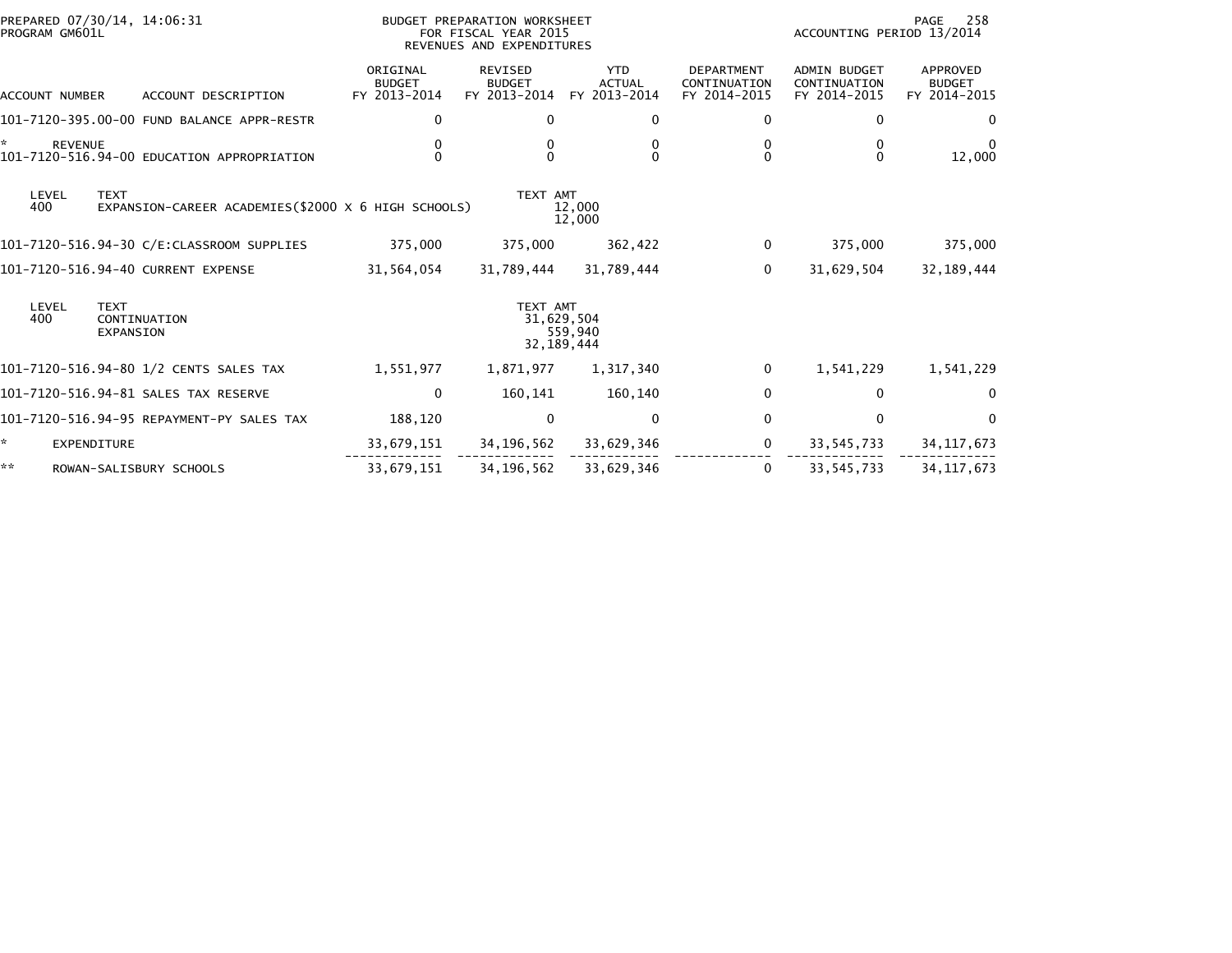PREPARED 07/30/14, 14:06:31
PROGRAM GM601L

BUDGET PREPARATION WORKSHEET
FOR FISCAL YEAR 2015
REVENUES AND EXPENDITURES

ACCOUNTING PERIOD 13/2014

| ACCOUNT NUMBER | ACCOUNT DESCRIPTION | ORIGINAL BUDGET FY 2013-2014 | REVISED BUDGET FY 2013-2014 | YTD ACTUAL FY 2013-2014 | DEPARTMENT CONTINUATION FY 2014-2015 | ADMIN BUDGET CONTINUATION FY 2014-2015 | APPROVED BUDGET FY 2014-2015 |
|---|---|---|---|---|---|---|---|
| 101-7120-395.00-00 | FUND BALANCE APPR-RESTR | 0 | 0 | 0 | 0 | 0 | 0 |
| * | REVENUE | 0 | 0 | 0 | 0 | 0 | 0 |
| 101-7120-516.94-00 | EDUCATION APPROPRIATION | 0 | 0 | 0 | 0 | 0 | 12,000 |

| LEVEL | TEXT | TEXT AMT |
|---|---|---|
| 400 | EXPANSION-CAREER ACADEMIES($2000 X 6 HIGH SCHOOLS) | 12,000 |
| | | 12,000 |

| ACCOUNT NUMBER | ACCOUNT DESCRIPTION | ORIGINAL BUDGET FY 2013-2014 | REVISED BUDGET FY 2013-2014 | YTD ACTUAL FY 2013-2014 | DEPARTMENT CONTINUATION FY 2014-2015 | ADMIN BUDGET CONTINUATION FY 2014-2015 | APPROVED BUDGET FY 2014-2015 |
|---|---|---|---|---|---|---|---|
| 101-7120-516.94-30 | C/E:CLASSROOM SUPPLIES | 375,000 | 375,000 | 362,422 | 0 | 375,000 | 375,000 |
| 101-7120-516.94-40 | CURRENT EXPENSE | 31,564,054 | 31,789,444 | 31,789,444 | 0 | 31,629,504 | 32,189,444 |

| LEVEL | TEXT | TEXT AMT |
|---|---|---|
| 400 | CONTINUATION | 31,629,504 |
| | EXPANSION | 559,940 |
| | | 32,189,444 |

| ACCOUNT NUMBER | ACCOUNT DESCRIPTION | ORIGINAL BUDGET FY 2013-2014 | REVISED BUDGET FY 2013-2014 | YTD ACTUAL FY 2013-2014 | DEPARTMENT CONTINUATION FY 2014-2015 | ADMIN BUDGET CONTINUATION FY 2014-2015 | APPROVED BUDGET FY 2014-2015 |
|---|---|---|---|---|---|---|---|
| 101-7120-516.94-80 | 1/2 CENTS SALES TAX | 1,551,977 | 1,871,977 | 1,317,340 | 0 | 1,541,229 | 1,541,229 |
| 101-7120-516.94-81 | SALES TAX RESERVE | 0 | 160,141 | 160,140 | 0 | 0 | 0 |
| 101-7120-516.94-95 | REPAYMENT-PY SALES TAX | 188,120 | 0 | 0 | 0 | 0 | 0 |
| * | EXPENDITURE | 33,679,151 | 34,196,562 | 33,629,346 | 0 | 33,545,733 | 34,117,673 |
| ** | ROWAN-SALISBURY SCHOOLS | 33,679,151 | 34,196,562 | 33,629,346 | 0 | 33,545,733 | 34,117,673 |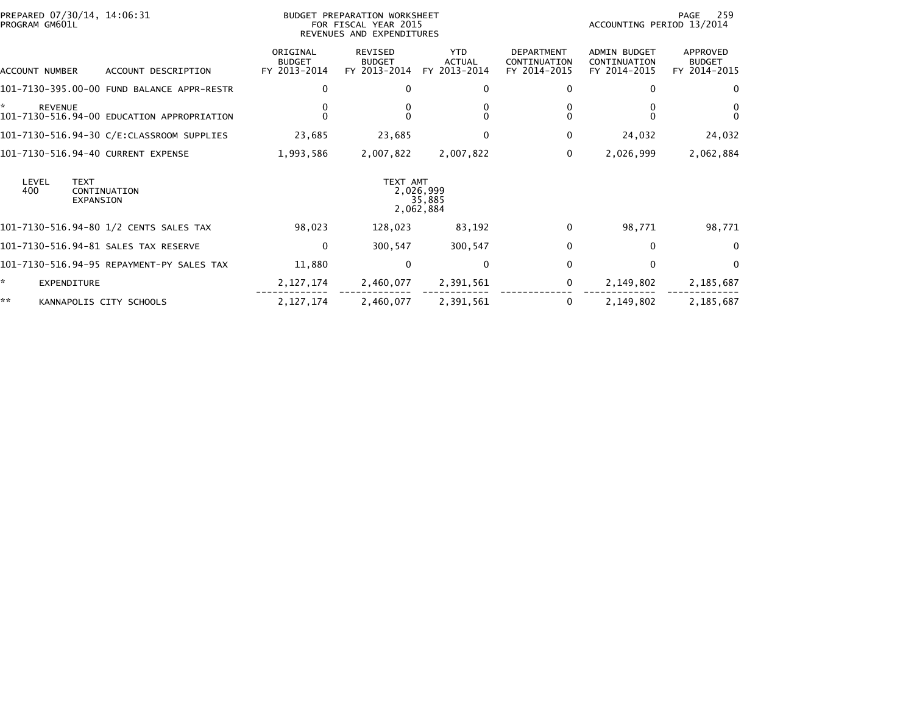PREPARED 07/30/14, 14:06:31
PROGRAM GM601L

BUDGET PREPARATION WORKSHEET
FOR FISCAL YEAR 2015
REVENUES AND EXPENDITURES

ACCOUNTING PERIOD 13/2014

| ACCOUNT NUMBER | ACCOUNT DESCRIPTION | ORIGINAL BUDGET FY 2013-2014 | REVISED BUDGET FY 2013-2014 | YTD ACTUAL FY 2013-2014 | DEPARTMENT CONTINUATION FY 2014-2015 | ADMIN BUDGET CONTINUATION FY 2014-2015 | APPROVED BUDGET FY 2014-2015 |
|---|---|---|---|---|---|---|---|
| 101-7130-395.00-00 | FUND BALANCE APPR-RESTR | 0 | 0 | 0 | 0 | 0 | 0 |
| * | REVENUE | 0 | 0 | 0 | 0 | 0 | 0 |
| 101-7130-516.94-00 | EDUCATION APPROPRIATION | 0 | 0 | 0 | 0 | 0 | 0 |
| 101-7130-516.94-30 | C/E:CLASSROOM SUPPLIES | 23,685 | 23,685 | 0 | 0 | 24,032 | 24,032 |
| 101-7130-516.94-40 | CURRENT EXPENSE | 1,993,586 | 2,007,822 | 2,007,822 | 0 | 2,026,999 | 2,062,884 |

| LEVEL | TEXT | TEXT AMT |
|---|---|---|
| 400 | CONTINUATION | 2,026,999 |
| | EXPANSION | 35,885 |
| | | 2,062,884 |

| ACCOUNT NUMBER | ACCOUNT DESCRIPTION | ORIGINAL BUDGET FY 2013-2014 | REVISED BUDGET FY 2013-2014 | YTD ACTUAL FY 2013-2014 | DEPARTMENT CONTINUATION FY 2014-2015 | ADMIN BUDGET CONTINUATION FY 2014-2015 | APPROVED BUDGET FY 2014-2015 |
|---|---|---|---|---|---|---|---|
| 101-7130-516.94-80 | 1/2 CENTS SALES TAX | 98,023 | 128,023 | 83,192 | 0 | 98,771 | 98,771 |
| 101-7130-516.94-81 | SALES TAX RESERVE | 0 | 300,547 | 300,547 | 0 | 0 | 0 |
| 101-7130-516.94-95 | REPAYMENT-PY SALES TAX | 11,880 | 0 | 0 | 0 | 0 | 0 |
| * | EXPENDITURE | 2,127,174 | 2,460,077 | 2,391,561 | 0 | 2,149,802 | 2,185,687 |
| ** | KANNAPOLIS CITY SCHOOLS | 2,127,174 | 2,460,077 | 2,391,561 | 0 | 2,149,802 | 2,185,687 |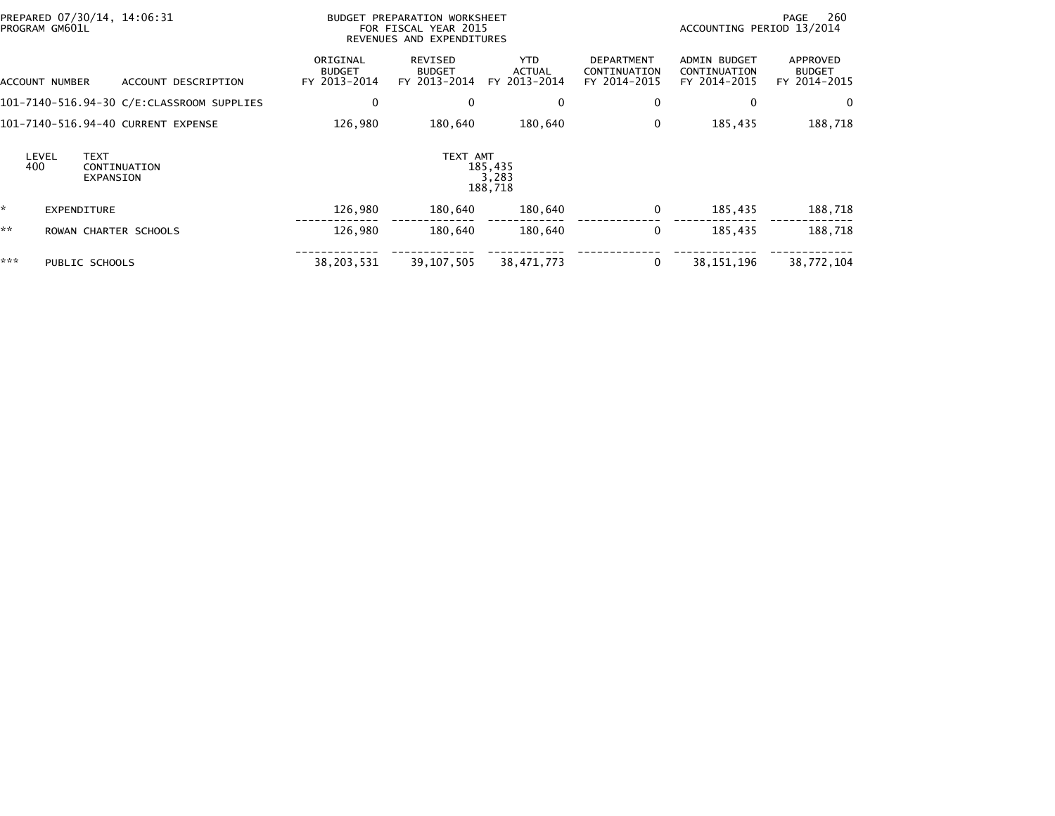PREPARED 07/30/14, 14:06:31
PROGRAM GM601L

BUDGET PREPARATION WORKSHEET
FOR FISCAL YEAR 2015
REVENUES AND EXPENDITURES

ACCOUNTING PERIOD 13/2014

| ACCOUNT NUMBER | ACCOUNT DESCRIPTION | ORIGINAL BUDGET FY 2013-2014 | REVISED BUDGET FY 2013-2014 | YTD ACTUAL FY 2013-2014 | DEPARTMENT CONTINUATION FY 2014-2015 | ADMIN BUDGET CONTINUATION FY 2014-2015 | APPROVED BUDGET FY 2014-2015 |
|---|---|---|---|---|---|---|---|
| 101-7140-516.94-30 | C/E:CLASSROOM SUPPLIES | 0 | 0 | 0 | 0 | 0 | 0 |
| 101-7140-516.94-40 | CURRENT EXPENSE | 126,980 | 180,640 | 180,640 | 0 | 185,435 | 188,718 |

| LEVEL | TEXT | TEXT AMT |
|---|---|---|
| 400 | CONTINUATION | 185,435 |
| | EXPANSION | 3,283 |
| | | 188,718 |

| | | ORIGINAL BUDGET FY 2013-2014 | REVISED BUDGET FY 2013-2014 | YTD ACTUAL FY 2013-2014 | DEPARTMENT CONTINUATION FY 2014-2015 | ADMIN BUDGET CONTINUATION FY 2014-2015 | APPROVED BUDGET FY 2014-2015 |
|---|---|---|---|---|---|---|---|
| * | EXPENDITURE | 126,980 | 180,640 | 180,640 | 0 | 185,435 | 188,718 |
| ** | ROWAN CHARTER SCHOOLS | 126,980 | 180,640 | 180,640 | 0 | 185,435 | 188,718 |
| *** | PUBLIC SCHOOLS | 38,203,531 | 39,107,505 | 38,471,773 | 0 | 38,151,196 | 38,772,104 |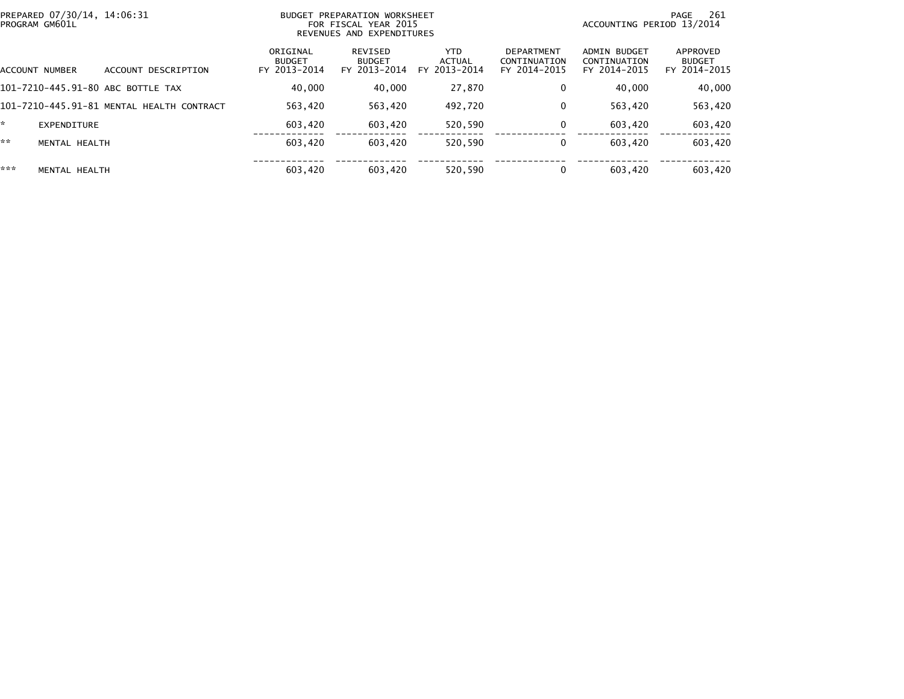PREPARED 07/30/14, 14:06:31
PROGRAM GM601L

BUDGET PREPARATION WORKSHEET
FOR FISCAL YEAR 2015
REVENUES AND EXPENDITURES

ACCOUNTING PERIOD 13/2014

| ACCOUNT NUMBER | ACCOUNT DESCRIPTION | ORIGINAL BUDGET FY 2013-2014 | REVISED BUDGET FY 2013-2014 | YTD ACTUAL FY 2013-2014 | DEPARTMENT CONTINUATION FY 2014-2015 | ADMIN BUDGET CONTINUATION FY 2014-2015 | APPROVED BUDGET FY 2014-2015 |
|---|---|---|---|---|---|---|---|
| 101-7210-445.91-80 | ABC BOTTLE TAX | 40,000 | 40,000 | 27,870 | 0 | 40,000 | 40,000 |
| 101-7210-445.91-81 | MENTAL HEALTH CONTRACT | 563,420 | 563,420 | 492,720 | 0 | 563,420 | 563,420 |
| * | EXPENDITURE | 603,420 | 603,420 | 520,590 | 0 | 603,420 | 603,420 |
| ** | MENTAL HEALTH | 603,420 | 603,420 | 520,590 | 0 | 603,420 | 603,420 |
| *** | MENTAL HEALTH | 603,420 | 603,420 | 520,590 | 0 | 603,420 | 603,420 |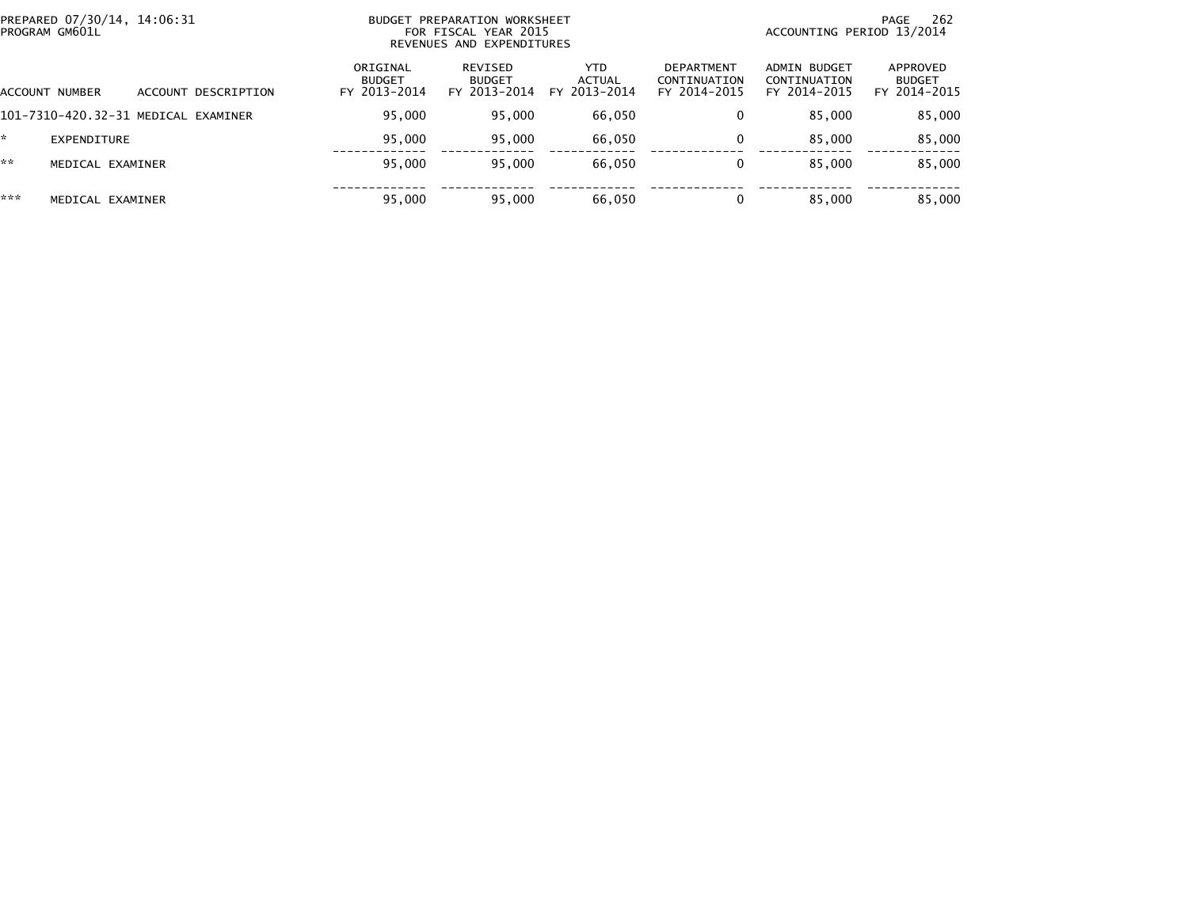BUDGET PREPARATION WORKSHEET
FOR FISCAL YEAR 2015
REVENUES AND EXPENDITURES

PREPARED 07/30/14, 14:06:31
PROGRAM GM601L

ACCOUNTING PERIOD 13/2014

| ACCOUNT NUMBER | ACCOUNT DESCRIPTION | ORIGINAL BUDGET FY 2013-2014 | REVISED BUDGET FY 2013-2014 | YTD ACTUAL FY 2013-2014 | DEPARTMENT CONTINUATION FY 2014-2015 | ADMIN BUDGET CONTINUATION FY 2014-2015 | APPROVED BUDGET FY 2014-2015 |
|---|---|---|---|---|---|---|---|
| 101-7310-420.32-31 | MEDICAL EXAMINER | 95,000 | 95,000 | 66,050 | 0 | 85,000 | 85,000 |
| * | EXPENDITURE | 95,000 | 95,000 | 66,050 | 0 | 85,000 | 85,000 |
| ** | MEDICAL EXAMINER | 95,000 | 95,000 | 66,050 | 0 | 85,000 | 85,000 |
| *** | MEDICAL EXAMINER | 95,000 | 95,000 | 66,050 | 0 | 85,000 | 85,000 |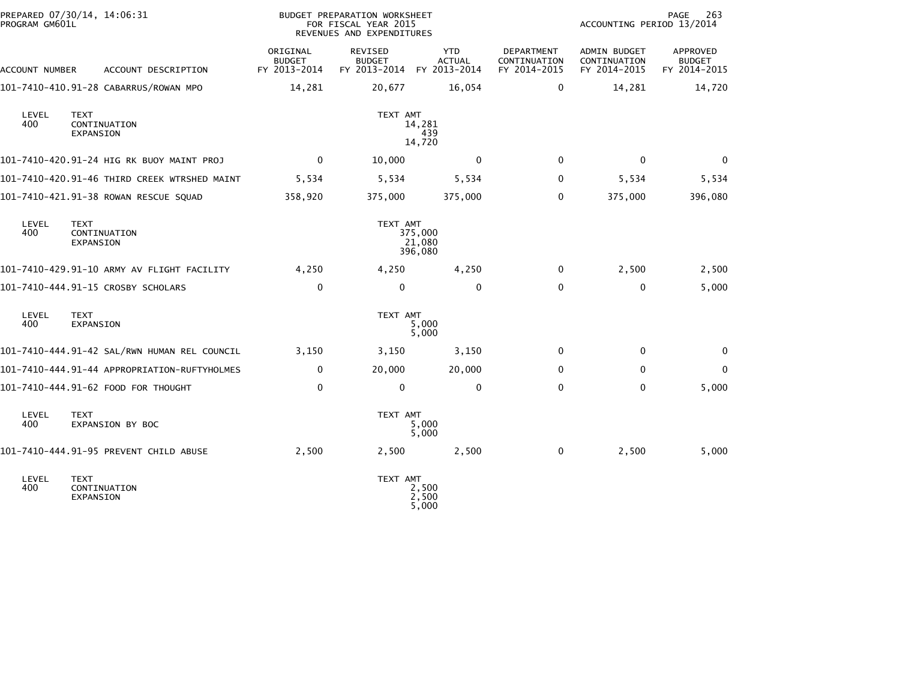BUDGET PREPARATION WORKSHEET
FOR FISCAL YEAR 2015
REVENUES AND EXPENDITURES

PREPARED 07/30/14, 14:06:31
PROGRAM GM601L

ACCOUNTING PERIOD 13/2014

| ACCOUNT NUMBER | ACCOUNT DESCRIPTION | ORIGINAL BUDGET FY 2013-2014 | REVISED BUDGET FY 2013-2014 | YTD ACTUAL FY 2013-2014 | DEPARTMENT CONTINUATION FY 2014-2015 | ADMIN BUDGET CONTINUATION FY 2014-2015 | APPROVED BUDGET FY 2014-2015 |
|---|---|---|---|---|---|---|---|
| 101-7410-410.91-28 | CABARRUS/ROWAN MPO | 14,281 | 20,677 | 16,054 | 0 | 14,281 | 14,720 |
| LEVEL 400 | TEXT: CONTINUATION / EXPANSION | | TEXT AMT: 14,281 / 439 / 14,720 | | | | |
| 101-7410-420.91-24 | HIG RK BUOY MAINT PROJ | 0 | 10,000 | 0 | 0 | 0 | 0 |
| 101-7410-420.91-46 | THIRD CREEK WTRSHED MAINT | 5,534 | 5,534 | 5,534 | 0 | 5,534 | 5,534 |
| 101-7410-421.91-38 | ROWAN RESCUE SQUAD | 358,920 | 375,000 | 375,000 | 0 | 375,000 | 396,080 |
| LEVEL 400 | TEXT: CONTINUATION / EXPANSION | | TEXT AMT: 375,000 / 21,080 / 396,080 | | | | |
| 101-7410-429.91-10 | ARMY AV FLIGHT FACILITY | 4,250 | 4,250 | 4,250 | 0 | 2,500 | 2,500 |
| 101-7410-444.91-15 | CROSBY SCHOLARS | 0 | 0 | 0 | 0 | 0 | 5,000 |
| LEVEL 400 | TEXT: EXPANSION | | TEXT AMT: 5,000 / 5,000 | | | | |
| 101-7410-444.91-42 | SAL/RWN HUMAN REL COUNCIL | 3,150 | 3,150 | 3,150 | 0 | 0 | 0 |
| 101-7410-444.91-44 | APPROPRIATION-RUFTYHOLMES | 0 | 20,000 | 20,000 | 0 | 0 | 0 |
| 101-7410-444.91-62 | FOOD FOR THOUGHT | 0 | 0 | 0 | 0 | 0 | 5,000 |
| LEVEL 400 | TEXT: EXPANSION BY BOC | | TEXT AMT: 5,000 / 5,000 | | | | |
| 101-7410-444.91-95 | PREVENT CHILD ABUSE | 2,500 | 2,500 | 2,500 | 0 | 2,500 | 5,000 |
| LEVEL 400 | TEXT: CONTINUATION / EXPANSION | | TEXT AMT: 2,500 / 2,500 / 5,000 | | | | |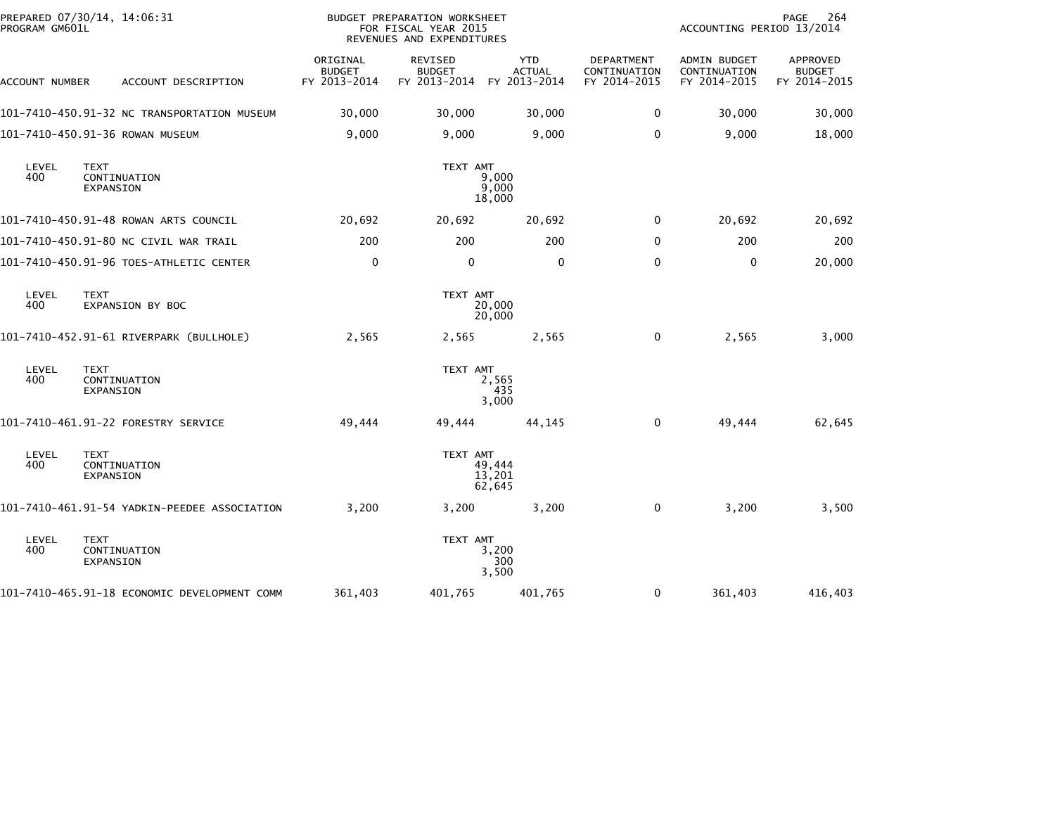PREPARED 07/30/14, 14:06:31
PROGRAM GM601L

BUDGET PREPARATION WORKSHEET
FOR FISCAL YEAR 2015
REVENUES AND EXPENDITURES

ACCOUNTING PERIOD 13/2014

| ACCOUNT NUMBER | ACCOUNT DESCRIPTION | ORIGINAL BUDGET FY 2013-2014 | REVISED BUDGET FY 2013-2014 | YTD ACTUAL FY 2013-2014 | DEPARTMENT CONTINUATION FY 2014-2015 | ADMIN BUDGET CONTINUATION FY 2014-2015 | APPROVED BUDGET FY 2014-2015 |
|---|---|---|---|---|---|---|---|
| 101-7410-450.91-32 | NC TRANSPORTATION MUSEUM | 30,000 | 30,000 | 30,000 | 0 | 30,000 | 30,000 |
| 101-7410-450.91-36 | ROWAN MUSEUM | 9,000 | 9,000 | 9,000 | 0 | 9,000 | 18,000 |

| LEVEL | TEXT | TEXT AMT |
|---|---|---|
| 400 | CONTINUATION | 9,000 |
| | EXPANSION | 9,000 |
| | | 18,000 |

| ACCOUNT NUMBER | ACCOUNT DESCRIPTION | ORIGINAL BUDGET FY 2013-2014 | REVISED BUDGET FY 2013-2014 | YTD ACTUAL FY 2013-2014 | DEPARTMENT CONTINUATION FY 2014-2015 | ADMIN BUDGET CONTINUATION FY 2014-2015 | APPROVED BUDGET FY 2014-2015 |
|---|---|---|---|---|---|---|---|
| 101-7410-450.91-48 | ROWAN ARTS COUNCIL | 20,692 | 20,692 | 20,692 | 0 | 20,692 | 20,692 |
| 101-7410-450.91-80 | NC CIVIL WAR TRAIL | 200 | 200 | 200 | 0 | 200 | 200 |
| 101-7410-450.91-96 | TOES-ATHLETIC CENTER | 0 | 0 | 0 | 0 | 0 | 20,000 |

| LEVEL | TEXT | TEXT AMT |
|---|---|---|
| 400 | EXPANSION BY BOC | 20,000 |
| | | 20,000 |

| ACCOUNT NUMBER | ACCOUNT DESCRIPTION | ORIGINAL BUDGET FY 2013-2014 | REVISED BUDGET FY 2013-2014 | YTD ACTUAL FY 2013-2014 | DEPARTMENT CONTINUATION FY 2014-2015 | ADMIN BUDGET CONTINUATION FY 2014-2015 | APPROVED BUDGET FY 2014-2015 |
|---|---|---|---|---|---|---|---|
| 101-7410-452.91-61 | RIVERPARK (BULLHOLE) | 2,565 | 2,565 | 2,565 | 0 | 2,565 | 3,000 |

| LEVEL | TEXT | TEXT AMT |
|---|---|---|
| 400 | CONTINUATION | 2,565 |
| | EXPANSION | 435 |
| | | 3,000 |

| ACCOUNT NUMBER | ACCOUNT DESCRIPTION | ORIGINAL BUDGET FY 2013-2014 | REVISED BUDGET FY 2013-2014 | YTD ACTUAL FY 2013-2014 | DEPARTMENT CONTINUATION FY 2014-2015 | ADMIN BUDGET CONTINUATION FY 2014-2015 | APPROVED BUDGET FY 2014-2015 |
|---|---|---|---|---|---|---|---|
| 101-7410-461.91-22 | FORESTRY SERVICE | 49,444 | 49,444 | 44,145 | 0 | 49,444 | 62,645 |

| LEVEL | TEXT | TEXT AMT |
|---|---|---|
| 400 | CONTINUATION | 49,444 |
| | EXPANSION | 13,201 |
| | | 62,645 |

| ACCOUNT NUMBER | ACCOUNT DESCRIPTION | ORIGINAL BUDGET FY 2013-2014 | REVISED BUDGET FY 2013-2014 | YTD ACTUAL FY 2013-2014 | DEPARTMENT CONTINUATION FY 2014-2015 | ADMIN BUDGET CONTINUATION FY 2014-2015 | APPROVED BUDGET FY 2014-2015 |
|---|---|---|---|---|---|---|---|
| 101-7410-461.91-54 | YADKIN-PEEDEE ASSOCIATION | 3,200 | 3,200 | 3,200 | 0 | 3,200 | 3,500 |

| LEVEL | TEXT | TEXT AMT |
|---|---|---|
| 400 | CONTINUATION | 3,200 |
| | EXPANSION | 300 |
| | | 3,500 |

| ACCOUNT NUMBER | ACCOUNT DESCRIPTION | ORIGINAL BUDGET FY 2013-2014 | REVISED BUDGET FY 2013-2014 | YTD ACTUAL FY 2013-2014 | DEPARTMENT CONTINUATION FY 2014-2015 | ADMIN BUDGET CONTINUATION FY 2014-2015 | APPROVED BUDGET FY 2014-2015 |
|---|---|---|---|---|---|---|---|
| 101-7410-465.91-18 | ECONOMIC DEVELOPMENT COMM | 361,403 | 401,765 | 401,765 | 0 | 361,403 | 416,403 |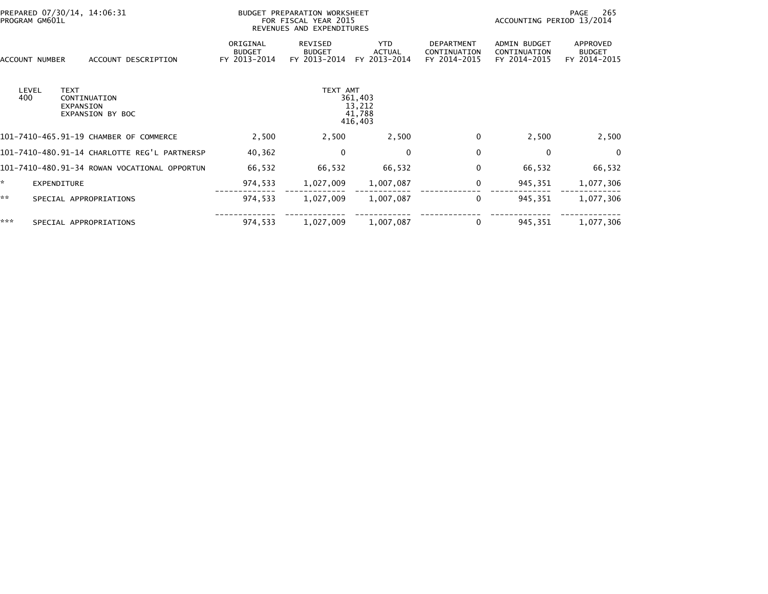BUDGET PREPARATION WORKSHEET
FOR FISCAL YEAR 2015
REVENUES AND EXPENDITURES

PREPARED 07/30/14, 14:06:31
PROGRAM GM601L

ACCOUNTING PERIOD 13/2014

| LEVEL | TEXT | TEXT AMT |
|---|---|---|
| 400 | CONTINUATION | 361,403 |
| | EXPANSION | 13,212 |
| | EXPANSION BY BOC | 41,788 |
| | | 416,403 |

| ACCOUNT NUMBER | ACCOUNT DESCRIPTION | ORIGINAL BUDGET FY 2013-2014 | REVISED BUDGET FY 2013-2014 | YTD ACTUAL FY 2013-2014 | DEPARTMENT CONTINUATION FY 2014-2015 | ADMIN BUDGET CONTINUATION FY 2014-2015 | APPROVED BUDGET FY 2014-2015 |
|---|---|---|---|---|---|---|---|
| 101-7410-465.91-19 | CHAMBER OF COMMERCE | 2,500 | 2,500 | 2,500 | 0 | 2,500 | 2,500 |
| 101-7410-480.91-14 | CHARLOTTE REG'L PARTNERSP | 40,362 | 0 | 0 | 0 | 0 | 0 |
| 101-7410-480.91-34 | ROWAN VOCATIONAL OPPORTUN | 66,532 | 66,532 | 66,532 | 0 | 66,532 | 66,532 |
| * | EXPENDITURE | 974,533 | 1,027,009 | 1,007,087 | 0 | 945,351 | 1,077,306 |
| ** | SPECIAL APPROPRIATIONS | 974,533 | 1,027,009 | 1,007,087 | 0 | 945,351 | 1,077,306 |
| *** | SPECIAL APPROPRIATIONS | 974,533 | 1,027,009 | 1,007,087 | 0 | 945,351 | 1,077,306 |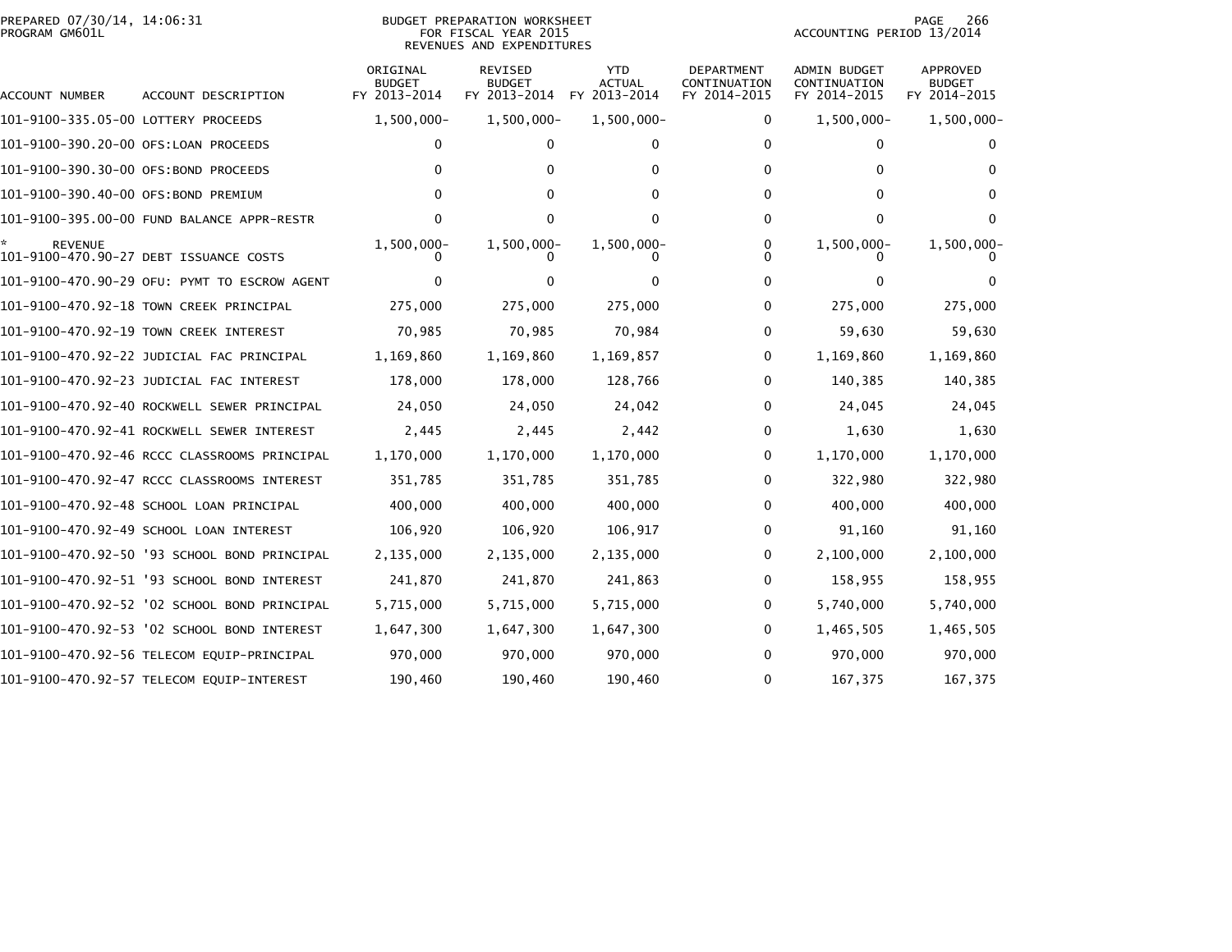# BUDGET PREPARATION WORKSHEET
## FOR FISCAL YEAR 2015
### REVENUES AND EXPENDITURES

PREPARED 07/30/14, 14:06:31
PROGRAM GM601L

ACCOUNTING PERIOD 13/2014

| ACCOUNT NUMBER | ACCOUNT DESCRIPTION | ORIGINAL BUDGET FY 2013-2014 | REVISED BUDGET FY 2013-2014 | YTD ACTUAL FY 2013-2014 | DEPARTMENT CONTINUATION FY 2014-2015 | ADMIN BUDGET CONTINUATION FY 2014-2015 | APPROVED BUDGET FY 2014-2015 |
|---|---|---|---|---|---|---|---|
| 101-9100-335.05-00 | LOTTERY PROCEEDS | 1,500,000- | 1,500,000- | 1,500,000- | 0 | 1,500,000- | 1,500,000- |
| 101-9100-390.20-00 | OFS:LOAN PROCEEDS | 0 | 0 | 0 | 0 | 0 | 0 |
| 101-9100-390.30-00 | OFS:BOND PROCEEDS | 0 | 0 | 0 | 0 | 0 | 0 |
| 101-9100-390.40-00 | OFS:BOND PREMIUM | 0 | 0 | 0 | 0 | 0 | 0 |
| 101-9100-395.00-00 | FUND BALANCE APPR-RESTR | 0 | 0 | 0 | 0 | 0 | 0 |
| * REVENUE | | 1,500,000- | 1,500,000- | 1,500,000- | 0 | 1,500,000- | 1,500,000- |
| 101-9100-470.90-27 | DEBT ISSUANCE COSTS | 0 | 0 | 0 | 0 | 0 | 0 |
| 101-9100-470.90-29 | OFU: PYMT TO ESCROW AGENT | 0 | 0 | 0 | 0 | 0 | 0 |
| 101-9100-470.92-18 | TOWN CREEK PRINCIPAL | 275,000 | 275,000 | 275,000 | 0 | 275,000 | 275,000 |
| 101-9100-470.92-19 | TOWN CREEK INTEREST | 70,985 | 70,985 | 70,984 | 0 | 59,630 | 59,630 |
| 101-9100-470.92-22 | JUDICIAL FAC PRINCIPAL | 1,169,860 | 1,169,860 | 1,169,857 | 0 | 1,169,860 | 1,169,860 |
| 101-9100-470.92-23 | JUDICIAL FAC INTEREST | 178,000 | 178,000 | 128,766 | 0 | 140,385 | 140,385 |
| 101-9100-470.92-40 | ROCKWELL SEWER PRINCIPAL | 24,050 | 24,050 | 24,042 | 0 | 24,045 | 24,045 |
| 101-9100-470.92-41 | ROCKWELL SEWER INTEREST | 2,445 | 2,445 | 2,442 | 0 | 1,630 | 1,630 |
| 101-9100-470.92-46 | RCCC CLASSROOMS PRINCIPAL | 1,170,000 | 1,170,000 | 1,170,000 | 0 | 1,170,000 | 1,170,000 |
| 101-9100-470.92-47 | RCCC CLASSROOMS INTEREST | 351,785 | 351,785 | 351,785 | 0 | 322,980 | 322,980 |
| 101-9100-470.92-48 | SCHOOL LOAN PRINCIPAL | 400,000 | 400,000 | 400,000 | 0 | 400,000 | 400,000 |
| 101-9100-470.92-49 | SCHOOL LOAN INTEREST | 106,920 | 106,920 | 106,917 | 0 | 91,160 | 91,160 |
| 101-9100-470.92-50 | '93 SCHOOL BOND PRINCIPAL | 2,135,000 | 2,135,000 | 2,135,000 | 0 | 2,100,000 | 2,100,000 |
| 101-9100-470.92-51 | '93 SCHOOL BOND INTEREST | 241,870 | 241,870 | 241,863 | 0 | 158,955 | 158,955 |
| 101-9100-470.92-52 | '02 SCHOOL BOND PRINCIPAL | 5,715,000 | 5,715,000 | 5,715,000 | 0 | 5,740,000 | 5,740,000 |
| 101-9100-470.92-53 | '02 SCHOOL BOND INTEREST | 1,647,300 | 1,647,300 | 1,647,300 | 0 | 1,465,505 | 1,465,505 |
| 101-9100-470.92-56 | TELECOM EQUIP-PRINCIPAL | 970,000 | 970,000 | 970,000 | 0 | 970,000 | 970,000 |
| 101-9100-470.92-57 | TELECOM EQUIP-INTEREST | 190,460 | 190,460 | 190,460 | 0 | 167,375 | 167,375 |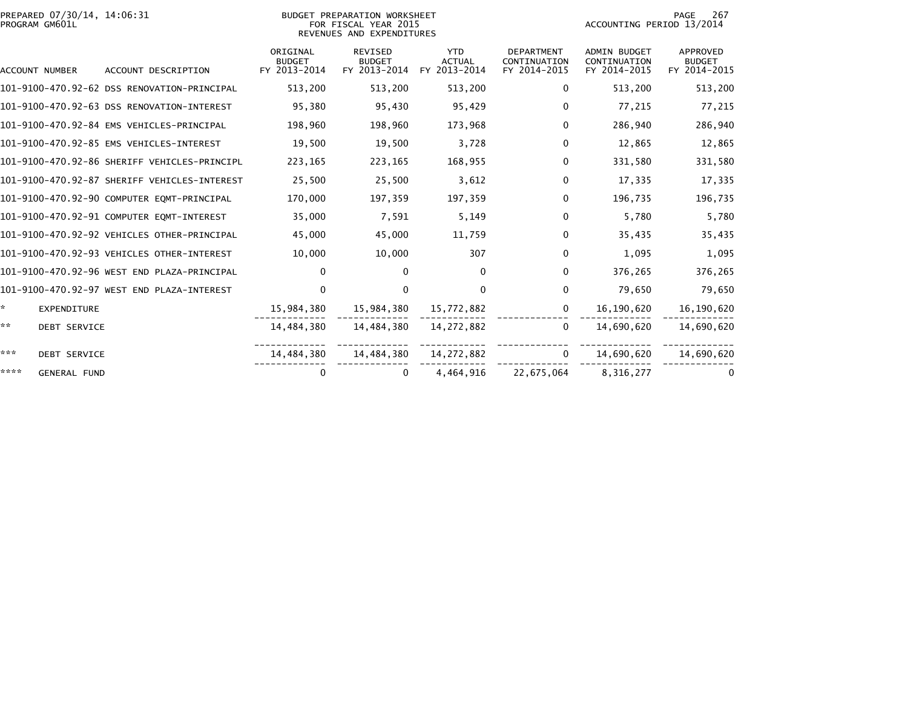BUDGET PREPARATION WORKSHEET
FOR FISCAL YEAR 2015
REVENUES AND EXPENDITURES

PREPARED 07/30/14, 14:06:31
PROGRAM GM601L

ACCOUNTING PERIOD 13/2014

| ACCOUNT NUMBER | ACCOUNT DESCRIPTION | ORIGINAL BUDGET FY 2013-2014 | REVISED BUDGET FY 2013-2014 | YTD ACTUAL FY 2013-2014 | DEPARTMENT CONTINUATION FY 2014-2015 | ADMIN BUDGET CONTINUATION FY 2014-2015 | APPROVED BUDGET FY 2014-2015 |
|---|---|---|---|---|---|---|---|
| 101-9100-470.92-62 | DSS RENOVATION-PRINCIPAL | 513,200 | 513,200 | 513,200 | 0 | 513,200 | 513,200 |
| 101-9100-470.92-63 | DSS RENOVATION-INTEREST | 95,380 | 95,430 | 95,429 | 0 | 77,215 | 77,215 |
| 101-9100-470.92-84 | EMS VEHICLES-PRINCIPAL | 198,960 | 198,960 | 173,968 | 0 | 286,940 | 286,940 |
| 101-9100-470.92-85 | EMS VEHICLES-INTEREST | 19,500 | 19,500 | 3,728 | 0 | 12,865 | 12,865 |
| 101-9100-470.92-86 | SHERIFF VEHICLES-PRINCIPL | 223,165 | 223,165 | 168,955 | 0 | 331,580 | 331,580 |
| 101-9100-470.92-87 | SHERIFF VEHICLES-INTEREST | 25,500 | 25,500 | 3,612 | 0 | 17,335 | 17,335 |
| 101-9100-470.92-90 | COMPUTER EQMT-PRINCIPAL | 170,000 | 197,359 | 197,359 | 0 | 196,735 | 196,735 |
| 101-9100-470.92-91 | COMPUTER EQMT-INTEREST | 35,000 | 7,591 | 5,149 | 0 | 5,780 | 5,780 |
| 101-9100-470.92-92 | VEHICLES OTHER-PRINCIPAL | 45,000 | 45,000 | 11,759 | 0 | 35,435 | 35,435 |
| 101-9100-470.92-93 | VEHICLES OTHER-INTEREST | 10,000 | 10,000 | 307 | 0 | 1,095 | 1,095 |
| 101-9100-470.92-96 | WEST END PLAZA-PRINCIPAL | 0 | 0 | 0 | 0 | 376,265 | 376,265 |
| 101-9100-470.92-97 | WEST END PLAZA-INTEREST | 0 | 0 | 0 | 0 | 79,650 | 79,650 |
| * | EXPENDITURE | 15,984,380 | 15,984,380 | 15,772,882 | 0 | 16,190,620 | 16,190,620 |
| ** | DEBT SERVICE | 14,484,380 | 14,484,380 | 14,272,882 | 0 | 14,690,620 | 14,690,620 |
| *** | DEBT SERVICE | 14,484,380 | 14,484,380 | 14,272,882 | 0 | 14,690,620 | 14,690,620 |
| **** | GENERAL FUND | 0 | 0 | 4,464,916 | 22,675,064 | 8,316,277 | 0 |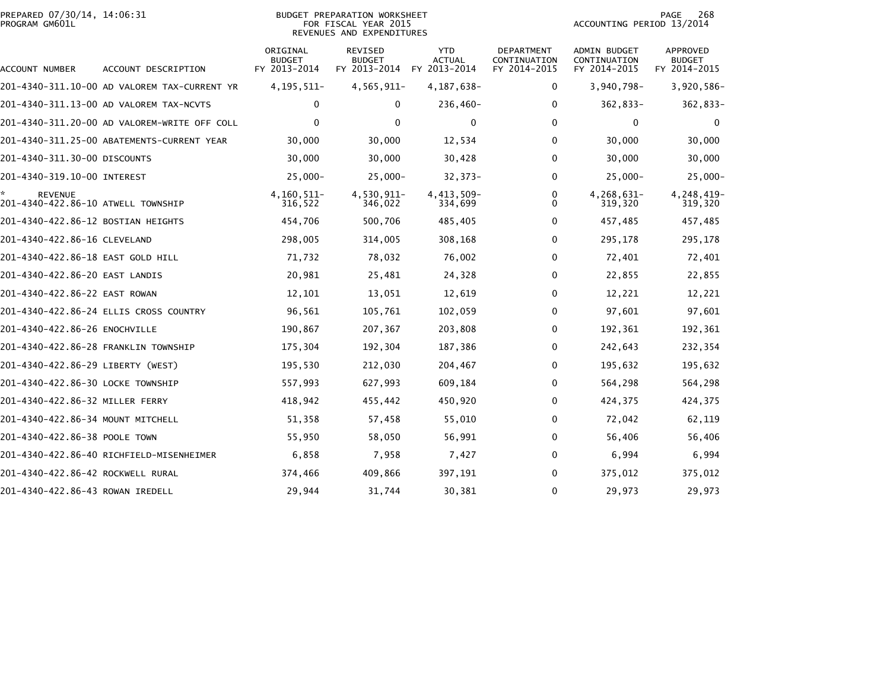PREPARED 07/30/14, 14:06:31
PROGRAM GM601L

BUDGET PREPARATION WORKSHEET
FOR FISCAL YEAR 2015
REVENUES AND EXPENDITURES

ACCOUNTING PERIOD 13/2014

| ACCOUNT NUMBER | ACCOUNT DESCRIPTION | ORIGINAL BUDGET FY 2013-2014 | REVISED BUDGET FY 2013-2014 | YTD ACTUAL FY 2013-2014 | DEPARTMENT CONTINUATION FY 2014-2015 | ADMIN BUDGET CONTINUATION FY 2014-2015 | APPROVED BUDGET FY 2014-2015 |
|---|---|---|---|---|---|---|---|
| 201-4340-311.10-00 | AD VALOREM TAX-CURRENT YR | 4,195,511- | 4,565,911- | 4,187,638- | 0 | 3,940,798- | 3,920,586- |
| 201-4340-311.13-00 | AD VALOREM TAX-NCVTS | 0 | 0 | 236,460- | 0 | 362,833- | 362,833- |
| 201-4340-311.20-00 | AD VALOREM-WRITE OFF COLL | 0 | 0 | 0 | 0 | 0 | 0 |
| 201-4340-311.25-00 | ABATEMENTS-CURRENT YEAR | 30,000 | 30,000 | 12,534 | 0 | 30,000 | 30,000 |
| 201-4340-311.30-00 | DISCOUNTS | 30,000 | 30,000 | 30,428 | 0 | 30,000 | 30,000 |
| 201-4340-319.10-00 | INTEREST | 25,000- | 25,000- | 32,373- | 0 | 25,000- | 25,000- |
| * | REVENUE | 4,160,511- | 4,530,911- | 4,413,509- | 0 | 4,268,631- | 4,248,419- |
| 201-4340-422.86-10 | ATWELL TOWNSHIP | 316,522 | 346,022 | 334,699 | 0 | 319,320 | 319,320 |
| 201-4340-422.86-12 | BOSTIAN HEIGHTS | 454,706 | 500,706 | 485,405 | 0 | 457,485 | 457,485 |
| 201-4340-422.86-16 | CLEVELAND | 298,005 | 314,005 | 308,168 | 0 | 295,178 | 295,178 |
| 201-4340-422.86-18 | EAST GOLD HILL | 71,732 | 78,032 | 76,002 | 0 | 72,401 | 72,401 |
| 201-4340-422.86-20 | EAST LANDIS | 20,981 | 25,481 | 24,328 | 0 | 22,855 | 22,855 |
| 201-4340-422.86-22 | EAST ROWAN | 12,101 | 13,051 | 12,619 | 0 | 12,221 | 12,221 |
| 201-4340-422.86-24 | ELLIS CROSS COUNTRY | 96,561 | 105,761 | 102,059 | 0 | 97,601 | 97,601 |
| 201-4340-422.86-26 | ENOCHVILLE | 190,867 | 207,367 | 203,808 | 0 | 192,361 | 192,361 |
| 201-4340-422.86-28 | FRANKLIN TOWNSHIP | 175,304 | 192,304 | 187,386 | 0 | 242,643 | 232,354 |
| 201-4340-422.86-29 | LIBERTY (WEST) | 195,530 | 212,030 | 204,467 | 0 | 195,632 | 195,632 |
| 201-4340-422.86-30 | LOCKE TOWNSHIP | 557,993 | 627,993 | 609,184 | 0 | 564,298 | 564,298 |
| 201-4340-422.86-32 | MILLER FERRY | 418,942 | 455,442 | 450,920 | 0 | 424,375 | 424,375 |
| 201-4340-422.86-34 | MOUNT MITCHELL | 51,358 | 57,458 | 55,010 | 0 | 72,042 | 62,119 |
| 201-4340-422.86-38 | POOLE TOWN | 55,950 | 58,050 | 56,991 | 0 | 56,406 | 56,406 |
| 201-4340-422.86-40 | RICHFIELD-MISENHEIMER | 6,858 | 7,958 | 7,427 | 0 | 6,994 | 6,994 |
| 201-4340-422.86-42 | ROCKWELL RURAL | 374,466 | 409,866 | 397,191 | 0 | 375,012 | 375,012 |
| 201-4340-422.86-43 | ROWAN IREDELL | 29,944 | 31,744 | 30,381 | 0 | 29,973 | 29,973 |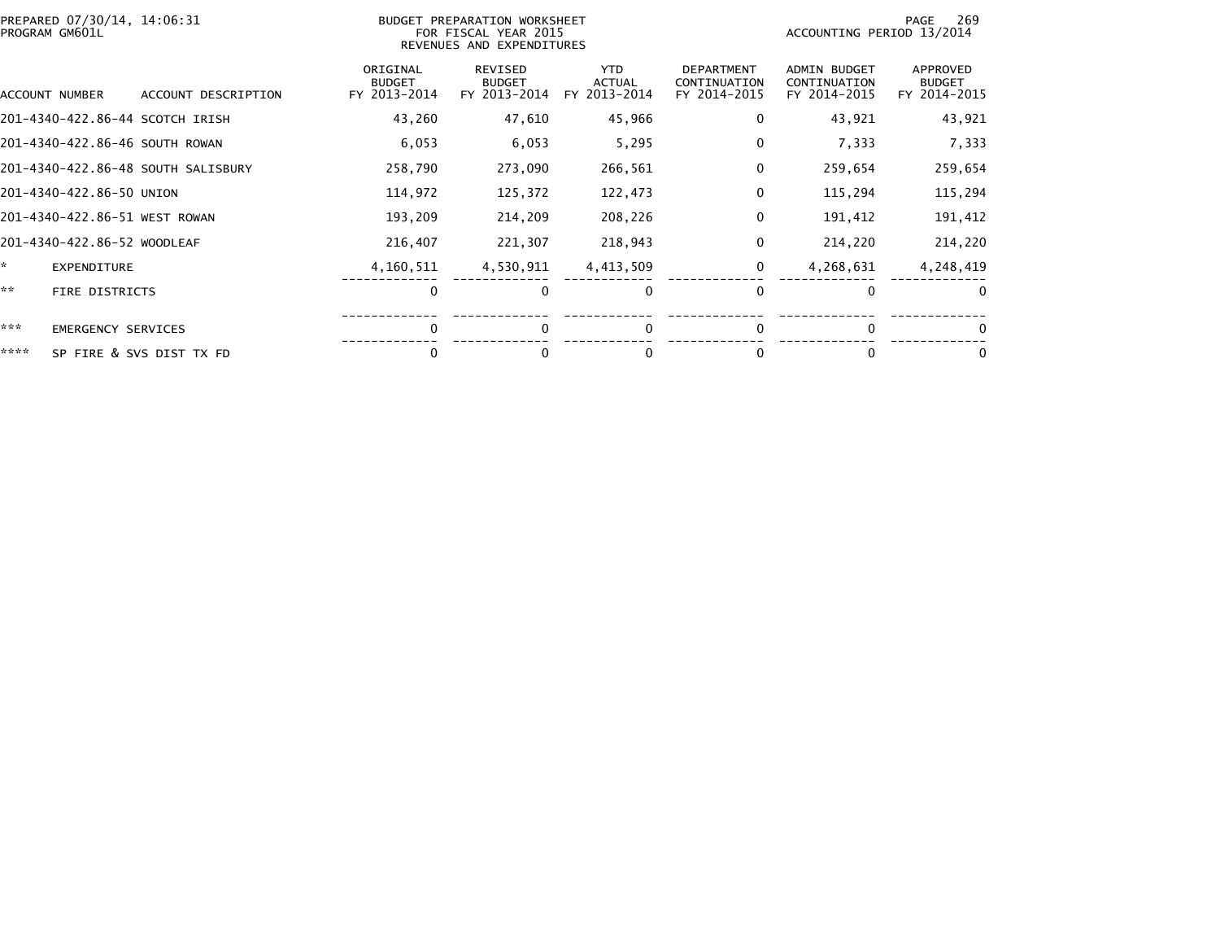PREPARED 07/30/14, 14:06:31
PROGRAM GM601L

BUDGET PREPARATION WORKSHEET
FOR FISCAL YEAR 2015
REVENUES AND EXPENDITURES

ACCOUNTING PERIOD 13/2014

| ACCOUNT NUMBER | ACCOUNT DESCRIPTION | ORIGINAL BUDGET FY 2013-2014 | REVISED BUDGET FY 2013-2014 | YTD ACTUAL FY 2013-2014 | DEPARTMENT CONTINUATION FY 2014-2015 | ADMIN BUDGET CONTINUATION FY 2014-2015 | APPROVED BUDGET FY 2014-2015 |
|---|---|---|---|---|---|---|---|
| 201-4340-422.86-44 | SCOTCH IRISH | 43,260 | 47,610 | 45,966 | 0 | 43,921 | 43,921 |
| 201-4340-422.86-46 | SOUTH ROWAN | 6,053 | 6,053 | 5,295 | 0 | 7,333 | 7,333 |
| 201-4340-422.86-48 | SOUTH SALISBURY | 258,790 | 273,090 | 266,561 | 0 | 259,654 | 259,654 |
| 201-4340-422.86-50 | UNION | 114,972 | 125,372 | 122,473 | 0 | 115,294 | 115,294 |
| 201-4340-422.86-51 | WEST ROWAN | 193,209 | 214,209 | 208,226 | 0 | 191,412 | 191,412 |
| 201-4340-422.86-52 | WOODLEAF | 216,407 | 221,307 | 218,943 | 0 | 214,220 | 214,220 |
| * | EXPENDITURE | 4,160,511 | 4,530,911 | 4,413,509 | 0 | 4,268,631 | 4,248,419 |
| ** | FIRE DISTRICTS | 0 | 0 | 0 | 0 | 0 | 0 |
| *** | EMERGENCY SERVICES | 0 | 0 | 0 | 0 | 0 | 0 |
| **** | SP FIRE & SVS DIST TX FD | 0 | 0 | 0 | 0 | 0 | 0 |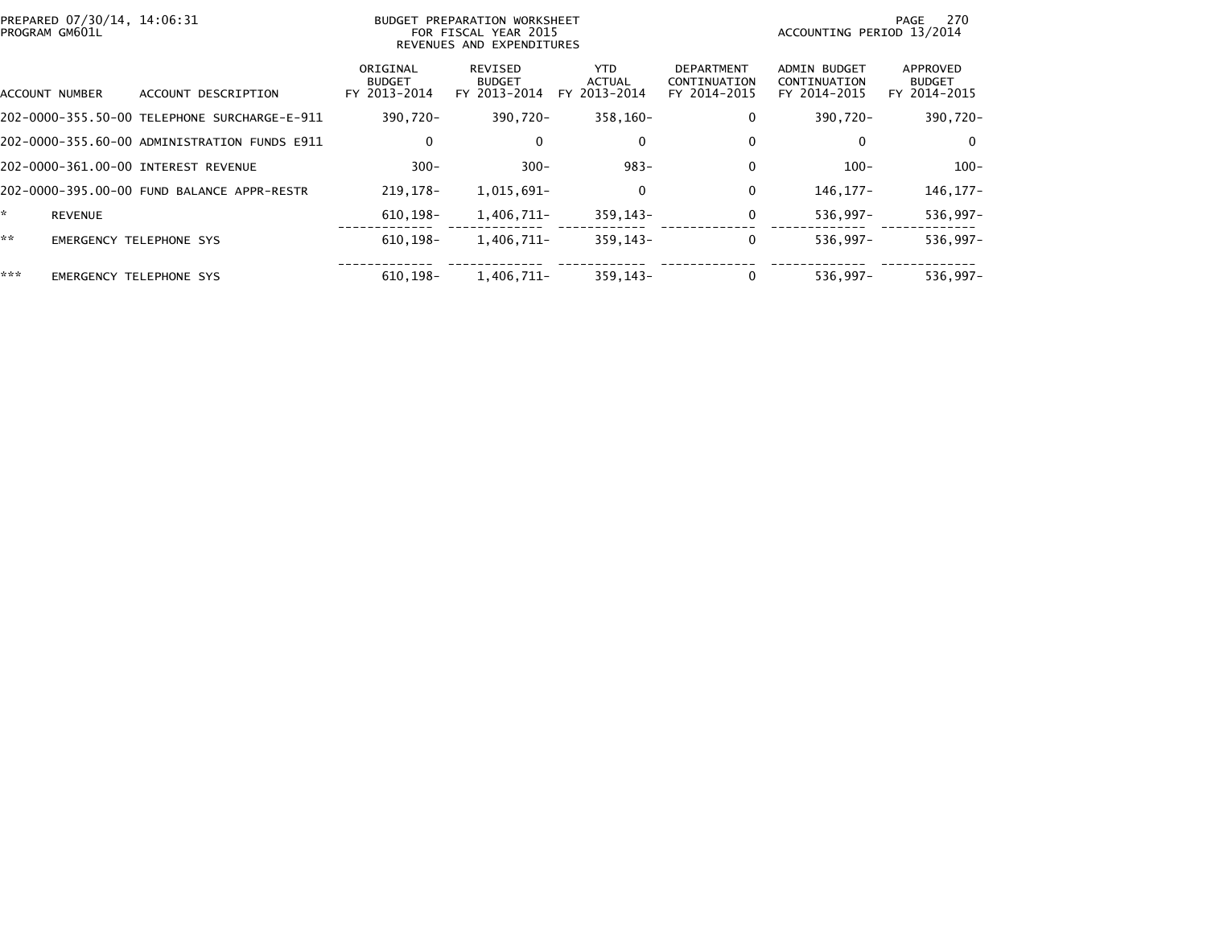PREPARED 07/30/14, 14:06:31
PROGRAM GM601L

BUDGET PREPARATION WORKSHEET
FOR FISCAL YEAR 2015
REVENUES AND EXPENDITURES

ACCOUNTING PERIOD 13/2014

| ACCOUNT NUMBER | ACCOUNT DESCRIPTION | ORIGINAL BUDGET FY 2013-2014 | REVISED BUDGET FY 2013-2014 | YTD ACTUAL FY 2013-2014 | DEPARTMENT CONTINUATION FY 2014-2015 | ADMIN BUDGET CONTINUATION FY 2014-2015 | APPROVED BUDGET FY 2014-2015 |
|---|---|---|---|---|---|---|---|
| 202-0000-355.50-00 | TELEPHONE SURCHARGE-E-911 | 390,720- | 390,720- | 358,160- | 0 | 390,720- | 390,720- |
| 202-0000-355.60-00 | ADMINISTRATION FUNDS E911 | 0 | 0 | 0 | 0 | 0 | 0 |
| 202-0000-361.00-00 | INTEREST REVENUE | 300- | 300- | 983- | 0 | 100- | 100- |
| 202-0000-395.00-00 | FUND BALANCE APPR-RESTR | 219,178- | 1,015,691- | 0 | 0 | 146,177- | 146,177- |
| * | REVENUE | 610,198- | 1,406,711- | 359,143- | 0 | 536,997- | 536,997- |
| ** | EMERGENCY TELEPHONE SYS | 610,198- | 1,406,711- | 359,143- | 0 | 536,997- | 536,997- |
| *** | EMERGENCY TELEPHONE SYS | 610,198- | 1,406,711- | 359,143- | 0 | 536,997- | 536,997- |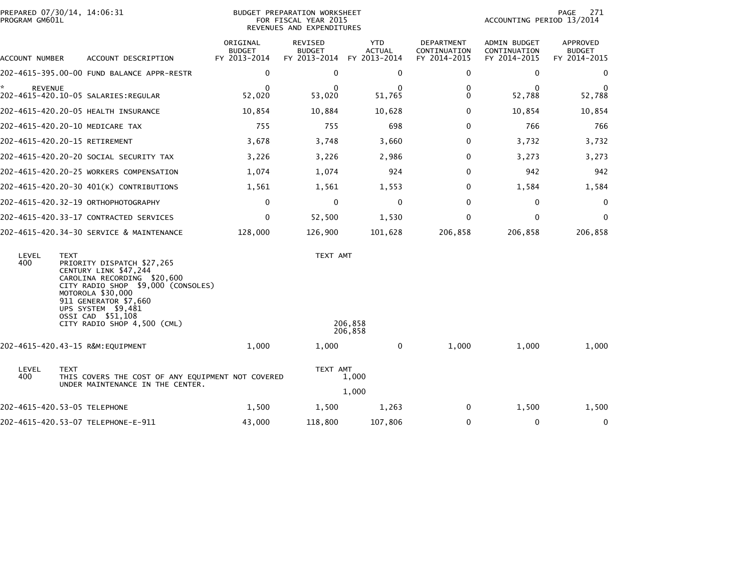PREPARED 07/30/14, 14:06:31
PROGRAM GM601L

BUDGET PREPARATION WORKSHEET
FOR FISCAL YEAR 2015
REVENUES AND EXPENDITURES

ACCOUNTING PERIOD 13/2014

| ACCOUNT NUMBER | ACCOUNT DESCRIPTION | ORIGINAL BUDGET FY 2013-2014 | REVISED BUDGET FY 2013-2014 | YTD ACTUAL FY 2013-2014 | DEPARTMENT CONTINUATION FY 2014-2015 | ADMIN BUDGET CONTINUATION FY 2014-2015 | APPROVED BUDGET FY 2014-2015 |
|---|---|---|---|---|---|---|---|
| 202-4615-395.00-00 | FUND BALANCE APPR-RESTR | 0 | 0 | 0 | 0 | 0 | 0 |
| * REVENUE | | 0 | 0 | 0 | 0 | 0 | 0 |
| 202-4615-420.10-05 | SALARIES:REGULAR | 52,020 | 53,020 | 51,765 | 0 | 52,788 | 52,788 |
| 202-4615-420.20-05 | HEALTH INSURANCE | 10,854 | 10,884 | 10,628 | 0 | 10,854 | 10,854 |
| 202-4615-420.20-10 | MEDICARE TAX | 755 | 755 | 698 | 0 | 766 | 766 |
| 202-4615-420.20-15 | RETIREMENT | 3,678 | 3,748 | 3,660 | 0 | 3,732 | 3,732 |
| 202-4615-420.20-20 | SOCIAL SECURITY TAX | 3,226 | 3,226 | 2,986 | 0 | 3,273 | 3,273 |
| 202-4615-420.20-25 | WORKERS COMPENSATION | 1,074 | 1,074 | 924 | 0 | 942 | 942 |
| 202-4615-420.20-30 | 401(K) CONTRIBUTIONS | 1,561 | 1,561 | 1,553 | 0 | 1,584 | 1,584 |
| 202-4615-420.32-19 | ORTHOPHOTOGRAPHY | 0 | 0 | 0 | 0 | 0 | 0 |
| 202-4615-420.33-17 | CONTRACTED SERVICES | 0 | 52,500 | 1,530 | 0 | 0 | 0 |
| 202-4615-420.34-30 | SERVICE & MAINTENANCE | 128,000 | 126,900 | 101,628 | 206,858 | 206,858 | 206,858 |

| LEVEL | TEXT | TEXT AMT |
|---|---|---|
| 400 | PRIORITY DISPATCH $27,265<br>CENTURY LINK $47,244<br>CAROLINA RECORDING $20,600<br>CITY RADIO SHOP $9,000 (CONSOLES)<br>MOTOROLA $30,000<br>911 GENERATOR $7,660<br>UPS SYSTEM $9,481<br>OSSI CAD $51,108<br>CITY RADIO SHOP 4,500 (CML) | 206,858 |
| | | 206,858 |

| ACCOUNT NUMBER | ACCOUNT DESCRIPTION | ORIGINAL BUDGET FY 2013-2014 | REVISED BUDGET FY 2013-2014 | YTD ACTUAL FY 2013-2014 | DEPARTMENT CONTINUATION FY 2014-2015 | ADMIN BUDGET CONTINUATION FY 2014-2015 | APPROVED BUDGET FY 2014-2015 |
|---|---|---|---|---|---|---|---|
| 202-4615-420.43-15 | R&M:EQUIPMENT | 1,000 | 1,000 | 0 | 1,000 | 1,000 | 1,000 |

| LEVEL | TEXT | TEXT AMT |
|---|---|---|
| 400 | THIS COVERS THE COST OF ANY EQUIPMENT NOT COVERED UNDER MAINTENANCE IN THE CENTER. | 1,000 |
| | | 1,000 |

| ACCOUNT NUMBER | ACCOUNT DESCRIPTION | ORIGINAL BUDGET FY 2013-2014 | REVISED BUDGET FY 2013-2014 | YTD ACTUAL FY 2013-2014 | DEPARTMENT CONTINUATION FY 2014-2015 | ADMIN BUDGET CONTINUATION FY 2014-2015 | APPROVED BUDGET FY 2014-2015 |
|---|---|---|---|---|---|---|---|
| 202-4615-420.53-05 | TELEPHONE | 1,500 | 1,500 | 1,263 | 0 | 1,500 | 1,500 |
| 202-4615-420.53-07 | TELEPHONE-E-911 | 43,000 | 118,800 | 107,806 | 0 | 0 | 0 |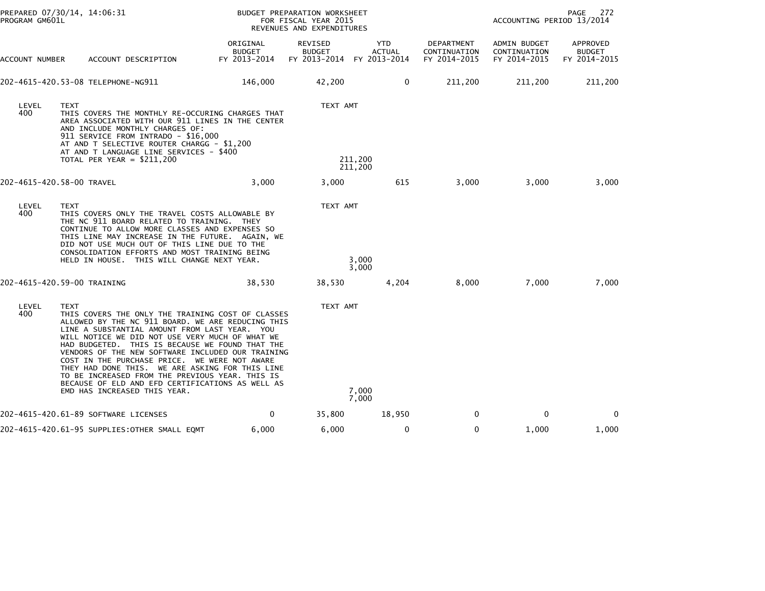PREPARED 07/30/14, 14:06:31
PROGRAM GM601L

BUDGET PREPARATION WORKSHEET
FOR FISCAL YEAR 2015
REVENUES AND EXPENDITURES

ACCOUNTING PERIOD 13/2014

| ACCOUNT NUMBER | ACCOUNT DESCRIPTION | ORIGINAL BUDGET FY 2013-2014 | REVISED BUDGET FY 2013-2014 | YTD ACTUAL FY 2013-2014 | DEPARTMENT CONTINUATION FY 2014-2015 | ADMIN BUDGET CONTINUATION FY 2014-2015 | APPROVED BUDGET FY 2014-2015 |
|---|---|---|---|---|---|---|---|
| 202-4615-420.53-08 | TELEPHONE-NG911 | 146,000 | 42,200 | 0 | 211,200 | 211,200 | 211,200 |

LEVEL 400 TEXT

THIS COVERS THE MONTHLY RE-OCCURING CHARGES THAT AREA ASSOCIATED WITH OUR 911 LINES IN THE CENTER AND INCLUDE MONTHLY CHARGES OF:
911 SERVICE FROM INTRADO - $16,000
AT AND T SELECTIVE ROUTER CHARGG - $1,200
AT AND T LANGUAGE LINE SERVICES - $400
TOTAL PER YEAR = $211,200

TEXT AMT: 211,200
211,200

| ACCOUNT NUMBER | ACCOUNT DESCRIPTION | ORIGINAL BUDGET FY 2013-2014 | REVISED BUDGET FY 2013-2014 | YTD ACTUAL FY 2013-2014 | DEPARTMENT CONTINUATION FY 2014-2015 | ADMIN BUDGET CONTINUATION FY 2014-2015 | APPROVED BUDGET FY 2014-2015 |
|---|---|---|---|---|---|---|---|
| 202-4615-420.58-00 | TRAVEL | 3,000 | 3,000 | 615 | 3,000 | 3,000 | 3,000 |

LEVEL 400 TEXT

THIS COVERS ONLY THE TRAVEL COSTS ALLOWABLE BY THE NC 911 BOARD RELATED TO TRAINING. THEY CONTINUE TO ALLOW MORE CLASSES AND EXPENSES SO THIS LINE MAY INCREASE IN THE FUTURE. AGAIN, WE DID NOT USE MUCH OUT OF THIS LINE DUE TO THE CONSOLIDATION EFFORTS AND MOST TRAINING BEING HELD IN HOUSE. THIS WILL CHANGE NEXT YEAR.

TEXT AMT: 3,000
3,000

| ACCOUNT NUMBER | ACCOUNT DESCRIPTION | ORIGINAL BUDGET FY 2013-2014 | REVISED BUDGET FY 2013-2014 | YTD ACTUAL FY 2013-2014 | DEPARTMENT CONTINUATION FY 2014-2015 | ADMIN BUDGET CONTINUATION FY 2014-2015 | APPROVED BUDGET FY 2014-2015 |
|---|---|---|---|---|---|---|---|
| 202-4615-420.59-00 | TRAINING | 38,530 | 38,530 | 4,204 | 8,000 | 7,000 | 7,000 |

LEVEL 400 TEXT

THIS COVERS THE ONLY THE TRAINING COST OF CLASSES ALLOWED BY THE NC 911 BOARD. WE ARE REDUCING THIS LINE A SUBSTANTIAL AMOUNT FROM LAST YEAR. YOU WILL NOTICE WE DID NOT USE VERY MUCH OF WHAT WE HAD BUDGETED. THIS IS BECAUSE WE FOUND THAT THE VENDORS OF THE NEW SOFTWARE INCLUDED OUR TRAINING COST IN THE PURCHASE PRICE. WE WERE NOT AWARE THEY HAD DONE THIS. WE ARE ASKING FOR THIS LINE TO BE INCREASED FROM THE PREVIOUS YEAR. THIS IS BECAUSE OF ELD AND EFD CERTIFICATIONS AS WELL AS EMD HAS INCREASED THIS YEAR.

TEXT AMT: 7,000
7,000

| ACCOUNT NUMBER | ACCOUNT DESCRIPTION | ORIGINAL BUDGET FY 2013-2014 | REVISED BUDGET FY 2013-2014 | YTD ACTUAL FY 2013-2014 | DEPARTMENT CONTINUATION FY 2014-2015 | ADMIN BUDGET CONTINUATION FY 2014-2015 | APPROVED BUDGET FY 2014-2015 |
|---|---|---|---|---|---|---|---|
| 202-4615-420.61-89 | SOFTWARE LICENSES | 0 | 35,800 | 18,950 | 0 | 0 | 0 |
| 202-4615-420.61-95 | SUPPLIES:OTHER SMALL EQMT | 6,000 | 6,000 | 0 | 0 | 1,000 | 1,000 |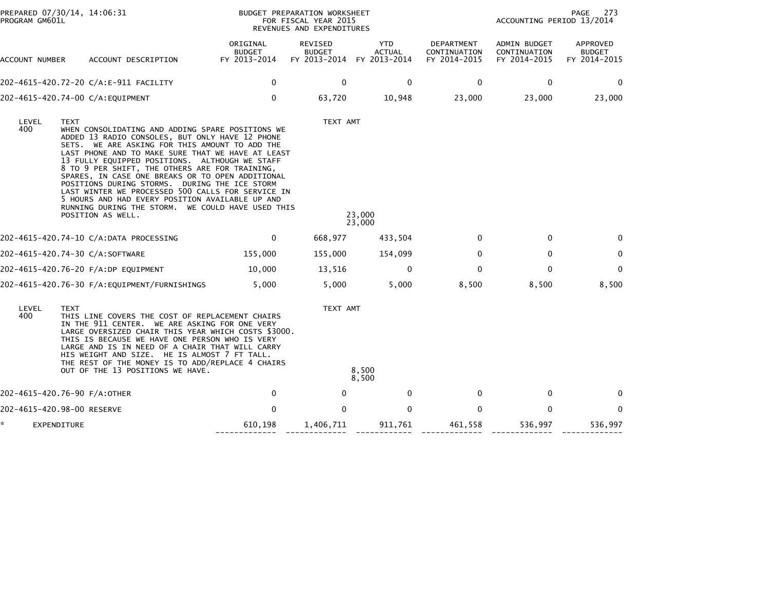BUDGET PREPARATION WORKSHEET
FOR FISCAL YEAR 2015
REVENUES AND EXPENDITURES

PREPARED 07/30/14, 14:06:31
PROGRAM GM601L

ACCOUNTING PERIOD 13/2014

| ACCOUNT NUMBER | ACCOUNT DESCRIPTION | ORIGINAL BUDGET FY 2013-2014 | REVISED BUDGET FY 2013-2014 | YTD ACTUAL FY 2013-2014 | DEPARTMENT CONTINUATION FY 2014-2015 | ADMIN BUDGET CONTINUATION FY 2014-2015 | APPROVED BUDGET FY 2014-2015 |
|---|---|---|---|---|---|---|---|
| 202-4615-420.72-20 | C/A:E-911 FACILITY | 0 | 0 | 0 | 0 | 0 | 0 |
| 202-4615-420.74-00 | C/A:EQUIPMENT | 0 | 63,720 | 10,948 | 23,000 | 23,000 | 23,000 |

| LEVEL | TEXT | TEXT AMT |
|---|---|---|
| 400 | WHEN CONSOLIDATING AND ADDING SPARE POSITIONS WE ADDED 13 RADIO CONSOLES, BUT ONLY HAVE 12 PHONE SETS. WE ARE ASKING FOR THIS AMOUNT TO ADD THE LAST PHONE AND TO MAKE SURE THAT WE HAVE AT LEAST 13 FULLY EQUIPPED POSITIONS. ALTHOUGH WE STAFF 8 TO 9 PER SHIFT, THE OTHERS ARE FOR TRAINING, SPARES, IN CASE ONE BREAKS OR TO OPEN ADDITIONAL POSITIONS DURING STORMS. DURING THE ICE STORM LAST WINTER WE PROCESSED 500 CALLS FOR SERVICE IN 5 HOURS AND HAD EVERY POSITION AVAILABLE UP AND RUNNING DURING THE STORM. WE COULD HAVE USED THIS POSITION AS WELL. | 23,000 |
| | | 23,000 |

| ACCOUNT NUMBER | ACCOUNT DESCRIPTION | ORIGINAL BUDGET FY 2013-2014 | REVISED BUDGET FY 2013-2014 | YTD ACTUAL FY 2013-2014 | DEPARTMENT CONTINUATION FY 2014-2015 | ADMIN BUDGET CONTINUATION FY 2014-2015 | APPROVED BUDGET FY 2014-2015 |
|---|---|---|---|---|---|---|---|
| 202-4615-420.74-10 | C/A:DATA PROCESSING | 0 | 668,977 | 433,504 | 0 | 0 | 0 |
| 202-4615-420.74-30 | C/A:SOFTWARE | 155,000 | 155,000 | 154,099 | 0 | 0 | 0 |
| 202-4615-420.76-20 | F/A:DP EQUIPMENT | 10,000 | 13,516 | 0 | 0 | 0 | 0 |
| 202-4615-420.76-30 | F/A:EQUIPMENT/FURNISHINGS | 5,000 | 5,000 | 5,000 | 8,500 | 8,500 | 8,500 |

| LEVEL | TEXT | TEXT AMT |
|---|---|---|
| 400 | THIS LINE COVERS THE COST OF REPLACEMENT CHAIRS IN THE 911 CENTER. WE ARE ASKING FOR ONE VERY LARGE OVERSIZED CHAIR THIS YEAR WHICH COSTS $3000. THIS IS BECAUSE WE HAVE ONE PERSON WHO IS VERY LARGE AND IS IN NEED OF A CHAIR THAT WILL CARRY HIS WEIGHT AND SIZE. HE IS ALMOST 7 FT TALL. THE REST OF THE MONEY IS TO ADD/REPLACE 4 CHAIRS OUT OF THE 13 POSITIONS WE HAVE. | 8,500 |
| | | 8,500 |

| ACCOUNT NUMBER | ACCOUNT DESCRIPTION | ORIGINAL BUDGET FY 2013-2014 | REVISED BUDGET FY 2013-2014 | YTD ACTUAL FY 2013-2014 | DEPARTMENT CONTINUATION FY 2014-2015 | ADMIN BUDGET CONTINUATION FY 2014-2015 | APPROVED BUDGET FY 2014-2015 |
|---|---|---|---|---|---|---|---|
| 202-4615-420.76-90 | F/A:OTHER | 0 | 0 | 0 | 0 | 0 | 0 |
| 202-4615-420.98-00 | RESERVE | 0 | 0 | 0 | 0 | 0 | 0 |
| * | EXPENDITURE | 610,198 | 1,406,711 | 911,761 | 461,558 | 536,997 | 536,997 |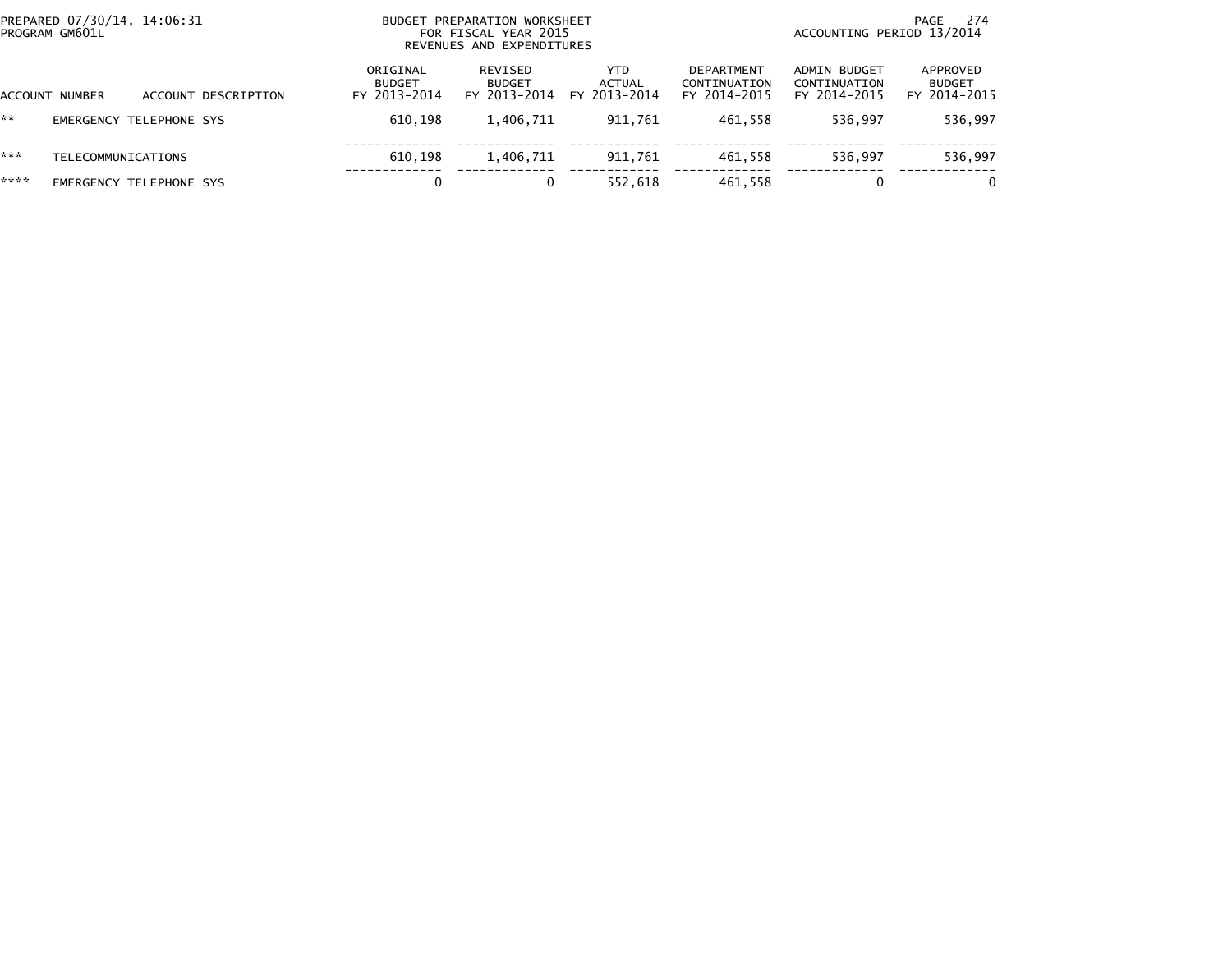PREPARED 07/30/14, 14:06:31
PROGRAM GM601L

BUDGET PREPARATION WORKSHEET
FOR FISCAL YEAR 2015
REVENUES AND EXPENDITURES

ACCOUNTING PERIOD 13/2014

| ACCOUNT NUMBER | ACCOUNT DESCRIPTION | ORIGINAL BUDGET FY 2013-2014 | REVISED BUDGET FY 2013-2014 | YTD ACTUAL FY 2013-2014 | DEPARTMENT CONTINUATION FY 2014-2015 | ADMIN BUDGET CONTINUATION FY 2014-2015 | APPROVED BUDGET FY 2014-2015 |
|---|---|---|---|---|---|---|---|
| ** | EMERGENCY TELEPHONE SYS | 610,198 | 1,406,711 | 911,761 | 461,558 | 536,997 | 536,997 |
| *** | TELECOMMUNICATIONS | 610,198 | 1,406,711 | 911,761 | 461,558 | 536,997 | 536,997 |
| **** | EMERGENCY TELEPHONE SYS | 0 | 0 | 552,618 | 461,558 | 0 | 0 |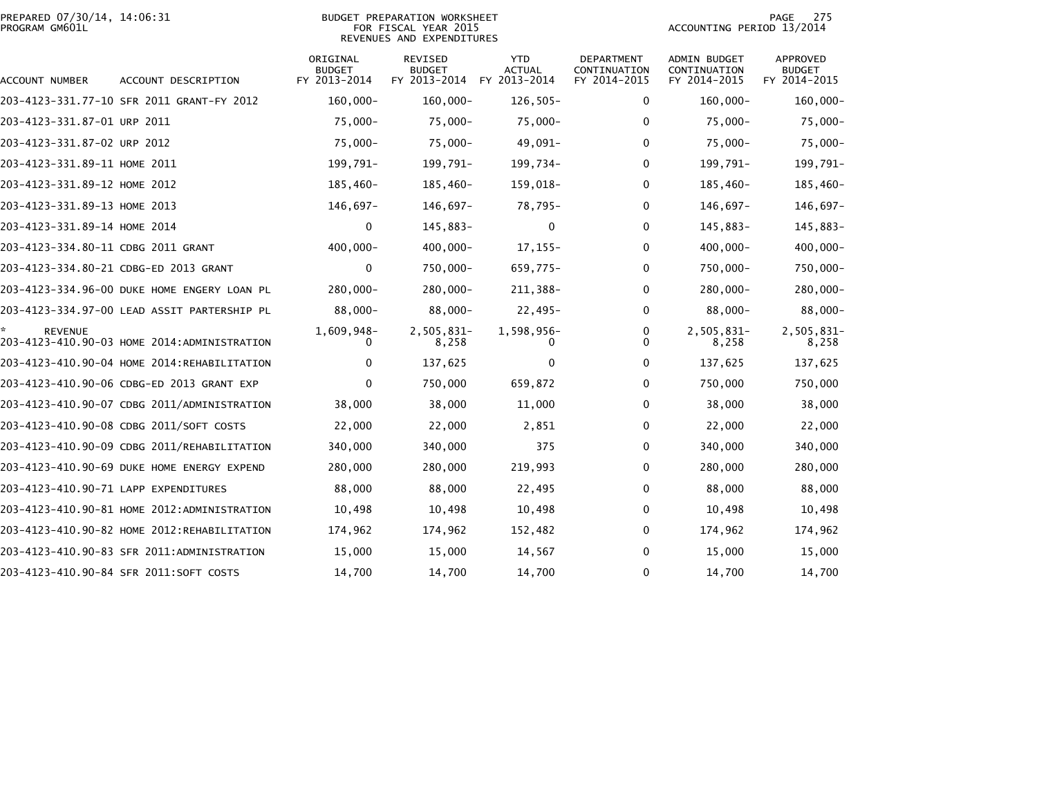PREPARED 07/30/14, 14:06:31
PROGRAM GM601L

BUDGET PREPARATION WORKSHEET
FOR FISCAL YEAR 2015
REVENUES AND EXPENDITURES

ACCOUNTING PERIOD 13/2014

| ACCOUNT NUMBER | ACCOUNT DESCRIPTION | ORIGINAL BUDGET FY 2013-2014 | REVISED BUDGET FY 2013-2014 | YTD ACTUAL FY 2013-2014 | DEPARTMENT CONTINUATION FY 2014-2015 | ADMIN BUDGET CONTINUATION FY 2014-2015 | APPROVED BUDGET FY 2014-2015 |
|---|---|---|---|---|---|---|---|
| 203-4123-331.77-10 | SFR 2011 GRANT-FY 2012 | 160,000- | 160,000- | 126,505- | 0 | 160,000- | 160,000- |
| 203-4123-331.87-01 | URP 2011 | 75,000- | 75,000- | 75,000- | 0 | 75,000- | 75,000- |
| 203-4123-331.87-02 | URP 2012 | 75,000- | 75,000- | 49,091- | 0 | 75,000- | 75,000- |
| 203-4123-331.89-11 | HOME 2011 | 199,791- | 199,791- | 199,734- | 0 | 199,791- | 199,791- |
| 203-4123-331.89-12 | HOME 2012 | 185,460- | 185,460- | 159,018- | 0 | 185,460- | 185,460- |
| 203-4123-331.89-13 | HOME 2013 | 146,697- | 146,697- | 78,795- | 0 | 146,697- | 146,697- |
| 203-4123-331.89-14 | HOME 2014 | 0 | 145,883- | 0 | 0 | 145,883- | 145,883- |
| 203-4123-334.80-11 | CDBG 2011 GRANT | 400,000- | 400,000- | 17,155- | 0 | 400,000- | 400,000- |
| 203-4123-334.80-21 | CDBG-ED 2013 GRANT | 0 | 750,000- | 659,775- | 0 | 750,000- | 750,000- |
| 203-4123-334.96-00 | DUKE HOME ENGERY LOAN PL | 280,000- | 280,000- | 211,388- | 0 | 280,000- | 280,000- |
| 203-4123-334.97-00 | LEAD ASSIT PARTERSHIP PL | 88,000- | 88,000- | 22,495- | 0 | 88,000- | 88,000- |
| * | REVENUE | 1,609,948- | 2,505,831- | 1,598,956- | 0 | 2,505,831- | 2,505,831- |
| 203-4123-410.90-03 | HOME 2014:ADMINISTRATION | 0 | 8,258 | 0 | 0 | 8,258 | 8,258 |
| 203-4123-410.90-04 | HOME 2014:REHABILITATION | 0 | 137,625 | 0 | 0 | 137,625 | 137,625 |
| 203-4123-410.90-06 | CDBG-ED 2013 GRANT EXP | 0 | 750,000 | 659,872 | 0 | 750,000 | 750,000 |
| 203-4123-410.90-07 | CDBG 2011/ADMINISTRATION | 38,000 | 38,000 | 11,000 | 0 | 38,000 | 38,000 |
| 203-4123-410.90-08 | CDBG 2011/SOFT COSTS | 22,000 | 22,000 | 2,851 | 0 | 22,000 | 22,000 |
| 203-4123-410.90-09 | CDBG 2011/REHABILITATION | 340,000 | 340,000 | 375 | 0 | 340,000 | 340,000 |
| 203-4123-410.90-69 | DUKE HOME ENERGY EXPEND | 280,000 | 280,000 | 219,993 | 0 | 280,000 | 280,000 |
| 203-4123-410.90-71 | LAPP EXPENDITURES | 88,000 | 88,000 | 22,495 | 0 | 88,000 | 88,000 |
| 203-4123-410.90-81 | HOME 2012:ADMINISTRATION | 10,498 | 10,498 | 10,498 | 0 | 10,498 | 10,498 |
| 203-4123-410.90-82 | HOME 2012:REHABILITATION | 174,962 | 174,962 | 152,482 | 0 | 174,962 | 174,962 |
| 203-4123-410.90-83 | SFR 2011:ADMINISTRATION | 15,000 | 15,000 | 14,567 | 0 | 15,000 | 15,000 |
| 203-4123-410.90-84 | SFR 2011:SOFT COSTS | 14,700 | 14,700 | 14,700 | 0 | 14,700 | 14,700 |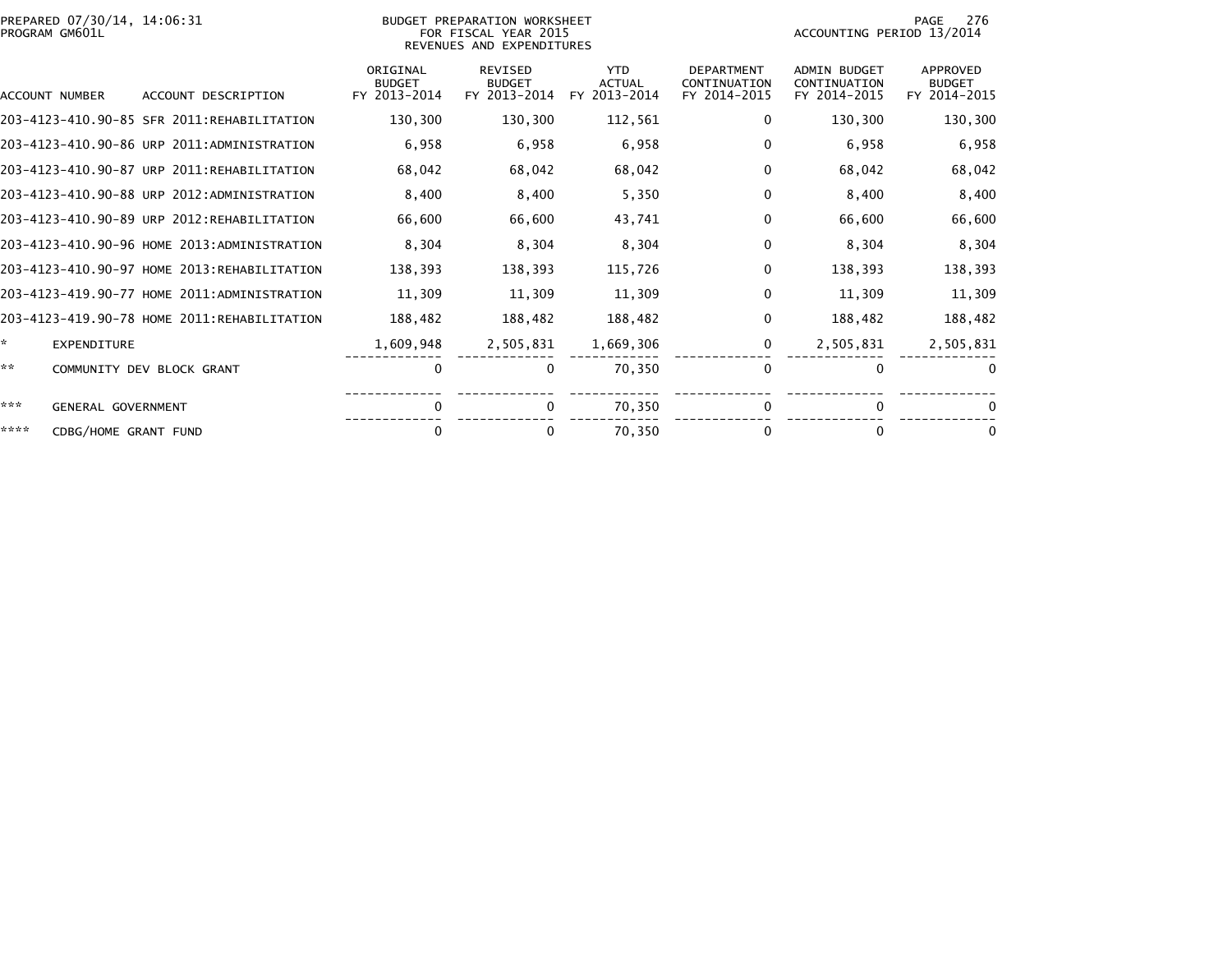BUDGET PREPARATION WORKSHEET
FOR FISCAL YEAR 2015
REVENUES AND EXPENDITURES

PREPARED 07/30/14, 14:06:31
PROGRAM GM601L

ACCOUNTING PERIOD 13/2014

| ACCOUNT NUMBER | ACCOUNT DESCRIPTION | ORIGINAL BUDGET FY 2013-2014 | REVISED BUDGET FY 2013-2014 | YTD ACTUAL FY 2013-2014 | DEPARTMENT CONTINUATION FY 2014-2015 | ADMIN BUDGET CONTINUATION FY 2014-2015 | APPROVED BUDGET FY 2014-2015 |
|---|---|---|---|---|---|---|---|
| 203-4123-410.90-85 | SFR 2011:REHABILITATION | 130,300 | 130,300 | 112,561 | 0 | 130,300 | 130,300 |
| 203-4123-410.90-86 | URP 2011:ADMINISTRATION | 6,958 | 6,958 | 6,958 | 0 | 6,958 | 6,958 |
| 203-4123-410.90-87 | URP 2011:REHABILITATION | 68,042 | 68,042 | 68,042 | 0 | 68,042 | 68,042 |
| 203-4123-410.90-88 | URP 2012:ADMINISTRATION | 8,400 | 8,400 | 5,350 | 0 | 8,400 | 8,400 |
| 203-4123-410.90-89 | URP 2012:REHABILITATION | 66,600 | 66,600 | 43,741 | 0 | 66,600 | 66,600 |
| 203-4123-410.90-96 | HOME 2013:ADMINISTRATION | 8,304 | 8,304 | 8,304 | 0 | 8,304 | 8,304 |
| 203-4123-410.90-97 | HOME 2013:REHABILITATION | 138,393 | 138,393 | 115,726 | 0 | 138,393 | 138,393 |
| 203-4123-419.90-77 | HOME 2011:ADMINISTRATION | 11,309 | 11,309 | 11,309 | 0 | 11,309 | 11,309 |
| 203-4123-419.90-78 | HOME 2011:REHABILITATION | 188,482 | 188,482 | 188,482 | 0 | 188,482 | 188,482 |
| * | EXPENDITURE | 1,609,948 | 2,505,831 | 1,669,306 | 0 | 2,505,831 | 2,505,831 |
| ** | COMMUNITY DEV BLOCK GRANT | 0 | 0 | 70,350 | 0 | 0 | 0 |
| *** | GENERAL GOVERNMENT | 0 | 0 | 70,350 | 0 | 0 | 0 |
| **** | CDBG/HOME GRANT FUND | 0 | 0 | 70,350 | 0 | 0 | 0 |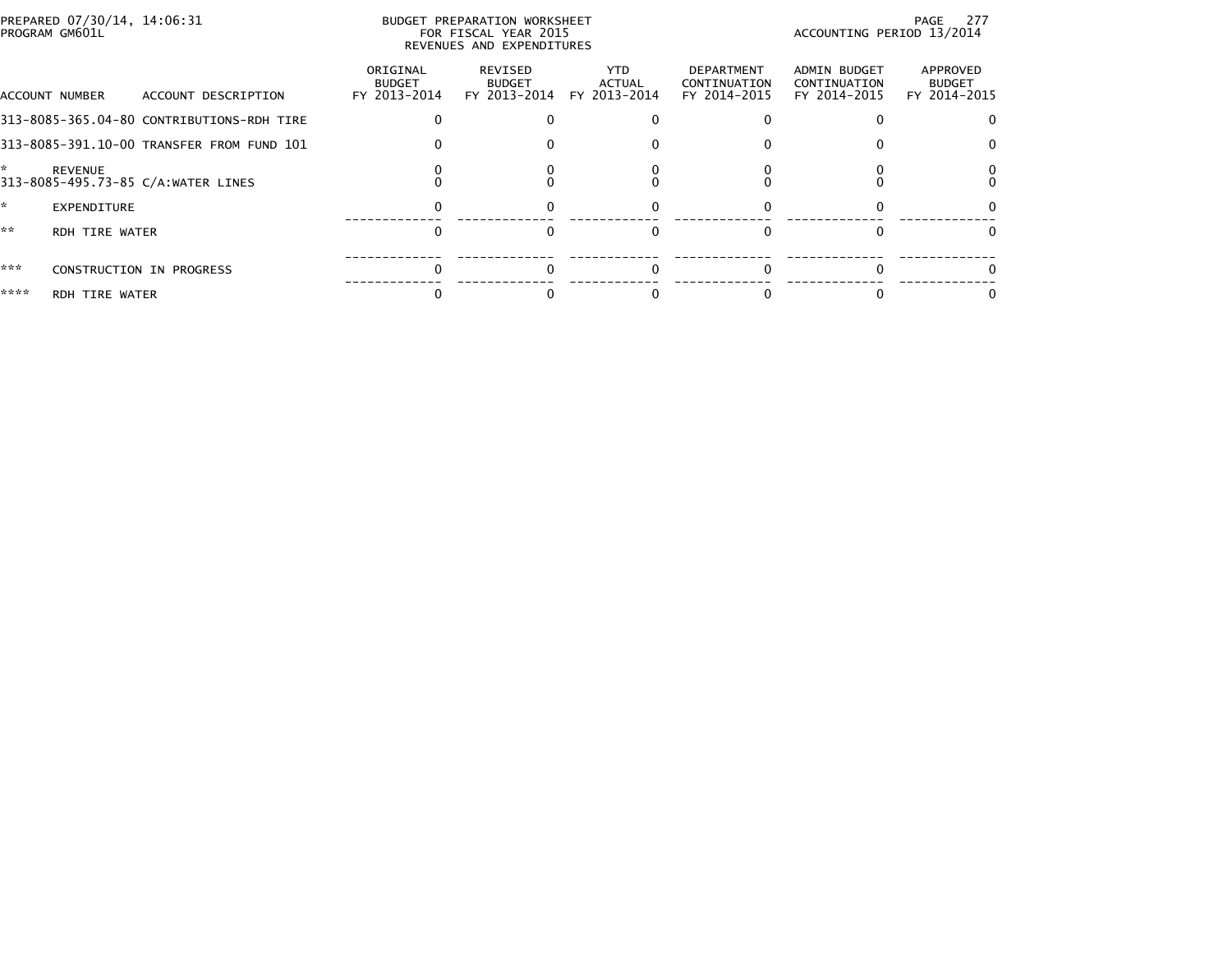BUDGET PREPARATION WORKSHEET
FOR FISCAL YEAR 2015
REVENUES AND EXPENDITURES

PREPARED 07/30/14, 14:06:31
PROGRAM GM601L

ACCOUNTING PERIOD 13/2014

| ACCOUNT NUMBER | ACCOUNT DESCRIPTION | ORIGINAL BUDGET FY 2013-2014 | REVISED BUDGET FY 2013-2014 | YTD ACTUAL FY 2013-2014 | DEPARTMENT CONTINUATION FY 2014-2015 | ADMIN BUDGET CONTINUATION FY 2014-2015 | APPROVED BUDGET FY 2014-2015 |
|---|---|---|---|---|---|---|---|
| 313-8085-365.04-80 | CONTRIBUTIONS-RDH TIRE | 0 | 0 | 0 | 0 | 0 | 0 |
| 313-8085-391.10-00 | TRANSFER FROM FUND 101 | 0 | 0 | 0 | 0 | 0 | 0 |
| * | REVENUE | 0 | 0 | 0 | 0 | 0 | 0 |
| 313-8085-495.73-85 | C/A:WATER LINES | 0 | 0 | 0 | 0 | 0 | 0 |
| * | EXPENDITURE | 0 | 0 | 0 | 0 | 0 | 0 |
| ** | RDH TIRE WATER | 0 | 0 | 0 | 0 | 0 | 0 |
| *** | CONSTRUCTION IN PROGRESS | 0 | 0 | 0 | 0 | 0 | 0 |
| **** | RDH TIRE WATER | 0 | 0 | 0 | 0 | 0 | 0 |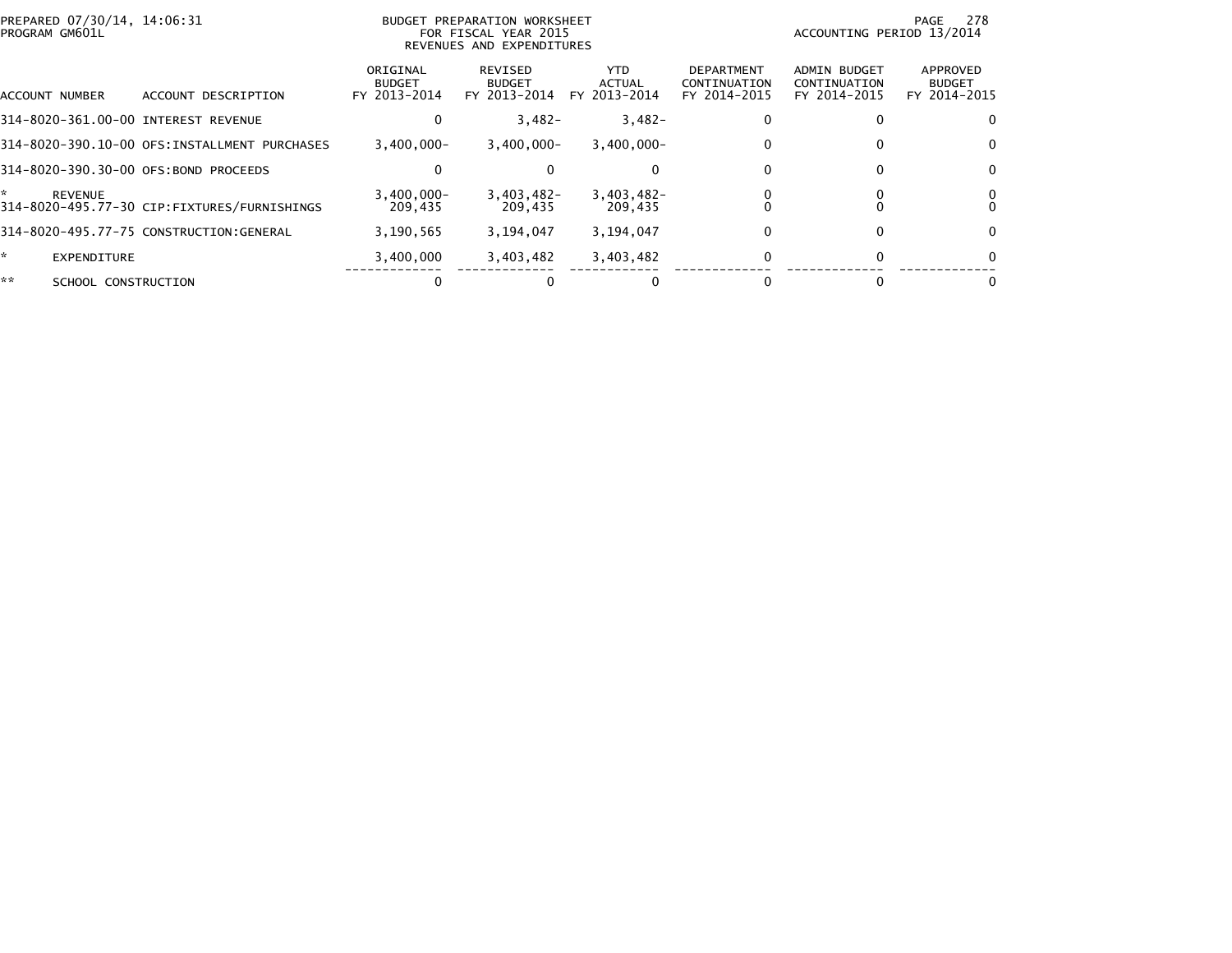PREPARED 07/30/14, 14:06:31
PROGRAM GM601L

BUDGET PREPARATION WORKSHEET
FOR FISCAL YEAR 2015
REVENUES AND EXPENDITURES

ACCOUNTING PERIOD 13/2014

| ACCOUNT NUMBER | ACCOUNT DESCRIPTION | ORIGINAL BUDGET FY 2013-2014 | REVISED BUDGET FY 2013-2014 | YTD ACTUAL FY 2013-2014 | DEPARTMENT CONTINUATION FY 2014-2015 | ADMIN BUDGET CONTINUATION FY 2014-2015 | APPROVED BUDGET FY 2014-2015 |
|---|---|---|---|---|---|---|---|
| 314-8020-361.00-00 | INTEREST REVENUE | 0 | 3,482- | 3,482- | 0 | 0 | 0 |
| 314-8020-390.10-00 | OFS:INSTALLMENT PURCHASES | 3,400,000- | 3,400,000- | 3,400,000- | 0 | 0 | 0 |
| 314-8020-390.30-00 | OFS:BOND PROCEEDS | 0 | 0 | 0 | 0 | 0 | 0 |
| * | REVENUE | 3,400,000- | 3,403,482- | 3,403,482- | 0 | 0 | 0 |
| 314-8020-495.77-30 | CIP:FIXTURES/FURNISHINGS | 209,435 | 209,435 | 209,435 | 0 | 0 | 0 |
| 314-8020-495.77-75 | CONSTRUCTION:GENERAL | 3,190,565 | 3,194,047 | 3,194,047 | 0 | 0 | 0 |
| * | EXPENDITURE | 3,400,000 | 3,403,482 | 3,403,482 | 0 | 0 | 0 |
| ** | SCHOOL CONSTRUCTION | 0 | 0 | 0 | 0 | 0 | 0 |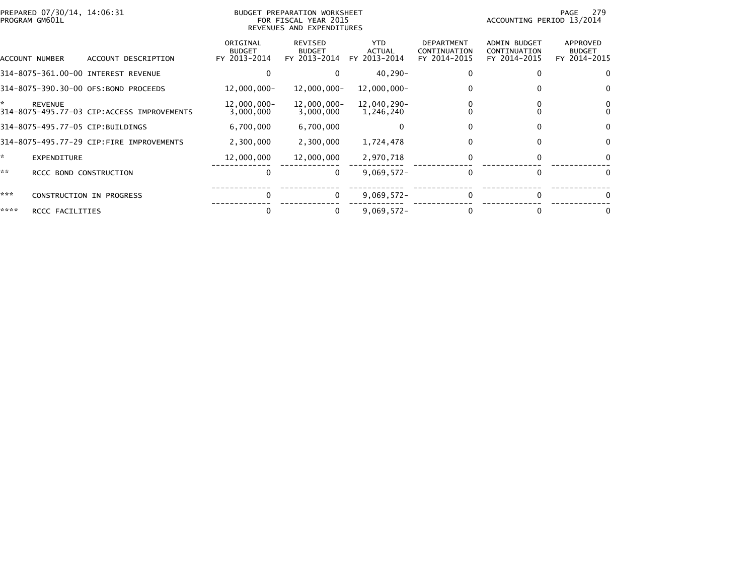PREPARED 07/30/14, 14:06:31
PROGRAM GM601L

BUDGET PREPARATION WORKSHEET
FOR FISCAL YEAR 2015
REVENUES AND EXPENDITURES

ACCOUNTING PERIOD 13/2014

| ACCOUNT NUMBER | ACCOUNT DESCRIPTION | ORIGINAL BUDGET FY 2013-2014 | REVISED BUDGET FY 2013-2014 | YTD ACTUAL FY 2013-2014 | DEPARTMENT CONTINUATION FY 2014-2015 | ADMIN BUDGET CONTINUATION FY 2014-2015 | APPROVED BUDGET FY 2014-2015 |
|---|---|---|---|---|---|---|---|
| 314-8075-361.00-00 | INTEREST REVENUE | 0 | 0 | 40,290- | 0 | 0 | 0 |
| 314-8075-390.30-00 | OFS:BOND PROCEEDS | 12,000,000- | 12,000,000- | 12,000,000- | 0 | 0 | 0 |
| * | REVENUE | 12,000,000- | 12,000,000- | 12,040,290- | 0 | 0 | 0 |
| 314-8075-495.77-03 | CIP:ACCESS IMPROVEMENTS | 3,000,000 | 3,000,000 | 1,246,240 | 0 | 0 | 0 |
| 314-8075-495.77-05 | CIP:BUILDINGS | 6,700,000 | 6,700,000 | 0 | 0 | 0 | 0 |
| 314-8075-495.77-29 | CIP:FIRE IMPROVEMENTS | 2,300,000 | 2,300,000 | 1,724,478 | 0 | 0 | 0 |
| * | EXPENDITURE | 12,000,000 | 12,000,000 | 2,970,718 | 0 | 0 | 0 |
| ** | RCCC BOND CONSTRUCTION | 0 | 0 | 9,069,572- | 0 | 0 | 0 |
| *** | CONSTRUCTION IN PROGRESS | 0 | 0 | 9,069,572- | 0 | 0 | 0 |
| **** | RCCC FACILITIES | 0 | 0 | 9,069,572- | 0 | 0 | 0 |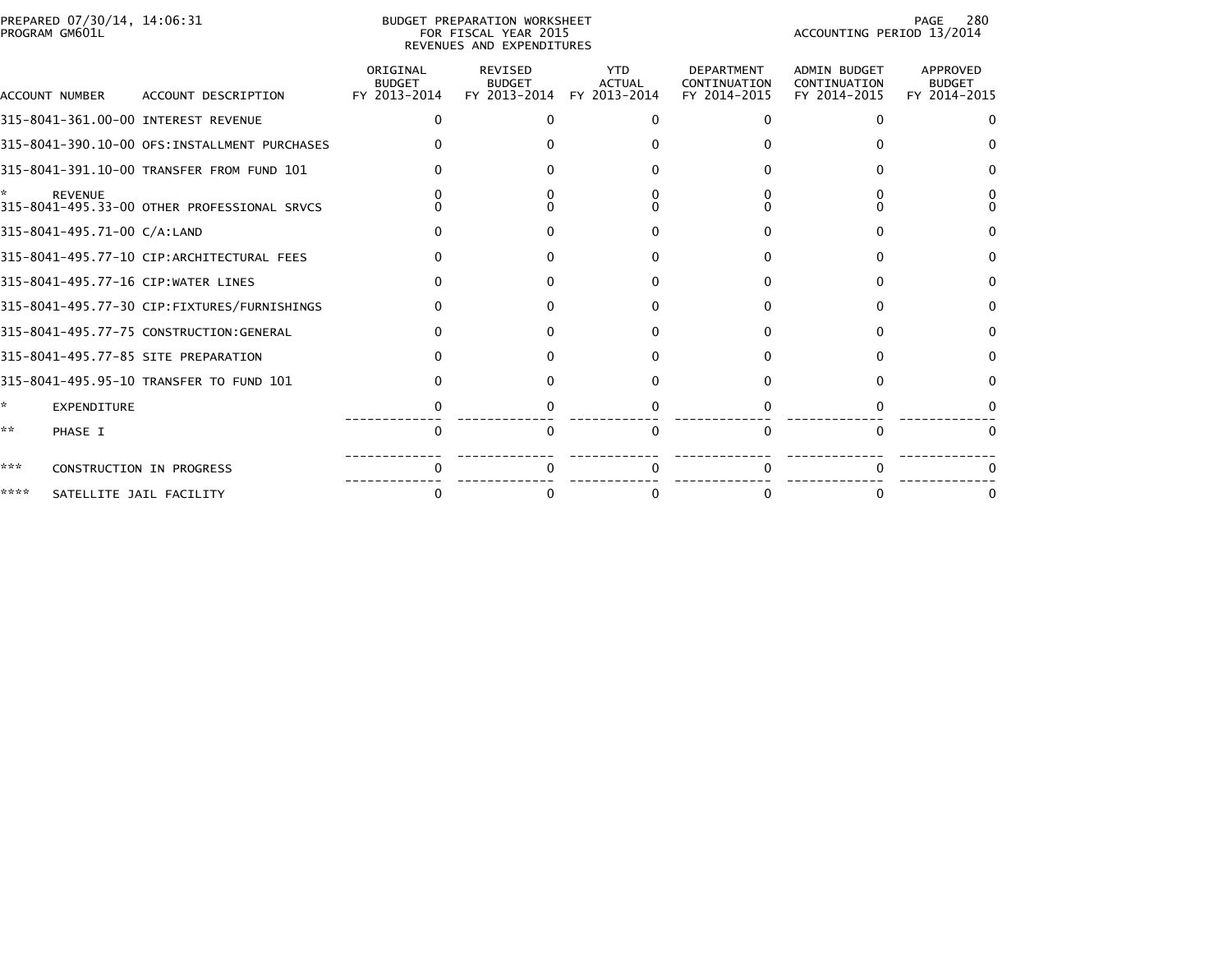PREPARED 07/30/14, 14:06:31
PROGRAM GM601L

BUDGET PREPARATION WORKSHEET
FOR FISCAL YEAR 2015
REVENUES AND EXPENDITURES

ACCOUNTING PERIOD 13/2014

| ACCOUNT NUMBER | ACCOUNT DESCRIPTION | ORIGINAL BUDGET FY 2013-2014 | REVISED BUDGET FY 2013-2014 | YTD ACTUAL FY 2013-2014 | DEPARTMENT CONTINUATION FY 2014-2015 | ADMIN BUDGET CONTINUATION FY 2014-2015 | APPROVED BUDGET FY 2014-2015 |
|---|---|---|---|---|---|---|---|
| 315-8041-361.00-00 | INTEREST REVENUE | 0 | 0 | 0 | 0 | 0 | 0 |
| 315-8041-390.10-00 | OFS:INSTALLMENT PURCHASES | 0 | 0 | 0 | 0 | 0 | 0 |
| 315-8041-391.10-00 | TRANSFER FROM FUND 101 | 0 | 0 | 0 | 0 | 0 | 0 |
| * | REVENUE | 0 | 0 | 0 | 0 | 0 | 0 |
| 315-8041-495.33-00 | OTHER PROFESSIONAL SRVCS | 0 | 0 | 0 | 0 | 0 | 0 |
| 315-8041-495.71-00 | C/A:LAND | 0 | 0 | 0 | 0 | 0 | 0 |
| 315-8041-495.77-10 | CIP:ARCHITECTURAL FEES | 0 | 0 | 0 | 0 | 0 | 0 |
| 315-8041-495.77-16 | CIP:WATER LINES | 0 | 0 | 0 | 0 | 0 | 0 |
| 315-8041-495.77-30 | CIP:FIXTURES/FURNISHINGS | 0 | 0 | 0 | 0 | 0 | 0 |
| 315-8041-495.77-75 | CONSTRUCTION:GENERAL | 0 | 0 | 0 | 0 | 0 | 0 |
| 315-8041-495.77-85 | SITE PREPARATION | 0 | 0 | 0 | 0 | 0 | 0 |
| 315-8041-495.95-10 | TRANSFER TO FUND 101 | 0 | 0 | 0 | 0 | 0 | 0 |
| * | EXPENDITURE | 0 | 0 | 0 | 0 | 0 | 0 |
| ** | PHASE I | 0 | 0 | 0 | 0 | 0 | 0 |
| *** | CONSTRUCTION IN PROGRESS | 0 | 0 | 0 | 0 | 0 | 0 |
| **** | SATELLITE JAIL FACILITY | 0 | 0 | 0 | 0 | 0 | 0 |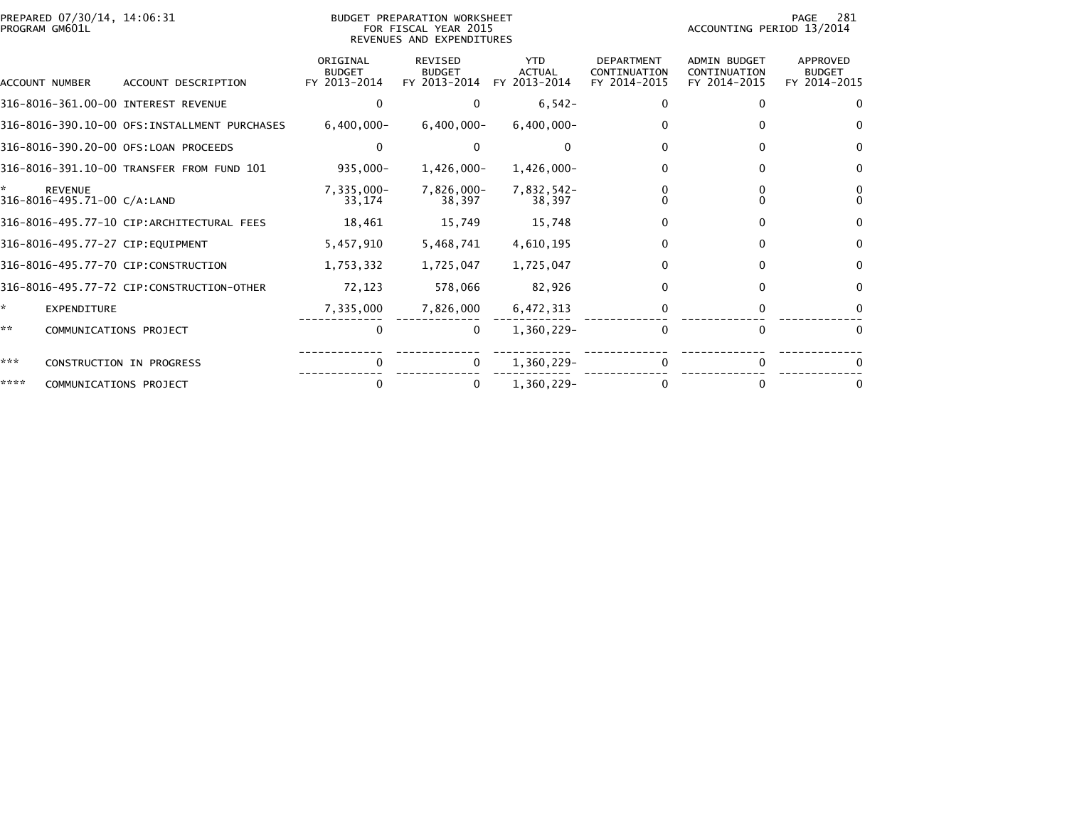PREPARED 07/30/14, 14:06:31
PROGRAM GM601L

BUDGET PREPARATION WORKSHEET
FOR FISCAL YEAR 2015
REVENUES AND EXPENDITURES

ACCOUNTING PERIOD 13/2014

| ACCOUNT NUMBER | ACCOUNT DESCRIPTION | ORIGINAL BUDGET FY 2013-2014 | REVISED BUDGET FY 2013-2014 | YTD ACTUAL FY 2013-2014 | DEPARTMENT CONTINUATION FY 2014-2015 | ADMIN BUDGET CONTINUATION FY 2014-2015 | APPROVED BUDGET FY 2014-2015 |
|---|---|---|---|---|---|---|---|
| 316-8016-361.00-00 | INTEREST REVENUE | 0 | 0 | 6,542- | 0 | 0 | 0 |
| 316-8016-390.10-00 | OFS:INSTALLMENT PURCHASES | 6,400,000- | 6,400,000- | 6,400,000- | 0 | 0 | 0 |
| 316-8016-390.20-00 | OFS:LOAN PROCEEDS | 0 | 0 | 0 | 0 | 0 | 0 |
| 316-8016-391.10-00 | TRANSFER FROM FUND 101 | 935,000- | 1,426,000- | 1,426,000- | 0 | 0 | 0 |
| * | REVENUE | 7,335,000- | 7,826,000- | 7,832,542- | 0 | 0 | 0 |
| 316-8016-495.71-00 | C/A:LAND | 33,174 | 38,397 | 38,397 | 0 | 0 | 0 |
| 316-8016-495.77-10 | CIP:ARCHITECTURAL FEES | 18,461 | 15,749 | 15,748 | 0 | 0 | 0 |
| 316-8016-495.77-27 | CIP:EQUIPMENT | 5,457,910 | 5,468,741 | 4,610,195 | 0 | 0 | 0 |
| 316-8016-495.77-70 | CIP:CONSTRUCTION | 1,753,332 | 1,725,047 | 1,725,047 | 0 | 0 | 0 |
| 316-8016-495.77-72 | CIP:CONSTRUCTION-OTHER | 72,123 | 578,066 | 82,926 | 0 | 0 | 0 |
| * | EXPENDITURE | 7,335,000 | 7,826,000 | 6,472,313 | 0 | 0 | 0 |
| ** | COMMUNICATIONS PROJECT | 0 | 0 | 1,360,229- | 0 | 0 | 0 |
| *** | CONSTRUCTION IN PROGRESS | 0 | 0 | 1,360,229- | 0 | 0 | 0 |
| **** | COMMUNICATIONS PROJECT | 0 | 0 | 1,360,229- | 0 | 0 | 0 |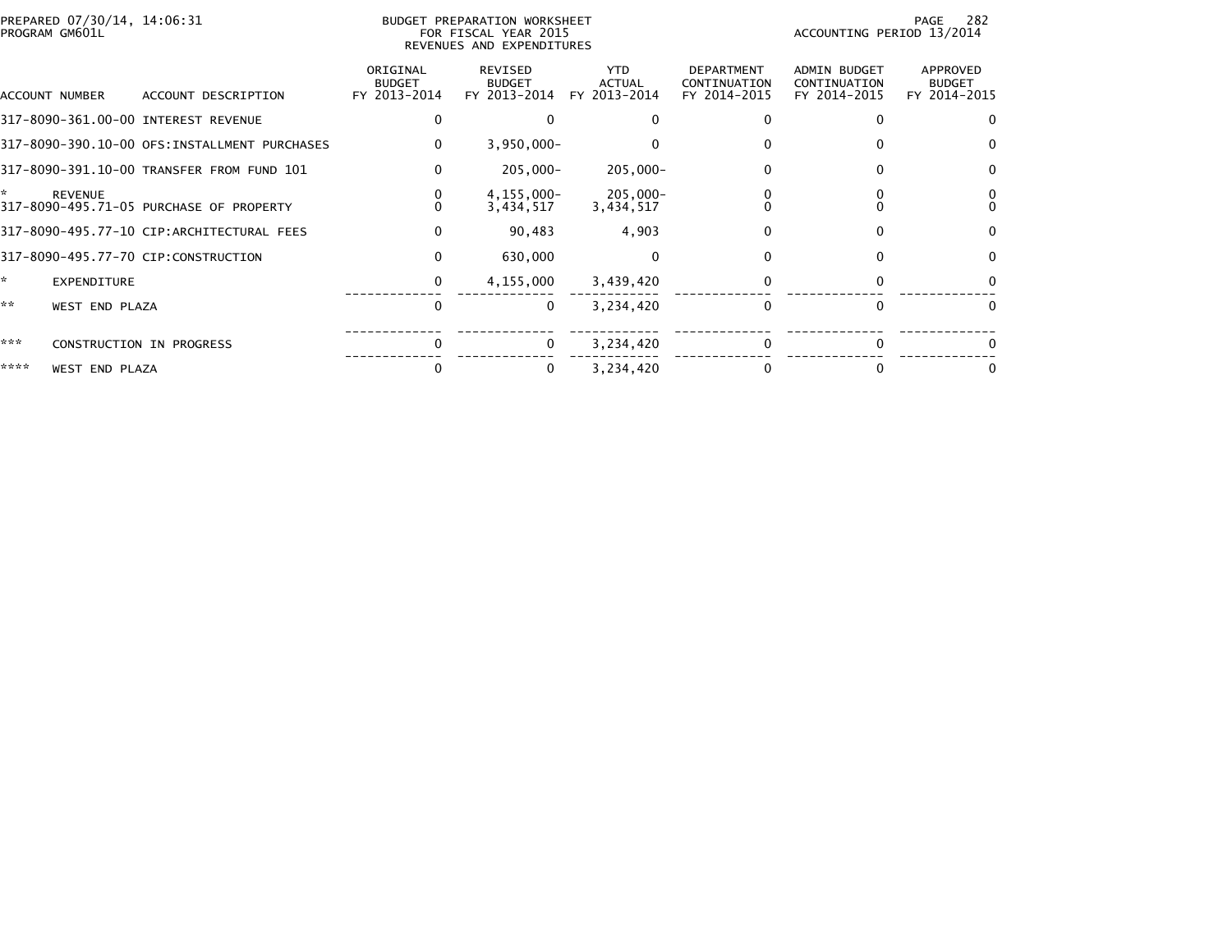PREPARED 07/30/14, 14:06:31
PROGRAM GM601L

BUDGET PREPARATION WORKSHEET
FOR FISCAL YEAR 2015
REVENUES AND EXPENDITURES

ACCOUNTING PERIOD 13/2014

| ACCOUNT NUMBER | ACCOUNT DESCRIPTION | ORIGINAL BUDGET FY 2013-2014 | REVISED BUDGET FY 2013-2014 | YTD ACTUAL FY 2013-2014 | DEPARTMENT CONTINUATION FY 2014-2015 | ADMIN BUDGET CONTINUATION FY 2014-2015 | APPROVED BUDGET FY 2014-2015 |
|---|---|---|---|---|---|---|---|
| 317-8090-361.00-00 | INTEREST REVENUE | 0 | 0 | 0 | 0 | 0 | 0 |
| 317-8090-390.10-00 | OFS:INSTALLMENT PURCHASES | 0 | 3,950,000- | 0 | 0 | 0 | 0 |
| 317-8090-391.10-00 | TRANSFER FROM FUND 101 | 0 | 205,000- | 205,000- | 0 | 0 | 0 |
| * | REVENUE | 0 | 4,155,000- | 205,000- | 0 | 0 | 0 |
| 317-8090-495.71-05 | PURCHASE OF PROPERTY | 0 | 3,434,517 | 3,434,517 | 0 | 0 | 0 |
| 317-8090-495.77-10 | CIP:ARCHITECTURAL FEES | 0 | 90,483 | 4,903 | 0 | 0 | 0 |
| 317-8090-495.77-70 | CIP:CONSTRUCTION | 0 | 630,000 | 0 | 0 | 0 | 0 |
| * | EXPENDITURE | 0 | 4,155,000 | 3,439,420 | 0 | 0 | 0 |
| ** | WEST END PLAZA | 0 | 0 | 3,234,420 | 0 | 0 | 0 |
| *** | CONSTRUCTION IN PROGRESS | 0 | 0 | 3,234,420 | 0 | 0 | 0 |
| **** | WEST END PLAZA | 0 | 0 | 3,234,420 | 0 | 0 | 0 |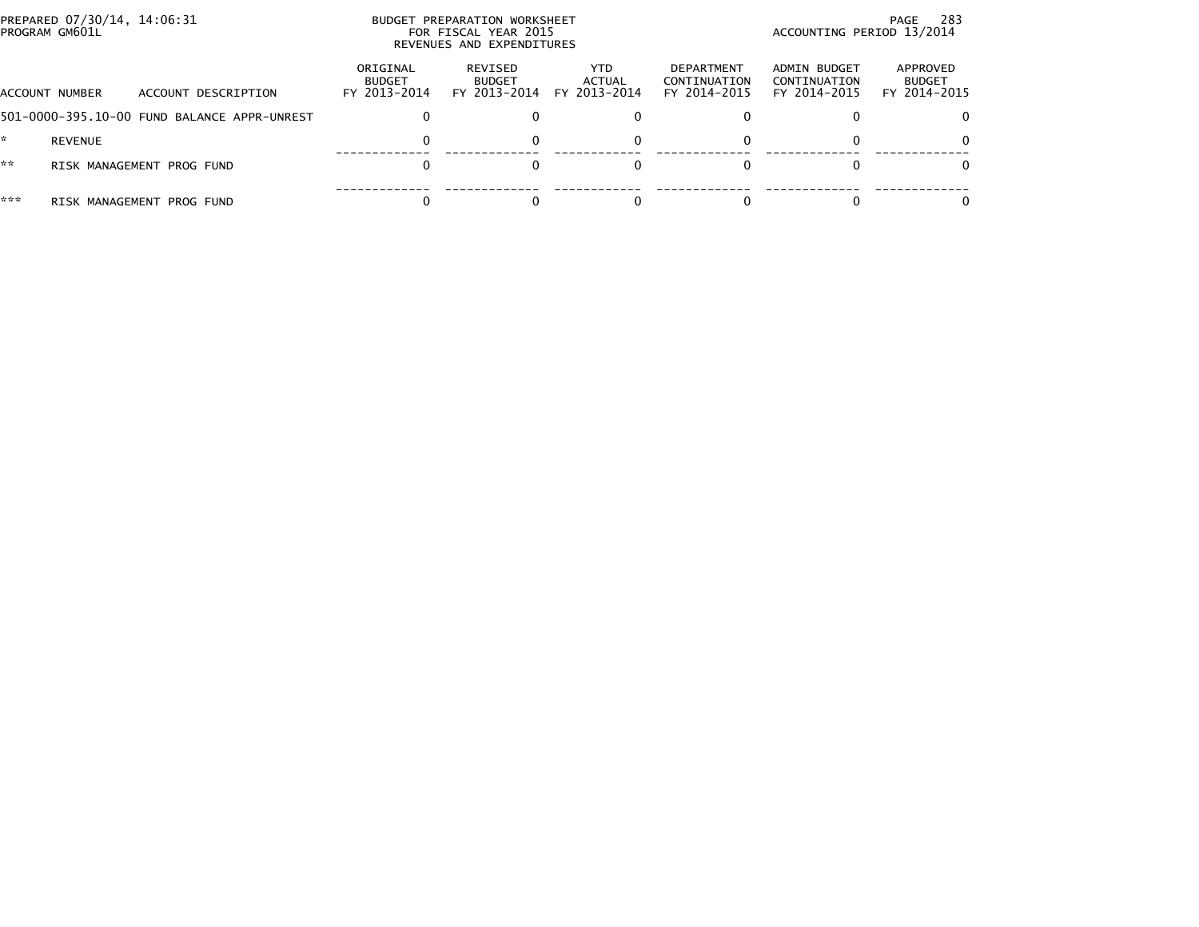PREPARED 07/30/14, 14:06:31
PROGRAM GM601L

BUDGET PREPARATION WORKSHEET
FOR FISCAL YEAR 2015
REVENUES AND EXPENDITURES

ACCOUNTING PERIOD 13/2014

| ACCOUNT NUMBER | ACCOUNT DESCRIPTION | ORIGINAL BUDGET FY 2013-2014 | REVISED BUDGET FY 2013-2014 | YTD ACTUAL FY 2013-2014 | DEPARTMENT CONTINUATION FY 2014-2015 | ADMIN BUDGET CONTINUATION FY 2014-2015 | APPROVED BUDGET FY 2014-2015 |
|---|---|---|---|---|---|---|---|
| 501-0000-395.10-00 | FUND BALANCE APPR-UNREST | 0 | 0 | 0 | 0 | 0 | 0 |
| * | REVENUE | 0 | 0 | 0 | 0 | 0 | 0 |
| ** | RISK MANAGEMENT PROG FUND | 0 | 0 | 0 | 0 | 0 | 0 |
| *** | RISK MANAGEMENT PROG FUND | 0 | 0 | 0 | 0 | 0 | 0 |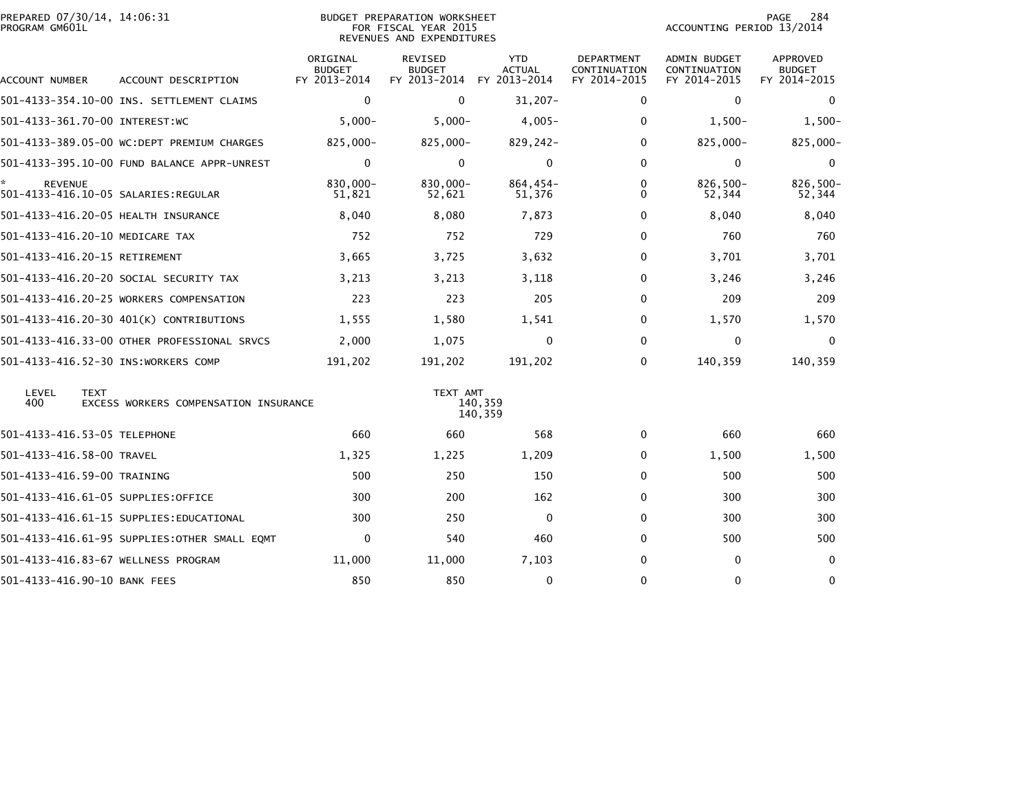PREPARED 07/30/14, 14:06:31
PROGRAM GM601L

BUDGET PREPARATION WORKSHEET
FOR FISCAL YEAR 2015
REVENUES AND EXPENDITURES

ACCOUNTING PERIOD 13/2014

| ACCOUNT NUMBER | ACCOUNT DESCRIPTION | ORIGINAL BUDGET FY 2013-2014 | REVISED BUDGET FY 2013-2014 | YTD ACTUAL FY 2013-2014 | DEPARTMENT CONTINUATION FY 2014-2015 | ADMIN BUDGET CONTINUATION FY 2014-2015 | APPROVED BUDGET FY 2014-2015 |
|---|---|---|---|---|---|---|---|
| 501-4133-354.10-00 | INS. SETTLEMENT CLAIMS | 0 | 0 | 31,207- | 0 | 0 | 0 |
| 501-4133-361.70-00 | INTEREST:WC | 5,000- | 5,000- | 4,005- | 0 | 1,500- | 1,500- |
| 501-4133-389.05-00 | WC:DEPT PREMIUM CHARGES | 825,000- | 825,000- | 829,242- | 0 | 825,000- | 825,000- |
| 501-4133-395.10-00 | FUND BALANCE APPR-UNREST | 0 | 0 | 0 | 0 | 0 | 0 |
| * REVENUE | | 830,000- | 830,000- | 864,454- | 0 | 826,500- | 826,500- |
| 501-4133-416.10-05 | SALARIES:REGULAR | 51,821 | 52,621 | 51,376 | 0 | 52,344 | 52,344 |
| 501-4133-416.20-05 | HEALTH INSURANCE | 8,040 | 8,080 | 7,873 | 0 | 8,040 | 8,040 |
| 501-4133-416.20-10 | MEDICARE TAX | 752 | 752 | 729 | 0 | 760 | 760 |
| 501-4133-416.20-15 | RETIREMENT | 3,665 | 3,725 | 3,632 | 0 | 3,701 | 3,701 |
| 501-4133-416.20-20 | SOCIAL SECURITY TAX | 3,213 | 3,213 | 3,118 | 0 | 3,246 | 3,246 |
| 501-4133-416.20-25 | WORKERS COMPENSATION | 223 | 223 | 205 | 0 | 209 | 209 |
| 501-4133-416.20-30 | 401(K) CONTRIBUTIONS | 1,555 | 1,580 | 1,541 | 0 | 1,570 | 1,570 |
| 501-4133-416.33-00 | OTHER PROFESSIONAL SRVCS | 2,000 | 1,075 | 0 | 0 | 0 | 0 |
| 501-4133-416.52-30 | INS:WORKERS COMP | 191,202 | 191,202 | 191,202 | 0 | 140,359 | 140,359 |

| LEVEL | TEXT | TEXT AMT |
|---|---|---|
| 400 | EXCESS WORKERS COMPENSATION INSURANCE | 140,359 |
| | | 140,359 |

| ACCOUNT NUMBER | ACCOUNT DESCRIPTION | ORIGINAL BUDGET FY 2013-2014 | REVISED BUDGET FY 2013-2014 | YTD ACTUAL FY 2013-2014 | DEPARTMENT CONTINUATION FY 2014-2015 | ADMIN BUDGET CONTINUATION FY 2014-2015 | APPROVED BUDGET FY 2014-2015 |
|---|---|---|---|---|---|---|---|
| 501-4133-416.53-05 | TELEPHONE | 660 | 660 | 568 | 0 | 660 | 660 |
| 501-4133-416.58-00 | TRAVEL | 1,325 | 1,225 | 1,209 | 0 | 1,500 | 1,500 |
| 501-4133-416.59-00 | TRAINING | 500 | 250 | 150 | 0 | 500 | 500 |
| 501-4133-416.61-05 | SUPPLIES:OFFICE | 300 | 200 | 162 | 0 | 300 | 300 |
| 501-4133-416.61-15 | SUPPLIES:EDUCATIONAL | 300 | 250 | 0 | 0 | 300 | 300 |
| 501-4133-416.61-95 | SUPPLIES:OTHER SMALL EQMT | 0 | 540 | 460 | 0 | 500 | 500 |
| 501-4133-416.83-67 | WELLNESS PROGRAM | 11,000 | 11,000 | 7,103 | 0 | 0 | 0 |
| 501-4133-416.90-10 | BANK FEES | 850 | 850 | 0 | 0 | 0 | 0 |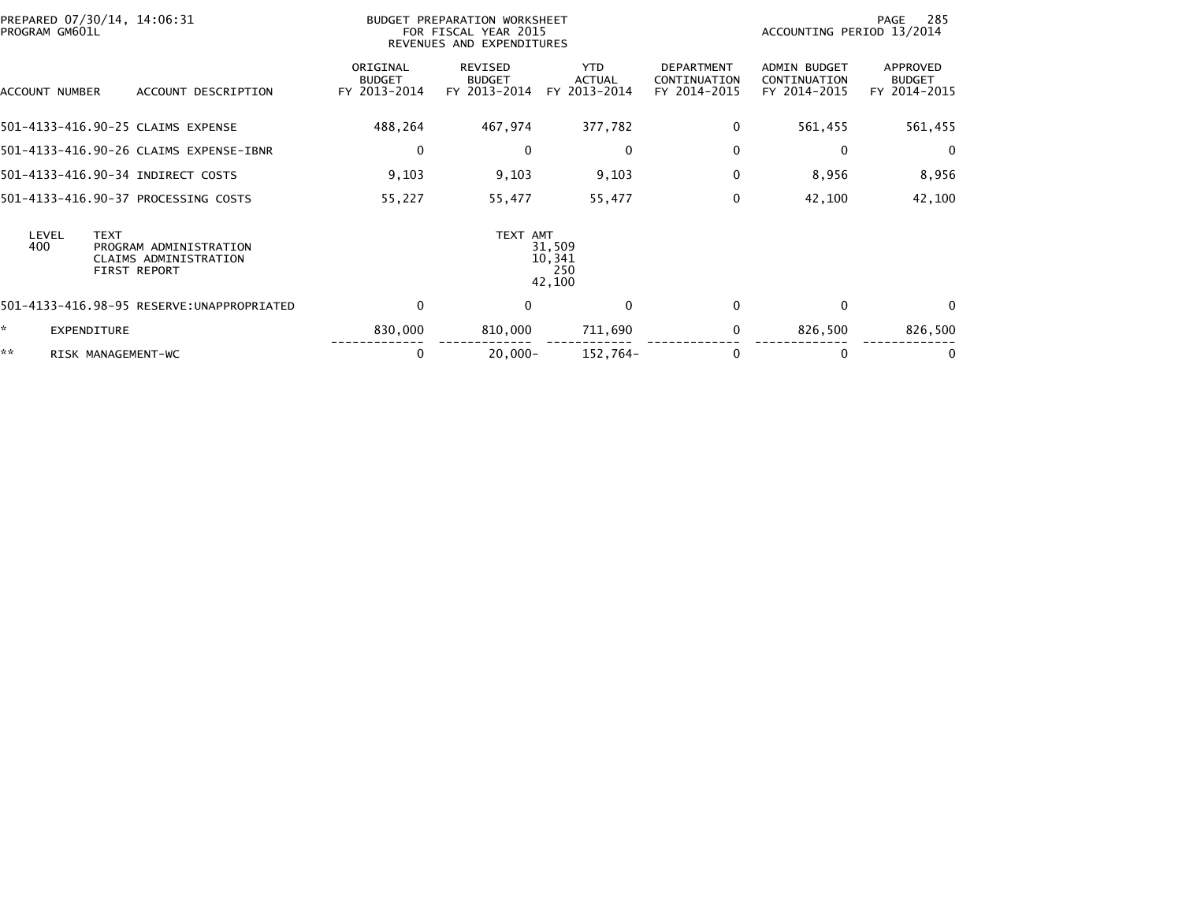BUDGET PREPARATION WORKSHEET
FOR FISCAL YEAR 2015
REVENUES AND EXPENDITURES

ACCOUNTING PERIOD 13/2014

| ACCOUNT NUMBER | ACCOUNT DESCRIPTION | ORIGINAL BUDGET FY 2013-2014 | REVISED BUDGET FY 2013-2014 | YTD ACTUAL FY 2013-2014 | DEPARTMENT CONTINUATION FY 2014-2015 | ADMIN BUDGET CONTINUATION FY 2014-2015 | APPROVED BUDGET FY 2014-2015 |
|---|---|---|---|---|---|---|---|
| 501-4133-416.90-25 | CLAIMS EXPENSE | 488,264 | 467,974 | 377,782 | 0 | 561,455 | 561,455 |
| 501-4133-416.90-26 | CLAIMS EXPENSE-IBNR | 0 | 0 | 0 | 0 | 0 | 0 |
| 501-4133-416.90-34 | INDIRECT COSTS | 9,103 | 9,103 | 9,103 | 0 | 8,956 | 8,956 |
| 501-4133-416.90-37 | PROCESSING COSTS | 55,227 | 55,477 | 55,477 | 0 | 42,100 | 42,100 |

| LEVEL | TEXT | TEXT AMT |
|---|---|---|
| 400 | PROGRAM ADMINISTRATION | 31,509 |
| | CLAIMS ADMINISTRATION | 10,341 |
| | FIRST REPORT | 250 |
| | | 42,100 |

| ACCOUNT NUMBER | ACCOUNT DESCRIPTION | ORIGINAL BUDGET FY 2013-2014 | REVISED BUDGET FY 2013-2014 | YTD ACTUAL FY 2013-2014 | DEPARTMENT CONTINUATION FY 2014-2015 | ADMIN BUDGET CONTINUATION FY 2014-2015 | APPROVED BUDGET FY 2014-2015 |
|---|---|---|---|---|---|---|---|
| 501-4133-416.98-95 | RESERVE:UNAPPROPRIATED | 0 | 0 | 0 | 0 | 0 | 0 |
| * | EXPENDITURE | 830,000 | 810,000 | 711,690 | 0 | 826,500 | 826,500 |
| ** | RISK MANAGEMENT-WC | 0 | 20,000- | 152,764- | 0 | 0 | 0 |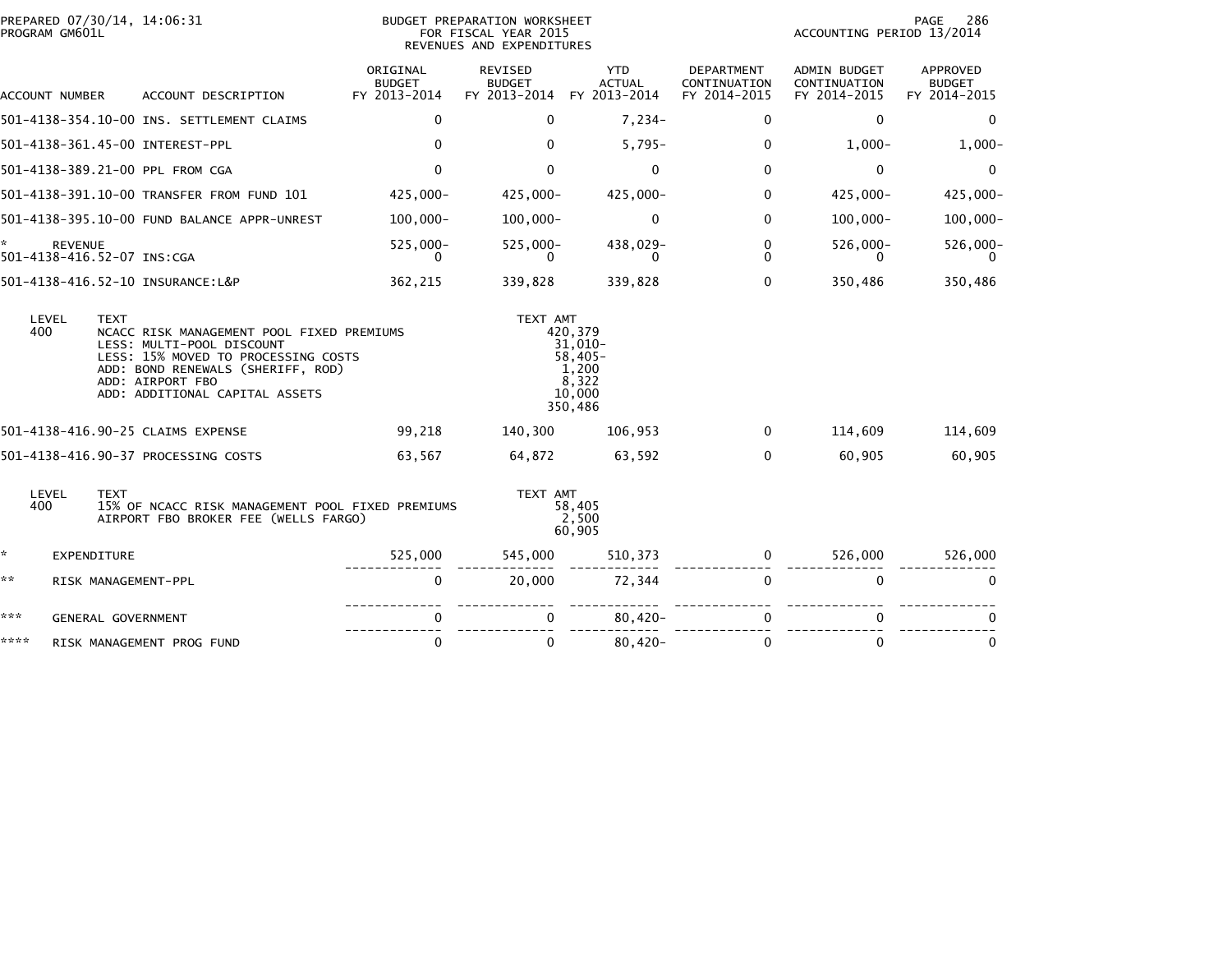BUDGET PREPARATION WORKSHEET
FOR FISCAL YEAR 2015
REVENUES AND EXPENDITURES

PREPARED 07/30/14, 14:06:31
PROGRAM GM601L

ACCOUNTING PERIOD 13/2014

| ACCOUNT NUMBER | ACCOUNT DESCRIPTION | ORIGINAL BUDGET FY 2013-2014 | REVISED BUDGET FY 2013-2014 | YTD ACTUAL FY 2013-2014 | DEPARTMENT CONTINUATION FY 2014-2015 | ADMIN BUDGET CONTINUATION FY 2014-2015 | APPROVED BUDGET FY 2014-2015 |
|---|---|---|---|---|---|---|---|
| 501-4138-354.10-00 | INS. SETTLEMENT CLAIMS | 0 | 0 | 7,234- | 0 | 0 | 0 |
| 501-4138-361.45-00 | INTEREST-PPL | 0 | 0 | 5,795- | 0 | 1,000- | 1,000- |
| 501-4138-389.21-00 | PPL FROM CGA | 0 | 0 | 0 | 0 | 0 | 0 |
| 501-4138-391.10-00 | TRANSFER FROM FUND 101 | 425,000- | 425,000- | 425,000- | 0 | 425,000- | 425,000- |
| 501-4138-395.10-00 | FUND BALANCE APPR-UNREST | 100,000- | 100,000- | 0 | 0 | 100,000- | 100,000- |
| * | REVENUE | 525,000- | 525,000- | 438,029- | 0 | 526,000- | 526,000- |
| 501-4138-416.52-07 | INS:CGA | 0 | 0 | 0 | 0 | 0 | 0 |
| 501-4138-416.52-10 | INSURANCE:L&P | 362,215 | 339,828 | 339,828 | 0 | 350,486 | 350,486 |

| LEVEL | TEXT | TEXT AMT |
|---|---|---|
| 400 | NCACC RISK MANAGEMENT POOL FIXED PREMIUMS | 420,379 |
| | LESS: MULTI-POOL DISCOUNT | 31,010- |
| | LESS: 15% MOVED TO PROCESSING COSTS | 58,405- |
| | ADD: BOND RENEWALS (SHERIFF, ROD) | 1,200 |
| | ADD: AIRPORT FBO | 8,322 |
| | ADD: ADDITIONAL CAPITAL ASSETS | 10,000 |
| | | 350,486 |

| ACCOUNT NUMBER | ACCOUNT DESCRIPTION | ORIGINAL BUDGET FY 2013-2014 | REVISED BUDGET FY 2013-2014 | YTD ACTUAL FY 2013-2014 | DEPARTMENT CONTINUATION FY 2014-2015 | ADMIN BUDGET CONTINUATION FY 2014-2015 | APPROVED BUDGET FY 2014-2015 |
|---|---|---|---|---|---|---|---|
| 501-4138-416.90-25 | CLAIMS EXPENSE | 99,218 | 140,300 | 106,953 | 0 | 114,609 | 114,609 |
| 501-4138-416.90-37 | PROCESSING COSTS | 63,567 | 64,872 | 63,592 | 0 | 60,905 | 60,905 |

| LEVEL | TEXT | TEXT AMT |
|---|---|---|
| 400 | 15% OF NCACC RISK MANAGEMENT POOL FIXED PREMIUMS | 58,405 |
| | AIRPORT FBO BROKER FEE (WELLS FARGO) | 2,500 |
| | | 60,905 |

| | | ORIGINAL BUDGET FY 2013-2014 | REVISED BUDGET FY 2013-2014 | YTD ACTUAL FY 2013-2014 | DEPARTMENT CONTINUATION FY 2014-2015 | ADMIN BUDGET CONTINUATION FY 2014-2015 | APPROVED BUDGET FY 2014-2015 |
|---|---|---|---|---|---|---|---|
| * | EXPENDITURE | 525,000 | 545,000 | 510,373 | 0 | 526,000 | 526,000 |
| ** | RISK MANAGEMENT-PPL | 0 | 20,000 | 72,344 | 0 | 0 | 0 |
| *** | GENERAL GOVERNMENT | 0 | 0 | 80,420- | 0 | 0 | 0 |
| **** | RISK MANAGEMENT PROG FUND | 0 | 0 | 80,420- | 0 | 0 | 0 |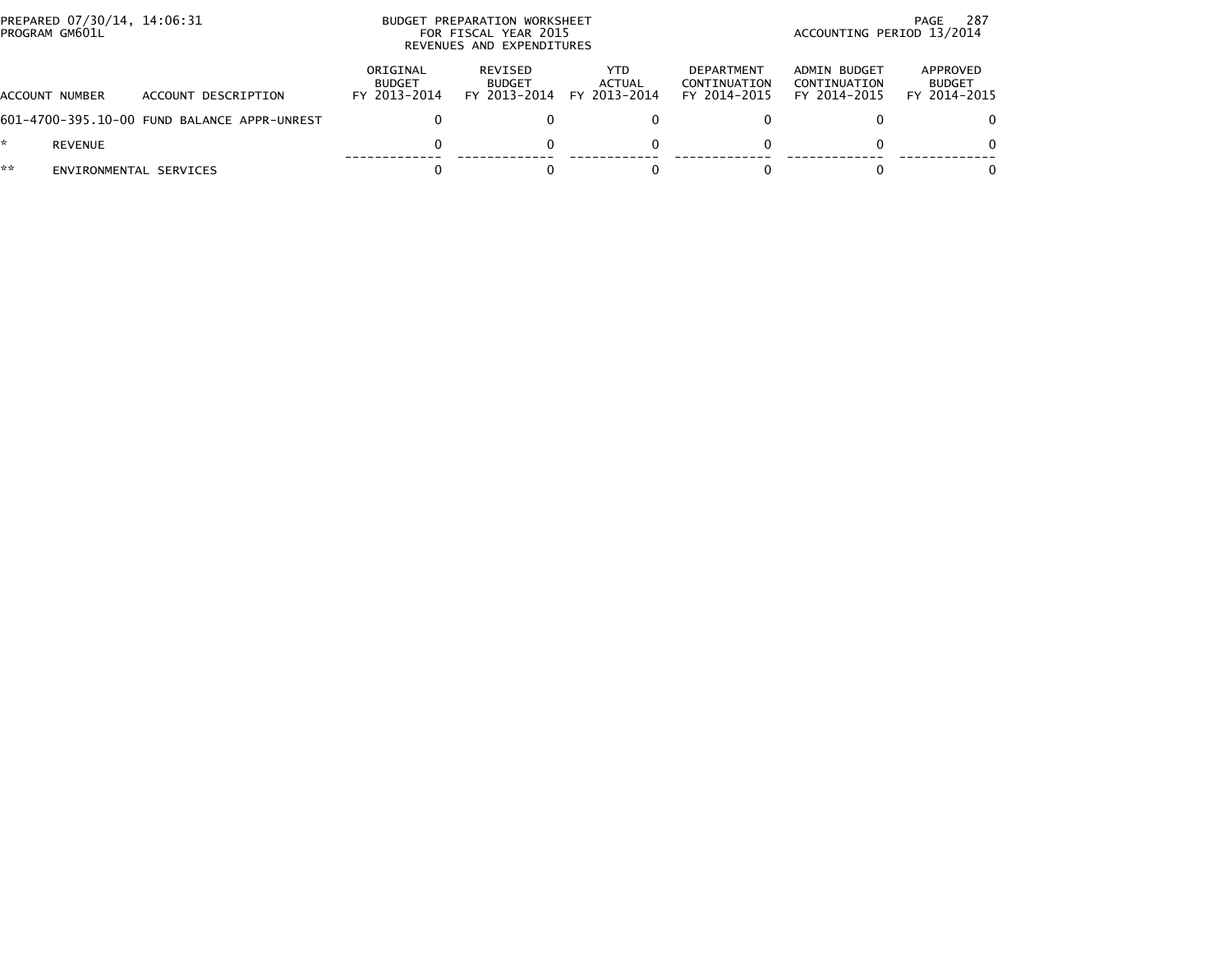PREPARED 07/30/14, 14:06:31
PROGRAM GM601L

BUDGET PREPARATION WORKSHEET
FOR FISCAL YEAR 2015
REVENUES AND EXPENDITURES

ACCOUNTING PERIOD 13/2014

| ACCOUNT NUMBER | ACCOUNT DESCRIPTION | ORIGINAL BUDGET FY 2013-2014 | REVISED BUDGET FY 2013-2014 | YTD ACTUAL FY 2013-2014 | DEPARTMENT CONTINUATION FY 2014-2015 | ADMIN BUDGET CONTINUATION FY 2014-2015 | APPROVED BUDGET FY 2014-2015 |
|---|---|---|---|---|---|---|---|
| 601-4700-395.10-00 | FUND BALANCE APPR-UNREST | 0 | 0 | 0 | 0 | 0 | 0 |
| * | REVENUE | 0 | 0 | 0 | 0 | 0 | 0 |
| ** | ENVIRONMENTAL SERVICES | 0 | 0 | 0 | 0 | 0 | 0 |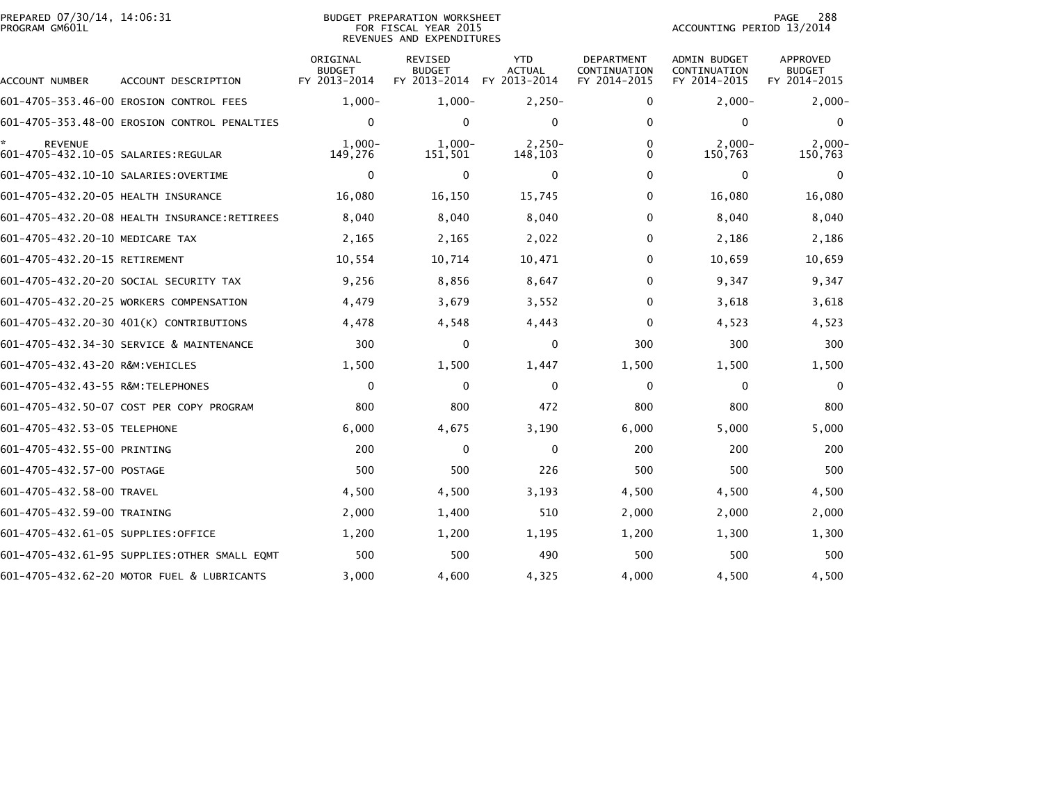BUDGET PREPARATION WORKSHEET
FOR FISCAL YEAR 2015
REVENUES AND EXPENDITURES

| ACCOUNT NUMBER | ACCOUNT DESCRIPTION | ORIGINAL BUDGET FY 2013-2014 | REVISED BUDGET FY 2013-2014 | YTD ACTUAL FY 2013-2014 | DEPARTMENT CONTINUATION FY 2014-2015 | ADMIN BUDGET CONTINUATION FY 2014-2015 | APPROVED BUDGET FY 2014-2015 |
|---|---|---|---|---|---|---|---|
| 601-4705-353.46-00 | EROSION CONTROL FEES | 1,000- | 1,000- | 2,250- | 0 | 2,000- | 2,000- |
| 601-4705-353.48-00 | EROSION CONTROL PENALTIES | 0 | 0 | 0 | 0 | 0 | 0 |
| * | REVENUE | 1,000- | 1,000- | 2,250- | 0 | 2,000- | 2,000- |
| 601-4705-432.10-05 | SALARIES:REGULAR | 149,276 | 151,501 | 148,103 | 0 | 150,763 | 150,763 |
| 601-4705-432.10-10 | SALARIES:OVERTIME | 0 | 0 | 0 | 0 | 0 | 0 |
| 601-4705-432.20-05 | HEALTH INSURANCE | 16,080 | 16,150 | 15,745 | 0 | 16,080 | 16,080 |
| 601-4705-432.20-08 | HEALTH INSURANCE:RETIREES | 8,040 | 8,040 | 8,040 | 0 | 8,040 | 8,040 |
| 601-4705-432.20-10 | MEDICARE TAX | 2,165 | 2,165 | 2,022 | 0 | 2,186 | 2,186 |
| 601-4705-432.20-15 | RETIREMENT | 10,554 | 10,714 | 10,471 | 0 | 10,659 | 10,659 |
| 601-4705-432.20-20 | SOCIAL SECURITY TAX | 9,256 | 8,856 | 8,647 | 0 | 9,347 | 9,347 |
| 601-4705-432.20-25 | WORKERS COMPENSATION | 4,479 | 3,679 | 3,552 | 0 | 3,618 | 3,618 |
| 601-4705-432.20-30 | 401(K) CONTRIBUTIONS | 4,478 | 4,548 | 4,443 | 0 | 4,523 | 4,523 |
| 601-4705-432.34-30 | SERVICE & MAINTENANCE | 300 | 0 | 0 | 300 | 300 | 300 |
| 601-4705-432.43-20 | R&M:VEHICLES | 1,500 | 1,500 | 1,447 | 1,500 | 1,500 | 1,500 |
| 601-4705-432.43-55 | R&M:TELEPHONES | 0 | 0 | 0 | 0 | 0 | 0 |
| 601-4705-432.50-07 | COST PER COPY PROGRAM | 800 | 800 | 472 | 800 | 800 | 800 |
| 601-4705-432.53-05 | TELEPHONE | 6,000 | 4,675 | 3,190 | 6,000 | 5,000 | 5,000 |
| 601-4705-432.55-00 | PRINTING | 200 | 0 | 0 | 200 | 200 | 200 |
| 601-4705-432.57-00 | POSTAGE | 500 | 500 | 226 | 500 | 500 | 500 |
| 601-4705-432.58-00 | TRAVEL | 4,500 | 4,500 | 3,193 | 4,500 | 4,500 | 4,500 |
| 601-4705-432.59-00 | TRAINING | 2,000 | 1,400 | 510 | 2,000 | 2,000 | 2,000 |
| 601-4705-432.61-05 | SUPPLIES:OFFICE | 1,200 | 1,200 | 1,195 | 1,200 | 1,300 | 1,300 |
| 601-4705-432.61-95 | SUPPLIES:OTHER SMALL EQMT | 500 | 500 | 490 | 500 | 500 | 500 |
| 601-4705-432.62-20 | MOTOR FUEL & LUBRICANTS | 3,000 | 4,600 | 4,325 | 4,000 | 4,500 | 4,500 |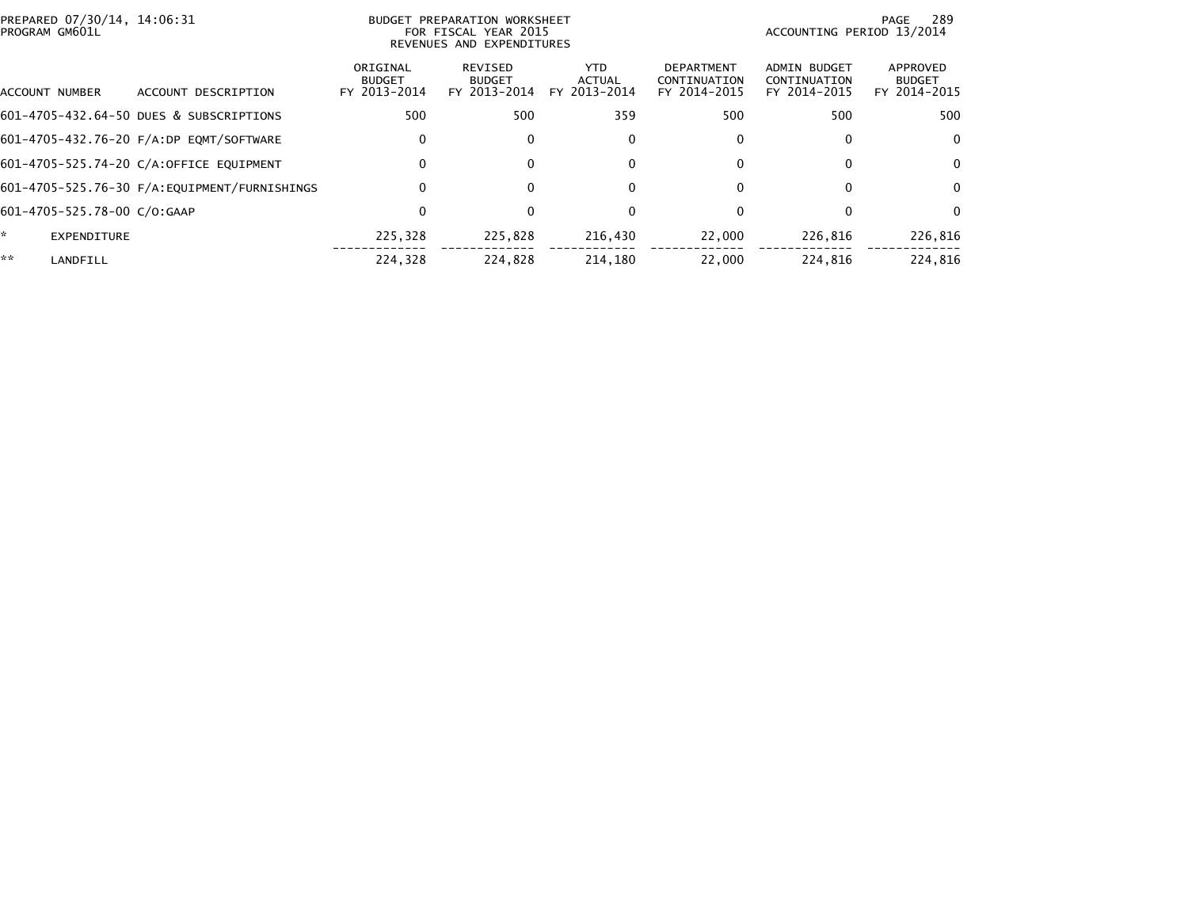BUDGET PREPARATION WORKSHEET
FOR FISCAL YEAR 2015
REVENUES AND EXPENDITURES

PREPARED 07/30/14, 14:06:31
PROGRAM GM601L

ACCOUNTING PERIOD 13/2014

| ACCOUNT NUMBER | ACCOUNT DESCRIPTION | ORIGINAL BUDGET FY 2013-2014 | REVISED BUDGET FY 2013-2014 | YTD ACTUAL FY 2013-2014 | DEPARTMENT CONTINUATION FY 2014-2015 | ADMIN BUDGET CONTINUATION FY 2014-2015 | APPROVED BUDGET FY 2014-2015 |
|---|---|---|---|---|---|---|---|
| 601-4705-432.64-50 | DUES & SUBSCRIPTIONS | 500 | 500 | 359 | 500 | 500 | 500 |
| 601-4705-432.76-20 | F/A:DP EQMT/SOFTWARE | 0 | 0 | 0 | 0 | 0 | 0 |
| 601-4705-525.74-20 | C/A:OFFICE EQUIPMENT | 0 | 0 | 0 | 0 | 0 | 0 |
| 601-4705-525.76-30 | F/A:EQUIPMENT/FURNISHINGS | 0 | 0 | 0 | 0 | 0 | 0 |
| 601-4705-525.78-00 | C/O:GAAP | 0 | 0 | 0 | 0 | 0 | 0 |
| * | EXPENDITURE | 225,328 | 225,828 | 216,430 | 22,000 | 226,816 | 226,816 |
| ** | LANDFILL | 224,328 | 224,828 | 214,180 | 22,000 | 224,816 | 224,816 |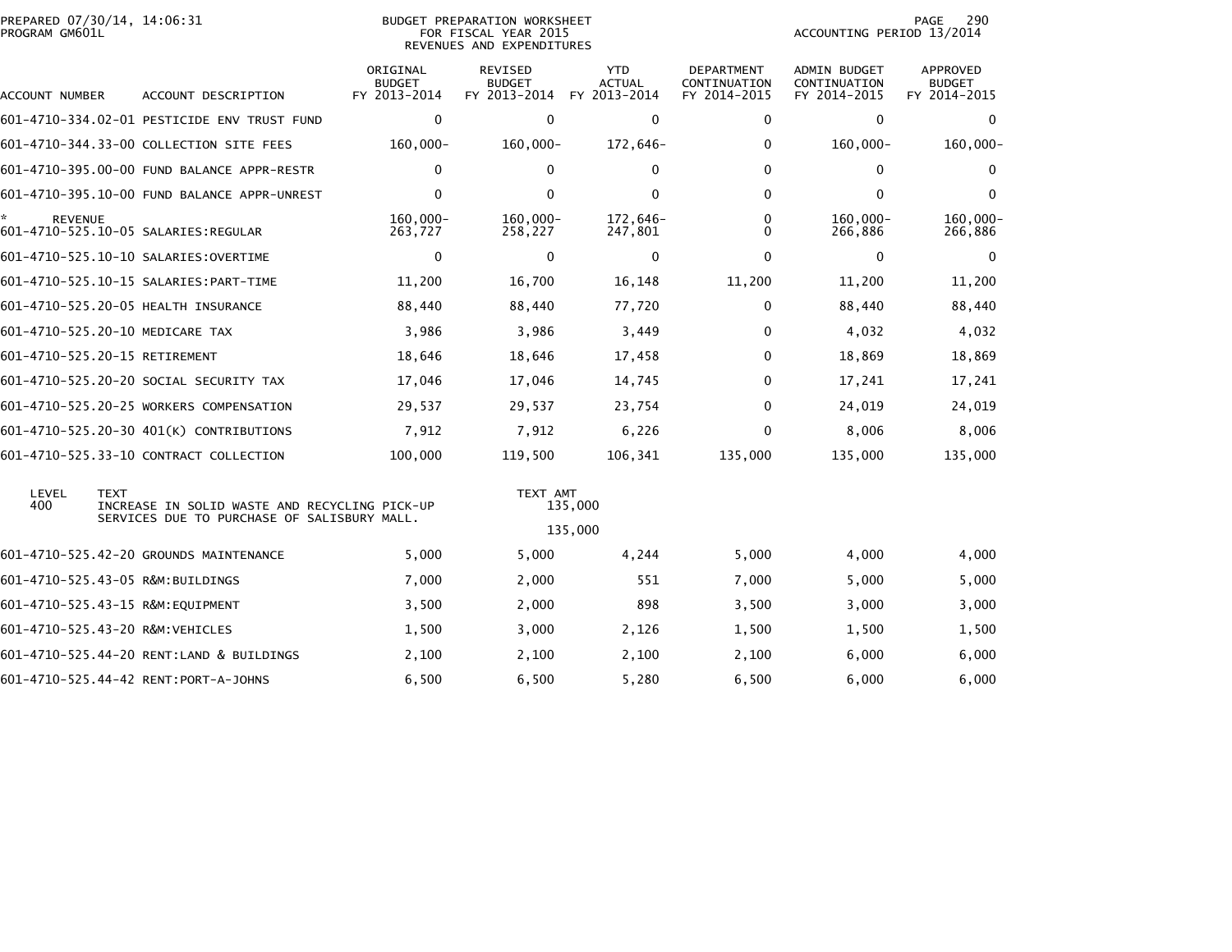BUDGET PREPARATION WORKSHEET
FOR FISCAL YEAR 2015
REVENUES AND EXPENDITURES

PREPARED 07/30/14, 14:06:31
PROGRAM GM601L

ACCOUNTING PERIOD 13/2014

| ACCOUNT NUMBER | ACCOUNT DESCRIPTION | ORIGINAL BUDGET FY 2013-2014 | REVISED BUDGET FY 2013-2014 | YTD ACTUAL FY 2013-2014 | DEPARTMENT CONTINUATION FY 2014-2015 | ADMIN BUDGET CONTINUATION FY 2014-2015 | APPROVED BUDGET FY 2014-2015 |
|---|---|---|---|---|---|---|---|
| 601-4710-334.02-01 | PESTICIDE ENV TRUST FUND | 0 | 0 | 0 | 0 | 0 | 0 |
| 601-4710-344.33-00 | COLLECTION SITE FEES | 160,000- | 160,000- | 172,646- | 0 | 160,000- | 160,000- |
| 601-4710-395.00-00 | FUND BALANCE APPR-RESTR | 0 | 0 | 0 | 0 | 0 | 0 |
| 601-4710-395.10-00 | FUND BALANCE APPR-UNREST | 0 | 0 | 0 | 0 | 0 | 0 |
| * REVENUE | | 160,000- | 160,000- | 172,646- | 0 | 160,000- | 160,000- |
| 601-4710-525.10-05 | SALARIES:REGULAR | 263,727 | 258,227 | 247,801 | 0 | 266,886 | 266,886 |
| 601-4710-525.10-10 | SALARIES:OVERTIME | 0 | 0 | 0 | 0 | 0 | 0 |
| 601-4710-525.10-15 | SALARIES:PART-TIME | 11,200 | 16,700 | 16,148 | 11,200 | 11,200 | 11,200 |
| 601-4710-525.20-05 | HEALTH INSURANCE | 88,440 | 88,440 | 77,720 | 0 | 88,440 | 88,440 |
| 601-4710-525.20-10 | MEDICARE TAX | 3,986 | 3,986 | 3,449 | 0 | 4,032 | 4,032 |
| 601-4710-525.20-15 | RETIREMENT | 18,646 | 18,646 | 17,458 | 0 | 18,869 | 18,869 |
| 601-4710-525.20-20 | SOCIAL SECURITY TAX | 17,046 | 17,046 | 14,745 | 0 | 17,241 | 17,241 |
| 601-4710-525.20-25 | WORKERS COMPENSATION | 29,537 | 29,537 | 23,754 | 0 | 24,019 | 24,019 |
| 601-4710-525.20-30 | 401(K) CONTRIBUTIONS | 7,912 | 7,912 | 6,226 | 0 | 8,006 | 8,006 |
| 601-4710-525.33-10 | CONTRACT COLLECTION | 100,000 | 119,500 | 106,341 | 135,000 | 135,000 | 135,000 |

| LEVEL | TEXT | TEXT AMT |
|---|---|---|
| 400 | INCREASE IN SOLID WASTE AND RECYCLING PICK-UP SERVICES DUE TO PURCHASE OF SALISBURY MALL. | 135,000 |
| | | 135,000 |

| ACCOUNT NUMBER | ACCOUNT DESCRIPTION | ORIGINAL BUDGET FY 2013-2014 | REVISED BUDGET FY 2013-2014 | YTD ACTUAL FY 2013-2014 | DEPARTMENT CONTINUATION FY 2014-2015 | ADMIN BUDGET CONTINUATION FY 2014-2015 | APPROVED BUDGET FY 2014-2015 |
|---|---|---|---|---|---|---|---|
| 601-4710-525.42-20 | GROUNDS MAINTENANCE | 5,000 | 5,000 | 4,244 | 5,000 | 4,000 | 4,000 |
| 601-4710-525.43-05 | R&M:BUILDINGS | 7,000 | 2,000 | 551 | 7,000 | 5,000 | 5,000 |
| 601-4710-525.43-15 | R&M:EQUIPMENT | 3,500 | 2,000 | 898 | 3,500 | 3,000 | 3,000 |
| 601-4710-525.43-20 | R&M:VEHICLES | 1,500 | 3,000 | 2,126 | 1,500 | 1,500 | 1,500 |
| 601-4710-525.44-20 | RENT:LAND & BUILDINGS | 2,100 | 2,100 | 2,100 | 2,100 | 6,000 | 6,000 |
| 601-4710-525.44-42 | RENT:PORT-A-JOHNS | 6,500 | 6,500 | 5,280 | 6,500 | 6,000 | 6,000 |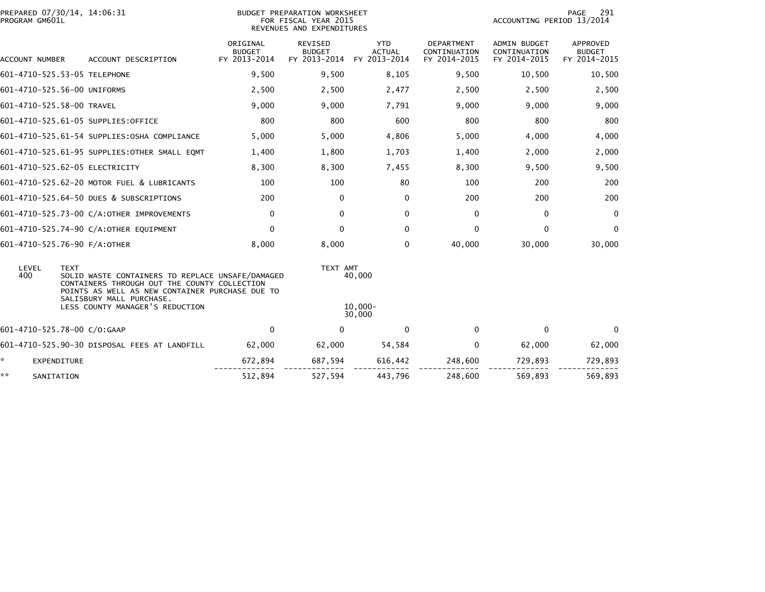BUDGET PREPARATION WORKSHEET
FOR FISCAL YEAR 2015
REVENUES AND EXPENDITURES

PREPARED 07/30/14, 14:06:31
PROGRAM GM601L

ACCOUNTING PERIOD 13/2014

| ACCOUNT NUMBER | ACCOUNT DESCRIPTION | ORIGINAL BUDGET FY 2013-2014 | REVISED BUDGET FY 2013-2014 | YTD ACTUAL FY 2013-2014 | DEPARTMENT CONTINUATION FY 2014-2015 | ADMIN BUDGET CONTINUATION FY 2014-2015 | APPROVED BUDGET FY 2014-2015 |
|---|---|---|---|---|---|---|---|
| 601-4710-525.53-05 | TELEPHONE | 9,500 | 9,500 | 8,105 | 9,500 | 10,500 | 10,500 |
| 601-4710-525.56-00 | UNIFORMS | 2,500 | 2,500 | 2,477 | 2,500 | 2,500 | 2,500 |
| 601-4710-525.58-00 | TRAVEL | 9,000 | 9,000 | 7,791 | 9,000 | 9,000 | 9,000 |
| 601-4710-525.61-05 | SUPPLIES:OFFICE | 800 | 800 | 600 | 800 | 800 | 800 |
| 601-4710-525.61-54 | SUPPLIES:OSHA COMPLIANCE | 5,000 | 5,000 | 4,806 | 5,000 | 4,000 | 4,000 |
| 601-4710-525.61-95 | SUPPLIES:OTHER SMALL EQMT | 1,400 | 1,800 | 1,703 | 1,400 | 2,000 | 2,000 |
| 601-4710-525.62-05 | ELECTRICITY | 8,300 | 8,300 | 7,455 | 8,300 | 9,500 | 9,500 |
| 601-4710-525.62-20 | MOTOR FUEL & LUBRICANTS | 100 | 100 | 80 | 100 | 200 | 200 |
| 601-4710-525.64-50 | DUES & SUBSCRIPTIONS | 200 | 0 | 0 | 200 | 200 | 200 |
| 601-4710-525.73-00 | C/A:OTHER IMPROVEMENTS | 0 | 0 | 0 | 0 | 0 | 0 |
| 601-4710-525.74-90 | C/A:OTHER EQUIPMENT | 0 | 0 | 0 | 0 | 0 | 0 |
| 601-4710-525.76-90 | F/A:OTHER | 8,000 | 8,000 | 0 | 40,000 | 30,000 | 30,000 |

| LEVEL | TEXT | TEXT AMT |
|---|---|---|
| 400 | SOLID WASTE CONTAINERS TO REPLACE UNSAFE/DAMAGED CONTAINERS THROUGH OUT THE COUNTY COLLECTION POINTS AS WELL AS NEW CONTAINER PURCHASE DUE TO SALISBURY MALL PURCHASE. | 40,000 |
| | LESS COUNTY MANAGER'S REDUCTION | 10,000- |
| | | 30,000 |

| ACCOUNT NUMBER | ACCOUNT DESCRIPTION | ORIGINAL BUDGET FY 2013-2014 | REVISED BUDGET FY 2013-2014 | YTD ACTUAL FY 2013-2014 | DEPARTMENT CONTINUATION FY 2014-2015 | ADMIN BUDGET CONTINUATION FY 2014-2015 | APPROVED BUDGET FY 2014-2015 |
|---|---|---|---|---|---|---|---|
| 601-4710-525.78-00 | C/O:GAAP | 0 | 0 | 0 | 0 | 0 | 0 |
| 601-4710-525.90-30 | DISPOSAL FEES AT LANDFILL | 62,000 | 62,000 | 54,584 | 0 | 62,000 | 62,000 |
| * | EXPENDITURE | 672,894 | 687,594 | 616,442 | 248,600 | 729,893 | 729,893 |
| ** | SANITATION | 512,894 | 527,594 | 443,796 | 248,600 | 569,893 | 569,893 |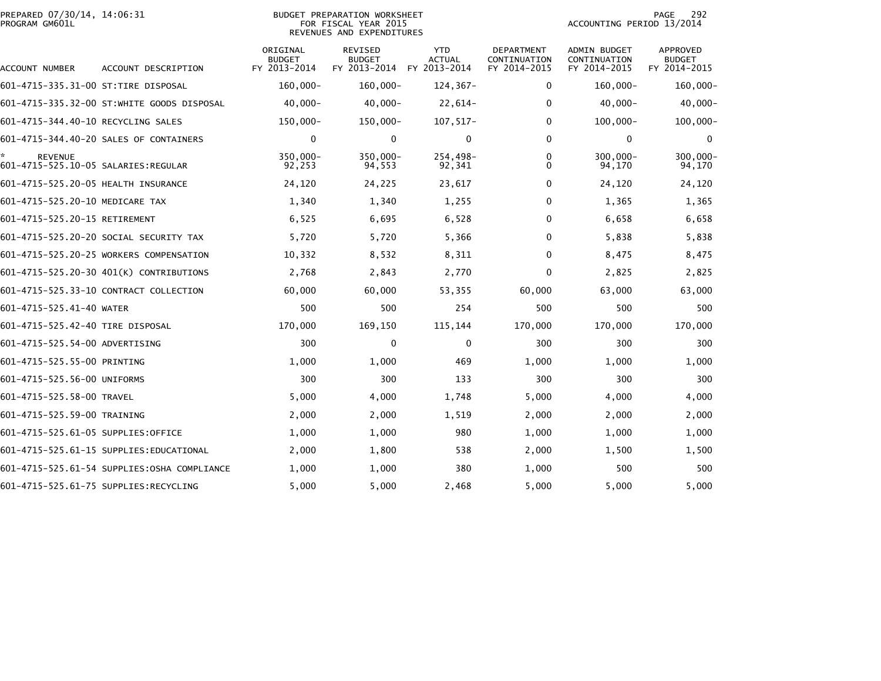PREPARED 07/30/14, 14:06:31
PROGRAM GM601L

BUDGET PREPARATION WORKSHEET
FOR FISCAL YEAR 2015
REVENUES AND EXPENDITURES

ACCOUNTING PERIOD 13/2014

| ACCOUNT NUMBER | ACCOUNT DESCRIPTION | ORIGINAL BUDGET FY 2013-2014 | REVISED BUDGET FY 2013-2014 | YTD ACTUAL FY 2013-2014 | DEPARTMENT CONTINUATION FY 2014-2015 | ADMIN BUDGET CONTINUATION FY 2014-2015 | APPROVED BUDGET FY 2014-2015 |
|---|---|---|---|---|---|---|---|
| 601-4715-335.31-00 | ST:TIRE DISPOSAL | 160,000- | 160,000- | 124,367- | 0 | 160,000- | 160,000- |
| 601-4715-335.32-00 | ST:WHITE GOODS DISPOSAL | 40,000- | 40,000- | 22,614- | 0 | 40,000- | 40,000- |
| 601-4715-344.40-10 | RECYCLING SALES | 150,000- | 150,000- | 107,517- | 0 | 100,000- | 100,000- |
| 601-4715-344.40-20 | SALES OF CONTAINERS | 0 | 0 | 0 | 0 | 0 | 0 |
| * | REVENUE | 350,000- | 350,000- | 254,498- | 0 | 300,000- | 300,000- |
| 601-4715-525.10-05 | SALARIES:REGULAR | 92,253 | 94,553 | 92,341 | 0 | 94,170 | 94,170 |
| 601-4715-525.20-05 | HEALTH INSURANCE | 24,120 | 24,225 | 23,617 | 0 | 24,120 | 24,120 |
| 601-4715-525.20-10 | MEDICARE TAX | 1,340 | 1,340 | 1,255 | 0 | 1,365 | 1,365 |
| 601-4715-525.20-15 | RETIREMENT | 6,525 | 6,695 | 6,528 | 0 | 6,658 | 6,658 |
| 601-4715-525.20-20 | SOCIAL SECURITY TAX | 5,720 | 5,720 | 5,366 | 0 | 5,838 | 5,838 |
| 601-4715-525.20-25 | WORKERS COMPENSATION | 10,332 | 8,532 | 8,311 | 0 | 8,475 | 8,475 |
| 601-4715-525.20-30 | 401(K) CONTRIBUTIONS | 2,768 | 2,843 | 2,770 | 0 | 2,825 | 2,825 |
| 601-4715-525.33-10 | CONTRACT COLLECTION | 60,000 | 60,000 | 53,355 | 60,000 | 63,000 | 63,000 |
| 601-4715-525.41-40 | WATER | 500 | 500 | 254 | 500 | 500 | 500 |
| 601-4715-525.42-40 | TIRE DISPOSAL | 170,000 | 169,150 | 115,144 | 170,000 | 170,000 | 170,000 |
| 601-4715-525.54-00 | ADVERTISING | 300 | 0 | 0 | 300 | 300 | 300 |
| 601-4715-525.55-00 | PRINTING | 1,000 | 1,000 | 469 | 1,000 | 1,000 | 1,000 |
| 601-4715-525.56-00 | UNIFORMS | 300 | 300 | 133 | 300 | 300 | 300 |
| 601-4715-525.58-00 | TRAVEL | 5,000 | 4,000 | 1,748 | 5,000 | 4,000 | 4,000 |
| 601-4715-525.59-00 | TRAINING | 2,000 | 2,000 | 1,519 | 2,000 | 2,000 | 2,000 |
| 601-4715-525.61-05 | SUPPLIES:OFFICE | 1,000 | 1,000 | 980 | 1,000 | 1,000 | 1,000 |
| 601-4715-525.61-15 | SUPPLIES:EDUCATIONAL | 2,000 | 1,800 | 538 | 2,000 | 1,500 | 1,500 |
| 601-4715-525.61-54 | SUPPLIES:OSHA COMPLIANCE | 1,000 | 1,000 | 380 | 1,000 | 500 | 500 |
| 601-4715-525.61-75 | SUPPLIES:RECYCLING | 5,000 | 5,000 | 2,468 | 5,000 | 5,000 | 5,000 |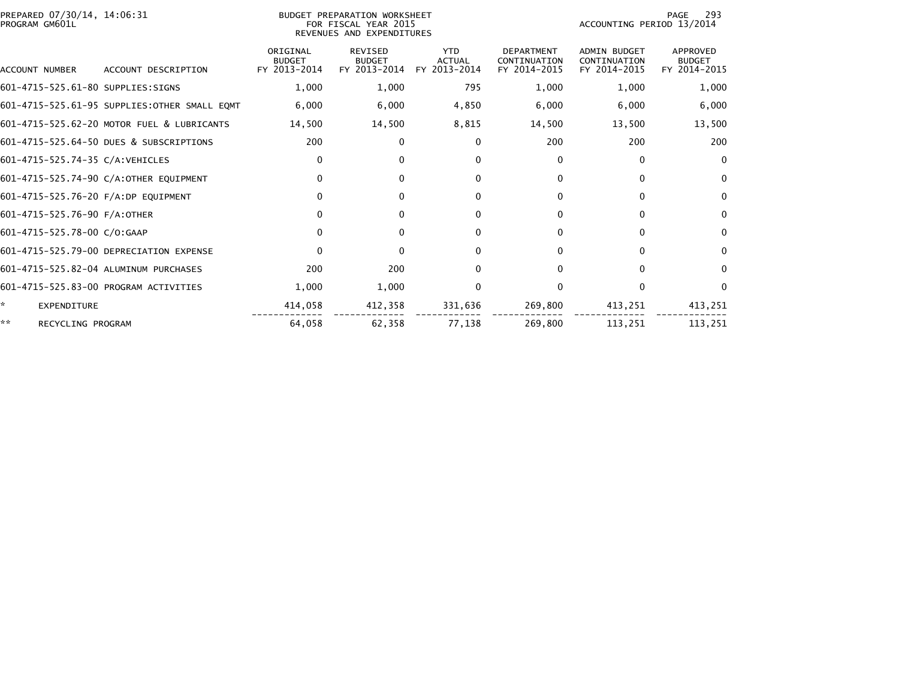PREPARED 07/30/14, 14:06:31
PROGRAM GM601L

BUDGET PREPARATION WORKSHEET
FOR FISCAL YEAR 2015
REVENUES AND EXPENDITURES

ACCOUNTING PERIOD 13/2014

| ACCOUNT NUMBER | ACCOUNT DESCRIPTION | ORIGINAL BUDGET FY 2013-2014 | REVISED BUDGET FY 2013-2014 | YTD ACTUAL FY 2013-2014 | DEPARTMENT CONTINUATION FY 2014-2015 | ADMIN BUDGET CONTINUATION FY 2014-2015 | APPROVED BUDGET FY 2014-2015 |
|---|---|---|---|---|---|---|---|
| 601-4715-525.61-80 | SUPPLIES:SIGNS | 1,000 | 1,000 | 795 | 1,000 | 1,000 | 1,000 |
| 601-4715-525.61-95 | SUPPLIES:OTHER SMALL EQMT | 6,000 | 6,000 | 4,850 | 6,000 | 6,000 | 6,000 |
| 601-4715-525.62-20 | MOTOR FUEL & LUBRICANTS | 14,500 | 14,500 | 8,815 | 14,500 | 13,500 | 13,500 |
| 601-4715-525.64-50 | DUES & SUBSCRIPTIONS | 200 | 0 | 0 | 200 | 200 | 200 |
| 601-4715-525.74-35 | C/A:VEHICLES | 0 | 0 | 0 | 0 | 0 | 0 |
| 601-4715-525.74-90 | C/A:OTHER EQUIPMENT | 0 | 0 | 0 | 0 | 0 | 0 |
| 601-4715-525.76-20 | F/A:DP EQUIPMENT | 0 | 0 | 0 | 0 | 0 | 0 |
| 601-4715-525.76-90 | F/A:OTHER | 0 | 0 | 0 | 0 | 0 | 0 |
| 601-4715-525.78-00 | C/O:GAAP | 0 | 0 | 0 | 0 | 0 | 0 |
| 601-4715-525.79-00 | DEPRECIATION EXPENSE | 0 | 0 | 0 | 0 | 0 | 0 |
| 601-4715-525.82-04 | ALUMINUM PURCHASES | 200 | 200 | 0 | 0 | 0 | 0 |
| 601-4715-525.83-00 | PROGRAM ACTIVITIES | 1,000 | 1,000 | 0 | 0 | 0 | 0 |
| * | EXPENDITURE | 414,058 | 412,358 | 331,636 | 269,800 | 413,251 | 413,251 |
| ** | RECYCLING PROGRAM | 64,058 | 62,358 | 77,138 | 269,800 | 113,251 | 113,251 |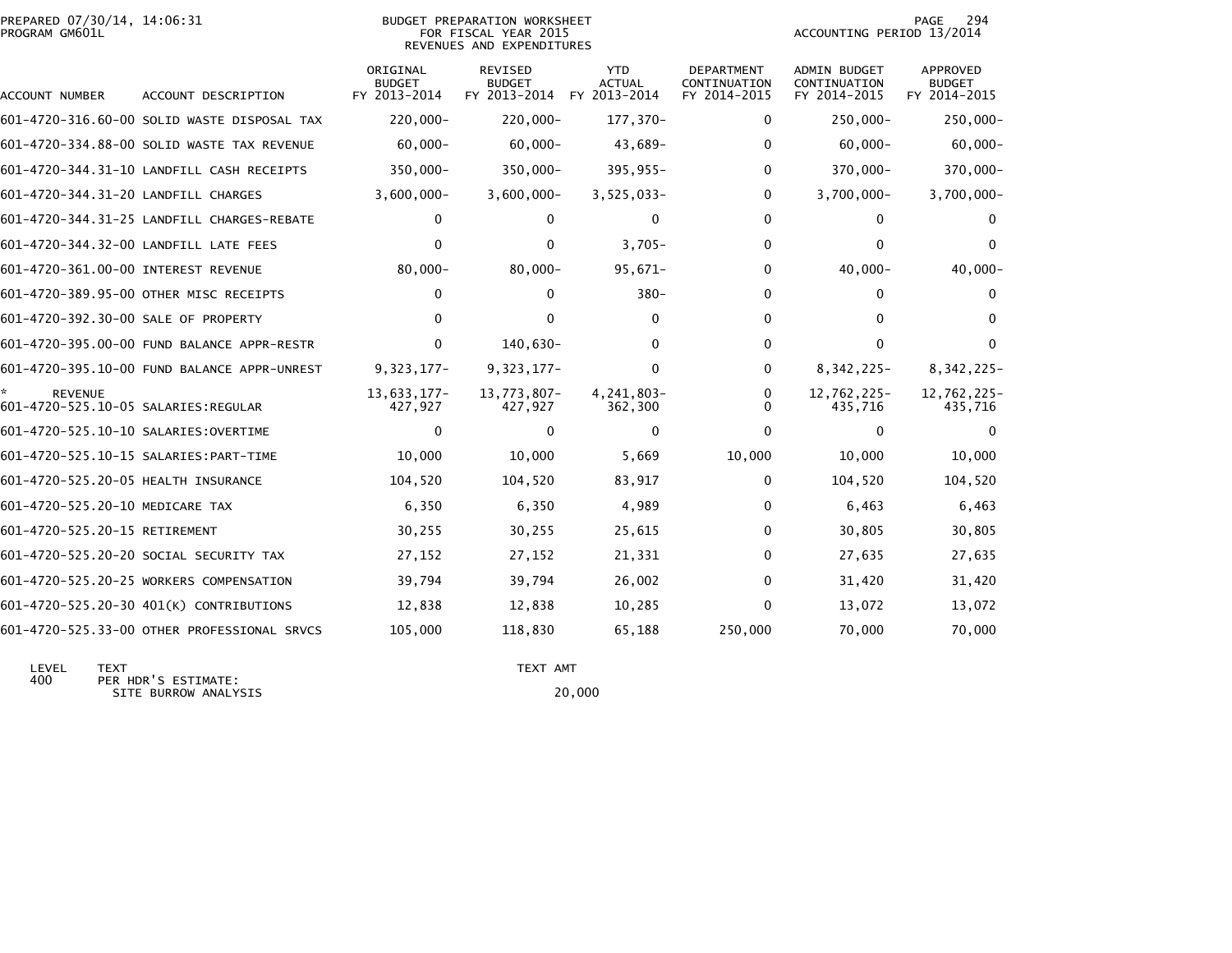PREPARED 07/30/14, 14:06:31
PROGRAM GM601L

BUDGET PREPARATION WORKSHEET
FOR FISCAL YEAR 2015
REVENUES AND EXPENDITURES

ACCOUNTING PERIOD 13/2014

| ACCOUNT NUMBER | ACCOUNT DESCRIPTION | ORIGINAL BUDGET FY 2013-2014 | REVISED BUDGET FY 2013-2014 | YTD ACTUAL FY 2013-2014 | DEPARTMENT CONTINUATION FY 2014-2015 | ADMIN BUDGET CONTINUATION FY 2014-2015 | APPROVED BUDGET FY 2014-2015 |
|---|---|---|---|---|---|---|---|
| 601-4720-316.60-00 | SOLID WASTE DISPOSAL TAX | 220,000- | 220,000- | 177,370- | 0 | 250,000- | 250,000- |
| 601-4720-334.88-00 | SOLID WASTE TAX REVENUE | 60,000- | 60,000- | 43,689- | 0 | 60,000- | 60,000- |
| 601-4720-344.31-10 | LANDFILL CASH RECEIPTS | 350,000- | 350,000- | 395,955- | 0 | 370,000- | 370,000- |
| 601-4720-344.31-20 | LANDFILL CHARGES | 3,600,000- | 3,600,000- | 3,525,033- | 0 | 3,700,000- | 3,700,000- |
| 601-4720-344.31-25 | LANDFILL CHARGES-REBATE | 0 | 0 | 0 | 0 | 0 | 0 |
| 601-4720-344.32-00 | LANDFILL LATE FEES | 0 | 0 | 3,705- | 0 | 0 | 0 |
| 601-4720-361.00-00 | INTEREST REVENUE | 80,000- | 80,000- | 95,671- | 0 | 40,000- | 40,000- |
| 601-4720-389.95-00 | OTHER MISC RECEIPTS | 0 | 0 | 380- | 0 | 0 | 0 |
| 601-4720-392.30-00 | SALE OF PROPERTY | 0 | 0 | 0 | 0 | 0 | 0 |
| 601-4720-395.00-00 | FUND BALANCE APPR-RESTR | 0 | 140,630- | 0 | 0 | 0 | 0 |
| 601-4720-395.10-00 | FUND BALANCE APPR-UNREST | 9,323,177- | 9,323,177- | 0 | 0 | 8,342,225- | 8,342,225- |
| * | REVENUE | 13,633,177- | 13,773,807- | 4,241,803- | 0 | 12,762,225- | 12,762,225- |
| 601-4720-525.10-05 | SALARIES:REGULAR | 427,927 | 427,927 | 362,300 | 0 | 435,716 | 435,716 |
| 601-4720-525.10-10 | SALARIES:OVERTIME | 0 | 0 | 0 | 0 | 0 | 0 |
| 601-4720-525.10-15 | SALARIES:PART-TIME | 10,000 | 10,000 | 5,669 | 10,000 | 10,000 | 10,000 |
| 601-4720-525.20-05 | HEALTH INSURANCE | 104,520 | 104,520 | 83,917 | 0 | 104,520 | 104,520 |
| 601-4720-525.20-10 | MEDICARE TAX | 6,350 | 6,350 | 4,989 | 0 | 6,463 | 6,463 |
| 601-4720-525.20-15 | RETIREMENT | 30,255 | 30,255 | 25,615 | 0 | 30,805 | 30,805 |
| 601-4720-525.20-20 | SOCIAL SECURITY TAX | 27,152 | 27,152 | 21,331 | 0 | 27,635 | 27,635 |
| 601-4720-525.20-25 | WORKERS COMPENSATION | 39,794 | 39,794 | 26,002 | 0 | 31,420 | 31,420 |
| 601-4720-525.20-30 | 401(K) CONTRIBUTIONS | 12,838 | 12,838 | 10,285 | 0 | 13,072 | 13,072 |
| 601-4720-525.33-00 | OTHER PROFESSIONAL SRVCS | 105,000 | 118,830 | 65,188 | 250,000 | 70,000 | 70,000 |

| LEVEL | TEXT | TEXT AMT |
|---|---|---|
| 400 | PER HDR'S ESTIMATE: | |
| | SITE BURROW ANALYSIS | 20,000 |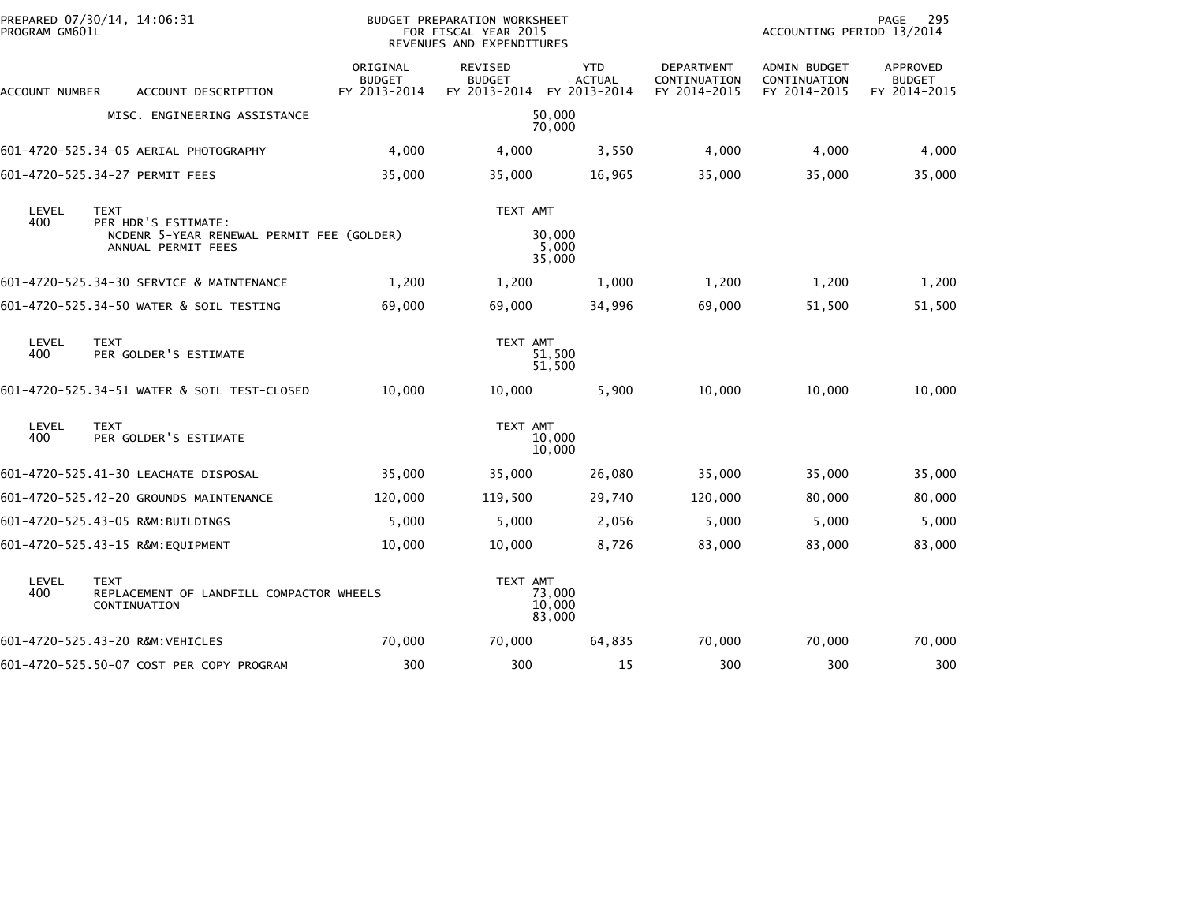PREPARED 07/30/14, 14:06:31 PROGRAM GM601L

BUDGET PREPARATION WORKSHEET FOR FISCAL YEAR 2015 REVENUES AND EXPENDITURES

ACCOUNTING PERIOD 13/2014

| ACCOUNT NUMBER | ACCOUNT DESCRIPTION | ORIGINAL BUDGET FY 2013-2014 | REVISED BUDGET FY 2013-2014 | YTD ACTUAL FY 2013-2014 | DEPARTMENT CONTINUATION FY 2014-2015 | ADMIN BUDGET CONTINUATION FY 2014-2015 | APPROVED BUDGET FY 2014-2015 |
|---|---|---|---|---|---|---|---|
| | MISC. ENGINEERING ASSISTANCE | | | 50,000 | | | |
| | | | | 70,000 | | | |
| 601-4720-525.34-05 | AERIAL PHOTOGRAPHY | 4,000 | 4,000 | 3,550 | 4,000 | 4,000 | 4,000 |
| 601-4720-525.34-27 | PERMIT FEES | 35,000 | 35,000 | 16,965 | 35,000 | 35,000 | 35,000 |
| LEVEL 400 | TEXT: PER HDR'S ESTIMATE: | | TEXT AMT | | | | |
| | NCDENR 5-YEAR RENEWAL PERMIT FEE (GOLDER) | | | 30,000 | | | |
| | ANNUAL PERMIT FEES | | | 5,000 | | | |
| | | | | 35,000 | | | |
| 601-4720-525.34-30 | SERVICE & MAINTENANCE | 1,200 | 1,200 | 1,000 | 1,200 | 1,200 | 1,200 |
| 601-4720-525.34-50 | WATER & SOIL TESTING | 69,000 | 69,000 | 34,996 | 69,000 | 51,500 | 51,500 |
| LEVEL 400 | TEXT: PER GOLDER'S ESTIMATE | | TEXT AMT | 51,500 | | | |
| | | | | 51,500 | | | |
| 601-4720-525.34-51 | WATER & SOIL TEST-CLOSED | 10,000 | 10,000 | 5,900 | 10,000 | 10,000 | 10,000 |
| LEVEL 400 | TEXT: PER GOLDER'S ESTIMATE | | TEXT AMT | 10,000 | | | |
| | | | | 10,000 | | | |
| 601-4720-525.41-30 | LEACHATE DISPOSAL | 35,000 | 35,000 | 26,080 | 35,000 | 35,000 | 35,000 |
| 601-4720-525.42-20 | GROUNDS MAINTENANCE | 120,000 | 119,500 | 29,740 | 120,000 | 80,000 | 80,000 |
| 601-4720-525.43-05 | R&M:BUILDINGS | 5,000 | 5,000 | 2,056 | 5,000 | 5,000 | 5,000 |
| 601-4720-525.43-15 | R&M:EQUIPMENT | 10,000 | 10,000 | 8,726 | 83,000 | 83,000 | 83,000 |
| LEVEL 400 | TEXT: REPLACEMENT OF LANDFILL COMPACTOR WHEELS | | TEXT AMT | 73,000 | | | |
| | CONTINUATION | | | 10,000 | | | |
| | | | | 83,000 | | | |
| 601-4720-525.43-20 | R&M:VEHICLES | 70,000 | 70,000 | 64,835 | 70,000 | 70,000 | 70,000 |
| 601-4720-525.50-07 | COST PER COPY PROGRAM | 300 | 300 | 15 | 300 | 300 | 300 |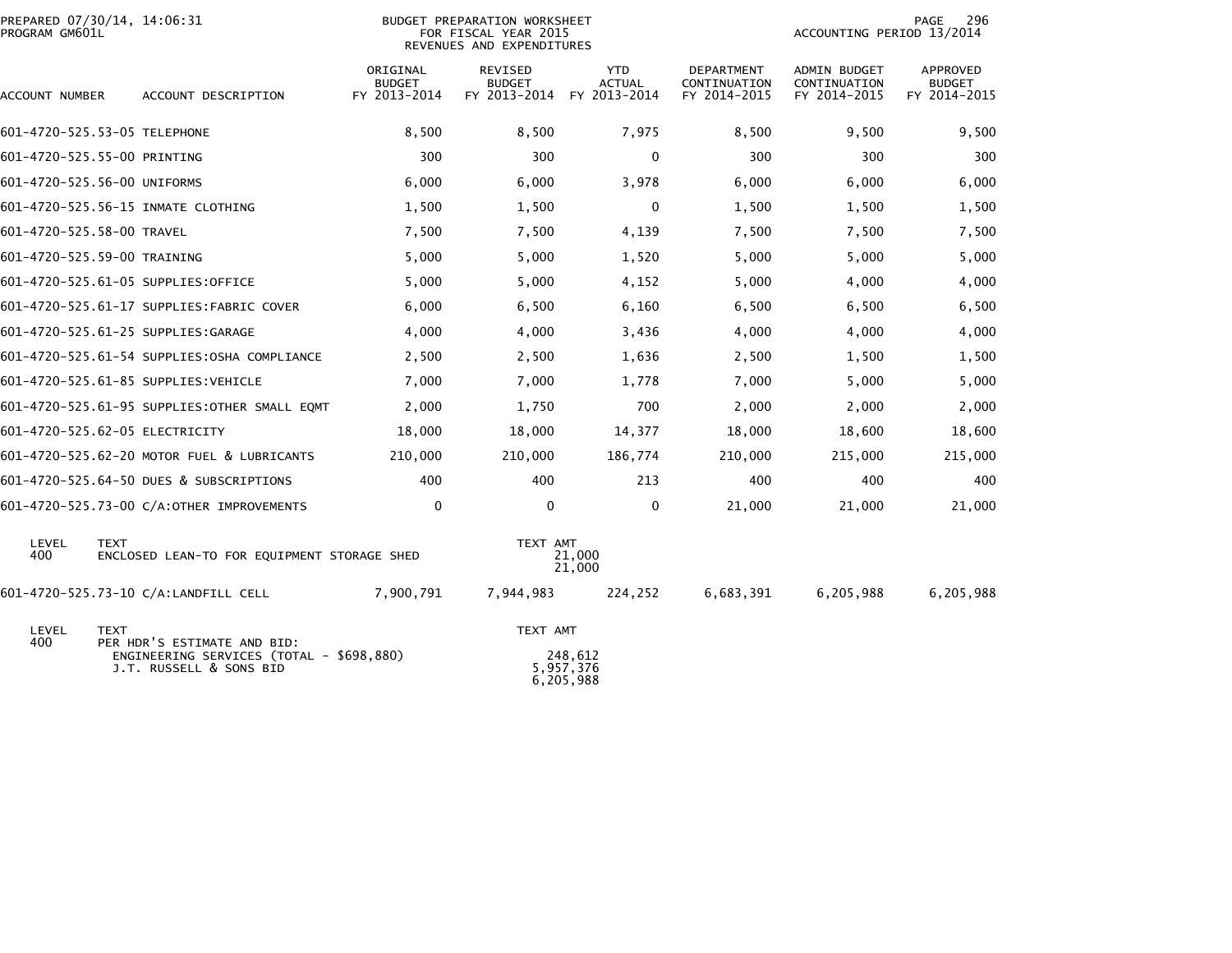PREPARED 07/30/14, 14:06:31
PROGRAM GM601L

BUDGET PREPARATION WORKSHEET
FOR FISCAL YEAR 2015
REVENUES AND EXPENDITURES

ACCOUNTING PERIOD 13/2014

| ACCOUNT NUMBER | ACCOUNT DESCRIPTION | ORIGINAL BUDGET FY 2013-2014 | REVISED BUDGET FY 2013-2014 | YTD ACTUAL FY 2013-2014 | DEPARTMENT CONTINUATION FY 2014-2015 | ADMIN BUDGET CONTINUATION FY 2014-2015 | APPROVED BUDGET FY 2014-2015 |
|---|---|---|---|---|---|---|---|
| 601-4720-525.53-05 | TELEPHONE | 8,500 | 8,500 | 7,975 | 8,500 | 9,500 | 9,500 |
| 601-4720-525.55-00 | PRINTING | 300 | 300 | 0 | 300 | 300 | 300 |
| 601-4720-525.56-00 | UNIFORMS | 6,000 | 6,000 | 3,978 | 6,000 | 6,000 | 6,000 |
| 601-4720-525.56-15 | INMATE CLOTHING | 1,500 | 1,500 | 0 | 1,500 | 1,500 | 1,500 |
| 601-4720-525.58-00 | TRAVEL | 7,500 | 7,500 | 4,139 | 7,500 | 7,500 | 7,500 |
| 601-4720-525.59-00 | TRAINING | 5,000 | 5,000 | 1,520 | 5,000 | 5,000 | 5,000 |
| 601-4720-525.61-05 | SUPPLIES:OFFICE | 5,000 | 5,000 | 4,152 | 5,000 | 4,000 | 4,000 |
| 601-4720-525.61-17 | SUPPLIES:FABRIC COVER | 6,000 | 6,500 | 6,160 | 6,500 | 6,500 | 6,500 |
| 601-4720-525.61-25 | SUPPLIES:GARAGE | 4,000 | 4,000 | 3,436 | 4,000 | 4,000 | 4,000 |
| 601-4720-525.61-54 | SUPPLIES:OSHA COMPLIANCE | 2,500 | 2,500 | 1,636 | 2,500 | 1,500 | 1,500 |
| 601-4720-525.61-85 | SUPPLIES:VEHICLE | 7,000 | 7,000 | 1,778 | 7,000 | 5,000 | 5,000 |
| 601-4720-525.61-95 | SUPPLIES:OTHER SMALL EQMT | 2,000 | 1,750 | 700 | 2,000 | 2,000 | 2,000 |
| 601-4720-525.62-05 | ELECTRICITY | 18,000 | 18,000 | 14,377 | 18,000 | 18,600 | 18,600 |
| 601-4720-525.62-20 | MOTOR FUEL & LUBRICANTS | 210,000 | 210,000 | 186,774 | 210,000 | 215,000 | 215,000 |
| 601-4720-525.64-50 | DUES & SUBSCRIPTIONS | 400 | 400 | 213 | 400 | 400 | 400 |
| 601-4720-525.73-00 | C/A:OTHER IMPROVEMENTS | 0 | 0 | 0 | 21,000 | 21,000 | 21,000 |

| LEVEL | TEXT | TEXT AMT |
|---|---|---|
| 400 | ENCLOSED LEAN-TO FOR EQUIPMENT STORAGE SHED | 21,000 |
| | | 21,000 |

| ACCOUNT NUMBER | ACCOUNT DESCRIPTION | ORIGINAL BUDGET FY 2013-2014 | REVISED BUDGET FY 2013-2014 | YTD ACTUAL FY 2013-2014 | DEPARTMENT CONTINUATION FY 2014-2015 | ADMIN BUDGET CONTINUATION FY 2014-2015 | APPROVED BUDGET FY 2014-2015 |
|---|---|---|---|---|---|---|---|
| 601-4720-525.73-10 | C/A:LANDFILL CELL | 7,900,791 | 7,944,983 | 224,252 | 6,683,391 | 6,205,988 | 6,205,988 |

| LEVEL | TEXT | TEXT AMT |
|---|---|---|
| 400 | PER HDR'S ESTIMATE AND BID: | |
| | ENGINEERING SERVICES (TOTAL - $698,880) | 248,612 |
| | J.T. RUSSELL & SONS BID | 5,957,376 |
| | | 6,205,988 |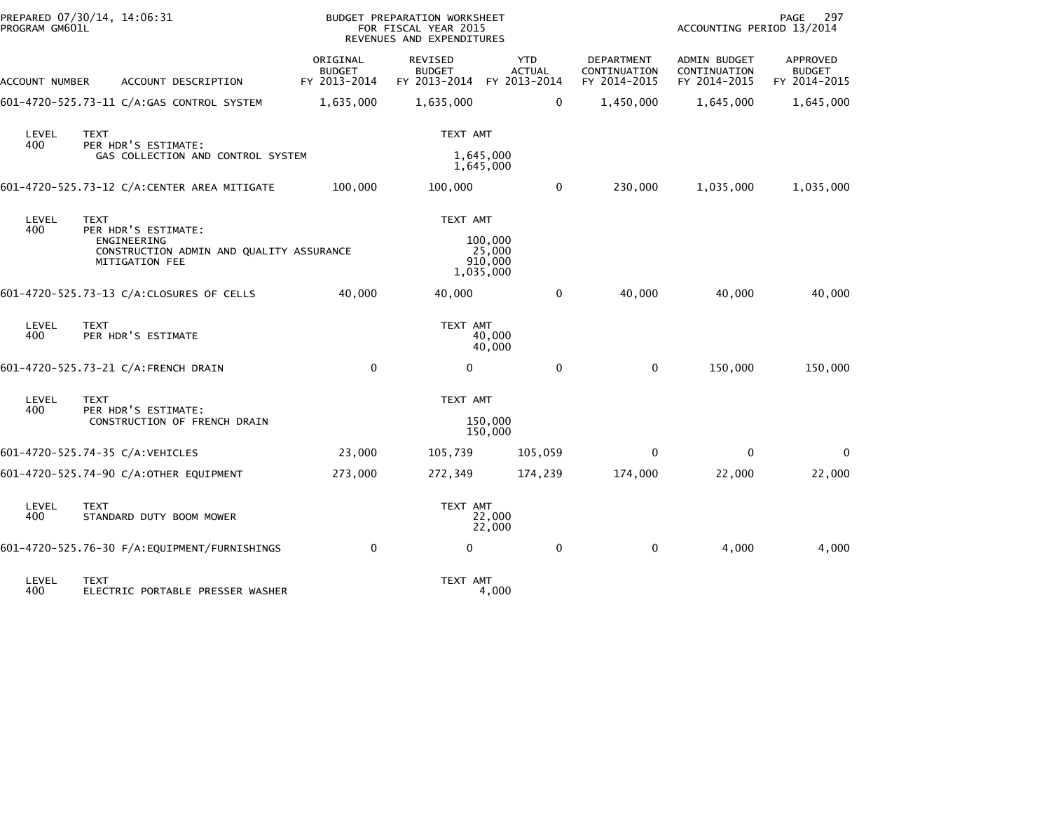PREPARED 07/30/14, 14:06:31 — PROGRAM GM601L

BUDGET PREPARATION WORKSHEET
FOR FISCAL YEAR 2015
REVENUES AND EXPENDITURES

ACCOUNTING PERIOD 13/2014

| ACCOUNT NUMBER | ACCOUNT DESCRIPTION | ORIGINAL BUDGET FY 2013-2014 | REVISED BUDGET FY 2013-2014 | YTD ACTUAL FY 2013-2014 | DEPARTMENT CONTINUATION FY 2014-2015 | ADMIN BUDGET CONTINUATION FY 2014-2015 | APPROVED BUDGET FY 2014-2015 |
|---|---|---|---|---|---|---|---|
| 601-4720-525.73-11 | C/A:GAS CONTROL SYSTEM | 1,635,000 | 1,635,000 | 0 | 1,450,000 | 1,645,000 | 1,645,000 |

| LEVEL | TEXT | TEXT AMT |
|---|---|---|
| 400 | PER HDR'S ESTIMATE: | |
| | GAS COLLECTION AND CONTROL SYSTEM | 1,645,000 |
| | | 1,645,000 |

| ACCOUNT NUMBER | ACCOUNT DESCRIPTION | ORIGINAL BUDGET FY 2013-2014 | REVISED BUDGET FY 2013-2014 | YTD ACTUAL FY 2013-2014 | DEPARTMENT CONTINUATION FY 2014-2015 | ADMIN BUDGET CONTINUATION FY 2014-2015 | APPROVED BUDGET FY 2014-2015 |
|---|---|---|---|---|---|---|---|
| 601-4720-525.73-12 | C/A:CENTER AREA MITIGATE | 100,000 | 100,000 | 0 | 230,000 | 1,035,000 | 1,035,000 |

| LEVEL | TEXT | TEXT AMT |
|---|---|---|
| 400 | PER HDR'S ESTIMATE: | |
| | ENGINEERING | 100,000 |
| | CONSTRUCTION ADMIN AND QUALITY ASSURANCE | 25,000 |
| | MITIGATION FEE | 910,000 |
| | | 1,035,000 |

| ACCOUNT NUMBER | ACCOUNT DESCRIPTION | ORIGINAL BUDGET FY 2013-2014 | REVISED BUDGET FY 2013-2014 | YTD ACTUAL FY 2013-2014 | DEPARTMENT CONTINUATION FY 2014-2015 | ADMIN BUDGET CONTINUATION FY 2014-2015 | APPROVED BUDGET FY 2014-2015 |
|---|---|---|---|---|---|---|---|
| 601-4720-525.73-13 | C/A:CLOSURES OF CELLS | 40,000 | 40,000 | 0 | 40,000 | 40,000 | 40,000 |

| LEVEL | TEXT | TEXT AMT |
|---|---|---|
| 400 | PER HDR'S ESTIMATE | 40,000 |
| | | 40,000 |

| ACCOUNT NUMBER | ACCOUNT DESCRIPTION | ORIGINAL BUDGET FY 2013-2014 | REVISED BUDGET FY 2013-2014 | YTD ACTUAL FY 2013-2014 | DEPARTMENT CONTINUATION FY 2014-2015 | ADMIN BUDGET CONTINUATION FY 2014-2015 | APPROVED BUDGET FY 2014-2015 |
|---|---|---|---|---|---|---|---|
| 601-4720-525.73-21 | C/A:FRENCH DRAIN | 0 | 0 | 0 | 0 | 150,000 | 150,000 |

| LEVEL | TEXT | TEXT AMT |
|---|---|---|
| 400 | PER HDR'S ESTIMATE: | |
| | CONSTRUCTION OF FRENCH DRAIN | 150,000 |
| | | 150,000 |

| ACCOUNT NUMBER | ACCOUNT DESCRIPTION | ORIGINAL BUDGET FY 2013-2014 | REVISED BUDGET FY 2013-2014 | YTD ACTUAL FY 2013-2014 | DEPARTMENT CONTINUATION FY 2014-2015 | ADMIN BUDGET CONTINUATION FY 2014-2015 | APPROVED BUDGET FY 2014-2015 |
|---|---|---|---|---|---|---|---|
| 601-4720-525.74-35 | C/A:VEHICLES | 23,000 | 105,739 | 105,059 | 0 | 0 | 0 |
| 601-4720-525.74-90 | C/A:OTHER EQUIPMENT | 273,000 | 272,349 | 174,239 | 174,000 | 22,000 | 22,000 |

| LEVEL | TEXT | TEXT AMT |
|---|---|---|
| 400 | STANDARD DUTY BOOM MOWER | 22,000 |
| | | 22,000 |

| ACCOUNT NUMBER | ACCOUNT DESCRIPTION | ORIGINAL BUDGET FY 2013-2014 | REVISED BUDGET FY 2013-2014 | YTD ACTUAL FY 2013-2014 | DEPARTMENT CONTINUATION FY 2014-2015 | ADMIN BUDGET CONTINUATION FY 2014-2015 | APPROVED BUDGET FY 2014-2015 |
|---|---|---|---|---|---|---|---|
| 601-4720-525.76-30 | F/A:EQUIPMENT/FURNISHINGS | 0 | 0 | 0 | 0 | 4,000 | 4,000 |

| LEVEL | TEXT | TEXT AMT |
|---|---|---|
| 400 | ELECTRIC PORTABLE PRESSER WASHER | 4,000 |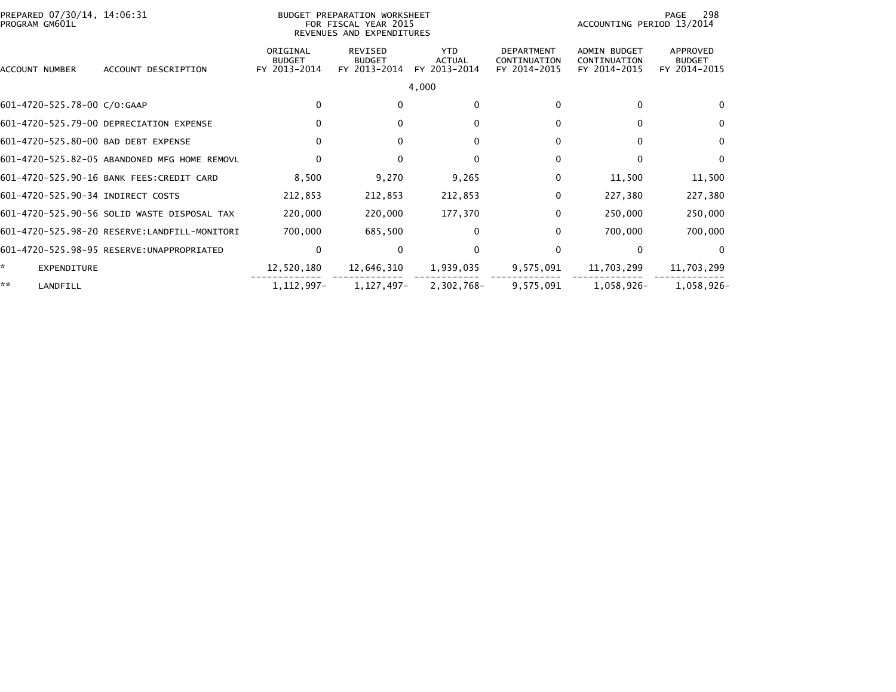PREPARED 07/30/14, 14:06:31
PROGRAM GM601L

BUDGET PREPARATION WORKSHEET
FOR FISCAL YEAR 2015
REVENUES AND EXPENDITURES

ACCOUNTING PERIOD 13/2014

| ACCOUNT NUMBER | ACCOUNT DESCRIPTION | ORIGINAL BUDGET FY 2013-2014 | REVISED BUDGET FY 2013-2014 | YTD ACTUAL FY 2013-2014 | DEPARTMENT CONTINUATION FY 2014-2015 | ADMIN BUDGET CONTINUATION FY 2014-2015 | APPROVED BUDGET FY 2014-2015 |
|---|---|---|---|---|---|---|---|
| | | | | 4,000 | | | |
| 601-4720-525.78-00 | C/O:GAAP | 0 | 0 | 0 | 0 | 0 | 0 |
| 601-4720-525.79-00 | DEPRECIATION EXPENSE | 0 | 0 | 0 | 0 | 0 | 0 |
| 601-4720-525.80-00 | BAD DEBT EXPENSE | 0 | 0 | 0 | 0 | 0 | 0 |
| 601-4720-525.82-05 | ABANDONED MFG HOME REMOVL | 0 | 0 | 0 | 0 | 0 | 0 |
| 601-4720-525.90-16 | BANK FEES:CREDIT CARD | 8,500 | 9,270 | 9,265 | 0 | 11,500 | 11,500 |
| 601-4720-525.90-34 | INDIRECT COSTS | 212,853 | 212,853 | 212,853 | 0 | 227,380 | 227,380 |
| 601-4720-525.90-56 | SOLID WASTE DISPOSAL TAX | 220,000 | 220,000 | 177,370 | 0 | 250,000 | 250,000 |
| 601-4720-525.98-20 | RESERVE:LANDFILL-MONITORI | 700,000 | 685,500 | 0 | 0 | 700,000 | 700,000 |
| 601-4720-525.98-95 | RESERVE:UNAPPROPRIATED | 0 | 0 | 0 | 0 | 0 | 0 |
| * | EXPENDITURE | 12,520,180 | 12,646,310 | 1,939,035 | 9,575,091 | 11,703,299 | 11,703,299 |
| ** | LANDFILL | 1,112,997- | 1,127,497- | 2,302,768- | 9,575,091 | 1,058,926- | 1,058,926- |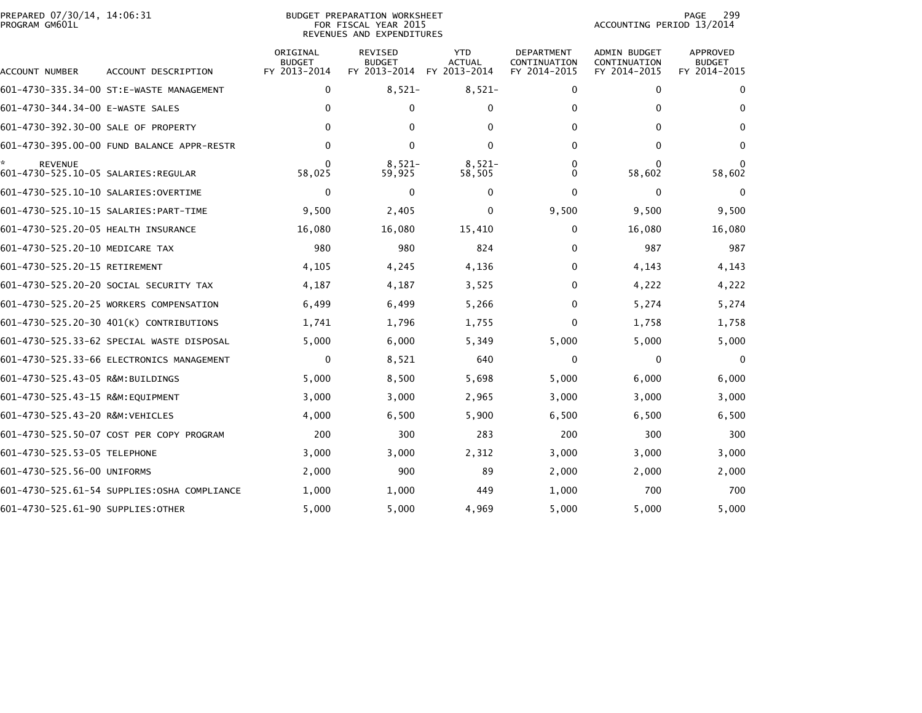BUDGET PREPARATION WORKSHEET
FOR FISCAL YEAR 2015
REVENUES AND EXPENDITURES

PREPARED 07/30/14, 14:06:31
PROGRAM GM601L

ACCOUNTING PERIOD 13/2014

| ACCOUNT NUMBER | ACCOUNT DESCRIPTION | ORIGINAL BUDGET FY 2013-2014 | REVISED BUDGET FY 2013-2014 | YTD ACTUAL FY 2013-2014 | DEPARTMENT CONTINUATION FY 2014-2015 | ADMIN BUDGET CONTINUATION FY 2014-2015 | APPROVED BUDGET FY 2014-2015 |
|---|---|---|---|---|---|---|---|
| 601-4730-335.34-00 | ST:E-WASTE MANAGEMENT | 0 | 8,521- | 8,521- | 0 | 0 | 0 |
| 601-4730-344.34-00 | E-WASTE SALES | 0 | 0 | 0 | 0 | 0 | 0 |
| 601-4730-392.30-00 | SALE OF PROPERTY | 0 | 0 | 0 | 0 | 0 | 0 |
| 601-4730-395.00-00 | FUND BALANCE APPR-RESTR | 0 | 0 | 0 | 0 | 0 | 0 |
| * | REVENUE | 0 | 8,521- | 8,521- | 0 | 0 | 0 |
| 601-4730-525.10-05 | SALARIES:REGULAR | 58,025 | 59,925 | 58,505 | 0 | 58,602 | 58,602 |
| 601-4730-525.10-10 | SALARIES:OVERTIME | 0 | 0 | 0 | 0 | 0 | 0 |
| 601-4730-525.10-15 | SALARIES:PART-TIME | 9,500 | 2,405 | 0 | 9,500 | 9,500 | 9,500 |
| 601-4730-525.20-05 | HEALTH INSURANCE | 16,080 | 16,080 | 15,410 | 0 | 16,080 | 16,080 |
| 601-4730-525.20-10 | MEDICARE TAX | 980 | 980 | 824 | 0 | 987 | 987 |
| 601-4730-525.20-15 | RETIREMENT | 4,105 | 4,245 | 4,136 | 0 | 4,143 | 4,143 |
| 601-4730-525.20-20 | SOCIAL SECURITY TAX | 4,187 | 4,187 | 3,525 | 0 | 4,222 | 4,222 |
| 601-4730-525.20-25 | WORKERS COMPENSATION | 6,499 | 6,499 | 5,266 | 0 | 5,274 | 5,274 |
| 601-4730-525.20-30 | 401(K) CONTRIBUTIONS | 1,741 | 1,796 | 1,755 | 0 | 1,758 | 1,758 |
| 601-4730-525.33-62 | SPECIAL WASTE DISPOSAL | 5,000 | 6,000 | 5,349 | 5,000 | 5,000 | 5,000 |
| 601-4730-525.33-66 | ELECTRONICS MANAGEMENT | 0 | 8,521 | 640 | 0 | 0 | 0 |
| 601-4730-525.43-05 | R&M:BUILDINGS | 5,000 | 8,500 | 5,698 | 5,000 | 6,000 | 6,000 |
| 601-4730-525.43-15 | R&M:EQUIPMENT | 3,000 | 3,000 | 2,965 | 3,000 | 3,000 | 3,000 |
| 601-4730-525.43-20 | R&M:VEHICLES | 4,000 | 6,500 | 5,900 | 6,500 | 6,500 | 6,500 |
| 601-4730-525.50-07 | COST PER COPY PROGRAM | 200 | 300 | 283 | 200 | 300 | 300 |
| 601-4730-525.53-05 | TELEPHONE | 3,000 | 3,000 | 2,312 | 3,000 | 3,000 | 3,000 |
| 601-4730-525.56-00 | UNIFORMS | 2,000 | 900 | 89 | 2,000 | 2,000 | 2,000 |
| 601-4730-525.61-54 | SUPPLIES:OSHA COMPLIANCE | 1,000 | 1,000 | 449 | 1,000 | 700 | 700 |
| 601-4730-525.61-90 | SUPPLIES:OTHER | 5,000 | 5,000 | 4,969 | 5,000 | 5,000 | 5,000 |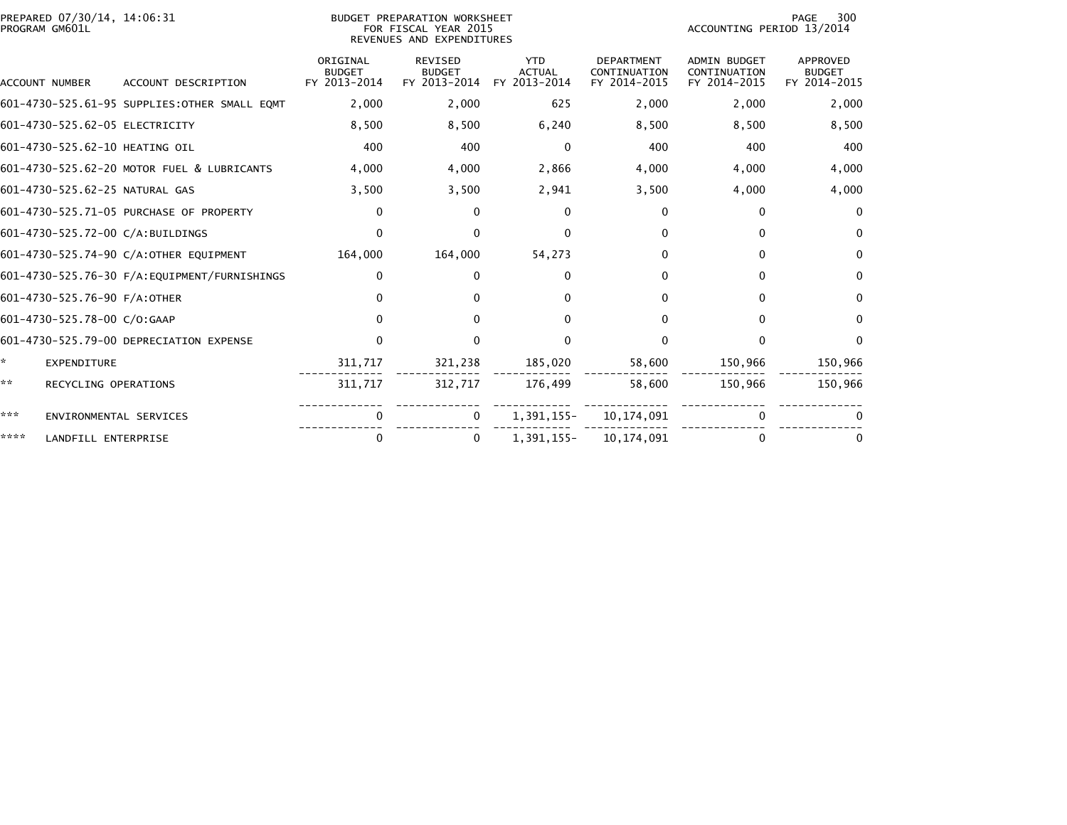PREPARED 07/30/14, 14:06:31
PROGRAM GM601L

BUDGET PREPARATION WORKSHEET
FOR FISCAL YEAR 2015
REVENUES AND EXPENDITURES

ACCOUNTING PERIOD 13/2014

| ACCOUNT NUMBER | ACCOUNT DESCRIPTION | ORIGINAL BUDGET FY 2013-2014 | REVISED BUDGET FY 2013-2014 | YTD ACTUAL FY 2013-2014 | DEPARTMENT CONTINUATION FY 2014-2015 | ADMIN BUDGET CONTINUATION FY 2014-2015 | APPROVED BUDGET FY 2014-2015 |
|---|---|---|---|---|---|---|---|
| 601-4730-525.61-95 | SUPPLIES:OTHER SMALL EQMT | 2,000 | 2,000 | 625 | 2,000 | 2,000 | 2,000 |
| 601-4730-525.62-05 | ELECTRICITY | 8,500 | 8,500 | 6,240 | 8,500 | 8,500 | 8,500 |
| 601-4730-525.62-10 | HEATING OIL | 400 | 400 | 0 | 400 | 400 | 400 |
| 601-4730-525.62-20 | MOTOR FUEL & LUBRICANTS | 4,000 | 4,000 | 2,866 | 4,000 | 4,000 | 4,000 |
| 601-4730-525.62-25 | NATURAL GAS | 3,500 | 3,500 | 2,941 | 3,500 | 4,000 | 4,000 |
| 601-4730-525.71-05 | PURCHASE OF PROPERTY | 0 | 0 | 0 | 0 | 0 | 0 |
| 601-4730-525.72-00 | C/A:BUILDINGS | 0 | 0 | 0 | 0 | 0 | 0 |
| 601-4730-525.74-90 | C/A:OTHER EQUIPMENT | 164,000 | 164,000 | 54,273 | 0 | 0 | 0 |
| 601-4730-525.76-30 | F/A:EQUIPMENT/FURNISHINGS | 0 | 0 | 0 | 0 | 0 | 0 |
| 601-4730-525.76-90 | F/A:OTHER | 0 | 0 | 0 | 0 | 0 | 0 |
| 601-4730-525.78-00 | C/O:GAAP | 0 | 0 | 0 | 0 | 0 | 0 |
| 601-4730-525.79-00 | DEPRECIATION EXPENSE | 0 | 0 | 0 | 0 | 0 | 0 |
| * | EXPENDITURE | 311,717 | 321,238 | 185,020 | 58,600 | 150,966 | 150,966 |
| ** | RECYCLING OPERATIONS | 311,717 | 312,717 | 176,499 | 58,600 | 150,966 | 150,966 |
| *** | ENVIRONMENTAL SERVICES | 0 | 0 | 1,391,155- | 10,174,091 | 0 | 0 |
| **** | LANDFILL ENTERPRISE | 0 | 0 | 1,391,155- | 10,174,091 | 0 | 0 |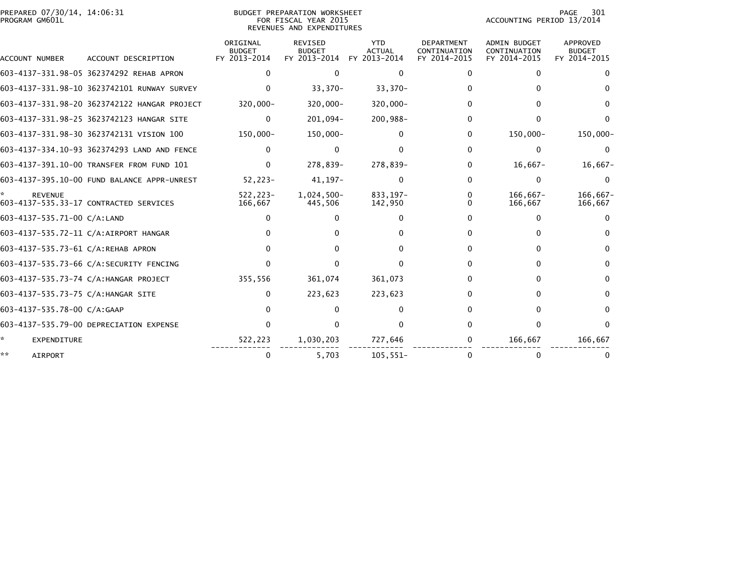PREPARED 07/30/14, 14:06:31
PROGRAM GM601L

BUDGET PREPARATION WORKSHEET
FOR FISCAL YEAR 2015
REVENUES AND EXPENDITURES

ACCOUNTING PERIOD 13/2014

| ACCOUNT NUMBER | ACCOUNT DESCRIPTION | ORIGINAL BUDGET FY 2013-2014 | REVISED BUDGET FY 2013-2014 | YTD ACTUAL FY 2013-2014 | DEPARTMENT CONTINUATION FY 2014-2015 | ADMIN BUDGET CONTINUATION FY 2014-2015 | APPROVED BUDGET FY 2014-2015 |
|---|---|---|---|---|---|---|---|
| 603-4137-331.98-05 | 362374292 REHAB APRON | 0 | 0 | 0 | 0 | 0 | 0 |
| 603-4137-331.98-10 | 3623742101 RUNWAY SURVEY | 0 | 33,370- | 33,370- | 0 | 0 | 0 |
| 603-4137-331.98-20 | 3623742122 HANGAR PROJECT | 320,000- | 320,000- | 320,000- | 0 | 0 | 0 |
| 603-4137-331.98-25 | 3623742123 HANGAR SITE | 0 | 201,094- | 200,988- | 0 | 0 | 0 |
| 603-4137-331.98-30 | 3623742131 VISION 100 | 150,000- | 150,000- | 0 | 0 | 150,000- | 150,000- |
| 603-4137-334.10-93 | 362374293 LAND AND FENCE | 0 | 0 | 0 | 0 | 0 | 0 |
| 603-4137-391.10-00 | TRANSFER FROM FUND 101 | 0 | 278,839- | 278,839- | 0 | 16,667- | 16,667- |
| 603-4137-395.10-00 | FUND BALANCE APPR-UNREST | 52,223- | 41,197- | 0 | 0 | 0 | 0 |
| * REVENUE | | 522,223- | 1,024,500- | 833,197- | 0 | 166,667- | 166,667- |
| 603-4137-535.33-17 | CONTRACTED SERVICES | 166,667 | 445,506 | 142,950 | 0 | 166,667 | 166,667 |
| 603-4137-535.71-00 | C/A:LAND | 0 | 0 | 0 | 0 | 0 | 0 |
| 603-4137-535.72-11 | C/A:AIRPORT HANGAR | 0 | 0 | 0 | 0 | 0 | 0 |
| 603-4137-535.73-61 | C/A:REHAB APRON | 0 | 0 | 0 | 0 | 0 | 0 |
| 603-4137-535.73-66 | C/A:SECURITY FENCING | 0 | 0 | 0 | 0 | 0 | 0 |
| 603-4137-535.73-74 | C/A:HANGAR PROJECT | 355,556 | 361,074 | 361,073 | 0 | 0 | 0 |
| 603-4137-535.73-75 | C/A:HANGAR SITE | 0 | 223,623 | 223,623 | 0 | 0 | 0 |
| 603-4137-535.78-00 | C/A:GAAP | 0 | 0 | 0 | 0 | 0 | 0 |
| 603-4137-535.79-00 | DEPRECIATION EXPENSE | 0 | 0 | 0 | 0 | 0 | 0 |
| * EXPENDITURE | | 522,223 | 1,030,203 | 727,646 | 0 | 166,667 | 166,667 |
| ** AIRPORT | | 0 | 5,703 | 105,551- | 0 | 0 | 0 |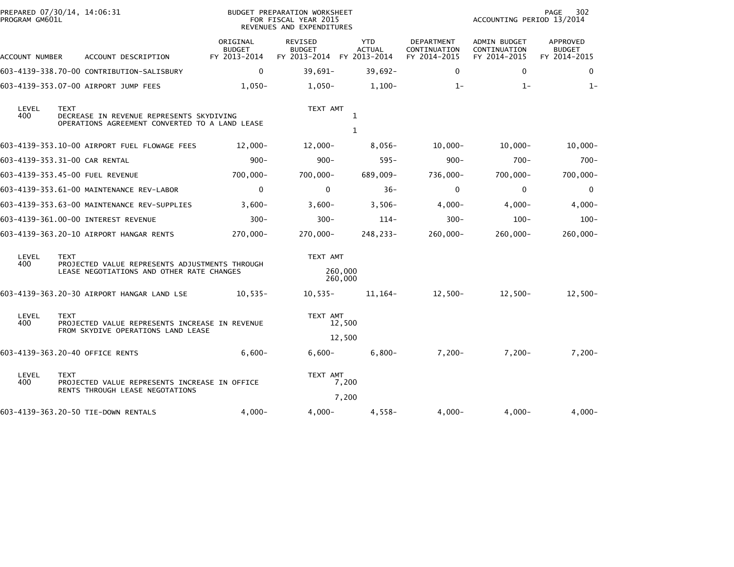PREPARED 07/30/14, 14:06:31
PROGRAM GM601L

BUDGET PREPARATION WORKSHEET
FOR FISCAL YEAR 2015
REVENUES AND EXPENDITURES

ACCOUNTING PERIOD 13/2014

| ACCOUNT NUMBER | ACCOUNT DESCRIPTION | ORIGINAL BUDGET FY 2013-2014 | REVISED BUDGET FY 2013-2014 | YTD ACTUAL FY 2013-2014 | DEPARTMENT CONTINUATION FY 2014-2015 | ADMIN BUDGET CONTINUATION FY 2014-2015 | APPROVED BUDGET FY 2014-2015 |
|---|---|---|---|---|---|---|---|
| 603-4139-338.70-00 | CONTRIBUTION-SALISBURY | 0 | 39,691- | 39,692- | 0 | 0 | 0 |
| 603-4139-353.07-00 | AIRPORT JUMP FEES | 1,050- | 1,050- | 1,100- | 1- | 1- | 1- |

| LEVEL | TEXT | TEXT AMT |
|---|---|---|
| 400 | DECREASE IN REVENUE REPRESENTS SKYDIVING OPERATIONS AGREEMENT CONVERTED TO A LAND LEASE | 1 |
| | | 1 |

| ACCOUNT NUMBER | ACCOUNT DESCRIPTION | ORIGINAL BUDGET FY 2013-2014 | REVISED BUDGET FY 2013-2014 | YTD ACTUAL FY 2013-2014 | DEPARTMENT CONTINUATION FY 2014-2015 | ADMIN BUDGET CONTINUATION FY 2014-2015 | APPROVED BUDGET FY 2014-2015 |
|---|---|---|---|---|---|---|---|
| 603-4139-353.10-00 | AIRPORT FUEL FLOWAGE FEES | 12,000- | 12,000- | 8,056- | 10,000- | 10,000- | 10,000- |
| 603-4139-353.31-00 | CAR RENTAL | 900- | 900- | 595- | 900- | 700- | 700- |
| 603-4139-353.45-00 | FUEL REVENUE | 700,000- | 700,000- | 689,009- | 736,000- | 700,000- | 700,000- |
| 603-4139-353.61-00 | MAINTENANCE REV-LABOR | 0 | 0 | 36- | 0 | 0 | 0 |
| 603-4139-353.63-00 | MAINTENANCE REV-SUPPLIES | 3,600- | 3,600- | 3,506- | 4,000- | 4,000- | 4,000- |
| 603-4139-361.00-00 | INTEREST REVENUE | 300- | 300- | 114- | 300- | 100- | 100- |
| 603-4139-363.20-10 | AIRPORT HANGAR RENTS | 270,000- | 270,000- | 248,233- | 260,000- | 260,000- | 260,000- |

| LEVEL | TEXT | TEXT AMT |
|---|---|---|
| 400 | PROJECTED VALUE REPRESENTS ADJUSTMENTS THROUGH LEASE NEGOTIATIONS AND OTHER RATE CHANGES | 260,000 |
| | | 260,000 |

| ACCOUNT NUMBER | ACCOUNT DESCRIPTION | ORIGINAL BUDGET FY 2013-2014 | REVISED BUDGET FY 2013-2014 | YTD ACTUAL FY 2013-2014 | DEPARTMENT CONTINUATION FY 2014-2015 | ADMIN BUDGET CONTINUATION FY 2014-2015 | APPROVED BUDGET FY 2014-2015 |
|---|---|---|---|---|---|---|---|
| 603-4139-363.20-30 | AIRPORT HANGAR LAND LSE | 10,535- | 10,535- | 11,164- | 12,500- | 12,500- | 12,500- |

| LEVEL | TEXT | TEXT AMT |
|---|---|---|
| 400 | PROJECTED VALUE REPRESENTS INCREASE IN REVENUE FROM SKYDIVE OPERATIONS LAND LEASE | 12,500 |
| | | 12,500 |

| ACCOUNT NUMBER | ACCOUNT DESCRIPTION | ORIGINAL BUDGET FY 2013-2014 | REVISED BUDGET FY 2013-2014 | YTD ACTUAL FY 2013-2014 | DEPARTMENT CONTINUATION FY 2014-2015 | ADMIN BUDGET CONTINUATION FY 2014-2015 | APPROVED BUDGET FY 2014-2015 |
|---|---|---|---|---|---|---|---|
| 603-4139-363.20-40 | OFFICE RENTS | 6,600- | 6,600- | 6,800- | 7,200- | 7,200- | 7,200- |

| LEVEL | TEXT | TEXT AMT |
|---|---|---|
| 400 | PROJECTED VALUE REPRESENTS INCREASE IN OFFICE RENTS THROUGH LEASE NEGOTIATIONS | 7,200 |
| | | 7,200 |

| ACCOUNT NUMBER | ACCOUNT DESCRIPTION | ORIGINAL BUDGET FY 2013-2014 | REVISED BUDGET FY 2013-2014 | YTD ACTUAL FY 2013-2014 | DEPARTMENT CONTINUATION FY 2014-2015 | ADMIN BUDGET CONTINUATION FY 2014-2015 | APPROVED BUDGET FY 2014-2015 |
|---|---|---|---|---|---|---|---|
| 603-4139-363.20-50 | TIE-DOWN RENTALS | 4,000- | 4,000- | 4,558- | 4,000- | 4,000- | 4,000- |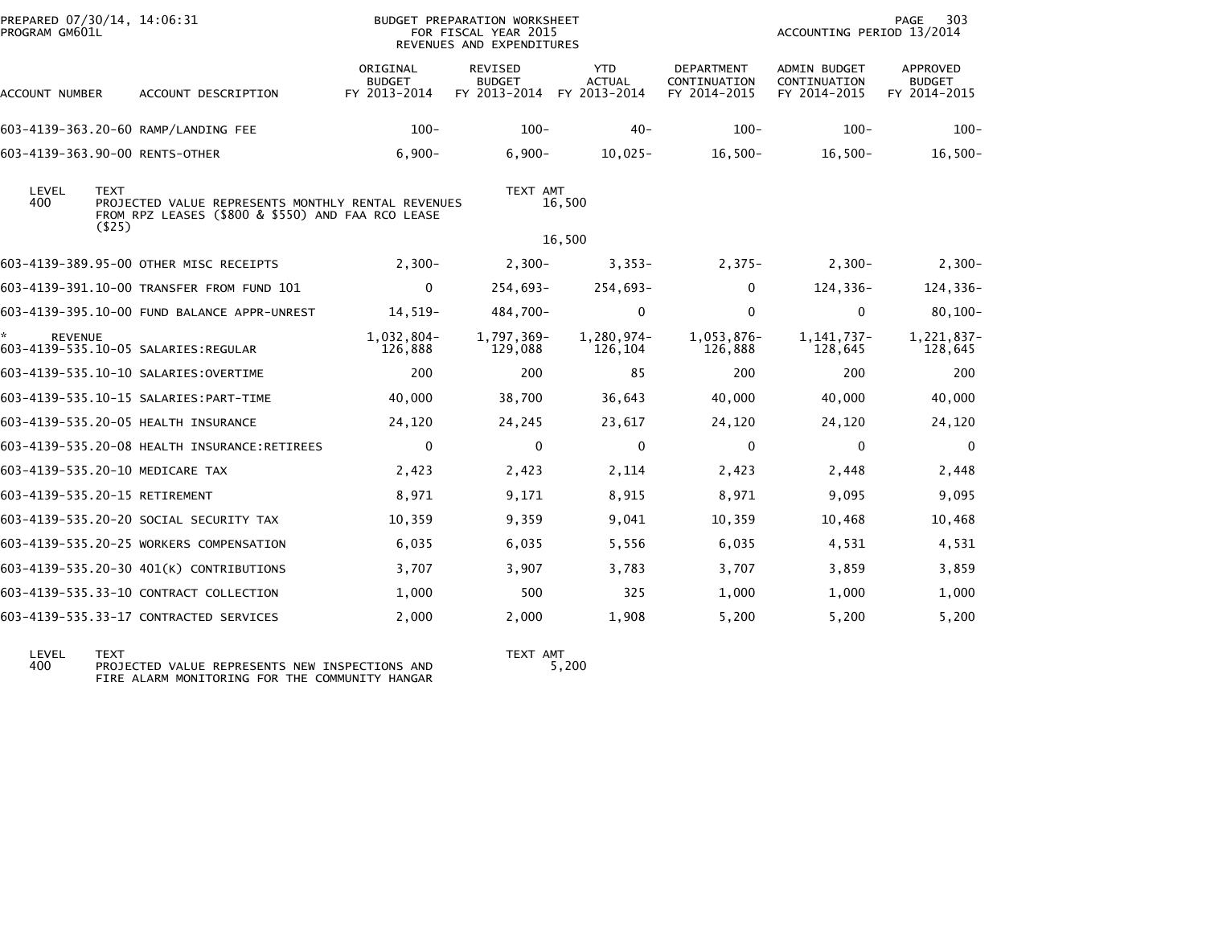BUDGET PREPARATION WORKSHEET
FOR FISCAL YEAR 2015
REVENUES AND EXPENDITURES

PREPARED 07/30/14, 14:06:31
PROGRAM GM601L

ACCOUNTING PERIOD 13/2014

| ACCOUNT NUMBER | ACCOUNT DESCRIPTION | ORIGINAL BUDGET FY 2013-2014 | REVISED BUDGET FY 2013-2014 | YTD ACTUAL FY 2013-2014 | DEPARTMENT CONTINUATION FY 2014-2015 | ADMIN BUDGET CONTINUATION FY 2014-2015 | APPROVED BUDGET FY 2014-2015 |
|---|---|---|---|---|---|---|---|
| 603-4139-363.20-60 | RAMP/LANDING FEE | 100- | 100- | 40- | 100- | 100- | 100- |
| 603-4139-363.90-00 | RENTS-OTHER | 6,900- | 6,900- | 10,025- | 16,500- | 16,500- | 16,500- |

| LEVEL | TEXT | TEXT AMT |
|---|---|---|
| 400 | PROJECTED VALUE REPRESENTS MONTHLY RENTAL REVENUES FROM RPZ LEASES ($800 & $550) AND FAA RCO LEASE ($25) | 16,500 |
| | | 16,500 |

| ACCOUNT NUMBER | ACCOUNT DESCRIPTION | ORIGINAL BUDGET FY 2013-2014 | REVISED BUDGET FY 2013-2014 | YTD ACTUAL FY 2013-2014 | DEPARTMENT CONTINUATION FY 2014-2015 | ADMIN BUDGET CONTINUATION FY 2014-2015 | APPROVED BUDGET FY 2014-2015 |
|---|---|---|---|---|---|---|---|
| 603-4139-389.95-00 | OTHER MISC RECEIPTS | 2,300- | 2,300- | 3,353- | 2,375- | 2,300- | 2,300- |
| 603-4139-391.10-00 | TRANSFER FROM FUND 101 | 0 | 254,693- | 254,693- | 0 | 124,336- | 124,336- |
| 603-4139-395.10-00 | FUND BALANCE APPR-UNREST | 14,519- | 484,700- | 0 | 0 | 0 | 80,100- |
| * REVENUE | | 1,032,804- | 1,797,369- | 1,280,974- | 1,053,876- | 1,141,737- | 1,221,837- |
| 603-4139-535.10-05 | SALARIES:REGULAR | 126,888 | 129,088 | 126,104 | 126,888 | 128,645 | 128,645 |
| 603-4139-535.10-10 | SALARIES:OVERTIME | 200 | 200 | 85 | 200 | 200 | 200 |
| 603-4139-535.10-15 | SALARIES:PART-TIME | 40,000 | 38,700 | 36,643 | 40,000 | 40,000 | 40,000 |
| 603-4139-535.20-05 | HEALTH INSURANCE | 24,120 | 24,245 | 23,617 | 24,120 | 24,120 | 24,120 |
| 603-4139-535.20-08 | HEALTH INSURANCE:RETIREES | 0 | 0 | 0 | 0 | 0 | 0 |
| 603-4139-535.20-10 | MEDICARE TAX | 2,423 | 2,423 | 2,114 | 2,423 | 2,448 | 2,448 |
| 603-4139-535.20-15 | RETIREMENT | 8,971 | 9,171 | 8,915 | 8,971 | 9,095 | 9,095 |
| 603-4139-535.20-20 | SOCIAL SECURITY TAX | 10,359 | 9,359 | 9,041 | 10,359 | 10,468 | 10,468 |
| 603-4139-535.20-25 | WORKERS COMPENSATION | 6,035 | 6,035 | 5,556 | 6,035 | 4,531 | 4,531 |
| 603-4139-535.20-30 | 401(K) CONTRIBUTIONS | 3,707 | 3,907 | 3,783 | 3,707 | 3,859 | 3,859 |
| 603-4139-535.33-10 | CONTRACT COLLECTION | 1,000 | 500 | 325 | 1,000 | 1,000 | 1,000 |
| 603-4139-535.33-17 | CONTRACTED SERVICES | 2,000 | 2,000 | 1,908 | 5,200 | 5,200 | 5,200 |

| LEVEL | TEXT | TEXT AMT |
|---|---|---|
| 400 | PROJECTED VALUE REPRESENTS NEW INSPECTIONS AND FIRE ALARM MONITORING FOR THE COMMUNITY HANGAR | 5,200 |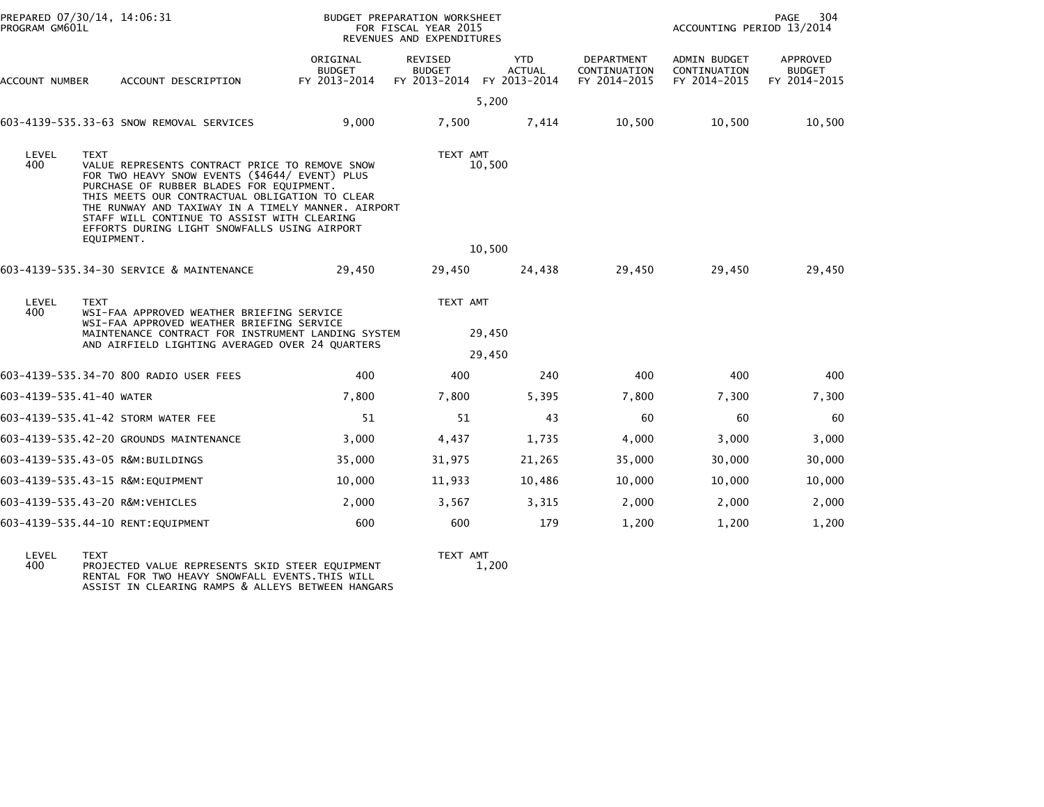PREPARED 07/30/14, 14:06:31
PROGRAM GM601L

BUDGET PREPARATION WORKSHEET
FOR FISCAL YEAR 2015
REVENUES AND EXPENDITURES

ACCOUNTING PERIOD 13/2014

| ACCOUNT NUMBER | ACCOUNT DESCRIPTION | ORIGINAL BUDGET FY 2013-2014 | REVISED BUDGET FY 2013-2014 | YTD ACTUAL FY 2013-2014 | DEPARTMENT CONTINUATION FY 2014-2015 | ADMIN BUDGET CONTINUATION FY 2014-2015 | APPROVED BUDGET FY 2014-2015 |
|---|---|---|---|---|---|---|---|
| | | | 5,200 | | | | |
| 603-4139-535.33-63 | SNOW REMOVAL SERVICES | 9,000 | 7,500 | 7,414 | 10,500 | 10,500 | 10,500 |

| LEVEL | TEXT | TEXT AMT |
|---|---|---|
| 400 | VALUE REPRESENTS CONTRACT PRICE TO REMOVE SNOW FOR TWO HEAVY SNOW EVENTS ($4644/ EVENT) PLUS PURCHASE OF RUBBER BLADES FOR EQUIPMENT. THIS MEETS OUR CONTRACTUAL OBLIGATION TO CLEAR THE RUNWAY AND TAXIWAY IN A TIMELY MANNER. AIRPORT STAFF WILL CONTINUE TO ASSIST WITH CLEARING EFFORTS DURING LIGHT SNOWFALLS USING AIRPORT EQUIPMENT. | 10,500 |
| | | 10,500 |

| ACCOUNT NUMBER | ACCOUNT DESCRIPTION | ORIGINAL BUDGET FY 2013-2014 | REVISED BUDGET FY 2013-2014 | YTD ACTUAL FY 2013-2014 | DEPARTMENT CONTINUATION FY 2014-2015 | ADMIN BUDGET CONTINUATION FY 2014-2015 | APPROVED BUDGET FY 2014-2015 |
|---|---|---|---|---|---|---|---|
| 603-4139-535.34-30 | SERVICE & MAINTENANCE | 29,450 | 29,450 | 24,438 | 29,450 | 29,450 | 29,450 |

| LEVEL | TEXT | TEXT AMT |
|---|---|---|
| 400 | WSI-FAA APPROVED WEATHER BRIEFING SERVICE | |
| | WSI-FAA APPROVED WEATHER BRIEFING SERVICE | |
| | MAINTENANCE CONTRACT FOR INSTRUMENT LANDING SYSTEM AND AIRFIELD LIGHTING AVERAGED OVER 24 QUARTERS | 29,450 |
| | | 29,450 |

| ACCOUNT NUMBER | ACCOUNT DESCRIPTION | ORIGINAL BUDGET FY 2013-2014 | REVISED BUDGET FY 2013-2014 | YTD ACTUAL FY 2013-2014 | DEPARTMENT CONTINUATION FY 2014-2015 | ADMIN BUDGET CONTINUATION FY 2014-2015 | APPROVED BUDGET FY 2014-2015 |
|---|---|---|---|---|---|---|---|
| 603-4139-535.34-70 | 800 RADIO USER FEES | 400 | 400 | 240 | 400 | 400 | 400 |
| 603-4139-535.41-40 | WATER | 7,800 | 7,800 | 5,395 | 7,800 | 7,300 | 7,300 |
| 603-4139-535.41-42 | STORM WATER FEE | 51 | 51 | 43 | 60 | 60 | 60 |
| 603-4139-535.42-20 | GROUNDS MAINTENANCE | 3,000 | 4,437 | 1,735 | 4,000 | 3,000 | 3,000 |
| 603-4139-535.43-05 | R&M:BUILDINGS | 35,000 | 31,975 | 21,265 | 35,000 | 30,000 | 30,000 |
| 603-4139-535.43-15 | R&M:EQUIPMENT | 10,000 | 11,933 | 10,486 | 10,000 | 10,000 | 10,000 |
| 603-4139-535.43-20 | R&M:VEHICLES | 2,000 | 3,567 | 3,315 | 2,000 | 2,000 | 2,000 |
| 603-4139-535.44-10 | RENT:EQUIPMENT | 600 | 600 | 179 | 1,200 | 1,200 | 1,200 |

| LEVEL | TEXT | TEXT AMT |
|---|---|---|
| 400 | PROJECTED VALUE REPRESENTS SKID STEER EQUIPMENT RENTAL FOR TWO HEAVY SNOWFALL EVENTS.THIS WILL ASSIST IN CLEARING RAMPS & ALLEYS BETWEEN HANGARS | 1,200 |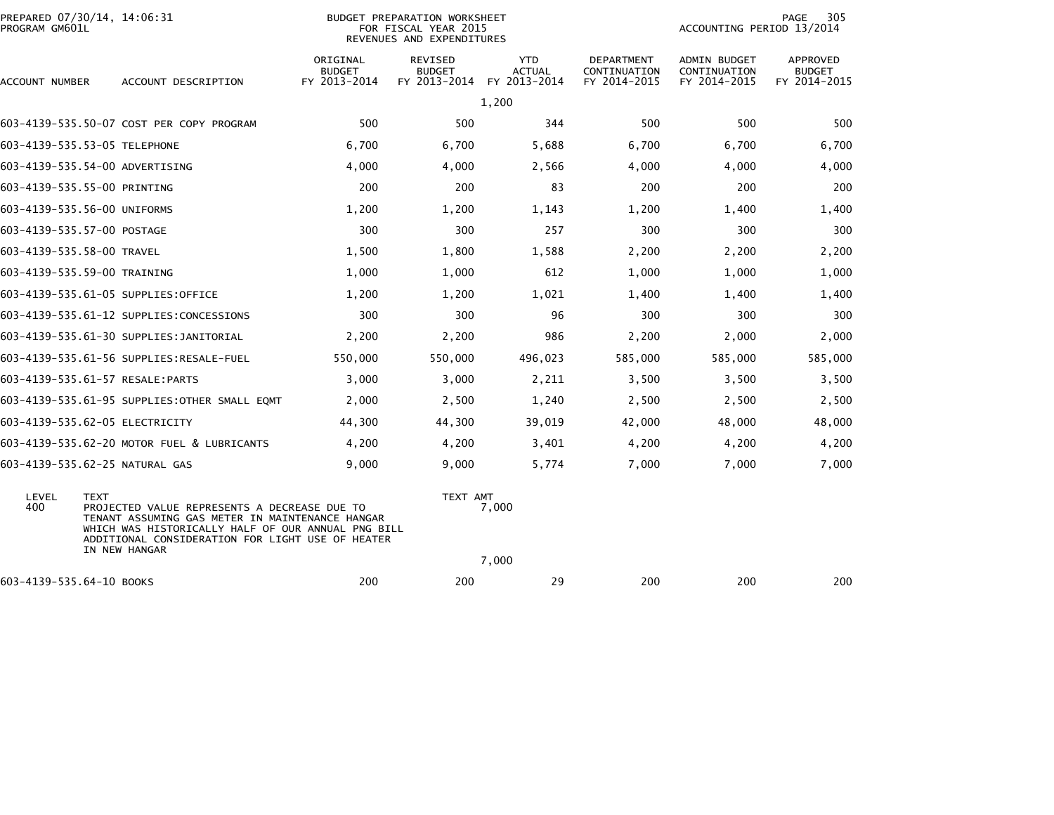BUDGET PREPARATION WORKSHEET
FOR FISCAL YEAR 2015
REVENUES AND EXPENDITURES

PREPARED 07/30/14, 14:06:31
PROGRAM GM601L

ACCOUNTING PERIOD 13/2014

| ACCOUNT NUMBER | ACCOUNT DESCRIPTION | ORIGINAL BUDGET FY 2013-2014 | REVISED BUDGET FY 2013-2014 | YTD ACTUAL FY 2013-2014 | DEPARTMENT CONTINUATION FY 2014-2015 | ADMIN BUDGET CONTINUATION FY 2014-2015 | APPROVED BUDGET FY 2014-2015 |
|---|---|---|---|---|---|---|---|
| | | | | 1,200 | | | |
| 603-4139-535.50-07 | COST PER COPY PROGRAM | 500 | 500 | 344 | 500 | 500 | 500 |
| 603-4139-535.53-05 | TELEPHONE | 6,700 | 6,700 | 5,688 | 6,700 | 6,700 | 6,700 |
| 603-4139-535.54-00 | ADVERTISING | 4,000 | 4,000 | 2,566 | 4,000 | 4,000 | 4,000 |
| 603-4139-535.55-00 | PRINTING | 200 | 200 | 83 | 200 | 200 | 200 |
| 603-4139-535.56-00 | UNIFORMS | 1,200 | 1,200 | 1,143 | 1,200 | 1,400 | 1,400 |
| 603-4139-535.57-00 | POSTAGE | 300 | 300 | 257 | 300 | 300 | 300 |
| 603-4139-535.58-00 | TRAVEL | 1,500 | 1,800 | 1,588 | 2,200 | 2,200 | 2,200 |
| 603-4139-535.59-00 | TRAINING | 1,000 | 1,000 | 612 | 1,000 | 1,000 | 1,000 |
| 603-4139-535.61-05 | SUPPLIES:OFFICE | 1,200 | 1,200 | 1,021 | 1,400 | 1,400 | 1,400 |
| 603-4139-535.61-12 | SUPPLIES:CONCESSIONS | 300 | 300 | 96 | 300 | 300 | 300 |
| 603-4139-535.61-30 | SUPPLIES:JANITORIAL | 2,200 | 2,200 | 986 | 2,200 | 2,000 | 2,000 |
| 603-4139-535.61-56 | SUPPLIES:RESALE-FUEL | 550,000 | 550,000 | 496,023 | 585,000 | 585,000 | 585,000 |
| 603-4139-535.61-57 | RESALE:PARTS | 3,000 | 3,000 | 2,211 | 3,500 | 3,500 | 3,500 |
| 603-4139-535.61-95 | SUPPLIES:OTHER SMALL EQMT | 2,000 | 2,500 | 1,240 | 2,500 | 2,500 | 2,500 |
| 603-4139-535.62-05 | ELECTRICITY | 44,300 | 44,300 | 39,019 | 42,000 | 48,000 | 48,000 |
| 603-4139-535.62-20 | MOTOR FUEL & LUBRICANTS | 4,200 | 4,200 | 3,401 | 4,200 | 4,200 | 4,200 |
| 603-4139-535.62-25 | NATURAL GAS | 9,000 | 9,000 | 5,774 | 7,000 | 7,000 | 7,000 |

| LEVEL | TEXT | TEXT AMT |
|---|---|---|
| 400 | PROJECTED VALUE REPRESENTS A DECREASE DUE TO TENANT ASSUMING GAS METER IN MAINTENANCE HANGAR WHICH WAS HISTORICALLY HALF OF OUR ANNUAL PNG BILL ADDITIONAL CONSIDERATION FOR LIGHT USE OF HEATER IN NEW HANGAR | 7,000 |
| | | 7,000 |

| ACCOUNT NUMBER | ACCOUNT DESCRIPTION | ORIGINAL BUDGET FY 2013-2014 | REVISED BUDGET FY 2013-2014 | YTD ACTUAL FY 2013-2014 | DEPARTMENT CONTINUATION FY 2014-2015 | ADMIN BUDGET CONTINUATION FY 2014-2015 | APPROVED BUDGET FY 2014-2015 |
|---|---|---|---|---|---|---|---|
| 603-4139-535.64-10 | BOOKS | 200 | 200 | 29 | 200 | 200 | 200 |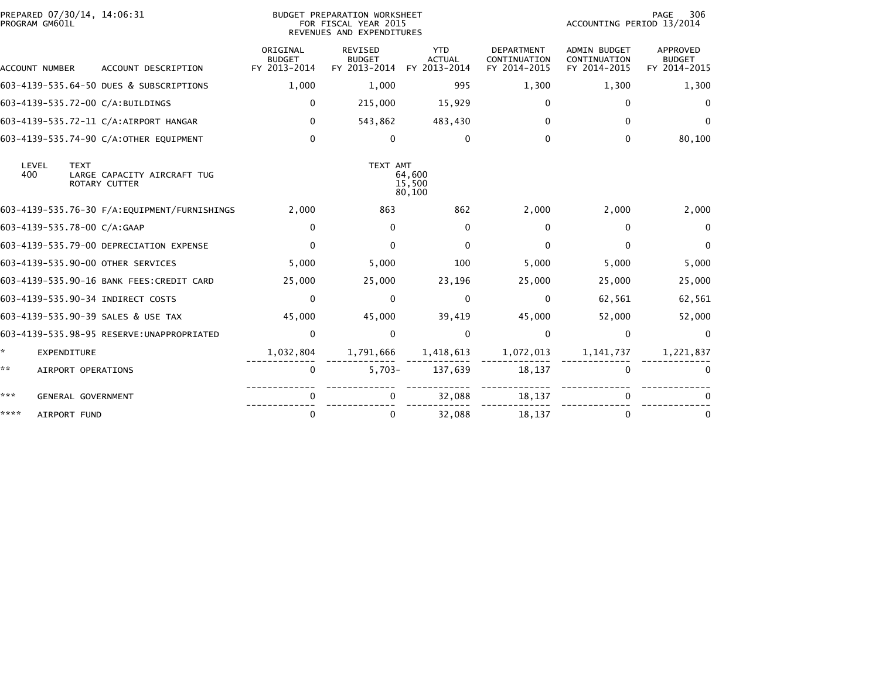BUDGET PREPARATION WORKSHEET
FOR FISCAL YEAR 2015
REVENUES AND EXPENDITURES

PREPARED 07/30/14, 14:06:31
PROGRAM GM601L

ACCOUNTING PERIOD 13/2014

| ACCOUNT NUMBER | ACCOUNT DESCRIPTION | ORIGINAL BUDGET FY 2013-2014 | REVISED BUDGET FY 2013-2014 | YTD ACTUAL FY 2013-2014 | DEPARTMENT CONTINUATION FY 2014-2015 | ADMIN BUDGET CONTINUATION FY 2014-2015 | APPROVED BUDGET FY 2014-2015 |
|---|---|---|---|---|---|---|---|
| 603-4139-535.64-50 | DUES & SUBSCRIPTIONS | 1,000 | 1,000 | 995 | 1,300 | 1,300 | 1,300 |
| 603-4139-535.72-00 | C/A:BUILDINGS | 0 | 215,000 | 15,929 | 0 | 0 | 0 |
| 603-4139-535.72-11 | C/A:AIRPORT HANGAR | 0 | 543,862 | 483,430 | 0 | 0 | 0 |
| 603-4139-535.74-90 | C/A:OTHER EQUIPMENT | 0 | 0 | 0 | 0 | 0 | 80,100 |

| LEVEL | TEXT | TEXT AMT |
|---|---|---|
| 400 | LARGE CAPACITY AIRCRAFT TUG | 64,600 |
| | ROTARY CUTTER | 15,500 |
| | | 80,100 |

| ACCOUNT NUMBER | ACCOUNT DESCRIPTION | ORIGINAL BUDGET FY 2013-2014 | REVISED BUDGET FY 2013-2014 | YTD ACTUAL FY 2013-2014 | DEPARTMENT CONTINUATION FY 2014-2015 | ADMIN BUDGET CONTINUATION FY 2014-2015 | APPROVED BUDGET FY 2014-2015 |
|---|---|---|---|---|---|---|---|
| 603-4139-535.76-30 | F/A:EQUIPMENT/FURNISHINGS | 2,000 | 863 | 862 | 2,000 | 2,000 | 2,000 |
| 603-4139-535.78-00 | C/A:GAAP | 0 | 0 | 0 | 0 | 0 | 0 |
| 603-4139-535.79-00 | DEPRECIATION EXPENSE | 0 | 0 | 0 | 0 | 0 | 0 |
| 603-4139-535.90-00 | OTHER SERVICES | 5,000 | 5,000 | 100 | 5,000 | 5,000 | 5,000 |
| 603-4139-535.90-16 | BANK FEES:CREDIT CARD | 25,000 | 25,000 | 23,196 | 25,000 | 25,000 | 25,000 |
| 603-4139-535.90-34 | INDIRECT COSTS | 0 | 0 | 0 | 0 | 62,561 | 62,561 |
| 603-4139-535.90-39 | SALES & USE TAX | 45,000 | 45,000 | 39,419 | 45,000 | 52,000 | 52,000 |
| 603-4139-535.98-95 | RESERVE:UNAPPROPRIATED | 0 | 0 | 0 | 0 | 0 | 0 |
| * | EXPENDITURE | 1,032,804 | 1,791,666 | 1,418,613 | 1,072,013 | 1,141,737 | 1,221,837 |
| ** | AIRPORT OPERATIONS | 0 | 5,703- | 137,639 | 18,137 | 0 | 0 |
| *** | GENERAL GOVERNMENT | 0 | 0 | 32,088 | 18,137 | 0 | 0 |
| **** | AIRPORT FUND | 0 | 0 | 32,088 | 18,137 | 0 | 0 |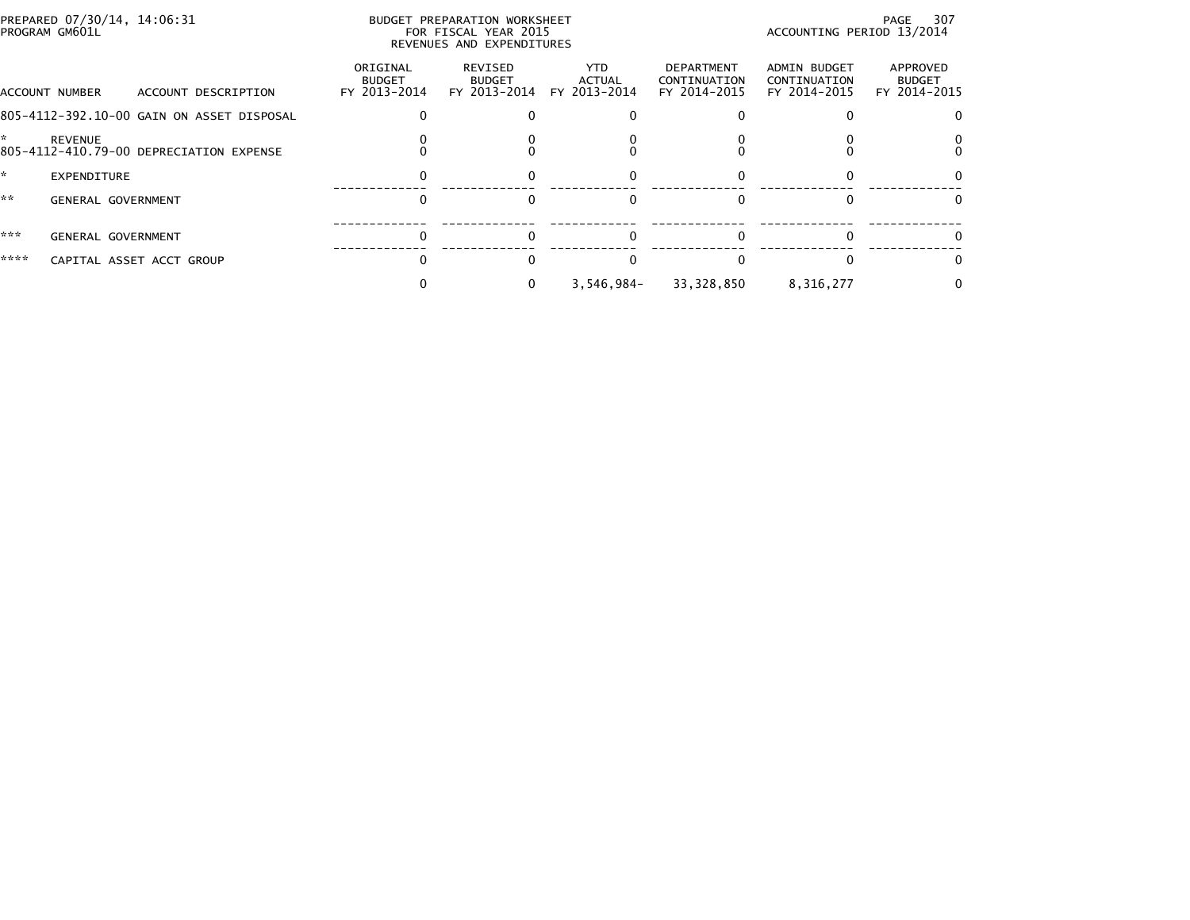PREPARED 07/30/14, 14:06:31
PROGRAM GM601L

BUDGET PREPARATION WORKSHEET
FOR FISCAL YEAR 2015
REVENUES AND EXPENDITURES

ACCOUNTING PERIOD 13/2014

| ACCOUNT NUMBER | ACCOUNT DESCRIPTION | ORIGINAL BUDGET FY 2013-2014 | REVISED BUDGET FY 2013-2014 | YTD ACTUAL FY 2013-2014 | DEPARTMENT CONTINUATION FY 2014-2015 | ADMIN BUDGET CONTINUATION FY 2014-2015 | APPROVED BUDGET FY 2014-2015 |
|---|---|---|---|---|---|---|---|
| 805-4112-392.10-00 | GAIN ON ASSET DISPOSAL | 0 | 0 | 0 | 0 | 0 | 0 |
| * | REVENUE | 0 | 0 | 0 | 0 | 0 | 0 |
| 805-4112-410.79-00 | DEPRECIATION EXPENSE | 0 | 0 | 0 | 0 | 0 | 0 |
| * | EXPENDITURE | 0 | 0 | 0 | 0 | 0 | 0 |
| ** | GENERAL GOVERNMENT | 0 | 0 | 0 | 0 | 0 | 0 |
| *** | GENERAL GOVERNMENT | 0 | 0 | 0 | 0 | 0 | 0 |
| **** | CAPITAL ASSET ACCT GROUP | 0 | 0 | 0 | 0 | 0 | 0 |
| | | 0 | 0 | 3,546,984- | 33,328,850 | 8,316,277 | 0 |